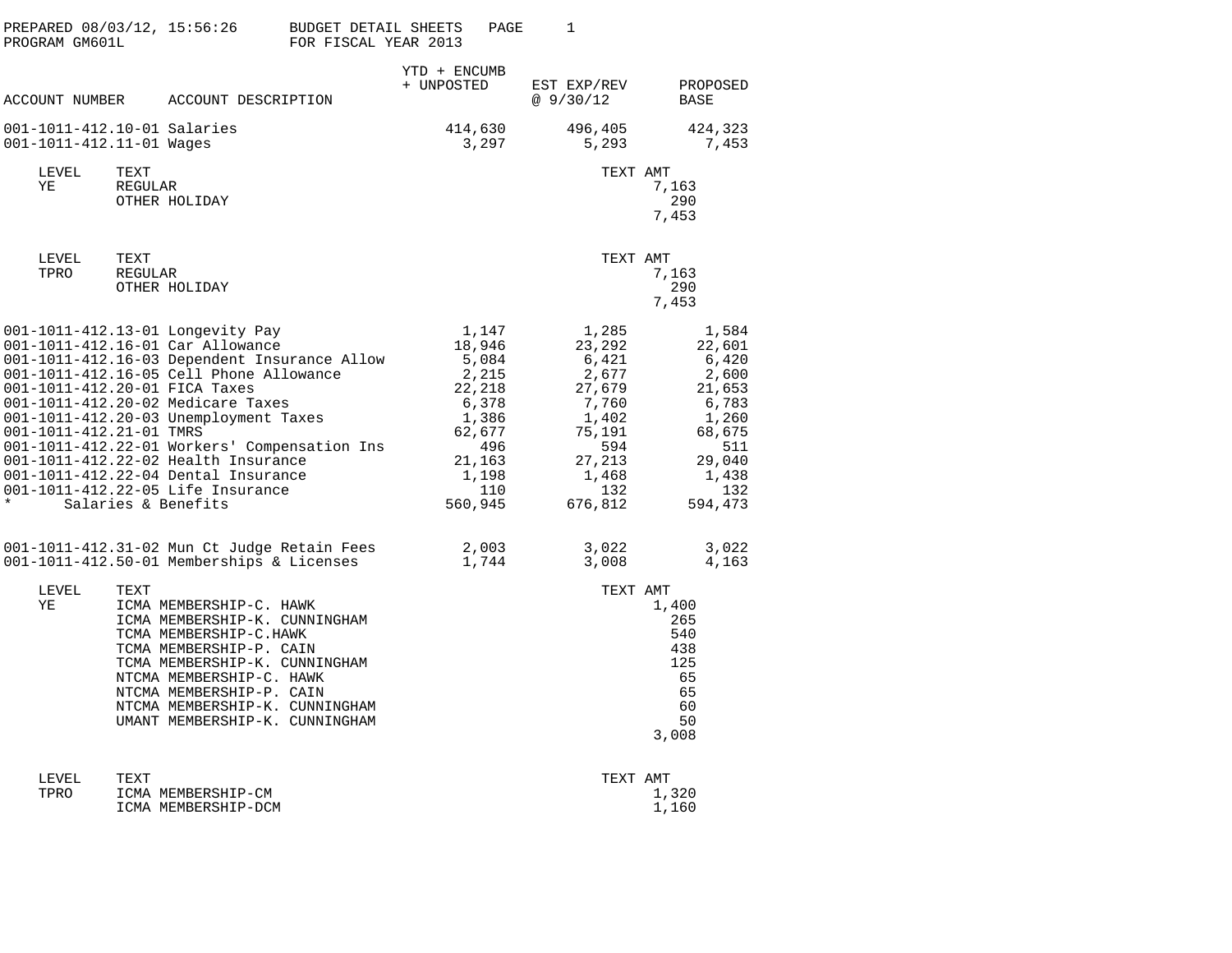PREPARED 08/03/12, 15:56:26 BUDGET DETAIL SHEETS
PROGRAM GM601L FOR FISCAL YEAR 2013

| ACCOUNT NUMBER | ACCOUNT DESCRIPTION | YTD + ENCUMB + UNPOSTED | EST EXP/REV @ 9/30/12 | PROPOSED BASE |
|---|---|---|---|---|
| 001-1011-412.10-01 | Salaries | 414,630 | 496,405 | 424,323 |
| 001-1011-412.11-01 | Wages | 3,297 | 5,293 | 7,453 |

| LEVEL | TEXT | TEXT AMT |
|---|---|---|
| YE | REGULAR | 7,163 |
| | OTHER HOLIDAY | 290 |
| | | 7,453 |

| LEVEL | TEXT | TEXT AMT |
|---|---|---|
| TPRO | REGULAR | 7,163 |
| | OTHER HOLIDAY | 290 |
| | | 7,453 |

| ACCOUNT NUMBER | ACCOUNT DESCRIPTION | YTD + ENCUMB + UNPOSTED | EST EXP/REV @ 9/30/12 | PROPOSED BASE |
|---|---|---|---|---|
| 001-1011-412.13-01 | Longevity Pay | 1,147 | 1,285 | 1,584 |
| 001-1011-412.16-01 | Car Allowance | 18,946 | 23,292 | 22,601 |
| 001-1011-412.16-03 | Dependent Insurance Allow | 5,084 | 6,421 | 6,420 |
| 001-1011-412.16-05 | Cell Phone Allowance | 2,215 | 2,677 | 2,600 |
| 001-1011-412.20-01 | FICA Taxes | 22,218 | 27,679 | 21,653 |
| 001-1011-412.20-02 | Medicare Taxes | 6,378 | 7,760 | 6,783 |
| 001-1011-412.20-03 | Unemployment Taxes | 1,386 | 1,402 | 1,260 |
| 001-1011-412.21-01 | TMRS | 62,677 | 75,191 | 68,675 |
| 001-1011-412.22-01 | Workers' Compensation Ins | 496 | 594 | 511 |
| 001-1011-412.22-02 | Health Insurance | 21,163 | 27,213 | 29,040 |
| 001-1011-412.22-04 | Dental Insurance | 1,198 | 1,468 | 1,438 |
| 001-1011-412.22-05 | Life Insurance | 110 | 132 | 132 |
| * | Salaries & Benefits | 560,945 | 676,812 | 594,473 |
| 001-1011-412.31-02 | Mun Ct Judge Retain Fees | 2,003 | 3,022 | 3,022 |
| 001-1011-412.50-01 | Memberships & Licenses | 1,744 | 3,008 | 4,163 |

| LEVEL | TEXT | TEXT AMT |
|---|---|---|
| YE | ICMA MEMBERSHIP-C. HAWK | 1,400 |
| | ICMA MEMBERSHIP-K. CUNNINGHAM | 265 |
| | TCMA MEMBERSHIP-C.HAWK | 540 |
| | TCMA MEMBERSHIP-P. CAIN | 438 |
| | TCMA MEMBERSHIP-K. CUNNINGHAM | 125 |
| | NTCMA MEMBERSHIP-C. HAWK | 65 |
| | NTCMA MEMBERSHIP-P. CAIN | 65 |
| | NTCMA MEMBERSHIP-K. CUNNINGHAM | 60 |
| | UMANT MEMBERSHIP-K. CUNNINGHAM | 50 |
| | | 3,008 |

| LEVEL | TEXT | TEXT AMT |
|---|---|---|
| TPRO | ICMA MEMBERSHIP-CM | 1,320 |
| | ICMA MEMBERSHIP-DCM | 1,160 |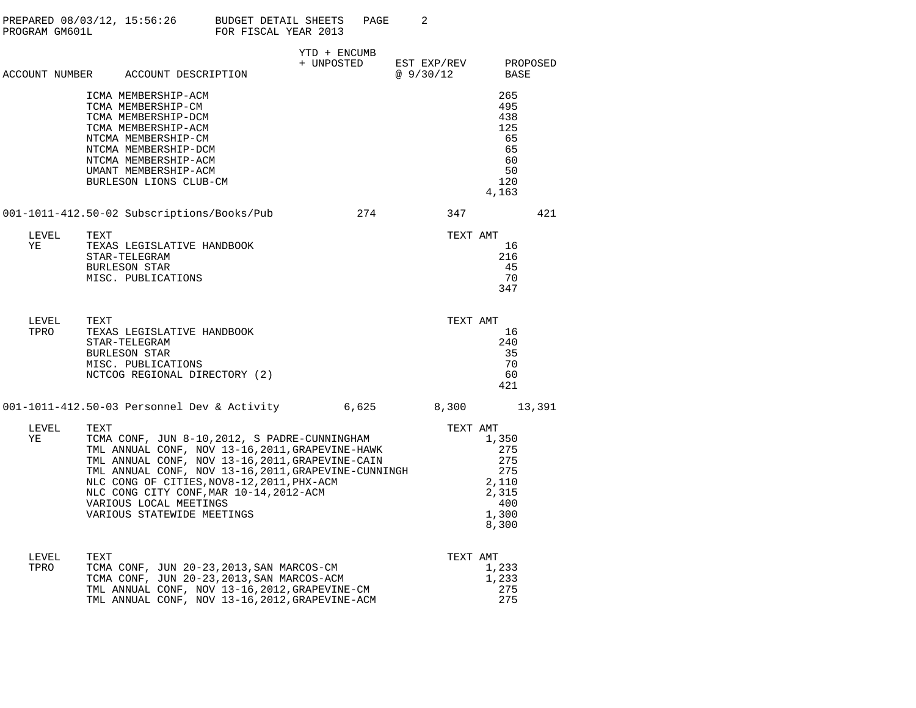PREPARED 08/03/12, 15:56:26 BUDGET DETAIL SHEETS PAGE 2
PROGRAM GM601L FOR FISCAL YEAR 2013

| ACCOUNT NUMBER | ACCOUNT DESCRIPTION | YTD + ENCUMB + UNPOSTED | EST EXP/REV @ 9/30/12 | PROPOSED BASE |
|---|---|---|---|---|

| | TEXT | TEXT AMT |
|---|---|---|
| | ICMA MEMBERSHIP-ACM | 265 |
| | TCMA MEMBERSHIP-CM | 495 |
| | TCMA MEMBERSHIP-DCM | 438 |
| | TCMA MEMBERSHIP-ACM | 125 |
| | NTCMA MEMBERSHIP-CM | 65 |
| | NTCMA MEMBERSHIP-DCM | 65 |
| | NTCMA MEMBERSHIP-ACM | 60 |
| | UMANT MEMBERSHIP-ACM | 50 |
| | BURLESON LIONS CLUB-CM | 120 |
| | | 4,163 |

| ACCOUNT NUMBER | ACCOUNT DESCRIPTION | YTD + ENCUMB + UNPOSTED | EST EXP/REV @ 9/30/12 | PROPOSED BASE |
|---|---|---|---|---|
| 001-1011-412.50-02 | Subscriptions/Books/Pub | 274 | 347 | 421 |

| LEVEL | TEXT | TEXT AMT |
|---|---|---|
| YE | TEXAS LEGISLATIVE HANDBOOK | 16 |
| | STAR-TELEGRAM | 216 |
| | BURLESON STAR | 45 |
| | MISC. PUBLICATIONS | 70 |
| | | 347 |

| LEVEL | TEXT | TEXT AMT |
|---|---|---|
| TPRO | TEXAS LEGISLATIVE HANDBOOK | 16 |
| | STAR-TELEGRAM | 240 |
| | BURLESON STAR | 35 |
| | MISC. PUBLICATIONS | 70 |
| | NCTCOG REGIONAL DIRECTORY (2) | 60 |
| | | 421 |

| ACCOUNT NUMBER | ACCOUNT DESCRIPTION | YTD + ENCUMB + UNPOSTED | EST EXP/REV @ 9/30/12 | PROPOSED BASE |
|---|---|---|---|---|
| 001-1011-412.50-03 | Personnel Dev & Activity | 6,625 | 8,300 | 13,391 |

| LEVEL | TEXT | TEXT AMT |
|---|---|---|
| YE | TCMA CONF, JUN 8-10,2012, S PADRE-CUNNINGHAM | 1,350 |
| | TML ANNUAL CONF, NOV 13-16,2011,GRAPEVINE-HAWK | 275 |
| | TML ANNUAL CONF, NOV 13-16,2011,GRAPEVINE-CAIN | 275 |
| | TML ANNUAL CONF, NOV 13-16,2011,GRAPEVINE-CUNNINGH | 275 |
| | NLC CONG OF CITIES,NOV8-12,2011,PHX-ACM | 2,110 |
| | NLC CONG CITY CONF,MAR 10-14,2012-ACM | 2,315 |
| | VARIOUS LOCAL MEETINGS | 400 |
| | VARIOUS STATEWIDE MEETINGS | 1,300 |
| | | 8,300 |

| LEVEL | TEXT | TEXT AMT |
|---|---|---|
| TPRO | TCMA CONF, JUN 20-23,2013,SAN MARCOS-CM | 1,233 |
| | TCMA CONF, JUN 20-23,2013,SAN MARCOS-ACM | 1,233 |
| | TML ANNUAL CONF, NOV 13-16,2012,GRAPEVINE-CM | 275 |
| | TML ANNUAL CONF, NOV 13-16,2012,GRAPEVINE-ACM | 275 |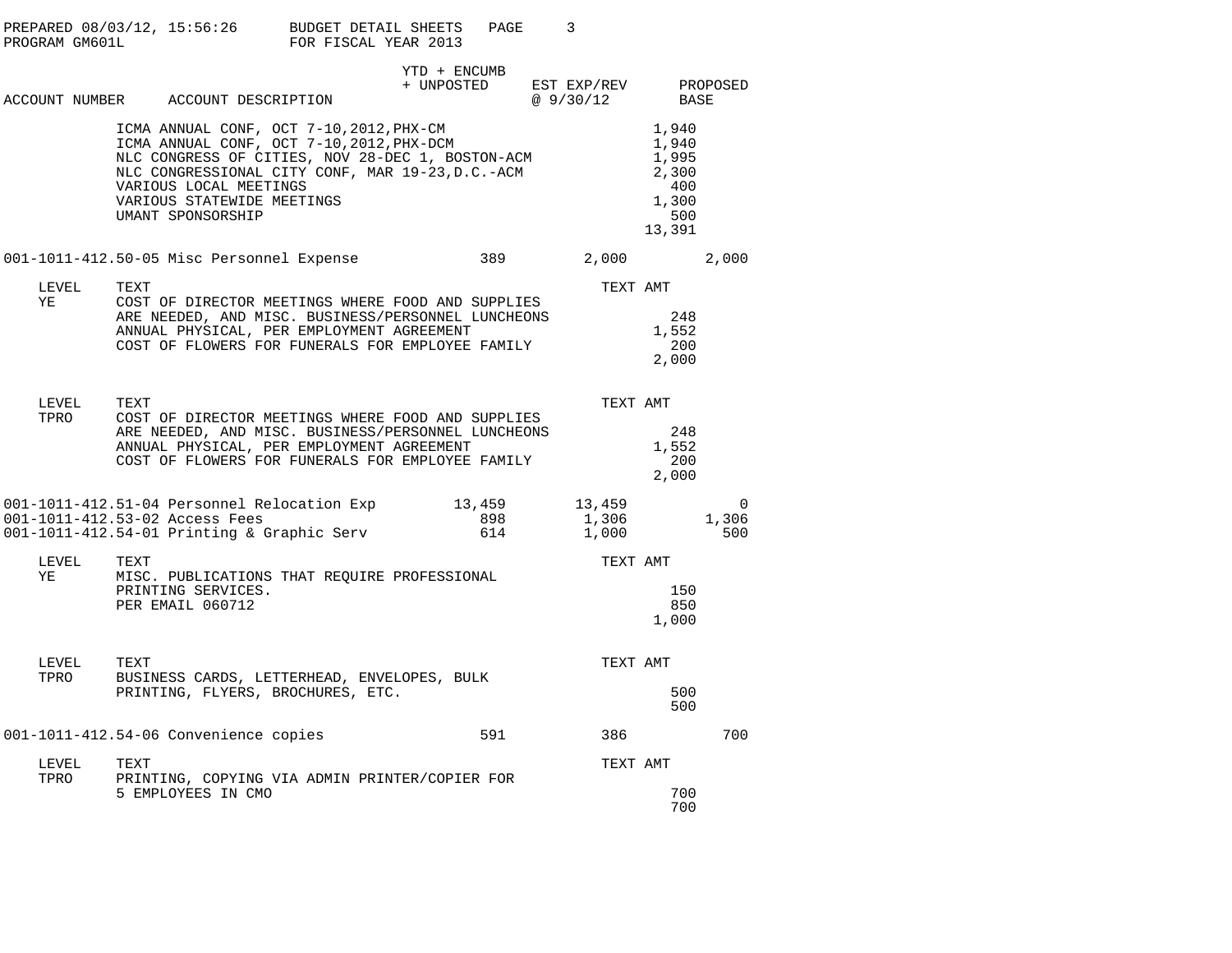| ACCOUNT NUMBER | ACCOUNT DESCRIPTION | YTD + ENCUMB + UNPOSTED | EST EXP/REV @ 9/30/12 | PROPOSED BASE |
|---|---|---|---|---|

| TEXT | TEXT AMT |
|---|---|
| ICMA ANNUAL CONF, OCT 7-10,2012,PHX-CM | 1,940 |
| ICMA ANNUAL CONF, OCT 7-10,2012,PHX-DCM | 1,940 |
| NLC CONGRESS OF CITIES, NOV 28-DEC 1, BOSTON-ACM | 1,995 |
| NLC CONGRESSIONAL CITY CONF, MAR 19-23,D.C.-ACM | 2,300 |
| VARIOUS LOCAL MEETINGS | 400 |
| VARIOUS STATEWIDE MEETINGS | 1,300 |
| UMANT SPONSORSHIP | 500 |
| | 13,391 |

| ACCOUNT NUMBER | ACCOUNT DESCRIPTION | YTD + ENCUMB + UNPOSTED | EST EXP/REV @ 9/30/12 | PROPOSED BASE |
|---|---|---|---|---|
| 001-1011-412.50-05 | Misc Personnel Expense | 389 | 2,000 | 2,000 |

| LEVEL | TEXT | TEXT AMT |
|---|---|---|
| YE | COST OF DIRECTOR MEETINGS WHERE FOOD AND SUPPLIES ARE NEEDED, AND MISC. BUSINESS/PERSONNEL LUNCHEONS | 248 |
| | ANNUAL PHYSICAL, PER EMPLOYMENT AGREEMENT | 1,552 |
| | COST OF FLOWERS FOR FUNERALS FOR EMPLOYEE FAMILY | 200 |
| | | 2,000 |

| LEVEL | TEXT | TEXT AMT |
|---|---|---|
| TPRO | COST OF DIRECTOR MEETINGS WHERE FOOD AND SUPPLIES ARE NEEDED, AND MISC. BUSINESS/PERSONNEL LUNCHEONS | 248 |
| | ANNUAL PHYSICAL, PER EMPLOYMENT AGREEMENT | 1,552 |
| | COST OF FLOWERS FOR FUNERALS FOR EMPLOYEE FAMILY | 200 |
| | | 2,000 |

| ACCOUNT NUMBER | ACCOUNT DESCRIPTION | YTD + ENCUMB + UNPOSTED | EST EXP/REV @ 9/30/12 | PROPOSED BASE |
|---|---|---|---|---|
| 001-1011-412.51-04 | Personnel Relocation Exp | 13,459 | 13,459 | 0 |
| 001-1011-412.53-02 | Access Fees | 898 | 1,306 | 1,306 |
| 001-1011-412.54-01 | Printing & Graphic Serv | 614 | 1,000 | 500 |

| LEVEL | TEXT | TEXT AMT |
|---|---|---|
| YE | MISC. PUBLICATIONS THAT REQUIRE PROFESSIONAL PRINTING SERVICES. | 150 |
| | PER EMAIL 060712 | 850 |
| | | 1,000 |

| LEVEL | TEXT | TEXT AMT |
|---|---|---|
| TPRO | BUSINESS CARDS, LETTERHEAD, ENVELOPES, BULK PRINTING, FLYERS, BROCHURES, ETC. | 500 |
| | | 500 |

| ACCOUNT NUMBER | ACCOUNT DESCRIPTION | YTD + ENCUMB + UNPOSTED | EST EXP/REV @ 9/30/12 | PROPOSED BASE |
|---|---|---|---|---|
| 001-1011-412.54-06 | Convenience copies | 591 | 386 | 700 |

| LEVEL | TEXT | TEXT AMT |
|---|---|---|
| TPRO | PRINTING, COPYING VIA ADMIN PRINTER/COPIER FOR 5 EMPLOYEES IN CMO | 700 |
| | | 700 |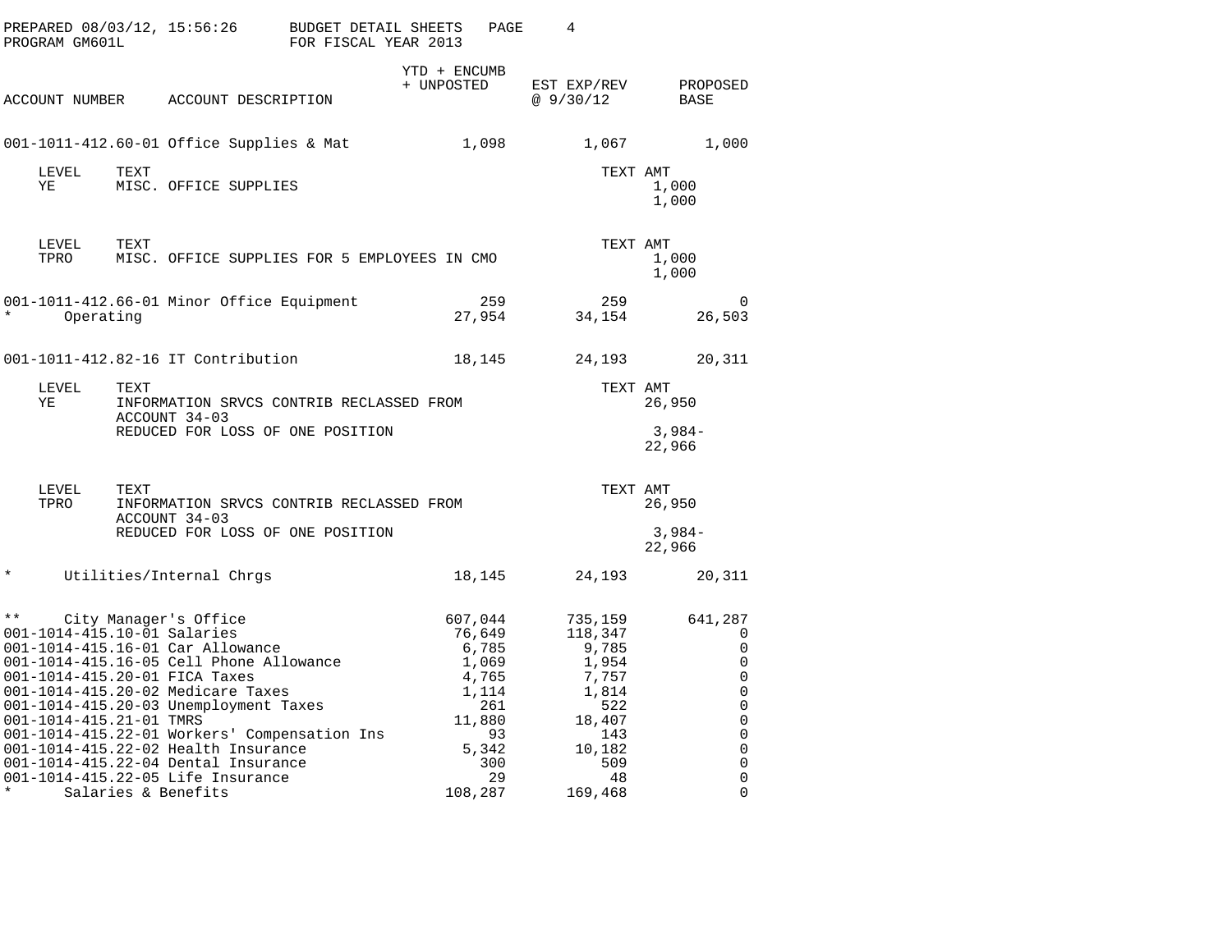PREPARED 08/03/12, 15:56:26 — BUDGET DETAIL SHEETS — PROGRAM GM601L — FOR FISCAL YEAR 2013

| ACCOUNT NUMBER | ACCOUNT DESCRIPTION | YTD + ENCUMB + UNPOSTED | EST EXP/REV @ 9/30/12 | PROPOSED BASE |
|---|---|---|---|---|
| 001-1011-412.60-01 | Office Supplies & Mat | 1,098 | 1,067 | 1,000 |

| LEVEL | TEXT | TEXT AMT |
|---|---|---|
| YE | MISC. OFFICE SUPPLIES | 1,000 |
| | | 1,000 |

| LEVEL | TEXT | TEXT AMT |
|---|---|---|
| TPRO | MISC. OFFICE SUPPLIES FOR 5 EMPLOYEES IN CMO | 1,000 |
| | | 1,000 |

| ACCOUNT NUMBER | ACCOUNT DESCRIPTION | YTD + ENCUMB + UNPOSTED | EST EXP/REV @ 9/30/12 | PROPOSED BASE |
|---|---|---|---|---|
| 001-1011-412.66-01 | Minor Office Equipment | 259 | 259 | 0 |
| * | Operating | 27,954 | 34,154 | 26,503 |
| 001-1011-412.82-16 | IT Contribution | 18,145 | 24,193 | 20,311 |

| LEVEL | TEXT | TEXT AMT |
|---|---|---|
| YE | INFORMATION SRVCS CONTRIB RECLASSED FROM ACCOUNT 34-03 | 26,950 |
| | REDUCED FOR LOSS OF ONE POSITION | 3,984- |
| | | 22,966 |

| LEVEL | TEXT | TEXT AMT |
|---|---|---|
| TPRO | INFORMATION SRVCS CONTRIB RECLASSED FROM ACCOUNT 34-03 | 26,950 |
| | REDUCED FOR LOSS OF ONE POSITION | 3,984- |
| | | 22,966 |

| ACCOUNT NUMBER | ACCOUNT DESCRIPTION | YTD + ENCUMB + UNPOSTED | EST EXP/REV @ 9/30/12 | PROPOSED BASE |
|---|---|---|---|---|
| * | Utilities/Internal Chrgs | 18,145 | 24,193 | 20,311 |
| ** | City Manager's Office | 607,044 | 735,159 | 641,287 |
| 001-1014-415.10-01 | Salaries | 76,649 | 118,347 | 0 |
| 001-1014-415.16-01 | Car Allowance | 6,785 | 9,785 | 0 |
| 001-1014-415.16-05 | Cell Phone Allowance | 1,069 | 1,954 | 0 |
| 001-1014-415.20-01 | FICA Taxes | 4,765 | 7,757 | 0 |
| 001-1014-415.20-02 | Medicare Taxes | 1,114 | 1,814 | 0 |
| 001-1014-415.20-03 | Unemployment Taxes | 261 | 522 | 0 |
| 001-1014-415.21-01 | TMRS | 11,880 | 18,407 | 0 |
| 001-1014-415.22-01 | Workers' Compensation Ins | 93 | 143 | 0 |
| 001-1014-415.22-02 | Health Insurance | 5,342 | 10,182 | 0 |
| 001-1014-415.22-04 | Dental Insurance | 300 | 509 | 0 |
| 001-1014-415.22-05 | Life Insurance | 29 | 48 | 0 |
| * | Salaries & Benefits | 108,287 | 169,468 | 0 |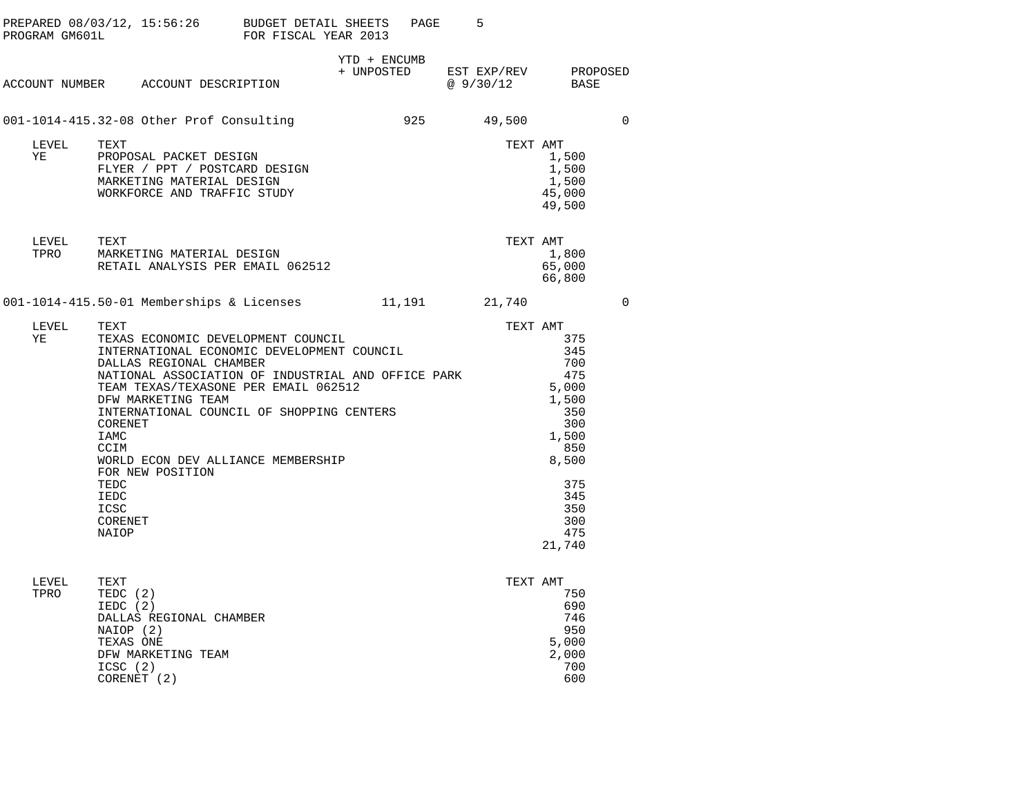BUDGET DETAIL SHEETS
FOR FISCAL YEAR 2013

PREPARED 08/03/12, 15:56:26
PROGRAM GM601L

| ACCOUNT NUMBER | ACCOUNT DESCRIPTION | YTD + ENCUMB + UNPOSTED | EST EXP/REV @ 9/30/12 | PROPOSED BASE |
|---|---|---|---|---|
| 001-1014-415.32-08 | Other Prof Consulting | 925 | 49,500 | 0 |

| LEVEL | TEXT | TEXT AMT |
|---|---|---|
| YE | PROPOSAL PACKET DESIGN | 1,500 |
| | FLYER / PPT / POSTCARD DESIGN | 1,500 |
| | MARKETING MATERIAL DESIGN | 1,500 |
| | WORKFORCE AND TRAFFIC STUDY | 45,000 |
| | | 49,500 |

| LEVEL | TEXT | TEXT AMT |
|---|---|---|
| TPRO | MARKETING MATERIAL DESIGN | 1,800 |
| | RETAIL ANALYSIS PER EMAIL 062512 | 65,000 |
| | | 66,800 |

| ACCOUNT NUMBER | ACCOUNT DESCRIPTION | YTD + ENCUMB + UNPOSTED | EST EXP/REV @ 9/30/12 | PROPOSED BASE |
|---|---|---|---|---|
| 001-1014-415.50-01 | Memberships & Licenses | 11,191 | 21,740 | 0 |

| LEVEL | TEXT | TEXT AMT |
|---|---|---|
| YE | TEXAS ECONOMIC DEVELOPMENT COUNCIL | 375 |
| | INTERNATIONAL ECONOMIC DEVELOPMENT COUNCIL | 345 |
| | DALLAS REGIONAL CHAMBER | 700 |
| | NATIONAL ASSOCIATION OF INDUSTRIAL AND OFFICE PARK | 475 |
| | TEAM TEXAS/TEXASONE PER EMAIL 062512 | 5,000 |
| | DFW MARKETING TEAM | 1,500 |
| | INTERNATIONAL COUNCIL OF SHOPPING CENTERS | 350 |
| | CORENET | 300 |
| | IAMC | 1,500 |
| | CCIM | 850 |
| | WORLD ECON DEV ALLIANCE MEMBERSHIP | 8,500 |
| | FOR NEW POSITION | |
| | TEDC | 375 |
| | IEDC | 345 |
| | ICSC | 350 |
| | CORENET | 300 |
| | NAIOP | 475 |
| | | 21,740 |

| LEVEL | TEXT | TEXT AMT |
|---|---|---|
| TPRO | TEDC (2) | 750 |
| | IEDC (2) | 690 |
| | DALLAS REGIONAL CHAMBER | 746 |
| | NAIOP (2) | 950 |
| | TEXAS ONE | 5,000 |
| | DFW MARKETING TEAM | 2,000 |
| | ICSC (2) | 700 |
| | CORENET (2) | 600 |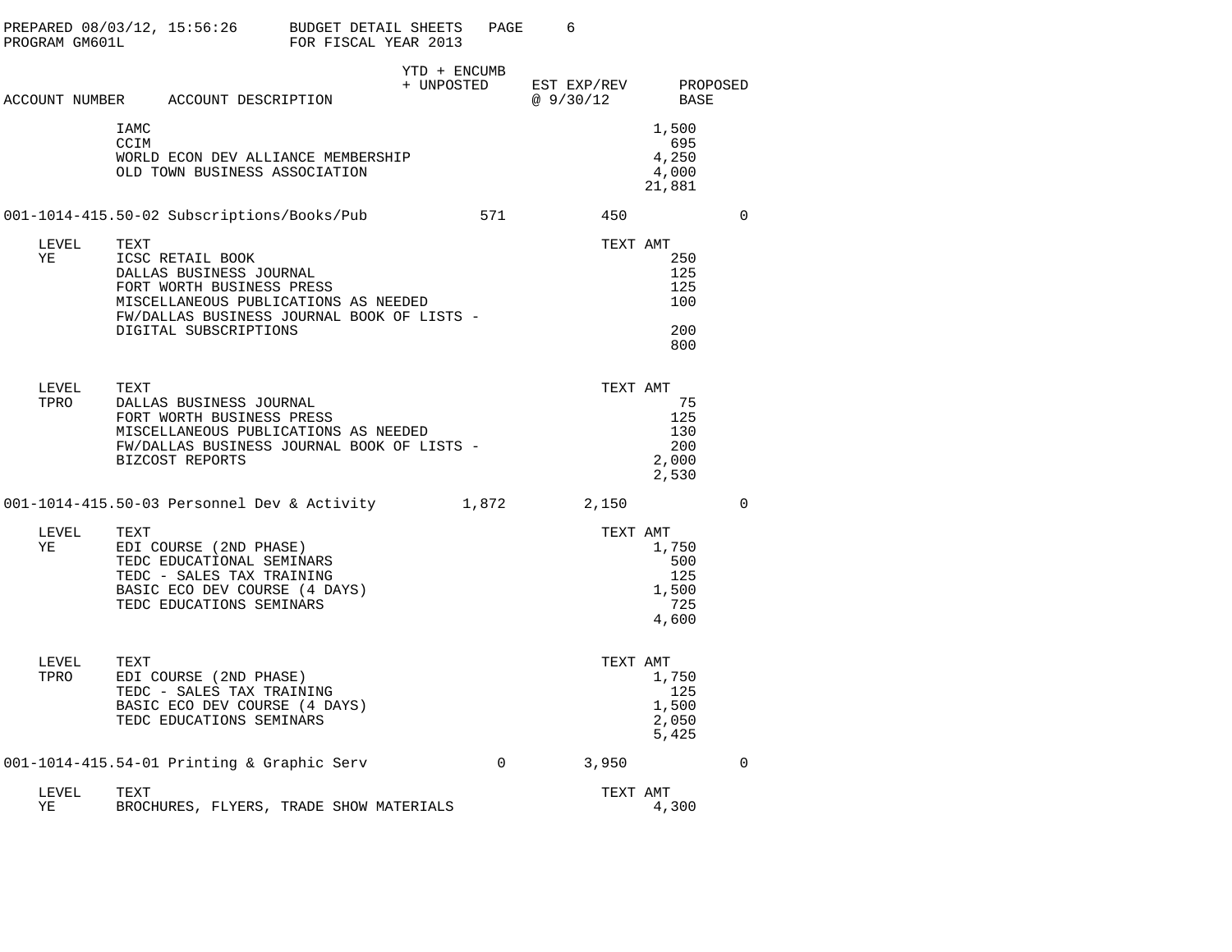| ACCOUNT NUMBER | ACCOUNT DESCRIPTION | YTD + ENCUMB + UNPOSTED | EST EXP/REV @ 9/30/12 | PROPOSED BASE |
|---|---|---|---|---|

| | | TEXT AMT |
|---|---|---|
| | IAMC | 1,500 |
| | CCIM | 695 |
| | WORLD ECON DEV ALLIANCE MEMBERSHIP | 4,250 |
| | OLD TOWN BUSINESS ASSOCIATION | 4,000 |
| | | 21,881 |

| ACCOUNT NUMBER | ACCOUNT DESCRIPTION | YTD + ENCUMB + UNPOSTED | EST EXP/REV @ 9/30/12 | PROPOSED BASE |
|---|---|---|---|---|
| 001-1014-415.50-02 | Subscriptions/Books/Pub | 571 | 450 | 0 |

| LEVEL | TEXT | TEXT AMT |
|---|---|---|
| YE | ICSC RETAIL BOOK | 250 |
| | DALLAS BUSINESS JOURNAL | 125 |
| | FORT WORTH BUSINESS PRESS | 125 |
| | MISCELLANEOUS PUBLICATIONS AS NEEDED | 100 |
| | FW/DALLAS BUSINESS JOURNAL BOOK OF LISTS - DIGITAL SUBSCRIPTIONS | 200 |
| | | 800 |

| LEVEL | TEXT | TEXT AMT |
|---|---|---|
| TPRO | DALLAS BUSINESS JOURNAL | 75 |
| | FORT WORTH BUSINESS PRESS | 125 |
| | MISCELLANEOUS PUBLICATIONS AS NEEDED | 130 |
| | FW/DALLAS BUSINESS JOURNAL BOOK OF LISTS - | 200 |
| | BIZCOST REPORTS | 2,000 |
| | | 2,530 |

| ACCOUNT NUMBER | ACCOUNT DESCRIPTION | YTD + ENCUMB + UNPOSTED | EST EXP/REV @ 9/30/12 | PROPOSED BASE |
|---|---|---|---|---|
| 001-1014-415.50-03 | Personnel Dev & Activity | 1,872 | 2,150 | 0 |

| LEVEL | TEXT | TEXT AMT |
|---|---|---|
| YE | EDI COURSE (2ND PHASE) | 1,750 |
| | TEDC EDUCATIONAL SEMINARS | 500 |
| | TEDC - SALES TAX TRAINING | 125 |
| | BASIC ECO DEV COURSE (4 DAYS) | 1,500 |
| | TEDC EDUCATIONS SEMINARS | 725 |
| | | 4,600 |

| LEVEL | TEXT | TEXT AMT |
|---|---|---|
| TPRO | EDI COURSE (2ND PHASE) | 1,750 |
| | TEDC - SALES TAX TRAINING | 125 |
| | BASIC ECO DEV COURSE (4 DAYS) | 1,500 |
| | TEDC EDUCATIONS SEMINARS | 2,050 |
| | | 5,425 |

| ACCOUNT NUMBER | ACCOUNT DESCRIPTION | YTD + ENCUMB + UNPOSTED | EST EXP/REV @ 9/30/12 | PROPOSED BASE |
|---|---|---|---|---|
| 001-1014-415.54-01 | Printing & Graphic Serv | 0 | 3,950 | 0 |

| LEVEL | TEXT | TEXT AMT |
|---|---|---|
| YE | BROCHURES, FLYERS, TRADE SHOW MATERIALS | 4,300 |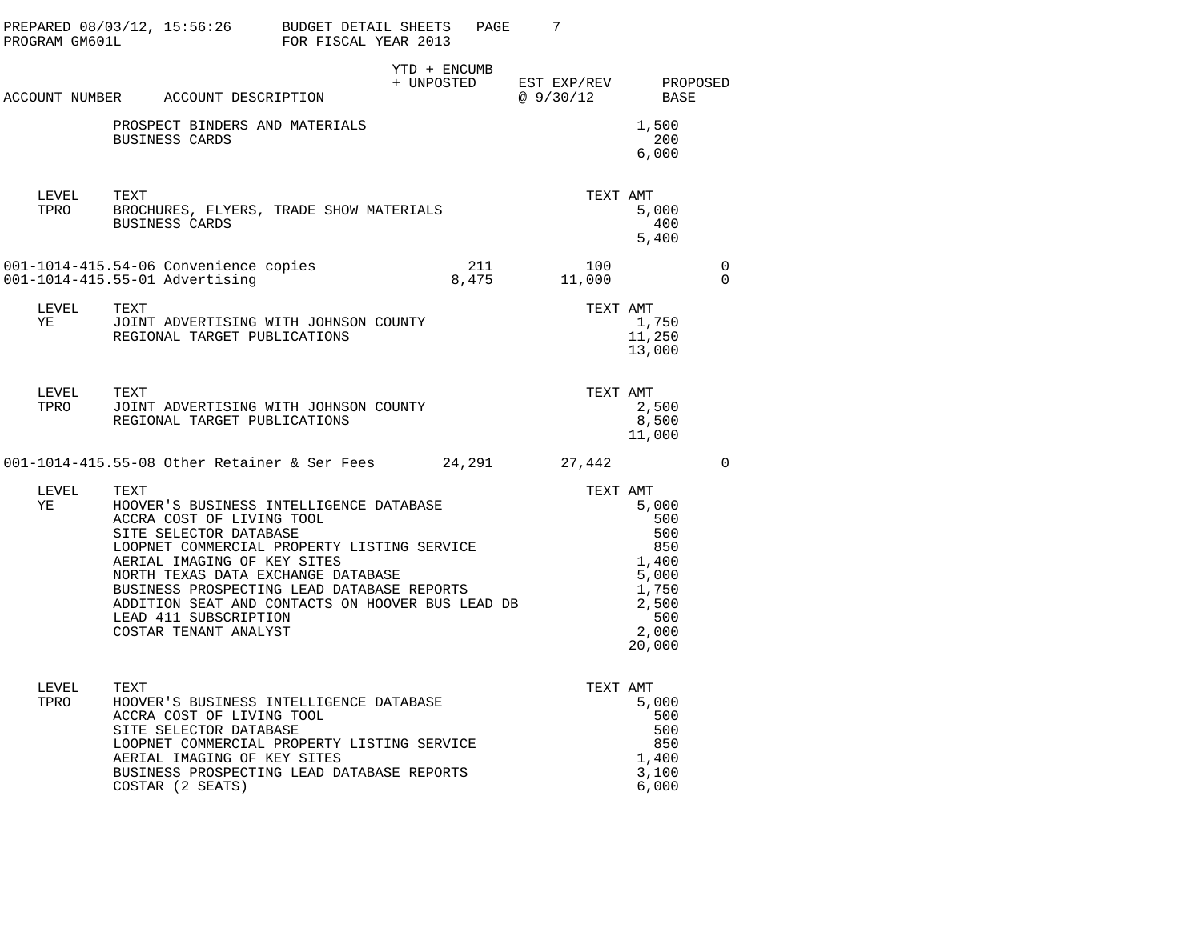PREPARED 08/03/12, 15:56:26 BUDGET DETAIL SHEETS
PROGRAM GM601L FOR FISCAL YEAR 2013

| ACCOUNT NUMBER | ACCOUNT DESCRIPTION | YTD + ENCUMB + UNPOSTED | EST EXP/REV @ 9/30/12 | PROPOSED BASE |
|---|---|---|---|---|

| | | |
|---|---|---|
| | PROSPECT BINDERS AND MATERIALS | 1,500 |
| | BUSINESS CARDS | 200 |
| | | 6,000 |

| LEVEL | TEXT | TEXT AMT |
|---|---|---|
| TPRO | BROCHURES, FLYERS, TRADE SHOW MATERIALS | 5,000 |
| | BUSINESS CARDS | 400 |
| | | 5,400 |

| ACCOUNT NUMBER | ACCOUNT DESCRIPTION | YTD + ENCUMB + UNPOSTED | EST EXP/REV @ 9/30/12 | PROPOSED BASE |
|---|---|---|---|---|
| 001-1014-415.54-06 | Convenience copies | 211 | 100 | 0 |
| 001-1014-415.55-01 | Advertising | 8,475 | 11,000 | 0 |

| LEVEL | TEXT | TEXT AMT |
|---|---|---|
| YE | JOINT ADVERTISING WITH JOHNSON COUNTY | 1,750 |
| | REGIONAL TARGET PUBLICATIONS | 11,250 |
| | | 13,000 |

| LEVEL | TEXT | TEXT AMT |
|---|---|---|
| TPRO | JOINT ADVERTISING WITH JOHNSON COUNTY | 2,500 |
| | REGIONAL TARGET PUBLICATIONS | 8,500 |
| | | 11,000 |

| ACCOUNT NUMBER | ACCOUNT DESCRIPTION | YTD + ENCUMB + UNPOSTED | EST EXP/REV @ 9/30/12 | PROPOSED BASE |
|---|---|---|---|---|
| 001-1014-415.55-08 | Other Retainer & Ser Fees | 24,291 | 27,442 | 0 |

| LEVEL | TEXT | TEXT AMT |
|---|---|---|
| YE | HOOVER'S BUSINESS INTELLIGENCE DATABASE | 5,000 |
| | ACCRA COST OF LIVING TOOL | 500 |
| | SITE SELECTOR DATABASE | 500 |
| | LOOPNET COMMERCIAL PROPERTY LISTING SERVICE | 850 |
| | AERIAL IMAGING OF KEY SITES | 1,400 |
| | NORTH TEXAS DATA EXCHANGE DATABASE | 5,000 |
| | BUSINESS PROSPECTING LEAD DATABASE REPORTS | 1,750 |
| | ADDITION SEAT AND CONTACTS ON HOOVER BUS LEAD DB | 2,500 |
| | LEAD 411 SUBSCRIPTION | 500 |
| | COSTAR TENANT ANALYST | 2,000 |
| | | 20,000 |

| LEVEL | TEXT | TEXT AMT |
|---|---|---|
| TPRO | HOOVER'S BUSINESS INTELLIGENCE DATABASE | 5,000 |
| | ACCRA COST OF LIVING TOOL | 500 |
| | SITE SELECTOR DATABASE | 500 |
| | LOOPNET COMMERCIAL PROPERTY LISTING SERVICE | 850 |
| | AERIAL IMAGING OF KEY SITES | 1,400 |
| | BUSINESS PROSPECTING LEAD DATABASE REPORTS | 3,100 |
| | COSTAR (2 SEATS) | 6,000 |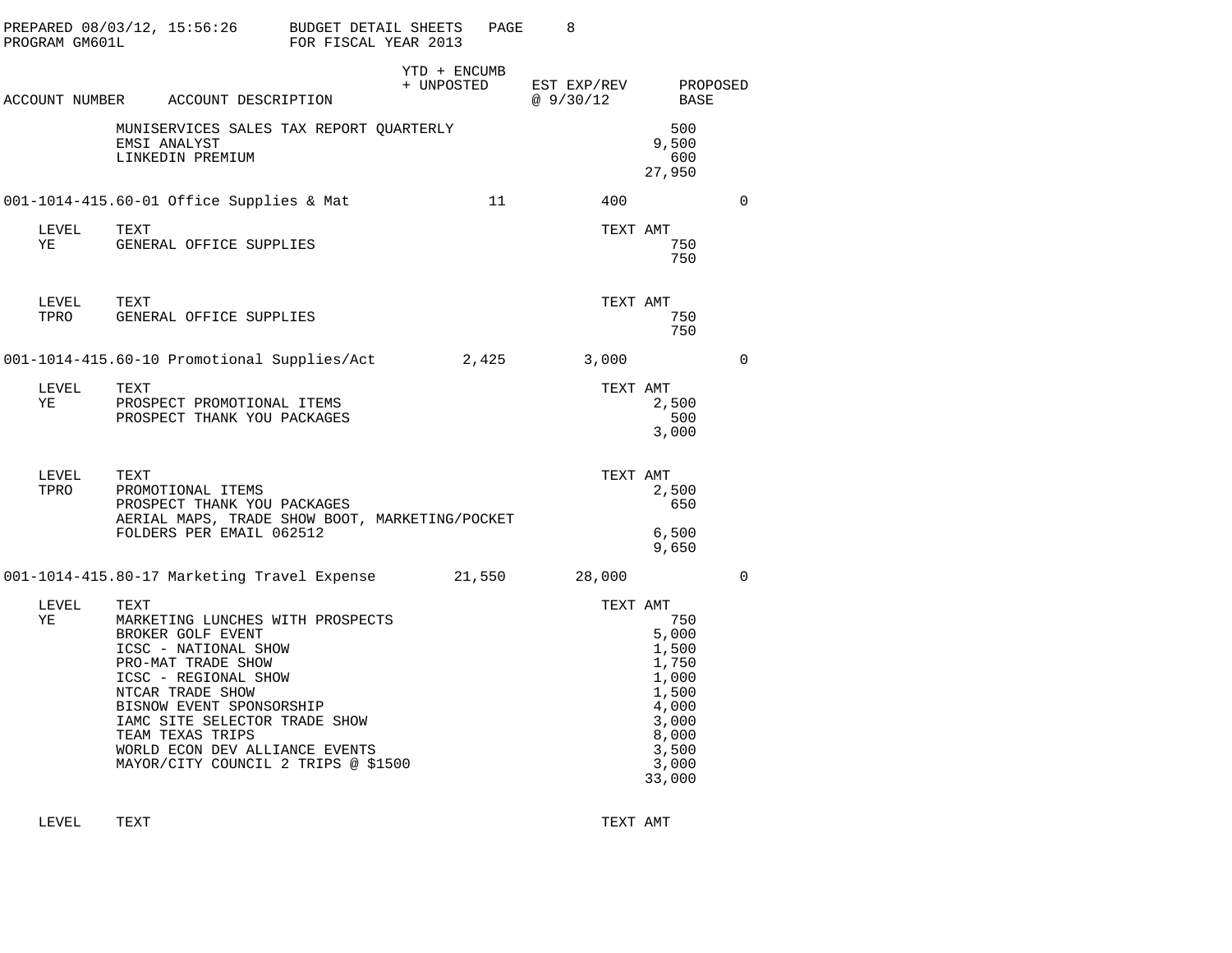PREPARED 08/03/12, 15:56:26 BUDGET DETAIL SHEETS
PROGRAM GM601L FOR FISCAL YEAR 2013

| ACCOUNT NUMBER | ACCOUNT DESCRIPTION | YTD + ENCUMB + UNPOSTED | EST EXP/REV @ 9/30/12 | PROPOSED BASE |
|---|---|---|---|---|

| | TEXT | TEXT AMT |
|---|---|---|
| | MUNISERVICES SALES TAX REPORT QUARTERLY | 500 |
| | EMSI ANALYST | 9,500 |
| | LINKEDIN PREMIUM | 600 |
| | | 27,950 |

| ACCOUNT NUMBER | ACCOUNT DESCRIPTION | YTD + ENCUMB + UNPOSTED | EST EXP/REV @ 9/30/12 | PROPOSED BASE |
|---|---|---|---|---|
| 001-1014-415.60-01 | Office Supplies & Mat | 11 | 400 | 0 |

| LEVEL | TEXT | TEXT AMT |
|---|---|---|
| YE | GENERAL OFFICE SUPPLIES | 750 |
| | | 750 |

| LEVEL | TEXT | TEXT AMT |
|---|---|---|
| TPRO | GENERAL OFFICE SUPPLIES | 750 |
| | | 750 |

| ACCOUNT NUMBER | ACCOUNT DESCRIPTION | YTD + ENCUMB + UNPOSTED | EST EXP/REV @ 9/30/12 | PROPOSED BASE |
|---|---|---|---|---|
| 001-1014-415.60-10 | Promotional Supplies/Act | 2,425 | 3,000 | 0 |

| LEVEL | TEXT | TEXT AMT |
|---|---|---|
| YE | PROSPECT PROMOTIONAL ITEMS | 2,500 |
| | PROSPECT THANK YOU PACKAGES | 500 |
| | | 3,000 |

| LEVEL | TEXT | TEXT AMT |
|---|---|---|
| TPRO | PROMOTIONAL ITEMS | 2,500 |
| | PROSPECT THANK YOU PACKAGES | 650 |
| | AERIAL MAPS, TRADE SHOW BOOT, MARKETING/POCKET FOLDERS PER EMAIL 062512 | 6,500 |
| | | 9,650 |

| ACCOUNT NUMBER | ACCOUNT DESCRIPTION | YTD + ENCUMB + UNPOSTED | EST EXP/REV @ 9/30/12 | PROPOSED BASE |
|---|---|---|---|---|
| 001-1014-415.80-17 | Marketing Travel Expense | 21,550 | 28,000 | 0 |

| LEVEL | TEXT | TEXT AMT |
|---|---|---|
| YE | MARKETING LUNCHES WITH PROSPECTS | 750 |
| | BROKER GOLF EVENT | 5,000 |
| | ICSC - NATIONAL SHOW | 1,500 |
| | PRO-MAT TRADE SHOW | 1,750 |
| | ICSC - REGIONAL SHOW | 1,000 |
| | NTCAR TRADE SHOW | 1,500 |
| | BISNOW EVENT SPONSORSHIP | 4,000 |
| | IAMC SITE SELECTOR TRADE SHOW | 3,000 |
| | TEAM TEXAS TRIPS | 8,000 |
| | WORLD ECON DEV ALLIANCE EVENTS | 3,500 |
| | MAYOR/CITY COUNCIL 2 TRIPS @ $1500 | 3,000 |
| | | 33,000 |

| LEVEL | TEXT | TEXT AMT |
|---|---|---|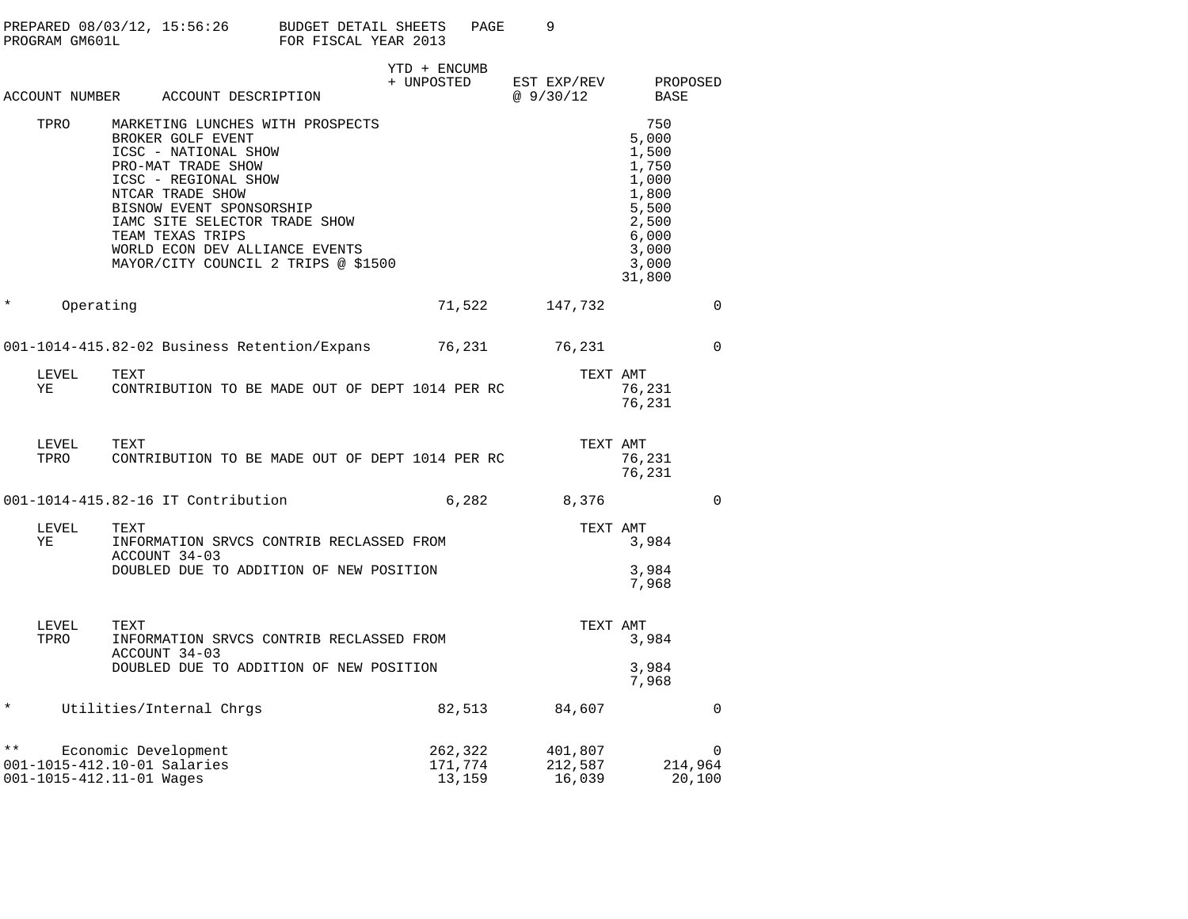PREPARED 08/03/12, 15:56:26 BUDGET DETAIL SHEETS
PROGRAM GM601L FOR FISCAL YEAR 2013

| ACCOUNT NUMBER | ACCOUNT DESCRIPTION | YTD + ENCUMB + UNPOSTED | EST EXP/REV @ 9/30/12 | TEXT AMT | PROPOSED BASE |
|---|---|---|---|---|---|
| TPRO | MARKETING LUNCHES WITH PROSPECTS | | | 750 | |
| | BROKER GOLF EVENT | | | 5,000 | |
| | ICSC - NATIONAL SHOW | | | 1,500 | |
| | PRO-MAT TRADE SHOW | | | 1,750 | |
| | ICSC - REGIONAL SHOW | | | 1,000 | |
| | NTCAR TRADE SHOW | | | 1,800 | |
| | BISNOW EVENT SPONSORSHIP | | | 5,500 | |
| | IAMC SITE SELECTOR TRADE SHOW | | | 2,500 | |
| | TEAM TEXAS TRIPS | | | 6,000 | |
| | WORLD ECON DEV ALLIANCE EVENTS | | | 3,000 | |
| | MAYOR/CITY COUNCIL 2 TRIPS @ $1500 | | | 3,000 | |
| | | | | 31,800 | |
| * Operating | | 71,522 | 147,732 | | 0 |
| 001-1014-415.82-02 | Business Retention/Expans | 76,231 | 76,231 | | 0 |
| LEVEL | TEXT | | | TEXT AMT | |
| YE | CONTRIBUTION TO BE MADE OUT OF DEPT 1014 PER RC | | | 76,231 | |
| | | | | 76,231 | |
| LEVEL | TEXT | | | TEXT AMT | |
| TPRO | CONTRIBUTION TO BE MADE OUT OF DEPT 1014 PER RC | | | 76,231 | |
| | | | | 76,231 | |
| 001-1014-415.82-16 | IT Contribution | 6,282 | 8,376 | | 0 |
| LEVEL | TEXT | | | TEXT AMT | |
| YE | INFORMATION SRVCS CONTRIB RECLASSED FROM ACCOUNT 34-03 | | | 3,984 | |
| | DOUBLED DUE TO ADDITION OF NEW POSITION | | | 3,984 | |
| | | | | 7,968 | |
| LEVEL | TEXT | | | TEXT AMT | |
| TPRO | INFORMATION SRVCS CONTRIB RECLASSED FROM ACCOUNT 34-03 | | | 3,984 | |
| | DOUBLED DUE TO ADDITION OF NEW POSITION | | | 3,984 | |
| | | | | 7,968 | |
| * Utilities/Internal Chrgs | | 82,513 | 84,607 | | 0 |
| ** Economic Development | | 262,322 | 401,807 | | 0 |
| 001-1015-412.10-01 | Salaries | 171,774 | 212,587 | | 214,964 |
| 001-1015-412.11-01 | Wages | 13,159 | 16,039 | | 20,100 |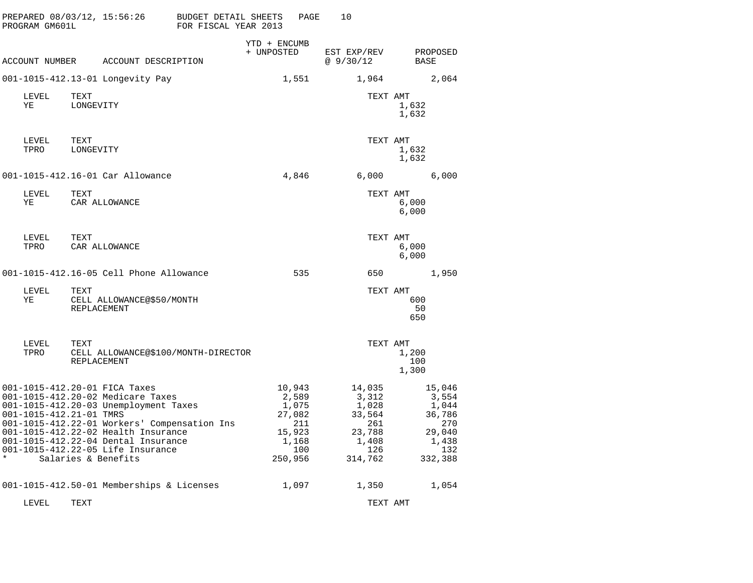PREPARED 08/03/12, 15:56:26 BUDGET DETAIL SHEETS
PROGRAM GM601L FOR FISCAL YEAR 2013

| ACCOUNT NUMBER | ACCOUNT DESCRIPTION | YTD + ENCUMB + UNPOSTED | EST EXP/REV @ 9/30/12 | PROPOSED BASE |
|---|---|---|---|---|
| 001-1015-412.13-01 | Longevity Pay | 1,551 | 1,964 | 2,064 |

| LEVEL | TEXT | TEXT AMT |
|---|---|---|
| YE | LONGEVITY | 1,632 |
| | | 1,632 |

| LEVEL | TEXT | TEXT AMT |
|---|---|---|
| TPRO | LONGEVITY | 1,632 |
| | | 1,632 |

| ACCOUNT NUMBER | ACCOUNT DESCRIPTION | YTD + ENCUMB + UNPOSTED | EST EXP/REV @ 9/30/12 | PROPOSED BASE |
|---|---|---|---|---|
| 001-1015-412.16-01 | Car Allowance | 4,846 | 6,000 | 6,000 |

| LEVEL | TEXT | TEXT AMT |
|---|---|---|
| YE | CAR ALLOWANCE | 6,000 |
| | | 6,000 |

| LEVEL | TEXT | TEXT AMT |
|---|---|---|
| TPRO | CAR ALLOWANCE | 6,000 |
| | | 6,000 |

| ACCOUNT NUMBER | ACCOUNT DESCRIPTION | YTD + ENCUMB + UNPOSTED | EST EXP/REV @ 9/30/12 | PROPOSED BASE |
|---|---|---|---|---|
| 001-1015-412.16-05 | Cell Phone Allowance | 535 | 650 | 1,950 |

| LEVEL | TEXT | TEXT AMT |
|---|---|---|
| YE | CELL ALLOWANCE@$50/MONTH | 600 |
| | REPLACEMENT | 50 |
| | | 650 |

| LEVEL | TEXT | TEXT AMT |
|---|---|---|
| TPRO | CELL ALLOWANCE@$100/MONTH-DIRECTOR | 1,200 |
| | REPLACEMENT | 100 |
| | | 1,300 |

| ACCOUNT NUMBER | ACCOUNT DESCRIPTION | YTD + ENCUMB + UNPOSTED | EST EXP/REV @ 9/30/12 | PROPOSED BASE |
|---|---|---|---|---|
| 001-1015-412.20-01 | FICA Taxes | 10,943 | 14,035 | 15,046 |
| 001-1015-412.20-02 | Medicare Taxes | 2,589 | 3,312 | 3,554 |
| 001-1015-412.20-03 | Unemployment Taxes | 1,075 | 1,028 | 1,044 |
| 001-1015-412.21-01 | TMRS | 27,082 | 33,564 | 36,786 |
| 001-1015-412.22-01 | Workers' Compensation Ins | 211 | 261 | 270 |
| 001-1015-412.22-02 | Health Insurance | 15,923 | 23,788 | 29,040 |
| 001-1015-412.22-04 | Dental Insurance | 1,168 | 1,408 | 1,438 |
| 001-1015-412.22-05 | Life Insurance | 100 | 126 | 132 |
| * | Salaries & Benefits | 250,956 | 314,762 | 332,388 |
| 001-1015-412.50-01 | Memberships & Licenses | 1,097 | 1,350 | 1,054 |

| LEVEL | TEXT | TEXT AMT |
|---|---|---|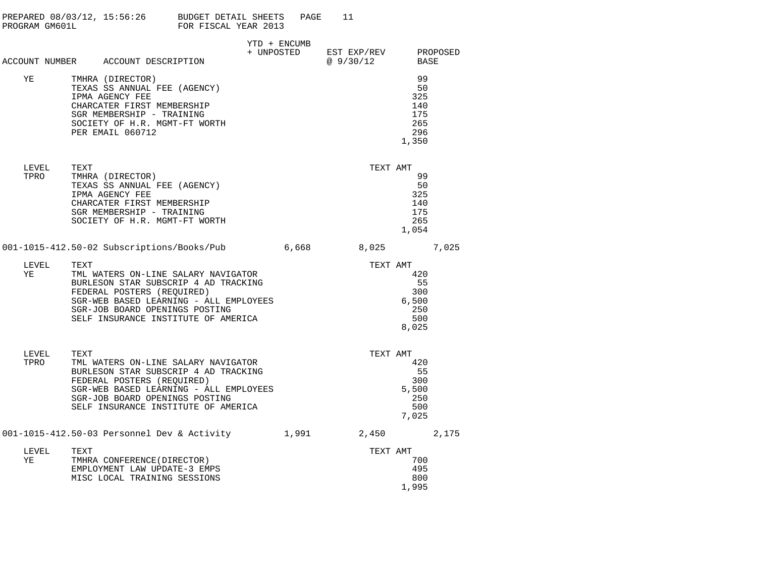PREPARED 08/03/12, 15:56:26 BUDGET DETAIL SHEETS
PROGRAM GM601L FOR FISCAL YEAR 2013

| ACCOUNT NUMBER | ACCOUNT DESCRIPTION | YTD + ENCUMB + UNPOSTED | EST EXP/REV @ 9/30/12 | PROPOSED BASE |
|---|---|---|---|---|
| YE | TMHRA (DIRECTOR) | | | 99 |
| | TEXAS SS ANNUAL FEE (AGENCY) | | | 50 |
| | IPMA AGENCY FEE | | | 325 |
| | CHARCATER FIRST MEMBERSHIP | | | 140 |
| | SGR MEMBERSHIP - TRAINING | | | 175 |
| | SOCIETY OF H.R. MGMT-FT WORTH | | | 265 |
| | PER EMAIL 060712 | | | 296 |
| | | | | 1,350 |

| LEVEL | TEXT | TEXT AMT |
|---|---|---|
| TPRO | TMHRA (DIRECTOR) | 99 |
| | TEXAS SS ANNUAL FEE (AGENCY) | 50 |
| | IPMA AGENCY FEE | 325 |
| | CHARCATER FIRST MEMBERSHIP | 140 |
| | SGR MEMBERSHIP - TRAINING | 175 |
| | SOCIETY OF H.R. MGMT-FT WORTH | 265 |
| | | 1,054 |

| ACCOUNT NUMBER | ACCOUNT DESCRIPTION | YTD + ENCUMB + UNPOSTED | EST EXP/REV @ 9/30/12 | PROPOSED BASE |
|---|---|---|---|---|
| 001-1015-412.50-02 | Subscriptions/Books/Pub | 6,668 | 8,025 | 7,025 |

| LEVEL | TEXT | TEXT AMT |
|---|---|---|
| YE | TML WATERS ON-LINE SALARY NAVIGATOR | 420 |
| | BURLESON STAR SUBSCRIP 4 AD TRACKING | 55 |
| | FEDERAL POSTERS (REQUIRED) | 300 |
| | SGR-WEB BASED LEARNING - ALL EMPLOYEES | 6,500 |
| | SGR-JOB BOARD OPENINGS POSTING | 250 |
| | SELF INSURANCE INSTITUTE OF AMERICA | 500 |
| | | 8,025 |

| LEVEL | TEXT | TEXT AMT |
|---|---|---|
| TPRO | TML WATERS ON-LINE SALARY NAVIGATOR | 420 |
| | BURLESON STAR SUBSCRIP 4 AD TRACKING | 55 |
| | FEDERAL POSTERS (REQUIRED) | 300 |
| | SGR-WEB BASED LEARNING - ALL EMPLOYEES | 5,500 |
| | SGR-JOB BOARD OPENINGS POSTING | 250 |
| | SELF INSURANCE INSTITUTE OF AMERICA | 500 |
| | | 7,025 |

| ACCOUNT NUMBER | ACCOUNT DESCRIPTION | YTD + ENCUMB + UNPOSTED | EST EXP/REV @ 9/30/12 | PROPOSED BASE |
|---|---|---|---|---|
| 001-1015-412.50-03 | Personnel Dev & Activity | 1,991 | 2,450 | 2,175 |

| LEVEL | TEXT | TEXT AMT |
|---|---|---|
| YE | TMHRA CONFERENCE(DIRECTOR) | 700 |
| | EMPLOYMENT LAW UPDATE-3 EMPS | 495 |
| | MISC LOCAL TRAINING SESSIONS | 800 |
| | | 1,995 |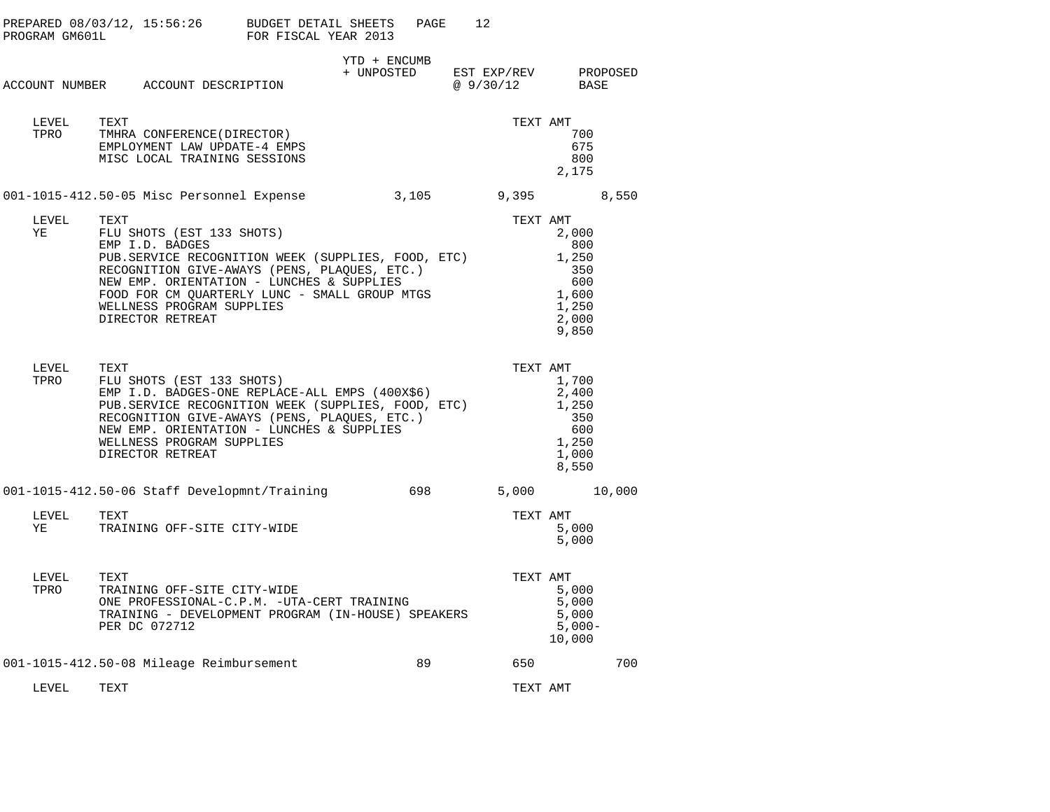| ACCOUNT NUMBER | ACCOUNT DESCRIPTION | YTD + ENCUMB + UNPOSTED | EST EXP/REV @ 9/30/12 | PROPOSED BASE |
|---|---|---|---|---|

| LEVEL | TEXT | TEXT AMT |
|---|---|---|
| TPRO | TMHRA CONFERENCE(DIRECTOR) | 700 |
| | EMPLOYMENT LAW UPDATE-4 EMPS | 675 |
| | MISC LOCAL TRAINING SESSIONS | 800 |
| | | 2,175 |

| ACCOUNT NUMBER | ACCOUNT DESCRIPTION | YTD + ENCUMB + UNPOSTED | EST EXP/REV @ 9/30/12 | PROPOSED BASE |
|---|---|---|---|---|
| 001-1015-412.50-05 | Misc Personnel Expense | 3,105 | 9,395 | 8,550 |

| LEVEL | TEXT | TEXT AMT |
|---|---|---|
| YE | FLU SHOTS (EST 133 SHOTS) | 2,000 |
| | EMP I.D. BADGES | 800 |
| | PUB.SERVICE RECOGNITION WEEK (SUPPLIES, FOOD, ETC) | 1,250 |
| | RECOGNITION GIVE-AWAYS (PENS, PLAQUES, ETC.) | 350 |
| | NEW EMP. ORIENTATION - LUNCHES & SUPPLIES | 600 |
| | FOOD FOR CM QUARTERLY LUNC - SMALL GROUP MTGS | 1,600 |
| | WELLNESS PROGRAM SUPPLIES | 1,250 |
| | DIRECTOR RETREAT | 2,000 |
| | | 9,850 |

| LEVEL | TEXT | TEXT AMT |
|---|---|---|
| TPRO | FLU SHOTS (EST 133 SHOTS) | 1,700 |
| | EMP I.D. BADGES-ONE REPLACE-ALL EMPS (400X$6) | 2,400 |
| | PUB.SERVICE RECOGNITION WEEK (SUPPLIES, FOOD, ETC) | 1,250 |
| | RECOGNITION GIVE-AWAYS (PENS, PLAQUES, ETC.) | 350 |
| | NEW EMP. ORIENTATION - LUNCHES & SUPPLIES | 600 |
| | WELLNESS PROGRAM SUPPLIES | 1,250 |
| | DIRECTOR RETREAT | 1,000 |
| | | 8,550 |

| ACCOUNT NUMBER | ACCOUNT DESCRIPTION | YTD + ENCUMB + UNPOSTED | EST EXP/REV @ 9/30/12 | PROPOSED BASE |
|---|---|---|---|---|
| 001-1015-412.50-06 | Staff Developmnt/Training | 698 | 5,000 | 10,000 |

| LEVEL | TEXT | TEXT AMT |
|---|---|---|
| YE | TRAINING OFF-SITE CITY-WIDE | 5,000 |
| | | 5,000 |

| LEVEL | TEXT | TEXT AMT |
|---|---|---|
| TPRO | TRAINING OFF-SITE CITY-WIDE | 5,000 |
| | ONE PROFESSIONAL-C.P.M. -UTA-CERT TRAINING | 5,000 |
| | TRAINING - DEVELOPMENT PROGRAM (IN-HOUSE) SPEAKERS | 5,000 |
| | PER DC 072712 | 5,000- |
| | | 10,000 |

| ACCOUNT NUMBER | ACCOUNT DESCRIPTION | YTD + ENCUMB + UNPOSTED | EST EXP/REV @ 9/30/12 | PROPOSED BASE |
|---|---|---|---|---|
| 001-1015-412.50-08 | Mileage Reimbursement | 89 | 650 | 700 |

| LEVEL | TEXT | TEXT AMT |
|---|---|---|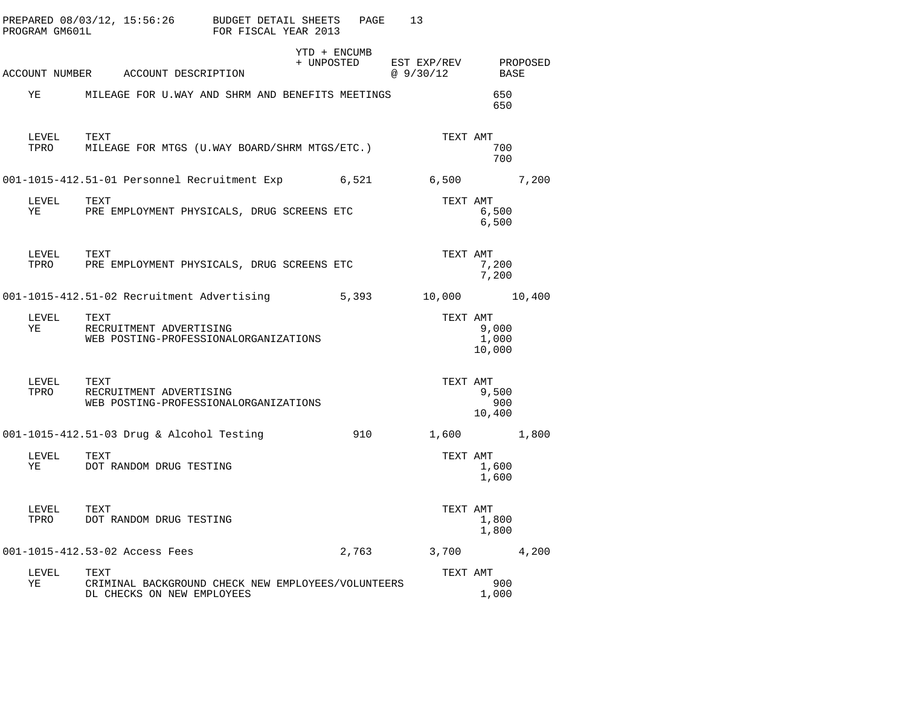PREPARED 08/03/12, 15:56:26 BUDGET DETAIL SHEETS
PROGRAM GM601L FOR FISCAL YEAR 2013

| ACCOUNT NUMBER | ACCOUNT DESCRIPTION | YTD + ENCUMB + UNPOSTED | EST EXP/REV @ 9/30/12 | PROPOSED BASE |
|---|---|---|---|---|

YE MILEAGE FOR U.WAY AND SHRM AND BENEFITS MEETINGS 650
650

| LEVEL | TEXT | TEXT AMT |
|---|---|---|
| TPRO | MILEAGE FOR MTGS (U.WAY BOARD/SHRM MTGS/ETC.) | 700 |
| | | 700 |

| ACCOUNT NUMBER | ACCOUNT DESCRIPTION | YTD + ENCUMB + UNPOSTED | EST EXP/REV @ 9/30/12 | PROPOSED BASE |
|---|---|---|---|---|
| 001-1015-412.51-01 | Personnel Recruitment Exp | 6,521 | 6,500 | 7,200 |

| LEVEL | TEXT | TEXT AMT |
|---|---|---|
| YE | PRE EMPLOYMENT PHYSICALS, DRUG SCREENS ETC | 6,500 |
| | | 6,500 |

| LEVEL | TEXT | TEXT AMT |
|---|---|---|
| TPRO | PRE EMPLOYMENT PHYSICALS, DRUG SCREENS ETC | 7,200 |
| | | 7,200 |

| ACCOUNT NUMBER | ACCOUNT DESCRIPTION | YTD + ENCUMB + UNPOSTED | EST EXP/REV @ 9/30/12 | PROPOSED BASE |
|---|---|---|---|---|
| 001-1015-412.51-02 | Recruitment Advertising | 5,393 | 10,000 | 10,400 |

| LEVEL | TEXT | TEXT AMT |
|---|---|---|
| YE | RECRUITMENT ADVERTISING | 9,000 |
| | WEB POSTING-PROFESSIONALORGANIZATIONS | 1,000 |
| | | 10,000 |

| LEVEL | TEXT | TEXT AMT |
|---|---|---|
| TPRO | RECRUITMENT ADVERTISING | 9,500 |
| | WEB POSTING-PROFESSIONALORGANIZATIONS | 900 |
| | | 10,400 |

| ACCOUNT NUMBER | ACCOUNT DESCRIPTION | YTD + ENCUMB + UNPOSTED | EST EXP/REV @ 9/30/12 | PROPOSED BASE |
|---|---|---|---|---|
| 001-1015-412.51-03 | Drug & Alcohol Testing | 910 | 1,600 | 1,800 |

| LEVEL | TEXT | TEXT AMT |
|---|---|---|
| YE | DOT RANDOM DRUG TESTING | 1,600 |
| | | 1,600 |

| LEVEL | TEXT | TEXT AMT |
|---|---|---|
| TPRO | DOT RANDOM DRUG TESTING | 1,800 |
| | | 1,800 |

| ACCOUNT NUMBER | ACCOUNT DESCRIPTION | YTD + ENCUMB + UNPOSTED | EST EXP/REV @ 9/30/12 | PROPOSED BASE |
|---|---|---|---|---|
| 001-1015-412.53-02 | Access Fees | 2,763 | 3,700 | 4,200 |

| LEVEL | TEXT | TEXT AMT |
|---|---|---|
| YE | CRIMINAL BACKGROUND CHECK NEW EMPLOYEES/VOLUNTEERS | 900 |
| | DL CHECKS ON NEW EMPLOYEES | 1,000 |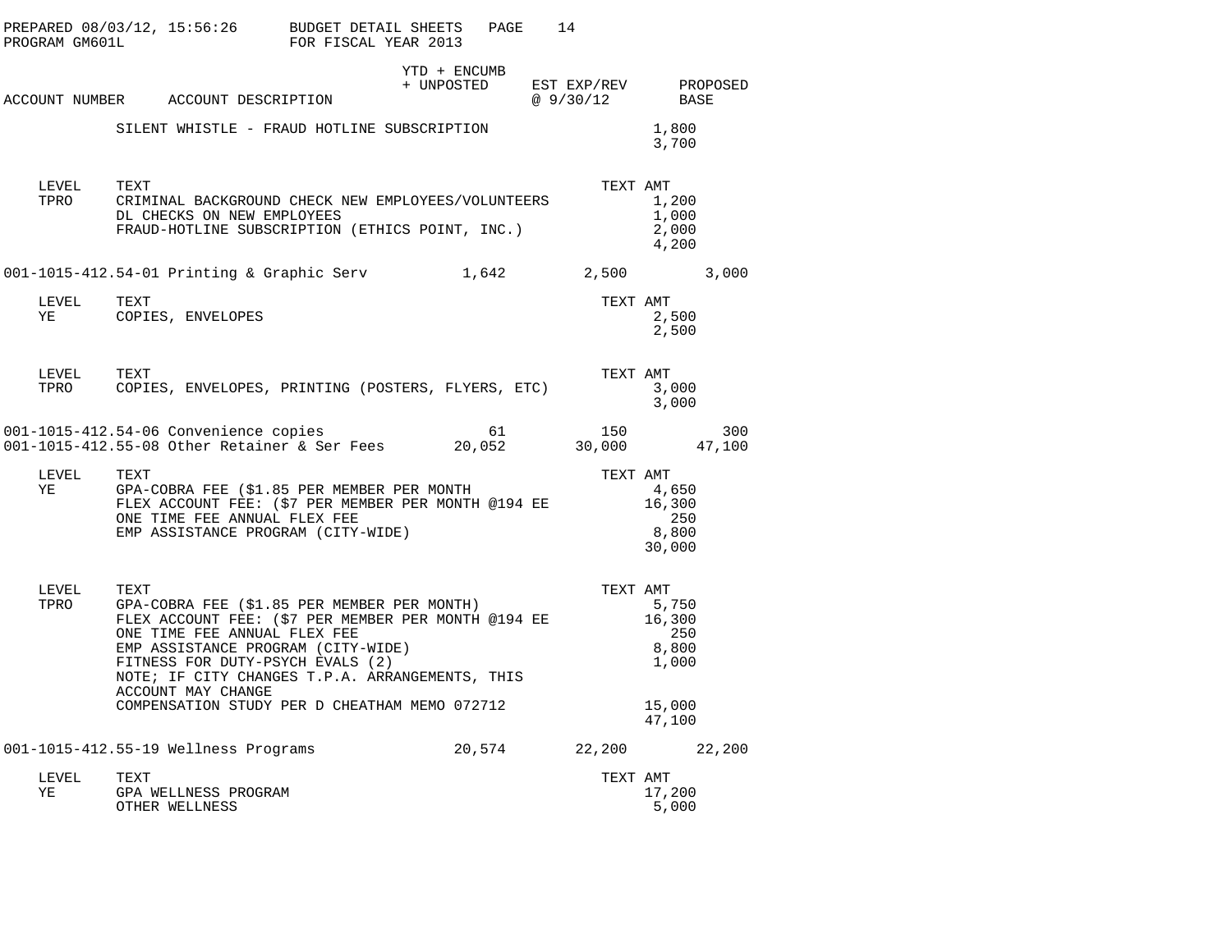PREPARED 08/03/12, 15:56:26 BUDGET DETAIL SHEETS
PROGRAM GM601L FOR FISCAL YEAR 2013

| ACCOUNT NUMBER | ACCOUNT DESCRIPTION | YTD + ENCUMB + UNPOSTED | EST EXP/REV @ 9/30/12 | PROPOSED BASE |
|---|---|---|---|---|

SILENT WHISTLE - FRAUD HOTLINE SUBSCRIPTION 1,800
3,700

| LEVEL | TEXT | TEXT AMT |
|---|---|---|
| TPRO | CRIMINAL BACKGROUND CHECK NEW EMPLOYEES/VOLUNTEERS | 1,200 |
| | DL CHECKS ON NEW EMPLOYEES | 1,000 |
| | FRAUD-HOTLINE SUBSCRIPTION (ETHICS POINT, INC.) | 2,000 |
| | | 4,200 |

| ACCOUNT NUMBER | ACCOUNT DESCRIPTION | YTD + ENCUMB + UNPOSTED | EST EXP/REV @ 9/30/12 | PROPOSED BASE |
|---|---|---|---|---|
| 001-1015-412.54-01 | Printing & Graphic Serv | 1,642 | 2,500 | 3,000 |

| LEVEL | TEXT | TEXT AMT |
|---|---|---|
| YE | COPIES, ENVELOPES | 2,500 |
| | | 2,500 |

| LEVEL | TEXT | TEXT AMT |
|---|---|---|
| TPRO | COPIES, ENVELOPES, PRINTING (POSTERS, FLYERS, ETC) | 3,000 |
| | | 3,000 |

| ACCOUNT NUMBER | ACCOUNT DESCRIPTION | YTD + ENCUMB + UNPOSTED | EST EXP/REV @ 9/30/12 | PROPOSED BASE |
|---|---|---|---|---|
| 001-1015-412.54-06 | Convenience copies | 61 | 150 | 300 |
| 001-1015-412.55-08 | Other Retainer & Ser Fees | 20,052 | 30,000 | 47,100 |

| LEVEL | TEXT | TEXT AMT |
|---|---|---|
| YE | GPA-COBRA FEE ($1.85 PER MEMBER PER MONTH | 4,650 |
| | FLEX ACCOUNT FEE: ($7 PER MEMBER PER MONTH @194 EE | 16,300 |
| | ONE TIME FEE ANNUAL FLEX FEE | 250 |
| | EMP ASSISTANCE PROGRAM (CITY-WIDE) | 8,800 |
| | | 30,000 |

| LEVEL | TEXT | TEXT AMT |
|---|---|---|
| TPRO | GPA-COBRA FEE ($1.85 PER MEMBER PER MONTH) | 5,750 |
| | FLEX ACCOUNT FEE: ($7 PER MEMBER PER MONTH @194 EE | 16,300 |
| | ONE TIME FEE ANNUAL FLEX FEE | 250 |
| | EMP ASSISTANCE PROGRAM (CITY-WIDE) | 8,800 |
| | FITNESS FOR DUTY-PSYCH EVALS (2) | 1,000 |
| | NOTE; IF CITY CHANGES T.P.A. ARRANGEMENTS, THIS ACCOUNT MAY CHANGE | |
| | COMPENSATION STUDY PER D CHEATHAM MEMO 072712 | 15,000 |
| | | 47,100 |

| ACCOUNT NUMBER | ACCOUNT DESCRIPTION | YTD + ENCUMB + UNPOSTED | EST EXP/REV @ 9/30/12 | PROPOSED BASE |
|---|---|---|---|---|
| 001-1015-412.55-19 | Wellness Programs | 20,574 | 22,200 | 22,200 |

| LEVEL | TEXT | TEXT AMT |
|---|---|---|
| YE | GPA WELLNESS PROGRAM | 17,200 |
| | OTHER WELLNESS | 5,000 |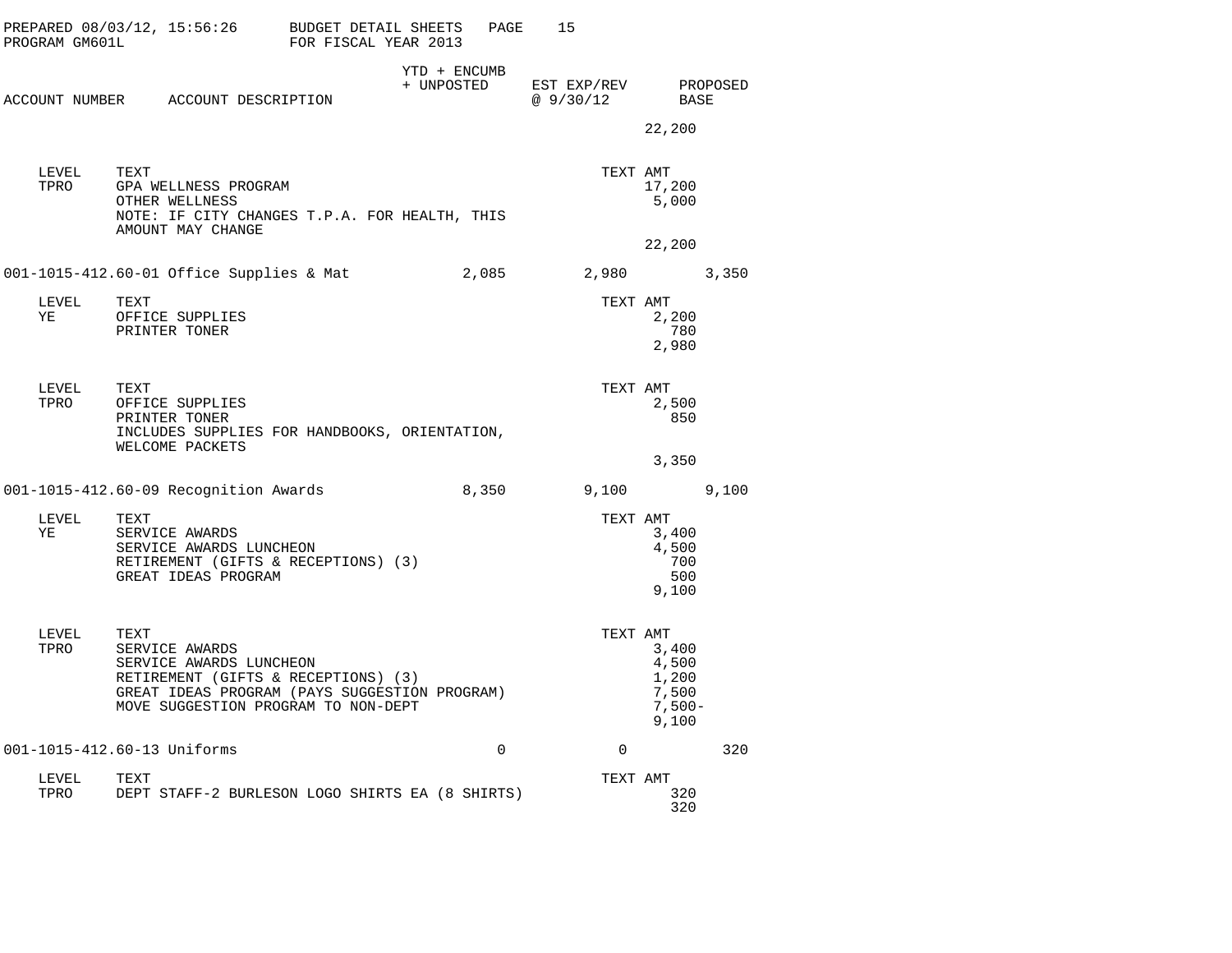PREPARED 08/03/12, 15:56:26 BUDGET DETAIL SHEETS
PROGRAM GM601L FOR FISCAL YEAR 2013

| ACCOUNT NUMBER | ACCOUNT DESCRIPTION | YTD + ENCUMB + UNPOSTED | EST EXP/REV @ 9/30/12 | PROPOSED BASE |
|---|---|---|---|---|

22,200

| LEVEL | TEXT | TEXT AMT |
|---|---|---|
| TPRO | GPA WELLNESS PROGRAM | 17,200 |
| | OTHER WELLNESS | 5,000 |
| | NOTE: IF CITY CHANGES T.P.A. FOR HEALTH, THIS AMOUNT MAY CHANGE | |
| | | 22,200 |

| ACCOUNT NUMBER | ACCOUNT DESCRIPTION | YTD + ENCUMB + UNPOSTED | EST EXP/REV @ 9/30/12 | PROPOSED BASE |
|---|---|---|---|---|
| 001-1015-412.60-01 | Office Supplies & Mat | 2,085 | 2,980 | 3,350 |

| LEVEL | TEXT | TEXT AMT |
|---|---|---|
| YE | OFFICE SUPPLIES | 2,200 |
| | PRINTER TONER | 780 |
| | | 2,980 |

| LEVEL | TEXT | TEXT AMT |
|---|---|---|
| TPRO | OFFICE SUPPLIES | 2,500 |
| | PRINTER TONER | 850 |
| | INCLUDES SUPPLIES FOR HANDBOOKS, ORIENTATION, WELCOME PACKETS | |
| | | 3,350 |

| ACCOUNT NUMBER | ACCOUNT DESCRIPTION | YTD + ENCUMB + UNPOSTED | EST EXP/REV @ 9/30/12 | PROPOSED BASE |
|---|---|---|---|---|
| 001-1015-412.60-09 | Recognition Awards | 8,350 | 9,100 | 9,100 |

| LEVEL | TEXT | TEXT AMT |
|---|---|---|
| YE | SERVICE AWARDS | 3,400 |
| | SERVICE AWARDS LUNCHEON | 4,500 |
| | RETIREMENT (GIFTS & RECEPTIONS) (3) | 700 |
| | GREAT IDEAS PROGRAM | 500 |
| | | 9,100 |

| LEVEL | TEXT | TEXT AMT |
|---|---|---|
| TPRO | SERVICE AWARDS | 3,400 |
| | SERVICE AWARDS LUNCHEON | 4,500 |
| | RETIREMENT (GIFTS & RECEPTIONS) (3) | 1,200 |
| | GREAT IDEAS PROGRAM (PAYS SUGGESTION PROGRAM) | 7,500 |
| | MOVE SUGGESTION PROGRAM TO NON-DEPT | 7,500- |
| | | 9,100 |

| ACCOUNT NUMBER | ACCOUNT DESCRIPTION | YTD + ENCUMB + UNPOSTED | EST EXP/REV @ 9/30/12 | PROPOSED BASE |
|---|---|---|---|---|
| 001-1015-412.60-13 | Uniforms | 0 | 0 | 320 |

| LEVEL | TEXT | TEXT AMT |
|---|---|---|
| TPRO | DEPT STAFF-2 BURLESON LOGO SHIRTS EA (8 SHIRTS) | 320 |
| | | 320 |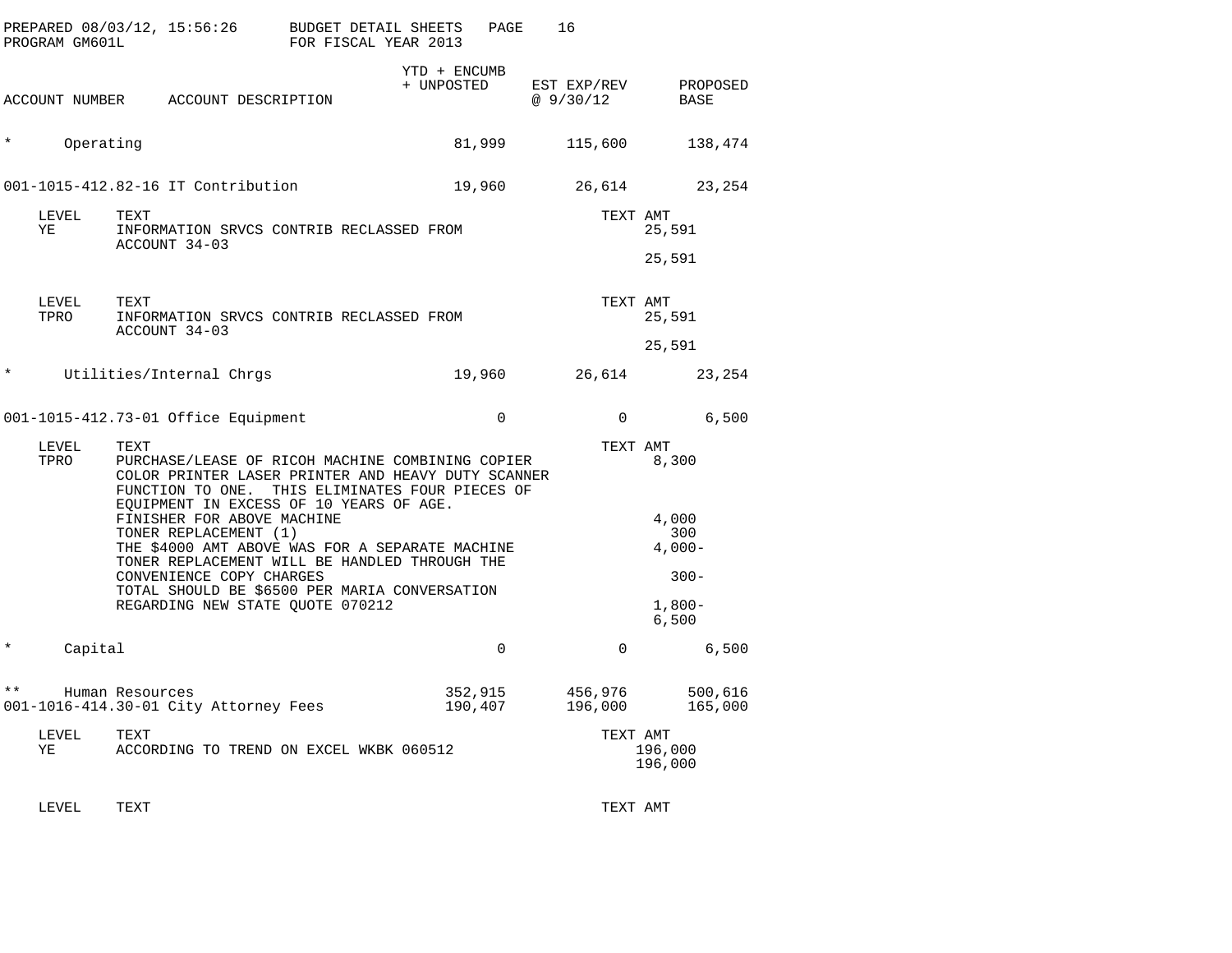PREPARED 08/03/12, 15:56:26 BUDGET DETAIL SHEETS
PROGRAM GM601L FOR FISCAL YEAR 2013

| ACCOUNT NUMBER | ACCOUNT DESCRIPTION | YTD + ENCUMB + UNPOSTED | EST EXP/REV @ 9/30/12 | PROPOSED BASE |
|---|---|---|---|---|
| * | Operating | 81,999 | 115,600 | 138,474 |
| 001-1015-412.82-16 | IT Contribution | 19,960 | 26,614 | 23,254 |

| LEVEL | TEXT | TEXT AMT |
|---|---|---|
| YE | INFORMATION SRVCS CONTRIB RECLASSED FROM ACCOUNT 34-03 | 25,591 |
| | | 25,591 |

| LEVEL | TEXT | TEXT AMT |
|---|---|---|
| TPRO | INFORMATION SRVCS CONTRIB RECLASSED FROM ACCOUNT 34-03 | 25,591 |
| | | 25,591 |

| ACCOUNT NUMBER | ACCOUNT DESCRIPTION | YTD + ENCUMB + UNPOSTED | EST EXP/REV @ 9/30/12 | PROPOSED BASE |
|---|---|---|---|---|
| * | Utilities/Internal Chrgs | 19,960 | 26,614 | 23,254 |
| 001-1015-412.73-01 | Office Equipment | 0 | 0 | 6,500 |

| LEVEL | TEXT | TEXT AMT |
|---|---|---|
| TPRO | PURCHASE/LEASE OF RICOH MACHINE COMBINING COPIER COLOR PRINTER LASER PRINTER AND HEAVY DUTY SCANNER FUNCTION TO ONE. THIS ELIMINATES FOUR PIECES OF EQUIPMENT IN EXCESS OF 10 YEARS OF AGE. | 8,300 |
| | FINISHER FOR ABOVE MACHINE | 4,000 |
| | TONER REPLACEMENT (1) | 300 |
| | THE $4000 AMT ABOVE WAS FOR A SEPARATE MACHINE | 4,000- |
| | TONER REPLACEMENT WILL BE HANDLED THROUGH THE CONVENIENCE COPY CHARGES | 300- |
| | TOTAL SHOULD BE $6500 PER MARIA CONVERSATION REGARDING NEW STATE QUOTE 070212 | 1,800- |
| | | 6,500 |

| ACCOUNT NUMBER | ACCOUNT DESCRIPTION | YTD + ENCUMB + UNPOSTED | EST EXP/REV @ 9/30/12 | PROPOSED BASE |
|---|---|---|---|---|
| * | Capital | 0 | 0 | 6,500 |
| ** | Human Resources | 352,915 | 456,976 | 500,616 |
| 001-1016-414.30-01 | City Attorney Fees | 190,407 | 196,000 | 165,000 |

| LEVEL | TEXT | TEXT AMT |
|---|---|---|
| YE | ACCORDING TO TREND ON EXCEL WKBK 060512 | 196,000 |
| | | 196,000 |

| LEVEL | TEXT | TEXT AMT |
|---|---|---|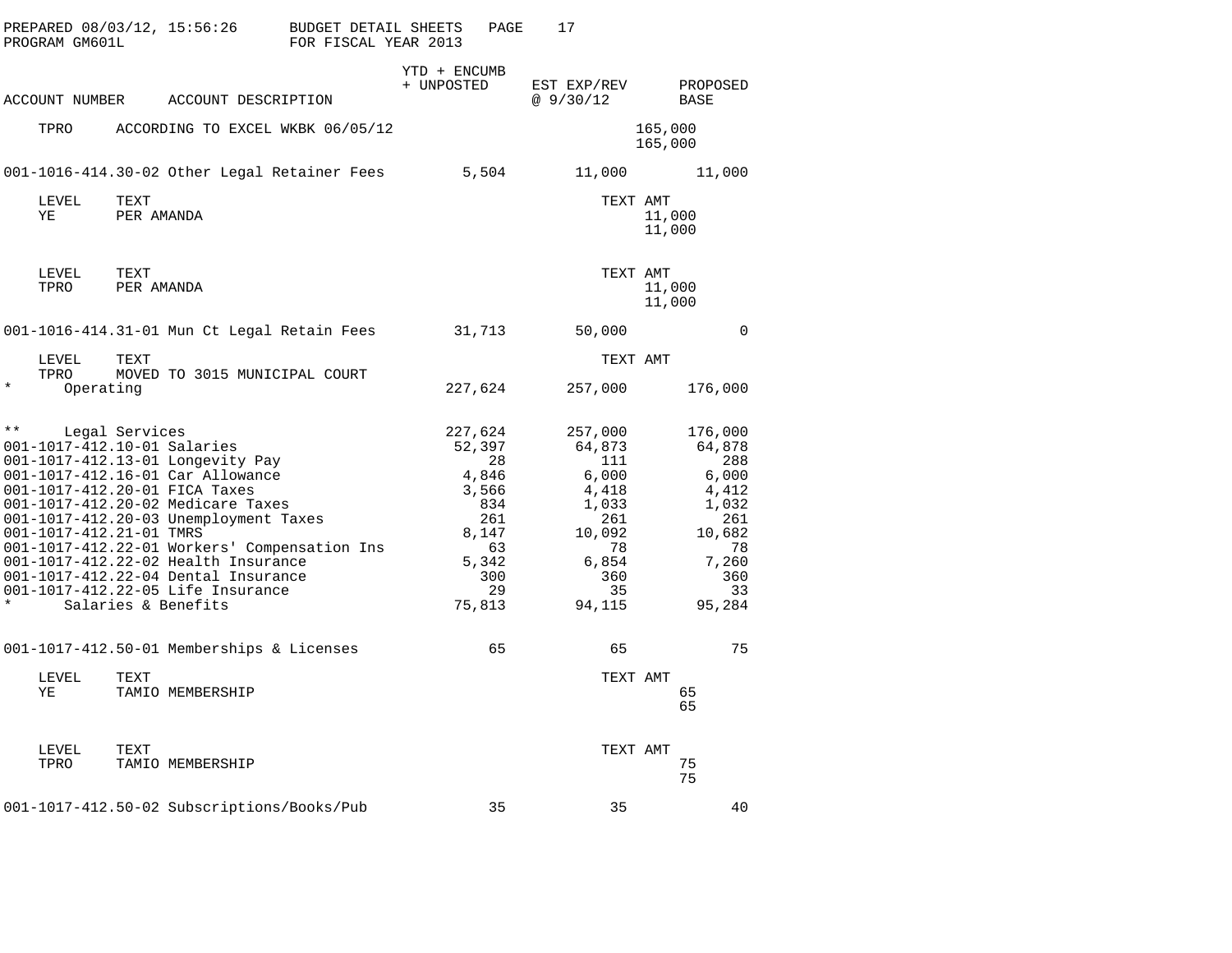PREPARED 08/03/12, 15:56:26 BUDGET DETAIL SHEETS
PROGRAM GM601L FOR FISCAL YEAR 2013

| ACCOUNT NUMBER | ACCOUNT DESCRIPTION | YTD + ENCUMB + UNPOSTED | EST EXP/REV @ 9/30/12 | TEXT AMT | PROPOSED BASE |
|---|---|---|---|---|---|
| TPRO | ACCORDING TO EXCEL WKBK 06/05/12 | | | 165,000 | |
| | | | | 165,000 | |
| 001-1016-414.30-02 | Other Legal Retainer Fees | 5,504 | 11,000 | | 11,000 |
| LEVEL | TEXT | | | TEXT AMT | |
| YE | PER AMANDA | | | 11,000 | |
| | | | | 11,000 | |
| LEVEL | TEXT | | | TEXT AMT | |
| TPRO | PER AMANDA | | | 11,000 | |
| | | | | 11,000 | |
| 001-1016-414.31-01 | Mun Ct Legal Retain Fees | 31,713 | 50,000 | | 0 |
| LEVEL | TEXT | | | TEXT AMT | |
| TPRO | MOVED TO 3015 MUNICIPAL COURT | | | | |
| * | Operating | 227,624 | 257,000 | | 176,000 |
| ** | Legal Services | 227,624 | 257,000 | | 176,000 |
| 001-1017-412.10-01 | Salaries | 52,397 | 64,873 | | 64,878 |
| 001-1017-412.13-01 | Longevity Pay | 28 | 111 | | 288 |
| 001-1017-412.16-01 | Car Allowance | 4,846 | 6,000 | | 6,000 |
| 001-1017-412.20-01 | FICA Taxes | 3,566 | 4,418 | | 4,412 |
| 001-1017-412.20-02 | Medicare Taxes | 834 | 1,033 | | 1,032 |
| 001-1017-412.20-03 | Unemployment Taxes | 261 | 261 | | 261 |
| 001-1017-412.21-01 | TMRS | 8,147 | 10,092 | | 10,682 |
| 001-1017-412.22-01 | Workers' Compensation Ins | 63 | 78 | | 78 |
| 001-1017-412.22-02 | Health Insurance | 5,342 | 6,854 | | 7,260 |
| 001-1017-412.22-04 | Dental Insurance | 300 | 360 | | 360 |
| 001-1017-412.22-05 | Life Insurance | 29 | 35 | | 33 |
| * | Salaries & Benefits | 75,813 | 94,115 | | 95,284 |
| 001-1017-412.50-01 | Memberships & Licenses | 65 | 65 | | 75 |
| LEVEL | TEXT | | | TEXT AMT | |
| YE | TAMIO MEMBERSHIP | | | 65 | |
| | | | | 65 | |
| LEVEL | TEXT | | | TEXT AMT | |
| TPRO | TAMIO MEMBERSHIP | | | 75 | |
| | | | | 75 | |
| 001-1017-412.50-02 | Subscriptions/Books/Pub | 35 | 35 | | 40 |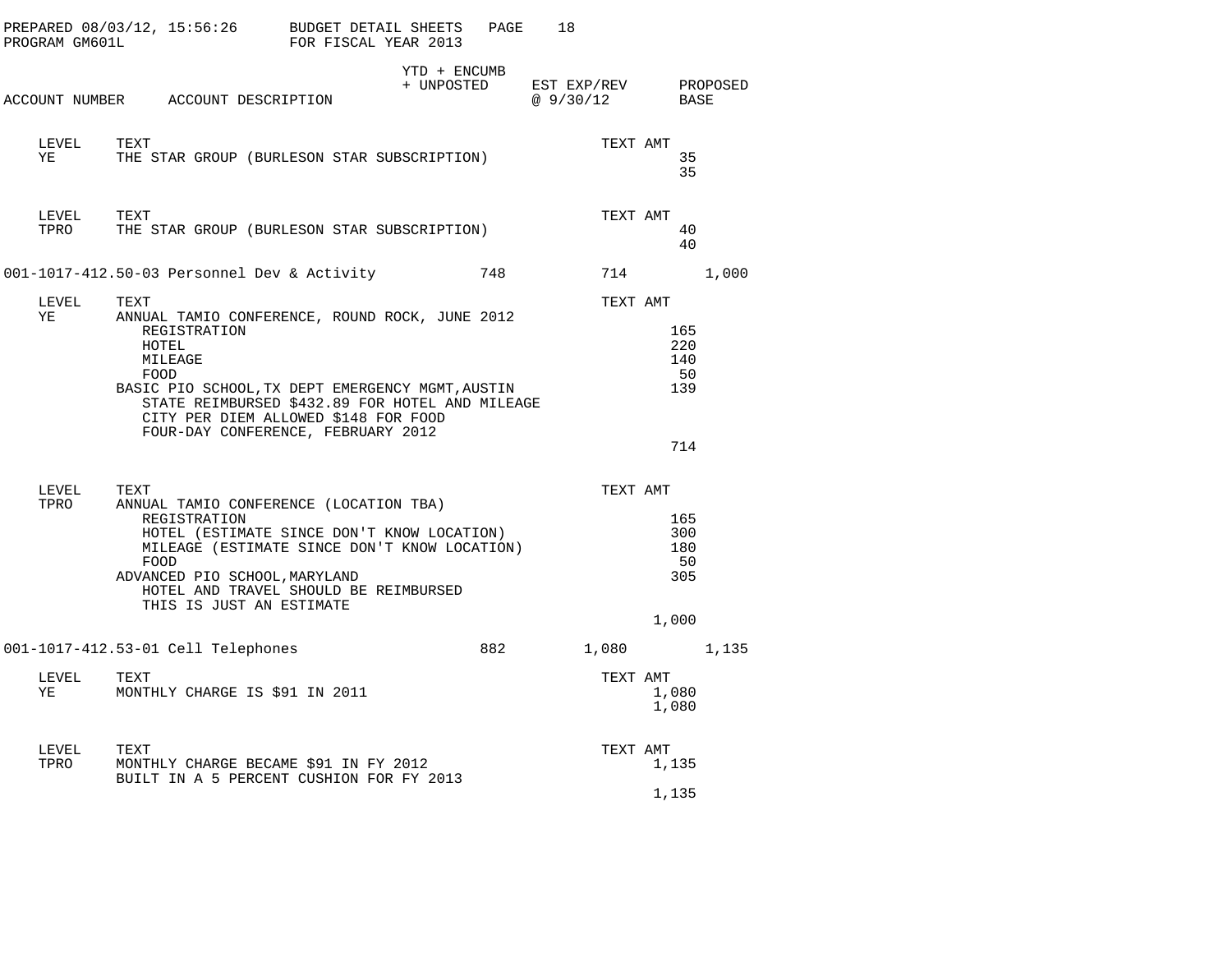PREPARED 08/03/12, 15:56:26 — BUDGET DETAIL SHEETS
PROGRAM GM601L — FOR FISCAL YEAR 2013

| ACCOUNT NUMBER | ACCOUNT DESCRIPTION | YTD + ENCUMB + UNPOSTED | EST EXP/REV @ 9/30/12 | PROPOSED BASE |
|---|---|---|---|---|

| LEVEL | TEXT | TEXT AMT |
|---|---|---|
| YE | THE STAR GROUP (BURLESON STAR SUBSCRIPTION) | 35 |
| | | 35 |

| LEVEL | TEXT | TEXT AMT |
|---|---|---|
| TPRO | THE STAR GROUP (BURLESON STAR SUBSCRIPTION) | 40 |
| | | 40 |

| ACCOUNT NUMBER | ACCOUNT DESCRIPTION | YTD + ENCUMB + UNPOSTED | EST EXP/REV @ 9/30/12 | PROPOSED BASE |
|---|---|---|---|---|
| 001-1017-412.50-03 | Personnel Dev & Activity | 748 | 714 | 1,000 |

| LEVEL | TEXT | TEXT AMT |
|---|---|---|
| YE | ANNUAL TAMIO CONFERENCE, ROUND ROCK, JUNE 2012 | |
| | REGISTRATION | 165 |
| | HOTEL | 220 |
| | MILEAGE | 140 |
| | FOOD | 50 |
| | BASIC PIO SCHOOL,TX DEPT EMERGENCY MGMT,AUSTIN | 139 |
| | STATE REIMBURSED $432.89 FOR HOTEL AND MILEAGE | |
| | CITY PER DIEM ALLOWED $148 FOR FOOD | |
| | FOUR-DAY CONFERENCE, FEBRUARY 2012 | |
| | | 714 |

| LEVEL | TEXT | TEXT AMT |
|---|---|---|
| TPRO | ANNUAL TAMIO CONFERENCE (LOCATION TBA) | |
| | REGISTRATION | 165 |
| | HOTEL (ESTIMATE SINCE DON'T KNOW LOCATION) | 300 |
| | MILEAGE (ESTIMATE SINCE DON'T KNOW LOCATION) | 180 |
| | FOOD | 50 |
| | ADVANCED PIO SCHOOL,MARYLAND | 305 |
| | HOTEL AND TRAVEL SHOULD BE REIMBURSED | |
| | THIS IS JUST AN ESTIMATE | |
| | | 1,000 |

| ACCOUNT NUMBER | ACCOUNT DESCRIPTION | YTD + ENCUMB + UNPOSTED | EST EXP/REV @ 9/30/12 | PROPOSED BASE |
|---|---|---|---|---|
| 001-1017-412.53-01 | Cell Telephones | 882 | 1,080 | 1,135 |

| LEVEL | TEXT | TEXT AMT |
|---|---|---|
| YE | MONTHLY CHARGE IS $91 IN 2011 | 1,080 |
| | | 1,080 |

| LEVEL | TEXT | TEXT AMT |
|---|---|---|
| TPRO | MONTHLY CHARGE BECAME $91 IN FY 2012 | 1,135 |
| | BUILT IN A 5 PERCENT CUSHION FOR FY 2013 | |
| | | 1,135 |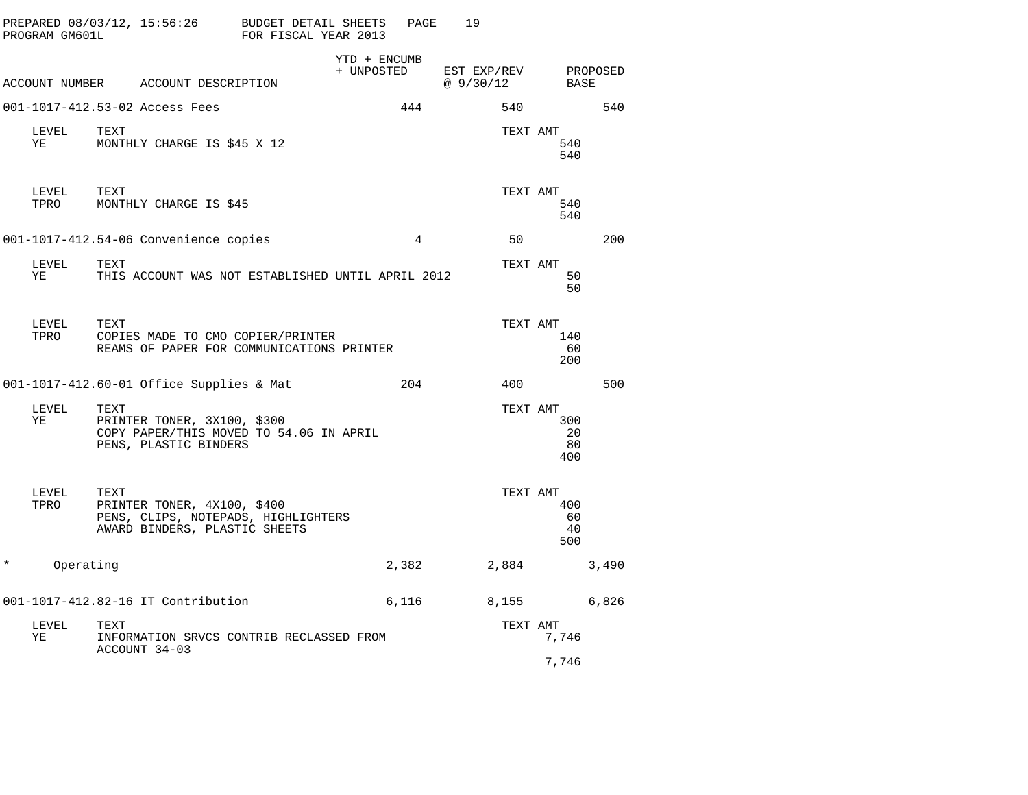PREPARED 08/03/12, 15:56:26 BUDGET DETAIL SHEETS
PROGRAM GM601L FOR FISCAL YEAR 2013

| ACCOUNT NUMBER | ACCOUNT DESCRIPTION | YTD + ENCUMB + UNPOSTED | EST EXP/REV @ 9/30/12 | PROPOSED BASE |
|---|---|---|---|---|
| 001-1017-412.53-02 | Access Fees | 444 | 540 | 540 |

| LEVEL | TEXT | TEXT AMT |
|---|---|---|
| YE | MONTHLY CHARGE IS $45 X 12 | 540 |
| | | 540 |

| LEVEL | TEXT | TEXT AMT |
|---|---|---|
| TPRO | MONTHLY CHARGE IS $45 | 540 |
| | | 540 |

| ACCOUNT NUMBER | ACCOUNT DESCRIPTION | YTD + ENCUMB + UNPOSTED | EST EXP/REV @ 9/30/12 | PROPOSED BASE |
|---|---|---|---|---|
| 001-1017-412.54-06 | Convenience copies | 4 | 50 | 200 |

| LEVEL | TEXT | TEXT AMT |
|---|---|---|
| YE | THIS ACCOUNT WAS NOT ESTABLISHED UNTIL APRIL 2012 | 50 |
| | | 50 |

| LEVEL | TEXT | TEXT AMT |
|---|---|---|
| TPRO | COPIES MADE TO CMO COPIER/PRINTER | 140 |
| | REAMS OF PAPER FOR COMMUNICATIONS PRINTER | 60 |
| | | 200 |

| ACCOUNT NUMBER | ACCOUNT DESCRIPTION | YTD + ENCUMB + UNPOSTED | EST EXP/REV @ 9/30/12 | PROPOSED BASE |
|---|---|---|---|---|
| 001-1017-412.60-01 | Office Supplies & Mat | 204 | 400 | 500 |

| LEVEL | TEXT | TEXT AMT |
|---|---|---|
| YE | PRINTER TONER, 3X100, $300 | 300 |
| | COPY PAPER/THIS MOVED TO 54.06 IN APRIL | 20 |
| | PENS, PLASTIC BINDERS | 80 |
| | | 400 |

| LEVEL | TEXT | TEXT AMT |
|---|---|---|
| TPRO | PRINTER TONER, 4X100, $400 | 400 |
| | PENS, CLIPS, NOTEPADS, HIGHLIGHTERS | 60 |
| | AWARD BINDERS, PLASTIC SHEETS | 40 |
| | | 500 |

| ACCOUNT NUMBER | ACCOUNT DESCRIPTION | YTD + ENCUMB + UNPOSTED | EST EXP/REV @ 9/30/12 | PROPOSED BASE |
|---|---|---|---|---|
| * | Operating | 2,382 | 2,884 | 3,490 |
| 001-1017-412.82-16 | IT Contribution | 6,116 | 8,155 | 6,826 |

| LEVEL | TEXT | TEXT AMT |
|---|---|---|
| YE | INFORMATION SRVCS CONTRIB RECLASSED FROM ACCOUNT 34-03 | 7,746 |
| | | 7,746 |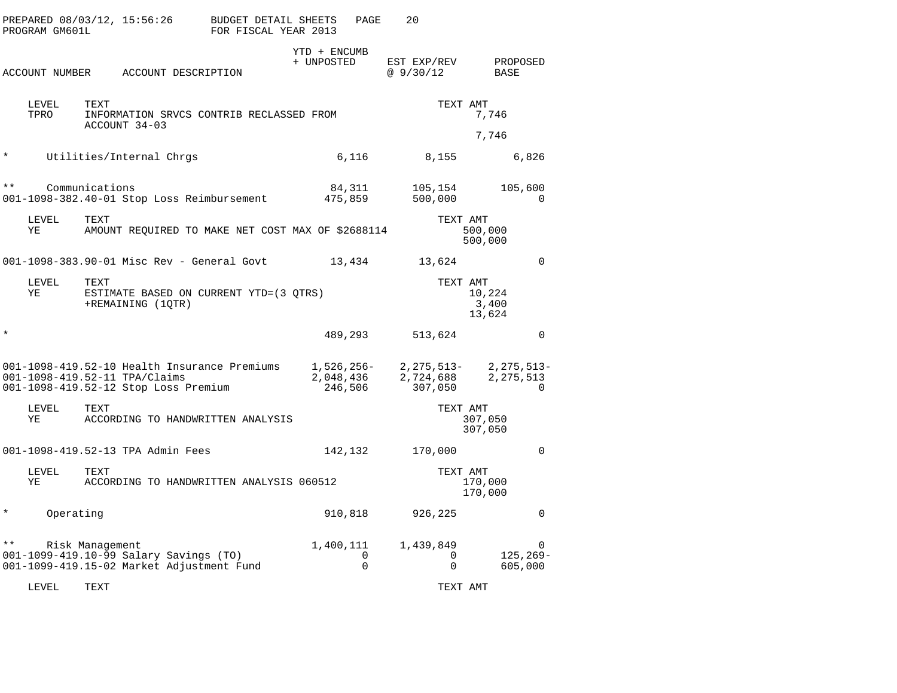PREPARED 08/03/12, 15:56:26 BUDGET DETAIL SHEETS FOR FISCAL YEAR 2013
PROGRAM GM601L

| ACCOUNT NUMBER | ACCOUNT DESCRIPTION | YTD + ENCUMB + UNPOSTED | EST EXP/REV @ 9/30/12 | PROPOSED BASE |
|---|---|---|---|---|
| | | | | |

| LEVEL | TEXT | TEXT AMT |
|---|---|---|
| TPRO | INFORMATION SRVCS CONTRIB RECLASSED FROM ACCOUNT 34-03 | 7,746 |
| | | 7,746 |

| ACCOUNT NUMBER | ACCOUNT DESCRIPTION | YTD + ENCUMB + UNPOSTED | EST EXP/REV @ 9/30/12 | PROPOSED BASE |
|---|---|---|---|---|
| * | Utilities/Internal Chrgs | 6,116 | 8,155 | 6,826 |
| ** | Communications | 84,311 | 105,154 | 105,600 |
| 001-1098-382.40-01 | Stop Loss Reimbursement | 475,859 | 500,000 | 0 |

| LEVEL | TEXT | TEXT AMT |
|---|---|---|
| YE | AMOUNT REQUIRED TO MAKE NET COST MAX OF $2688114 | 500,000 |
| | | 500,000 |

| ACCOUNT NUMBER | ACCOUNT DESCRIPTION | YTD + ENCUMB + UNPOSTED | EST EXP/REV @ 9/30/12 | PROPOSED BASE |
|---|---|---|---|---|
| 001-1098-383.90-01 | Misc Rev - General Govt | 13,434 | 13,624 | 0 |

| LEVEL | TEXT | TEXT AMT |
|---|---|---|
| YE | ESTIMATE BASED ON CURRENT YTD=(3 QTRS) | 10,224 |
| | +REMAINING (1QTR) | 3,400 |
| | | 13,624 |

| ACCOUNT NUMBER | ACCOUNT DESCRIPTION | YTD + ENCUMB + UNPOSTED | EST EXP/REV @ 9/30/12 | PROPOSED BASE |
|---|---|---|---|---|
| * | | 489,293 | 513,624 | 0 |
| 001-1098-419.52-10 | Health Insurance Premiums | 1,526,256- | 2,275,513- | 2,275,513- |
| 001-1098-419.52-11 | TPA/Claims | 2,048,436 | 2,724,688 | 2,275,513 |
| 001-1098-419.52-12 | Stop Loss Premium | 246,506 | 307,050 | 0 |

| LEVEL | TEXT | TEXT AMT |
|---|---|---|
| YE | ACCORDING TO HANDWRITTEN ANALYSIS | 307,050 |
| | | 307,050 |

| ACCOUNT NUMBER | ACCOUNT DESCRIPTION | YTD + ENCUMB + UNPOSTED | EST EXP/REV @ 9/30/12 | PROPOSED BASE |
|---|---|---|---|---|
| 001-1098-419.52-13 | TPA Admin Fees | 142,132 | 170,000 | 0 |

| LEVEL | TEXT | TEXT AMT |
|---|---|---|
| YE | ACCORDING TO HANDWRITTEN ANALYSIS 060512 | 170,000 |
| | | 170,000 |

| ACCOUNT NUMBER | ACCOUNT DESCRIPTION | YTD + ENCUMB + UNPOSTED | EST EXP/REV @ 9/30/12 | PROPOSED BASE |
|---|---|---|---|---|
| * | Operating | 910,818 | 926,225 | 0 |
| ** | Risk Management | 1,400,111 | 1,439,849 | 0 |
| 001-1099-419.10-99 | Salary Savings (TO) | 0 | 0 | 125,269- |
| 001-1099-419.15-02 | Market Adjustment Fund | 0 | 0 | 605,000 |

| LEVEL | TEXT | TEXT AMT |
|---|---|---|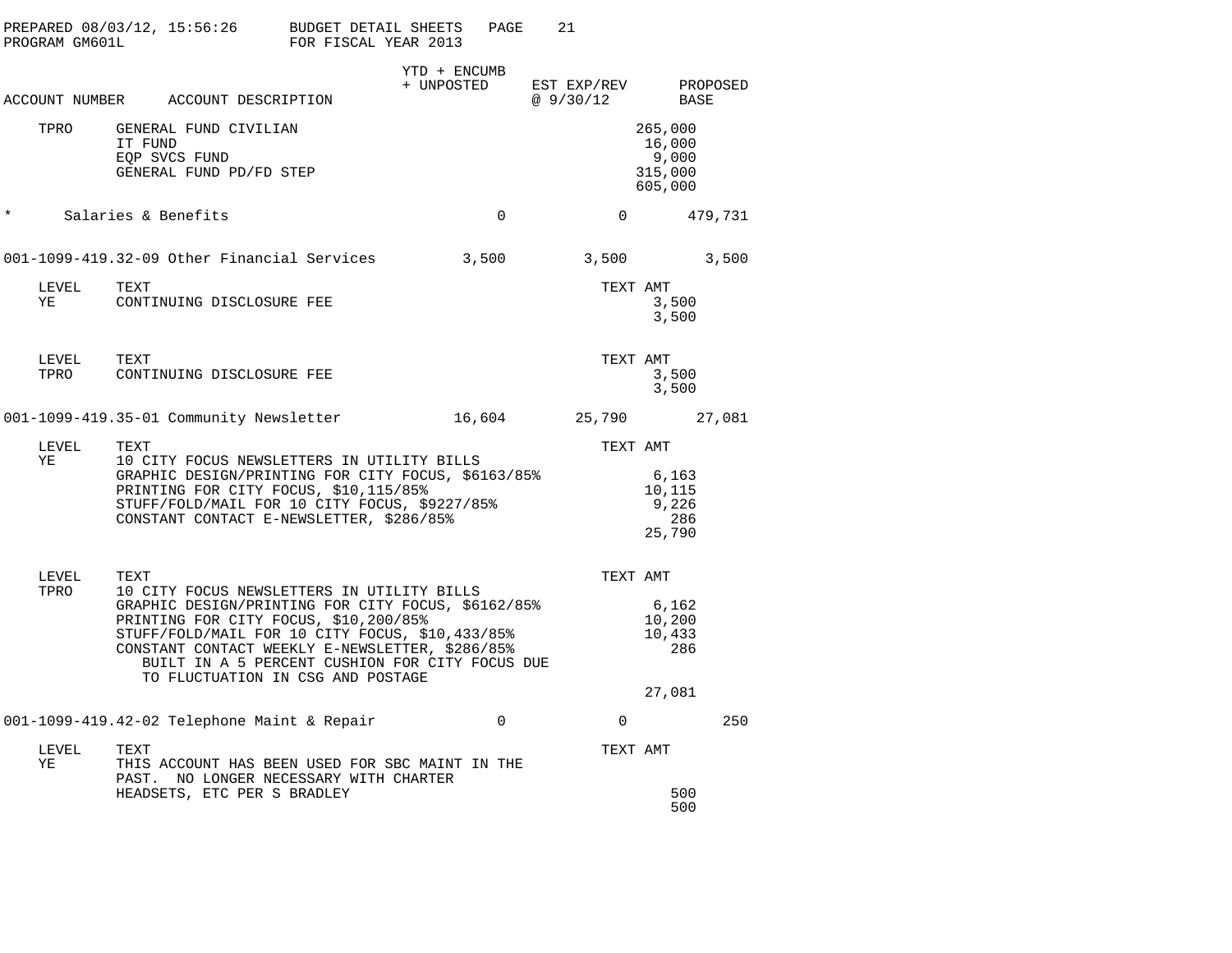PREPARED 08/03/12, 15:56:26 BUDGET DETAIL SHEETS PAGE 21
PROGRAM GM601L FOR FISCAL YEAR 2013

| ACCOUNT NUMBER | ACCOUNT DESCRIPTION | YTD + ENCUMB + UNPOSTED | EST EXP/REV @ 9/30/12 | PROPOSED BASE |
|---|---|---|---|---|
| TPRO | GENERAL FUND CIVILIAN | | 265,000 | |
| | IT FUND | | 16,000 | |
| | EQP SVCS FUND | | 9,000 | |
| | GENERAL FUND PD/FD STEP | | 315,000 | |
| | | | 605,000 | |
| * | Salaries & Benefits | 0 | 0 | 479,731 |
| 001-1099-419.32-09 | Other Financial Services | 3,500 | 3,500 | 3,500 |

| LEVEL | TEXT | TEXT AMT |
|---|---|---|
| YE | CONTINUING DISCLOSURE FEE | 3,500 |
| | | 3,500 |

| LEVEL | TEXT | TEXT AMT |
|---|---|---|
| TPRO | CONTINUING DISCLOSURE FEE | 3,500 |
| | | 3,500 |

| ACCOUNT NUMBER | ACCOUNT DESCRIPTION | YTD + ENCUMB + UNPOSTED | EST EXP/REV @ 9/30/12 | PROPOSED BASE |
|---|---|---|---|---|
| 001-1099-419.35-01 | Community Newsletter | 16,604 | 25,790 | 27,081 |

| LEVEL | TEXT | TEXT AMT |
|---|---|---|
| YE | 10 CITY FOCUS NEWSLETTERS IN UTILITY BILLS | |
| | GRAPHIC DESIGN/PRINTING FOR CITY FOCUS, $6163/85% | 6,163 |
| | PRINTING FOR CITY FOCUS, $10,115/85% | 10,115 |
| | STUFF/FOLD/MAIL FOR 10 CITY FOCUS, $9227/85% | 9,226 |
| | CONSTANT CONTACT E-NEWSLETTER, $286/85% | 286 |
| | | 25,790 |

| LEVEL | TEXT | TEXT AMT |
|---|---|---|
| TPRO | 10 CITY FOCUS NEWSLETTERS IN UTILITY BILLS | |
| | GRAPHIC DESIGN/PRINTING FOR CITY FOCUS, $6162/85% | 6,162 |
| | PRINTING FOR CITY FOCUS, $10,200/85% | 10,200 |
| | STUFF/FOLD/MAIL FOR 10 CITY FOCUS, $10,433/85% | 10,433 |
| | CONSTANT CONTACT WEEKLY E-NEWSLETTER, $286/85% | 286 |
| | BUILT IN A 5 PERCENT CUSHION FOR CITY FOCUS DUE TO FLUCTUATION IN CSG AND POSTAGE | |
| | | 27,081 |

| ACCOUNT NUMBER | ACCOUNT DESCRIPTION | YTD + ENCUMB + UNPOSTED | EST EXP/REV @ 9/30/12 | PROPOSED BASE |
|---|---|---|---|---|
| 001-1099-419.42-02 | Telephone Maint & Repair | 0 | 0 | 250 |

| LEVEL | TEXT | TEXT AMT |
|---|---|---|
| YE | THIS ACCOUNT HAS BEEN USED FOR SBC MAINT IN THE PAST. NO LONGER NECESSARY WITH CHARTER | |
| | HEADSETS, ETC PER S BRADLEY | 500 |
| | | 500 |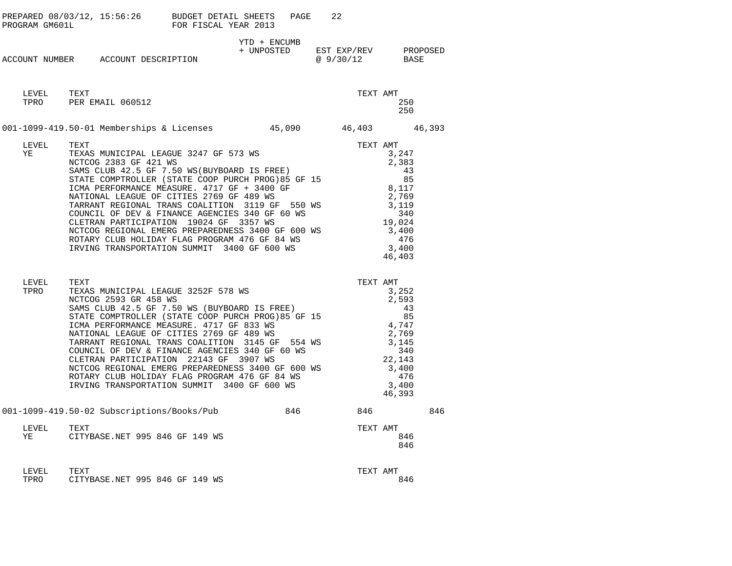PREPARED 08/03/12, 15:56:26 BUDGET DETAIL SHEETS PAGE 22
PROGRAM GM601L FOR FISCAL YEAR 2013

| ACCOUNT NUMBER | ACCOUNT DESCRIPTION | YTD + ENCUMB + UNPOSTED | EST EXP/REV @ 9/30/12 | PROPOSED BASE |
|---|---|---|---|---|

| LEVEL | TEXT | TEXT AMT |
|---|---|---|
| TPRO | PER EMAIL 060512 | 250 |
| | | 250 |

| ACCOUNT NUMBER | ACCOUNT DESCRIPTION | YTD + ENCUMB + UNPOSTED | EST EXP/REV @ 9/30/12 | PROPOSED BASE |
|---|---|---|---|---|
| 001-1099-419.50-01 | Memberships & Licenses | 45,090 | 46,403 | 46,393 |

| LEVEL | TEXT | TEXT AMT |
|---|---|---|
| YE | TEXAS MUNICIPAL LEAGUE 3247 GF 573 WS | 3,247 |
| | NCTCOG 2383 GF 421 WS | 2,383 |
| | SAMS CLUB 42.5 GF 7.50 WS(BUYBOARD IS FREE) | 43 |
| | STATE COMPTROLLER (STATE COOP PURCH PROG)85 GF 15 | 85 |
| | ICMA PERFORMANCE MEASURE. 4717 GF + 3400 GF | 8,117 |
| | NATIONAL LEAGUE OF CITIES 2769 GF 489 WS | 2,769 |
| | TARRANT REGIONAL TRANS COALITION 3119 GF 550 WS | 3,119 |
| | COUNCIL OF DEV & FINANCE AGENCIES 340 GF 60 WS | 340 |
| | CLETRAN PARTICIPATION 19024 GF 3357 WS | 19,024 |
| | NCTCOG REGIONAL EMERG PREPAREDNESS 3400 GF 600 WS | 3,400 |
| | ROTARY CLUB HOLIDAY FLAG PROGRAM 476 GF 84 WS | 476 |
| | IRVING TRANSPORTATION SUMMIT 3400 GF 600 WS | 3,400 |
| | | 46,403 |

| LEVEL | TEXT | TEXT AMT |
|---|---|---|
| TPRO | TEXAS MUNICIPAL LEAGUE 3252F 578 WS | 3,252 |
| | NCTCOG 2593 GR 458 WS | 2,593 |
| | SAMS CLUB 42.5 GF 7.50 WS (BUYBOARD IS FREE) | 43 |
| | STATE COMPTROLLER (STATE COOP PURCH PROG)85 GF 15 | 85 |
| | ICMA PERFORMANCE MEASURE. 4717 GF 833 WS | 4,747 |
| | NATIONAL LEAGUE OF CITIES 2769 GF 489 WS | 2,769 |
| | TARRANT REGIONAL TRANS COALITION 3145 GF 554 WS | 3,145 |
| | COUNCIL OF DEV & FINANCE AGENCIES 340 GF 60 WS | 340 |
| | CLETRAN PARTICIPATION 22143 GF 3907 WS | 22,143 |
| | NCTCOG REGIONAL EMERG PREPAREDNESS 3400 GF 600 WS | 3,400 |
| | ROTARY CLUB HOLIDAY FLAG PROGRAM 476 GF 84 WS | 476 |
| | IRVING TRANSPORTATION SUMMIT 3400 GF 600 WS | 3,400 |
| | | 46,393 |

| ACCOUNT NUMBER | ACCOUNT DESCRIPTION | YTD + ENCUMB + UNPOSTED | EST EXP/REV @ 9/30/12 | PROPOSED BASE |
|---|---|---|---|---|
| 001-1099-419.50-02 | Subscriptions/Books/Pub | 846 | 846 | 846 |

| LEVEL | TEXT | TEXT AMT |
|---|---|---|
| YE | CITYBASE.NET 995 846 GF 149 WS | 846 |
| | | 846 |

| LEVEL | TEXT | TEXT AMT |
|---|---|---|
| TPRO | CITYBASE.NET 995 846 GF 149 WS | 846 |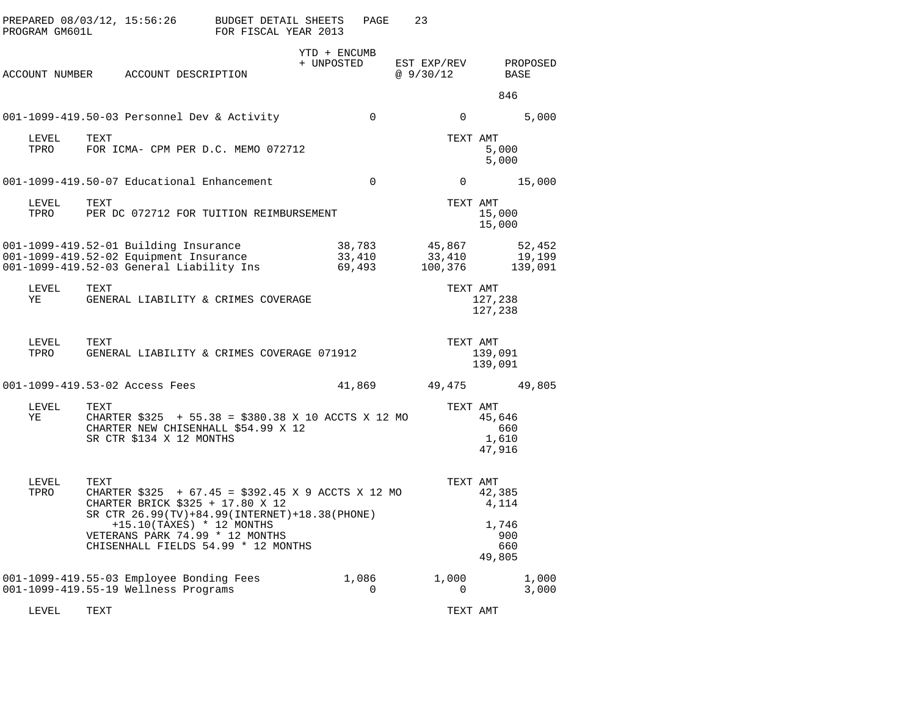PREPARED 08/03/12, 15:56:26 BUDGET DETAIL SHEETS
PROGRAM GM601L FOR FISCAL YEAR 2013

| ACCOUNT NUMBER | ACCOUNT DESCRIPTION | YTD + ENCUMB + UNPOSTED | EST EXP/REV @ 9/30/12 | PROPOSED BASE |
|---|---|---|---|---|
| | | | | 846 |
| 001-1099-419.50-03 | Personnel Dev & Activity | 0 | 0 | 5,000 |

| LEVEL | TEXT | TEXT AMT |
|---|---|---|
| TPRO | FOR ICMA- CPM PER D.C. MEMO 072712 | 5,000 |
| | | 5,000 |

| ACCOUNT NUMBER | ACCOUNT DESCRIPTION | YTD + ENCUMB + UNPOSTED | EST EXP/REV @ 9/30/12 | PROPOSED BASE |
|---|---|---|---|---|
| 001-1099-419.50-07 | Educational Enhancement | 0 | 0 | 15,000 |

| LEVEL | TEXT | TEXT AMT |
|---|---|---|
| TPRO | PER DC 072712 FOR TUITION REIMBURSEMENT | 15,000 |
| | | 15,000 |

| ACCOUNT NUMBER | ACCOUNT DESCRIPTION | YTD + ENCUMB + UNPOSTED | EST EXP/REV @ 9/30/12 | PROPOSED BASE |
|---|---|---|---|---|
| 001-1099-419.52-01 | Building Insurance | 38,783 | 45,867 | 52,452 |
| 001-1099-419.52-02 | Equipment Insurance | 33,410 | 33,410 | 19,199 |
| 001-1099-419.52-03 | General Liability Ins | 69,493 | 100,376 | 139,091 |

| LEVEL | TEXT | TEXT AMT |
|---|---|---|
| YE | GENERAL LIABILITY & CRIMES COVERAGE | 127,238 |
| | | 127,238 |

| LEVEL | TEXT | TEXT AMT |
|---|---|---|
| TPRO | GENERAL LIABILITY & CRIMES COVERAGE 071912 | 139,091 |
| | | 139,091 |

| ACCOUNT NUMBER | ACCOUNT DESCRIPTION | YTD + ENCUMB + UNPOSTED | EST EXP/REV @ 9/30/12 | PROPOSED BASE |
|---|---|---|---|---|
| 001-1099-419.53-02 | Access Fees | 41,869 | 49,475 | 49,805 |

| LEVEL | TEXT | TEXT AMT |
|---|---|---|
| YE | CHARTER $325 + 55.38 = $380.38 X 10 ACCTS X 12 MO | 45,646 |
| | CHARTER NEW CHISENHALL $54.99 X 12 | 660 |
| | SR CTR $134 X 12 MONTHS | 1,610 |
| | | 47,916 |

| LEVEL | TEXT | TEXT AMT |
|---|---|---|
| TPRO | CHARTER $325 + 67.45 = $392.45 X 9 ACCTS X 12 MO | 42,385 |
| | CHARTER BRICK $325 + 17.80 X 12 | 4,114 |
| | SR CTR 26.99(TV)+84.99(INTERNET)+18.38(PHONE) +15.10(TAXES) * 12 MONTHS | 1,746 |
| | VETERANS PARK 74.99 * 12 MONTHS | 900 |
| | CHISENHALL FIELDS 54.99 * 12 MONTHS | 660 |
| | | 49,805 |

| ACCOUNT NUMBER | ACCOUNT DESCRIPTION | YTD + ENCUMB + UNPOSTED | EST EXP/REV @ 9/30/12 | PROPOSED BASE |
|---|---|---|---|---|
| 001-1099-419.55-03 | Employee Bonding Fees | 1,086 | 1,000 | 1,000 |
| 001-1099-419.55-19 | Wellness Programs | 0 | 0 | 3,000 |

| LEVEL | TEXT | TEXT AMT |
|---|---|---|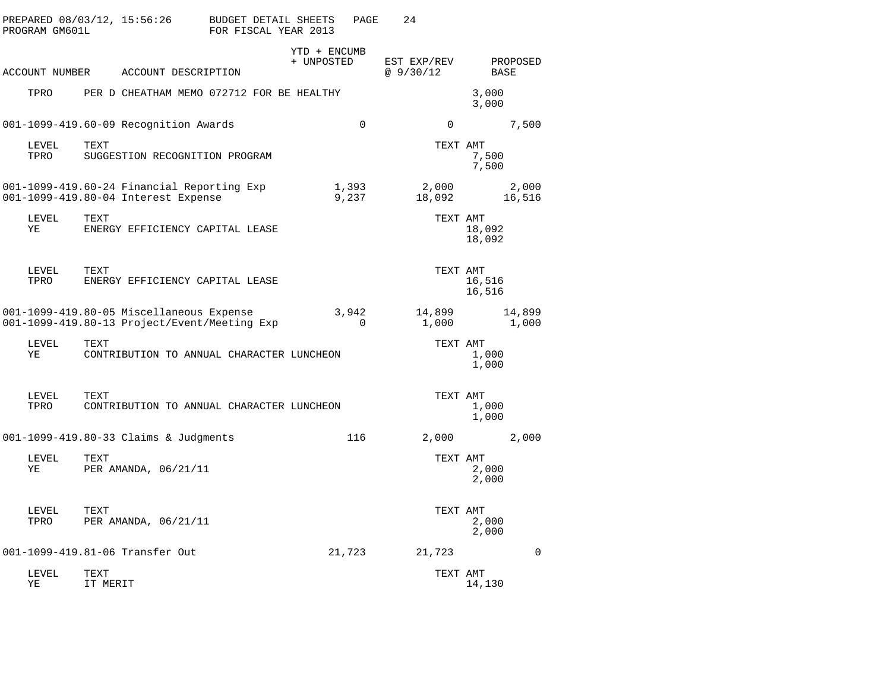PREPARED 08/03/12, 15:56:26 BUDGET DETAIL SHEETS PAGE 24
PROGRAM GM601L FOR FISCAL YEAR 2013

| ACCOUNT NUMBER | ACCOUNT DESCRIPTION | YTD + ENCUMB + UNPOSTED | EST EXP/REV @ 9/30/12 | TEXT AMT | PROPOSED BASE |
|---|---|---|---|---|---|
| TPRO | PER D CHEATHAM MEMO 072712 FOR BE HEALTHY | | | 3,000 | |
| | | | | 3,000 | |
| 001-1099-419.60-09 | Recognition Awards | 0 | 0 | | 7,500 |
| LEVEL | TEXT | | | TEXT AMT | |
| TPRO | SUGGESTION RECOGNITION PROGRAM | | | 7,500 | |
| | | | | 7,500 | |
| 001-1099-419.60-24 | Financial Reporting Exp | 1,393 | 2,000 | | 2,000 |
| 001-1099-419.80-04 | Interest Expense | 9,237 | 18,092 | | 16,516 |
| LEVEL | TEXT | | | TEXT AMT | |
| YE | ENERGY EFFICIENCY CAPITAL LEASE | | | 18,092 | |
| | | | | 18,092 | |
| LEVEL | TEXT | | | TEXT AMT | |
| TPRO | ENERGY EFFICIENCY CAPITAL LEASE | | | 16,516 | |
| | | | | 16,516 | |
| 001-1099-419.80-05 | Miscellaneous Expense | 3,942 | 14,899 | | 14,899 |
| 001-1099-419.80-13 | Project/Event/Meeting Exp | 0 | 1,000 | | 1,000 |
| LEVEL | TEXT | | | TEXT AMT | |
| YE | CONTRIBUTION TO ANNUAL CHARACTER LUNCHEON | | | 1,000 | |
| | | | | 1,000 | |
| LEVEL | TEXT | | | TEXT AMT | |
| TPRO | CONTRIBUTION TO ANNUAL CHARACTER LUNCHEON | | | 1,000 | |
| | | | | 1,000 | |
| 001-1099-419.80-33 | Claims & Judgments | 116 | 2,000 | | 2,000 |
| LEVEL | TEXT | | | TEXT AMT | |
| YE | PER AMANDA, 06/21/11 | | | 2,000 | |
| | | | | 2,000 | |
| LEVEL | TEXT | | | TEXT AMT | |
| TPRO | PER AMANDA, 06/21/11 | | | 2,000 | |
| | | | | 2,000 | |
| 001-1099-419.81-06 | Transfer Out | 21,723 | 21,723 | | 0 |
| LEVEL | TEXT | | | TEXT AMT | |
| YE | IT MERIT | | | 14,130 | |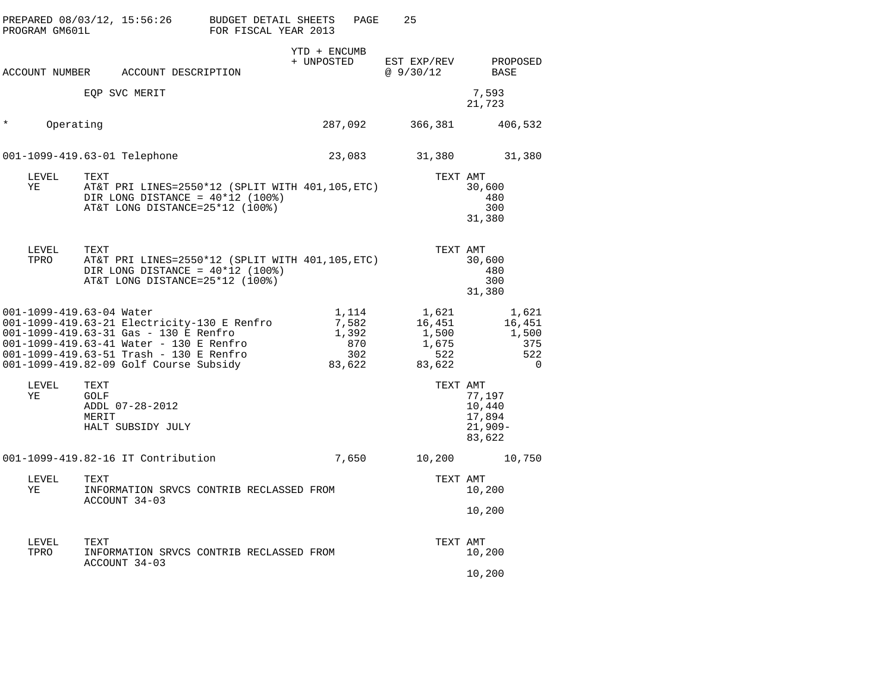PREPARED 08/03/12, 15:56:26 BUDGET DETAIL SHEETS
PROGRAM GM601L FOR FISCAL YEAR 2013

| ACCOUNT NUMBER | ACCOUNT DESCRIPTION | YTD + ENCUMB + UNPOSTED | EST EXP/REV @ 9/30/12 | PROPOSED BASE |
|---|---|---|---|---|
| | EQP SVC MERIT | | | 7,593 |
| | | | | 21,723 |
| * | Operating | 287,092 | 366,381 | 406,532 |
| 001-1099-419.63-01 | Telephone | 23,083 | 31,380 | 31,380 |

| LEVEL | TEXT | TEXT AMT |
|---|---|---|
| YE | AT&T PRI LINES=2550*12 (SPLIT WITH 401,105,ETC) | 30,600 |
| | DIR LONG DISTANCE = 40*12 (100%) | 480 |
| | AT&T LONG DISTANCE=25*12 (100%) | 300 |
| | | 31,380 |

| LEVEL | TEXT | TEXT AMT |
|---|---|---|
| TPRO | AT&T PRI LINES=2550*12 (SPLIT WITH 401,105,ETC) | 30,600 |
| | DIR LONG DISTANCE = 40*12 (100%) | 480 |
| | AT&T LONG DISTANCE=25*12 (100%) | 300 |
| | | 31,380 |

| ACCOUNT NUMBER | ACCOUNT DESCRIPTION | YTD + ENCUMB + UNPOSTED | EST EXP/REV @ 9/30/12 | PROPOSED BASE |
|---|---|---|---|---|
| 001-1099-419.63-04 | Water | 1,114 | 1,621 | 1,621 |
| 001-1099-419.63-21 | Electricity-130 E Renfro | 7,582 | 16,451 | 16,451 |
| 001-1099-419.63-31 | Gas - 130 E Renfro | 1,392 | 1,500 | 1,500 |
| 001-1099-419.63-41 | Water - 130 E Renfro | 870 | 1,675 | 375 |
| 001-1099-419.63-51 | Trash - 130 E Renfro | 302 | 522 | 522 |
| 001-1099-419.82-09 | Golf Course Subsidy | 83,622 | 83,622 | 0 |

| LEVEL | TEXT | TEXT AMT |
|---|---|---|
| YE | GOLF | 77,197 |
| | ADDL 07-28-2012 | 10,440 |
| | MERIT | 17,894 |
| | HALT SUBSIDY JULY | 21,909- |
| | | 83,622 |

| ACCOUNT NUMBER | ACCOUNT DESCRIPTION | YTD + ENCUMB + UNPOSTED | EST EXP/REV @ 9/30/12 | PROPOSED BASE |
|---|---|---|---|---|
| 001-1099-419.82-16 | IT Contribution | 7,650 | 10,200 | 10,750 |

| LEVEL | TEXT | TEXT AMT |
|---|---|---|
| YE | INFORMATION SRVCS CONTRIB RECLASSED FROM ACCOUNT 34-03 | 10,200 |
| | | 10,200 |

| LEVEL | TEXT | TEXT AMT |
|---|---|---|
| TPRO | INFORMATION SRVCS CONTRIB RECLASSED FROM ACCOUNT 34-03 | 10,200 |
| | | 10,200 |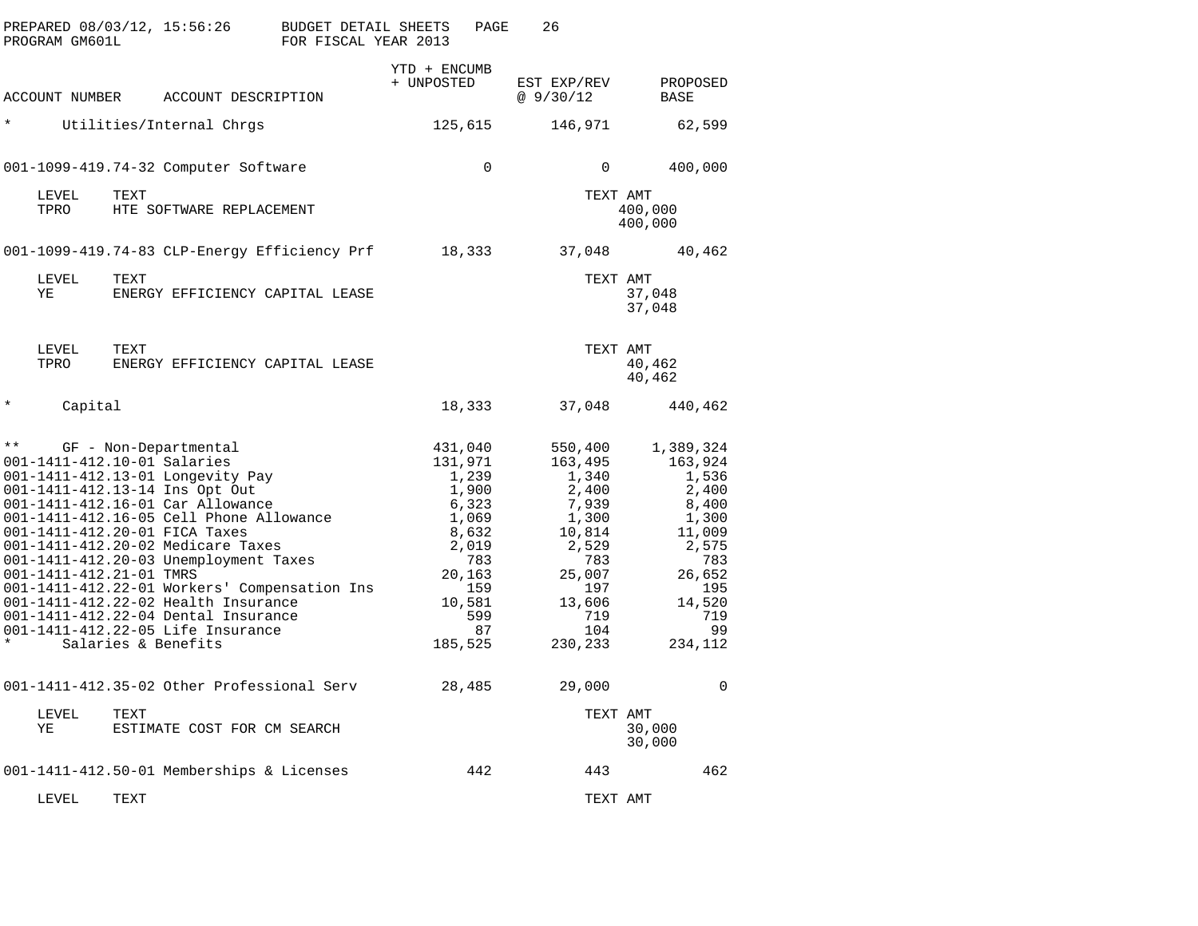PREPARED 08/03/12, 15:56:26 BUDGET DETAIL SHEETS PAGE 26
PROGRAM GM601L FOR FISCAL YEAR 2013

| ACCOUNT NUMBER | ACCOUNT DESCRIPTION | YTD + ENCUMB + UNPOSTED | EST EXP/REV @ 9/30/12 | PROPOSED BASE |
|---|---|---|---|---|
| * | Utilities/Internal Chrgs | 125,615 | 146,971 | 62,599 |
| 001-1099-419.74-32 | Computer Software | 0 | 0 | 400,000 |
| LEVEL | TEXT | | TEXT AMT | |
| TPRO | HTE SOFTWARE REPLACEMENT | | 400,000 | |
| | | | 400,000 | |
| 001-1099-419.74-83 | CLP-Energy Efficiency Prf | 18,333 | 37,048 | 40,462 |
| LEVEL | TEXT | | TEXT AMT | |
| YE | ENERGY EFFICIENCY CAPITAL LEASE | | 37,048 | |
| | | | 37,048 | |
| LEVEL | TEXT | | TEXT AMT | |
| TPRO | ENERGY EFFICIENCY CAPITAL LEASE | | 40,462 | |
| | | | 40,462 | |
| * | Capital | 18,333 | 37,048 | 440,462 |
| ** | GF - Non-Departmental | 431,040 | 550,400 | 1,389,324 |
| 001-1411-412.10-01 | Salaries | 131,971 | 163,495 | 163,924 |
| 001-1411-412.13-01 | Longevity Pay | 1,239 | 1,340 | 1,536 |
| 001-1411-412.13-14 | Ins Opt Out | 1,900 | 2,400 | 2,400 |
| 001-1411-412.16-01 | Car Allowance | 6,323 | 7,939 | 8,400 |
| 001-1411-412.16-05 | Cell Phone Allowance | 1,069 | 1,300 | 1,300 |
| 001-1411-412.20-01 | FICA Taxes | 8,632 | 10,814 | 11,009 |
| 001-1411-412.20-02 | Medicare Taxes | 2,019 | 2,529 | 2,575 |
| 001-1411-412.20-03 | Unemployment Taxes | 783 | 783 | 783 |
| 001-1411-412.21-01 | TMRS | 20,163 | 25,007 | 26,652 |
| 001-1411-412.22-01 | Workers' Compensation Ins | 159 | 197 | 195 |
| 001-1411-412.22-02 | Health Insurance | 10,581 | 13,606 | 14,520 |
| 001-1411-412.22-04 | Dental Insurance | 599 | 719 | 719 |
| 001-1411-412.22-05 | Life Insurance | 87 | 104 | 99 |
| * | Salaries & Benefits | 185,525 | 230,233 | 234,112 |
| 001-1411-412.35-02 | Other Professional Serv | 28,485 | 29,000 | 0 |
| LEVEL | TEXT | | TEXT AMT | |
| YE | ESTIMATE COST FOR CM SEARCH | | 30,000 | |
| | | | 30,000 | |
| 001-1411-412.50-01 | Memberships & Licenses | 442 | 443 | 462 |
| LEVEL | TEXT | | TEXT AMT | |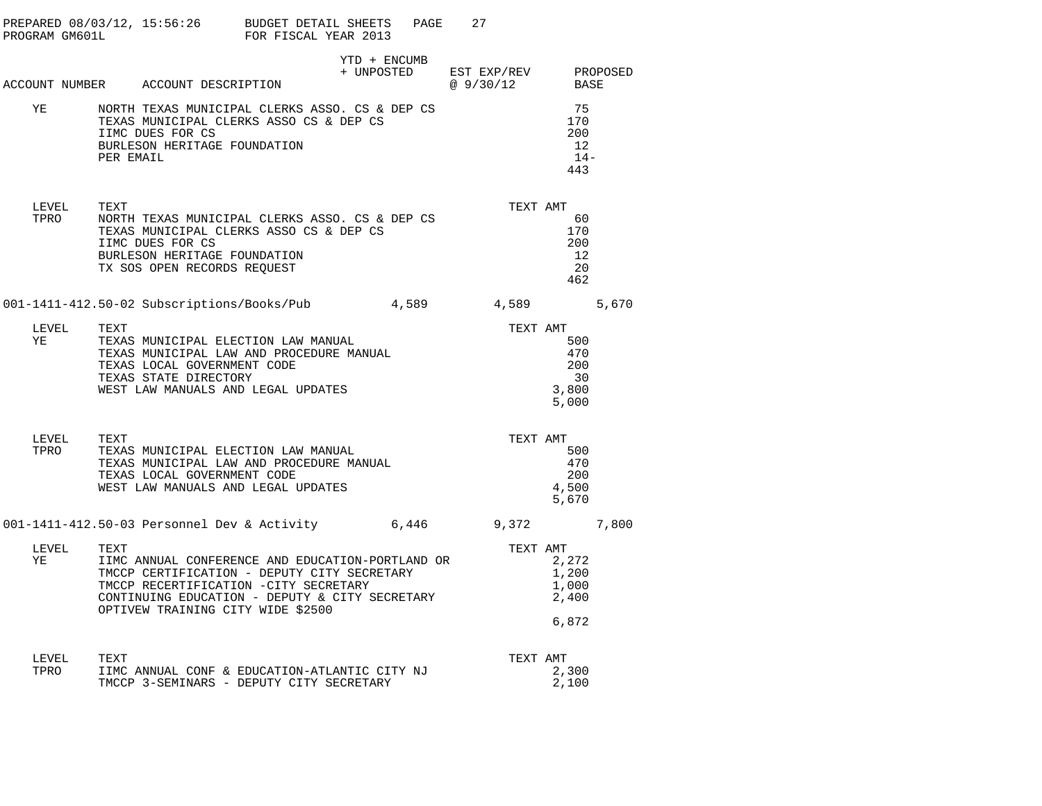PREPARED 08/03/12, 15:56:26 BUDGET DETAIL SHEETS
PROGRAM GM601L FOR FISCAL YEAR 2013

| ACCOUNT NUMBER | ACCOUNT DESCRIPTION | YTD + ENCUMB + UNPOSTED | EST EXP/REV @ 9/30/12 | PROPOSED BASE |
|---|---|---|---|---|
| YE | NORTH TEXAS MUNICIPAL CLERKS ASSO. CS & DEP CS | | | 75 |
| | TEXAS MUNICIPAL CLERKS ASSO CS & DEP CS | | | 170 |
| | IIMC DUES FOR CS | | | 200 |
| | BURLESON HERITAGE FOUNDATION | | | 12 |
| | PER EMAIL | | | 14- |
| | | | | 443 |

| LEVEL | TEXT | TEXT AMT |
|---|---|---|
| TPRO | NORTH TEXAS MUNICIPAL CLERKS ASSO. CS & DEP CS | 60 |
| | TEXAS MUNICIPAL CLERKS ASSO CS & DEP CS | 170 |
| | IIMC DUES FOR CS | 200 |
| | BURLESON HERITAGE FOUNDATION | 12 |
| | TX SOS OPEN RECORDS REQUEST | 20 |
| | | 462 |

| ACCOUNT NUMBER | ACCOUNT DESCRIPTION | YTD + ENCUMB + UNPOSTED | EST EXP/REV @ 9/30/12 | PROPOSED BASE |
|---|---|---|---|---|
| 001-1411-412.50-02 | Subscriptions/Books/Pub | 4,589 | 4,589 | 5,670 |

| LEVEL | TEXT | TEXT AMT |
|---|---|---|
| YE | TEXAS MUNICIPAL ELECTION LAW MANUAL | 500 |
| | TEXAS MUNICIPAL LAW AND PROCEDURE MANUAL | 470 |
| | TEXAS LOCAL GOVERNMENT CODE | 200 |
| | TEXAS STATE DIRECTORY | 30 |
| | WEST LAW MANUALS AND LEGAL UPDATES | 3,800 |
| | | 5,000 |

| LEVEL | TEXT | TEXT AMT |
|---|---|---|
| TPRO | TEXAS MUNICIPAL ELECTION LAW MANUAL | 500 |
| | TEXAS MUNICIPAL LAW AND PROCEDURE MANUAL | 470 |
| | TEXAS LOCAL GOVERNMENT CODE | 200 |
| | WEST LAW MANUALS AND LEGAL UPDATES | 4,500 |
| | | 5,670 |

| ACCOUNT NUMBER | ACCOUNT DESCRIPTION | YTD + ENCUMB + UNPOSTED | EST EXP/REV @ 9/30/12 | PROPOSED BASE |
|---|---|---|---|---|
| 001-1411-412.50-03 | Personnel Dev & Activity | 6,446 | 9,372 | 7,800 |

| LEVEL | TEXT | TEXT AMT |
|---|---|---|
| YE | IIMC ANNUAL CONFERENCE AND EDUCATION-PORTLAND OR | 2,272 |
| | TMCCP CERTIFICATION - DEPUTY CITY SECRETARY | 1,200 |
| | TMCCP RECERTIFICATION -CITY SECRETARY | 1,000 |
| | CONTINUING EDUCATION - DEPUTY & CITY SECRETARY | 2,400 |
| | OPTIVEW TRAINING CITY WIDE $2500 | |
| | | 6,872 |

| LEVEL | TEXT | TEXT AMT |
|---|---|---|
| TPRO | IIMC ANNUAL CONF & EDUCATION-ATLANTIC CITY NJ | 2,300 |
| | TMCCP 3-SEMINARS - DEPUTY CITY SECRETARY | 2,100 |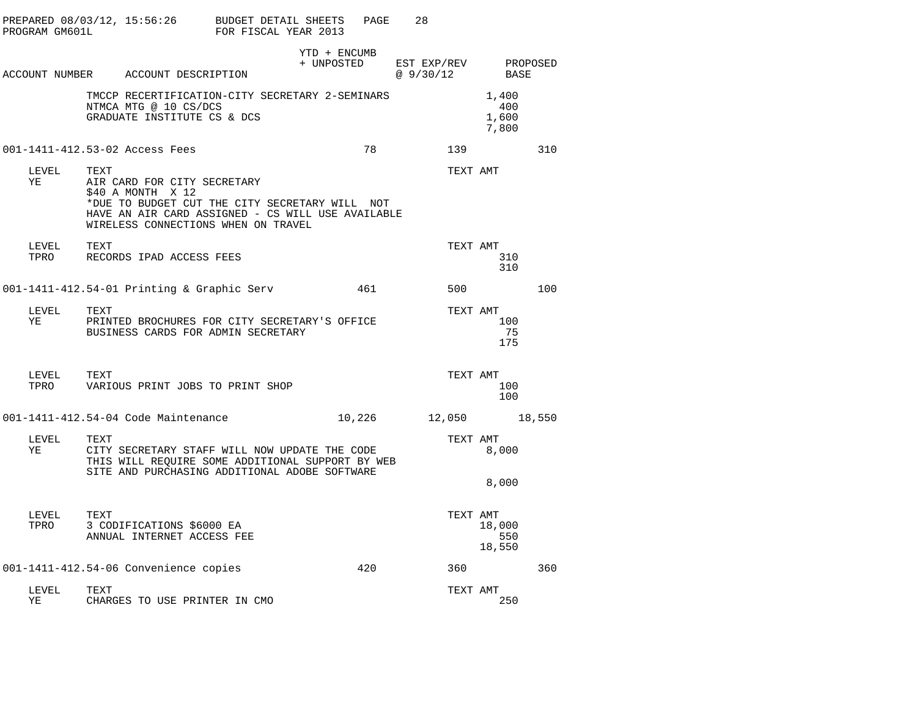| ACCOUNT NUMBER | ACCOUNT DESCRIPTION | YTD + ENCUMB + UNPOSTED | EST EXP/REV @ 9/30/12 | PROPOSED BASE |
|---|---|---|---|---|

TMCCP RECERTIFICATION-CITY SECRETARY 2-SEMINARS 1,400
NTMCA MTG @ 10 CS/DCS 400
GRADUATE INSTITUTE CS & DCS 1,600
7,800

| ACCOUNT NUMBER | ACCOUNT DESCRIPTION | YTD + ENCUMB + UNPOSTED | EST EXP/REV @ 9/30/12 | PROPOSED BASE |
|---|---|---|---|---|
| 001-1411-412.53-02 | Access Fees | 78 | 139 | 310 |

| LEVEL | TEXT | TEXT AMT |
|---|---|---|
| YE | AIR CARD FOR CITY SECRETARY | |
| | $40 A MONTH X 12 | |
| | *DUE TO BUDGET CUT THE CITY SECRETARY WILL NOT HAVE AN AIR CARD ASSIGNED - CS WILL USE AVAILABLE WIRELESS CONNECTIONS WHEN ON TRAVEL | |

| LEVEL | TEXT | TEXT AMT |
|---|---|---|
| TPRO | RECORDS IPAD ACCESS FEES | 310 |
| | | 310 |

| ACCOUNT NUMBER | ACCOUNT DESCRIPTION | YTD + ENCUMB + UNPOSTED | EST EXP/REV @ 9/30/12 | PROPOSED BASE |
|---|---|---|---|---|
| 001-1411-412.54-01 | Printing & Graphic Serv | 461 | 500 | 100 |

| LEVEL | TEXT | TEXT AMT |
|---|---|---|
| YE | PRINTED BROCHURES FOR CITY SECRETARY'S OFFICE | 100 |
| | BUSINESS CARDS FOR ADMIN SECRETARY | 75 |
| | | 175 |

| LEVEL | TEXT | TEXT AMT |
|---|---|---|
| TPRO | VARIOUS PRINT JOBS TO PRINT SHOP | 100 |
| | | 100 |

| ACCOUNT NUMBER | ACCOUNT DESCRIPTION | YTD + ENCUMB + UNPOSTED | EST EXP/REV @ 9/30/12 | PROPOSED BASE |
|---|---|---|---|---|
| 001-1411-412.54-04 | Code Maintenance | 10,226 | 12,050 | 18,550 |

| LEVEL | TEXT | TEXT AMT |
|---|---|---|
| YE | CITY SECRETARY STAFF WILL NOW UPDATE THE CODE THIS WILL REQUIRE SOME ADDITIONAL SUPPORT BY WEB SITE AND PURCHASING ADDITIONAL ADOBE SOFTWARE | 8,000 |
| | | 8,000 |

| LEVEL | TEXT | TEXT AMT |
|---|---|---|
| TPRO | 3 CODIFICATIONS $6000 EA | 18,000 |
| | ANNUAL INTERNET ACCESS FEE | 550 |
| | | 18,550 |

| ACCOUNT NUMBER | ACCOUNT DESCRIPTION | YTD + ENCUMB + UNPOSTED | EST EXP/REV @ 9/30/12 | PROPOSED BASE |
|---|---|---|---|---|
| 001-1411-412.54-06 | Convenience copies | 420 | 360 | 360 |

| LEVEL | TEXT | TEXT AMT |
|---|---|---|
| YE | CHARGES TO USE PRINTER IN CMO | 250 |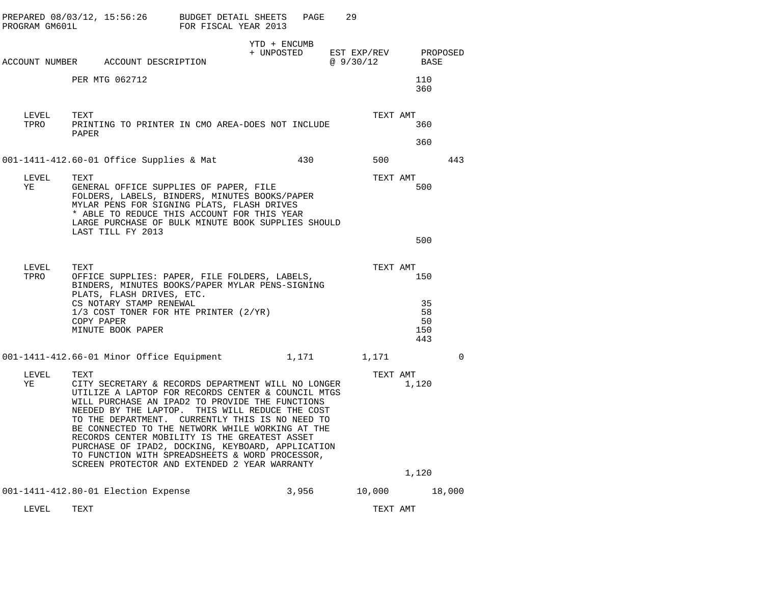PREPARED 08/03/12, 15:56:26 BUDGET DETAIL SHEETS
PROGRAM GM601L FOR FISCAL YEAR 2013

| ACCOUNT NUMBER | ACCOUNT DESCRIPTION | YTD + ENCUMB + UNPOSTED | EST EXP/REV @ 9/30/12 | PROPOSED BASE |
|---|---|---|---|---|

PER MTG 062712 — 110

360

| LEVEL | TEXT | TEXT AMT |
|---|---|---|
| TPRO | PRINTING TO PRINTER IN CMO AREA-DOES NOT INCLUDE PAPER | 360 |
| | | 360 |

| ACCOUNT NUMBER | ACCOUNT DESCRIPTION | YTD + ENCUMB + UNPOSTED | EST EXP/REV @ 9/30/12 | PROPOSED BASE |
|---|---|---|---|---|
| 001-1411-412.60-01 | Office Supplies & Mat | 430 | 500 | 443 |

| LEVEL | TEXT | TEXT AMT |
|---|---|---|
| YE | GENERAL OFFICE SUPPLIES OF PAPER, FILE FOLDERS, LABELS, BINDERS, MINUTES BOOKS/PAPER MYLAR PENS FOR SIGNING PLATS, FLASH DRIVES * ABLE TO REDUCE THIS ACCOUNT FOR THIS YEAR LARGE PURCHASE OF BULK MINUTE BOOK SUPPLIES SHOULD LAST TILL FY 2013 | 500 |
| | | 500 |

| LEVEL | TEXT | TEXT AMT |
|---|---|---|
| TPRO | OFFICE SUPPLIES: PAPER, FILE FOLDERS, LABELS, BINDERS, MINUTES BOOKS/PAPER MYLAR PENS-SIGNING PLATS, FLASH DRIVES, ETC. | 150 |
| | CS NOTARY STAMP RENEWAL | 35 |
| | 1/3 COST TONER FOR HTE PRINTER (2/YR) | 58 |
| | COPY PAPER | 50 |
| | MINUTE BOOK PAPER | 150 |
| | | 443 |

| ACCOUNT NUMBER | ACCOUNT DESCRIPTION | YTD + ENCUMB + UNPOSTED | EST EXP/REV @ 9/30/12 | PROPOSED BASE |
|---|---|---|---|---|
| 001-1411-412.66-01 | Minor Office Equipment | 1,171 | 1,171 | 0 |

| LEVEL | TEXT | TEXT AMT |
|---|---|---|
| YE | CITY SECRETARY & RECORDS DEPARTMENT WILL NO LONGER UTILIZE A LAPTOP FOR RECORDS CENTER & COUNCIL MTGS WILL PURCHASE AN IPAD2 TO PROVIDE THE FUNCTIONS NEEDED BY THE LAPTOP. THIS WILL REDUCE THE COST TO THE DEPARTMENT. CURRENTLY THIS IS NO NEED TO BE CONNECTED TO THE NETWORK WHILE WORKING AT THE RECORDS CENTER MOBILITY IS THE GREATEST ASSET PURCHASE OF IPAD2, DOCKING, KEYBOARD, APPLICATION TO FUNCTION WITH SPREADSHEETS & WORD PROCESSOR, SCREEN PROTECTOR AND EXTENDED 2 YEAR WARRANTY | 1,120 |
| | | 1,120 |

| ACCOUNT NUMBER | ACCOUNT DESCRIPTION | YTD + ENCUMB + UNPOSTED | EST EXP/REV @ 9/30/12 | PROPOSED BASE |
|---|---|---|---|---|
| 001-1411-412.80-01 | Election Expense | 3,956 | 10,000 | 18,000 |

| LEVEL | TEXT | TEXT AMT |
|---|---|---|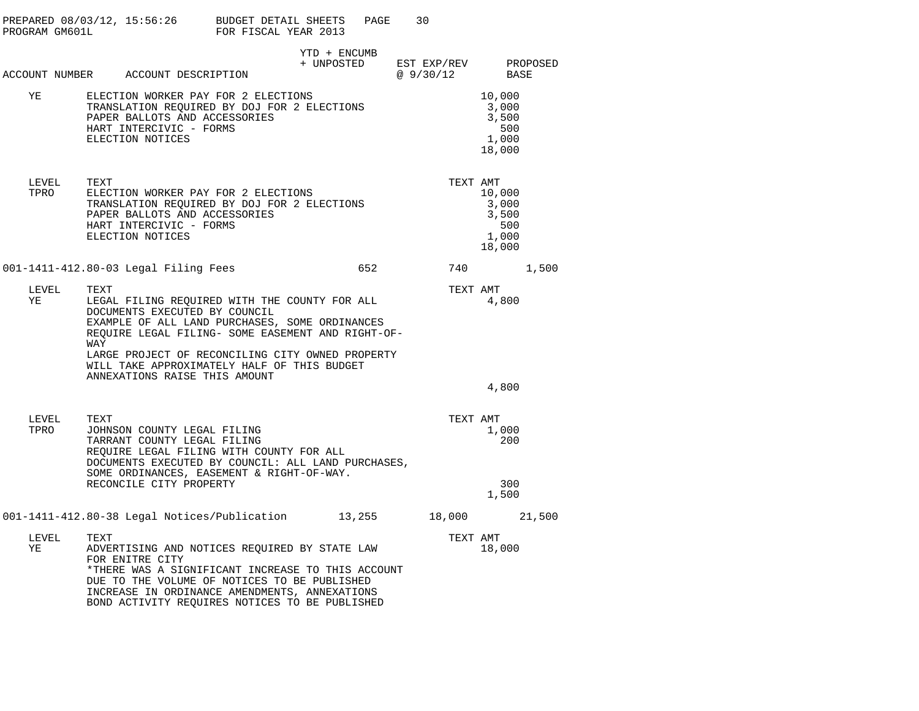| ACCOUNT NUMBER | ACCOUNT DESCRIPTION | YTD + ENCUMB + UNPOSTED | EST EXP/REV @ 9/30/12 | PROPOSED BASE |
|---|---|---|---|---|

YE
ELECTION WORKER PAY FOR 2 ELECTIONS — 10,000
TRANSLATION REQUIRED BY DOJ FOR 2 ELECTIONS — 3,000
PAPER BALLOTS AND ACCESSORIES — 3,500
HART INTERCIVIC - FORMS — 500
ELECTION NOTICES — 1,000
18,000

| LEVEL | TEXT | TEXT AMT |
|---|---|---|
| TPRO | ELECTION WORKER PAY FOR 2 ELECTIONS | 10,000 |
| | TRANSLATION REQUIRED BY DOJ FOR 2 ELECTIONS | 3,000 |
| | PAPER BALLOTS AND ACCESSORIES | 3,500 |
| | HART INTERCIVIC - FORMS | 500 |
| | ELECTION NOTICES | 1,000 |
| | | 18,000 |

| ACCOUNT NUMBER | ACCOUNT DESCRIPTION | YTD + ENCUMB + UNPOSTED | EST EXP/REV @ 9/30/12 | PROPOSED BASE |
|---|---|---|---|---|
| 001-1411-412.80-03 | Legal Filing Fees | 652 | 740 | 1,500 |

| LEVEL | TEXT | TEXT AMT |
|---|---|---|
| YE | LEGAL FILING REQUIRED WITH THE COUNTY FOR ALL DOCUMENTS EXECUTED BY COUNCIL EXAMPLE OF ALL LAND PURCHASES, SOME ORDINANCES REQUIRE LEGAL FILING- SOME EASEMENT AND RIGHT-OF-WAY LARGE PROJECT OF RECONCILING CITY OWNED PROPERTY WILL TAKE APPROXIMATELY HALF OF THIS BUDGET ANNEXATIONS RAISE THIS AMOUNT | 4,800 |
| | | 4,800 |

| LEVEL | TEXT | TEXT AMT |
|---|---|---|
| TPRO | JOHNSON COUNTY LEGAL FILING | 1,000 |
| | TARRANT COUNTY LEGAL FILING | 200 |
| | REQUIRE LEGAL FILING WITH COUNTY FOR ALL DOCUMENTS EXECUTED BY COUNCIL: ALL LAND PURCHASES, SOME ORDINANCES, EASEMENT & RIGHT-OF-WAY. | |
| | RECONCILE CITY PROPERTY | 300 |
| | | 1,500 |

| ACCOUNT NUMBER | ACCOUNT DESCRIPTION | YTD + ENCUMB + UNPOSTED | EST EXP/REV @ 9/30/12 | PROPOSED BASE |
|---|---|---|---|---|
| 001-1411-412.80-38 | Legal Notices/Publication | 13,255 | 18,000 | 21,500 |

| LEVEL | TEXT | TEXT AMT |
|---|---|---|
| YE | ADVERTISING AND NOTICES REQUIRED BY STATE LAW FOR ENITRE CITY *THERE WAS A SIGNIFICANT INCREASE TO THIS ACCOUNT DUE TO THE VOLUME OF NOTICES TO BE PUBLISHED INCREASE IN ORDINANCE AMENDMENTS, ANNEXATIONS BOND ACTIVITY REQUIRES NOTICES TO BE PUBLISHED | 18,000 |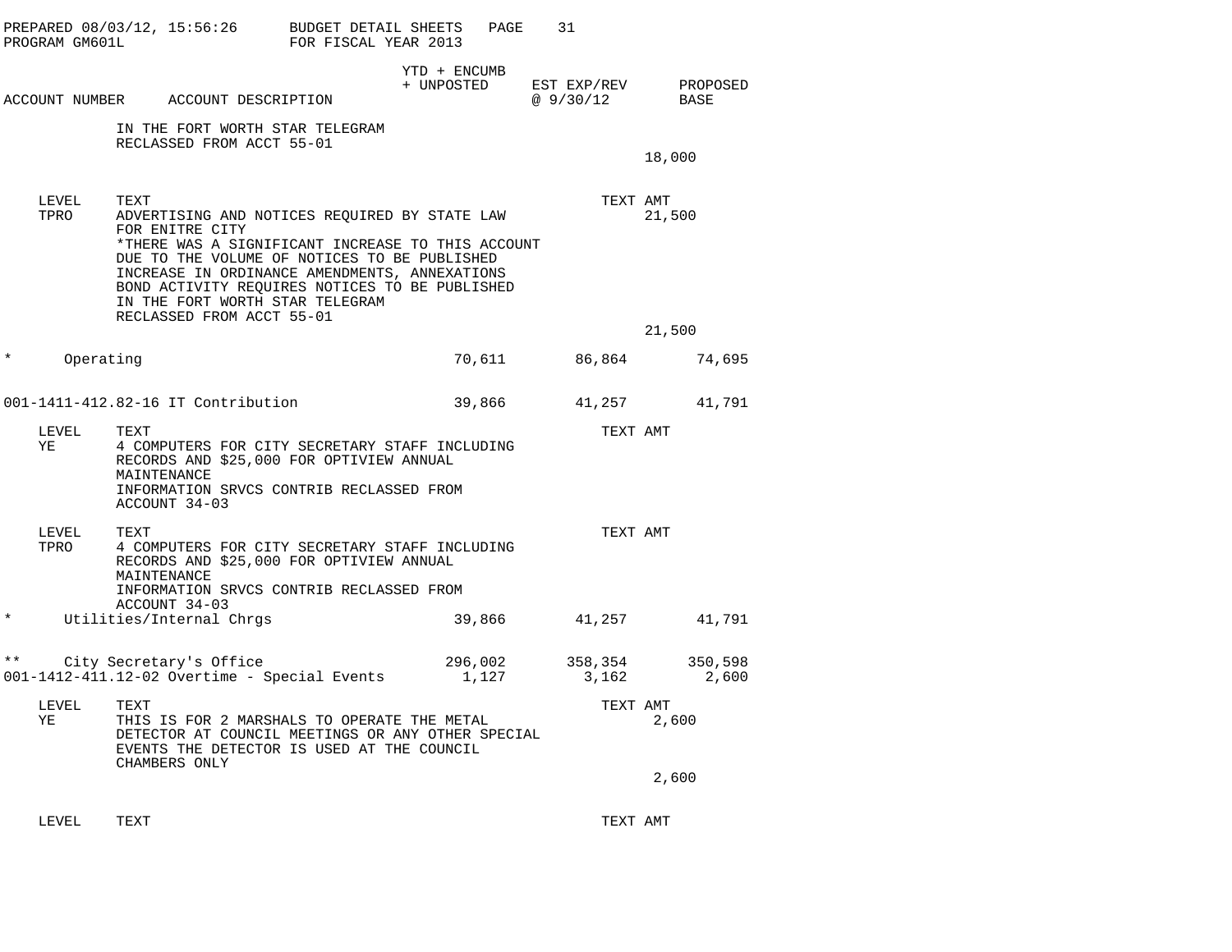PREPARED 08/03/12, 15:56:26 BUDGET DETAIL SHEETS
PROGRAM GM601L FOR FISCAL YEAR 2013

| ACCOUNT NUMBER | ACCOUNT DESCRIPTION | YTD + ENCUMB + UNPOSTED | EST EXP/REV @ 9/30/12 | PROPOSED BASE |
|---|---|---|---|---|

IN THE FORT WORTH STAR TELEGRAM
RECLASSED FROM ACCT 55-01

18,000

| LEVEL | TEXT | TEXT AMT |
|---|---|---|
| TPRO | ADVERTISING AND NOTICES REQUIRED BY STATE LAW FOR ENITRE CITY *THERE WAS A SIGNIFICANT INCREASE TO THIS ACCOUNT DUE TO THE VOLUME OF NOTICES TO BE PUBLISHED INCREASE IN ORDINANCE AMENDMENTS, ANNEXATIONS BOND ACTIVITY REQUIRES NOTICES TO BE PUBLISHED IN THE FORT WORTH STAR TELEGRAM RECLASSED FROM ACCT 55-01 | 21,500 |

21,500

| | | YTD + ENCUMB + UNPOSTED | EST EXP/REV @ 9/30/12 | PROPOSED BASE |
|---|---|---|---|---|
| * | Operating | 70,611 | 86,864 | 74,695 |
| 001-1411-412.82-16 | IT Contribution | 39,866 | 41,257 | 41,791 |

| LEVEL | TEXT | TEXT AMT |
|---|---|---|
| YE | 4 COMPUTERS FOR CITY SECRETARY STAFF INCLUDING RECORDS AND $25,000 FOR OPTIVIEW ANNUAL MAINTENANCE INFORMATION SRVCS CONTRIB RECLASSED FROM ACCOUNT 34-03 | |

| LEVEL | TEXT | TEXT AMT |
|---|---|---|
| TPRO | 4 COMPUTERS FOR CITY SECRETARY STAFF INCLUDING RECORDS AND $25,000 FOR OPTIVIEW ANNUAL MAINTENANCE INFORMATION SRVCS CONTRIB RECLASSED FROM ACCOUNT 34-03 | |

| | | YTD + ENCUMB + UNPOSTED | EST EXP/REV @ 9/30/12 | PROPOSED BASE |
|---|---|---|---|---|
| * | Utilities/Internal Chrgs | 39,866 | 41,257 | 41,791 |
| ** | City Secretary's Office | 296,002 | 358,354 | 350,598 |
| 001-1412-411.12-02 | Overtime - Special Events | 1,127 | 3,162 | 2,600 |

| LEVEL | TEXT | TEXT AMT |
|---|---|---|
| YE | THIS IS FOR 2 MARSHALS TO OPERATE THE METAL DETECTOR AT COUNCIL MEETINGS OR ANY OTHER SPECIAL EVENTS THE DETECTOR IS USED AT THE COUNCIL CHAMBERS ONLY | 2,600 |

2,600

| LEVEL | TEXT | TEXT AMT |
|---|---|---|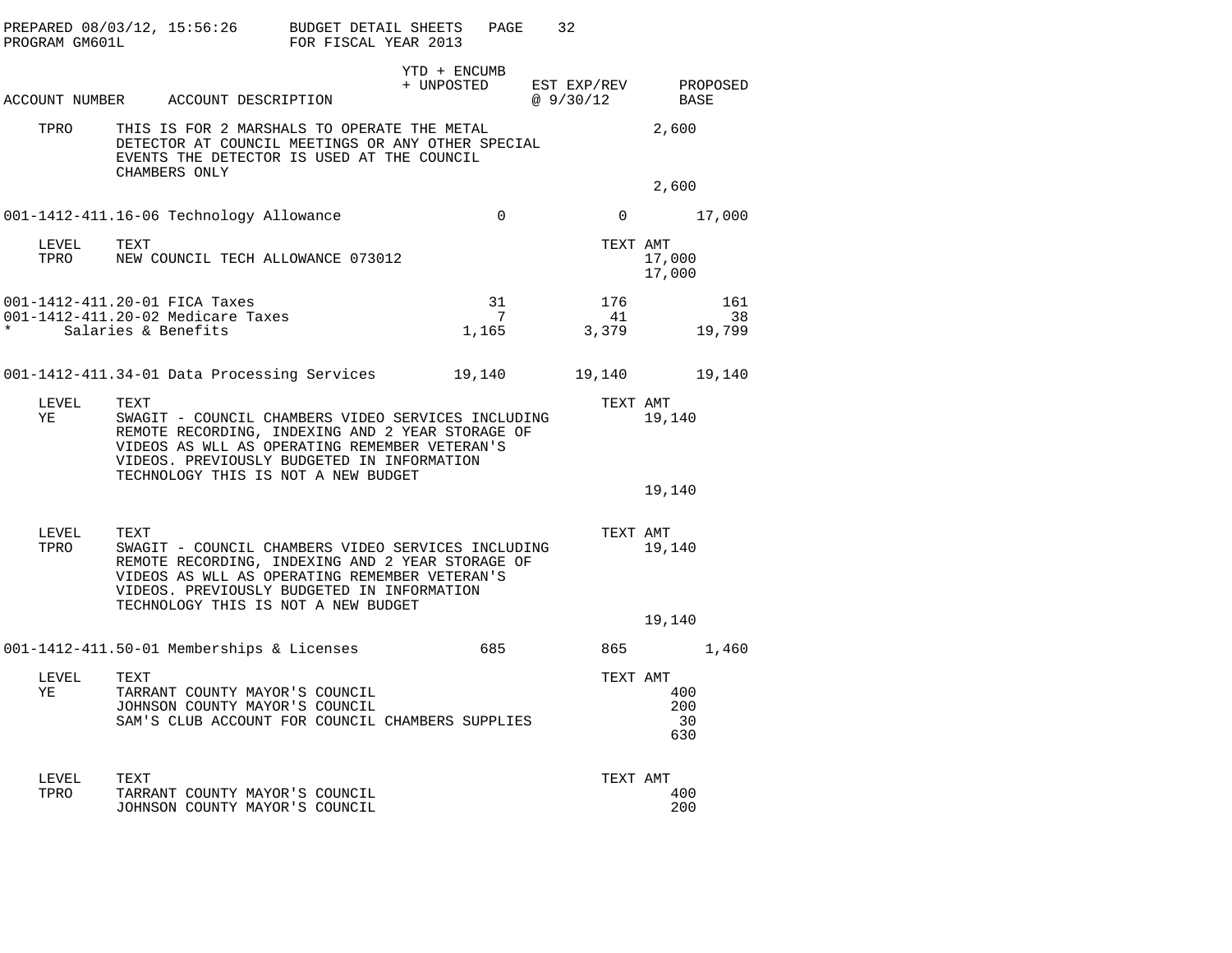PREPARED 08/03/12, 15:56:26 BUDGET DETAIL SHEETS
PROGRAM GM601L FOR FISCAL YEAR 2013

| ACCOUNT NUMBER | ACCOUNT DESCRIPTION | YTD + ENCUMB + UNPOSTED | EST EXP/REV @ 9/30/12 | PROPOSED BASE |
|---|---|---|---|---|
| TPRO | THIS IS FOR 2 MARSHALS TO OPERATE THE METAL DETECTOR AT COUNCIL MEETINGS OR ANY OTHER SPECIAL EVENTS THE DETECTOR IS USED AT THE COUNCIL CHAMBERS ONLY | | 2,600 | |
| | | | 2,600 | |
| 001-1412-411.16-06 | Technology Allowance | 0 | 0 | 17,000 |
| LEVEL | TEXT | | TEXT AMT | |
| TPRO | NEW COUNCIL TECH ALLOWANCE 073012 | | 17,000 | |
| | | | 17,000 | |
| 001-1412-411.20-01 | FICA Taxes | 31 | 176 | 161 |
| 001-1412-411.20-02 | Medicare Taxes | 7 | 41 | 38 |
| * | Salaries & Benefits | 1,165 | 3,379 | 19,799 |
| 001-1412-411.34-01 | Data Processing Services | 19,140 | 19,140 | 19,140 |
| LEVEL | TEXT | | TEXT AMT | |
| YE | SWAGIT - COUNCIL CHAMBERS VIDEO SERVICES INCLUDING REMOTE RECORDING, INDEXING AND 2 YEAR STORAGE OF VIDEOS AS WLL AS OPERATING REMEMBER VETERAN'S VIDEOS. PREVIOUSLY BUDGETED IN INFORMATION TECHNOLOGY THIS IS NOT A NEW BUDGET | | 19,140 | |
| | | | 19,140 | |
| LEVEL | TEXT | | TEXT AMT | |
| TPRO | SWAGIT - COUNCIL CHAMBERS VIDEO SERVICES INCLUDING REMOTE RECORDING, INDEXING AND 2 YEAR STORAGE OF VIDEOS AS WLL AS OPERATING REMEMBER VETERAN'S VIDEOS. PREVIOUSLY BUDGETED IN INFORMATION TECHNOLOGY THIS IS NOT A NEW BUDGET | | 19,140 | |
| | | | 19,140 | |
| 001-1412-411.50-01 | Memberships & Licenses | 685 | 865 | 1,460 |
| LEVEL | TEXT | | TEXT AMT | |
| YE | TARRANT COUNTY MAYOR'S COUNCIL | | 400 | |
| | JOHNSON COUNTY MAYOR'S COUNCIL | | 200 | |
| | SAM'S CLUB ACCOUNT FOR COUNCIL CHAMBERS SUPPLIES | | 30 | |
| | | | 630 | |
| LEVEL | TEXT | | TEXT AMT | |
| TPRO | TARRANT COUNTY MAYOR'S COUNCIL | | 400 | |
| | JOHNSON COUNTY MAYOR'S COUNCIL | | 200 | |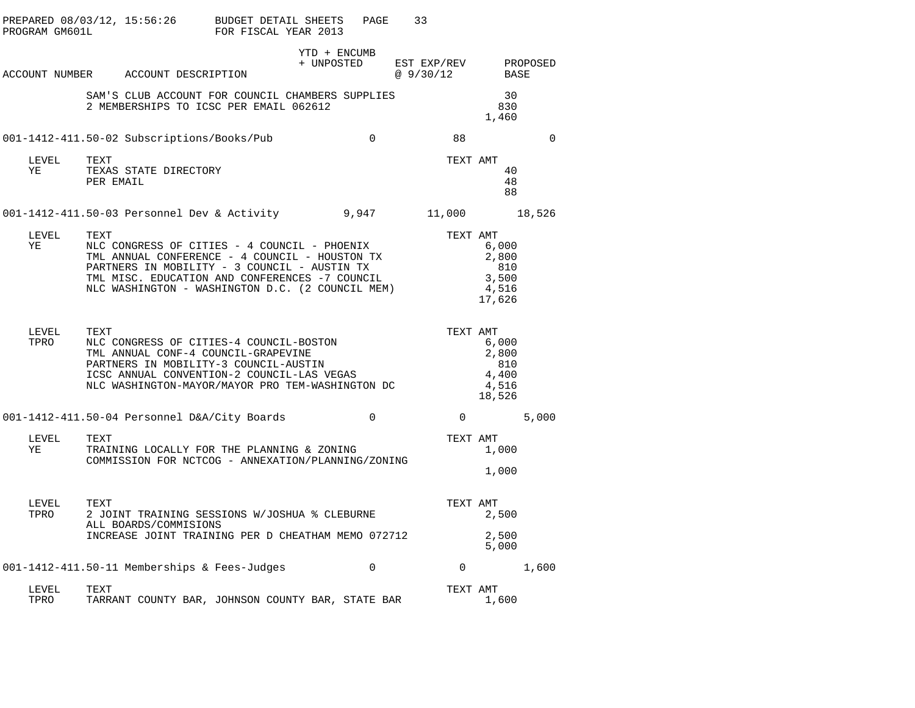PREPARED 08/03/12, 15:56:26 BUDGET DETAIL SHEETS
PROGRAM GM601L FOR FISCAL YEAR 2013

| ACCOUNT NUMBER | ACCOUNT DESCRIPTION | YTD + ENCUMB + UNPOSTED | EST EXP/REV @ 9/30/12 | PROPOSED BASE |
|---|---|---|---|---|

| | TEXT | TEXT AMT |
|---|---|---|
| | SAM'S CLUB ACCOUNT FOR COUNCIL CHAMBERS SUPPLIES | 30 |
| | 2 MEMBERSHIPS TO ICSC PER EMAIL 062612 | 830 |
| | | 1,460 |

| ACCOUNT NUMBER | ACCOUNT DESCRIPTION | YTD + ENCUMB + UNPOSTED | EST EXP/REV @ 9/30/12 | PROPOSED BASE |
|---|---|---|---|---|
| 001-1412-411.50-02 | Subscriptions/Books/Pub | 0 | 88 | 0 |

| LEVEL | TEXT | TEXT AMT |
|---|---|---|
| YE | TEXAS STATE DIRECTORY | 40 |
| | PER EMAIL | 48 |
| | | 88 |

| ACCOUNT NUMBER | ACCOUNT DESCRIPTION | YTD + ENCUMB + UNPOSTED | EST EXP/REV @ 9/30/12 | PROPOSED BASE |
|---|---|---|---|---|
| 001-1412-411.50-03 | Personnel Dev & Activity | 9,947 | 11,000 | 18,526 |

| LEVEL | TEXT | TEXT AMT |
|---|---|---|
| YE | NLC CONGRESS OF CITIES - 4 COUNCIL - PHOENIX | 6,000 |
| | TML ANNUAL CONFERENCE - 4 COUNCIL - HOUSTON TX | 2,800 |
| | PARTNERS IN MOBILITY - 3 COUNCIL - AUSTIN TX | 810 |
| | TML MISC. EDUCATION AND CONFERENCES -7 COUNCIL | 3,500 |
| | NLC WASHINGTON - WASHINGTON D.C. (2 COUNCIL MEM) | 4,516 |
| | | 17,626 |

| LEVEL | TEXT | TEXT AMT |
|---|---|---|
| TPRO | NLC CONGRESS OF CITIES-4 COUNCIL-BOSTON | 6,000 |
| | TML ANNUAL CONF-4 COUNCIL-GRAPEVINE | 2,800 |
| | PARTNERS IN MOBILITY-3 COUNCIL-AUSTIN | 810 |
| | ICSC ANNUAL CONVENTION-2 COUNCIL-LAS VEGAS | 4,400 |
| | NLC WASHINGTON-MAYOR/MAYOR PRO TEM-WASHINGTON DC | 4,516 |
| | | 18,526 |

| ACCOUNT NUMBER | ACCOUNT DESCRIPTION | YTD + ENCUMB + UNPOSTED | EST EXP/REV @ 9/30/12 | PROPOSED BASE |
|---|---|---|---|---|
| 001-1412-411.50-04 | Personnel D&A/City Boards | 0 | 0 | 5,000 |

| LEVEL | TEXT | TEXT AMT |
|---|---|---|
| YE | TRAINING LOCALLY FOR THE PLANNING & ZONING | 1,000 |
| | COMMISSION FOR NCTCOG - ANNEXATION/PLANNING/ZONING | |
| | | 1,000 |

| LEVEL | TEXT | TEXT AMT |
|---|---|---|
| TPRO | 2 JOINT TRAINING SESSIONS W/JOSHUA % CLEBURNE | 2,500 |
| | ALL BOARDS/COMMISIONS | |
| | INCREASE JOINT TRAINING PER D CHEATHAM MEMO 072712 | 2,500 |
| | | 5,000 |

| ACCOUNT NUMBER | ACCOUNT DESCRIPTION | YTD + ENCUMB + UNPOSTED | EST EXP/REV @ 9/30/12 | PROPOSED BASE |
|---|---|---|---|---|
| 001-1412-411.50-11 | Memberships & Fees-Judges | 0 | 0 | 1,600 |

| LEVEL | TEXT | TEXT AMT |
|---|---|---|
| TPRO | TARRANT COUNTY BAR, JOHNSON COUNTY BAR, STATE BAR | 1,600 |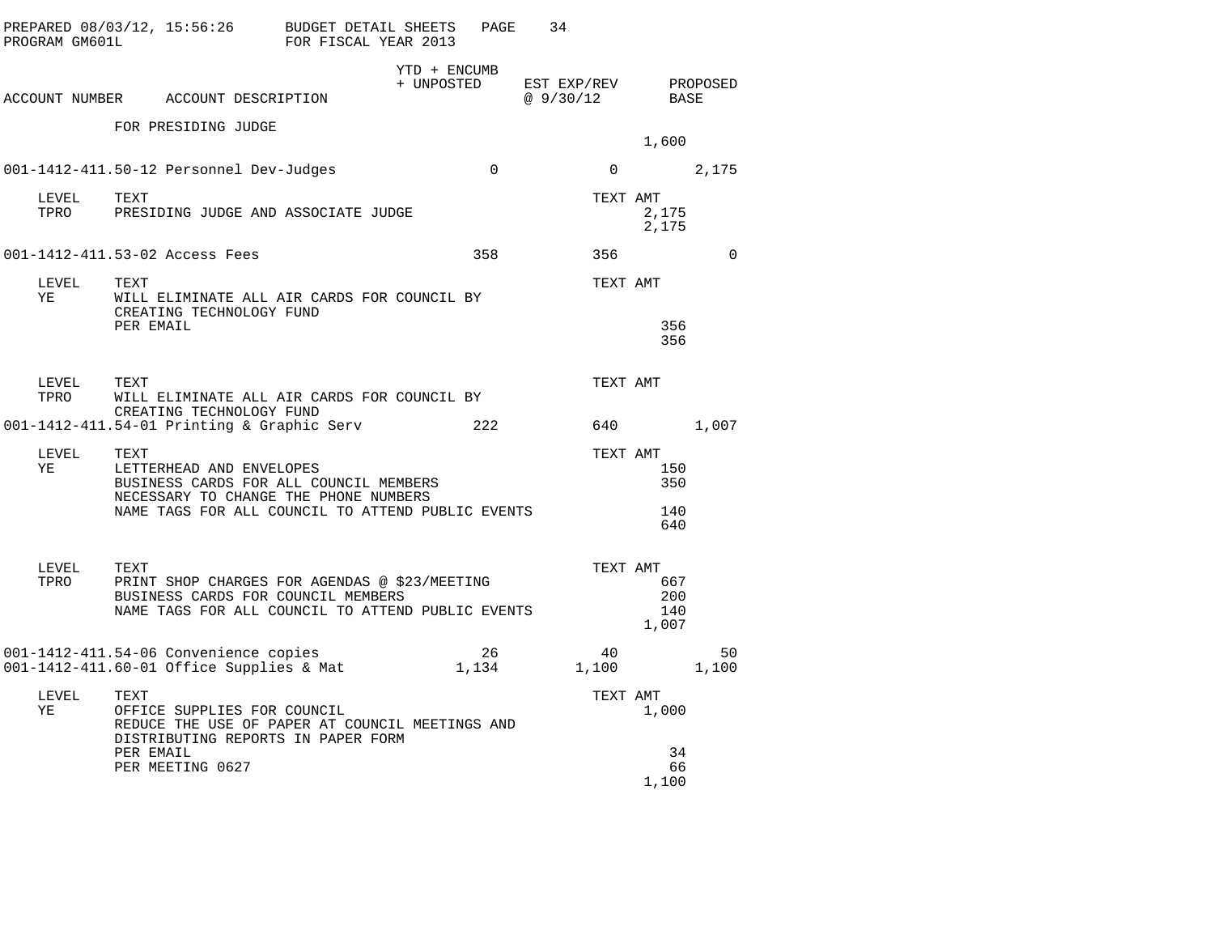PREPARED 08/03/12, 15:56:26 BUDGET DETAIL SHEETS PAGE 34
PROGRAM GM601L FOR FISCAL YEAR 2013

| ACCOUNT NUMBER | ACCOUNT DESCRIPTION | YTD + ENCUMB + UNPOSTED | EST EXP/REV @ 9/30/12 | PROPOSED BASE |
|---|---|---|---|---|

FOR PRESIDING JUDGE — 1,600

| ACCOUNT NUMBER | ACCOUNT DESCRIPTION | YTD + ENCUMB + UNPOSTED | EST EXP/REV @ 9/30/12 | PROPOSED BASE |
|---|---|---|---|---|
| 001-1412-411.50-12 | Personnel Dev-Judges | 0 | 0 | 2,175 |

| LEVEL | TEXT | TEXT AMT |
|---|---|---|
| TPRO | PRESIDING JUDGE AND ASSOCIATE JUDGE | 2,175 |
| | | 2,175 |

| ACCOUNT NUMBER | ACCOUNT DESCRIPTION | YTD + ENCUMB + UNPOSTED | EST EXP/REV @ 9/30/12 | PROPOSED BASE |
|---|---|---|---|---|
| 001-1412-411.53-02 | Access Fees | 358 | 356 | 0 |

| LEVEL | TEXT | TEXT AMT |
|---|---|---|
| YE | WILL ELIMINATE ALL AIR CARDS FOR COUNCIL BY CREATING TECHNOLOGY FUND | |
| | PER EMAIL | 356 |
| | | 356 |

| LEVEL | TEXT | TEXT AMT |
|---|---|---|
| TPRO | WILL ELIMINATE ALL AIR CARDS FOR COUNCIL BY CREATING TECHNOLOGY FUND | |

| ACCOUNT NUMBER | ACCOUNT DESCRIPTION | YTD + ENCUMB + UNPOSTED | EST EXP/REV @ 9/30/12 | PROPOSED BASE |
|---|---|---|---|---|
| 001-1412-411.54-01 | Printing & Graphic Serv | 222 | 640 | 1,007 |

| LEVEL | TEXT | TEXT AMT |
|---|---|---|
| YE | LETTERHEAD AND ENVELOPES | 150 |
| | BUSINESS CARDS FOR ALL COUNCIL MEMBERS NECESSARY TO CHANGE THE PHONE NUMBERS | 350 |
| | NAME TAGS FOR ALL COUNCIL TO ATTEND PUBLIC EVENTS | 140 |
| | | 640 |

| LEVEL | TEXT | TEXT AMT |
|---|---|---|
| TPRO | PRINT SHOP CHARGES FOR AGENDAS @ $23/MEETING | 667 |
| | BUSINESS CARDS FOR COUNCIL MEMBERS | 200 |
| | NAME TAGS FOR ALL COUNCIL TO ATTEND PUBLIC EVENTS | 140 |
| | | 1,007 |

| ACCOUNT NUMBER | ACCOUNT DESCRIPTION | YTD + ENCUMB + UNPOSTED | EST EXP/REV @ 9/30/12 | PROPOSED BASE |
|---|---|---|---|---|
| 001-1412-411.54-06 | Convenience copies | 26 | 40 | 50 |
| 001-1412-411.60-01 | Office Supplies & Mat | 1,134 | 1,100 | 1,100 |

| LEVEL | TEXT | TEXT AMT |
|---|---|---|
| YE | OFFICE SUPPLIES FOR COUNCIL | 1,000 |
| | REDUCE THE USE OF PAPER AT COUNCIL MEETINGS AND DISTRIBUTING REPORTS IN PAPER FORM | |
| | PER EMAIL | 34 |
| | PER MEETING 0627 | 66 |
| | | 1,100 |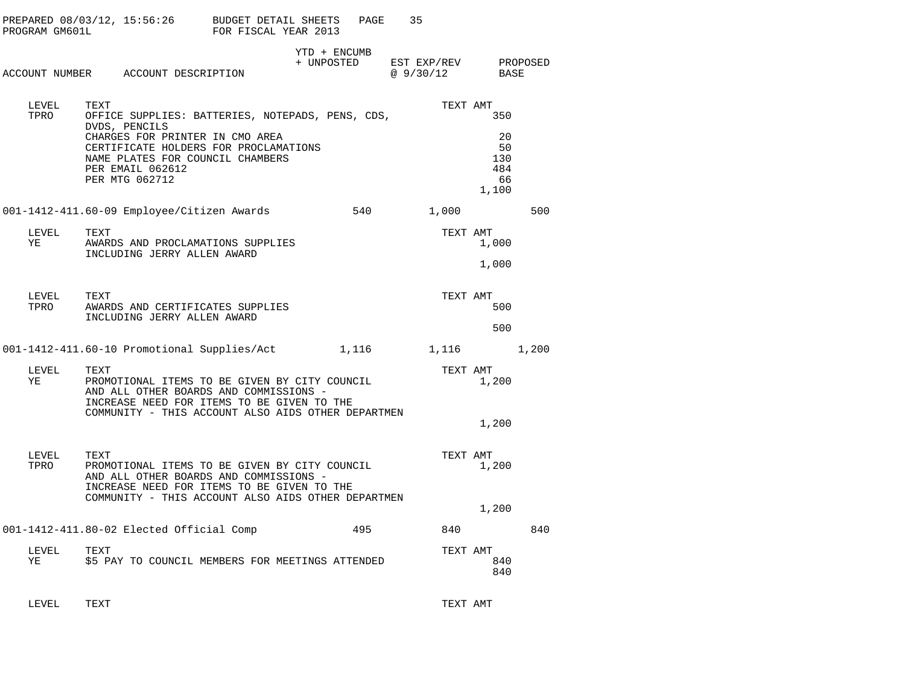PREPARED 08/03/12, 15:56:26 BUDGET DETAIL SHEETS
PROGRAM GM601L FOR FISCAL YEAR 2013

| ACCOUNT NUMBER | ACCOUNT DESCRIPTION | YTD + ENCUMB + UNPOSTED | EST EXP/REV @ 9/30/12 | PROPOSED BASE |
|---|---|---|---|---|

| LEVEL | TEXT | TEXT AMT |
|---|---|---|
| TPRO | OFFICE SUPPLIES: BATTERIES, NOTEPADS, PENS, CDS, DVDS, PENCILS | 350 |
| | CHARGES FOR PRINTER IN CMO AREA | 20 |
| | CERTIFICATE HOLDERS FOR PROCLAMATIONS | 50 |
| | NAME PLATES FOR COUNCIL CHAMBERS | 130 |
| | PER EMAIL 062612 | 484 |
| | PER MTG 062712 | 66 |
| | | 1,100 |

| ACCOUNT NUMBER | ACCOUNT DESCRIPTION | YTD + ENCUMB + UNPOSTED | EST EXP/REV @ 9/30/12 | PROPOSED BASE |
|---|---|---|---|---|
| 001-1412-411.60-09 | Employee/Citizen Awards | 540 | 1,000 | 500 |

| LEVEL | TEXT | TEXT AMT |
|---|---|---|
| YE | AWARDS AND PROCLAMATIONS SUPPLIES INCLUDING JERRY ALLEN AWARD | 1,000 |
| | | 1,000 |

| LEVEL | TEXT | TEXT AMT |
|---|---|---|
| TPRO | AWARDS AND CERTIFICATES SUPPLIES INCLUDING JERRY ALLEN AWARD | 500 |
| | | 500 |

| ACCOUNT NUMBER | ACCOUNT DESCRIPTION | YTD + ENCUMB + UNPOSTED | EST EXP/REV @ 9/30/12 | PROPOSED BASE |
|---|---|---|---|---|
| 001-1412-411.60-10 | Promotional Supplies/Act | 1,116 | 1,116 | 1,200 |

| LEVEL | TEXT | TEXT AMT |
|---|---|---|
| YE | PROMOTIONAL ITEMS TO BE GIVEN BY CITY COUNCIL AND ALL OTHER BOARDS AND COMMISSIONS - INCREASE NEED FOR ITEMS TO BE GIVEN TO THE COMMUNITY - THIS ACCOUNT ALSO AIDS OTHER DEPARTMEN | 1,200 |
| | | 1,200 |

| LEVEL | TEXT | TEXT AMT |
|---|---|---|
| TPRO | PROMOTIONAL ITEMS TO BE GIVEN BY CITY COUNCIL AND ALL OTHER BOARDS AND COMMISSIONS - INCREASE NEED FOR ITEMS TO BE GIVEN TO THE COMMUNITY - THIS ACCOUNT ALSO AIDS OTHER DEPARTMEN | 1,200 |
| | | 1,200 |

| ACCOUNT NUMBER | ACCOUNT DESCRIPTION | YTD + ENCUMB + UNPOSTED | EST EXP/REV @ 9/30/12 | PROPOSED BASE |
|---|---|---|---|---|
| 001-1412-411.80-02 | Elected Official Comp | 495 | 840 | 840 |

| LEVEL | TEXT | TEXT AMT |
|---|---|---|
| YE | $5 PAY TO COUNCIL MEMBERS FOR MEETINGS ATTENDED | 840 |
| | | 840 |

| LEVEL | TEXT | TEXT AMT |
|---|---|---|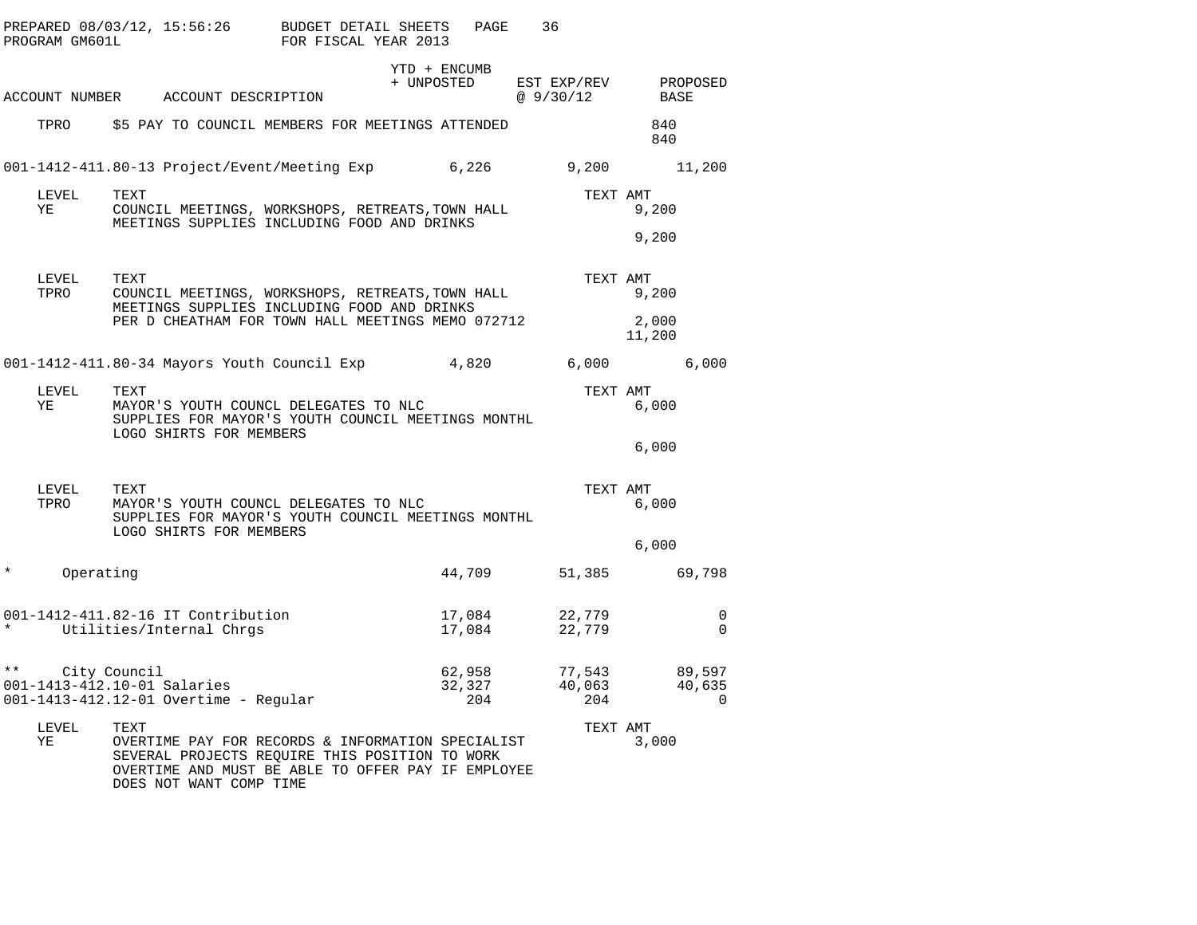PREPARED 08/03/12, 15:56:26 BUDGET DETAIL SHEETS
PROGRAM GM601L FOR FISCAL YEAR 2013

| ACCOUNT NUMBER | ACCOUNT DESCRIPTION | YTD + ENCUMB + UNPOSTED | EST EXP/REV @ 9/30/12 | PROPOSED BASE |
|---|---|---|---|---|
| TPRO | $5 PAY TO COUNCIL MEMBERS FOR MEETINGS ATTENDED | | | 840 |
| | | | | 840 |
| 001-1412-411.80-13 | Project/Event/Meeting Exp | 6,226 | 9,200 | 11,200 |

| LEVEL | TEXT | TEXT AMT |
|---|---|---|
| YE | COUNCIL MEETINGS, WORKSHOPS, RETREATS,TOWN HALL MEETINGS SUPPLIES INCLUDING FOOD AND DRINKS | 9,200 |
| | | 9,200 |

| LEVEL | TEXT | TEXT AMT |
|---|---|---|
| TPRO | COUNCIL MEETINGS, WORKSHOPS, RETREATS,TOWN HALL MEETINGS SUPPLIES INCLUDING FOOD AND DRINKS | 9,200 |
| | PER D CHEATHAM FOR TOWN HALL MEETINGS MEMO 072712 | 2,000 |
| | | 11,200 |

| ACCOUNT NUMBER | ACCOUNT DESCRIPTION | YTD + ENCUMB + UNPOSTED | EST EXP/REV @ 9/30/12 | PROPOSED BASE |
|---|---|---|---|---|
| 001-1412-411.80-34 | Mayors Youth Council Exp | 4,820 | 6,000 | 6,000 |

| LEVEL | TEXT | TEXT AMT |
|---|---|---|
| YE | MAYOR'S YOUTH COUNCL DELEGATES TO NLC<br>SUPPLIES FOR MAYOR'S YOUTH COUNCIL MEETINGS MONTHL<br>LOGO SHIRTS FOR MEMBERS | 6,000 |
| | | 6,000 |

| LEVEL | TEXT | TEXT AMT |
|---|---|---|
| TPRO | MAYOR'S YOUTH COUNCL DELEGATES TO NLC<br>SUPPLIES FOR MAYOR'S YOUTH COUNCIL MEETINGS MONTHL<br>LOGO SHIRTS FOR MEMBERS | 6,000 |
| | | 6,000 |

| ACCOUNT NUMBER | ACCOUNT DESCRIPTION | YTD + ENCUMB + UNPOSTED | EST EXP/REV @ 9/30/12 | PROPOSED BASE |
|---|---|---|---|---|
| * | Operating | 44,709 | 51,385 | 69,798 |
| 001-1412-411.82-16 | IT Contribution | 17,084 | 22,779 | 0 |
| * | Utilities/Internal Chrgs | 17,084 | 22,779 | 0 |
| ** | City Council | 62,958 | 77,543 | 89,597 |
| 001-1413-412.10-01 | Salaries | 32,327 | 40,063 | 40,635 |
| 001-1413-412.12-01 | Overtime - Regular | 204 | 204 | 0 |

| LEVEL | TEXT | TEXT AMT |
|---|---|---|
| YE | OVERTIME PAY FOR RECORDS & INFORMATION SPECIALIST<br>SEVERAL PROJECTS REQUIRE THIS POSITION TO WORK<br>OVERTIME AND MUST BE ABLE TO OFFER PAY IF EMPLOYEE<br>DOES NOT WANT COMP TIME | 3,000 |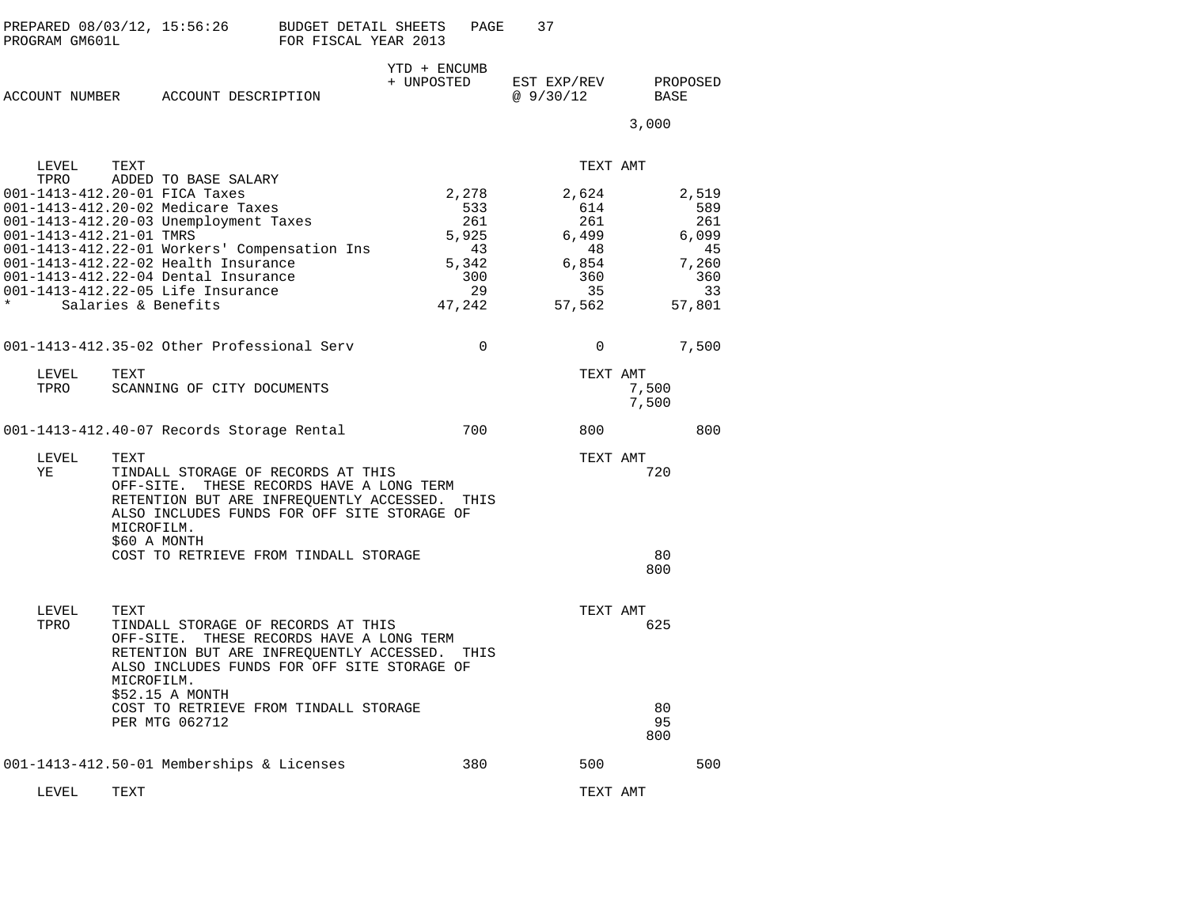PREPARED 08/03/12, 15:56:26 BUDGET DETAIL SHEETS
PROGRAM GM601L FOR FISCAL YEAR 2013

| ACCOUNT NUMBER | ACCOUNT DESCRIPTION | YTD + ENCUMB + UNPOSTED | EST EXP/REV @ 9/30/12 | PROPOSED BASE |
|---|---|---|---|---|
| | | | 3,000 | |

| LEVEL | TEXT | TEXT AMT |
|---|---|---|
| TPRO | ADDED TO BASE SALARY | |

| ACCOUNT NUMBER | ACCOUNT DESCRIPTION | YTD + ENCUMB + UNPOSTED | EST EXP/REV @ 9/30/12 | PROPOSED BASE |
|---|---|---|---|---|
| 001-1413-412.20-01 | FICA Taxes | 2,278 | 2,624 | 2,519 |
| 001-1413-412.20-02 | Medicare Taxes | 533 | 614 | 589 |
| 001-1413-412.20-03 | Unemployment Taxes | 261 | 261 | 261 |
| 001-1413-412.21-01 | TMRS | 5,925 | 6,499 | 6,099 |
| 001-1413-412.22-01 | Workers' Compensation Ins | 43 | 48 | 45 |
| 001-1413-412.22-02 | Health Insurance | 5,342 | 6,854 | 7,260 |
| 001-1413-412.22-04 | Dental Insurance | 300 | 360 | 360 |
| 001-1413-412.22-05 | Life Insurance | 29 | 35 | 33 |
| * | Salaries & Benefits | 47,242 | 57,562 | 57,801 |
| 001-1413-412.35-02 | Other Professional Serv | 0 | 0 | 7,500 |

| LEVEL | TEXT | TEXT AMT |
|---|---|---|
| TPRO | SCANNING OF CITY DOCUMENTS | 7,500 |
| | | 7,500 |

| ACCOUNT NUMBER | ACCOUNT DESCRIPTION | YTD + ENCUMB + UNPOSTED | EST EXP/REV @ 9/30/12 | PROPOSED BASE |
|---|---|---|---|---|
| 001-1413-412.40-07 | Records Storage Rental | 700 | 800 | 800 |

| LEVEL | TEXT | TEXT AMT |
|---|---|---|
| YE | TINDALL STORAGE OF RECORDS AT THIS OFF-SITE. THESE RECORDS HAVE A LONG TERM RETENTION BUT ARE INFREQUENTLY ACCESSED. THIS ALSO INCLUDES FUNDS FOR OFF SITE STORAGE OF MICROFILM. $60 A MONTH | 720 |
| | COST TO RETRIEVE FROM TINDALL STORAGE | 80 |
| | | 800 |

| LEVEL | TEXT | TEXT AMT |
|---|---|---|
| TPRO | TINDALL STORAGE OF RECORDS AT THIS OFF-SITE. THESE RECORDS HAVE A LONG TERM RETENTION BUT ARE INFREQUENTLY ACCESSED. THIS ALSO INCLUDES FUNDS FOR OFF SITE STORAGE OF MICROFILM. $52.15 A MONTH | 625 |
| | COST TO RETRIEVE FROM TINDALL STORAGE | 80 |
| | PER MTG 062712 | 95 |
| | | 800 |

| ACCOUNT NUMBER | ACCOUNT DESCRIPTION | YTD + ENCUMB + UNPOSTED | EST EXP/REV @ 9/30/12 | PROPOSED BASE |
|---|---|---|---|---|
| 001-1413-412.50-01 | Memberships & Licenses | 380 | 500 | 500 |

| LEVEL | TEXT | TEXT AMT |
|---|---|---|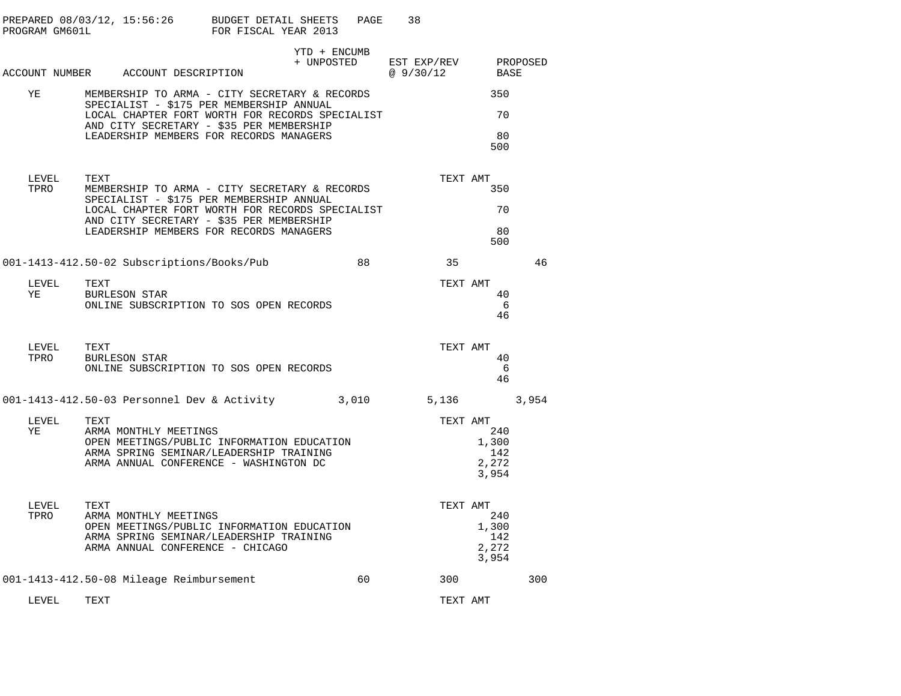PREPARED 08/03/12, 15:56:26 BUDGET DETAIL SHEETS PAGE 38
PROGRAM GM601L FOR FISCAL YEAR 2013

| ACCOUNT NUMBER | ACCOUNT DESCRIPTION | YTD + ENCUMB + UNPOSTED | EST EXP/REV @ 9/30/12 | PROPOSED BASE |
|---|---|---|---|---|

| LEVEL | TEXT | TEXT AMT |
|---|---|---|
| YE | MEMBERSHIP TO ARMA - CITY SECRETARY & RECORDS SPECIALIST - $175 PER MEMBERSHIP ANNUAL | 350 |
| | LOCAL CHAPTER FORT WORTH FOR RECORDS SPECIALIST AND CITY SECRETARY - $35 PER MEMBERSHIP | 70 |
| | LEADERSHIP MEMBERS FOR RECORDS MANAGERS | 80 |
| | | 500 |

| LEVEL | TEXT | TEXT AMT |
|---|---|---|
| TPRO | MEMBERSHIP TO ARMA - CITY SECRETARY & RECORDS SPECIALIST - $175 PER MEMBERSHIP ANNUAL | 350 |
| | LOCAL CHAPTER FORT WORTH FOR RECORDS SPECIALIST AND CITY SECRETARY - $35 PER MEMBERSHIP | 70 |
| | LEADERSHIP MEMBERS FOR RECORDS MANAGERS | 80 |
| | | 500 |

| ACCOUNT NUMBER | ACCOUNT DESCRIPTION | YTD + ENCUMB + UNPOSTED | EST EXP/REV @ 9/30/12 | PROPOSED BASE |
|---|---|---|---|---|
| 001-1413-412.50-02 | Subscriptions/Books/Pub | 88 | 35 | 46 |

| LEVEL | TEXT | TEXT AMT |
|---|---|---|
| YE | BURLESON STAR | 40 |
| | ONLINE SUBSCRIPTION TO SOS OPEN RECORDS | 6 |
| | | 46 |

| LEVEL | TEXT | TEXT AMT |
|---|---|---|
| TPRO | BURLESON STAR | 40 |
| | ONLINE SUBSCRIPTION TO SOS OPEN RECORDS | 6 |
| | | 46 |

| ACCOUNT NUMBER | ACCOUNT DESCRIPTION | YTD + ENCUMB + UNPOSTED | EST EXP/REV @ 9/30/12 | PROPOSED BASE |
|---|---|---|---|---|
| 001-1413-412.50-03 | Personnel Dev & Activity | 3,010 | 5,136 | 3,954 |

| LEVEL | TEXT | TEXT AMT |
|---|---|---|
| YE | ARMA MONTHLY MEETINGS | 240 |
| | OPEN MEETINGS/PUBLIC INFORMATION EDUCATION | 1,300 |
| | ARMA SPRING SEMINAR/LEADERSHIP TRAINING | 142 |
| | ARMA ANNUAL CONFERENCE - WASHINGTON DC | 2,272 |
| | | 3,954 |

| LEVEL | TEXT | TEXT AMT |
|---|---|---|
| TPRO | ARMA MONTHLY MEETINGS | 240 |
| | OPEN MEETINGS/PUBLIC INFORMATION EDUCATION | 1,300 |
| | ARMA SPRING SEMINAR/LEADERSHIP TRAINING | 142 |
| | ARMA ANNUAL CONFERENCE - CHICAGO | 2,272 |
| | | 3,954 |

| ACCOUNT NUMBER | ACCOUNT DESCRIPTION | YTD + ENCUMB + UNPOSTED | EST EXP/REV @ 9/30/12 | PROPOSED BASE |
|---|---|---|---|---|
| 001-1413-412.50-08 | Mileage Reimbursement | 60 | 300 | 300 |

| LEVEL | TEXT | TEXT AMT |
|---|---|---|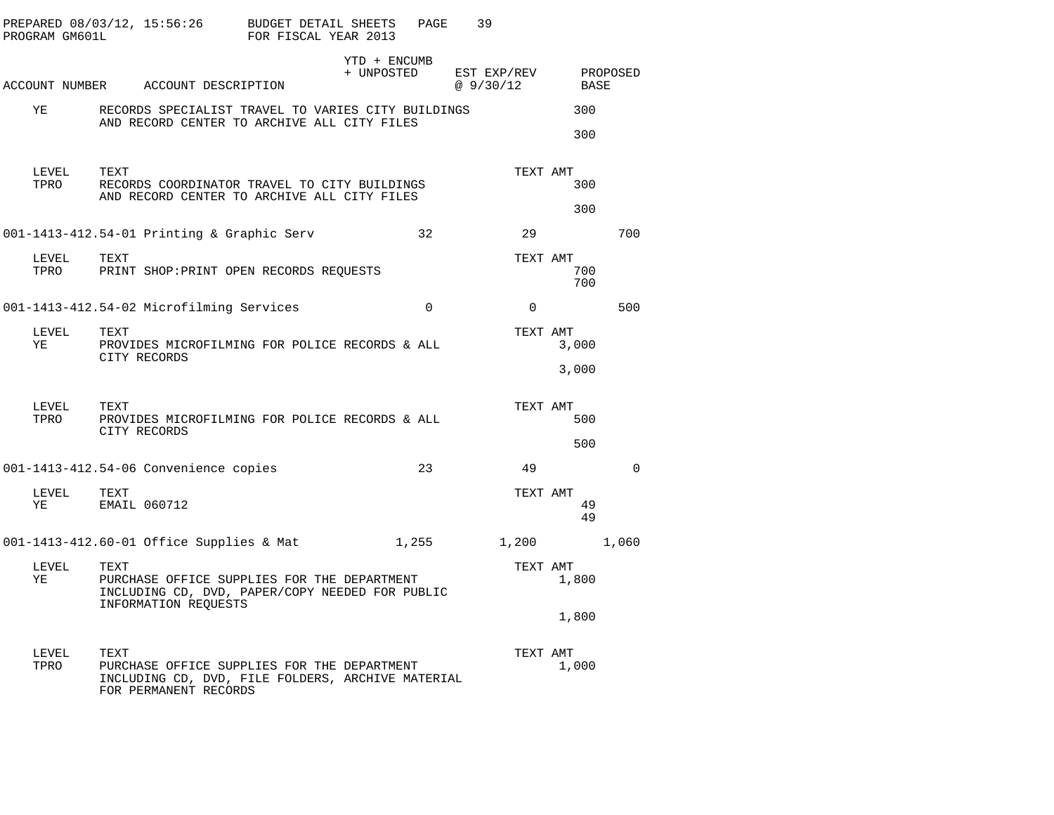PREPARED 08/03/12, 15:56:26 BUDGET DETAIL SHEETS
PROGRAM GM601L FOR FISCAL YEAR 2013

| ACCOUNT NUMBER | ACCOUNT DESCRIPTION | YTD + ENCUMB + UNPOSTED | EST EXP/REV @ 9/30/12 | PROPOSED BASE |
|---|---|---|---|---|
| YE | RECORDS SPECIALIST TRAVEL TO VARIES CITY BUILDINGS AND RECORD CENTER TO ARCHIVE ALL CITY FILES | | 300 | |
| | | | 300 | |
| LEVEL | TEXT | | TEXT AMT | |
| TPRO | RECORDS COORDINATOR TRAVEL TO CITY BUILDINGS AND RECORD CENTER TO ARCHIVE ALL CITY FILES | | 300 | |
| | | | 300 | |
| 001-1413-412.54-01 | Printing & Graphic Serv | 32 | 29 | 700 |
| LEVEL | TEXT | | TEXT AMT | |
| TPRO | PRINT SHOP:PRINT OPEN RECORDS REQUESTS | | 700 | |
| | | | 700 | |
| 001-1413-412.54-02 | Microfilming Services | 0 | 0 | 500 |
| LEVEL | TEXT | | TEXT AMT | |
| YE | PROVIDES MICROFILMING FOR POLICE RECORDS & ALL CITY RECORDS | | 3,000 | |
| | | | 3,000 | |
| LEVEL | TEXT | | TEXT AMT | |
| TPRO | PROVIDES MICROFILMING FOR POLICE RECORDS & ALL CITY RECORDS | | 500 | |
| | | | 500 | |
| 001-1413-412.54-06 | Convenience copies | 23 | 49 | 0 |
| LEVEL | TEXT | | TEXT AMT | |
| YE | EMAIL 060712 | | 49 | |
| | | | 49 | |
| 001-1413-412.60-01 | Office Supplies & Mat | 1,255 | 1,200 | 1,060 |
| LEVEL | TEXT | | TEXT AMT | |
| YE | PURCHASE OFFICE SUPPLIES FOR THE DEPARTMENT INCLUDING CD, DVD, PAPER/COPY NEEDED FOR PUBLIC INFORMATION REQUESTS | | 1,800 | |
| | | | 1,800 | |
| LEVEL | TEXT | | TEXT AMT | |
| TPRO | PURCHASE OFFICE SUPPLIES FOR THE DEPARTMENT INCLUDING CD, DVD, FILE FOLDERS, ARCHIVE MATERIAL FOR PERMANENT RECORDS | | 1,000 | |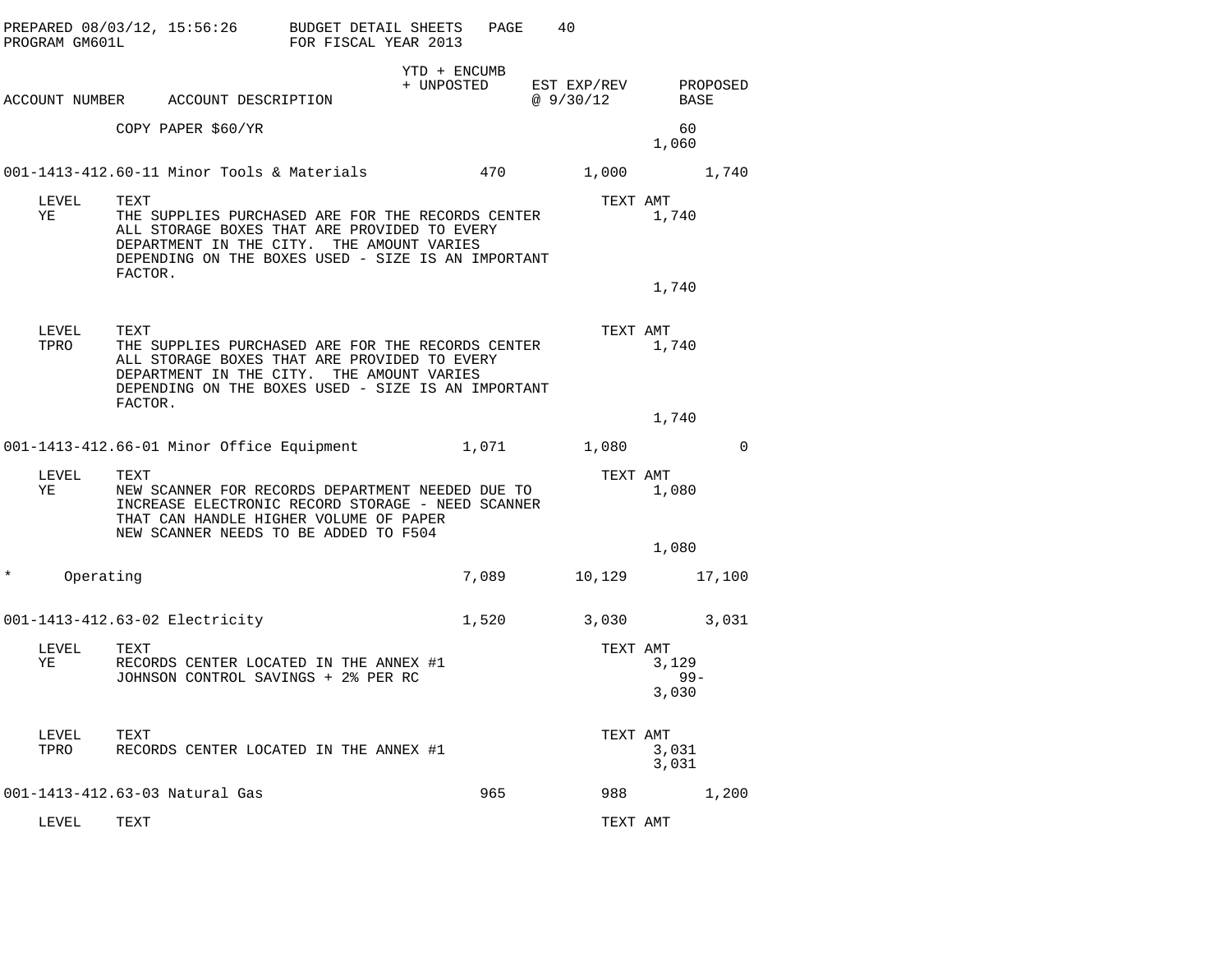PREPARED 08/03/12, 15:56:26 BUDGET DETAIL SHEETS
PROGRAM GM601L FOR FISCAL YEAR 2013

| ACCOUNT NUMBER | ACCOUNT DESCRIPTION | YTD + ENCUMB + UNPOSTED | EST EXP/REV @ 9/30/12 | PROPOSED BASE |
|---|---|---|---|---|
| | COPY PAPER $60/YR | | | 60 |
| | | | | 1,060 |
| 001-1413-412.60-11 | Minor Tools & Materials | 470 | 1,000 | 1,740 |

| LEVEL | TEXT | TEXT AMT |
|---|---|---|
| YE | THE SUPPLIES PURCHASED ARE FOR THE RECORDS CENTER ALL STORAGE BOXES THAT ARE PROVIDED TO EVERY DEPARTMENT IN THE CITY. THE AMOUNT VARIES DEPENDING ON THE BOXES USED - SIZE IS AN IMPORTANT FACTOR. | 1,740 |
| | | 1,740 |

| LEVEL | TEXT | TEXT AMT |
|---|---|---|
| TPRO | THE SUPPLIES PURCHASED ARE FOR THE RECORDS CENTER ALL STORAGE BOXES THAT ARE PROVIDED TO EVERY DEPARTMENT IN THE CITY. THE AMOUNT VARIES DEPENDING ON THE BOXES USED - SIZE IS AN IMPORTANT FACTOR. | 1,740 |
| | | 1,740 |

| ACCOUNT NUMBER | ACCOUNT DESCRIPTION | YTD + ENCUMB + UNPOSTED | EST EXP/REV @ 9/30/12 | PROPOSED BASE |
|---|---|---|---|---|
| 001-1413-412.66-01 | Minor Office Equipment | 1,071 | 1,080 | 0 |

| LEVEL | TEXT | TEXT AMT |
|---|---|---|
| YE | NEW SCANNER FOR RECORDS DEPARTMENT NEEDED DUE TO INCREASE ELECTRONIC RECORD STORAGE - NEED SCANNER THAT CAN HANDLE HIGHER VOLUME OF PAPER NEW SCANNER NEEDS TO BE ADDED TO F504 | 1,080 |
| | | 1,080 |

| ACCOUNT NUMBER | ACCOUNT DESCRIPTION | YTD + ENCUMB + UNPOSTED | EST EXP/REV @ 9/30/12 | PROPOSED BASE |
|---|---|---|---|---|
| * | Operating | 7,089 | 10,129 | 17,100 |
| 001-1413-412.63-02 | Electricity | 1,520 | 3,030 | 3,031 |

| LEVEL | TEXT | TEXT AMT |
|---|---|---|
| YE | RECORDS CENTER LOCATED IN THE ANNEX #1 | 3,129 |
| | JOHNSON CONTROL SAVINGS + 2% PER RC | 99- |
| | | 3,030 |

| LEVEL | TEXT | TEXT AMT |
|---|---|---|
| TPRO | RECORDS CENTER LOCATED IN THE ANNEX #1 | 3,031 |
| | | 3,031 |

| ACCOUNT NUMBER | ACCOUNT DESCRIPTION | YTD + ENCUMB + UNPOSTED | EST EXP/REV @ 9/30/12 | PROPOSED BASE |
|---|---|---|---|---|
| 001-1413-412.63-03 | Natural Gas | 965 | 988 | 1,200 |

| LEVEL | TEXT | TEXT AMT |
|---|---|---|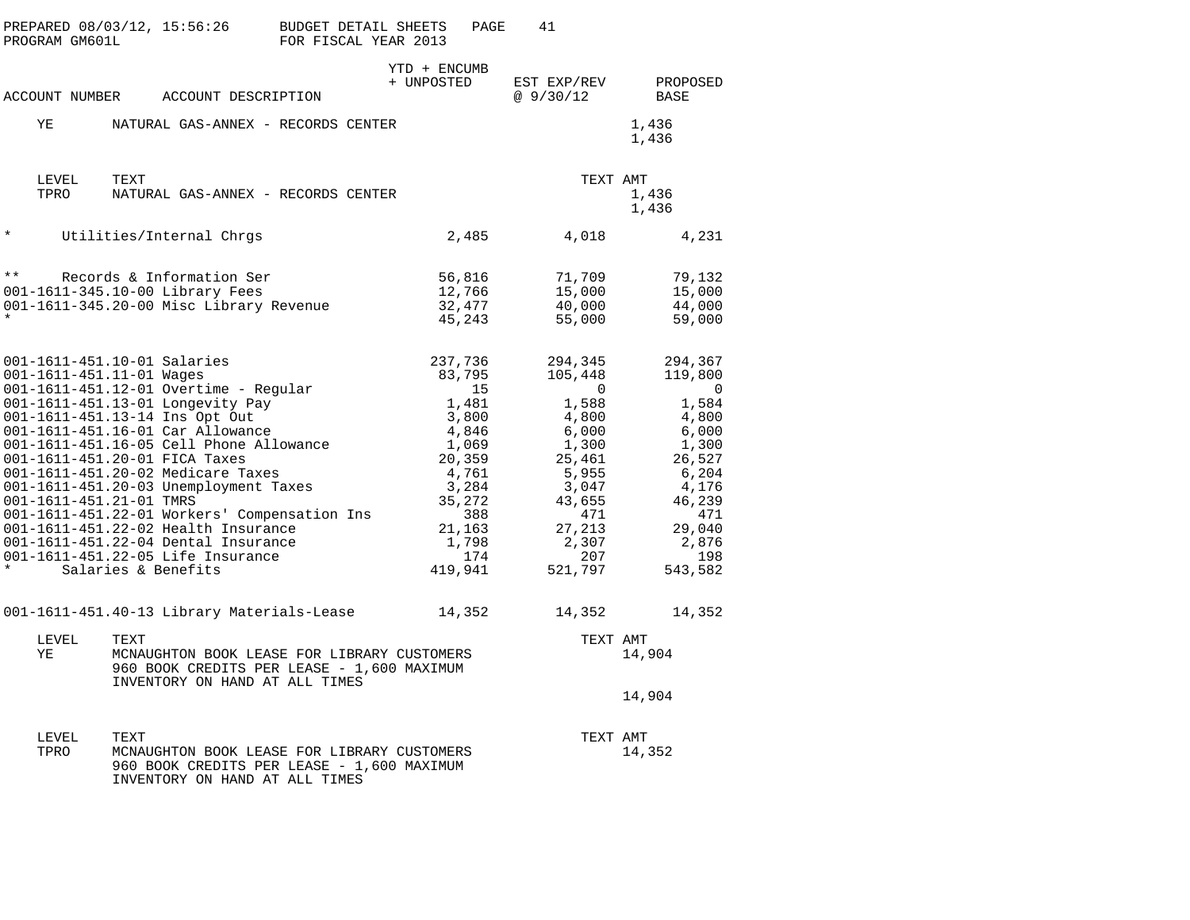PREPARED 08/03/12, 15:56:26 BUDGET DETAIL SHEETS
PROGRAM GM601L FOR FISCAL YEAR 2013

| ACCOUNT NUMBER | ACCOUNT DESCRIPTION | YTD + ENCUMB + UNPOSTED | EST EXP/REV @ 9/30/12 | PROPOSED BASE |
|---|---|---|---|---|
| YE | NATURAL GAS-ANNEX - RECORDS CENTER | | | 1,436 |
| | | | | 1,436 |
| LEVEL | TEXT | | TEXT AMT | |
| TPRO | NATURAL GAS-ANNEX - RECORDS CENTER | | | 1,436 |
| | | | | 1,436 |
| * | Utilities/Internal Chrgs | 2,485 | 4,018 | 4,231 |
| ** | Records & Information Ser | 56,816 | 71,709 | 79,132 |
| 001-1611-345.10-00 | Library Fees | 12,766 | 15,000 | 15,000 |
| 001-1611-345.20-00 | Misc Library Revenue | 32,477 | 40,000 | 44,000 |
| * | | 45,243 | 55,000 | 59,000 |
| 001-1611-451.10-01 | Salaries | 237,736 | 294,345 | 294,367 |
| 001-1611-451.11-01 | Wages | 83,795 | 105,448 | 119,800 |
| 001-1611-451.12-01 | Overtime - Regular | 15 | 0 | 0 |
| 001-1611-451.13-01 | Longevity Pay | 1,481 | 1,588 | 1,584 |
| 001-1611-451.13-14 | Ins Opt Out | 3,800 | 4,800 | 4,800 |
| 001-1611-451.16-01 | Car Allowance | 4,846 | 6,000 | 6,000 |
| 001-1611-451.16-05 | Cell Phone Allowance | 1,069 | 1,300 | 1,300 |
| 001-1611-451.20-01 | FICA Taxes | 20,359 | 25,461 | 26,527 |
| 001-1611-451.20-02 | Medicare Taxes | 4,761 | 5,955 | 6,204 |
| 001-1611-451.20-03 | Unemployment Taxes | 3,284 | 3,047 | 4,176 |
| 001-1611-451.21-01 | TMRS | 35,272 | 43,655 | 46,239 |
| 001-1611-451.22-01 | Workers' Compensation Ins | 388 | 471 | 471 |
| 001-1611-451.22-02 | Health Insurance | 21,163 | 27,213 | 29,040 |
| 001-1611-451.22-04 | Dental Insurance | 1,798 | 2,307 | 2,876 |
| 001-1611-451.22-05 | Life Insurance | 174 | 207 | 198 |
| * | Salaries & Benefits | 419,941 | 521,797 | 543,582 |
| 001-1611-451.40-13 | Library Materials-Lease | 14,352 | 14,352 | 14,352 |
| LEVEL | TEXT | | TEXT AMT | |
| YE | MCNAUGHTON BOOK LEASE FOR LIBRARY CUSTOMERS 960 BOOK CREDITS PER LEASE - 1,600 MAXIMUM INVENTORY ON HAND AT ALL TIMES | | | 14,904 |
| | | | | 14,904 |
| LEVEL | TEXT | | TEXT AMT | |
| TPRO | MCNAUGHTON BOOK LEASE FOR LIBRARY CUSTOMERS 960 BOOK CREDITS PER LEASE - 1,600 MAXIMUM INVENTORY ON HAND AT ALL TIMES | | | 14,352 |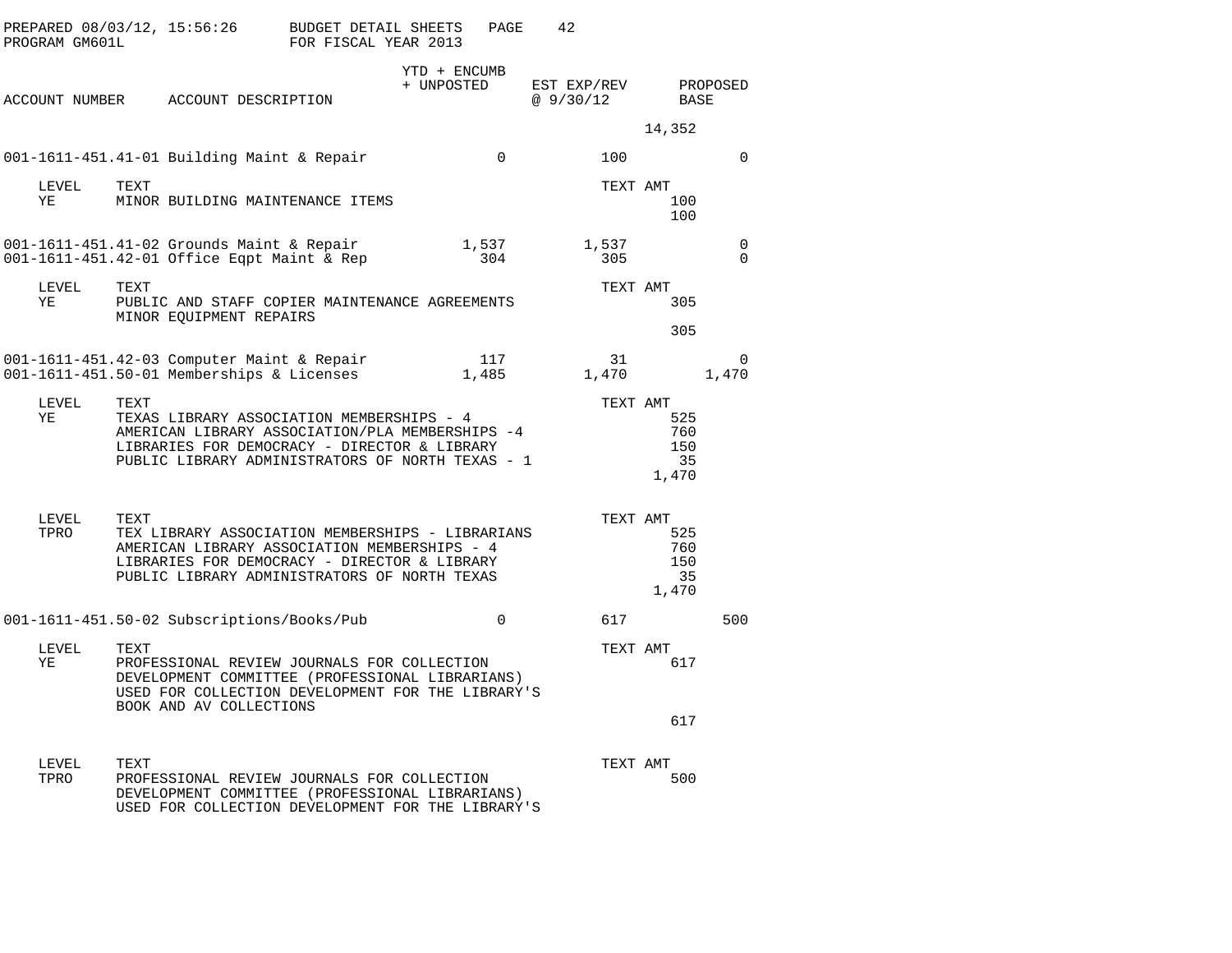PREPARED 08/03/12, 15:56:26 BUDGET DETAIL SHEETS
PROGRAM GM601L FOR FISCAL YEAR 2013

| ACCOUNT NUMBER | ACCOUNT DESCRIPTION | YTD + ENCUMB + UNPOSTED | EST EXP/REV @ 9/30/12 | PROPOSED BASE |
|---|---|---|---|---|
| | | | 14,352 | |
| 001-1611-451.41-01 | Building Maint & Repair | 0 | 100 | 0 |

| LEVEL | TEXT | TEXT AMT |
|---|---|---|
| YE | MINOR BUILDING MAINTENANCE ITEMS | 100 |
| | | 100 |

| ACCOUNT NUMBER | ACCOUNT DESCRIPTION | YTD + ENCUMB + UNPOSTED | EST EXP/REV @ 9/30/12 | PROPOSED BASE |
|---|---|---|---|---|
| 001-1611-451.41-02 | Grounds Maint & Repair | 1,537 | 1,537 | 0 |
| 001-1611-451.42-01 | Office Eqpt Maint & Rep | 304 | 305 | 0 |

| LEVEL | TEXT | TEXT AMT |
|---|---|---|
| YE | PUBLIC AND STAFF COPIER MAINTENANCE AGREEMENTS | 305 |
| | MINOR EQUIPMENT REPAIRS | |
| | | 305 |

| ACCOUNT NUMBER | ACCOUNT DESCRIPTION | YTD + ENCUMB + UNPOSTED | EST EXP/REV @ 9/30/12 | PROPOSED BASE |
|---|---|---|---|---|
| 001-1611-451.42-03 | Computer Maint & Repair | 117 | 31 | 0 |
| 001-1611-451.50-01 | Memberships & Licenses | 1,485 | 1,470 | 1,470 |

| LEVEL | TEXT | TEXT AMT |
|---|---|---|
| YE | TEXAS LIBRARY ASSOCIATION MEMBERSHIPS - 4 | 525 |
| | AMERICAN LIBRARY ASSOCIATION/PLA MEMBERSHIPS -4 | 760 |
| | LIBRARIES FOR DEMOCRACY - DIRECTOR & LIBRARY | 150 |
| | PUBLIC LIBRARY ADMINISTRATORS OF NORTH TEXAS - 1 | 35 |
| | | 1,470 |

| LEVEL | TEXT | TEXT AMT |
|---|---|---|
| TPRO | TEX LIBRARY ASSOCIATION MEMBERSHIPS - LIBRARIANS | 525 |
| | AMERICAN LIBRARY ASSOCIATION MEMBERSHIPS - 4 | 760 |
| | LIBRARIES FOR DEMOCRACY - DIRECTOR & LIBRARY | 150 |
| | PUBLIC LIBRARY ADMINISTRATORS OF NORTH TEXAS | 35 |
| | | 1,470 |

| ACCOUNT NUMBER | ACCOUNT DESCRIPTION | YTD + ENCUMB + UNPOSTED | EST EXP/REV @ 9/30/12 | PROPOSED BASE |
|---|---|---|---|---|
| 001-1611-451.50-02 | Subscriptions/Books/Pub | 0 | 617 | 500 |

| LEVEL | TEXT | TEXT AMT |
|---|---|---|
| YE | PROFESSIONAL REVIEW JOURNALS FOR COLLECTION | 617 |
| | DEVELOPMENT COMMITTEE (PROFESSIONAL LIBRARIANS) | |
| | USED FOR COLLECTION DEVELOPMENT FOR THE LIBRARY'S | |
| | BOOK AND AV COLLECTIONS | |
| | | 617 |

| LEVEL | TEXT | TEXT AMT |
|---|---|---|
| TPRO | PROFESSIONAL REVIEW JOURNALS FOR COLLECTION | 500 |
| | DEVELOPMENT COMMITTEE (PROFESSIONAL LIBRARIANS) | |
| | USED FOR COLLECTION DEVELOPMENT FOR THE LIBRARY'S | |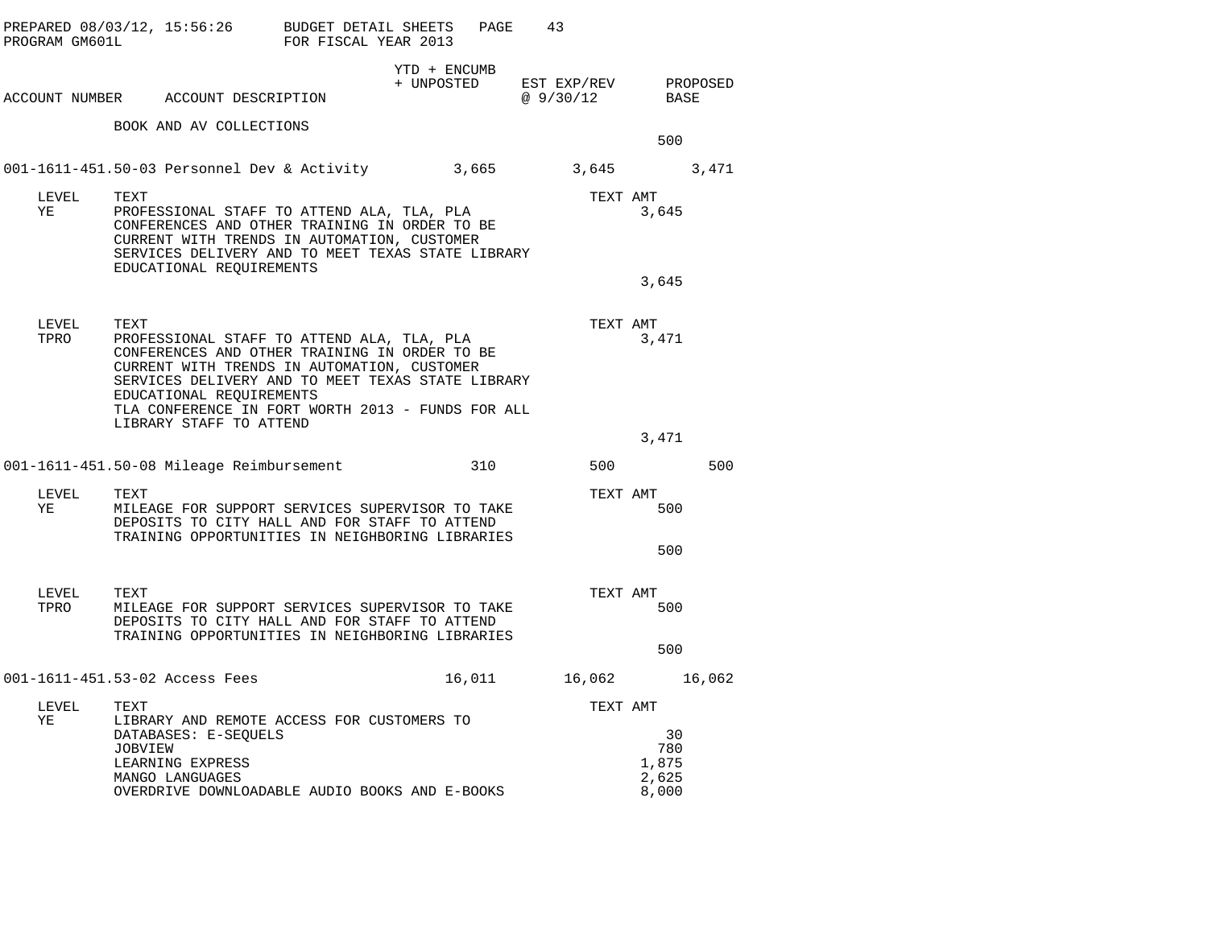PREPARED 08/03/12, 15:56:26 BUDGET DETAIL SHEETS
PROGRAM GM601L FOR FISCAL YEAR 2013

| ACCOUNT NUMBER | ACCOUNT DESCRIPTION | YTD + ENCUMB + UNPOSTED | EST EXP/REV @ 9/30/12 | PROPOSED BASE |
|---|---|---|---|---|

BOOK AND AV COLLECTIONS

500

| ACCOUNT NUMBER | ACCOUNT DESCRIPTION | YTD + ENCUMB + UNPOSTED | EST EXP/REV @ 9/30/12 | PROPOSED BASE |
|---|---|---|---|---|
| 001-1611-451.50-03 | Personnel Dev & Activity | 3,665 | 3,645 | 3,471 |

| LEVEL | TEXT | TEXT AMT |
|---|---|---|
| YE | PROFESSIONAL STAFF TO ATTEND ALA, TLA, PLA CONFERENCES AND OTHER TRAINING IN ORDER TO BE CURRENT WITH TRENDS IN AUTOMATION, CUSTOMER SERVICES DELIVERY AND TO MEET TEXAS STATE LIBRARY EDUCATIONAL REQUIREMENTS | 3,645 |
| | | 3,645 |

| LEVEL | TEXT | TEXT AMT |
|---|---|---|
| TPRO | PROFESSIONAL STAFF TO ATTEND ALA, TLA, PLA CONFERENCES AND OTHER TRAINING IN ORDER TO BE CURRENT WITH TRENDS IN AUTOMATION, CUSTOMER SERVICES DELIVERY AND TO MEET TEXAS STATE LIBRARY EDUCATIONAL REQUIREMENTS TLA CONFERENCE IN FORT WORTH 2013 - FUNDS FOR ALL LIBRARY STAFF TO ATTEND | 3,471 |
| | | 3,471 |

| ACCOUNT NUMBER | ACCOUNT DESCRIPTION | YTD + ENCUMB + UNPOSTED | EST EXP/REV @ 9/30/12 | PROPOSED BASE |
|---|---|---|---|---|
| 001-1611-451.50-08 | Mileage Reimbursement | 310 | 500 | 500 |

| LEVEL | TEXT | TEXT AMT |
|---|---|---|
| YE | MILEAGE FOR SUPPORT SERVICES SUPERVISOR TO TAKE DEPOSITS TO CITY HALL AND FOR STAFF TO ATTEND TRAINING OPPORTUNITIES IN NEIGHBORING LIBRARIES | 500 |
| | | 500 |

| LEVEL | TEXT | TEXT AMT |
|---|---|---|
| TPRO | MILEAGE FOR SUPPORT SERVICES SUPERVISOR TO TAKE DEPOSITS TO CITY HALL AND FOR STAFF TO ATTEND TRAINING OPPORTUNITIES IN NEIGHBORING LIBRARIES | 500 |
| | | 500 |

| ACCOUNT NUMBER | ACCOUNT DESCRIPTION | YTD + ENCUMB + UNPOSTED | EST EXP/REV @ 9/30/12 | PROPOSED BASE |
|---|---|---|---|---|
| 001-1611-451.53-02 | Access Fees | 16,011 | 16,062 | 16,062 |

| LEVEL | TEXT | TEXT AMT |
|---|---|---|
| YE | LIBRARY AND REMOTE ACCESS FOR CUSTOMERS TO | |
| | DATABASES: E-SEQUELS | 30 |
| | JOBVIEW | 780 |
| | LEARNING EXPRESS | 1,875 |
| | MANGO LANGUAGES | 2,625 |
| | OVERDRIVE DOWNLOADABLE AUDIO BOOKS AND E-BOOKS | 8,000 |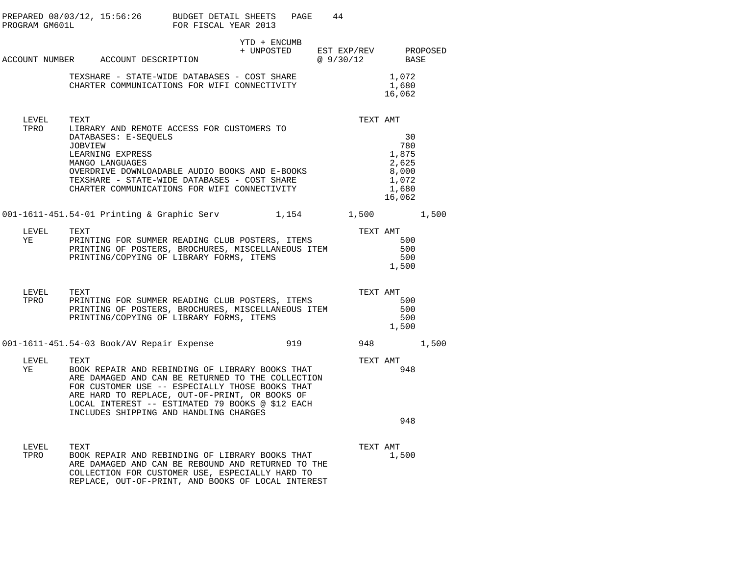| ACCOUNT NUMBER | ACCOUNT DESCRIPTION | YTD + ENCUMB + UNPOSTED | EST EXP/REV @ 9/30/12 | PROPOSED BASE |
|---|---|---|---|---|

| | | TEXT AMT |
|---|---|---|
| | TEXSHARE - STATE-WIDE DATABASES - COST SHARE | 1,072 |
| | CHARTER COMMUNICATIONS FOR WIFI CONNECTIVITY | 1,680 |
| | | 16,062 |

| LEVEL | TEXT | TEXT AMT |
|---|---|---|
| TPRO | LIBRARY AND REMOTE ACCESS FOR CUSTOMERS TO | |
| | DATABASES: E-SEQUELS | 30 |
| | JOBVIEW | 780 |
| | LEARNING EXPRESS | 1,875 |
| | MANGO LANGUAGES | 2,625 |
| | OVERDRIVE DOWNLOADABLE AUDIO BOOKS AND E-BOOKS | 8,000 |
| | TEXSHARE - STATE-WIDE DATABASES - COST SHARE | 1,072 |
| | CHARTER COMMUNICATIONS FOR WIFI CONNECTIVITY | 1,680 |
| | | 16,062 |

| ACCOUNT NUMBER | ACCOUNT DESCRIPTION | YTD + ENCUMB + UNPOSTED | EST EXP/REV @ 9/30/12 | PROPOSED BASE |
|---|---|---|---|---|
| 001-1611-451.54-01 | Printing & Graphic Serv | 1,154 | 1,500 | 1,500 |

| LEVEL | TEXT | TEXT AMT |
|---|---|---|
| YE | PRINTING FOR SUMMER READING CLUB POSTERS, ITEMS | 500 |
| | PRINTING OF POSTERS, BROCHURES, MISCELLANEOUS ITEM | 500 |
| | PRINTING/COPYING OF LIBRARY FORMS, ITEMS | 500 |
| | | 1,500 |

| LEVEL | TEXT | TEXT AMT |
|---|---|---|
| TPRO | PRINTING FOR SUMMER READING CLUB POSTERS, ITEMS | 500 |
| | PRINTING OF POSTERS, BROCHURES, MISCELLANEOUS ITEM | 500 |
| | PRINTING/COPYING OF LIBRARY FORMS, ITEMS | 500 |
| | | 1,500 |

| ACCOUNT NUMBER | ACCOUNT DESCRIPTION | YTD + ENCUMB + UNPOSTED | EST EXP/REV @ 9/30/12 | PROPOSED BASE |
|---|---|---|---|---|
| 001-1611-451.54-03 | Book/AV Repair Expense | 919 | 948 | 1,500 |

| LEVEL | TEXT | TEXT AMT |
|---|---|---|
| YE | BOOK REPAIR AND REBINDING OF LIBRARY BOOKS THAT ARE DAMAGED AND CAN BE RETURNED TO THE COLLECTION FOR CUSTOMER USE -- ESPECIALLY THOSE BOOKS THAT ARE HARD TO REPLACE, OUT-OF-PRINT, OR BOOKS OF LOCAL INTEREST -- ESTIMATED 79 BOOKS @ $12 EACH INCLUDES SHIPPING AND HANDLING CHARGES | 948 |
| | | 948 |

| LEVEL | TEXT | TEXT AMT |
|---|---|---|
| TPRO | BOOK REPAIR AND REBINDING OF LIBRARY BOOKS THAT ARE DAMAGED AND CAN BE REBOUND AND RETURNED TO THE COLLECTION FOR CUSTOMER USE, ESPECIALLY HARD TO REPLACE, OUT-OF-PRINT, AND BOOKS OF LOCAL INTEREST | 1,500 |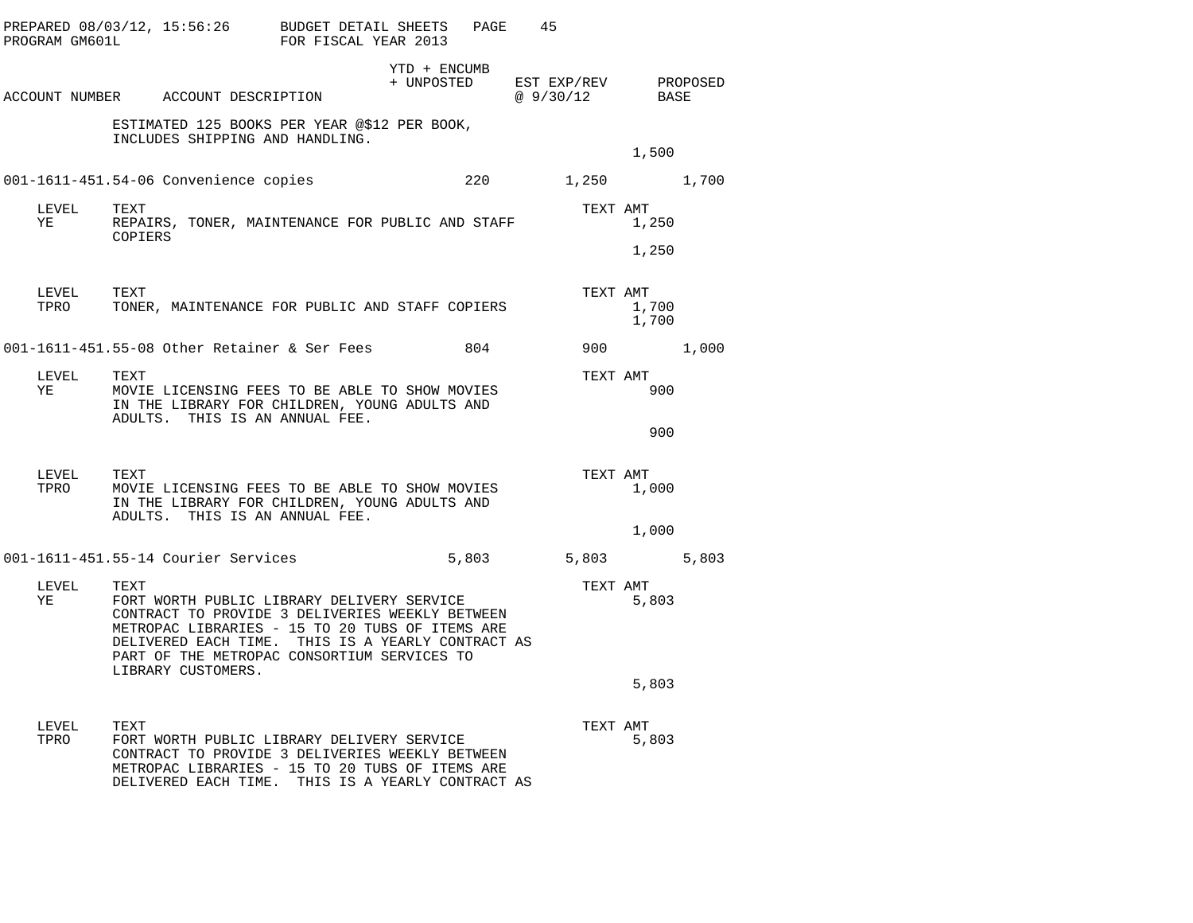| ACCOUNT NUMBER | ACCOUNT DESCRIPTION | YTD + ENCUMB + UNPOSTED | EST EXP/REV @ 9/30/12 | PROPOSED BASE |
|---|---|---|---|---|

ESTIMATED 125 BOOKS PER YEAR @$12 PER BOOK, INCLUDES SHIPPING AND HANDLING.

1,500

| ACCOUNT NUMBER | ACCOUNT DESCRIPTION | YTD + ENCUMB + UNPOSTED | EST EXP/REV @ 9/30/12 | PROPOSED BASE |
|---|---|---|---|---|
| 001-1611-451.54-06 | Convenience copies | 220 | 1,250 | 1,700 |

| LEVEL | TEXT | TEXT AMT |
|---|---|---|
| YE | REPAIRS, TONER, MAINTENANCE FOR PUBLIC AND STAFF COPIERS | 1,250 |
| | | 1,250 |

| LEVEL | TEXT | TEXT AMT |
|---|---|---|
| TPRO | TONER, MAINTENANCE FOR PUBLIC AND STAFF COPIERS | 1,700 |
| | | 1,700 |

| ACCOUNT NUMBER | ACCOUNT DESCRIPTION | YTD + ENCUMB + UNPOSTED | EST EXP/REV @ 9/30/12 | PROPOSED BASE |
|---|---|---|---|---|
| 001-1611-451.55-08 | Other Retainer & Ser Fees | 804 | 900 | 1,000 |

| LEVEL | TEXT | TEXT AMT |
|---|---|---|
| YE | MOVIE LICENSING FEES TO BE ABLE TO SHOW MOVIES IN THE LIBRARY FOR CHILDREN, YOUNG ADULTS AND ADULTS. THIS IS AN ANNUAL FEE. | 900 |
| | | 900 |

| LEVEL | TEXT | TEXT AMT |
|---|---|---|
| TPRO | MOVIE LICENSING FEES TO BE ABLE TO SHOW MOVIES IN THE LIBRARY FOR CHILDREN, YOUNG ADULTS AND ADULTS. THIS IS AN ANNUAL FEE. | 1,000 |
| | | 1,000 |

| ACCOUNT NUMBER | ACCOUNT DESCRIPTION | YTD + ENCUMB + UNPOSTED | EST EXP/REV @ 9/30/12 | PROPOSED BASE |
|---|---|---|---|---|
| 001-1611-451.55-14 | Courier Services | 5,803 | 5,803 | 5,803 |

| LEVEL | TEXT | TEXT AMT |
|---|---|---|
| YE | FORT WORTH PUBLIC LIBRARY DELIVERY SERVICE CONTRACT TO PROVIDE 3 DELIVERIES WEEKLY BETWEEN METROPAC LIBRARIES - 15 TO 20 TUBS OF ITEMS ARE DELIVERED EACH TIME. THIS IS A YEARLY CONTRACT AS PART OF THE METROPAC CONSORTIUM SERVICES TO LIBRARY CUSTOMERS. | 5,803 |
| | | 5,803 |

| LEVEL | TEXT | TEXT AMT |
|---|---|---|
| TPRO | FORT WORTH PUBLIC LIBRARY DELIVERY SERVICE CONTRACT TO PROVIDE 3 DELIVERIES WEEKLY BETWEEN METROPAC LIBRARIES - 15 TO 20 TUBS OF ITEMS ARE DELIVERED EACH TIME. THIS IS A YEARLY CONTRACT AS | 5,803 |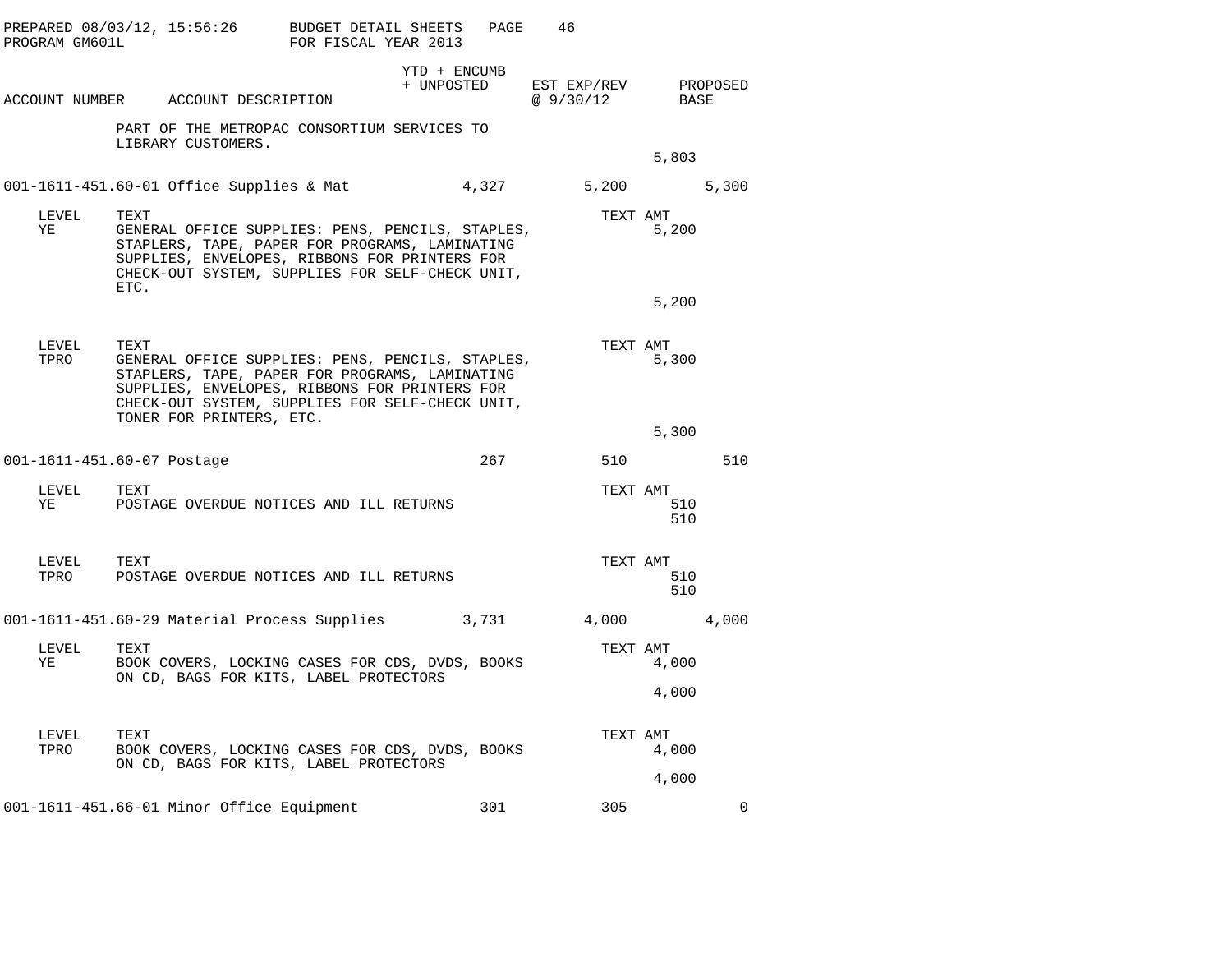PREPARED 08/03/12, 15:56:26 — BUDGET DETAIL SHEETS — PROGRAM GM601L — FOR FISCAL YEAR 2013

| ACCOUNT NUMBER | ACCOUNT DESCRIPTION | YTD + ENCUMB + UNPOSTED | EST EXP/REV @ 9/30/12 | PROPOSED BASE |
|---|---|---|---|---|
| | PART OF THE METROPAC CONSORTIUM SERVICES TO LIBRARY CUSTOMERS. | | | |
| | | | 5,803 | |
| 001-1611-451.60-01 | Office Supplies & Mat | 4,327 | 5,200 | 5,300 |

| LEVEL | TEXT | TEXT AMT |
|---|---|---|
| YE | GENERAL OFFICE SUPPLIES: PENS, PENCILS, STAPLES, STAPLERS, TAPE, PAPER FOR PROGRAMS, LAMINATING SUPPLIES, ENVELOPES, RIBBONS FOR PRINTERS FOR CHECK-OUT SYSTEM, SUPPLIES FOR SELF-CHECK UNIT, ETC. | 5,200 |
| | | 5,200 |

| LEVEL | TEXT | TEXT AMT |
|---|---|---|
| TPRO | GENERAL OFFICE SUPPLIES: PENS, PENCILS, STAPLES, STAPLERS, TAPE, PAPER FOR PROGRAMS, LAMINATING SUPPLIES, ENVELOPES, RIBBONS FOR PRINTERS FOR CHECK-OUT SYSTEM, SUPPLIES FOR SELF-CHECK UNIT, TONER FOR PRINTERS, ETC. | 5,300 |
| | | 5,300 |

| ACCOUNT NUMBER | ACCOUNT DESCRIPTION | YTD + ENCUMB + UNPOSTED | EST EXP/REV @ 9/30/12 | PROPOSED BASE |
|---|---|---|---|---|
| 001-1611-451.60-07 | Postage | 267 | 510 | 510 |

| LEVEL | TEXT | TEXT AMT |
|---|---|---|
| YE | POSTAGE OVERDUE NOTICES AND ILL RETURNS | 510 |
| | | 510 |

| LEVEL | TEXT | TEXT AMT |
|---|---|---|
| TPRO | POSTAGE OVERDUE NOTICES AND ILL RETURNS | 510 |
| | | 510 |

| ACCOUNT NUMBER | ACCOUNT DESCRIPTION | YTD + ENCUMB + UNPOSTED | EST EXP/REV @ 9/30/12 | PROPOSED BASE |
|---|---|---|---|---|
| 001-1611-451.60-29 | Material Process Supplies | 3,731 | 4,000 | 4,000 |

| LEVEL | TEXT | TEXT AMT |
|---|---|---|
| YE | BOOK COVERS, LOCKING CASES FOR CDS, DVDS, BOOKS ON CD, BAGS FOR KITS, LABEL PROTECTORS | 4,000 |
| | | 4,000 |

| LEVEL | TEXT | TEXT AMT |
|---|---|---|
| TPRO | BOOK COVERS, LOCKING CASES FOR CDS, DVDS, BOOKS ON CD, BAGS FOR KITS, LABEL PROTECTORS | 4,000 |
| | | 4,000 |

| ACCOUNT NUMBER | ACCOUNT DESCRIPTION | YTD + ENCUMB + UNPOSTED | EST EXP/REV @ 9/30/12 | PROPOSED BASE |
|---|---|---|---|---|
| 001-1611-451.66-01 | Minor Office Equipment | 301 | 305 | 0 |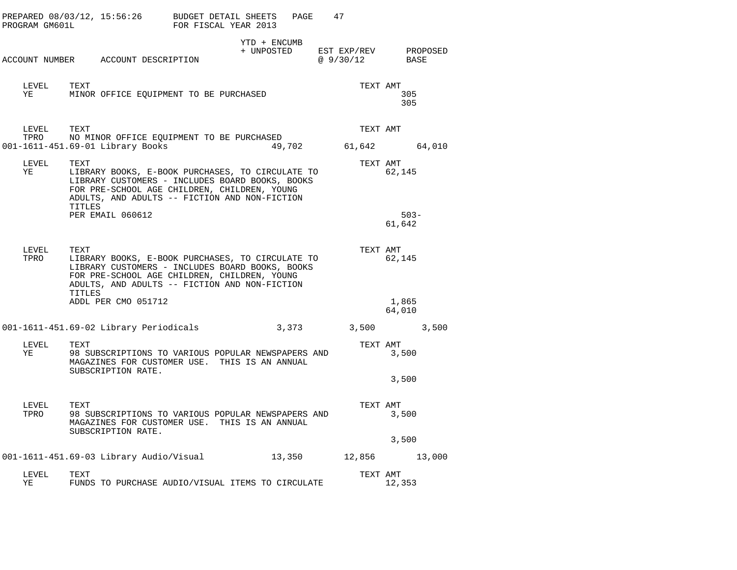| ACCOUNT NUMBER | ACCOUNT DESCRIPTION | YTD + ENCUMB + UNPOSTED | EST EXP/REV @ 9/30/12 | PROPOSED BASE |
|---|---|---|---|---|

| LEVEL | TEXT | TEXT AMT |
|---|---|---|
| YE | MINOR OFFICE EQUIPMENT TO BE PURCHASED | 305 |
| | | 305 |

| LEVEL | TEXT | TEXT AMT |
|---|---|---|
| TPRO | NO MINOR OFFICE EQUIPMENT TO BE PURCHASED | |

| ACCOUNT NUMBER | ACCOUNT DESCRIPTION | YTD + ENCUMB + UNPOSTED | EST EXP/REV @ 9/30/12 | PROPOSED BASE |
|---|---|---|---|---|
| 001-1611-451.69-01 | Library Books | 49,702 | 61,642 | 64,010 |

| LEVEL | TEXT | TEXT AMT |
|---|---|---|
| YE | LIBRARY BOOKS, E-BOOK PURCHASES, TO CIRCULATE TO LIBRARY CUSTOMERS - INCLUDES BOARD BOOKS, BOOKS FOR PRE-SCHOOL AGE CHILDREN, CHILDREN, YOUNG ADULTS, AND ADULTS -- FICTION AND NON-FICTION TITLES | 62,145 |
| | PER EMAIL 060612 | 503- |
| | | 61,642 |

| LEVEL | TEXT | TEXT AMT |
|---|---|---|
| TPRO | LIBRARY BOOKS, E-BOOK PURCHASES, TO CIRCULATE TO LIBRARY CUSTOMERS - INCLUDES BOARD BOOKS, BOOKS FOR PRE-SCHOOL AGE CHILDREN, CHILDREN, YOUNG ADULTS, AND ADULTS -- FICTION AND NON-FICTION TITLES | 62,145 |
| | ADDL PER CMO 051712 | 1,865 |
| | | 64,010 |

| ACCOUNT NUMBER | ACCOUNT DESCRIPTION | YTD + ENCUMB + UNPOSTED | EST EXP/REV @ 9/30/12 | PROPOSED BASE |
|---|---|---|---|---|
| 001-1611-451.69-02 | Library Periodicals | 3,373 | 3,500 | 3,500 |

| LEVEL | TEXT | TEXT AMT |
|---|---|---|
| YE | 98 SUBSCRIPTIONS TO VARIOUS POPULAR NEWSPAPERS AND MAGAZINES FOR CUSTOMER USE. THIS IS AN ANNUAL SUBSCRIPTION RATE. | 3,500 |
| | | 3,500 |

| LEVEL | TEXT | TEXT AMT |
|---|---|---|
| TPRO | 98 SUBSCRIPTIONS TO VARIOUS POPULAR NEWSPAPERS AND MAGAZINES FOR CUSTOMER USE. THIS IS AN ANNUAL SUBSCRIPTION RATE. | 3,500 |
| | | 3,500 |

| ACCOUNT NUMBER | ACCOUNT DESCRIPTION | YTD + ENCUMB + UNPOSTED | EST EXP/REV @ 9/30/12 | PROPOSED BASE |
|---|---|---|---|---|
| 001-1611-451.69-03 | Library Audio/Visual | 13,350 | 12,856 | 13,000 |

| LEVEL | TEXT | TEXT AMT |
|---|---|---|
| YE | FUNDS TO PURCHASE AUDIO/VISUAL ITEMS TO CIRCULATE | 12,353 |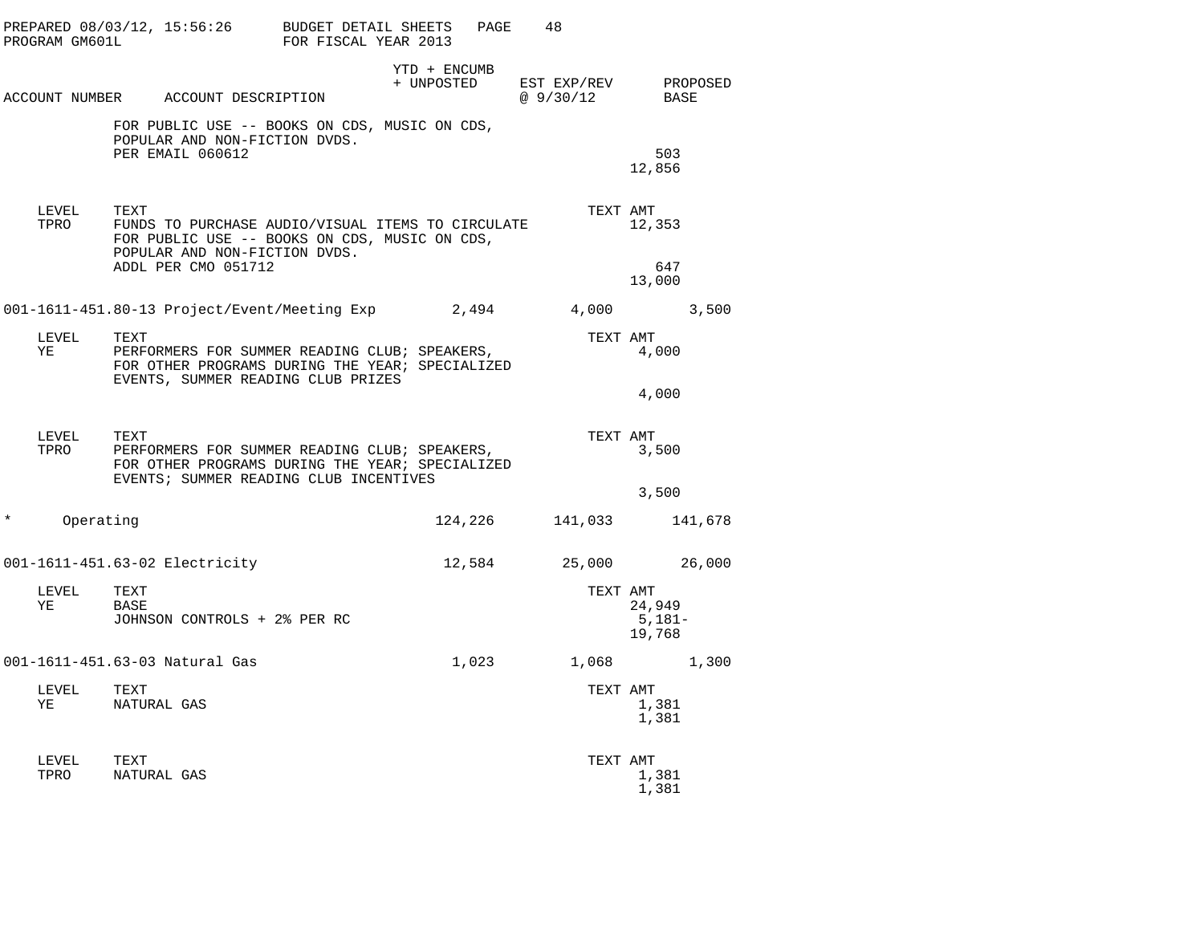BUDGET DETAIL SHEETS
FOR FISCAL YEAR 2013

PREPARED 08/03/12, 15:56:26
PROGRAM GM601L

| ACCOUNT NUMBER | ACCOUNT DESCRIPTION | YTD + ENCUMB + UNPOSTED | EST EXP/REV @ 9/30/12 | PROPOSED BASE |
|---|---|---|---|---|

FOR PUBLIC USE -- BOOKS ON CDS, MUSIC ON CDS,
POPULAR AND NON-FICTION DVDS.
PER EMAIL 060612 — 503
12,856

| LEVEL | TEXT | TEXT AMT |
|---|---|---|
| TPRO | FUNDS TO PURCHASE AUDIO/VISUAL ITEMS TO CIRCULATE FOR PUBLIC USE -- BOOKS ON CDS, MUSIC ON CDS, POPULAR AND NON-FICTION DVDS. | 12,353 |
| | ADDL PER CMO 051712 | 647 |
| | | 13,000 |

| ACCOUNT NUMBER | ACCOUNT DESCRIPTION | YTD + ENCUMB + UNPOSTED | EST EXP/REV @ 9/30/12 | PROPOSED BASE |
|---|---|---|---|---|
| 001-1611-451.80-13 | Project/Event/Meeting Exp | 2,494 | 4,000 | 3,500 |

| LEVEL | TEXT | TEXT AMT |
|---|---|---|
| YE | PERFORMERS FOR SUMMER READING CLUB; SPEAKERS, FOR OTHER PROGRAMS DURING THE YEAR; SPECIALIZED EVENTS, SUMMER READING CLUB PRIZES | 4,000 |
| | | 4,000 |

| LEVEL | TEXT | TEXT AMT |
|---|---|---|
| TPRO | PERFORMERS FOR SUMMER READING CLUB; SPEAKERS, FOR OTHER PROGRAMS DURING THE YEAR; SPECIALIZED EVENTS; SUMMER READING CLUB INCENTIVES | 3,500 |
| | | 3,500 |

| ACCOUNT NUMBER | ACCOUNT DESCRIPTION | YTD + ENCUMB + UNPOSTED | EST EXP/REV @ 9/30/12 | PROPOSED BASE |
|---|---|---|---|---|
| * | Operating | 124,226 | 141,033 | 141,678 |
| 001-1611-451.63-02 | Electricity | 12,584 | 25,000 | 26,000 |

| LEVEL | TEXT | TEXT AMT |
|---|---|---|
| YE | BASE | 24,949 |
| | JOHNSON CONTROLS + 2% PER RC | 5,181- |
| | | 19,768 |

| ACCOUNT NUMBER | ACCOUNT DESCRIPTION | YTD + ENCUMB + UNPOSTED | EST EXP/REV @ 9/30/12 | PROPOSED BASE |
|---|---|---|---|---|
| 001-1611-451.63-03 | Natural Gas | 1,023 | 1,068 | 1,300 |

| LEVEL | TEXT | TEXT AMT |
|---|---|---|
| YE | NATURAL GAS | 1,381 |
| | | 1,381 |

| LEVEL | TEXT | TEXT AMT |
|---|---|---|
| TPRO | NATURAL GAS | 1,381 |
| | | 1,381 |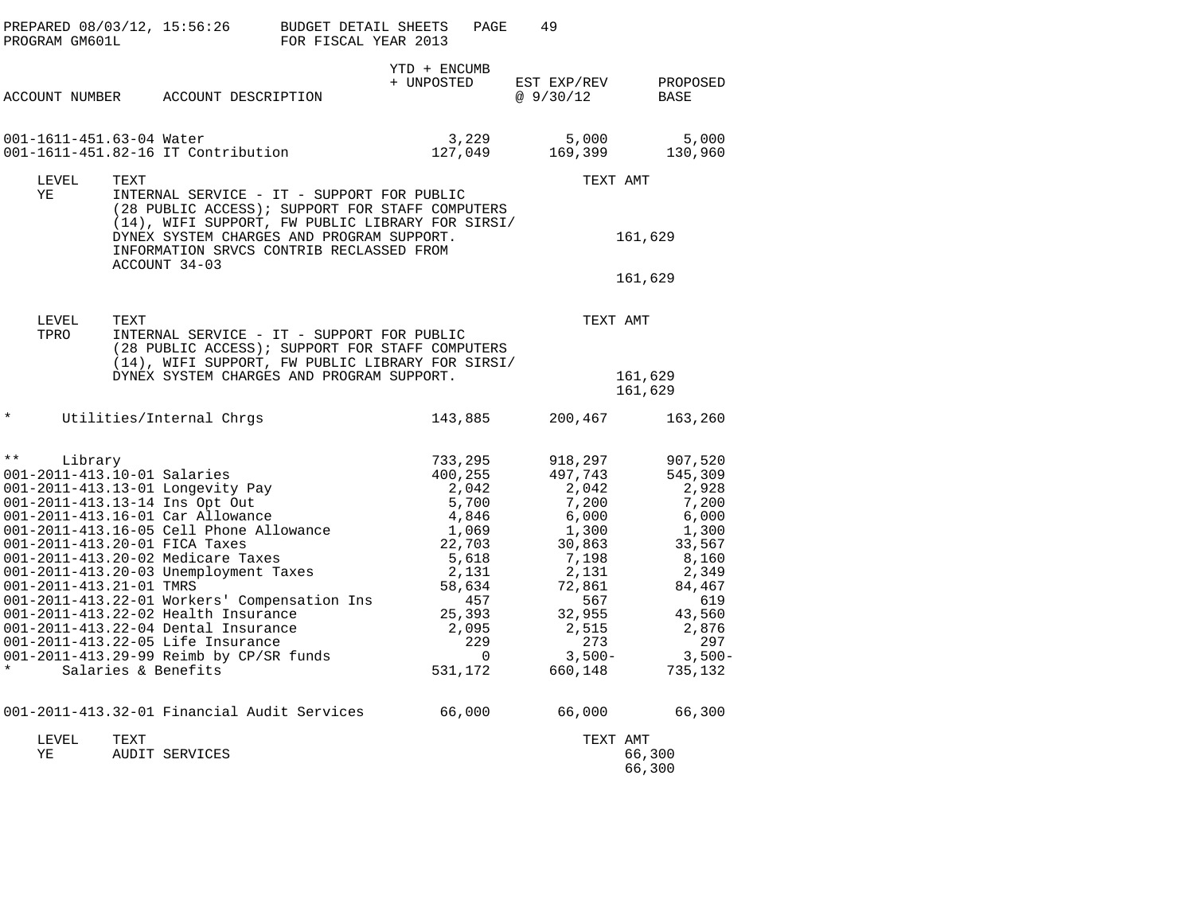PREPARED 08/03/12, 15:56:26 BUDGET DETAIL SHEETS

PROGRAM GM601L FOR FISCAL YEAR 2013

| ACCOUNT NUMBER | ACCOUNT DESCRIPTION | YTD + ENCUMB + UNPOSTED | EST EXP/REV @ 9/30/12 | PROPOSED BASE |
|---|---|---|---|---|
| 001-1611-451.63-04 | Water | 3,229 | 5,000 | 5,000 |
| 001-1611-451.82-16 | IT Contribution | 127,049 | 169,399 | 130,960 |

| LEVEL | TEXT | TEXT AMT |
|---|---|---|
| YE | INTERNAL SERVICE - IT - SUPPORT FOR PUBLIC (28 PUBLIC ACCESS); SUPPORT FOR STAFF COMPUTERS (14), WIFI SUPPORT, FW PUBLIC LIBRARY FOR SIRSI/ DYNEX SYSTEM CHARGES AND PROGRAM SUPPORT. | 161,629 |
| | INFORMATION SRVCS CONTRIB RECLASSED FROM ACCOUNT 34-03 | |
| | | 161,629 |

| LEVEL | TEXT | TEXT AMT |
|---|---|---|
| TPRO | INTERNAL SERVICE - IT - SUPPORT FOR PUBLIC (28 PUBLIC ACCESS); SUPPORT FOR STAFF COMPUTERS (14), WIFI SUPPORT, FW PUBLIC LIBRARY FOR SIRSI/ DYNEX SYSTEM CHARGES AND PROGRAM SUPPORT. | 161,629 |
| | | 161,629 |

| ACCOUNT NUMBER | ACCOUNT DESCRIPTION | YTD + ENCUMB + UNPOSTED | EST EXP/REV @ 9/30/12 | PROPOSED BASE |
|---|---|---|---|---|
| * | Utilities/Internal Chrgs | 143,885 | 200,467 | 163,260 |
| ** | Library | 733,295 | 918,297 | 907,520 |
| 001-2011-413.10-01 | Salaries | 400,255 | 497,743 | 545,309 |
| 001-2011-413.13-01 | Longevity Pay | 2,042 | 2,042 | 2,928 |
| 001-2011-413.13-14 | Ins Opt Out | 5,700 | 7,200 | 7,200 |
| 001-2011-413.16-01 | Car Allowance | 4,846 | 6,000 | 6,000 |
| 001-2011-413.16-05 | Cell Phone Allowance | 1,069 | 1,300 | 1,300 |
| 001-2011-413.20-01 | FICA Taxes | 22,703 | 30,863 | 33,567 |
| 001-2011-413.20-02 | Medicare Taxes | 5,618 | 7,198 | 8,160 |
| 001-2011-413.20-03 | Unemployment Taxes | 2,131 | 2,131 | 2,349 |
| 001-2011-413.21-01 | TMRS | 58,634 | 72,861 | 84,467 |
| 001-2011-413.22-01 | Workers' Compensation Ins | 457 | 567 | 619 |
| 001-2011-413.22-02 | Health Insurance | 25,393 | 32,955 | 43,560 |
| 001-2011-413.22-04 | Dental Insurance | 2,095 | 2,515 | 2,876 |
| 001-2011-413.22-05 | Life Insurance | 229 | 273 | 297 |
| 001-2011-413.29-99 | Reimb by CP/SR funds | 0 | 3,500- | 3,500- |
| * | Salaries & Benefits | 531,172 | 660,148 | 735,132 |
| 001-2011-413.32-01 | Financial Audit Services | 66,000 | 66,000 | 66,300 |

| LEVEL | TEXT | TEXT AMT |
|---|---|---|
| YE | AUDIT SERVICES | 66,300 |
| | | 66,300 |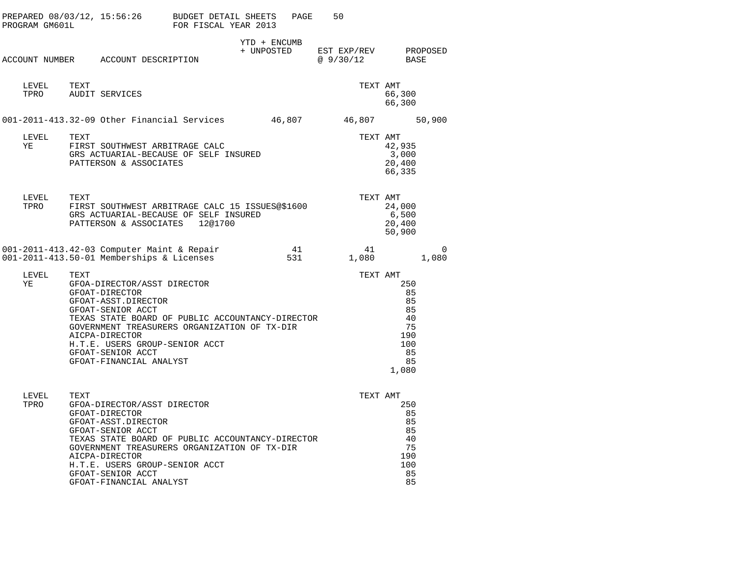PREPARED 08/03/12, 15:56:26 BUDGET DETAIL SHEETS
PROGRAM GM601L FOR FISCAL YEAR 2013

| ACCOUNT NUMBER | ACCOUNT DESCRIPTION | YTD + ENCUMB + UNPOSTED | EST EXP/REV @ 9/30/12 | PROPOSED BASE |
|---|---|---|---|---|

| LEVEL | TEXT | TEXT AMT |
|---|---|---|
| TPRO | AUDIT SERVICES | 66,300 |
| | | 66,300 |

| ACCOUNT NUMBER | ACCOUNT DESCRIPTION | YTD + ENCUMB + UNPOSTED | EST EXP/REV @ 9/30/12 | PROPOSED BASE |
|---|---|---|---|---|
| 001-2011-413.32-09 | Other Financial Services | 46,807 | 46,807 | 50,900 |

| LEVEL | TEXT | TEXT AMT |
|---|---|---|
| YE | FIRST SOUTHWEST ARBITRAGE CALC | 42,935 |
| | GRS ACTUARIAL-BECAUSE OF SELF INSURED | 3,000 |
| | PATTERSON & ASSOCIATES | 20,400 |
| | | 66,335 |

| LEVEL | TEXT | TEXT AMT |
|---|---|---|
| TPRO | FIRST SOUTHWEST ARBITRAGE CALC 15 ISSUES@$1600 | 24,000 |
| | GRS ACTUARIAL-BECAUSE OF SELF INSURED | 6,500 |
| | PATTERSON & ASSOCIATES 12@1700 | 20,400 |
| | | 50,900 |

| ACCOUNT NUMBER | ACCOUNT DESCRIPTION | YTD + ENCUMB + UNPOSTED | EST EXP/REV @ 9/30/12 | PROPOSED BASE |
|---|---|---|---|---|
| 001-2011-413.42-03 | Computer Maint & Repair | 41 | 41 | 0 |
| 001-2011-413.50-01 | Memberships & Licenses | 531 | 1,080 | 1,080 |

| LEVEL | TEXT | TEXT AMT |
|---|---|---|
| YE | GFOA-DIRECTOR/ASST DIRECTOR | 250 |
| | GFOAT-DIRECTOR | 85 |
| | GFOAT-ASST.DIRECTOR | 85 |
| | GFOAT-SENIOR ACCT | 85 |
| | TEXAS STATE BOARD OF PUBLIC ACCOUNTANCY-DIRECTOR | 40 |
| | GOVERNMENT TREASURERS ORGANIZATION OF TX-DIR | 75 |
| | AICPA-DIRECTOR | 190 |
| | H.T.E. USERS GROUP-SENIOR ACCT | 100 |
| | GFOAT-SENIOR ACCT | 85 |
| | GFOAT-FINANCIAL ANALYST | 85 |
| | | 1,080 |

| LEVEL | TEXT | TEXT AMT |
|---|---|---|
| TPRO | GFOA-DIRECTOR/ASST DIRECTOR | 250 |
| | GFOAT-DIRECTOR | 85 |
| | GFOAT-ASST.DIRECTOR | 85 |
| | GFOAT-SENIOR ACCT | 85 |
| | TEXAS STATE BOARD OF PUBLIC ACCOUNTANCY-DIRECTOR | 40 |
| | GOVERNMENT TREASURERS ORGANIZATION OF TX-DIR | 75 |
| | AICPA-DIRECTOR | 190 |
| | H.T.E. USERS GROUP-SENIOR ACCT | 100 |
| | GFOAT-SENIOR ACCT | 85 |
| | GFOAT-FINANCIAL ANALYST | 85 |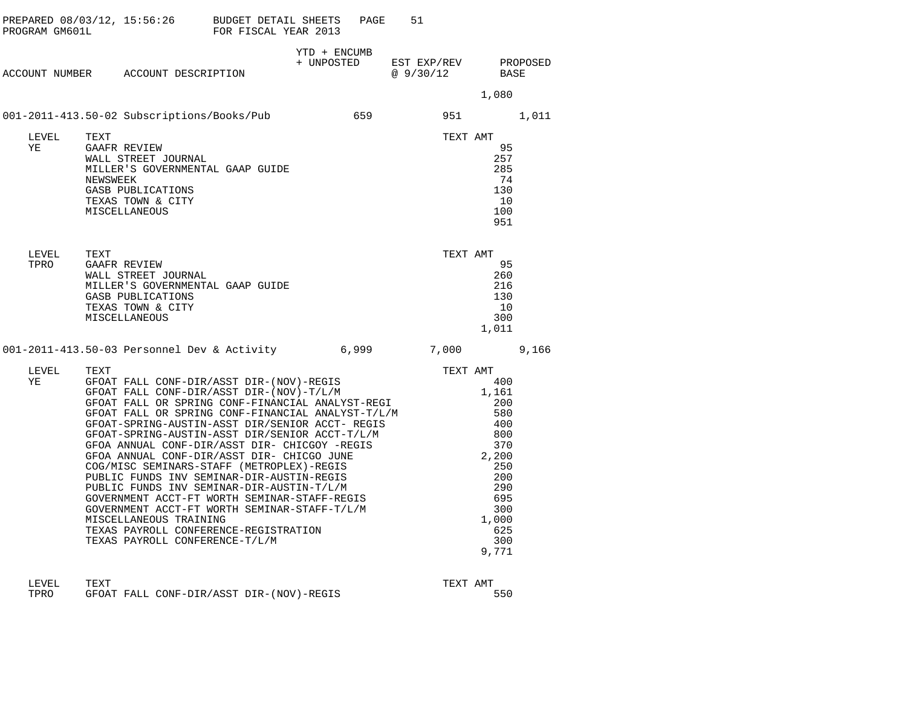| ACCOUNT NUMBER | ACCOUNT DESCRIPTION | YTD + ENCUMB + UNPOSTED | EST EXP/REV @ 9/30/12 | PROPOSED BASE |
|---|---|---|---|---|

1,080

| ACCOUNT NUMBER | ACCOUNT DESCRIPTION | YTD + ENCUMB + UNPOSTED | EST EXP/REV @ 9/30/12 | PROPOSED BASE |
|---|---|---|---|---|
| 001-2011-413.50-02 | Subscriptions/Books/Pub | 659 | 951 | 1,011 |

| LEVEL | TEXT | TEXT AMT |
|---|---|---|
| YE | GAAFR REVIEW | 95 |
| | WALL STREET JOURNAL | 257 |
| | MILLER'S GOVERNMENTAL GAAP GUIDE | 285 |
| | NEWSWEEK | 74 |
| | GASB PUBLICATIONS | 130 |
| | TEXAS TOWN & CITY | 10 |
| | MISCELLANEOUS | 100 |
| | | 951 |

| LEVEL | TEXT | TEXT AMT |
|---|---|---|
| TPRO | GAAFR REVIEW | 95 |
| | WALL STREET JOURNAL | 260 |
| | MILLER'S GOVERNMENTAL GAAP GUIDE | 216 |
| | GASB PUBLICATIONS | 130 |
| | TEXAS TOWN & CITY | 10 |
| | MISCELLANEOUS | 300 |
| | | 1,011 |

| ACCOUNT NUMBER | ACCOUNT DESCRIPTION | YTD + ENCUMB + UNPOSTED | EST EXP/REV @ 9/30/12 | PROPOSED BASE |
|---|---|---|---|---|
| 001-2011-413.50-03 | Personnel Dev & Activity | 6,999 | 7,000 | 9,166 |

| LEVEL | TEXT | TEXT AMT |
|---|---|---|
| YE | GFOAT FALL CONF-DIR/ASST DIR-(NOV)-REGIS | 400 |
| | GFOAT FALL CONF-DIR/ASST DIR-(NOV)-T/L/M | 1,161 |
| | GFOAT FALL OR SPRING CONF-FINANCIAL ANALYST-REGI | 200 |
| | GFOAT FALL OR SPRING CONF-FINANCIAL ANALYST-T/L/M | 580 |
| | GFOAT-SPRING-AUSTIN-ASST DIR/SENIOR ACCT- REGIS | 400 |
| | GFOAT-SPRING-AUSTIN-ASST DIR/SENIOR ACCT-T/L/M | 800 |
| | GFOA ANNUAL CONF-DIR/ASST DIR- CHICGOY -REGIS | 370 |
| | GFOA ANNUAL CONF-DIR/ASST DIR- CHICGO JUNE | 2,200 |
| | COG/MISC SEMINARS-STAFF (METROPLEX)-REGIS | 250 |
| | PUBLIC FUNDS INV SEMINAR-DIR-AUSTIN-REGIS | 200 |
| | PUBLIC FUNDS INV SEMINAR-DIR-AUSTIN-T/L/M | 290 |
| | GOVERNMENT ACCT-FT WORTH SEMINAR-STAFF-REGIS | 695 |
| | GOVERNMENT ACCT-FT WORTH SEMINAR-STAFF-T/L/M | 300 |
| | MISCELLANEOUS TRAINING | 1,000 |
| | TEXAS PAYROLL CONFERENCE-REGISTRATION | 625 |
| | TEXAS PAYROLL CONFERENCE-T/L/M | 300 |
| | | 9,771 |

| LEVEL | TEXT | TEXT AMT |
|---|---|---|
| TPRO | GFOAT FALL CONF-DIR/ASST DIR-(NOV)-REGIS | 550 |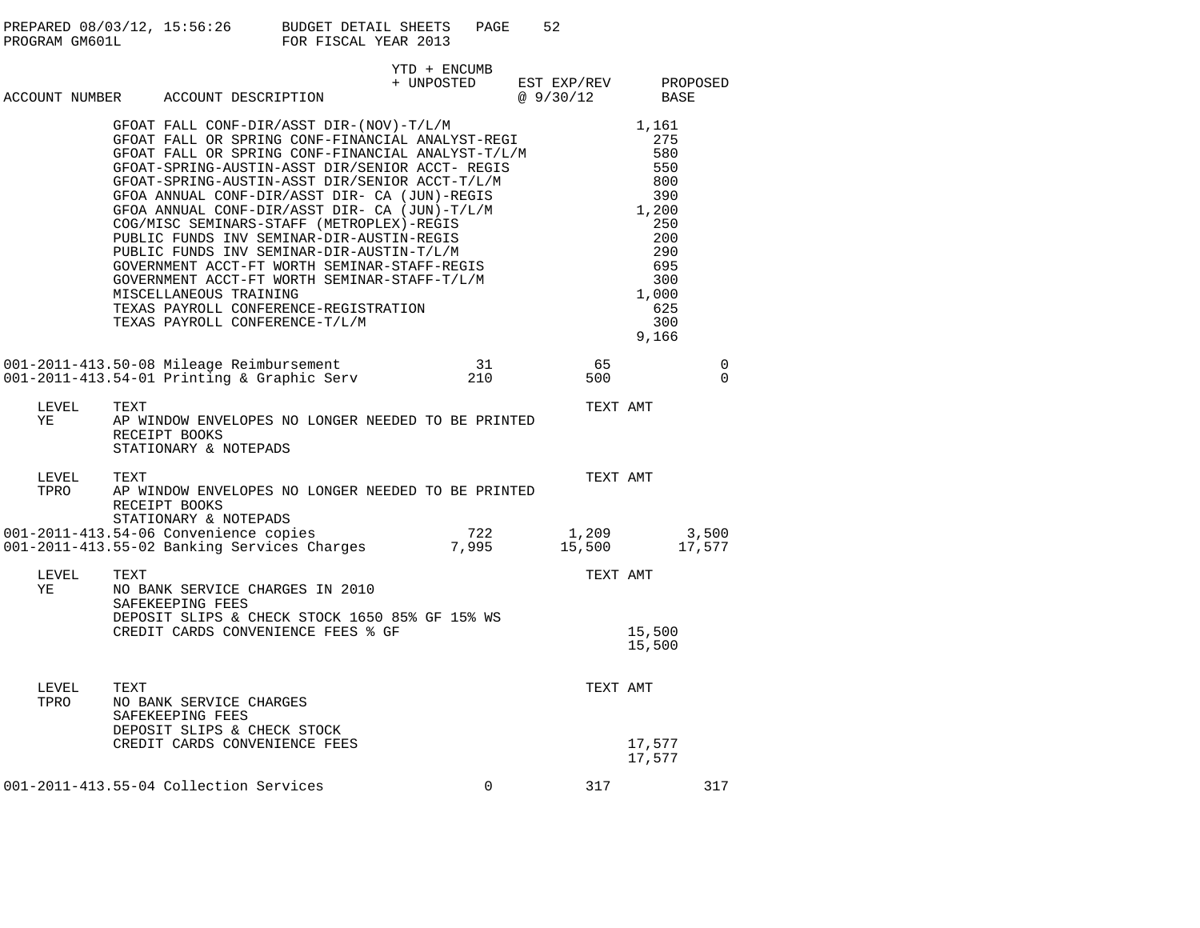PREPARED 08/03/12, 15:56:26 BUDGET DETAIL SHEETS
PROGRAM GM601L FOR FISCAL YEAR 2013

| ACCOUNT NUMBER | ACCOUNT DESCRIPTION | YTD + ENCUMB + UNPOSTED | EST EXP/REV @ 9/30/12 | TEXT AMT | PROPOSED BASE |
|---|---|---|---|---|---|
| | GFOAT FALL CONF-DIR/ASST DIR-(NOV)-T/L/M | | | 1,161 | |
| | GFOAT FALL OR SPRING CONF-FINANCIAL ANALYST-REGI | | | 275 | |
| | GFOAT FALL OR SPRING CONF-FINANCIAL ANALYST-T/L/M | | | 580 | |
| | GFOAT-SPRING-AUSTIN-ASST DIR/SENIOR ACCT- REGIS | | | 550 | |
| | GFOAT-SPRING-AUSTIN-ASST DIR/SENIOR ACCT-T/L/M | | | 800 | |
| | GFOA ANNUAL CONF-DIR/ASST DIR- CA (JUN)-REGIS | | | 390 | |
| | GFOA ANNUAL CONF-DIR/ASST DIR- CA (JUN)-T/L/M | | | 1,200 | |
| | COG/MISC SEMINARS-STAFF (METROPLEX)-REGIS | | | 250 | |
| | PUBLIC FUNDS INV SEMINAR-DIR-AUSTIN-REGIS | | | 200 | |
| | PUBLIC FUNDS INV SEMINAR-DIR-AUSTIN-T/L/M | | | 290 | |
| | GOVERNMENT ACCT-FT WORTH SEMINAR-STAFF-REGIS | | | 695 | |
| | GOVERNMENT ACCT-FT WORTH SEMINAR-STAFF-T/L/M | | | 300 | |
| | MISCELLANEOUS TRAINING | | | 1,000 | |
| | TEXAS PAYROLL CONFERENCE-REGISTRATION | | | 625 | |
| | TEXAS PAYROLL CONFERENCE-T/L/M | | | 300 | |
| | | | | 9,166 | |
| 001-2011-413.50-08 | Mileage Reimbursement | 31 | 65 | | 0 |
| 001-2011-413.54-01 | Printing & Graphic Serv | 210 | 500 | | 0 |

| LEVEL | TEXT | TEXT AMT |
|---|---|---|
| YE | AP WINDOW ENVELOPES NO LONGER NEEDED TO BE PRINTED<br>RECEIPT BOOKS<br>STATIONARY & NOTEPADS | |

| LEVEL | TEXT | TEXT AMT |
|---|---|---|
| TPRO | AP WINDOW ENVELOPES NO LONGER NEEDED TO BE PRINTED<br>RECEIPT BOOKS<br>STATIONARY & NOTEPADS | |

| ACCOUNT NUMBER | ACCOUNT DESCRIPTION | YTD + ENCUMB + UNPOSTED | EST EXP/REV @ 9/30/12 | PROPOSED BASE |
|---|---|---|---|---|
| 001-2011-413.54-06 | Convenience copies | 722 | 1,209 | 3,500 |
| 001-2011-413.55-02 | Banking Services Charges | 7,995 | 15,500 | 17,577 |

| LEVEL | TEXT | TEXT AMT |
|---|---|---|
| YE | NO BANK SERVICE CHARGES IN 2010 | |
| | SAFEKEEPING FEES | |
| | DEPOSIT SLIPS & CHECK STOCK 1650 85% GF 15% WS | |
| | CREDIT CARDS CONVENIENCE FEES % GF | 15,500 |
| | | 15,500 |

| LEVEL | TEXT | TEXT AMT |
|---|---|---|
| TPRO | NO BANK SERVICE CHARGES | |
| | SAFEKEEPING FEES | |
| | DEPOSIT SLIPS & CHECK STOCK | |
| | CREDIT CARDS CONVENIENCE FEES | 17,577 |
| | | 17,577 |

| ACCOUNT NUMBER | ACCOUNT DESCRIPTION | YTD + ENCUMB + UNPOSTED | EST EXP/REV @ 9/30/12 | PROPOSED BASE |
|---|---|---|---|---|
| 001-2011-413.55-04 | Collection Services | 0 | 317 | 317 |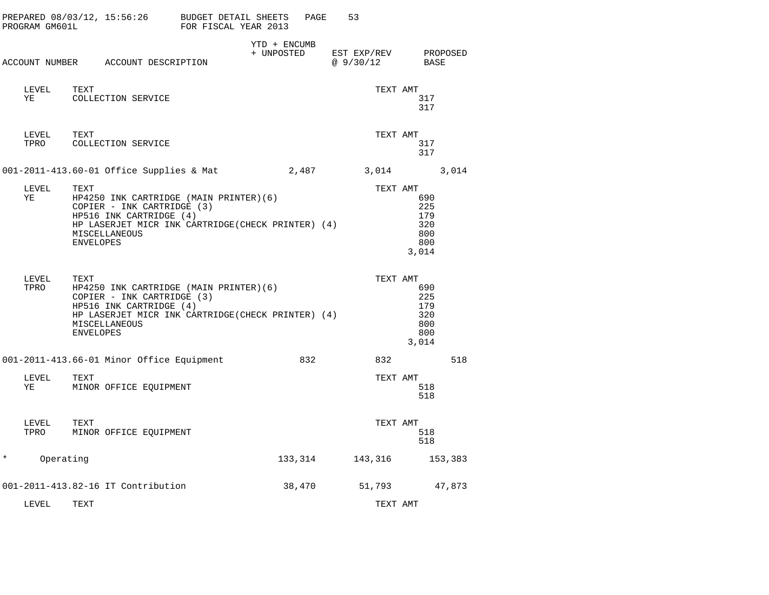| ACCOUNT NUMBER | ACCOUNT DESCRIPTION | YTD + ENCUMB + UNPOSTED | EST EXP/REV @ 9/30/12 | PROPOSED BASE |
|---|---|---|---|---|

| LEVEL | TEXT | TEXT AMT |
|---|---|---|
| YE | COLLECTION SERVICE | 317 |
| | | 317 |

| LEVEL | TEXT | TEXT AMT |
|---|---|---|
| TPRO | COLLECTION SERVICE | 317 |
| | | 317 |

| ACCOUNT NUMBER | ACCOUNT DESCRIPTION | YTD + ENCUMB + UNPOSTED | EST EXP/REV @ 9/30/12 | PROPOSED BASE |
|---|---|---|---|---|
| 001-2011-413.60-01 | Office Supplies & Mat | 2,487 | 3,014 | 3,014 |

| LEVEL | TEXT | TEXT AMT |
|---|---|---|
| YE | HP4250 INK CARTRIDGE (MAIN PRINTER)(6) | 690 |
| | COPIER - INK CARTRIDGE (3) | 225 |
| | HP516 INK CARTRIDGE (4) | 179 |
| | HP LASERJET MICR INK CARTRIDGE(CHECK PRINTER) (4) | 320 |
| | MISCELLANEOUS | 800 |
| | ENVELOPES | 800 |
| | | 3,014 |

| LEVEL | TEXT | TEXT AMT |
|---|---|---|
| TPRO | HP4250 INK CARTRIDGE (MAIN PRINTER)(6) | 690 |
| | COPIER - INK CARTRIDGE (3) | 225 |
| | HP516 INK CARTRIDGE (4) | 179 |
| | HP LASERJET MICR INK CARTRIDGE(CHECK PRINTER) (4) | 320 |
| | MISCELLANEOUS | 800 |
| | ENVELOPES | 800 |
| | | 3,014 |

| ACCOUNT NUMBER | ACCOUNT DESCRIPTION | YTD + ENCUMB + UNPOSTED | EST EXP/REV @ 9/30/12 | PROPOSED BASE |
|---|---|---|---|---|
| 001-2011-413.66-01 | Minor Office Equipment | 832 | 832 | 518 |

| LEVEL | TEXT | TEXT AMT |
|---|---|---|
| YE | MINOR OFFICE EQUIPMENT | 518 |
| | | 518 |

| LEVEL | TEXT | TEXT AMT |
|---|---|---|
| TPRO | MINOR OFFICE EQUIPMENT | 518 |
| | | 518 |

| ACCOUNT NUMBER | ACCOUNT DESCRIPTION | YTD + ENCUMB + UNPOSTED | EST EXP/REV @ 9/30/12 | PROPOSED BASE |
|---|---|---|---|---|
| * | Operating | 133,314 | 143,316 | 153,383 |
| 001-2011-413.82-16 | IT Contribution | 38,470 | 51,793 | 47,873 |

| LEVEL | TEXT | TEXT AMT |
|---|---|---|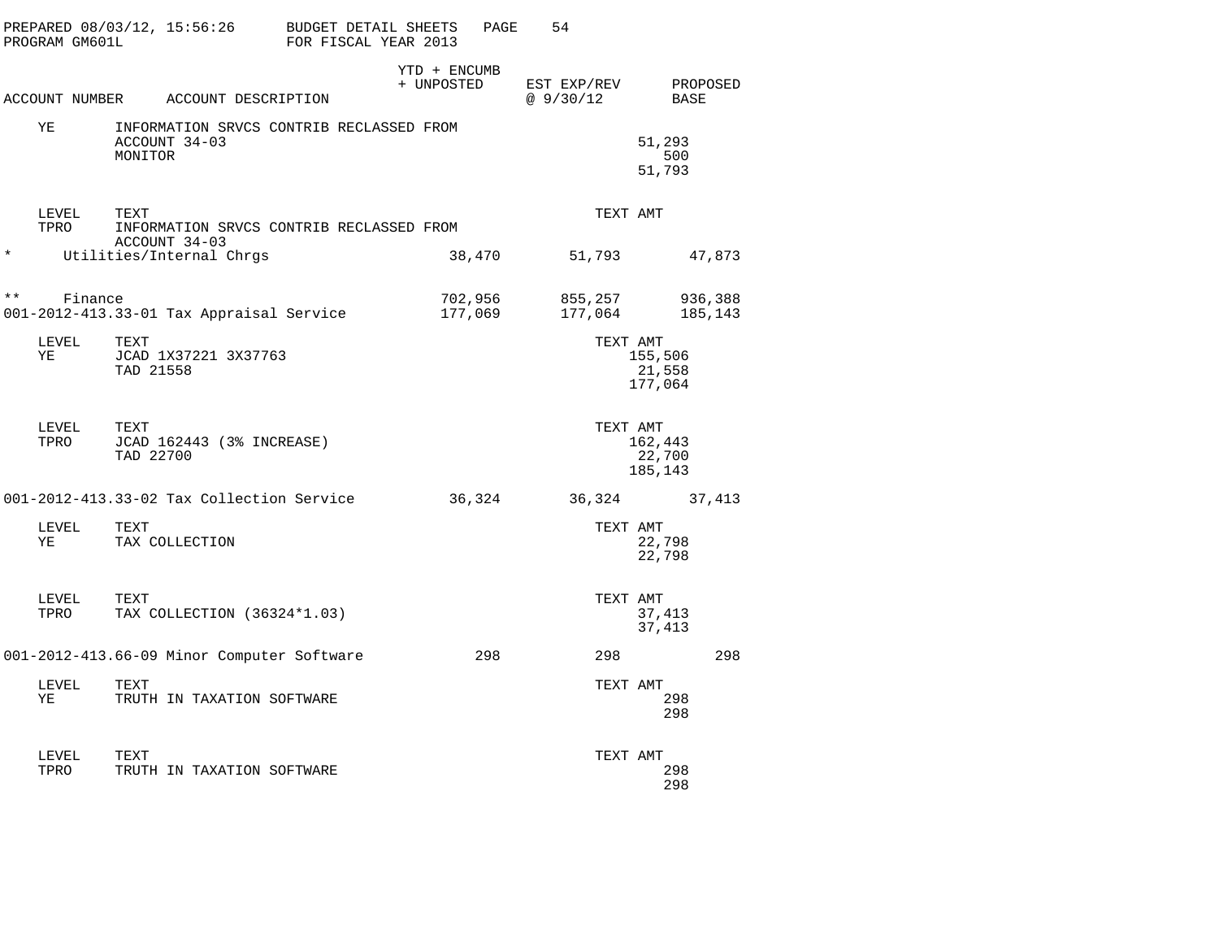PREPARED 08/03/12, 15:56:26 BUDGET DETAIL SHEETS
PROGRAM GM601L FOR FISCAL YEAR 2013

| ACCOUNT NUMBER | ACCOUNT DESCRIPTION | YTD + ENCUMB + UNPOSTED | EST EXP/REV @ 9/30/12 | PROPOSED BASE |
|---|---|---|---|---|

| LEVEL | TEXT | TEXT AMT |
|---|---|---|
| YE | INFORMATION SRVCS CONTRIB RECLASSED FROM ACCOUNT 34-03 | 51,293 |
| | MONITOR | 500 |
| | | 51,793 |

| LEVEL | TEXT | TEXT AMT |
|---|---|---|
| TPRO | INFORMATION SRVCS CONTRIB RECLASSED FROM ACCOUNT 34-03 | |

| ACCOUNT NUMBER | ACCOUNT DESCRIPTION | YTD + ENCUMB + UNPOSTED | EST EXP/REV @ 9/30/12 | PROPOSED BASE |
|---|---|---|---|---|
| * | Utilities/Internal Chrgs | 38,470 | 51,793 | 47,873 |
| ** | Finance | 702,956 | 855,257 | 936,388 |
| 001-2012-413.33-01 | Tax Appraisal Service | 177,069 | 177,064 | 185,143 |

| LEVEL | TEXT | TEXT AMT |
|---|---|---|
| YE | JCAD 1X37221 3X37763 | 155,506 |
| | TAD 21558 | 21,558 |
| | | 177,064 |

| LEVEL | TEXT | TEXT AMT |
|---|---|---|
| TPRO | JCAD 162443 (3% INCREASE) | 162,443 |
| | TAD 22700 | 22,700 |
| | | 185,143 |

| ACCOUNT NUMBER | ACCOUNT DESCRIPTION | YTD + ENCUMB + UNPOSTED | EST EXP/REV @ 9/30/12 | PROPOSED BASE |
|---|---|---|---|---|
| 001-2012-413.33-02 | Tax Collection Service | 36,324 | 36,324 | 37,413 |

| LEVEL | TEXT | TEXT AMT |
|---|---|---|
| YE | TAX COLLECTION | 22,798 |
| | | 22,798 |

| LEVEL | TEXT | TEXT AMT |
|---|---|---|
| TPRO | TAX COLLECTION (36324*1.03) | 37,413 |
| | | 37,413 |

| ACCOUNT NUMBER | ACCOUNT DESCRIPTION | YTD + ENCUMB + UNPOSTED | EST EXP/REV @ 9/30/12 | PROPOSED BASE |
|---|---|---|---|---|
| 001-2012-413.66-09 | Minor Computer Software | 298 | 298 | 298 |

| LEVEL | TEXT | TEXT AMT |
|---|---|---|
| YE | TRUTH IN TAXATION SOFTWARE | 298 |
| | | 298 |

| LEVEL | TEXT | TEXT AMT |
|---|---|---|
| TPRO | TRUTH IN TAXATION SOFTWARE | 298 |
| | | 298 |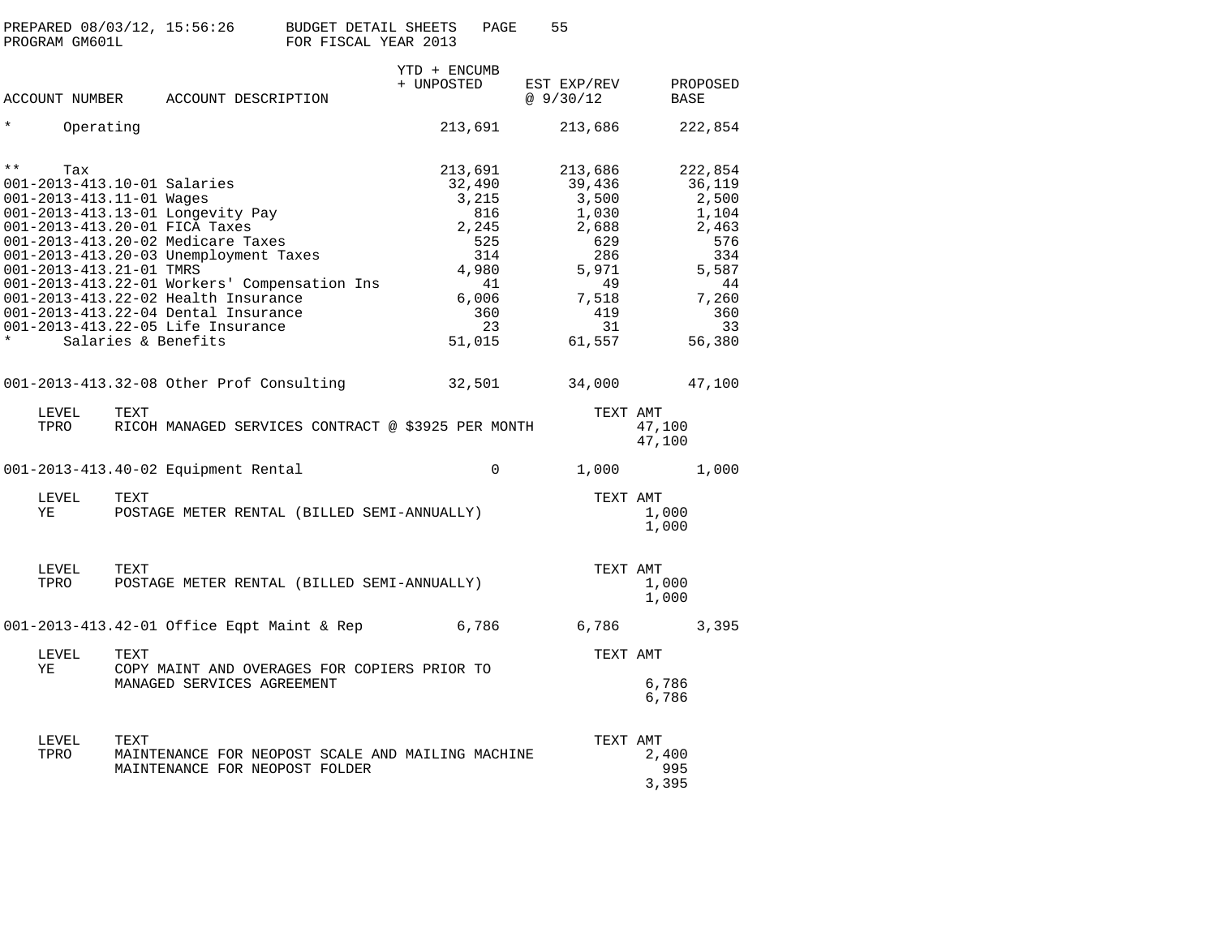BUDGET DETAIL SHEETS FOR FISCAL YEAR 2013

PREPARED 08/03/12, 15:56:26
PROGRAM GM601L

| ACCOUNT NUMBER | ACCOUNT DESCRIPTION | YTD + ENCUMB + UNPOSTED | EST EXP/REV @ 9/30/12 | PROPOSED BASE |
|---|---|---|---|---|
| * | Operating | 213,691 | 213,686 | 222,854 |
| ** | Tax | 213,691 | 213,686 | 222,854 |
| 001-2013-413.10-01 | Salaries | 32,490 | 39,436 | 36,119 |
| 001-2013-413.11-01 | Wages | 3,215 | 3,500 | 2,500 |
| 001-2013-413.13-01 | Longevity Pay | 816 | 1,030 | 1,104 |
| 001-2013-413.20-01 | FICA Taxes | 2,245 | 2,688 | 2,463 |
| 001-2013-413.20-02 | Medicare Taxes | 525 | 629 | 576 |
| 001-2013-413.20-03 | Unemployment Taxes | 314 | 286 | 334 |
| 001-2013-413.21-01 | TMRS | 4,980 | 5,971 | 5,587 |
| 001-2013-413.22-01 | Workers' Compensation Ins | 41 | 49 | 44 |
| 001-2013-413.22-02 | Health Insurance | 6,006 | 7,518 | 7,260 |
| 001-2013-413.22-04 | Dental Insurance | 360 | 419 | 360 |
| 001-2013-413.22-05 | Life Insurance | 23 | 31 | 33 |
| * | Salaries & Benefits | 51,015 | 61,557 | 56,380 |
| 001-2013-413.32-08 | Other Prof Consulting | 32,501 | 34,000 | 47,100 |

| LEVEL | TEXT | TEXT AMT |
|---|---|---|
| TPRO | RICOH MANAGED SERVICES CONTRACT @ $3925 PER MONTH | 47,100 |
| | | 47,100 |

| ACCOUNT NUMBER | ACCOUNT DESCRIPTION | YTD + ENCUMB + UNPOSTED | EST EXP/REV @ 9/30/12 | PROPOSED BASE |
|---|---|---|---|---|
| 001-2013-413.40-02 | Equipment Rental | 0 | 1,000 | 1,000 |

| LEVEL | TEXT | TEXT AMT |
|---|---|---|
| YE | POSTAGE METER RENTAL (BILLED SEMI-ANNUALLY) | 1,000 |
| | | 1,000 |

| LEVEL | TEXT | TEXT AMT |
|---|---|---|
| TPRO | POSTAGE METER RENTAL (BILLED SEMI-ANNUALLY) | 1,000 |
| | | 1,000 |

| ACCOUNT NUMBER | ACCOUNT DESCRIPTION | YTD + ENCUMB + UNPOSTED | EST EXP/REV @ 9/30/12 | PROPOSED BASE |
|---|---|---|---|---|
| 001-2013-413.42-01 | Office Eqpt Maint & Rep | 6,786 | 6,786 | 3,395 |

| LEVEL | TEXT | TEXT AMT |
|---|---|---|
| YE | COPY MAINT AND OVERAGES FOR COPIERS PRIOR TO MANAGED SERVICES AGREEMENT | 6,786 |
| | | 6,786 |

| LEVEL | TEXT | TEXT AMT |
|---|---|---|
| TPRO | MAINTENANCE FOR NEOPOST SCALE AND MAILING MACHINE | 2,400 |
| | MAINTENANCE FOR NEOPOST FOLDER | 995 |
| | | 3,395 |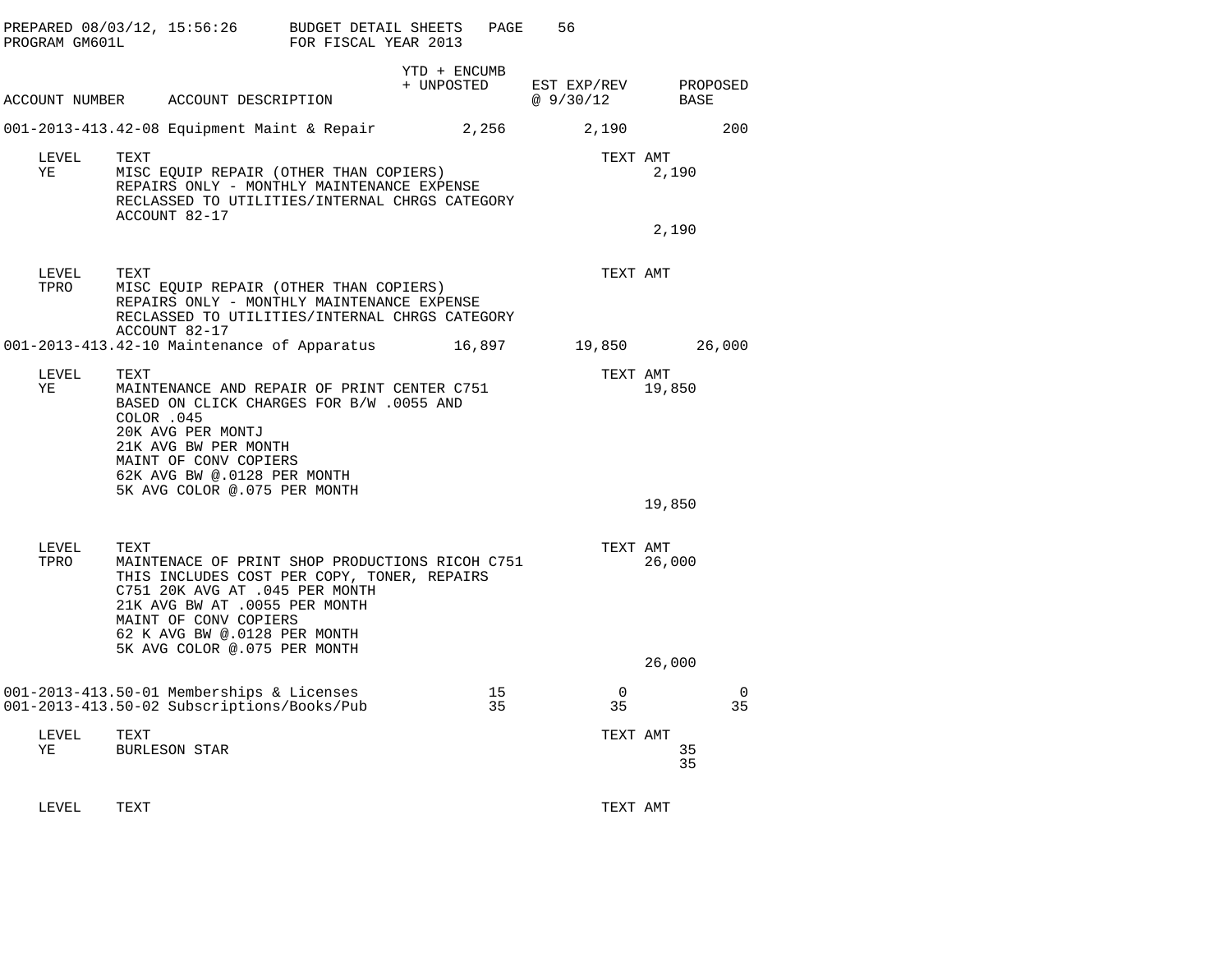PREPARED 08/03/12, 15:56:26 BUDGET DETAIL SHEETS
PROGRAM GM601L FOR FISCAL YEAR 2013

| ACCOUNT NUMBER | ACCOUNT DESCRIPTION | YTD + ENCUMB + UNPOSTED | EST EXP/REV @ 9/30/12 | PROPOSED BASE |
|---|---|---|---|---|
| 001-2013-413.42-08 | Equipment Maint & Repair | 2,256 | 2,190 | 200 |

| LEVEL | TEXT | TEXT AMT |
|---|---|---|
| YE | MISC EQUIP REPAIR (OTHER THAN COPIERS)<br>REPAIRS ONLY - MONTHLY MAINTENANCE EXPENSE<br>RECLASSED TO UTILITIES/INTERNAL CHRGS CATEGORY<br>ACCOUNT 82-17 | 2,190 |
| | | 2,190 |

| LEVEL | TEXT | TEXT AMT |
|---|---|---|
| TPRO | MISC EQUIP REPAIR (OTHER THAN COPIERS)<br>REPAIRS ONLY - MONTHLY MAINTENANCE EXPENSE<br>RECLASSED TO UTILITIES/INTERNAL CHRGS CATEGORY<br>ACCOUNT 82-17 | |

| ACCOUNT NUMBER | ACCOUNT DESCRIPTION | YTD + ENCUMB + UNPOSTED | EST EXP/REV @ 9/30/12 | PROPOSED BASE |
|---|---|---|---|---|
| 001-2013-413.42-10 | Maintenance of Apparatus | 16,897 | 19,850 | 26,000 |

| LEVEL | TEXT | TEXT AMT |
|---|---|---|
| YE | MAINTENANCE AND REPAIR OF PRINT CENTER C751<br>BASED ON CLICK CHARGES FOR B/W .0055 AND<br>COLOR .045<br>20K AVG PER MONTJ<br>21K AVG BW PER MONTH<br>MAINT OF CONV COPIERS<br>62K AVG BW @.0128 PER MONTH<br>5K AVG COLOR @.075 PER MONTH | 19,850 |
| | | 19,850 |

| LEVEL | TEXT | TEXT AMT |
|---|---|---|
| TPRO | MAINTENACE OF PRINT SHOP PRODUCTIONS RICOH C751<br>THIS INCLUDES COST PER COPY, TONER, REPAIRS<br>C751 20K AVG AT .045 PER MONTH<br>21K AVG BW AT .0055 PER MONTH<br>MAINT OF CONV COPIERS<br>62 K AVG BW @.0128 PER MONTH<br>5K AVG COLOR @.075 PER MONTH | 26,000 |
| | | 26,000 |

| ACCOUNT NUMBER | ACCOUNT DESCRIPTION | YTD + ENCUMB + UNPOSTED | EST EXP/REV @ 9/30/12 | PROPOSED BASE |
|---|---|---|---|---|
| 001-2013-413.50-01 | Memberships & Licenses | 15 | 0 | 0 |
| 001-2013-413.50-02 | Subscriptions/Books/Pub | 35 | 35 | 35 |

| LEVEL | TEXT | TEXT AMT |
|---|---|---|
| YE | BURLESON STAR | 35 |
| | | 35 |

| LEVEL | TEXT | TEXT AMT |
|---|---|---|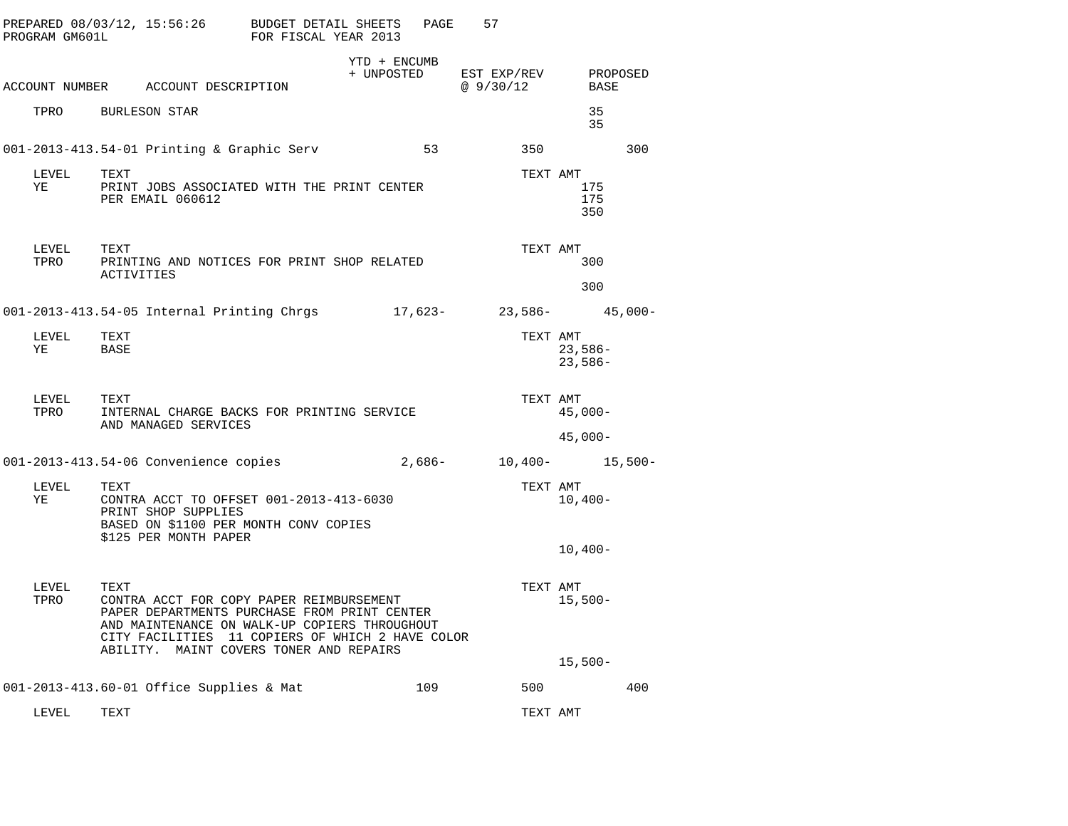| ACCOUNT NUMBER | ACCOUNT DESCRIPTION | YTD + ENCUMB + UNPOSTED | EST EXP/REV @ 9/30/12 | PROPOSED BASE |
|---|---|---|---|---|
| TPRO | BURLESON STAR | | | 35 |
| | | | | 35 |
| 001-2013-413.54-01 | Printing & Graphic Serv | 53 | 350 | 300 |

| LEVEL | TEXT | TEXT AMT |
|---|---|---|
| YE | PRINT JOBS ASSOCIATED WITH THE PRINT CENTER | 175 |
| | PER EMAIL 060612 | 175 |
| | | 350 |

| LEVEL | TEXT | TEXT AMT |
|---|---|---|
| TPRO | PRINTING AND NOTICES FOR PRINT SHOP RELATED ACTIVITIES | 300 |
| | | 300 |

| ACCOUNT NUMBER | ACCOUNT DESCRIPTION | YTD + ENCUMB + UNPOSTED | EST EXP/REV @ 9/30/12 | PROPOSED BASE |
|---|---|---|---|---|
| 001-2013-413.54-05 | Internal Printing Chrgs | 17,623- | 23,586- | 45,000- |

| LEVEL | TEXT | TEXT AMT |
|---|---|---|
| YE | BASE | 23,586- |
| | | 23,586- |

| LEVEL | TEXT | TEXT AMT |
|---|---|---|
| TPRO | INTERNAL CHARGE BACKS FOR PRINTING SERVICE AND MANAGED SERVICES | 45,000- |
| | | 45,000- |

| ACCOUNT NUMBER | ACCOUNT DESCRIPTION | YTD + ENCUMB + UNPOSTED | EST EXP/REV @ 9/30/12 | PROPOSED BASE |
|---|---|---|---|---|
| 001-2013-413.54-06 | Convenience copies | 2,686- | 10,400- | 15,500- |

| LEVEL | TEXT | TEXT AMT |
|---|---|---|
| YE | CONTRA ACCT TO OFFSET 001-2013-413-6030 PRINT SHOP SUPPLIES BASED ON $1100 PER MONTH CONV COPIES $125 PER MONTH PAPER | 10,400- |
| | | 10,400- |

| LEVEL | TEXT | TEXT AMT |
|---|---|---|
| TPRO | CONTRA ACCT FOR COPY PAPER REIMBURSEMENT PAPER DEPARTMENTS PURCHASE FROM PRINT CENTER AND MAINTENANCE ON WALK-UP COPIERS THROUGHOUT CITY FACILITIES 11 COPIERS OF WHICH 2 HAVE COLOR ABILITY. MAINT COVERS TONER AND REPAIRS | 15,500- |
| | | 15,500- |

| ACCOUNT NUMBER | ACCOUNT DESCRIPTION | YTD + ENCUMB + UNPOSTED | EST EXP/REV @ 9/30/12 | PROPOSED BASE |
|---|---|---|---|---|
| 001-2013-413.60-01 | Office Supplies & Mat | 109 | 500 | 400 |

| LEVEL | TEXT | TEXT AMT |
|---|---|---|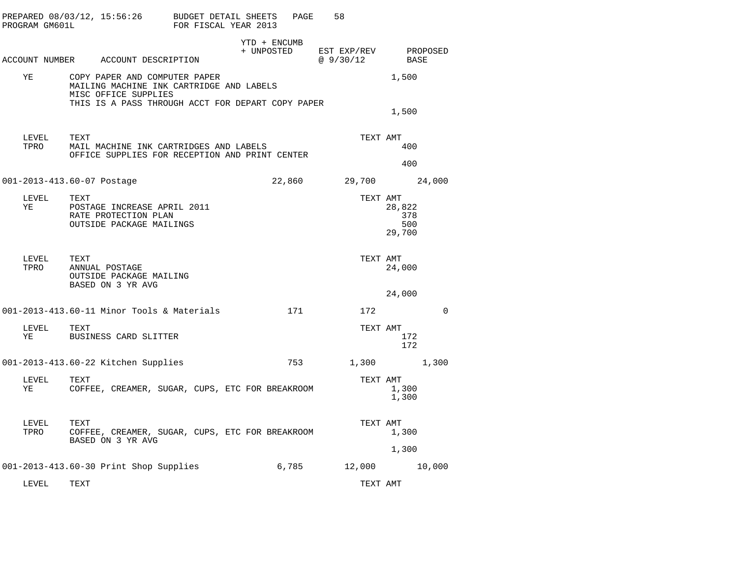PREPARED 08/03/12, 15:56:26 BUDGET DETAIL SHEETS
PROGRAM GM601L FOR FISCAL YEAR 2013

| ACCOUNT NUMBER | ACCOUNT DESCRIPTION | YTD + ENCUMB + UNPOSTED | EST EXP/REV @ 9/30/12 | PROPOSED BASE |
|---|---|---|---|---|

| LEVEL | TEXT | TEXT AMT |
|---|---|---|
| YE | COPY PAPER AND COMPUTER PAPER | 1,500 |
| | MAILING MACHINE INK CARTRIDGE AND LABELS | |
| | MISC OFFICE SUPPLIES | |
| | THIS IS A PASS THROUGH ACCT FOR DEPART COPY PAPER | |
| | | 1,500 |

| LEVEL | TEXT | TEXT AMT |
|---|---|---|
| TPRO | MAIL MACHINE INK CARTRIDGES AND LABELS | 400 |
| | OFFICE SUPPLIES FOR RECEPTION AND PRINT CENTER | |
| | | 400 |

| ACCOUNT | YTD + ENCUMB + UNPOSTED | EST EXP/REV @ 9/30/12 | PROPOSED BASE |
|---|---|---|---|
| 001-2013-413.60-07 Postage | 22,860 | 29,700 | 24,000 |

| LEVEL | TEXT | TEXT AMT |
|---|---|---|
| YE | POSTAGE INCREASE APRIL 2011 | 28,822 |
| | RATE PROTECTION PLAN | 378 |
| | OUTSIDE PACKAGE MAILINGS | 500 |
| | | 29,700 |

| LEVEL | TEXT | TEXT AMT |
|---|---|---|
| TPRO | ANNUAL POSTAGE | 24,000 |
| | OUTSIDE PACKAGE MAILING | |
| | BASED ON 3 YR AVG | |
| | | 24,000 |

| ACCOUNT | YTD + ENCUMB + UNPOSTED | EST EXP/REV @ 9/30/12 | PROPOSED BASE |
|---|---|---|---|
| 001-2013-413.60-11 Minor Tools & Materials | 171 | 172 | 0 |

| LEVEL | TEXT | TEXT AMT |
|---|---|---|
| YE | BUSINESS CARD SLITTER | 172 |
| | | 172 |

| ACCOUNT | YTD + ENCUMB + UNPOSTED | EST EXP/REV @ 9/30/12 | PROPOSED BASE |
|---|---|---|---|
| 001-2013-413.60-22 Kitchen Supplies | 753 | 1,300 | 1,300 |

| LEVEL | TEXT | TEXT AMT |
|---|---|---|
| YE | COFFEE, CREAMER, SUGAR, CUPS, ETC FOR BREAKROOM | 1,300 |
| | | 1,300 |

| LEVEL | TEXT | TEXT AMT |
|---|---|---|
| TPRO | COFFEE, CREAMER, SUGAR, CUPS, ETC FOR BREAKROOM | 1,300 |
| | BASED ON 3 YR AVG | |
| | | 1,300 |

| ACCOUNT | YTD + ENCUMB + UNPOSTED | EST EXP/REV @ 9/30/12 | PROPOSED BASE |
|---|---|---|---|
| 001-2013-413.60-30 Print Shop Supplies | 6,785 | 12,000 | 10,000 |

| LEVEL | TEXT | TEXT AMT |
|---|---|---|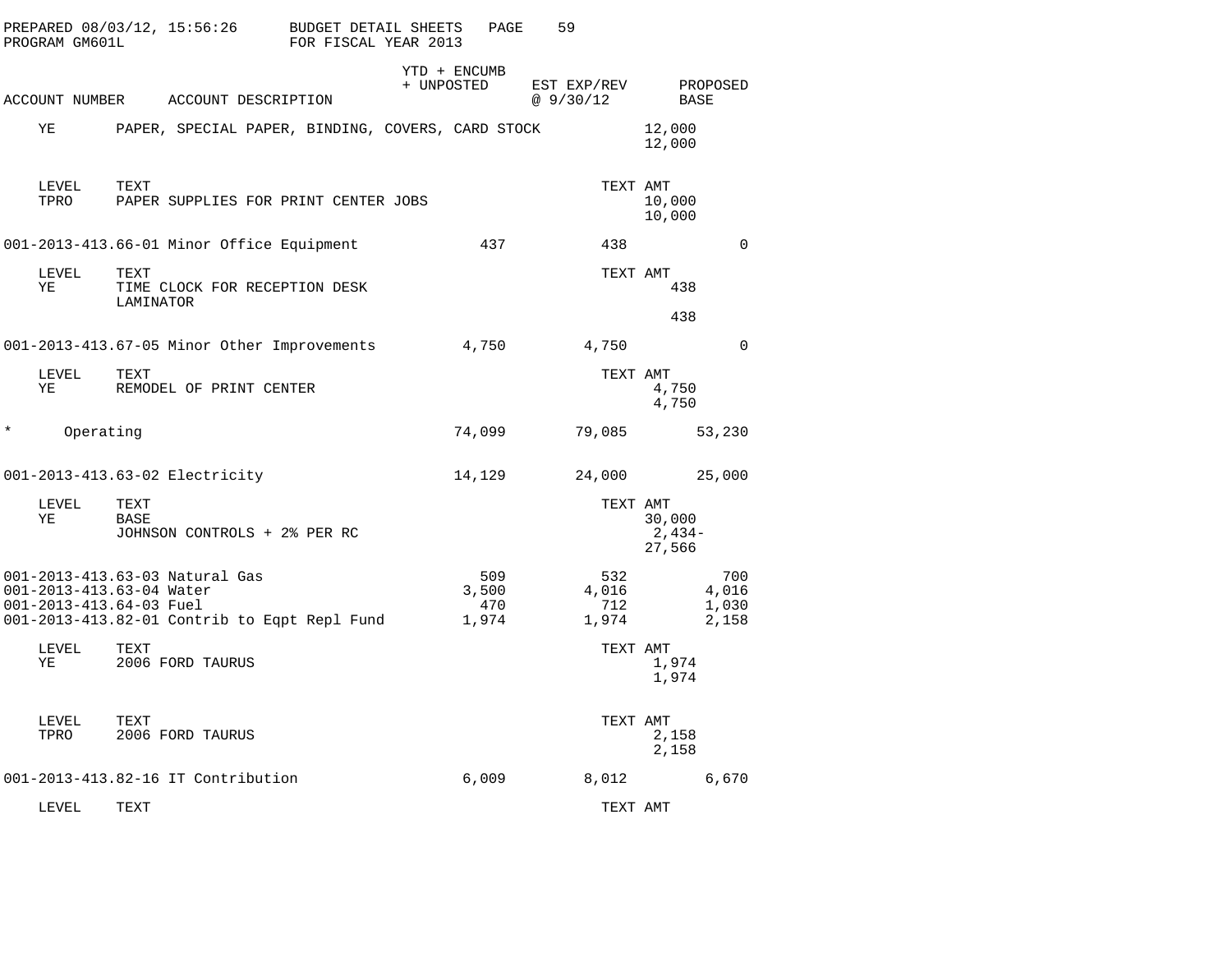PREPARED 08/03/12, 15:56:26 — BUDGET DETAIL SHEETS — PAGE 59
PROGRAM GM601L — FOR FISCAL YEAR 2013

| ACCOUNT NUMBER | ACCOUNT DESCRIPTION | YTD + ENCUMB + UNPOSTED | EST EXP/REV @ 9/30/12 | TEXT AMT | PROPOSED BASE |
|---|---|---|---|---|---|
| YE | PAPER, SPECIAL PAPER, BINDING, COVERS, CARD STOCK | | | 12,000 | |
| | | | | 12,000 | |
| LEVEL | TEXT | | | TEXT AMT | |
| TPRO | PAPER SUPPLIES FOR PRINT CENTER JOBS | | | 10,000 | |
| | | | | 10,000 | |
| 001-2013-413.66-01 | Minor Office Equipment | 437 | 438 | | 0 |
| LEVEL | TEXT | | | TEXT AMT | |
| YE | TIME CLOCK FOR RECEPTION DESK | | | 438 | |
| | LAMINATOR | | | | |
| | | | | 438 | |
| 001-2013-413.67-05 | Minor Other Improvements | 4,750 | 4,750 | | 0 |
| LEVEL | TEXT | | | TEXT AMT | |
| YE | REMODEL OF PRINT CENTER | | | 4,750 | |
| | | | | 4,750 | |
| * | Operating | 74,099 | 79,085 | | 53,230 |
| 001-2013-413.63-02 | Electricity | 14,129 | 24,000 | | 25,000 |
| LEVEL | TEXT | | | TEXT AMT | |
| YE | BASE | | | 30,000 | |
| | JOHNSON CONTROLS + 2% PER RC | | | 2,434- | |
| | | | | 27,566 | |
| 001-2013-413.63-03 | Natural Gas | 509 | 532 | | 700 |
| 001-2013-413.63-04 | Water | 3,500 | 4,016 | | 4,016 |
| 001-2013-413.64-03 | Fuel | 470 | 712 | | 1,030 |
| 001-2013-413.82-01 | Contrib to Eqpt Repl Fund | 1,974 | 1,974 | | 2,158 |
| LEVEL | TEXT | | | TEXT AMT | |
| YE | 2006 FORD TAURUS | | | 1,974 | |
| | | | | 1,974 | |
| LEVEL | TEXT | | | TEXT AMT | |
| TPRO | 2006 FORD TAURUS | | | 2,158 | |
| | | | | 2,158 | |
| 001-2013-413.82-16 | IT Contribution | 6,009 | 8,012 | | 6,670 |
| LEVEL | TEXT | | | TEXT AMT | |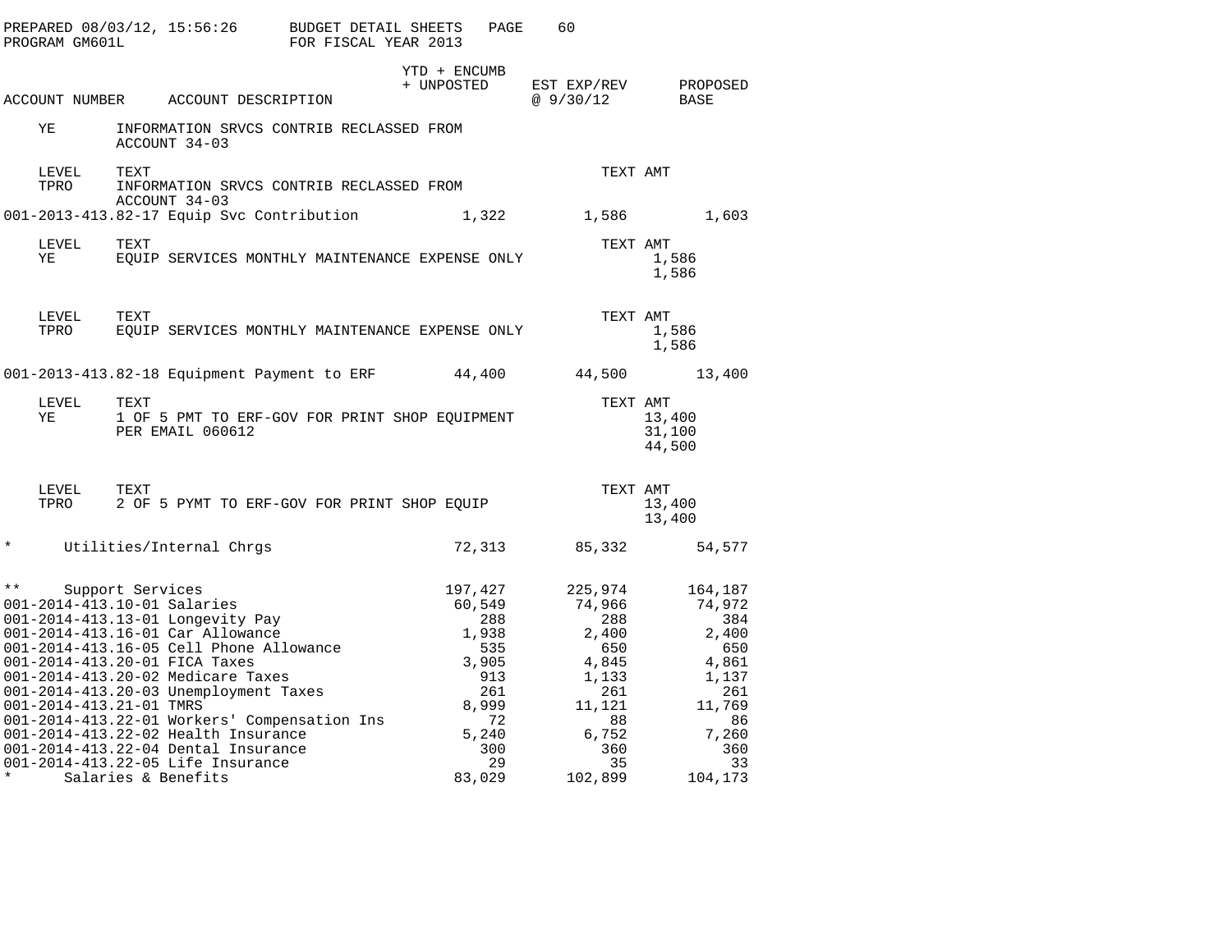PREPARED 08/03/12, 15:56:26 BUDGET DETAIL SHEETS
PROGRAM GM601L FOR FISCAL YEAR 2013

| ACCOUNT NUMBER | ACCOUNT DESCRIPTION | YTD + ENCUMB + UNPOSTED | EST EXP/REV @ 9/30/12 | PROPOSED BASE |
|---|---|---|---|---|
| YE | INFORMATION SRVCS CONTRIB RECLASSED FROM ACCOUNT 34-03 | | | |

| LEVEL | TEXT | TEXT AMT |
|---|---|---|
| TPRO | INFORMATION SRVCS CONTRIB RECLASSED FROM ACCOUNT 34-03 | |

| ACCOUNT NUMBER | ACCOUNT DESCRIPTION | YTD + ENCUMB + UNPOSTED | EST EXP/REV @ 9/30/12 | PROPOSED BASE |
|---|---|---|---|---|
| 001-2013-413.82-17 | Equip Svc Contribution | 1,322 | 1,586 | 1,603 |

| LEVEL | TEXT | TEXT AMT |
|---|---|---|
| YE | EQUIP SERVICES MONTHLY MAINTENANCE EXPENSE ONLY | 1,586 |
| | | 1,586 |

| LEVEL | TEXT | TEXT AMT |
|---|---|---|
| TPRO | EQUIP SERVICES MONTHLY MAINTENANCE EXPENSE ONLY | 1,586 |
| | | 1,586 |

| ACCOUNT NUMBER | ACCOUNT DESCRIPTION | YTD + ENCUMB + UNPOSTED | EST EXP/REV @ 9/30/12 | PROPOSED BASE |
|---|---|---|---|---|
| 001-2013-413.82-18 | Equipment Payment to ERF | 44,400 | 44,500 | 13,400 |

| LEVEL | TEXT | TEXT AMT |
|---|---|---|
| YE | 1 OF 5 PMT TO ERF-GOV FOR PRINT SHOP EQUIPMENT | 13,400 |
| | PER EMAIL 060612 | 31,100 |
| | | 44,500 |

| LEVEL | TEXT | TEXT AMT |
|---|---|---|
| TPRO | 2 OF 5 PYMT TO ERF-GOV FOR PRINT SHOP EQUIP | 13,400 |
| | | 13,400 |

| ACCOUNT NUMBER | ACCOUNT DESCRIPTION | YTD + ENCUMB + UNPOSTED | EST EXP/REV @ 9/30/12 | PROPOSED BASE |
|---|---|---|---|---|
| * | Utilities/Internal Chrgs | 72,313 | 85,332 | 54,577 |
| ** | Support Services | 197,427 | 225,974 | 164,187 |
| 001-2014-413.10-01 | Salaries | 60,549 | 74,966 | 74,972 |
| 001-2014-413.13-01 | Longevity Pay | 288 | 288 | 384 |
| 001-2014-413.16-01 | Car Allowance | 1,938 | 2,400 | 2,400 |
| 001-2014-413.16-05 | Cell Phone Allowance | 535 | 650 | 650 |
| 001-2014-413.20-01 | FICA Taxes | 3,905 | 4,845 | 4,861 |
| 001-2014-413.20-02 | Medicare Taxes | 913 | 1,133 | 1,137 |
| 001-2014-413.20-03 | Unemployment Taxes | 261 | 261 | 261 |
| 001-2014-413.21-01 | TMRS | 8,999 | 11,121 | 11,769 |
| 001-2014-413.22-01 | Workers' Compensation Ins | 72 | 88 | 86 |
| 001-2014-413.22-02 | Health Insurance | 5,240 | 6,752 | 7,260 |
| 001-2014-413.22-04 | Dental Insurance | 300 | 360 | 360 |
| 001-2014-413.22-05 | Life Insurance | 29 | 35 | 33 |
| * | Salaries & Benefits | 83,029 | 102,899 | 104,173 |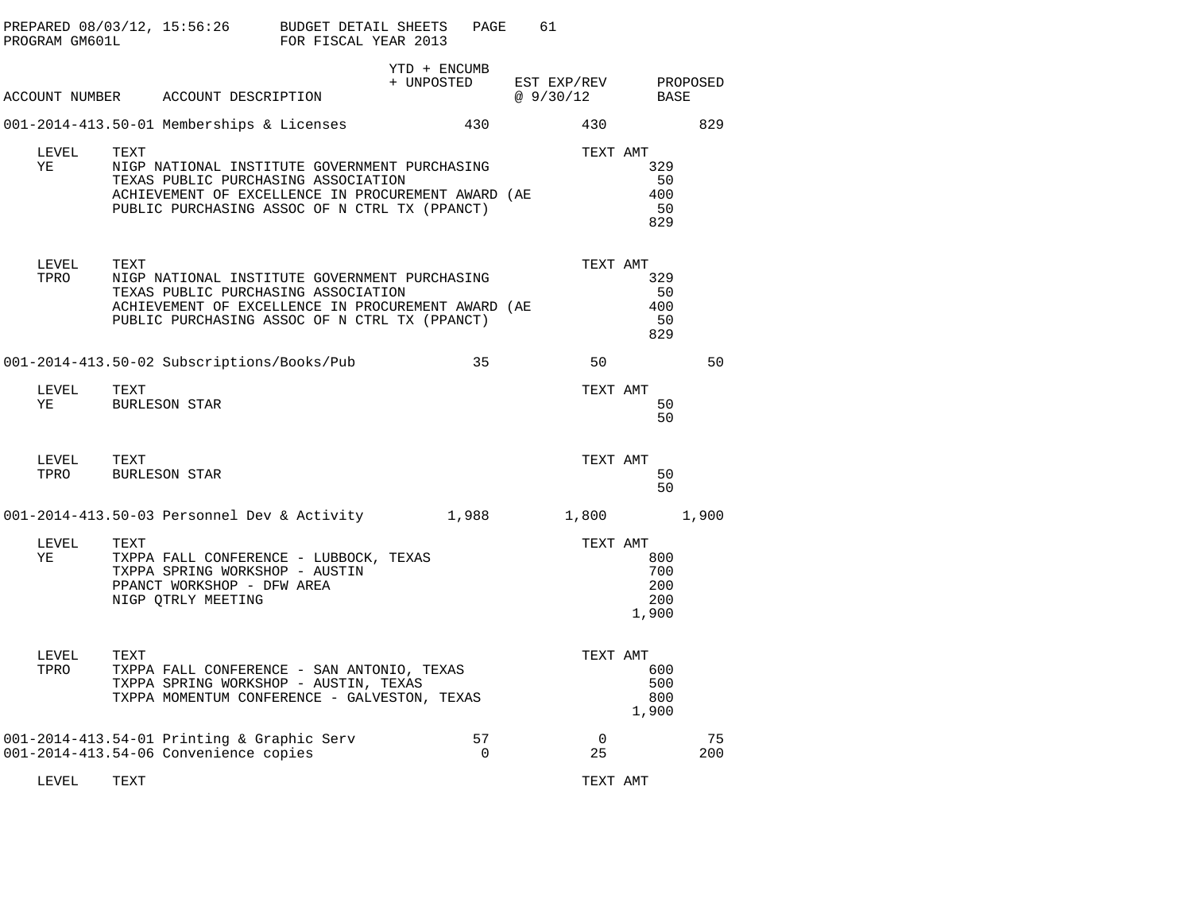| ACCOUNT NUMBER | ACCOUNT DESCRIPTION | YTD + ENCUMB + UNPOSTED | EST EXP/REV @ 9/30/12 | PROPOSED BASE |
|---|---|---|---|---|
| 001-2014-413.50-01 | Memberships & Licenses | 430 | 430 | 829 |

| LEVEL | TEXT | TEXT AMT |
|---|---|---|
| YE | NIGP NATIONAL INSTITUTE GOVERNMENT PURCHASING | 329 |
| | TEXAS PUBLIC PURCHASING ASSOCIATION | 50 |
| | ACHIEVEMENT OF EXCELLENCE IN PROCUREMENT AWARD (AE | 400 |
| | PUBLIC PURCHASING ASSOC OF N CTRL TX (PPANCT) | 50 |
| | | 829 |

| LEVEL | TEXT | TEXT AMT |
|---|---|---|
| TPRO | NIGP NATIONAL INSTITUTE GOVERNMENT PURCHASING | 329 |
| | TEXAS PUBLIC PURCHASING ASSOCIATION | 50 |
| | ACHIEVEMENT OF EXCELLENCE IN PROCUREMENT AWARD (AE | 400 |
| | PUBLIC PURCHASING ASSOC OF N CTRL TX (PPANCT) | 50 |
| | | 829 |

| ACCOUNT NUMBER | ACCOUNT DESCRIPTION | YTD + ENCUMB + UNPOSTED | EST EXP/REV @ 9/30/12 | PROPOSED BASE |
|---|---|---|---|---|
| 001-2014-413.50-02 | Subscriptions/Books/Pub | 35 | 50 | 50 |

| LEVEL | TEXT | TEXT AMT |
|---|---|---|
| YE | BURLESON STAR | 50 |
| | | 50 |

| LEVEL | TEXT | TEXT AMT |
|---|---|---|
| TPRO | BURLESON STAR | 50 |
| | | 50 |

| ACCOUNT NUMBER | ACCOUNT DESCRIPTION | YTD + ENCUMB + UNPOSTED | EST EXP/REV @ 9/30/12 | PROPOSED BASE |
|---|---|---|---|---|
| 001-2014-413.50-03 | Personnel Dev & Activity | 1,988 | 1,800 | 1,900 |

| LEVEL | TEXT | TEXT AMT |
|---|---|---|
| YE | TXPPA FALL CONFERENCE - LUBBOCK, TEXAS | 800 |
| | TXPPA SPRING WORKSHOP - AUSTIN | 700 |
| | PPANCT WORKSHOP - DFW AREA | 200 |
| | NIGP QTRLY MEETING | 200 |
| | | 1,900 |

| LEVEL | TEXT | TEXT AMT |
|---|---|---|
| TPRO | TXPPA FALL CONFERENCE - SAN ANTONIO, TEXAS | 600 |
| | TXPPA SPRING WORKSHOP - AUSTIN, TEXAS | 500 |
| | TXPPA MOMENTUM CONFERENCE - GALVESTON, TEXAS | 800 |
| | | 1,900 |

| ACCOUNT NUMBER | ACCOUNT DESCRIPTION | YTD + ENCUMB + UNPOSTED | EST EXP/REV @ 9/30/12 | PROPOSED BASE |
|---|---|---|---|---|
| 001-2014-413.54-01 | Printing & Graphic Serv | 57 | 0 | 75 |
| 001-2014-413.54-06 | Convenience copies | 0 | 25 | 200 |

| LEVEL | TEXT | TEXT AMT |
|---|---|---|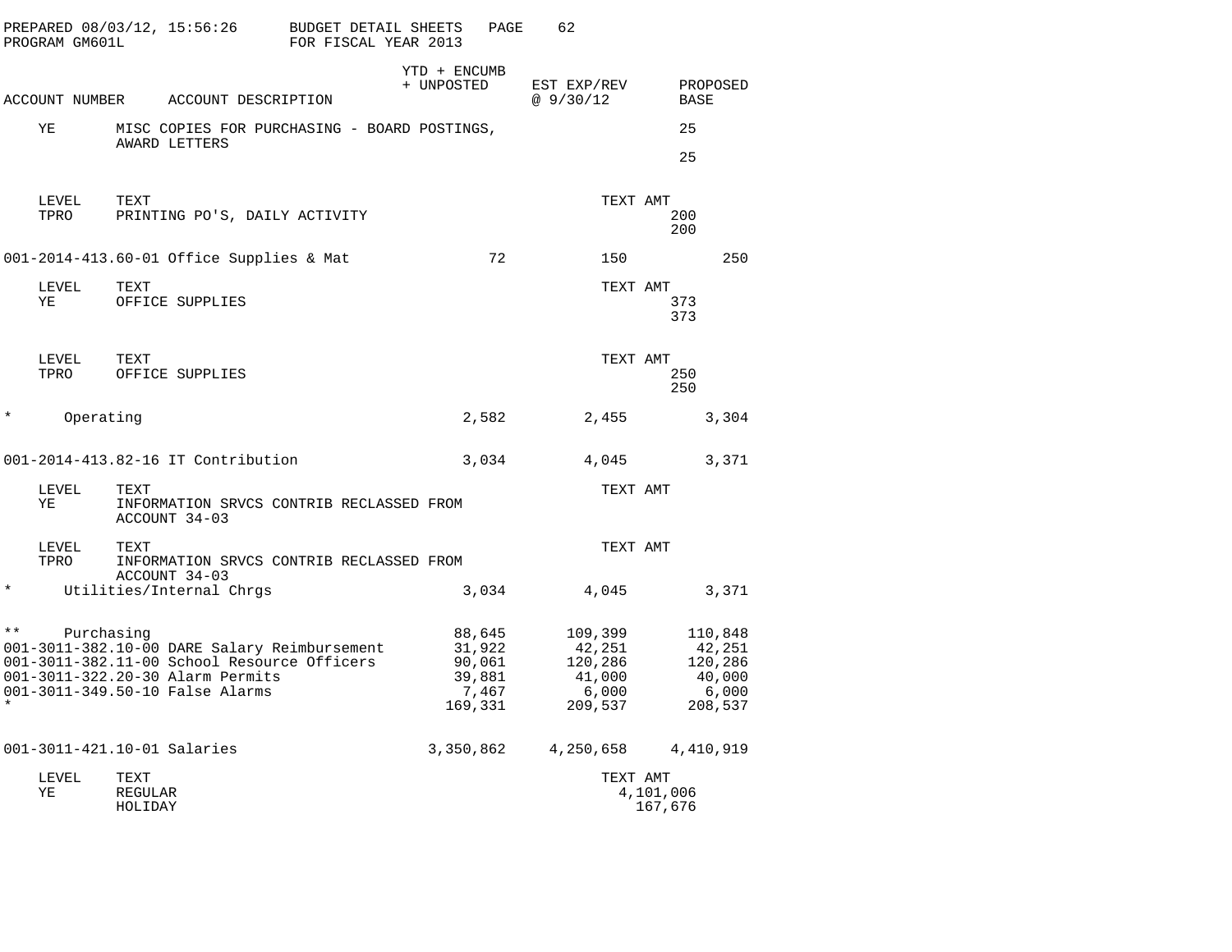PREPARED 08/03/12, 15:56:26 BUDGET DETAIL SHEETS
PROGRAM GM601L FOR FISCAL YEAR 2013

| ACCOUNT NUMBER | ACCOUNT DESCRIPTION | YTD + ENCUMB + UNPOSTED | EST EXP/REV @ 9/30/12 | PROPOSED BASE |
|---|---|---|---|---|
| YE | MISC COPIES FOR PURCHASING - BOARD POSTINGS, AWARD LETTERS | | | 25 |
| | | | | 25 |
| LEVEL | TEXT | | TEXT AMT | |
| TPRO | PRINTING PO'S, DAILY ACTIVITY | | 200 | |
| | | | 200 | |
| 001-2014-413.60-01 | Office Supplies & Mat | 72 | 150 | 250 |
| LEVEL | TEXT | | TEXT AMT | |
| YE | OFFICE SUPPLIES | | 373 | |
| | | | 373 | |
| LEVEL | TEXT | | TEXT AMT | |
| TPRO | OFFICE SUPPLIES | | 250 | |
| | | | 250 | |
| * | Operating | 2,582 | 2,455 | 3,304 |
| 001-2014-413.82-16 | IT Contribution | 3,034 | 4,045 | 3,371 |
| LEVEL | TEXT | | TEXT AMT | |
| YE | INFORMATION SRVCS CONTRIB RECLASSED FROM ACCOUNT 34-03 | | | |
| LEVEL | TEXT | | TEXT AMT | |
| TPRO | INFORMATION SRVCS CONTRIB RECLASSED FROM ACCOUNT 34-03 | | | |
| * | Utilities/Internal Chrgs | 3,034 | 4,045 | 3,371 |
| ** | Purchasing | 88,645 | 109,399 | 110,848 |
| 001-3011-382.10-00 | DARE Salary Reimbursement | 31,922 | 42,251 | 42,251 |
| 001-3011-382.11-00 | School Resource Officers | 90,061 | 120,286 | 120,286 |
| 001-3011-322.20-30 | Alarm Permits | 39,881 | 41,000 | 40,000 |
| 001-3011-349.50-10 | False Alarms | 7,467 | 6,000 | 6,000 |
| * | | 169,331 | 209,537 | 208,537 |
| 001-3011-421.10-01 | Salaries | 3,350,862 | 4,250,658 | 4,410,919 |
| LEVEL | TEXT | | TEXT AMT | |
| YE | REGULAR | | 4,101,006 | |
| | HOLIDAY | | 167,676 | |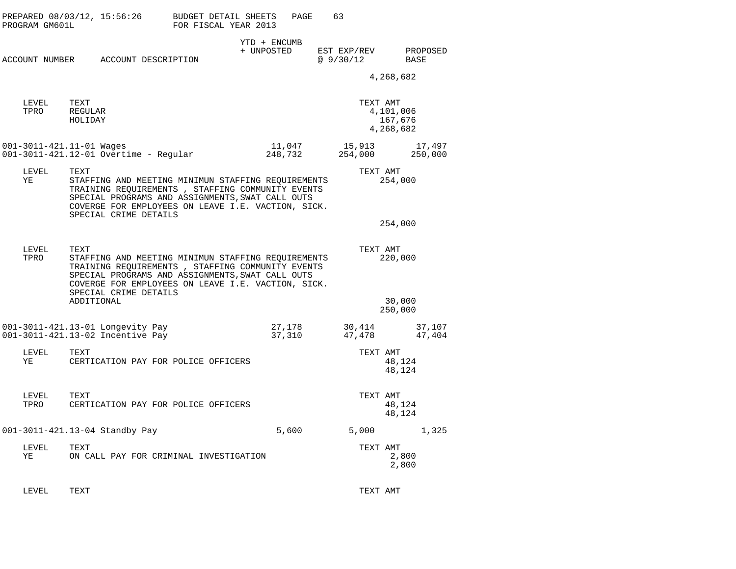PREPARED 08/03/12, 15:56:26 BUDGET DETAIL SHEETS

PROGRAM GM601L FOR FISCAL YEAR 2013

| ACCOUNT NUMBER | ACCOUNT DESCRIPTION | YTD + ENCUMB + UNPOSTED | EST EXP/REV @ 9/30/12 | PROPOSED BASE |
|---|---|---|---|---|
| | | | 4,268,682 | |

| LEVEL | TEXT | TEXT AMT |
|---|---|---|
| TPRO | REGULAR | 4,101,006 |
| | HOLIDAY | 167,676 |
| | | 4,268,682 |

| ACCOUNT NUMBER | ACCOUNT DESCRIPTION | YTD + ENCUMB + UNPOSTED | EST EXP/REV @ 9/30/12 | PROPOSED BASE |
|---|---|---|---|---|
| 001-3011-421.11-01 | Wages | 11,047 | 15,913 | 17,497 |
| 001-3011-421.12-01 | Overtime - Regular | 248,732 | 254,000 | 250,000 |

| LEVEL | TEXT | TEXT AMT |
|---|---|---|
| YE | STAFFING AND MEETING MINIMUN STAFFING REQUIREMENTS TRAINING REQUIREMENTS , STAFFING COMMUNITY EVENTS SPECIAL PROGRAMS AND ASSIGNMENTS,SWAT CALL OUTS COVERGE FOR EMPLOYEES ON LEAVE I.E. VACTION, SICK. SPECIAL CRIME DETAILS | 254,000 |
| | | 254,000 |

| LEVEL | TEXT | TEXT AMT |
|---|---|---|
| TPRO | STAFFING AND MEETING MINIMUN STAFFING REQUIREMENTS TRAINING REQUIREMENTS , STAFFING COMMUNITY EVENTS SPECIAL PROGRAMS AND ASSIGNMENTS,SWAT CALL OUTS COVERGE FOR EMPLOYEES ON LEAVE I.E. VACTION, SICK. SPECIAL CRIME DETAILS | 220,000 |
| | ADDITIONAL | 30,000 |
| | | 250,000 |

| ACCOUNT NUMBER | ACCOUNT DESCRIPTION | YTD + ENCUMB + UNPOSTED | EST EXP/REV @ 9/30/12 | PROPOSED BASE |
|---|---|---|---|---|
| 001-3011-421.13-01 | Longevity Pay | 27,178 | 30,414 | 37,107 |
| 001-3011-421.13-02 | Incentive Pay | 37,310 | 47,478 | 47,404 |

| LEVEL | TEXT | TEXT AMT |
|---|---|---|
| YE | CERTICATION PAY FOR POLICE OFFICERS | 48,124 |
| | | 48,124 |

| LEVEL | TEXT | TEXT AMT |
|---|---|---|
| TPRO | CERTICATION PAY FOR POLICE OFFICERS | 48,124 |
| | | 48,124 |

| ACCOUNT NUMBER | ACCOUNT DESCRIPTION | YTD + ENCUMB + UNPOSTED | EST EXP/REV @ 9/30/12 | PROPOSED BASE |
|---|---|---|---|---|
| 001-3011-421.13-04 | Standby Pay | 5,600 | 5,000 | 1,325 |

| LEVEL | TEXT | TEXT AMT |
|---|---|---|
| YE | ON CALL PAY FOR CRIMINAL INVESTIGATION | 2,800 |
| | | 2,800 |

| LEVEL | TEXT | TEXT AMT |
|---|---|---|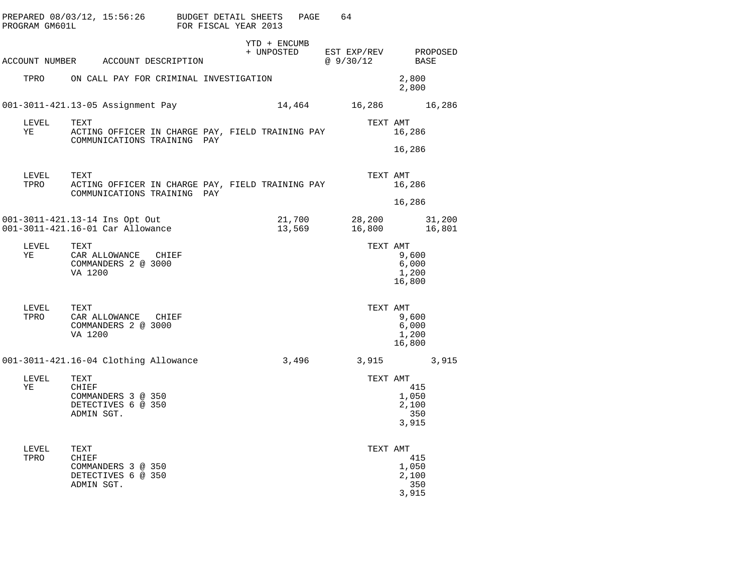PREPARED 08/03/12, 15:56:26 BUDGET DETAIL SHEETS PAGE 64
PROGRAM GM601L FOR FISCAL YEAR 2013

| ACCOUNT NUMBER | ACCOUNT DESCRIPTION | YTD + ENCUMB + UNPOSTED | EST EXP/REV @ 9/30/12 | PROPOSED BASE |
|---|---|---|---|---|
| TPRO | ON CALL PAY FOR CRIMINAL INVESTIGATION | | 2,800 | |
| | | | 2,800 | |
| 001-3011-421.13-05 | Assignment Pay | 14,464 | 16,286 | 16,286 |

| LEVEL | TEXT | TEXT AMT |
|---|---|---|
| YE | ACTING OFFICER IN CHARGE PAY, FIELD TRAINING PAY | 16,286 |
| | COMMUNICATIONS TRAINING PAY | |
| | | 16,286 |

| LEVEL | TEXT | TEXT AMT |
|---|---|---|
| TPRO | ACTING OFFICER IN CHARGE PAY, FIELD TRAINING PAY | 16,286 |
| | COMMUNICATIONS TRAINING PAY | |
| | | 16,286 |

| ACCOUNT NUMBER | ACCOUNT DESCRIPTION | YTD + ENCUMB + UNPOSTED | EST EXP/REV @ 9/30/12 | PROPOSED BASE |
|---|---|---|---|---|
| 001-3011-421.13-14 | Ins Opt Out | 21,700 | 28,200 | 31,200 |
| 001-3011-421.16-01 | Car Allowance | 13,569 | 16,800 | 16,801 |

| LEVEL | TEXT | TEXT AMT |
|---|---|---|
| YE | CAR ALLOWANCE CHIEF | 9,600 |
| | COMMANDERS 2 @ 3000 | 6,000 |
| | VA 1200 | 1,200 |
| | | 16,800 |

| LEVEL | TEXT | TEXT AMT |
|---|---|---|
| TPRO | CAR ALLOWANCE CHIEF | 9,600 |
| | COMMANDERS 2 @ 3000 | 6,000 |
| | VA 1200 | 1,200 |
| | | 16,800 |

| ACCOUNT NUMBER | ACCOUNT DESCRIPTION | YTD + ENCUMB + UNPOSTED | EST EXP/REV @ 9/30/12 | PROPOSED BASE |
|---|---|---|---|---|
| 001-3011-421.16-04 | Clothing Allowance | 3,496 | 3,915 | 3,915 |

| LEVEL | TEXT | TEXT AMT |
|---|---|---|
| YE | CHIEF | 415 |
| | COMMANDERS 3 @ 350 | 1,050 |
| | DETECTIVES 6 @ 350 | 2,100 |
| | ADMIN SGT. | 350 |
| | | 3,915 |

| LEVEL | TEXT | TEXT AMT |
|---|---|---|
| TPRO | CHIEF | 415 |
| | COMMANDERS 3 @ 350 | 1,050 |
| | DETECTIVES 6 @ 350 | 2,100 |
| | ADMIN SGT. | 350 |
| | | 3,915 |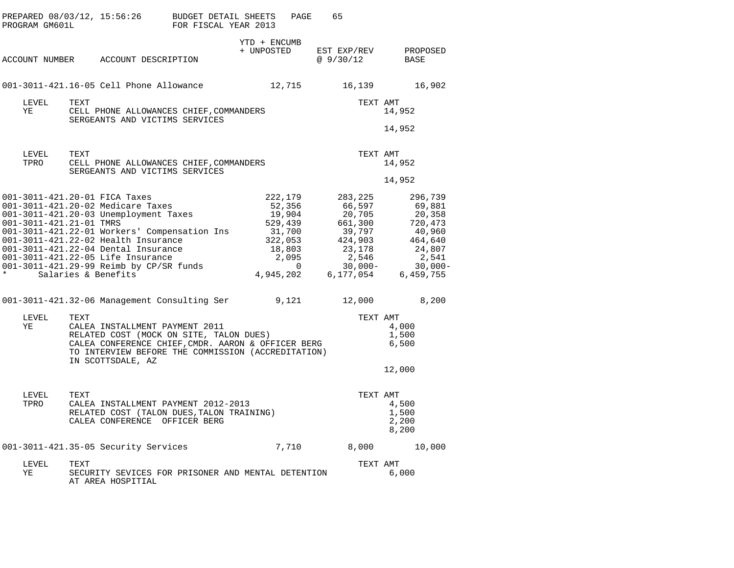PREPARED 08/03/12, 15:56:26 BUDGET DETAIL SHEETS
PROGRAM GM601L FOR FISCAL YEAR 2013

| ACCOUNT NUMBER | ACCOUNT DESCRIPTION | YTD + ENCUMB + UNPOSTED | EST EXP/REV @ 9/30/12 | PROPOSED BASE |
|---|---|---|---|---|
| 001-3011-421.16-05 | Cell Phone Allowance | 12,715 | 16,139 | 16,902 |

| LEVEL | TEXT | TEXT AMT |
|---|---|---|
| YE | CELL PHONE ALLOWANCES CHIEF,COMMANDERS SERGEANTS AND VICTIMS SERVICES | 14,952 |
| | | 14,952 |

| LEVEL | TEXT | TEXT AMT |
|---|---|---|
| TPRO | CELL PHONE ALLOWANCES CHIEF,COMMANDERS SERGEANTS AND VICTIMS SERVICES | 14,952 |
| | | 14,952 |

| ACCOUNT NUMBER | ACCOUNT DESCRIPTION | YTD + ENCUMB + UNPOSTED | EST EXP/REV @ 9/30/12 | PROPOSED BASE |
|---|---|---|---|---|
| 001-3011-421.20-01 | FICA Taxes | 222,179 | 283,225 | 296,739 |
| 001-3011-421.20-02 | Medicare Taxes | 52,356 | 66,597 | 69,881 |
| 001-3011-421.20-03 | Unemployment Taxes | 19,904 | 20,705 | 20,358 |
| 001-3011-421.21-01 | TMRS | 529,439 | 661,300 | 720,473 |
| 001-3011-421.22-01 | Workers' Compensation Ins | 31,700 | 39,797 | 40,960 |
| 001-3011-421.22-02 | Health Insurance | 322,053 | 424,903 | 464,640 |
| 001-3011-421.22-04 | Dental Insurance | 18,803 | 23,178 | 24,807 |
| 001-3011-421.22-05 | Life Insurance | 2,095 | 2,546 | 2,541 |
| 001-3011-421.29-99 | Reimb by CP/SR funds | 0 | 30,000- | 30,000- |
| * | Salaries & Benefits | 4,945,202 | 6,177,054 | 6,459,755 |

| ACCOUNT NUMBER | ACCOUNT DESCRIPTION | YTD + ENCUMB + UNPOSTED | EST EXP/REV @ 9/30/12 | PROPOSED BASE |
|---|---|---|---|---|
| 001-3011-421.32-06 | Management Consulting Ser | 9,121 | 12,000 | 8,200 |

| LEVEL | TEXT | TEXT AMT |
|---|---|---|
| YE | CALEA INSTALLMENT PAYMENT 2011 | 4,000 |
| | RELATED COST (MOCK ON SITE, TALON DUES) | 1,500 |
| | CALEA CONFERENCE CHIEF,CMDR. AARON & OFFICER BERG TO INTERVIEW BEFORE THE COMMISSION (ACCREDITATION) IN SCOTTSDALE, AZ | 6,500 |
| | | 12,000 |

| LEVEL | TEXT | TEXT AMT |
|---|---|---|
| TPRO | CALEA INSTALLMENT PAYMENT 2012-2013 | 4,500 |
| | RELATED COST (TALON DUES,TALON TRAINING) | 1,500 |
| | CALEA CONFERENCE OFFICER BERG | 2,200 |
| | | 8,200 |

| ACCOUNT NUMBER | ACCOUNT DESCRIPTION | YTD + ENCUMB + UNPOSTED | EST EXP/REV @ 9/30/12 | PROPOSED BASE |
|---|---|---|---|---|
| 001-3011-421.35-05 | Security Services | 7,710 | 8,000 | 10,000 |

| LEVEL | TEXT | TEXT AMT |
|---|---|---|
| YE | SECURITY SEVICES FOR PRISONER AND MENTAL DETENTION AT AREA HOSPITIAL | 6,000 |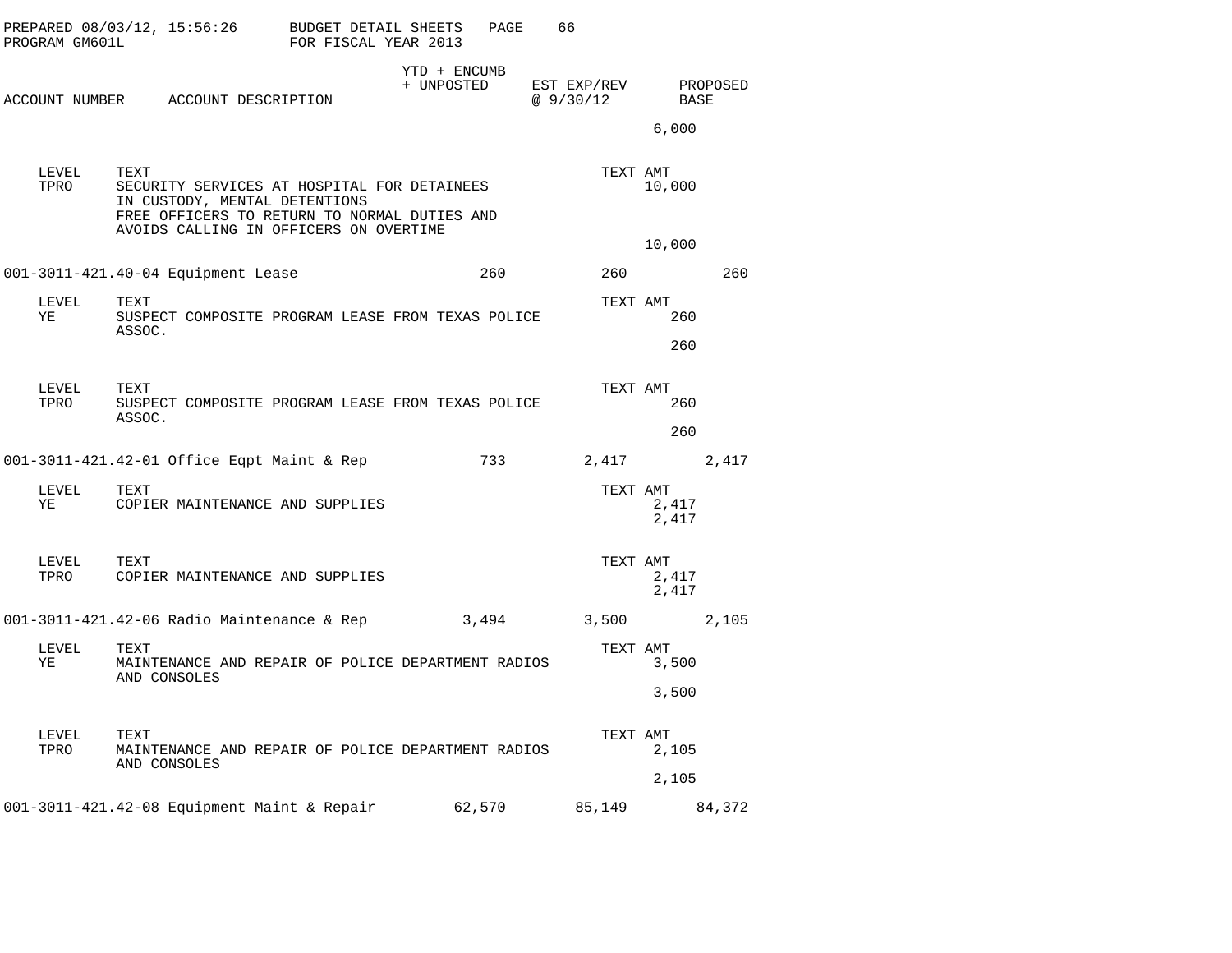PREPARED 08/03/12, 15:56:26 BUDGET DETAIL SHEETS
PROGRAM GM601L FOR FISCAL YEAR 2013

| ACCOUNT NUMBER | ACCOUNT DESCRIPTION | YTD + ENCUMB + UNPOSTED | EST EXP/REV @ 9/30/12 | PROPOSED BASE |
|---|---|---|---|---|

6,000

| LEVEL | TEXT | TEXT AMT |
|---|---|---|
| TPRO | SECURITY SERVICES AT HOSPITAL FOR DETAINEES IN CUSTODY, MENTAL DETENTIONS FREE OFFICERS TO RETURN TO NORMAL DUTIES AND AVOIDS CALLING IN OFFICERS ON OVERTIME | 10,000 |
| | | 10,000 |

| ACCOUNT NUMBER | ACCOUNT DESCRIPTION | YTD + ENCUMB + UNPOSTED | EST EXP/REV @ 9/30/12 | PROPOSED BASE |
|---|---|---|---|---|
| 001-3011-421.40-04 | Equipment Lease | 260 | 260 | 260 |

| LEVEL | TEXT | TEXT AMT |
|---|---|---|
| YE | SUSPECT COMPOSITE PROGRAM LEASE FROM TEXAS POLICE ASSOC. | 260 |
| | | 260 |

| LEVEL | TEXT | TEXT AMT |
|---|---|---|
| TPRO | SUSPECT COMPOSITE PROGRAM LEASE FROM TEXAS POLICE ASSOC. | 260 |
| | | 260 |

| ACCOUNT NUMBER | ACCOUNT DESCRIPTION | YTD + ENCUMB + UNPOSTED | EST EXP/REV @ 9/30/12 | PROPOSED BASE |
|---|---|---|---|---|
| 001-3011-421.42-01 | Office Eqpt Maint & Rep | 733 | 2,417 | 2,417 |

| LEVEL | TEXT | TEXT AMT |
|---|---|---|
| YE | COPIER MAINTENANCE AND SUPPLIES | 2,417 |
| | | 2,417 |

| LEVEL | TEXT | TEXT AMT |
|---|---|---|
| TPRO | COPIER MAINTENANCE AND SUPPLIES | 2,417 |
| | | 2,417 |

| ACCOUNT NUMBER | ACCOUNT DESCRIPTION | YTD + ENCUMB + UNPOSTED | EST EXP/REV @ 9/30/12 | PROPOSED BASE |
|---|---|---|---|---|
| 001-3011-421.42-06 | Radio Maintenance & Rep | 3,494 | 3,500 | 2,105 |

| LEVEL | TEXT | TEXT AMT |
|---|---|---|
| YE | MAINTENANCE AND REPAIR OF POLICE DEPARTMENT RADIOS AND CONSOLES | 3,500 |
| | | 3,500 |

| LEVEL | TEXT | TEXT AMT |
|---|---|---|
| TPRO | MAINTENANCE AND REPAIR OF POLICE DEPARTMENT RADIOS AND CONSOLES | 2,105 |
| | | 2,105 |

| ACCOUNT NUMBER | ACCOUNT DESCRIPTION | YTD + ENCUMB + UNPOSTED | EST EXP/REV @ 9/30/12 | PROPOSED BASE |
|---|---|---|---|---|
| 001-3011-421.42-08 | Equipment Maint & Repair | 62,570 | 85,149 | 84,372 |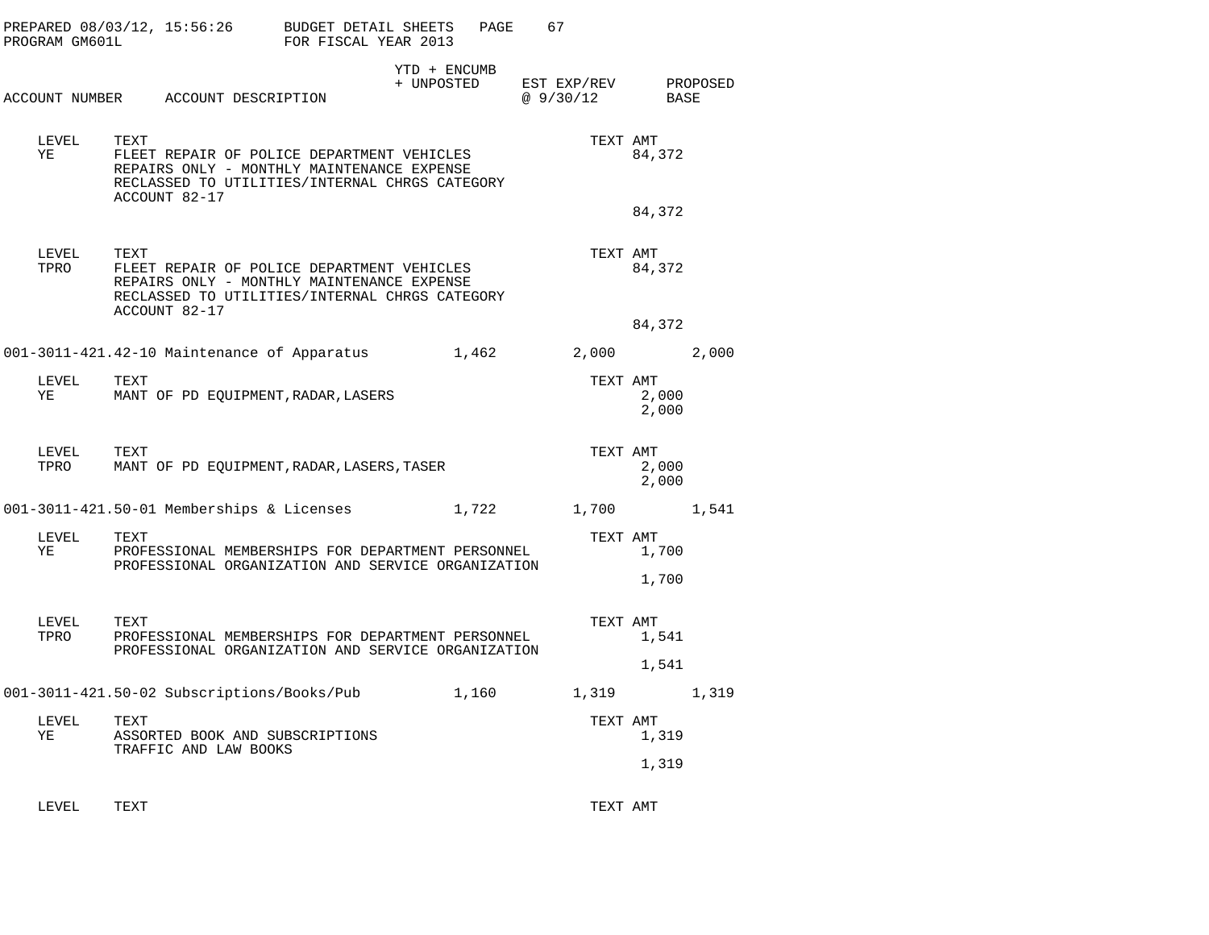PREPARED 08/03/12, 15:56:26 BUDGET DETAIL SHEETS
PROGRAM GM601L FOR FISCAL YEAR 2013

| ACCOUNT NUMBER | ACCOUNT DESCRIPTION | YTD + ENCUMB + UNPOSTED | EST EXP/REV @ 9/30/12 | PROPOSED BASE |
|---|---|---|---|---|

| LEVEL | TEXT | TEXT AMT |
|---|---|---|
| YE | FLEET REPAIR OF POLICE DEPARTMENT VEHICLES REPAIRS ONLY - MONTHLY MAINTENANCE EXPENSE RECLASSED TO UTILITIES/INTERNAL CHRGS CATEGORY ACCOUNT 82-17 | 84,372 |
| | | 84,372 |

| LEVEL | TEXT | TEXT AMT |
|---|---|---|
| TPRO | FLEET REPAIR OF POLICE DEPARTMENT VEHICLES REPAIRS ONLY - MONTHLY MAINTENANCE EXPENSE RECLASSED TO UTILITIES/INTERNAL CHRGS CATEGORY ACCOUNT 82-17 | 84,372 |
| | | 84,372 |

| ACCOUNT NUMBER | ACCOUNT DESCRIPTION | YTD + ENCUMB + UNPOSTED | EST EXP/REV @ 9/30/12 | PROPOSED BASE |
|---|---|---|---|---|
| 001-3011-421.42-10 | Maintenance of Apparatus | 1,462 | 2,000 | 2,000 |

| LEVEL | TEXT | TEXT AMT |
|---|---|---|
| YE | MANT OF PD EQUIPMENT,RADAR,LASERS | 2,000 |
| | | 2,000 |

| LEVEL | TEXT | TEXT AMT |
|---|---|---|
| TPRO | MANT OF PD EQUIPMENT,RADAR,LASERS,TASER | 2,000 |
| | | 2,000 |

| ACCOUNT NUMBER | ACCOUNT DESCRIPTION | YTD + ENCUMB + UNPOSTED | EST EXP/REV @ 9/30/12 | PROPOSED BASE |
|---|---|---|---|---|
| 001-3011-421.50-01 | Memberships & Licenses | 1,722 | 1,700 | 1,541 |

| LEVEL | TEXT | TEXT AMT |
|---|---|---|
| YE | PROFESSIONAL MEMBERSHIPS FOR DEPARTMENT PERSONNEL PROFESSIONAL ORGANIZATION AND SERVICE ORGANIZATION | 1,700 |
| | | 1,700 |

| LEVEL | TEXT | TEXT AMT |
|---|---|---|
| TPRO | PROFESSIONAL MEMBERSHIPS FOR DEPARTMENT PERSONNEL PROFESSIONAL ORGANIZATION AND SERVICE ORGANIZATION | 1,541 |
| | | 1,541 |

| ACCOUNT NUMBER | ACCOUNT DESCRIPTION | YTD + ENCUMB + UNPOSTED | EST EXP/REV @ 9/30/12 | PROPOSED BASE |
|---|---|---|---|---|
| 001-3011-421.50-02 | Subscriptions/Books/Pub | 1,160 | 1,319 | 1,319 |

| LEVEL | TEXT | TEXT AMT |
|---|---|---|
| YE | ASSORTED BOOK AND SUBSCRIPTIONS TRAFFIC AND LAW BOOKS | 1,319 |
| | | 1,319 |

| LEVEL | TEXT | TEXT AMT |
|---|---|---|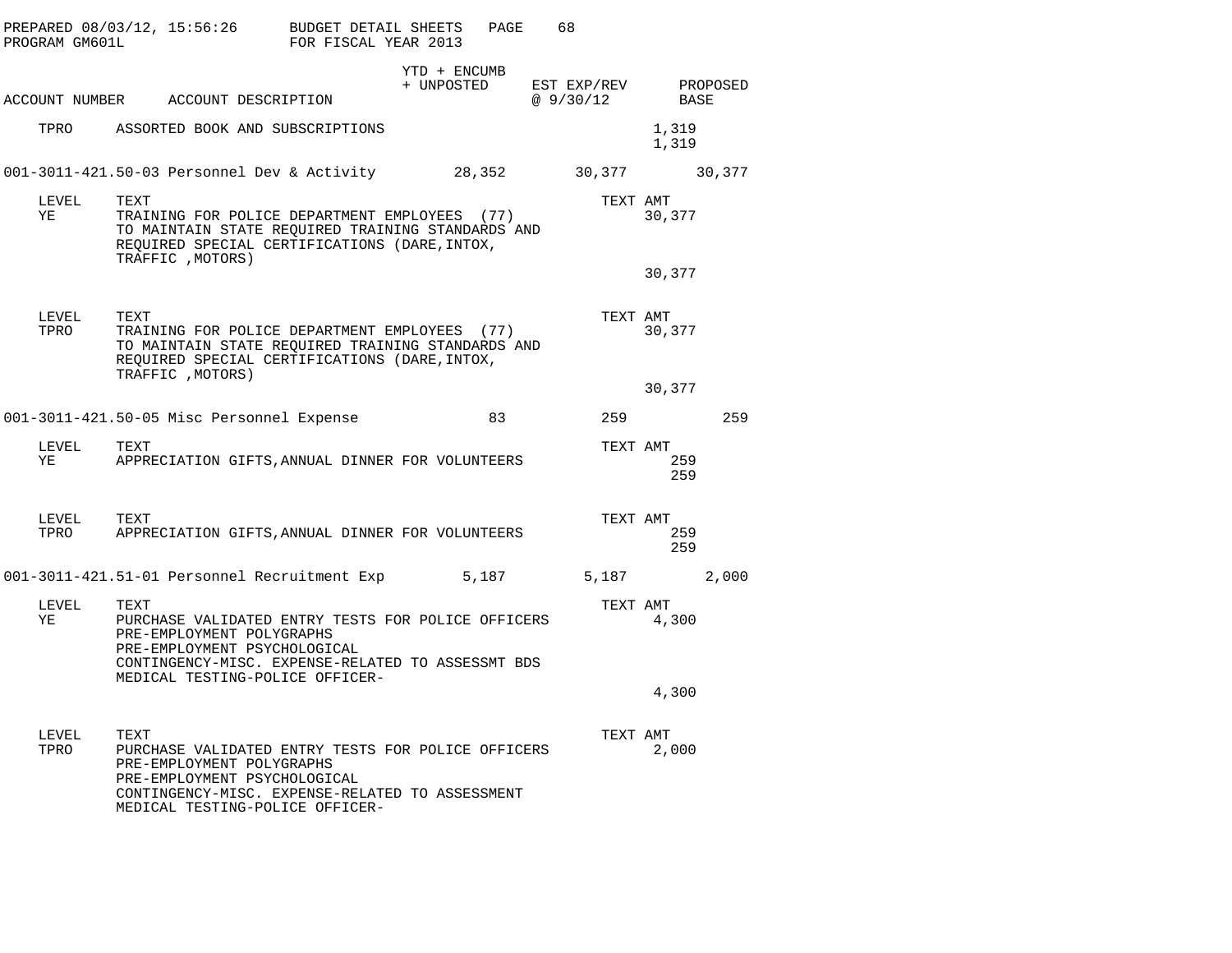| ACCOUNT NUMBER | ACCOUNT DESCRIPTION | YTD + ENCUMB + UNPOSTED | EST EXP/REV @ 9/30/12 | PROPOSED BASE |
|---|---|---|---|---|

TPRO ASSORTED BOOK AND SUBSCRIPTIONS 1,319

1,319

**001-3011-421.50-03 Personnel Dev & Activity** — 28,352 | 30,377 | 30,377

| LEVEL | TEXT | TEXT AMT |
|---|---|---|
| YE | TRAINING FOR POLICE DEPARTMENT EMPLOYEES (77) TO MAINTAIN STATE REQUIRED TRAINING STANDARDS AND REQUIRED SPECIAL CERTIFICATIONS (DARE,INTOX, TRAFFIC ,MOTORS) | 30,377 |
| | | 30,377 |

| LEVEL | TEXT | TEXT AMT |
|---|---|---|
| TPRO | TRAINING FOR POLICE DEPARTMENT EMPLOYEES (77) TO MAINTAIN STATE REQUIRED TRAINING STANDARDS AND REQUIRED SPECIAL CERTIFICATIONS (DARE,INTOX, TRAFFIC ,MOTORS) | 30,377 |
| | | 30,377 |

**001-3011-421.50-05 Misc Personnel Expense** — 83 | 259 | 259

| LEVEL | TEXT | TEXT AMT |
|---|---|---|
| YE | APPRECIATION GIFTS,ANNUAL DINNER FOR VOLUNTEERS | 259 |
| | | 259 |

| LEVEL | TEXT | TEXT AMT |
|---|---|---|
| TPRO | APPRECIATION GIFTS,ANNUAL DINNER FOR VOLUNTEERS | 259 |
| | | 259 |

**001-3011-421.51-01 Personnel Recruitment Exp** — 5,187 | 5,187 | 2,000

| LEVEL | TEXT | TEXT AMT |
|---|---|---|
| YE | PURCHASE VALIDATED ENTRY TESTS FOR POLICE OFFICERS<br>PRE-EMPLOYMENT POLYGRAPHS<br>PRE-EMPLOYMENT PSYCHOLOGICAL<br>CONTINGENCY-MISC. EXPENSE-RELATED TO ASSESSMT BDS<br>MEDICAL TESTING-POLICE OFFICER- | 4,300 |
| | | 4,300 |

| LEVEL | TEXT | TEXT AMT |
|---|---|---|
| TPRO | PURCHASE VALIDATED ENTRY TESTS FOR POLICE OFFICERS<br>PRE-EMPLOYMENT POLYGRAPHS<br>PRE-EMPLOYMENT PSYCHOLOGICAL<br>CONTINGENCY-MISC. EXPENSE-RELATED TO ASSESSMENT<br>MEDICAL TESTING-POLICE OFFICER- | 2,000 |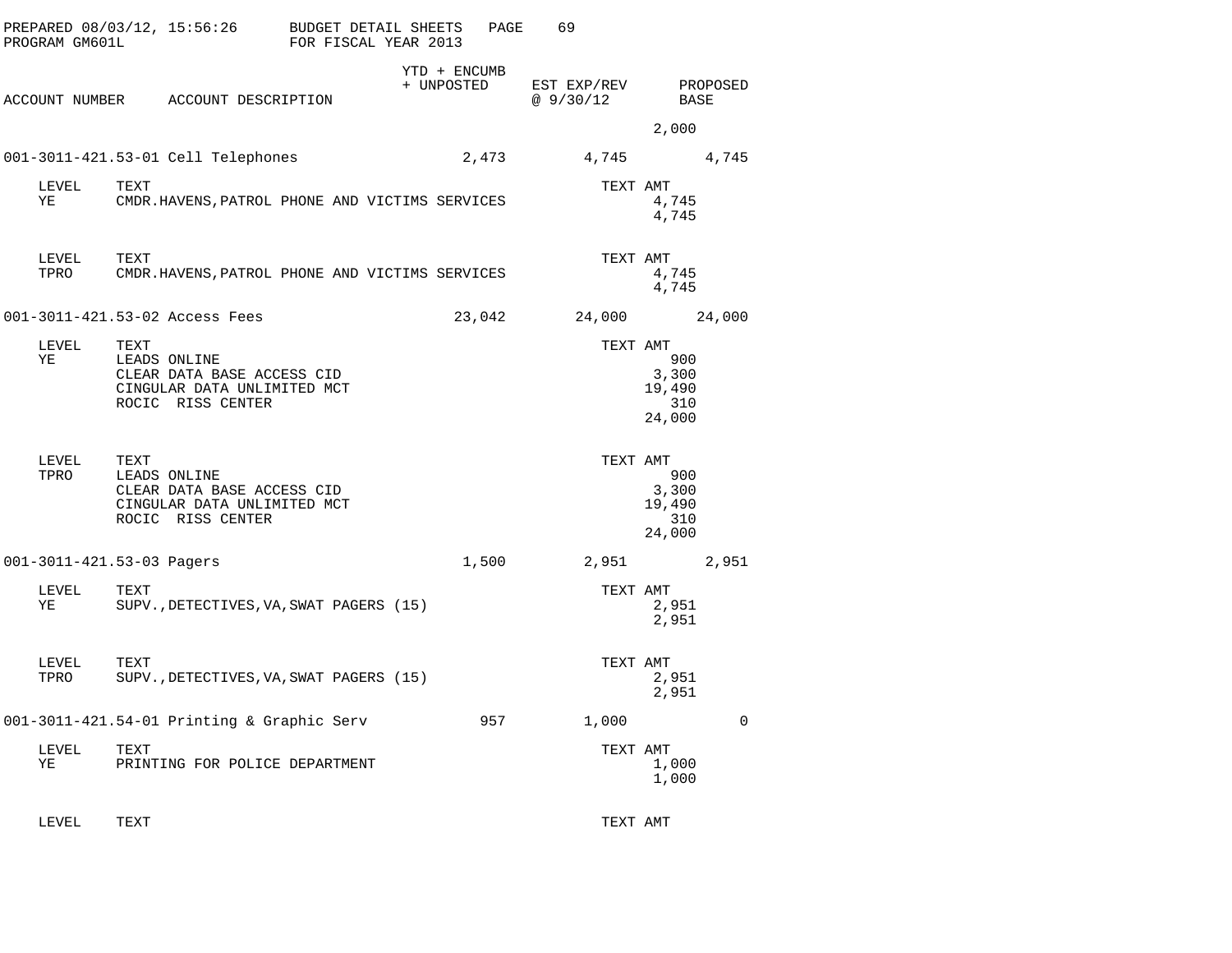PREPARED 08/03/12, 15:56:26 BUDGET DETAIL SHEETS
PROGRAM GM601L FOR FISCAL YEAR 2013

| ACCOUNT NUMBER | ACCOUNT DESCRIPTION | YTD + ENCUMB + UNPOSTED | EST EXP/REV @ 9/30/12 | PROPOSED BASE |
|---|---|---|---|---|
| | | | | 2,000 |
| 001-3011-421.53-01 | Cell Telephones | 2,473 | 4,745 | 4,745 |

| LEVEL | TEXT | TEXT AMT |
|---|---|---|
| YE | CMDR.HAVENS,PATROL PHONE AND VICTIMS SERVICES | 4,745 |
| | | 4,745 |

| LEVEL | TEXT | TEXT AMT |
|---|---|---|
| TPRO | CMDR.HAVENS,PATROL PHONE AND VICTIMS SERVICES | 4,745 |
| | | 4,745 |

| ACCOUNT NUMBER | ACCOUNT DESCRIPTION | YTD + ENCUMB + UNPOSTED | EST EXP/REV @ 9/30/12 | PROPOSED BASE |
|---|---|---|---|---|
| 001-3011-421.53-02 | Access Fees | 23,042 | 24,000 | 24,000 |

| LEVEL | TEXT | TEXT AMT |
|---|---|---|
| YE | LEADS ONLINE | 900 |
| | CLEAR DATA BASE ACCESS CID | 3,300 |
| | CINGULAR DATA UNLIMITED MCT | 19,490 |
| | ROCIC RISS CENTER | 310 |
| | | 24,000 |

| LEVEL | TEXT | TEXT AMT |
|---|---|---|
| TPRO | LEADS ONLINE | 900 |
| | CLEAR DATA BASE ACCESS CID | 3,300 |
| | CINGULAR DATA UNLIMITED MCT | 19,490 |
| | ROCIC RISS CENTER | 310 |
| | | 24,000 |

| ACCOUNT NUMBER | ACCOUNT DESCRIPTION | YTD + ENCUMB + UNPOSTED | EST EXP/REV @ 9/30/12 | PROPOSED BASE |
|---|---|---|---|---|
| 001-3011-421.53-03 | Pagers | 1,500 | 2,951 | 2,951 |

| LEVEL | TEXT | TEXT AMT |
|---|---|---|
| YE | SUPV.,DETECTIVES,VA,SWAT PAGERS (15) | 2,951 |
| | | 2,951 |

| LEVEL | TEXT | TEXT AMT |
|---|---|---|
| TPRO | SUPV.,DETECTIVES,VA,SWAT PAGERS (15) | 2,951 |
| | | 2,951 |

| ACCOUNT NUMBER | ACCOUNT DESCRIPTION | YTD + ENCUMB + UNPOSTED | EST EXP/REV @ 9/30/12 | PROPOSED BASE |
|---|---|---|---|---|
| 001-3011-421.54-01 | Printing & Graphic Serv | 957 | 1,000 | 0 |

| LEVEL | TEXT | TEXT AMT |
|---|---|---|
| YE | PRINTING FOR POLICE DEPARTMENT | 1,000 |
| | | 1,000 |

| LEVEL | TEXT | TEXT AMT |
|---|---|---|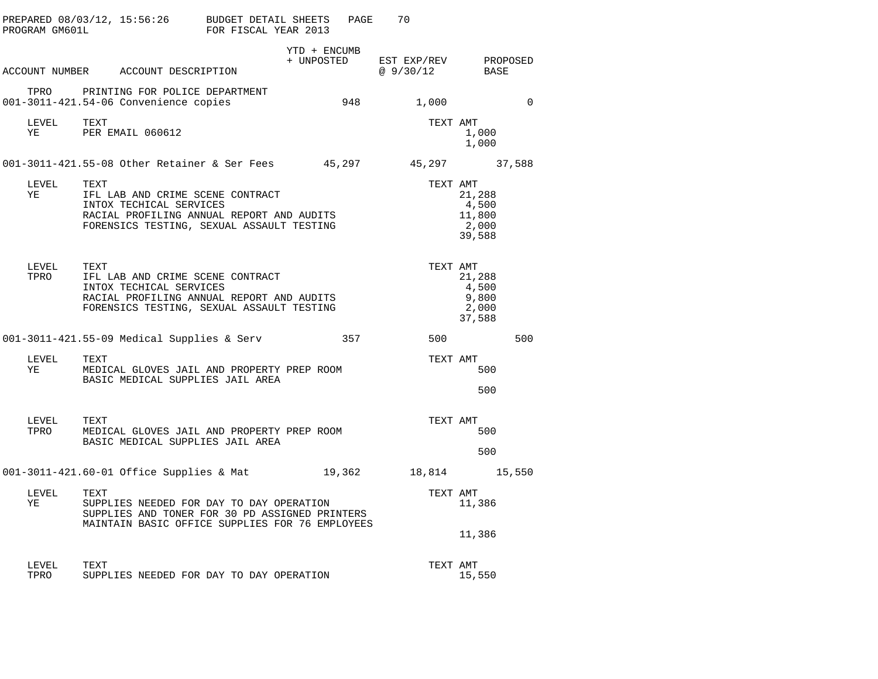PREPARED 08/03/12, 15:56:26 BUDGET DETAIL SHEETS
PROGRAM GM601L FOR FISCAL YEAR 2013

| ACCOUNT NUMBER | ACCOUNT DESCRIPTION | YTD + ENCUMB + UNPOSTED | EST EXP/REV @ 9/30/12 | PROPOSED BASE |
|---|---|---|---|---|
| TPRO | PRINTING FOR POLICE DEPARTMENT | | | |
| 001-3011-421.54-06 | Convenience copies | 948 | 1,000 | 0 |

| LEVEL | TEXT | TEXT AMT |
|---|---|---|
| YE | PER EMAIL 060612 | 1,000 |
| | | 1,000 |

| ACCOUNT NUMBER | ACCOUNT DESCRIPTION | YTD + ENCUMB + UNPOSTED | EST EXP/REV @ 9/30/12 | PROPOSED BASE |
|---|---|---|---|---|
| 001-3011-421.55-08 | Other Retainer & Ser Fees | 45,297 | 45,297 | 37,588 |

| LEVEL | TEXT | TEXT AMT |
|---|---|---|
| YE | IFL LAB AND CRIME SCENE CONTRACT | 21,288 |
| | INTOX TECHICAL SERVICES | 4,500 |
| | RACIAL PROFILING ANNUAL REPORT AND AUDITS | 11,800 |
| | FORENSICS TESTING, SEXUAL ASSAULT TESTING | 2,000 |
| | | 39,588 |

| LEVEL | TEXT | TEXT AMT |
|---|---|---|
| TPRO | IFL LAB AND CRIME SCENE CONTRACT | 21,288 |
| | INTOX TECHICAL SERVICES | 4,500 |
| | RACIAL PROFILING ANNUAL REPORT AND AUDITS | 9,800 |
| | FORENSICS TESTING, SEXUAL ASSAULT TESTING | 2,000 |
| | | 37,588 |

| ACCOUNT NUMBER | ACCOUNT DESCRIPTION | YTD + ENCUMB + UNPOSTED | EST EXP/REV @ 9/30/12 | PROPOSED BASE |
|---|---|---|---|---|
| 001-3011-421.55-09 | Medical Supplies & Serv | 357 | 500 | 500 |

| LEVEL | TEXT | TEXT AMT |
|---|---|---|
| YE | MEDICAL GLOVES JAIL AND PROPERTY PREP ROOM | 500 |
| | BASIC MEDICAL SUPPLIES JAIL AREA | |
| | | 500 |

| LEVEL | TEXT | TEXT AMT |
|---|---|---|
| TPRO | MEDICAL GLOVES JAIL AND PROPERTY PREP ROOM | 500 |
| | BASIC MEDICAL SUPPLIES JAIL AREA | |
| | | 500 |

| ACCOUNT NUMBER | ACCOUNT DESCRIPTION | YTD + ENCUMB + UNPOSTED | EST EXP/REV @ 9/30/12 | PROPOSED BASE |
|---|---|---|---|---|
| 001-3011-421.60-01 | Office Supplies & Mat | 19,362 | 18,814 | 15,550 |

| LEVEL | TEXT | TEXT AMT |
|---|---|---|
| YE | SUPPLIES NEEDED FOR DAY TO DAY OPERATION | 11,386 |
| | SUPPLIES AND TONER FOR 30 PD ASSIGNED PRINTERS | |
| | MAINTAIN BASIC OFFICE SUPPLIES FOR 76 EMPLOYEES | |
| | | 11,386 |

| LEVEL | TEXT | TEXT AMT |
|---|---|---|
| TPRO | SUPPLIES NEEDED FOR DAY TO DAY OPERATION | 15,550 |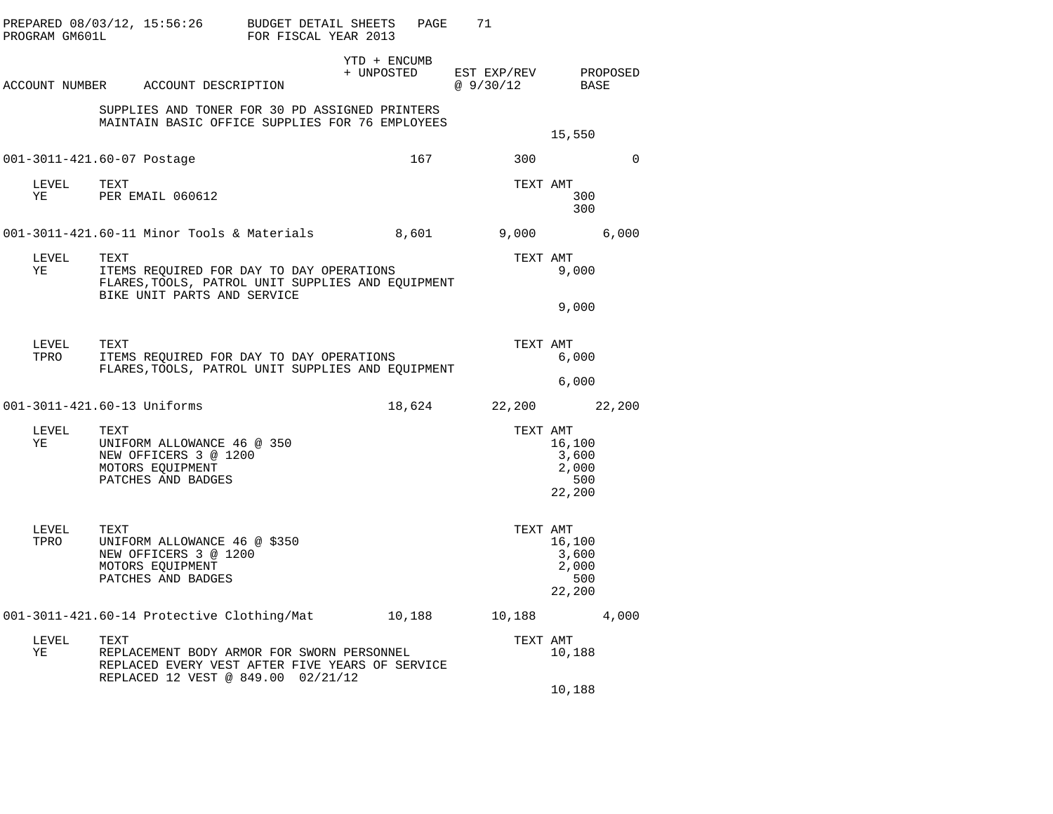PREPARED 08/03/12, 15:56:26 BUDGET DETAIL SHEETS
PROGRAM GM601L FOR FISCAL YEAR 2013

| ACCOUNT NUMBER | ACCOUNT DESCRIPTION | YTD + ENCUMB + UNPOSTED | EST EXP/REV @ 9/30/12 | PROPOSED BASE |
|---|---|---|---|---|

SUPPLIES AND TONER FOR 30 PD ASSIGNED PRINTERS
MAINTAIN BASIC OFFICE SUPPLIES FOR 76 EMPLOYEES

15,550

| ACCOUNT NUMBER | ACCOUNT DESCRIPTION | YTD + ENCUMB + UNPOSTED | EST EXP/REV @ 9/30/12 | PROPOSED BASE |
|---|---|---|---|---|
| 001-3011-421.60-07 | Postage | 167 | 300 | 0 |

| LEVEL | TEXT | TEXT AMT |
|---|---|---|
| YE | PER EMAIL 060612 | 300 |
| | | 300 |

| ACCOUNT NUMBER | ACCOUNT DESCRIPTION | YTD + ENCUMB + UNPOSTED | EST EXP/REV @ 9/30/12 | PROPOSED BASE |
|---|---|---|---|---|
| 001-3011-421.60-11 | Minor Tools & Materials | 8,601 | 9,000 | 6,000 |

| LEVEL | TEXT | TEXT AMT |
|---|---|---|
| YE | ITEMS REQUIRED FOR DAY TO DAY OPERATIONS | 9,000 |
| | FLARES,TOOLS, PATROL UNIT SUPPLIES AND EQUIPMENT | |
| | BIKE UNIT PARTS AND SERVICE | |
| | | 9,000 |

| LEVEL | TEXT | TEXT AMT |
|---|---|---|
| TPRO | ITEMS REQUIRED FOR DAY TO DAY OPERATIONS | 6,000 |
| | FLARES,TOOLS, PATROL UNIT SUPPLIES AND EQUIPMENT | |
| | | 6,000 |

| ACCOUNT NUMBER | ACCOUNT DESCRIPTION | YTD + ENCUMB + UNPOSTED | EST EXP/REV @ 9/30/12 | PROPOSED BASE |
|---|---|---|---|---|
| 001-3011-421.60-13 | Uniforms | 18,624 | 22,200 | 22,200 |

| LEVEL | TEXT | TEXT AMT |
|---|---|---|
| YE | UNIFORM ALLOWANCE 46 @ 350 | 16,100 |
| | NEW OFFICERS 3 @ 1200 | 3,600 |
| | MOTORS EQUIPMENT | 2,000 |
| | PATCHES AND BADGES | 500 |
| | | 22,200 |

| LEVEL | TEXT | TEXT AMT |
|---|---|---|
| TPRO | UNIFORM ALLOWANCE 46 @ $350 | 16,100 |
| | NEW OFFICERS 3 @ 1200 | 3,600 |
| | MOTORS EQUIPMENT | 2,000 |
| | PATCHES AND BADGES | 500 |
| | | 22,200 |

| ACCOUNT NUMBER | ACCOUNT DESCRIPTION | YTD + ENCUMB + UNPOSTED | EST EXP/REV @ 9/30/12 | PROPOSED BASE |
|---|---|---|---|---|
| 001-3011-421.60-14 | Protective Clothing/Mat | 10,188 | 10,188 | 4,000 |

| LEVEL | TEXT | TEXT AMT |
|---|---|---|
| YE | REPLACEMENT BODY ARMOR FOR SWORN PERSONNEL | 10,188 |
| | REPLACED EVERY VEST AFTER FIVE YEARS OF SERVICE | |
| | REPLACED 12 VEST @ 849.00 02/21/12 | |
| | | 10,188 |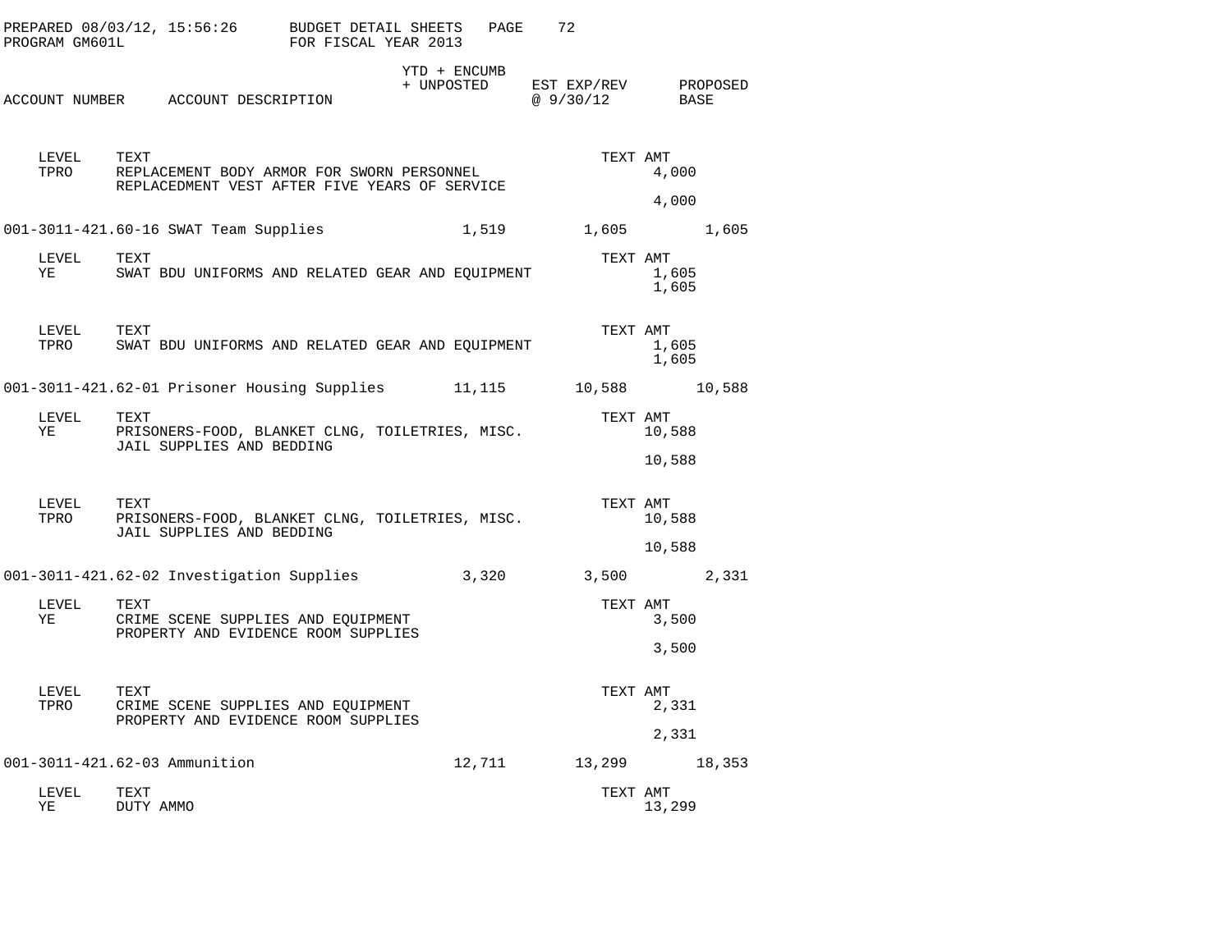PREPARED 08/03/12, 15:56:26 BUDGET DETAIL SHEETS
PROGRAM GM601L FOR FISCAL YEAR 2013

| ACCOUNT NUMBER | ACCOUNT DESCRIPTION | YTD + ENCUMB + UNPOSTED | EST EXP/REV @ 9/30/12 | PROPOSED BASE |
|---|---|---|---|---|

| LEVEL | TEXT | TEXT AMT |
|---|---|---|
| TPRO | REPLACEMENT BODY ARMOR FOR SWORN PERSONNEL | 4,000 |
| | REPLACEDMENT VEST AFTER FIVE YEARS OF SERVICE | |
| | | 4,000 |

| ACCOUNT NUMBER | ACCOUNT DESCRIPTION | YTD + ENCUMB + UNPOSTED | EST EXP/REV @ 9/30/12 | PROPOSED BASE |
|---|---|---|---|---|
| 001-3011-421.60-16 | SWAT Team Supplies | 1,519 | 1,605 | 1,605 |

| LEVEL | TEXT | TEXT AMT |
|---|---|---|
| YE | SWAT BDU UNIFORMS AND RELATED GEAR AND EQUIPMENT | 1,605 |
| | | 1,605 |

| LEVEL | TEXT | TEXT AMT |
|---|---|---|
| TPRO | SWAT BDU UNIFORMS AND RELATED GEAR AND EQUIPMENT | 1,605 |
| | | 1,605 |

| ACCOUNT NUMBER | ACCOUNT DESCRIPTION | YTD + ENCUMB + UNPOSTED | EST EXP/REV @ 9/30/12 | PROPOSED BASE |
|---|---|---|---|---|
| 001-3011-421.62-01 | Prisoner Housing Supplies | 11,115 | 10,588 | 10,588 |

| LEVEL | TEXT | TEXT AMT |
|---|---|---|
| YE | PRISONERS-FOOD, BLANKET CLNG, TOILETRIES, MISC. | 10,588 |
| | JAIL SUPPLIES AND BEDDING | |
| | | 10,588 |

| LEVEL | TEXT | TEXT AMT |
|---|---|---|
| TPRO | PRISONERS-FOOD, BLANKET CLNG, TOILETRIES, MISC. | 10,588 |
| | JAIL SUPPLIES AND BEDDING | |
| | | 10,588 |

| ACCOUNT NUMBER | ACCOUNT DESCRIPTION | YTD + ENCUMB + UNPOSTED | EST EXP/REV @ 9/30/12 | PROPOSED BASE |
|---|---|---|---|---|
| 001-3011-421.62-02 | Investigation Supplies | 3,320 | 3,500 | 2,331 |

| LEVEL | TEXT | TEXT AMT |
|---|---|---|
| YE | CRIME SCENE SUPPLIES AND EQUIPMENT | 3,500 |
| | PROPERTY AND EVIDENCE ROOM SUPPLIES | |
| | | 3,500 |

| LEVEL | TEXT | TEXT AMT |
|---|---|---|
| TPRO | CRIME SCENE SUPPLIES AND EQUIPMENT | 2,331 |
| | PROPERTY AND EVIDENCE ROOM SUPPLIES | |
| | | 2,331 |

| ACCOUNT NUMBER | ACCOUNT DESCRIPTION | YTD + ENCUMB + UNPOSTED | EST EXP/REV @ 9/30/12 | PROPOSED BASE |
|---|---|---|---|---|
| 001-3011-421.62-03 | Ammunition | 12,711 | 13,299 | 18,353 |

| LEVEL | TEXT | TEXT AMT |
|---|---|---|
| YE | DUTY AMMO | 13,299 |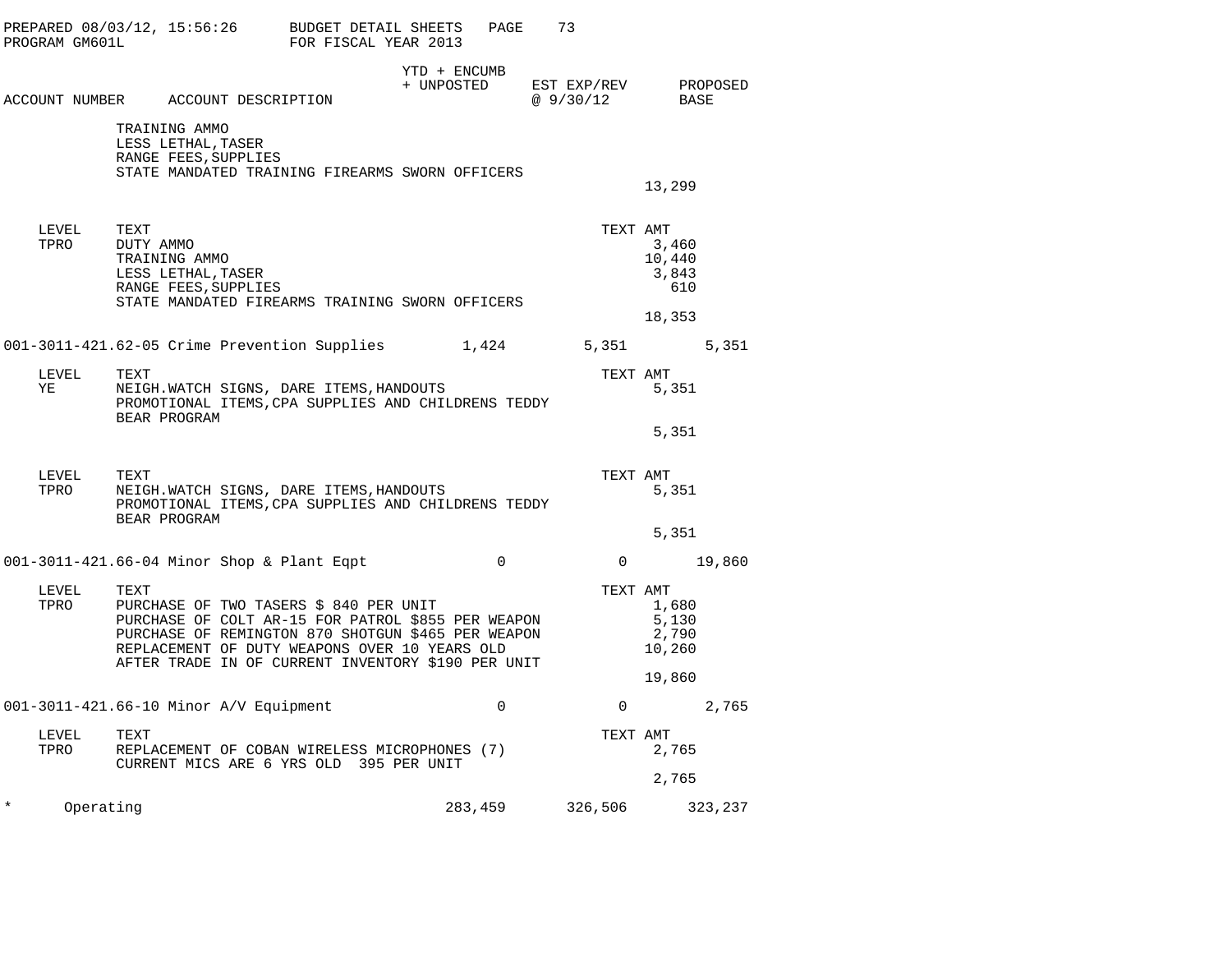| ACCOUNT NUMBER | ACCOUNT DESCRIPTION | YTD + ENCUMB + UNPOSTED | EST EXP/REV @ 9/30/12 | PROPOSED BASE |
|---|---|---|---|---|
| | TRAINING AMMO<br>LESS LETHAL,TASER<br>RANGE FEES,SUPPLIES<br>STATE MANDATED TRAINING FIREARMS SWORN OFFICERS | | | |
| | | | 13,299 | |

| LEVEL | TEXT | TEXT AMT |
|---|---|---|
| TPRO | DUTY AMMO | 3,460 |
| | TRAINING AMMO | 10,440 |
| | LESS LETHAL,TASER | 3,843 |
| | RANGE FEES,SUPPLIES | 610 |
| | STATE MANDATED FIREARMS TRAINING SWORN OFFICERS | |
| | | 18,353 |

| ACCOUNT NUMBER | ACCOUNT DESCRIPTION | YTD + ENCUMB + UNPOSTED | EST EXP/REV @ 9/30/12 | PROPOSED BASE |
|---|---|---|---|---|
| 001-3011-421.62-05 | Crime Prevention Supplies | 1,424 | 5,351 | 5,351 |

| LEVEL | TEXT | TEXT AMT |
|---|---|---|
| YE | NEIGH.WATCH SIGNS, DARE ITEMS,HANDOUTS<br>PROMOTIONAL ITEMS,CPA SUPPLIES AND CHILDRENS TEDDY<br>BEAR PROGRAM | 5,351 |
| | | 5,351 |

| LEVEL | TEXT | TEXT AMT |
|---|---|---|
| TPRO | NEIGH.WATCH SIGNS, DARE ITEMS,HANDOUTS<br>PROMOTIONAL ITEMS,CPA SUPPLIES AND CHILDRENS TEDDY<br>BEAR PROGRAM | 5,351 |
| | | 5,351 |

| ACCOUNT NUMBER | ACCOUNT DESCRIPTION | YTD + ENCUMB + UNPOSTED | EST EXP/REV @ 9/30/12 | PROPOSED BASE |
|---|---|---|---|---|
| 001-3011-421.66-04 | Minor Shop & Plant Eqpt | 0 | 0 | 19,860 |

| LEVEL | TEXT | TEXT AMT |
|---|---|---|
| TPRO | PURCHASE OF TWO TASERS $ 840 PER UNIT | 1,680 |
| | PURCHASE OF COLT AR-15 FOR PATROL $855 PER WEAPON | 5,130 |
| | PURCHASE OF REMINGTON 870 SHOTGUN $465 PER WEAPON | 2,790 |
| | REPLACEMENT OF DUTY WEAPONS OVER 10 YEARS OLD<br>AFTER TRADE IN OF CURRENT INVENTORY $190 PER UNIT | 10,260 |
| | | 19,860 |

| ACCOUNT NUMBER | ACCOUNT DESCRIPTION | YTD + ENCUMB + UNPOSTED | EST EXP/REV @ 9/30/12 | PROPOSED BASE |
|---|---|---|---|---|
| 001-3011-421.66-10 | Minor A/V Equipment | 0 | 0 | 2,765 |

| LEVEL | TEXT | TEXT AMT |
|---|---|---|
| TPRO | REPLACEMENT OF COBAN WIRELESS MICROPHONES (7)<br>CURRENT MICS ARE 6 YRS OLD 395 PER UNIT | 2,765 |
| | | 2,765 |

| | | YTD + ENCUMB + UNPOSTED | EST EXP/REV @ 9/30/12 | PROPOSED BASE |
|---|---|---|---|---|
| * | Operating | 283,459 | 326,506 | 323,237 |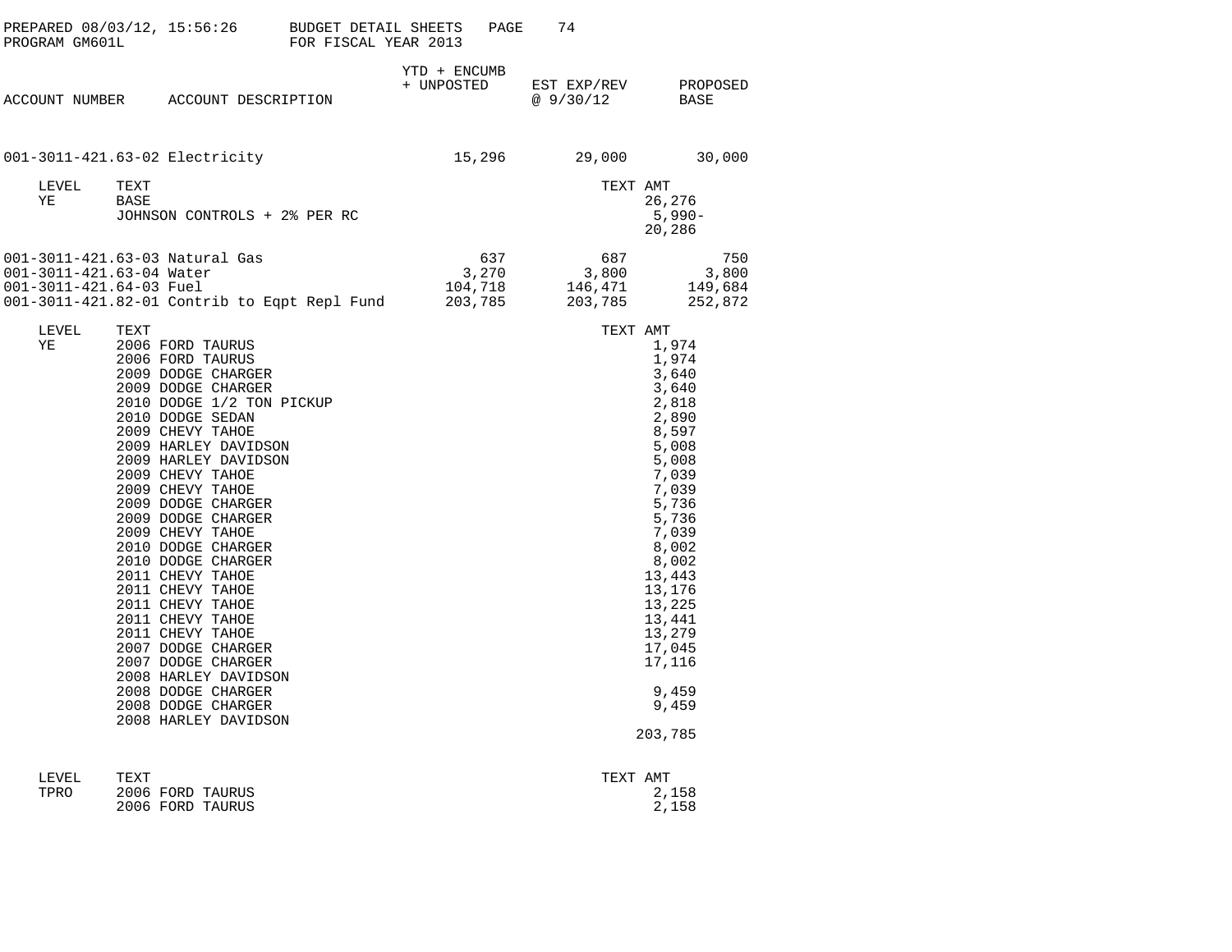PREPARED 08/03/12, 15:56:26 — BUDGET DETAIL SHEETS — PAGE 74
PROGRAM GM601L — FOR FISCAL YEAR 2013

| ACCOUNT NUMBER | ACCOUNT DESCRIPTION | YTD + ENCUMB + UNPOSTED | EST EXP/REV @ 9/30/12 | PROPOSED BASE |
|---|---|---|---|---|
| 001-3011-421.63-02 | Electricity | 15,296 | 29,000 | 30,000 |

| LEVEL | TEXT | TEXT AMT |
|---|---|---|
| YE | BASE | 26,276 |
| | JOHNSON CONTROLS + 2% PER RC | 5,990- |
| | | 20,286 |

| ACCOUNT NUMBER | ACCOUNT DESCRIPTION | YTD + ENCUMB + UNPOSTED | EST EXP/REV @ 9/30/12 | PROPOSED BASE |
|---|---|---|---|---|
| 001-3011-421.63-03 | Natural Gas | 637 | 687 | 750 |
| 001-3011-421.63-04 | Water | 3,270 | 3,800 | 3,800 |
| 001-3011-421.64-03 | Fuel | 104,718 | 146,471 | 149,684 |
| 001-3011-421.82-01 | Contrib to Eqpt Repl Fund | 203,785 | 203,785 | 252,872 |

| LEVEL | TEXT | TEXT AMT |
|---|---|---|
| YE | 2006 FORD TAURUS | 1,974 |
| | 2006 FORD TAURUS | 1,974 |
| | 2009 DODGE CHARGER | 3,640 |
| | 2009 DODGE CHARGER | 3,640 |
| | 2010 DODGE 1/2 TON PICKUP | 2,818 |
| | 2010 DODGE SEDAN | 2,890 |
| | 2009 CHEVY TAHOE | 8,597 |
| | 2009 HARLEY DAVIDSON | 5,008 |
| | 2009 HARLEY DAVIDSON | 5,008 |
| | 2009 CHEVY TAHOE | 7,039 |
| | 2009 CHEVY TAHOE | 7,039 |
| | 2009 DODGE CHARGER | 5,736 |
| | 2009 DODGE CHARGER | 5,736 |
| | 2009 CHEVY TAHOE | 7,039 |
| | 2010 DODGE CHARGER | 8,002 |
| | 2010 DODGE CHARGER | 8,002 |
| | 2011 CHEVY TAHOE | 13,443 |
| | 2011 CHEVY TAHOE | 13,176 |
| | 2011 CHEVY TAHOE | 13,225 |
| | 2011 CHEVY TAHOE | 13,441 |
| | 2011 CHEVY TAHOE | 13,279 |
| | 2007 DODGE CHARGER | 17,045 |
| | 2007 DODGE CHARGER | 17,116 |
| | 2008 HARLEY DAVIDSON | |
| | 2008 DODGE CHARGER | 9,459 |
| | 2008 DODGE CHARGER | 9,459 |
| | 2008 HARLEY DAVIDSON | |
| | | 203,785 |

| LEVEL | TEXT | TEXT AMT |
|---|---|---|
| TPRO | 2006 FORD TAURUS | 2,158 |
| | 2006 FORD TAURUS | 2,158 |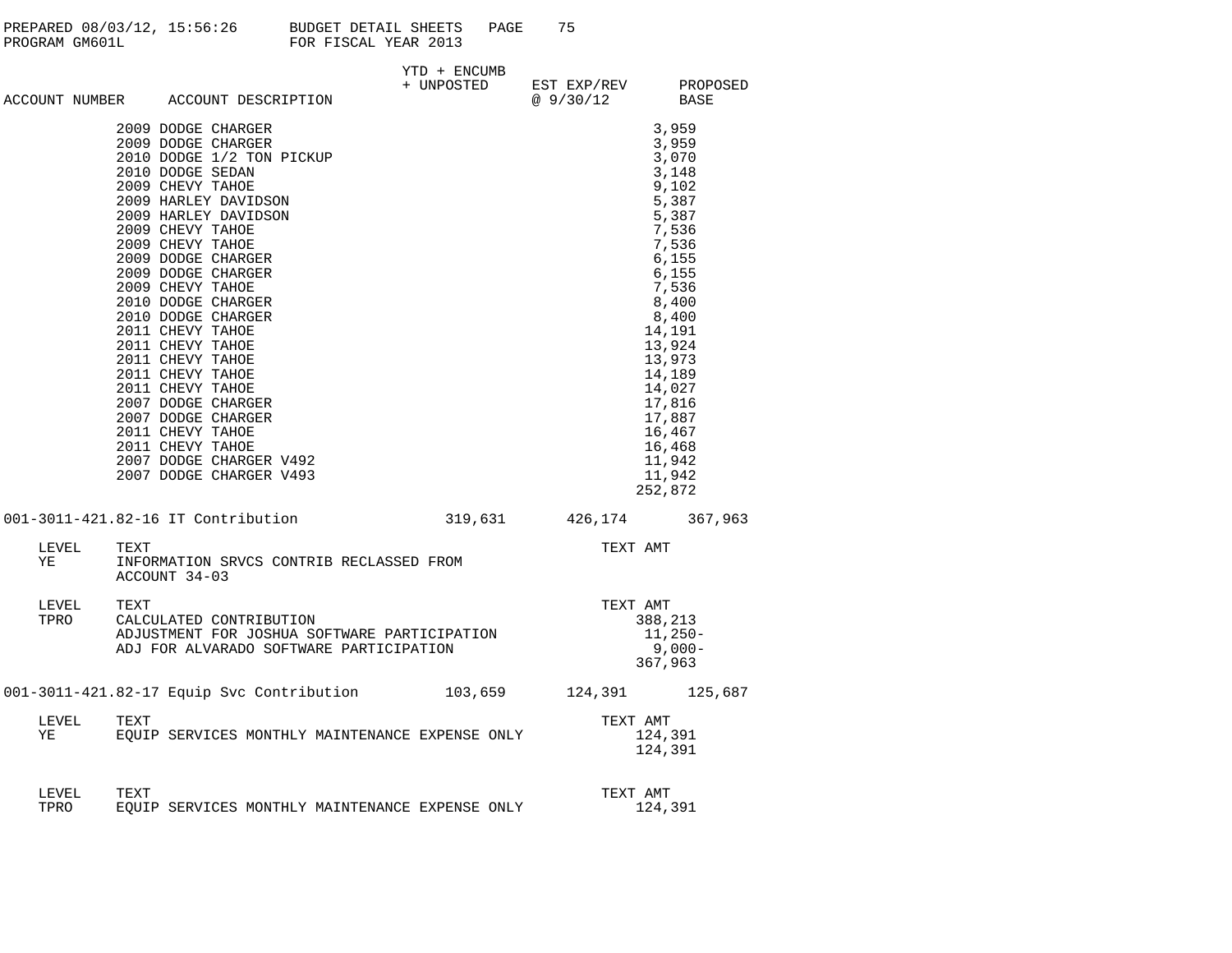| ACCOUNT NUMBER | ACCOUNT DESCRIPTION | YTD + ENCUMB + UNPOSTED | EST EXP/REV @ 9/30/12 | PROPOSED BASE |
|---|---|---|---|---|
| | 2009 DODGE CHARGER | | 3,959 | |
| | 2009 DODGE CHARGER | | 3,959 | |
| | 2010 DODGE 1/2 TON PICKUP | | 3,070 | |
| | 2010 DODGE SEDAN | | 3,148 | |
| | 2009 CHEVY TAHOE | | 9,102 | |
| | 2009 HARLEY DAVIDSON | | 5,387 | |
| | 2009 HARLEY DAVIDSON | | 5,387 | |
| | 2009 CHEVY TAHOE | | 7,536 | |
| | 2009 CHEVY TAHOE | | 7,536 | |
| | 2009 DODGE CHARGER | | 6,155 | |
| | 2009 DODGE CHARGER | | 6,155 | |
| | 2009 CHEVY TAHOE | | 7,536 | |
| | 2010 DODGE CHARGER | | 8,400 | |
| | 2010 DODGE CHARGER | | 8,400 | |
| | 2011 CHEVY TAHOE | | 14,191 | |
| | 2011 CHEVY TAHOE | | 13,924 | |
| | 2011 CHEVY TAHOE | | 13,973 | |
| | 2011 CHEVY TAHOE | | 14,189 | |
| | 2011 CHEVY TAHOE | | 14,027 | |
| | 2007 DODGE CHARGER | | 17,816 | |
| | 2007 DODGE CHARGER | | 17,887 | |
| | 2011 CHEVY TAHOE | | 16,467 | |
| | 2011 CHEVY TAHOE | | 16,468 | |
| | 2007 DODGE CHARGER V492 | | 11,942 | |
| | 2007 DODGE CHARGER V493 | | 11,942 | |
| | | | 252,872 | |
| 001-3011-421.82-16 | IT Contribution | 319,631 | 426,174 | 367,963 |

| LEVEL | TEXT | TEXT AMT |
|---|---|---|
| YE | INFORMATION SRVCS CONTRIB RECLASSED FROM ACCOUNT 34-03 | |

| LEVEL | TEXT | TEXT AMT |
|---|---|---|
| TPRO | CALCULATED CONTRIBUTION | 388,213 |
| | ADJUSTMENT FOR JOSHUA SOFTWARE PARTICIPATION | 11,250- |
| | ADJ FOR ALVARADO SOFTWARE PARTICIPATION | 9,000- |
| | | 367,963 |

| ACCOUNT NUMBER | ACCOUNT DESCRIPTION | YTD + ENCUMB + UNPOSTED | EST EXP/REV @ 9/30/12 | PROPOSED BASE |
|---|---|---|---|---|
| 001-3011-421.82-17 | Equip Svc Contribution | 103,659 | 124,391 | 125,687 |

| LEVEL | TEXT | TEXT AMT |
|---|---|---|
| YE | EQUIP SERVICES MONTHLY MAINTENANCE EXPENSE ONLY | 124,391 |
| | | 124,391 |

| LEVEL | TEXT | TEXT AMT |
|---|---|---|
| TPRO | EQUIP SERVICES MONTHLY MAINTENANCE EXPENSE ONLY | 124,391 |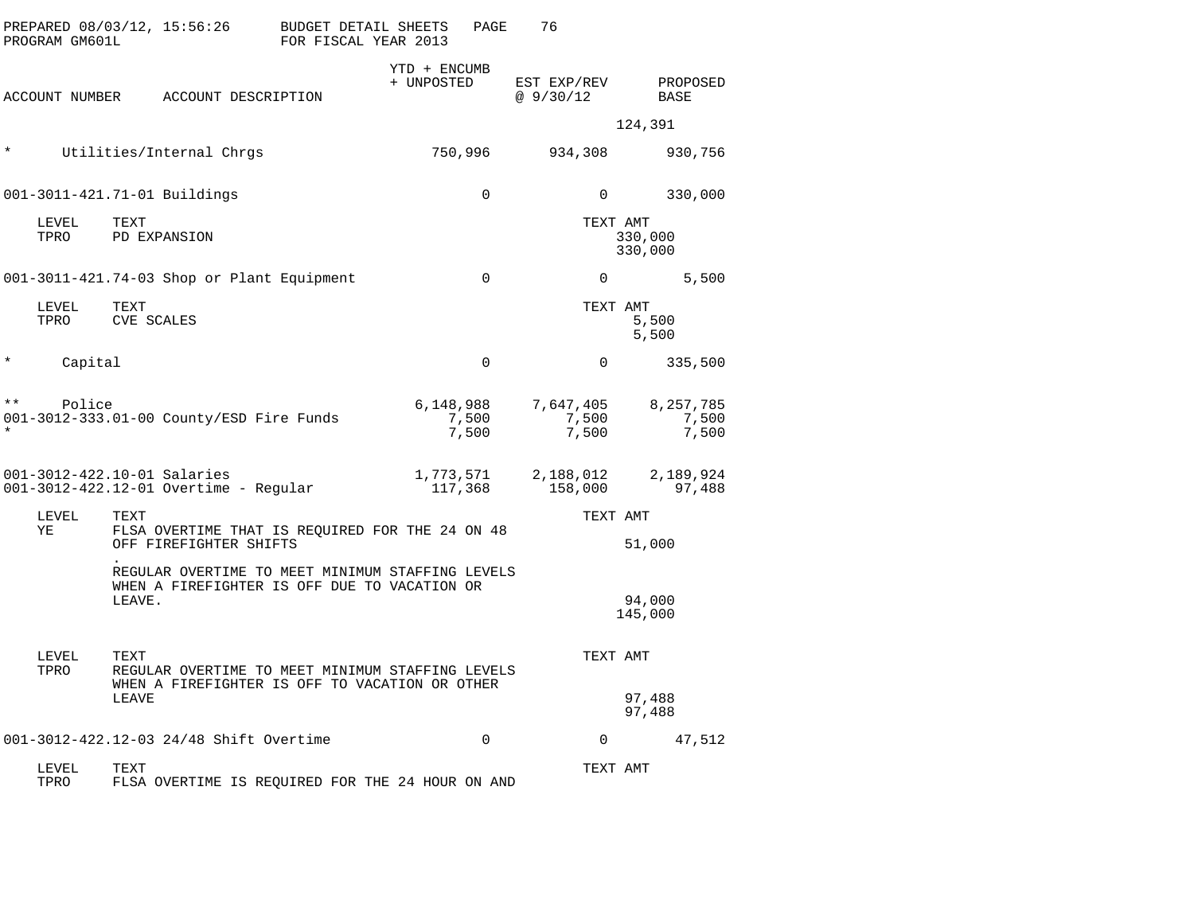PREPARED 08/03/12, 15:56:26 BUDGET DETAIL SHEETS
PROGRAM GM601L FOR FISCAL YEAR 2013

| ACCOUNT NUMBER | ACCOUNT DESCRIPTION | YTD + ENCUMB + UNPOSTED | EST EXP/REV @ 9/30/12 | PROPOSED BASE |
|---|---|---|---|---|
| | | | 124,391 | |
| * | Utilities/Internal Chrgs | 750,996 | 934,308 | 930,756 |
| 001-3011-421.71-01 | Buildings | 0 | 0 | 330,000 |

| LEVEL | TEXT | TEXT AMT |
|---|---|---|
| TPRO | PD EXPANSION | 330,000 |
| | | 330,000 |

| ACCOUNT NUMBER | ACCOUNT DESCRIPTION | YTD + ENCUMB + UNPOSTED | EST EXP/REV @ 9/30/12 | PROPOSED BASE |
|---|---|---|---|---|
| 001-3011-421.74-03 | Shop or Plant Equipment | 0 | 0 | 5,500 |

| LEVEL | TEXT | TEXT AMT |
|---|---|---|
| TPRO | CVE SCALES | 5,500 |
| | | 5,500 |

| ACCOUNT NUMBER | ACCOUNT DESCRIPTION | YTD + ENCUMB + UNPOSTED | EST EXP/REV @ 9/30/12 | PROPOSED BASE |
|---|---|---|---|---|
| * | Capital | 0 | 0 | 335,500 |
| ** | Police | 6,148,988 | 7,647,405 | 8,257,785 |
| 001-3012-333.01-00 | County/ESD Fire Funds | 7,500 | 7,500 | 7,500 |
| * | | 7,500 | 7,500 | 7,500 |
| 001-3012-422.10-01 | Salaries | 1,773,571 | 2,188,012 | 2,189,924 |
| 001-3012-422.12-01 | Overtime - Regular | 117,368 | 158,000 | 97,488 |

| LEVEL | TEXT | TEXT AMT |
|---|---|---|
| YE | FLSA OVERTIME THAT IS REQUIRED FOR THE 24 ON 48 OFF FIREFIGHTER SHIFTS | 51,000 |
| | . REGULAR OVERTIME TO MEET MINIMUM STAFFING LEVELS WHEN A FIREFIGHTER IS OFF DUE TO VACATION OR LEAVE. | 94,000 |
| | | 145,000 |

| LEVEL | TEXT | TEXT AMT |
|---|---|---|
| TPRO | REGULAR OVERTIME TO MEET MINIMUM STAFFING LEVELS WHEN A FIREFIGHTER IS OFF TO VACATION OR OTHER LEAVE | 97,488 |
| | | 97,488 |

| ACCOUNT NUMBER | ACCOUNT DESCRIPTION | YTD + ENCUMB + UNPOSTED | EST EXP/REV @ 9/30/12 | PROPOSED BASE |
|---|---|---|---|---|
| 001-3012-422.12-03 | 24/48 Shift Overtime | 0 | 0 | 47,512 |

| LEVEL | TEXT | TEXT AMT |
|---|---|---|
| TPRO | FLSA OVERTIME IS REQUIRED FOR THE 24 HOUR ON AND | |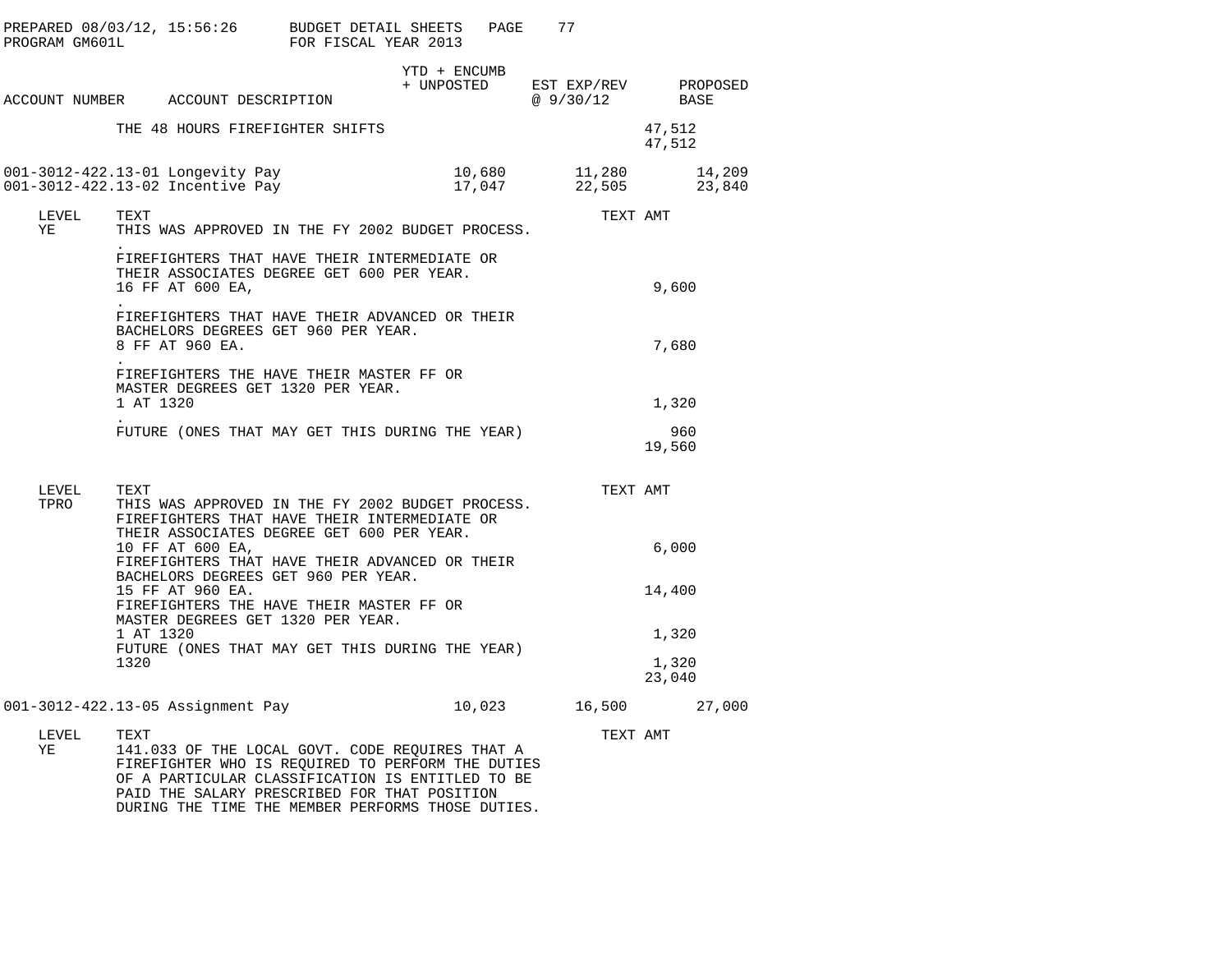| ACCOUNT NUMBER | ACCOUNT DESCRIPTION | YTD + ENCUMB + UNPOSTED | EST EXP/REV @ 9/30/12 | PROPOSED BASE |
|---|---|---|---|---|

THE 48 HOURS FIREFIGHTER SHIFTS — 47,512

47,512

| ACCOUNT NUMBER | ACCOUNT DESCRIPTION | YTD + ENCUMB + UNPOSTED | EST EXP/REV @ 9/30/12 | PROPOSED BASE |
|---|---|---|---|---|
| 001-3012-422.13-01 | Longevity Pay | 10,680 | 11,280 | 14,209 |
| 001-3012-422.13-02 | Incentive Pay | 17,047 | 22,505 | 23,840 |

| LEVEL | TEXT | TEXT AMT |
|---|---|---|
| YE | THIS WAS APPROVED IN THE FY 2002 BUDGET PROCESS. | |
| | . | |
| | FIREFIGHTERS THAT HAVE THEIR INTERMEDIATE OR THEIR ASSOCIATES DEGREE GET 600 PER YEAR. 16 FF AT 600 EA, | 9,600 |
| | . | |
| | FIREFIGHTERS THAT HAVE THEIR ADVANCED OR THEIR BACHELORS DEGREES GET 960 PER YEAR. 8 FF AT 960 EA. | 7,680 |
| | . | |
| | FIREFIGHTERS THE HAVE THEIR MASTER FF OR MASTER DEGREES GET 1320 PER YEAR. 1 AT 1320 | 1,320 |
| | . | |
| | FUTURE (ONES THAT MAY GET THIS DURING THE YEAR) | 960 |
| | | 19,560 |

| LEVEL | TEXT | TEXT AMT |
|---|---|---|
| TPRO | THIS WAS APPROVED IN THE FY 2002 BUDGET PROCESS. FIREFIGHTERS THAT HAVE THEIR INTERMEDIATE OR THEIR ASSOCIATES DEGREE GET 600 PER YEAR. 10 FF AT 600 EA, | 6,000 |
| | FIREFIGHTERS THAT HAVE THEIR ADVANCED OR THEIR BACHELORS DEGREES GET 960 PER YEAR. 15 FF AT 960 EA. | 14,400 |
| | FIREFIGHTERS THE HAVE THEIR MASTER FF OR MASTER DEGREES GET 1320 PER YEAR. 1 AT 1320 | 1,320 |
| | FUTURE (ONES THAT MAY GET THIS DURING THE YEAR) 1320 | 1,320 |
| | | 23,040 |

| ACCOUNT NUMBER | ACCOUNT DESCRIPTION | YTD + ENCUMB + UNPOSTED | EST EXP/REV @ 9/30/12 | PROPOSED BASE |
|---|---|---|---|---|
| 001-3012-422.13-05 | Assignment Pay | 10,023 | 16,500 | 27,000 |

| LEVEL | TEXT | TEXT AMT |
|---|---|---|
| YE | 141.033 OF THE LOCAL GOVT. CODE REQUIRES THAT A FIREFIGHTER WHO IS REQUIRED TO PERFORM THE DUTIES OF A PARTICULAR CLASSIFICATION IS ENTITLED TO BE PAID THE SALARY PRESCRIBED FOR THAT POSITION DURING THE TIME THE MEMBER PERFORMS THOSE DUTIES. | |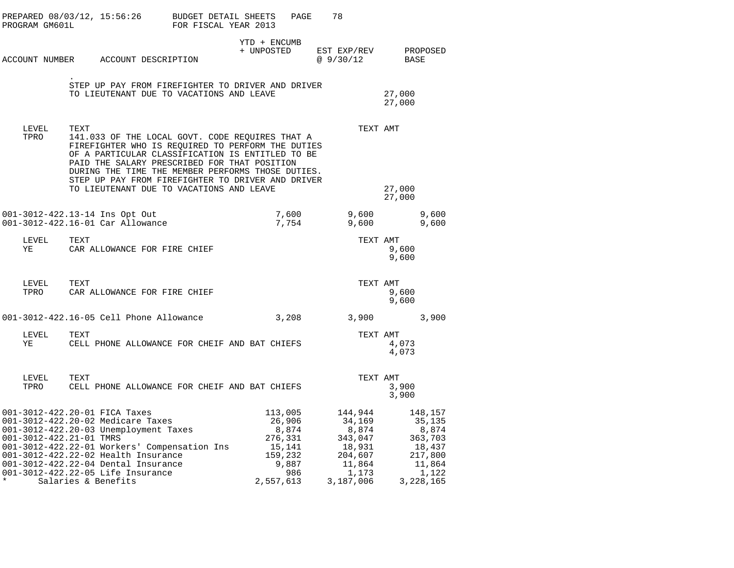PREPARED 08/03/12, 15:56:26 BUDGET DETAIL SHEETS
PROGRAM GM601L FOR FISCAL YEAR 2013

| ACCOUNT NUMBER | ACCOUNT DESCRIPTION | YTD + ENCUMB + UNPOSTED | EST EXP/REV @ 9/30/12 | PROPOSED BASE |
|---|---|---|---|---|

.
STEP UP PAY FROM FIREFIGHTER TO DRIVER AND DRIVER TO LIEUTENANT DUE TO VACATIONS AND LEAVE — 27,000
27,000

| LEVEL | TEXT | TEXT AMT |
|---|---|---|
| TPRO | 141.033 OF THE LOCAL GOVT. CODE REQUIRES THAT A FIREFIGHTER WHO IS REQUIRED TO PERFORM THE DUTIES OF A PARTICULAR CLASSIFICATION IS ENTITLED TO BE PAID THE SALARY PRESCRIBED FOR THAT POSITION DURING THE TIME THE MEMBER PERFORMS THOSE DUTIES. STEP UP PAY FROM FIREFIGHTER TO DRIVER AND DRIVER TO LIEUTENANT DUE TO VACATIONS AND LEAVE | 27,000 |
| | | 27,000 |

| ACCOUNT NUMBER | ACCOUNT DESCRIPTION | YTD + ENCUMB + UNPOSTED | EST EXP/REV @ 9/30/12 | PROPOSED BASE |
|---|---|---|---|---|
| 001-3012-422.13-14 | Ins Opt Out | 7,600 | 9,600 | 9,600 |
| 001-3012-422.16-01 | Car Allowance | 7,754 | 9,600 | 9,600 |

| LEVEL | TEXT | TEXT AMT |
|---|---|---|
| YE | CAR ALLOWANCE FOR FIRE CHIEF | 9,600 |
| | | 9,600 |

| LEVEL | TEXT | TEXT AMT |
|---|---|---|
| TPRO | CAR ALLOWANCE FOR FIRE CHIEF | 9,600 |
| | | 9,600 |

| ACCOUNT NUMBER | ACCOUNT DESCRIPTION | YTD + ENCUMB + UNPOSTED | EST EXP/REV @ 9/30/12 | PROPOSED BASE |
|---|---|---|---|---|
| 001-3012-422.16-05 | Cell Phone Allowance | 3,208 | 3,900 | 3,900 |

| LEVEL | TEXT | TEXT AMT |
|---|---|---|
| YE | CELL PHONE ALLOWANCE FOR CHEIF AND BAT CHIEFS | 4,073 |
| | | 4,073 |

| LEVEL | TEXT | TEXT AMT |
|---|---|---|
| TPRO | CELL PHONE ALLOWANCE FOR CHEIF AND BAT CHIEFS | 3,900 |
| | | 3,900 |

| ACCOUNT NUMBER | ACCOUNT DESCRIPTION | YTD + ENCUMB + UNPOSTED | EST EXP/REV @ 9/30/12 | PROPOSED BASE |
|---|---|---|---|---|
| 001-3012-422.20-01 | FICA Taxes | 113,005 | 144,944 | 148,157 |
| 001-3012-422.20-02 | Medicare Taxes | 26,906 | 34,169 | 35,135 |
| 001-3012-422.20-03 | Unemployment Taxes | 8,874 | 8,874 | 8,874 |
| 001-3012-422.21-01 | TMRS | 276,331 | 343,047 | 363,703 |
| 001-3012-422.22-01 | Workers' Compensation Ins | 15,141 | 18,931 | 18,437 |
| 001-3012-422.22-02 | Health Insurance | 159,232 | 204,607 | 217,800 |
| 001-3012-422.22-04 | Dental Insurance | 9,887 | 11,864 | 11,864 |
| 001-3012-422.22-05 | Life Insurance | 986 | 1,173 | 1,122 |
| * | Salaries & Benefits | 2,557,613 | 3,187,006 | 3,228,165 |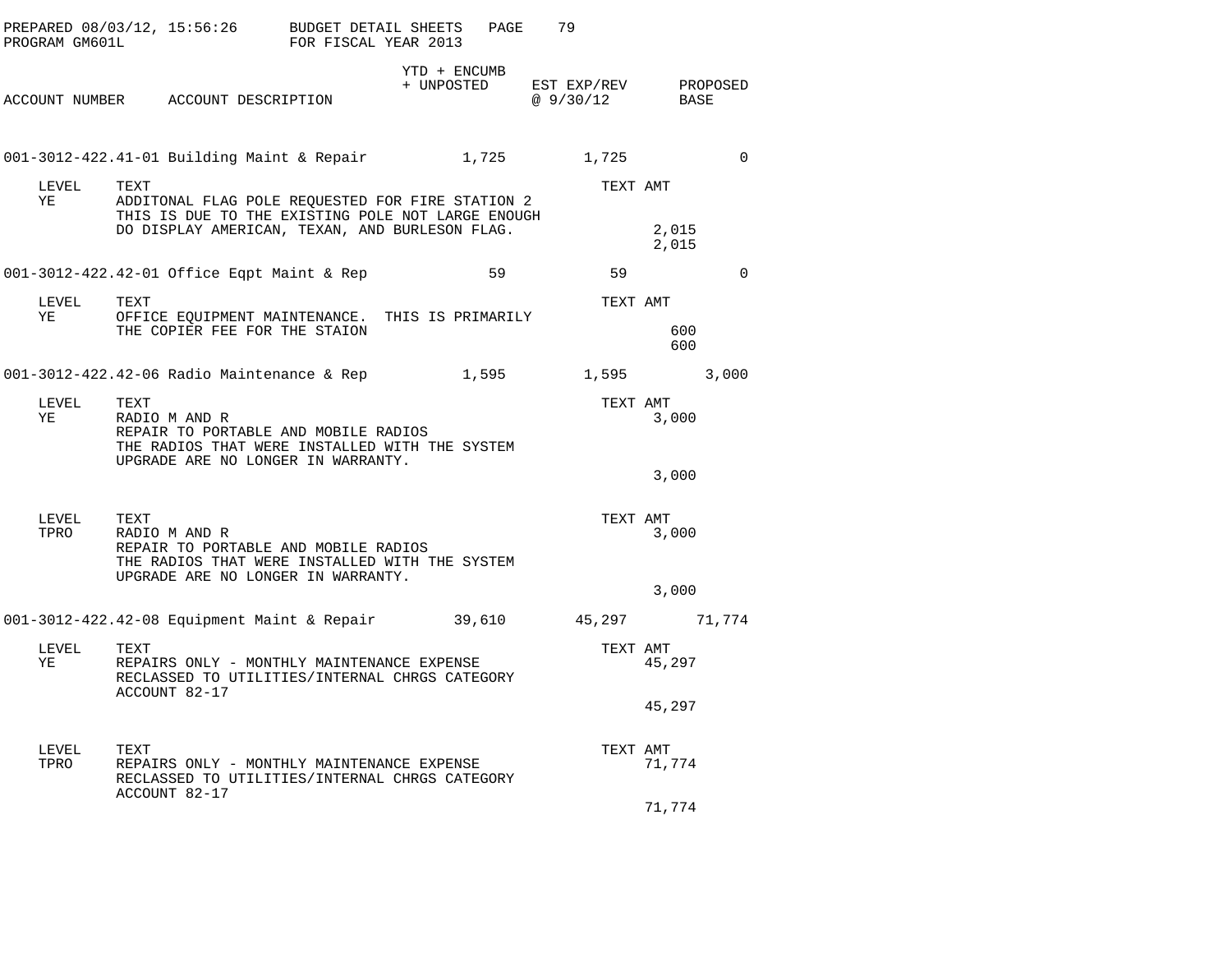PREPARED 08/03/12, 15:56:26 BUDGET DETAIL SHEETS
PROGRAM GM601L FOR FISCAL YEAR 2013

| ACCOUNT NUMBER | ACCOUNT DESCRIPTION | YTD + ENCUMB + UNPOSTED | EST EXP/REV @ 9/30/12 | PROPOSED BASE |
|---|---|---|---|---|
| 001-3012-422.41-01 | Building Maint & Repair | 1,725 | 1,725 | 0 |

| LEVEL | TEXT | TEXT AMT |
|---|---|---|
| YE | ADDITONAL FLAG POLE REQUESTED FOR FIRE STATION 2 THIS IS DUE TO THE EXISTING POLE NOT LARGE ENOUGH DO DISPLAY AMERICAN, TEXAN, AND BURLESON FLAG. | 2,015 |
| | | 2,015 |

| ACCOUNT NUMBER | ACCOUNT DESCRIPTION | YTD + ENCUMB + UNPOSTED | EST EXP/REV @ 9/30/12 | PROPOSED BASE |
|---|---|---|---|---|
| 001-3012-422.42-01 | Office Eqpt Maint & Rep | 59 | 59 | 0 |

| LEVEL | TEXT | TEXT AMT |
|---|---|---|
| YE | OFFICE EQUIPMENT MAINTENANCE. THIS IS PRIMARILY THE COPIER FEE FOR THE STAION | 600 |
| | | 600 |

| ACCOUNT NUMBER | ACCOUNT DESCRIPTION | YTD + ENCUMB + UNPOSTED | EST EXP/REV @ 9/30/12 | PROPOSED BASE |
|---|---|---|---|---|
| 001-3012-422.42-06 | Radio Maintenance & Rep | 1,595 | 1,595 | 3,000 |

| LEVEL | TEXT | TEXT AMT |
|---|---|---|
| YE | RADIO M AND R | 3,000 |
| | REPAIR TO PORTABLE AND MOBILE RADIOS THE RADIOS THAT WERE INSTALLED WITH THE SYSTEM UPGRADE ARE NO LONGER IN WARRANTY. | |
| | | 3,000 |

| LEVEL | TEXT | TEXT AMT |
|---|---|---|
| TPRO | RADIO M AND R | 3,000 |
| | REPAIR TO PORTABLE AND MOBILE RADIOS THE RADIOS THAT WERE INSTALLED WITH THE SYSTEM UPGRADE ARE NO LONGER IN WARRANTY. | |
| | | 3,000 |

| ACCOUNT NUMBER | ACCOUNT DESCRIPTION | YTD + ENCUMB + UNPOSTED | EST EXP/REV @ 9/30/12 | PROPOSED BASE |
|---|---|---|---|---|
| 001-3012-422.42-08 | Equipment Maint & Repair | 39,610 | 45,297 | 71,774 |

| LEVEL | TEXT | TEXT AMT |
|---|---|---|
| YE | REPAIRS ONLY - MONTHLY MAINTENANCE EXPENSE | 45,297 |
| | RECLASSED TO UTILITIES/INTERNAL CHRGS CATEGORY ACCOUNT 82-17 | |
| | | 45,297 |

| LEVEL | TEXT | TEXT AMT |
|---|---|---|
| TPRO | REPAIRS ONLY - MONTHLY MAINTENANCE EXPENSE | 71,774 |
| | RECLASSED TO UTILITIES/INTERNAL CHRGS CATEGORY ACCOUNT 82-17 | |
| | | 71,774 |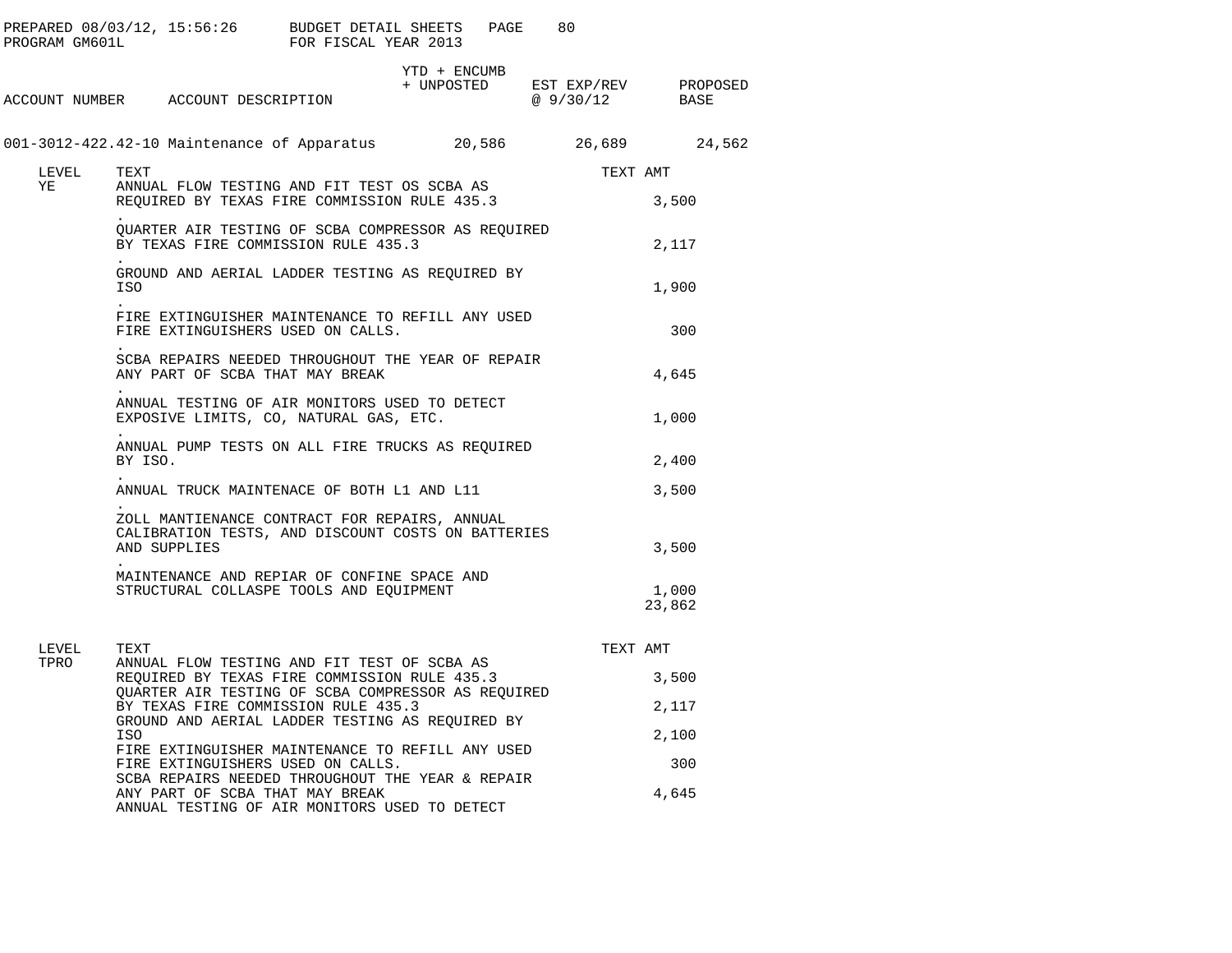PREPARED 08/03/12, 15:56:26 BUDGET DETAIL SHEETS
PROGRAM GM601L FOR FISCAL YEAR 2013

| ACCOUNT NUMBER | ACCOUNT DESCRIPTION | YTD + ENCUMB + UNPOSTED | EST EXP/REV @ 9/30/12 | PROPOSED BASE |
|---|---|---|---|---|
| 001-3012-422.42-10 | Maintenance of Apparatus | 20,586 | 26,689 | 24,562 |

| LEVEL | TEXT | TEXT AMT |
|---|---|---|
| YE | ANNUAL FLOW TESTING AND FIT TEST OS SCBA AS REQUIRED BY TEXAS FIRE COMMISSION RULE 435.3 | 3,500 |
| | . | |
| | QUARTER AIR TESTING OF SCBA COMPRESSOR AS REQUIRED BY TEXAS FIRE COMMISSION RULE 435.3 | 2,117 |
| | . | |
| | GROUND AND AERIAL LADDER TESTING AS REQUIRED BY ISO | 1,900 |
| | . | |
| | FIRE EXTINGUISHER MAINTENANCE TO REFILL ANY USED FIRE EXTINGUISHERS USED ON CALLS. | 300 |
| | . | |
| | SCBA REPAIRS NEEDED THROUGHOUT THE YEAR OF REPAIR ANY PART OF SCBA THAT MAY BREAK | 4,645 |
| | . | |
| | ANNUAL TESTING OF AIR MONITORS USED TO DETECT EXPOSIVE LIMITS, CO, NATURAL GAS, ETC. | 1,000 |
| | . | |
| | ANNUAL PUMP TESTS ON ALL FIRE TRUCKS AS REQUIRED BY ISO. | 2,400 |
| | . | |
| | ANNUAL TRUCK MAINTENACE OF BOTH L1 AND L11 | 3,500 |
| | . | |
| | ZOLL MANTIENANCE CONTRACT FOR REPAIRS, ANNUAL CALIBRATION TESTS, AND DISCOUNT COSTS ON BATTERIES AND SUPPLIES | 3,500 |
| | . | |
| | MAINTENANCE AND REPIAR OF CONFINE SPACE AND STRUCTURAL COLLASPE TOOLS AND EQUIPMENT | 1,000 |
| | | 23,862 |

| LEVEL | TEXT | TEXT AMT |
|---|---|---|
| TPRO | ANNUAL FLOW TESTING AND FIT TEST OF SCBA AS REQUIRED BY TEXAS FIRE COMMISSION RULE 435.3 | 3,500 |
| | QUARTER AIR TESTING OF SCBA COMPRESSOR AS REQUIRED BY TEXAS FIRE COMMISSION RULE 435.3 | 2,117 |
| | GROUND AND AERIAL LADDER TESTING AS REQUIRED BY ISO | 2,100 |
| | FIRE EXTINGUISHER MAINTENANCE TO REFILL ANY USED FIRE EXTINGUISHERS USED ON CALLS. | 300 |
| | SCBA REPAIRS NEEDED THROUGHOUT THE YEAR & REPAIR ANY PART OF SCBA THAT MAY BREAK | 4,645 |
| | ANNUAL TESTING OF AIR MONITORS USED TO DETECT | |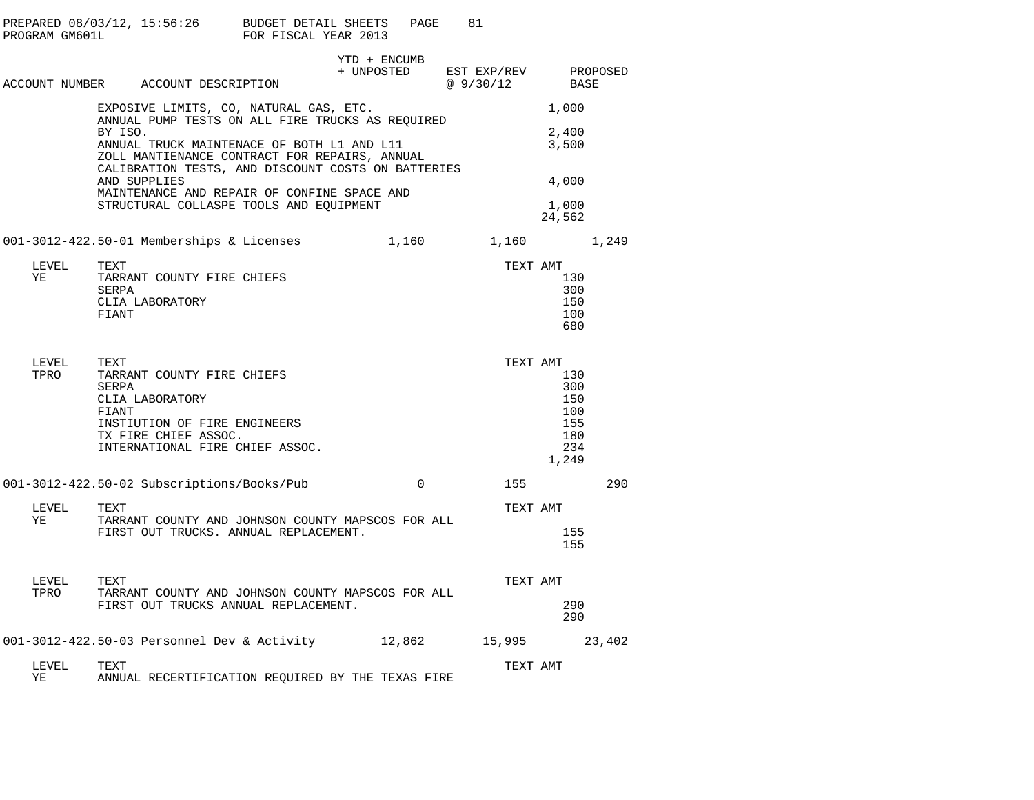| ACCOUNT NUMBER | ACCOUNT DESCRIPTION | YTD + ENCUMB + UNPOSTED | EST EXP/REV @ 9/30/12 | PROPOSED BASE |
|---|---|---|---|---|

EXPOSIVE LIMITS, CO, NATURAL GAS, ETC. — 1,000
ANNUAL PUMP TESTS ON ALL FIRE TRUCKS AS REQUIRED BY ISO. — 2,400
ANNUAL TRUCK MAINTENACE OF BOTH L1 AND L11 — 3,500
ZOLL MANTIENANCE CONTRACT FOR REPAIRS, ANNUAL CALIBRATION TESTS, AND DISCOUNT COSTS ON BATTERIES AND SUPPLIES — 4,000
MAINTENANCE AND REPAIR OF CONFINE SPACE AND STRUCTURAL COLLASPE TOOLS AND EQUIPMENT — 1,000
Total: 24,562

| ACCOUNT NUMBER | ACCOUNT DESCRIPTION | YTD + ENCUMB + UNPOSTED | EST EXP/REV @ 9/30/12 | PROPOSED BASE |
|---|---|---|---|---|
| 001-3012-422.50-01 | Memberships & Licenses | 1,160 | 1,160 | 1,249 |

| LEVEL | TEXT | TEXT AMT |
|---|---|---|
| YE | TARRANT COUNTY FIRE CHIEFS | 130 |
| | SERPA | 300 |
| | CLIA LABORATORY | 150 |
| | FIANT | 100 |
| | | 680 |

| LEVEL | TEXT | TEXT AMT |
|---|---|---|
| TPRO | TARRANT COUNTY FIRE CHIEFS | 130 |
| | SERPA | 300 |
| | CLIA LABORATORY | 150 |
| | FIANT | 100 |
| | INSTIUTION OF FIRE ENGINEERS | 155 |
| | TX FIRE CHIEF ASSOC. | 180 |
| | INTERNATIONAL FIRE CHIEF ASSOC. | 234 |
| | | 1,249 |

| ACCOUNT NUMBER | ACCOUNT DESCRIPTION | YTD + ENCUMB + UNPOSTED | EST EXP/REV @ 9/30/12 | PROPOSED BASE |
|---|---|---|---|---|
| 001-3012-422.50-02 | Subscriptions/Books/Pub | 0 | 155 | 290 |

| LEVEL | TEXT | TEXT AMT |
|---|---|---|
| YE | TARRANT COUNTY AND JOHNSON COUNTY MAPSCOS FOR ALL FIRST OUT TRUCKS. ANNUAL REPLACEMENT. | 155 |
| | | 155 |

| LEVEL | TEXT | TEXT AMT |
|---|---|---|
| TPRO | TARRANT COUNTY AND JOHNSON COUNTY MAPSCOS FOR ALL FIRST OUT TRUCKS ANNUAL REPLACEMENT. | 290 |
| | | 290 |

| ACCOUNT NUMBER | ACCOUNT DESCRIPTION | YTD + ENCUMB + UNPOSTED | EST EXP/REV @ 9/30/12 | PROPOSED BASE |
|---|---|---|---|---|
| 001-3012-422.50-03 | Personnel Dev & Activity | 12,862 | 15,995 | 23,402 |

| LEVEL | TEXT | TEXT AMT |
|---|---|---|
| YE | ANNUAL RECERTIFICATION REQUIRED BY THE TEXAS FIRE | |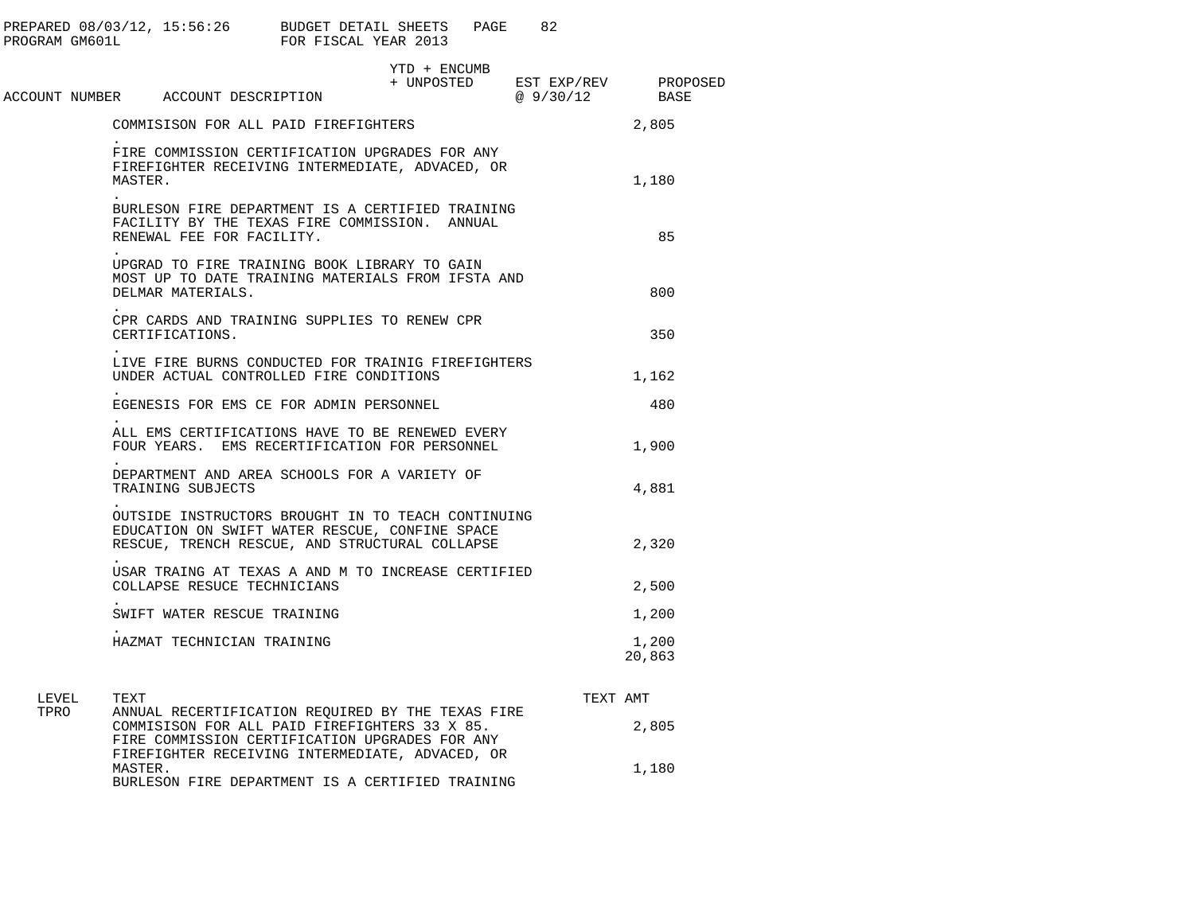PREPARED 08/03/12, 15:56:26 BUDGET DETAIL SHEETS
PROGRAM GM601L FOR FISCAL YEAR 2013

| ACCOUNT NUMBER | ACCOUNT DESCRIPTION | YTD + ENCUMB + UNPOSTED | EST EXP/REV @ 9/30/12 | PROPOSED BASE |
|---|---|---|---|---|
| | COMMISISON FOR ALL PAID FIREFIGHTERS | | | 2,805 |
| | . FIRE COMMISSION CERTIFICATION UPGRADES FOR ANY FIREFIGHTER RECEIVING INTERMEDIATE, ADVACED, OR MASTER. | | | 1,180 |
| | . BURLESON FIRE DEPARTMENT IS A CERTIFIED TRAINING FACILITY BY THE TEXAS FIRE COMMISSION. ANNUAL RENEWAL FEE FOR FACILITY. | | | 85 |
| | . UPGRAD TO FIRE TRAINING BOOK LIBRARY TO GAIN MOST UP TO DATE TRAINING MATERIALS FROM IFSTA AND DELMAR MATERIALS. | | | 800 |
| | . CPR CARDS AND TRAINING SUPPLIES TO RENEW CPR CERTIFICATIONS. | | | 350 |
| | . LIVE FIRE BURNS CONDUCTED FOR TRAINIG FIREFIGHTERS UNDER ACTUAL CONTROLLED FIRE CONDITIONS | | | 1,162 |
| | . EGENESIS FOR EMS CE FOR ADMIN PERSONNEL | | | 480 |
| | . ALL EMS CERTIFICATIONS HAVE TO BE RENEWED EVERY FOUR YEARS. EMS RECERTIFICATION FOR PERSONNEL | | | 1,900 |
| | . DEPARTMENT AND AREA SCHOOLS FOR A VARIETY OF TRAINING SUBJECTS | | | 4,881 |
| | . OUTSIDE INSTRUCTORS BROUGHT IN TO TEACH CONTINUING EDUCATION ON SWIFT WATER RESCUE, CONFINE SPACE RESCUE, TRENCH RESCUE, AND STRUCTURAL COLLAPSE | | | 2,320 |
| | . USAR TRAING AT TEXAS A AND M TO INCREASE CERTIFIED COLLAPSE RESUCE TECHNICIANS | | | 2,500 |
| | . SWIFT WATER RESCUE TRAINING | | | 1,200 |
| | . HAZMAT TECHNICIAN TRAINING | | | 1,200 |
| | | | | 20,863 |

| LEVEL | TEXT | TEXT AMT |
|---|---|---|
| TPRO | ANNUAL RECERTIFICATION REQUIRED BY THE TEXAS FIRE COMMISISON FOR ALL PAID FIREFIGHTERS 33 X 85. | 2,805 |
| | FIRE COMMISSION CERTIFICATION UPGRADES FOR ANY FIREFIGHTER RECEIVING INTERMEDIATE, ADVACED, OR MASTER. | 1,180 |
| | BURLESON FIRE DEPARTMENT IS A CERTIFIED TRAINING | |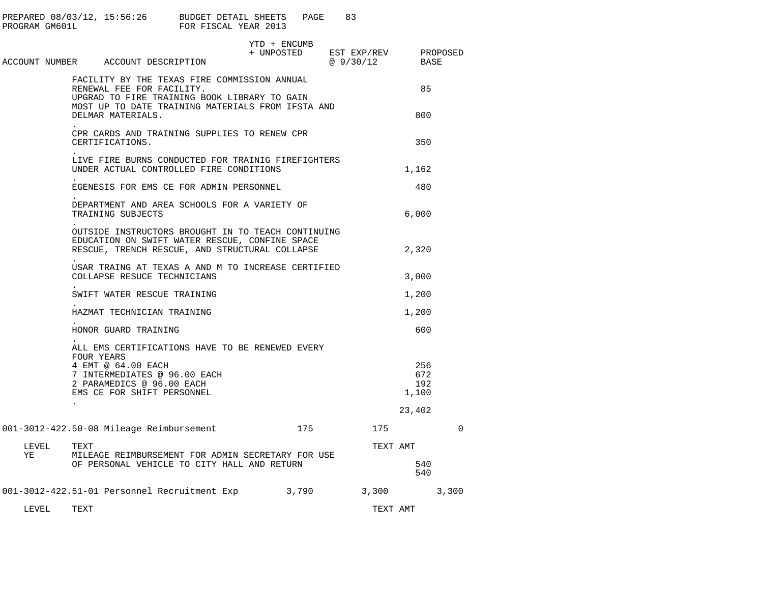PREPARED 08/03/12, 15:56:26 BUDGET DETAIL SHEETS
PROGRAM GM601L FOR FISCAL YEAR 2013

| ACCOUNT NUMBER | ACCOUNT DESCRIPTION | YTD + ENCUMB + UNPOSTED | EST EXP/REV @ 9/30/12 | PROPOSED BASE |
|---|---|---|---|---|

FACILITY BY THE TEXAS FIRE COMMISSION ANNUAL RENEWAL FEE FOR FACILITY. — 85

UPGRAD TO FIRE TRAINING BOOK LIBRARY TO GAIN MOST UP TO DATE TRAINING MATERIALS FROM IFSTA AND DELMAR MATERIALS. — 800

CPR CARDS AND TRAINING SUPPLIES TO RENEW CPR CERTIFICATIONS. — 350

LIVE FIRE BURNS CONDUCTED FOR TRAINIG FIREFIGHTERS UNDER ACTUAL CONTROLLED FIRE CONDITIONS — 1,162

EGENESIS FOR EMS CE FOR ADMIN PERSONNEL — 480

DEPARTMENT AND AREA SCHOOLS FOR A VARIETY OF TRAINING SUBJECTS — 6,000

OUTSIDE INSTRUCTORS BROUGHT IN TO TEACH CONTINUING EDUCATION ON SWIFT WATER RESCUE, CONFINE SPACE RESCUE, TRENCH RESCUE, AND STRUCTURAL COLLAPSE — 2,320

USAR TRAING AT TEXAS A AND M TO INCREASE CERTIFIED COLLAPSE RESUCE TECHNICIANS — 3,000

SWIFT WATER RESCUE TRAINING — 1,200

HAZMAT TECHNICIAN TRAINING — 1,200

HONOR GUARD TRAINING — 600

ALL EMS CERTIFICATIONS HAVE TO BE RENEWED EVERY FOUR YEARS
4 EMT @ 64.00 EACH — 256
7 INTERMEDIATES @ 96.00 EACH — 672
2 PARAMEDICS @ 96.00 EACH — 192
EMS CE FOR SHIFT PERSONNEL — 1,100

Total: 23,402

| ACCOUNT NUMBER | ACCOUNT DESCRIPTION | YTD + ENCUMB + UNPOSTED | EST EXP/REV @ 9/30/12 | PROPOSED BASE |
|---|---|---|---|---|
| 001-3012-422.50-08 | Mileage Reimbursement | 175 | 175 | 0 |

| LEVEL | TEXT | TEXT AMT |
|---|---|---|
| YE | MILEAGE REIMBURSEMENT FOR ADMIN SECRETARY FOR USE OF PERSONAL VEHICLE TO CITY HALL AND RETURN | 540 |
| | | 540 |

| ACCOUNT NUMBER | ACCOUNT DESCRIPTION | YTD + ENCUMB + UNPOSTED | EST EXP/REV @ 9/30/12 | PROPOSED BASE |
|---|---|---|---|---|
| 001-3012-422.51-01 | Personnel Recruitment Exp | 3,790 | 3,300 | 3,300 |

| LEVEL | TEXT | TEXT AMT |
|---|---|---|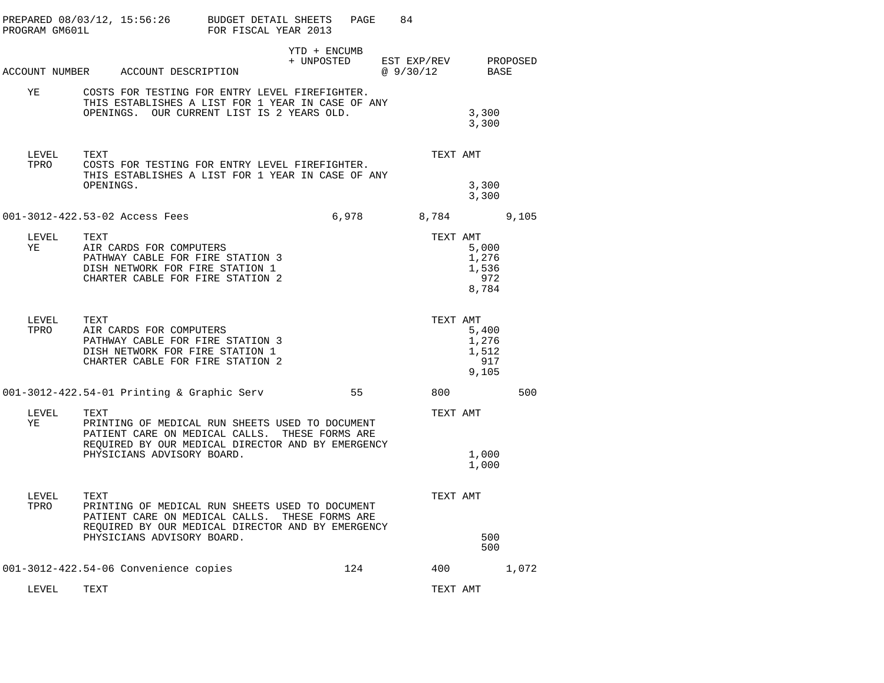| ACCOUNT NUMBER | ACCOUNT DESCRIPTION | YTD + ENCUMB + UNPOSTED | EST EXP/REV @ 9/30/12 | PROPOSED BASE |
|---|---|---|---|---|

| LEVEL | TEXT | TEXT AMT |
|---|---|---|
| YE | COSTS FOR TESTING FOR ENTRY LEVEL FIREFIGHTER. THIS ESTABLISHES A LIST FOR 1 YEAR IN CASE OF ANY OPENINGS. OUR CURRENT LIST IS 2 YEARS OLD. | 3,300 |
| | | 3,300 |

| LEVEL | TEXT | TEXT AMT |
|---|---|---|
| TPRO | COSTS FOR TESTING FOR ENTRY LEVEL FIREFIGHTER. THIS ESTABLISHES A LIST FOR 1 YEAR IN CASE OF ANY OPENINGS. | 3,300 |
| | | 3,300 |

| ACCOUNT NUMBER | ACCOUNT DESCRIPTION | YTD + ENCUMB + UNPOSTED | EST EXP/REV @ 9/30/12 | PROPOSED BASE |
|---|---|---|---|---|
| 001-3012-422.53-02 | Access Fees | 6,978 | 8,784 | 9,105 |

| LEVEL | TEXT | TEXT AMT |
|---|---|---|
| YE | AIR CARDS FOR COMPUTERS | 5,000 |
| | PATHWAY CABLE FOR FIRE STATION 3 | 1,276 |
| | DISH NETWORK FOR FIRE STATION 1 | 1,536 |
| | CHARTER CABLE FOR FIRE STATION 2 | 972 |
| | | 8,784 |

| LEVEL | TEXT | TEXT AMT |
|---|---|---|
| TPRO | AIR CARDS FOR COMPUTERS | 5,400 |
| | PATHWAY CABLE FOR FIRE STATION 3 | 1,276 |
| | DISH NETWORK FOR FIRE STATION 1 | 1,512 |
| | CHARTER CABLE FOR FIRE STATION 2 | 917 |
| | | 9,105 |

| ACCOUNT NUMBER | ACCOUNT DESCRIPTION | YTD + ENCUMB + UNPOSTED | EST EXP/REV @ 9/30/12 | PROPOSED BASE |
|---|---|---|---|---|
| 001-3012-422.54-01 | Printing & Graphic Serv | 55 | 800 | 500 |

| LEVEL | TEXT | TEXT AMT |
|---|---|---|
| YE | PRINTING OF MEDICAL RUN SHEETS USED TO DOCUMENT PATIENT CARE ON MEDICAL CALLS. THESE FORMS ARE REQUIRED BY OUR MEDICAL DIRECTOR AND BY EMERGENCY PHYSICIANS ADVISORY BOARD. | 1,000 |
| | | 1,000 |

| LEVEL | TEXT | TEXT AMT |
|---|---|---|
| TPRO | PRINTING OF MEDICAL RUN SHEETS USED TO DOCUMENT PATIENT CARE ON MEDICAL CALLS. THESE FORMS ARE REQUIRED BY OUR MEDICAL DIRECTOR AND BY EMERGENCY PHYSICIANS ADVISORY BOARD. | 500 |
| | | 500 |

| ACCOUNT NUMBER | ACCOUNT DESCRIPTION | YTD + ENCUMB + UNPOSTED | EST EXP/REV @ 9/30/12 | PROPOSED BASE |
|---|---|---|---|---|
| 001-3012-422.54-06 | Convenience copies | 124 | 400 | 1,072 |

| LEVEL | TEXT | TEXT AMT |
|---|---|---|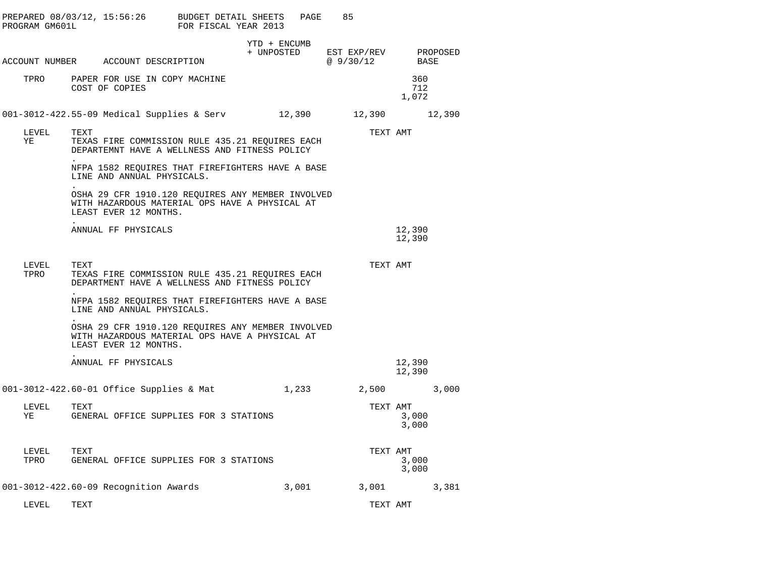PREPARED 08/03/12, 15:56:26 BUDGET DETAIL SHEETS
PROGRAM GM601L FOR FISCAL YEAR 2013

| ACCOUNT NUMBER | ACCOUNT DESCRIPTION | YTD + ENCUMB + UNPOSTED | EST EXP/REV @ 9/30/12 | PROPOSED BASE |
|---|---|---|---|---|
| TPRO | PAPER FOR USE IN COPY MACHINE | | | 360 |
| | COST OF COPIES | | | 712 |
| | | | | 1,072 |
| 001-3012-422.55-09 | Medical Supplies & Serv | 12,390 | 12,390 | 12,390 |

| LEVEL | TEXT | TEXT AMT |
|---|---|---|
| YE | TEXAS FIRE COMMISSION RULE 435.21 REQUIRES EACH DEPARTEMNT HAVE A WELLNESS AND FITNESS POLICY | |
| | . | |
| | NFPA 1582 REQUIRES THAT FIREFIGHTERS HAVE A BASE LINE AND ANNUAL PHYSICALS. | |
| | . | |
| | OSHA 29 CFR 1910.120 REQUIRES ANY MEMBER INVOLVED WITH HAZARDOUS MATERIAL OPS HAVE A PHYSICAL AT LEAST EVER 12 MONTHS. | |
| | . | |
| | ANNUAL FF PHYSICALS | 12,390 |
| | | 12,390 |

| LEVEL | TEXT | TEXT AMT |
|---|---|---|
| TPRO | TEXAS FIRE COMMISSION RULE 435.21 REQUIRES EACH DEPARTMENT HAVE A WELLNESS AND FITNESS POLICY | |
| | . | |
| | NFPA 1582 REQUIRES THAT FIREFIGHTERS HAVE A BASE LINE AND ANNUAL PHYSICALS. | |
| | . | |
| | OSHA 29 CFR 1910.120 REQUIRES ANY MEMBER INVOLVED WITH HAZARDOUS MATERIAL OPS HAVE A PHYSICAL AT LEAST EVER 12 MONTHS. | |
| | . | |
| | ANNUAL FF PHYSICALS | 12,390 |
| | | 12,390 |

| ACCOUNT NUMBER | ACCOUNT DESCRIPTION | YTD + ENCUMB + UNPOSTED | EST EXP/REV @ 9/30/12 | PROPOSED BASE |
|---|---|---|---|---|
| 001-3012-422.60-01 | Office Supplies & Mat | 1,233 | 2,500 | 3,000 |

| LEVEL | TEXT | TEXT AMT |
|---|---|---|
| YE | GENERAL OFFICE SUPPLIES FOR 3 STATIONS | 3,000 |
| | | 3,000 |

| LEVEL | TEXT | TEXT AMT |
|---|---|---|
| TPRO | GENERAL OFFICE SUPPLIES FOR 3 STATIONS | 3,000 |
| | | 3,000 |

| ACCOUNT NUMBER | ACCOUNT DESCRIPTION | YTD + ENCUMB + UNPOSTED | EST EXP/REV @ 9/30/12 | PROPOSED BASE |
|---|---|---|---|---|
| 001-3012-422.60-09 | Recognition Awards | 3,001 | 3,001 | 3,381 |

| LEVEL | TEXT | TEXT AMT |
|---|---|---|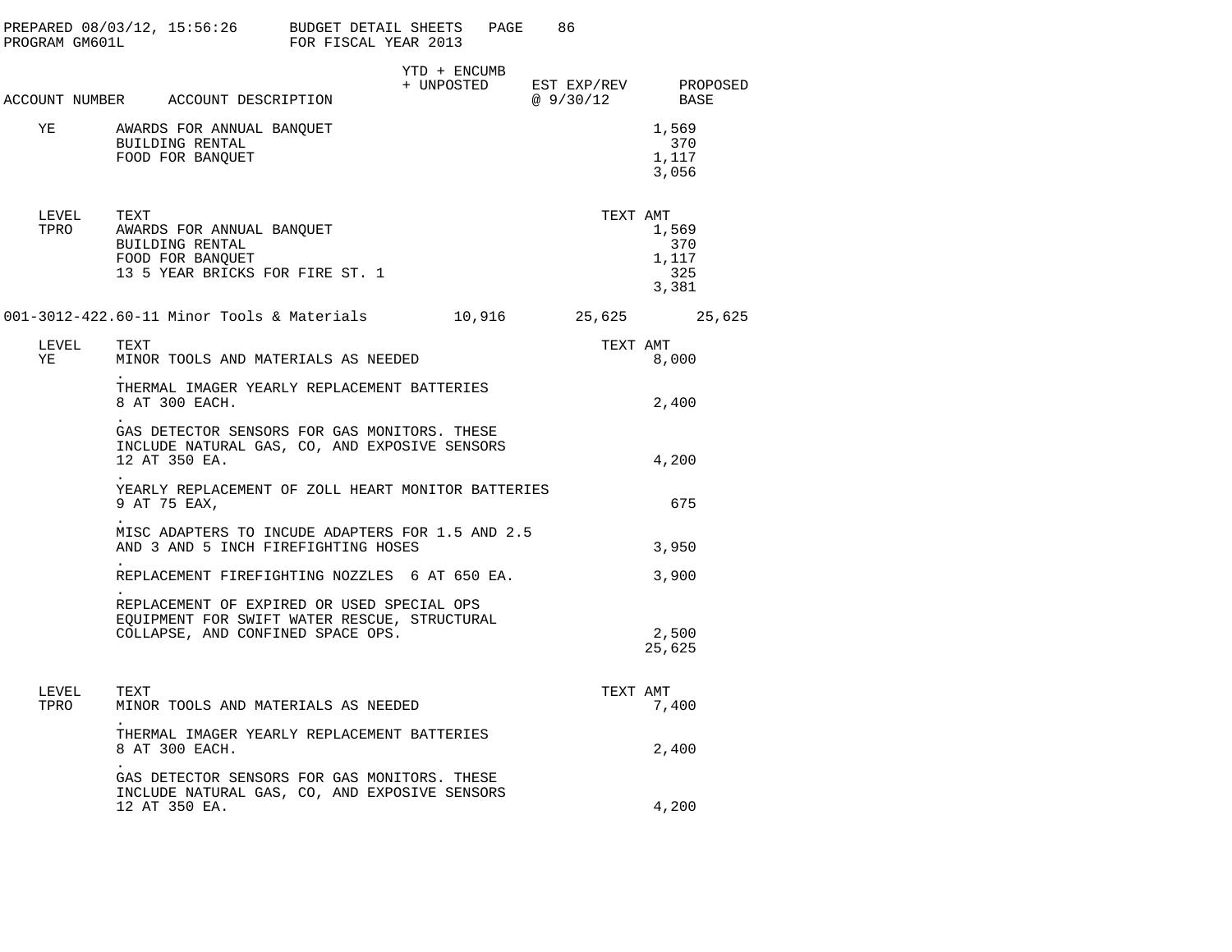PREPARED 08/03/12, 15:56:26 BUDGET DETAIL SHEETS
PROGRAM GM601L FOR FISCAL YEAR 2013

| ACCOUNT NUMBER | ACCOUNT DESCRIPTION | YTD + ENCUMB + UNPOSTED | EST EXP/REV @ 9/30/12 | PROPOSED BASE |
|---|---|---|---|---|

| LEVEL | TEXT | TEXT AMT |
|---|---|---|
| YE | AWARDS FOR ANNUAL BANQUET | 1,569 |
| | BUILDING RENTAL | 370 |
| | FOOD FOR BANQUET | 1,117 |
| | | 3,056 |

| LEVEL | TEXT | TEXT AMT |
|---|---|---|
| TPRO | AWARDS FOR ANNUAL BANQUET | 1,569 |
| | BUILDING RENTAL | 370 |
| | FOOD FOR BANQUET | 1,117 |
| | 13 5 YEAR BRICKS FOR FIRE ST. 1 | 325 |
| | | 3,381 |

| ACCOUNT NUMBER | ACCOUNT DESCRIPTION | YTD + ENCUMB + UNPOSTED | EST EXP/REV @ 9/30/12 | PROPOSED BASE |
|---|---|---|---|---|
| 001-3012-422.60-11 | Minor Tools & Materials | 10,916 | 25,625 | 25,625 |

| LEVEL | TEXT | TEXT AMT |
|---|---|---|
| YE | MINOR TOOLS AND MATERIALS AS NEEDED | 8,000 |
| | . THERMAL IMAGER YEARLY REPLACEMENT BATTERIES 8 AT 300 EACH. | 2,400 |
| | . GAS DETECTOR SENSORS FOR GAS MONITORS. THESE INCLUDE NATURAL GAS, CO, AND EXPOSIVE SENSORS 12 AT 350 EA. | 4,200 |
| | . YEARLY REPLACEMENT OF ZOLL HEART MONITOR BATTERIES 9 AT 75 EAX, | 675 |
| | . MISC ADAPTERS TO INCUDE ADAPTERS FOR 1.5 AND 2.5 AND 3 AND 5 INCH FIREFIGHTING HOSES | 3,950 |
| | . REPLACEMENT FIREFIGHTING NOZZLES 6 AT 650 EA. | 3,900 |
| | . REPLACEMENT OF EXPIRED OR USED SPECIAL OPS EQUIPMENT FOR SWIFT WATER RESCUE, STRUCTURAL COLLAPSE, AND CONFINED SPACE OPS. | 2,500 |
| | | 25,625 |

| LEVEL | TEXT | TEXT AMT |
|---|---|---|
| TPRO | MINOR TOOLS AND MATERIALS AS NEEDED | 7,400 |
| | . THERMAL IMAGER YEARLY REPLACEMENT BATTERIES 8 AT 300 EACH. | 2,400 |
| | . GAS DETECTOR SENSORS FOR GAS MONITORS. THESE INCLUDE NATURAL GAS, CO, AND EXPOSIVE SENSORS 12 AT 350 EA. | 4,200 |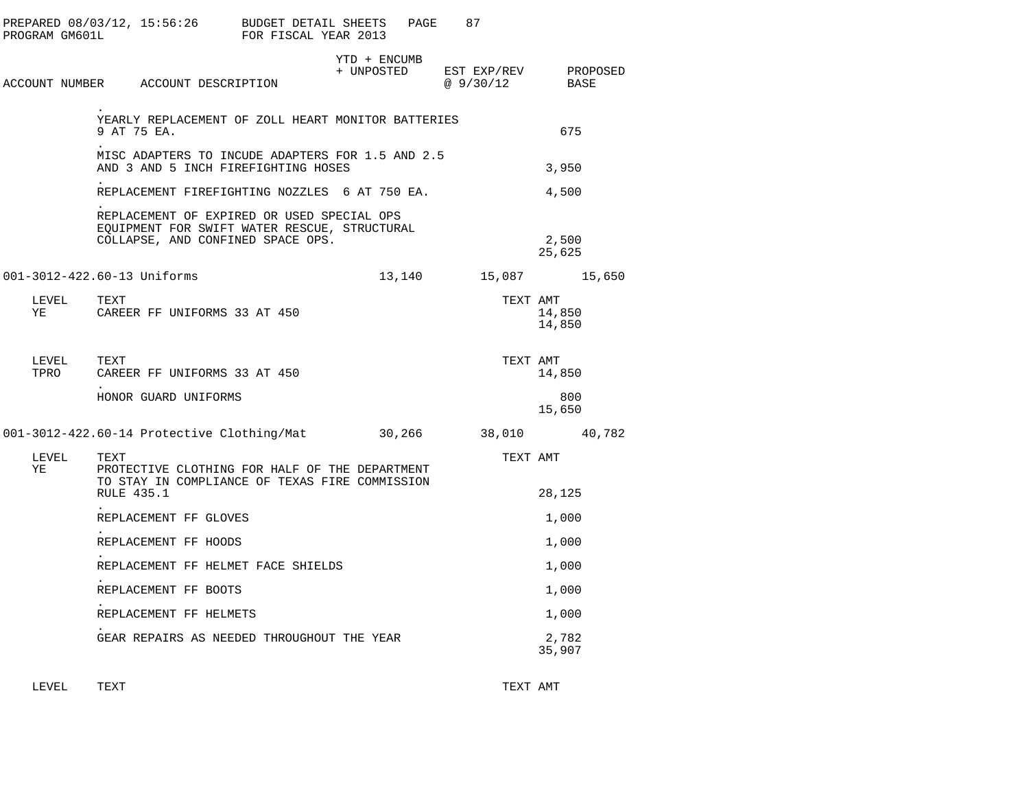PREPARED 08/03/12, 15:56:26 BUDGET DETAIL SHEETS
PROGRAM GM601L FOR FISCAL YEAR 2013

| ACCOUNT NUMBER | ACCOUNT DESCRIPTION | YTD + ENCUMB + UNPOSTED | EST EXP/REV @ 9/30/12 | PROPOSED BASE |
|---|---|---|---|---|
| | . YEARLY REPLACEMENT OF ZOLL HEART MONITOR BATTERIES 9 AT 75 EA. | | 675 | |
| | . MISC ADAPTERS TO INCUDE ADAPTERS FOR 1.5 AND 2.5 AND 3 AND 5 INCH FIREFIGHTING HOSES | | 3,950 | |
| | . REPLACEMENT FIREFIGHTING NOZZLES 6 AT 750 EA. | | 4,500 | |
| | . REPLACEMENT OF EXPIRED OR USED SPECIAL OPS EQUIPMENT FOR SWIFT WATER RESCUE, STRUCTURAL COLLAPSE, AND CONFINED SPACE OPS. | | 2,500 | |
| | | | 25,625 | |
| 001-3012-422.60-13 | Uniforms | 13,140 | 15,087 | 15,650 |

| LEVEL | TEXT | TEXT AMT |
|---|---|---|
| YE | CAREER FF UNIFORMS 33 AT 450 | 14,850 |
| | | 14,850 |

| LEVEL | TEXT | TEXT AMT |
|---|---|---|
| TPRO | CAREER FF UNIFORMS 33 AT 450 | 14,850 |
| | . HONOR GUARD UNIFORMS | 800 |
| | | 15,650 |

| ACCOUNT NUMBER | ACCOUNT DESCRIPTION | YTD + ENCUMB + UNPOSTED | EST EXP/REV @ 9/30/12 | PROPOSED BASE |
|---|---|---|---|---|
| 001-3012-422.60-14 | Protective Clothing/Mat | 30,266 | 38,010 | 40,782 |

| LEVEL | TEXT | TEXT AMT |
|---|---|---|
| YE | PROTECTIVE CLOTHING FOR HALF OF THE DEPARTMENT TO STAY IN COMPLIANCE OF TEXAS FIRE COMMISSION RULE 435.1 | 28,125 |
| | . REPLACEMENT FF GLOVES | 1,000 |
| | . REPLACEMENT FF HOODS | 1,000 |
| | . REPLACEMENT FF HELMET FACE SHIELDS | 1,000 |
| | . REPLACEMENT FF BOOTS | 1,000 |
| | . REPLACEMENT FF HELMETS | 1,000 |
| | . GEAR REPAIRS AS NEEDED THROUGHOUT THE YEAR | 2,782 |
| | | 35,907 |

| LEVEL | TEXT | TEXT AMT |
|---|---|---|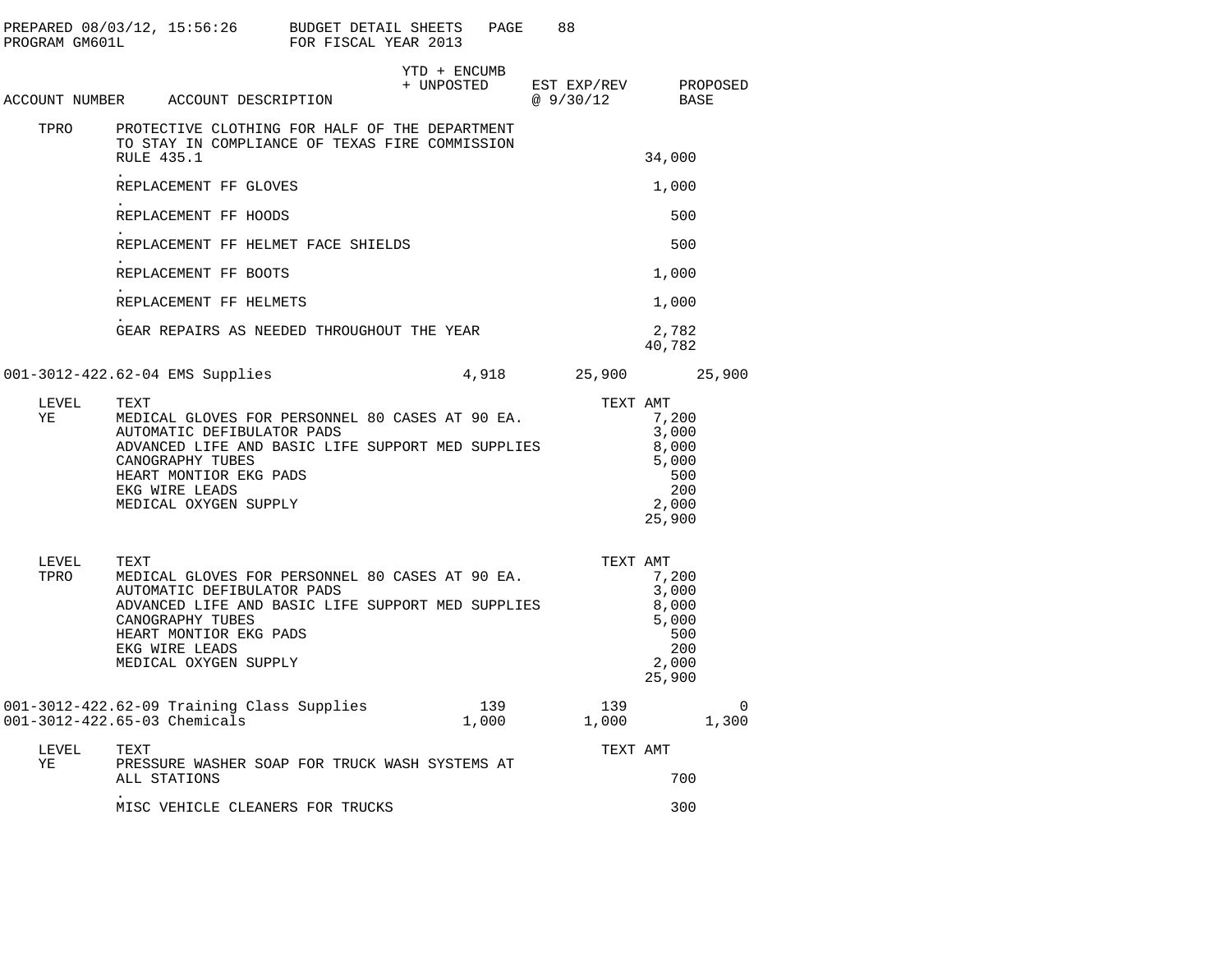| ACCOUNT NUMBER | ACCOUNT DESCRIPTION | YTD + ENCUMB + UNPOSTED | EST EXP/REV @ 9/30/12 | PROPOSED BASE |
|---|---|---|---|---|

| LEVEL | TEXT | TEXT AMT |
|---|---|---|
| TPRO | PROTECTIVE CLOTHING FOR HALF OF THE DEPARTMENT TO STAY IN COMPLIANCE OF TEXAS FIRE COMMISSION RULE 435.1 | 34,000 |
| | . REPLACEMENT FF GLOVES | 1,000 |
| | . REPLACEMENT FF HOODS | 500 |
| | . REPLACEMENT FF HELMET FACE SHIELDS | 500 |
| | . REPLACEMENT FF BOOTS | 1,000 |
| | . REPLACEMENT FF HELMETS | 1,000 |
| | . GEAR REPAIRS AS NEEDED THROUGHOUT THE YEAR | 2,782 |
| | | 40,782 |

| ACCOUNT NUMBER | ACCOUNT DESCRIPTION | YTD + ENCUMB + UNPOSTED | EST EXP/REV @ 9/30/12 | PROPOSED BASE |
|---|---|---|---|---|
| 001-3012-422.62-04 | EMS Supplies | 4,918 | 25,900 | 25,900 |

| LEVEL | TEXT | TEXT AMT |
|---|---|---|
| YE | MEDICAL GLOVES FOR PERSONNEL 80 CASES AT 90 EA. | 7,200 |
| | AUTOMATIC DEFIBULATOR PADS | 3,000 |
| | ADVANCED LIFE AND BASIC LIFE SUPPORT MED SUPPLIES | 8,000 |
| | CANOGRAPHY TUBES | 5,000 |
| | HEART MONTIOR EKG PADS | 500 |
| | EKG WIRE LEADS | 200 |
| | MEDICAL OXYGEN SUPPLY | 2,000 |
| | | 25,900 |

| LEVEL | TEXT | TEXT AMT |
|---|---|---|
| TPRO | MEDICAL GLOVES FOR PERSONNEL 80 CASES AT 90 EA. | 7,200 |
| | AUTOMATIC DEFIBULATOR PADS | 3,000 |
| | ADVANCED LIFE AND BASIC LIFE SUPPORT MED SUPPLIES | 8,000 |
| | CANOGRAPHY TUBES | 5,000 |
| | HEART MONTIOR EKG PADS | 500 |
| | EKG WIRE LEADS | 200 |
| | MEDICAL OXYGEN SUPPLY | 2,000 |
| | | 25,900 |

| ACCOUNT NUMBER | ACCOUNT DESCRIPTION | YTD + ENCUMB + UNPOSTED | EST EXP/REV @ 9/30/12 | PROPOSED BASE |
|---|---|---|---|---|
| 001-3012-422.62-09 | Training Class Supplies | 139 | 139 | 0 |
| 001-3012-422.65-03 | Chemicals | 1,000 | 1,000 | 1,300 |

| LEVEL | TEXT | TEXT AMT |
|---|---|---|
| YE | PRESSURE WASHER SOAP FOR TRUCK WASH SYSTEMS AT ALL STATIONS | 700 |
| | . MISC VEHICLE CLEANERS FOR TRUCKS | 300 |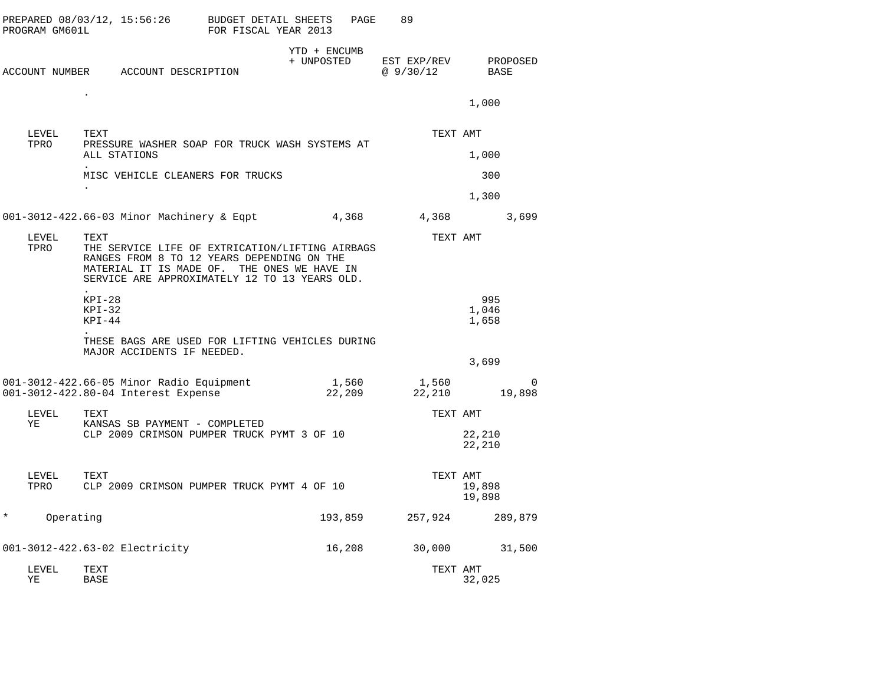PREPARED 08/03/12, 15:56:26 BUDGET DETAIL SHEETS
PROGRAM GM601L FOR FISCAL YEAR 2013

| ACCOUNT NUMBER | ACCOUNT DESCRIPTION | YTD + ENCUMB + UNPOSTED | EST EXP/REV @ 9/30/12 | PROPOSED BASE |
|---|---|---|---|---|

.
1,000

| LEVEL | TEXT | TEXT AMT |
|---|---|---|
| TPRO | PRESSURE WASHER SOAP FOR TRUCK WASH SYSTEMS AT ALL STATIONS | 1,000 |
| | . | |
| | MISC VEHICLE CLEANERS FOR TRUCKS | 300 |
| | . | |
| | | 1,300 |

| ACCOUNT NUMBER | ACCOUNT DESCRIPTION | YTD + ENCUMB + UNPOSTED | EST EXP/REV @ 9/30/12 | PROPOSED BASE |
|---|---|---|---|---|
| 001-3012-422.66-03 | Minor Machinery & Eqpt | 4,368 | 4,368 | 3,699 |

| LEVEL | TEXT | TEXT AMT |
|---|---|---|
| TPRO | THE SERVICE LIFE OF EXTRICATION/LIFTING AIRBAGS RANGES FROM 8 TO 12 YEARS DEPENDING ON THE MATERIAL IT IS MADE OF. THE ONES WE HAVE IN SERVICE ARE APPROXIMATELY 12 TO 13 YEARS OLD. | |
| | . | |
| | KPI-28 | 995 |
| | KPI-32 | 1,046 |
| | KPI-44 | 1,658 |
| | . | |
| | THESE BAGS ARE USED FOR LIFTING VEHICLES DURING MAJOR ACCIDENTS IF NEEDED. | |
| | | 3,699 |

| ACCOUNT NUMBER | ACCOUNT DESCRIPTION | YTD + ENCUMB + UNPOSTED | EST EXP/REV @ 9/30/12 | PROPOSED BASE |
|---|---|---|---|---|
| 001-3012-422.66-05 | Minor Radio Equipment | 1,560 | 1,560 | 0 |
| 001-3012-422.80-04 | Interest Expense | 22,209 | 22,210 | 19,898 |

| LEVEL | TEXT | TEXT AMT |
|---|---|---|
| YE | KANSAS SB PAYMENT - COMPLETED | |
| | CLP 2009 CRIMSON PUMPER TRUCK PYMT 3 OF 10 | 22,210 |
| | | 22,210 |

| LEVEL | TEXT | TEXT AMT |
|---|---|---|
| TPRO | CLP 2009 CRIMSON PUMPER TRUCK PYMT 4 OF 10 | 19,898 |
| | | 19,898 |

| ACCOUNT NUMBER | ACCOUNT DESCRIPTION | YTD + ENCUMB + UNPOSTED | EST EXP/REV @ 9/30/12 | PROPOSED BASE |
|---|---|---|---|---|
| * | Operating | 193,859 | 257,924 | 289,879 |
| 001-3012-422.63-02 | Electricity | 16,208 | 30,000 | 31,500 |

| LEVEL | TEXT | TEXT AMT |
|---|---|---|
| YE | BASE | 32,025 |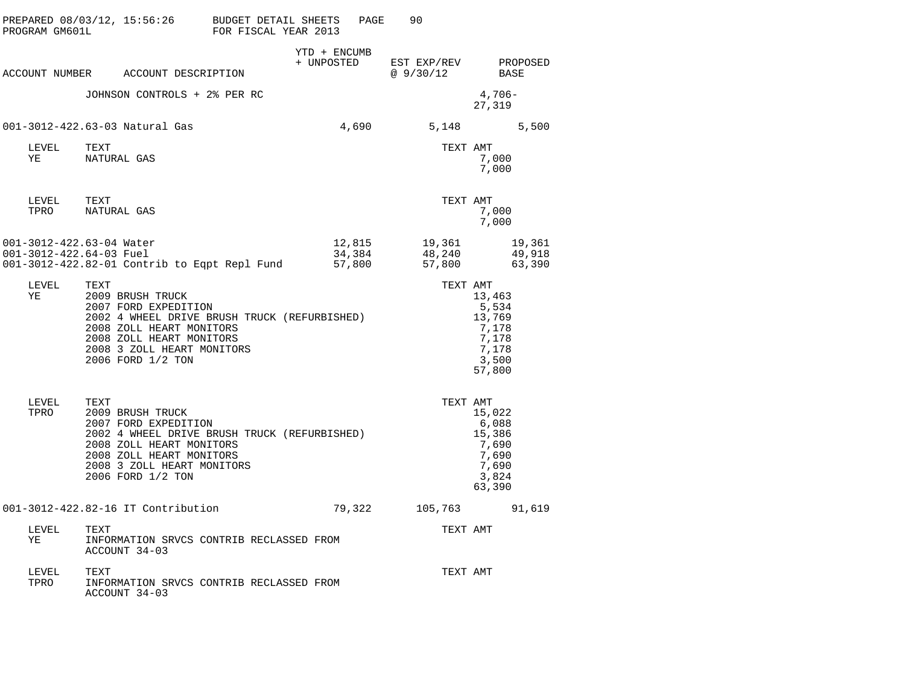PREPARED 08/03/12, 15:56:26 BUDGET DETAIL SHEETS
PROGRAM GM601L FOR FISCAL YEAR 2013

| ACCOUNT NUMBER | ACCOUNT DESCRIPTION | YTD + ENCUMB + UNPOSTED | EST EXP/REV @ 9/30/12 | PROPOSED BASE |
|---|---|---|---|---|
| | JOHNSON CONTROLS + 2% PER RC | | | 4,706- |
| | | | | 27,319 |
| 001-3012-422.63-03 | Natural Gas | 4,690 | 5,148 | 5,500 |

| LEVEL | TEXT | TEXT AMT |
|---|---|---|
| YE | NATURAL GAS | 7,000 |
| | | 7,000 |

| LEVEL | TEXT | TEXT AMT |
|---|---|---|
| TPRO | NATURAL GAS | 7,000 |
| | | 7,000 |

| ACCOUNT NUMBER | ACCOUNT DESCRIPTION | YTD + ENCUMB + UNPOSTED | EST EXP/REV @ 9/30/12 | PROPOSED BASE |
|---|---|---|---|---|
| 001-3012-422.63-04 | Water | 12,815 | 19,361 | 19,361 |
| 001-3012-422.64-03 | Fuel | 34,384 | 48,240 | 49,918 |
| 001-3012-422.82-01 | Contrib to Eqpt Repl Fund | 57,800 | 57,800 | 63,390 |

| LEVEL | TEXT | TEXT AMT |
|---|---|---|
| YE | 2009 BRUSH TRUCK | 13,463 |
| | 2007 FORD EXPEDITION | 5,534 |
| | 2002 4 WHEEL DRIVE BRUSH TRUCK (REFURBISHED) | 13,769 |
| | 2008 ZOLL HEART MONITORS | 7,178 |
| | 2008 ZOLL HEART MONITORS | 7,178 |
| | 2008 3 ZOLL HEART MONITORS | 7,178 |
| | 2006 FORD 1/2 TON | 3,500 |
| | | 57,800 |

| LEVEL | TEXT | TEXT AMT |
|---|---|---|
| TPRO | 2009 BRUSH TRUCK | 15,022 |
| | 2007 FORD EXPEDITION | 6,088 |
| | 2002 4 WHEEL DRIVE BRUSH TRUCK (REFURBISHED) | 15,386 |
| | 2008 ZOLL HEART MONITORS | 7,690 |
| | 2008 ZOLL HEART MONITORS | 7,690 |
| | 2008 3 ZOLL HEART MONITORS | 7,690 |
| | 2006 FORD 1/2 TON | 3,824 |
| | | 63,390 |

| ACCOUNT NUMBER | ACCOUNT DESCRIPTION | YTD + ENCUMB + UNPOSTED | EST EXP/REV @ 9/30/12 | PROPOSED BASE |
|---|---|---|---|---|
| 001-3012-422.82-16 | IT Contribution | 79,322 | 105,763 | 91,619 |

| LEVEL | TEXT | TEXT AMT |
|---|---|---|
| YE | INFORMATION SRVCS CONTRIB RECLASSED FROM ACCOUNT 34-03 | |

| LEVEL | TEXT | TEXT AMT |
|---|---|---|
| TPRO | INFORMATION SRVCS CONTRIB RECLASSED FROM ACCOUNT 34-03 | |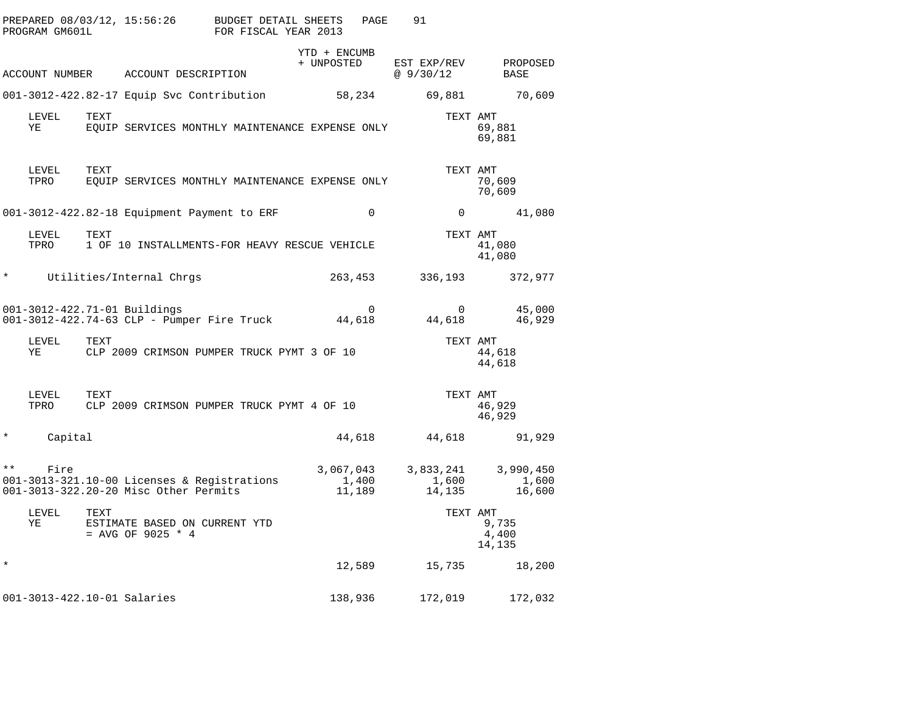PREPARED 08/03/12, 15:56:26 BUDGET DETAIL SHEETS
PROGRAM GM601L FOR FISCAL YEAR 2013

| ACCOUNT NUMBER | ACCOUNT DESCRIPTION | YTD + ENCUMB + UNPOSTED | EST EXP/REV @ 9/30/12 | PROPOSED BASE |
|---|---|---|---|---|
| 001-3012-422.82-17 | Equip Svc Contribution | 58,234 | 69,881 | 70,609 |

| LEVEL | TEXT | TEXT AMT |
|---|---|---|
| YE | EQUIP SERVICES MONTHLY MAINTENANCE EXPENSE ONLY | 69,881 |
| | | 69,881 |

| LEVEL | TEXT | TEXT AMT |
|---|---|---|
| TPRO | EQUIP SERVICES MONTHLY MAINTENANCE EXPENSE ONLY | 70,609 |
| | | 70,609 |

| ACCOUNT NUMBER | ACCOUNT DESCRIPTION | YTD + ENCUMB + UNPOSTED | EST EXP/REV @ 9/30/12 | PROPOSED BASE |
|---|---|---|---|---|
| 001-3012-422.82-18 | Equipment Payment to ERF | 0 | 0 | 41,080 |

| LEVEL | TEXT | TEXT AMT |
|---|---|---|
| TPRO | 1 OF 10 INSTALLMENTS-FOR HEAVY RESCUE VEHICLE | 41,080 |
| | | 41,080 |

| ACCOUNT NUMBER | ACCOUNT DESCRIPTION | YTD + ENCUMB + UNPOSTED | EST EXP/REV @ 9/30/12 | PROPOSED BASE |
|---|---|---|---|---|
| * | Utilities/Internal Chrgs | 263,453 | 336,193 | 372,977 |
| 001-3012-422.71-01 | Buildings | 0 | 0 | 45,000 |
| 001-3012-422.74-63 | CLP - Pumper Fire Truck | 44,618 | 44,618 | 46,929 |

| LEVEL | TEXT | TEXT AMT |
|---|---|---|
| YE | CLP 2009 CRIMSON PUMPER TRUCK PYMT 3 OF 10 | 44,618 |
| | | 44,618 |

| LEVEL | TEXT | TEXT AMT |
|---|---|---|
| TPRO | CLP 2009 CRIMSON PUMPER TRUCK PYMT 4 OF 10 | 46,929 |
| | | 46,929 |

| ACCOUNT NUMBER | ACCOUNT DESCRIPTION | YTD + ENCUMB + UNPOSTED | EST EXP/REV @ 9/30/12 | PROPOSED BASE |
|---|---|---|---|---|
| * | Capital | 44,618 | 44,618 | 91,929 |
| ** | Fire | 3,067,043 | 3,833,241 | 3,990,450 |
| 001-3013-321.10-00 | Licenses & Registrations | 1,400 | 1,600 | 1,600 |
| 001-3013-322.20-20 | Misc Other Permits | 11,189 | 14,135 | 16,600 |

| LEVEL | TEXT | TEXT AMT |
|---|---|---|
| YE | ESTIMATE BASED ON CURRENT YTD | 9,735 |
| | = AVG OF 9025 * 4 | 4,400 |
| | | 14,135 |

| ACCOUNT NUMBER | ACCOUNT DESCRIPTION | YTD + ENCUMB + UNPOSTED | EST EXP/REV @ 9/30/12 | PROPOSED BASE |
|---|---|---|---|---|
| * | | 12,589 | 15,735 | 18,200 |
| 001-3013-422.10-01 | Salaries | 138,936 | 172,019 | 172,032 |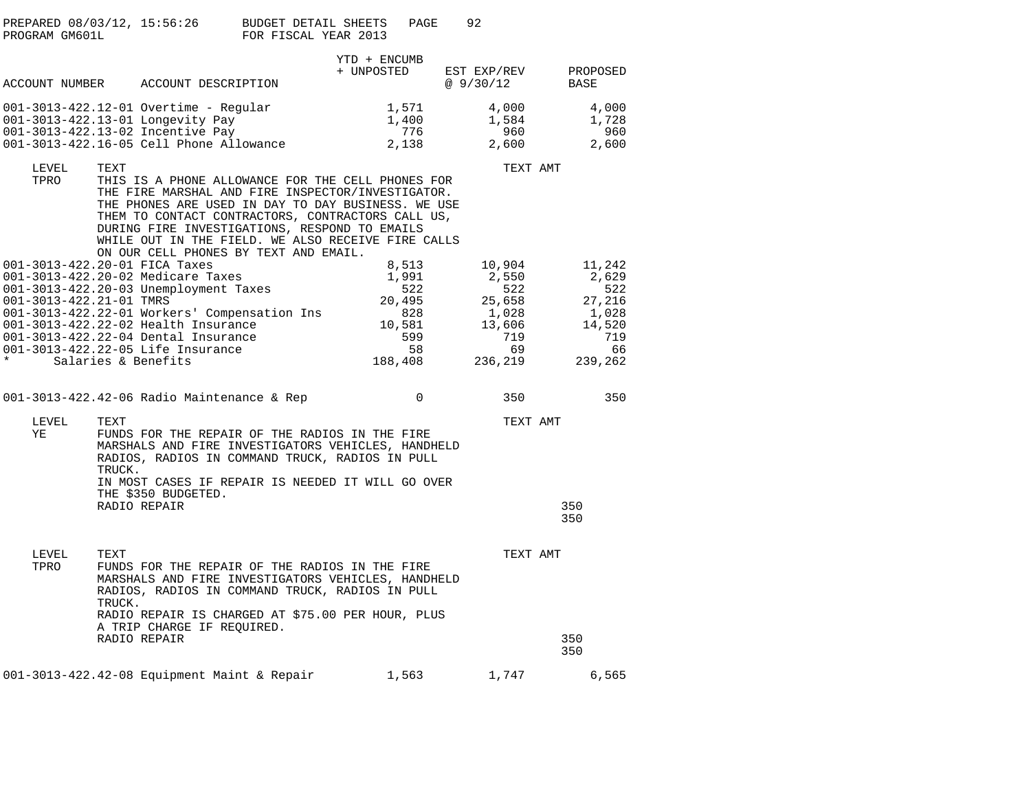PREPARED 08/03/12, 15:56:26 BUDGET DETAIL SHEETS
PROGRAM GM601L FOR FISCAL YEAR 2013

| ACCOUNT NUMBER | ACCOUNT DESCRIPTION | YTD + ENCUMB + UNPOSTED | EST EXP/REV @ 9/30/12 | PROPOSED BASE |
|---|---|---|---|---|
| 001-3013-422.12-01 | Overtime - Regular | 1,571 | 4,000 | 4,000 |
| 001-3013-422.13-01 | Longevity Pay | 1,400 | 1,584 | 1,728 |
| 001-3013-422.13-02 | Incentive Pay | 776 | 960 | 960 |
| 001-3013-422.16-05 | Cell Phone Allowance | 2,138 | 2,600 | 2,600 |

| LEVEL | TEXT | TEXT AMT |
|---|---|---|
| TPRO | THIS IS A PHONE ALLOWANCE FOR THE CELL PHONES FOR THE FIRE MARSHAL AND FIRE INSPECTOR/INVESTIGATOR. THE PHONES ARE USED IN DAY TO DAY BUSINESS. WE USE THEM TO CONTACT CONTRACTORS, CONTRACTORS CALL US, DURING FIRE INVESTIGATIONS, RESPOND TO EMAILS WHILE OUT IN THE FIELD. WE ALSO RECEIVE FIRE CALLS ON OUR CELL PHONES BY TEXT AND EMAIL. | |

| ACCOUNT NUMBER | ACCOUNT DESCRIPTION | YTD + ENCUMB + UNPOSTED | EST EXP/REV @ 9/30/12 | PROPOSED BASE |
|---|---|---|---|---|
| 001-3013-422.20-01 | FICA Taxes | 8,513 | 10,904 | 11,242 |
| 001-3013-422.20-02 | Medicare Taxes | 1,991 | 2,550 | 2,629 |
| 001-3013-422.20-03 | Unemployment Taxes | 522 | 522 | 522 |
| 001-3013-422.21-01 | TMRS | 20,495 | 25,658 | 27,216 |
| 001-3013-422.22-01 | Workers' Compensation Ins | 828 | 1,028 | 1,028 |
| 001-3013-422.22-02 | Health Insurance | 10,581 | 13,606 | 14,520 |
| 001-3013-422.22-04 | Dental Insurance | 599 | 719 | 719 |
| 001-3013-422.22-05 | Life Insurance | 58 | 69 | 66 |
| * | Salaries & Benefits | 188,408 | 236,219 | 239,262 |
| 001-3013-422.42-06 | Radio Maintenance & Rep | 0 | 350 | 350 |

| LEVEL | TEXT | TEXT AMT |
|---|---|---|
| YE | FUNDS FOR THE REPAIR OF THE RADIOS IN THE FIRE MARSHALS AND FIRE INVESTIGATORS VEHICLES, HANDHELD RADIOS, RADIOS IN COMMAND TRUCK, RADIOS IN PULL TRUCK. IN MOST CASES IF REPAIR IS NEEDED IT WILL GO OVER THE $350 BUDGETED. | |
| | RADIO REPAIR | 350 |
| | | 350 |

| LEVEL | TEXT | TEXT AMT |
|---|---|---|
| TPRO | FUNDS FOR THE REPAIR OF THE RADIOS IN THE FIRE MARSHALS AND FIRE INVESTIGATORS VEHICLES, HANDHELD RADIOS, RADIOS IN COMMAND TRUCK, RADIOS IN PULL TRUCK. RADIO REPAIR IS CHARGED AT $75.00 PER HOUR, PLUS A TRIP CHARGE IF REQUIRED. | |
| | RADIO REPAIR | 350 |
| | | 350 |

| ACCOUNT NUMBER | ACCOUNT DESCRIPTION | YTD + ENCUMB + UNPOSTED | EST EXP/REV @ 9/30/12 | PROPOSED BASE |
|---|---|---|---|---|
| 001-3013-422.42-08 | Equipment Maint & Repair | 1,563 | 1,747 | 6,565 |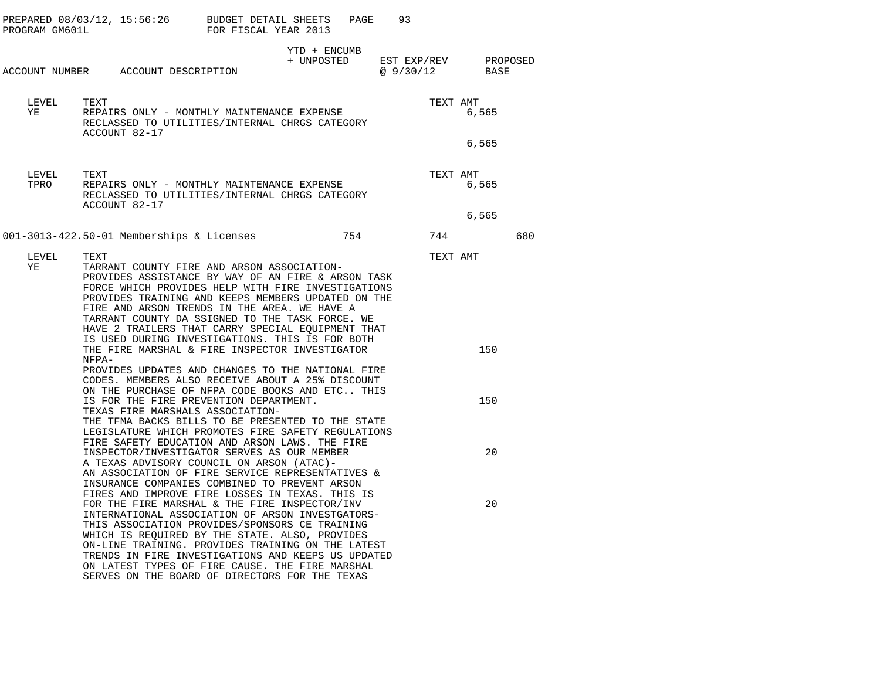| ACCOUNT NUMBER | ACCOUNT DESCRIPTION | YTD + ENCUMB + UNPOSTED | EST EXP/REV @ 9/30/12 | PROPOSED BASE |
|---|---|---|---|---|

| LEVEL | TEXT | TEXT AMT |
|---|---|---|
| YE | REPAIRS ONLY - MONTHLY MAINTENANCE EXPENSE RECLASSED TO UTILITIES/INTERNAL CHRGS CATEGORY ACCOUNT 82-17 | 6,565 |
| | | 6,565 |

| LEVEL | TEXT | TEXT AMT |
|---|---|---|
| TPRO | REPAIRS ONLY - MONTHLY MAINTENANCE EXPENSE RECLASSED TO UTILITIES/INTERNAL CHRGS CATEGORY ACCOUNT 82-17 | 6,565 |
| | | 6,565 |

| ACCOUNT NUMBER | ACCOUNT DESCRIPTION | YTD + ENCUMB + UNPOSTED | EST EXP/REV @ 9/30/12 | PROPOSED BASE |
|---|---|---|---|---|
| 001-3013-422.50-01 | Memberships & Licenses | 754 | 744 | 680 |

| LEVEL | TEXT | TEXT AMT |
|---|---|---|
| YE | TARRANT COUNTY FIRE AND ARSON ASSOCIATION- PROVIDES ASSISTANCE BY WAY OF AN FIRE & ARSON TASK FORCE WHICH PROVIDES HELP WITH FIRE INVESTIGATIONS PROVIDES TRAINING AND KEEPS MEMBERS UPDATED ON THE FIRE AND ARSON TRENDS IN THE AREA. WE HAVE A TARRANT COUNTY DA SSIGNED TO THE TASK FORCE. WE HAVE 2 TRAILERS THAT CARRY SPECIAL EQUIPMENT THAT IS USED DURING INVESTIGATIONS. THIS IS FOR BOTH THE FIRE MARSHAL & FIRE INSPECTOR INVESTIGATOR | 150 |
| | NFPA- PROVIDES UPDATES AND CHANGES TO THE NATIONAL FIRE CODES. MEMBERS ALSO RECEIVE ABOUT A 25% DISCOUNT ON THE PURCHASE OF NFPA CODE BOOKS AND ETC.. THIS IS FOR THE FIRE PREVENTION DEPARTMENT. | 150 |
| | TEXAS FIRE MARSHALS ASSOCIATION- THE TFMA BACKS BILLS TO BE PRESENTED TO THE STATE LEGISLATURE WHICH PROMOTES FIRE SAFETY REGULATIONS FIRE SAFETY EDUCATION AND ARSON LAWS. THE FIRE INSPECTOR/INVESTIGATOR SERVES AS OUR MEMBER | 20 |
| | A TEXAS ADVISORY COUNCIL ON ARSON (ATAC)- AN ASSOCIATION OF FIRE SERVICE REPRESENTATIVES & INSURANCE COMPANIES COMBINED TO PREVENT ARSON FIRES AND IMPROVE FIRE LOSSES IN TEXAS. THIS IS FOR THE FIRE MARSHAL & THE FIRE INSPECTOR/INV | 20 |
| | INTERNATIONAL ASSOCIATION OF ARSON INVESTGATORS- THIS ASSOCIATION PROVIDES/SPONSORS CE TRAINING WHICH IS REQUIRED BY THE STATE. ALSO, PROVIDES ON-LINE TRAINING. PROVIDES TRAINING ON THE LATEST TRENDS IN FIRE INVESTIGATIONS AND KEEPS US UPDATED ON LATEST TYPES OF FIRE CAUSE. THE FIRE MARSHAL SERVES ON THE BOARD OF DIRECTORS FOR THE TEXAS | |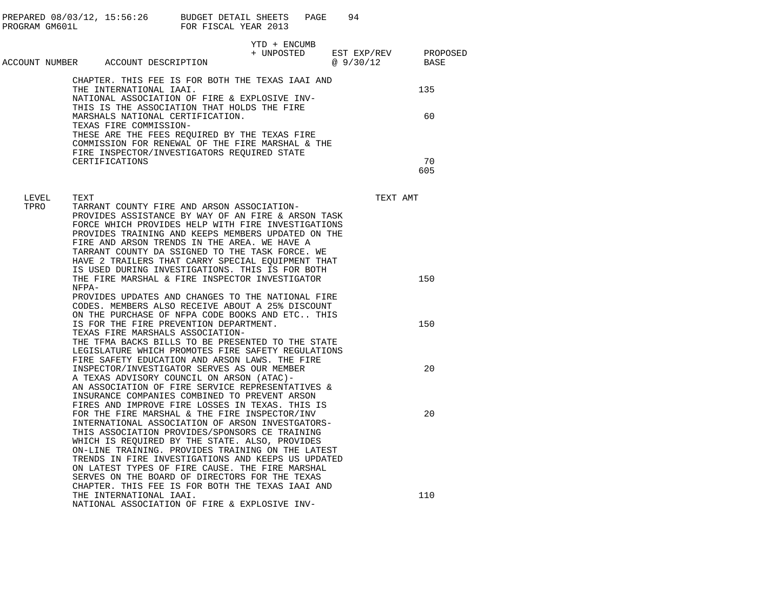| ACCOUNT NUMBER | ACCOUNT DESCRIPTION | YTD + ENCUMB + UNPOSTED | EST EXP/REV @ 9/30/12 | PROPOSED BASE |
|---|---|---|---|---|
| | CHAPTER. THIS FEE IS FOR BOTH THE TEXAS IAAI AND THE INTERNATIONAL IAAI. | | | 135 |
| | NATIONAL ASSOCIATION OF FIRE & EXPLOSIVE INV- THIS IS THE ASSOCIATION THAT HOLDS THE FIRE MARSHALS NATIONAL CERTIFICATION. | | | 60 |
| | TEXAS FIRE COMMISSION- THESE ARE THE FEES REQUIRED BY THE TEXAS FIRE COMMISSION FOR RENEWAL OF THE FIRE MARSHAL & THE FIRE INSPECTOR/INVESTIGATORS REQUIRED STATE CERTIFICATIONS | | | 70 |
| | | | | 605 |

| LEVEL | TEXT | TEXT AMT |
|---|---|---|
| TPRO | TARRANT COUNTY FIRE AND ARSON ASSOCIATION- PROVIDES ASSISTANCE BY WAY OF AN FIRE & ARSON TASK FORCE WHICH PROVIDES HELP WITH FIRE INVESTIGATIONS PROVIDES TRAINING AND KEEPS MEMBERS UPDATED ON THE FIRE AND ARSON TRENDS IN THE AREA. WE HAVE A TARRANT COUNTY DA SSIGNED TO THE TASK FORCE. WE HAVE 2 TRAILERS THAT CARRY SPECIAL EQUIPMENT THAT IS USED DURING INVESTIGATIONS. THIS IS FOR BOTH THE FIRE MARSHAL & FIRE INSPECTOR INVESTIGATOR | 150 |
| | NFPA- PROVIDES UPDATES AND CHANGES TO THE NATIONAL FIRE CODES. MEMBERS ALSO RECEIVE ABOUT A 25% DISCOUNT ON THE PURCHASE OF NFPA CODE BOOKS AND ETC.. THIS IS FOR THE FIRE PREVENTION DEPARTMENT. | 150 |
| | TEXAS FIRE MARSHALS ASSOCIATION- THE TFMA BACKS BILLS TO BE PRESENTED TO THE STATE LEGISLATURE WHICH PROMOTES FIRE SAFETY REGULATIONS FIRE SAFETY EDUCATION AND ARSON LAWS. THE FIRE INSPECTOR/INVESTIGATOR SERVES AS OUR MEMBER | 20 |
| | A TEXAS ADVISORY COUNCIL ON ARSON (ATAC)- AN ASSOCIATION OF FIRE SERVICE REPRESENTATIVES & INSURANCE COMPANIES COMBINED TO PREVENT ARSON FIRES AND IMPROVE FIRE LOSSES IN TEXAS. THIS IS FOR THE FIRE MARSHAL & THE FIRE INSPECTOR/INV | 20 |
| | INTERNATIONAL ASSOCIATION OF ARSON INVESTGATORS- THIS ASSOCIATION PROVIDES/SPONSORS CE TRAINING WHICH IS REQUIRED BY THE STATE. ALSO, PROVIDES ON-LINE TRAINING. PROVIDES TRAINING ON THE LATEST TRENDS IN FIRE INVESTIGATIONS AND KEEPS US UPDATED ON LATEST TYPES OF FIRE CAUSE. THE FIRE MARSHAL SERVES ON THE BOARD OF DIRECTORS FOR THE TEXAS CHAPTER. THIS FEE IS FOR BOTH THE TEXAS IAAI AND THE INTERNATIONAL IAAI. | 110 |
| | NATIONAL ASSOCIATION OF FIRE & EXPLOSIVE INV- | |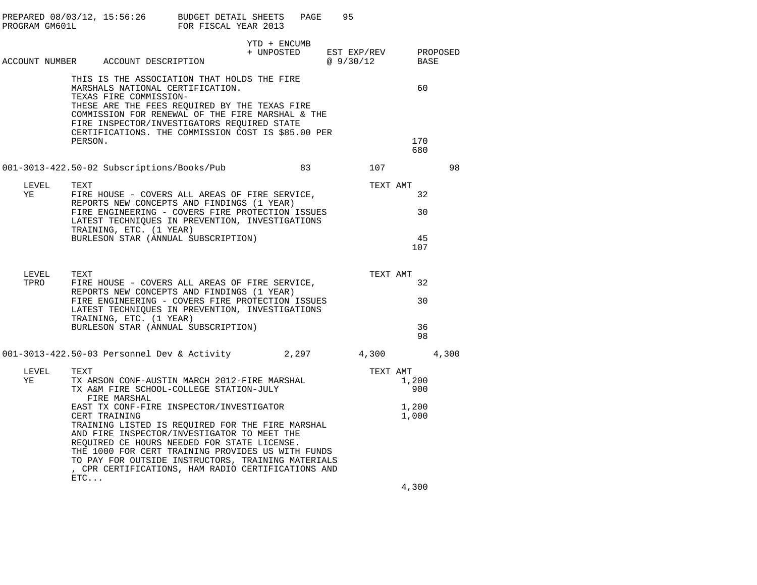PREPARED 08/03/12, 15:56:26 BUDGET DETAIL SHEETS PAGE 95
PROGRAM GM601L FOR FISCAL YEAR 2013

| ACCOUNT NUMBER | ACCOUNT DESCRIPTION | YTD + ENCUMB + UNPOSTED | EST EXP/REV @ 9/30/12 | PROPOSED BASE |
|---|---|---|---|---|
| | THIS IS THE ASSOCIATION THAT HOLDS THE FIRE MARSHALS NATIONAL CERTIFICATION. | | 60 | |
| | TEXAS FIRE COMMISSION- THESE ARE THE FEES REQUIRED BY THE TEXAS FIRE COMMISSION FOR RENEWAL OF THE FIRE MARSHAL & THE FIRE INSPECTOR/INVESTIGATORS REQUIRED STATE CERTIFICATIONS. THE COMMISSION COST IS $85.00 PER PERSON. | | 170 | |
| | | | 680 | |
| 001-3013-422.50-02 | Subscriptions/Books/Pub | 83 | 107 | 98 |

| LEVEL | TEXT | TEXT AMT |
|---|---|---|
| YE | FIRE HOUSE - COVERS ALL AREAS OF FIRE SERVICE, REPORTS NEW CONCEPTS AND FINDINGS (1 YEAR) | 32 |
| | FIRE ENGINEERING - COVERS FIRE PROTECTION ISSUES LATEST TECHNIQUES IN PREVENTION, INVESTIGATIONS TRAINING, ETC. (1 YEAR) | 30 |
| | BURLESON STAR (ANNUAL SUBSCRIPTION) | 45 |
| | | 107 |

| LEVEL | TEXT | TEXT AMT |
|---|---|---|
| TPRO | FIRE HOUSE - COVERS ALL AREAS OF FIRE SERVICE, REPORTS NEW CONCEPTS AND FINDINGS (1 YEAR) | 32 |
| | FIRE ENGINEERING - COVERS FIRE PROTECTION ISSUES LATEST TECHNIQUES IN PREVENTION, INVESTIGATIONS TRAINING, ETC. (1 YEAR) | 30 |
| | BURLESON STAR (ANNUAL SUBSCRIPTION) | 36 |
| | | 98 |

| ACCOUNT NUMBER | ACCOUNT DESCRIPTION | YTD + ENCUMB + UNPOSTED | EST EXP/REV @ 9/30/12 | PROPOSED BASE |
|---|---|---|---|---|
| 001-3013-422.50-03 | Personnel Dev & Activity | 2,297 | 4,300 | 4,300 |

| LEVEL | TEXT | TEXT AMT |
|---|---|---|
| YE | TX ARSON CONF-AUSTIN MARCH 2012-FIRE MARSHAL | 1,200 |
| | TX A&M FIRE SCHOOL-COLLEGE STATION-JULY FIRE MARSHAL | 900 |
| | EAST TX CONF-FIRE INSPECTOR/INVESTIGATOR | 1,200 |
| | CERT TRAINING | 1,000 |
| | TRAINING LISTED IS REQUIRED FOR THE FIRE MARSHAL AND FIRE INSPECTOR/INVESTIGATOR TO MEET THE REQUIRED CE HOURS NEEDED FOR STATE LICENSE. THE 1000 FOR CERT TRAINING PROVIDES US WITH FUNDS TO PAY FOR OUTSIDE INSTRUCTORS, TRAINING MATERIALS , CPR CERTIFICATIONS, HAM RADIO CERTIFICATIONS AND ETC... | |
| | | 4,300 |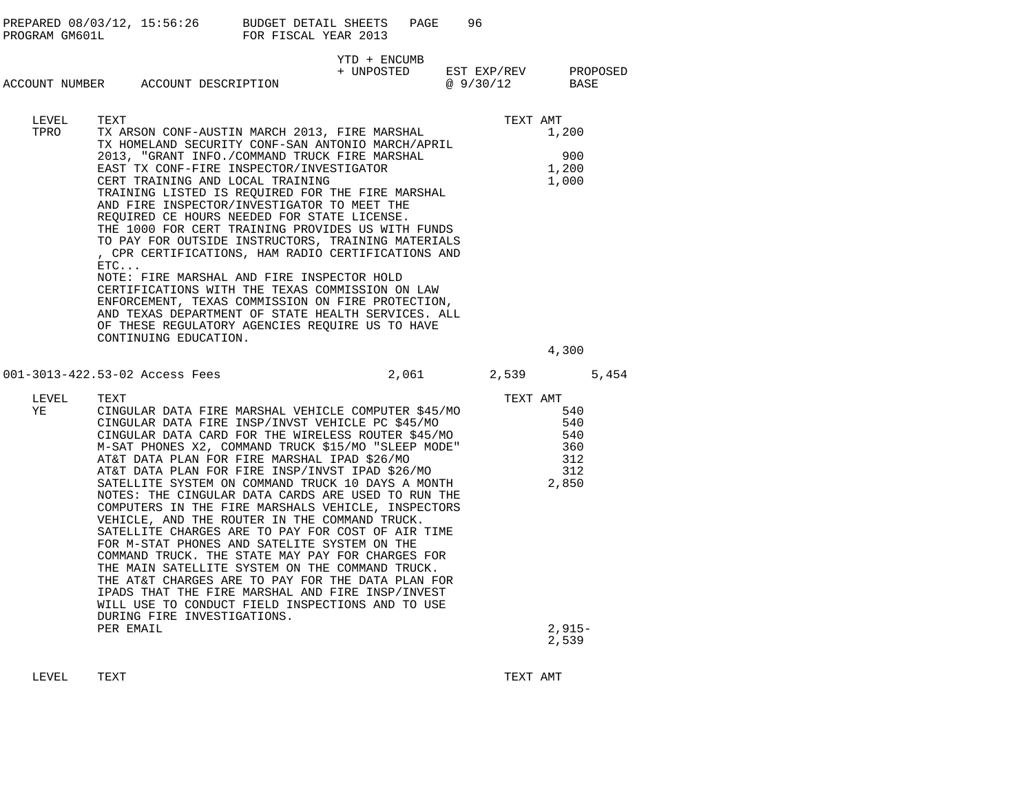| ACCOUNT NUMBER | ACCOUNT DESCRIPTION | YTD + ENCUMB + UNPOSTED | EST EXP/REV @ 9/30/12 | PROPOSED BASE |
|---|---|---|---|---|

| LEVEL | TEXT | TEXT AMT |
|---|---|---|
| TPRO | TX ARSON CONF-AUSTIN MARCH 2013, FIRE MARSHAL | 1,200 |
| | TX HOMELAND SECURITY CONF-SAN ANTONIO MARCH/APRIL 2013, "GRANT INFO./COMMAND TRUCK FIRE MARSHAL | 900 |
| | EAST TX CONF-FIRE INSPECTOR/INVESTIGATOR | 1,200 |
| | CERT TRAINING AND LOCAL TRAINING | 1,000 |
| | TRAINING LISTED IS REQUIRED FOR THE FIRE MARSHAL AND FIRE INSPECTOR/INVESTIGATOR TO MEET THE REQUIRED CE HOURS NEEDED FOR STATE LICENSE. THE 1000 FOR CERT TRAINING PROVIDES US WITH FUNDS TO PAY FOR OUTSIDE INSTRUCTORS, TRAINING MATERIALS , CPR CERTIFICATIONS, HAM RADIO CERTIFICATIONS AND ETC... | |
| | NOTE: FIRE MARSHAL AND FIRE INSPECTOR HOLD CERTIFICATIONS WITH THE TEXAS COMMISSION ON LAW ENFORCEMENT, TEXAS COMMISSION ON FIRE PROTECTION, AND TEXAS DEPARTMENT OF STATE HEALTH SERVICES. ALL OF THESE REGULATORY AGENCIES REQUIRE US TO HAVE CONTINUING EDUCATION. | |
| | | 4,300 |

| ACCOUNT NUMBER | ACCOUNT DESCRIPTION | YTD + ENCUMB + UNPOSTED | EST EXP/REV @ 9/30/12 | PROPOSED BASE |
|---|---|---|---|---|
| 001-3013-422.53-02 | Access Fees | 2,061 | 2,539 | 5,454 |

| LEVEL | TEXT | TEXT AMT |
|---|---|---|
| YE | CINGULAR DATA FIRE MARSHAL VEHICLE COMPUTER $45/MO | 540 |
| | CINGULAR DATA FIRE INSP/INVST VEHICLE PC $45/MO | 540 |
| | CINGULAR DATA CARD FOR THE WIRELESS ROUTER $45/MO | 540 |
| | M-SAT PHONES X2, COMMAND TRUCK $15/MO "SLEEP MODE" | 360 |
| | AT&T DATA PLAN FOR FIRE MARSHAL IPAD $26/MO | 312 |
| | AT&T DATA PLAN FOR FIRE INSP/INVST IPAD $26/MO | 312 |
| | SATELLITE SYSTEM ON COMMAND TRUCK 10 DAYS A MONTH | 2,850 |
| | NOTES: THE CINGULAR DATA CARDS ARE USED TO RUN THE COMPUTERS IN THE FIRE MARSHALS VEHICLE, INSPECTORS VEHICLE, AND THE ROUTER IN THE COMMAND TRUCK. SATELLITE CHARGES ARE TO PAY FOR COST OF AIR TIME FOR M-STAT PHONES AND SATELITE SYSTEM ON THE COMMAND TRUCK. THE STATE MAY PAY FOR CHARGES FOR THE MAIN SATELLITE SYSTEM ON THE COMMAND TRUCK. THE AT&T CHARGES ARE TO PAY FOR THE DATA PLAN FOR IPADS THAT THE FIRE MARSHAL AND FIRE INSP/INVEST WILL USE TO CONDUCT FIELD INSPECTIONS AND TO USE DURING FIRE INVESTIGATIONS. | |
| | PER EMAIL | 2,915- |
| | | 2,539 |

| LEVEL | TEXT | TEXT AMT |
|---|---|---|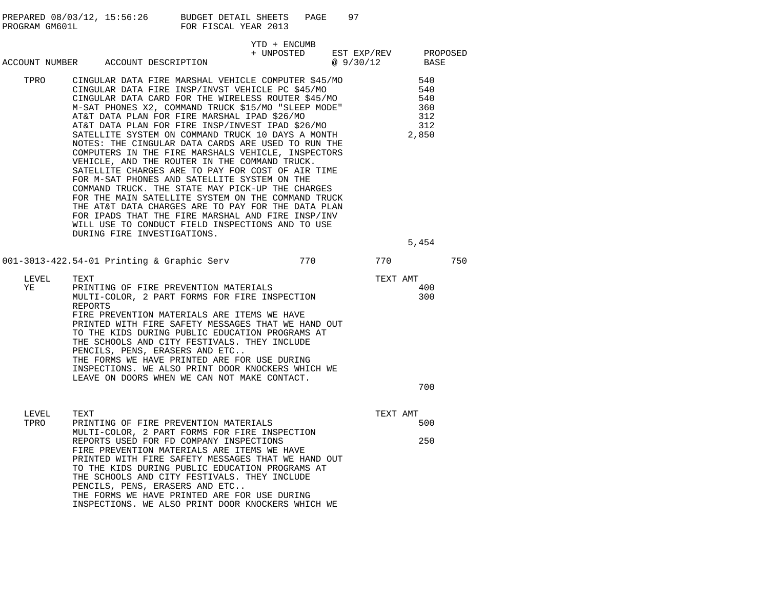PREPARED 08/03/12, 15:56:26 BUDGET DETAIL SHEETS PAGE 97
PROGRAM GM601L FOR FISCAL YEAR 2013

| ACCOUNT NUMBER | ACCOUNT DESCRIPTION | YTD + ENCUMB + UNPOSTED | EST EXP/REV @ 9/30/12 | PROPOSED BASE |
|---|---|---|---|---|

TPRO

| TEXT | TEXT AMT |
|---|---|
| CINGULAR DATA FIRE MARSHAL VEHICLE COMPUTER $45/MO | 540 |
| CINGULAR DATA FIRE INSP/INVST VEHICLE PC $45/MO | 540 |
| CINGULAR DATA CARD FOR THE WIRELESS ROUTER $45/MO | 540 |
| M-SAT PHONES X2, COMMAND TRUCK $15/MO "SLEEP MODE" | 360 |
| AT&T DATA PLAN FOR FIRE MARSHAL IPAD $26/MO | 312 |
| AT&T DATA PLAN FOR FIRE INSP/INVEST IPAD $26/MO | 312 |
| SATELLITE SYSTEM ON COMMAND TRUCK 10 DAYS A MONTH | 2,850 |

NOTES: THE CINGULAR DATA CARDS ARE USED TO RUN THE COMPUTERS IN THE FIRE MARSHALS VEHICLE, INSPECTORS VEHICLE, AND THE ROUTER IN THE COMMAND TRUCK. SATELLITE CHARGES ARE TO PAY FOR COST OF AIR TIME FOR M-SAT PHONES AND SATELLITE SYSTEM ON THE COMMAND TRUCK. THE STATE MAY PICK-UP THE CHARGES FOR THE MAIN SATELLITE SYSTEM ON THE COMMAND TRUCK THE AT&T DATA CHARGES ARE TO PAY FOR THE DATA PLAN FOR IPADS THAT THE FIRE MARSHAL AND FIRE INSP/INV WILL USE TO CONDUCT FIELD INSPECTIONS AND TO USE DURING FIRE INVESTIGATIONS.

5,454

| ACCOUNT NUMBER | ACCOUNT DESCRIPTION | YTD + ENCUMB + UNPOSTED | EST EXP/REV @ 9/30/12 | PROPOSED BASE |
|---|---|---|---|---|
| 001-3013-422.54-01 | Printing & Graphic Serv | 770 | 770 | 750 |

| LEVEL | TEXT | TEXT AMT |
|---|---|---|
| YE | PRINTING OF FIRE PREVENTION MATERIALS | 400 |
| | MULTI-COLOR, 2 PART FORMS FOR FIRE INSPECTION REPORTS | 300 |

FIRE PREVENTION MATERIALS ARE ITEMS WE HAVE PRINTED WITH FIRE SAFETY MESSAGES THAT WE HAND OUT TO THE KIDS DURING PUBLIC EDUCATION PROGRAMS AT THE SCHOOLS AND CITY FESTIVALS. THEY INCLUDE PENCILS, PENS, ERASERS AND ETC..
THE FORMS WE HAVE PRINTED ARE FOR USE DURING INSPECTIONS. WE ALSO PRINT DOOR KNOCKERS WHICH WE LEAVE ON DOORS WHEN WE CAN NOT MAKE CONTACT.

700

| LEVEL | TEXT | TEXT AMT |
|---|---|---|
| TPRO | PRINTING OF FIRE PREVENTION MATERIALS | 500 |
| | MULTI-COLOR, 2 PART FORMS FOR FIRE INSPECTION REPORTS USED FOR FD COMPANY INSPECTIONS | 250 |

FIRE PREVENTION MATERIALS ARE ITEMS WE HAVE PRINTED WITH FIRE SAFETY MESSAGES THAT WE HAND OUT TO THE KIDS DURING PUBLIC EDUCATION PROGRAMS AT THE SCHOOLS AND CITY FESTIVALS. THEY INCLUDE PENCILS, PENS, ERASERS AND ETC..
THE FORMS WE HAVE PRINTED ARE FOR USE DURING INSPECTIONS. WE ALSO PRINT DOOR KNOCKERS WHICH WE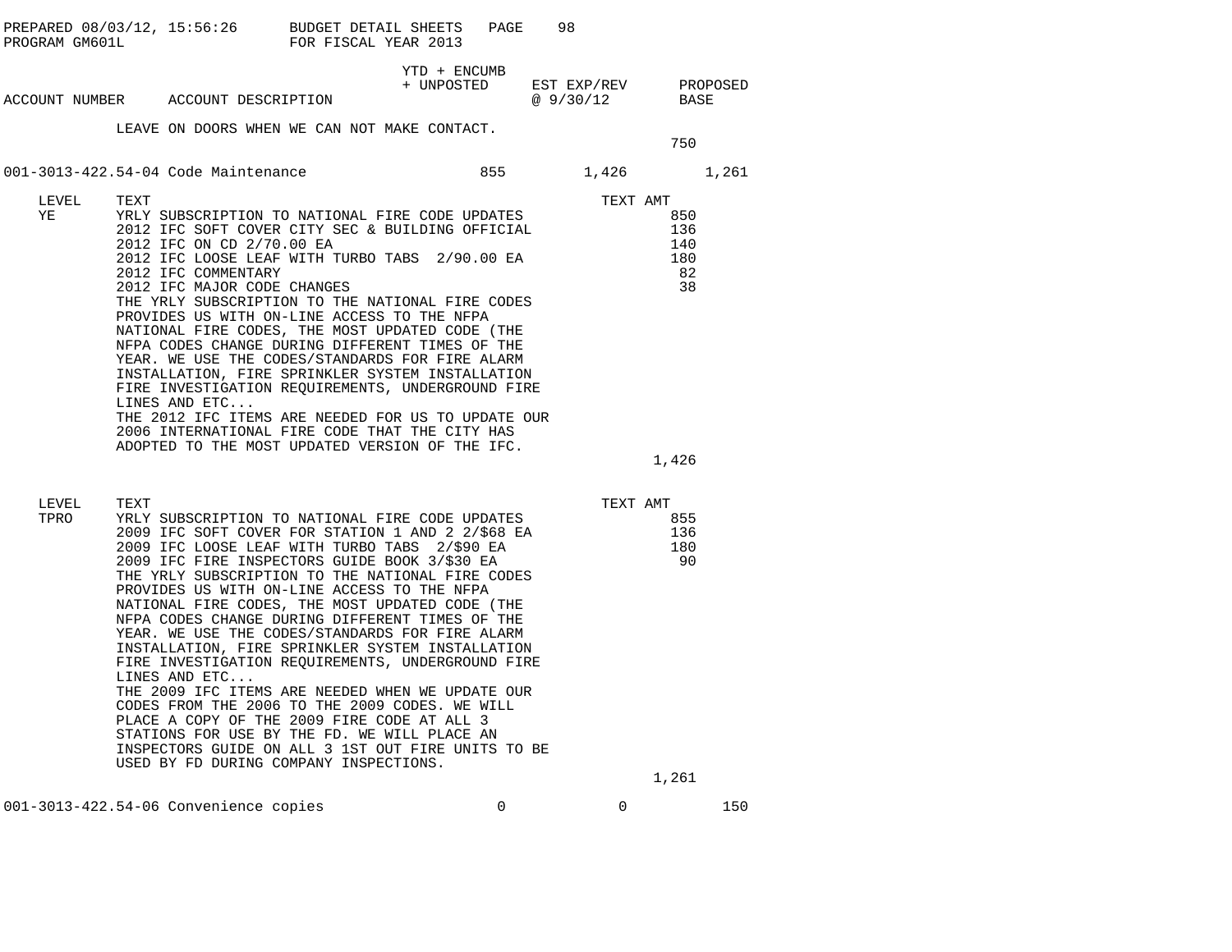| ACCOUNT NUMBER | ACCOUNT DESCRIPTION | YTD + ENCUMB + UNPOSTED | EST EXP/REV @ 9/30/12 | PROPOSED BASE |
|---|---|---|---|---|

LEAVE ON DOORS WHEN WE CAN NOT MAKE CONTACT.

750

| ACCOUNT NUMBER | ACCOUNT DESCRIPTION | YTD + ENCUMB + UNPOSTED | EST EXP/REV @ 9/30/12 | PROPOSED BASE |
|---|---|---|---|---|
| 001-3013-422.54-04 | Code Maintenance | 855 | 1,426 | 1,261 |

| LEVEL | TEXT | TEXT AMT |
|---|---|---|
| YE | YRLY SUBSCRIPTION TO NATIONAL FIRE CODE UPDATES | 850 |
| | 2012 IFC SOFT COVER CITY SEC & BUILDING OFFICIAL | 136 |
| | 2012 IFC ON CD 2/70.00 EA | 140 |
| | 2012 IFC LOOSE LEAF WITH TURBO TABS 2/90.00 EA | 180 |
| | 2012 IFC COMMENTARY | 82 |
| | 2012 IFC MAJOR CODE CHANGES | 38 |
| | THE YRLY SUBSCRIPTION TO THE NATIONAL FIRE CODES PROVIDES US WITH ON-LINE ACCESS TO THE NFPA NATIONAL FIRE CODES, THE MOST UPDATED CODE (THE NFPA CODES CHANGE DURING DIFFERENT TIMES OF THE YEAR. WE USE THE CODES/STANDARDS FOR FIRE ALARM INSTALLATION, FIRE SPRINKLER SYSTEM INSTALLATION FIRE INVESTIGATION REQUIREMENTS, UNDERGROUND FIRE LINES AND ETC... | |
| | THE 2012 IFC ITEMS ARE NEEDED FOR US TO UPDATE OUR 2006 INTERNATIONAL FIRE CODE THAT THE CITY HAS ADOPTED TO THE MOST UPDATED VERSION OF THE IFC. | |
| | | 1,426 |

| LEVEL | TEXT | TEXT AMT |
|---|---|---|
| TPRO | YRLY SUBSCRIPTION TO NATIONAL FIRE CODE UPDATES | 855 |
| | 2009 IFC SOFT COVER FOR STATION 1 AND 2 2/$68 EA | 136 |
| | 2009 IFC LOOSE LEAF WITH TURBO TABS 2/$90 EA | 180 |
| | 2009 IFC FIRE INSPECTORS GUIDE BOOK 3/$30 EA | 90 |
| | THE YRLY SUBSCRIPTION TO THE NATIONAL FIRE CODES PROVIDES US WITH ON-LINE ACCESS TO THE NFPA NATIONAL FIRE CODES, THE MOST UPDATED CODE (THE NFPA CODES CHANGE DURING DIFFERENT TIMES OF THE YEAR. WE USE THE CODES/STANDARDS FOR FIRE ALARM INSTALLATION, FIRE SPRINKLER SYSTEM INSTALLATION FIRE INVESTIGATION REQUIREMENTS, UNDERGROUND FIRE LINES AND ETC... | |
| | THE 2009 IFC ITEMS ARE NEEDED WHEN WE UPDATE OUR CODES FROM THE 2006 TO THE 2009 CODES. WE WILL PLACE A COPY OF THE 2009 FIRE CODE AT ALL 3 STATIONS FOR USE BY THE FD. WE WILL PLACE AN INSPECTORS GUIDE ON ALL 3 1ST OUT FIRE UNITS TO BE USED BY FD DURING COMPANY INSPECTIONS. | |
| | | 1,261 |

| ACCOUNT NUMBER | ACCOUNT DESCRIPTION | YTD + ENCUMB + UNPOSTED | EST EXP/REV @ 9/30/12 | PROPOSED BASE |
|---|---|---|---|---|
| 001-3013-422.54-06 | Convenience copies | 0 | 0 | 150 |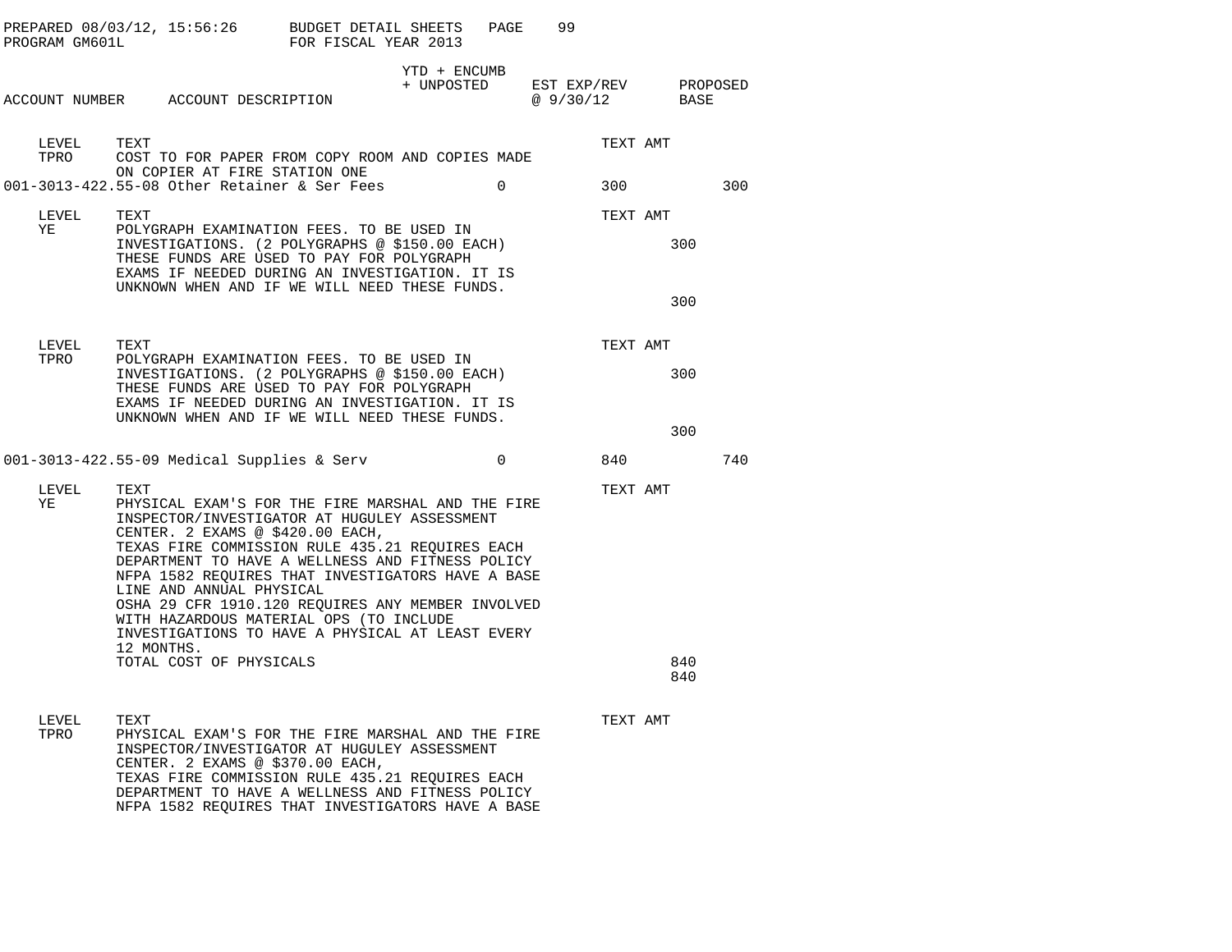PREPARED 08/03/12, 15:56:26 BUDGET DETAIL SHEETS PAGE 99
PROGRAM GM601L FOR FISCAL YEAR 2013

| ACCOUNT NUMBER | ACCOUNT DESCRIPTION | YTD + ENCUMB + UNPOSTED | EST EXP/REV @ 9/30/12 | PROPOSED BASE |
|---|---|---|---|---|

LEVEL TEXT TEXT AMT
TPRO COST TO FOR PAPER FROM COPY ROOM AND COPIES MADE
ON COPIER AT FIRE STATION ONE

| 001-3013-422.55-08 | Other Retainer & Ser Fees | 0 | 300 | 300 |
|---|---|---|---|---|

LEVEL TEXT TEXT AMT
YE POLYGRAPH EXAMINATION FEES. TO BE USED IN
INVESTIGATIONS. (2 POLYGRAPHS @ $150.00 EACH) 300
THESE FUNDS ARE USED TO PAY FOR POLYGRAPH
EXAMS IF NEEDED DURING AN INVESTIGATION. IT IS
UNKNOWN WHEN AND IF WE WILL NEED THESE FUNDS.
300

LEVEL TEXT TEXT AMT
TPRO POLYGRAPH EXAMINATION FEES. TO BE USED IN
INVESTIGATIONS. (2 POLYGRAPHS @ $150.00 EACH) 300
THESE FUNDS ARE USED TO PAY FOR POLYGRAPH
EXAMS IF NEEDED DURING AN INVESTIGATION. IT IS
UNKNOWN WHEN AND IF WE WILL NEED THESE FUNDS.
300

| 001-3013-422.55-09 | Medical Supplies & Serv | 0 | 840 | 740 |
|---|---|---|---|---|

LEVEL TEXT TEXT AMT
YE PHYSICAL EXAM'S FOR THE FIRE MARSHAL AND THE FIRE
INSPECTOR/INVESTIGATOR AT HUGULEY ASSESSMENT
CENTER. 2 EXAMS @ $420.00 EACH,
TEXAS FIRE COMMISSION RULE 435.21 REQUIRES EACH
DEPARTMENT TO HAVE A WELLNESS AND FITNESS POLICY
NFPA 1582 REQUIRES THAT INVESTIGATORS HAVE A BASE
LINE AND ANNUAL PHYSICAL
OSHA 29 CFR 1910.120 REQUIRES ANY MEMBER INVOLVED
WITH HAZARDOUS MATERIAL OPS (TO INCLUDE
INVESTIGATIONS TO HAVE A PHYSICAL AT LEAST EVERY
12 MONTHS.
TOTAL COST OF PHYSICALS 840
840

LEVEL TEXT TEXT AMT
TPRO PHYSICAL EXAM'S FOR THE FIRE MARSHAL AND THE FIRE
INSPECTOR/INVESTIGATOR AT HUGULEY ASSESSMENT
CENTER. 2 EXAMS @ $370.00 EACH,
TEXAS FIRE COMMISSION RULE 435.21 REQUIRES EACH
DEPARTMENT TO HAVE A WELLNESS AND FITNESS POLICY
NFPA 1582 REQUIRES THAT INVESTIGATORS HAVE A BASE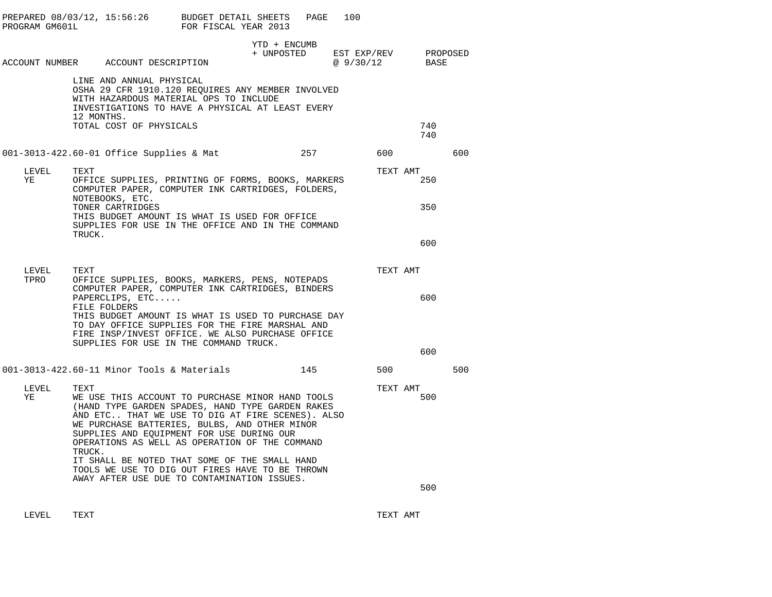PREPARED 08/03/12, 15:56:26 BUDGET DETAIL SHEETS
PROGRAM GM601L FOR FISCAL YEAR 2013

| ACCOUNT NUMBER | ACCOUNT DESCRIPTION | YTD + ENCUMB + UNPOSTED | EST EXP/REV @ 9/30/12 | PROPOSED BASE |
|---|---|---|---|---|

LINE AND ANNUAL PHYSICAL
OSHA 29 CFR 1910.120 REQUIRES ANY MEMBER INVOLVED WITH HAZARDOUS MATERIAL OPS TO INCLUDE INVESTIGATIONS TO HAVE A PHYSICAL AT LEAST EVERY 12 MONTHS.
TOTAL COST OF PHYSICALS — 740

740

| ACCOUNT NUMBER | ACCOUNT DESCRIPTION | YTD + ENCUMB + UNPOSTED | EST EXP/REV @ 9/30/12 | PROPOSED BASE |
|---|---|---|---|---|
| 001-3013-422.60-01 | Office Supplies & Mat | 257 | 600 | 600 |

| LEVEL | TEXT | TEXT AMT |
|---|---|---|
| YE | OFFICE SUPPLIES, PRINTING OF FORMS, BOOKS, MARKERS COMPUTER PAPER, COMPUTER INK CARTRIDGES, FOLDERS, NOTEBOOKS, ETC. | 250 |
| | TONER CARTRIDGES | 350 |
| | THIS BUDGET AMOUNT IS WHAT IS USED FOR OFFICE SUPPLIES FOR USE IN THE OFFICE AND IN THE COMMAND TRUCK. | |
| | | 600 |

| LEVEL | TEXT | TEXT AMT |
|---|---|---|
| TPRO | OFFICE SUPPLIES, BOOKS, MARKERS, PENS, NOTEPADS COMPUTER PAPER, COMPUTER INK CARTRIDGES, BINDERS PAPERCLIPS, ETC..... | 600 |
| | FILE FOLDERS<br>THIS BUDGET AMOUNT IS WHAT IS USED TO PURCHASE DAY TO DAY OFFICE SUPPLIES FOR THE FIRE MARSHAL AND FIRE INSP/INVEST OFFICE. WE ALSO PURCHASE OFFICE SUPPLIES FOR USE IN THE COMMAND TRUCK. | |
| | | 600 |

| ACCOUNT NUMBER | ACCOUNT DESCRIPTION | YTD + ENCUMB + UNPOSTED | EST EXP/REV @ 9/30/12 | PROPOSED BASE |
|---|---|---|---|---|
| 001-3013-422.60-11 | Minor Tools & Materials | 145 | 500 | 500 |

| LEVEL | TEXT | TEXT AMT |
|---|---|---|
| YE | WE USE THIS ACCOUNT TO PURCHASE MINOR HAND TOOLS (HAND TYPE GARDEN SPADES, HAND TYPE GARDEN RAKES AND ETC.. THAT WE USE TO DIG AT FIRE SCENES). ALSO WE PURCHASE BATTERIES, BULBS, AND OTHER MINOR SUPPLIES AND EQUIPMENT FOR USE DURING OUR OPERATIONS AS WELL AS OPERATION OF THE COMMAND TRUCK.<br>IT SHALL BE NOTED THAT SOME OF THE SMALL HAND TOOLS WE USE TO DIG OUT FIRES HAVE TO BE THROWN AWAY AFTER USE DUE TO CONTAMINATION ISSUES. | 500 |
| | | 500 |

| LEVEL | TEXT | TEXT AMT |
|---|---|---|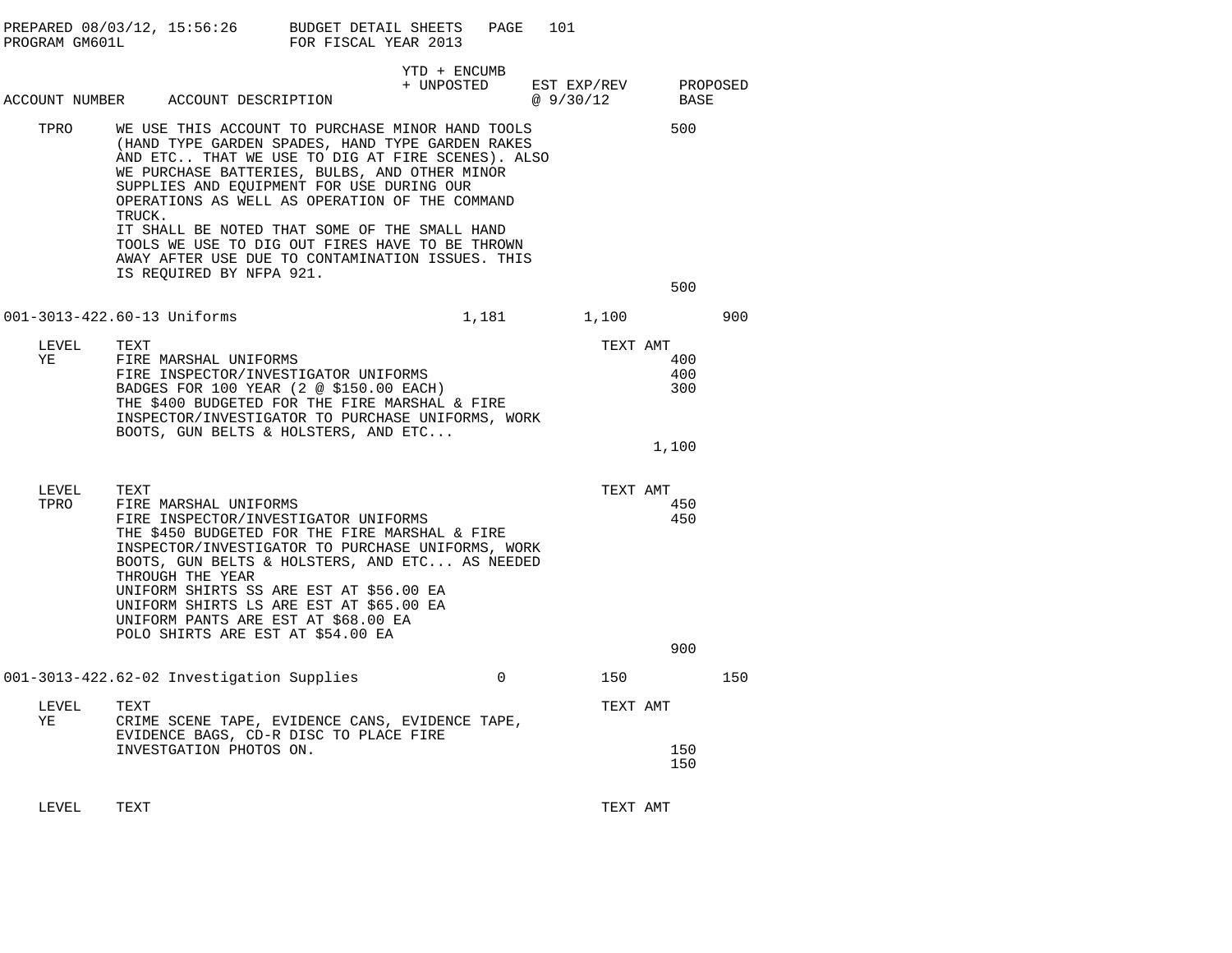PREPARED 08/03/12, 15:56:26 BUDGET DETAIL SHEETS
PROGRAM GM601L FOR FISCAL YEAR 2013

| ACCOUNT NUMBER | ACCOUNT DESCRIPTION | YTD + ENCUMB + UNPOSTED | EST EXP/REV @ 9/30/12 | PROPOSED BASE |
|---|---|---|---|---|

TPRO WE USE THIS ACCOUNT TO PURCHASE MINOR HAND TOOLS (HAND TYPE GARDEN SPADES, HAND TYPE GARDEN RAKES AND ETC.. THAT WE USE TO DIG AT FIRE SCENES). ALSO WE PURCHASE BATTERIES, BULBS, AND OTHER MINOR SUPPLIES AND EQUIPMENT FOR USE DURING OUR OPERATIONS AS WELL AS OPERATION OF THE COMMAND TRUCK. — 500

IT SHALL BE NOTED THAT SOME OF THE SMALL HAND TOOLS WE USE TO DIG OUT FIRES HAVE TO BE THROWN AWAY AFTER USE DUE TO CONTAMINATION ISSUES. THIS IS REQUIRED BY NFPA 921.

500

## 001-3013-422.60-13 Uniforms

| YTD + ENCUMB + UNPOSTED | EST EXP/REV @ 9/30/12 | PROPOSED BASE |
|---|---|---|
| 1,181 | 1,100 | 900 |

| LEVEL | TEXT | TEXT AMT |
|---|---|---|
| YE | FIRE MARSHAL UNIFORMS | 400 |
| | FIRE INSPECTOR/INVESTIGATOR UNIFORMS | 400 |
| | BADGES FOR 100 YEAR (2 @ $150.00 EACH) | 300 |
| | THE $400 BUDGETED FOR THE FIRE MARSHAL & FIRE INSPECTOR/INVESTIGATOR TO PURCHASE UNIFORMS, WORK BOOTS, GUN BELTS & HOLSTERS, AND ETC... | |
| | | 1,100 |

| LEVEL | TEXT | TEXT AMT |
|---|---|---|
| TPRO | FIRE MARSHAL UNIFORMS | 450 |
| | FIRE INSPECTOR/INVESTIGATOR UNIFORMS | 450 |
| | THE $450 BUDGETED FOR THE FIRE MARSHAL & FIRE INSPECTOR/INVESTIGATOR TO PURCHASE UNIFORMS, WORK BOOTS, GUN BELTS & HOLSTERS, AND ETC... AS NEEDED THROUGH THE YEAR | |
| | UNIFORM SHIRTS SS ARE EST AT $56.00 EA | |
| | UNIFORM SHIRTS LS ARE EST AT $65.00 EA | |
| | UNIFORM PANTS ARE EST AT $68.00 EA | |
| | POLO SHIRTS ARE EST AT $54.00 EA | |
| | | 900 |

## 001-3013-422.62-02 Investigation Supplies

| YTD + ENCUMB + UNPOSTED | EST EXP/REV @ 9/30/12 | PROPOSED BASE |
|---|---|---|
| 0 | 150 | 150 |

| LEVEL | TEXT | TEXT AMT |
|---|---|---|
| YE | CRIME SCENE TAPE, EVIDENCE CANS, EVIDENCE TAPE, EVIDENCE BAGS, CD-R DISC TO PLACE FIRE INVESTGATION PHOTOS ON. | 150 |
| | | 150 |

| LEVEL | TEXT | TEXT AMT |
|---|---|---|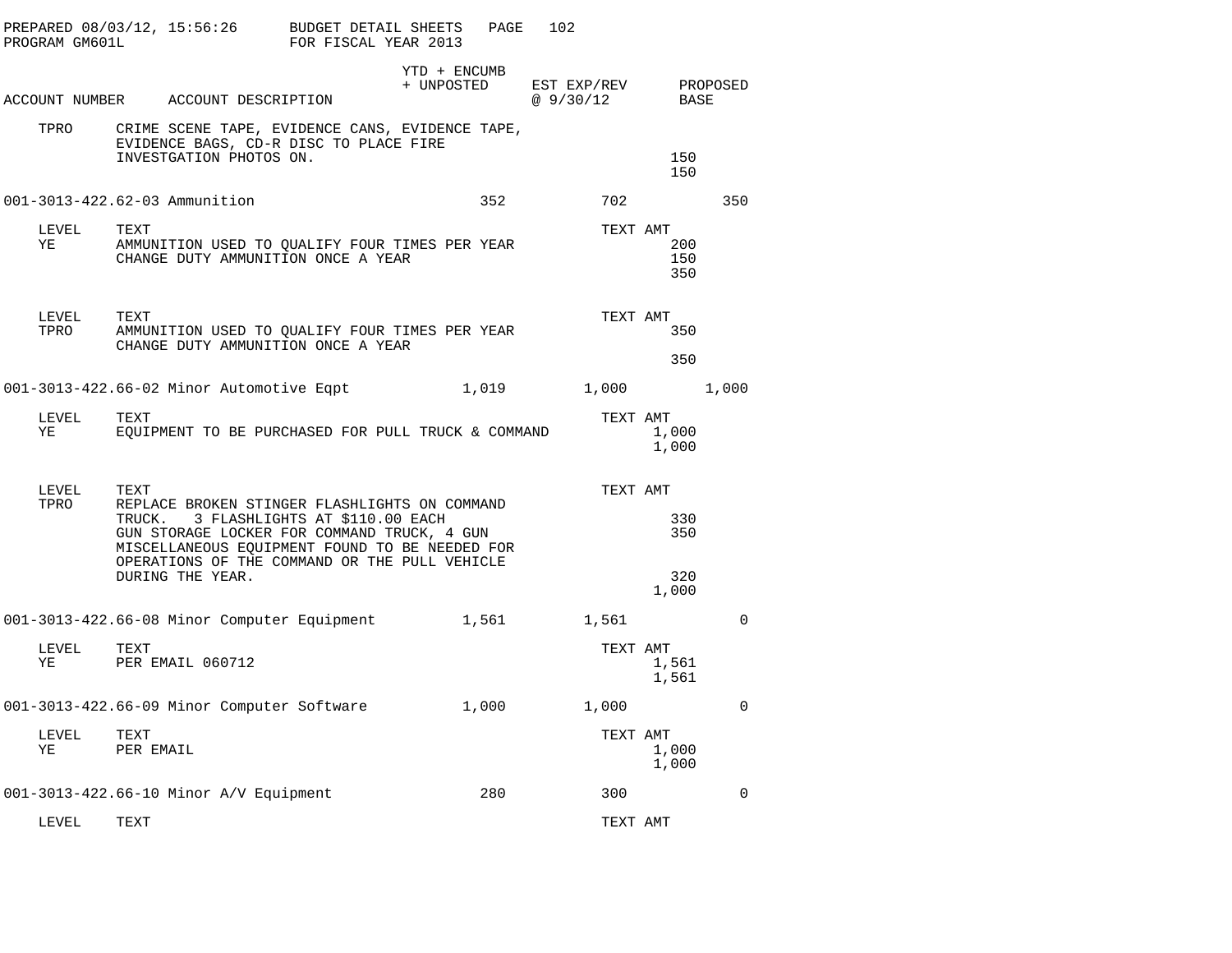| ACCOUNT NUMBER | ACCOUNT DESCRIPTION | YTD + ENCUMB + UNPOSTED | EST EXP/REV @ 9/30/12 | PROPOSED BASE |
|---|---|---|---|---|

TPRO — CRIME SCENE TAPE, EVIDENCE CANS, EVIDENCE TAPE, EVIDENCE BAGS, CD-R DISC TO PLACE FIRE INVESTGATION PHOTOS ON. — 150

Total: 150

| ACCOUNT NUMBER | ACCOUNT DESCRIPTION | YTD + ENCUMB + UNPOSTED | EST EXP/REV @ 9/30/12 | PROPOSED BASE |
|---|---|---|---|---|
| 001-3013-422.62-03 | Ammunition | 352 | 702 | 350 |

| LEVEL | TEXT | TEXT AMT |
|---|---|---|
| YE | AMMUNITION USED TO QUALIFY FOUR TIMES PER YEAR | 200 |
| | CHANGE DUTY AMMUNITION ONCE A YEAR | 150 |
| | | 350 |

| LEVEL | TEXT | TEXT AMT |
|---|---|---|
| TPRO | AMMUNITION USED TO QUALIFY FOUR TIMES PER YEAR | 350 |
| | CHANGE DUTY AMMUNITION ONCE A YEAR | |
| | | 350 |

| ACCOUNT NUMBER | ACCOUNT DESCRIPTION | YTD + ENCUMB + UNPOSTED | EST EXP/REV @ 9/30/12 | PROPOSED BASE |
|---|---|---|---|---|
| 001-3013-422.66-02 | Minor Automotive Eqpt | 1,019 | 1,000 | 1,000 |

| LEVEL | TEXT | TEXT AMT |
|---|---|---|
| YE | EQUIPMENT TO BE PURCHASED FOR PULL TRUCK & COMMAND | 1,000 |
| | | 1,000 |

| LEVEL | TEXT | TEXT AMT |
|---|---|---|
| TPRO | REPLACE BROKEN STINGER FLASHLIGHTS ON COMMAND TRUCK. 3 FLASHLIGHTS AT $110.00 EACH | 330 |
| | GUN STORAGE LOCKER FOR COMMAND TRUCK, 4 GUN | 350 |
| | MISCELLANEOUS EQUIPMENT FOUND TO BE NEEDED FOR OPERATIONS OF THE COMMAND OR THE PULL VEHICLE DURING THE YEAR. | 320 |
| | | 1,000 |

| ACCOUNT NUMBER | ACCOUNT DESCRIPTION | YTD + ENCUMB + UNPOSTED | EST EXP/REV @ 9/30/12 | PROPOSED BASE |
|---|---|---|---|---|
| 001-3013-422.66-08 | Minor Computer Equipment | 1,561 | 1,561 | 0 |

| LEVEL | TEXT | TEXT AMT |
|---|---|---|
| YE | PER EMAIL 060712 | 1,561 |
| | | 1,561 |

| ACCOUNT NUMBER | ACCOUNT DESCRIPTION | YTD + ENCUMB + UNPOSTED | EST EXP/REV @ 9/30/12 | PROPOSED BASE |
|---|---|---|---|---|
| 001-3013-422.66-09 | Minor Computer Software | 1,000 | 1,000 | 0 |

| LEVEL | TEXT | TEXT AMT |
|---|---|---|
| YE | PER EMAIL | 1,000 |
| | | 1,000 |

| ACCOUNT NUMBER | ACCOUNT DESCRIPTION | YTD + ENCUMB + UNPOSTED | EST EXP/REV @ 9/30/12 | PROPOSED BASE |
|---|---|---|---|---|
| 001-3013-422.66-10 | Minor A/V Equipment | 280 | 300 | 0 |

| LEVEL | TEXT | TEXT AMT |
|---|---|---|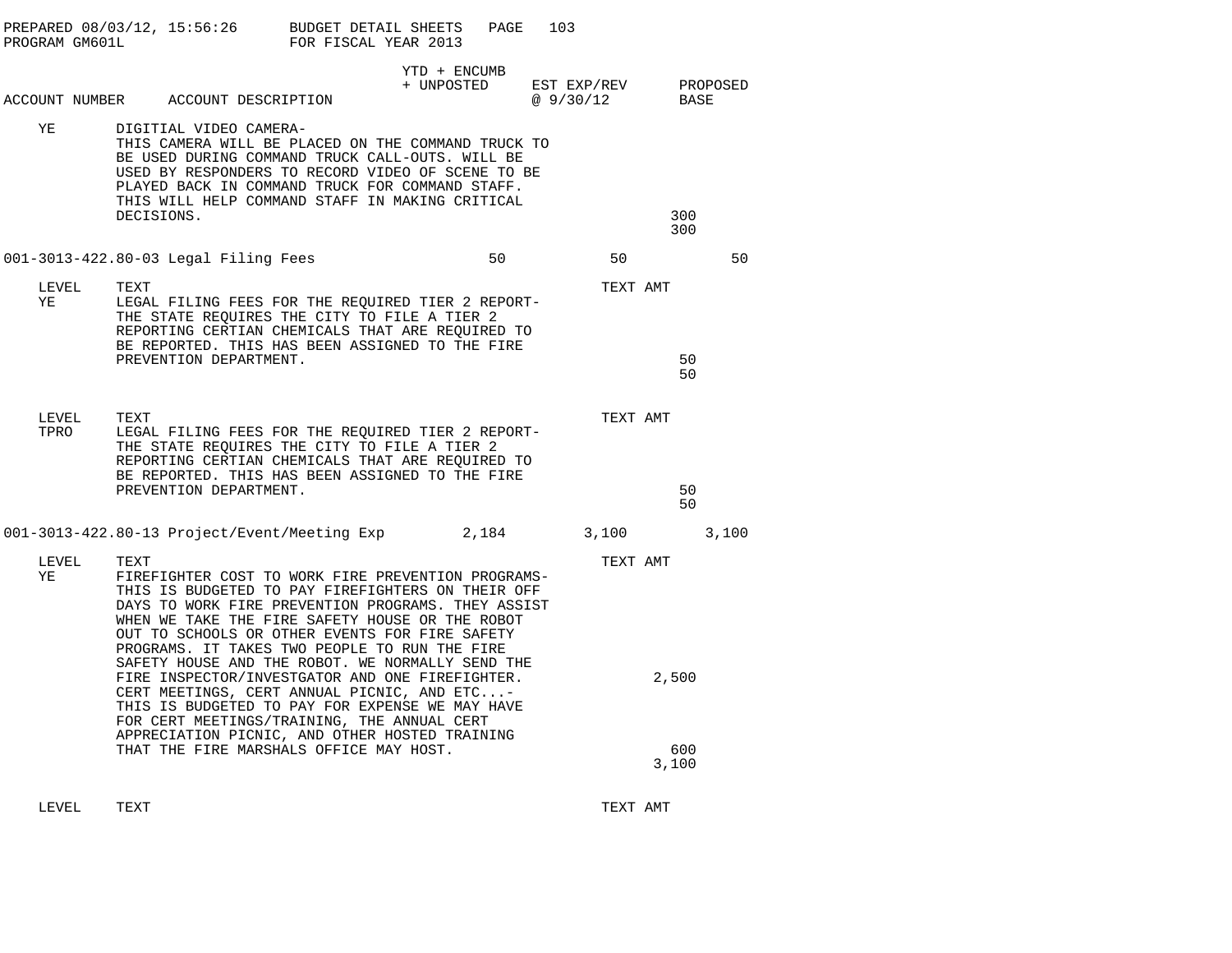| ACCOUNT NUMBER | ACCOUNT DESCRIPTION | YTD + ENCUMB + UNPOSTED | EST EXP/REV @ 9/30/12 | PROPOSED BASE |
|---|---|---|---|---|

YE — DIGITIAL VIDEO CAMERA-
THIS CAMERA WILL BE PLACED ON THE COMMAND TRUCK TO BE USED DURING COMMAND TRUCK CALL-OUTS. WILL BE USED BY RESPONDERS TO RECORD VIDEO OF SCENE TO BE PLAYED BACK IN COMMAND TRUCK FOR COMMAND STAFF. THIS WILL HELP COMMAND STAFF IN MAKING CRITICAL DECISIONS. — 300

300

| ACCOUNT NUMBER | ACCOUNT DESCRIPTION | YTD + ENCUMB + UNPOSTED | EST EXP/REV @ 9/30/12 | PROPOSED BASE |
|---|---|---|---|---|
| 001-3013-422.80-03 | Legal Filing Fees | 50 | 50 | 50 |

| LEVEL | TEXT | TEXT AMT |
|---|---|---|
| YE | LEGAL FILING FEES FOR THE REQUIRED TIER 2 REPORT- THE STATE REQUIRES THE CITY TO FILE A TIER 2 REPORTING CERTIAN CHEMICALS THAT ARE REQUIRED TO BE REPORTED. THIS HAS BEEN ASSIGNED TO THE FIRE PREVENTION DEPARTMENT. | 50 |
| | | 50 |

| LEVEL | TEXT | TEXT AMT |
|---|---|---|
| TPRO | LEGAL FILING FEES FOR THE REQUIRED TIER 2 REPORT- THE STATE REQUIRES THE CITY TO FILE A TIER 2 REPORTING CERTIAN CHEMICALS THAT ARE REQUIRED TO BE REPORTED. THIS HAS BEEN ASSIGNED TO THE FIRE PREVENTION DEPARTMENT. | 50 |
| | | 50 |

| ACCOUNT NUMBER | ACCOUNT DESCRIPTION | YTD + ENCUMB + UNPOSTED | EST EXP/REV @ 9/30/12 | PROPOSED BASE |
|---|---|---|---|---|
| 001-3013-422.80-13 | Project/Event/Meeting Exp | 2,184 | 3,100 | 3,100 |

| LEVEL | TEXT | TEXT AMT |
|---|---|---|
| YE | FIREFIGHTER COST TO WORK FIRE PREVENTION PROGRAMS- THIS IS BUDGETED TO PAY FIREFIGHTERS ON THEIR OFF DAYS TO WORK FIRE PREVENTION PROGRAMS. THEY ASSIST WHEN WE TAKE THE FIRE SAFETY HOUSE OR THE ROBOT OUT TO SCHOOLS OR OTHER EVENTS FOR FIRE SAFETY PROGRAMS. IT TAKES TWO PEOPLE TO RUN THE FIRE SAFETY HOUSE AND THE ROBOT. WE NORMALLY SEND THE FIRE INSPECTOR/INVESTGATOR AND ONE FIREFIGHTER. | 2,500 |
| | CERT MEETINGS, CERT ANNUAL PICNIC, AND ETC...- THIS IS BUDGETED TO PAY FOR EXPENSE WE MAY HAVE FOR CERT MEETINGS/TRAINING, THE ANNUAL CERT APPRECIATION PICNIC, AND OTHER HOSTED TRAINING THAT THE FIRE MARSHALS OFFICE MAY HOST. | 600 |
| | | 3,100 |

| LEVEL | TEXT | TEXT AMT |
|---|---|---|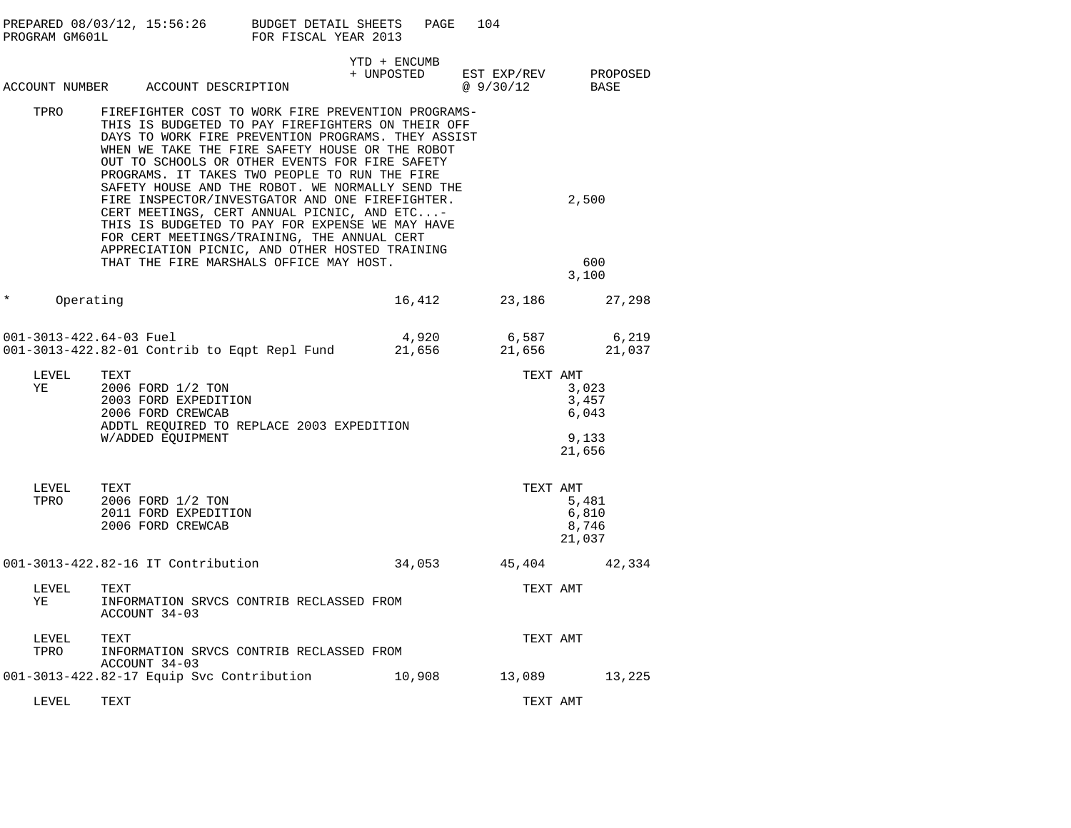PREPARED 08/03/12, 15:56:26 — BUDGET DETAIL SHEETS — PROGRAM GM601L — FOR FISCAL YEAR 2013

| ACCOUNT NUMBER | ACCOUNT DESCRIPTION | YTD + ENCUMB + UNPOSTED | EST EXP/REV @ 9/30/12 | PROPOSED BASE |
|---|---|---|---|---|

TPRO — FIREFIGHTER COST TO WORK FIRE PREVENTION PROGRAMS- THIS IS BUDGETED TO PAY FIREFIGHTERS ON THEIR OFF DAYS TO WORK FIRE PREVENTION PROGRAMS. THEY ASSIST WHEN WE TAKE THE FIRE SAFETY HOUSE OR THE ROBOT OUT TO SCHOOLS OR OTHER EVENTS FOR FIRE SAFETY PROGRAMS. IT TAKES TWO PEOPLE TO RUN THE FIRE SAFETY HOUSE AND THE ROBOT. WE NORMALLY SEND THE FIRE INSPECTOR/INVESTGATOR AND ONE FIREFIGHTER. — 2,500

CERT MEETINGS, CERT ANNUAL PICNIC, AND ETC...- THIS IS BUDGETED TO PAY FOR EXPENSE WE MAY HAVE FOR CERT MEETINGS/TRAINING, THE ANNUAL CERT APPRECIATION PICNIC, AND OTHER HOSTED TRAINING THAT THE FIRE MARSHALS OFFICE MAY HOST. — 600

Total: 3,100

| Account | YTD + ENCUMB + UNPOSTED | EST EXP/REV @ 9/30/12 | PROPOSED BASE |
|---|---|---|---|
| * Operating | 16,412 | 23,186 | 27,298 |
| 001-3013-422.64-03 Fuel | 4,920 | 6,587 | 6,219 |
| 001-3013-422.82-01 Contrib to Eqpt Repl Fund | 21,656 | 21,656 | 21,037 |

| LEVEL | TEXT | TEXT AMT |
|---|---|---|
| YE | 2006 FORD 1/2 TON | 3,023 |
| | 2003 FORD EXPEDITION | 3,457 |
| | 2006 FORD CREWCAB | 6,043 |
| | ADDTL REQUIRED TO REPLACE 2003 EXPEDITION W/ADDED EQUIPMENT | 9,133 |
| | | 21,656 |

| LEVEL | TEXT | TEXT AMT |
|---|---|---|
| TPRO | 2006 FORD 1/2 TON | 5,481 |
| | 2011 FORD EXPEDITION | 6,810 |
| | 2006 FORD CREWCAB | 8,746 |
| | | 21,037 |

| Account | YTD + ENCUMB + UNPOSTED | EST EXP/REV @ 9/30/12 | PROPOSED BASE |
|---|---|---|---|
| 001-3013-422.82-16 IT Contribution | 34,053 | 45,404 | 42,334 |

| LEVEL | TEXT | TEXT AMT |
|---|---|---|
| YE | INFORMATION SRVCS CONTRIB RECLASSED FROM ACCOUNT 34-03 | |

| LEVEL | TEXT | TEXT AMT |
|---|---|---|
| TPRO | INFORMATION SRVCS CONTRIB RECLASSED FROM ACCOUNT 34-03 | |

| Account | YTD + ENCUMB + UNPOSTED | EST EXP/REV @ 9/30/12 | PROPOSED BASE |
|---|---|---|---|
| 001-3013-422.82-17 Equip Svc Contribution | 10,908 | 13,089 | 13,225 |

| LEVEL | TEXT | TEXT AMT |
|---|---|---|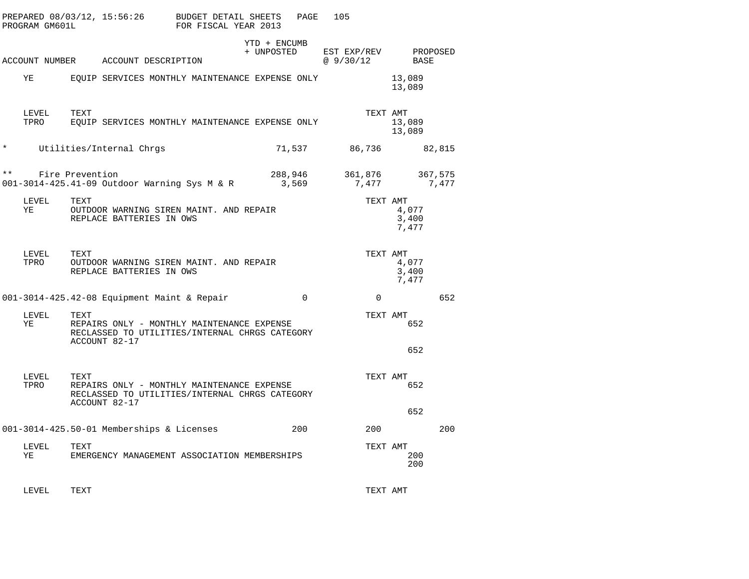PREPARED 08/03/12, 15:56:26 BUDGET DETAIL SHEETS
PROGRAM GM601L FOR FISCAL YEAR 2013

| ACCOUNT NUMBER | ACCOUNT DESCRIPTION | YTD + ENCUMB + UNPOSTED | EST EXP/REV @ 9/30/12 | PROPOSED BASE |
|---|---|---|---|---|
| YE | EQUIP SERVICES MONTHLY MAINTENANCE EXPENSE ONLY | | 13,089 | |
| | | | 13,089 | |
| LEVEL | TEXT | | TEXT AMT | |
| TPRO | EQUIP SERVICES MONTHLY MAINTENANCE EXPENSE ONLY | | 13,089 | |
| | | | 13,089 | |
| * | Utilities/Internal Chrgs | 71,537 | 86,736 | 82,815 |
| ** | Fire Prevention | 288,946 | 361,876 | 367,575 |
| 001-3014-425.41-09 | Outdoor Warning Sys M & R | 3,569 | 7,477 | 7,477 |
| LEVEL | TEXT | | TEXT AMT | |
| YE | OUTDOOR WARNING SIREN MAINT. AND REPAIR | | 4,077 | |
| | REPLACE BATTERIES IN OWS | | 3,400 | |
| | | | 7,477 | |
| LEVEL | TEXT | | TEXT AMT | |
| TPRO | OUTDOOR WARNING SIREN MAINT. AND REPAIR | | 4,077 | |
| | REPLACE BATTERIES IN OWS | | 3,400 | |
| | | | 7,477 | |
| 001-3014-425.42-08 | Equipment Maint & Repair | 0 | 0 | 652 |
| LEVEL | TEXT | | TEXT AMT | |
| YE | REPAIRS ONLY - MONTHLY MAINTENANCE EXPENSE RECLASSED TO UTILITIES/INTERNAL CHRGS CATEGORY ACCOUNT 82-17 | | 652 | |
| | | | 652 | |
| LEVEL | TEXT | | TEXT AMT | |
| TPRO | REPAIRS ONLY - MONTHLY MAINTENANCE EXPENSE RECLASSED TO UTILITIES/INTERNAL CHRGS CATEGORY ACCOUNT 82-17 | | 652 | |
| | | | 652 | |
| 001-3014-425.50-01 | Memberships & Licenses | 200 | 200 | 200 |
| LEVEL | TEXT | | TEXT AMT | |
| YE | EMERGENCY MANAGEMENT ASSOCIATION MEMBERSHIPS | | 200 | |
| | | | 200 | |
| LEVEL | TEXT | | TEXT AMT | |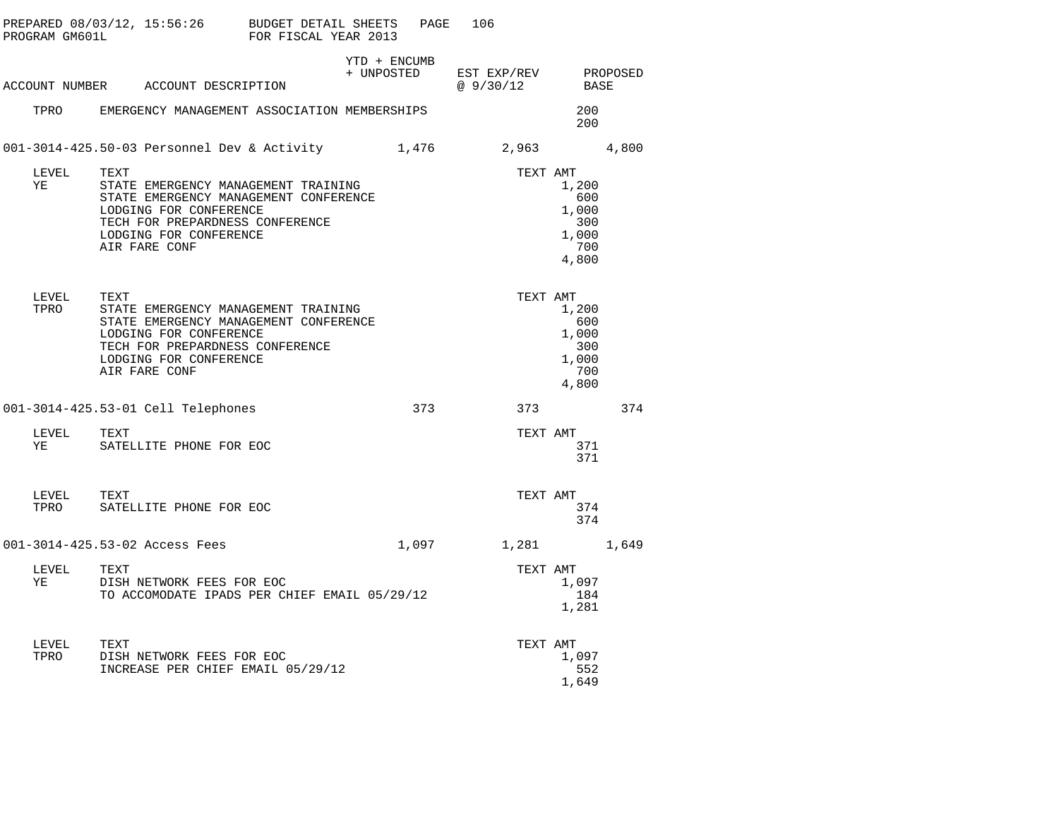PREPARED 08/03/12, 15:56:26 BUDGET DETAIL SHEETS
PROGRAM GM601L FOR FISCAL YEAR 2013

| ACCOUNT NUMBER | ACCOUNT DESCRIPTION | YTD + ENCUMB + UNPOSTED | EST EXP/REV @ 9/30/12 | PROPOSED BASE |
|---|---|---|---|---|
| TPRO | EMERGENCY MANAGEMENT ASSOCIATION MEMBERSHIPS | | | 200 |
| | | | | 200 |
| 001-3014-425.50-03 | Personnel Dev & Activity | 1,476 | 2,963 | 4,800 |

| LEVEL | TEXT | TEXT AMT |
|---|---|---|
| YE | STATE EMERGENCY MANAGEMENT TRAINING | 1,200 |
| | STATE EMERGENCY MANAGEMENT CONFERENCE | 600 |
| | LODGING FOR CONFERENCE | 1,000 |
| | TECH FOR PREPARDNESS CONFERENCE | 300 |
| | LODGING FOR CONFERENCE | 1,000 |
| | AIR FARE CONF | 700 |
| | | 4,800 |

| LEVEL | TEXT | TEXT AMT |
|---|---|---|
| TPRO | STATE EMERGENCY MANAGEMENT TRAINING | 1,200 |
| | STATE EMERGENCY MANAGEMENT CONFERENCE | 600 |
| | LODGING FOR CONFERENCE | 1,000 |
| | TECH FOR PREPARDNESS CONFERENCE | 300 |
| | LODGING FOR CONFERENCE | 1,000 |
| | AIR FARE CONF | 700 |
| | | 4,800 |

| ACCOUNT NUMBER | ACCOUNT DESCRIPTION | YTD + ENCUMB + UNPOSTED | EST EXP/REV @ 9/30/12 | PROPOSED BASE |
|---|---|---|---|---|
| 001-3014-425.53-01 | Cell Telephones | 373 | 373 | 374 |

| LEVEL | TEXT | TEXT AMT |
|---|---|---|
| YE | SATELLITE PHONE FOR EOC | 371 |
| | | 371 |

| LEVEL | TEXT | TEXT AMT |
|---|---|---|
| TPRO | SATELLITE PHONE FOR EOC | 374 |
| | | 374 |

| ACCOUNT NUMBER | ACCOUNT DESCRIPTION | YTD + ENCUMB + UNPOSTED | EST EXP/REV @ 9/30/12 | PROPOSED BASE |
|---|---|---|---|---|
| 001-3014-425.53-02 | Access Fees | 1,097 | 1,281 | 1,649 |

| LEVEL | TEXT | TEXT AMT |
|---|---|---|
| YE | DISH NETWORK FEES FOR EOC | 1,097 |
| | TO ACCOMODATE IPADS PER CHIEF EMAIL 05/29/12 | 184 |
| | | 1,281 |

| LEVEL | TEXT | TEXT AMT |
|---|---|---|
| TPRO | DISH NETWORK FEES FOR EOC | 1,097 |
| | INCREASE PER CHIEF EMAIL 05/29/12 | 552 |
| | | 1,649 |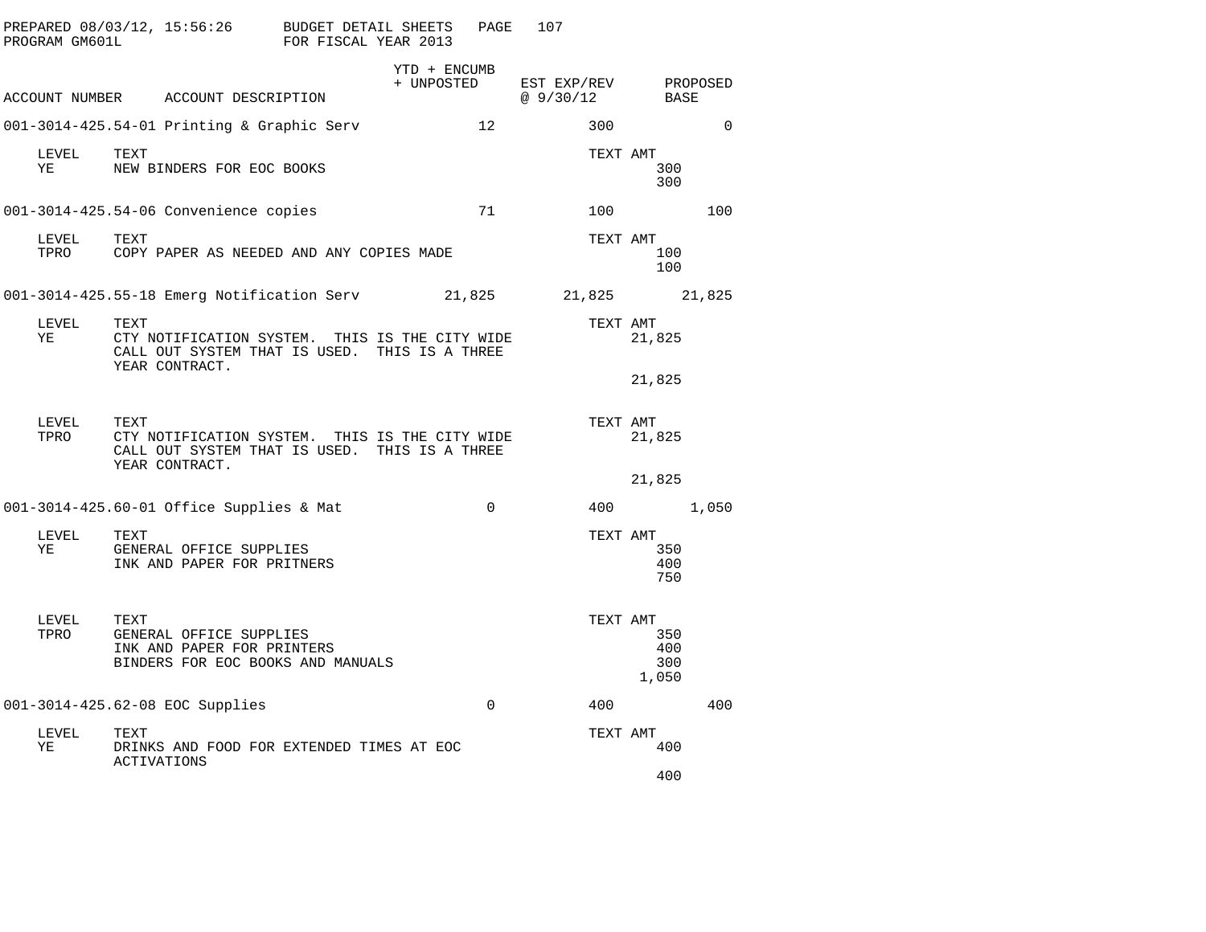PREPARED 08/03/12, 15:56:26 — BUDGET DETAIL SHEETS — PROGRAM GM601L — FOR FISCAL YEAR 2013

| ACCOUNT NUMBER | ACCOUNT DESCRIPTION | YTD + ENCUMB + UNPOSTED | EST EXP/REV @ 9/30/12 | PROPOSED BASE |
|---|---|---|---|---|
| 001-3014-425.54-01 | Printing & Graphic Serv | 12 | 300 | 0 |

| LEVEL | TEXT | TEXT AMT |
|---|---|---|
| YE | NEW BINDERS FOR EOC BOOKS | 300 |
| | | 300 |

| ACCOUNT NUMBER | ACCOUNT DESCRIPTION | YTD + ENCUMB + UNPOSTED | EST EXP/REV @ 9/30/12 | PROPOSED BASE |
|---|---|---|---|---|
| 001-3014-425.54-06 | Convenience copies | 71 | 100 | 100 |

| LEVEL | TEXT | TEXT AMT |
|---|---|---|
| TPRO | COPY PAPER AS NEEDED AND ANY COPIES MADE | 100 |
| | | 100 |

| ACCOUNT NUMBER | ACCOUNT DESCRIPTION | YTD + ENCUMB + UNPOSTED | EST EXP/REV @ 9/30/12 | PROPOSED BASE |
|---|---|---|---|---|
| 001-3014-425.55-18 | Emerg Notification Serv | 21,825 | 21,825 | 21,825 |

| LEVEL | TEXT | TEXT AMT |
|---|---|---|
| YE | CTY NOTIFICATION SYSTEM. THIS IS THE CITY WIDE CALL OUT SYSTEM THAT IS USED. THIS IS A THREE YEAR CONTRACT. | 21,825 |
| | | 21,825 |

| LEVEL | TEXT | TEXT AMT |
|---|---|---|
| TPRO | CTY NOTIFICATION SYSTEM. THIS IS THE CITY WIDE CALL OUT SYSTEM THAT IS USED. THIS IS A THREE YEAR CONTRACT. | 21,825 |
| | | 21,825 |

| ACCOUNT NUMBER | ACCOUNT DESCRIPTION | YTD + ENCUMB + UNPOSTED | EST EXP/REV @ 9/30/12 | PROPOSED BASE |
|---|---|---|---|---|
| 001-3014-425.60-01 | Office Supplies & Mat | 0 | 400 | 1,050 |

| LEVEL | TEXT | TEXT AMT |
|---|---|---|
| YE | GENERAL OFFICE SUPPLIES | 350 |
| | INK AND PAPER FOR PRITNERS | 400 |
| | | 750 |

| LEVEL | TEXT | TEXT AMT |
|---|---|---|
| TPRO | GENERAL OFFICE SUPPLIES | 350 |
| | INK AND PAPER FOR PRINTERS | 400 |
| | BINDERS FOR EOC BOOKS AND MANUALS | 300 |
| | | 1,050 |

| ACCOUNT NUMBER | ACCOUNT DESCRIPTION | YTD + ENCUMB + UNPOSTED | EST EXP/REV @ 9/30/12 | PROPOSED BASE |
|---|---|---|---|---|
| 001-3014-425.62-08 | EOC Supplies | 0 | 400 | 400 |

| LEVEL | TEXT | TEXT AMT |
|---|---|---|
| YE | DRINKS AND FOOD FOR EXTENDED TIMES AT EOC ACTIVATIONS | 400 |
| | | 400 |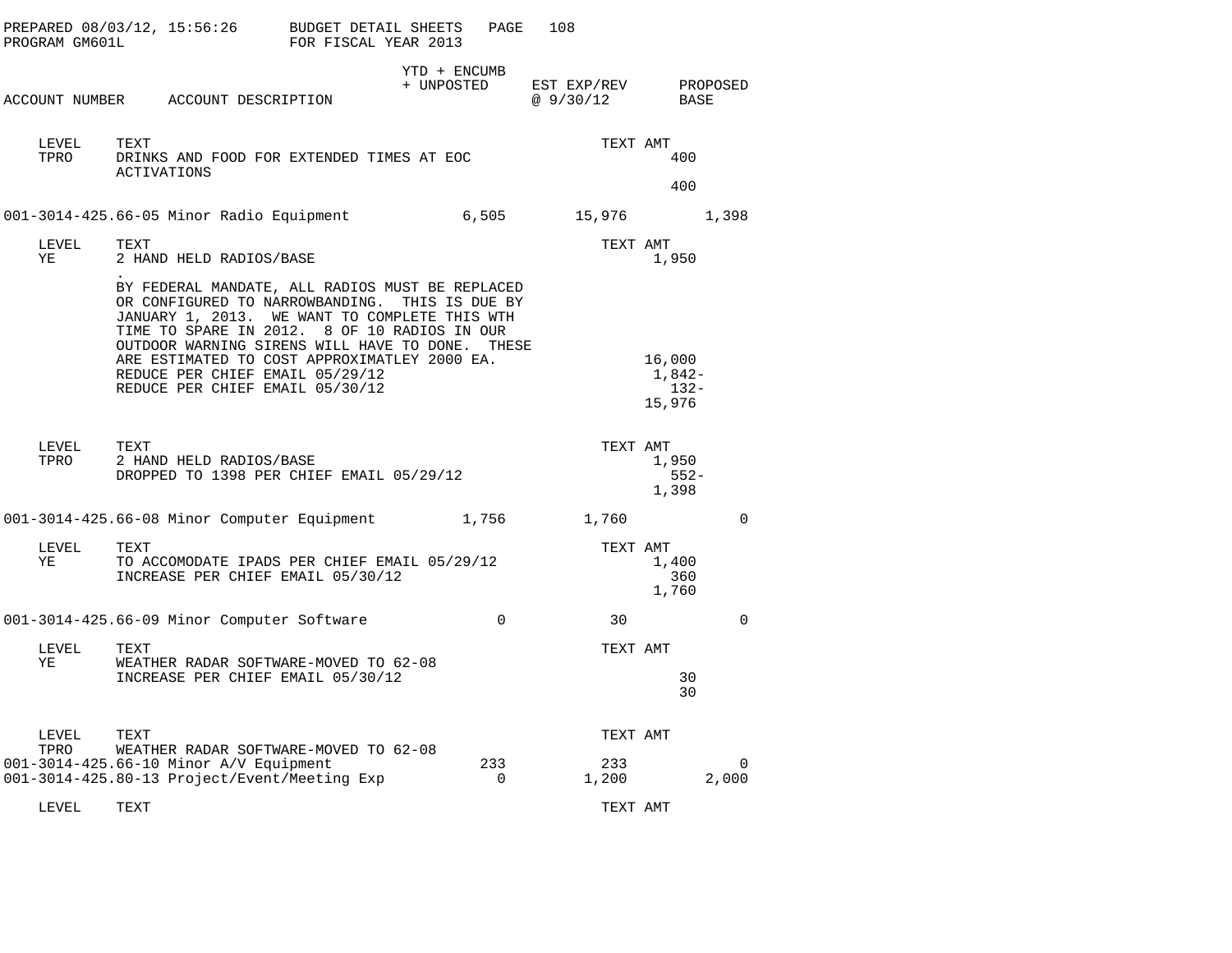PREPARED 08/03/12, 15:56:26 BUDGET DETAIL SHEETS
PROGRAM GM601L FOR FISCAL YEAR 2013

| ACCOUNT NUMBER | ACCOUNT DESCRIPTION | YTD + ENCUMB + UNPOSTED | EST EXP/REV @ 9/30/12 | PROPOSED BASE |
|---|---|---|---|---|

| LEVEL | TEXT | TEXT AMT |
|---|---|---|
| TPRO | DRINKS AND FOOD FOR EXTENDED TIMES AT EOC ACTIVATIONS | 400 |
| | | 400 |

**001-3014-425.66-05 Minor Radio Equipment** — 6,505 | 15,976 | 1,398

| LEVEL | TEXT | TEXT AMT |
|---|---|---|
| YE | 2 HAND HELD RADIOS/BASE | 1,950 |
| | . | |
| | BY FEDERAL MANDATE, ALL RADIOS MUST BE REPLACED OR CONFIGURED TO NARROWBANDING. THIS IS DUE BY JANUARY 1, 2013. WE WANT TO COMPLETE THIS WTH TIME TO SPARE IN 2012. 8 OF 10 RADIOS IN OUR OUTDOOR WARNING SIRENS WILL HAVE TO DONE. THESE ARE ESTIMATED TO COST APPROXIMATLEY 2000 EA. | 16,000 |
| | REDUCE PER CHIEF EMAIL 05/29/12 | 1,842- |
| | REDUCE PER CHIEF EMAIL 05/30/12 | 132- |
| | | 15,976 |

| LEVEL | TEXT | TEXT AMT |
|---|---|---|
| TPRO | 2 HAND HELD RADIOS/BASE | 1,950 |
| | DROPPED TO 1398 PER CHIEF EMAIL 05/29/12 | 552- |
| | | 1,398 |

**001-3014-425.66-08 Minor Computer Equipment** — 1,756 | 1,760 | 0

| LEVEL | TEXT | TEXT AMT |
|---|---|---|
| YE | TO ACCOMODATE IPADS PER CHIEF EMAIL 05/29/12 | 1,400 |
| | INCREASE PER CHIEF EMAIL 05/30/12 | 360 |
| | | 1,760 |

**001-3014-425.66-09 Minor Computer Software** — 0 | 30 | 0

| LEVEL | TEXT | TEXT AMT |
|---|---|---|
| YE | WEATHER RADAR SOFTWARE-MOVED TO 62-08 | |
| | INCREASE PER CHIEF EMAIL 05/30/12 | 30 |
| | | 30 |

| LEVEL | TEXT | TEXT AMT |
|---|---|---|
| TPRO | WEATHER RADAR SOFTWARE-MOVED TO 62-08 | |

**001-3014-425.66-10 Minor A/V Equipment** — 233 | 233 | 0

**001-3014-425.80-13 Project/Event/Meeting Exp** — 0 | 1,200 | 2,000

| LEVEL | TEXT | TEXT AMT |
|---|---|---|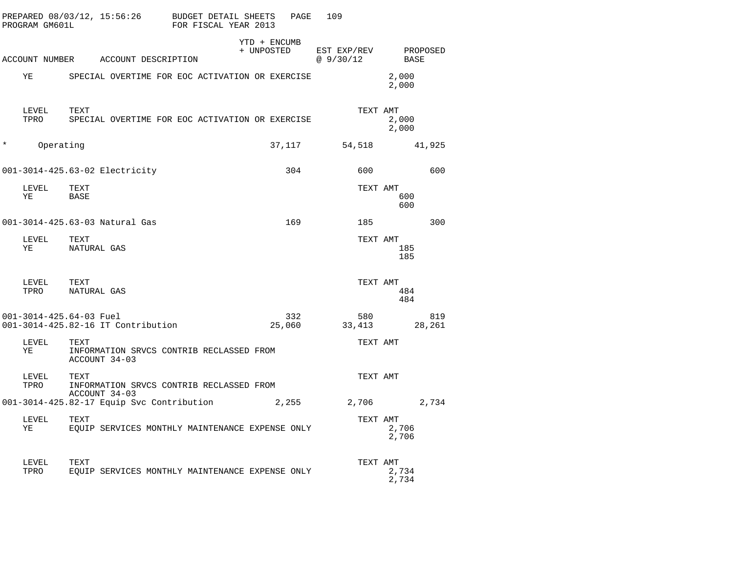PREPARED 08/03/12, 15:56:26 BUDGET DETAIL SHEETS
PROGRAM GM601L FOR FISCAL YEAR 2013

| ACCOUNT NUMBER | ACCOUNT DESCRIPTION | YTD + ENCUMB + UNPOSTED | EST EXP/REV @ 9/30/12 | PROPOSED BASE |
|---|---|---|---|---|
| YE | SPECIAL OVERTIME FOR EOC ACTIVATION OR EXERCISE | | | 2,000<br>2,000 |
| LEVEL | TEXT | | TEXT AMT | |
| TPRO | SPECIAL OVERTIME FOR EOC ACTIVATION OR EXERCISE | | | 2,000<br>2,000 |
| * Operating | | 37,117 | 54,518 | 41,925 |
| 001-3014-425.63-02 Electricity | | 304 | 600 | 600 |
| LEVEL | TEXT | | TEXT AMT | |
| YE | BASE | | | 600<br>600 |
| 001-3014-425.63-03 Natural Gas | | 169 | 185 | 300 |
| LEVEL | TEXT | | TEXT AMT | |
| YE | NATURAL GAS | | | 185<br>185 |
| LEVEL | TEXT | | TEXT AMT | |
| TPRO | NATURAL GAS | | | 484<br>484 |
| 001-3014-425.64-03 Fuel | | 332 | 580 | 819 |
| 001-3014-425.82-16 IT Contribution | | 25,060 | 33,413 | 28,261 |
| LEVEL | TEXT | | TEXT AMT | |
| YE | INFORMATION SRVCS CONTRIB RECLASSED FROM ACCOUNT 34-03 | | | |
| LEVEL | TEXT | | TEXT AMT | |
| TPRO | INFORMATION SRVCS CONTRIB RECLASSED FROM ACCOUNT 34-03 | | | |
| 001-3014-425.82-17 Equip Svc Contribution | | 2,255 | 2,706 | 2,734 |
| LEVEL | TEXT | | TEXT AMT | |
| YE | EQUIP SERVICES MONTHLY MAINTENANCE EXPENSE ONLY | | | 2,706<br>2,706 |
| LEVEL | TEXT | | TEXT AMT | |
| TPRO | EQUIP SERVICES MONTHLY MAINTENANCE EXPENSE ONLY | | | 2,734<br>2,734 |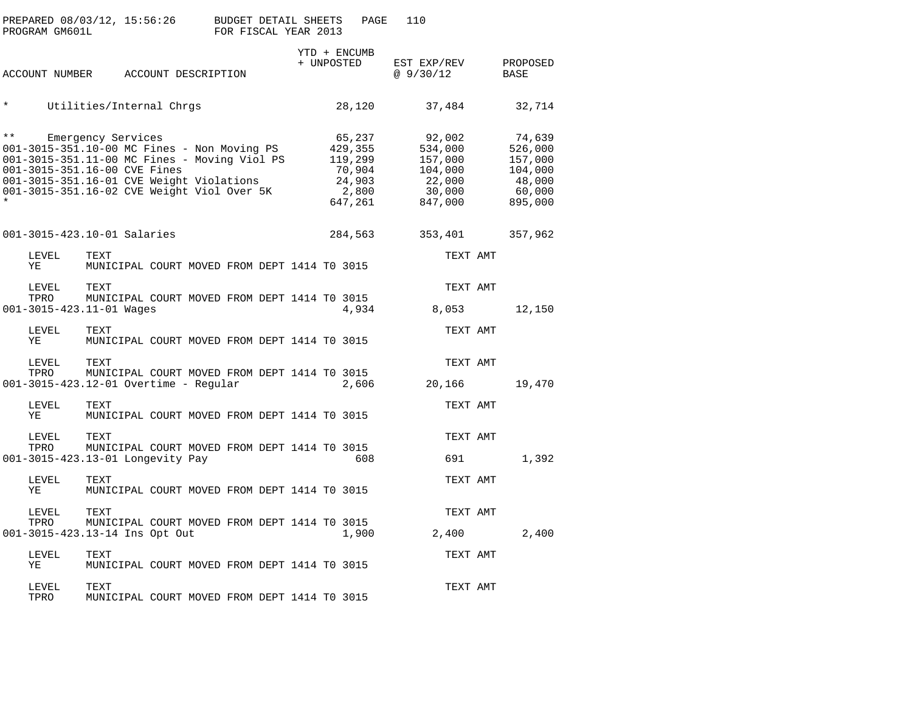PREPARED 08/03/12, 15:56:26 BUDGET DETAIL SHEETS
PROGRAM GM601L FOR FISCAL YEAR 2013

| ACCOUNT NUMBER | ACCOUNT DESCRIPTION | YTD + ENCUMB + UNPOSTED | EST EXP/REV @ 9/30/12 | PROPOSED BASE |
|---|---|---|---|---|
| * | Utilities/Internal Chrgs | 28,120 | 37,484 | 32,714 |
| ** | Emergency Services | 65,237 | 92,002 | 74,639 |
| 001-3015-351.10-00 | MC Fines - Non Moving PS | 429,355 | 534,000 | 526,000 |
| 001-3015-351.11-00 | MC Fines - Moving Viol PS | 119,299 | 157,000 | 157,000 |
| 001-3015-351.16-00 | CVE Fines | 70,904 | 104,000 | 104,000 |
| 001-3015-351.16-01 | CVE Weight Violations | 24,903 | 22,000 | 48,000 |
| 001-3015-351.16-02 | CVE Weight Viol Over 5K | 2,800 | 30,000 | 60,000 |
| * | | 647,261 | 847,000 | 895,000 |
| 001-3015-423.10-01 | Salaries | 284,563 | 353,401 | 357,962 |

| LEVEL | TEXT | TEXT AMT |
|---|---|---|
| YE | MUNICIPAL COURT MOVED FROM DEPT 1414 T0 3015 | |

| LEVEL | TEXT | TEXT AMT |
|---|---|---|
| TPRO | MUNICIPAL COURT MOVED FROM DEPT 1414 T0 3015 | |

| ACCOUNT NUMBER | ACCOUNT DESCRIPTION | YTD + ENCUMB + UNPOSTED | EST EXP/REV @ 9/30/12 | PROPOSED BASE |
|---|---|---|---|---|
| 001-3015-423.11-01 | Wages | 4,934 | 8,053 | 12,150 |

| LEVEL | TEXT | TEXT AMT |
|---|---|---|
| YE | MUNICIPAL COURT MOVED FROM DEPT 1414 T0 3015 | |

| LEVEL | TEXT | TEXT AMT |
|---|---|---|
| TPRO | MUNICIPAL COURT MOVED FROM DEPT 1414 T0 3015 | |

| ACCOUNT NUMBER | ACCOUNT DESCRIPTION | YTD + ENCUMB + UNPOSTED | EST EXP/REV @ 9/30/12 | PROPOSED BASE |
|---|---|---|---|---|
| 001-3015-423.12-01 | Overtime - Regular | 2,606 | 20,166 | 19,470 |

| LEVEL | TEXT | TEXT AMT |
|---|---|---|
| YE | MUNICIPAL COURT MOVED FROM DEPT 1414 T0 3015 | |

| LEVEL | TEXT | TEXT AMT |
|---|---|---|
| TPRO | MUNICIPAL COURT MOVED FROM DEPT 1414 T0 3015 | |

| ACCOUNT NUMBER | ACCOUNT DESCRIPTION | YTD + ENCUMB + UNPOSTED | EST EXP/REV @ 9/30/12 | PROPOSED BASE |
|---|---|---|---|---|
| 001-3015-423.13-01 | Longevity Pay | 608 | 691 | 1,392 |

| LEVEL | TEXT | TEXT AMT |
|---|---|---|
| YE | MUNICIPAL COURT MOVED FROM DEPT 1414 T0 3015 | |

| LEVEL | TEXT | TEXT AMT |
|---|---|---|
| TPRO | MUNICIPAL COURT MOVED FROM DEPT 1414 T0 3015 | |

| ACCOUNT NUMBER | ACCOUNT DESCRIPTION | YTD + ENCUMB + UNPOSTED | EST EXP/REV @ 9/30/12 | PROPOSED BASE |
|---|---|---|---|---|
| 001-3015-423.13-14 | Ins Opt Out | 1,900 | 2,400 | 2,400 |

| LEVEL | TEXT | TEXT AMT |
|---|---|---|
| YE | MUNICIPAL COURT MOVED FROM DEPT 1414 T0 3015 | |

| LEVEL | TEXT | TEXT AMT |
|---|---|---|
| TPRO | MUNICIPAL COURT MOVED FROM DEPT 1414 T0 3015 | |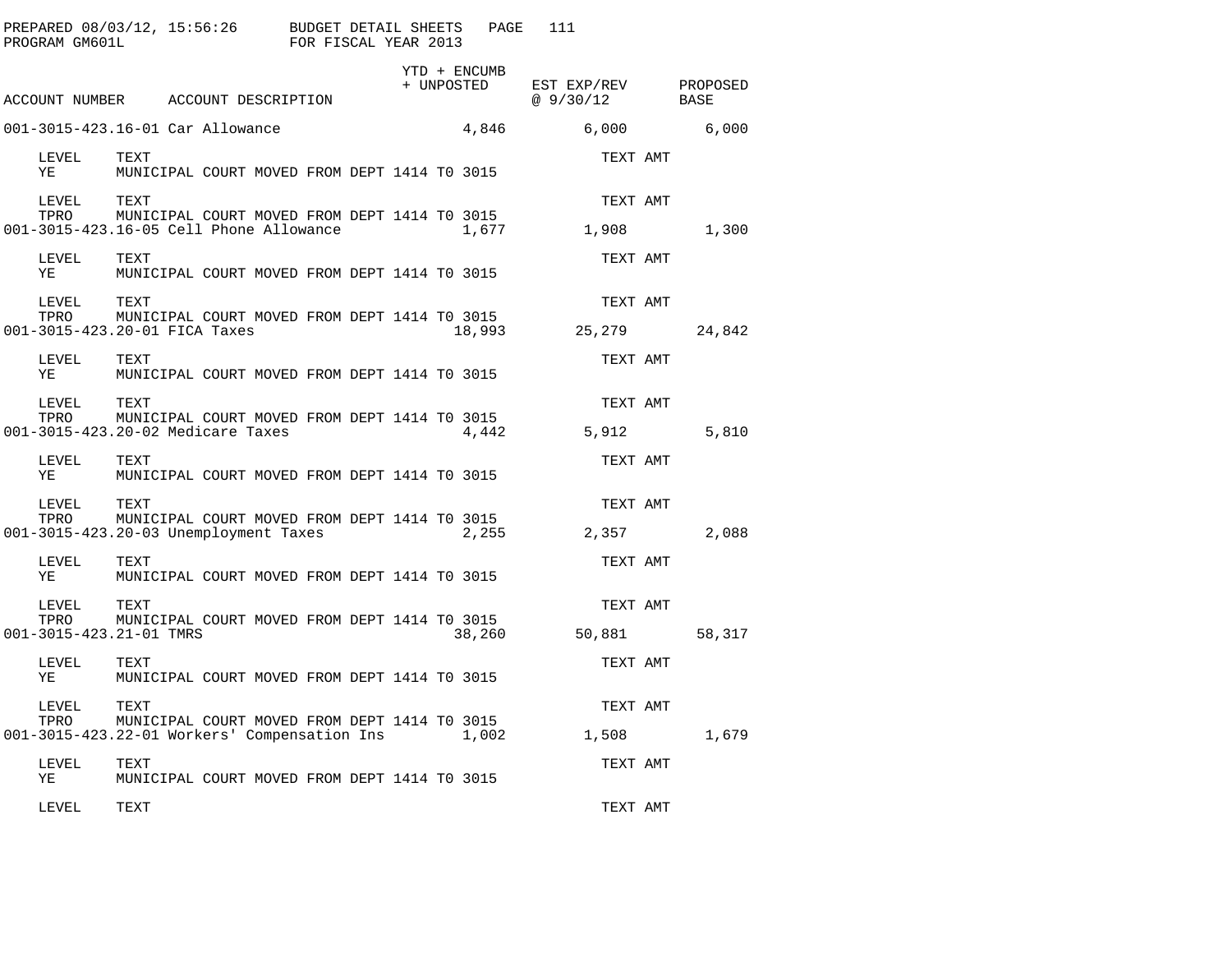PREPARED 08/03/12, 15:56:26 BUDGET DETAIL SHEETS PAGE 111
PROGRAM GM601L FOR FISCAL YEAR 2013

| ACCOUNT NUMBER | ACCOUNT DESCRIPTION | YTD + ENCUMB + UNPOSTED | EST EXP/REV @ 9/30/12 | PROPOSED BASE |
|---|---|---|---|---|
| 001-3015-423.16-01 | Car Allowance | 4,846 | 6,000 | 6,000 |

| LEVEL | TEXT | TEXT AMT |
|---|---|---|
| YE | MUNICIPAL COURT MOVED FROM DEPT 1414 T0 3015 | |
| TPRO | MUNICIPAL COURT MOVED FROM DEPT 1414 T0 3015 | |

| ACCOUNT NUMBER | ACCOUNT DESCRIPTION | YTD + ENCUMB + UNPOSTED | EST EXP/REV @ 9/30/12 | PROPOSED BASE |
|---|---|---|---|---|
| 001-3015-423.16-05 | Cell Phone Allowance | 1,677 | 1,908 | 1,300 |

| LEVEL | TEXT | TEXT AMT |
|---|---|---|
| YE | MUNICIPAL COURT MOVED FROM DEPT 1414 T0 3015 | |
| TPRO | MUNICIPAL COURT MOVED FROM DEPT 1414 T0 3015 | |

| ACCOUNT NUMBER | ACCOUNT DESCRIPTION | YTD + ENCUMB + UNPOSTED | EST EXP/REV @ 9/30/12 | PROPOSED BASE |
|---|---|---|---|---|
| 001-3015-423.20-01 | FICA Taxes | 18,993 | 25,279 | 24,842 |

| LEVEL | TEXT | TEXT AMT |
|---|---|---|
| YE | MUNICIPAL COURT MOVED FROM DEPT 1414 T0 3015 | |
| TPRO | MUNICIPAL COURT MOVED FROM DEPT 1414 T0 3015 | |

| ACCOUNT NUMBER | ACCOUNT DESCRIPTION | YTD + ENCUMB + UNPOSTED | EST EXP/REV @ 9/30/12 | PROPOSED BASE |
|---|---|---|---|---|
| 001-3015-423.20-02 | Medicare Taxes | 4,442 | 5,912 | 5,810 |

| LEVEL | TEXT | TEXT AMT |
|---|---|---|
| YE | MUNICIPAL COURT MOVED FROM DEPT 1414 T0 3015 | |
| TPRO | MUNICIPAL COURT MOVED FROM DEPT 1414 T0 3015 | |

| ACCOUNT NUMBER | ACCOUNT DESCRIPTION | YTD + ENCUMB + UNPOSTED | EST EXP/REV @ 9/30/12 | PROPOSED BASE |
|---|---|---|---|---|
| 001-3015-423.20-03 | Unemployment Taxes | 2,255 | 2,357 | 2,088 |

| LEVEL | TEXT | TEXT AMT |
|---|---|---|
| YE | MUNICIPAL COURT MOVED FROM DEPT 1414 T0 3015 | |
| TPRO | MUNICIPAL COURT MOVED FROM DEPT 1414 T0 3015 | |

| ACCOUNT NUMBER | ACCOUNT DESCRIPTION | YTD + ENCUMB + UNPOSTED | EST EXP/REV @ 9/30/12 | PROPOSED BASE |
|---|---|---|---|---|
| 001-3015-423.21-01 | TMRS | 38,260 | 50,881 | 58,317 |

| LEVEL | TEXT | TEXT AMT |
|---|---|---|
| YE | MUNICIPAL COURT MOVED FROM DEPT 1414 T0 3015 | |
| TPRO | MUNICIPAL COURT MOVED FROM DEPT 1414 T0 3015 | |

| ACCOUNT NUMBER | ACCOUNT DESCRIPTION | YTD + ENCUMB + UNPOSTED | EST EXP/REV @ 9/30/12 | PROPOSED BASE |
|---|---|---|---|---|
| 001-3015-423.22-01 | Workers' Compensation Ins | 1,002 | 1,508 | 1,679 |

| LEVEL | TEXT | TEXT AMT |
|---|---|---|
| YE | MUNICIPAL COURT MOVED FROM DEPT 1414 T0 3015 | |
| | | |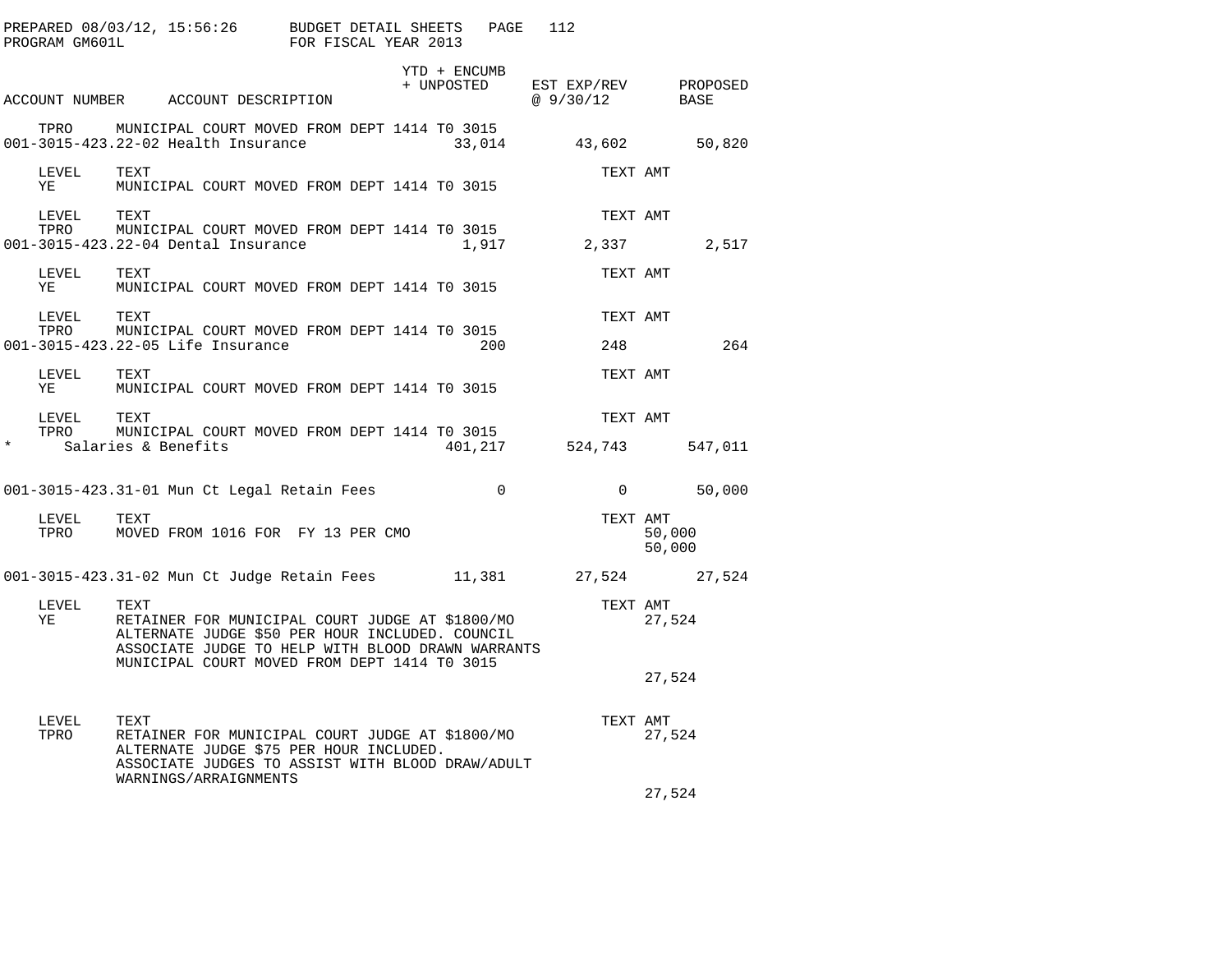PREPARED 08/03/12, 15:56:26 BUDGET DETAIL SHEETS
PROGRAM GM601L FOR FISCAL YEAR 2013

| ACCOUNT NUMBER | ACCOUNT DESCRIPTION | YTD + ENCUMB + UNPOSTED | EST EXP/REV @ 9/30/12 | PROPOSED BASE |
|---|---|---|---|---|
| TPRO | MUNICIPAL COURT MOVED FROM DEPT 1414 T0 3015 | | | |
| 001-3015-423.22-02 | Health Insurance | 33,014 | 43,602 | 50,820 |

| LEVEL | TEXT | TEXT AMT |
|---|---|---|
| YE | MUNICIPAL COURT MOVED FROM DEPT 1414 T0 3015 | |

| LEVEL | TEXT | TEXT AMT |
|---|---|---|
| TPRO | MUNICIPAL COURT MOVED FROM DEPT 1414 T0 3015 | |

| ACCOUNT NUMBER | ACCOUNT DESCRIPTION | YTD + ENCUMB + UNPOSTED | EST EXP/REV @ 9/30/12 | PROPOSED BASE |
|---|---|---|---|---|
| 001-3015-423.22-04 | Dental Insurance | 1,917 | 2,337 | 2,517 |

| LEVEL | TEXT | TEXT AMT |
|---|---|---|
| YE | MUNICIPAL COURT MOVED FROM DEPT 1414 T0 3015 | |

| LEVEL | TEXT | TEXT AMT |
|---|---|---|
| TPRO | MUNICIPAL COURT MOVED FROM DEPT 1414 T0 3015 | |

| ACCOUNT NUMBER | ACCOUNT DESCRIPTION | YTD + ENCUMB + UNPOSTED | EST EXP/REV @ 9/30/12 | PROPOSED BASE |
|---|---|---|---|---|
| 001-3015-423.22-05 | Life Insurance | 200 | 248 | 264 |

| LEVEL | TEXT | TEXT AMT |
|---|---|---|
| YE | MUNICIPAL COURT MOVED FROM DEPT 1414 T0 3015 | |

| LEVEL | TEXT | TEXT AMT |
|---|---|---|
| TPRO | MUNICIPAL COURT MOVED FROM DEPT 1414 T0 3015 | |

| ACCOUNT NUMBER | ACCOUNT DESCRIPTION | YTD + ENCUMB + UNPOSTED | EST EXP/REV @ 9/30/12 | PROPOSED BASE |
|---|---|---|---|---|
| * | Salaries & Benefits | 401,217 | 524,743 | 547,011 |
| 001-3015-423.31-01 | Mun Ct Legal Retain Fees | 0 | 0 | 50,000 |

| LEVEL | TEXT | TEXT AMT |
|---|---|---|
| TPRO | MOVED FROM 1016 FOR FY 13 PER CMO | 50,000 |
| | | 50,000 |

| ACCOUNT NUMBER | ACCOUNT DESCRIPTION | YTD + ENCUMB + UNPOSTED | EST EXP/REV @ 9/30/12 | PROPOSED BASE |
|---|---|---|---|---|
| 001-3015-423.31-02 | Mun Ct Judge Retain Fees | 11,381 | 27,524 | 27,524 |

| LEVEL | TEXT | TEXT AMT |
|---|---|---|
| YE | RETAINER FOR MUNICIPAL COURT JUDGE AT $1800/MO ALTERNATE JUDGE $50 PER HOUR INCLUDED. COUNCIL ASSOCIATE JUDGE TO HELP WITH BLOOD DRAWN WARRANTS MUNICIPAL COURT MOVED FROM DEPT 1414 T0 3015 | 27,524 |
| | | 27,524 |

| LEVEL | TEXT | TEXT AMT |
|---|---|---|
| TPRO | RETAINER FOR MUNICIPAL COURT JUDGE AT $1800/MO ALTERNATE JUDGE $75 PER HOUR INCLUDED. ASSOCIATE JUDGES TO ASSIST WITH BLOOD DRAW/ADULT WARNINGS/ARRAIGNMENTS | 27,524 |
| | | 27,524 |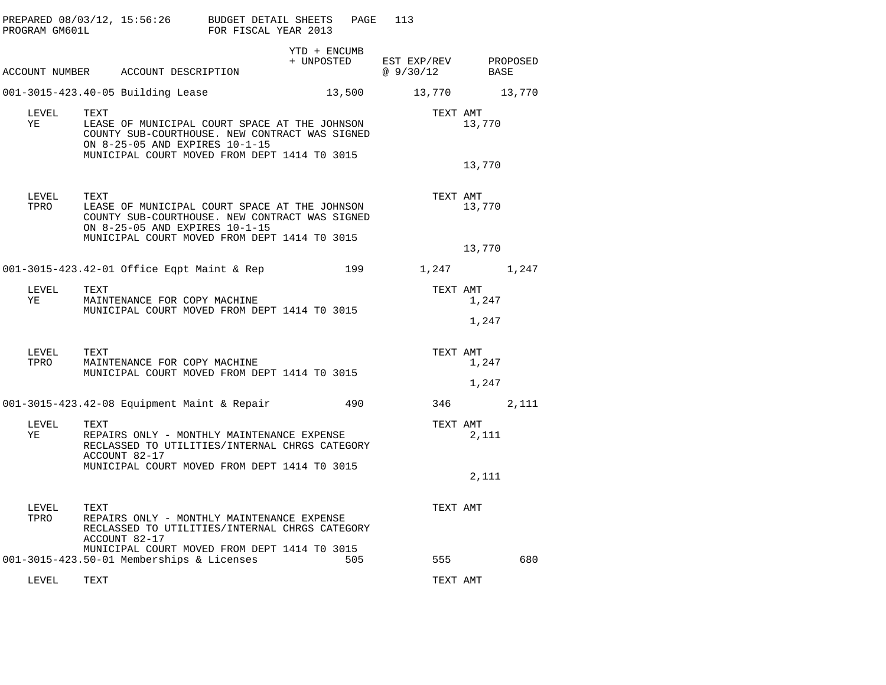BUDGET DETAIL SHEETS
FOR FISCAL YEAR 2013

| ACCOUNT NUMBER | ACCOUNT DESCRIPTION | YTD + ENCUMB + UNPOSTED | EST EXP/REV @ 9/30/12 | PROPOSED BASE |
|---|---|---|---|---|
| 001-3015-423.40-05 | Building Lease | 13,500 | 13,770 | 13,770 |

| LEVEL | TEXT | TEXT AMT |
|---|---|---|
| YE | LEASE OF MUNICIPAL COURT SPACE AT THE JOHNSON COUNTY SUB-COURTHOUSE. NEW CONTRACT WAS SIGNED ON 8-25-05 AND EXPIRES 10-1-15 | 13,770 |
| | MUNICIPAL COURT MOVED FROM DEPT 1414 T0 3015 | |
| | | 13,770 |

| LEVEL | TEXT | TEXT AMT |
|---|---|---|
| TPRO | LEASE OF MUNICIPAL COURT SPACE AT THE JOHNSON COUNTY SUB-COURTHOUSE. NEW CONTRACT WAS SIGNED ON 8-25-05 AND EXPIRES 10-1-15 | 13,770 |
| | MUNICIPAL COURT MOVED FROM DEPT 1414 T0 3015 | |
| | | 13,770 |

| ACCOUNT NUMBER | ACCOUNT DESCRIPTION | YTD + ENCUMB + UNPOSTED | EST EXP/REV @ 9/30/12 | PROPOSED BASE |
|---|---|---|---|---|
| 001-3015-423.42-01 | Office Eqpt Maint & Rep | 199 | 1,247 | 1,247 |

| LEVEL | TEXT | TEXT AMT |
|---|---|---|
| YE | MAINTENANCE FOR COPY MACHINE | 1,247 |
| | MUNICIPAL COURT MOVED FROM DEPT 1414 T0 3015 | |
| | | 1,247 |

| LEVEL | TEXT | TEXT AMT |
|---|---|---|
| TPRO | MAINTENANCE FOR COPY MACHINE | 1,247 |
| | MUNICIPAL COURT MOVED FROM DEPT 1414 T0 3015 | |
| | | 1,247 |

| ACCOUNT NUMBER | ACCOUNT DESCRIPTION | YTD + ENCUMB + UNPOSTED | EST EXP/REV @ 9/30/12 | PROPOSED BASE |
|---|---|---|---|---|
| 001-3015-423.42-08 | Equipment Maint & Repair | 490 | 346 | 2,111 |

| LEVEL | TEXT | TEXT AMT |
|---|---|---|
| YE | REPAIRS ONLY - MONTHLY MAINTENANCE EXPENSE RECLASSED TO UTILITIES/INTERNAL CHRGS CATEGORY ACCOUNT 82-17 | 2,111 |
| | MUNICIPAL COURT MOVED FROM DEPT 1414 T0 3015 | |
| | | 2,111 |

| LEVEL | TEXT | TEXT AMT |
|---|---|---|
| TPRO | REPAIRS ONLY - MONTHLY MAINTENANCE EXPENSE RECLASSED TO UTILITIES/INTERNAL CHRGS CATEGORY ACCOUNT 82-17 | |
| | MUNICIPAL COURT MOVED FROM DEPT 1414 T0 3015 | |

| ACCOUNT NUMBER | ACCOUNT DESCRIPTION | YTD + ENCUMB + UNPOSTED | EST EXP/REV @ 9/30/12 | PROPOSED BASE |
|---|---|---|---|---|
| 001-3015-423.50-01 | Memberships & Licenses | 505 | 555 | 680 |

| LEVEL | TEXT | TEXT AMT |
|---|---|---|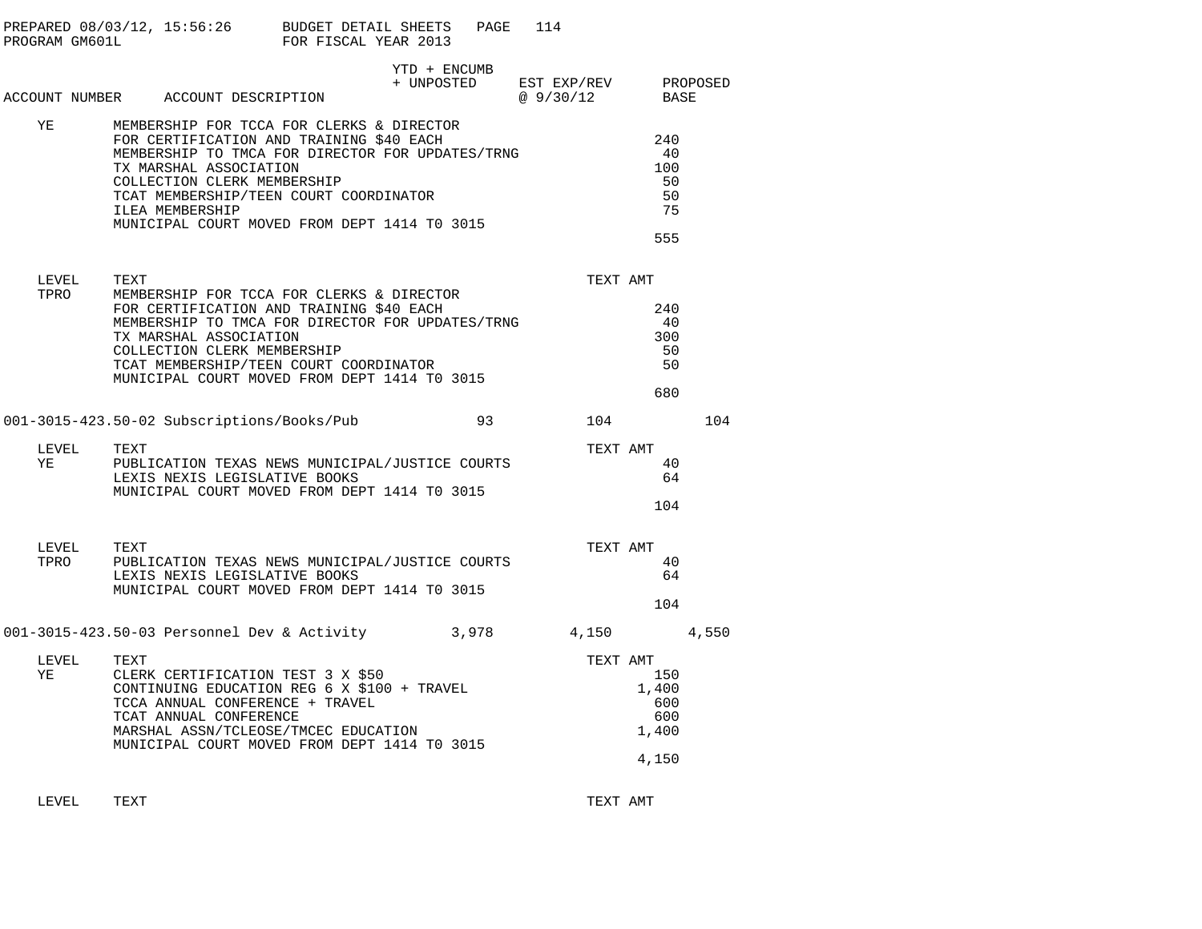PREPARED 08/03/12, 15:56:26 BUDGET DETAIL SHEETS
PROGRAM GM601L FOR FISCAL YEAR 2013

| ACCOUNT NUMBER | ACCOUNT DESCRIPTION | YTD + ENCUMB + UNPOSTED | EST EXP/REV @ 9/30/12 | PROPOSED BASE |
|---|---|---|---|---|

| LEVEL | TEXT | TEXT AMT |
|---|---|---|
| YE | MEMBERSHIP FOR TCCA FOR CLERKS & DIRECTOR | |
| | FOR CERTIFICATION AND TRAINING $40 EACH | 240 |
| | MEMBERSHIP TO TMCA FOR DIRECTOR FOR UPDATES/TRNG | 40 |
| | TX MARSHAL ASSOCIATION | 100 |
| | COLLECTION CLERK MEMBERSHIP | 50 |
| | TCAT MEMBERSHIP/TEEN COURT COORDINATOR | 50 |
| | ILEA MEMBERSHIP | 75 |
| | MUNICIPAL COURT MOVED FROM DEPT 1414 T0 3015 | |
| | | 555 |

| LEVEL | TEXT | TEXT AMT |
|---|---|---|
| TPRO | MEMBERSHIP FOR TCCA FOR CLERKS & DIRECTOR | |
| | FOR CERTIFICATION AND TRAINING $40 EACH | 240 |
| | MEMBERSHIP TO TMCA FOR DIRECTOR FOR UPDATES/TRNG | 40 |
| | TX MARSHAL ASSOCIATION | 300 |
| | COLLECTION CLERK MEMBERSHIP | 50 |
| | TCAT MEMBERSHIP/TEEN COURT COORDINATOR | 50 |
| | MUNICIPAL COURT MOVED FROM DEPT 1414 T0 3015 | |
| | | 680 |

| ACCOUNT NUMBER | ACCOUNT DESCRIPTION | YTD + ENCUMB + UNPOSTED | EST EXP/REV @ 9/30/12 | PROPOSED BASE |
|---|---|---|---|---|
| 001-3015-423.50-02 | Subscriptions/Books/Pub | 93 | 104 | 104 |

| LEVEL | TEXT | TEXT AMT |
|---|---|---|
| YE | PUBLICATION TEXAS NEWS MUNICIPAL/JUSTICE COURTS | 40 |
| | LEXIS NEXIS LEGISLATIVE BOOKS | 64 |
| | MUNICIPAL COURT MOVED FROM DEPT 1414 T0 3015 | |
| | | 104 |

| LEVEL | TEXT | TEXT AMT |
|---|---|---|
| TPRO | PUBLICATION TEXAS NEWS MUNICIPAL/JUSTICE COURTS | 40 |
| | LEXIS NEXIS LEGISLATIVE BOOKS | 64 |
| | MUNICIPAL COURT MOVED FROM DEPT 1414 T0 3015 | |
| | | 104 |

| ACCOUNT NUMBER | ACCOUNT DESCRIPTION | YTD + ENCUMB + UNPOSTED | EST EXP/REV @ 9/30/12 | PROPOSED BASE |
|---|---|---|---|---|
| 001-3015-423.50-03 | Personnel Dev & Activity | 3,978 | 4,150 | 4,550 |

| LEVEL | TEXT | TEXT AMT |
|---|---|---|
| YE | CLERK CERTIFICATION TEST 3 X $50 | 150 |
| | CONTINUING EDUCATION REG 6 X $100 + TRAVEL | 1,400 |
| | TCCA ANNUAL CONFERENCE + TRAVEL | 600 |
| | TCAT ANNUAL CONFERENCE | 600 |
| | MARSHAL ASSN/TCLEOSE/TMCEC EDUCATION | 1,400 |
| | MUNICIPAL COURT MOVED FROM DEPT 1414 T0 3015 | |
| | | 4,150 |

| LEVEL | TEXT | TEXT AMT |
|---|---|---|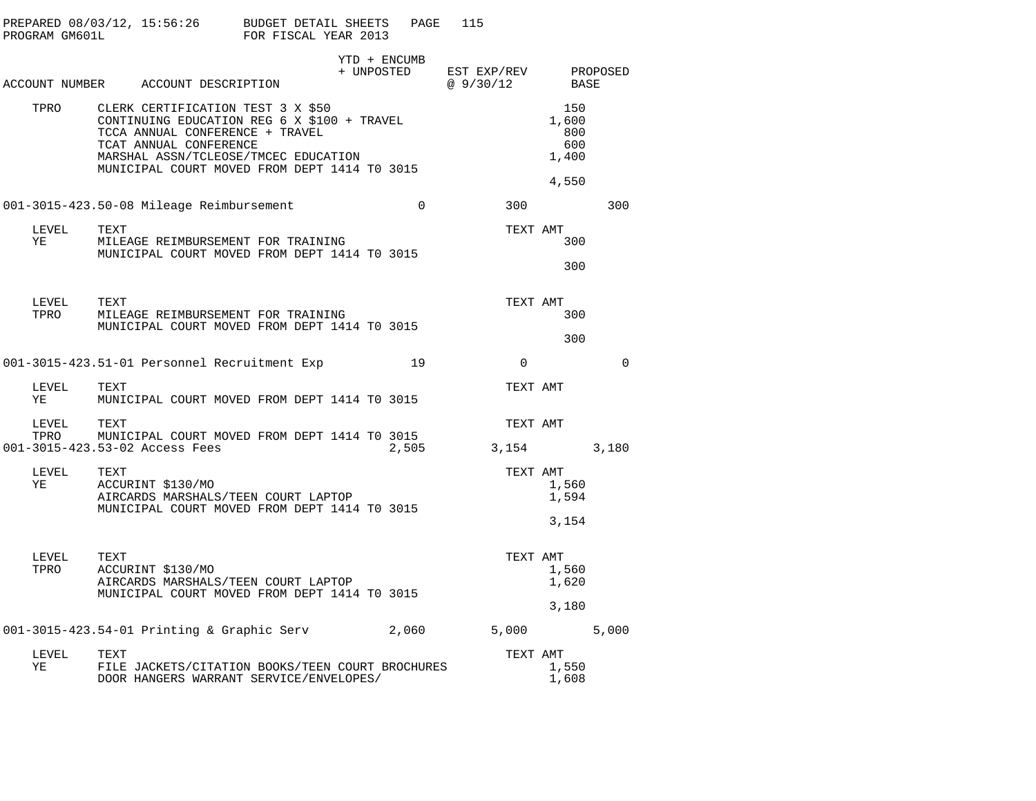| ACCOUNT NUMBER | ACCOUNT DESCRIPTION | YTD + ENCUMB + UNPOSTED | EST EXP/REV @ 9/30/12 | PROPOSED BASE |
|---|---|---|---|---|

| LEVEL | TEXT | TEXT AMT |
|---|---|---|
| TPRO | CLERK CERTIFICATION TEST 3 X $50 | 150 |
| | CONTINUING EDUCATION REG 6 X $100 + TRAVEL | 1,600 |
| | TCCA ANNUAL CONFERENCE + TRAVEL | 800 |
| | TCAT ANNUAL CONFERENCE | 600 |
| | MARSHAL ASSN/TCLEOSE/TMCEC EDUCATION | 1,400 |
| | MUNICIPAL COURT MOVED FROM DEPT 1414 T0 3015 | |
| | | 4,550 |

| ACCOUNT NUMBER | ACCOUNT DESCRIPTION | YTD + ENCUMB + UNPOSTED | EST EXP/REV @ 9/30/12 | PROPOSED BASE |
|---|---|---|---|---|
| 001-3015-423.50-08 | Mileage Reimbursement | 0 | 300 | 300 |

| LEVEL | TEXT | TEXT AMT |
|---|---|---|
| YE | MILEAGE REIMBURSEMENT FOR TRAINING | 300 |
| | MUNICIPAL COURT MOVED FROM DEPT 1414 T0 3015 | |
| | | 300 |

| LEVEL | TEXT | TEXT AMT |
|---|---|---|
| TPRO | MILEAGE REIMBURSEMENT FOR TRAINING | 300 |
| | MUNICIPAL COURT MOVED FROM DEPT 1414 T0 3015 | |
| | | 300 |

| ACCOUNT NUMBER | ACCOUNT DESCRIPTION | YTD + ENCUMB + UNPOSTED | EST EXP/REV @ 9/30/12 | PROPOSED BASE |
|---|---|---|---|---|
| 001-3015-423.51-01 | Personnel Recruitment Exp | 19 | 0 | 0 |

| LEVEL | TEXT | TEXT AMT |
|---|---|---|
| YE | MUNICIPAL COURT MOVED FROM DEPT 1414 T0 3015 | |

| LEVEL | TEXT | TEXT AMT |
|---|---|---|
| TPRO | MUNICIPAL COURT MOVED FROM DEPT 1414 T0 3015 | |

| ACCOUNT NUMBER | ACCOUNT DESCRIPTION | YTD + ENCUMB + UNPOSTED | EST EXP/REV @ 9/30/12 | PROPOSED BASE |
|---|---|---|---|---|
| 001-3015-423.53-02 | Access Fees | 2,505 | 3,154 | 3,180 |

| LEVEL | TEXT | TEXT AMT |
|---|---|---|
| YE | ACCURINT $130/MO | 1,560 |
| | AIRCARDS MARSHALS/TEEN COURT LAPTOP | 1,594 |
| | MUNICIPAL COURT MOVED FROM DEPT 1414 T0 3015 | |
| | | 3,154 |

| LEVEL | TEXT | TEXT AMT |
|---|---|---|
| TPRO | ACCURINT $130/MO | 1,560 |
| | AIRCARDS MARSHALS/TEEN COURT LAPTOP | 1,620 |
| | MUNICIPAL COURT MOVED FROM DEPT 1414 T0 3015 | |
| | | 3,180 |

| ACCOUNT NUMBER | ACCOUNT DESCRIPTION | YTD + ENCUMB + UNPOSTED | EST EXP/REV @ 9/30/12 | PROPOSED BASE |
|---|---|---|---|---|
| 001-3015-423.54-01 | Printing & Graphic Serv | 2,060 | 5,000 | 5,000 |

| LEVEL | TEXT | TEXT AMT |
|---|---|---|
| YE | FILE JACKETS/CITATION BOOKS/TEEN COURT BROCHURES | 1,550 |
| | DOOR HANGERS WARRANT SERVICE/ENVELOPES/ | 1,608 |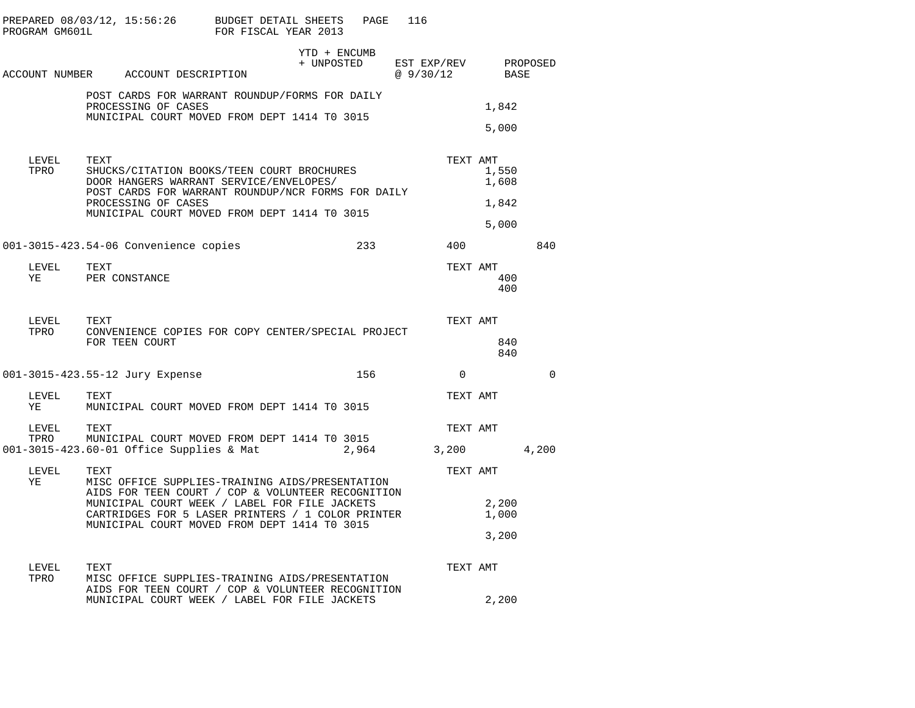PREPARED 08/03/12, 15:56:26 BUDGET DETAIL SHEETS
PROGRAM GM601L FOR FISCAL YEAR 2013

| ACCOUNT NUMBER | ACCOUNT DESCRIPTION | YTD + ENCUMB + UNPOSTED | EST EXP/REV @ 9/30/12 | PROPOSED BASE |
|---|---|---|---|---|

POST CARDS FOR WARRANT ROUNDUP/FORMS FOR DAILY PROCESSING OF CASES — 1,842
MUNICIPAL COURT MOVED FROM DEPT 1414 T0 3015

5,000

| LEVEL | TEXT | TEXT AMT |
|---|---|---|
| TPRO | SHUCKS/CITATION BOOKS/TEEN COURT BROCHURES | 1,550 |
| | DOOR HANGERS WARRANT SERVICE/ENVELOPES/ | 1,608 |
| | POST CARDS FOR WARRANT ROUNDUP/NCR FORMS FOR DAILY PROCESSING OF CASES | 1,842 |
| | MUNICIPAL COURT MOVED FROM DEPT 1414 T0 3015 | |
| | | 5,000 |

| ACCOUNT NUMBER | ACCOUNT DESCRIPTION | YTD + ENCUMB + UNPOSTED | EST EXP/REV @ 9/30/12 | PROPOSED BASE |
|---|---|---|---|---|
| 001-3015-423.54-06 | Convenience copies | 233 | 400 | 840 |

| LEVEL | TEXT | TEXT AMT |
|---|---|---|
| YE | PER CONSTANCE | 400 |
| | | 400 |

| LEVEL | TEXT | TEXT AMT |
|---|---|---|
| TPRO | CONVENIENCE COPIES FOR COPY CENTER/SPECIAL PROJECT FOR TEEN COURT | 840 |
| | | 840 |

| ACCOUNT NUMBER | ACCOUNT DESCRIPTION | YTD + ENCUMB + UNPOSTED | EST EXP/REV @ 9/30/12 | PROPOSED BASE |
|---|---|---|---|---|
| 001-3015-423.55-12 | Jury Expense | 156 | 0 | 0 |

| LEVEL | TEXT | TEXT AMT |
|---|---|---|
| YE | MUNICIPAL COURT MOVED FROM DEPT 1414 T0 3015 | |

| LEVEL | TEXT | TEXT AMT |
|---|---|---|
| TPRO | MUNICIPAL COURT MOVED FROM DEPT 1414 T0 3015 | |

| ACCOUNT NUMBER | ACCOUNT DESCRIPTION | YTD + ENCUMB + UNPOSTED | EST EXP/REV @ 9/30/12 | PROPOSED BASE |
|---|---|---|---|---|
| 001-3015-423.60-01 | Office Supplies & Mat | 2,964 | 3,200 | 4,200 |

| LEVEL | TEXT | TEXT AMT |
|---|---|---|
| YE | MISC OFFICE SUPPLIES-TRAINING AIDS/PRESENTATION AIDS FOR TEEN COURT / COP & VOLUNTEER RECOGNITION MUNICIPAL COURT WEEK / LABEL FOR FILE JACKETS | 2,200 |
| | CARTRIDGES FOR 5 LASER PRINTERS / 1 COLOR PRINTER | 1,000 |
| | MUNICIPAL COURT MOVED FROM DEPT 1414 T0 3015 | |
| | | 3,200 |

| LEVEL | TEXT | TEXT AMT |
|---|---|---|
| TPRO | MISC OFFICE SUPPLIES-TRAINING AIDS/PRESENTATION AIDS FOR TEEN COURT / COP & VOLUNTEER RECOGNITION MUNICIPAL COURT WEEK / LABEL FOR FILE JACKETS | 2,200 |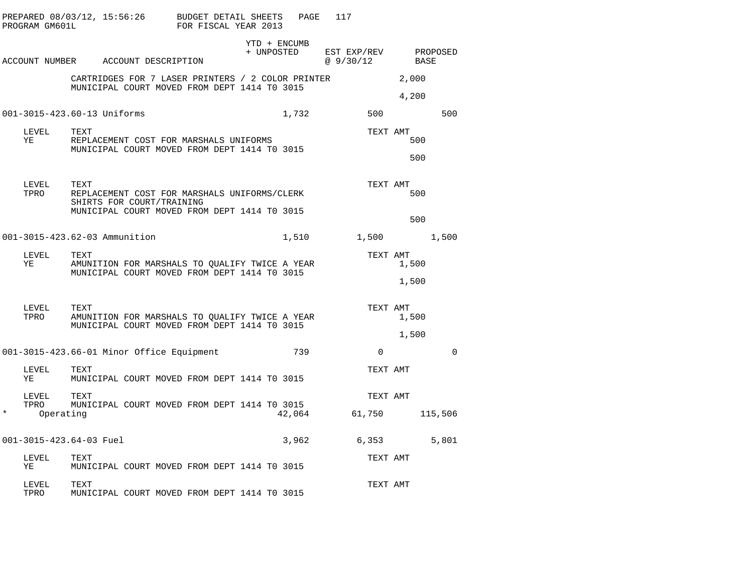| ACCOUNT NUMBER | ACCOUNT DESCRIPTION | YTD + ENCUMB + UNPOSTED | EST EXP/REV @ 9/30/12 | PROPOSED BASE |
|---|---|---|---|---|
| | CARTRIDGES FOR 7 LASER PRINTERS / 2 COLOR PRINTER | | 2,000 | |
| | MUNICIPAL COURT MOVED FROM DEPT 1414 T0 3015 | | | |
| | | | 4,200 | |
| 001-3015-423.60-13 | Uniforms | 1,732 | 500 | 500 |
| LEVEL | TEXT | | TEXT AMT | |
| YE | REPLACEMENT COST FOR MARSHALS UNIFORMS | | 500 | |
| | MUNICIPAL COURT MOVED FROM DEPT 1414 T0 3015 | | | |
| | | | 500 | |
| LEVEL | TEXT | | TEXT AMT | |
| TPRO | REPLACEMENT COST FOR MARSHALS UNIFORMS/CLERK SHIRTS FOR COURT/TRAINING | | 500 | |
| | MUNICIPAL COURT MOVED FROM DEPT 1414 T0 3015 | | | |
| | | | 500 | |
| 001-3015-423.62-03 | Ammunition | 1,510 | 1,500 | 1,500 |
| LEVEL | TEXT | | TEXT AMT | |
| YE | AMUNITION FOR MARSHALS TO QUALIFY TWICE A YEAR | | 1,500 | |
| | MUNICIPAL COURT MOVED FROM DEPT 1414 T0 3015 | | | |
| | | | 1,500 | |
| LEVEL | TEXT | | TEXT AMT | |
| TPRO | AMUNITION FOR MARSHALS TO QUALIFY TWICE A YEAR | | 1,500 | |
| | MUNICIPAL COURT MOVED FROM DEPT 1414 T0 3015 | | | |
| | | | 1,500 | |
| 001-3015-423.66-01 | Minor Office Equipment | 739 | 0 | 0 |
| LEVEL | TEXT | | TEXT AMT | |
| YE | MUNICIPAL COURT MOVED FROM DEPT 1414 T0 3015 | | | |
| LEVEL | TEXT | | TEXT AMT | |
| TPRO | MUNICIPAL COURT MOVED FROM DEPT 1414 T0 3015 | | | |
| * | Operating | 42,064 | 61,750 | 115,506 |
| 001-3015-423.64-03 | Fuel | 3,962 | 6,353 | 5,801 |
| LEVEL | TEXT | | TEXT AMT | |
| YE | MUNICIPAL COURT MOVED FROM DEPT 1414 T0 3015 | | | |
| LEVEL | TEXT | | TEXT AMT | |
| TPRO | MUNICIPAL COURT MOVED FROM DEPT 1414 T0 3015 | | | |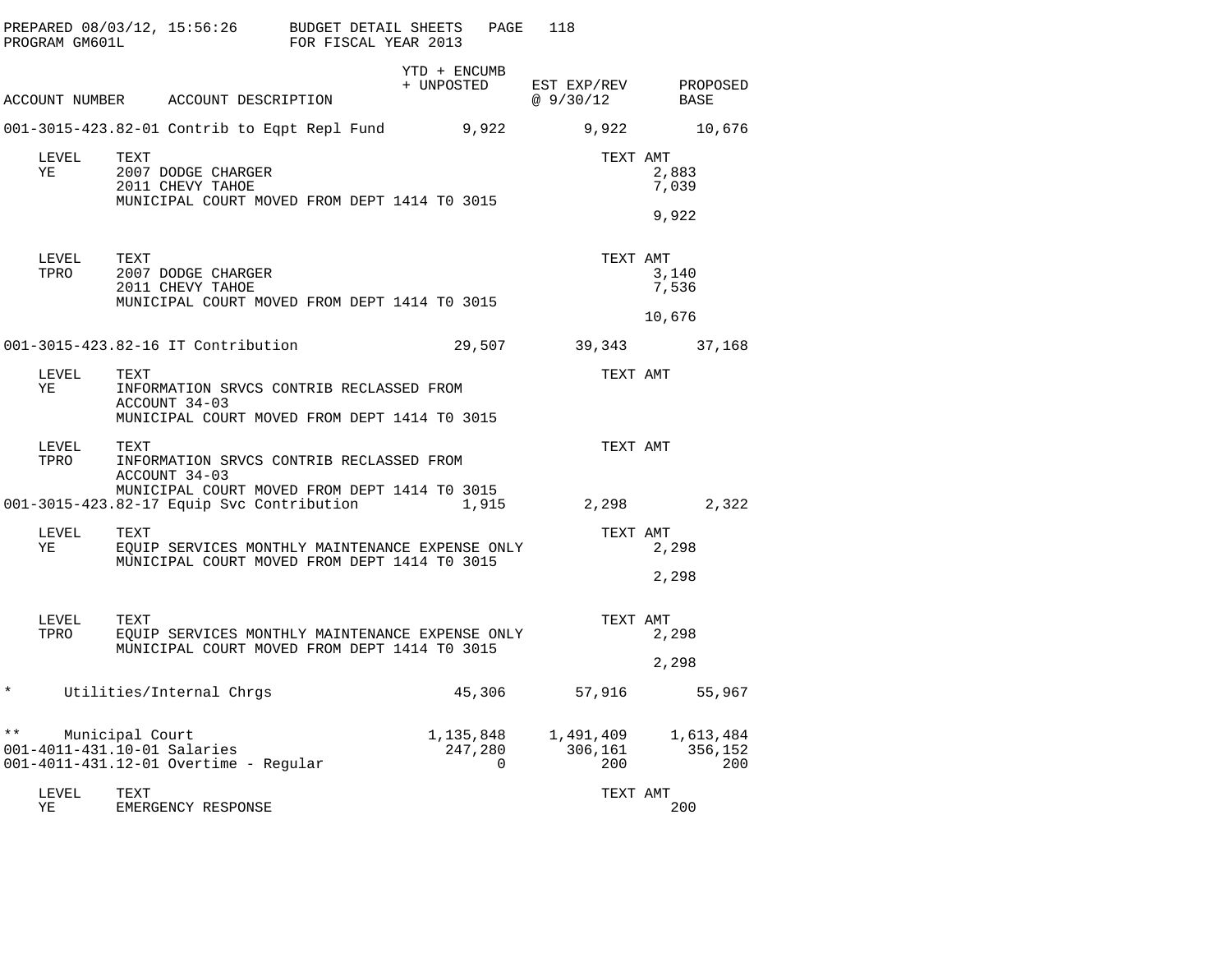PREPARED 08/03/12, 15:56:26 BUDGET DETAIL SHEETS
PROGRAM GM601L FOR FISCAL YEAR 2013

| ACCOUNT NUMBER | ACCOUNT DESCRIPTION | YTD + ENCUMB + UNPOSTED | EST EXP/REV @ 9/30/12 | PROPOSED BASE |
|---|---|---|---|---|
| 001-3015-423.82-01 | Contrib to Eqpt Repl Fund | 9,922 | 9,922 | 10,676 |

| LEVEL | TEXT | TEXT AMT |
|---|---|---|
| YE | 2007 DODGE CHARGER | 2,883 |
| | 2011 CHEVY TAHOE | 7,039 |
| | MUNICIPAL COURT MOVED FROM DEPT 1414 T0 3015 | |
| | | 9,922 |

| LEVEL | TEXT | TEXT AMT |
|---|---|---|
| TPRO | 2007 DODGE CHARGER | 3,140 |
| | 2011 CHEVY TAHOE | 7,536 |
| | MUNICIPAL COURT MOVED FROM DEPT 1414 T0 3015 | |
| | | 10,676 |

| ACCOUNT NUMBER | ACCOUNT DESCRIPTION | YTD + ENCUMB + UNPOSTED | EST EXP/REV @ 9/30/12 | PROPOSED BASE |
|---|---|---|---|---|
| 001-3015-423.82-16 | IT Contribution | 29,507 | 39,343 | 37,168 |

| LEVEL | TEXT | TEXT AMT |
|---|---|---|
| YE | INFORMATION SRVCS CONTRIB RECLASSED FROM ACCOUNT 34-03 | |
| | MUNICIPAL COURT MOVED FROM DEPT 1414 T0 3015 | |

| LEVEL | TEXT | TEXT AMT |
|---|---|---|
| TPRO | INFORMATION SRVCS CONTRIB RECLASSED FROM ACCOUNT 34-03 | |
| | MUNICIPAL COURT MOVED FROM DEPT 1414 T0 3015 | |

| ACCOUNT NUMBER | ACCOUNT DESCRIPTION | YTD + ENCUMB + UNPOSTED | EST EXP/REV @ 9/30/12 | PROPOSED BASE |
|---|---|---|---|---|
| 001-3015-423.82-17 | Equip Svc Contribution | 1,915 | 2,298 | 2,322 |

| LEVEL | TEXT | TEXT AMT |
|---|---|---|
| YE | EQUIP SERVICES MONTHLY MAINTENANCE EXPENSE ONLY | 2,298 |
| | MUNICIPAL COURT MOVED FROM DEPT 1414 T0 3015 | |
| | | 2,298 |

| LEVEL | TEXT | TEXT AMT |
|---|---|---|
| TPRO | EQUIP SERVICES MONTHLY MAINTENANCE EXPENSE ONLY | 2,298 |
| | MUNICIPAL COURT MOVED FROM DEPT 1414 T0 3015 | |
| | | 2,298 |

| ACCOUNT NUMBER | ACCOUNT DESCRIPTION | YTD + ENCUMB + UNPOSTED | EST EXP/REV @ 9/30/12 | PROPOSED BASE |
|---|---|---|---|---|
| * | Utilities/Internal Chrgs | 45,306 | 57,916 | 55,967 |
| ** | Municipal Court | 1,135,848 | 1,491,409 | 1,613,484 |
| 001-4011-431.10-01 | Salaries | 247,280 | 306,161 | 356,152 |
| 001-4011-431.12-01 | Overtime - Regular | 0 | 200 | 200 |

| LEVEL | TEXT | TEXT AMT |
|---|---|---|
| YE | EMERGENCY RESPONSE | 200 |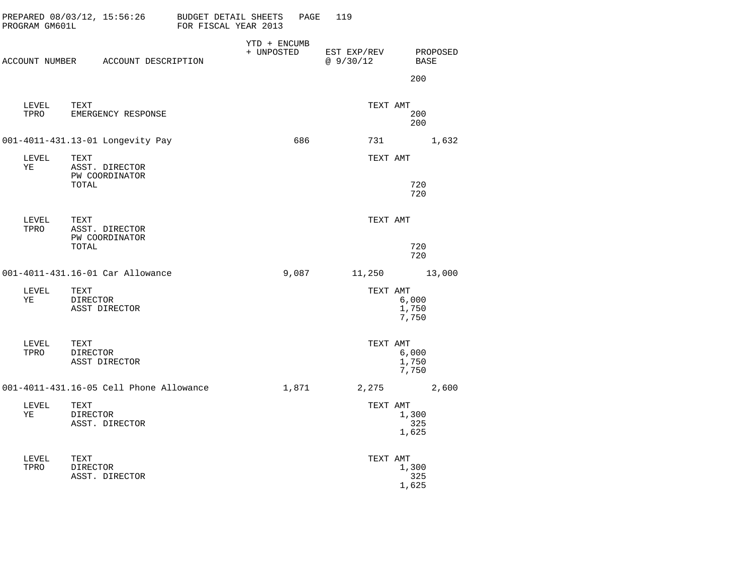PREPARED 08/03/12, 15:56:26 BUDGET DETAIL SHEETS
PROGRAM GM601L FOR FISCAL YEAR 2013

| ACCOUNT NUMBER | ACCOUNT DESCRIPTION | YTD + ENCUMB + UNPOSTED | EST EXP/REV @ 9/30/12 | PROPOSED BASE |
|---|---|---|---|---|
| | | | | 200 |

| LEVEL | TEXT | TEXT AMT |
|---|---|---|
| TPRO | EMERGENCY RESPONSE | 200 |
| | | 200 |

| ACCOUNT NUMBER | ACCOUNT DESCRIPTION | YTD + ENCUMB + UNPOSTED | EST EXP/REV @ 9/30/12 | PROPOSED BASE |
|---|---|---|---|---|
| 001-4011-431.13-01 | Longevity Pay | 686 | 731 | 1,632 |

| LEVEL | TEXT | TEXT AMT |
|---|---|---|
| YE | ASST. DIRECTOR | |
| | PW COORDINATOR | |
| | TOTAL | 720 |
| | | 720 |

| LEVEL | TEXT | TEXT AMT |
|---|---|---|
| TPRO | ASST. DIRECTOR | |
| | PW COORDINATOR | |
| | TOTAL | 720 |
| | | 720 |

| ACCOUNT NUMBER | ACCOUNT DESCRIPTION | YTD + ENCUMB + UNPOSTED | EST EXP/REV @ 9/30/12 | PROPOSED BASE |
|---|---|---|---|---|
| 001-4011-431.16-01 | Car Allowance | 9,087 | 11,250 | 13,000 |

| LEVEL | TEXT | TEXT AMT |
|---|---|---|
| YE | DIRECTOR | 6,000 |
| | ASST DIRECTOR | 1,750 |
| | | 7,750 |

| LEVEL | TEXT | TEXT AMT |
|---|---|---|
| TPRO | DIRECTOR | 6,000 |
| | ASST DIRECTOR | 1,750 |
| | | 7,750 |

| ACCOUNT NUMBER | ACCOUNT DESCRIPTION | YTD + ENCUMB + UNPOSTED | EST EXP/REV @ 9/30/12 | PROPOSED BASE |
|---|---|---|---|---|
| 001-4011-431.16-05 | Cell Phone Allowance | 1,871 | 2,275 | 2,600 |

| LEVEL | TEXT | TEXT AMT |
|---|---|---|
| YE | DIRECTOR | 1,300 |
| | ASST. DIRECTOR | 325 |
| | | 1,625 |

| LEVEL | TEXT | TEXT AMT |
|---|---|---|
| TPRO | DIRECTOR | 1,300 |
| | ASST. DIRECTOR | 325 |
| | | 1,625 |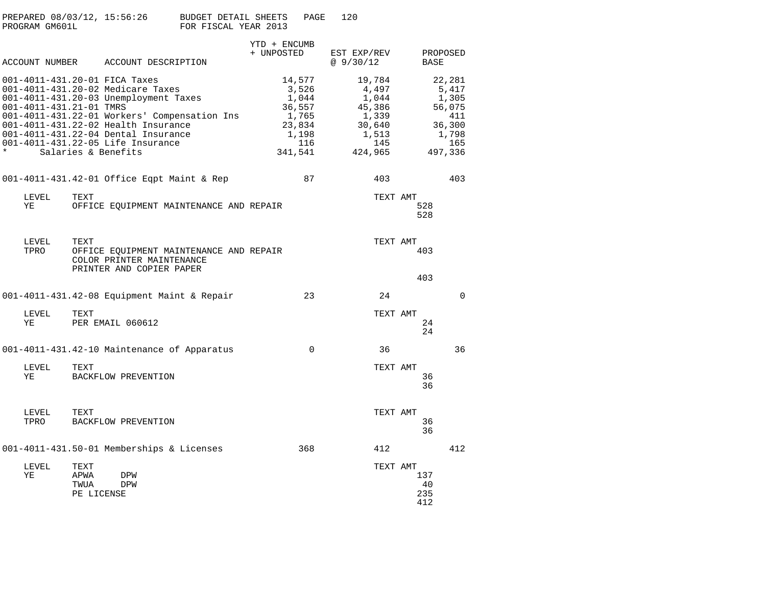PREPARED 08/03/12, 15:56:26 BUDGET DETAIL SHEETS
PROGRAM GM601L FOR FISCAL YEAR 2013

| ACCOUNT NUMBER | ACCOUNT DESCRIPTION | YTD + ENCUMB + UNPOSTED | EST EXP/REV @ 9/30/12 | PROPOSED BASE |
|---|---|---|---|---|
| 001-4011-431.20-01 | FICA Taxes | 14,577 | 19,784 | 22,281 |
| 001-4011-431.20-02 | Medicare Taxes | 3,526 | 4,497 | 5,417 |
| 001-4011-431.20-03 | Unemployment Taxes | 1,044 | 1,044 | 1,305 |
| 001-4011-431.21-01 | TMRS | 36,557 | 45,386 | 56,075 |
| 001-4011-431.22-01 | Workers' Compensation Ins | 1,765 | 1,339 | 411 |
| 001-4011-431.22-02 | Health Insurance | 23,834 | 30,640 | 36,300 |
| 001-4011-431.22-04 | Dental Insurance | 1,198 | 1,513 | 1,798 |
| 001-4011-431.22-05 | Life Insurance | 116 | 145 | 165 |
| * | Salaries & Benefits | 341,541 | 424,965 | 497,336 |

| ACCOUNT NUMBER | ACCOUNT DESCRIPTION | YTD + ENCUMB + UNPOSTED | EST EXP/REV @ 9/30/12 | PROPOSED BASE |
|---|---|---|---|---|
| 001-4011-431.42-01 | Office Eqpt Maint & Rep | 87 | 403 | 403 |

| LEVEL | TEXT | TEXT AMT |
|---|---|---|
| YE | OFFICE EQUIPMENT MAINTENANCE AND REPAIR | 528 |
| | | 528 |

| LEVEL | TEXT | TEXT AMT |
|---|---|---|
| TPRO | OFFICE EQUIPMENT MAINTENANCE AND REPAIR | 403 |
| | COLOR PRINTER MAINTENANCE | |
| | PRINTER AND COPIER PAPER | |
| | | 403 |

| ACCOUNT NUMBER | ACCOUNT DESCRIPTION | YTD + ENCUMB + UNPOSTED | EST EXP/REV @ 9/30/12 | PROPOSED BASE |
|---|---|---|---|---|
| 001-4011-431.42-08 | Equipment Maint & Repair | 23 | 24 | 0 |

| LEVEL | TEXT | TEXT AMT |
|---|---|---|
| YE | PER EMAIL 060612 | 24 |
| | | 24 |

| ACCOUNT NUMBER | ACCOUNT DESCRIPTION | YTD + ENCUMB + UNPOSTED | EST EXP/REV @ 9/30/12 | PROPOSED BASE |
|---|---|---|---|---|
| 001-4011-431.42-10 | Maintenance of Apparatus | 0 | 36 | 36 |

| LEVEL | TEXT | TEXT AMT |
|---|---|---|
| YE | BACKFLOW PREVENTION | 36 |
| | | 36 |

| LEVEL | TEXT | TEXT AMT |
|---|---|---|
| TPRO | BACKFLOW PREVENTION | 36 |
| | | 36 |

| ACCOUNT NUMBER | ACCOUNT DESCRIPTION | YTD + ENCUMB + UNPOSTED | EST EXP/REV @ 9/30/12 | PROPOSED BASE |
|---|---|---|---|---|
| 001-4011-431.50-01 | Memberships & Licenses | 368 | 412 | 412 |

| LEVEL | TEXT | TEXT AMT |
|---|---|---|
| YE | APWA DPW | 137 |
| | TWUA DPW | 40 |
| | PE LICENSE | 235 |
| | | 412 |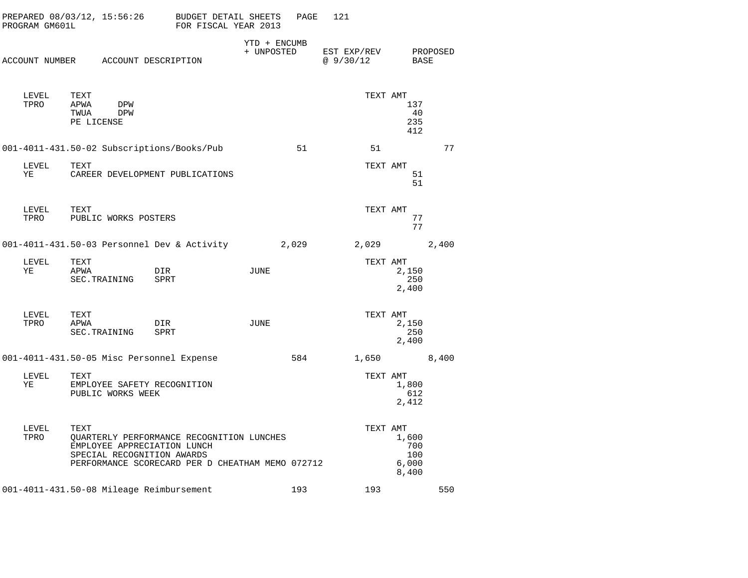PREPARED 08/03/12, 15:56:26 BUDGET DETAIL SHEETS
PROGRAM GM601L FOR FISCAL YEAR 2013

| ACCOUNT NUMBER | ACCOUNT DESCRIPTION | YTD + ENCUMB + UNPOSTED | EST EXP/REV @ 9/30/12 | PROPOSED BASE |
|---|---|---|---|---|

| LEVEL | TEXT | TEXT AMT |
|---|---|---|
| TPRO | APWA DPW | 137 |
| | TWUA DPW | 40 |
| | PE LICENSE | 235 |
| | | 412 |

| ACCOUNT NUMBER | ACCOUNT DESCRIPTION | YTD + ENCUMB + UNPOSTED | EST EXP/REV @ 9/30/12 | PROPOSED BASE |
|---|---|---|---|---|
| 001-4011-431.50-02 | Subscriptions/Books/Pub | 51 | 51 | 77 |

| LEVEL | TEXT | TEXT AMT |
|---|---|---|
| YE | CAREER DEVELOPMENT PUBLICATIONS | 51 |
| | | 51 |

| LEVEL | TEXT | TEXT AMT |
|---|---|---|
| TPRO | PUBLIC WORKS POSTERS | 77 |
| | | 77 |

| ACCOUNT NUMBER | ACCOUNT DESCRIPTION | YTD + ENCUMB + UNPOSTED | EST EXP/REV @ 9/30/12 | PROPOSED BASE |
|---|---|---|---|---|
| 001-4011-431.50-03 | Personnel Dev & Activity | 2,029 | 2,029 | 2,400 |

| LEVEL | TEXT | TEXT AMT |
|---|---|---|
| YE | APWA DIR JUNE | 2,150 |
| | SEC.TRAINING SPRT | 250 |
| | | 2,400 |

| LEVEL | TEXT | TEXT AMT |
|---|---|---|
| TPRO | APWA DIR JUNE | 2,150 |
| | SEC.TRAINING SPRT | 250 |
| | | 2,400 |

| ACCOUNT NUMBER | ACCOUNT DESCRIPTION | YTD + ENCUMB + UNPOSTED | EST EXP/REV @ 9/30/12 | PROPOSED BASE |
|---|---|---|---|---|
| 001-4011-431.50-05 | Misc Personnel Expense | 584 | 1,650 | 8,400 |

| LEVEL | TEXT | TEXT AMT |
|---|---|---|
| YE | EMPLOYEE SAFETY RECOGNITION | 1,800 |
| | PUBLIC WORKS WEEK | 612 |
| | | 2,412 |

| LEVEL | TEXT | TEXT AMT |
|---|---|---|
| TPRO | QUARTERLY PERFORMANCE RECOGNITION LUNCHES | 1,600 |
| | EMPLOYEE APPRECIATION LUNCH | 700 |
| | SPECIAL RECOGNITION AWARDS | 100 |
| | PERFORMANCE SCORECARD PER D CHEATHAM MEMO 072712 | 6,000 |
| | | 8,400 |

| ACCOUNT NUMBER | ACCOUNT DESCRIPTION | YTD + ENCUMB + UNPOSTED | EST EXP/REV @ 9/30/12 | PROPOSED BASE |
|---|---|---|---|---|
| 001-4011-431.50-08 | Mileage Reimbursement | 193 | 193 | 550 |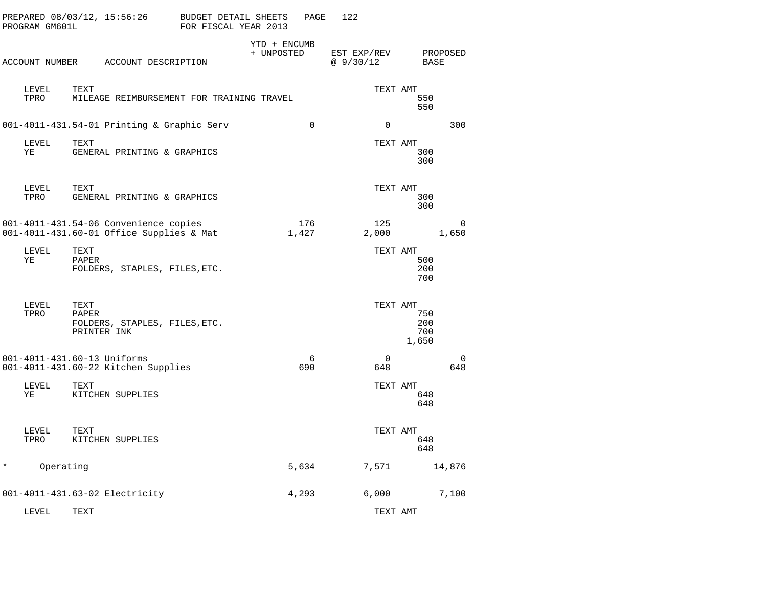PREPARED 08/03/12, 15:56:26 BUDGET DETAIL SHEETS
PROGRAM GM601L FOR FISCAL YEAR 2013

| ACCOUNT NUMBER | ACCOUNT DESCRIPTION | YTD + ENCUMB + UNPOSTED | EST EXP/REV @ 9/30/12 | PROPOSED BASE |
|---|---|---|---|---|

| LEVEL | TEXT | TEXT AMT |
|---|---|---|
| TPRO | MILEAGE REIMBURSEMENT FOR TRAINING TRAVEL | 550 |
| | | 550 |

| ACCOUNT NUMBER | ACCOUNT DESCRIPTION | YTD + ENCUMB + UNPOSTED | EST EXP/REV @ 9/30/12 | PROPOSED BASE |
|---|---|---|---|---|
| 001-4011-431.54-01 | Printing & Graphic Serv | 0 | 0 | 300 |

| LEVEL | TEXT | TEXT AMT |
|---|---|---|
| YE | GENERAL PRINTING & GRAPHICS | 300 |
| | | 300 |

| LEVEL | TEXT | TEXT AMT |
|---|---|---|
| TPRO | GENERAL PRINTING & GRAPHICS | 300 |
| | | 300 |

| ACCOUNT NUMBER | ACCOUNT DESCRIPTION | YTD + ENCUMB + UNPOSTED | EST EXP/REV @ 9/30/12 | PROPOSED BASE |
|---|---|---|---|---|
| 001-4011-431.54-06 | Convenience copies | 176 | 125 | 0 |
| 001-4011-431.60-01 | Office Supplies & Mat | 1,427 | 2,000 | 1,650 |

| LEVEL | TEXT | TEXT AMT |
|---|---|---|
| YE | PAPER | 500 |
| | FOLDERS, STAPLES, FILES,ETC. | 200 |
| | | 700 |

| LEVEL | TEXT | TEXT AMT |
|---|---|---|
| TPRO | PAPER | 750 |
| | FOLDERS, STAPLES, FILES,ETC. | 200 |
| | PRINTER INK | 700 |
| | | 1,650 |

| ACCOUNT NUMBER | ACCOUNT DESCRIPTION | YTD + ENCUMB + UNPOSTED | EST EXP/REV @ 9/30/12 | PROPOSED BASE |
|---|---|---|---|---|
| 001-4011-431.60-13 | Uniforms | 6 | 0 | 0 |
| 001-4011-431.60-22 | Kitchen Supplies | 690 | 648 | 648 |

| LEVEL | TEXT | TEXT AMT |
|---|---|---|
| YE | KITCHEN SUPPLIES | 648 |
| | | 648 |

| LEVEL | TEXT | TEXT AMT |
|---|---|---|
| TPRO | KITCHEN SUPPLIES | 648 |
| | | 648 |

| ACCOUNT NUMBER | ACCOUNT DESCRIPTION | YTD + ENCUMB + UNPOSTED | EST EXP/REV @ 9/30/12 | PROPOSED BASE |
|---|---|---|---|---|
| * | Operating | 5,634 | 7,571 | 14,876 |
| 001-4011-431.63-02 | Electricity | 4,293 | 6,000 | 7,100 |

| LEVEL | TEXT | TEXT AMT |
|---|---|---|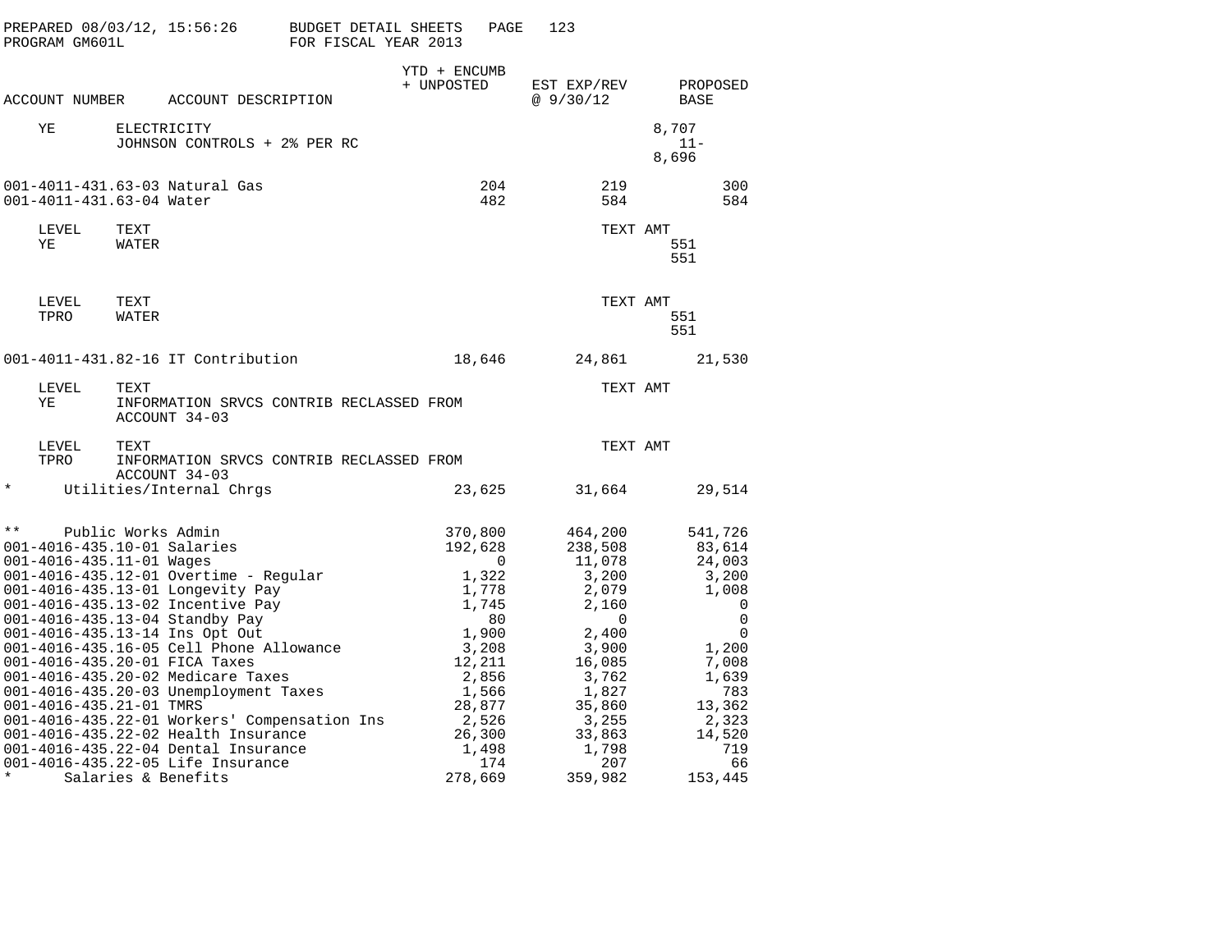PREPARED 08/03/12, 15:56:26 BUDGET DETAIL SHEETS
PROGRAM GM601L FOR FISCAL YEAR 2013

| ACCOUNT NUMBER | ACCOUNT DESCRIPTION | YTD + ENCUMB + UNPOSTED | EST EXP/REV @ 9/30/12 | PROPOSED BASE |
|---|---|---|---|---|
| YE | ELECTRICITY<br>JOHNSON CONTROLS + 2% PER RC | | | 8,707<br>11-<br>8,696 |
| 001-4011-431.63-03 | Natural Gas | 204 | 219 | 300 |
| 001-4011-431.63-04 | Water | 482 | 584 | 584 |
| LEVEL | TEXT | | TEXT AMT | |
| YE | WATER | | | 551<br>551 |
| LEVEL | TEXT | | TEXT AMT | |
| TPRO | WATER | | | 551<br>551 |
| 001-4011-431.82-16 | IT Contribution | 18,646 | 24,861 | 21,530 |
| LEVEL | TEXT | | TEXT AMT | |
| YE | INFORMATION SRVCS CONTRIB RECLASSED FROM ACCOUNT 34-03 | | | |
| LEVEL | TEXT | | TEXT AMT | |
| TPRO | INFORMATION SRVCS CONTRIB RECLASSED FROM ACCOUNT 34-03 | | | |
| * | Utilities/Internal Chrgs | 23,625 | 31,664 | 29,514 |
| ** | Public Works Admin | 370,800 | 464,200 | 541,726 |
| 001-4016-435.10-01 | Salaries | 192,628 | 238,508 | 83,614 |
| 001-4016-435.11-01 | Wages | 0 | 11,078 | 24,003 |
| 001-4016-435.12-01 | Overtime - Regular | 1,322 | 3,200 | 3,200 |
| 001-4016-435.13-01 | Longevity Pay | 1,778 | 2,079 | 1,008 |
| 001-4016-435.13-02 | Incentive Pay | 1,745 | 2,160 | 0 |
| 001-4016-435.13-04 | Standby Pay | 80 | 0 | 0 |
| 001-4016-435.13-14 | Ins Opt Out | 1,900 | 2,400 | 0 |
| 001-4016-435.16-05 | Cell Phone Allowance | 3,208 | 3,900 | 1,200 |
| 001-4016-435.20-01 | FICA Taxes | 12,211 | 16,085 | 7,008 |
| 001-4016-435.20-02 | Medicare Taxes | 2,856 | 3,762 | 1,639 |
| 001-4016-435.20-03 | Unemployment Taxes | 1,566 | 1,827 | 783 |
| 001-4016-435.21-01 | TMRS | 28,877 | 35,860 | 13,362 |
| 001-4016-435.22-01 | Workers' Compensation Ins | 2,526 | 3,255 | 2,323 |
| 001-4016-435.22-02 | Health Insurance | 26,300 | 33,863 | 14,520 |
| 001-4016-435.22-04 | Dental Insurance | 1,498 | 1,798 | 719 |
| 001-4016-435.22-05 | Life Insurance | 174 | 207 | 66 |
| * | Salaries & Benefits | 278,669 | 359,982 | 153,445 |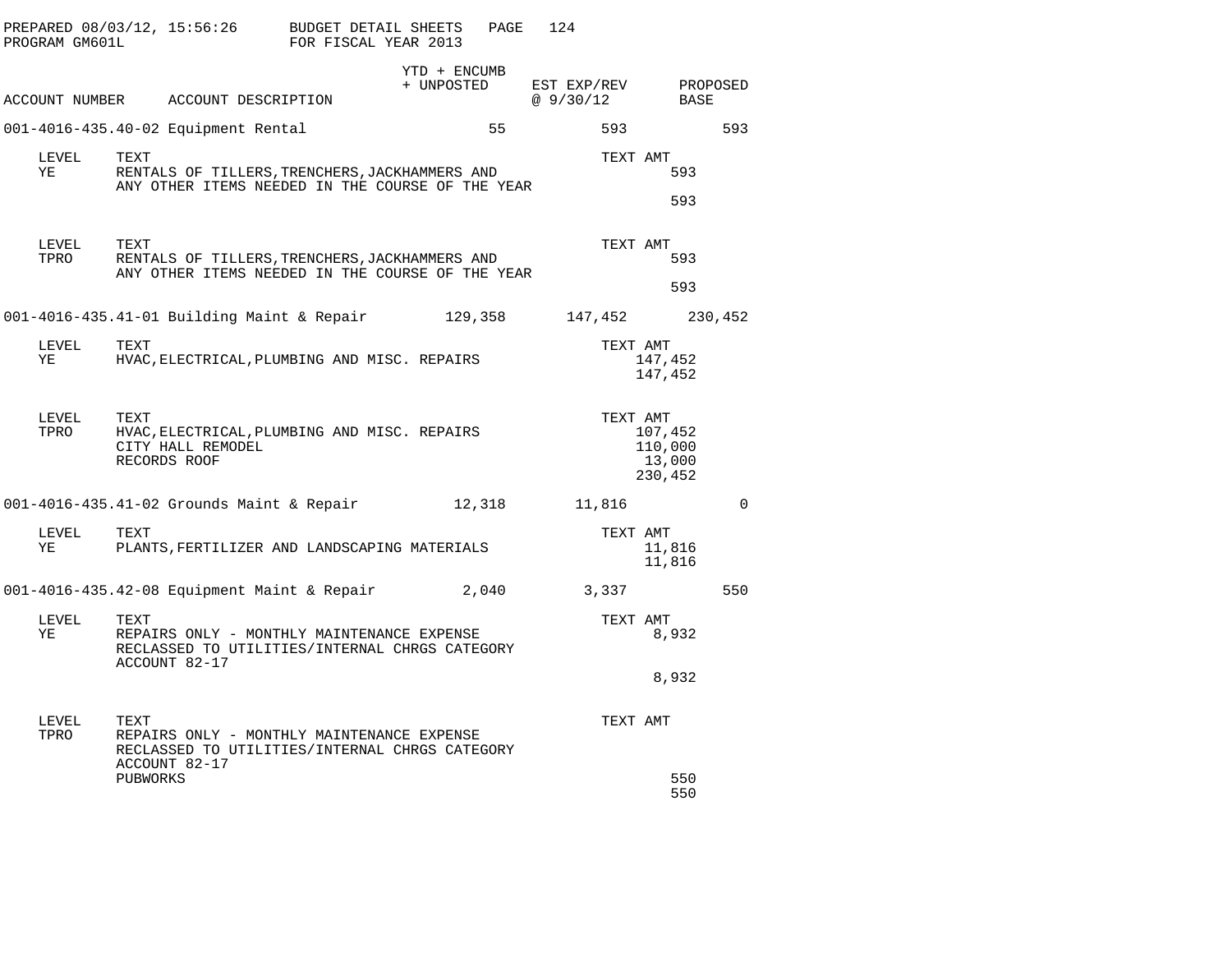BUDGET DETAIL SHEETS
FOR FISCAL YEAR 2013

PREPARED 08/03/12, 15:56:26
PROGRAM GM601L

| ACCOUNT NUMBER | ACCOUNT DESCRIPTION | YTD + ENCUMB + UNPOSTED | EST EXP/REV @ 9/30/12 | PROPOSED BASE |
|---|---|---|---|---|
| 001-4016-435.40-02 | Equipment Rental | 55 | 593 | 593 |

| LEVEL | TEXT | TEXT AMT |
|---|---|---|
| YE | RENTALS OF TILLERS,TRENCHERS,JACKHAMMERS AND ANY OTHER ITEMS NEEDED IN THE COURSE OF THE YEAR | 593 |
| | | 593 |

| LEVEL | TEXT | TEXT AMT |
|---|---|---|
| TPRO | RENTALS OF TILLERS,TRENCHERS,JACKHAMMERS AND ANY OTHER ITEMS NEEDED IN THE COURSE OF THE YEAR | 593 |
| | | 593 |

| ACCOUNT NUMBER | ACCOUNT DESCRIPTION | YTD + ENCUMB + UNPOSTED | EST EXP/REV @ 9/30/12 | PROPOSED BASE |
|---|---|---|---|---|
| 001-4016-435.41-01 | Building Maint & Repair | 129,358 | 147,452 | 230,452 |

| LEVEL | TEXT | TEXT AMT |
|---|---|---|
| YE | HVAC,ELECTRICAL,PLUMBING AND MISC. REPAIRS | 147,452 |
| | | 147,452 |

| LEVEL | TEXT | TEXT AMT |
|---|---|---|
| TPRO | HVAC,ELECTRICAL,PLUMBING AND MISC. REPAIRS | 107,452 |
| | CITY HALL REMODEL | 110,000 |
| | RECORDS ROOF | 13,000 |
| | | 230,452 |

| ACCOUNT NUMBER | ACCOUNT DESCRIPTION | YTD + ENCUMB + UNPOSTED | EST EXP/REV @ 9/30/12 | PROPOSED BASE |
|---|---|---|---|---|
| 001-4016-435.41-02 | Grounds Maint & Repair | 12,318 | 11,816 | 0 |

| LEVEL | TEXT | TEXT AMT |
|---|---|---|
| YE | PLANTS,FERTILIZER AND LANDSCAPING MATERIALS | 11,816 |
| | | 11,816 |

| ACCOUNT NUMBER | ACCOUNT DESCRIPTION | YTD + ENCUMB + UNPOSTED | EST EXP/REV @ 9/30/12 | PROPOSED BASE |
|---|---|---|---|---|
| 001-4016-435.42-08 | Equipment Maint & Repair | 2,040 | 3,337 | 550 |

| LEVEL | TEXT | TEXT AMT |
|---|---|---|
| YE | REPAIRS ONLY - MONTHLY MAINTENANCE EXPENSE RECLASSED TO UTILITIES/INTERNAL CHRGS CATEGORY ACCOUNT 82-17 | 8,932 |
| | | 8,932 |

| LEVEL | TEXT | TEXT AMT |
|---|---|---|
| TPRO | REPAIRS ONLY - MONTHLY MAINTENANCE EXPENSE RECLASSED TO UTILITIES/INTERNAL CHRGS CATEGORY ACCOUNT 82-17 | |
| | PUBWORKS | 550 |
| | | 550 |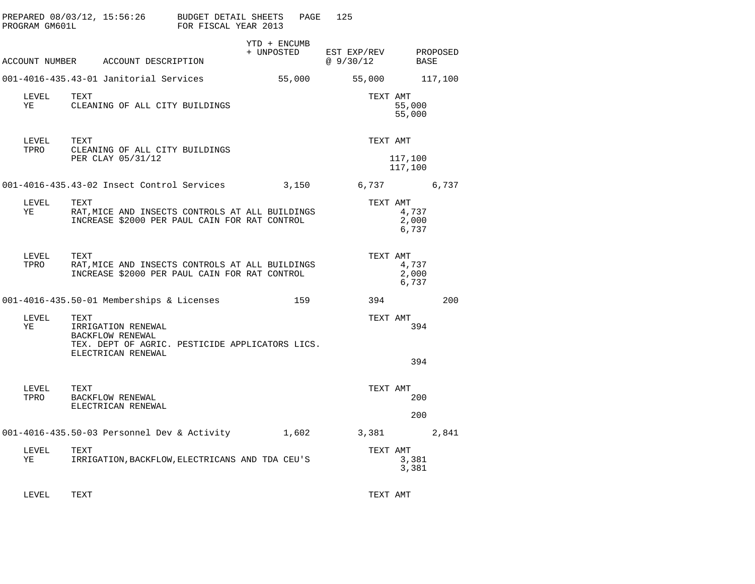PREPARED 08/03/12, 15:56:26 BUDGET DETAIL SHEETS

PROGRAM GM601L FOR FISCAL YEAR 2013

| ACCOUNT NUMBER | ACCOUNT DESCRIPTION | YTD + ENCUMB + UNPOSTED | EST EXP/REV @ 9/30/12 | PROPOSED BASE |
|---|---|---|---|---|
| 001-4016-435.43-01 | Janitorial Services | 55,000 | 55,000 | 117,100 |

| LEVEL | TEXT | TEXT AMT |
|---|---|---|
| YE | CLEANING OF ALL CITY BUILDINGS | 55,000 |
| | | 55,000 |

| LEVEL | TEXT | TEXT AMT |
|---|---|---|
| TPRO | CLEANING OF ALL CITY BUILDINGS | |
| | PER CLAY 05/31/12 | 117,100 |
| | | 117,100 |

| ACCOUNT NUMBER | ACCOUNT DESCRIPTION | YTD + ENCUMB + UNPOSTED | EST EXP/REV @ 9/30/12 | PROPOSED BASE |
|---|---|---|---|---|
| 001-4016-435.43-02 | Insect Control Services | 3,150 | 6,737 | 6,737 |

| LEVEL | TEXT | TEXT AMT |
|---|---|---|
| YE | RAT,MICE AND INSECTS CONTROLS AT ALL BUILDINGS | 4,737 |
| | INCREASE $2000 PER PAUL CAIN FOR RAT CONTROL | 2,000 |
| | | 6,737 |

| LEVEL | TEXT | TEXT AMT |
|---|---|---|
| TPRO | RAT,MICE AND INSECTS CONTROLS AT ALL BUILDINGS | 4,737 |
| | INCREASE $2000 PER PAUL CAIN FOR RAT CONTROL | 2,000 |
| | | 6,737 |

| ACCOUNT NUMBER | ACCOUNT DESCRIPTION | YTD + ENCUMB + UNPOSTED | EST EXP/REV @ 9/30/12 | PROPOSED BASE |
|---|---|---|---|---|
| 001-4016-435.50-01 | Memberships & Licenses | 159 | 394 | 200 |

| LEVEL | TEXT | TEXT AMT |
|---|---|---|
| YE | IRRIGATION RENEWAL | 394 |
| | BACKFLOW RENEWAL | |
| | TEX. DEPT OF AGRIC. PESTICIDE APPLICATORS LICS. | |
| | ELECTRICAN RENEWAL | |
| | | 394 |

| LEVEL | TEXT | TEXT AMT |
|---|---|---|
| TPRO | BACKFLOW RENEWAL | 200 |
| | ELECTRICAN RENEWAL | |
| | | 200 |

| ACCOUNT NUMBER | ACCOUNT DESCRIPTION | YTD + ENCUMB + UNPOSTED | EST EXP/REV @ 9/30/12 | PROPOSED BASE |
|---|---|---|---|---|
| 001-4016-435.50-03 | Personnel Dev & Activity | 1,602 | 3,381 | 2,841 |

| LEVEL | TEXT | TEXT AMT |
|---|---|---|
| YE | IRRIGATION,BACKFLOW,ELECTRICANS AND TDA CEU'S | 3,381 |
| | | 3,381 |

| LEVEL | TEXT | TEXT AMT |
|---|---|---|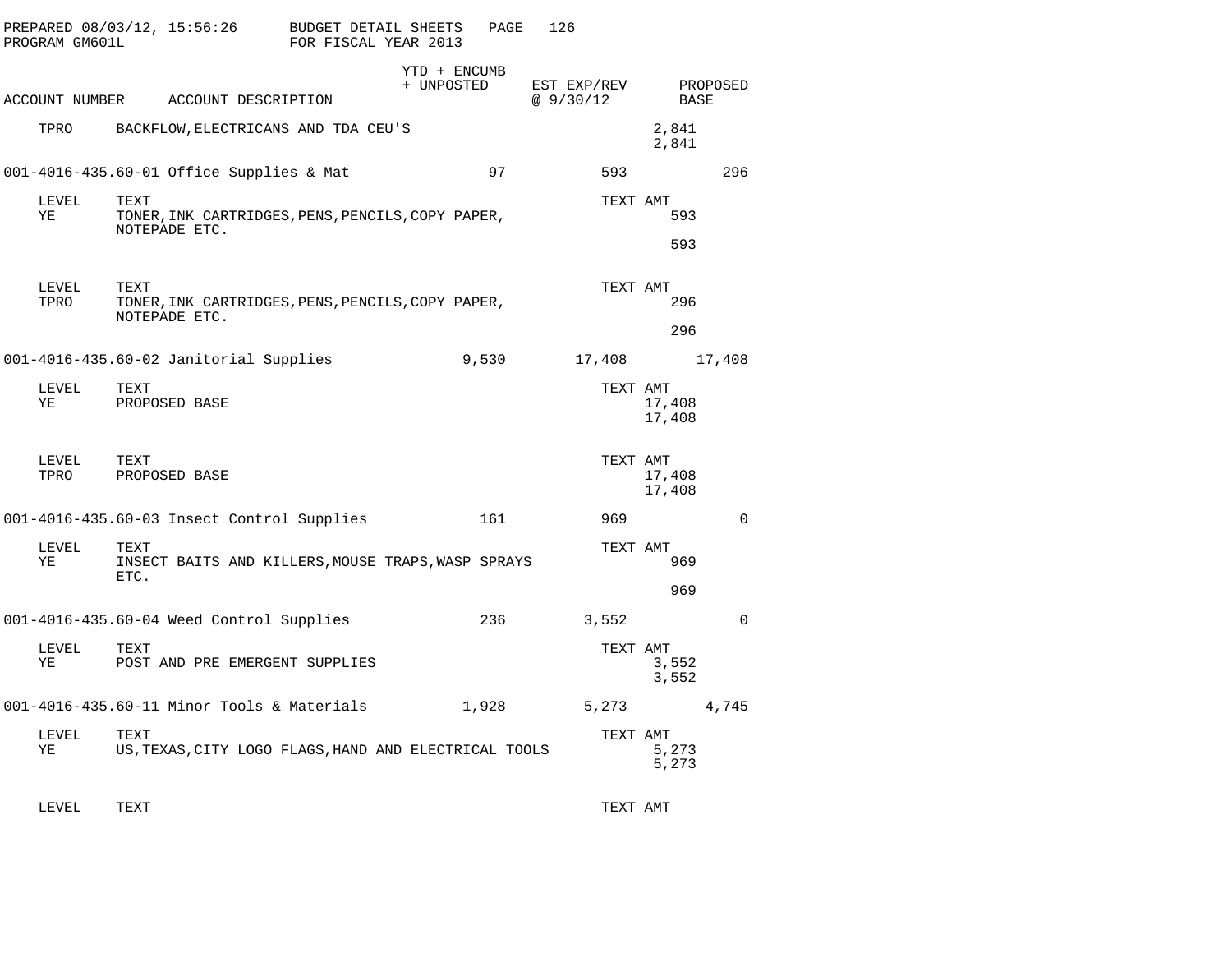PREPARED 08/03/12, 15:56:26 BUDGET DETAIL SHEETS
PROGRAM GM601L FOR FISCAL YEAR 2013

| ACCOUNT NUMBER | ACCOUNT DESCRIPTION | YTD + ENCUMB + UNPOSTED | EST EXP/REV @ 9/30/12 | PROPOSED BASE |
|---|---|---|---|---|
| TPRO | BACKFLOW,ELECTRICANS AND TDA CEU'S | | 2,841 | |
| | | | 2,841 | |
| 001-4016-435.60-01 | Office Supplies & Mat | 97 | 593 | 296 |
| LEVEL | TEXT | | TEXT AMT | |
| YE | TONER,INK CARTRIDGES,PENS,PENCILS,COPY PAPER, NOTEPADE ETC. | | 593 | |
| | | | 593 | |
| LEVEL | TEXT | | TEXT AMT | |
| TPRO | TONER,INK CARTRIDGES,PENS,PENCILS,COPY PAPER, NOTEPADE ETC. | | 296 | |
| | | | 296 | |
| 001-4016-435.60-02 | Janitorial Supplies | 9,530 | 17,408 | 17,408 |
| LEVEL | TEXT | | TEXT AMT | |
| YE | PROPOSED BASE | | 17,408 | |
| | | | 17,408 | |
| LEVEL | TEXT | | TEXT AMT | |
| TPRO | PROPOSED BASE | | 17,408 | |
| | | | 17,408 | |
| 001-4016-435.60-03 | Insect Control Supplies | 161 | 969 | 0 |
| LEVEL | TEXT | | TEXT AMT | |
| YE | INSECT BAITS AND KILLERS,MOUSE TRAPS,WASP SPRAYS ETC. | | 969 | |
| | | | 969 | |
| 001-4016-435.60-04 | Weed Control Supplies | 236 | 3,552 | 0 |
| LEVEL | TEXT | | TEXT AMT | |
| YE | POST AND PRE EMERGENT SUPPLIES | | 3,552 | |
| | | | 3,552 | |
| 001-4016-435.60-11 | Minor Tools & Materials | 1,928 | 5,273 | 4,745 |
| LEVEL | TEXT | | TEXT AMT | |
| YE | US,TEXAS,CITY LOGO FLAGS,HAND AND ELECTRICAL TOOLS | | 5,273 | |
| | | | 5,273 | |
| LEVEL | TEXT | | TEXT AMT | |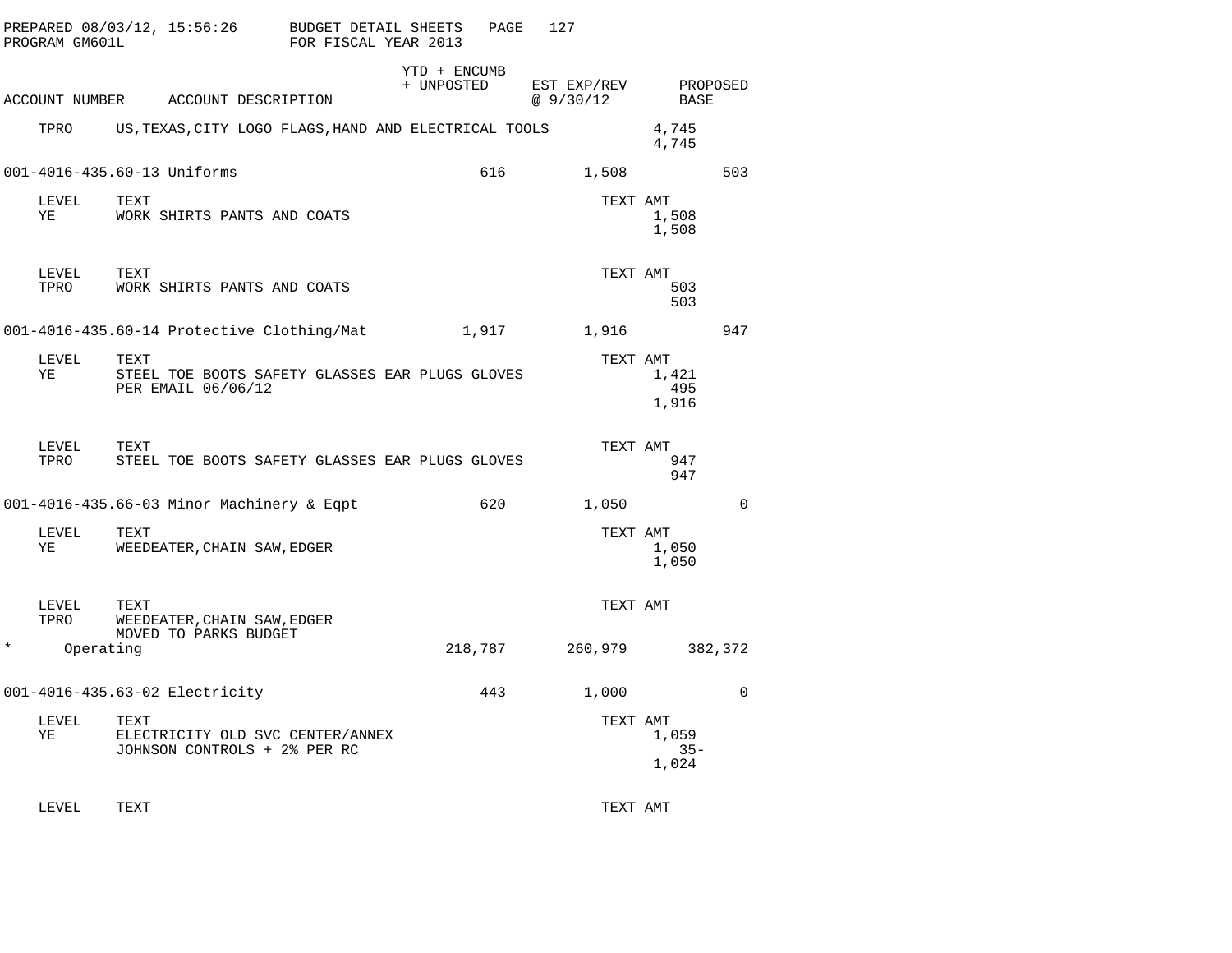PREPARED 08/03/12, 15:56:26 BUDGET DETAIL SHEETS PAGE 127
PROGRAM GM601L FOR FISCAL YEAR 2013

| ACCOUNT NUMBER | ACCOUNT DESCRIPTION | YTD + ENCUMB + UNPOSTED | EST EXP/REV @ 9/30/12 | TEXT AMT | PROPOSED BASE |
|---|---|---|---|---|---|
| TPRO | US,TEXAS,CITY LOGO FLAGS,HAND AND ELECTRICAL TOOLS | | | 4,745 | |
| | | | | 4,745 | |
| 001-4016-435.60-13 | Uniforms | 616 | 1,508 | | 503 |
| LEVEL | TEXT | | | TEXT AMT | |
| YE | WORK SHIRTS PANTS AND COATS | | | 1,508 | |
| | | | | 1,508 | |
| LEVEL | TEXT | | | TEXT AMT | |
| TPRO | WORK SHIRTS PANTS AND COATS | | | 503 | |
| | | | | 503 | |
| 001-4016-435.60-14 | Protective Clothing/Mat | 1,917 | 1,916 | | 947 |
| LEVEL | TEXT | | | TEXT AMT | |
| YE | STEEL TOE BOOTS SAFETY GLASSES EAR PLUGS GLOVES | | | 1,421 | |
| | PER EMAIL 06/06/12 | | | 495 | |
| | | | | 1,916 | |
| LEVEL | TEXT | | | TEXT AMT | |
| TPRO | STEEL TOE BOOTS SAFETY GLASSES EAR PLUGS GLOVES | | | 947 | |
| | | | | 947 | |
| 001-4016-435.66-03 | Minor Machinery & Eqpt | 620 | 1,050 | | 0 |
| LEVEL | TEXT | | | TEXT AMT | |
| YE | WEEDEATER,CHAIN SAW,EDGER | | | 1,050 | |
| | | | | 1,050 | |
| LEVEL | TEXT | | | TEXT AMT | |
| TPRO | WEEDEATER,CHAIN SAW,EDGER | | | | |
| | MOVED TO PARKS BUDGET | | | | |
| * | Operating | 218,787 | 260,979 | | 382,372 |
| 001-4016-435.63-02 | Electricity | 443 | 1,000 | | 0 |
| LEVEL | TEXT | | | TEXT AMT | |
| YE | ELECTRICITY OLD SVC CENTER/ANNEX | | | 1,059 | |
| | JOHNSON CONTROLS + 2% PER RC | | | 35- | |
| | | | | 1,024 | |
| LEVEL | TEXT | | | TEXT AMT | |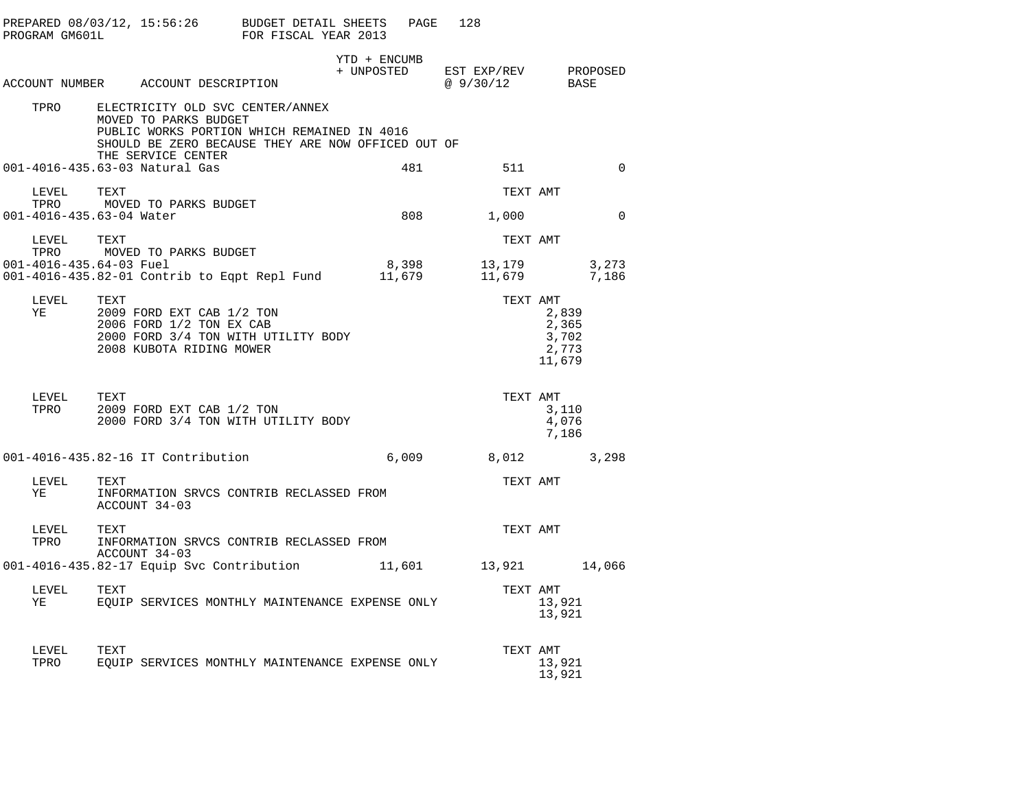PREPARED 08/03/12, 15:56:26 BUDGET DETAIL SHEETS
PROGRAM GM601L FOR FISCAL YEAR 2013

| ACCOUNT NUMBER | ACCOUNT DESCRIPTION | YTD + ENCUMB + UNPOSTED | EST EXP/REV @ 9/30/12 | PROPOSED BASE |
|---|---|---|---|---|
| TPRO | ELECTRICITY OLD SVC CENTER/ANNEX<br>MOVED TO PARKS BUDGET<br>PUBLIC WORKS PORTION WHICH REMAINED IN 4016<br>SHOULD BE ZERO BECAUSE THEY ARE NOW OFFICED OUT OF<br>THE SERVICE CENTER | | | |
| 001-4016-435.63-03 | Natural Gas | 481 | 511 | 0 |

| LEVEL | TEXT | TEXT AMT |
|---|---|---|
| TPRO | MOVED TO PARKS BUDGET | |

| ACCOUNT NUMBER | ACCOUNT DESCRIPTION | YTD + ENCUMB + UNPOSTED | EST EXP/REV @ 9/30/12 | PROPOSED BASE |
|---|---|---|---|---|
| 001-4016-435.63-04 | Water | 808 | 1,000 | 0 |

| LEVEL | TEXT | TEXT AMT |
|---|---|---|
| TPRO | MOVED TO PARKS BUDGET | |

| ACCOUNT NUMBER | ACCOUNT DESCRIPTION | YTD + ENCUMB + UNPOSTED | EST EXP/REV @ 9/30/12 | PROPOSED BASE |
|---|---|---|---|---|
| 001-4016-435.64-03 | Fuel | 8,398 | 13,179 | 3,273 |
| 001-4016-435.82-01 | Contrib to Eqpt Repl Fund | 11,679 | 11,679 | 7,186 |

| LEVEL | TEXT | TEXT AMT |
|---|---|---|
| YE | 2009 FORD EXT CAB 1/2 TON | 2,839 |
| | 2006 FORD 1/2 TON EX CAB | 2,365 |
| | 2000 FORD 3/4 TON WITH UTILITY BODY | 3,702 |
| | 2008 KUBOTA RIDING MOWER | 2,773 |
| | | 11,679 |

| LEVEL | TEXT | TEXT AMT |
|---|---|---|
| TPRO | 2009 FORD EXT CAB 1/2 TON | 3,110 |
| | 2000 FORD 3/4 TON WITH UTILITY BODY | 4,076 |
| | | 7,186 |

| ACCOUNT NUMBER | ACCOUNT DESCRIPTION | YTD + ENCUMB + UNPOSTED | EST EXP/REV @ 9/30/12 | PROPOSED BASE |
|---|---|---|---|---|
| 001-4016-435.82-16 | IT Contribution | 6,009 | 8,012 | 3,298 |

| LEVEL | TEXT | TEXT AMT |
|---|---|---|
| YE | INFORMATION SRVCS CONTRIB RECLASSED FROM<br>ACCOUNT 34-03 | |

| LEVEL | TEXT | TEXT AMT |
|---|---|---|
| TPRO | INFORMATION SRVCS CONTRIB RECLASSED FROM<br>ACCOUNT 34-03 | |

| ACCOUNT NUMBER | ACCOUNT DESCRIPTION | YTD + ENCUMB + UNPOSTED | EST EXP/REV @ 9/30/12 | PROPOSED BASE |
|---|---|---|---|---|
| 001-4016-435.82-17 | Equip Svc Contribution | 11,601 | 13,921 | 14,066 |

| LEVEL | TEXT | TEXT AMT |
|---|---|---|
| YE | EQUIP SERVICES MONTHLY MAINTENANCE EXPENSE ONLY | 13,921 |
| | | 13,921 |

| LEVEL | TEXT | TEXT AMT |
|---|---|---|
| TPRO | EQUIP SERVICES MONTHLY MAINTENANCE EXPENSE ONLY | 13,921 |
| | | 13,921 |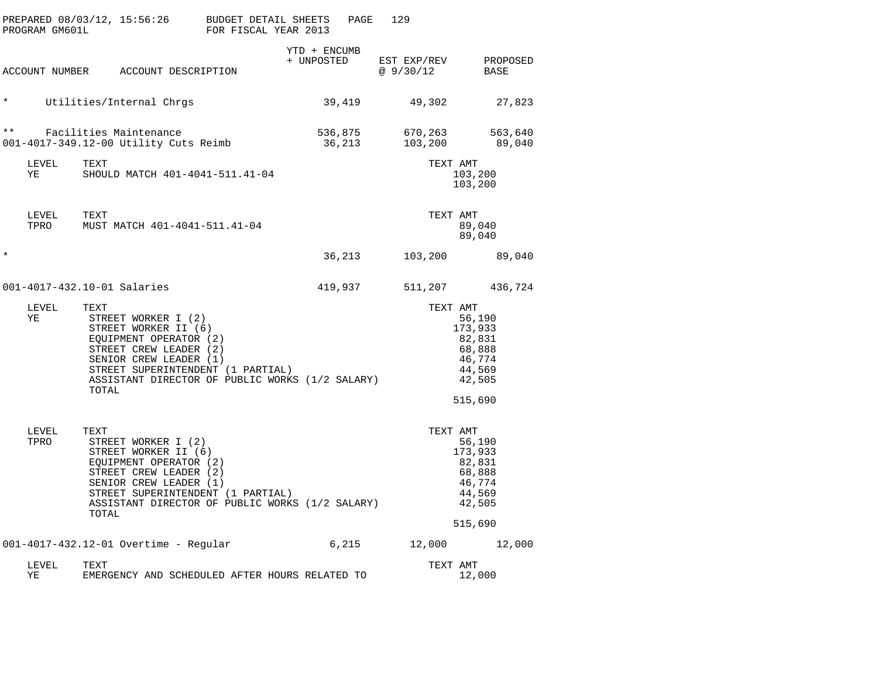PREPARED 08/03/12, 15:56:26 BUDGET DETAIL SHEETS
PROGRAM GM601L FOR FISCAL YEAR 2013

| ACCOUNT NUMBER | ACCOUNT DESCRIPTION | YTD + ENCUMB + UNPOSTED | EST EXP/REV @ 9/30/12 | PROPOSED BASE |
|---|---|---|---|---|
| * | Utilities/Internal Chrgs | 39,419 | 49,302 | 27,823 |
| ** | Facilities Maintenance | 536,875 | 670,263 | 563,640 |
| 001-4017-349.12-00 | Utility Cuts Reimb | 36,213 | 103,200 | 89,040 |

| LEVEL | TEXT | TEXT AMT |
|---|---|---|
| YE | SHOULD MATCH 401-4041-511.41-04 | 103,200 |
| | | 103,200 |

| LEVEL | TEXT | TEXT AMT |
|---|---|---|
| TPRO | MUST MATCH 401-4041-511.41-04 | 89,040 |
| | | 89,040 |

| ACCOUNT NUMBER | ACCOUNT DESCRIPTION | YTD + ENCUMB + UNPOSTED | EST EXP/REV @ 9/30/12 | PROPOSED BASE |
|---|---|---|---|---|
| * | | 36,213 | 103,200 | 89,040 |
| 001-4017-432.10-01 | Salaries | 419,937 | 511,207 | 436,724 |

| LEVEL | TEXT | TEXT AMT |
|---|---|---|
| YE | STREET WORKER I (2) | 56,190 |
| | STREET WORKER II (6) | 173,933 |
| | EQUIPMENT OPERATOR (2) | 82,831 |
| | STREET CREW LEADER (2) | 68,888 |
| | SENIOR CREW LEADER (1) | 46,774 |
| | STREET SUPERINTENDENT (1 PARTIAL) | 44,569 |
| | ASSISTANT DIRECTOR OF PUBLIC WORKS (1/2 SALARY) | 42,505 |
| | TOTAL | |
| | | 515,690 |

| LEVEL | TEXT | TEXT AMT |
|---|---|---|
| TPRO | STREET WORKER I (2) | 56,190 |
| | STREET WORKER II (6) | 173,933 |
| | EQUIPMENT OPERATOR (2) | 82,831 |
| | STREET CREW LEADER (2) | 68,888 |
| | SENIOR CREW LEADER (1) | 46,774 |
| | STREET SUPERINTENDENT (1 PARTIAL) | 44,569 |
| | ASSISTANT DIRECTOR OF PUBLIC WORKS (1/2 SALARY) | 42,505 |
| | TOTAL | |
| | | 515,690 |

| ACCOUNT NUMBER | ACCOUNT DESCRIPTION | YTD + ENCUMB + UNPOSTED | EST EXP/REV @ 9/30/12 | PROPOSED BASE |
|---|---|---|---|---|
| 001-4017-432.12-01 | Overtime - Regular | 6,215 | 12,000 | 12,000 |

| LEVEL | TEXT | TEXT AMT |
|---|---|---|
| YE | EMERGENCY AND SCHEDULED AFTER HOURS RELATED TO | 12,000 |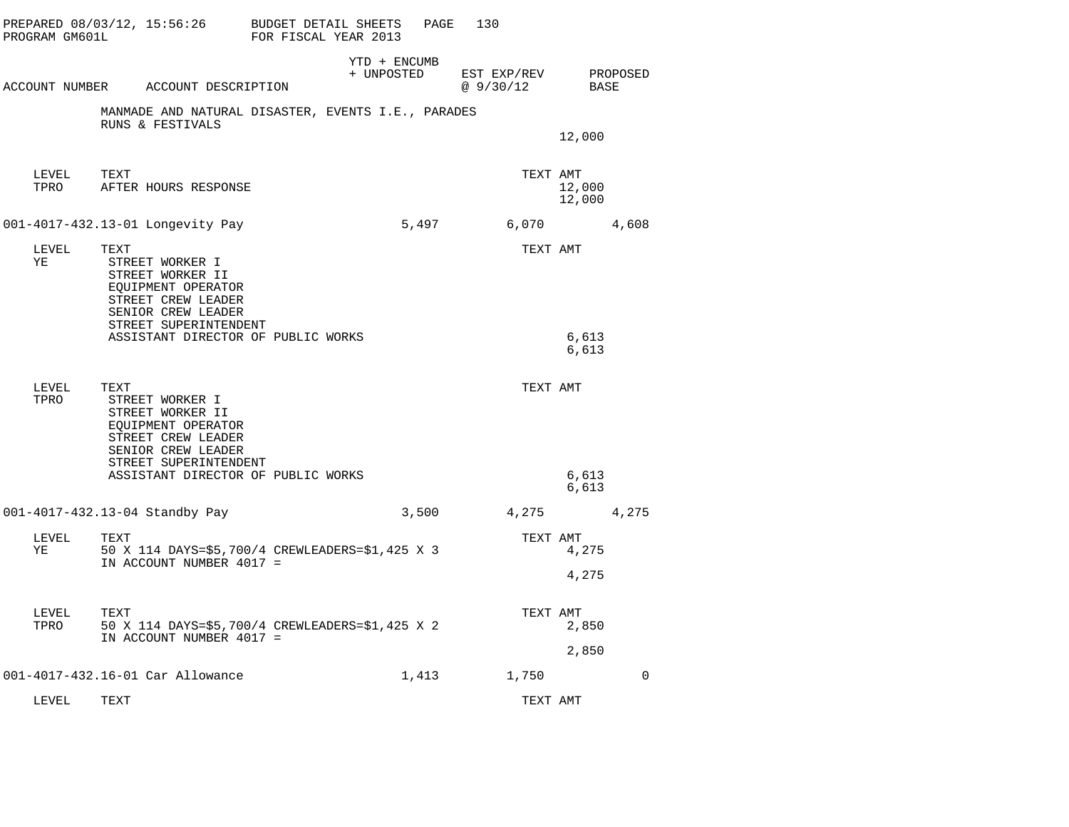PREPARED 08/03/12, 15:56:26 BUDGET DETAIL SHEETS
PROGRAM GM601L FOR FISCAL YEAR 2013

| ACCOUNT NUMBER | ACCOUNT DESCRIPTION | YTD + ENCUMB + UNPOSTED | EST EXP/REV @ 9/30/12 | PROPOSED BASE |
|---|---|---|---|---|

MANMADE AND NATURAL DISASTER, EVENTS I.E., PARADES
RUNS & FESTIVALS
12,000

| LEVEL | TEXT | TEXT AMT |
|---|---|---|
| TPRO | AFTER HOURS RESPONSE | 12,000 |
| | | 12,000 |

| ACCOUNT NUMBER | ACCOUNT DESCRIPTION | YTD + ENCUMB + UNPOSTED | EST EXP/REV @ 9/30/12 | PROPOSED BASE |
|---|---|---|---|---|
| 001-4017-432.13-01 | Longevity Pay | 5,497 | 6,070 | 4,608 |

| LEVEL | TEXT | TEXT AMT |
|---|---|---|
| YE | STREET WORKER I<br>STREET WORKER II<br>EQUIPMENT OPERATOR<br>STREET CREW LEADER<br>SENIOR CREW LEADER<br>STREET SUPERINTENDENT<br>ASSISTANT DIRECTOR OF PUBLIC WORKS | 6,613 |
| | | 6,613 |

| LEVEL | TEXT | TEXT AMT |
|---|---|---|
| TPRO | STREET WORKER I<br>STREET WORKER II<br>EQUIPMENT OPERATOR<br>STREET CREW LEADER<br>SENIOR CREW LEADER<br>STREET SUPERINTENDENT<br>ASSISTANT DIRECTOR OF PUBLIC WORKS | 6,613 |
| | | 6,613 |

| ACCOUNT NUMBER | ACCOUNT DESCRIPTION | YTD + ENCUMB + UNPOSTED | EST EXP/REV @ 9/30/12 | PROPOSED BASE |
|---|---|---|---|---|
| 001-4017-432.13-04 | Standby Pay | 3,500 | 4,275 | 4,275 |

| LEVEL | TEXT | TEXT AMT |
|---|---|---|
| YE | 50 X 114 DAYS=$5,700/4 CREWLEADERS=$1,425 X 3<br>IN ACCOUNT NUMBER 4017 = | 4,275 |
| | | 4,275 |

| LEVEL | TEXT | TEXT AMT |
|---|---|---|
| TPRO | 50 X 114 DAYS=$5,700/4 CREWLEADERS=$1,425 X 2<br>IN ACCOUNT NUMBER 4017 = | 2,850 |
| | | 2,850 |

| ACCOUNT NUMBER | ACCOUNT DESCRIPTION | YTD + ENCUMB + UNPOSTED | EST EXP/REV @ 9/30/12 | PROPOSED BASE |
|---|---|---|---|---|
| 001-4017-432.16-01 | Car Allowance | 1,413 | 1,750 | 0 |

| LEVEL | TEXT | TEXT AMT |
|---|---|---|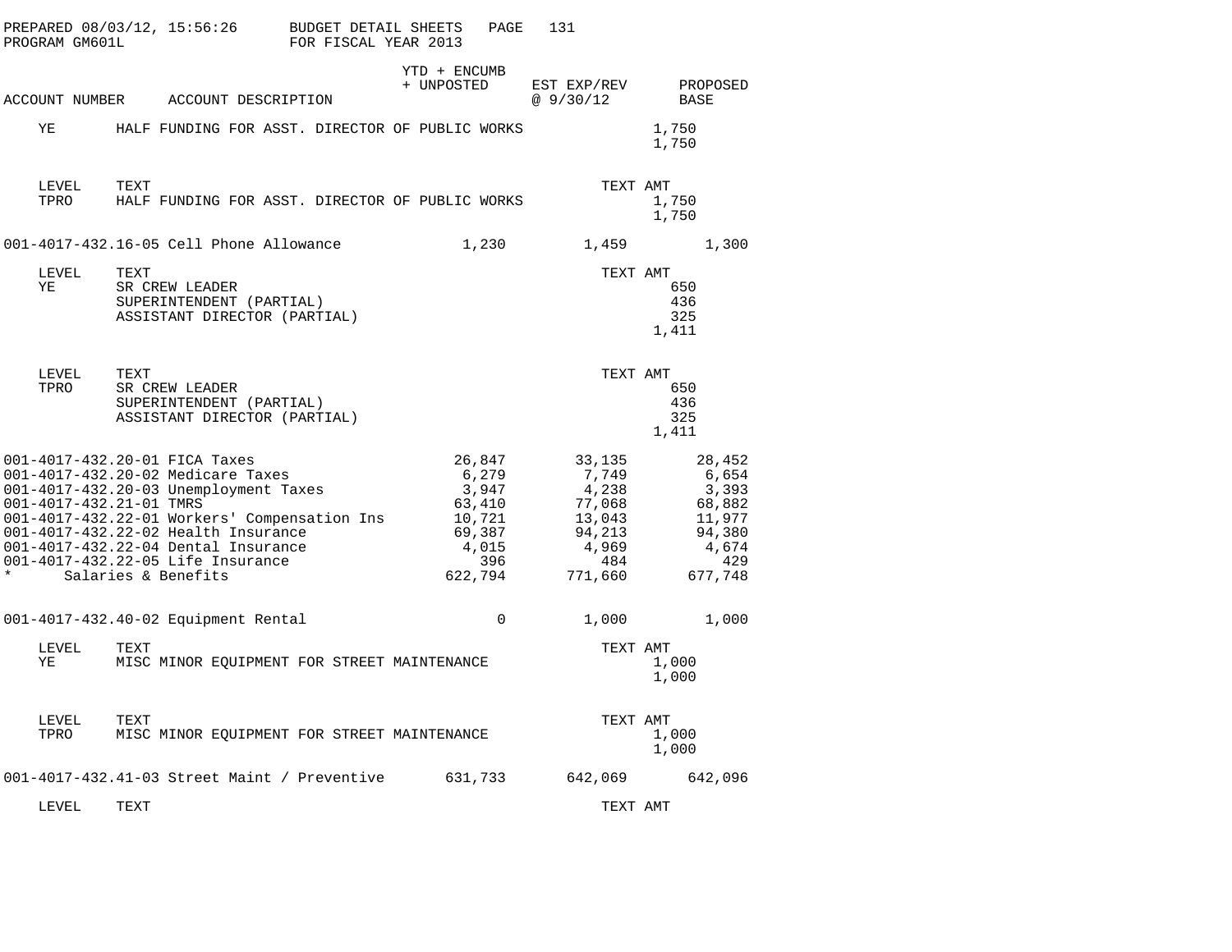| ACCOUNT NUMBER | ACCOUNT DESCRIPTION | YTD + ENCUMB + UNPOSTED | EST EXP/REV @ 9/30/12 | PROPOSED BASE |
|---|---|---|---|---|

| | | TEXT AMT |
|---|---|---|
| YE | HALF FUNDING FOR ASST. DIRECTOR OF PUBLIC WORKS | 1,750 |
| | | 1,750 |

| LEVEL | TEXT | TEXT AMT |
|---|---|---|
| TPRO | HALF FUNDING FOR ASST. DIRECTOR OF PUBLIC WORKS | 1,750 |
| | | 1,750 |

| ACCOUNT NUMBER | ACCOUNT DESCRIPTION | YTD + ENCUMB + UNPOSTED | EST EXP/REV @ 9/30/12 | PROPOSED BASE |
|---|---|---|---|---|
| 001-4017-432.16-05 | Cell Phone Allowance | 1,230 | 1,459 | 1,300 |

| LEVEL | TEXT | TEXT AMT |
|---|---|---|
| YE | SR CREW LEADER | 650 |
| | SUPERINTENDENT (PARTIAL) | 436 |
| | ASSISTANT DIRECTOR (PARTIAL) | 325 |
| | | 1,411 |

| LEVEL | TEXT | TEXT AMT |
|---|---|---|
| TPRO | SR CREW LEADER | 650 |
| | SUPERINTENDENT (PARTIAL) | 436 |
| | ASSISTANT DIRECTOR (PARTIAL) | 325 |
| | | 1,411 |

| ACCOUNT NUMBER | ACCOUNT DESCRIPTION | YTD + ENCUMB + UNPOSTED | EST EXP/REV @ 9/30/12 | PROPOSED BASE |
|---|---|---|---|---|
| 001-4017-432.20-01 | FICA Taxes | 26,847 | 33,135 | 28,452 |
| 001-4017-432.20-02 | Medicare Taxes | 6,279 | 7,749 | 6,654 |
| 001-4017-432.20-03 | Unemployment Taxes | 3,947 | 4,238 | 3,393 |
| 001-4017-432.21-01 | TMRS | 63,410 | 77,068 | 68,882 |
| 001-4017-432.22-01 | Workers' Compensation Ins | 10,721 | 13,043 | 11,977 |
| 001-4017-432.22-02 | Health Insurance | 69,387 | 94,213 | 94,380 |
| 001-4017-432.22-04 | Dental Insurance | 4,015 | 4,969 | 4,674 |
| 001-4017-432.22-05 | Life Insurance | 396 | 484 | 429 |
| * | Salaries & Benefits | 622,794 | 771,660 | 677,748 |
| 001-4017-432.40-02 | Equipment Rental | 0 | 1,000 | 1,000 |

| LEVEL | TEXT | TEXT AMT |
|---|---|---|
| YE | MISC MINOR EQUIPMENT FOR STREET MAINTENANCE | 1,000 |
| | | 1,000 |

| LEVEL | TEXT | TEXT AMT |
|---|---|---|
| TPRO | MISC MINOR EQUIPMENT FOR STREET MAINTENANCE | 1,000 |
| | | 1,000 |

| ACCOUNT NUMBER | ACCOUNT DESCRIPTION | YTD + ENCUMB + UNPOSTED | EST EXP/REV @ 9/30/12 | PROPOSED BASE |
|---|---|---|---|---|
| 001-4017-432.41-03 | Street Maint / Preventive | 631,733 | 642,069 | 642,096 |

| LEVEL | TEXT | TEXT AMT |
|---|---|---|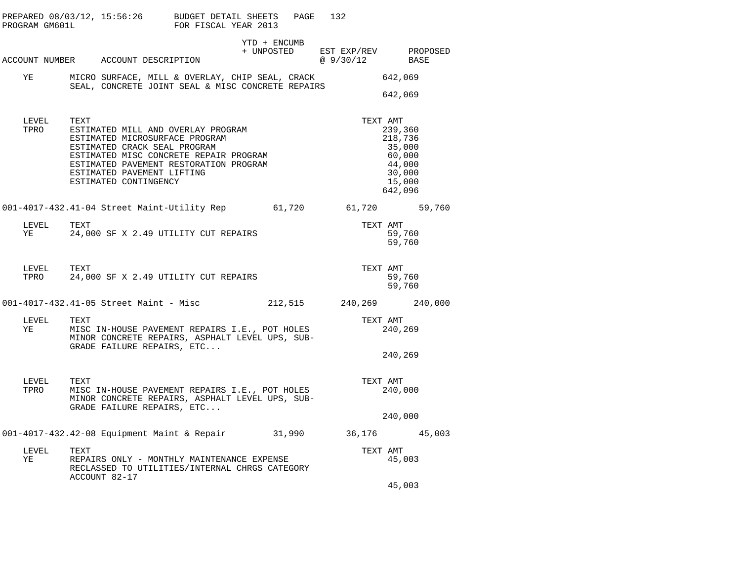PREPARED 08/03/12, 15:56:26 BUDGET DETAIL SHEETS
PROGRAM GM601L FOR FISCAL YEAR 2013

| ACCOUNT NUMBER | ACCOUNT DESCRIPTION | YTD + ENCUMB + UNPOSTED | EST EXP/REV @ 9/30/12 | PROPOSED BASE |
|---|---|---|---|---|

| LEVEL | TEXT | TEXT AMT |
|---|---|---|
| YE | MICRO SURFACE, MILL & OVERLAY, CHIP SEAL, CRACK SEAL, CONCRETE JOINT SEAL & MISC CONCRETE REPAIRS | 642,069 |
| | | 642,069 |

| LEVEL | TEXT | TEXT AMT |
|---|---|---|
| TPRO | ESTIMATED MILL AND OVERLAY PROGRAM | 239,360 |
| | ESTIMATED MICROSURFACE PROGRAM | 218,736 |
| | ESTIMATED CRACK SEAL PROGRAM | 35,000 |
| | ESTIMATED MISC CONCRETE REPAIR PROGRAM | 60,000 |
| | ESTIMATED PAVEMENT RESTORATION PROGRAM | 44,000 |
| | ESTIMATED PAVEMENT LIFTING | 30,000 |
| | ESTIMATED CONTINGENCY | 15,000 |
| | | 642,096 |

| ACCOUNT NUMBER | ACCOUNT DESCRIPTION | YTD + ENCUMB + UNPOSTED | EST EXP/REV @ 9/30/12 | PROPOSED BASE |
|---|---|---|---|---|
| 001-4017-432.41-04 | Street Maint-Utility Rep | 61,720 | 61,720 | 59,760 |

| LEVEL | TEXT | TEXT AMT |
|---|---|---|
| YE | 24,000 SF X 2.49 UTILITY CUT REPAIRS | 59,760 |
| | | 59,760 |

| LEVEL | TEXT | TEXT AMT |
|---|---|---|
| TPRO | 24,000 SF X 2.49 UTILITY CUT REPAIRS | 59,760 |
| | | 59,760 |

| ACCOUNT NUMBER | ACCOUNT DESCRIPTION | YTD + ENCUMB + UNPOSTED | EST EXP/REV @ 9/30/12 | PROPOSED BASE |
|---|---|---|---|---|
| 001-4017-432.41-05 | Street Maint - Misc | 212,515 | 240,269 | 240,000 |

| LEVEL | TEXT | TEXT AMT |
|---|---|---|
| YE | MISC IN-HOUSE PAVEMENT REPAIRS I.E., POT HOLES MINOR CONCRETE REPAIRS, ASPHALT LEVEL UPS, SUB-GRADE FAILURE REPAIRS, ETC... | 240,269 |
| | | 240,269 |

| LEVEL | TEXT | TEXT AMT |
|---|---|---|
| TPRO | MISC IN-HOUSE PAVEMENT REPAIRS I.E., POT HOLES MINOR CONCRETE REPAIRS, ASPHALT LEVEL UPS, SUB-GRADE FAILURE REPAIRS, ETC... | 240,000 |
| | | 240,000 |

| ACCOUNT NUMBER | ACCOUNT DESCRIPTION | YTD + ENCUMB + UNPOSTED | EST EXP/REV @ 9/30/12 | PROPOSED BASE |
|---|---|---|---|---|
| 001-4017-432.42-08 | Equipment Maint & Repair | 31,990 | 36,176 | 45,003 |

| LEVEL | TEXT | TEXT AMT |
|---|---|---|
| YE | REPAIRS ONLY - MONTHLY MAINTENANCE EXPENSE RECLASSED TO UTILITIES/INTERNAL CHRGS CATEGORY ACCOUNT 82-17 | 45,003 |
| | | 45,003 |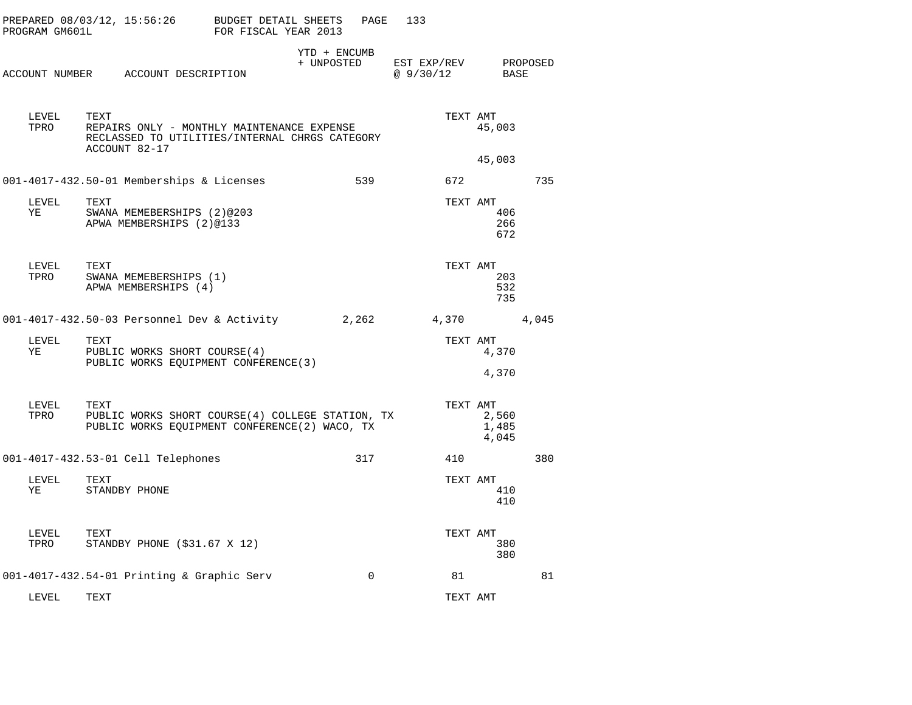PREPARED 08/03/12, 15:56:26 BUDGET DETAIL SHEETS
PROGRAM GM601L FOR FISCAL YEAR 2013

| ACCOUNT NUMBER | ACCOUNT DESCRIPTION | YTD + ENCUMB + UNPOSTED | EST EXP/REV @ 9/30/12 | PROPOSED BASE |
|---|---|---|---|---|

| LEVEL | TEXT | TEXT AMT |
|---|---|---|
| TPRO | REPAIRS ONLY - MONTHLY MAINTENANCE EXPENSE RECLASSED TO UTILITIES/INTERNAL CHRGS CATEGORY ACCOUNT 82-17 | 45,003 |
| | | 45,003 |

| ACCOUNT NUMBER | ACCOUNT DESCRIPTION | YTD + ENCUMB + UNPOSTED | EST EXP/REV @ 9/30/12 | PROPOSED BASE |
|---|---|---|---|---|
| 001-4017-432.50-01 | Memberships & Licenses | 539 | 672 | 735 |

| LEVEL | TEXT | TEXT AMT |
|---|---|---|
| YE | SWANA MEMEBERSHIPS (2)@203 | 406 |
| | APWA MEMBERSHIPS (2)@133 | 266 |
| | | 672 |

| LEVEL | TEXT | TEXT AMT |
|---|---|---|
| TPRO | SWANA MEMEBERSHIPS (1) | 203 |
| | APWA MEMBERSHIPS (4) | 532 |
| | | 735 |

| ACCOUNT NUMBER | ACCOUNT DESCRIPTION | YTD + ENCUMB + UNPOSTED | EST EXP/REV @ 9/30/12 | PROPOSED BASE |
|---|---|---|---|---|
| 001-4017-432.50-03 | Personnel Dev & Activity | 2,262 | 4,370 | 4,045 |

| LEVEL | TEXT | TEXT AMT |
|---|---|---|
| YE | PUBLIC WORKS SHORT COURSE(4) PUBLIC WORKS EQUIPMENT CONFERENCE(3) | 4,370 |
| | | 4,370 |

| LEVEL | TEXT | TEXT AMT |
|---|---|---|
| TPRO | PUBLIC WORKS SHORT COURSE(4) COLLEGE STATION, TX | 2,560 |
| | PUBLIC WORKS EQUIPMENT CONFERENCE(2) WACO, TX | 1,485 |
| | | 4,045 |

| ACCOUNT NUMBER | ACCOUNT DESCRIPTION | YTD + ENCUMB + UNPOSTED | EST EXP/REV @ 9/30/12 | PROPOSED BASE |
|---|---|---|---|---|
| 001-4017-432.53-01 | Cell Telephones | 317 | 410 | 380 |

| LEVEL | TEXT | TEXT AMT |
|---|---|---|
| YE | STANDBY PHONE | 410 |
| | | 410 |

| LEVEL | TEXT | TEXT AMT |
|---|---|---|
| TPRO | STANDBY PHONE ($31.67 X 12) | 380 |
| | | 380 |

| ACCOUNT NUMBER | ACCOUNT DESCRIPTION | YTD + ENCUMB + UNPOSTED | EST EXP/REV @ 9/30/12 | PROPOSED BASE |
|---|---|---|---|---|
| 001-4017-432.54-01 | Printing & Graphic Serv | 0 | 81 | 81 |

| LEVEL | TEXT | TEXT AMT |
|---|---|---|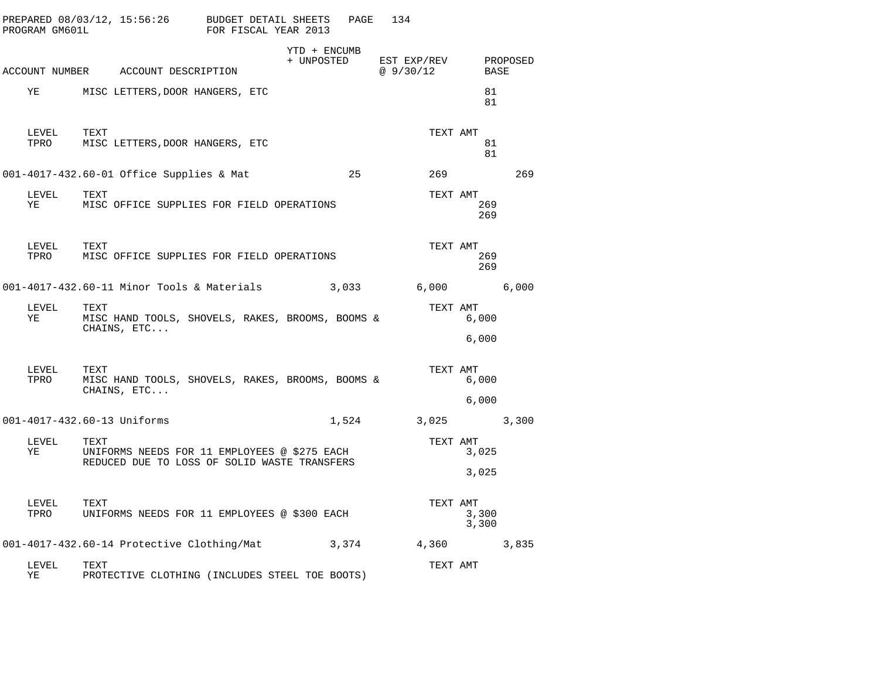PREPARED 08/03/12, 15:56:26 BUDGET DETAIL SHEETS
PROGRAM GM601L FOR FISCAL YEAR 2013

| ACCOUNT NUMBER | ACCOUNT DESCRIPTION | YTD + ENCUMB + UNPOSTED | EST EXP/REV @ 9/30/12 | PROPOSED BASE |
|---|---|---|---|---|
| YE | MISC LETTERS,DOOR HANGERS, ETC | | | 81 |
| | | | | 81 |
| LEVEL | TEXT | | TEXT AMT | |
| TPRO | MISC LETTERS,DOOR HANGERS, ETC | | | 81 |
| | | | | 81 |
| 001-4017-432.60-01 | Office Supplies & Mat | 25 | 269 | 269 |
| LEVEL | TEXT | | TEXT AMT | |
| YE | MISC OFFICE SUPPLIES FOR FIELD OPERATIONS | | 269 | |
| | | | 269 | |
| LEVEL | TEXT | | TEXT AMT | |
| TPRO | MISC OFFICE SUPPLIES FOR FIELD OPERATIONS | | 269 | |
| | | | 269 | |
| 001-4017-432.60-11 | Minor Tools & Materials | 3,033 | 6,000 | 6,000 |
| LEVEL | TEXT | | TEXT AMT | |
| YE | MISC HAND TOOLS, SHOVELS, RAKES, BROOMS, BOOMS & CHAINS, ETC... | | 6,000 | |
| | | | 6,000 | |
| LEVEL | TEXT | | TEXT AMT | |
| TPRO | MISC HAND TOOLS, SHOVELS, RAKES, BROOMS, BOOMS & CHAINS, ETC... | | 6,000 | |
| | | | 6,000 | |
| 001-4017-432.60-13 | Uniforms | 1,524 | 3,025 | 3,300 |
| LEVEL | TEXT | | TEXT AMT | |
| YE | UNIFORMS NEEDS FOR 11 EMPLOYEES @ $275 EACH REDUCED DUE TO LOSS OF SOLID WASTE TRANSFERS | | 3,025 | |
| | | | 3,025 | |
| LEVEL | TEXT | | TEXT AMT | |
| TPRO | UNIFORMS NEEDS FOR 11 EMPLOYEES @ $300 EACH | | 3,300 | |
| | | | 3,300 | |
| 001-4017-432.60-14 | Protective Clothing/Mat | 3,374 | 4,360 | 3,835 |
| LEVEL | TEXT | | TEXT AMT | |
| YE | PROTECTIVE CLOTHING (INCLUDES STEEL TOE BOOTS) | | | |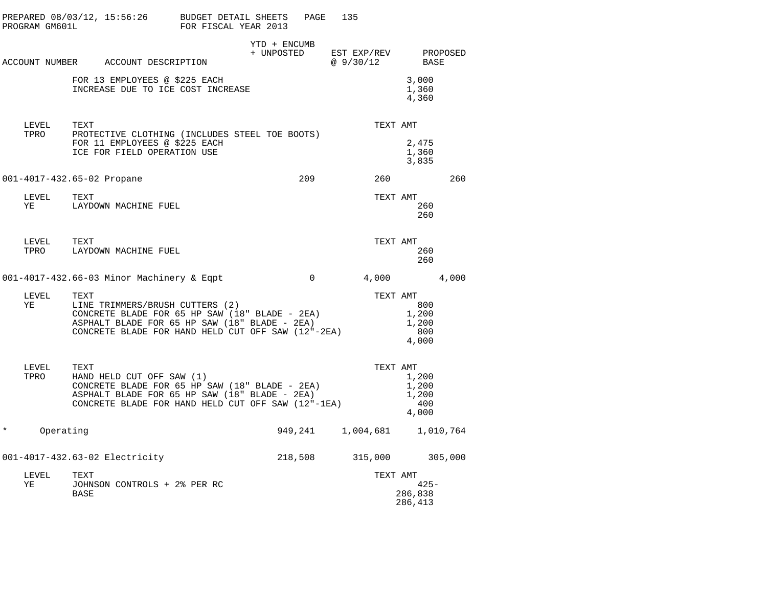PREPARED 08/03/12, 15:56:26 BUDGET DETAIL SHEETS PAGE 135
PROGRAM GM601L FOR FISCAL YEAR 2013

| ACCOUNT NUMBER | ACCOUNT DESCRIPTION | YTD + ENCUMB + UNPOSTED | EST EXP/REV @ 9/30/12 | TEXT AMT | PROPOSED BASE |
|---|---|---|---|---|---|
| | FOR 13 EMPLOYEES @ $225 EACH | | | 3,000 | |
| | INCREASE DUE TO ICE COST INCREASE | | | 1,360 | |
| | | | | 4,360 | |
| LEVEL TPRO | PROTECTIVE CLOTHING (INCLUDES STEEL TOE BOOTS) | | | | |
| | FOR 11 EMPLOYEES @ $225 EACH | | | 2,475 | |
| | ICE FOR FIELD OPERATION USE | | | 1,360 | |
| | | | | 3,835 | |
| 001-4017-432.65-02 | Propane | 209 | 260 | | 260 |
| LEVEL YE | LAYDOWN MACHINE FUEL | | | 260 | |
| | | | | 260 | |
| LEVEL TPRO | LAYDOWN MACHINE FUEL | | | 260 | |
| | | | | 260 | |
| 001-4017-432.66-03 | Minor Machinery & Eqpt | 0 | 4,000 | | 4,000 |
| LEVEL YE | LINE TRIMMERS/BRUSH CUTTERS (2) | | | 800 | |
| | CONCRETE BLADE FOR 65 HP SAW (18" BLADE - 2EA) | | | 1,200 | |
| | ASPHALT BLADE FOR 65 HP SAW (18" BLADE - 2EA) | | | 1,200 | |
| | CONCRETE BLADE FOR HAND HELD CUT OFF SAW (12"-2EA) | | | 800 | |
| | | | | 4,000 | |
| LEVEL TPRO | HAND HELD CUT OFF SAW (1) | | | 1,200 | |
| | CONCRETE BLADE FOR 65 HP SAW (18" BLADE - 2EA) | | | 1,200 | |
| | ASPHALT BLADE FOR 65 HP SAW (18" BLADE - 2EA) | | | 1,200 | |
| | CONCRETE BLADE FOR HAND HELD CUT OFF SAW (12"-1EA) | | | 400 | |
| | | | | 4,000 | |
| * | Operating | 949,241 | 1,004,681 | | 1,010,764 |
| 001-4017-432.63-02 | Electricity | 218,508 | 315,000 | | 305,000 |
| LEVEL YE | JOHNSON CONTROLS + 2% PER RC | | | 425- | |
| | BASE | | | 286,838 | |
| | | | | 286,413 | |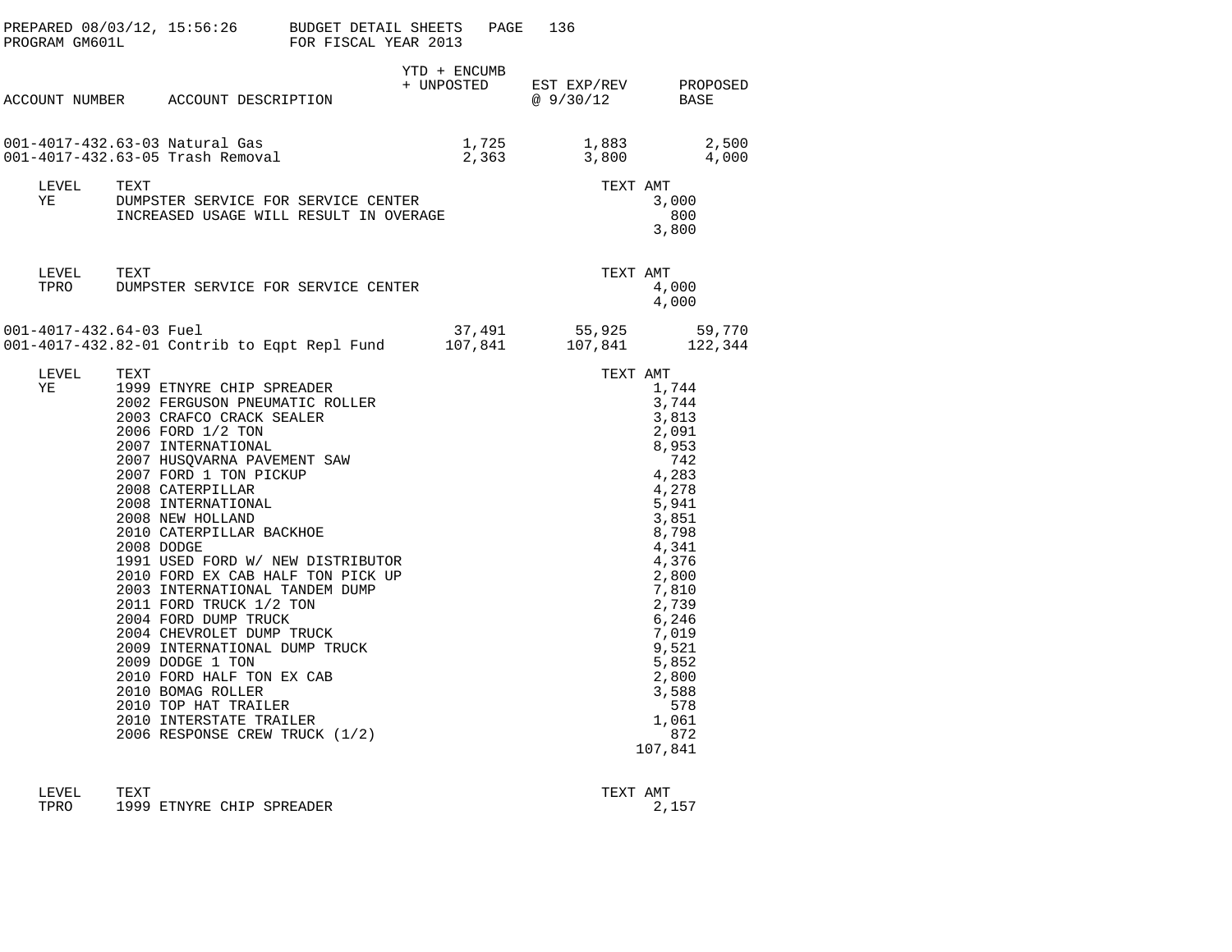PREPARED 08/03/12, 15:56:26 BUDGET DETAIL SHEETS
PROGRAM GM601L FOR FISCAL YEAR 2013

| ACCOUNT NUMBER | ACCOUNT DESCRIPTION | YTD + ENCUMB + UNPOSTED | EST EXP/REV @ 9/30/12 | PROPOSED BASE |
|---|---|---|---|---|
| 001-4017-432.63-03 | Natural Gas | 1,725 | 1,883 | 2,500 |
| 001-4017-432.63-05 | Trash Removal | 2,363 | 3,800 | 4,000 |

| LEVEL | TEXT | TEXT AMT |
|---|---|---|
| YE | DUMPSTER SERVICE FOR SERVICE CENTER | 3,000 |
| | INCREASED USAGE WILL RESULT IN OVERAGE | 800 |
| | | 3,800 |

| LEVEL | TEXT | TEXT AMT |
|---|---|---|
| TPRO | DUMPSTER SERVICE FOR SERVICE CENTER | 4,000 |
| | | 4,000 |

| ACCOUNT NUMBER | ACCOUNT DESCRIPTION | YTD + ENCUMB + UNPOSTED | EST EXP/REV @ 9/30/12 | PROPOSED BASE |
|---|---|---|---|---|
| 001-4017-432.64-03 | Fuel | 37,491 | 55,925 | 59,770 |
| 001-4017-432.82-01 | Contrib to Eqpt Repl Fund | 107,841 | 107,841 | 122,344 |

| LEVEL | TEXT | TEXT AMT |
|---|---|---|
| YE | 1999 ETNYRE CHIP SPREADER | 1,744 |
| | 2002 FERGUSON PNEUMATIC ROLLER | 3,744 |
| | 2003 CRAFCO CRACK SEALER | 3,813 |
| | 2006 FORD 1/2 TON | 2,091 |
| | 2007 INTERNATIONAL | 8,953 |
| | 2007 HUSQVARNA PAVEMENT SAW | 742 |
| | 2007 FORD 1 TON PICKUP | 4,283 |
| | 2008 CATERPILLAR | 4,278 |
| | 2008 INTERNATIONAL | 5,941 |
| | 2008 NEW HOLLAND | 3,851 |
| | 2010 CATERPILLAR BACKHOE | 8,798 |
| | 2008 DODGE | 4,341 |
| | 1991 USED FORD W/ NEW DISTRIBUTOR | 4,376 |
| | 2010 FORD EX CAB HALF TON PICK UP | 2,800 |
| | 2003 INTERNATIONAL TANDEM DUMP | 7,810 |
| | 2011 FORD TRUCK 1/2 TON | 2,739 |
| | 2004 FORD DUMP TRUCK | 6,246 |
| | 2004 CHEVROLET DUMP TRUCK | 7,019 |
| | 2009 INTERNATIONAL DUMP TRUCK | 9,521 |
| | 2009 DODGE 1 TON | 5,852 |
| | 2010 FORD HALF TON EX CAB | 2,800 |
| | 2010 BOMAG ROLLER | 3,588 |
| | 2010 TOP HAT TRAILER | 578 |
| | 2010 INTERSTATE TRAILER | 1,061 |
| | 2006 RESPONSE CREW TRUCK (1/2) | 872 |
| | | 107,841 |

| LEVEL | TEXT | TEXT AMT |
|---|---|---|
| TPRO | 1999 ETNYRE CHIP SPREADER | 2,157 |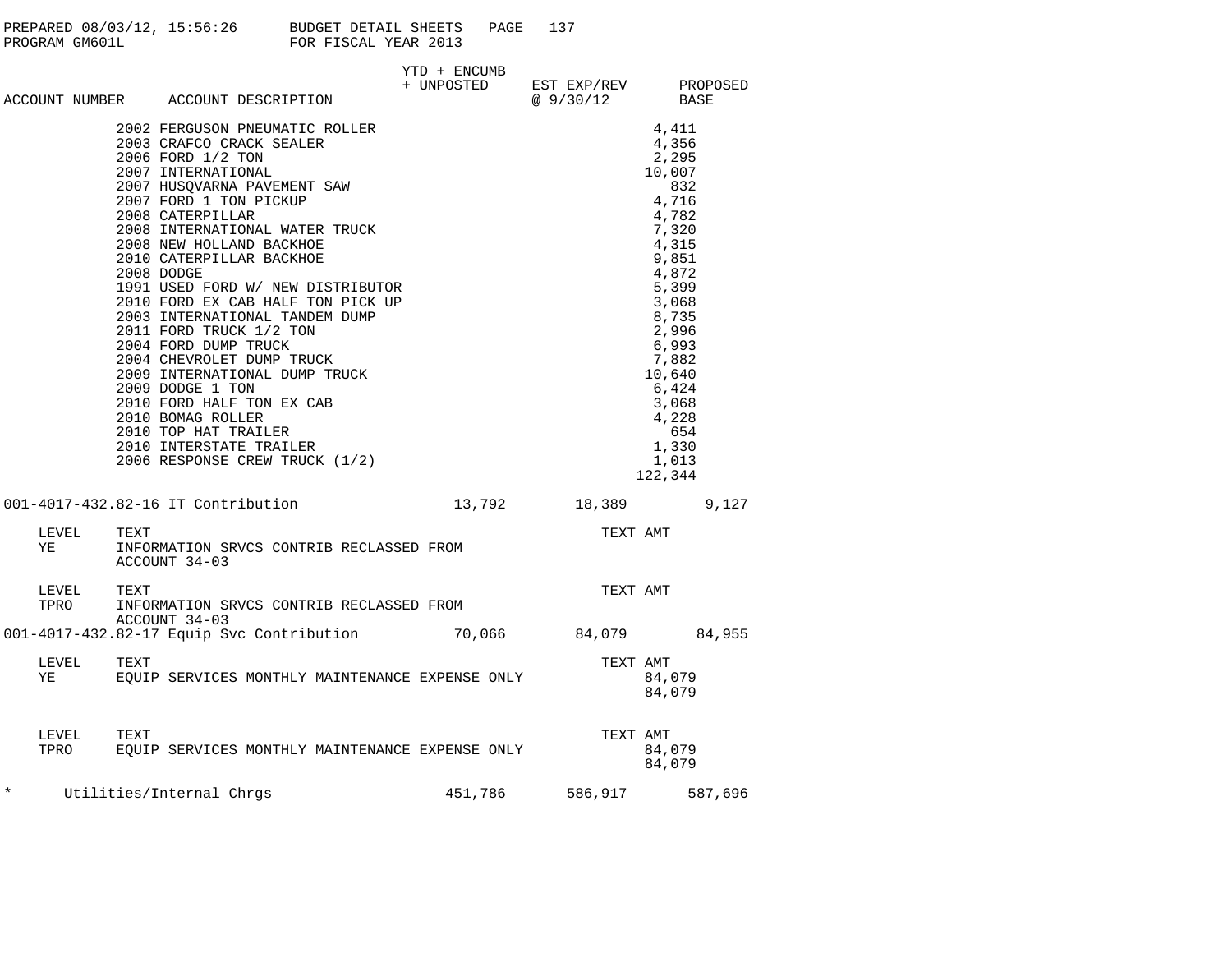PREPARED 08/03/12, 15:56:26 BUDGET DETAIL SHEETS
PROGRAM GM601L FOR FISCAL YEAR 2013

| ACCOUNT NUMBER | ACCOUNT DESCRIPTION | YTD + ENCUMB + UNPOSTED | EST EXP/REV @ 9/30/12 | TEXT AMT | PROPOSED BASE |
|---|---|---|---|---|---|
| | 2002 FERGUSON PNEUMATIC ROLLER | | | 4,411 | |
| | 2003 CRAFCO CRACK SEALER | | | 4,356 | |
| | 2006 FORD 1/2 TON | | | 2,295 | |
| | 2007 INTERNATIONAL | | | 10,007 | |
| | 2007 HUSQVARNA PAVEMENT SAW | | | 832 | |
| | 2007 FORD 1 TON PICKUP | | | 4,716 | |
| | 2008 CATERPILLAR | | | 4,782 | |
| | 2008 INTERNATIONAL WATER TRUCK | | | 7,320 | |
| | 2008 NEW HOLLAND BACKHOE | | | 4,315 | |
| | 2010 CATERPILLAR BACKHOE | | | 9,851 | |
| | 2008 DODGE | | | 4,872 | |
| | 1991 USED FORD W/ NEW DISTRIBUTOR | | | 5,399 | |
| | 2010 FORD EX CAB HALF TON PICK UP | | | 3,068 | |
| | 2003 INTERNATIONAL TANDEM DUMP | | | 8,735 | |
| | 2011 FORD TRUCK 1/2 TON | | | 2,996 | |
| | 2004 FORD DUMP TRUCK | | | 6,993 | |
| | 2004 CHEVROLET DUMP TRUCK | | | 7,882 | |
| | 2009 INTERNATIONAL DUMP TRUCK | | | 10,640 | |
| | 2009 DODGE 1 TON | | | 6,424 | |
| | 2010 FORD HALF TON EX CAB | | | 3,068 | |
| | 2010 BOMAG ROLLER | | | 4,228 | |
| | 2010 TOP HAT TRAILER | | | 654 | |
| | 2010 INTERSTATE TRAILER | | | 1,330 | |
| | 2006 RESPONSE CREW TRUCK (1/2) | | | 1,013 | |
| | | | | 122,344 | |
| 001-4017-432.82-16 | IT Contribution | 13,792 | 18,389 | | 9,127 |
| LEVEL YE | INFORMATION SRVCS CONTRIB RECLASSED FROM ACCOUNT 34-03 | | | | |
| LEVEL TPRO | INFORMATION SRVCS CONTRIB RECLASSED FROM ACCOUNT 34-03 | | | | |
| 001-4017-432.82-17 | Equip Svc Contribution | 70,066 | 84,079 | | 84,955 |
| LEVEL YE | EQUIP SERVICES MONTHLY MAINTENANCE EXPENSE ONLY | | | 84,079 | |
| | | | | 84,079 | |
| LEVEL TPRO | EQUIP SERVICES MONTHLY MAINTENANCE EXPENSE ONLY | | | 84,079 | |
| | | | | 84,079 | |
| * | Utilities/Internal Chrgs | 451,786 | 586,917 | | 587,696 |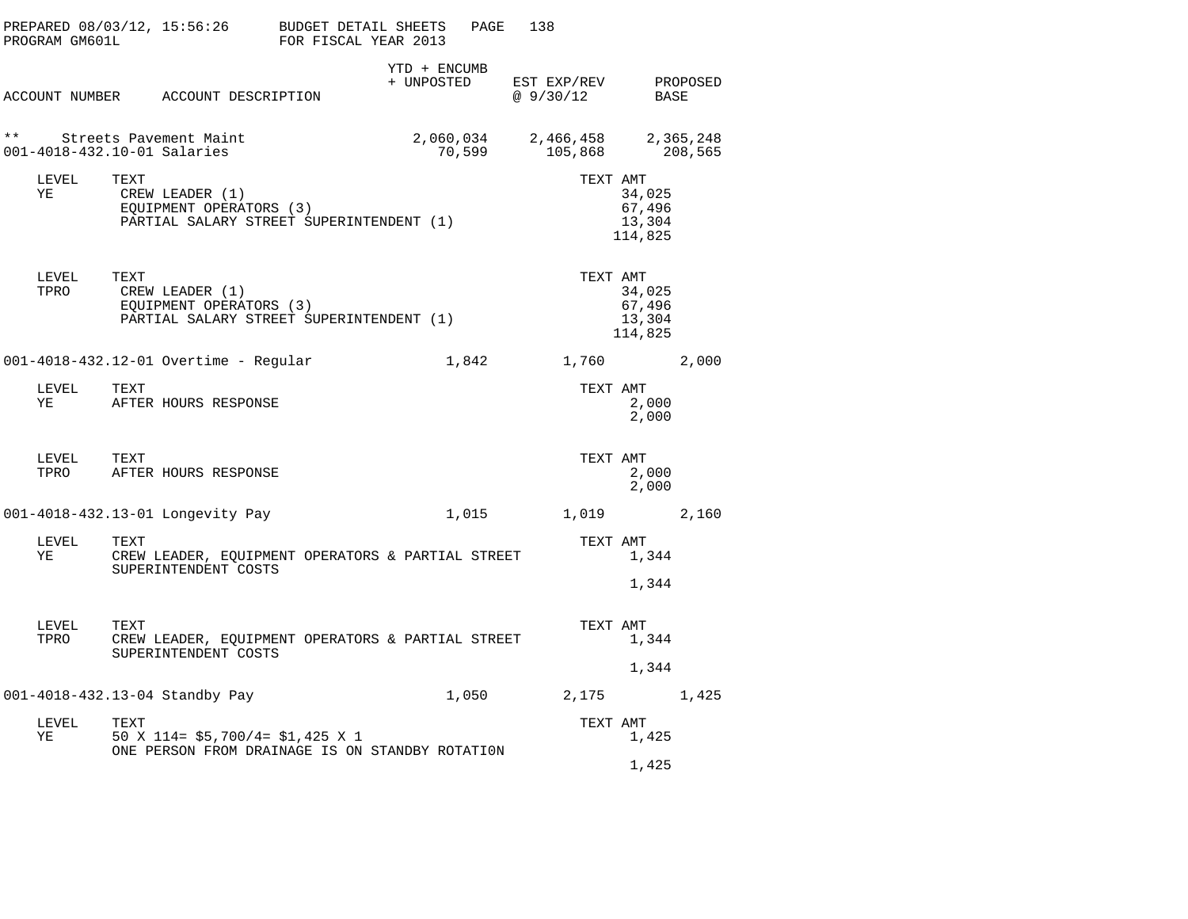PREPARED 08/03/12, 15:56:26 BUDGET DETAIL SHEETS
PROGRAM GM601L FOR FISCAL YEAR 2013

| ACCOUNT NUMBER | ACCOUNT DESCRIPTION | YTD + ENCUMB + UNPOSTED | EST EXP/REV @ 9/30/12 | PROPOSED BASE |
|---|---|---|---|---|
| ** | Streets Pavement Maint | 2,060,034 | 2,466,458 | 2,365,248 |
| 001-4018-432.10-01 | Salaries | 70,599 | 105,868 | 208,565 |

| LEVEL | TEXT | TEXT AMT |
|---|---|---|
| YE | CREW LEADER (1) | 34,025 |
| | EQUIPMENT OPERATORS (3) | 67,496 |
| | PARTIAL SALARY STREET SUPERINTENDENT (1) | 13,304 |
| | | 114,825 |

| LEVEL | TEXT | TEXT AMT |
|---|---|---|
| TPRO | CREW LEADER (1) | 34,025 |
| | EQUIPMENT OPERATORS (3) | 67,496 |
| | PARTIAL SALARY STREET SUPERINTENDENT (1) | 13,304 |
| | | 114,825 |

| ACCOUNT NUMBER | ACCOUNT DESCRIPTION | YTD + ENCUMB + UNPOSTED | EST EXP/REV @ 9/30/12 | PROPOSED BASE |
|---|---|---|---|---|
| 001-4018-432.12-01 | Overtime - Regular | 1,842 | 1,760 | 2,000 |

| LEVEL | TEXT | TEXT AMT |
|---|---|---|
| YE | AFTER HOURS RESPONSE | 2,000 |
| | | 2,000 |

| LEVEL | TEXT | TEXT AMT |
|---|---|---|
| TPRO | AFTER HOURS RESPONSE | 2,000 |
| | | 2,000 |

| ACCOUNT NUMBER | ACCOUNT DESCRIPTION | YTD + ENCUMB + UNPOSTED | EST EXP/REV @ 9/30/12 | PROPOSED BASE |
|---|---|---|---|---|
| 001-4018-432.13-01 | Longevity Pay | 1,015 | 1,019 | 2,160 |

| LEVEL | TEXT | TEXT AMT |
|---|---|---|
| YE | CREW LEADER, EQUIPMENT OPERATORS & PARTIAL STREET SUPERINTENDENT COSTS | 1,344 |
| | | 1,344 |

| LEVEL | TEXT | TEXT AMT |
|---|---|---|
| TPRO | CREW LEADER, EQUIPMENT OPERATORS & PARTIAL STREET SUPERINTENDENT COSTS | 1,344 |
| | | 1,344 |

| ACCOUNT NUMBER | ACCOUNT DESCRIPTION | YTD + ENCUMB + UNPOSTED | EST EXP/REV @ 9/30/12 | PROPOSED BASE |
|---|---|---|---|---|
| 001-4018-432.13-04 | Standby Pay | 1,050 | 2,175 | 1,425 |

| LEVEL | TEXT | TEXT AMT |
|---|---|---|
| YE | 50 X 114= $5,700/4= $1,425 X 1 | 1,425 |
| | ONE PERSON FROM DRAINAGE IS ON STANDBY ROTATI0N | |
| | | 1,425 |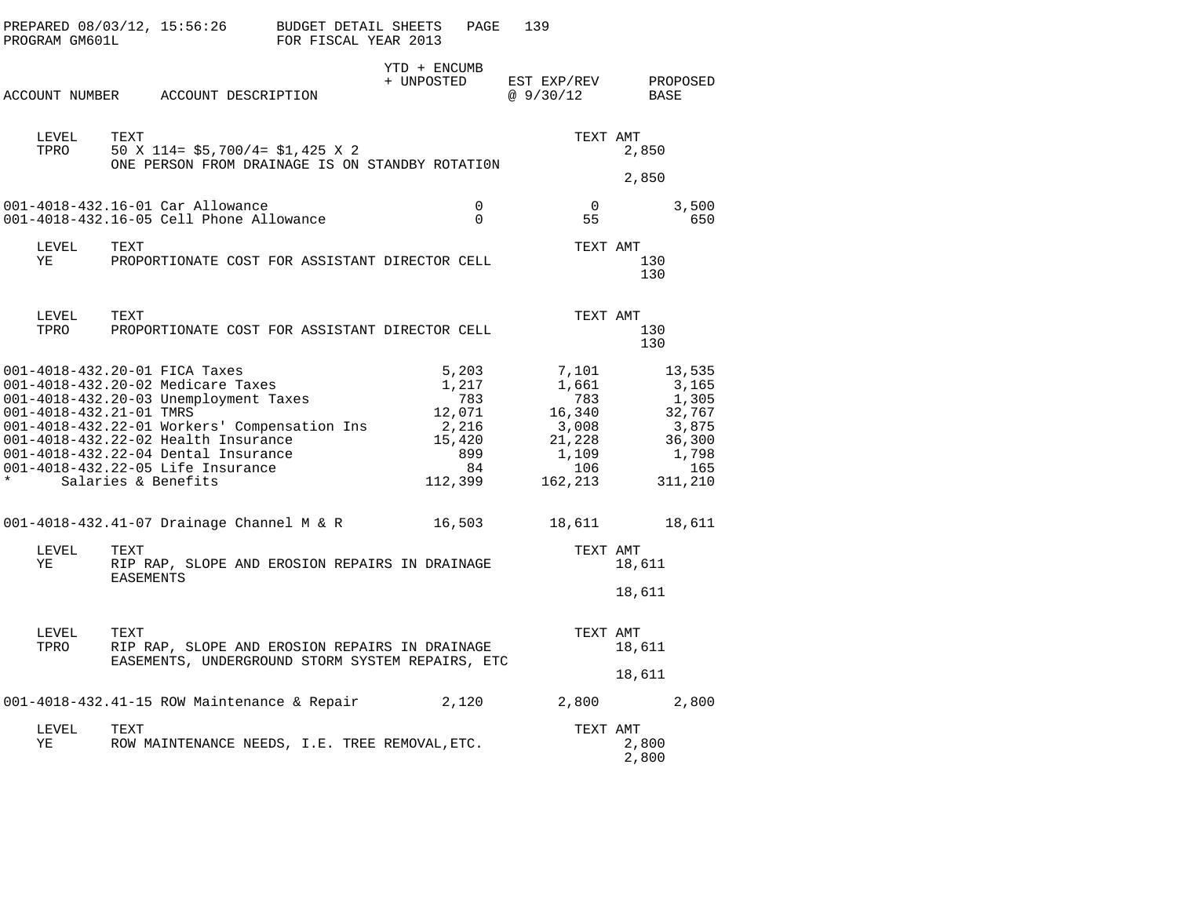PREPARED 08/03/12, 15:56:26 BUDGET DETAIL SHEETS
PROGRAM GM601L FOR FISCAL YEAR 2013

| ACCOUNT NUMBER | ACCOUNT DESCRIPTION | YTD + ENCUMB + UNPOSTED | EST EXP/REV @ 9/30/12 | PROPOSED BASE |
|---|---|---|---|---|

| LEVEL | TEXT | TEXT AMT |
|---|---|---|
| TPRO | 50 X 114= $5,700/4= $1,425 X 2<br>ONE PERSON FROM DRAINAGE IS ON STANDBY ROTATI0N | 2,850 |
| | | 2,850 |

| ACCOUNT NUMBER | ACCOUNT DESCRIPTION | YTD + ENCUMB + UNPOSTED | EST EXP/REV @ 9/30/12 | PROPOSED BASE |
|---|---|---|---|---|
| 001-4018-432.16-01 | Car Allowance | 0 | 0 | 3,500 |
| 001-4018-432.16-05 | Cell Phone Allowance | 0 | 55 | 650 |

| LEVEL | TEXT | TEXT AMT |
|---|---|---|
| YE | PROPORTIONATE COST FOR ASSISTANT DIRECTOR CELL | 130 |
| | | 130 |

| LEVEL | TEXT | TEXT AMT |
|---|---|---|
| TPRO | PROPORTIONATE COST FOR ASSISTANT DIRECTOR CELL | 130 |
| | | 130 |

| ACCOUNT NUMBER | ACCOUNT DESCRIPTION | YTD + ENCUMB + UNPOSTED | EST EXP/REV @ 9/30/12 | PROPOSED BASE |
|---|---|---|---|---|
| 001-4018-432.20-01 | FICA Taxes | 5,203 | 7,101 | 13,535 |
| 001-4018-432.20-02 | Medicare Taxes | 1,217 | 1,661 | 3,165 |
| 001-4018-432.20-03 | Unemployment Taxes | 783 | 783 | 1,305 |
| 001-4018-432.21-01 | TMRS | 12,071 | 16,340 | 32,767 |
| 001-4018-432.22-01 | Workers' Compensation Ins | 2,216 | 3,008 | 3,875 |
| 001-4018-432.22-02 | Health Insurance | 15,420 | 21,228 | 36,300 |
| 001-4018-432.22-04 | Dental Insurance | 899 | 1,109 | 1,798 |
| 001-4018-432.22-05 | Life Insurance | 84 | 106 | 165 |
| * | Salaries & Benefits | 112,399 | 162,213 | 311,210 |
| 001-4018-432.41-07 | Drainage Channel M & R | 16,503 | 18,611 | 18,611 |

| LEVEL | TEXT | TEXT AMT |
|---|---|---|
| YE | RIP RAP, SLOPE AND EROSION REPAIRS IN DRAINAGE EASEMENTS | 18,611 |
| | | 18,611 |

| LEVEL | TEXT | TEXT AMT |
|---|---|---|
| TPRO | RIP RAP, SLOPE AND EROSION REPAIRS IN DRAINAGE EASEMENTS, UNDERGROUND STORM SYSTEM REPAIRS, ETC | 18,611 |
| | | 18,611 |

| ACCOUNT NUMBER | ACCOUNT DESCRIPTION | YTD + ENCUMB + UNPOSTED | EST EXP/REV @ 9/30/12 | PROPOSED BASE |
|---|---|---|---|---|
| 001-4018-432.41-15 | ROW Maintenance & Repair | 2,120 | 2,800 | 2,800 |

| LEVEL | TEXT | TEXT AMT |
|---|---|---|
| YE | ROW MAINTENANCE NEEDS, I.E. TREE REMOVAL,ETC. | 2,800 |
| | | 2,800 |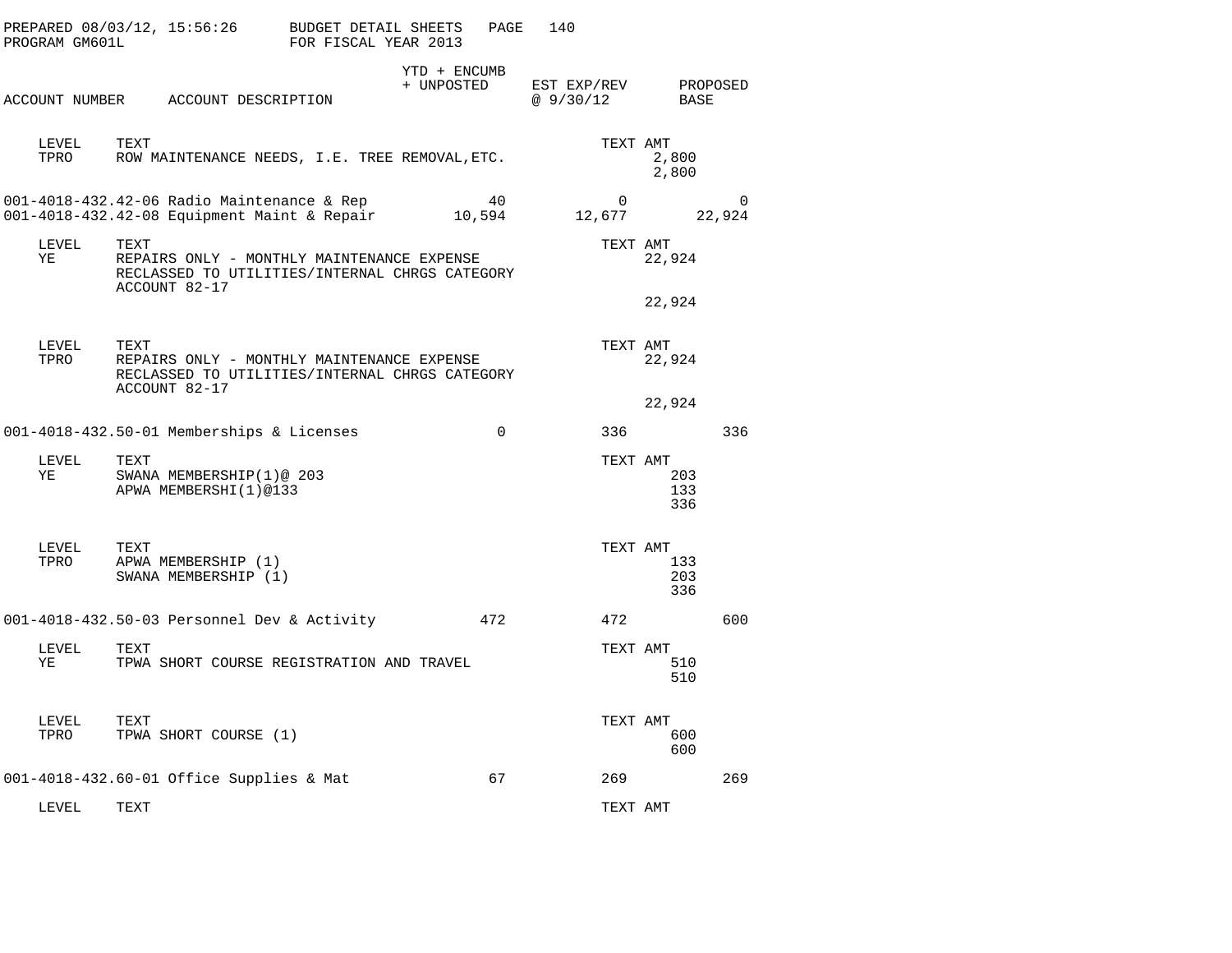| ACCOUNT NUMBER | ACCOUNT DESCRIPTION | YTD + ENCUMB + UNPOSTED | EST EXP/REV @ 9/30/12 | PROPOSED BASE |
|---|---|---|---|---|

LEVEL TEXT — TEXT AMT
TPRO ROW MAINTENANCE NEEDS, I.E. TREE REMOVAL,ETC. — 2,800
2,800

| ACCOUNT NUMBER | ACCOUNT DESCRIPTION | YTD + ENCUMB + UNPOSTED | EST EXP/REV @ 9/30/12 | PROPOSED BASE |
|---|---|---|---|---|
| 001-4018-432.42-06 | Radio Maintenance & Rep | 40 | 0 | 0 |
| 001-4018-432.42-08 | Equipment Maint & Repair | 10,594 | 12,677 | 22,924 |

LEVEL TEXT — TEXT AMT
YE REPAIRS ONLY - MONTHLY MAINTENANCE EXPENSE — 22,924
RECLASSED TO UTILITIES/INTERNAL CHRGS CATEGORY
ACCOUNT 82-17
22,924

LEVEL TEXT — TEXT AMT
TPRO REPAIRS ONLY - MONTHLY MAINTENANCE EXPENSE — 22,924
RECLASSED TO UTILITIES/INTERNAL CHRGS CATEGORY
ACCOUNT 82-17
22,924

| ACCOUNT NUMBER | ACCOUNT DESCRIPTION | YTD + ENCUMB + UNPOSTED | EST EXP/REV @ 9/30/12 | PROPOSED BASE |
|---|---|---|---|---|
| 001-4018-432.50-01 | Memberships & Licenses | 0 | 336 | 336 |

LEVEL TEXT — TEXT AMT
YE SWANA MEMBERSHIP(1)@ 203 — 203
APWA MEMBERSHI(1)@133 — 133
336

LEVEL TEXT — TEXT AMT
TPRO APWA MEMBERSHIP (1) — 133
SWANA MEMBERSHIP (1) — 203
336

| ACCOUNT NUMBER | ACCOUNT DESCRIPTION | YTD + ENCUMB + UNPOSTED | EST EXP/REV @ 9/30/12 | PROPOSED BASE |
|---|---|---|---|---|
| 001-4018-432.50-03 | Personnel Dev & Activity | 472 | 472 | 600 |

LEVEL TEXT — TEXT AMT
YE TPWA SHORT COURSE REGISTRATION AND TRAVEL — 510
510

LEVEL TEXT — TEXT AMT
TPRO TPWA SHORT COURSE (1) — 600
600

| ACCOUNT NUMBER | ACCOUNT DESCRIPTION | YTD + ENCUMB + UNPOSTED | EST EXP/REV @ 9/30/12 | PROPOSED BASE |
|---|---|---|---|---|
| 001-4018-432.60-01 | Office Supplies & Mat | 67 | 269 | 269 |

LEVEL TEXT — TEXT AMT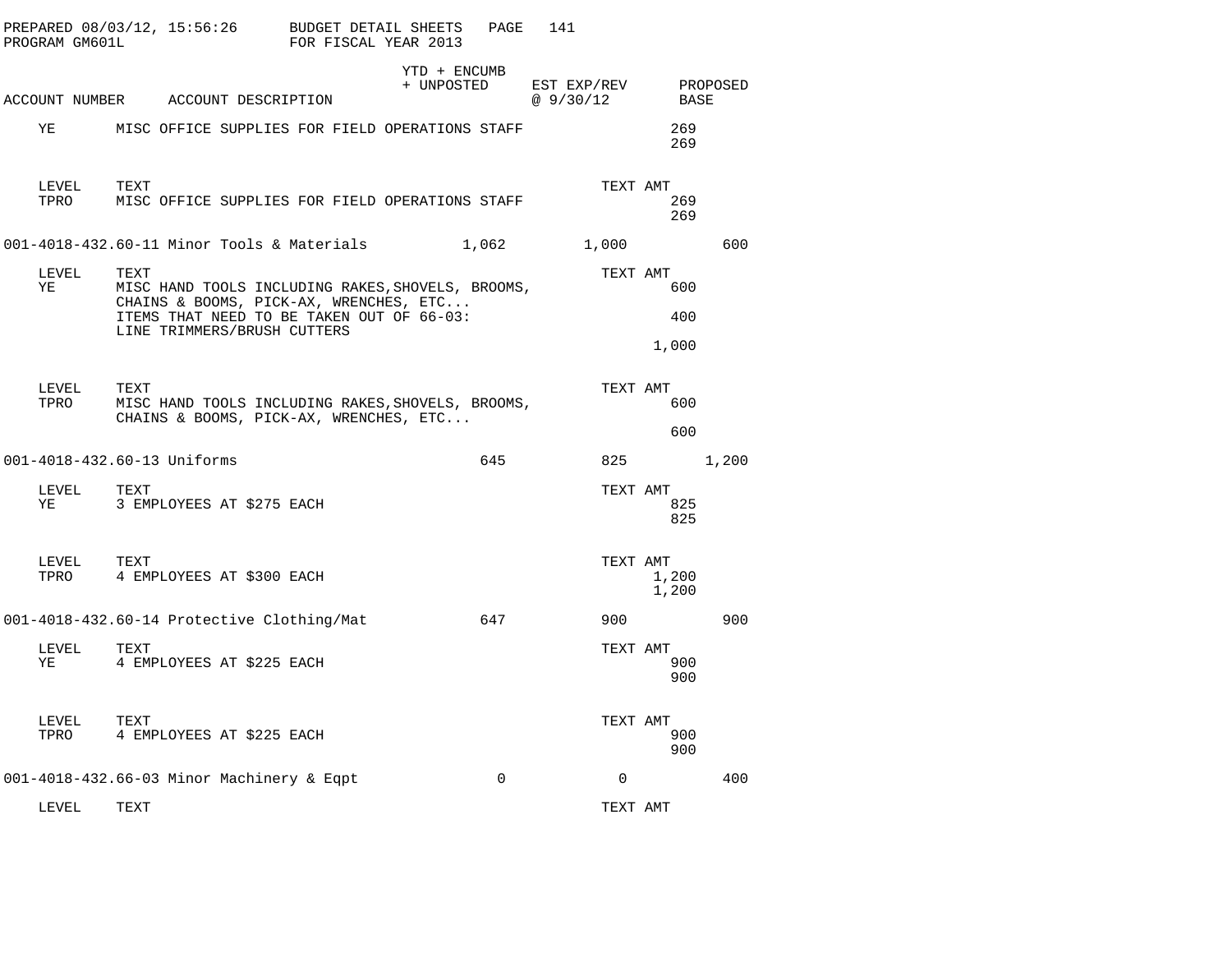PREPARED 08/03/12, 15:56:26 BUDGET DETAIL SHEETS
PROGRAM GM601L FOR FISCAL YEAR 2013

| ACCOUNT NUMBER | ACCOUNT DESCRIPTION | YTD + ENCUMB + UNPOSTED | EST EXP/REV @ 9/30/12 | PROPOSED BASE |
|---|---|---|---|---|

| | | TEXT AMT |
|---|---|---|
| YE | MISC OFFICE SUPPLIES FOR FIELD OPERATIONS STAFF | 269 |
| | | 269 |

| LEVEL | TEXT | TEXT AMT |
|---|---|---|
| TPRO | MISC OFFICE SUPPLIES FOR FIELD OPERATIONS STAFF | 269 |
| | | 269 |

| ACCOUNT NUMBER | ACCOUNT DESCRIPTION | YTD + ENCUMB + UNPOSTED | EST EXP/REV @ 9/30/12 | PROPOSED BASE |
|---|---|---|---|---|
| 001-4018-432.60-11 | Minor Tools & Materials | 1,062 | 1,000 | 600 |

| LEVEL | TEXT | TEXT AMT |
|---|---|---|
| YE | MISC HAND TOOLS INCLUDING RAKES,SHOVELS, BROOMS, CHAINS & BOOMS, PICK-AX, WRENCHES, ETC... | 600 |
| | ITEMS THAT NEED TO BE TAKEN OUT OF 66-03: LINE TRIMMERS/BRUSH CUTTERS | 400 |
| | | 1,000 |

| LEVEL | TEXT | TEXT AMT |
|---|---|---|
| TPRO | MISC HAND TOOLS INCLUDING RAKES,SHOVELS, BROOMS, CHAINS & BOOMS, PICK-AX, WRENCHES, ETC... | 600 |
| | | 600 |

| ACCOUNT NUMBER | ACCOUNT DESCRIPTION | YTD + ENCUMB + UNPOSTED | EST EXP/REV @ 9/30/12 | PROPOSED BASE |
|---|---|---|---|---|
| 001-4018-432.60-13 | Uniforms | 645 | 825 | 1,200 |

| LEVEL | TEXT | TEXT AMT |
|---|---|---|
| YE | 3 EMPLOYEES AT $275 EACH | 825 |
| | | 825 |

| LEVEL | TEXT | TEXT AMT |
|---|---|---|
| TPRO | 4 EMPLOYEES AT $300 EACH | 1,200 |
| | | 1,200 |

| ACCOUNT NUMBER | ACCOUNT DESCRIPTION | YTD + ENCUMB + UNPOSTED | EST EXP/REV @ 9/30/12 | PROPOSED BASE |
|---|---|---|---|---|
| 001-4018-432.60-14 | Protective Clothing/Mat | 647 | 900 | 900 |

| LEVEL | TEXT | TEXT AMT |
|---|---|---|
| YE | 4 EMPLOYEES AT $225 EACH | 900 |
| | | 900 |

| LEVEL | TEXT | TEXT AMT |
|---|---|---|
| TPRO | 4 EMPLOYEES AT $225 EACH | 900 |
| | | 900 |

| ACCOUNT NUMBER | ACCOUNT DESCRIPTION | YTD + ENCUMB + UNPOSTED | EST EXP/REV @ 9/30/12 | PROPOSED BASE |
|---|---|---|---|---|
| 001-4018-432.66-03 | Minor Machinery & Eqpt | 0 | 0 | 400 |

| LEVEL | TEXT | TEXT AMT |
|---|---|---|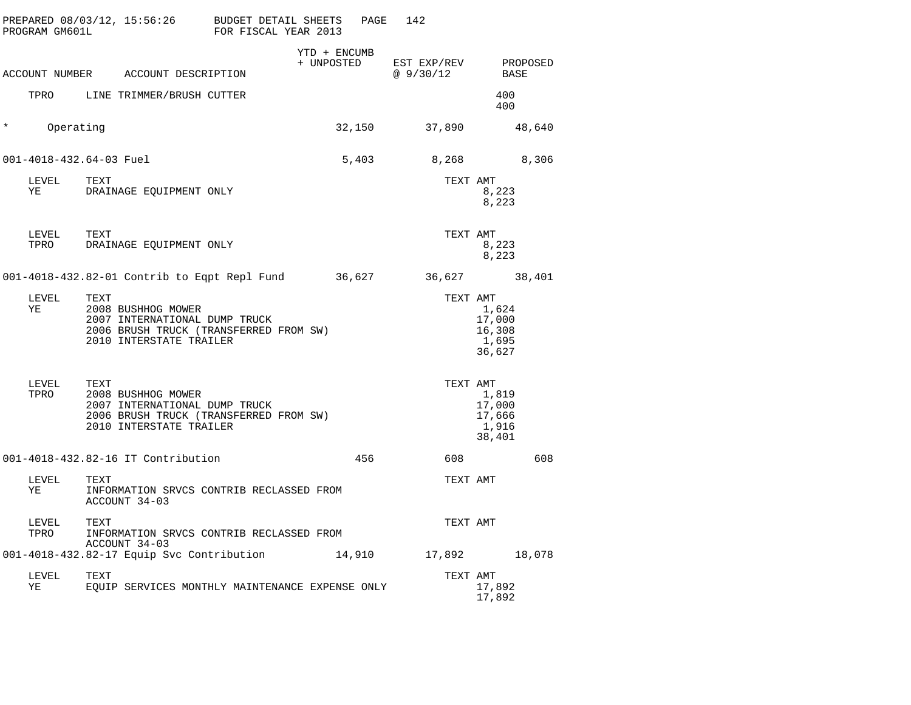PREPARED 08/03/12, 15:56:26 BUDGET DETAIL SHEETS
PROGRAM GM601L FOR FISCAL YEAR 2013

| ACCOUNT NUMBER | ACCOUNT DESCRIPTION | YTD + ENCUMB + UNPOSTED | EST EXP/REV @ 9/30/12 | PROPOSED BASE |
|---|---|---|---|---|
| TPRO | LINE TRIMMER/BRUSH CUTTER | | | 400 |
| | | | | 400 |
| * | Operating | 32,150 | 37,890 | 48,640 |
| 001-4018-432.64-03 | Fuel | 5,403 | 8,268 | 8,306 |

| LEVEL | TEXT | TEXT AMT |
|---|---|---|
| YE | DRAINAGE EQUIPMENT ONLY | 8,223 |
| | | 8,223 |

| LEVEL | TEXT | TEXT AMT |
|---|---|---|
| TPRO | DRAINAGE EQUIPMENT ONLY | 8,223 |
| | | 8,223 |

| ACCOUNT NUMBER | ACCOUNT DESCRIPTION | YTD + ENCUMB + UNPOSTED | EST EXP/REV @ 9/30/12 | PROPOSED BASE |
|---|---|---|---|---|
| 001-4018-432.82-01 | Contrib to Eqpt Repl Fund | 36,627 | 36,627 | 38,401 |

| LEVEL | TEXT | TEXT AMT |
|---|---|---|
| YE | 2008 BUSHHOG MOWER | 1,624 |
| | 2007 INTERNATIONAL DUMP TRUCK | 17,000 |
| | 2006 BRUSH TRUCK (TRANSFERRED FROM SW) | 16,308 |
| | 2010 INTERSTATE TRAILER | 1,695 |
| | | 36,627 |

| LEVEL | TEXT | TEXT AMT |
|---|---|---|
| TPRO | 2008 BUSHHOG MOWER | 1,819 |
| | 2007 INTERNATIONAL DUMP TRUCK | 17,000 |
| | 2006 BRUSH TRUCK (TRANSFERRED FROM SW) | 17,666 |
| | 2010 INTERSTATE TRAILER | 1,916 |
| | | 38,401 |

| ACCOUNT NUMBER | ACCOUNT DESCRIPTION | YTD + ENCUMB + UNPOSTED | EST EXP/REV @ 9/30/12 | PROPOSED BASE |
|---|---|---|---|---|
| 001-4018-432.82-16 | IT Contribution | 456 | 608 | 608 |

| LEVEL | TEXT | TEXT AMT |
|---|---|---|
| YE | INFORMATION SRVCS CONTRIB RECLASSED FROM ACCOUNT 34-03 | |

| LEVEL | TEXT | TEXT AMT |
|---|---|---|
| TPRO | INFORMATION SRVCS CONTRIB RECLASSED FROM ACCOUNT 34-03 | |

| ACCOUNT NUMBER | ACCOUNT DESCRIPTION | YTD + ENCUMB + UNPOSTED | EST EXP/REV @ 9/30/12 | PROPOSED BASE |
|---|---|---|---|---|
| 001-4018-432.82-17 | Equip Svc Contribution | 14,910 | 17,892 | 18,078 |

| LEVEL | TEXT | TEXT AMT |
|---|---|---|
| YE | EQUIP SERVICES MONTHLY MAINTENANCE EXPENSE ONLY | 17,892 |
| | | 17,892 |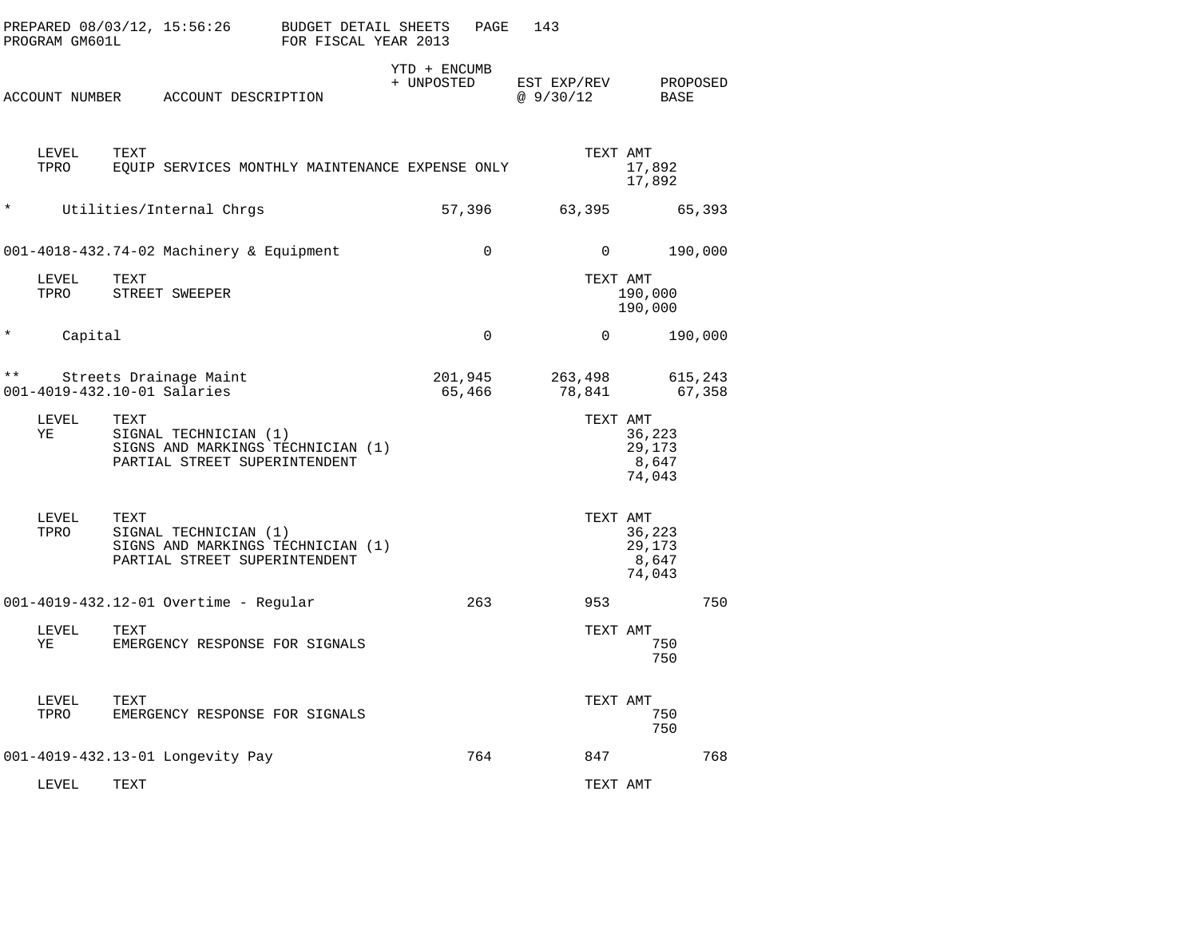PREPARED 08/03/12, 15:56:26 BUDGET DETAIL SHEETS
PROGRAM GM601L FOR FISCAL YEAR 2013

| ACCOUNT NUMBER | ACCOUNT DESCRIPTION | YTD + ENCUMB + UNPOSTED | EST EXP/REV @ 9/30/12 | PROPOSED BASE |
|---|---|---|---|---|
| LEVEL TPRO | TEXT EQUIP SERVICES MONTHLY MAINTENANCE EXPENSE ONLY | | TEXT AMT 17,892 / 17,892 | |
| * | Utilities/Internal Chrgs | 57,396 | 63,395 | 65,393 |
| 001-4018-432.74-02 | Machinery & Equipment | 0 | 0 | 190,000 |
| LEVEL TPRO | TEXT STREET SWEEPER | | TEXT AMT 190,000 / 190,000 | |
| * | Capital | 0 | 0 | 190,000 |
| ** | Streets Drainage Maint | 201,945 | 263,498 | 615,243 |
| 001-4019-432.10-01 | Salaries | 65,466 | 78,841 | 67,358 |
| LEVEL YE | TEXT SIGNAL TECHNICIAN (1) / SIGNS AND MARKINGS TECHNICIAN (1) / PARTIAL STREET SUPERINTENDENT | | TEXT AMT 36,223 / 29,173 / 8,647 / 74,043 | |
| LEVEL TPRO | TEXT SIGNAL TECHNICIAN (1) / SIGNS AND MARKINGS TECHNICIAN (1) / PARTIAL STREET SUPERINTENDENT | | TEXT AMT 36,223 / 29,173 / 8,647 / 74,043 | |
| 001-4019-432.12-01 | Overtime - Regular | 263 | 953 | 750 |
| LEVEL YE | TEXT EMERGENCY RESPONSE FOR SIGNALS | | TEXT AMT 750 / 750 | |
| LEVEL TPRO | TEXT EMERGENCY RESPONSE FOR SIGNALS | | TEXT AMT 750 / 750 | |
| 001-4019-432.13-01 | Longevity Pay | 764 | 847 | 768 |
| LEVEL | TEXT | | TEXT AMT | |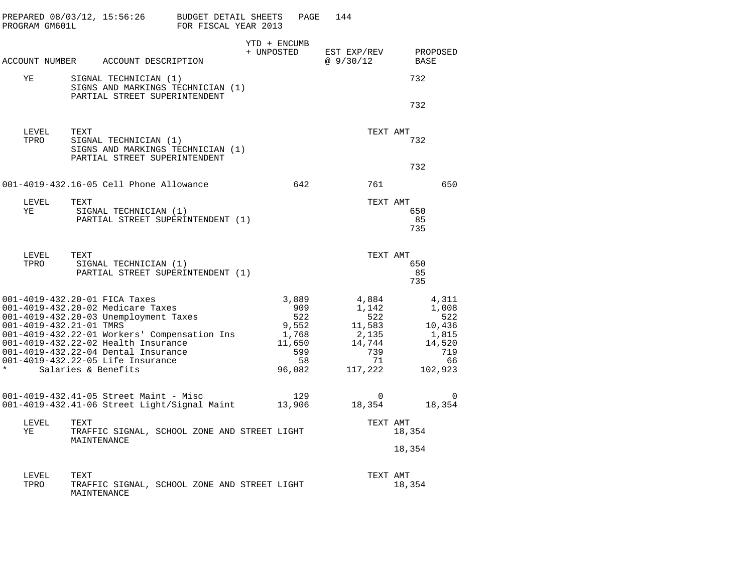PREPARED 08/03/12, 15:56:26 BUDGET DETAIL SHEETS PAGE 144
PROGRAM GM601L FOR FISCAL YEAR 2013

| ACCOUNT NUMBER | ACCOUNT DESCRIPTION | YTD + ENCUMB + UNPOSTED | EST EXP/REV @ 9/30/12 | PROPOSED BASE |
|---|---|---|---|---|
| YE | SIGNAL TECHNICIAN (1) SIGNS AND MARKINGS TECHNICIAN (1) PARTIAL STREET SUPERINTENDENT | | | 732 |
| | | | | 732 |

| LEVEL | TEXT | TEXT AMT |
|---|---|---|
| TPRO | SIGNAL TECHNICIAN (1) SIGNS AND MARKINGS TECHNICIAN (1) PARTIAL STREET SUPERINTENDENT | 732 |
| | | 732 |

| ACCOUNT NUMBER | ACCOUNT DESCRIPTION | YTD + ENCUMB + UNPOSTED | EST EXP/REV @ 9/30/12 | PROPOSED BASE |
|---|---|---|---|---|
| 001-4019-432.16-05 | Cell Phone Allowance | 642 | 761 | 650 |

| LEVEL | TEXT | TEXT AMT |
|---|---|---|
| YE | SIGNAL TECHNICIAN (1) | 650 |
| | PARTIAL STREET SUPERINTENDENT (1) | 85 |
| | | 735 |

| LEVEL | TEXT | TEXT AMT |
|---|---|---|
| TPRO | SIGNAL TECHNICIAN (1) | 650 |
| | PARTIAL STREET SUPERINTENDENT (1) | 85 |
| | | 735 |

| ACCOUNT NUMBER | ACCOUNT DESCRIPTION | YTD + ENCUMB + UNPOSTED | EST EXP/REV @ 9/30/12 | PROPOSED BASE |
|---|---|---|---|---|
| 001-4019-432.20-01 | FICA Taxes | 3,889 | 4,884 | 4,311 |
| 001-4019-432.20-02 | Medicare Taxes | 909 | 1,142 | 1,008 |
| 001-4019-432.20-03 | Unemployment Taxes | 522 | 522 | 522 |
| 001-4019-432.21-01 | TMRS | 9,552 | 11,583 | 10,436 |
| 001-4019-432.22-01 | Workers' Compensation Ins | 1,768 | 2,135 | 1,815 |
| 001-4019-432.22-02 | Health Insurance | 11,650 | 14,744 | 14,520 |
| 001-4019-432.22-04 | Dental Insurance | 599 | 739 | 719 |
| 001-4019-432.22-05 | Life Insurance | 58 | 71 | 66 |
| * | Salaries & Benefits | 96,082 | 117,222 | 102,923 |
| 001-4019-432.41-05 | Street Maint - Misc | 129 | 0 | 0 |
| 001-4019-432.41-06 | Street Light/Signal Maint | 13,906 | 18,354 | 18,354 |

| LEVEL | TEXT | TEXT AMT |
|---|---|---|
| YE | TRAFFIC SIGNAL, SCHOOL ZONE AND STREET LIGHT MAINTENANCE | 18,354 |
| | | 18,354 |

| LEVEL | TEXT | TEXT AMT |
|---|---|---|
| TPRO | TRAFFIC SIGNAL, SCHOOL ZONE AND STREET LIGHT MAINTENANCE | 18,354 |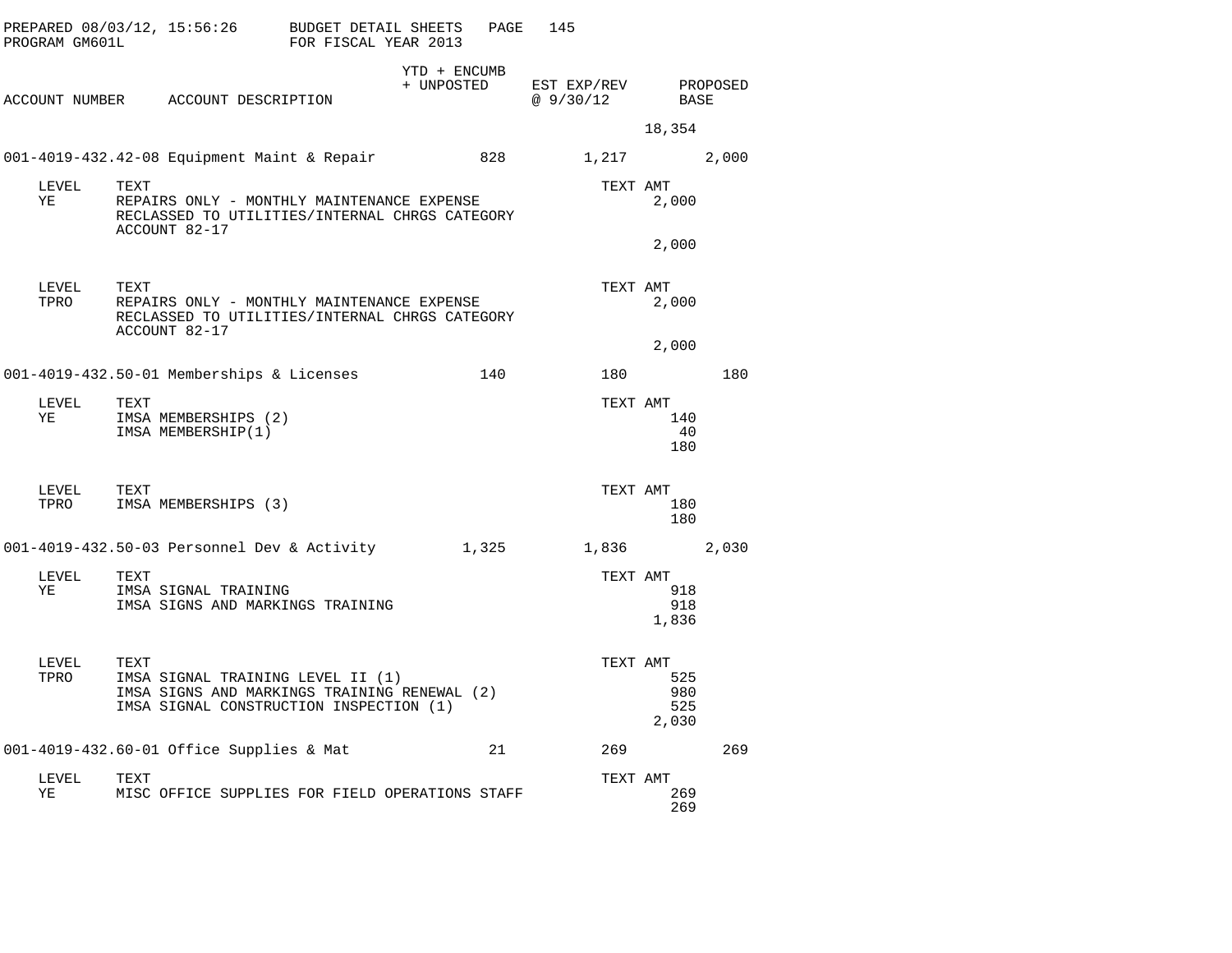PREPARED 08/03/12, 15:56:26 BUDGET DETAIL SHEETS
PROGRAM GM601L FOR FISCAL YEAR 2013

| ACCOUNT NUMBER | ACCOUNT DESCRIPTION | YTD + ENCUMB + UNPOSTED | EST EXP/REV @ 9/30/12 | PROPOSED BASE |
|---|---|---|---|---|
| | | | 18,354 | |
| 001-4019-432.42-08 | Equipment Maint & Repair | 828 | 1,217 | 2,000 |

| LEVEL | TEXT | TEXT AMT |
|---|---|---|
| YE | REPAIRS ONLY - MONTHLY MAINTENANCE EXPENSE RECLASSED TO UTILITIES/INTERNAL CHRGS CATEGORY ACCOUNT 82-17 | 2,000 |
| | | 2,000 |

| LEVEL | TEXT | TEXT AMT |
|---|---|---|
| TPRO | REPAIRS ONLY - MONTHLY MAINTENANCE EXPENSE RECLASSED TO UTILITIES/INTERNAL CHRGS CATEGORY ACCOUNT 82-17 | 2,000 |
| | | 2,000 |

| ACCOUNT NUMBER | ACCOUNT DESCRIPTION | YTD + ENCUMB + UNPOSTED | EST EXP/REV @ 9/30/12 | PROPOSED BASE |
|---|---|---|---|---|
| 001-4019-432.50-01 | Memberships & Licenses | 140 | 180 | 180 |

| LEVEL | TEXT | TEXT AMT |
|---|---|---|
| YE | IMSA MEMBERSHIPS (2) | 140 |
| | IMSA MEMBERSHIP(1) | 40 |
| | | 180 |

| LEVEL | TEXT | TEXT AMT |
|---|---|---|
| TPRO | IMSA MEMBERSHIPS (3) | 180 |
| | | 180 |

| ACCOUNT NUMBER | ACCOUNT DESCRIPTION | YTD + ENCUMB + UNPOSTED | EST EXP/REV @ 9/30/12 | PROPOSED BASE |
|---|---|---|---|---|
| 001-4019-432.50-03 | Personnel Dev & Activity | 1,325 | 1,836 | 2,030 |

| LEVEL | TEXT | TEXT AMT |
|---|---|---|
| YE | IMSA SIGNAL TRAINING | 918 |
| | IMSA SIGNS AND MARKINGS TRAINING | 918 |
| | | 1,836 |

| LEVEL | TEXT | TEXT AMT |
|---|---|---|
| TPRO | IMSA SIGNAL TRAINING LEVEL II (1) | 525 |
| | IMSA SIGNS AND MARKINGS TRAINING RENEWAL (2) | 980 |
| | IMSA SIGNAL CONSTRUCTION INSPECTION (1) | 525 |
| | | 2,030 |

| ACCOUNT NUMBER | ACCOUNT DESCRIPTION | YTD + ENCUMB + UNPOSTED | EST EXP/REV @ 9/30/12 | PROPOSED BASE |
|---|---|---|---|---|
| 001-4019-432.60-01 | Office Supplies & Mat | 21 | 269 | 269 |

| LEVEL | TEXT | TEXT AMT |
|---|---|---|
| YE | MISC OFFICE SUPPLIES FOR FIELD OPERATIONS STAFF | 269 |
| | | 269 |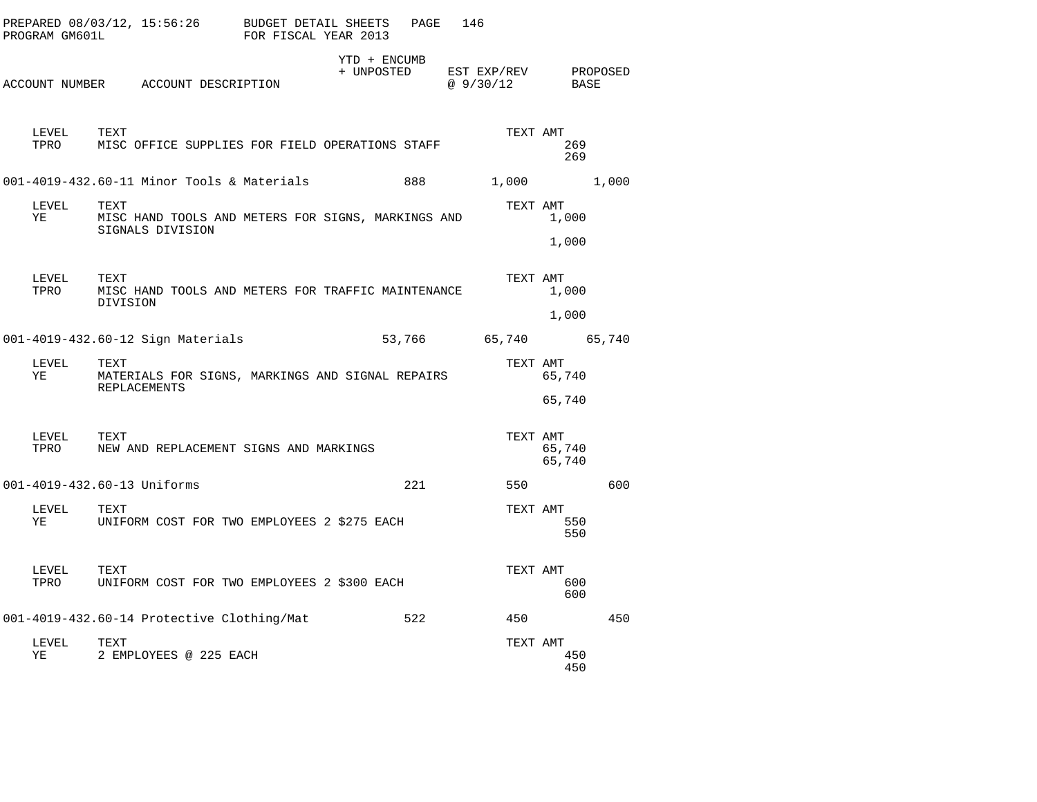PREPARED 08/03/12, 15:56:26 BUDGET DETAIL SHEETS
PROGRAM GM601L FOR FISCAL YEAR 2013

| ACCOUNT NUMBER | ACCOUNT DESCRIPTION | YTD + ENCUMB + UNPOSTED | EST EXP/REV @ 9/30/12 | PROPOSED BASE |
|---|---|---|---|---|

| LEVEL | TEXT | TEXT AMT |
|---|---|---|
| TPRO | MISC OFFICE SUPPLIES FOR FIELD OPERATIONS STAFF | 269 |
| | | 269 |

| ACCOUNT NUMBER | ACCOUNT DESCRIPTION | YTD + ENCUMB + UNPOSTED | EST EXP/REV @ 9/30/12 | PROPOSED BASE |
|---|---|---|---|---|
| 001-4019-432.60-11 | Minor Tools & Materials | 888 | 1,000 | 1,000 |

| LEVEL | TEXT | TEXT AMT |
|---|---|---|
| YE | MISC HAND TOOLS AND METERS FOR SIGNS, MARKINGS AND SIGNALS DIVISION | 1,000 |
| | | 1,000 |

| LEVEL | TEXT | TEXT AMT |
|---|---|---|
| TPRO | MISC HAND TOOLS AND METERS FOR TRAFFIC MAINTENANCE DIVISION | 1,000 |
| | | 1,000 |

| ACCOUNT NUMBER | ACCOUNT DESCRIPTION | YTD + ENCUMB + UNPOSTED | EST EXP/REV @ 9/30/12 | PROPOSED BASE |
|---|---|---|---|---|
| 001-4019-432.60-12 | Sign Materials | 53,766 | 65,740 | 65,740 |

| LEVEL | TEXT | TEXT AMT |
|---|---|---|
| YE | MATERIALS FOR SIGNS, MARKINGS AND SIGNAL REPAIRS REPLACEMENTS | 65,740 |
| | | 65,740 |

| LEVEL | TEXT | TEXT AMT |
|---|---|---|
| TPRO | NEW AND REPLACEMENT SIGNS AND MARKINGS | 65,740 |
| | | 65,740 |

| ACCOUNT NUMBER | ACCOUNT DESCRIPTION | YTD + ENCUMB + UNPOSTED | EST EXP/REV @ 9/30/12 | PROPOSED BASE |
|---|---|---|---|---|
| 001-4019-432.60-13 | Uniforms | 221 | 550 | 600 |

| LEVEL | TEXT | TEXT AMT |
|---|---|---|
| YE | UNIFORM COST FOR TWO EMPLOYEES 2 $275 EACH | 550 |
| | | 550 |

| LEVEL | TEXT | TEXT AMT |
|---|---|---|
| TPRO | UNIFORM COST FOR TWO EMPLOYEES 2 $300 EACH | 600 |
| | | 600 |

| ACCOUNT NUMBER | ACCOUNT DESCRIPTION | YTD + ENCUMB + UNPOSTED | EST EXP/REV @ 9/30/12 | PROPOSED BASE |
|---|---|---|---|---|
| 001-4019-432.60-14 | Protective Clothing/Mat | 522 | 450 | 450 |

| LEVEL | TEXT | TEXT AMT |
|---|---|---|
| YE | 2 EMPLOYEES @ 225 EACH | 450 |
| | | 450 |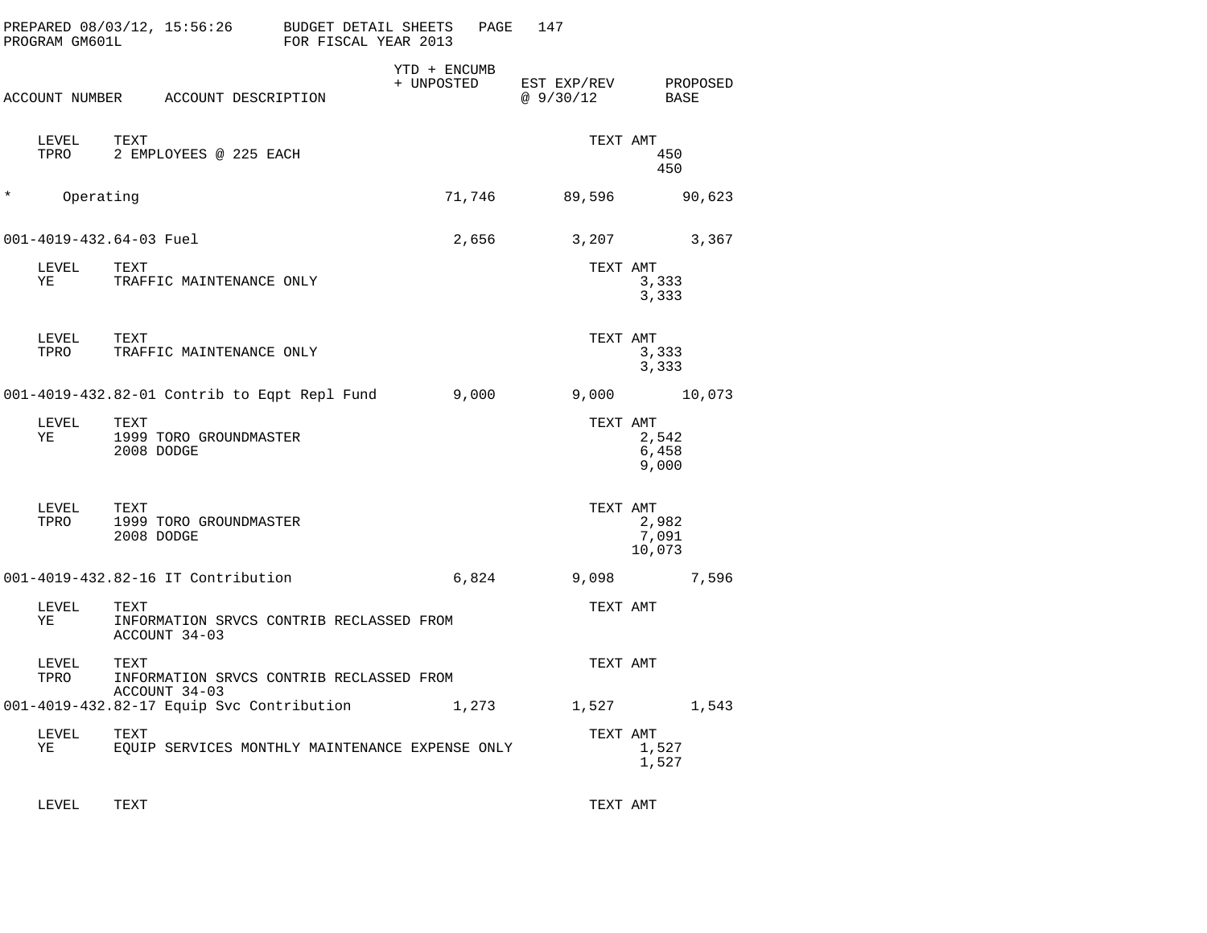PREPARED 08/03/12, 15:56:26 BUDGET DETAIL SHEETS
PROGRAM GM601L FOR FISCAL YEAR 2013

| ACCOUNT NUMBER | ACCOUNT DESCRIPTION | YTD + ENCUMB + UNPOSTED | EST EXP/REV @ 9/30/12 | PROPOSED BASE |
|---|---|---|---|---|

| LEVEL | TEXT | TEXT AMT |
|---|---|---|
| TPRO | 2 EMPLOYEES @ 225 EACH | 450 |
| | | 450 |

| | | YTD + ENCUMB + UNPOSTED | EST EXP/REV @ 9/30/12 | PROPOSED BASE |
|---|---|---|---|---|
| * | Operating | 71,746 | 89,596 | 90,623 |
| 001-4019-432.64-03 | Fuel | 2,656 | 3,207 | 3,367 |

| LEVEL | TEXT | TEXT AMT |
|---|---|---|
| YE | TRAFFIC MAINTENANCE ONLY | 3,333 |
| | | 3,333 |

| LEVEL | TEXT | TEXT AMT |
|---|---|---|
| TPRO | TRAFFIC MAINTENANCE ONLY | 3,333 |
| | | 3,333 |

| | | YTD + ENCUMB + UNPOSTED | EST EXP/REV @ 9/30/12 | PROPOSED BASE |
|---|---|---|---|---|
| 001-4019-432.82-01 | Contrib to Eqpt Repl Fund | 9,000 | 9,000 | 10,073 |

| LEVEL | TEXT | TEXT AMT |
|---|---|---|
| YE | 1999 TORO GROUNDMASTER | 2,542 |
| | 2008 DODGE | 6,458 |
| | | 9,000 |

| LEVEL | TEXT | TEXT AMT |
|---|---|---|
| TPRO | 1999 TORO GROUNDMASTER | 2,982 |
| | 2008 DODGE | 7,091 |
| | | 10,073 |

| | | YTD + ENCUMB + UNPOSTED | EST EXP/REV @ 9/30/12 | PROPOSED BASE |
|---|---|---|---|---|
| 001-4019-432.82-16 | IT Contribution | 6,824 | 9,098 | 7,596 |

| LEVEL | TEXT | TEXT AMT |
|---|---|---|
| YE | INFORMATION SRVCS CONTRIB RECLASSED FROM ACCOUNT 34-03 | |

| LEVEL | TEXT | TEXT AMT |
|---|---|---|
| TPRO | INFORMATION SRVCS CONTRIB RECLASSED FROM ACCOUNT 34-03 | |

| | | YTD + ENCUMB + UNPOSTED | EST EXP/REV @ 9/30/12 | PROPOSED BASE |
|---|---|---|---|---|
| 001-4019-432.82-17 | Equip Svc Contribution | 1,273 | 1,527 | 1,543 |

| LEVEL | TEXT | TEXT AMT |
|---|---|---|
| YE | EQUIP SERVICES MONTHLY MAINTENANCE EXPENSE ONLY | 1,527 |
| | | 1,527 |

| LEVEL | TEXT | TEXT AMT |
|---|---|---|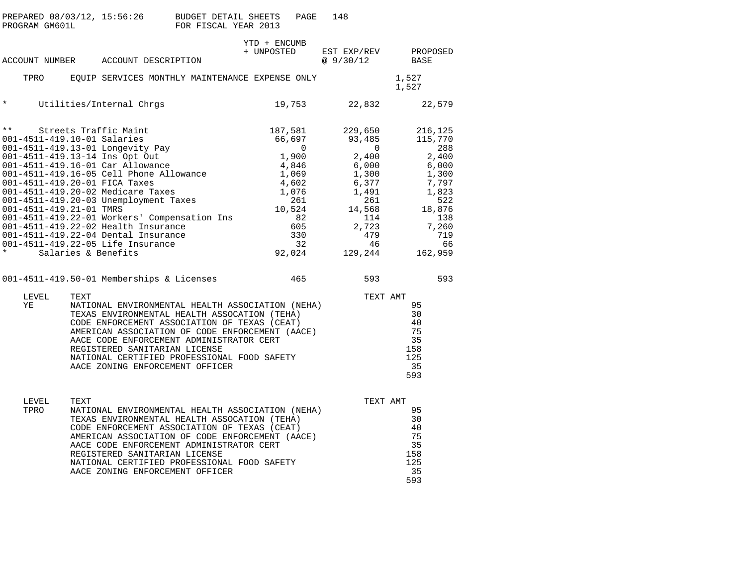| ACCOUNT NUMBER | ACCOUNT DESCRIPTION | YTD + ENCUMB + UNPOSTED | EST EXP/REV @ 9/30/12 | PROPOSED BASE |
|---|---|---|---|---|
| TPRO | EQUIP SERVICES MONTHLY MAINTENANCE EXPENSE ONLY | | | 1,527 |
| | | | | 1,527 |
| * | Utilities/Internal Chrgs | 19,753 | 22,832 | 22,579 |
| ** | Streets Traffic Maint | 187,581 | 229,650 | 216,125 |
| 001-4511-419.10-01 | Salaries | 66,697 | 93,485 | 115,770 |
| 001-4511-419.13-01 | Longevity Pay | 0 | 0 | 288 |
| 001-4511-419.13-14 | Ins Opt Out | 1,900 | 2,400 | 2,400 |
| 001-4511-419.16-01 | Car Allowance | 4,846 | 6,000 | 6,000 |
| 001-4511-419.16-05 | Cell Phone Allowance | 1,069 | 1,300 | 1,300 |
| 001-4511-419.20-01 | FICA Taxes | 4,602 | 6,377 | 7,797 |
| 001-4511-419.20-02 | Medicare Taxes | 1,076 | 1,491 | 1,823 |
| 001-4511-419.20-03 | Unemployment Taxes | 261 | 261 | 522 |
| 001-4511-419.21-01 | TMRS | 10,524 | 14,568 | 18,876 |
| 001-4511-419.22-01 | Workers' Compensation Ins | 82 | 114 | 138 |
| 001-4511-419.22-02 | Health Insurance | 605 | 2,723 | 7,260 |
| 001-4511-419.22-04 | Dental Insurance | 330 | 479 | 719 |
| 001-4511-419.22-05 | Life Insurance | 32 | 46 | 66 |
| * | Salaries & Benefits | 92,024 | 129,244 | 162,959 |
| 001-4511-419.50-01 | Memberships & Licenses | 465 | 593 | 593 |

| LEVEL | TEXT | TEXT AMT |
|---|---|---|
| YE | NATIONAL ENVIRONMENTAL HEALTH ASSOCIATION (NEHA) | 95 |
| | TEXAS ENVIRONMENTAL HEALTH ASSOCATION (TEHA) | 30 |
| | CODE ENFORCEMENT ASSOCIATION OF TEXAS (CEAT) | 40 |
| | AMERICAN ASSOCIATION OF CODE ENFORCEMENT (AACE) | 75 |
| | AACE CODE ENFORCEMENT ADMINISTRATOR CERT | 35 |
| | REGISTERED SANITARIAN LICENSE | 158 |
| | NATIONAL CERTIFIED PROFESSIONAL FOOD SAFETY | 125 |
| | AACE ZONING ENFORCEMENT OFFICER | 35 |
| | | 593 |

| LEVEL | TEXT | TEXT AMT |
|---|---|---|
| TPRO | NATIONAL ENVIRONMENTAL HEALTH ASSOCIATION (NEHA) | 95 |
| | TEXAS ENVIRONMENTAL HEALTH ASSOCATION (TEHA) | 30 |
| | CODE ENFORCEMENT ASSOCIATION OF TEXAS (CEAT) | 40 |
| | AMERICAN ASSOCIATION OF CODE ENFORCEMENT (AACE) | 75 |
| | AACE CODE ENFORCEMENT ADMINISTRATOR CERT | 35 |
| | REGISTERED SANITARIAN LICENSE | 158 |
| | NATIONAL CERTIFIED PROFESSIONAL FOOD SAFETY | 125 |
| | AACE ZONING ENFORCEMENT OFFICER | 35 |
| | | 593 |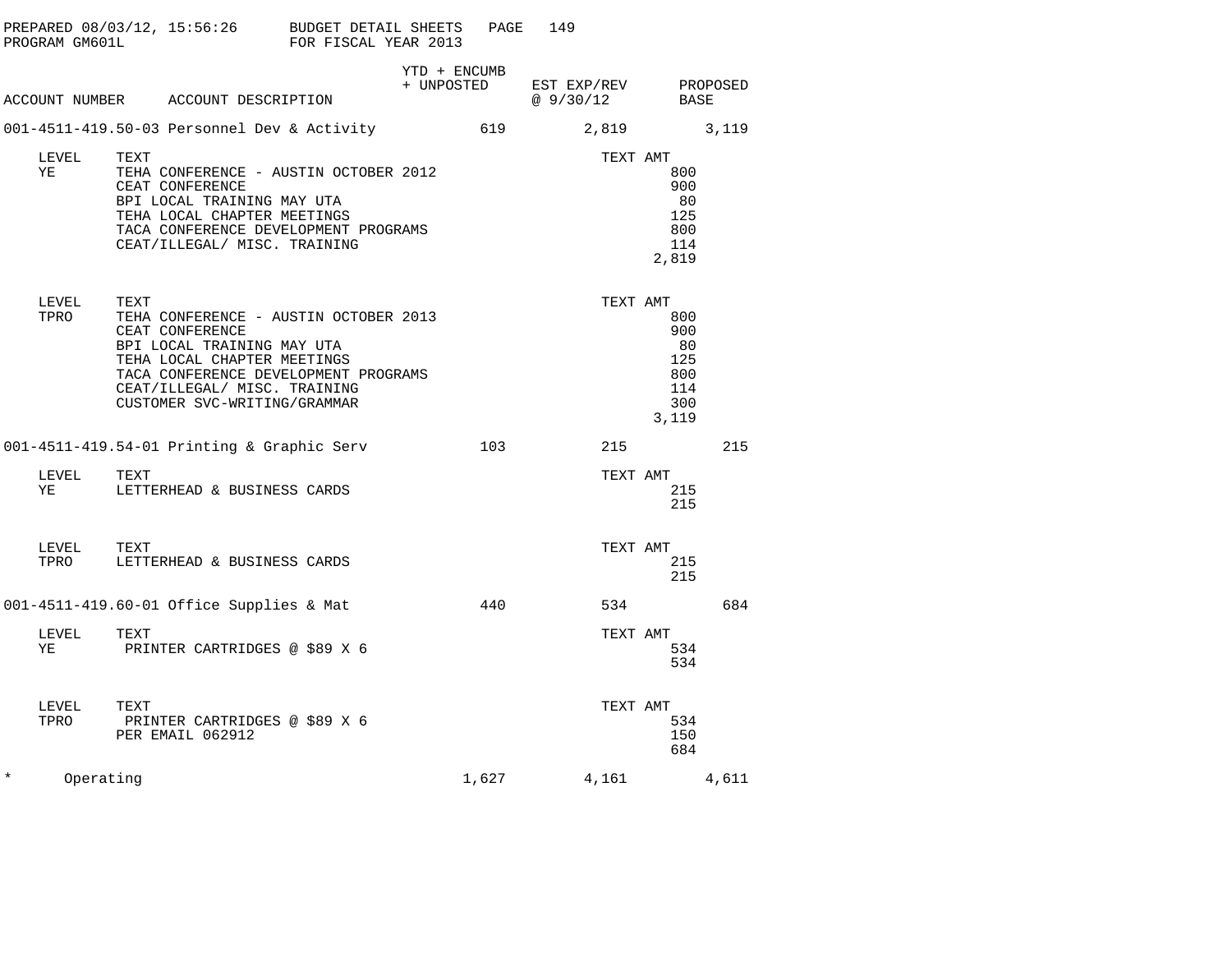PREPARED 08/03/12, 15:56:26 BUDGET DETAIL SHEETS
PROGRAM GM601L FOR FISCAL YEAR 2013

| ACCOUNT NUMBER | ACCOUNT DESCRIPTION | YTD + ENCUMB + UNPOSTED | EST EXP/REV @ 9/30/12 | PROPOSED BASE |
|---|---|---|---|---|
| 001-4511-419.50-03 | Personnel Dev & Activity | 619 | 2,819 | 3,119 |

| LEVEL | TEXT | TEXT AMT |
|---|---|---|
| YE | TEHA CONFERENCE - AUSTIN OCTOBER 2012 | 800 |
| | CEAT CONFERENCE | 900 |
| | BPI LOCAL TRAINING MAY UTA | 80 |
| | TEHA LOCAL CHAPTER MEETINGS | 125 |
| | TACA CONFERENCE DEVELOPMENT PROGRAMS | 800 |
| | CEAT/ILLEGAL/ MISC. TRAINING | 114 |
| | | 2,819 |

| LEVEL | TEXT | TEXT AMT |
|---|---|---|
| TPRO | TEHA CONFERENCE - AUSTIN OCTOBER 2013 | 800 |
| | CEAT CONFERENCE | 900 |
| | BPI LOCAL TRAINING MAY UTA | 80 |
| | TEHA LOCAL CHAPTER MEETINGS | 125 |
| | TACA CONFERENCE DEVELOPMENT PROGRAMS | 800 |
| | CEAT/ILLEGAL/ MISC. TRAINING | 114 |
| | CUSTOMER SVC-WRITING/GRAMMAR | 300 |
| | | 3,119 |

| ACCOUNT NUMBER | ACCOUNT DESCRIPTION | YTD + ENCUMB + UNPOSTED | EST EXP/REV @ 9/30/12 | PROPOSED BASE |
|---|---|---|---|---|
| 001-4511-419.54-01 | Printing & Graphic Serv | 103 | 215 | 215 |

| LEVEL | TEXT | TEXT AMT |
|---|---|---|
| YE | LETTERHEAD & BUSINESS CARDS | 215 |
| | | 215 |

| LEVEL | TEXT | TEXT AMT |
|---|---|---|
| TPRO | LETTERHEAD & BUSINESS CARDS | 215 |
| | | 215 |

| ACCOUNT NUMBER | ACCOUNT DESCRIPTION | YTD + ENCUMB + UNPOSTED | EST EXP/REV @ 9/30/12 | PROPOSED BASE |
|---|---|---|---|---|
| 001-4511-419.60-01 | Office Supplies & Mat | 440 | 534 | 684 |

| LEVEL | TEXT | TEXT AMT |
|---|---|---|
| YE | PRINTER CARTRIDGES @ $89 X 6 | 534 |
| | | 534 |

| LEVEL | TEXT | TEXT AMT |
|---|---|---|
| TPRO | PRINTER CARTRIDGES @ $89 X 6 | 534 |
| | PER EMAIL 062912 | 150 |
| | | 684 |

| | | YTD + ENCUMB + UNPOSTED | EST EXP/REV @ 9/30/12 | PROPOSED BASE |
|---|---|---|---|---|
| * | Operating | 1,627 | 4,161 | 4,611 |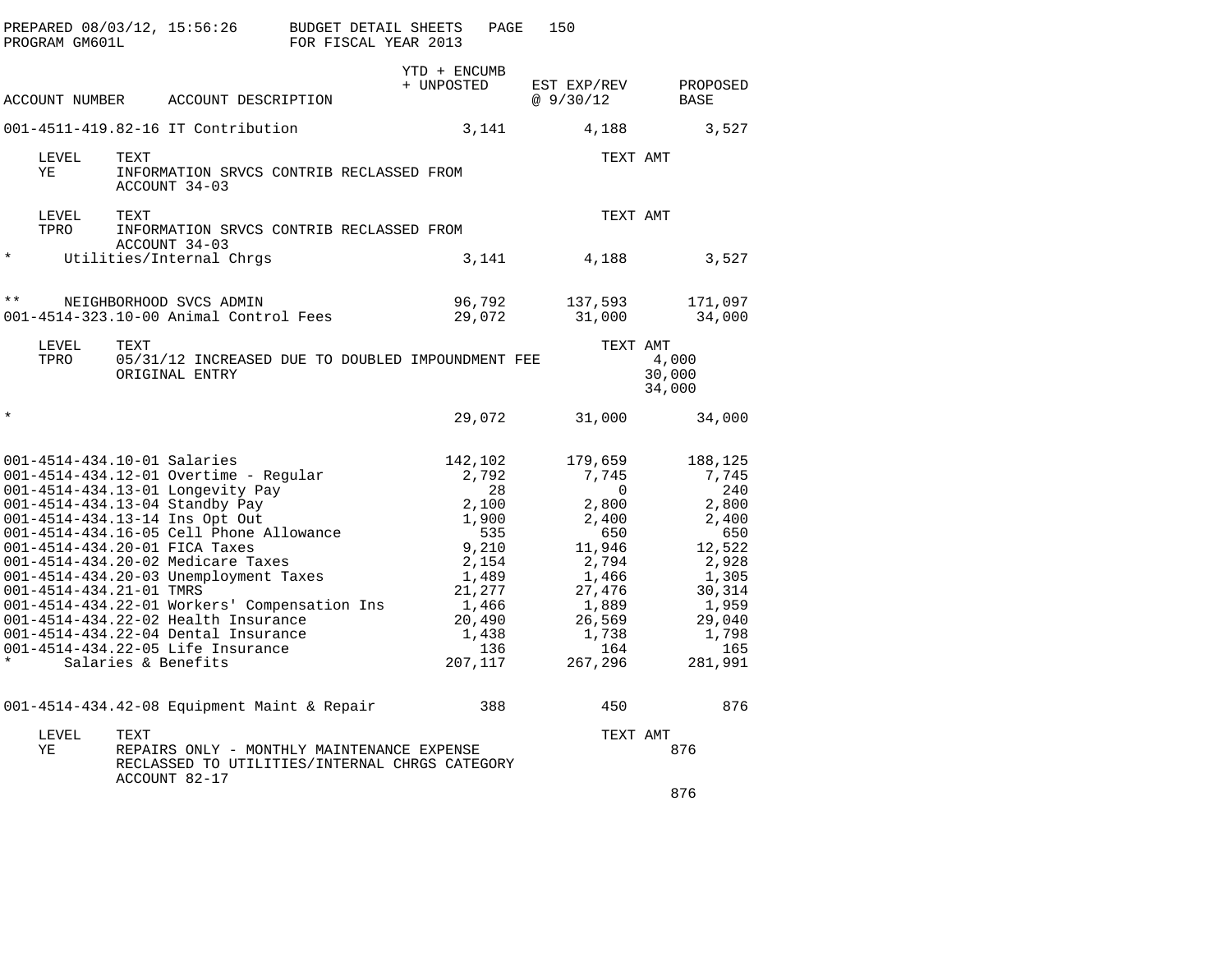PREPARED 08/03/12, 15:56:26 BUDGET DETAIL SHEETS
PROGRAM GM601L FOR FISCAL YEAR 2013

| ACCOUNT NUMBER | ACCOUNT DESCRIPTION | YTD + ENCUMB + UNPOSTED | EST EXP/REV @ 9/30/12 | PROPOSED BASE |
|---|---|---|---|---|
| 001-4511-419.82-16 | IT Contribution | 3,141 | 4,188 | 3,527 |

| LEVEL | TEXT | TEXT AMT |
|---|---|---|
| YE | INFORMATION SRVCS CONTRIB RECLASSED FROM ACCOUNT 34-03 | |

| LEVEL | TEXT | TEXT AMT |
|---|---|---|
| TPRO | INFORMATION SRVCS CONTRIB RECLASSED FROM ACCOUNT 34-03 | |

| | | YTD + ENCUMB + UNPOSTED | EST EXP/REV @ 9/30/12 | PROPOSED BASE |
|---|---|---|---|---|
| * | Utilities/Internal Chrgs | 3,141 | 4,188 | 3,527 |
| ** | NEIGHBORHOOD SVCS ADMIN | 96,792 | 137,593 | 171,097 |
| 001-4514-323.10-00 | Animal Control Fees | 29,072 | 31,000 | 34,000 |

| LEVEL | TEXT | TEXT AMT |
|---|---|---|
| TPRO | 05/31/12 INCREASED DUE TO DOUBLED IMPOUNDMENT FEE | 4,000 |
| | ORIGINAL ENTRY | 30,000 |
| | | 34,000 |

| ACCOUNT NUMBER | ACCOUNT DESCRIPTION | YTD + ENCUMB + UNPOSTED | EST EXP/REV @ 9/30/12 | PROPOSED BASE |
|---|---|---|---|---|
| * | | 29,072 | 31,000 | 34,000 |
| 001-4514-434.10-01 | Salaries | 142,102 | 179,659 | 188,125 |
| 001-4514-434.12-01 | Overtime - Regular | 2,792 | 7,745 | 7,745 |
| 001-4514-434.13-01 | Longevity Pay | 28 | 0 | 240 |
| 001-4514-434.13-04 | Standby Pay | 2,100 | 2,800 | 2,800 |
| 001-4514-434.13-14 | Ins Opt Out | 1,900 | 2,400 | 2,400 |
| 001-4514-434.16-05 | Cell Phone Allowance | 535 | 650 | 650 |
| 001-4514-434.20-01 | FICA Taxes | 9,210 | 11,946 | 12,522 |
| 001-4514-434.20-02 | Medicare Taxes | 2,154 | 2,794 | 2,928 |
| 001-4514-434.20-03 | Unemployment Taxes | 1,489 | 1,466 | 1,305 |
| 001-4514-434.21-01 | TMRS | 21,277 | 27,476 | 30,314 |
| 001-4514-434.22-01 | Workers' Compensation Ins | 1,466 | 1,889 | 1,959 |
| 001-4514-434.22-02 | Health Insurance | 20,490 | 26,569 | 29,040 |
| 001-4514-434.22-04 | Dental Insurance | 1,438 | 1,738 | 1,798 |
| 001-4514-434.22-05 | Life Insurance | 136 | 164 | 165 |
| * | Salaries & Benefits | 207,117 | 267,296 | 281,991 |
| 001-4514-434.42-08 | Equipment Maint & Repair | 388 | 450 | 876 |

| LEVEL | TEXT | TEXT AMT |
|---|---|---|
| YE | REPAIRS ONLY - MONTHLY MAINTENANCE EXPENSE RECLASSED TO UTILITIES/INTERNAL CHRGS CATEGORY ACCOUNT 82-17 | 876 |
| | | 876 |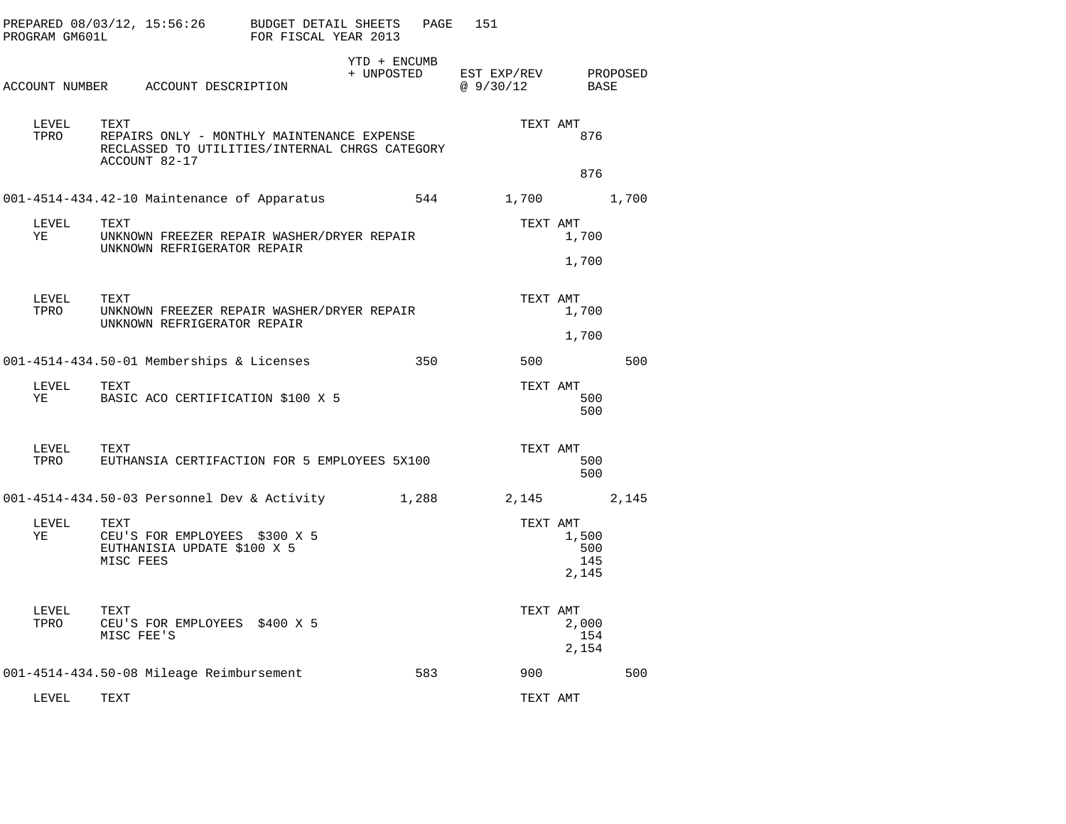PREPARED 08/03/12, 15:56:26 BUDGET DETAIL SHEETS
PROGRAM GM601L FOR FISCAL YEAR 2013

| ACCOUNT NUMBER | ACCOUNT DESCRIPTION | YTD + ENCUMB + UNPOSTED | EST EXP/REV @ 9/30/12 | PROPOSED BASE |
|---|---|---|---|---|

| LEVEL | TEXT | TEXT AMT |
|---|---|---|
| TPRO | REPAIRS ONLY - MONTHLY MAINTENANCE EXPENSE RECLASSED TO UTILITIES/INTERNAL CHRGS CATEGORY ACCOUNT 82-17 | 876 |
| | | 876 |

| ACCOUNT NUMBER | ACCOUNT DESCRIPTION | YTD + ENCUMB + UNPOSTED | EST EXP/REV @ 9/30/12 | PROPOSED BASE |
|---|---|---|---|---|
| 001-4514-434.42-10 | Maintenance of Apparatus | 544 | 1,700 | 1,700 |

| LEVEL | TEXT | TEXT AMT |
|---|---|---|
| YE | UNKNOWN FREEZER REPAIR WASHER/DRYER REPAIR UNKNOWN REFRIGERATOR REPAIR | 1,700 |
| | | 1,700 |

| LEVEL | TEXT | TEXT AMT |
|---|---|---|
| TPRO | UNKNOWN FREEZER REPAIR WASHER/DRYER REPAIR UNKNOWN REFRIGERATOR REPAIR | 1,700 |
| | | 1,700 |

| ACCOUNT NUMBER | ACCOUNT DESCRIPTION | YTD + ENCUMB + UNPOSTED | EST EXP/REV @ 9/30/12 | PROPOSED BASE |
|---|---|---|---|---|
| 001-4514-434.50-01 | Memberships & Licenses | 350 | 500 | 500 |

| LEVEL | TEXT | TEXT AMT |
|---|---|---|
| YE | BASIC ACO CERTIFICATION $100 X 5 | 500 |
| | | 500 |

| LEVEL | TEXT | TEXT AMT |
|---|---|---|
| TPRO | EUTHANSIA CERTIFACTION FOR 5 EMPLOYEES 5X100 | 500 |
| | | 500 |

| ACCOUNT NUMBER | ACCOUNT DESCRIPTION | YTD + ENCUMB + UNPOSTED | EST EXP/REV @ 9/30/12 | PROPOSED BASE |
|---|---|---|---|---|
| 001-4514-434.50-03 | Personnel Dev & Activity | 1,288 | 2,145 | 2,145 |

| LEVEL | TEXT | TEXT AMT |
|---|---|---|
| YE | CEU'S FOR EMPLOYEES $300 X 5 | 1,500 |
| | EUTHANISIA UPDATE $100 X 5 | 500 |
| | MISC FEES | 145 |
| | | 2,145 |

| LEVEL | TEXT | TEXT AMT |
|---|---|---|
| TPRO | CEU'S FOR EMPLOYEES $400 X 5 | 2,000 |
| | MISC FEE'S | 154 |
| | | 2,154 |

| ACCOUNT NUMBER | ACCOUNT DESCRIPTION | YTD + ENCUMB + UNPOSTED | EST EXP/REV @ 9/30/12 | PROPOSED BASE |
|---|---|---|---|---|
| 001-4514-434.50-08 | Mileage Reimbursement | 583 | 900 | 500 |

| LEVEL | TEXT | TEXT AMT |
|---|---|---|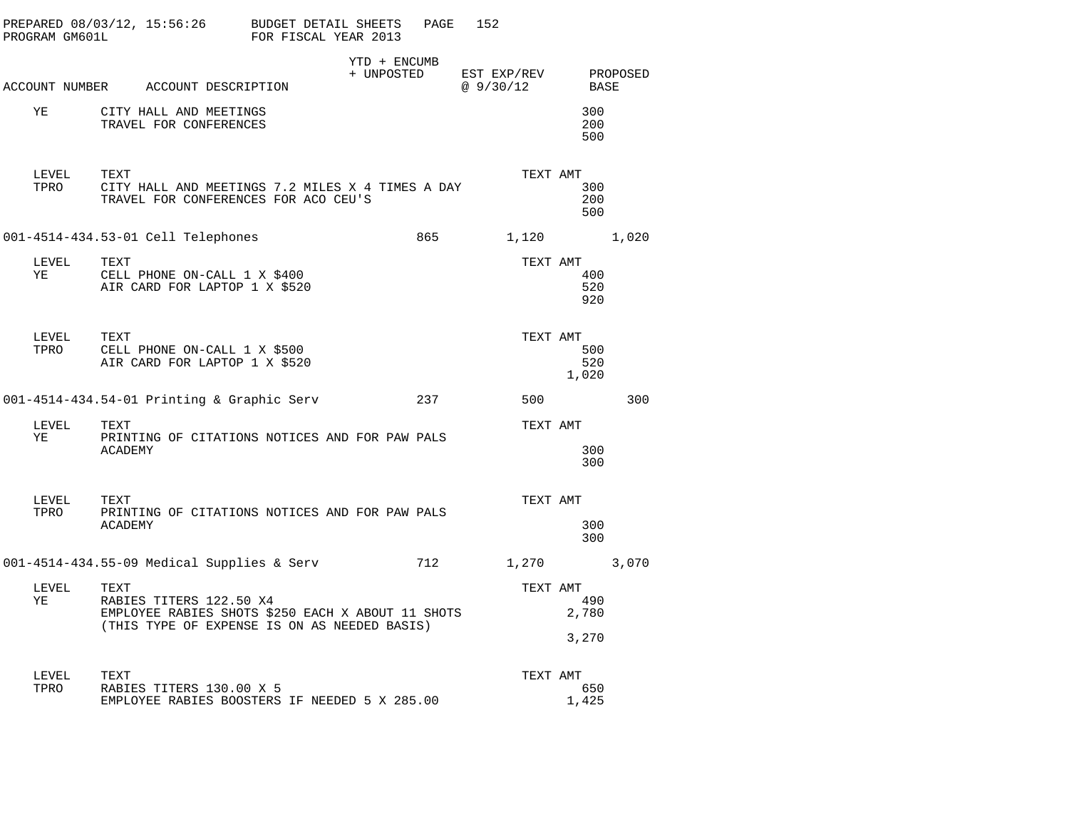PREPARED 08/03/12, 15:56:26 BUDGET DETAIL SHEETS
PROGRAM GM601L FOR FISCAL YEAR 2013

| ACCOUNT NUMBER | ACCOUNT DESCRIPTION | YTD + ENCUMB + UNPOSTED | EST EXP/REV @ 9/30/12 | PROPOSED BASE |
|---|---|---|---|---|
| YE | CITY HALL AND MEETINGS | | 300 | |
| | TRAVEL FOR CONFERENCES | | 200 | |
| | | | 500 | |
| LEVEL | TEXT | | TEXT AMT | |
| TPRO | CITY HALL AND MEETINGS 7.2 MILES X 4 TIMES A DAY | | 300 | |
| | TRAVEL FOR CONFERENCES FOR ACO CEU'S | | 200 | |
| | | | 500 | |
| 001-4514-434.53-01 | Cell Telephones | 865 | 1,120 | 1,020 |
| LEVEL | TEXT | | TEXT AMT | |
| YE | CELL PHONE ON-CALL 1 X $400 | | 400 | |
| | AIR CARD FOR LAPTOP 1 X $520 | | 520 | |
| | | | 920 | |
| LEVEL | TEXT | | TEXT AMT | |
| TPRO | CELL PHONE ON-CALL 1 X $500 | | 500 | |
| | AIR CARD FOR LAPTOP 1 X $520 | | 520 | |
| | | | 1,020 | |
| 001-4514-434.54-01 | Printing & Graphic Serv | 237 | 500 | 300 |
| LEVEL | TEXT | | TEXT AMT | |
| YE | PRINTING OF CITATIONS NOTICES AND FOR PAW PALS ACADEMY | | 300 | |
| | | | 300 | |
| LEVEL | TEXT | | TEXT AMT | |
| TPRO | PRINTING OF CITATIONS NOTICES AND FOR PAW PALS ACADEMY | | 300 | |
| | | | 300 | |
| 001-4514-434.55-09 | Medical Supplies & Serv | 712 | 1,270 | 3,070 |
| LEVEL | TEXT | | TEXT AMT | |
| YE | RABIES TITERS 122.50 X4 | | 490 | |
| | EMPLOYEE RABIES SHOTS $250 EACH X ABOUT 11 SHOTS (THIS TYPE OF EXPENSE IS ON AS NEEDED BASIS) | | 2,780 | |
| | | | 3,270 | |
| LEVEL | TEXT | | TEXT AMT | |
| TPRO | RABIES TITERS 130.00 X 5 | | 650 | |
| | EMPLOYEE RABIES BOOSTERS IF NEEDED 5 X 285.00 | | 1,425 | |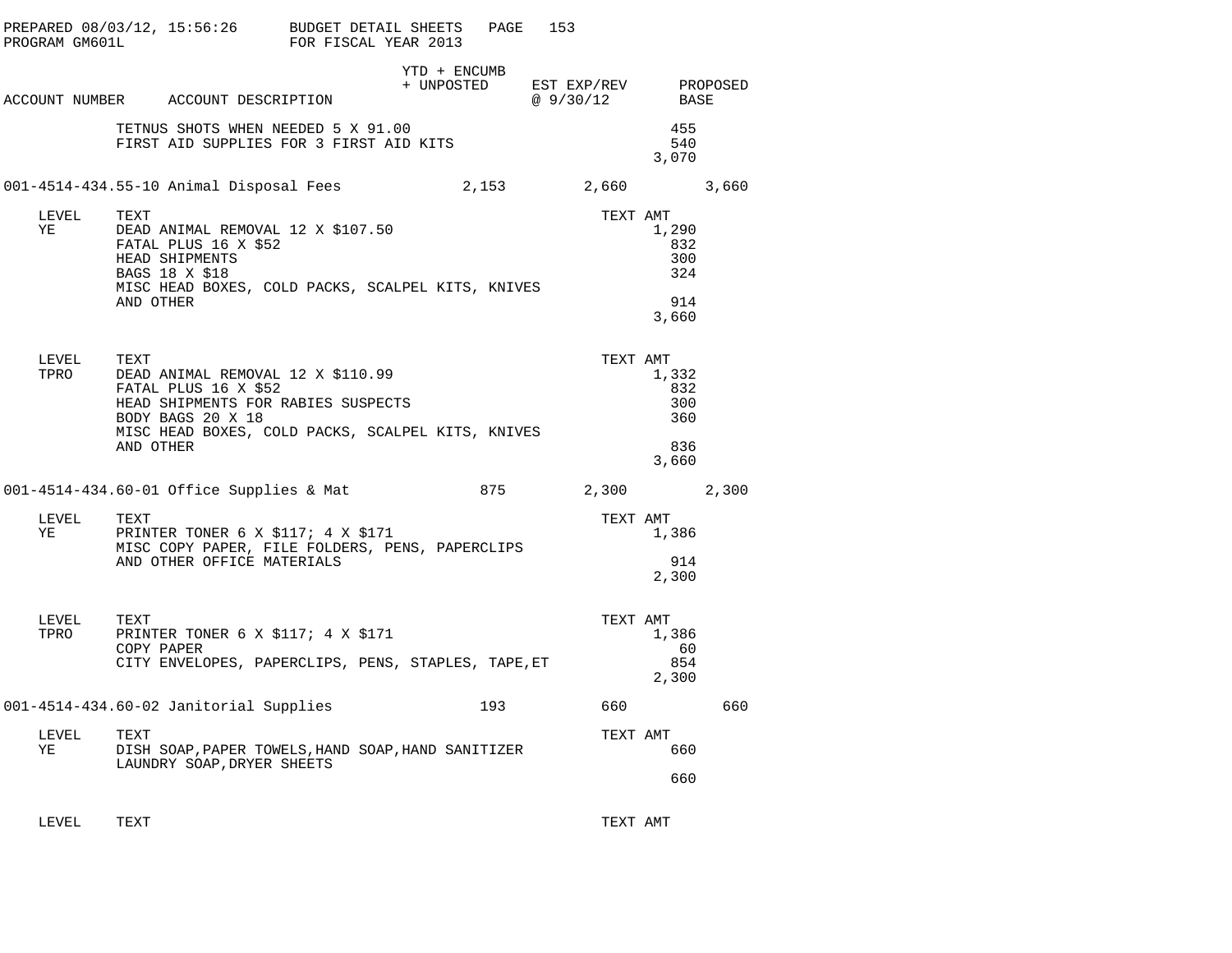PREPARED 08/03/12, 15:56:26 BUDGET DETAIL SHEETS
PROGRAM GM601L FOR FISCAL YEAR 2013

| ACCOUNT NUMBER | ACCOUNT DESCRIPTION | YTD + ENCUMB + UNPOSTED | EST EXP/REV @ 9/30/12 | PROPOSED BASE |
|---|---|---|---|---|

| | | TEXT AMT |
|---|---|---|
| | TETNUS SHOTS WHEN NEEDED 5 X 91.00 | 455 |
| | FIRST AID SUPPLIES FOR 3 FIRST AID KITS | 540 |
| | | 3,070 |

| ACCOUNT NUMBER | ACCOUNT DESCRIPTION | YTD + ENCUMB + UNPOSTED | EST EXP/REV @ 9/30/12 | PROPOSED BASE |
|---|---|---|---|---|
| 001-4514-434.55-10 | Animal Disposal Fees | 2,153 | 2,660 | 3,660 |

| LEVEL | TEXT | TEXT AMT |
|---|---|---|
| YE | DEAD ANIMAL REMOVAL 12 X $107.50 | 1,290 |
| | FATAL PLUS 16 X $52 | 832 |
| | HEAD SHIPMENTS | 300 |
| | BAGS 18 X $18 | 324 |
| | MISC HEAD BOXES, COLD PACKS, SCALPEL KITS, KNIVES AND OTHER | 914 |
| | | 3,660 |

| LEVEL | TEXT | TEXT AMT |
|---|---|---|
| TPRO | DEAD ANIMAL REMOVAL 12 X $110.99 | 1,332 |
| | FATAL PLUS 16 X $52 | 832 |
| | HEAD SHIPMENTS FOR RABIES SUSPECTS | 300 |
| | BODY BAGS 20 X 18 | 360 |
| | MISC HEAD BOXES, COLD PACKS, SCALPEL KITS, KNIVES AND OTHER | 836 |
| | | 3,660 |

| ACCOUNT NUMBER | ACCOUNT DESCRIPTION | YTD + ENCUMB + UNPOSTED | EST EXP/REV @ 9/30/12 | PROPOSED BASE |
|---|---|---|---|---|
| 001-4514-434.60-01 | Office Supplies & Mat | 875 | 2,300 | 2,300 |

| LEVEL | TEXT | TEXT AMT |
|---|---|---|
| YE | PRINTER TONER 6 X $117; 4 X $171 | 1,386 |
| | MISC COPY PAPER, FILE FOLDERS, PENS, PAPERCLIPS AND OTHER OFFICE MATERIALS | 914 |
| | | 2,300 |

| LEVEL | TEXT | TEXT AMT |
|---|---|---|
| TPRO | PRINTER TONER 6 X $117; 4 X $171 | 1,386 |
| | COPY PAPER | 60 |
| | CITY ENVELOPES, PAPERCLIPS, PENS, STAPLES, TAPE,ET | 854 |
| | | 2,300 |

| ACCOUNT NUMBER | ACCOUNT DESCRIPTION | YTD + ENCUMB + UNPOSTED | EST EXP/REV @ 9/30/12 | PROPOSED BASE |
|---|---|---|---|---|
| 001-4514-434.60-02 | Janitorial Supplies | 193 | 660 | 660 |

| LEVEL | TEXT | TEXT AMT |
|---|---|---|
| YE | DISH SOAP,PAPER TOWELS,HAND SOAP,HAND SANITIZER LAUNDRY SOAP,DRYER SHEETS | 660 |
| | | 660 |

| LEVEL | TEXT | TEXT AMT |
|---|---|---|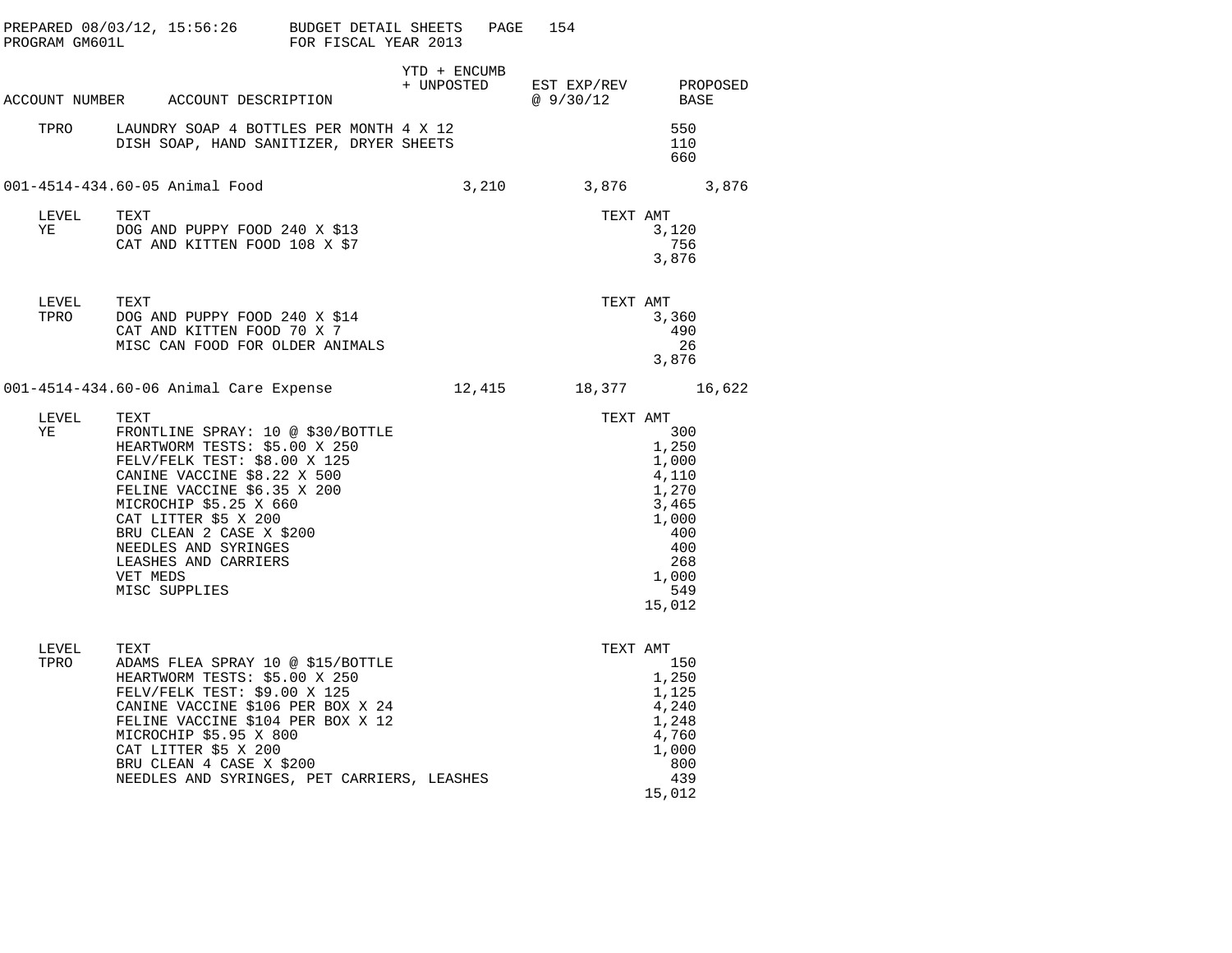| ACCOUNT NUMBER | ACCOUNT DESCRIPTION | YTD + ENCUMB + UNPOSTED | EST EXP/REV @ 9/30/12 | PROPOSED BASE |
|---|---|---|---|---|

| | | TEXT AMT |
|---|---|---|
| TPRO | LAUNDRY SOAP 4 BOTTLES PER MONTH 4 X 12 | 550 |
| | DISH SOAP, HAND SANITIZER, DRYER SHEETS | 110 |
| | | 660 |

| ACCOUNT NUMBER | ACCOUNT DESCRIPTION | YTD + ENCUMB + UNPOSTED | EST EXP/REV @ 9/30/12 | PROPOSED BASE |
|---|---|---|---|---|
| 001-4514-434.60-05 | Animal Food | 3,210 | 3,876 | 3,876 |

| LEVEL | TEXT | TEXT AMT |
|---|---|---|
| YE | DOG AND PUPPY FOOD 240 X $13 | 3,120 |
| | CAT AND KITTEN FOOD 108 X $7 | 756 |
| | | 3,876 |

| LEVEL | TEXT | TEXT AMT |
|---|---|---|
| TPRO | DOG AND PUPPY FOOD 240 X $14 | 3,360 |
| | CAT AND KITTEN FOOD 70 X 7 | 490 |
| | MISC CAN FOOD FOR OLDER ANIMALS | 26 |
| | | 3,876 |

| ACCOUNT NUMBER | ACCOUNT DESCRIPTION | YTD + ENCUMB + UNPOSTED | EST EXP/REV @ 9/30/12 | PROPOSED BASE |
|---|---|---|---|---|
| 001-4514-434.60-06 | Animal Care Expense | 12,415 | 18,377 | 16,622 |

| LEVEL | TEXT | TEXT AMT |
|---|---|---|
| YE | FRONTLINE SPRAY: 10 @ $30/BOTTLE | 300 |
| | HEARTWORM TESTS: $5.00 X 250 | 1,250 |
| | FELV/FELK TEST: $8.00 X 125 | 1,000 |
| | CANINE VACCINE $8.22 X 500 | 4,110 |
| | FELINE VACCINE $6.35 X 200 | 1,270 |
| | MICROCHIP $5.25 X 660 | 3,465 |
| | CAT LITTER $5 X 200 | 1,000 |
| | BRU CLEAN 2 CASE X $200 | 400 |
| | NEEDLES AND SYRINGES | 400 |
| | LEASHES AND CARRIERS | 268 |
| | VET MEDS | 1,000 |
| | MISC SUPPLIES | 549 |
| | | 15,012 |

| LEVEL | TEXT | TEXT AMT |
|---|---|---|
| TPRO | ADAMS FLEA SPRAY 10 @ $15/BOTTLE | 150 |
| | HEARTWORM TESTS: $5.00 X 250 | 1,250 |
| | FELV/FELK TEST: $9.00 X 125 | 1,125 |
| | CANINE VACCINE $106 PER BOX X 24 | 4,240 |
| | FELINE VACCINE $104 PER BOX X 12 | 1,248 |
| | MICROCHIP $5.95 X 800 | 4,760 |
| | CAT LITTER $5 X 200 | 1,000 |
| | BRU CLEAN 4 CASE X $200 | 800 |
| | NEEDLES AND SYRINGES, PET CARRIERS, LEASHES | 439 |
| | | 15,012 |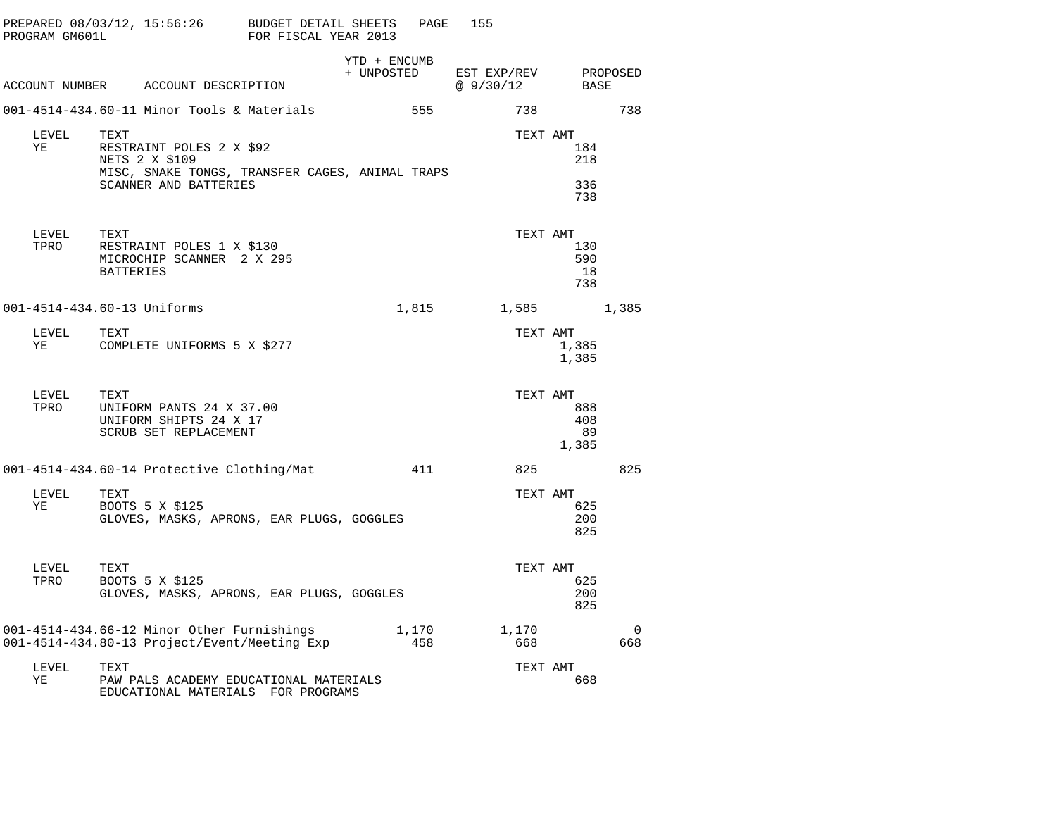PREPARED 08/03/12, 15:56:26 BUDGET DETAIL SHEETS
PROGRAM GM601L FOR FISCAL YEAR 2013

| ACCOUNT NUMBER | ACCOUNT DESCRIPTION | YTD + ENCUMB + UNPOSTED | EST EXP/REV @ 9/30/12 | PROPOSED BASE |
|---|---|---|---|---|
| 001-4514-434.60-11 | Minor Tools & Materials | 555 | 738 | 738 |

| LEVEL | TEXT | TEXT AMT |
|---|---|---|
| YE | RESTRAINT POLES 2 X $92 | 184 |
| | NETS 2 X $109 | 218 |
| | MISC, SNAKE TONGS, TRANSFER CAGES, ANIMAL TRAPS | |
| | SCANNER AND BATTERIES | 336 |
| | | 738 |

| LEVEL | TEXT | TEXT AMT |
|---|---|---|
| TPRO | RESTRAINT POLES 1 X $130 | 130 |
| | MICROCHIP SCANNER 2 X 295 | 590 |
| | BATTERIES | 18 |
| | | 738 |

| ACCOUNT NUMBER | ACCOUNT DESCRIPTION | YTD + ENCUMB + UNPOSTED | EST EXP/REV @ 9/30/12 | PROPOSED BASE |
|---|---|---|---|---|
| 001-4514-434.60-13 | Uniforms | 1,815 | 1,585 | 1,385 |

| LEVEL | TEXT | TEXT AMT |
|---|---|---|
| YE | COMPLETE UNIFORMS 5 X $277 | 1,385 |
| | | 1,385 |

| LEVEL | TEXT | TEXT AMT |
|---|---|---|
| TPRO | UNIFORM PANTS 24 X 37.00 | 888 |
| | UNIFORM SHIPTS 24 X 17 | 408 |
| | SCRUB SET REPLACEMENT | 89 |
| | | 1,385 |

| ACCOUNT NUMBER | ACCOUNT DESCRIPTION | YTD + ENCUMB + UNPOSTED | EST EXP/REV @ 9/30/12 | PROPOSED BASE |
|---|---|---|---|---|
| 001-4514-434.60-14 | Protective Clothing/Mat | 411 | 825 | 825 |

| LEVEL | TEXT | TEXT AMT |
|---|---|---|
| YE | BOOTS 5 X $125 | 625 |
| | GLOVES, MASKS, APRONS, EAR PLUGS, GOGGLES | 200 |
| | | 825 |

| LEVEL | TEXT | TEXT AMT |
|---|---|---|
| TPRO | BOOTS 5 X $125 | 625 |
| | GLOVES, MASKS, APRONS, EAR PLUGS, GOGGLES | 200 |
| | | 825 |

| ACCOUNT NUMBER | ACCOUNT DESCRIPTION | YTD + ENCUMB + UNPOSTED | EST EXP/REV @ 9/30/12 | PROPOSED BASE |
|---|---|---|---|---|
| 001-4514-434.66-12 | Minor Other Furnishings | 1,170 | 1,170 | 0 |
| 001-4514-434.80-13 | Project/Event/Meeting Exp | 458 | 668 | 668 |

| LEVEL | TEXT | TEXT AMT |
|---|---|---|
| YE | PAW PALS ACADEMY EDUCATIONAL MATERIALS | 668 |
| | EDUCATIONAL MATERIALS FOR PROGRAMS | |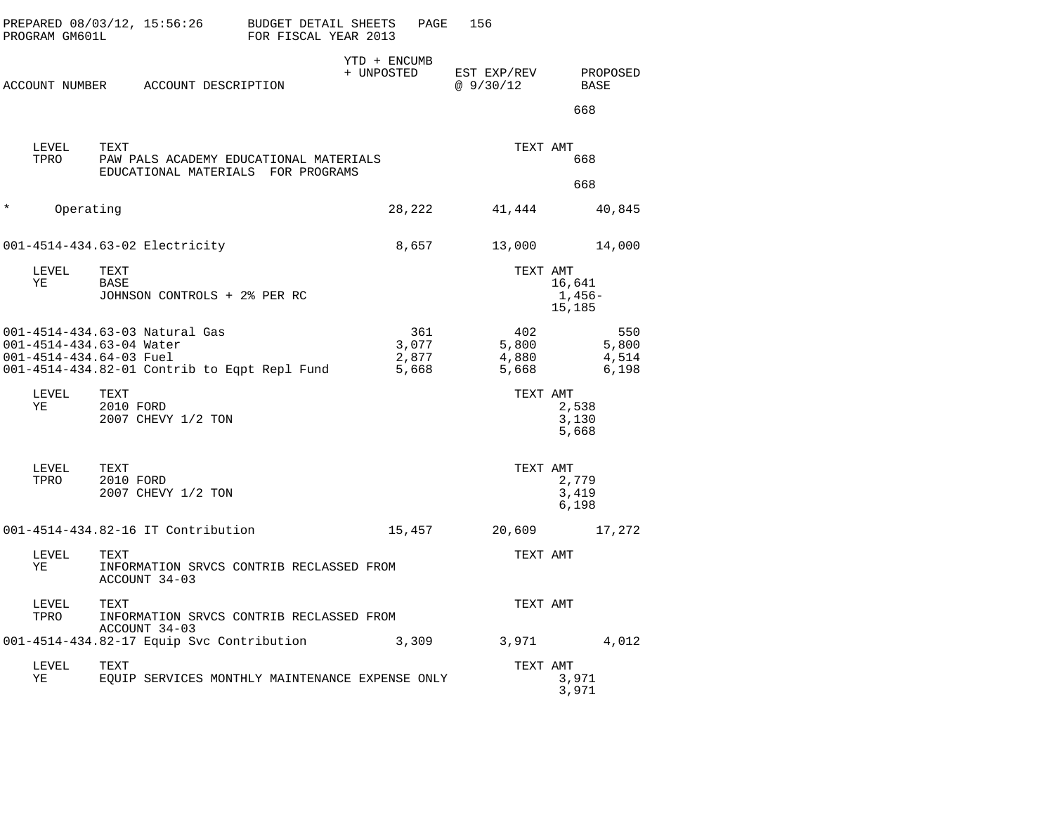PREPARED 08/03/12, 15:56:26 BUDGET DETAIL SHEETS
PROGRAM GM601L FOR FISCAL YEAR 2013

| ACCOUNT NUMBER | ACCOUNT DESCRIPTION | YTD + ENCUMB + UNPOSTED | EST EXP/REV @ 9/30/12 | PROPOSED BASE |
|---|---|---|---|---|
| | | | | 668 |

| LEVEL | TEXT | TEXT AMT |
|---|---|---|
| TPRO | PAW PALS ACADEMY EDUCATIONAL MATERIALS | 668 |
| | EDUCATIONAL MATERIALS FOR PROGRAMS | |
| | | 668 |

| ACCOUNT NUMBER | ACCOUNT DESCRIPTION | YTD + ENCUMB + UNPOSTED | EST EXP/REV @ 9/30/12 | PROPOSED BASE |
|---|---|---|---|---|
| * | Operating | 28,222 | 41,444 | 40,845 |
| 001-4514-434.63-02 | Electricity | 8,657 | 13,000 | 14,000 |

| LEVEL | TEXT | TEXT AMT |
|---|---|---|
| YE | BASE | 16,641 |
| | JOHNSON CONTROLS + 2% PER RC | 1,456- |
| | | 15,185 |

| ACCOUNT NUMBER | ACCOUNT DESCRIPTION | YTD + ENCUMB + UNPOSTED | EST EXP/REV @ 9/30/12 | PROPOSED BASE |
|---|---|---|---|---|
| 001-4514-434.63-03 | Natural Gas | 361 | 402 | 550 |
| 001-4514-434.63-04 | Water | 3,077 | 5,800 | 5,800 |
| 001-4514-434.64-03 | Fuel | 2,877 | 4,880 | 4,514 |
| 001-4514-434.82-01 | Contrib to Eqpt Repl Fund | 5,668 | 5,668 | 6,198 |

| LEVEL | TEXT | TEXT AMT |
|---|---|---|
| YE | 2010 FORD | 2,538 |
| | 2007 CHEVY 1/2 TON | 3,130 |
| | | 5,668 |

| LEVEL | TEXT | TEXT AMT |
|---|---|---|
| TPRO | 2010 FORD | 2,779 |
| | 2007 CHEVY 1/2 TON | 3,419 |
| | | 6,198 |

| ACCOUNT NUMBER | ACCOUNT DESCRIPTION | YTD + ENCUMB + UNPOSTED | EST EXP/REV @ 9/30/12 | PROPOSED BASE |
|---|---|---|---|---|
| 001-4514-434.82-16 | IT Contribution | 15,457 | 20,609 | 17,272 |

| LEVEL | TEXT | TEXT AMT |
|---|---|---|
| YE | INFORMATION SRVCS CONTRIB RECLASSED FROM ACCOUNT 34-03 | |

| LEVEL | TEXT | TEXT AMT |
|---|---|---|
| TPRO | INFORMATION SRVCS CONTRIB RECLASSED FROM ACCOUNT 34-03 | |

| ACCOUNT NUMBER | ACCOUNT DESCRIPTION | YTD + ENCUMB + UNPOSTED | EST EXP/REV @ 9/30/12 | PROPOSED BASE |
|---|---|---|---|---|
| 001-4514-434.82-17 | Equip Svc Contribution | 3,309 | 3,971 | 4,012 |

| LEVEL | TEXT | TEXT AMT |
|---|---|---|
| YE | EQUIP SERVICES MONTHLY MAINTENANCE EXPENSE ONLY | 3,971 |
| | | 3,971 |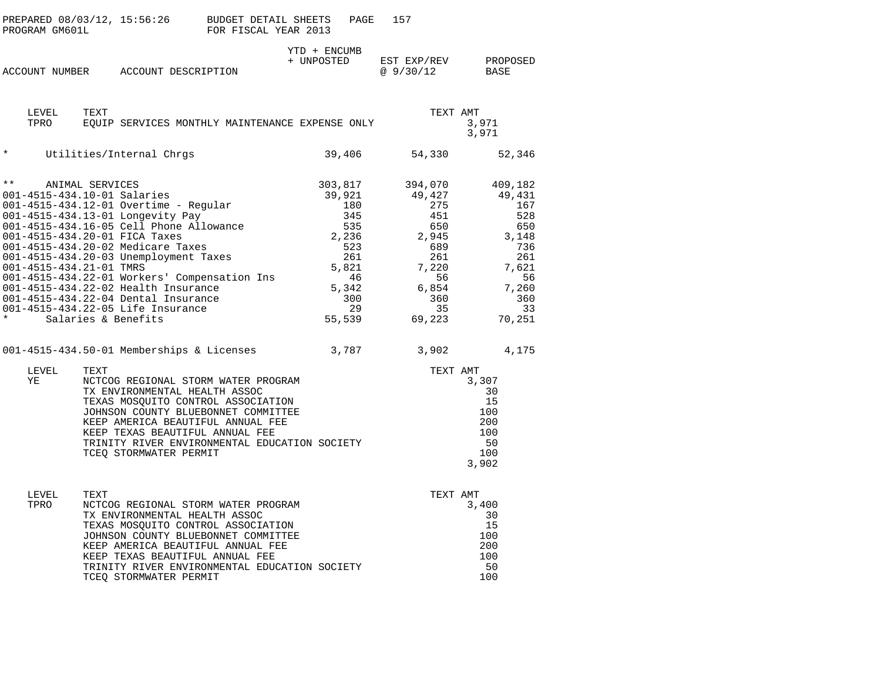PREPARED 08/03/12, 15:56:26 BUDGET DETAIL SHEETS
PROGRAM GM601L FOR FISCAL YEAR 2013

| ACCOUNT NUMBER | ACCOUNT DESCRIPTION | YTD + ENCUMB + UNPOSTED | EST EXP/REV @ 9/30/12 | PROPOSED BASE |
|---|---|---|---|---|

| LEVEL | TEXT | TEXT AMT |
|---|---|---|
| TPRO | EQUIP SERVICES MONTHLY MAINTENANCE EXPENSE ONLY | 3,971 |
| | | 3,971 |

| ACCOUNT NUMBER | ACCOUNT DESCRIPTION | YTD + ENCUMB + UNPOSTED | EST EXP/REV @ 9/30/12 | PROPOSED BASE |
|---|---|---|---|---|
| * | Utilities/Internal Chrgs | 39,406 | 54,330 | 52,346 |
| ** | ANIMAL SERVICES | 303,817 | 394,070 | 409,182 |
| 001-4515-434.10-01 | Salaries | 39,921 | 49,427 | 49,431 |
| 001-4515-434.12-01 | Overtime - Regular | 180 | 275 | 167 |
| 001-4515-434.13-01 | Longevity Pay | 345 | 451 | 528 |
| 001-4515-434.16-05 | Cell Phone Allowance | 535 | 650 | 650 |
| 001-4515-434.20-01 | FICA Taxes | 2,236 | 2,945 | 3,148 |
| 001-4515-434.20-02 | Medicare Taxes | 523 | 689 | 736 |
| 001-4515-434.20-03 | Unemployment Taxes | 261 | 261 | 261 |
| 001-4515-434.21-01 | TMRS | 5,821 | 7,220 | 7,621 |
| 001-4515-434.22-01 | Workers' Compensation Ins | 46 | 56 | 56 |
| 001-4515-434.22-02 | Health Insurance | 5,342 | 6,854 | 7,260 |
| 001-4515-434.22-04 | Dental Insurance | 300 | 360 | 360 |
| 001-4515-434.22-05 | Life Insurance | 29 | 35 | 33 |
| * | Salaries & Benefits | 55,539 | 69,223 | 70,251 |
| 001-4515-434.50-01 | Memberships & Licenses | 3,787 | 3,902 | 4,175 |

| LEVEL | TEXT | TEXT AMT |
|---|---|---|
| YE | NCTCOG REGIONAL STORM WATER PROGRAM | 3,307 |
| | TX ENVIRONMENTAL HEALTH ASSOC | 30 |
| | TEXAS MOSQUITO CONTROL ASSOCIATION | 15 |
| | JOHNSON COUNTY BLUEBONNET COMMITTEE | 100 |
| | KEEP AMERICA BEAUTIFUL ANNUAL FEE | 200 |
| | KEEP TEXAS BEAUTIFUL ANNUAL FEE | 100 |
| | TRINITY RIVER ENVIRONMENTAL EDUCATION SOCIETY | 50 |
| | TCEQ STORMWATER PERMIT | 100 |
| | | 3,902 |

| LEVEL | TEXT | TEXT AMT |
|---|---|---|
| TPRO | NCTCOG REGIONAL STORM WATER PROGRAM | 3,400 |
| | TX ENVIRONMENTAL HEALTH ASSOC | 30 |
| | TEXAS MOSQUITO CONTROL ASSOCIATION | 15 |
| | JOHNSON COUNTY BLUEBONNET COMMITTEE | 100 |
| | KEEP AMERICA BEAUTIFUL ANNUAL FEE | 200 |
| | KEEP TEXAS BEAUTIFUL ANNUAL FEE | 100 |
| | TRINITY RIVER ENVIRONMENTAL EDUCATION SOCIETY | 50 |
| | TCEQ STORMWATER PERMIT | 100 |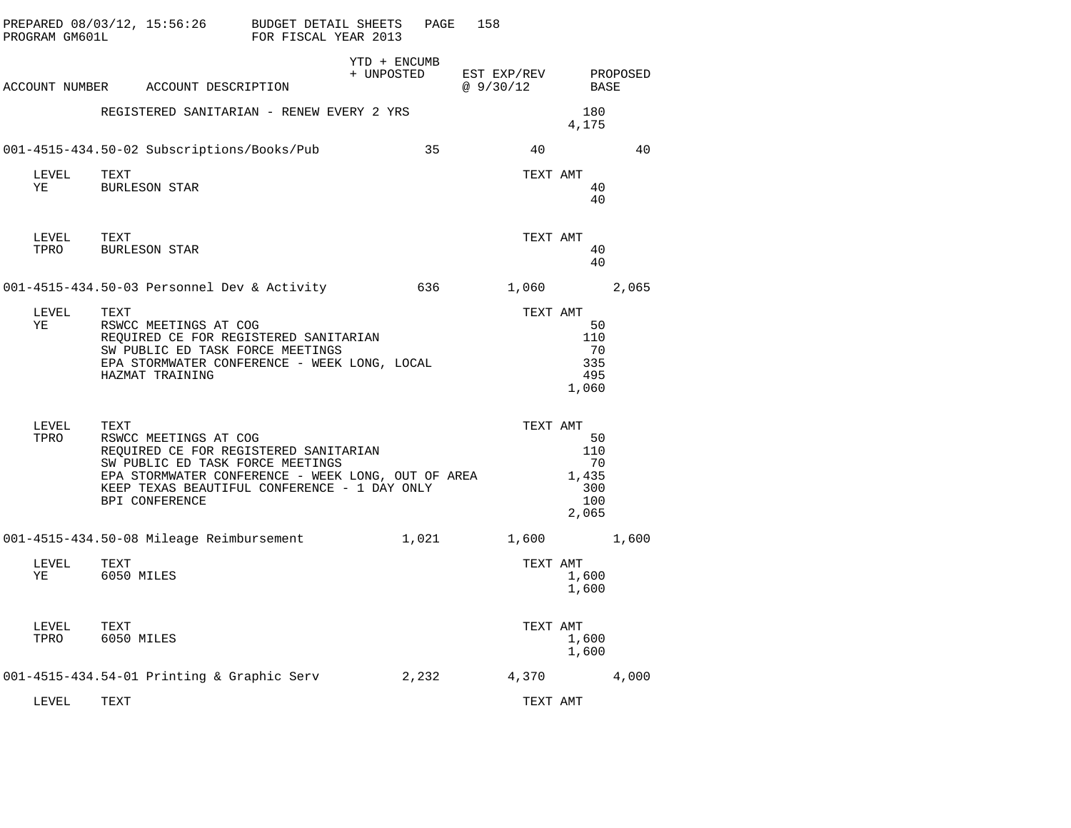PREPARED 08/03/12, 15:56:26 BUDGET DETAIL SHEETS PAGE 158
PROGRAM GM601L FOR FISCAL YEAR 2013

| ACCOUNT NUMBER | ACCOUNT DESCRIPTION | YTD + ENCUMB + UNPOSTED | EST EXP/REV @ 9/30/12 | PROPOSED BASE |
|---|---|---|---|---|

| | | TEXT AMT |
|---|---|---|
| | REGISTERED SANITARIAN - RENEW EVERY 2 YRS | 180 |
| | | 4,175 |

| ACCOUNT NUMBER | ACCOUNT DESCRIPTION | YTD + ENCUMB + UNPOSTED | EST EXP/REV @ 9/30/12 | PROPOSED BASE |
|---|---|---|---|---|
| 001-4515-434.50-02 | Subscriptions/Books/Pub | 35 | 40 | 40 |

| LEVEL | TEXT | TEXT AMT |
|---|---|---|
| YE | BURLESON STAR | 40 |
| | | 40 |

| LEVEL | TEXT | TEXT AMT |
|---|---|---|
| TPRO | BURLESON STAR | 40 |
| | | 40 |

| ACCOUNT NUMBER | ACCOUNT DESCRIPTION | YTD + ENCUMB + UNPOSTED | EST EXP/REV @ 9/30/12 | PROPOSED BASE |
|---|---|---|---|---|
| 001-4515-434.50-03 | Personnel Dev & Activity | 636 | 1,060 | 2,065 |

| LEVEL | TEXT | TEXT AMT |
|---|---|---|
| YE | RSWCC MEETINGS AT COG | 50 |
| | REQUIRED CE FOR REGISTERED SANITARIAN | 110 |
| | SW PUBLIC ED TASK FORCE MEETINGS | 70 |
| | EPA STORMWATER CONFERENCE - WEEK LONG, LOCAL | 335 |
| | HAZMAT TRAINING | 495 |
| | | 1,060 |

| LEVEL | TEXT | TEXT AMT |
|---|---|---|
| TPRO | RSWCC MEETINGS AT COG | 50 |
| | REQUIRED CE FOR REGISTERED SANITARIAN | 110 |
| | SW PUBLIC ED TASK FORCE MEETINGS | 70 |
| | EPA STORMWATER CONFERENCE - WEEK LONG, OUT OF AREA | 1,435 |
| | KEEP TEXAS BEAUTIFUL CONFERENCE - 1 DAY ONLY | 300 |
| | BPI CONFERENCE | 100 |
| | | 2,065 |

| ACCOUNT NUMBER | ACCOUNT DESCRIPTION | YTD + ENCUMB + UNPOSTED | EST EXP/REV @ 9/30/12 | PROPOSED BASE |
|---|---|---|---|---|
| 001-4515-434.50-08 | Mileage Reimbursement | 1,021 | 1,600 | 1,600 |

| LEVEL | TEXT | TEXT AMT |
|---|---|---|
| YE | 6050 MILES | 1,600 |
| | | 1,600 |

| LEVEL | TEXT | TEXT AMT |
|---|---|---|
| TPRO | 6050 MILES | 1,600 |
| | | 1,600 |

| ACCOUNT NUMBER | ACCOUNT DESCRIPTION | YTD + ENCUMB + UNPOSTED | EST EXP/REV @ 9/30/12 | PROPOSED BASE |
|---|---|---|---|---|
| 001-4515-434.54-01 | Printing & Graphic Serv | 2,232 | 4,370 | 4,000 |

| LEVEL | TEXT | TEXT AMT |
|---|---|---|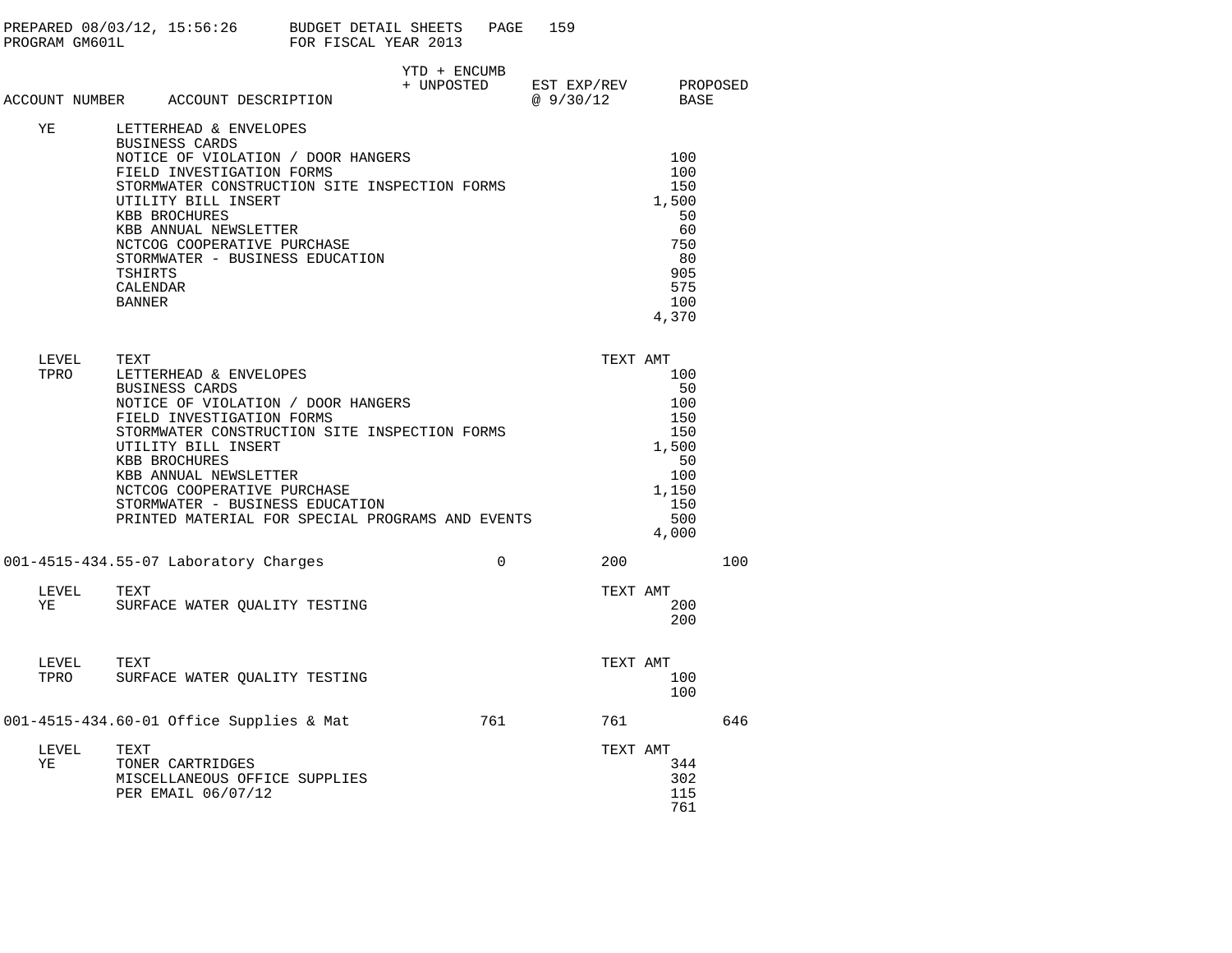PREPARED 08/03/12, 15:56:26 BUDGET DETAIL SHEETS PAGE 159
PROGRAM GM601L FOR FISCAL YEAR 2013

| ACCOUNT NUMBER | ACCOUNT DESCRIPTION | YTD + ENCUMB + UNPOSTED | EST EXP/REV @ 9/30/12 | PROPOSED BASE |
|---|---|---|---|---|
| YE | LETTERHEAD & ENVELOPES | | | |
| | BUSINESS CARDS | | | |
| | NOTICE OF VIOLATION / DOOR HANGERS | | 100 | |
| | FIELD INVESTIGATION FORMS | | 100 | |
| | STORMWATER CONSTRUCTION SITE INSPECTION FORMS | | 150 | |
| | UTILITY BILL INSERT | | 1,500 | |
| | KBB BROCHURES | | 50 | |
| | KBB ANNUAL NEWSLETTER | | 60 | |
| | NCTCOG COOPERATIVE PURCHASE | | 750 | |
| | STORMWATER - BUSINESS EDUCATION | | 80 | |
| | TSHIRTS | | 905 | |
| | CALENDAR | | 575 | |
| | BANNER | | 100 | |
| | | | 4,370 | |

| LEVEL | TEXT | TEXT AMT |
|---|---|---|
| TPRO | LETTERHEAD & ENVELOPES | 100 |
| | BUSINESS CARDS | 50 |
| | NOTICE OF VIOLATION / DOOR HANGERS | 100 |
| | FIELD INVESTIGATION FORMS | 150 |
| | STORMWATER CONSTRUCTION SITE INSPECTION FORMS | 150 |
| | UTILITY BILL INSERT | 1,500 |
| | KBB BROCHURES | 50 |
| | KBB ANNUAL NEWSLETTER | 100 |
| | NCTCOG COOPERATIVE PURCHASE | 1,150 |
| | STORMWATER - BUSINESS EDUCATION | 150 |
| | PRINTED MATERIAL FOR SPECIAL PROGRAMS AND EVENTS | 500 |
| | | 4,000 |

| ACCOUNT NUMBER | ACCOUNT DESCRIPTION | YTD + ENCUMB + UNPOSTED | EST EXP/REV @ 9/30/12 | PROPOSED BASE |
|---|---|---|---|---|
| 001-4515-434.55-07 | Laboratory Charges | 0 | 200 | 100 |

| LEVEL | TEXT | TEXT AMT |
|---|---|---|
| YE | SURFACE WATER QUALITY TESTING | 200 |
| | | 200 |

| LEVEL | TEXT | TEXT AMT |
|---|---|---|
| TPRO | SURFACE WATER QUALITY TESTING | 100 |
| | | 100 |

| ACCOUNT NUMBER | ACCOUNT DESCRIPTION | YTD + ENCUMB + UNPOSTED | EST EXP/REV @ 9/30/12 | PROPOSED BASE |
|---|---|---|---|---|
| 001-4515-434.60-01 | Office Supplies & Mat | 761 | 761 | 646 |

| LEVEL | TEXT | TEXT AMT |
|---|---|---|
| YE | TONER CARTRIDGES | 344 |
| | MISCELLANEOUS OFFICE SUPPLIES | 302 |
| | PER EMAIL 06/07/12 | 115 |
| | | 761 |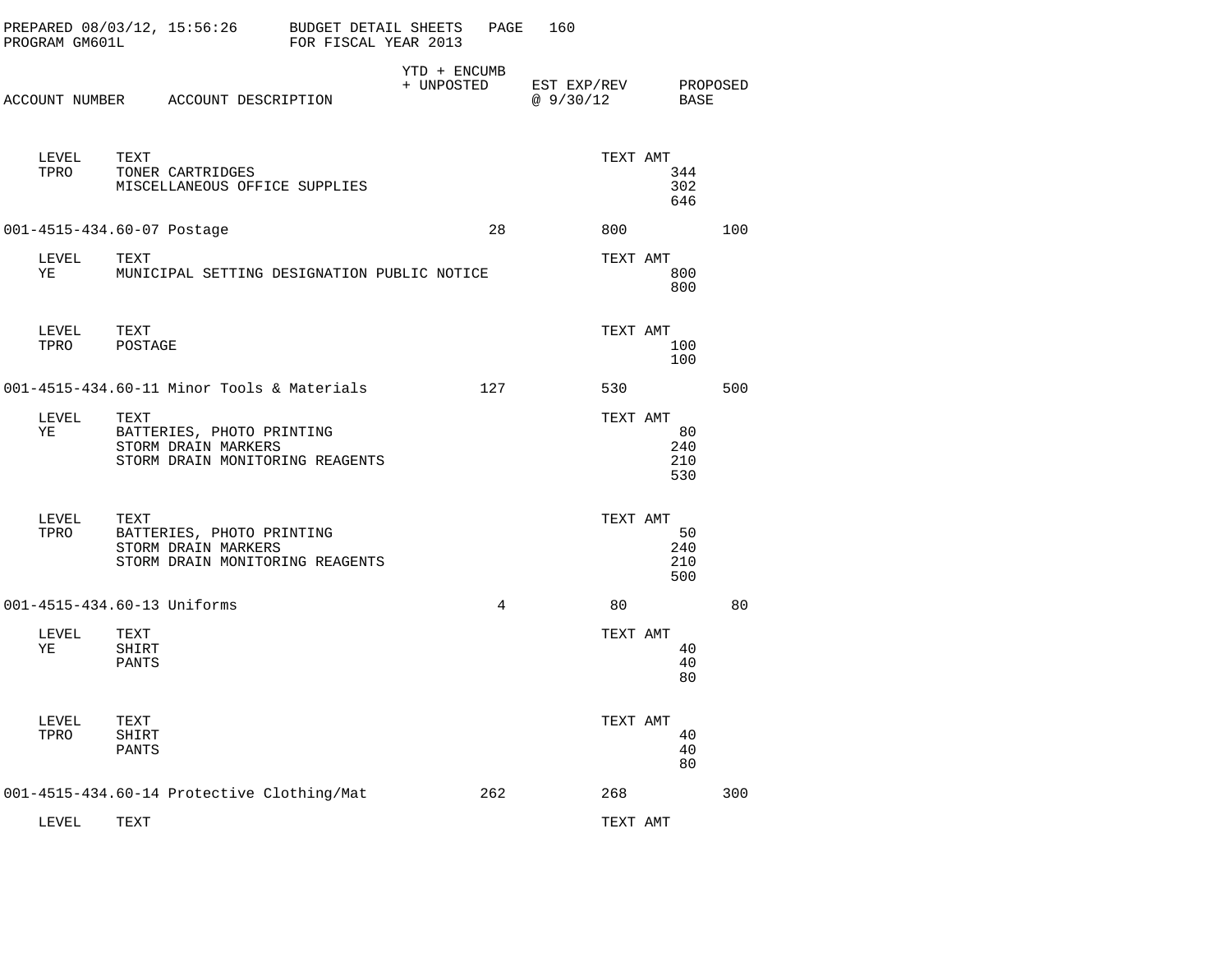PREPARED 08/03/12, 15:56:26 BUDGET DETAIL SHEETS PAGE 160
PROGRAM GM601L FOR FISCAL YEAR 2013

| ACCOUNT NUMBER | ACCOUNT DESCRIPTION | YTD + ENCUMB + UNPOSTED | EST EXP/REV @ 9/30/12 | PROPOSED BASE |
|---|---|---|---|---|

| LEVEL | TEXT | TEXT AMT |
|---|---|---|
| TPRO | TONER CARTRIDGES | 344 |
| | MISCELLANEOUS OFFICE SUPPLIES | 302 |
| | | 646 |

| ACCOUNT NUMBER | ACCOUNT DESCRIPTION | YTD + ENCUMB + UNPOSTED | EST EXP/REV @ 9/30/12 | PROPOSED BASE |
|---|---|---|---|---|
| 001-4515-434.60-07 | Postage | 28 | 800 | 100 |

| LEVEL | TEXT | TEXT AMT |
|---|---|---|
| YE | MUNICIPAL SETTING DESIGNATION PUBLIC NOTICE | 800 |
| | | 800 |

| LEVEL | TEXT | TEXT AMT |
|---|---|---|
| TPRO | POSTAGE | 100 |
| | | 100 |

| ACCOUNT NUMBER | ACCOUNT DESCRIPTION | YTD + ENCUMB + UNPOSTED | EST EXP/REV @ 9/30/12 | PROPOSED BASE |
|---|---|---|---|---|
| 001-4515-434.60-11 | Minor Tools & Materials | 127 | 530 | 500 |

| LEVEL | TEXT | TEXT AMT |
|---|---|---|
| YE | BATTERIES, PHOTO PRINTING | 80 |
| | STORM DRAIN MARKERS | 240 |
| | STORM DRAIN MONITORING REAGENTS | 210 |
| | | 530 |

| LEVEL | TEXT | TEXT AMT |
|---|---|---|
| TPRO | BATTERIES, PHOTO PRINTING | 50 |
| | STORM DRAIN MARKERS | 240 |
| | STORM DRAIN MONITORING REAGENTS | 210 |
| | | 500 |

| ACCOUNT NUMBER | ACCOUNT DESCRIPTION | YTD + ENCUMB + UNPOSTED | EST EXP/REV @ 9/30/12 | PROPOSED BASE |
|---|---|---|---|---|
| 001-4515-434.60-13 | Uniforms | 4 | 80 | 80 |

| LEVEL | TEXT | TEXT AMT |
|---|---|---|
| YE | SHIRT | 40 |
| | PANTS | 40 |
| | | 80 |

| LEVEL | TEXT | TEXT AMT |
|---|---|---|
| TPRO | SHIRT | 40 |
| | PANTS | 40 |
| | | 80 |

| ACCOUNT NUMBER | ACCOUNT DESCRIPTION | YTD + ENCUMB + UNPOSTED | EST EXP/REV @ 9/30/12 | PROPOSED BASE |
|---|---|---|---|---|
| 001-4515-434.60-14 | Protective Clothing/Mat | 262 | 268 | 300 |

| LEVEL | TEXT | TEXT AMT |
|---|---|---|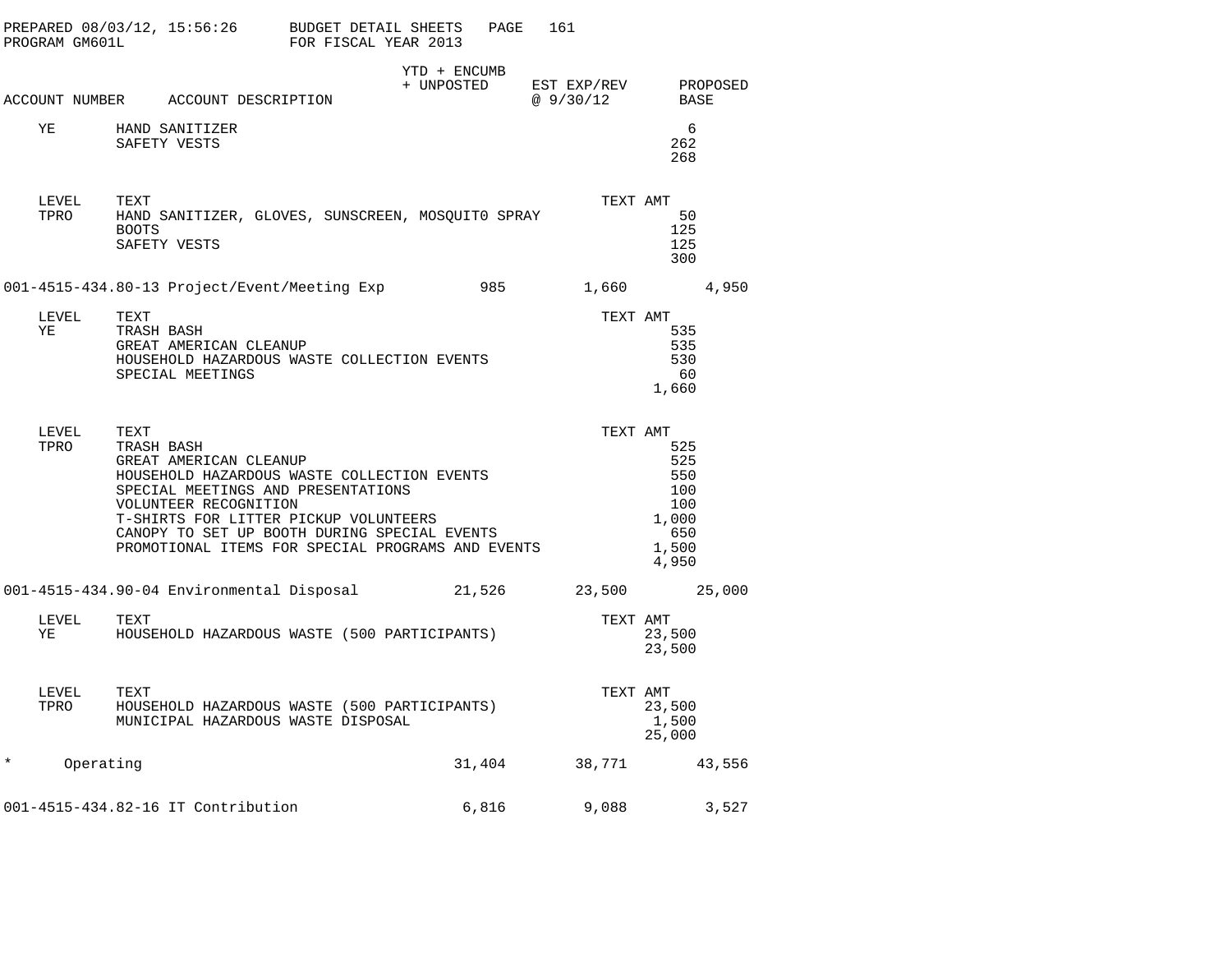PREPARED 08/03/12, 15:56:26 BUDGET DETAIL SHEETS
PROGRAM GM601L FOR FISCAL YEAR 2013

| ACCOUNT NUMBER | ACCOUNT DESCRIPTION | YTD + ENCUMB + UNPOSTED | EST EXP/REV @ 9/30/12 | PROPOSED BASE |
|---|---|---|---|---|

| LEVEL | TEXT | TEXT AMT |
|---|---|---|
| YE | HAND SANITIZER | 6 |
| | SAFETY VESTS | 262 |
| | | 268 |

| LEVEL | TEXT | TEXT AMT |
|---|---|---|
| TPRO | HAND SANITIZER, GLOVES, SUNSCREEN, MOSQUIT0 SPRAY | 50 |
| | BOOTS | 125 |
| | SAFETY VESTS | 125 |
| | | 300 |

| ACCOUNT NUMBER | ACCOUNT DESCRIPTION | YTD + ENCUMB + UNPOSTED | EST EXP/REV @ 9/30/12 | PROPOSED BASE |
|---|---|---|---|---|
| 001-4515-434.80-13 | Project/Event/Meeting Exp | 985 | 1,660 | 4,950 |

| LEVEL | TEXT | TEXT AMT |
|---|---|---|
| YE | TRASH BASH | 535 |
| | GREAT AMERICAN CLEANUP | 535 |
| | HOUSEHOLD HAZARDOUS WASTE COLLECTION EVENTS | 530 |
| | SPECIAL MEETINGS | 60 |
| | | 1,660 |

| LEVEL | TEXT | TEXT AMT |
|---|---|---|
| TPRO | TRASH BASH | 525 |
| | GREAT AMERICAN CLEANUP | 525 |
| | HOUSEHOLD HAZARDOUS WASTE COLLECTION EVENTS | 550 |
| | SPECIAL MEETINGS AND PRESENTATIONS | 100 |
| | VOLUNTEER RECOGNITION | 100 |
| | T-SHIRTS FOR LITTER PICKUP VOLUNTEERS | 1,000 |
| | CANOPY TO SET UP BOOTH DURING SPECIAL EVENTS | 650 |
| | PROMOTIONAL ITEMS FOR SPECIAL PROGRAMS AND EVENTS | 1,500 |
| | | 4,950 |

| ACCOUNT NUMBER | ACCOUNT DESCRIPTION | YTD + ENCUMB + UNPOSTED | EST EXP/REV @ 9/30/12 | PROPOSED BASE |
|---|---|---|---|---|
| 001-4515-434.90-04 | Environmental Disposal | 21,526 | 23,500 | 25,000 |

| LEVEL | TEXT | TEXT AMT |
|---|---|---|
| YE | HOUSEHOLD HAZARDOUS WASTE (500 PARTICIPANTS) | 23,500 |
| | | 23,500 |

| LEVEL | TEXT | TEXT AMT |
|---|---|---|
| TPRO | HOUSEHOLD HAZARDOUS WASTE (500 PARTICIPANTS) | 23,500 |
| | MUNICIPAL HAZARDOUS WASTE DISPOSAL | 1,500 |
| | | 25,000 |

| ACCOUNT NUMBER | ACCOUNT DESCRIPTION | YTD + ENCUMB + UNPOSTED | EST EXP/REV @ 9/30/12 | PROPOSED BASE |
|---|---|---|---|---|
| * | Operating | 31,404 | 38,771 | 43,556 |
| 001-4515-434.82-16 | IT Contribution | 6,816 | 9,088 | 3,527 |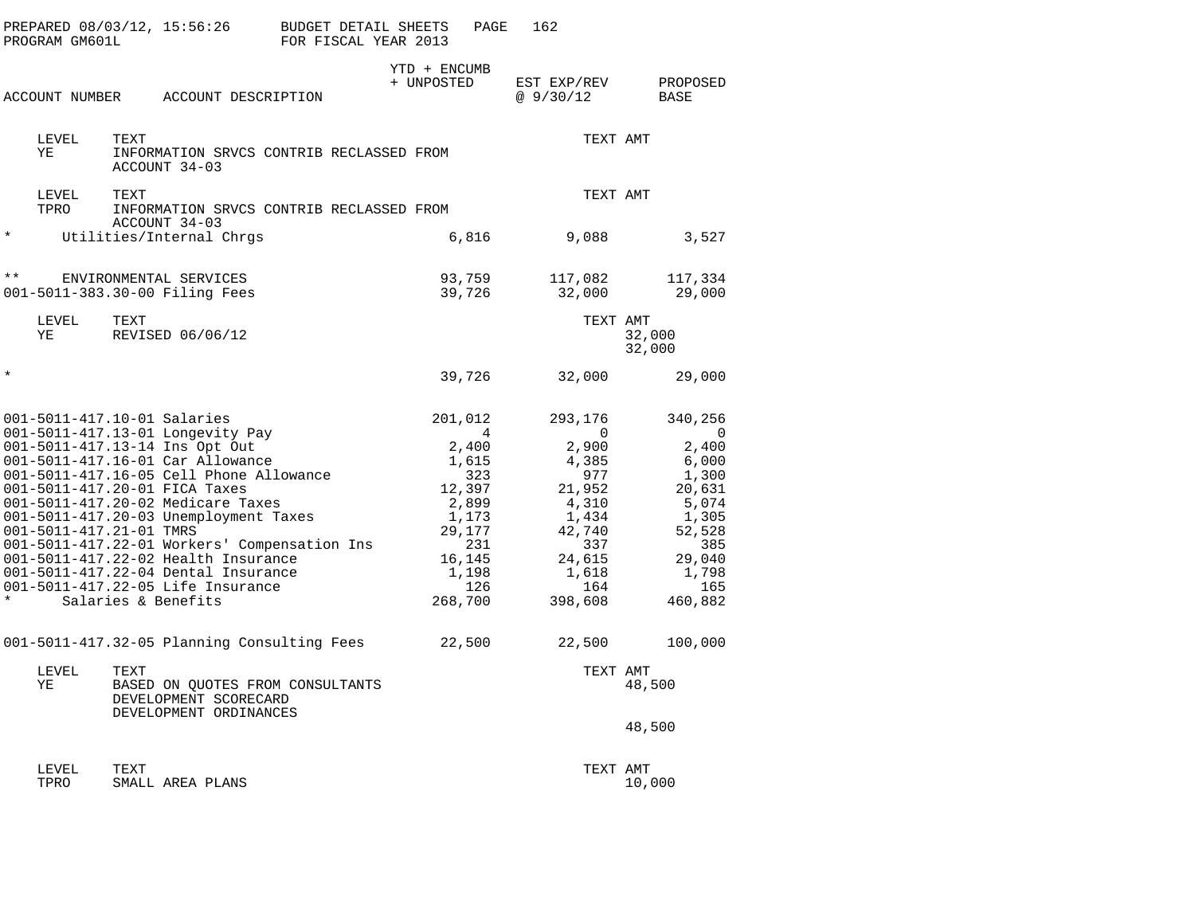PREPARED 08/03/12, 15:56:26 BUDGET DETAIL SHEETS FOR FISCAL YEAR 2013
PROGRAM GM601L

| ACCOUNT NUMBER | ACCOUNT DESCRIPTION | YTD + ENCUMB + UNPOSTED | EST EXP/REV @ 9/30/12 | PROPOSED BASE |
|---|---|---|---|---|
| | LEVEL YE — TEXT: INFORMATION SRVCS CONTRIB RECLASSED FROM ACCOUNT 34-03 | | TEXT AMT | |
| | LEVEL TPRO — TEXT: INFORMATION SRVCS CONTRIB RECLASSED FROM ACCOUNT 34-03 | | TEXT AMT | |
| * | Utilities/Internal Chrgs | 6,816 | 9,088 | 3,527 |
| ** | ENVIRONMENTAL SERVICES | 93,759 | 117,082 | 117,334 |
| 001-5011-383.30-00 | Filing Fees | 39,726 | 32,000 | 29,000 |
| | LEVEL YE — TEXT: REVISED 06/06/12 | | TEXT AMT: 32,000 / 32,000 | |
| * | | 39,726 | 32,000 | 29,000 |
| 001-5011-417.10-01 | Salaries | 201,012 | 293,176 | 340,256 |
| 001-5011-417.13-01 | Longevity Pay | 4 | 0 | 0 |
| 001-5011-417.13-14 | Ins Opt Out | 2,400 | 2,900 | 2,400 |
| 001-5011-417.16-01 | Car Allowance | 1,615 | 4,385 | 6,000 |
| 001-5011-417.16-05 | Cell Phone Allowance | 323 | 977 | 1,300 |
| 001-5011-417.20-01 | FICA Taxes | 12,397 | 21,952 | 20,631 |
| 001-5011-417.20-02 | Medicare Taxes | 2,899 | 4,310 | 5,074 |
| 001-5011-417.20-03 | Unemployment Taxes | 1,173 | 1,434 | 1,305 |
| 001-5011-417.21-01 | TMRS | 29,177 | 42,740 | 52,528 |
| 001-5011-417.22-01 | Workers' Compensation Ins | 231 | 337 | 385 |
| 001-5011-417.22-02 | Health Insurance | 16,145 | 24,615 | 29,040 |
| 001-5011-417.22-04 | Dental Insurance | 1,198 | 1,618 | 1,798 |
| 001-5011-417.22-05 | Life Insurance | 126 | 164 | 165 |
| * | Salaries & Benefits | 268,700 | 398,608 | 460,882 |
| 001-5011-417.32-05 | Planning Consulting Fees | 22,500 | 22,500 | 100,000 |
| | LEVEL YE — TEXT: BASED ON QUOTES FROM CONSULTANTS; DEVELOPMENT SCORECARD; DEVELOPMENT ORDINANCES | | TEXT AMT: 48,500 / 48,500 | |
| | LEVEL TPRO — TEXT: SMALL AREA PLANS | | TEXT AMT: 10,000 | |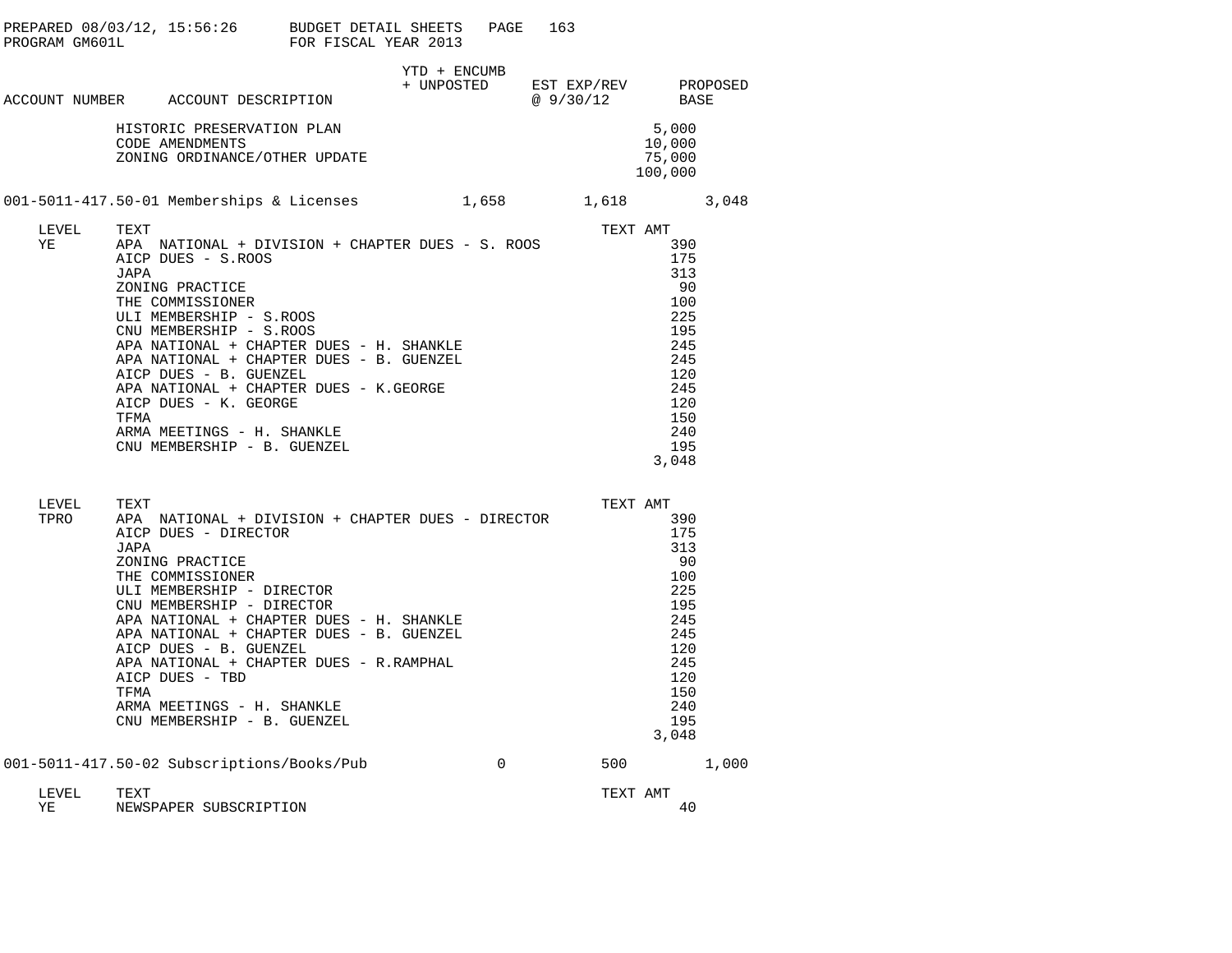| ACCOUNT NUMBER | ACCOUNT DESCRIPTION | YTD + ENCUMB + UNPOSTED | EST EXP/REV @ 9/30/12 | PROPOSED BASE |
|---|---|---|---|---|

| | TEXT AMT |
|---|---|
| HISTORIC PRESERVATION PLAN | 5,000 |
| CODE AMENDMENTS | 10,000 |
| ZONING ORDINANCE/OTHER UPDATE | 75,000 |
| | 100,000 |

| ACCOUNT NUMBER | ACCOUNT DESCRIPTION | YTD + ENCUMB + UNPOSTED | EST EXP/REV @ 9/30/12 | PROPOSED BASE |
|---|---|---|---|---|
| 001-5011-417.50-01 | Memberships & Licenses | 1,658 | 1,618 | 3,048 |

| LEVEL | TEXT | TEXT AMT |
|---|---|---|
| YE | APA NATIONAL + DIVISION + CHAPTER DUES - S. ROOS | 390 |
| | AICP DUES - S.ROOS | 175 |
| | JAPA | 313 |
| | ZONING PRACTICE | 90 |
| | THE COMMISSIONER | 100 |
| | ULI MEMBERSHIP - S.ROOS | 225 |
| | CNU MEMBERSHIP - S.ROOS | 195 |
| | APA NATIONAL + CHAPTER DUES - H. SHANKLE | 245 |
| | APA NATIONAL + CHAPTER DUES - B. GUENZEL | 245 |
| | AICP DUES - B. GUENZEL | 120 |
| | APA NATIONAL + CHAPTER DUES - K.GEORGE | 245 |
| | AICP DUES - K. GEORGE | 120 |
| | TFMA | 150 |
| | ARMA MEETINGS - H. SHANKLE | 240 |
| | CNU MEMBERSHIP - B. GUENZEL | 195 |
| | | 3,048 |

| LEVEL | TEXT | TEXT AMT |
|---|---|---|
| TPRO | APA NATIONAL + DIVISION + CHAPTER DUES - DIRECTOR | 390 |
| | AICP DUES - DIRECTOR | 175 |
| | JAPA | 313 |
| | ZONING PRACTICE | 90 |
| | THE COMMISSIONER | 100 |
| | ULI MEMBERSHIP - DIRECTOR | 225 |
| | CNU MEMBERSHIP - DIRECTOR | 195 |
| | APA NATIONAL + CHAPTER DUES - H. SHANKLE | 245 |
| | APA NATIONAL + CHAPTER DUES - B. GUENZEL | 245 |
| | AICP DUES - B. GUENZEL | 120 |
| | APA NATIONAL + CHAPTER DUES - R.RAMPHAL | 245 |
| | AICP DUES - TBD | 120 |
| | TFMA | 150 |
| | ARMA MEETINGS - H. SHANKLE | 240 |
| | CNU MEMBERSHIP - B. GUENZEL | 195 |
| | | 3,048 |

| ACCOUNT NUMBER | ACCOUNT DESCRIPTION | YTD + ENCUMB + UNPOSTED | EST EXP/REV @ 9/30/12 | PROPOSED BASE |
|---|---|---|---|---|
| 001-5011-417.50-02 | Subscriptions/Books/Pub | 0 | 500 | 1,000 |

| LEVEL | TEXT | TEXT AMT |
|---|---|---|
| YE | NEWSPAPER SUBSCRIPTION | 40 |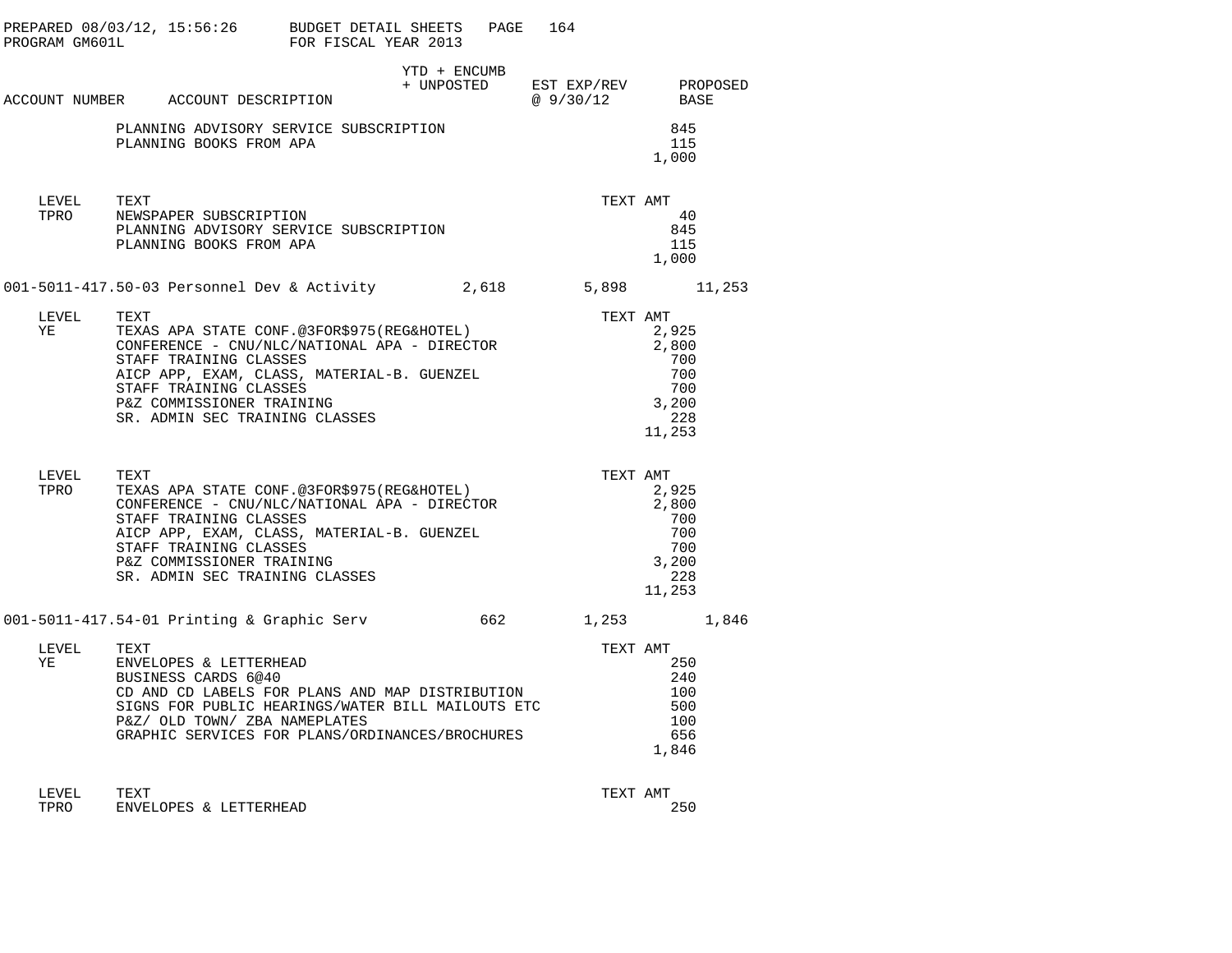| ACCOUNT NUMBER | ACCOUNT DESCRIPTION | YTD + ENCUMB + UNPOSTED | EST EXP/REV @ 9/30/12 | PROPOSED BASE |
|---|---|---|---|---|

PLANNING ADVISORY SERVICE SUBSCRIPTION — 845
PLANNING BOOKS FROM APA — 115
1,000

| LEVEL | TEXT | TEXT AMT |
|---|---|---|
| TPRO | NEWSPAPER SUBSCRIPTION | 40 |
| | PLANNING ADVISORY SERVICE SUBSCRIPTION | 845 |
| | PLANNING BOOKS FROM APA | 115 |
| | | 1,000 |

| ACCOUNT NUMBER | ACCOUNT DESCRIPTION | YTD + ENCUMB + UNPOSTED | EST EXP/REV @ 9/30/12 | PROPOSED BASE |
|---|---|---|---|---|
| 001-5011-417.50-03 | Personnel Dev & Activity | 2,618 | 5,898 | 11,253 |

| LEVEL | TEXT | TEXT AMT |
|---|---|---|
| YE | TEXAS APA STATE CONF.@3FOR$975(REG&HOTEL) | 2,925 |
| | CONFERENCE - CNU/NLC/NATIONAL APA - DIRECTOR | 2,800 |
| | STAFF TRAINING CLASSES | 700 |
| | AICP APP, EXAM, CLASS, MATERIAL-B. GUENZEL | 700 |
| | STAFF TRAINING CLASSES | 700 |
| | P&Z COMMISSIONER TRAINING | 3,200 |
| | SR. ADMIN SEC TRAINING CLASSES | 228 |
| | | 11,253 |

| LEVEL | TEXT | TEXT AMT |
|---|---|---|
| TPRO | TEXAS APA STATE CONF.@3FOR$975(REG&HOTEL) | 2,925 |
| | CONFERENCE - CNU/NLC/NATIONAL APA - DIRECTOR | 2,800 |
| | STAFF TRAINING CLASSES | 700 |
| | AICP APP, EXAM, CLASS, MATERIAL-B. GUENZEL | 700 |
| | STAFF TRAINING CLASSES | 700 |
| | P&Z COMMISSIONER TRAINING | 3,200 |
| | SR. ADMIN SEC TRAINING CLASSES | 228 |
| | | 11,253 |

| ACCOUNT NUMBER | ACCOUNT DESCRIPTION | YTD + ENCUMB + UNPOSTED | EST EXP/REV @ 9/30/12 | PROPOSED BASE |
|---|---|---|---|---|
| 001-5011-417.54-01 | Printing & Graphic Serv | 662 | 1,253 | 1,846 |

| LEVEL | TEXT | TEXT AMT |
|---|---|---|
| YE | ENVELOPES & LETTERHEAD | 250 |
| | BUSINESS CARDS 6@40 | 240 |
| | CD AND CD LABELS FOR PLANS AND MAP DISTRIBUTION | 100 |
| | SIGNS FOR PUBLIC HEARINGS/WATER BILL MAILOUTS ETC | 500 |
| | P&Z/ OLD TOWN/ ZBA NAMEPLATES | 100 |
| | GRAPHIC SERVICES FOR PLANS/ORDINANCES/BROCHURES | 656 |
| | | 1,846 |

| LEVEL | TEXT | TEXT AMT |
|---|---|---|
| TPRO | ENVELOPES & LETTERHEAD | 250 |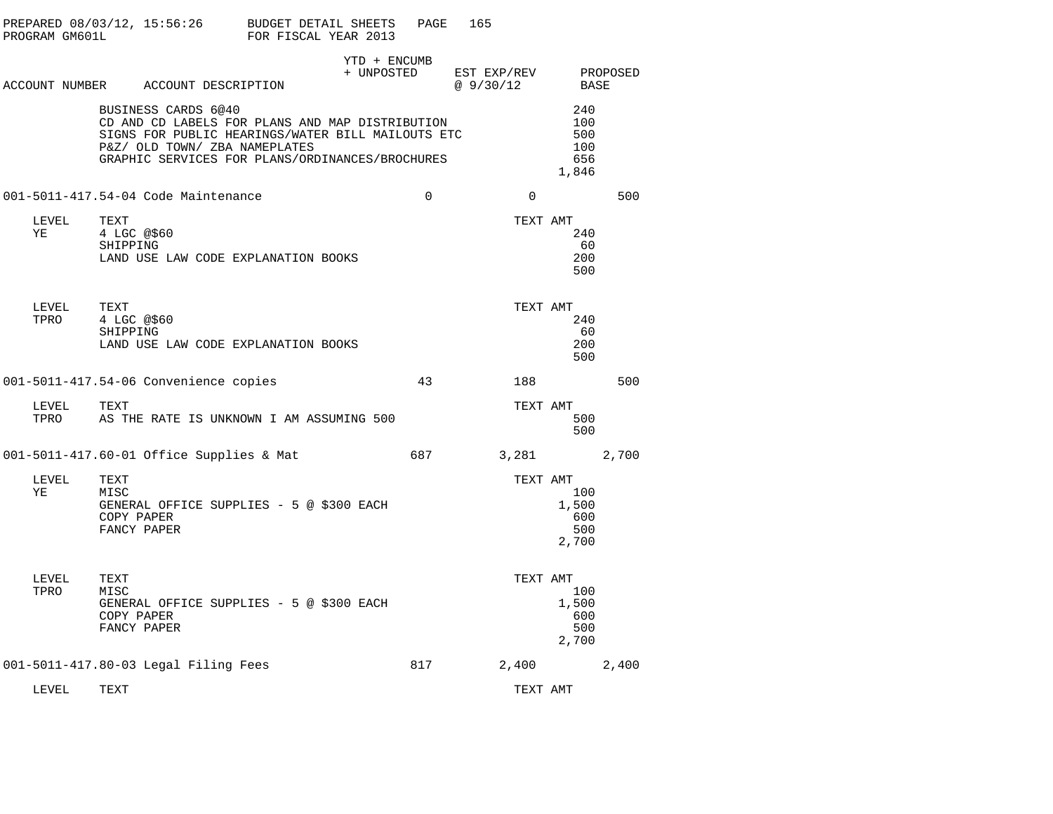PREPARED 08/03/12, 15:56:26 BUDGET DETAIL SHEETS PAGE 165
PROGRAM GM601L FOR FISCAL YEAR 2013

| ACCOUNT NUMBER | ACCOUNT DESCRIPTION | YTD + ENCUMB + UNPOSTED | EST EXP/REV @ 9/30/12 | TEXT AMT | PROPOSED BASE |
|---|---|---|---|---|---|
| | BUSINESS CARDS 6@40 | | | 240 | |
| | CD AND CD LABELS FOR PLANS AND MAP DISTRIBUTION | | | 100 | |
| | SIGNS FOR PUBLIC HEARINGS/WATER BILL MAILOUTS ETC | | | 500 | |
| | P&Z/ OLD TOWN/ ZBA NAMEPLATES | | | 100 | |
| | GRAPHIC SERVICES FOR PLANS/ORDINANCES/BROCHURES | | | 656 | |
| | | | | 1,846 | |
| 001-5011-417.54-04 | Code Maintenance | 0 | 0 | | 500 |
| LEVEL | TEXT | | | TEXT AMT | |
| YE | 4 LGC @$60 | | | 240 | |
| | SHIPPING | | | 60 | |
| | LAND USE LAW CODE EXPLANATION BOOKS | | | 200 | |
| | | | | 500 | |
| LEVEL | TEXT | | | TEXT AMT | |
| TPRO | 4 LGC @$60 | | | 240 | |
| | SHIPPING | | | 60 | |
| | LAND USE LAW CODE EXPLANATION BOOKS | | | 200 | |
| | | | | 500 | |
| 001-5011-417.54-06 | Convenience copies | 43 | 188 | | 500 |
| LEVEL | TEXT | | | TEXT AMT | |
| TPRO | AS THE RATE IS UNKNOWN I AM ASSUMING 500 | | | 500 | |
| | | | | 500 | |
| 001-5011-417.60-01 | Office Supplies & Mat | 687 | 3,281 | | 2,700 |
| LEVEL | TEXT | | | TEXT AMT | |
| YE | MISC | | | 100 | |
| | GENERAL OFFICE SUPPLIES - 5 @ $300 EACH | | | 1,500 | |
| | COPY PAPER | | | 600 | |
| | FANCY PAPER | | | 500 | |
| | | | | 2,700 | |
| LEVEL | TEXT | | | TEXT AMT | |
| TPRO | MISC | | | 100 | |
| | GENERAL OFFICE SUPPLIES - 5 @ $300 EACH | | | 1,500 | |
| | COPY PAPER | | | 600 | |
| | FANCY PAPER | | | 500 | |
| | | | | 2,700 | |
| 001-5011-417.80-03 | Legal Filing Fees | 817 | 2,400 | | 2,400 |
| LEVEL | TEXT | | | TEXT AMT | |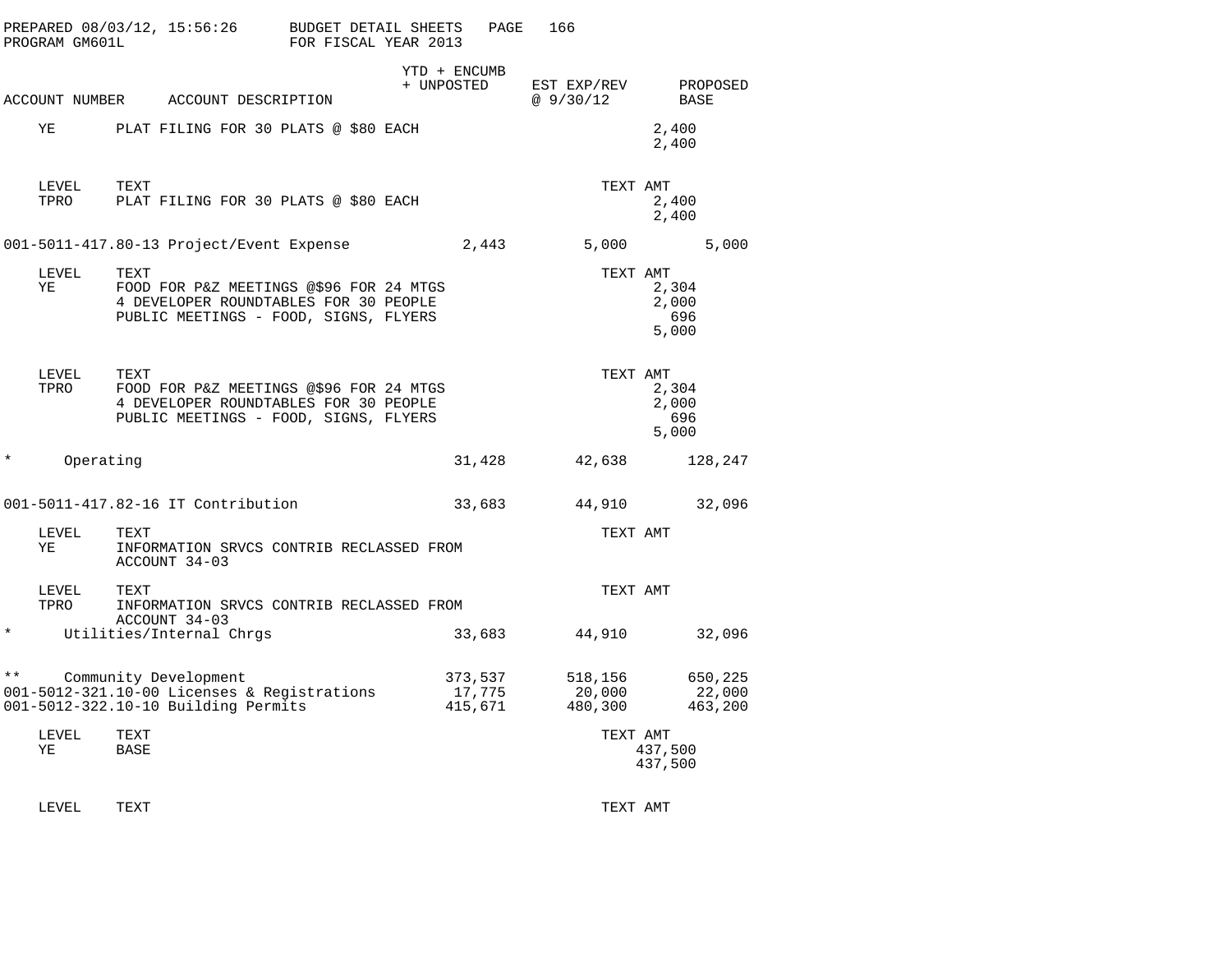| ACCOUNT NUMBER | ACCOUNT DESCRIPTION | YTD + ENCUMB + UNPOSTED | EST EXP/REV @ 9/30/12 | PROPOSED BASE |
|---|---|---|---|---|

| LEVEL | TEXT | TEXT AMT |
|---|---|---|
| YE | PLAT FILING FOR 30 PLATS @ $80 EACH | 2,400 |
| | | 2,400 |

| LEVEL | TEXT | TEXT AMT |
|---|---|---|
| TPRO | PLAT FILING FOR 30 PLATS @ $80 EACH | 2,400 |
| | | 2,400 |

| ACCOUNT NUMBER | ACCOUNT DESCRIPTION | YTD + ENCUMB + UNPOSTED | EST EXP/REV @ 9/30/12 | PROPOSED BASE |
|---|---|---|---|---|
| 001-5011-417.80-13 | Project/Event Expense | 2,443 | 5,000 | 5,000 |

| LEVEL | TEXT | TEXT AMT |
|---|---|---|
| YE | FOOD FOR P&Z MEETINGS @$96 FOR 24 MTGS | 2,304 |
| | 4 DEVELOPER ROUNDTABLES FOR 30 PEOPLE | 2,000 |
| | PUBLIC MEETINGS - FOOD, SIGNS, FLYERS | 696 |
| | | 5,000 |

| LEVEL | TEXT | TEXT AMT |
|---|---|---|
| TPRO | FOOD FOR P&Z MEETINGS @$96 FOR 24 MTGS | 2,304 |
| | 4 DEVELOPER ROUNDTABLES FOR 30 PEOPLE | 2,000 |
| | PUBLIC MEETINGS - FOOD, SIGNS, FLYERS | 696 |
| | | 5,000 |

| ACCOUNT NUMBER | ACCOUNT DESCRIPTION | YTD + ENCUMB + UNPOSTED | EST EXP/REV @ 9/30/12 | PROPOSED BASE |
|---|---|---|---|---|
| * | Operating | 31,428 | 42,638 | 128,247 |
| 001-5011-417.82-16 | IT Contribution | 33,683 | 44,910 | 32,096 |

| LEVEL | TEXT | TEXT AMT |
|---|---|---|
| YE | INFORMATION SRVCS CONTRIB RECLASSED FROM ACCOUNT 34-03 | |

| LEVEL | TEXT | TEXT AMT |
|---|---|---|
| TPRO | INFORMATION SRVCS CONTRIB RECLASSED FROM ACCOUNT 34-03 | |

| ACCOUNT NUMBER | ACCOUNT DESCRIPTION | YTD + ENCUMB + UNPOSTED | EST EXP/REV @ 9/30/12 | PROPOSED BASE |
|---|---|---|---|---|
| * | Utilities/Internal Chrgs | 33,683 | 44,910 | 32,096 |
| ** | Community Development | 373,537 | 518,156 | 650,225 |
| 001-5012-321.10-00 | Licenses & Registrations | 17,775 | 20,000 | 22,000 |
| 001-5012-322.10-10 | Building Permits | 415,671 | 480,300 | 463,200 |

| LEVEL | TEXT | TEXT AMT |
|---|---|---|
| YE | BASE | 437,500 |
| | | 437,500 |

| LEVEL | TEXT | TEXT AMT |
|---|---|---|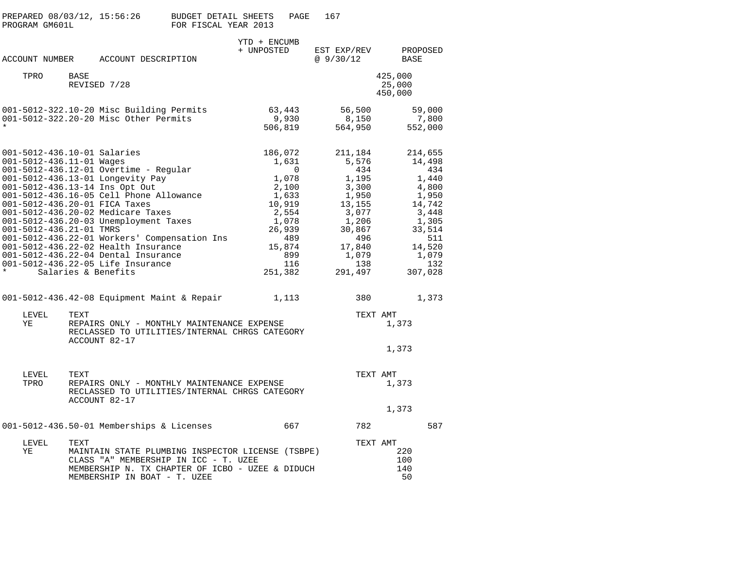BUDGET DETAIL SHEETS
FOR FISCAL YEAR 2013

PREPARED 08/03/12, 15:56:26
PROGRAM GM601L

| ACCOUNT NUMBER | ACCOUNT DESCRIPTION | YTD + ENCUMB + UNPOSTED | EST EXP/REV @ 9/30/12 | PROPOSED BASE |
|---|---|---|---|---|
| TPRO | BASE | | | 425,000 |
| | REVISED 7/28 | | | 25,000 |
| | | | | 450,000 |
| 001-5012-322.10-20 | Misc Building Permits | 63,443 | 56,500 | 59,000 |
| 001-5012-322.20-20 | Misc Other Permits | 9,930 | 8,150 | 7,800 |
| * | | 506,819 | 564,950 | 552,000 |
| 001-5012-436.10-01 | Salaries | 186,072 | 211,184 | 214,655 |
| 001-5012-436.11-01 | Wages | 1,631 | 5,576 | 14,498 |
| 001-5012-436.12-01 | Overtime - Regular | 0 | 434 | 434 |
| 001-5012-436.13-01 | Longevity Pay | 1,078 | 1,195 | 1,440 |
| 001-5012-436.13-14 | Ins Opt Out | 2,100 | 3,300 | 4,800 |
| 001-5012-436.16-05 | Cell Phone Allowance | 1,633 | 1,950 | 1,950 |
| 001-5012-436.20-01 | FICA Taxes | 10,919 | 13,155 | 14,742 |
| 001-5012-436.20-02 | Medicare Taxes | 2,554 | 3,077 | 3,448 |
| 001-5012-436.20-03 | Unemployment Taxes | 1,078 | 1,206 | 1,305 |
| 001-5012-436.21-01 | TMRS | 26,939 | 30,867 | 33,514 |
| 001-5012-436.22-01 | Workers' Compensation Ins | 489 | 496 | 511 |
| 001-5012-436.22-02 | Health Insurance | 15,874 | 17,840 | 14,520 |
| 001-5012-436.22-04 | Dental Insurance | 899 | 1,079 | 1,079 |
| 001-5012-436.22-05 | Life Insurance | 116 | 138 | 132 |
| * | Salaries & Benefits | 251,382 | 291,497 | 307,028 |
| 001-5012-436.42-08 | Equipment Maint & Repair | 1,113 | 380 | 1,373 |

| LEVEL | TEXT | TEXT AMT |
|---|---|---|
| YE | REPAIRS ONLY - MONTHLY MAINTENANCE EXPENSE RECLASSED TO UTILITIES/INTERNAL CHRGS CATEGORY ACCOUNT 82-17 | 1,373 |
| | | 1,373 |

| LEVEL | TEXT | TEXT AMT |
|---|---|---|
| TPRO | REPAIRS ONLY - MONTHLY MAINTENANCE EXPENSE RECLASSED TO UTILITIES/INTERNAL CHRGS CATEGORY ACCOUNT 82-17 | 1,373 |
| | | 1,373 |

| ACCOUNT NUMBER | ACCOUNT DESCRIPTION | YTD + ENCUMB + UNPOSTED | EST EXP/REV @ 9/30/12 | PROPOSED BASE |
|---|---|---|---|---|
| 001-5012-436.50-01 | Memberships & Licenses | 667 | 782 | 587 |

| LEVEL | TEXT | TEXT AMT |
|---|---|---|
| YE | MAINTAIN STATE PLUMBING INSPECTOR LICENSE (TSBPE) | 220 |
| | CLASS "A" MEMBERSHIP IN ICC - T. UZEE | 100 |
| | MEMBERSHIP N. TX CHAPTER OF ICBO - UZEE & DIDUCH | 140 |
| | MEMBERSHIP IN BOAT - T. UZEE | 50 |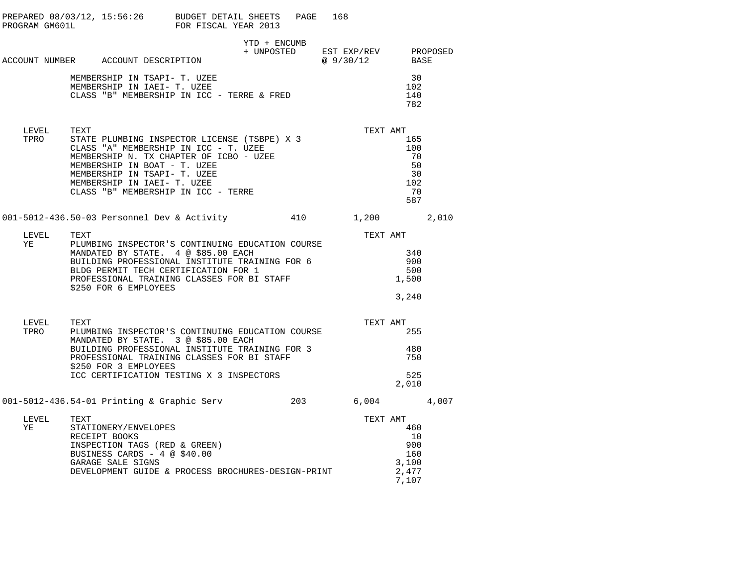| ACCOUNT NUMBER | ACCOUNT DESCRIPTION | YTD + ENCUMB + UNPOSTED | EST EXP/REV @ 9/30/12 | PROPOSED BASE |
|---|---|---|---|---|

| | | TEXT AMT |
|---|---|---|
| | MEMBERSHIP IN TSAPI- T. UZEE | 30 |
| | MEMBERSHIP IN IAEI- T. UZEE | 102 |
| | CLASS "B" MEMBERSHIP IN ICC - TERRE & FRED | 140 |
| | | 782 |

| LEVEL | TEXT | TEXT AMT |
|---|---|---|
| TPRO | STATE PLUMBING INSPECTOR LICENSE (TSBPE) X 3 | 165 |
| | CLASS "A" MEMBERSHIP IN ICC - T. UZEE | 100 |
| | MEMBERSHIP N. TX CHAPTER OF ICBO - UZEE | 70 |
| | MEMBERSHIP IN BOAT - T. UZEE | 50 |
| | MEMBERSHIP IN TSAPI- T. UZEE | 30 |
| | MEMBERSHIP IN IAEI- T. UZEE | 102 |
| | CLASS "B" MEMBERSHIP IN ICC - TERRE | 70 |
| | | 587 |

| ACCOUNT NUMBER | ACCOUNT DESCRIPTION | YTD + ENCUMB + UNPOSTED | EST EXP/REV @ 9/30/12 | PROPOSED BASE |
|---|---|---|---|---|
| 001-5012-436.50-03 | Personnel Dev & Activity | 410 | 1,200 | 2,010 |

| LEVEL | TEXT | TEXT AMT |
|---|---|---|
| YE | PLUMBING INSPECTOR'S CONTINUING EDUCATION COURSE MANDATED BY STATE. 4 @ $85.00 EACH | 340 |
| | BUILDING PROFESSIONAL INSTITUTE TRAINING FOR 6 | 900 |
| | BLDG PERMIT TECH CERTIFICATION FOR 1 | 500 |
| | PROFESSIONAL TRAINING CLASSES FOR BI STAFF $250 FOR 6 EMPLOYEES | 1,500 |
| | | 3,240 |

| LEVEL | TEXT | TEXT AMT |
|---|---|---|
| TPRO | PLUMBING INSPECTOR'S CONTINUING EDUCATION COURSE MANDATED BY STATE. 3 @ $85.00 EACH | 255 |
| | BUILDING PROFESSIONAL INSTITUTE TRAINING FOR 3 | 480 |
| | PROFESSIONAL TRAINING CLASSES FOR BI STAFF $250 FOR 3 EMPLOYEES | 750 |
| | ICC CERTIFICATION TESTING X 3 INSPECTORS | 525 |
| | | 2,010 |

| ACCOUNT NUMBER | ACCOUNT DESCRIPTION | YTD + ENCUMB + UNPOSTED | EST EXP/REV @ 9/30/12 | PROPOSED BASE |
|---|---|---|---|---|
| 001-5012-436.54-01 | Printing & Graphic Serv | 203 | 6,004 | 4,007 |

| LEVEL | TEXT | TEXT AMT |
|---|---|---|
| YE | STATIONERY/ENVELOPES | 460 |
| | RECEIPT BOOKS | 10 |
| | INSPECTION TAGS (RED & GREEN) | 900 |
| | BUSINESS CARDS - 4 @ $40.00 | 160 |
| | GARAGE SALE SIGNS | 3,100 |
| | DEVELOPMENT GUIDE & PROCESS BROCHURES-DESIGN-PRINT | 2,477 |
| | | 7,107 |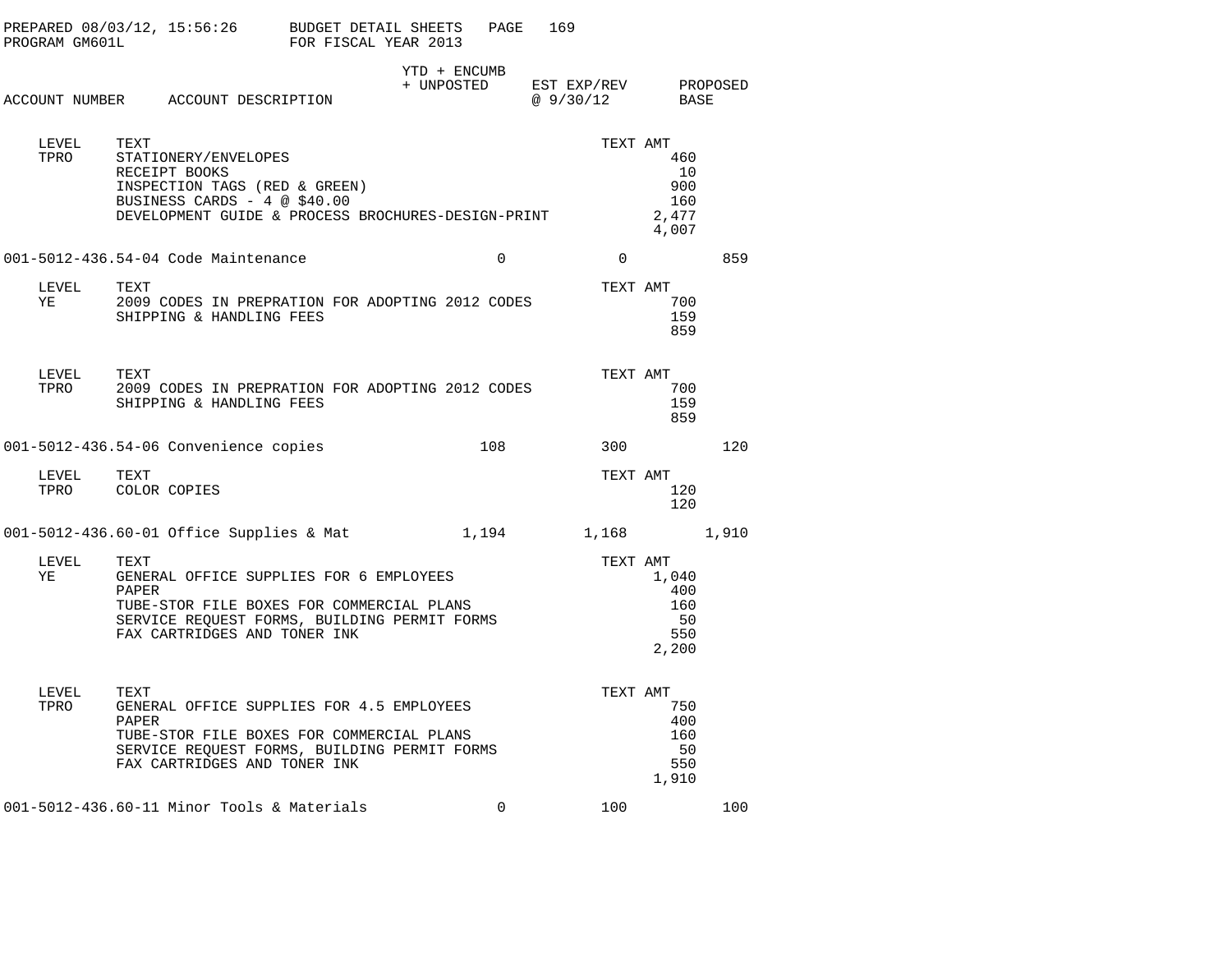| ACCOUNT NUMBER | ACCOUNT DESCRIPTION | YTD + ENCUMB + UNPOSTED | EST EXP/REV @ 9/30/12 | PROPOSED BASE |
|---|---|---|---|---|

| LEVEL | TEXT | TEXT AMT |
|---|---|---|
| TPRO | STATIONERY/ENVELOPES | 460 |
| | RECEIPT BOOKS | 10 |
| | INSPECTION TAGS (RED & GREEN) | 900 |
| | BUSINESS CARDS - 4 @ $40.00 | 160 |
| | DEVELOPMENT GUIDE & PROCESS BROCHURES-DESIGN-PRINT | 2,477 |
| | | 4,007 |

| ACCOUNT NUMBER | ACCOUNT DESCRIPTION | YTD + ENCUMB + UNPOSTED | EST EXP/REV @ 9/30/12 | PROPOSED BASE |
|---|---|---|---|---|
| 001-5012-436.54-04 | Code Maintenance | 0 | 0 | 859 |

| LEVEL | TEXT | TEXT AMT |
|---|---|---|
| YE | 2009 CODES IN PREPRATION FOR ADOPTING 2012 CODES | 700 |
| | SHIPPING & HANDLING FEES | 159 |
| | | 859 |

| LEVEL | TEXT | TEXT AMT |
|---|---|---|
| TPRO | 2009 CODES IN PREPRATION FOR ADOPTING 2012 CODES | 700 |
| | SHIPPING & HANDLING FEES | 159 |
| | | 859 |

| ACCOUNT NUMBER | ACCOUNT DESCRIPTION | YTD + ENCUMB + UNPOSTED | EST EXP/REV @ 9/30/12 | PROPOSED BASE |
|---|---|---|---|---|
| 001-5012-436.54-06 | Convenience copies | 108 | 300 | 120 |

| LEVEL | TEXT | TEXT AMT |
|---|---|---|
| TPRO | COLOR COPIES | 120 |
| | | 120 |

| ACCOUNT NUMBER | ACCOUNT DESCRIPTION | YTD + ENCUMB + UNPOSTED | EST EXP/REV @ 9/30/12 | PROPOSED BASE |
|---|---|---|---|---|
| 001-5012-436.60-01 | Office Supplies & Mat | 1,194 | 1,168 | 1,910 |

| LEVEL | TEXT | TEXT AMT |
|---|---|---|
| YE | GENERAL OFFICE SUPPLIES FOR 6 EMPLOYEES | 1,040 |
| | PAPER | 400 |
| | TUBE-STOR FILE BOXES FOR COMMERCIAL PLANS | 160 |
| | SERVICE REQUEST FORMS, BUILDING PERMIT FORMS | 50 |
| | FAX CARTRIDGES AND TONER INK | 550 |
| | | 2,200 |

| LEVEL | TEXT | TEXT AMT |
|---|---|---|
| TPRO | GENERAL OFFICE SUPPLIES FOR 4.5 EMPLOYEES | 750 |
| | PAPER | 400 |
| | TUBE-STOR FILE BOXES FOR COMMERCIAL PLANS | 160 |
| | SERVICE REQUEST FORMS, BUILDING PERMIT FORMS | 50 |
| | FAX CARTRIDGES AND TONER INK | 550 |
| | | 1,910 |

| ACCOUNT NUMBER | ACCOUNT DESCRIPTION | YTD + ENCUMB + UNPOSTED | EST EXP/REV @ 9/30/12 | PROPOSED BASE |
|---|---|---|---|---|
| 001-5012-436.60-11 | Minor Tools & Materials | 0 | 100 | 100 |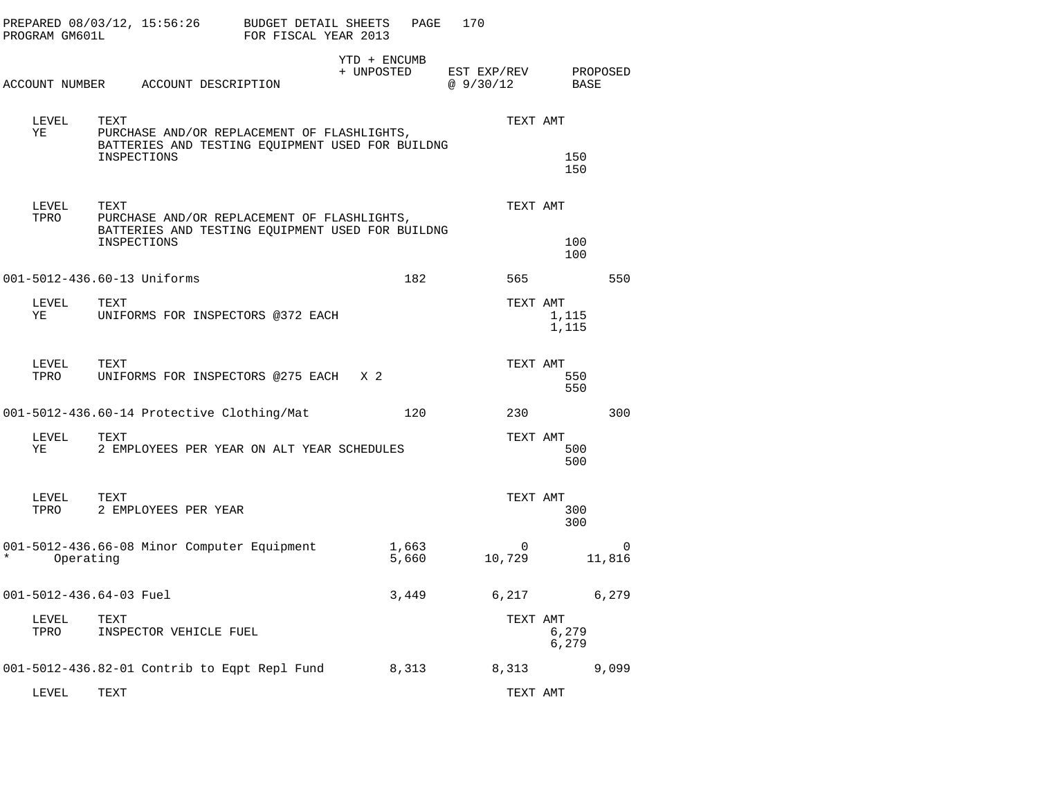PREPARED 08/03/12, 15:56:26 BUDGET DETAIL SHEETS
PROGRAM GM601L FOR FISCAL YEAR 2013

| ACCOUNT NUMBER | ACCOUNT DESCRIPTION | YTD + ENCUMB + UNPOSTED | EST EXP/REV @ 9/30/12 | PROPOSED BASE |
|---|---|---|---|---|
| | | | | |

| LEVEL | TEXT | TEXT AMT |
|---|---|---|
| YE | PURCHASE AND/OR REPLACEMENT OF FLASHLIGHTS, BATTERIES AND TESTING EQUIPMENT USED FOR BUILDNG INSPECTIONS | 150 |
| | | 150 |

| LEVEL | TEXT | TEXT AMT |
|---|---|---|
| TPRO | PURCHASE AND/OR REPLACEMENT OF FLASHLIGHTS, BATTERIES AND TESTING EQUIPMENT USED FOR BUILDNG INSPECTIONS | 100 |
| | | 100 |

| ACCOUNT NUMBER | ACCOUNT DESCRIPTION | YTD + ENCUMB + UNPOSTED | EST EXP/REV @ 9/30/12 | PROPOSED BASE |
|---|---|---|---|---|
| 001-5012-436.60-13 | Uniforms | 182 | 565 | 550 |

| LEVEL | TEXT | TEXT AMT |
|---|---|---|
| YE | UNIFORMS FOR INSPECTORS @372 EACH | 1,115 |
| | | 1,115 |

| LEVEL | TEXT | TEXT AMT |
|---|---|---|
| TPRO | UNIFORMS FOR INSPECTORS @275 EACH X 2 | 550 |
| | | 550 |

| ACCOUNT NUMBER | ACCOUNT DESCRIPTION | YTD + ENCUMB + UNPOSTED | EST EXP/REV @ 9/30/12 | PROPOSED BASE |
|---|---|---|---|---|
| 001-5012-436.60-14 | Protective Clothing/Mat | 120 | 230 | 300 |

| LEVEL | TEXT | TEXT AMT |
|---|---|---|
| YE | 2 EMPLOYEES PER YEAR ON ALT YEAR SCHEDULES | 500 |
| | | 500 |

| LEVEL | TEXT | TEXT AMT |
|---|---|---|
| TPRO | 2 EMPLOYEES PER YEAR | 300 |
| | | 300 |

| ACCOUNT NUMBER | ACCOUNT DESCRIPTION | YTD + ENCUMB + UNPOSTED | EST EXP/REV @ 9/30/12 | PROPOSED BASE |
|---|---|---|---|---|
| 001-5012-436.66-08 | Minor Computer Equipment | 1,663 | 0 | 0 |
| * | Operating | 5,660 | 10,729 | 11,816 |
| 001-5012-436.64-03 | Fuel | 3,449 | 6,217 | 6,279 |

| LEVEL | TEXT | TEXT AMT |
|---|---|---|
| TPRO | INSPECTOR VEHICLE FUEL | 6,279 |
| | | 6,279 |

| ACCOUNT NUMBER | ACCOUNT DESCRIPTION | YTD + ENCUMB + UNPOSTED | EST EXP/REV @ 9/30/12 | PROPOSED BASE |
|---|---|---|---|---|
| 001-5012-436.82-01 | Contrib to Eqpt Repl Fund | 8,313 | 8,313 | 9,099 |

| LEVEL | TEXT | TEXT AMT |
|---|---|---|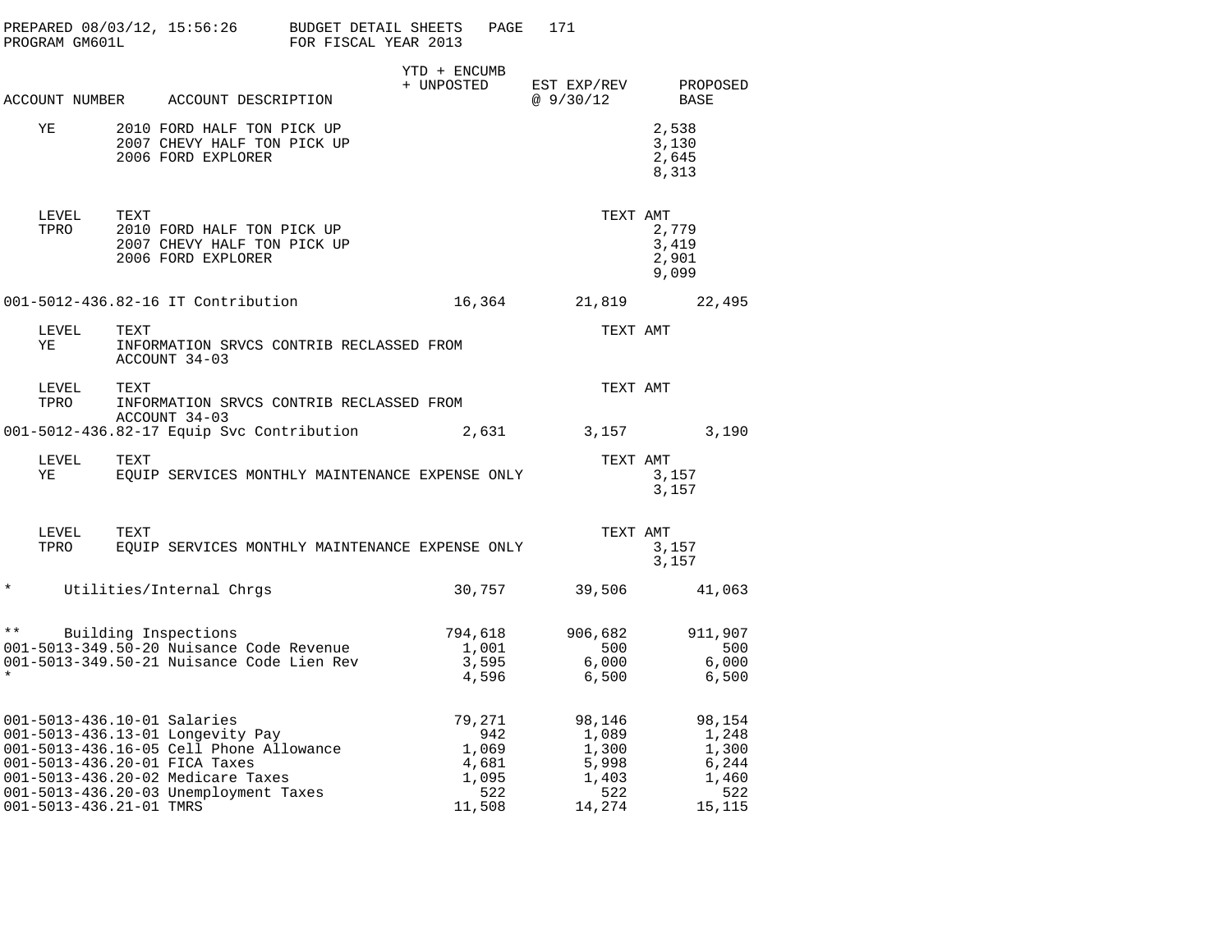| ACCOUNT NUMBER | ACCOUNT DESCRIPTION | YTD + ENCUMB + UNPOSTED | EST EXP/REV @ 9/30/12 | PROPOSED BASE |
|---|---|---|---|---|
| YE | 2010 FORD HALF TON PICK UP | | | 2,538 |
| | 2007 CHEVY HALF TON PICK UP | | | 3,130 |
| | 2006 FORD EXPLORER | | | 2,645 |
| | | | | 8,313 |
| LEVEL | TEXT | | TEXT AMT | |
| TPRO | 2010 FORD HALF TON PICK UP | | | 2,779 |
| | 2007 CHEVY HALF TON PICK UP | | | 3,419 |
| | 2006 FORD EXPLORER | | | 2,901 |
| | | | | 9,099 |
| 001-5012-436.82-16 | IT Contribution | 16,364 | 21,819 | 22,495 |
| LEVEL | TEXT | | TEXT AMT | |
| YE | INFORMATION SRVCS CONTRIB RECLASSED FROM ACCOUNT 34-03 | | | |
| LEVEL | TEXT | | TEXT AMT | |
| TPRO | INFORMATION SRVCS CONTRIB RECLASSED FROM ACCOUNT 34-03 | | | |
| 001-5012-436.82-17 | Equip Svc Contribution | 2,631 | 3,157 | 3,190 |
| LEVEL | TEXT | | TEXT AMT | |
| YE | EQUIP SERVICES MONTHLY MAINTENANCE EXPENSE ONLY | | | 3,157 |
| | | | | 3,157 |
| LEVEL | TEXT | | TEXT AMT | |
| TPRO | EQUIP SERVICES MONTHLY MAINTENANCE EXPENSE ONLY | | | 3,157 |
| | | | | 3,157 |
| * | Utilities/Internal Chrgs | 30,757 | 39,506 | 41,063 |
| ** | Building Inspections | 794,618 | 906,682 | 911,907 |
| 001-5013-349.50-20 | Nuisance Code Revenue | 1,001 | 500 | 500 |
| 001-5013-349.50-21 | Nuisance Code Lien Rev | 3,595 | 6,000 | 6,000 |
| * | | 4,596 | 6,500 | 6,500 |
| 001-5013-436.10-01 | Salaries | 79,271 | 98,146 | 98,154 |
| 001-5013-436.13-01 | Longevity Pay | 942 | 1,089 | 1,248 |
| 001-5013-436.16-05 | Cell Phone Allowance | 1,069 | 1,300 | 1,300 |
| 001-5013-436.20-01 | FICA Taxes | 4,681 | 5,998 | 6,244 |
| 001-5013-436.20-02 | Medicare Taxes | 1,095 | 1,403 | 1,460 |
| 001-5013-436.20-03 | Unemployment Taxes | 522 | 522 | 522 |
| 001-5013-436.21-01 | TMRS | 11,508 | 14,274 | 15,115 |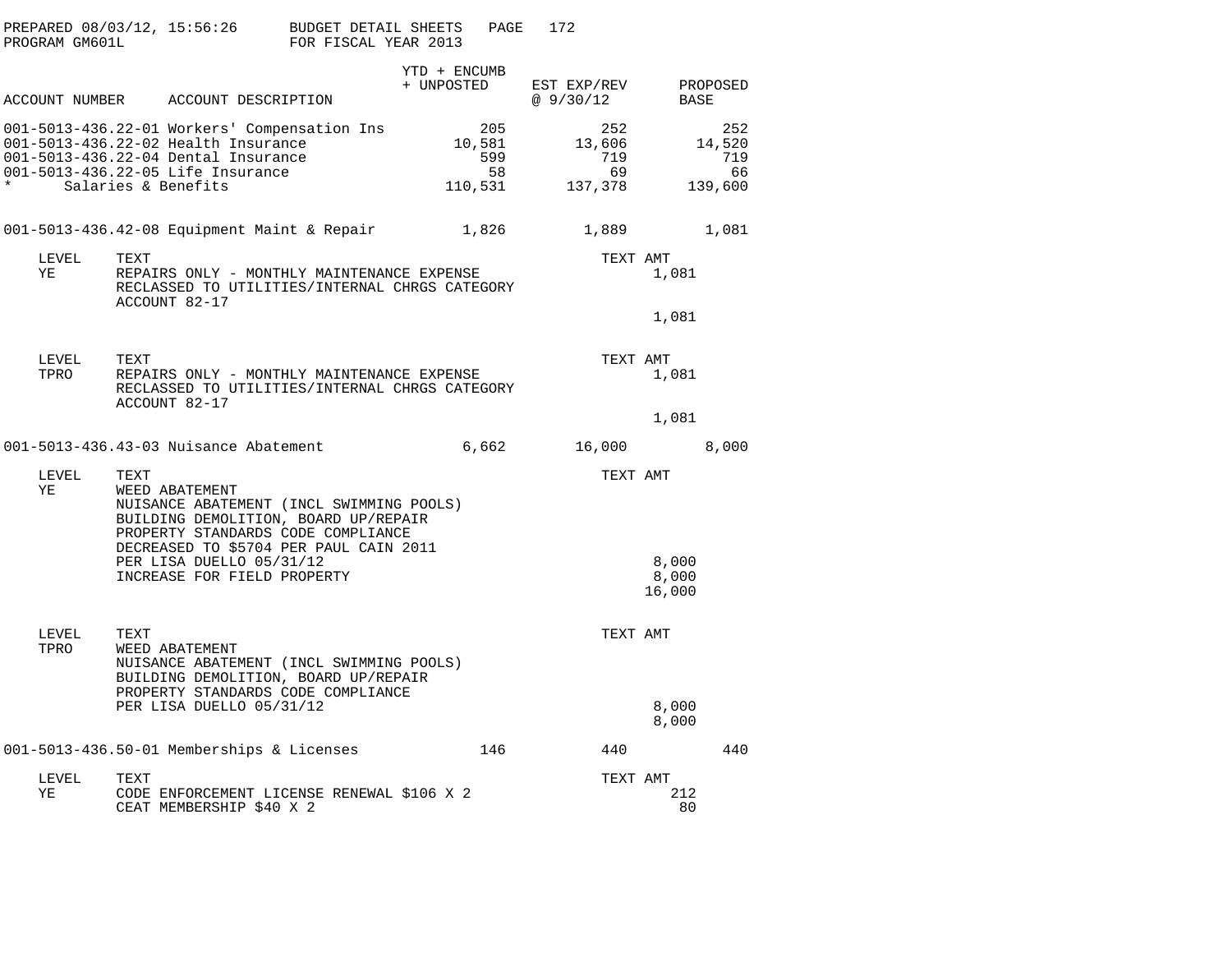PREPARED 08/03/12, 15:56:26 BUDGET DETAIL SHEETS
PROGRAM GM601L FOR FISCAL YEAR 2013

| ACCOUNT NUMBER | ACCOUNT DESCRIPTION | YTD + ENCUMB + UNPOSTED | EST EXP/REV @ 9/30/12 | PROPOSED BASE |
|---|---|---|---|---|
| 001-5013-436.22-01 | Workers' Compensation Ins | 205 | 252 | 252 |
| 001-5013-436.22-02 | Health Insurance | 10,581 | 13,606 | 14,520 |
| 001-5013-436.22-04 | Dental Insurance | 599 | 719 | 719 |
| 001-5013-436.22-05 | Life Insurance | 58 | 69 | 66 |
| * | Salaries & Benefits | 110,531 | 137,378 | 139,600 |
| 001-5013-436.42-08 | Equipment Maint & Repair | 1,826 | 1,889 | 1,081 |

| LEVEL | TEXT | TEXT AMT |
|---|---|---|
| YE | REPAIRS ONLY - MONTHLY MAINTENANCE EXPENSE RECLASSED TO UTILITIES/INTERNAL CHRGS CATEGORY ACCOUNT 82-17 | 1,081 |
| | | 1,081 |

| LEVEL | TEXT | TEXT AMT |
|---|---|---|
| TPRO | REPAIRS ONLY - MONTHLY MAINTENANCE EXPENSE RECLASSED TO UTILITIES/INTERNAL CHRGS CATEGORY ACCOUNT 82-17 | 1,081 |
| | | 1,081 |

| ACCOUNT NUMBER | ACCOUNT DESCRIPTION | YTD + ENCUMB + UNPOSTED | EST EXP/REV @ 9/30/12 | PROPOSED BASE |
|---|---|---|---|---|
| 001-5013-436.43-03 | Nuisance Abatement | 6,662 | 16,000 | 8,000 |

| LEVEL | TEXT | TEXT AMT |
|---|---|---|
| YE | WEED ABATEMENT | |
| | NUISANCE ABATEMENT (INCL SWIMMING POOLS) | |
| | BUILDING DEMOLITION, BOARD UP/REPAIR | |
| | PROPERTY STANDARDS CODE COMPLIANCE | |
| | DECREASED TO $5704 PER PAUL CAIN 2011 | |
| | PER LISA DUELLO 05/31/12 | 8,000 |
| | INCREASE FOR FIELD PROPERTY | 8,000 |
| | | 16,000 |

| LEVEL | TEXT | TEXT AMT |
|---|---|---|
| TPRO | WEED ABATEMENT | |
| | NUISANCE ABATEMENT (INCL SWIMMING POOLS) | |
| | BUILDING DEMOLITION, BOARD UP/REPAIR | |
| | PROPERTY STANDARDS CODE COMPLIANCE | |
| | PER LISA DUELLO 05/31/12 | 8,000 |
| | | 8,000 |

| ACCOUNT NUMBER | ACCOUNT DESCRIPTION | YTD + ENCUMB + UNPOSTED | EST EXP/REV @ 9/30/12 | PROPOSED BASE |
|---|---|---|---|---|
| 001-5013-436.50-01 | Memberships & Licenses | 146 | 440 | 440 |

| LEVEL | TEXT | TEXT AMT |
|---|---|---|
| YE | CODE ENFORCEMENT LICENSE RENEWAL $106 X 2 | 212 |
| | CEAT MEMBERSHIP $40 X 2 | 80 |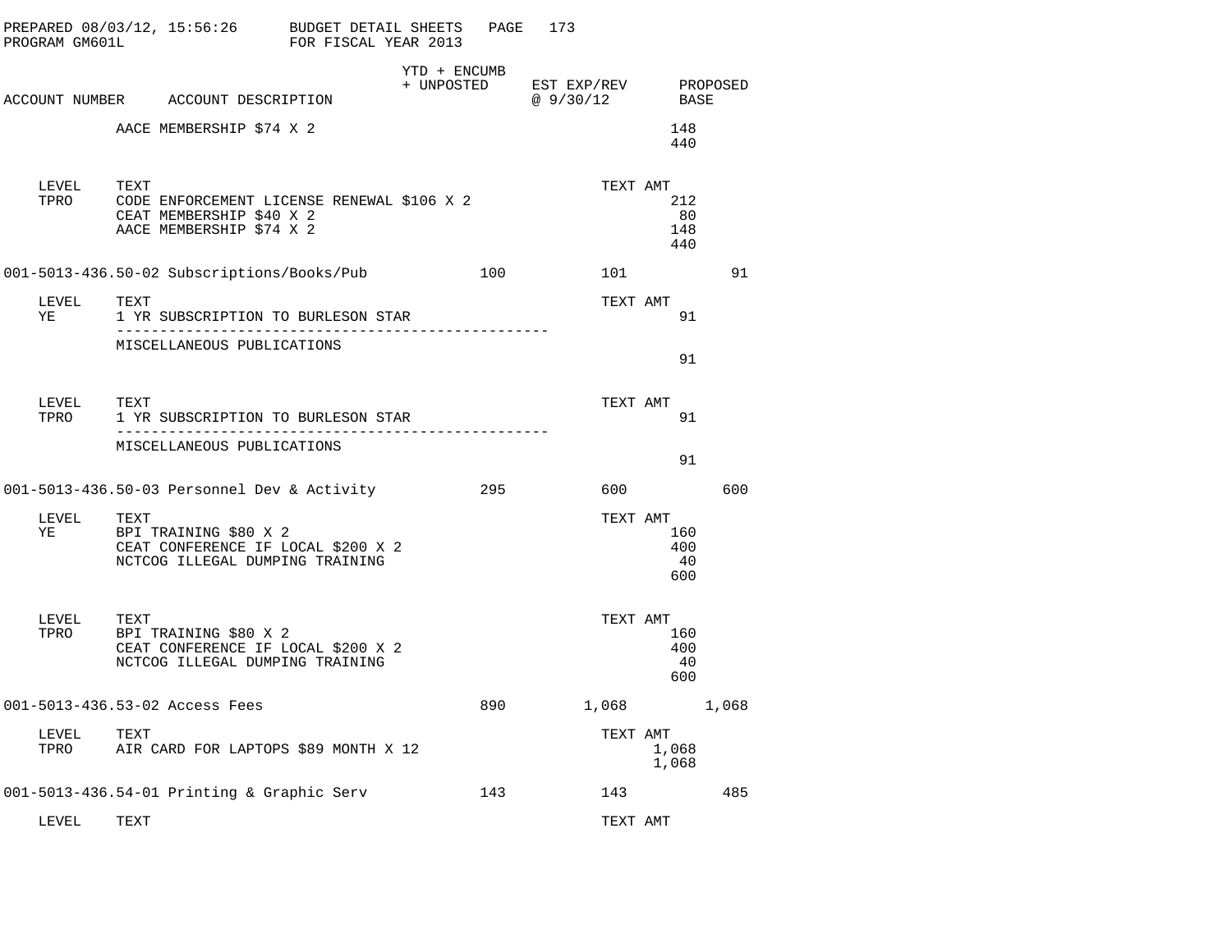PREPARED 08/03/12, 15:56:26 BUDGET DETAIL SHEETS
PROGRAM GM601L FOR FISCAL YEAR 2013

| ACCOUNT NUMBER | ACCOUNT DESCRIPTION | YTD + ENCUMB + UNPOSTED | EST EXP/REV @ 9/30/12 | PROPOSED BASE |
|---|---|---|---|---|
| | AACE MEMBERSHIP $74 X 2 | | 148 | |
| | | | 440 | |
| LEVEL | TEXT | | TEXT AMT | |
| TPRO | CODE ENFORCEMENT LICENSE RENEWAL $106 X 2 | | 212 | |
| | CEAT MEMBERSHIP $40 X 2 | | 80 | |
| | AACE MEMBERSHIP $74 X 2 | | 148 | |
| | | | 440 | |
| 001-5013-436.50-02 | Subscriptions/Books/Pub | 100 | 101 | 91 |
| LEVEL | TEXT | | TEXT AMT | |
| YE | 1 YR SUBSCRIPTION TO BURLESON STAR | | 91 | |
| | MISCELLANEOUS PUBLICATIONS | | | |
| | | | 91 | |
| LEVEL | TEXT | | TEXT AMT | |
| TPRO | 1 YR SUBSCRIPTION TO BURLESON STAR | | 91 | |
| | MISCELLANEOUS PUBLICATIONS | | | |
| | | | 91 | |
| 001-5013-436.50-03 | Personnel Dev & Activity | 295 | 600 | 600 |
| LEVEL | TEXT | | TEXT AMT | |
| YE | BPI TRAINING $80 X 2 | | 160 | |
| | CEAT CONFERENCE IF LOCAL $200 X 2 | | 400 | |
| | NCTCOG ILLEGAL DUMPING TRAINING | | 40 | |
| | | | 600 | |
| LEVEL | TEXT | | TEXT AMT | |
| TPRO | BPI TRAINING $80 X 2 | | 160 | |
| | CEAT CONFERENCE IF LOCAL $200 X 2 | | 400 | |
| | NCTCOG ILLEGAL DUMPING TRAINING | | 40 | |
| | | | 600 | |
| 001-5013-436.53-02 | Access Fees | 890 | 1,068 | 1,068 |
| LEVEL | TEXT | | TEXT AMT | |
| TPRO | AIR CARD FOR LAPTOPS $89 MONTH X 12 | | 1,068 | |
| | | | 1,068 | |
| 001-5013-436.54-01 | Printing & Graphic Serv | 143 | 143 | 485 |
| LEVEL | TEXT | | TEXT AMT | |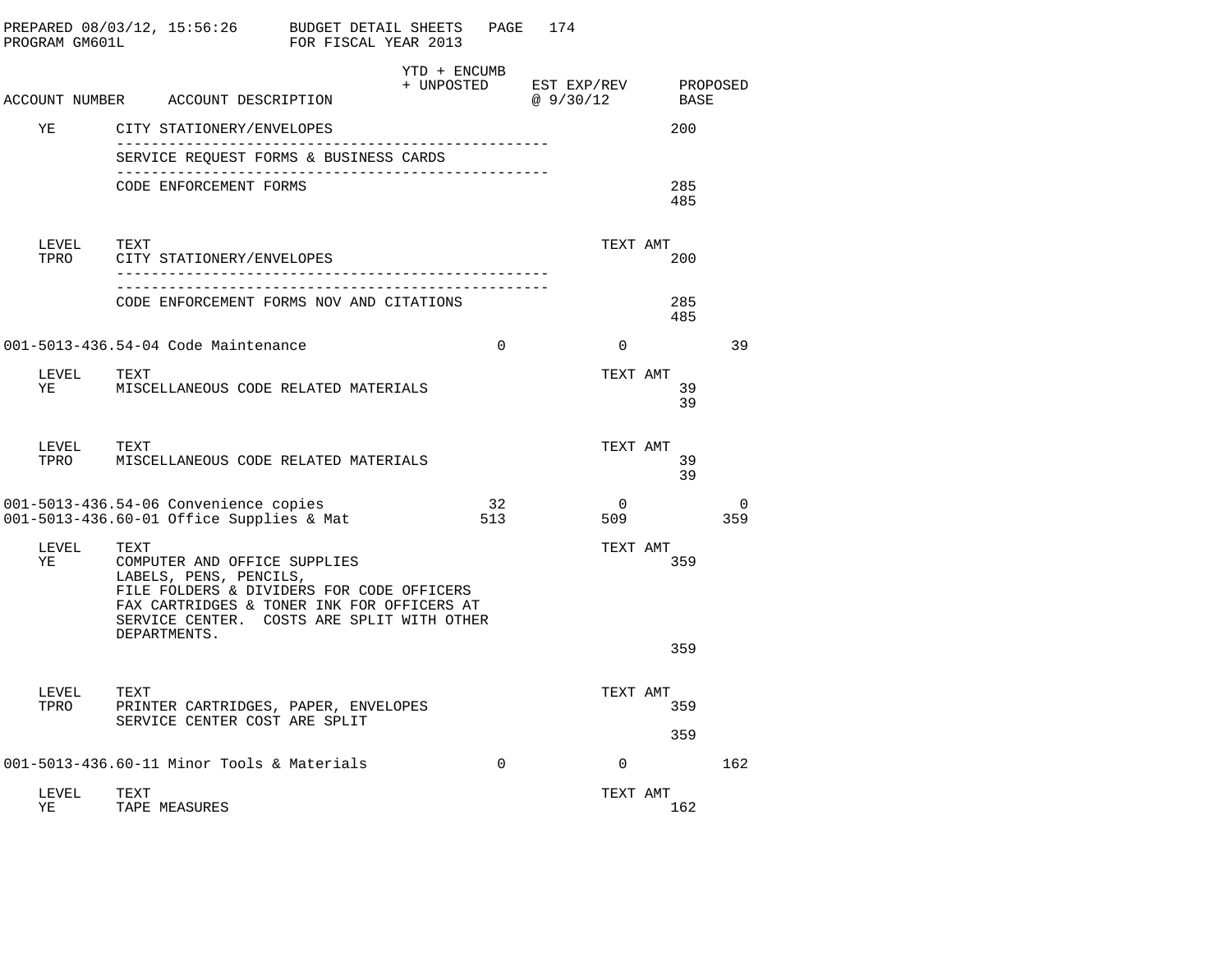PREPARED 08/03/12, 15:56:26 BUDGET DETAIL SHEETS PAGE 174
PROGRAM GM601L FOR FISCAL YEAR 2013

| ACCOUNT NUMBER | ACCOUNT DESCRIPTION | YTD + ENCUMB + UNPOSTED | EST EXP/REV @ 9/30/12 | PROPOSED BASE |
|---|---|---|---|---|
| YE | CITY STATIONERY/ENVELOPES | | | 200 |
| | SERVICE REQUEST FORMS & BUSINESS CARDS | | | |
| | CODE ENFORCEMENT FORMS | | | 285 |
| | | | | 485 |
| LEVEL | TEXT | | TEXT AMT | |
| TPRO | CITY STATIONERY/ENVELOPES | | | 200 |
| | CODE ENFORCEMENT FORMS NOV AND CITATIONS | | | 285 |
| | | | | 485 |
| 001-5013-436.54-04 | Code Maintenance | 0 | 0 | 39 |
| LEVEL | TEXT | | TEXT AMT | |
| YE | MISCELLANEOUS CODE RELATED MATERIALS | | | 39 |
| | | | | 39 |
| LEVEL | TEXT | | TEXT AMT | |
| TPRO | MISCELLANEOUS CODE RELATED MATERIALS | | | 39 |
| | | | | 39 |
| 001-5013-436.54-06 | Convenience copies | 32 | 0 | 0 |
| 001-5013-436.60-01 | Office Supplies & Mat | 513 | 509 | 359 |
| LEVEL | TEXT | | TEXT AMT | |
| YE | COMPUTER AND OFFICE SUPPLIES LABELS, PENS, PENCILS, FILE FOLDERS & DIVIDERS FOR CODE OFFICERS FAX CARTRIDGES & TONER INK FOR OFFICERS AT SERVICE CENTER. COSTS ARE SPLIT WITH OTHER DEPARTMENTS. | | | 359 |
| | | | | 359 |
| LEVEL | TEXT | | TEXT AMT | |
| TPRO | PRINTER CARTRIDGES, PAPER, ENVELOPES SERVICE CENTER COST ARE SPLIT | | | 359 |
| | | | | 359 |
| 001-5013-436.60-11 | Minor Tools & Materials | 0 | 0 | 162 |
| LEVEL | TEXT | | TEXT AMT | |
| YE | TAPE MEASURES | | | 162 |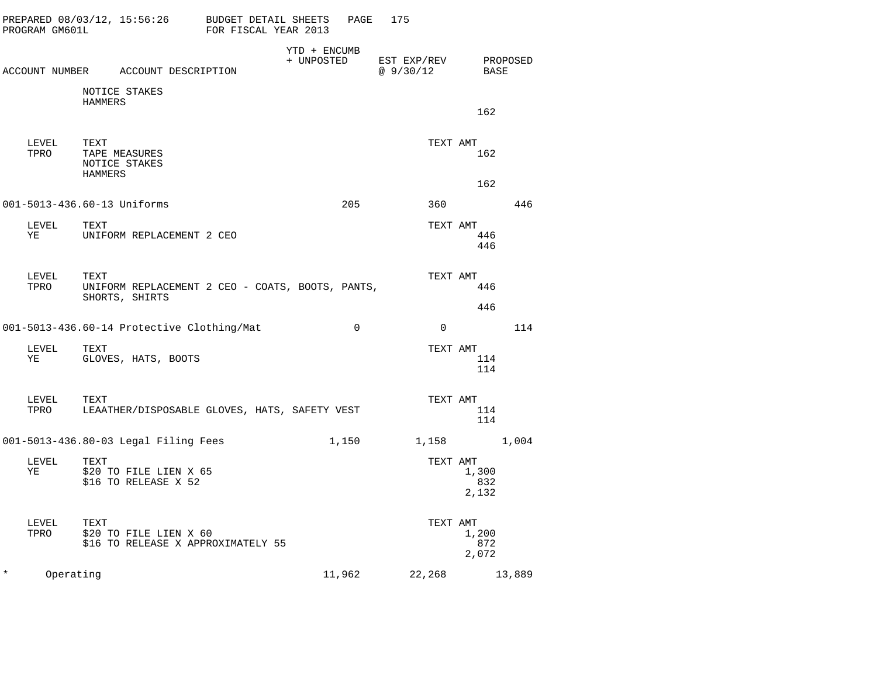PREPARED 08/03/12, 15:56:26 BUDGET DETAIL SHEETS
PROGRAM GM601L FOR FISCAL YEAR 2013

| ACCOUNT NUMBER | ACCOUNT DESCRIPTION | YTD + ENCUMB + UNPOSTED | EST EXP/REV @ 9/30/12 | PROPOSED BASE |
|---|---|---|---|---|
| | NOTICE STAKES | | | |
| | HAMMERS | | | |
| | | | 162 | |
| LEVEL | TEXT | | TEXT AMT | |
| TPRO | TAPE MEASURES | | 162 | |
| | NOTICE STAKES | | | |
| | HAMMERS | | | |
| | | | 162 | |
| 001-5013-436.60-13 | Uniforms | 205 | 360 | 446 |
| LEVEL | TEXT | | TEXT AMT | |
| YE | UNIFORM REPLACEMENT 2 CEO | | 446 | |
| | | | 446 | |
| LEVEL | TEXT | | TEXT AMT | |
| TPRO | UNIFORM REPLACEMENT 2 CEO - COATS, BOOTS, PANTS, SHORTS, SHIRTS | | 446 | |
| | | | 446 | |
| 001-5013-436.60-14 | Protective Clothing/Mat | 0 | 0 | 114 |
| LEVEL | TEXT | | TEXT AMT | |
| YE | GLOVES, HATS, BOOTS | | 114 | |
| | | | 114 | |
| LEVEL | TEXT | | TEXT AMT | |
| TPRO | LEAATHER/DISPOSABLE GLOVES, HATS, SAFETY VEST | | 114 | |
| | | | 114 | |
| 001-5013-436.80-03 | Legal Filing Fees | 1,150 | 1,158 | 1,004 |
| LEVEL | TEXT | | TEXT AMT | |
| YE | $20 TO FILE LIEN X 65 | | 1,300 | |
| | $16 TO RELEASE X 52 | | 832 | |
| | | | 2,132 | |
| LEVEL | TEXT | | TEXT AMT | |
| TPRO | $20 TO FILE LIEN X 60 | | 1,200 | |
| | $16 TO RELEASE X APPROXIMATELY 55 | | 872 | |
| | | | 2,072 | |
| * | Operating | 11,962 | 22,268 | 13,889 |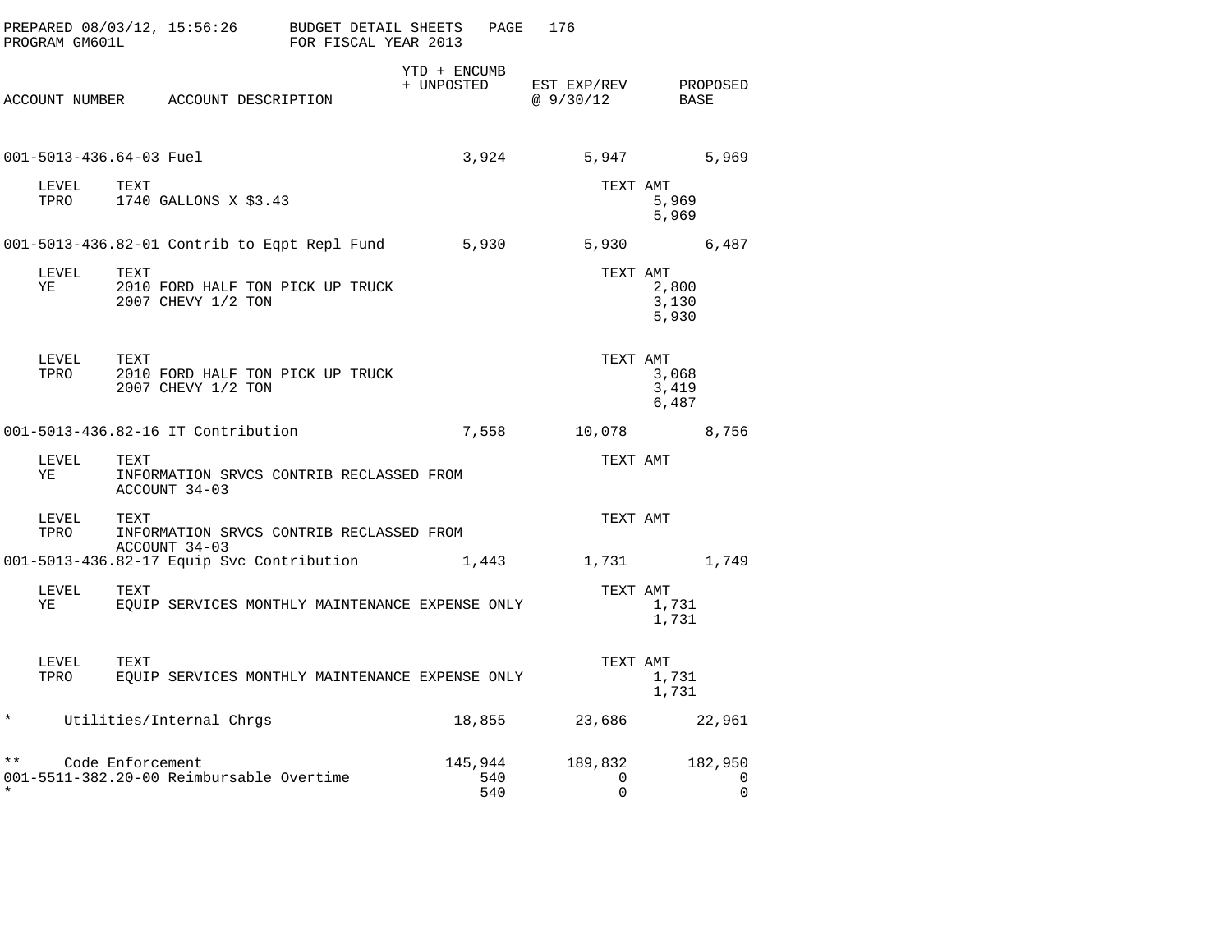PREPARED 08/03/12, 15:56:26 BUDGET DETAIL SHEETS
PROGRAM GM601L FOR FISCAL YEAR 2013

| ACCOUNT NUMBER | ACCOUNT DESCRIPTION | YTD + ENCUMB + UNPOSTED | EST EXP/REV @ 9/30/12 | PROPOSED BASE |
|---|---|---|---|---|
| 001-5013-436.64-03 | Fuel | 3,924 | 5,947 | 5,969 |

| LEVEL | TEXT | TEXT AMT |
|---|---|---|
| TPRO | 1740 GALLONS X $3.43 | 5,969 |
| | | 5,969 |

| ACCOUNT NUMBER | ACCOUNT DESCRIPTION | YTD + ENCUMB + UNPOSTED | EST EXP/REV @ 9/30/12 | PROPOSED BASE |
|---|---|---|---|---|
| 001-5013-436.82-01 | Contrib to Eqpt Repl Fund | 5,930 | 5,930 | 6,487 |

| LEVEL | TEXT | TEXT AMT |
|---|---|---|
| YE | 2010 FORD HALF TON PICK UP TRUCK | 2,800 |
| | 2007 CHEVY 1/2 TON | 3,130 |
| | | 5,930 |

| LEVEL | TEXT | TEXT AMT |
|---|---|---|
| TPRO | 2010 FORD HALF TON PICK UP TRUCK | 3,068 |
| | 2007 CHEVY 1/2 TON | 3,419 |
| | | 6,487 |

| ACCOUNT NUMBER | ACCOUNT DESCRIPTION | YTD + ENCUMB + UNPOSTED | EST EXP/REV @ 9/30/12 | PROPOSED BASE |
|---|---|---|---|---|
| 001-5013-436.82-16 | IT Contribution | 7,558 | 10,078 | 8,756 |

| LEVEL | TEXT | TEXT AMT |
|---|---|---|
| YE | INFORMATION SRVCS CONTRIB RECLASSED FROM ACCOUNT 34-03 | |

| LEVEL | TEXT | TEXT AMT |
|---|---|---|
| TPRO | INFORMATION SRVCS CONTRIB RECLASSED FROM ACCOUNT 34-03 | |

| ACCOUNT NUMBER | ACCOUNT DESCRIPTION | YTD + ENCUMB + UNPOSTED | EST EXP/REV @ 9/30/12 | PROPOSED BASE |
|---|---|---|---|---|
| 001-5013-436.82-17 | Equip Svc Contribution | 1,443 | 1,731 | 1,749 |

| LEVEL | TEXT | TEXT AMT |
|---|---|---|
| YE | EQUIP SERVICES MONTHLY MAINTENANCE EXPENSE ONLY | 1,731 |
| | | 1,731 |

| LEVEL | TEXT | TEXT AMT |
|---|---|---|
| TPRO | EQUIP SERVICES MONTHLY MAINTENANCE EXPENSE ONLY | 1,731 |
| | | 1,731 |

| | ACCOUNT DESCRIPTION | YTD + ENCUMB + UNPOSTED | EST EXP/REV @ 9/30/12 | PROPOSED BASE |
|---|---|---|---|---|
| * | Utilities/Internal Chrgs | 18,855 | 23,686 | 22,961 |
| ** | Code Enforcement | 145,944 | 189,832 | 182,950 |
| 001-5511-382.20-00 | Reimbursable Overtime | 540 | 0 | 0 |
| * | | 540 | 0 | 0 |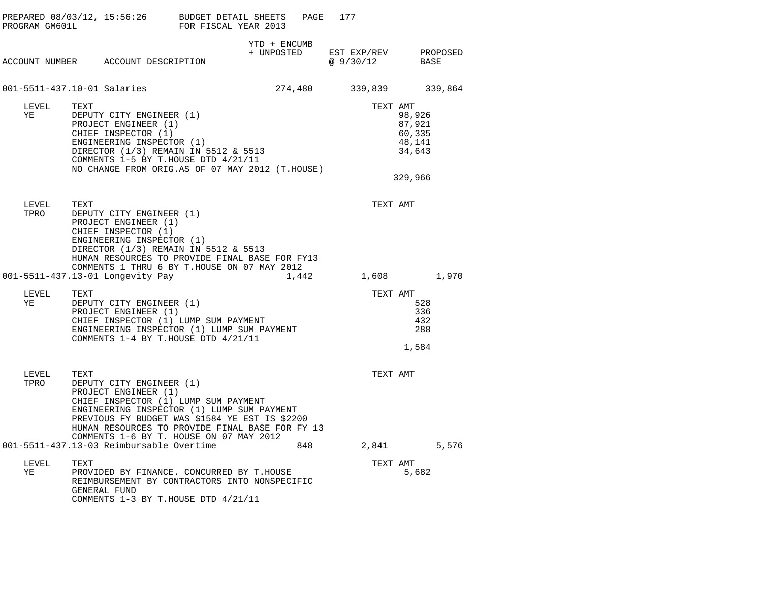PREPARED 08/03/12, 15:56:26 BUDGET DETAIL SHEETS
PROGRAM GM601L FOR FISCAL YEAR 2013

| ACCOUNT NUMBER | ACCOUNT DESCRIPTION | YTD + ENCUMB + UNPOSTED | EST EXP/REV @ 9/30/12 | PROPOSED BASE |
|---|---|---|---|---|
| 001-5511-437.10-01 | Salaries | 274,480 | 339,839 | 339,864 |

| LEVEL | TEXT | TEXT AMT |
|---|---|---|
| YE | DEPUTY CITY ENGINEER (1) | 98,926 |
| | PROJECT ENGINEER (1) | 87,921 |
| | CHIEF INSPECTOR (1) | 60,335 |
| | ENGINEERING INSPECTOR (1) | 48,141 |
| | DIRECTOR (1/3) REMAIN IN 5512 & 5513 | 34,643 |
| | COMMENTS 1-5 BY T.HOUSE DTD 4/21/11 | |
| | NO CHANGE FROM ORIG.AS OF 07 MAY 2012 (T.HOUSE) | |
| | | 329,966 |

| LEVEL | TEXT | TEXT AMT |
|---|---|---|
| TPRO | DEPUTY CITY ENGINEER (1) | |
| | PROJECT ENGINEER (1) | |
| | CHIEF INSPECTOR (1) | |
| | ENGINEERING INSPECTOR (1) | |
| | DIRECTOR (1/3) REMAIN IN 5512 & 5513 | |
| | HUMAN RESOURCES TO PROVIDE FINAL BASE FOR FY13 | |
| | COMMENTS 1 THRU 6 BY T.HOUSE ON 07 MAY 2012 | |

| ACCOUNT NUMBER | ACCOUNT DESCRIPTION | YTD + ENCUMB + UNPOSTED | EST EXP/REV @ 9/30/12 | PROPOSED BASE |
|---|---|---|---|---|
| 001-5511-437.13-01 | Longevity Pay | 1,442 | 1,608 | 1,970 |

| LEVEL | TEXT | TEXT AMT |
|---|---|---|
| YE | DEPUTY CITY ENGINEER (1) | 528 |
| | PROJECT ENGINEER (1) | 336 |
| | CHIEF INSPECTOR (1) LUMP SUM PAYMENT | 432 |
| | ENGINEERING INSPECTOR (1) LUMP SUM PAYMENT | 288 |
| | COMMENTS 1-4 BY T.HOUSE DTD 4/21/11 | |
| | | 1,584 |

| LEVEL | TEXT | TEXT AMT |
|---|---|---|
| TPRO | DEPUTY CITY ENGINEER (1) | |
| | PROJECT ENGINEER (1) | |
| | CHIEF INSPECTOR (1) LUMP SUM PAYMENT | |
| | ENGINEERING INSPECTOR (1) LUMP SUM PAYMENT | |
| | PREVIOUS FY BUDGET WAS $1584 YE EST IS $2200 | |
| | HUMAN RESOURCES TO PROVIDE FINAL BASE FOR FY 13 | |
| | COMMENTS 1-6 BY T. HOUSE ON 07 MAY 2012 | |

| ACCOUNT NUMBER | ACCOUNT DESCRIPTION | YTD + ENCUMB + UNPOSTED | EST EXP/REV @ 9/30/12 | PROPOSED BASE |
|---|---|---|---|---|
| 001-5511-437.13-03 | Reimbursable Overtime | 848 | 2,841 | 5,576 |

| LEVEL | TEXT | TEXT AMT |
|---|---|---|
| YE | PROVIDED BY FINANCE. CONCURRED BY T.HOUSE | 5,682 |
| | REIMBURSEMENT BY CONTRACTORS INTO NONSPECIFIC | |
| | GENERAL FUND | |
| | COMMENTS 1-3 BY T.HOUSE DTD 4/21/11 | |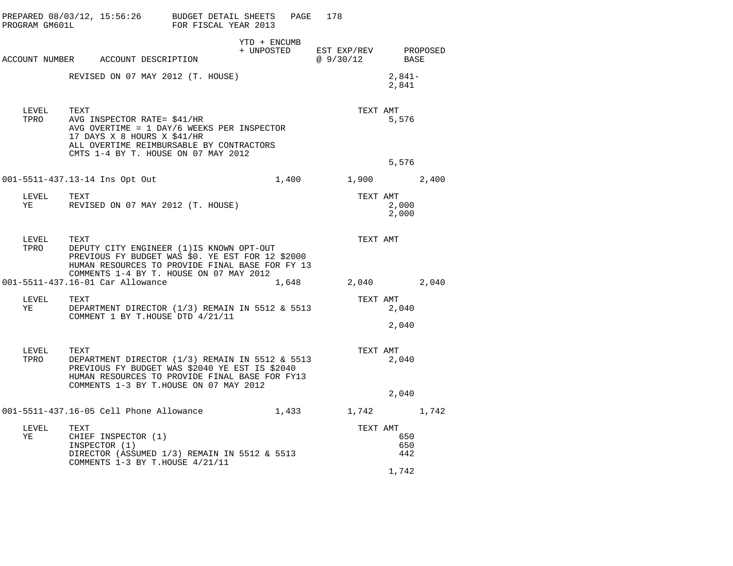PREPARED 08/03/12, 15:56:26 BUDGET DETAIL SHEETS PAGE 178
PROGRAM GM601L FOR FISCAL YEAR 2013

| ACCOUNT NUMBER | ACCOUNT DESCRIPTION | YTD + ENCUMB + UNPOSTED | EST EXP/REV @ 9/30/12 | PROPOSED BASE |
|---|---|---|---|---|

REVISED ON 07 MAY 2012 (T. HOUSE) 2,841-
2,841

| LEVEL | TEXT | TEXT AMT |
|---|---|---|
| TPRO | AVG INSPECTOR RATE= $41/HR | 5,576 |
| | AVG OVERTIME = 1 DAY/6 WEEKS PER INSPECTOR | |
| | 17 DAYS X 8 HOURS X $41/HR | |
| | ALL OVERTIME REIMBURSABLE BY CONTRACTORS | |
| | CMTS 1-4 BY T. HOUSE ON 07 MAY 2012 | |
| | | 5,576 |

| ACCOUNT NUMBER | ACCOUNT DESCRIPTION | YTD + ENCUMB + UNPOSTED | EST EXP/REV @ 9/30/12 | PROPOSED BASE |
|---|---|---|---|---|
| 001-5511-437.13-14 | Ins Opt Out | 1,400 | 1,900 | 2,400 |

| LEVEL | TEXT | TEXT AMT |
|---|---|---|
| YE | REVISED ON 07 MAY 2012 (T. HOUSE) | 2,000 |
| | | 2,000 |

| LEVEL | TEXT | TEXT AMT |
|---|---|---|
| TPRO | DEPUTY CITY ENGINEER (1)IS KNOWN OPT-OUT | |
| | PREVIOUS FY BUDGET WAS $0. YE EST FOR 12 $2000 | |
| | HUMAN RESOURCES TO PROVIDE FINAL BASE FOR FY 13 | |
| | COMMENTS 1-4 BY T. HOUSE ON 07 MAY 2012 | |

| ACCOUNT NUMBER | ACCOUNT DESCRIPTION | YTD + ENCUMB + UNPOSTED | EST EXP/REV @ 9/30/12 | PROPOSED BASE |
|---|---|---|---|---|
| 001-5511-437.16-01 | Car Allowance | 1,648 | 2,040 | 2,040 |

| LEVEL | TEXT | TEXT AMT |
|---|---|---|
| YE | DEPARTMENT DIRECTOR (1/3) REMAIN IN 5512 & 5513 | 2,040 |
| | COMMENT 1 BY T.HOUSE DTD 4/21/11 | |
| | | 2,040 |

| LEVEL | TEXT | TEXT AMT |
|---|---|---|
| TPRO | DEPARTMENT DIRECTOR (1/3) REMAIN IN 5512 & 5513 | 2,040 |
| | PREVIOUS FY BUDGET WAS $2040 YE EST IS $2040 | |
| | HUMAN RESOURCES TO PROVIDE FINAL BASE FOR FY13 | |
| | COMMENTS 1-3 BY T.HOUSE ON 07 MAY 2012 | |
| | | 2,040 |

| ACCOUNT NUMBER | ACCOUNT DESCRIPTION | YTD + ENCUMB + UNPOSTED | EST EXP/REV @ 9/30/12 | PROPOSED BASE |
|---|---|---|---|---|
| 001-5511-437.16-05 | Cell Phone Allowance | 1,433 | 1,742 | 1,742 |

| LEVEL | TEXT | TEXT AMT |
|---|---|---|
| YE | CHIEF INSPECTOR (1) | 650 |
| | INSPECTOR (1) | 650 |
| | DIRECTOR (ASSUMED 1/3) REMAIN IN 5512 & 5513 | 442 |
| | COMMENTS 1-3 BY T.HOUSE 4/21/11 | |
| | | 1,742 |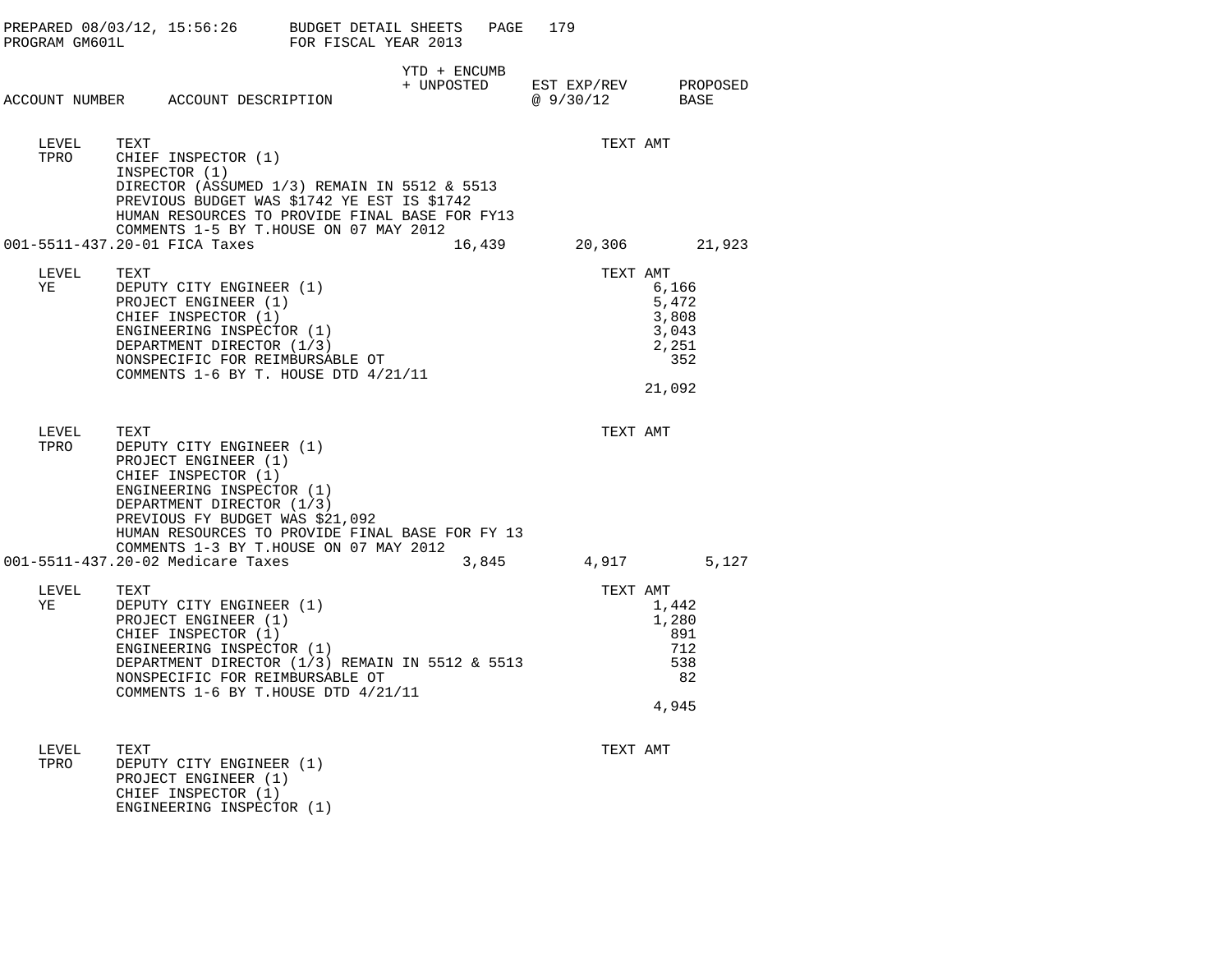BUDGET DETAIL SHEETS
FOR FISCAL YEAR 2013

PREPARED 08/03/12, 15:56:26
PROGRAM GM601L

| ACCOUNT NUMBER | ACCOUNT DESCRIPTION | YTD + ENCUMB + UNPOSTED | EST EXP/REV @ 9/30/12 | PROPOSED BASE |
|---|---|---|---|---|

| LEVEL | TEXT | TEXT AMT |
|---|---|---|
| TPRO | CHIEF INSPECTOR (1) | |
| | INSPECTOR (1) | |
| | DIRECTOR (ASSUMED 1/3) REMAIN IN 5512 & 5513 | |
| | PREVIOUS BUDGET WAS $1742 YE EST IS $1742 | |
| | HUMAN RESOURCES TO PROVIDE FINAL BASE FOR FY13 | |
| | COMMENTS 1-5 BY T.HOUSE ON 07 MAY 2012 | |

| ACCOUNT NUMBER | ACCOUNT DESCRIPTION | YTD + ENCUMB + UNPOSTED | EST EXP/REV @ 9/30/12 | PROPOSED BASE |
|---|---|---|---|---|
| 001-5511-437.20-01 | FICA Taxes | 16,439 | 20,306 | 21,923 |

| LEVEL | TEXT | TEXT AMT |
|---|---|---|
| YE | DEPUTY CITY ENGINEER (1) | 6,166 |
| | PROJECT ENGINEER (1) | 5,472 |
| | CHIEF INSPECTOR (1) | 3,808 |
| | ENGINEERING INSPECTOR (1) | 3,043 |
| | DEPARTMENT DIRECTOR (1/3) | 2,251 |
| | NONSPECIFIC FOR REIMBURSABLE OT | 352 |
| | COMMENTS 1-6 BY T. HOUSE DTD 4/21/11 | |
| | | 21,092 |

| LEVEL | TEXT | TEXT AMT |
|---|---|---|
| TPRO | DEPUTY CITY ENGINEER (1) | |
| | PROJECT ENGINEER (1) | |
| | CHIEF INSPECTOR (1) | |
| | ENGINEERING INSPECTOR (1) | |
| | DEPARTMENT DIRECTOR (1/3) | |
| | PREVIOUS FY BUDGET WAS $21,092 | |
| | HUMAN RESOURCES TO PROVIDE FINAL BASE FOR FY 13 | |
| | COMMENTS 1-3 BY T.HOUSE ON 07 MAY 2012 | |

| ACCOUNT NUMBER | ACCOUNT DESCRIPTION | YTD + ENCUMB + UNPOSTED | EST EXP/REV @ 9/30/12 | PROPOSED BASE |
|---|---|---|---|---|
| 001-5511-437.20-02 | Medicare Taxes | 3,845 | 4,917 | 5,127 |

| LEVEL | TEXT | TEXT AMT |
|---|---|---|
| YE | DEPUTY CITY ENGINEER (1) | 1,442 |
| | PROJECT ENGINEER (1) | 1,280 |
| | CHIEF INSPECTOR (1) | 891 |
| | ENGINEERING INSPECTOR (1) | 712 |
| | DEPARTMENT DIRECTOR (1/3) REMAIN IN 5512 & 5513 | 538 |
| | NONSPECIFIC FOR REIMBURSABLE OT | 82 |
| | COMMENTS 1-6 BY T.HOUSE DTD 4/21/11 | |
| | | 4,945 |

| LEVEL | TEXT | TEXT AMT |
|---|---|---|
| TPRO | DEPUTY CITY ENGINEER (1) | |
| | PROJECT ENGINEER (1) | |
| | CHIEF INSPECTOR (1) | |
| | ENGINEERING INSPECTOR (1) | |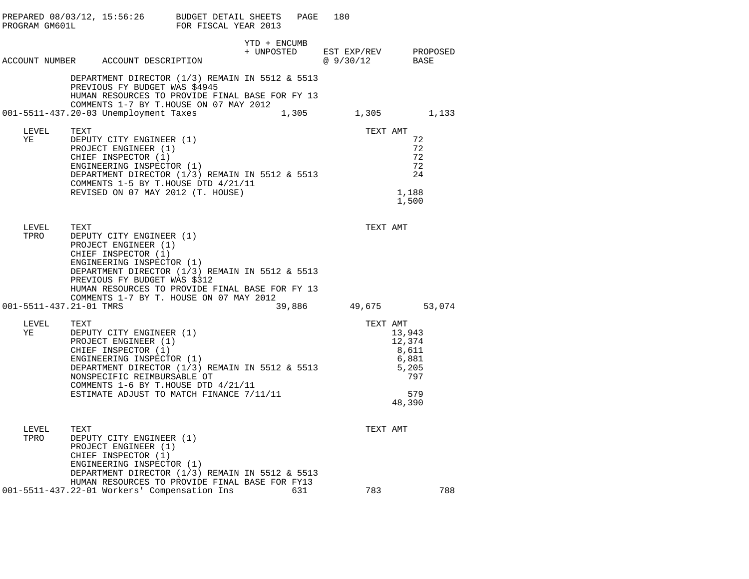PREPARED 08/03/12, 15:56:26 BUDGET DETAIL SHEETS
PROGRAM GM601L FOR FISCAL YEAR 2013

| ACCOUNT NUMBER | ACCOUNT DESCRIPTION | YTD + ENCUMB + UNPOSTED | EST EXP/REV @ 9/30/12 | PROPOSED BASE |
|---|---|---|---|---|

DEPARTMENT DIRECTOR (1/3) REMAIN IN 5512 & 5513
PREVIOUS FY BUDGET WAS $4945
HUMAN RESOURCES TO PROVIDE FINAL BASE FOR FY 13
COMMENTS 1-7 BY T.HOUSE ON 07 MAY 2012

| ACCOUNT NUMBER | ACCOUNT DESCRIPTION | YTD + ENCUMB + UNPOSTED | EST EXP/REV @ 9/30/12 | PROPOSED BASE |
|---|---|---|---|---|
| 001-5511-437.20-03 | Unemployment Taxes | 1,305 | 1,305 | 1,133 |

| LEVEL | TEXT | TEXT AMT |
|---|---|---|
| YE | DEPUTY CITY ENGINEER (1) | 72 |
| | PROJECT ENGINEER (1) | 72 |
| | CHIEF INSPECTOR (1) | 72 |
| | ENGINEERING INSPECTOR (1) | 72 |
| | DEPARTMENT DIRECTOR (1/3) REMAIN IN 5512 & 5513 | 24 |
| | COMMENTS 1-5 BY T.HOUSE DTD 4/21/11 | |
| | REVISED ON 07 MAY 2012 (T. HOUSE) | 1,188 |
| | | 1,500 |

| LEVEL | TEXT | TEXT AMT |
|---|---|---|
| TPRO | DEPUTY CITY ENGINEER (1) | |
| | PROJECT ENGINEER (1) | |
| | CHIEF INSPECTOR (1) | |
| | ENGINEERING INSPECTOR (1) | |
| | DEPARTMENT DIRECTOR (1/3) REMAIN IN 5512 & 5513 | |
| | PREVIOUS FY BUDGET WAS $312 | |
| | HUMAN RESOURCES TO PROVIDE FINAL BASE FOR FY 13 | |
| | COMMENTS 1-7 BY T. HOUSE ON 07 MAY 2012 | |

| ACCOUNT NUMBER | ACCOUNT DESCRIPTION | YTD + ENCUMB + UNPOSTED | EST EXP/REV @ 9/30/12 | PROPOSED BASE |
|---|---|---|---|---|
| 001-5511-437.21-01 | TMRS | 39,886 | 49,675 | 53,074 |

| LEVEL | TEXT | TEXT AMT |
|---|---|---|
| YE | DEPUTY CITY ENGINEER (1) | 13,943 |
| | PROJECT ENGINEER (1) | 12,374 |
| | CHIEF INSPECTOR (1) | 8,611 |
| | ENGINEERING INSPECTOR (1) | 6,881 |
| | DEPARTMENT DIRECTOR (1/3) REMAIN IN 5512 & 5513 | 5,205 |
| | NONSPECIFIC REIMBURSABLE OT | 797 |
| | COMMENTS 1-6 BY T.HOUSE DTD 4/21/11 | |
| | ESTIMATE ADJUST TO MATCH FINANCE 7/11/11 | 579 |
| | | 48,390 |

| LEVEL | TEXT | TEXT AMT |
|---|---|---|
| TPRO | DEPUTY CITY ENGINEER (1) | |
| | PROJECT ENGINEER (1) | |
| | CHIEF INSPECTOR (1) | |
| | ENGINEERING INSPECTOR (1) | |
| | DEPARTMENT DIRECTOR (1/3) REMAIN IN 5512 & 5513 | |
| | HUMAN RESOURCES TO PROVIDE FINAL BASE FOR FY13 | |

| ACCOUNT NUMBER | ACCOUNT DESCRIPTION | YTD + ENCUMB + UNPOSTED | EST EXP/REV @ 9/30/12 | PROPOSED BASE |
|---|---|---|---|---|
| 001-5511-437.22-01 | Workers' Compensation Ins | 631 | 783 | 788 |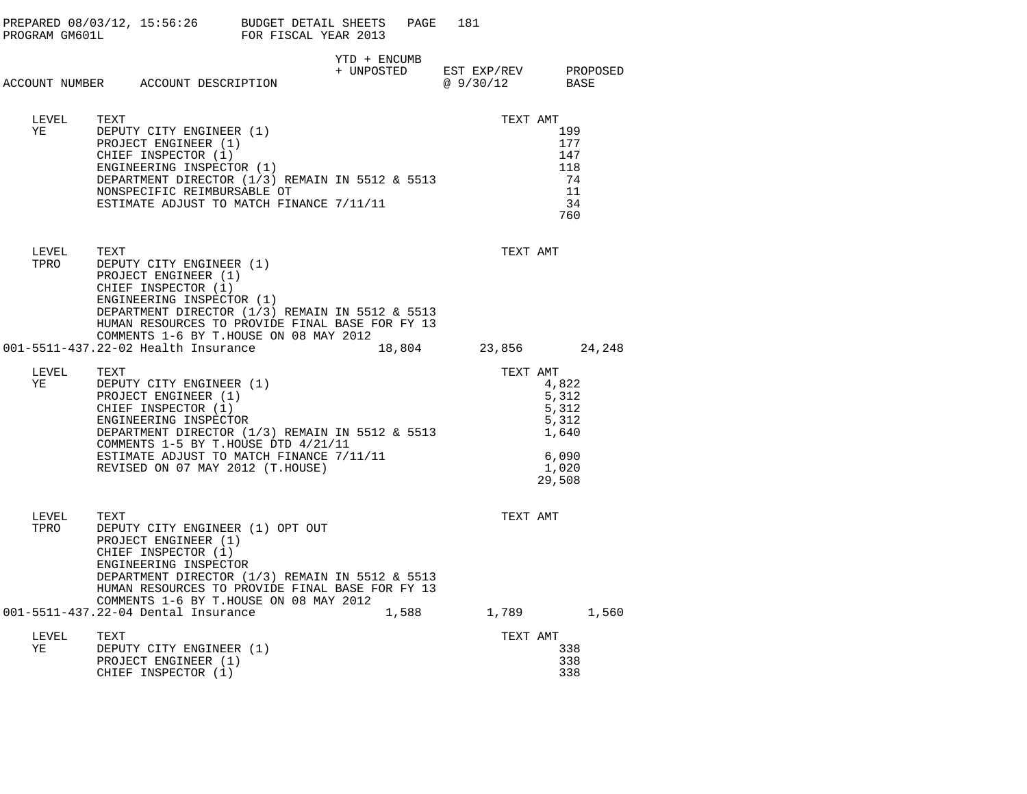PREPARED 08/03/12, 15:56:26 BUDGET DETAIL SHEETS PAGE 181
PROGRAM GM601L FOR FISCAL YEAR 2013

| ACCOUNT NUMBER | ACCOUNT DESCRIPTION | YTD + ENCUMB + UNPOSTED | EST EXP/REV @ 9/30/12 | PROPOSED BASE |
|---|---|---|---|---|

| LEVEL | TEXT | TEXT AMT |
|---|---|---|
| YE | DEPUTY CITY ENGINEER (1) | 199 |
| | PROJECT ENGINEER (1) | 177 |
| | CHIEF INSPECTOR (1) | 147 |
| | ENGINEERING INSPECTOR (1) | 118 |
| | DEPARTMENT DIRECTOR (1/3) REMAIN IN 5512 & 5513 | 74 |
| | NONSPECIFIC REIMBURSABLE OT | 11 |
| | ESTIMATE ADJUST TO MATCH FINANCE 7/11/11 | 34 |
| | | 760 |

| LEVEL | TEXT | TEXT AMT |
|---|---|---|
| TPRO | DEPUTY CITY ENGINEER (1) | |
| | PROJECT ENGINEER (1) | |
| | CHIEF INSPECTOR (1) | |
| | ENGINEERING INSPECTOR (1) | |
| | DEPARTMENT DIRECTOR (1/3) REMAIN IN 5512 & 5513 | |
| | HUMAN RESOURCES TO PROVIDE FINAL BASE FOR FY 13 | |
| | COMMENTS 1-6 BY T.HOUSE ON 08 MAY 2012 | |

| ACCOUNT NUMBER | ACCOUNT DESCRIPTION | YTD + ENCUMB + UNPOSTED | EST EXP/REV @ 9/30/12 | PROPOSED BASE |
|---|---|---|---|---|
| 001-5511-437.22-02 | Health Insurance | 18,804 | 23,856 | 24,248 |

| LEVEL | TEXT | TEXT AMT |
|---|---|---|
| YE | DEPUTY CITY ENGINEER (1) | 4,822 |
| | PROJECT ENGINEER (1) | 5,312 |
| | CHIEF INSPECTOR (1) | 5,312 |
| | ENGINEERING INSPECTOR | 5,312 |
| | DEPARTMENT DIRECTOR (1/3) REMAIN IN 5512 & 5513 | 1,640 |
| | COMMENTS 1-5 BY T.HOUSE DTD 4/21/11 | |
| | ESTIMATE ADJUST TO MATCH FINANCE 7/11/11 | 6,090 |
| | REVISED ON 07 MAY 2012 (T.HOUSE) | 1,020 |
| | | 29,508 |

| LEVEL | TEXT | TEXT AMT |
|---|---|---|
| TPRO | DEPUTY CITY ENGINEER (1) OPT OUT | |
| | PROJECT ENGINEER (1) | |
| | CHIEF INSPECTOR (1) | |
| | ENGINEERING INSPECTOR | |
| | DEPARTMENT DIRECTOR (1/3) REMAIN IN 5512 & 5513 | |
| | HUMAN RESOURCES TO PROVIDE FINAL BASE FOR FY 13 | |
| | COMMENTS 1-6 BY T.HOUSE ON 08 MAY 2012 | |

| ACCOUNT NUMBER | ACCOUNT DESCRIPTION | YTD + ENCUMB + UNPOSTED | EST EXP/REV @ 9/30/12 | PROPOSED BASE |
|---|---|---|---|---|
| 001-5511-437.22-04 | Dental Insurance | 1,588 | 1,789 | 1,560 |

| LEVEL | TEXT | TEXT AMT |
|---|---|---|
| YE | DEPUTY CITY ENGINEER (1) | 338 |
| | PROJECT ENGINEER (1) | 338 |
| | CHIEF INSPECTOR (1) | 338 |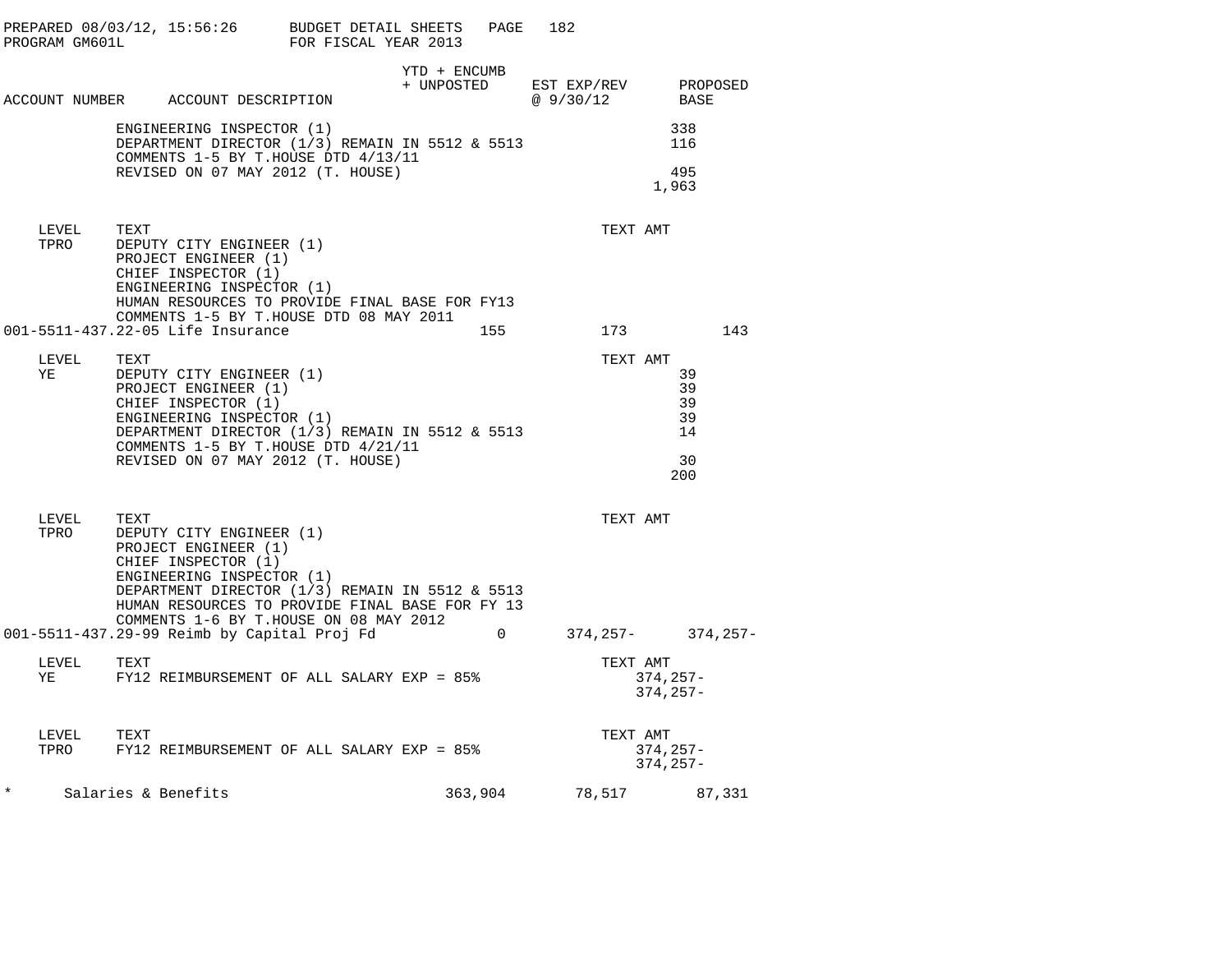PREPARED 08/03/12, 15:56:26 BUDGET DETAIL SHEETS
PROGRAM GM601L FOR FISCAL YEAR 2013

| ACCOUNT NUMBER | ACCOUNT DESCRIPTION | YTD + ENCUMB + UNPOSTED | EST EXP/REV @ 9/30/12 | PROPOSED BASE |
|---|---|---|---|---|

| | | TEXT AMT |
|---|---|---|
| | ENGINEERING INSPECTOR (1) | 338 |
| | DEPARTMENT DIRECTOR (1/3) REMAIN IN 5512 & 5513 | 116 |
| | COMMENTS 1-5 BY T.HOUSE DTD 4/13/11 | |
| | REVISED ON 07 MAY 2012 (T. HOUSE) | 495 |
| | | 1,963 |

| LEVEL | TEXT | TEXT AMT |
|---|---|---|
| TPRO | DEPUTY CITY ENGINEER (1) | |
| | PROJECT ENGINEER (1) | |
| | CHIEF INSPECTOR (1) | |
| | ENGINEERING INSPECTOR (1) | |
| | HUMAN RESOURCES TO PROVIDE FINAL BASE FOR FY13 | |
| | COMMENTS 1-5 BY T.HOUSE DTD 08 MAY 2011 | |

| ACCOUNT NUMBER | ACCOUNT DESCRIPTION | YTD + ENCUMB + UNPOSTED | EST EXP/REV @ 9/30/12 | PROPOSED BASE |
|---|---|---|---|---|
| 001-5511-437.22-05 | Life Insurance | 155 | 173 | 143 |

| LEVEL | TEXT | TEXT AMT |
|---|---|---|
| YE | DEPUTY CITY ENGINEER (1) | 39 |
| | PROJECT ENGINEER (1) | 39 |
| | CHIEF INSPECTOR (1) | 39 |
| | ENGINEERING INSPECTOR (1) | 39 |
| | DEPARTMENT DIRECTOR (1/3) REMAIN IN 5512 & 5513 | 14 |
| | COMMENTS 1-5 BY T.HOUSE DTD 4/21/11 | |
| | REVISED ON 07 MAY 2012 (T. HOUSE) | 30 |
| | | 200 |

| LEVEL | TEXT | TEXT AMT |
|---|---|---|
| TPRO | DEPUTY CITY ENGINEER (1) | |
| | PROJECT ENGINEER (1) | |
| | CHIEF INSPECTOR (1) | |
| | ENGINEERING INSPECTOR (1) | |
| | DEPARTMENT DIRECTOR (1/3) REMAIN IN 5512 & 5513 | |
| | HUMAN RESOURCES TO PROVIDE FINAL BASE FOR FY 13 | |
| | COMMENTS 1-6 BY T.HOUSE ON 08 MAY 2012 | |

| ACCOUNT NUMBER | ACCOUNT DESCRIPTION | YTD + ENCUMB + UNPOSTED | EST EXP/REV @ 9/30/12 | PROPOSED BASE |
|---|---|---|---|---|
| 001-5511-437.29-99 | Reimb by Capital Proj Fd | 0 | 374,257- | 374,257- |

| LEVEL | TEXT | TEXT AMT |
|---|---|---|
| YE | FY12 REIMBURSEMENT OF ALL SALARY EXP = 85% | 374,257- |
| | | 374,257- |

| LEVEL | TEXT | TEXT AMT |
|---|---|---|
| TPRO | FY12 REIMBURSEMENT OF ALL SALARY EXP = 85% | 374,257- |
| | | 374,257- |

| | | YTD + ENCUMB + UNPOSTED | EST EXP/REV @ 9/30/12 | PROPOSED BASE |
|---|---|---|---|---|
| * | Salaries & Benefits | 363,904 | 78,517 | 87,331 |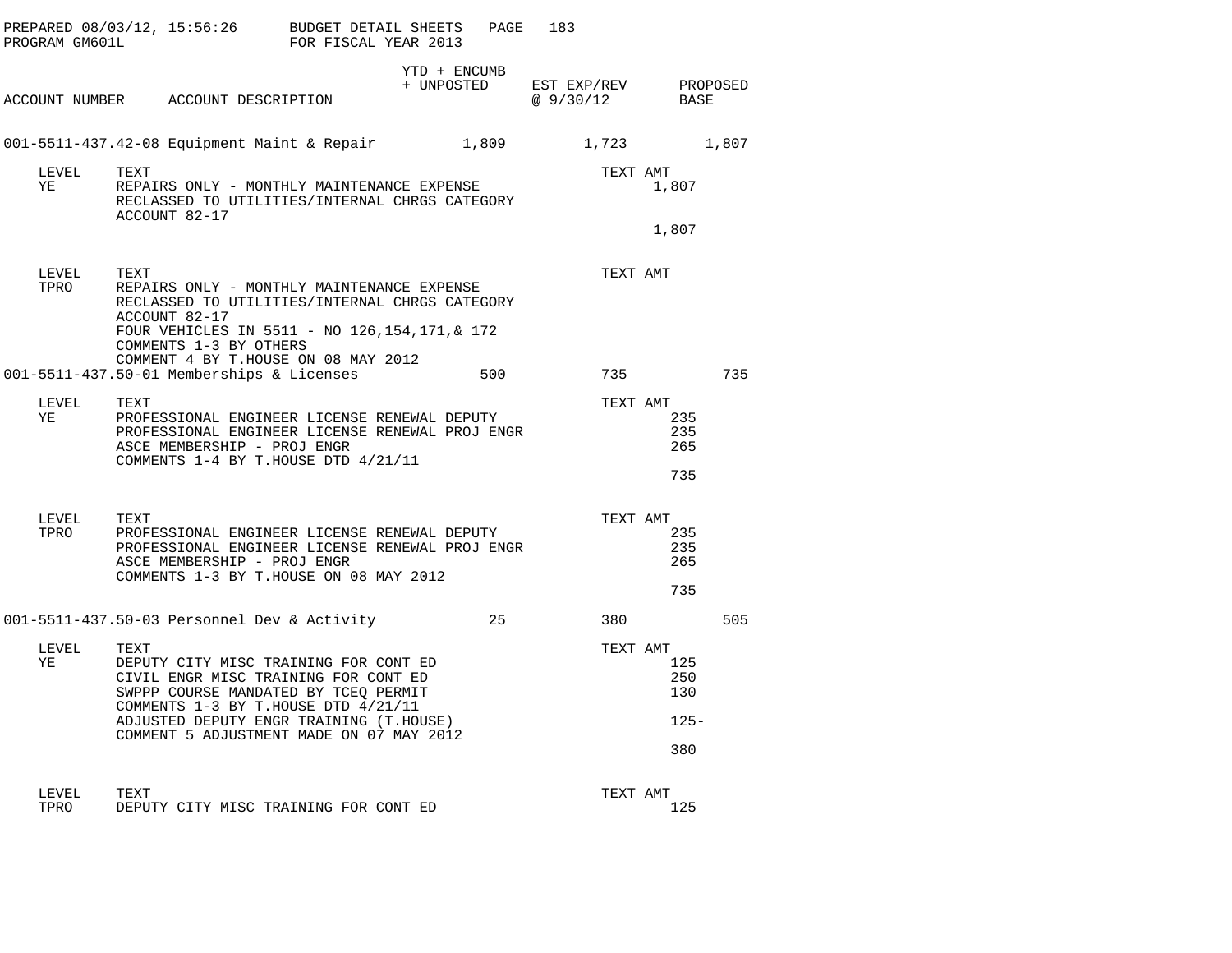PREPARED 08/03/12, 15:56:26 BUDGET DETAIL SHEETS PAGE 183
PROGRAM GM601L FOR FISCAL YEAR 2013

| ACCOUNT NUMBER | ACCOUNT DESCRIPTION | YTD + ENCUMB + UNPOSTED | EST EXP/REV @ 9/30/12 | PROPOSED BASE |
|---|---|---|---|---|
| 001-5511-437.42-08 | Equipment Maint & Repair | 1,809 | 1,723 | 1,807 |

| LEVEL | TEXT | TEXT AMT |
|---|---|---|
| YE | REPAIRS ONLY - MONTHLY MAINTENANCE EXPENSE | 1,807 |
| | RECLASSED TO UTILITIES/INTERNAL CHRGS CATEGORY | |
| | ACCOUNT 82-17 | |
| | | 1,807 |

| LEVEL | TEXT | TEXT AMT |
|---|---|---|
| TPRO | REPAIRS ONLY - MONTHLY MAINTENANCE EXPENSE | |
| | RECLASSED TO UTILITIES/INTERNAL CHRGS CATEGORY | |
| | ACCOUNT 82-17 | |
| | FOUR VEHICLES IN 5511 - NO 126,154,171,& 172 | |
| | COMMENTS 1-3 BY OTHERS | |
| | COMMENT 4 BY T.HOUSE ON 08 MAY 2012 | |

| ACCOUNT NUMBER | ACCOUNT DESCRIPTION | YTD + ENCUMB + UNPOSTED | EST EXP/REV @ 9/30/12 | PROPOSED BASE |
|---|---|---|---|---|
| 001-5511-437.50-01 | Memberships & Licenses | 500 | 735 | 735 |

| LEVEL | TEXT | TEXT AMT |
|---|---|---|
| YE | PROFESSIONAL ENGINEER LICENSE RENEWAL DEPUTY | 235 |
| | PROFESSIONAL ENGINEER LICENSE RENEWAL PROJ ENGR | 235 |
| | ASCE MEMBERSHIP - PROJ ENGR | 265 |
| | COMMENTS 1-4 BY T.HOUSE DTD 4/21/11 | |
| | | 735 |

| LEVEL | TEXT | TEXT AMT |
|---|---|---|
| TPRO | PROFESSIONAL ENGINEER LICENSE RENEWAL DEPUTY | 235 |
| | PROFESSIONAL ENGINEER LICENSE RENEWAL PROJ ENGR | 235 |
| | ASCE MEMBERSHIP - PROJ ENGR | 265 |
| | COMMENTS 1-3 BY T.HOUSE ON 08 MAY 2012 | |
| | | 735 |

| ACCOUNT NUMBER | ACCOUNT DESCRIPTION | YTD + ENCUMB + UNPOSTED | EST EXP/REV @ 9/30/12 | PROPOSED BASE |
|---|---|---|---|---|
| 001-5511-437.50-03 | Personnel Dev & Activity | 25 | 380 | 505 |

| LEVEL | TEXT | TEXT AMT |
|---|---|---|
| YE | DEPUTY CITY MISC TRAINING FOR CONT ED | 125 |
| | CIVIL ENGR MISC TRAINING FOR CONT ED | 250 |
| | SWPPP COURSE MANDATED BY TCEQ PERMIT | 130 |
| | COMMENTS 1-3 BY T.HOUSE DTD 4/21/11 | |
| | ADJUSTED DEPUTY ENGR TRAINING (T.HOUSE) | 125- |
| | COMMENT 5 ADJUSTMENT MADE ON 07 MAY 2012 | |
| | | 380 |

| LEVEL | TEXT | TEXT AMT |
|---|---|---|
| TPRO | DEPUTY CITY MISC TRAINING FOR CONT ED | 125 |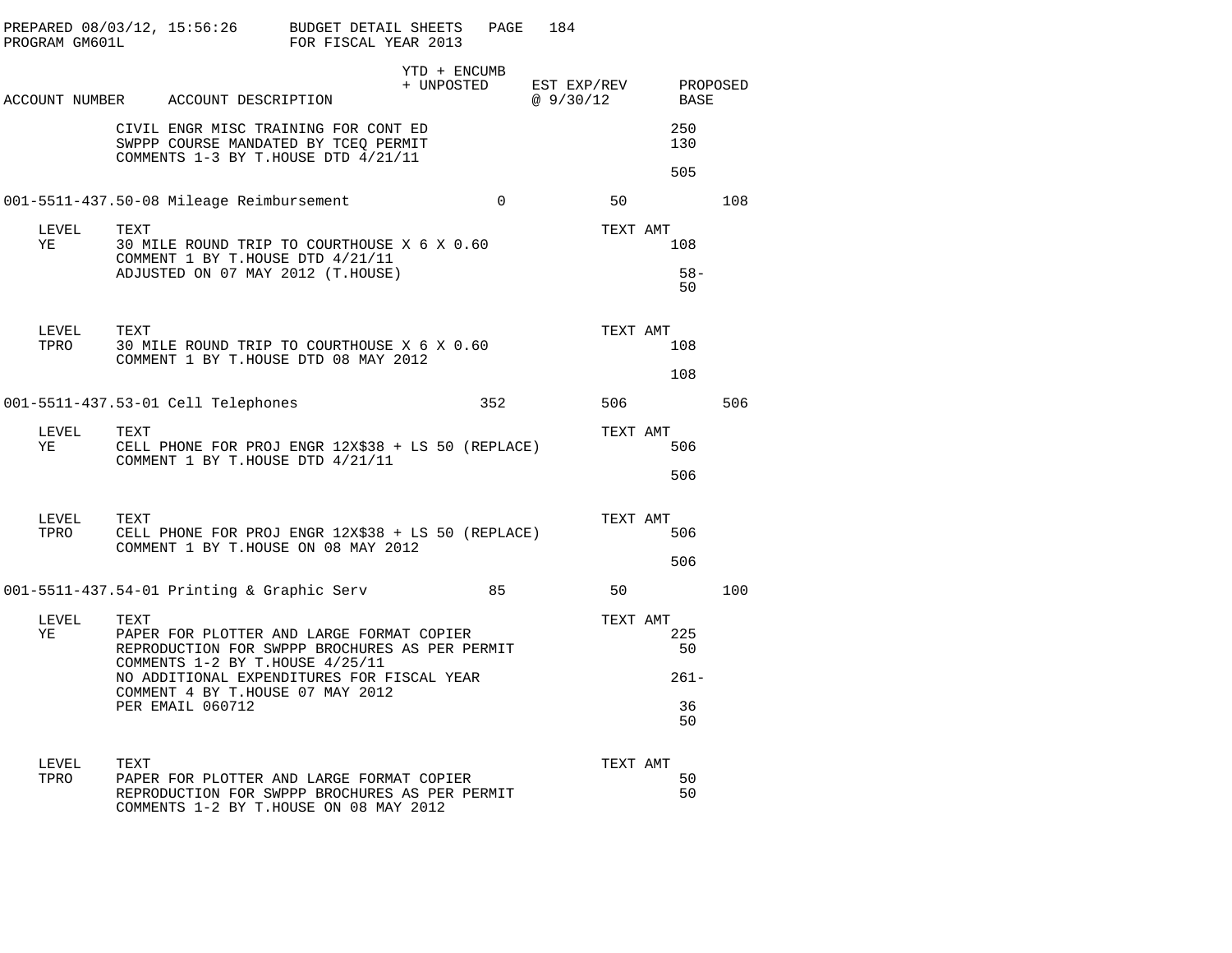PREPARED 08/03/12, 15:56:26 BUDGET DETAIL SHEETS
PROGRAM GM601L FOR FISCAL YEAR 2013

| ACCOUNT NUMBER | ACCOUNT DESCRIPTION | YTD + ENCUMB + UNPOSTED | EST EXP/REV @ 9/30/12 | PROPOSED BASE |
|---|---|---|---|---|

| LEVEL | TEXT | TEXT AMT |
|---|---|---|
| | CIVIL ENGR MISC TRAINING FOR CONT ED | 250 |
| | SWPPP COURSE MANDATED BY TCEQ PERMIT | 130 |
| | COMMENTS 1-3 BY T.HOUSE DTD 4/21/11 | |
| | | 505 |

| ACCOUNT NUMBER | ACCOUNT DESCRIPTION | YTD + ENCUMB + UNPOSTED | EST EXP/REV @ 9/30/12 | PROPOSED BASE |
|---|---|---|---|---|
| 001-5511-437.50-08 | Mileage Reimbursement | 0 | 50 | 108 |

| LEVEL | TEXT | TEXT AMT |
|---|---|---|
| YE | 30 MILE ROUND TRIP TO COURTHOUSE X 6 X 0.60 | 108 |
| | COMMENT 1 BY T.HOUSE DTD 4/21/11 | |
| | ADJUSTED ON 07 MAY 2012 (T.HOUSE) | 58- |
| | | 50 |

| LEVEL | TEXT | TEXT AMT |
|---|---|---|
| TPRO | 30 MILE ROUND TRIP TO COURTHOUSE X 6 X 0.60 | 108 |
| | COMMENT 1 BY T.HOUSE DTD 08 MAY 2012 | |
| | | 108 |

| ACCOUNT NUMBER | ACCOUNT DESCRIPTION | YTD + ENCUMB + UNPOSTED | EST EXP/REV @ 9/30/12 | PROPOSED BASE |
|---|---|---|---|---|
| 001-5511-437.53-01 | Cell Telephones | 352 | 506 | 506 |

| LEVEL | TEXT | TEXT AMT |
|---|---|---|
| YE | CELL PHONE FOR PROJ ENGR 12X$38 + LS 50 (REPLACE) | 506 |
| | COMMENT 1 BY T.HOUSE DTD 4/21/11 | |
| | | 506 |

| LEVEL | TEXT | TEXT AMT |
|---|---|---|
| TPRO | CELL PHONE FOR PROJ ENGR 12X$38 + LS 50 (REPLACE) | 506 |
| | COMMENT 1 BY T.HOUSE ON 08 MAY 2012 | |
| | | 506 |

| ACCOUNT NUMBER | ACCOUNT DESCRIPTION | YTD + ENCUMB + UNPOSTED | EST EXP/REV @ 9/30/12 | PROPOSED BASE |
|---|---|---|---|---|
| 001-5511-437.54-01 | Printing & Graphic Serv | 85 | 50 | 100 |

| LEVEL | TEXT | TEXT AMT |
|---|---|---|
| YE | PAPER FOR PLOTTER AND LARGE FORMAT COPIER | 225 |
| | REPRODUCTION FOR SWPPP BROCHURES AS PER PERMIT | 50 |
| | COMMENTS 1-2 BY T.HOUSE 4/25/11 | |
| | NO ADDITIONAL EXPENDITURES FOR FISCAL YEAR | 261- |
| | COMMENT 4 BY T.HOUSE 07 MAY 2012 | |
| | PER EMAIL 060712 | 36 |
| | | 50 |

| LEVEL | TEXT | TEXT AMT |
|---|---|---|
| TPRO | PAPER FOR PLOTTER AND LARGE FORMAT COPIER | 50 |
| | REPRODUCTION FOR SWPPP BROCHURES AS PER PERMIT | 50 |
| | COMMENTS 1-2 BY T.HOUSE ON 08 MAY 2012 | |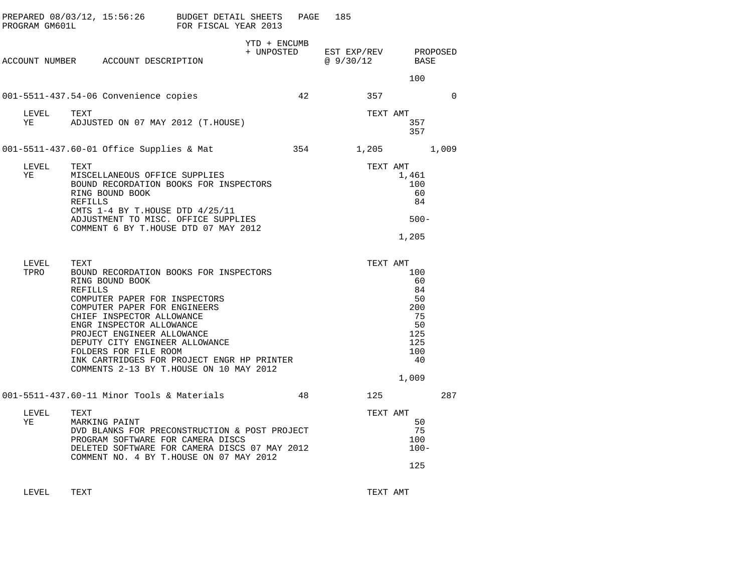PREPARED 08/03/12, 15:56:26 BUDGET DETAIL SHEETS
PROGRAM GM601L FOR FISCAL YEAR 2013

| ACCOUNT NUMBER | ACCOUNT DESCRIPTION | YTD + ENCUMB + UNPOSTED | EST EXP/REV @ 9/30/12 | PROPOSED BASE |
|---|---|---|---|---|
| | | | | 100 |
| 001-5511-437.54-06 | Convenience copies | 42 | 357 | 0 |

| LEVEL | TEXT | TEXT AMT |
|---|---|---|
| YE | ADJUSTED ON 07 MAY 2012 (T.HOUSE) | 357 |
| | | 357 |

| ACCOUNT NUMBER | ACCOUNT DESCRIPTION | YTD + ENCUMB + UNPOSTED | EST EXP/REV @ 9/30/12 | PROPOSED BASE |
|---|---|---|---|---|
| 001-5511-437.60-01 | Office Supplies & Mat | 354 | 1,205 | 1,009 |

| LEVEL | TEXT | TEXT AMT |
|---|---|---|
| YE | MISCELLANEOUS OFFICE SUPPLIES | 1,461 |
| | BOUND RECORDATION BOOKS FOR INSPECTORS | 100 |
| | RING BOUND BOOK | 60 |
| | REFILLS | 84 |
| | CMTS 1-4 BY T.HOUSE DTD 4/25/11 | |
| | ADJUSTMENT TO MISC. OFFICE SUPPLIES | 500- |
| | COMMENT 6 BY T.HOUSE DTD 07 MAY 2012 | |
| | | 1,205 |

| LEVEL | TEXT | TEXT AMT |
|---|---|---|
| TPRO | BOUND RECORDATION BOOKS FOR INSPECTORS | 100 |
| | RING BOUND BOOK | 60 |
| | REFILLS | 84 |
| | COMPUTER PAPER FOR INSPECTORS | 50 |
| | COMPUTER PAPER FOR ENGINEERS | 200 |
| | CHIEF INSPECTOR ALLOWANCE | 75 |
| | ENGR INSPECTOR ALLOWANCE | 50 |
| | PROJECT ENGINEER ALLOWANCE | 125 |
| | DEPUTY CITY ENGINEER ALLOWANCE | 125 |
| | FOLDERS FOR FILE ROOM | 100 |
| | INK CARTRIDGES FOR PROJECT ENGR HP PRINTER | 40 |
| | COMMENTS 2-13 BY T.HOUSE ON 10 MAY 2012 | |
| | | 1,009 |

| ACCOUNT NUMBER | ACCOUNT DESCRIPTION | YTD + ENCUMB + UNPOSTED | EST EXP/REV @ 9/30/12 | PROPOSED BASE |
|---|---|---|---|---|
| 001-5511-437.60-11 | Minor Tools & Materials | 48 | 125 | 287 |

| LEVEL | TEXT | TEXT AMT |
|---|---|---|
| YE | MARKING PAINT | 50 |
| | DVD BLANKS FOR PRECONSTRUCTION & POST PROJECT | 75 |
| | PROGRAM SOFTWARE FOR CAMERA DISCS | 100 |
| | DELETED SOFTWARE FOR CAMERA DISCS 07 MAY 2012 | 100- |
| | COMMENT NO. 4 BY T.HOUSE ON 07 MAY 2012 | |
| | | 125 |

| LEVEL | TEXT | TEXT AMT |
|---|---|---|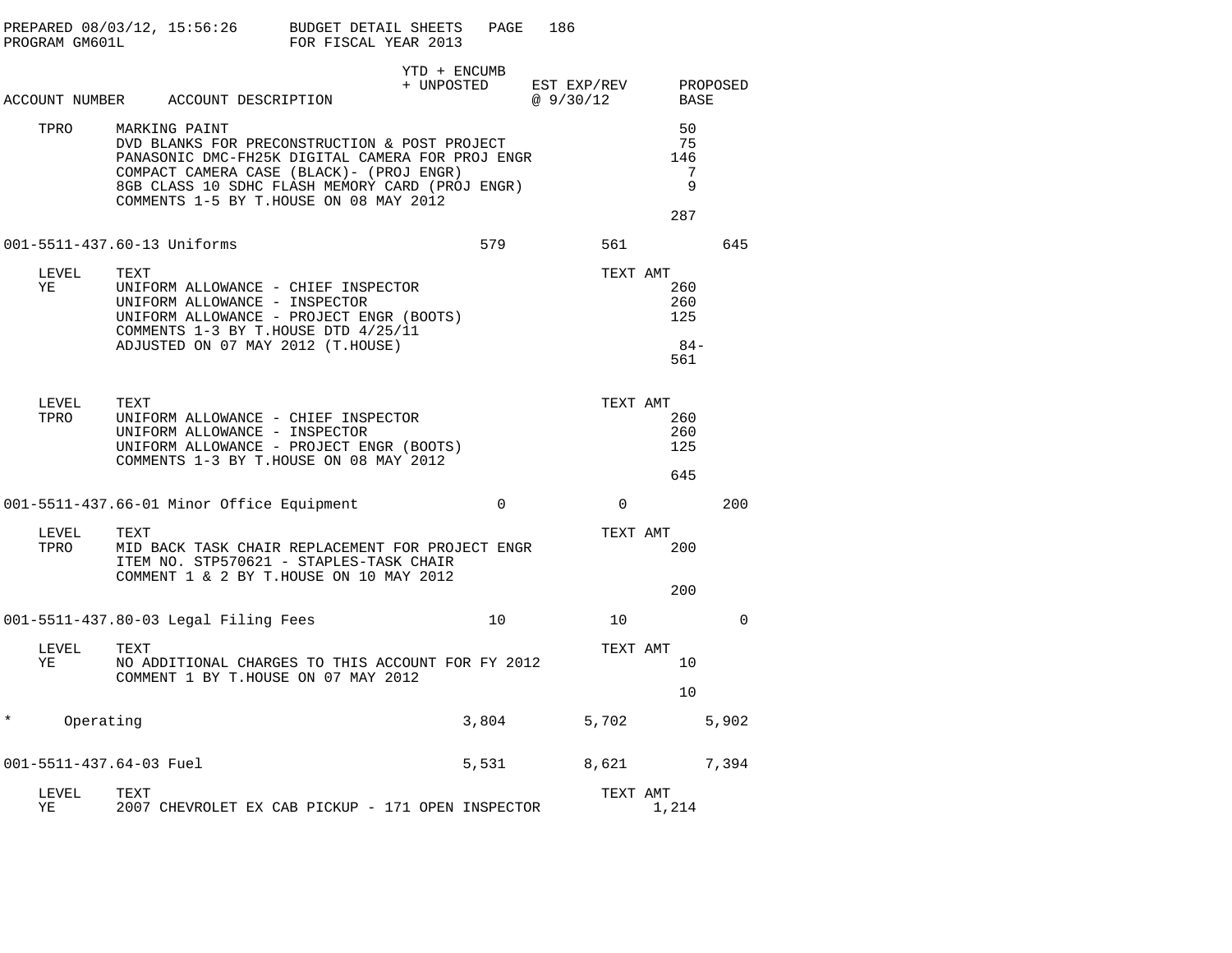PREPARED 08/03/12, 15:56:26 BUDGET DETAIL SHEETS PAGE 186
PROGRAM GM601L FOR FISCAL YEAR 2013

| ACCOUNT NUMBER | ACCOUNT DESCRIPTION | YTD + ENCUMB + UNPOSTED | EST EXP/REV @ 9/30/12 | TEXT AMT | PROPOSED BASE |
|---|---|---|---|---|---|
| TPRO | MARKING PAINT | | | 50 | |
| | DVD BLANKS FOR PRECONSTRUCTION & POST PROJECT | | | 75 | |
| | PANASONIC DMC-FH25K DIGITAL CAMERA FOR PROJ ENGR | | | 146 | |
| | COMPACT CAMERA CASE (BLACK)- (PROJ ENGR) | | | 7 | |
| | 8GB CLASS 10 SDHC FLASH MEMORY CARD (PROJ ENGR) | | | 9 | |
| | COMMENTS 1-5 BY T.HOUSE ON 08 MAY 2012 | | | | |
| | | | | 287 | |
| 001-5511-437.60-13 | Uniforms | 579 | 561 | | 645 |
| LEVEL | TEXT | | | TEXT AMT | |
| YE | UNIFORM ALLOWANCE - CHIEF INSPECTOR | | | 260 | |
| | UNIFORM ALLOWANCE - INSPECTOR | | | 260 | |
| | UNIFORM ALLOWANCE - PROJECT ENGR (BOOTS) | | | 125 | |
| | COMMENTS 1-3 BY T.HOUSE DTD 4/25/11 | | | | |
| | ADJUSTED ON 07 MAY 2012 (T.HOUSE) | | | 84- | |
| | | | | 561 | |
| LEVEL | TEXT | | | TEXT AMT | |
| TPRO | UNIFORM ALLOWANCE - CHIEF INSPECTOR | | | 260 | |
| | UNIFORM ALLOWANCE - INSPECTOR | | | 260 | |
| | UNIFORM ALLOWANCE - PROJECT ENGR (BOOTS) | | | 125 | |
| | COMMENTS 1-3 BY T.HOUSE ON 08 MAY 2012 | | | | |
| | | | | 645 | |
| 001-5511-437.66-01 | Minor Office Equipment | 0 | 0 | | 200 |
| LEVEL | TEXT | | | TEXT AMT | |
| TPRO | MID BACK TASK CHAIR REPLACEMENT FOR PROJECT ENGR | | | 200 | |
| | ITEM NO. STP570621 - STAPLES-TASK CHAIR | | | | |
| | COMMENT 1 & 2 BY T.HOUSE ON 10 MAY 2012 | | | | |
| | | | | 200 | |
| 001-5511-437.80-03 | Legal Filing Fees | 10 | 10 | | 0 |
| LEVEL | TEXT | | | TEXT AMT | |
| YE | NO ADDITIONAL CHARGES TO THIS ACCOUNT FOR FY 2012 | | | 10 | |
| | COMMENT 1 BY T.HOUSE ON 07 MAY 2012 | | | | |
| | | | | 10 | |
| * | Operating | 3,804 | 5,702 | | 5,902 |
| 001-5511-437.64-03 | Fuel | 5,531 | 8,621 | | 7,394 |
| LEVEL | TEXT | | | TEXT AMT | |
| YE | 2007 CHEVROLET EX CAB PICKUP - 171 OPEN INSPECTOR | | | 1,214 | |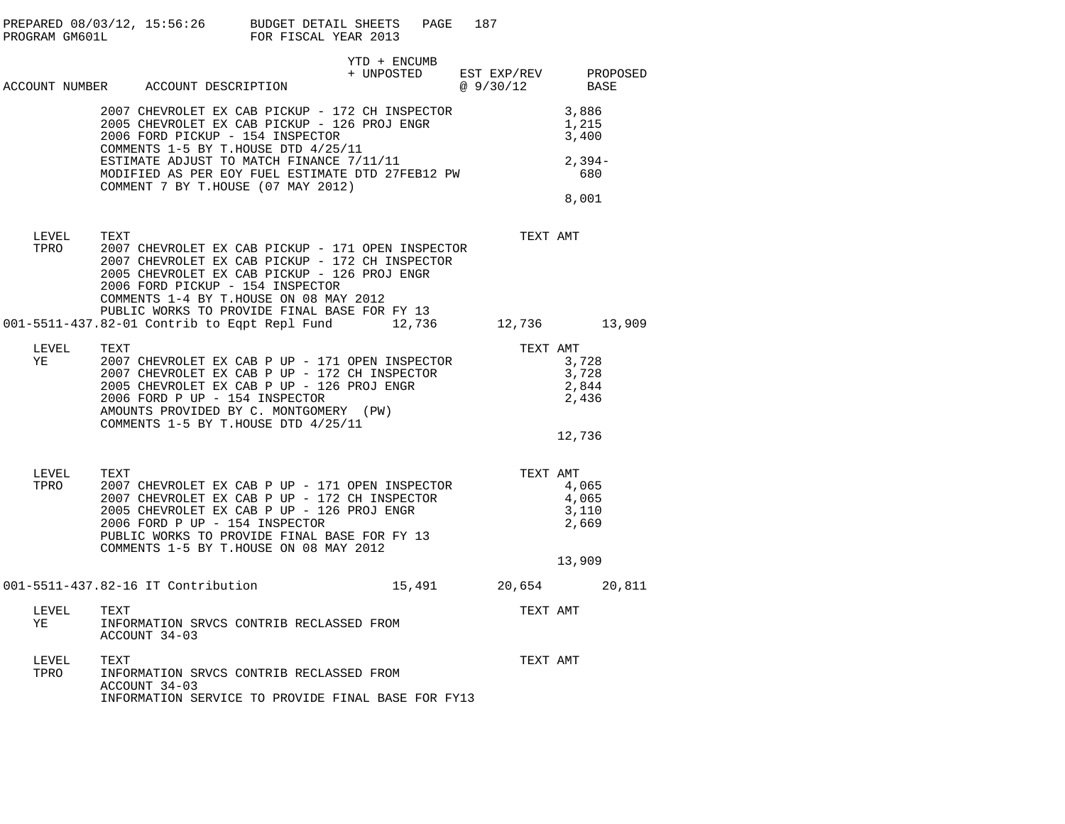PREPARED 08/03/12, 15:56:26 BUDGET DETAIL SHEETS PAGE 187
PROGRAM GM601L FOR FISCAL YEAR 2013

| ACCOUNT NUMBER | ACCOUNT DESCRIPTION | YTD + ENCUMB + UNPOSTED | EST EXP/REV @ 9/30/12 | PROPOSED BASE |
|---|---|---|---|---|

```
              2007 CHEVROLET EX CAB PICKUP - 172 CH INSPECTOR              3,886
              2005 CHEVROLET EX CAB PICKUP - 126 PROJ ENGR                 1,215
              2006 FORD PICKUP - 154 INSPECTOR                             3,400
              COMMENTS 1-5 BY T.HOUSE DTD 4/25/11
              ESTIMATE ADJUST TO MATCH FINANCE 7/11/11                     2,394-
              MODIFIED AS PER EOY FUEL ESTIMATE DTD 27FEB12 PW               680
              COMMENT 7 BY T.HOUSE (07 MAY 2012)
                                                                           8,001

   LEVEL    TEXT                                                       TEXT AMT
   TPRO     2007 CHEVROLET EX CAB PICKUP - 171 OPEN INSPECTOR
            2007 CHEVROLET EX CAB PICKUP - 172 CH INSPECTOR
            2005 CHEVROLET EX CAB PICKUP - 126 PROJ ENGR
            2006 FORD PICKUP - 154 INSPECTOR
            COMMENTS 1-4 BY T.HOUSE ON 08 MAY 2012
            PUBLIC WORKS TO PROVIDE FINAL BASE FOR FY 13
001-5511-437.82-01 Contrib to Eqpt Repl Fund       12,736       12,736       13,909

   LEVEL    TEXT                                                       TEXT AMT
   YE       2007 CHEVROLET EX CAB P UP - 171 OPEN INSPECTOR               3,728
            2007 CHEVROLET EX CAB P UP - 172 CH INSPECTOR                 3,728
            2005 CHEVROLET EX CAB P UP - 126 PROJ ENGR                    2,844
            2006 FORD P UP - 154 INSPECTOR                                2,436
            AMOUNTS PROVIDED BY C. MONTGOMERY  (PW)
            COMMENTS 1-5 BY T.HOUSE DTD 4/25/11
                                                                         12,736

   LEVEL    TEXT                                                       TEXT AMT
   TPRO     2007 CHEVROLET EX CAB P UP - 171 OPEN INSPECTOR               4,065
            2007 CHEVROLET EX CAB P UP - 172 CH INSPECTOR                 4,065
            2005 CHEVROLET EX CAB P UP - 126 PROJ ENGR                    3,110
            2006 FORD P UP - 154 INSPECTOR                                2,669
            PUBLIC WORKS TO PROVIDE FINAL BASE FOR FY 13
            COMMENTS 1-5 BY T.HOUSE ON 08 MAY 2012
                                                                         13,909

001-5511-437.82-16 IT Contribution                 15,491       20,654       20,811

   LEVEL    TEXT                                                       TEXT AMT
   YE       INFORMATION SRVCS CONTRIB RECLASSED FROM
            ACCOUNT 34-03

   LEVEL    TEXT                                                       TEXT AMT
   TPRO     INFORMATION SRVCS CONTRIB RECLASSED FROM
            ACCOUNT 34-03
            INFORMATION SERVICE TO PROVIDE FINAL BASE FOR FY13
```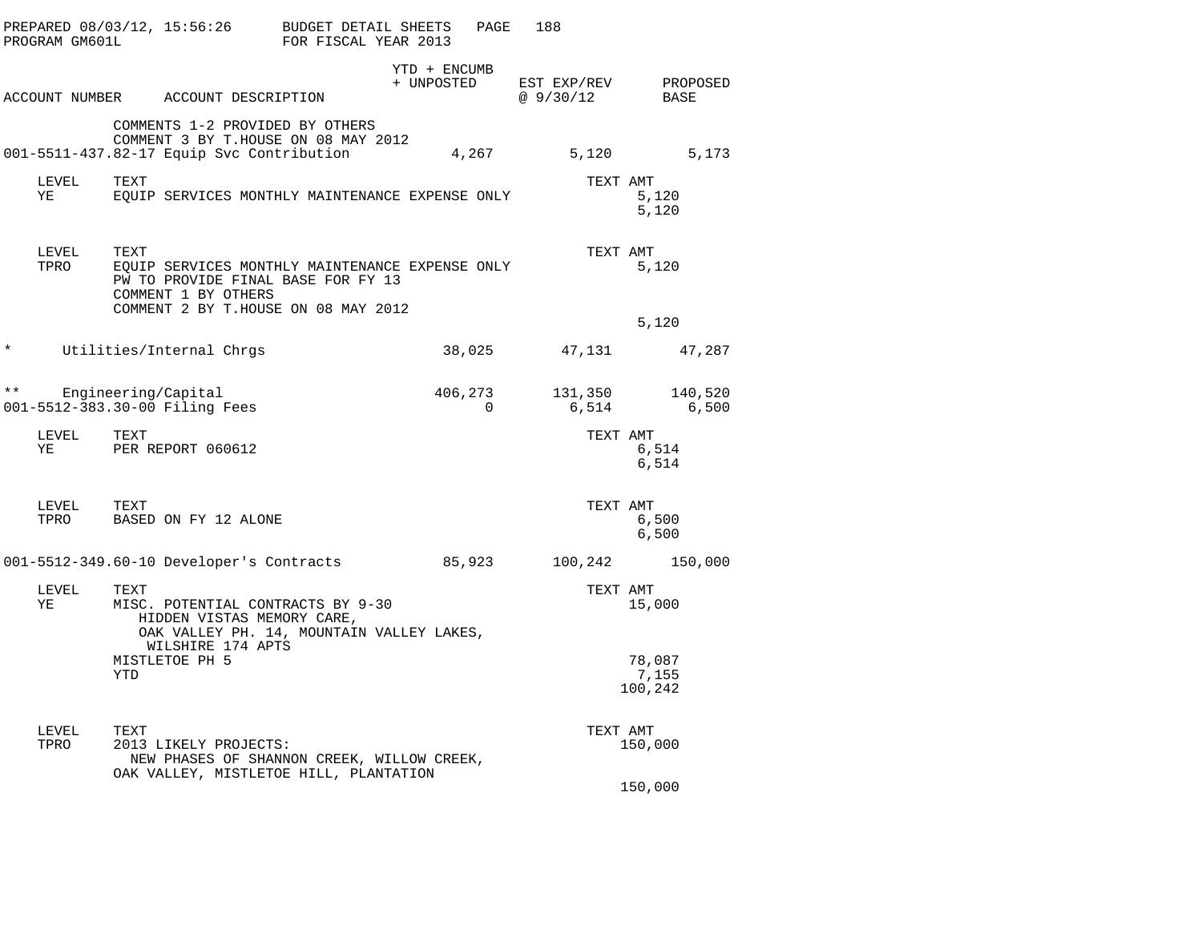PREPARED 08/03/12, 15:56:26 BUDGET DETAIL SHEETS PAGE 188
PROGRAM GM601L FOR FISCAL YEAR 2013

| ACCOUNT NUMBER | ACCOUNT DESCRIPTION | YTD + ENCUMB + UNPOSTED | EST EXP/REV @ 9/30/12 | PROPOSED BASE |
|---|---|---|---|---|
| | COMMENTS 1-2 PROVIDED BY OTHERS<br>COMMENT 3 BY T.HOUSE ON 08 MAY 2012 | | | |
| 001-5511-437.82-17 | Equip Svc Contribution | 4,267 | 5,120 | 5,173 |

| LEVEL | TEXT | TEXT AMT |
|---|---|---|
| YE | EQUIP SERVICES MONTHLY MAINTENANCE EXPENSE ONLY | 5,120 |
| | | 5,120 |

| LEVEL | TEXT | TEXT AMT |
|---|---|---|
| TPRO | EQUIP SERVICES MONTHLY MAINTENANCE EXPENSE ONLY | 5,120 |
| | PW TO PROVIDE FINAL BASE FOR FY 13 | |
| | COMMENT 1 BY OTHERS | |
| | COMMENT 2 BY T.HOUSE ON 08 MAY 2012 | |
| | | 5,120 |

| | | YTD + ENCUMB + UNPOSTED | EST EXP/REV @ 9/30/12 | PROPOSED BASE |
|---|---|---|---|---|
| * | Utilities/Internal Chrgs | 38,025 | 47,131 | 47,287 |
| ** | Engineering/Capital | 406,273 | 131,350 | 140,520 |
| 001-5512-383.30-00 | Filing Fees | 0 | 6,514 | 6,500 |

| LEVEL | TEXT | TEXT AMT |
|---|---|---|
| YE | PER REPORT 060612 | 6,514 |
| | | 6,514 |

| LEVEL | TEXT | TEXT AMT |
|---|---|---|
| TPRO | BASED ON FY 12 ALONE | 6,500 |
| | | 6,500 |

| ACCOUNT NUMBER | ACCOUNT DESCRIPTION | YTD + ENCUMB + UNPOSTED | EST EXP/REV @ 9/30/12 | PROPOSED BASE |
|---|---|---|---|---|
| 001-5512-349.60-10 | Developer's Contracts | 85,923 | 100,242 | 150,000 |

| LEVEL | TEXT | TEXT AMT |
|---|---|---|
| YE | MISC. POTENTIAL CONTRACTS BY 9-30 | 15,000 |
| | HIDDEN VISTAS MEMORY CARE, | |
| | OAK VALLEY PH. 14, MOUNTAIN VALLEY LAKES, | |
| | WILSHIRE 174 APTS | |
| | MISTLETOE PH 5 | 78,087 |
| | YTD | 7,155 |
| | | 100,242 |

| LEVEL | TEXT | TEXT AMT |
|---|---|---|
| TPRO | 2013 LIKELY PROJECTS: | 150,000 |
| | NEW PHASES OF SHANNON CREEK, WILLOW CREEK, | |
| | OAK VALLEY, MISTLETOE HILL, PLANTATION | |
| | | 150,000 |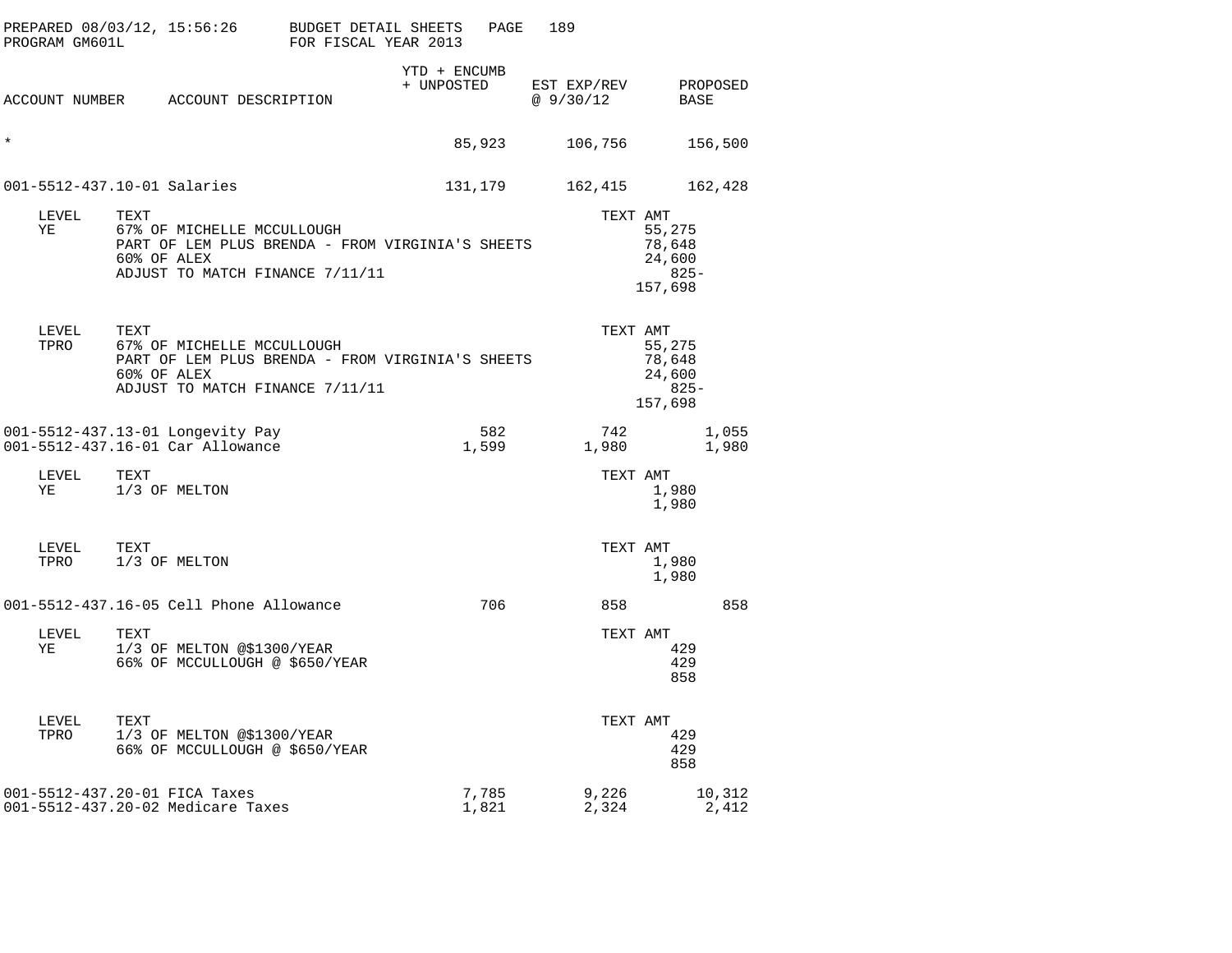PREPARED 08/03/12, 15:56:26 BUDGET DETAIL SHEETS
PROGRAM GM601L FOR FISCAL YEAR 2013

| ACCOUNT NUMBER | ACCOUNT DESCRIPTION | YTD + ENCUMB + UNPOSTED | EST EXP/REV @ 9/30/12 | PROPOSED BASE |
|---|---|---|---|---|
| * | | 85,923 | 106,756 | 156,500 |
| 001-5512-437.10-01 | Salaries | 131,179 | 162,415 | 162,428 |

| LEVEL | TEXT | TEXT AMT |
|---|---|---|
| YE | 67% OF MICHELLE MCCULLOUGH | 55,275 |
| | PART OF LEM PLUS BRENDA - FROM VIRGINIA'S SHEETS | 78,648 |
| | 60% OF ALEX | 24,600 |
| | ADJUST TO MATCH FINANCE 7/11/11 | 825- |
| | | 157,698 |

| LEVEL | TEXT | TEXT AMT |
|---|---|---|
| TPRO | 67% OF MICHELLE MCCULLOUGH | 55,275 |
| | PART OF LEM PLUS BRENDA - FROM VIRGINIA'S SHEETS | 78,648 |
| | 60% OF ALEX | 24,600 |
| | ADJUST TO MATCH FINANCE 7/11/11 | 825- |
| | | 157,698 |

| ACCOUNT NUMBER | ACCOUNT DESCRIPTION | YTD + ENCUMB + UNPOSTED | EST EXP/REV @ 9/30/12 | PROPOSED BASE |
|---|---|---|---|---|
| 001-5512-437.13-01 | Longevity Pay | 582 | 742 | 1,055 |
| 001-5512-437.16-01 | Car Allowance | 1,599 | 1,980 | 1,980 |

| LEVEL | TEXT | TEXT AMT |
|---|---|---|
| YE | 1/3 OF MELTON | 1,980 |
| | | 1,980 |

| LEVEL | TEXT | TEXT AMT |
|---|---|---|
| TPRO | 1/3 OF MELTON | 1,980 |
| | | 1,980 |

| ACCOUNT NUMBER | ACCOUNT DESCRIPTION | YTD + ENCUMB + UNPOSTED | EST EXP/REV @ 9/30/12 | PROPOSED BASE |
|---|---|---|---|---|
| 001-5512-437.16-05 | Cell Phone Allowance | 706 | 858 | 858 |

| LEVEL | TEXT | TEXT AMT |
|---|---|---|
| YE | 1/3 OF MELTON @$1300/YEAR | 429 |
| | 66% OF MCCULLOUGH @ $650/YEAR | 429 |
| | | 858 |

| LEVEL | TEXT | TEXT AMT |
|---|---|---|
| TPRO | 1/3 OF MELTON @$1300/YEAR | 429 |
| | 66% OF MCCULLOUGH @ $650/YEAR | 429 |
| | | 858 |

| ACCOUNT NUMBER | ACCOUNT DESCRIPTION | YTD + ENCUMB + UNPOSTED | EST EXP/REV @ 9/30/12 | PROPOSED BASE |
|---|---|---|---|---|
| 001-5512-437.20-01 | FICA Taxes | 7,785 | 9,226 | 10,312 |
| 001-5512-437.20-02 | Medicare Taxes | 1,821 | 2,324 | 2,412 |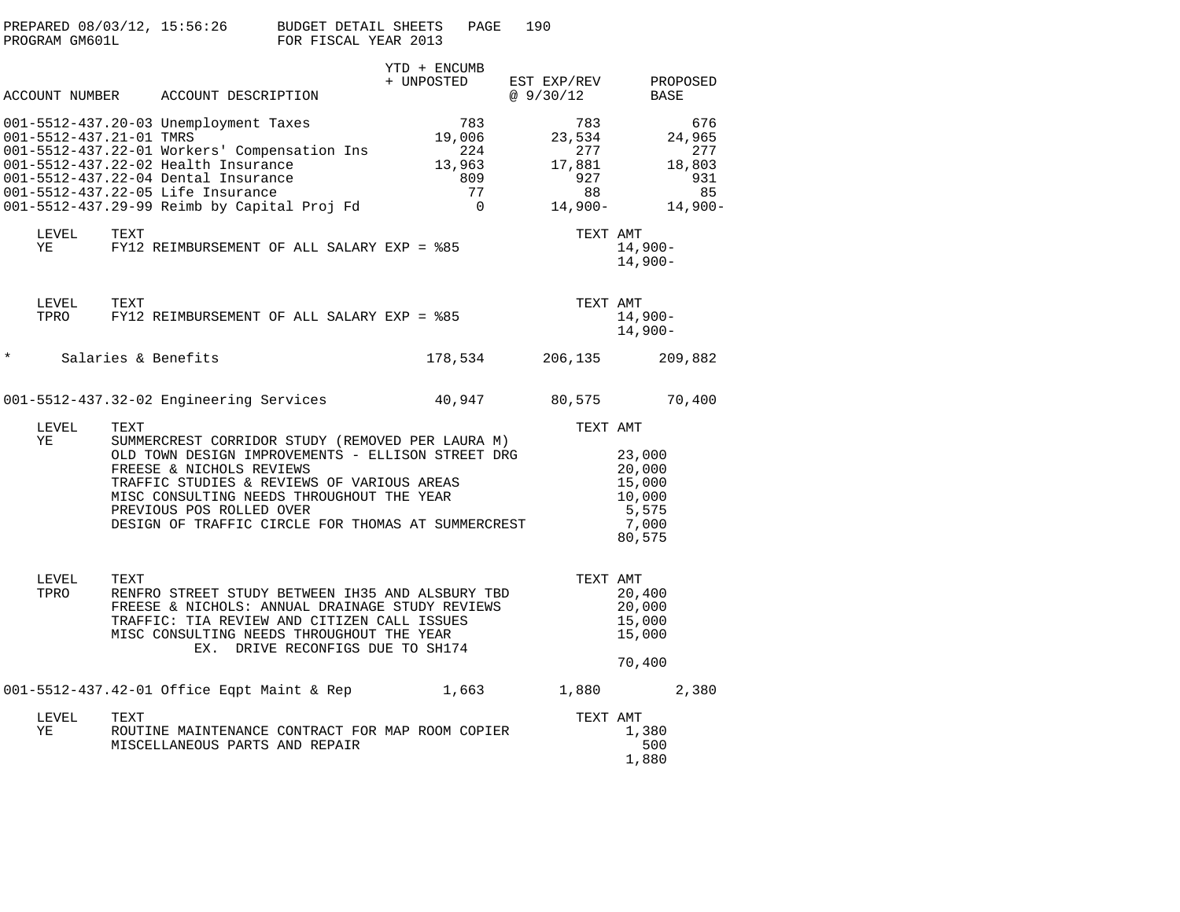PREPARED 08/03/12, 15:56:26 BUDGET DETAIL SHEETS
PROGRAM GM601L FOR FISCAL YEAR 2013

| ACCOUNT NUMBER | ACCOUNT DESCRIPTION | YTD + ENCUMB + UNPOSTED | EST EXP/REV @ 9/30/12 | PROPOSED BASE |
|---|---|---|---|---|
| 001-5512-437.20-03 | Unemployment Taxes | 783 | 783 | 676 |
| 001-5512-437.21-01 | TMRS | 19,006 | 23,534 | 24,965 |
| 001-5512-437.22-01 | Workers' Compensation Ins | 224 | 277 | 277 |
| 001-5512-437.22-02 | Health Insurance | 13,963 | 17,881 | 18,803 |
| 001-5512-437.22-04 | Dental Insurance | 809 | 927 | 931 |
| 001-5512-437.22-05 | Life Insurance | 77 | 88 | 85 |
| 001-5512-437.29-99 | Reimb by Capital Proj Fd | 0 | 14,900- | 14,900- |

| LEVEL | TEXT | TEXT AMT |
|---|---|---|
| YE | FY12 REIMBURSEMENT OF ALL SALARY EXP = %85 | 14,900- |
| | | 14,900- |

| LEVEL | TEXT | TEXT AMT |
|---|---|---|
| TPRO | FY12 REIMBURSEMENT OF ALL SALARY EXP = %85 | 14,900- |
| | | 14,900- |

| | | YTD + ENCUMB + UNPOSTED | EST EXP/REV @ 9/30/12 | PROPOSED BASE |
|---|---|---|---|---|
| * | Salaries & Benefits | 178,534 | 206,135 | 209,882 |
| 001-5512-437.32-02 | Engineering Services | 40,947 | 80,575 | 70,400 |

| LEVEL | TEXT | TEXT AMT |
|---|---|---|
| YE | SUMMERCREST CORRIDOR STUDY (REMOVED PER LAURA M) | |
| | OLD TOWN DESIGN IMPROVEMENTS - ELLISON STREET DRG | 23,000 |
| | FREESE & NICHOLS REVIEWS | 20,000 |
| | TRAFFIC STUDIES & REVIEWS OF VARIOUS AREAS | 15,000 |
| | MISC CONSULTING NEEDS THROUGHOUT THE YEAR | 10,000 |
| | PREVIOUS POS ROLLED OVER | 5,575 |
| | DESIGN OF TRAFFIC CIRCLE FOR THOMAS AT SUMMERCREST | 7,000 |
| | | 80,575 |

| LEVEL | TEXT | TEXT AMT |
|---|---|---|
| TPRO | RENFRO STREET STUDY BETWEEN IH35 AND ALSBURY TBD | 20,400 |
| | FREESE & NICHOLS: ANNUAL DRAINAGE STUDY REVIEWS | 20,000 |
| | TRAFFIC: TIA REVIEW AND CITIZEN CALL ISSUES | 15,000 |
| | MISC CONSULTING NEEDS THROUGHOUT THE YEAR | 15,000 |
| | EX. DRIVE RECONFIGS DUE TO SH174 | |
| | | 70,400 |

| ACCOUNT NUMBER | ACCOUNT DESCRIPTION | YTD + ENCUMB + UNPOSTED | EST EXP/REV @ 9/30/12 | PROPOSED BASE |
|---|---|---|---|---|
| 001-5512-437.42-01 | Office Eqpt Maint & Rep | 1,663 | 1,880 | 2,380 |

| LEVEL | TEXT | TEXT AMT |
|---|---|---|
| YE | ROUTINE MAINTENANCE CONTRACT FOR MAP ROOM COPIER | 1,380 |
| | MISCELLANEOUS PARTS AND REPAIR | 500 |
| | | 1,880 |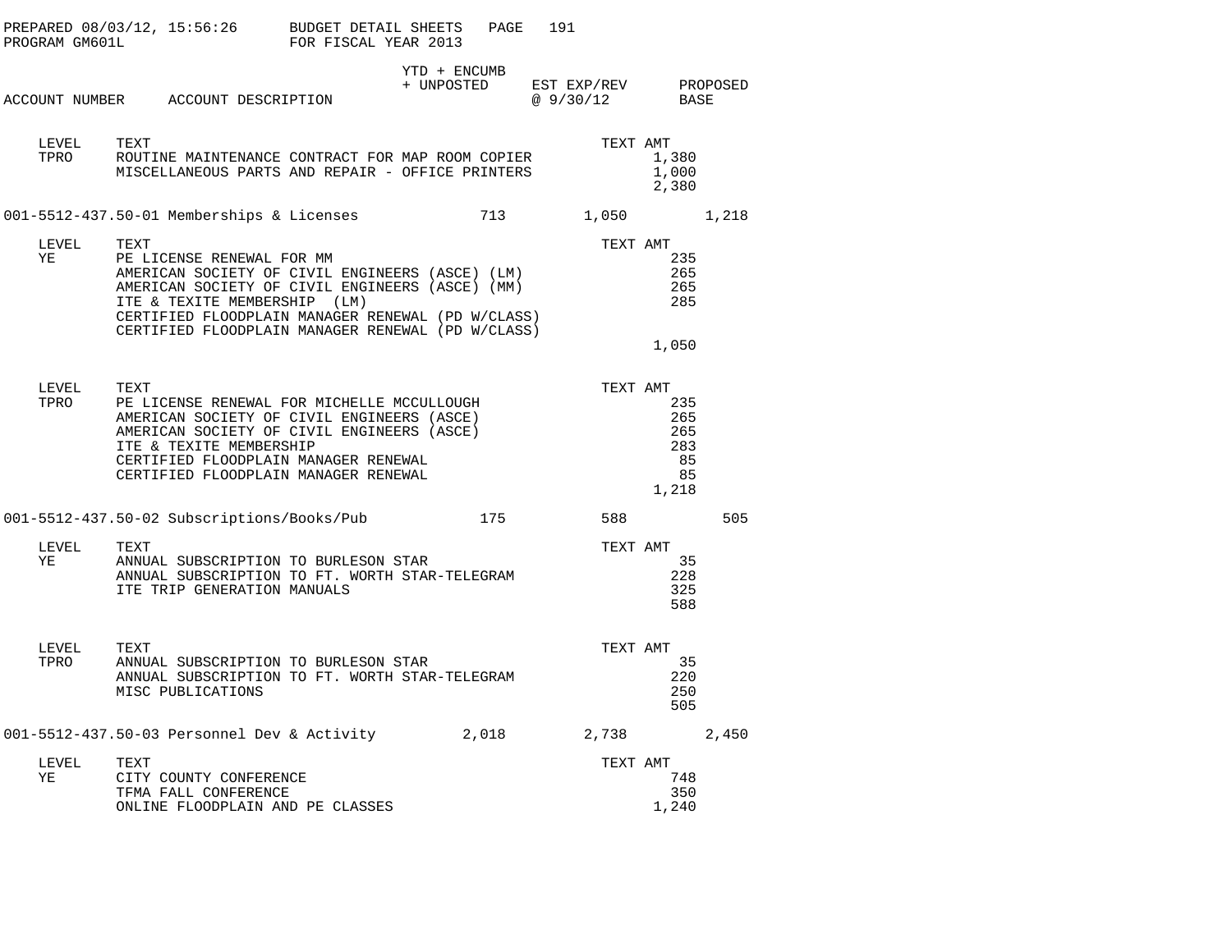PREPARED 08/03/12, 15:56:26 BUDGET DETAIL SHEETS PAGE 191
PROGRAM GM601L FOR FISCAL YEAR 2013

| ACCOUNT NUMBER | ACCOUNT DESCRIPTION | YTD + ENCUMB + UNPOSTED | EST EXP/REV @ 9/30/12 | PROPOSED BASE |
|---|---|---|---|---|

| LEVEL | TEXT | TEXT AMT |
|---|---|---|
| TPRO | ROUTINE MAINTENANCE CONTRACT FOR MAP ROOM COPIER | 1,380 |
| | MISCELLANEOUS PARTS AND REPAIR - OFFICE PRINTERS | 1,000 |
| | | 2,380 |

| ACCOUNT NUMBER | ACCOUNT DESCRIPTION | YTD + ENCUMB + UNPOSTED | EST EXP/REV @ 9/30/12 | PROPOSED BASE |
|---|---|---|---|---|
| 001-5512-437.50-01 | Memberships & Licenses | 713 | 1,050 | 1,218 |

| LEVEL | TEXT | TEXT AMT |
|---|---|---|
| YE | PE LICENSE RENEWAL FOR MM | 235 |
| | AMERICAN SOCIETY OF CIVIL ENGINEERS (ASCE) (LM) | 265 |
| | AMERICAN SOCIETY OF CIVIL ENGINEERS (ASCE) (MM) | 265 |
| | ITE & TEXITE MEMBERSHIP (LM) | 285 |
| | CERTIFIED FLOODPLAIN MANAGER RENEWAL (PD W/CLASS) | |
| | CERTIFIED FLOODPLAIN MANAGER RENEWAL (PD W/CLASS) | |
| | | 1,050 |

| LEVEL | TEXT | TEXT AMT |
|---|---|---|
| TPRO | PE LICENSE RENEWAL FOR MICHELLE MCCULLOUGH | 235 |
| | AMERICAN SOCIETY OF CIVIL ENGINEERS (ASCE) | 265 |
| | AMERICAN SOCIETY OF CIVIL ENGINEERS (ASCE) | 265 |
| | ITE & TEXITE MEMBERSHIP | 283 |
| | CERTIFIED FLOODPLAIN MANAGER RENEWAL | 85 |
| | CERTIFIED FLOODPLAIN MANAGER RENEWAL | 85 |
| | | 1,218 |

| ACCOUNT NUMBER | ACCOUNT DESCRIPTION | YTD + ENCUMB + UNPOSTED | EST EXP/REV @ 9/30/12 | PROPOSED BASE |
|---|---|---|---|---|
| 001-5512-437.50-02 | Subscriptions/Books/Pub | 175 | 588 | 505 |

| LEVEL | TEXT | TEXT AMT |
|---|---|---|
| YE | ANNUAL SUBSCRIPTION TO BURLESON STAR | 35 |
| | ANNUAL SUBSCRIPTION TO FT. WORTH STAR-TELEGRAM | 228 |
| | ITE TRIP GENERATION MANUALS | 325 |
| | | 588 |

| LEVEL | TEXT | TEXT AMT |
|---|---|---|
| TPRO | ANNUAL SUBSCRIPTION TO BURLESON STAR | 35 |
| | ANNUAL SUBSCRIPTION TO FT. WORTH STAR-TELEGRAM | 220 |
| | MISC PUBLICATIONS | 250 |
| | | 505 |

| ACCOUNT NUMBER | ACCOUNT DESCRIPTION | YTD + ENCUMB + UNPOSTED | EST EXP/REV @ 9/30/12 | PROPOSED BASE |
|---|---|---|---|---|
| 001-5512-437.50-03 | Personnel Dev & Activity | 2,018 | 2,738 | 2,450 |

| LEVEL | TEXT | TEXT AMT |
|---|---|---|
| YE | CITY COUNTY CONFERENCE | 748 |
| | TFMA FALL CONFERENCE | 350 |
| | ONLINE FLOODPLAIN AND PE CLASSES | 1,240 |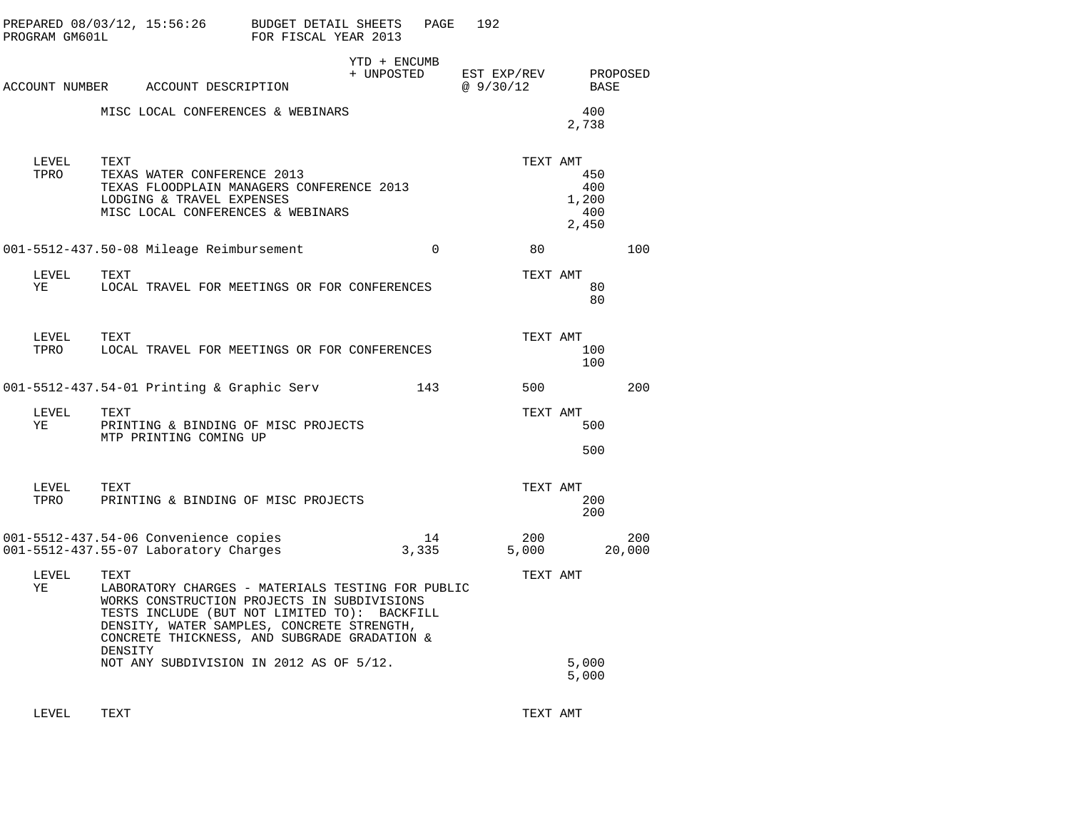PREPARED 08/03/12, 15:56:26 BUDGET DETAIL SHEETS
PROGRAM GM601L FOR FISCAL YEAR 2013

| ACCOUNT NUMBER | ACCOUNT DESCRIPTION | YTD + ENCUMB + UNPOSTED | EST EXP/REV @ 9/30/12 | PROPOSED BASE |
|---|---|---|---|---|
| | MISC LOCAL CONFERENCES & WEBINARS | | | 400 |
| | | | | 2,738 |

| LEVEL | TEXT | TEXT AMT |
|---|---|---|
| TPRO | TEXAS WATER CONFERENCE 2013 | 450 |
| | TEXAS FLOODPLAIN MANAGERS CONFERENCE 2013 | 400 |
| | LODGING & TRAVEL EXPENSES | 1,200 |
| | MISC LOCAL CONFERENCES & WEBINARS | 400 |
| | | 2,450 |

| ACCOUNT NUMBER | ACCOUNT DESCRIPTION | YTD + ENCUMB + UNPOSTED | EST EXP/REV @ 9/30/12 | PROPOSED BASE |
|---|---|---|---|---|
| 001-5512-437.50-08 | Mileage Reimbursement | 0 | 80 | 100 |

| LEVEL | TEXT | TEXT AMT |
|---|---|---|
| YE | LOCAL TRAVEL FOR MEETINGS OR FOR CONFERENCES | 80 |
| | | 80 |

| LEVEL | TEXT | TEXT AMT |
|---|---|---|
| TPRO | LOCAL TRAVEL FOR MEETINGS OR FOR CONFERENCES | 100 |
| | | 100 |

| ACCOUNT NUMBER | ACCOUNT DESCRIPTION | YTD + ENCUMB + UNPOSTED | EST EXP/REV @ 9/30/12 | PROPOSED BASE |
|---|---|---|---|---|
| 001-5512-437.54-01 | Printing & Graphic Serv | 143 | 500 | 200 |

| LEVEL | TEXT | TEXT AMT |
|---|---|---|
| YE | PRINTING & BINDING OF MISC PROJECTS | 500 |
| | MTP PRINTING COMING UP | |
| | | 500 |

| LEVEL | TEXT | TEXT AMT |
|---|---|---|
| TPRO | PRINTING & BINDING OF MISC PROJECTS | 200 |
| | | 200 |

| ACCOUNT NUMBER | ACCOUNT DESCRIPTION | YTD + ENCUMB + UNPOSTED | EST EXP/REV @ 9/30/12 | PROPOSED BASE |
|---|---|---|---|---|
| 001-5512-437.54-06 | Convenience copies | 14 | 200 | 200 |
| 001-5512-437.55-07 | Laboratory Charges | 3,335 | 5,000 | 20,000 |

| LEVEL | TEXT | TEXT AMT |
|---|---|---|
| YE | LABORATORY CHARGES - MATERIALS TESTING FOR PUBLIC WORKS CONSTRUCTION PROJECTS IN SUBDIVISIONS TESTS INCLUDE (BUT NOT LIMITED TO): BACKFILL DENSITY, WATER SAMPLES, CONCRETE STRENGTH, CONCRETE THICKNESS, AND SUBGRADE GRADATION & DENSITY | |
| | NOT ANY SUBDIVISION IN 2012 AS OF 5/12. | 5,000 |
| | | 5,000 |

| LEVEL | TEXT | TEXT AMT |
|---|---|---|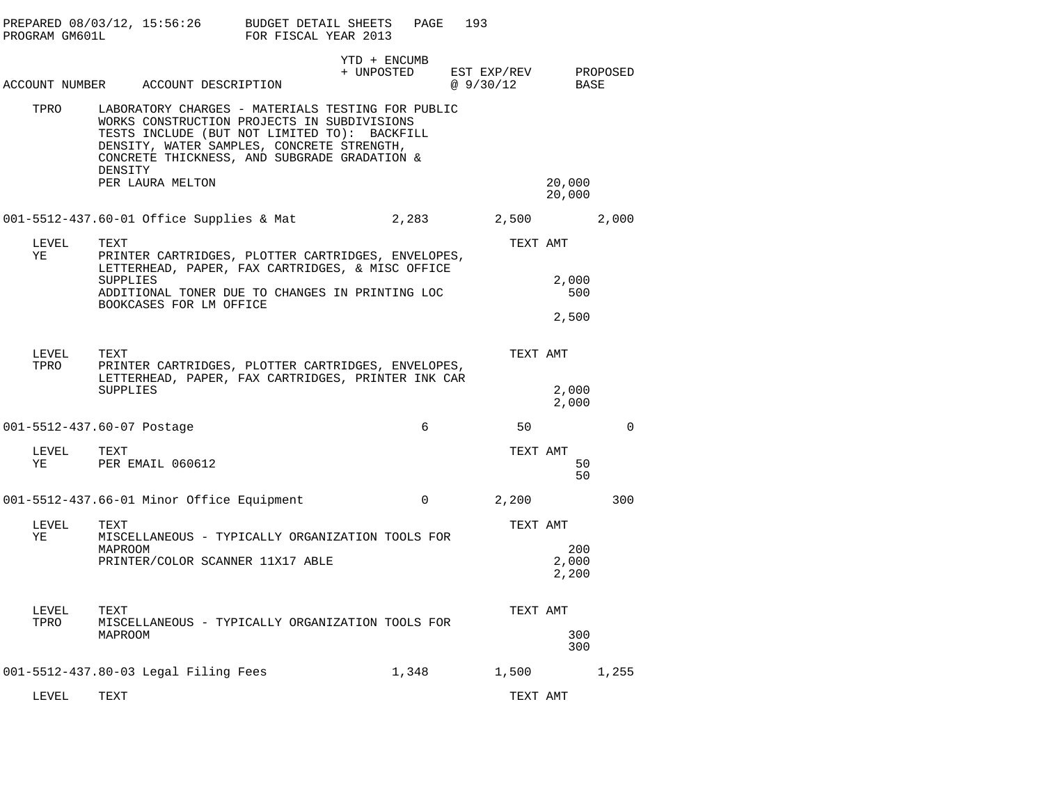PREPARED 08/03/12, 15:56:26 BUDGET DETAIL SHEETS
PROGRAM GM601L FOR FISCAL YEAR 2013

| ACCOUNT NUMBER | ACCOUNT DESCRIPTION | YTD + ENCUMB + UNPOSTED | EST EXP/REV @ 9/30/12 | TEXT AMT | PROPOSED BASE |
|---|---|---|---|---|---|
| TPRO | LABORATORY CHARGES - MATERIALS TESTING FOR PUBLIC WORKS CONSTRUCTION PROJECTS IN SUBDIVISIONS TESTS INCLUDE (BUT NOT LIMITED TO): BACKFILL DENSITY, WATER SAMPLES, CONCRETE STRENGTH, CONCRETE THICKNESS, AND SUBGRADE GRADATION & DENSITY | | | | |
| | PER LAURA MELTON | | | 20,000 | |
| | | | | 20,000 | |
| 001-5512-437.60-01 | Office Supplies & Mat | 2,283 | 2,500 | | 2,000 |
| LEVEL | TEXT | | | TEXT AMT | |
| YE | PRINTER CARTRIDGES, PLOTTER CARTRIDGES, ENVELOPES, LETTERHEAD, PAPER, FAX CARTRIDGES, & MISC OFFICE SUPPLIES | | | 2,000 | |
| | ADDITIONAL TONER DUE TO CHANGES IN PRINTING LOC | | | 500 | |
| | BOOKCASES FOR LM OFFICE | | | | |
| | | | | 2,500 | |
| LEVEL | TEXT | | | TEXT AMT | |
| TPRO | PRINTER CARTRIDGES, PLOTTER CARTRIDGES, ENVELOPES, LETTERHEAD, PAPER, FAX CARTRIDGES, PRINTER INK CAR SUPPLIES | | | 2,000 | |
| | | | | 2,000 | |
| 001-5512-437.60-07 | Postage | 6 | 50 | | 0 |
| LEVEL | TEXT | | | TEXT AMT | |
| YE | PER EMAIL 060612 | | | 50 | |
| | | | | 50 | |
| 001-5512-437.66-01 | Minor Office Equipment | 0 | 2,200 | | 300 |
| LEVEL | TEXT | | | TEXT AMT | |
| YE | MISCELLANEOUS - TYPICALLY ORGANIZATION TOOLS FOR MAPROOM | | | 200 | |
| | PRINTER/COLOR SCANNER 11X17 ABLE | | | 2,000 | |
| | | | | 2,200 | |
| LEVEL | TEXT | | | TEXT AMT | |
| TPRO | MISCELLANEOUS - TYPICALLY ORGANIZATION TOOLS FOR MAPROOM | | | 300 | |
| | | | | 300 | |
| 001-5512-437.80-03 | Legal Filing Fees | 1,348 | 1,500 | | 1,255 |
| LEVEL | TEXT | | | TEXT AMT | |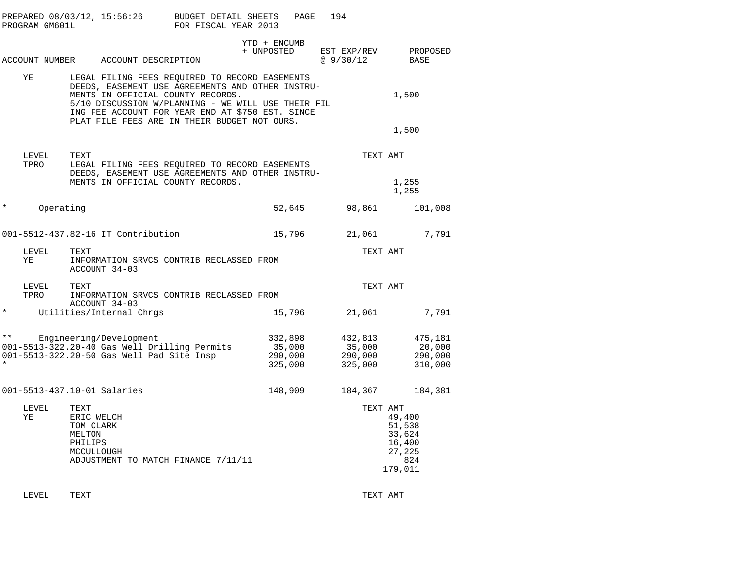PREPARED 08/03/12, 15:56:26 BUDGET DETAIL SHEETS
PROGRAM GM601L FOR FISCAL YEAR 2013

| ACCOUNT NUMBER | ACCOUNT DESCRIPTION | YTD + ENCUMB + UNPOSTED | EST EXP/REV @ 9/30/12 | PROPOSED BASE |
|---|---|---|---|---|
| YE | LEGAL FILING FEES REQUIRED TO RECORD EASEMENTS DEEDS, EASEMENT USE AGREEMENTS AND OTHER INSTRUMENTS IN OFFICIAL COUNTY RECORDS. | | 1,500 | |
| | 5/10 DISCUSSION W/PLANNING - WE WILL USE THEIR FILING FEE ACCOUNT FOR YEAR END AT $750 EST. SINCE PLAT FILE FEES ARE IN THEIR BUDGET NOT OURS. | | | |
| | | | 1,500 | |

| LEVEL | TEXT | TEXT AMT |
|---|---|---|
| TPRO | LEGAL FILING FEES REQUIRED TO RECORD EASEMENTS DEEDS, EASEMENT USE AGREEMENTS AND OTHER INSTRUMENTS IN OFFICIAL COUNTY RECORDS. | 1,255 |
| | | 1,255 |

| ACCOUNT NUMBER | ACCOUNT DESCRIPTION | YTD + ENCUMB + UNPOSTED | EST EXP/REV @ 9/30/12 | PROPOSED BASE |
|---|---|---|---|---|
| * | Operating | 52,645 | 98,861 | 101,008 |
| 001-5512-437.82-16 | IT Contribution | 15,796 | 21,061 | 7,791 |

| LEVEL | TEXT | TEXT AMT |
|---|---|---|
| YE | INFORMATION SRVCS CONTRIB RECLASSED FROM ACCOUNT 34-03 | |

| LEVEL | TEXT | TEXT AMT |
|---|---|---|
| TPRO | INFORMATION SRVCS CONTRIB RECLASSED FROM ACCOUNT 34-03 | |

| ACCOUNT NUMBER | ACCOUNT DESCRIPTION | YTD + ENCUMB + UNPOSTED | EST EXP/REV @ 9/30/12 | PROPOSED BASE |
|---|---|---|---|---|
| * | Utilities/Internal Chrgs | 15,796 | 21,061 | 7,791 |
| ** | Engineering/Development | 332,898 | 432,813 | 475,181 |
| 001-5513-322.20-40 | Gas Well Drilling Permits | 35,000 | 35,000 | 20,000 |
| 001-5513-322.20-50 | Gas Well Pad Site Insp | 290,000 | 290,000 | 290,000 |
| * | | 325,000 | 325,000 | 310,000 |
| 001-5513-437.10-01 | Salaries | 148,909 | 184,367 | 184,381 |

| LEVEL | TEXT | TEXT AMT |
|---|---|---|
| YE | ERIC WELCH | 49,400 |
| | TOM CLARK | 51,538 |
| | MELTON | 33,624 |
| | PHILIPS | 16,400 |
| | MCCULLOUGH | 27,225 |
| | ADJUSTMENT TO MATCH FINANCE 7/11/11 | 824 |
| | | 179,011 |

| LEVEL | TEXT | TEXT AMT |
|---|---|---|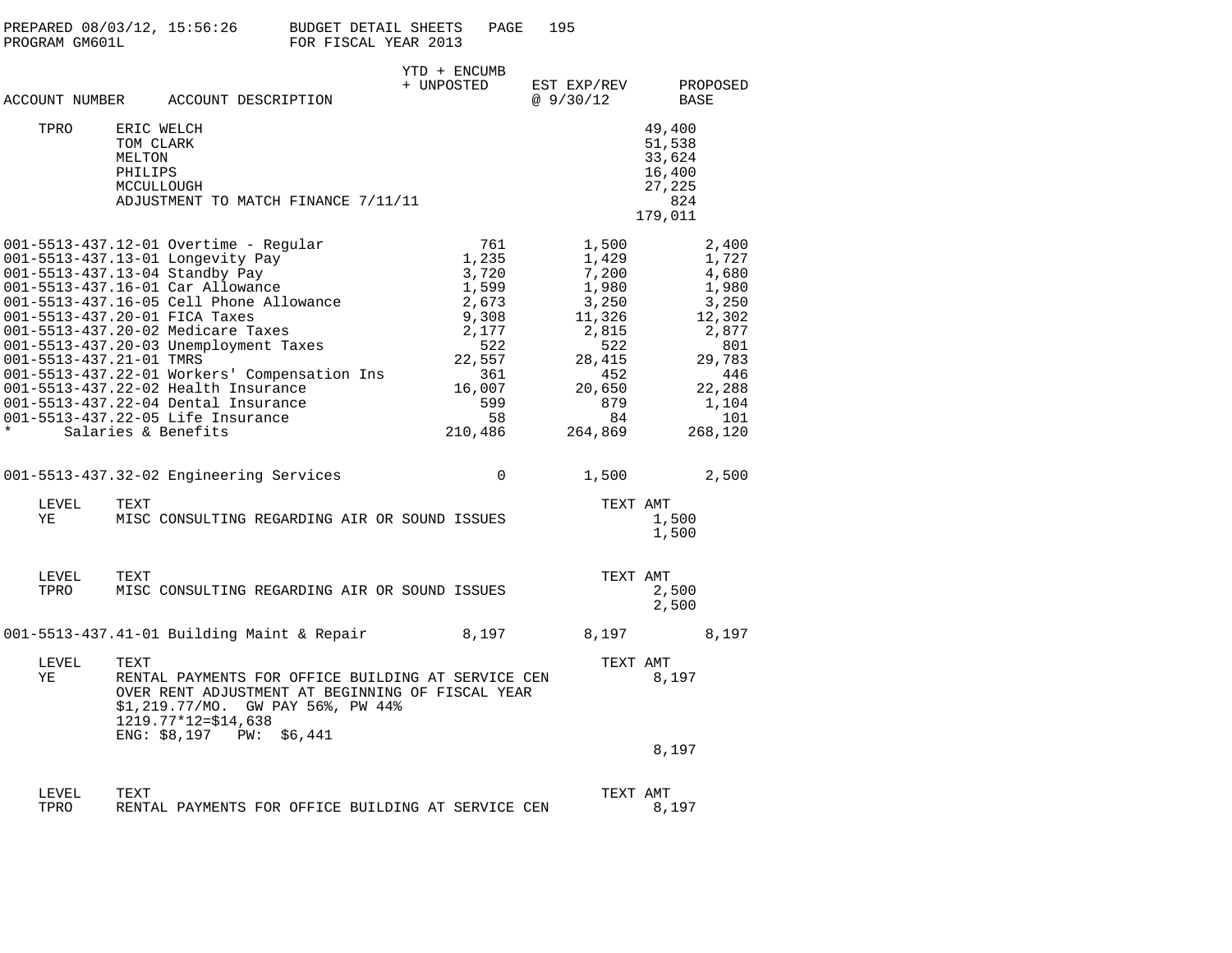PREPARED 08/03/12, 15:56:26 BUDGET DETAIL SHEETS
PROGRAM GM601L FOR FISCAL YEAR 2013

| ACCOUNT NUMBER | ACCOUNT DESCRIPTION | YTD + ENCUMB + UNPOSTED | EST EXP/REV @ 9/30/12 | PROPOSED BASE |
|---|---|---|---|---|
| TPRO | ERIC WELCH | | | 49,400 |
| | TOM CLARK | | | 51,538 |
| | MELTON | | | 33,624 |
| | PHILIPS | | | 16,400 |
| | MCCULLOUGH | | | 27,225 |
| | ADJUSTMENT TO MATCH FINANCE 7/11/11 | | | 824 |
| | | | | 179,011 |
| 001-5513-437.12-01 | Overtime - Regular | 761 | 1,500 | 2,400 |
| 001-5513-437.13-01 | Longevity Pay | 1,235 | 1,429 | 1,727 |
| 001-5513-437.13-04 | Standby Pay | 3,720 | 7,200 | 4,680 |
| 001-5513-437.16-01 | Car Allowance | 1,599 | 1,980 | 1,980 |
| 001-5513-437.16-05 | Cell Phone Allowance | 2,673 | 3,250 | 3,250 |
| 001-5513-437.20-01 | FICA Taxes | 9,308 | 11,326 | 12,302 |
| 001-5513-437.20-02 | Medicare Taxes | 2,177 | 2,815 | 2,877 |
| 001-5513-437.20-03 | Unemployment Taxes | 522 | 522 | 801 |
| 001-5513-437.21-01 | TMRS | 22,557 | 28,415 | 29,783 |
| 001-5513-437.22-01 | Workers' Compensation Ins | 361 | 452 | 446 |
| 001-5513-437.22-02 | Health Insurance | 16,007 | 20,650 | 22,288 |
| 001-5513-437.22-04 | Dental Insurance | 599 | 879 | 1,104 |
| 001-5513-437.22-05 | Life Insurance | 58 | 84 | 101 |
| * | Salaries & Benefits | 210,486 | 264,869 | 268,120 |
| 001-5513-437.32-02 | Engineering Services | 0 | 1,500 | 2,500 |

| LEVEL | TEXT | TEXT AMT |
|---|---|---|
| YE | MISC CONSULTING REGARDING AIR OR SOUND ISSUES | 1,500 |
| | | 1,500 |

| LEVEL | TEXT | TEXT AMT |
|---|---|---|
| TPRO | MISC CONSULTING REGARDING AIR OR SOUND ISSUES | 2,500 |
| | | 2,500 |

| ACCOUNT NUMBER | ACCOUNT DESCRIPTION | YTD + ENCUMB + UNPOSTED | EST EXP/REV @ 9/30/12 | PROPOSED BASE |
|---|---|---|---|---|
| 001-5513-437.41-01 | Building Maint & Repair | 8,197 | 8,197 | 8,197 |

| LEVEL | TEXT | TEXT AMT |
|---|---|---|
| YE | RENTAL PAYMENTS FOR OFFICE BUILDING AT SERVICE CEN OVER RENT ADJUSTMENT AT BEGINNING OF FISCAL YEAR $1,219.77/MO. GW PAY 56%, PW 44% 1219.77*12=$14,638 ENG: $8,197 PW: $6,441 | 8,197 |
| | | 8,197 |

| LEVEL | TEXT | TEXT AMT |
|---|---|---|
| TPRO | RENTAL PAYMENTS FOR OFFICE BUILDING AT SERVICE CEN | 8,197 |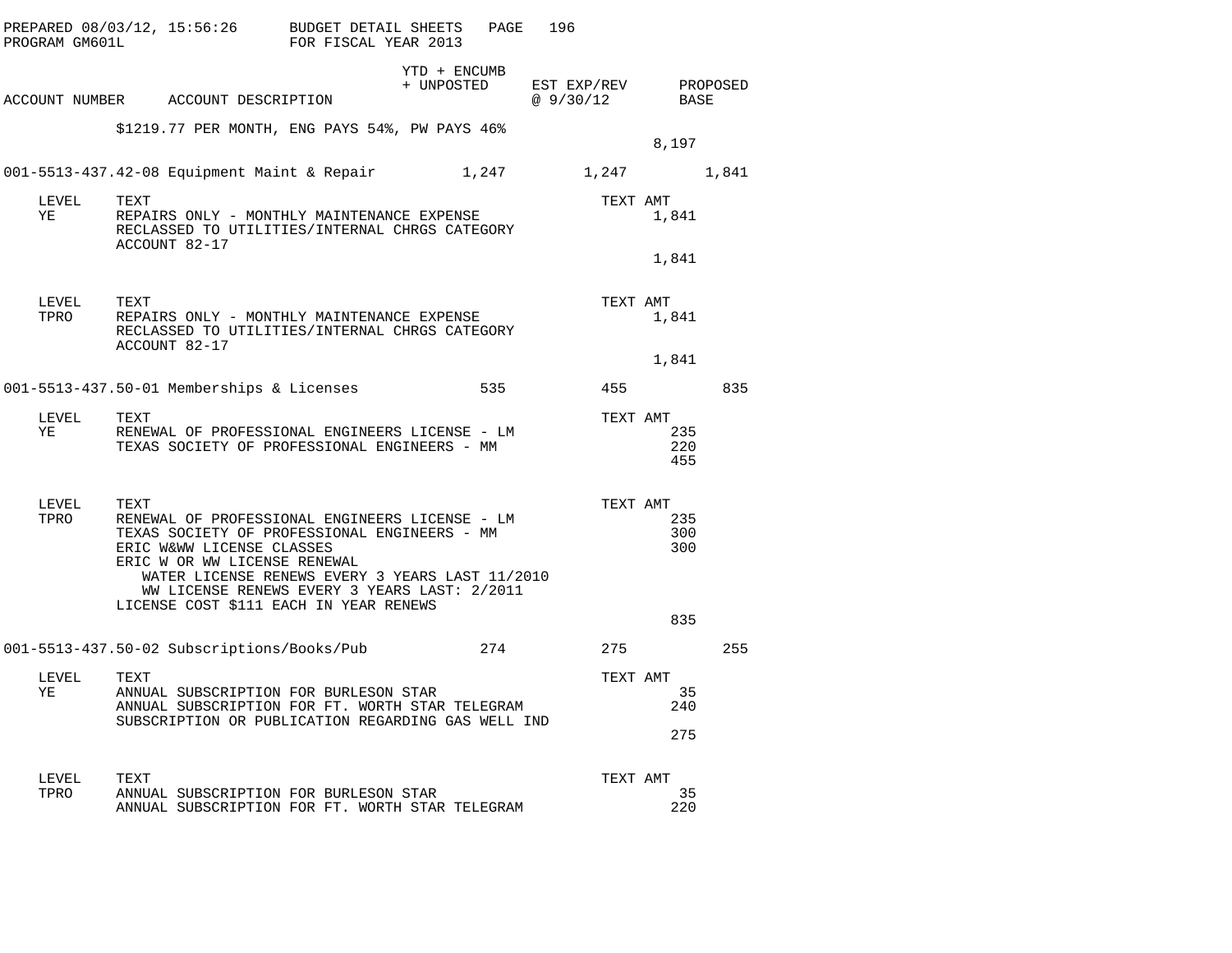PREPARED 08/03/12, 15:56:26 BUDGET DETAIL SHEETS
PROGRAM GM601L FOR FISCAL YEAR 2013

| ACCOUNT NUMBER | ACCOUNT DESCRIPTION | YTD + ENCUMB + UNPOSTED | EST EXP/REV @ 9/30/12 | PROPOSED BASE |
|---|---|---|---|---|

$1219.77 PER MONTH, ENG PAYS 54%, PW PAYS 46%

8,197

| ACCOUNT NUMBER | ACCOUNT DESCRIPTION | YTD + ENCUMB + UNPOSTED | EST EXP/REV @ 9/30/12 | PROPOSED BASE |
|---|---|---|---|---|
| 001-5513-437.42-08 | Equipment Maint & Repair | 1,247 | 1,247 | 1,841 |

| LEVEL | TEXT | TEXT AMT |
|---|---|---|
| YE | REPAIRS ONLY - MONTHLY MAINTENANCE EXPENSE RECLASSED TO UTILITIES/INTERNAL CHRGS CATEGORY ACCOUNT 82-17 | 1,841 |
| | | 1,841 |

| LEVEL | TEXT | TEXT AMT |
|---|---|---|
| TPRO | REPAIRS ONLY - MONTHLY MAINTENANCE EXPENSE RECLASSED TO UTILITIES/INTERNAL CHRGS CATEGORY ACCOUNT 82-17 | 1,841 |
| | | 1,841 |

| ACCOUNT NUMBER | ACCOUNT DESCRIPTION | YTD + ENCUMB + UNPOSTED | EST EXP/REV @ 9/30/12 | PROPOSED BASE |
|---|---|---|---|---|
| 001-5513-437.50-01 | Memberships & Licenses | 535 | 455 | 835 |

| LEVEL | TEXT | TEXT AMT |
|---|---|---|
| YE | RENEWAL OF PROFESSIONAL ENGINEERS LICENSE - LM | 235 |
| | TEXAS SOCIETY OF PROFESSIONAL ENGINEERS - MM | 220 |
| | | 455 |

| LEVEL | TEXT | TEXT AMT |
|---|---|---|
| TPRO | RENEWAL OF PROFESSIONAL ENGINEERS LICENSE - LM | 235 |
| | TEXAS SOCIETY OF PROFESSIONAL ENGINEERS - MM | 300 |
| | ERIC W&WW LICENSE CLASSES | 300 |
| | ERIC W OR WW LICENSE RENEWAL<br>WATER LICENSE RENEWS EVERY 3 YEARS LAST 11/2010<br>WW LICENSE RENEWS EVERY 3 YEARS LAST: 2/2011<br>LICENSE COST $111 EACH IN YEAR RENEWS | |
| | | 835 |

| ACCOUNT NUMBER | ACCOUNT DESCRIPTION | YTD + ENCUMB + UNPOSTED | EST EXP/REV @ 9/30/12 | PROPOSED BASE |
|---|---|---|---|---|
| 001-5513-437.50-02 | Subscriptions/Books/Pub | 274 | 275 | 255 |

| LEVEL | TEXT | TEXT AMT |
|---|---|---|
| YE | ANNUAL SUBSCRIPTION FOR BURLESON STAR | 35 |
| | ANNUAL SUBSCRIPTION FOR FT. WORTH STAR TELEGRAM | 240 |
| | SUBSCRIPTION OR PUBLICATION REGARDING GAS WELL IND | |
| | | 275 |

| LEVEL | TEXT | TEXT AMT |
|---|---|---|
| TPRO | ANNUAL SUBSCRIPTION FOR BURLESON STAR | 35 |
| | ANNUAL SUBSCRIPTION FOR FT. WORTH STAR TELEGRAM | 220 |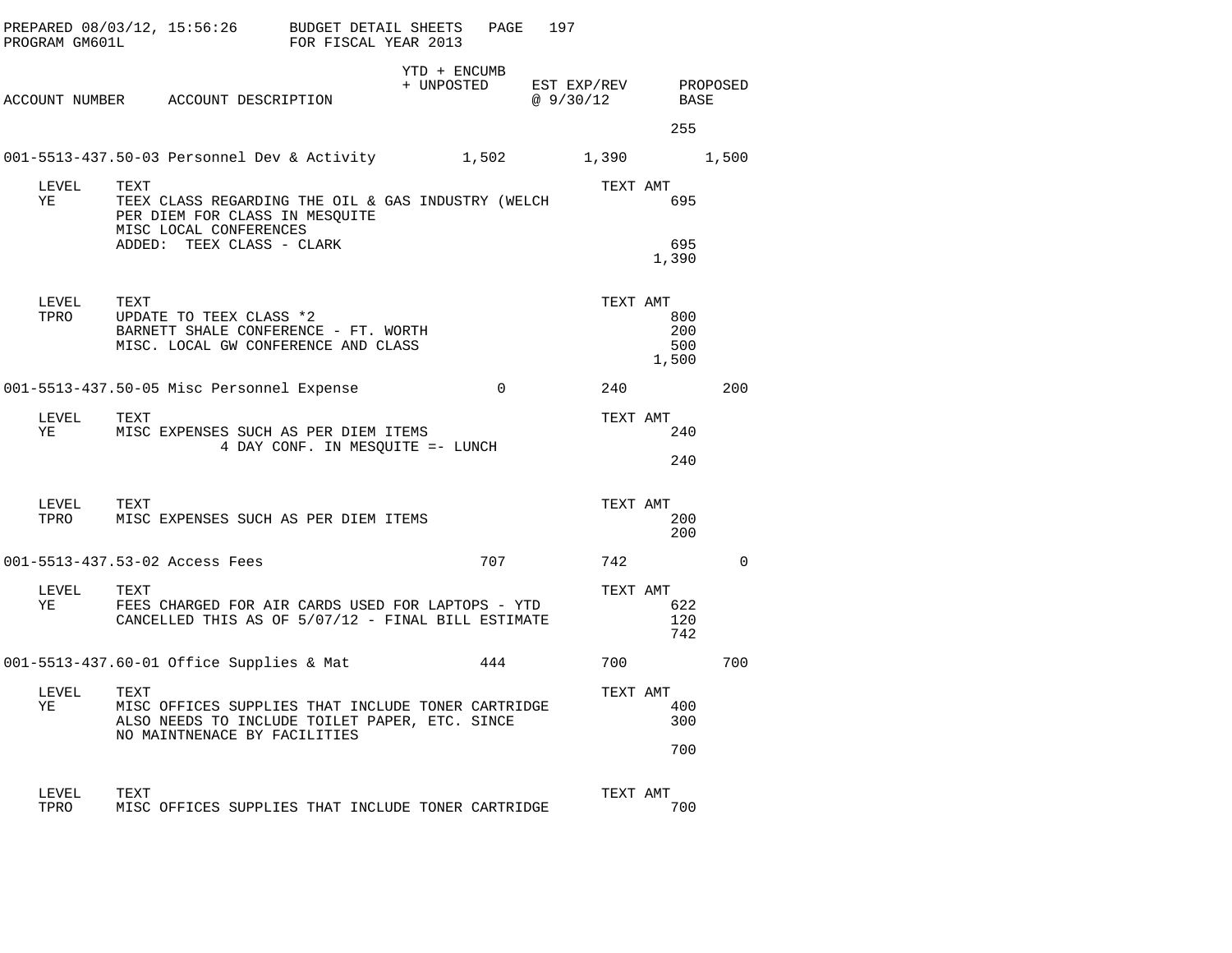PREPARED 08/03/12, 15:56:26 BUDGET DETAIL SHEETS
PROGRAM GM601L FOR FISCAL YEAR 2013

| ACCOUNT NUMBER | ACCOUNT DESCRIPTION | YTD + ENCUMB + UNPOSTED | EST EXP/REV @ 9/30/12 | PROPOSED BASE |
|---|---|---|---|---|
| | | | | 255 |
| 001-5513-437.50-03 | Personnel Dev & Activity | 1,502 | 1,390 | 1,500 |

| LEVEL | TEXT | TEXT AMT |
|---|---|---|
| YE | TEEX CLASS REGARDING THE OIL & GAS INDUSTRY (WELCH | 695 |
| | PER DIEM FOR CLASS IN MESQUITE | |
| | MISC LOCAL CONFERENCES | |
| | ADDED: TEEX CLASS - CLARK | 695 |
| | | 1,390 |

| LEVEL | TEXT | TEXT AMT |
|---|---|---|
| TPRO | UPDATE TO TEEX CLASS *2 | 800 |
| | BARNETT SHALE CONFERENCE - FT. WORTH | 200 |
| | MISC. LOCAL GW CONFERENCE AND CLASS | 500 |
| | | 1,500 |

| ACCOUNT NUMBER | ACCOUNT DESCRIPTION | YTD + ENCUMB + UNPOSTED | EST EXP/REV @ 9/30/12 | PROPOSED BASE |
|---|---|---|---|---|
| 001-5513-437.50-05 | Misc Personnel Expense | 0 | 240 | 200 |

| LEVEL | TEXT | TEXT AMT |
|---|---|---|
| YE | MISC EXPENSES SUCH AS PER DIEM ITEMS | 240 |
| | 4 DAY CONF. IN MESQUITE =- LUNCH | |
| | | 240 |

| LEVEL | TEXT | TEXT AMT |
|---|---|---|
| TPRO | MISC EXPENSES SUCH AS PER DIEM ITEMS | 200 |
| | | 200 |

| ACCOUNT NUMBER | ACCOUNT DESCRIPTION | YTD + ENCUMB + UNPOSTED | EST EXP/REV @ 9/30/12 | PROPOSED BASE |
|---|---|---|---|---|
| 001-5513-437.53-02 | Access Fees | 707 | 742 | 0 |

| LEVEL | TEXT | TEXT AMT |
|---|---|---|
| YE | FEES CHARGED FOR AIR CARDS USED FOR LAPTOPS - YTD | 622 |
| | CANCELLED THIS AS OF 5/07/12 - FINAL BILL ESTIMATE | 120 |
| | | 742 |

| ACCOUNT NUMBER | ACCOUNT DESCRIPTION | YTD + ENCUMB + UNPOSTED | EST EXP/REV @ 9/30/12 | PROPOSED BASE |
|---|---|---|---|---|
| 001-5513-437.60-01 | Office Supplies & Mat | 444 | 700 | 700 |

| LEVEL | TEXT | TEXT AMT |
|---|---|---|
| YE | MISC OFFICES SUPPLIES THAT INCLUDE TONER CARTRIDGE | 400 |
| | ALSO NEEDS TO INCLUDE TOILET PAPER, ETC. SINCE | 300 |
| | NO MAINTNENACE BY FACILITIES | |
| | | 700 |

| LEVEL | TEXT | TEXT AMT |
|---|---|---|
| TPRO | MISC OFFICES SUPPLIES THAT INCLUDE TONER CARTRIDGE | 700 |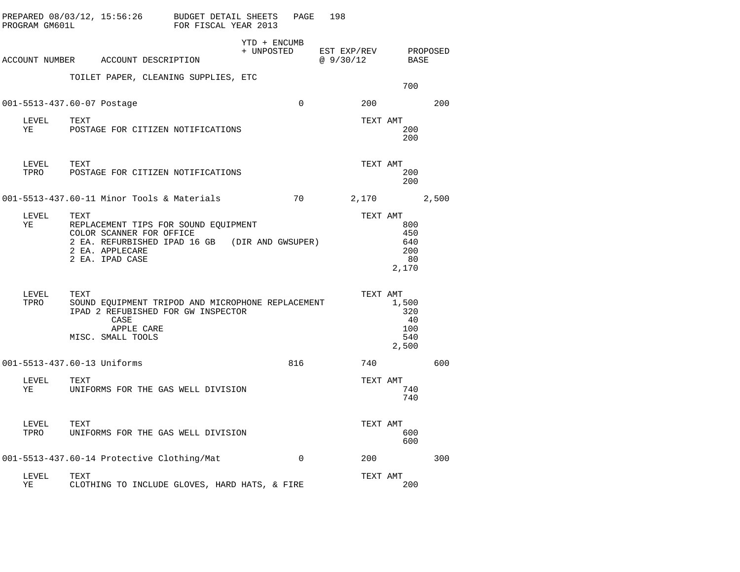PREPARED 08/03/12, 15:56:26 BUDGET DETAIL SHEETS
PROGRAM GM601L FOR FISCAL YEAR 2013

| ACCOUNT NUMBER | ACCOUNT DESCRIPTION | YTD + ENCUMB + UNPOSTED | EST EXP/REV @ 9/30/12 | PROPOSED BASE |
|---|---|---|---|---|

TOILET PAPER, CLEANING SUPPLIES, ETC — 700

**001-5513-437.60-07 Postage** — YTD + ENCUMB + UNPOSTED: 0 | EST EXP/REV: 200 | PROPOSED BASE: 200

| LEVEL | TEXT | TEXT AMT |
|---|---|---|
| YE | POSTAGE FOR CITIZEN NOTIFICATIONS | 200 |
| | | 200 |

| LEVEL | TEXT | TEXT AMT |
|---|---|---|
| TPRO | POSTAGE FOR CITIZEN NOTIFICATIONS | 200 |
| | | 200 |

**001-5513-437.60-11 Minor Tools & Materials** — YTD + ENCUMB + UNPOSTED: 70 | EST EXP/REV: 2,170 | PROPOSED BASE: 2,500

| LEVEL | TEXT | TEXT AMT |
|---|---|---|
| YE | REPLACEMENT TIPS FOR SOUND EQUIPMENT | 800 |
| | COLOR SCANNER FOR OFFICE | 450 |
| | 2 EA. REFURBISHED IPAD 16 GB (DIR AND GWSUPER) | 640 |
| | 2 EA. APPLECARE | 200 |
| | 2 EA. IPAD CASE | 80 |
| | | 2,170 |

| LEVEL | TEXT | TEXT AMT |
|---|---|---|
| TPRO | SOUND EQUIPMENT TRIPOD AND MICROPHONE REPLACEMENT | 1,500 |
| | IPAD 2 REFUBISHED FOR GW INSPECTOR | 320 |
| | CASE | 40 |
| | APPLE CARE | 100 |
| | MISC. SMALL TOOLS | 540 |
| | | 2,500 |

**001-5513-437.60-13 Uniforms** — YTD + ENCUMB + UNPOSTED: 816 | EST EXP/REV: 740 | PROPOSED BASE: 600

| LEVEL | TEXT | TEXT AMT |
|---|---|---|
| YE | UNIFORMS FOR THE GAS WELL DIVISION | 740 |
| | | 740 |

| LEVEL | TEXT | TEXT AMT |
|---|---|---|
| TPRO | UNIFORMS FOR THE GAS WELL DIVISION | 600 |
| | | 600 |

**001-5513-437.60-14 Protective Clothing/Mat** — YTD + ENCUMB + UNPOSTED: 0 | EST EXP/REV: 200 | PROPOSED BASE: 300

| LEVEL | TEXT | TEXT AMT |
|---|---|---|
| YE | CLOTHING TO INCLUDE GLOVES, HARD HATS, & FIRE | 200 |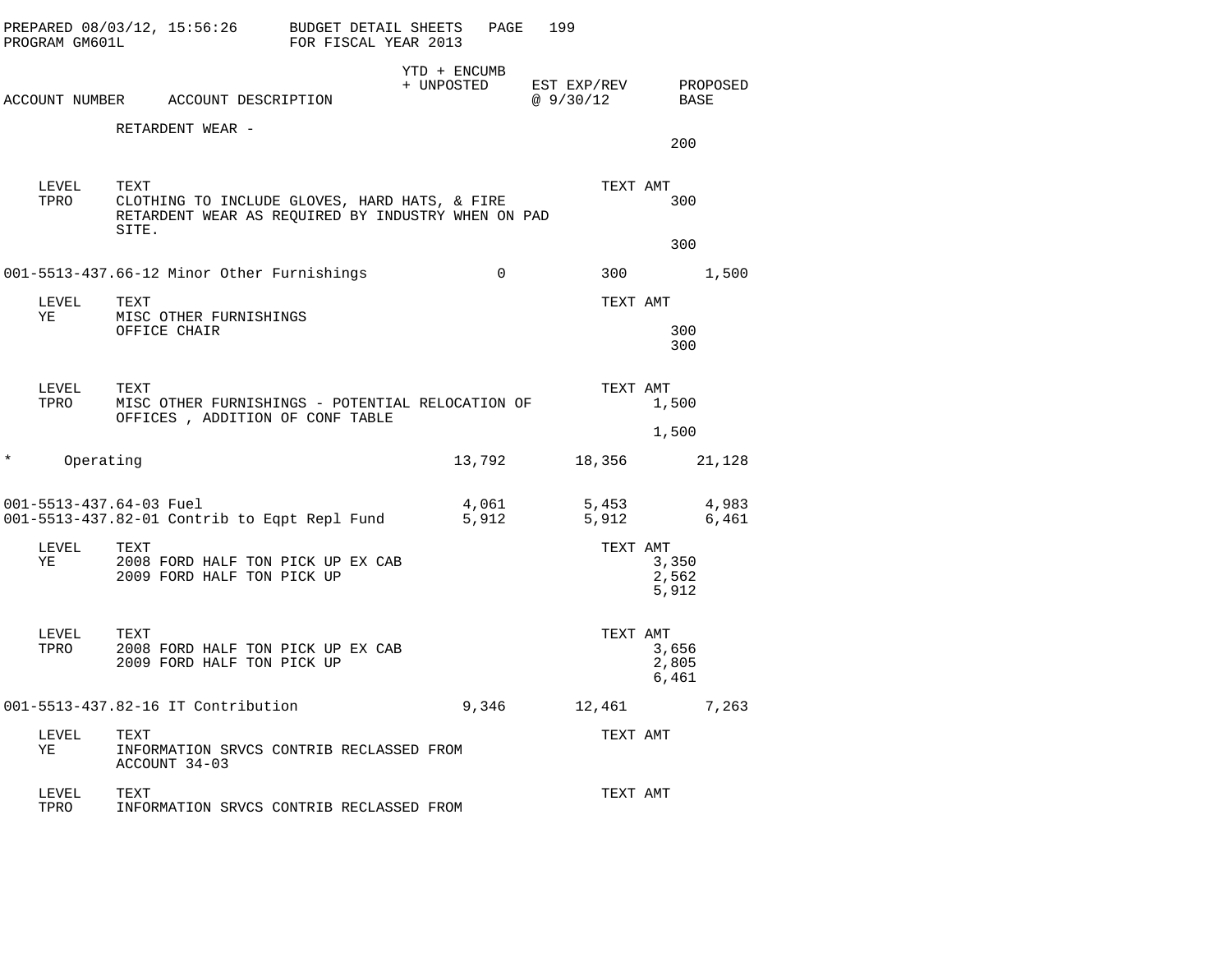PREPARED 08/03/12, 15:56:26 BUDGET DETAIL SHEETS
PROGRAM GM601L FOR FISCAL YEAR 2013

| ACCOUNT NUMBER | ACCOUNT DESCRIPTION | YTD + ENCUMB + UNPOSTED | EST EXP/REV @ 9/30/12 | PROPOSED BASE |
|---|---|---|---|---|

RETARDENT WEAR -
200

| LEVEL | TEXT | TEXT AMT |
|---|---|---|
| TPRO | CLOTHING TO INCLUDE GLOVES, HARD HATS, & FIRE RETARDENT WEAR AS REQUIRED BY INDUSTRY WHEN ON PAD SITE. | 300 |
| | | 300 |

| ACCOUNT NUMBER | ACCOUNT DESCRIPTION | YTD + ENCUMB + UNPOSTED | EST EXP/REV @ 9/30/12 | PROPOSED BASE |
|---|---|---|---|---|
| 001-5513-437.66-12 | Minor Other Furnishings | 0 | 300 | 1,500 |

| LEVEL | TEXT | TEXT AMT |
|---|---|---|
| YE | MISC OTHER FURNISHINGS | |
| | OFFICE CHAIR | 300 |
| | | 300 |

| LEVEL | TEXT | TEXT AMT |
|---|---|---|
| TPRO | MISC OTHER FURNISHINGS - POTENTIAL RELOCATION OF OFFICES , ADDITION OF CONF TABLE | 1,500 |
| | | 1,500 |

| ACCOUNT NUMBER | ACCOUNT DESCRIPTION | YTD + ENCUMB + UNPOSTED | EST EXP/REV @ 9/30/12 | PROPOSED BASE |
|---|---|---|---|---|
| * | Operating | 13,792 | 18,356 | 21,128 |
| 001-5513-437.64-03 | Fuel | 4,061 | 5,453 | 4,983 |
| 001-5513-437.82-01 | Contrib to Eqpt Repl Fund | 5,912 | 5,912 | 6,461 |

| LEVEL | TEXT | TEXT AMT |
|---|---|---|
| YE | 2008 FORD HALF TON PICK UP EX CAB | 3,350 |
| | 2009 FORD HALF TON PICK UP | 2,562 |
| | | 5,912 |

| LEVEL | TEXT | TEXT AMT |
|---|---|---|
| TPRO | 2008 FORD HALF TON PICK UP EX CAB | 3,656 |
| | 2009 FORD HALF TON PICK UP | 2,805 |
| | | 6,461 |

| ACCOUNT NUMBER | ACCOUNT DESCRIPTION | YTD + ENCUMB + UNPOSTED | EST EXP/REV @ 9/30/12 | PROPOSED BASE |
|---|---|---|---|---|
| 001-5513-437.82-16 | IT Contribution | 9,346 | 12,461 | 7,263 |

| LEVEL | TEXT | TEXT AMT |
|---|---|---|
| YE | INFORMATION SRVCS CONTRIB RECLASSED FROM ACCOUNT 34-03 | |

| LEVEL | TEXT | TEXT AMT |
|---|---|---|
| TPRO | INFORMATION SRVCS CONTRIB RECLASSED FROM | |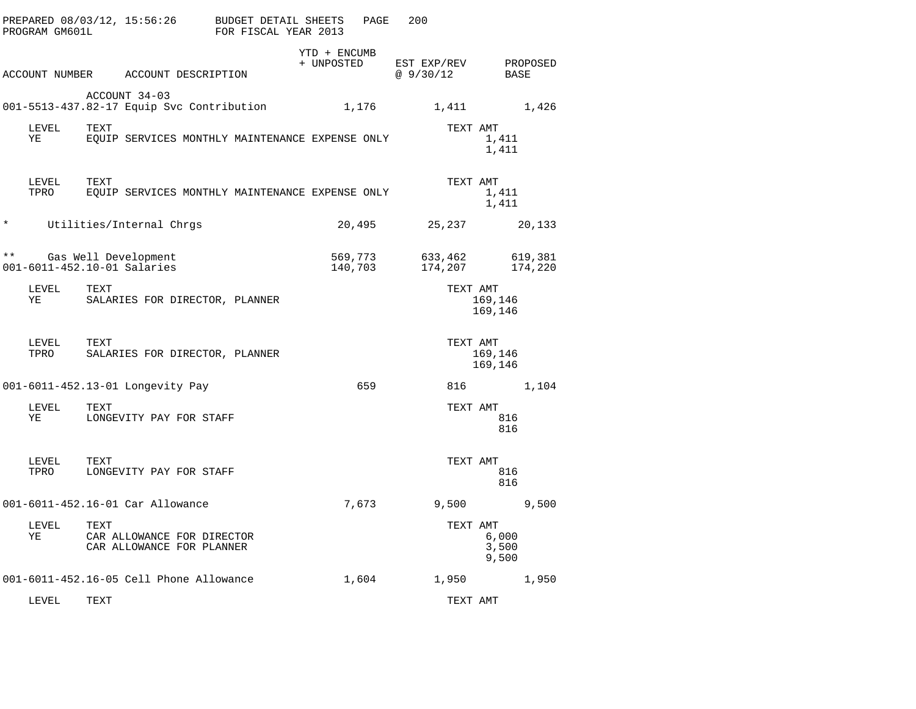PREPARED 08/03/12, 15:56:26 BUDGET DETAIL SHEETS PAGE 200
PROGRAM GM601L FOR FISCAL YEAR 2013

| ACCOUNT NUMBER | ACCOUNT DESCRIPTION | YTD + ENCUMB + UNPOSTED | EST EXP/REV @ 9/30/12 | PROPOSED BASE |
|---|---|---|---|---|
| | ACCOUNT 34-03 | | | |
| 001-5513-437.82-17 | Equip Svc Contribution | 1,176 | 1,411 | 1,426 |

| LEVEL | TEXT | TEXT AMT |
|---|---|---|
| YE | EQUIP SERVICES MONTHLY MAINTENANCE EXPENSE ONLY | 1,411 |
| | | 1,411 |

| LEVEL | TEXT | TEXT AMT |
|---|---|---|
| TPRO | EQUIP SERVICES MONTHLY MAINTENANCE EXPENSE ONLY | 1,411 |
| | | 1,411 |

| ACCOUNT NUMBER | ACCOUNT DESCRIPTION | YTD + ENCUMB + UNPOSTED | EST EXP/REV @ 9/30/12 | PROPOSED BASE |
|---|---|---|---|---|
| * | Utilities/Internal Chrgs | 20,495 | 25,237 | 20,133 |
| ** | Gas Well Development | 569,773 | 633,462 | 619,381 |
| 001-6011-452.10-01 | Salaries | 140,703 | 174,207 | 174,220 |

| LEVEL | TEXT | TEXT AMT |
|---|---|---|
| YE | SALARIES FOR DIRECTOR, PLANNER | 169,146 |
| | | 169,146 |

| LEVEL | TEXT | TEXT AMT |
|---|---|---|
| TPRO | SALARIES FOR DIRECTOR, PLANNER | 169,146 |
| | | 169,146 |

| ACCOUNT NUMBER | ACCOUNT DESCRIPTION | YTD + ENCUMB + UNPOSTED | EST EXP/REV @ 9/30/12 | PROPOSED BASE |
|---|---|---|---|---|
| 001-6011-452.13-01 | Longevity Pay | 659 | 816 | 1,104 |

| LEVEL | TEXT | TEXT AMT |
|---|---|---|
| YE | LONGEVITY PAY FOR STAFF | 816 |
| | | 816 |

| LEVEL | TEXT | TEXT AMT |
|---|---|---|
| TPRO | LONGEVITY PAY FOR STAFF | 816 |
| | | 816 |

| ACCOUNT NUMBER | ACCOUNT DESCRIPTION | YTD + ENCUMB + UNPOSTED | EST EXP/REV @ 9/30/12 | PROPOSED BASE |
|---|---|---|---|---|
| 001-6011-452.16-01 | Car Allowance | 7,673 | 9,500 | 9,500 |

| LEVEL | TEXT | TEXT AMT |
|---|---|---|
| YE | CAR ALLOWANCE FOR DIRECTOR | 6,000 |
| | CAR ALLOWANCE FOR PLANNER | 3,500 |
| | | 9,500 |

| ACCOUNT NUMBER | ACCOUNT DESCRIPTION | YTD + ENCUMB + UNPOSTED | EST EXP/REV @ 9/30/12 | PROPOSED BASE |
|---|---|---|---|---|
| 001-6011-452.16-05 | Cell Phone Allowance | 1,604 | 1,950 | 1,950 |

| LEVEL | TEXT | TEXT AMT |
|---|---|---|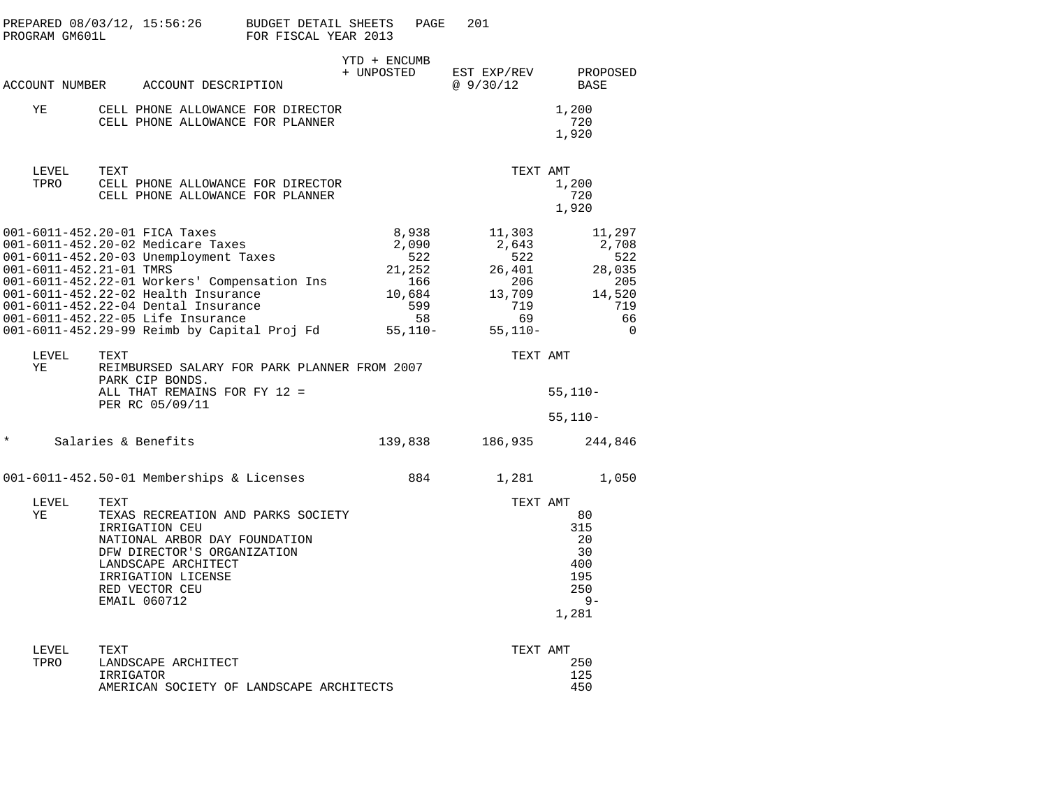PREPARED 08/03/12, 15:56:26 BUDGET DETAIL SHEETS
PROGRAM GM601L FOR FISCAL YEAR 2013

| ACCOUNT NUMBER | ACCOUNT DESCRIPTION | YTD + ENCUMB + UNPOSTED | EST EXP/REV @ 9/30/12 | PROPOSED BASE |
|---|---|---|---|---|
| YE | CELL PHONE ALLOWANCE FOR DIRECTOR | | | 1,200 |
| | CELL PHONE ALLOWANCE FOR PLANNER | | | 720 |
| | | | | 1,920 |

| LEVEL | TEXT | TEXT AMT |
|---|---|---|
| TPRO | CELL PHONE ALLOWANCE FOR DIRECTOR | 1,200 |
| | CELL PHONE ALLOWANCE FOR PLANNER | 720 |
| | | 1,920 |

| ACCOUNT NUMBER | ACCOUNT DESCRIPTION | YTD + ENCUMB + UNPOSTED | EST EXP/REV @ 9/30/12 | PROPOSED BASE |
|---|---|---|---|---|
| 001-6011-452.20-01 | FICA Taxes | 8,938 | 11,303 | 11,297 |
| 001-6011-452.20-02 | Medicare Taxes | 2,090 | 2,643 | 2,708 |
| 001-6011-452.20-03 | Unemployment Taxes | 522 | 522 | 522 |
| 001-6011-452.21-01 | TMRS | 21,252 | 26,401 | 28,035 |
| 001-6011-452.22-01 | Workers' Compensation Ins | 166 | 206 | 205 |
| 001-6011-452.22-02 | Health Insurance | 10,684 | 13,709 | 14,520 |
| 001-6011-452.22-04 | Dental Insurance | 599 | 719 | 719 |
| 001-6011-452.22-05 | Life Insurance | 58 | 69 | 66 |
| 001-6011-452.29-99 | Reimb by Capital Proj Fd | 55,110- | 55,110- | 0 |

| LEVEL | TEXT | TEXT AMT |
|---|---|---|
| YE | REIMBURSED SALARY FOR PARK PLANNER FROM 2007 PARK CIP BONDS. | |
| | ALL THAT REMAINS FOR FY 12 = PER RC 05/09/11 | 55,110- |
| | | 55,110- |

| | | YTD + ENCUMB + UNPOSTED | EST EXP/REV @ 9/30/12 | PROPOSED BASE |
|---|---|---|---|---|
| * | Salaries & Benefits | 139,838 | 186,935 | 244,846 |
| 001-6011-452.50-01 | Memberships & Licenses | 884 | 1,281 | 1,050 |

| LEVEL | TEXT | TEXT AMT |
|---|---|---|
| YE | TEXAS RECREATION AND PARKS SOCIETY | 80 |
| | IRRIGATION CEU | 315 |
| | NATIONAL ARBOR DAY FOUNDATION | 20 |
| | DFW DIRECTOR'S ORGANIZATION | 30 |
| | LANDSCAPE ARCHITECT | 400 |
| | IRRIGATION LICENSE | 195 |
| | RED VECTOR CEU | 250 |
| | EMAIL 060712 | 9- |
| | | 1,281 |

| LEVEL | TEXT | TEXT AMT |
|---|---|---|
| TPRO | LANDSCAPE ARCHITECT | 250 |
| | IRRIGATOR | 125 |
| | AMERICAN SOCIETY OF LANDSCAPE ARCHITECTS | 450 |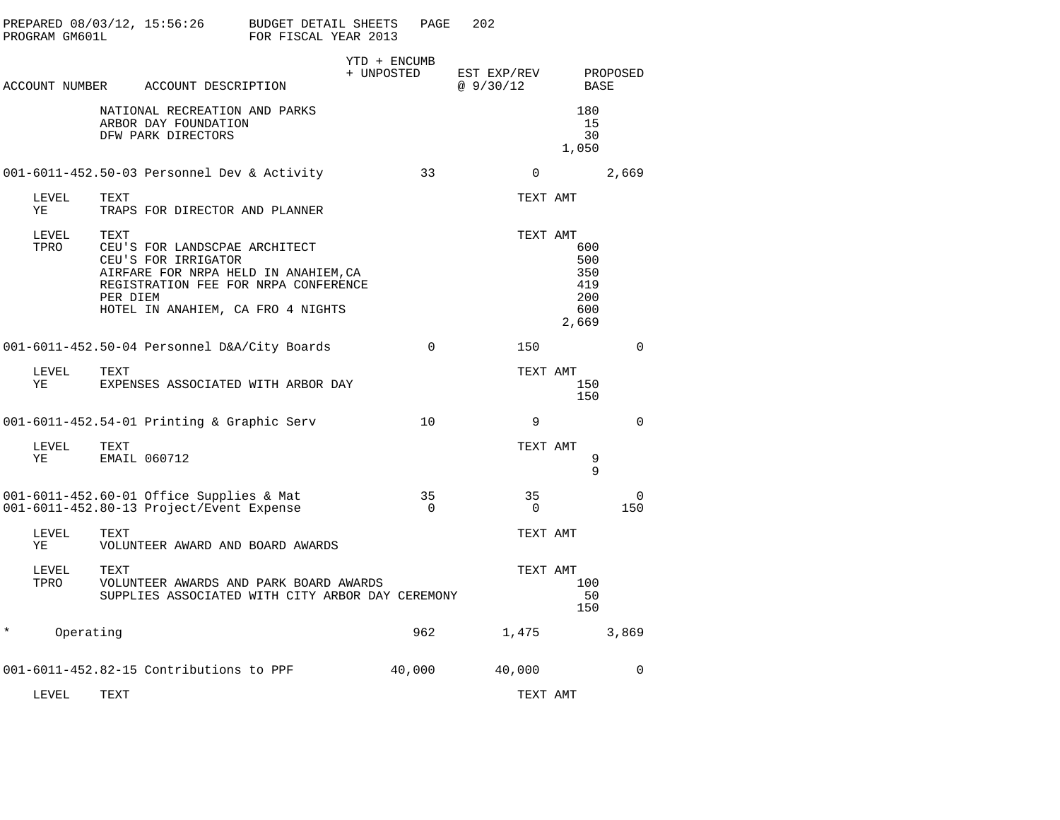PREPARED 08/03/12, 15:56:26 BUDGET DETAIL SHEETS PAGE 202
PROGRAM GM601L FOR FISCAL YEAR 2013

| ACCOUNT NUMBER | ACCOUNT DESCRIPTION | YTD + ENCUMB + UNPOSTED | EST EXP/REV @ 9/30/12 | TEXT AMT | PROPOSED BASE |
|---|---|---|---|---|---|
| | NATIONAL RECREATION AND PARKS | | | 180 | |
| | ARBOR DAY FOUNDATION | | | 15 | |
| | DFW PARK DIRECTORS | | | 30 | |
| | | | | 1,050 | |
| 001-6011-452.50-03 | Personnel Dev & Activity | 33 | 0 | | 2,669 |
| LEVEL YE | TEXT: TRAPS FOR DIRECTOR AND PLANNER | | | | |
| LEVEL TPRO | TEXT: CEU'S FOR LANDSCPAE ARCHITECT | | | 600 | |
| | CEU'S FOR IRRIGATOR | | | 500 | |
| | AIRFARE FOR NRPA HELD IN ANAHIEM,CA | | | 350 | |
| | REGISTRATION FEE FOR NRPA CONFERENCE | | | 419 | |
| | PER DIEM | | | 200 | |
| | HOTEL IN ANAHIEM, CA FRO 4 NIGHTS | | | 600 | |
| | | | | 2,669 | |
| 001-6011-452.50-04 | Personnel D&A/City Boards | 0 | 150 | | 0 |
| LEVEL YE | TEXT: EXPENSES ASSOCIATED WITH ARBOR DAY | | | 150 | |
| | | | | 150 | |
| 001-6011-452.54-01 | Printing & Graphic Serv | 10 | 9 | | 0 |
| LEVEL YE | TEXT: EMAIL 060712 | | | 9 | |
| | | | | 9 | |
| 001-6011-452.60-01 | Office Supplies & Mat | 35 | 35 | | 0 |
| 001-6011-452.80-13 | Project/Event Expense | 0 | 0 | | 150 |
| LEVEL YE | TEXT: VOLUNTEER AWARD AND BOARD AWARDS | | | | |
| LEVEL TPRO | TEXT: VOLUNTEER AWARDS AND PARK BOARD AWARDS | | | 100 | |
| | SUPPLIES ASSOCIATED WITH CITY ARBOR DAY CEREMONY | | | 50 | |
| | | | | 150 | |
| * | Operating | 962 | 1,475 | | 3,869 |
| 001-6011-452.82-15 | Contributions to PPF | 40,000 | 40,000 | | 0 |
| LEVEL | TEXT | | | TEXT AMT | |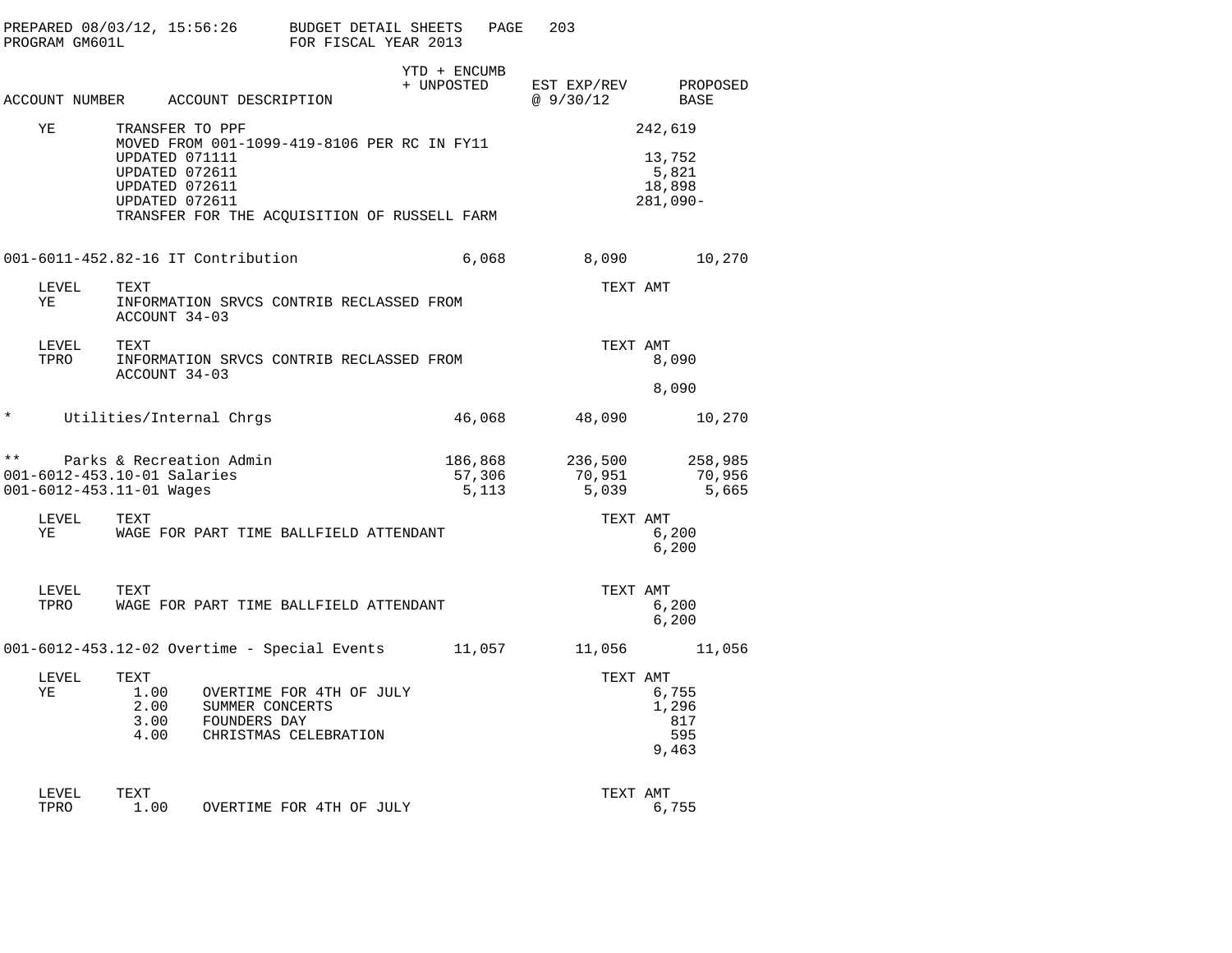| ACCOUNT NUMBER | ACCOUNT DESCRIPTION | YTD + ENCUMB + UNPOSTED | EST EXP/REV @ 9/30/12 | PROPOSED BASE |
|---|---|---|---|---|

YE    TRANSFER TO PPF    242,619
MOVED FROM 001-1099-419-8106 PER RC IN FY11
UPDATED 071111    13,752
UPDATED 072611    5,821
UPDATED 072611    18,898
UPDATED 072611    281,090-
TRANSFER FOR THE ACQUISITION OF RUSSELL FARM

| ACCOUNT NUMBER | ACCOUNT DESCRIPTION | YTD + ENCUMB + UNPOSTED | EST EXP/REV @ 9/30/12 | PROPOSED BASE |
|---|---|---|---|---|
| 001-6011-452.82-16 | IT Contribution | 6,068 | 8,090 | 10,270 |

| LEVEL | TEXT | TEXT AMT |
|---|---|---|
| YE | INFORMATION SRVCS CONTRIB RECLASSED FROM ACCOUNT 34-03 | |

| LEVEL | TEXT | TEXT AMT |
|---|---|---|
| TPRO | INFORMATION SRVCS CONTRIB RECLASSED FROM ACCOUNT 34-03 | 8,090 |
| | | 8,090 |

| ACCOUNT NUMBER | ACCOUNT DESCRIPTION | YTD + ENCUMB + UNPOSTED | EST EXP/REV @ 9/30/12 | PROPOSED BASE |
|---|---|---|---|---|
| * | Utilities/Internal Chrgs | 46,068 | 48,090 | 10,270 |
| ** | Parks & Recreation Admin | 186,868 | 236,500 | 258,985 |
| 001-6012-453.10-01 | Salaries | 57,306 | 70,951 | 70,956 |
| 001-6012-453.11-01 | Wages | 5,113 | 5,039 | 5,665 |

| LEVEL | TEXT | TEXT AMT |
|---|---|---|
| YE | WAGE FOR PART TIME BALLFIELD ATTENDANT | 6,200 |
| | | 6,200 |

| LEVEL | TEXT | TEXT AMT |
|---|---|---|
| TPRO | WAGE FOR PART TIME BALLFIELD ATTENDANT | 6,200 |
| | | 6,200 |

| ACCOUNT NUMBER | ACCOUNT DESCRIPTION | YTD + ENCUMB + UNPOSTED | EST EXP/REV @ 9/30/12 | PROPOSED BASE |
|---|---|---|---|---|
| 001-6012-453.12-02 | Overtime - Special Events | 11,057 | 11,056 | 11,056 |

| LEVEL | TEXT | | TEXT AMT |
|---|---|---|---|
| YE | 1.00 | OVERTIME FOR 4TH OF JULY | 6,755 |
| | 2.00 | SUMMER CONCERTS | 1,296 |
| | 3.00 | FOUNDERS DAY | 817 |
| | 4.00 | CHRISTMAS CELEBRATION | 595 |
| | | | 9,463 |

| LEVEL | TEXT | | TEXT AMT |
|---|---|---|---|
| TPRO | 1.00 | OVERTIME FOR 4TH OF JULY | 6,755 |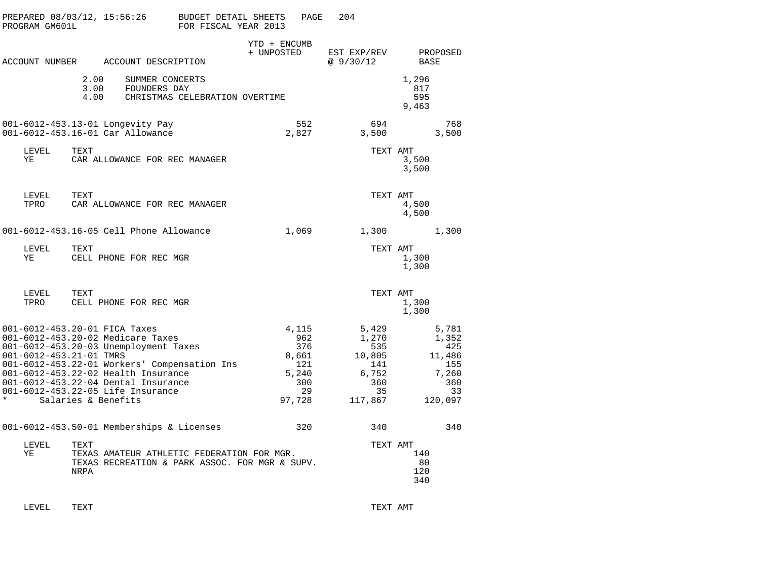PREPARED 08/03/12, 15:56:26 BUDGET DETAIL SHEETS
PROGRAM GM601L FOR FISCAL YEAR 2013

| ACCOUNT NUMBER | ACCOUNT DESCRIPTION | YTD + ENCUMB + UNPOSTED | EST EXP/REV @ 9/30/12 | PROPOSED BASE |
|---|---|---|---|---|

| | | TEXT AMT |
|---|---|---|
| 2.00 | SUMMER CONCERTS | 1,296 |
| 3.00 | FOUNDERS DAY | 817 |
| 4.00 | CHRISTMAS CELEBRATION OVERTIME | 595 |
| | | 9,463 |

| ACCOUNT NUMBER | ACCOUNT DESCRIPTION | YTD + ENCUMB + UNPOSTED | EST EXP/REV @ 9/30/12 | PROPOSED BASE |
|---|---|---|---|---|
| 001-6012-453.13-01 | Longevity Pay | 552 | 694 | 768 |
| 001-6012-453.16-01 | Car Allowance | 2,827 | 3,500 | 3,500 |

| LEVEL | TEXT | TEXT AMT |
|---|---|---|
| YE | CAR ALLOWANCE FOR REC MANAGER | 3,500 |
| | | 3,500 |

| LEVEL | TEXT | TEXT AMT |
|---|---|---|
| TPRO | CAR ALLOWANCE FOR REC MANAGER | 4,500 |
| | | 4,500 |

| ACCOUNT NUMBER | ACCOUNT DESCRIPTION | YTD + ENCUMB + UNPOSTED | EST EXP/REV @ 9/30/12 | PROPOSED BASE |
|---|---|---|---|---|
| 001-6012-453.16-05 | Cell Phone Allowance | 1,069 | 1,300 | 1,300 |

| LEVEL | TEXT | TEXT AMT |
|---|---|---|
| YE | CELL PHONE FOR REC MGR | 1,300 |
| | | 1,300 |

| LEVEL | TEXT | TEXT AMT |
|---|---|---|
| TPRO | CELL PHONE FOR REC MGR | 1,300 |
| | | 1,300 |

| ACCOUNT NUMBER | ACCOUNT DESCRIPTION | YTD + ENCUMB + UNPOSTED | EST EXP/REV @ 9/30/12 | PROPOSED BASE |
|---|---|---|---|---|
| 001-6012-453.20-01 | FICA Taxes | 4,115 | 5,429 | 5,781 |
| 001-6012-453.20-02 | Medicare Taxes | 962 | 1,270 | 1,352 |
| 001-6012-453.20-03 | Unemployment Taxes | 376 | 535 | 425 |
| 001-6012-453.21-01 | TMRS | 8,661 | 10,805 | 11,486 |
| 001-6012-453.22-01 | Workers' Compensation Ins | 121 | 141 | 155 |
| 001-6012-453.22-02 | Health Insurance | 5,240 | 6,752 | 7,260 |
| 001-6012-453.22-04 | Dental Insurance | 300 | 360 | 360 |
| 001-6012-453.22-05 | Life Insurance | 29 | 35 | 33 |
| * | Salaries & Benefits | 97,728 | 117,867 | 120,097 |
| 001-6012-453.50-01 | Memberships & Licenses | 320 | 340 | 340 |

| LEVEL | TEXT | TEXT AMT |
|---|---|---|
| YE | TEXAS AMATEUR ATHLETIC FEDERATION FOR MGR. | 140 |
| | TEXAS RECREATION & PARK ASSOC. FOR MGR & SUPV. | 80 |
| | NRPA | 120 |
| | | 340 |

| LEVEL | TEXT | TEXT AMT |
|---|---|---|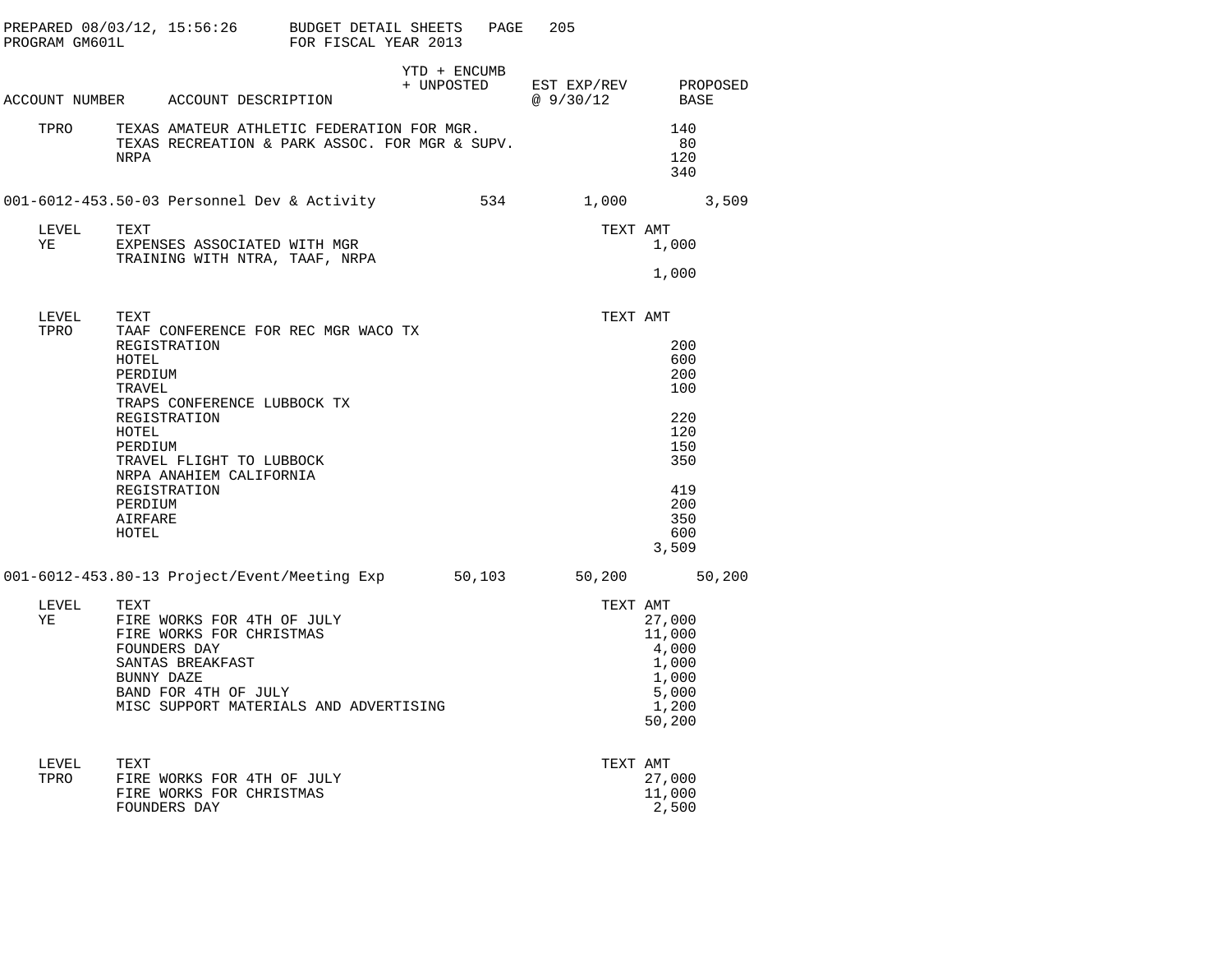PREPARED 08/03/12, 15:56:26 BUDGET DETAIL SHEETS
PROGRAM GM601L FOR FISCAL YEAR 2013

| ACCOUNT NUMBER | ACCOUNT DESCRIPTION | YTD + ENCUMB + UNPOSTED | EST EXP/REV @ 9/30/12 | PROPOSED BASE |
|---|---|---|---|---|

| | | TEXT AMT |
|---|---|---|
| TPRO | TEXAS AMATEUR ATHLETIC FEDERATION FOR MGR. | 140 |
| | TEXAS RECREATION & PARK ASSOC. FOR MGR & SUPV. | 80 |
| | NRPA | 120 |
| | | 340 |

| ACCOUNT NUMBER | ACCOUNT DESCRIPTION | YTD + ENCUMB + UNPOSTED | EST EXP/REV @ 9/30/12 | PROPOSED BASE |
|---|---|---|---|---|
| 001-6012-453.50-03 | Personnel Dev & Activity | 534 | 1,000 | 3,509 |

| LEVEL | TEXT | TEXT AMT |
|---|---|---|
| YE | EXPENSES ASSOCIATED WITH MGR TRAINING WITH NTRA, TAAF, NRPA | 1,000 |
| | | 1,000 |

| LEVEL | TEXT | TEXT AMT |
|---|---|---|
| TPRO | TAAF CONFERENCE FOR REC MGR WACO TX | |
| | REGISTRATION | 200 |
| | HOTEL | 600 |
| | PERDIUM | 200 |
| | TRAVEL | 100 |
| | TRAPS CONFERENCE LUBBOCK TX | |
| | REGISTRATION | 220 |
| | HOTEL | 120 |
| | PERDIUM | 150 |
| | TRAVEL FLIGHT TO LUBBOCK | 350 |
| | NRPA ANAHIEM CALIFORNIA | |
| | REGISTRATION | 419 |
| | PERDIUM | 200 |
| | AIRFARE | 350 |
| | HOTEL | 600 |
| | | 3,509 |

| ACCOUNT NUMBER | ACCOUNT DESCRIPTION | YTD + ENCUMB + UNPOSTED | EST EXP/REV @ 9/30/12 | PROPOSED BASE |
|---|---|---|---|---|
| 001-6012-453.80-13 | Project/Event/Meeting Exp | 50,103 | 50,200 | 50,200 |

| LEVEL | TEXT | TEXT AMT |
|---|---|---|
| YE | FIRE WORKS FOR 4TH OF JULY | 27,000 |
| | FIRE WORKS FOR CHRISTMAS | 11,000 |
| | FOUNDERS DAY | 4,000 |
| | SANTAS BREAKFAST | 1,000 |
| | BUNNY DAZE | 1,000 |
| | BAND FOR 4TH OF JULY | 5,000 |
| | MISC SUPPORT MATERIALS AND ADVERTISING | 1,200 |
| | | 50,200 |

| LEVEL | TEXT | TEXT AMT |
|---|---|---|
| TPRO | FIRE WORKS FOR 4TH OF JULY | 27,000 |
| | FIRE WORKS FOR CHRISTMAS | 11,000 |
| | FOUNDERS DAY | 2,500 |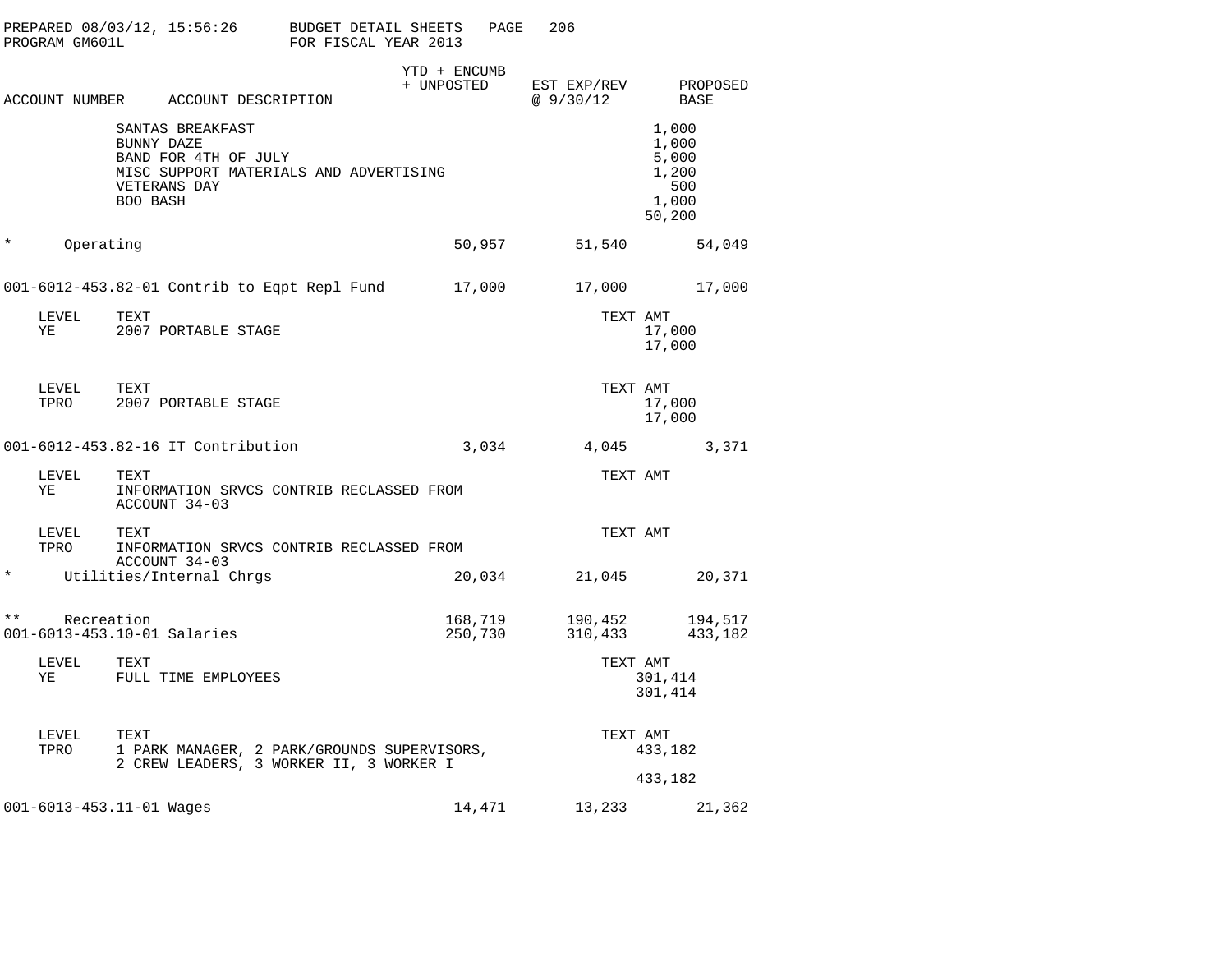PREPARED 08/03/12, 15:56:26 BUDGET DETAIL SHEETS
PROGRAM GM601L FOR FISCAL YEAR 2013

| ACCOUNT NUMBER | ACCOUNT DESCRIPTION | YTD + ENCUMB + UNPOSTED | EST EXP/REV @ 9/30/12 | PROPOSED BASE |
|---|---|---|---|---|
| | SANTAS BREAKFAST | | 1,000 | |
| | BUNNY DAZE | | 1,000 | |
| | BAND FOR 4TH OF JULY | | 5,000 | |
| | MISC SUPPORT MATERIALS AND ADVERTISING | | 1,200 | |
| | VETERANS DAY | | 500 | |
| | BOO BASH | | 1,000 | |
| | | | 50,200 | |
| * | Operating | 50,957 | 51,540 | 54,049 |
| 001-6012-453.82-01 | Contrib to Eqpt Repl Fund | 17,000 | 17,000 | 17,000 |
| LEVEL | TEXT | | TEXT AMT | |
| YE | 2007 PORTABLE STAGE | | 17,000 | |
| | | | 17,000 | |
| LEVEL | TEXT | | TEXT AMT | |
| TPRO | 2007 PORTABLE STAGE | | 17,000 | |
| | | | 17,000 | |
| 001-6012-453.82-16 | IT Contribution | 3,034 | 4,045 | 3,371 |
| LEVEL | TEXT | | TEXT AMT | |
| YE | INFORMATION SRVCS CONTRIB RECLASSED FROM ACCOUNT 34-03 | | | |
| LEVEL | TEXT | | TEXT AMT | |
| TPRO | INFORMATION SRVCS CONTRIB RECLASSED FROM ACCOUNT 34-03 | | | |
| * | Utilities/Internal Chrgs | 20,034 | 21,045 | 20,371 |
| ** | Recreation | 168,719 | 190,452 | 194,517 |
| 001-6013-453.10-01 | Salaries | 250,730 | 310,433 | 433,182 |
| LEVEL | TEXT | | TEXT AMT | |
| YE | FULL TIME EMPLOYEES | | 301,414 | |
| | | | 301,414 | |
| LEVEL | TEXT | | TEXT AMT | |
| TPRO | 1 PARK MANAGER, 2 PARK/GROUNDS SUPERVISORS, 2 CREW LEADERS, 3 WORKER II, 3 WORKER I | | 433,182 | |
| | | | 433,182 | |
| 001-6013-453.11-01 | Wages | 14,471 | 13,233 | 21,362 |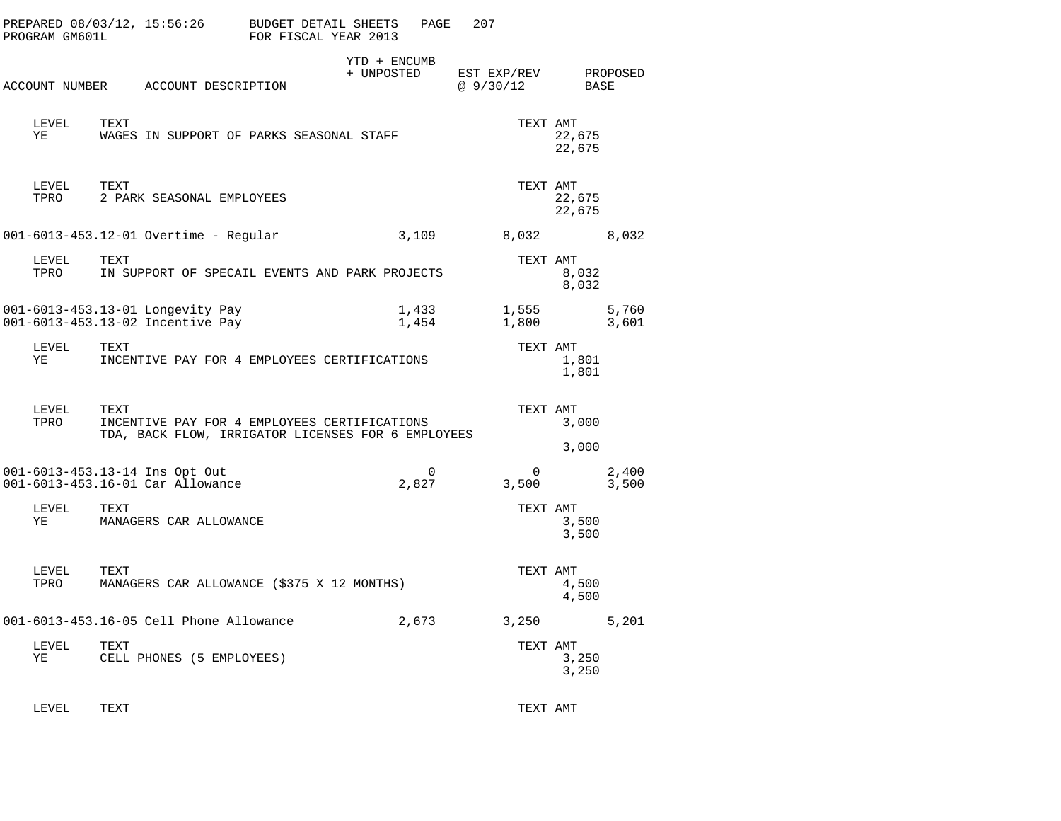PREPARED 08/03/12, 15:56:26 BUDGET DETAIL SHEETS PAGE 207
PROGRAM GM601L FOR FISCAL YEAR 2013

| ACCOUNT NUMBER | ACCOUNT DESCRIPTION | YTD + ENCUMB + UNPOSTED | EST EXP/REV @ 9/30/12 | PROPOSED BASE |
|---|---|---|---|---|
| LEVEL YE | TEXT: WAGES IN SUPPORT OF PARKS SEASONAL STAFF | | TEXT AMT: 22,675 / 22,675 | |
| LEVEL TPRO | TEXT: 2 PARK SEASONAL EMPLOYEES | | TEXT AMT: 22,675 / 22,675 | |
| 001-6013-453.12-01 | Overtime - Regular | 3,109 | 8,032 | 8,032 |
| LEVEL TPRO | TEXT: IN SUPPORT OF SPECAIL EVENTS AND PARK PROJECTS | | TEXT AMT: 8,032 / 8,032 | |
| 001-6013-453.13-01 | Longevity Pay | 1,433 | 1,555 | 5,760 |
| 001-6013-453.13-02 | Incentive Pay | 1,454 | 1,800 | 3,601 |
| LEVEL YE | TEXT: INCENTIVE PAY FOR 4 EMPLOYEES CERTIFICATIONS | | TEXT AMT: 1,801 / 1,801 | |
| LEVEL TPRO | TEXT: INCENTIVE PAY FOR 4 EMPLOYEES CERTIFICATIONS TDA, BACK FLOW, IRRIGATOR LICENSES FOR 6 EMPLOYEES | | TEXT AMT: 3,000 / 3,000 | |
| 001-6013-453.13-14 | Ins Opt Out | 0 | 0 | 2,400 |
| 001-6013-453.16-01 | Car Allowance | 2,827 | 3,500 | 3,500 |
| LEVEL YE | TEXT: MANAGERS CAR ALLOWANCE | | TEXT AMT: 3,500 / 3,500 | |
| LEVEL TPRO | TEXT: MANAGERS CAR ALLOWANCE ($375 X 12 MONTHS) | | TEXT AMT: 4,500 / 4,500 | |
| 001-6013-453.16-05 | Cell Phone Allowance | 2,673 | 3,250 | 5,201 |
| LEVEL YE | TEXT: CELL PHONES (5 EMPLOYEES) | | TEXT AMT: 3,250 / 3,250 | |
| LEVEL | TEXT | | TEXT AMT | |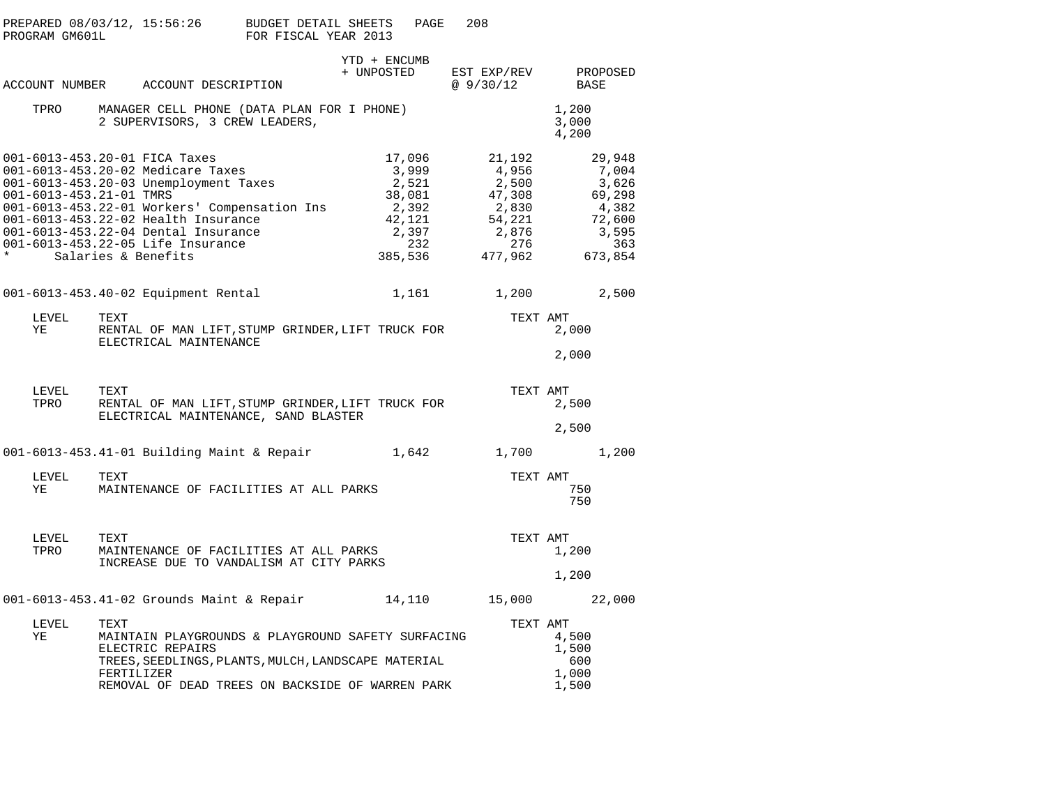PREPARED 08/03/12, 15:56:26 BUDGET DETAIL SHEETS
PROGRAM GM601L FOR FISCAL YEAR 2013

| ACCOUNT NUMBER | ACCOUNT DESCRIPTION | YTD + ENCUMB + UNPOSTED | EST EXP/REV @ 9/30/12 | PROPOSED BASE |
|---|---|---|---|---|

| LEVEL | TEXT | TEXT AMT |
|---|---|---|
| TPRO | MANAGER CELL PHONE (DATA PLAN FOR I PHONE) | 1,200 |
| | 2 SUPERVISORS, 3 CREW LEADERS, | 3,000 |
| | | 4,200 |

| ACCOUNT NUMBER | ACCOUNT DESCRIPTION | YTD + ENCUMB + UNPOSTED | EST EXP/REV @ 9/30/12 | PROPOSED BASE |
|---|---|---|---|---|
| 001-6013-453.20-01 | FICA Taxes | 17,096 | 21,192 | 29,948 |
| 001-6013-453.20-02 | Medicare Taxes | 3,999 | 4,956 | 7,004 |
| 001-6013-453.20-03 | Unemployment Taxes | 2,521 | 2,500 | 3,626 |
| 001-6013-453.21-01 | TMRS | 38,081 | 47,308 | 69,298 |
| 001-6013-453.22-01 | Workers' Compensation Ins | 2,392 | 2,830 | 4,382 |
| 001-6013-453.22-02 | Health Insurance | 42,121 | 54,221 | 72,600 |
| 001-6013-453.22-04 | Dental Insurance | 2,397 | 2,876 | 3,595 |
| 001-6013-453.22-05 | Life Insurance | 232 | 276 | 363 |
| * | Salaries & Benefits | 385,536 | 477,962 | 673,854 |
| 001-6013-453.40-02 | Equipment Rental | 1,161 | 1,200 | 2,500 |

| LEVEL | TEXT | TEXT AMT |
|---|---|---|
| YE | RENTAL OF MAN LIFT, STUMP GRINDER, LIFT TRUCK FOR ELECTRICAL MAINTENANCE | 2,000 |
| | | 2,000 |

| LEVEL | TEXT | TEXT AMT |
|---|---|---|
| TPRO | RENTAL OF MAN LIFT, STUMP GRINDER, LIFT TRUCK FOR ELECTRICAL MAINTENANCE, SAND BLASTER | 2,500 |
| | | 2,500 |

| ACCOUNT NUMBER | ACCOUNT DESCRIPTION | YTD + ENCUMB + UNPOSTED | EST EXP/REV @ 9/30/12 | PROPOSED BASE |
|---|---|---|---|---|
| 001-6013-453.41-01 | Building Maint & Repair | 1,642 | 1,700 | 1,200 |

| LEVEL | TEXT | TEXT AMT |
|---|---|---|
| YE | MAINTENANCE OF FACILITIES AT ALL PARKS | 750 |
| | | 750 |

| LEVEL | TEXT | TEXT AMT |
|---|---|---|
| TPRO | MAINTENANCE OF FACILITIES AT ALL PARKS | 1,200 |
| | INCREASE DUE TO VANDALISM AT CITY PARKS | |
| | | 1,200 |

| ACCOUNT NUMBER | ACCOUNT DESCRIPTION | YTD + ENCUMB + UNPOSTED | EST EXP/REV @ 9/30/12 | PROPOSED BASE |
|---|---|---|---|---|
| 001-6013-453.41-02 | Grounds Maint & Repair | 14,110 | 15,000 | 22,000 |

| LEVEL | TEXT | TEXT AMT |
|---|---|---|
| YE | MAINTAIN PLAYGROUNDS & PLAYGROUND SAFETY SURFACING | 4,500 |
| | ELECTRIC REPAIRS | 1,500 |
| | TREES, SEEDLINGS, PLANTS, MULCH, LANDSCAPE MATERIAL | 600 |
| | FERTILIZER | 1,000 |
| | REMOVAL OF DEAD TREES ON BACKSIDE OF WARREN PARK | 1,500 |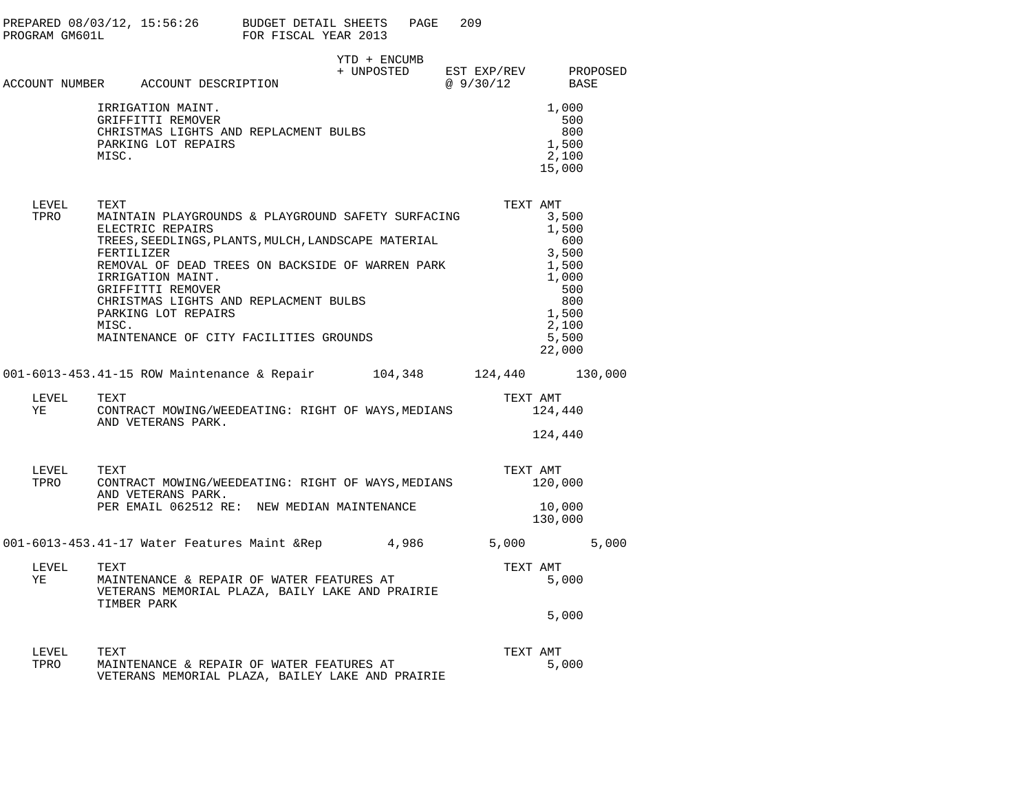| ACCOUNT NUMBER | ACCOUNT DESCRIPTION | YTD + ENCUMB + UNPOSTED | EST EXP/REV @ 9/30/12 | PROPOSED BASE |
|---|---|---|---|---|

| | | TEXT AMT |
|---|---|---|
| | IRRIGATION MAINT. | 1,000 |
| | GRIFFITTI REMOVER | 500 |
| | CHRISTMAS LIGHTS AND REPLACMENT BULBS | 800 |
| | PARKING LOT REPAIRS | 1,500 |
| | MISC. | 2,100 |
| | | 15,000 |

| LEVEL | TEXT | TEXT AMT |
|---|---|---|
| TPRO | MAINTAIN PLAYGROUNDS & PLAYGROUND SAFETY SURFACING | 3,500 |
| | ELECTRIC REPAIRS | 1,500 |
| | TREES,SEEDLINGS,PLANTS,MULCH,LANDSCAPE MATERIAL | 600 |
| | FERTILIZER | 3,500 |
| | REMOVAL OF DEAD TREES ON BACKSIDE OF WARREN PARK | 1,500 |
| | IRRIGATION MAINT. | 1,000 |
| | GRIFFITTI REMOVER | 500 |
| | CHRISTMAS LIGHTS AND REPLACMENT BULBS | 800 |
| | PARKING LOT REPAIRS | 1,500 |
| | MISC. | 2,100 |
| | MAINTENANCE OF CITY FACILITIES GROUNDS | 5,500 |
| | | 22,000 |

| ACCOUNT NUMBER | ACCOUNT DESCRIPTION | YTD + ENCUMB + UNPOSTED | EST EXP/REV @ 9/30/12 | PROPOSED BASE |
|---|---|---|---|---|
| 001-6013-453.41-15 | ROW Maintenance & Repair | 104,348 | 124,440 | 130,000 |

| LEVEL | TEXT | TEXT AMT |
|---|---|---|
| YE | CONTRACT MOWING/WEEDEATING: RIGHT OF WAYS,MEDIANS AND VETERANS PARK. | 124,440 |
| | | 124,440 |

| LEVEL | TEXT | TEXT AMT |
|---|---|---|
| TPRO | CONTRACT MOWING/WEEDEATING: RIGHT OF WAYS,MEDIANS AND VETERANS PARK. | 120,000 |
| | PER EMAIL 062512 RE: NEW MEDIAN MAINTENANCE | 10,000 |
| | | 130,000 |

| ACCOUNT NUMBER | ACCOUNT DESCRIPTION | YTD + ENCUMB + UNPOSTED | EST EXP/REV @ 9/30/12 | PROPOSED BASE |
|---|---|---|---|---|
| 001-6013-453.41-17 | Water Features Maint &Rep | 4,986 | 5,000 | 5,000 |

| LEVEL | TEXT | TEXT AMT |
|---|---|---|
| YE | MAINTENANCE & REPAIR OF WATER FEATURES AT VETERANS MEMORIAL PLAZA, BAILY LAKE AND PRAIRIE TIMBER PARK | 5,000 |
| | | 5,000 |

| LEVEL | TEXT | TEXT AMT |
|---|---|---|
| TPRO | MAINTENANCE & REPAIR OF WATER FEATURES AT VETERANS MEMORIAL PLAZA, BAILEY LAKE AND PRAIRIE | 5,000 |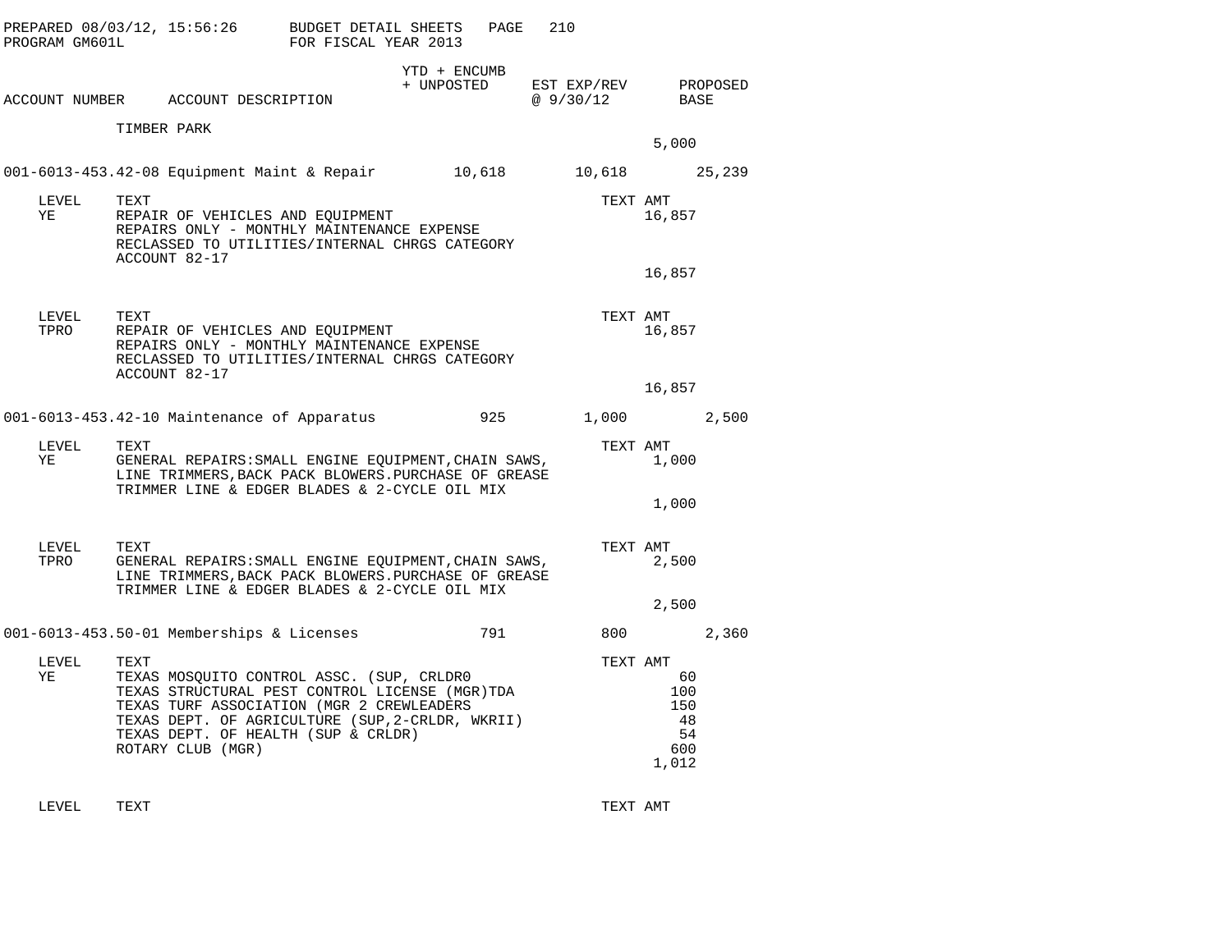PREPARED 08/03/12, 15:56:26 BUDGET DETAIL SHEETS PAGE 210
PROGRAM GM601L FOR FISCAL YEAR 2013

| ACCOUNT NUMBER | ACCOUNT DESCRIPTION | YTD + ENCUMB + UNPOSTED | EST EXP/REV @ 9/30/12 | PROPOSED BASE |
|---|---|---|---|---|

TIMBER PARK — 5,000

| ACCOUNT NUMBER | ACCOUNT DESCRIPTION | YTD + ENCUMB + UNPOSTED | EST EXP/REV @ 9/30/12 | PROPOSED BASE |
|---|---|---|---|---|
| 001-6013-453.42-08 | Equipment Maint & Repair | 10,618 | 10,618 | 25,239 |

| LEVEL | TEXT | TEXT AMT |
|---|---|---|
| YE | REPAIR OF VEHICLES AND EQUIPMENT<br>REPAIRS ONLY - MONTHLY MAINTENANCE EXPENSE<br>RECLASSED TO UTILITIES/INTERNAL CHRGS CATEGORY<br>ACCOUNT 82-17 | 16,857 |
| | | 16,857 |

| LEVEL | TEXT | TEXT AMT |
|---|---|---|
| TPRO | REPAIR OF VEHICLES AND EQUIPMENT<br>REPAIRS ONLY - MONTHLY MAINTENANCE EXPENSE<br>RECLASSED TO UTILITIES/INTERNAL CHRGS CATEGORY<br>ACCOUNT 82-17 | 16,857 |
| | | 16,857 |

| ACCOUNT NUMBER | ACCOUNT DESCRIPTION | YTD + ENCUMB + UNPOSTED | EST EXP/REV @ 9/30/12 | PROPOSED BASE |
|---|---|---|---|---|
| 001-6013-453.42-10 | Maintenance of Apparatus | 925 | 1,000 | 2,500 |

| LEVEL | TEXT | TEXT AMT |
|---|---|---|
| YE | GENERAL REPAIRS:SMALL ENGINE EQUIPMENT,CHAIN SAWS,<br>LINE TRIMMERS,BACK PACK BLOWERS.PURCHASE OF GREASE<br>TRIMMER LINE & EDGER BLADES & 2-CYCLE OIL MIX | 1,000 |
| | | 1,000 |

| LEVEL | TEXT | TEXT AMT |
|---|---|---|
| TPRO | GENERAL REPAIRS:SMALL ENGINE EQUIPMENT,CHAIN SAWS,<br>LINE TRIMMERS,BACK PACK BLOWERS.PURCHASE OF GREASE<br>TRIMMER LINE & EDGER BLADES & 2-CYCLE OIL MIX | 2,500 |
| | | 2,500 |

| ACCOUNT NUMBER | ACCOUNT DESCRIPTION | YTD + ENCUMB + UNPOSTED | EST EXP/REV @ 9/30/12 | PROPOSED BASE |
|---|---|---|---|---|
| 001-6013-453.50-01 | Memberships & Licenses | 791 | 800 | 2,360 |

| LEVEL | TEXT | TEXT AMT |
|---|---|---|
| YE | TEXAS MOSQUITO CONTROL ASSC. (SUP, CRLDR0 | 60 |
| | TEXAS STRUCTURAL PEST CONTROL LICENSE (MGR)TDA | 100 |
| | TEXAS TURF ASSOCIATION (MGR 2 CREWLEADERS | 150 |
| | TEXAS DEPT. OF AGRICULTURE (SUP,2-CRLDR, WKRII) | 48 |
| | TEXAS DEPT. OF HEALTH (SUP & CRLDR) | 54 |
| | ROTARY CLUB (MGR) | 600 |
| | | 1,012 |

| LEVEL | TEXT | TEXT AMT |
|---|---|---|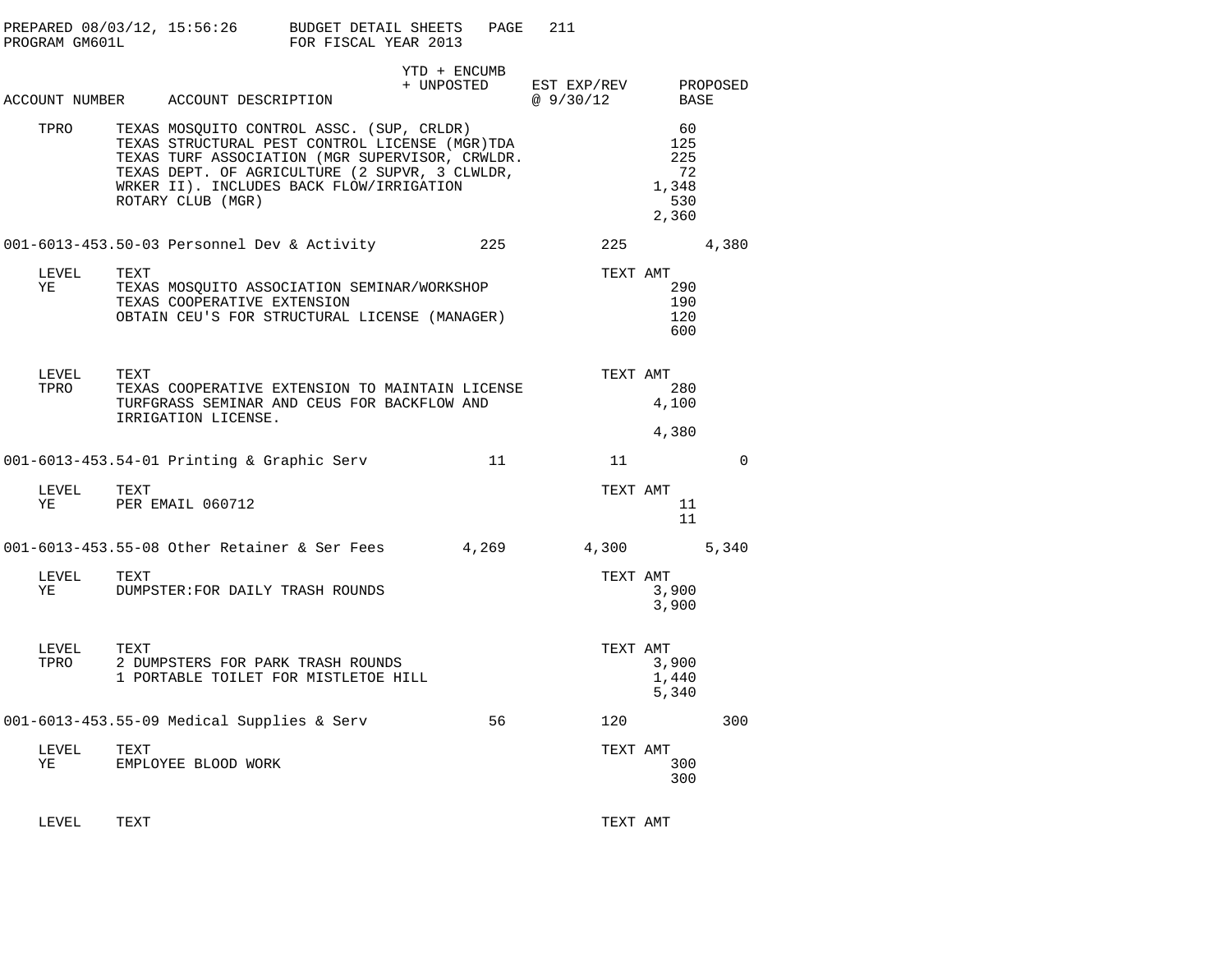PREPARED 08/03/12, 15:56:26 BUDGET DETAIL SHEETS
PROGRAM GM601L FOR FISCAL YEAR 2013

| ACCOUNT NUMBER | ACCOUNT DESCRIPTION | YTD + ENCUMB + UNPOSTED | EST EXP/REV @ 9/30/12 | PROPOSED BASE |
|---|---|---|---|---|

| LEVEL | TEXT | TEXT AMT |
|---|---|---|
| TPRO | TEXAS MOSQUITO CONTROL ASSC. (SUP, CRLDR) | 60 |
| | TEXAS STRUCTURAL PEST CONTROL LICENSE (MGR)TDA | 125 |
| | TEXAS TURF ASSOCIATION (MGR SUPERVISOR, CRWLDR. | 225 |
| | TEXAS DEPT. OF AGRICULTURE (2 SUPVR, 3 CLWLDR, | 72 |
| | WRKER II). INCLUDES BACK FLOW/IRRIGATION | 1,348 |
| | ROTARY CLUB (MGR) | 530 |
| | | 2,360 |

| ACCOUNT NUMBER | ACCOUNT DESCRIPTION | YTD + ENCUMB + UNPOSTED | EST EXP/REV @ 9/30/12 | PROPOSED BASE |
|---|---|---|---|---|
| 001-6013-453.50-03 | Personnel Dev & Activity | 225 | 225 | 4,380 |

| LEVEL | TEXT | TEXT AMT |
|---|---|---|
| YE | TEXAS MOSQUITO ASSOCIATION SEMINAR/WORKSHOP | 290 |
| | TEXAS COOPERATIVE EXTENSION | 190 |
| | OBTAIN CEU'S FOR STRUCTURAL LICENSE (MANAGER) | 120 |
| | | 600 |

| LEVEL | TEXT | TEXT AMT |
|---|---|---|
| TPRO | TEXAS COOPERATIVE EXTENSION TO MAINTAIN LICENSE | 280 |
| | TURFGRASS SEMINAR AND CEUS FOR BACKFLOW AND IRRIGATION LICENSE. | 4,100 |
| | | 4,380 |

| ACCOUNT NUMBER | ACCOUNT DESCRIPTION | YTD + ENCUMB + UNPOSTED | EST EXP/REV @ 9/30/12 | PROPOSED BASE |
|---|---|---|---|---|
| 001-6013-453.54-01 | Printing & Graphic Serv | 11 | 11 | 0 |

| LEVEL | TEXT | TEXT AMT |
|---|---|---|
| YE | PER EMAIL 060712 | 11 |
| | | 11 |

| ACCOUNT NUMBER | ACCOUNT DESCRIPTION | YTD + ENCUMB + UNPOSTED | EST EXP/REV @ 9/30/12 | PROPOSED BASE |
|---|---|---|---|---|
| 001-6013-453.55-08 | Other Retainer & Ser Fees | 4,269 | 4,300 | 5,340 |

| LEVEL | TEXT | TEXT AMT |
|---|---|---|
| YE | DUMPSTER:FOR DAILY TRASH ROUNDS | 3,900 |
| | | 3,900 |

| LEVEL | TEXT | TEXT AMT |
|---|---|---|
| TPRO | 2 DUMPSTERS FOR PARK TRASH ROUNDS | 3,900 |
| | 1 PORTABLE TOILET FOR MISTLETOE HILL | 1,440 |
| | | 5,340 |

| ACCOUNT NUMBER | ACCOUNT DESCRIPTION | YTD + ENCUMB + UNPOSTED | EST EXP/REV @ 9/30/12 | PROPOSED BASE |
|---|---|---|---|---|
| 001-6013-453.55-09 | Medical Supplies & Serv | 56 | 120 | 300 |

| LEVEL | TEXT | TEXT AMT |
|---|---|---|
| YE | EMPLOYEE BLOOD WORK | 300 |
| | | 300 |

| LEVEL | TEXT | TEXT AMT |
|---|---|---|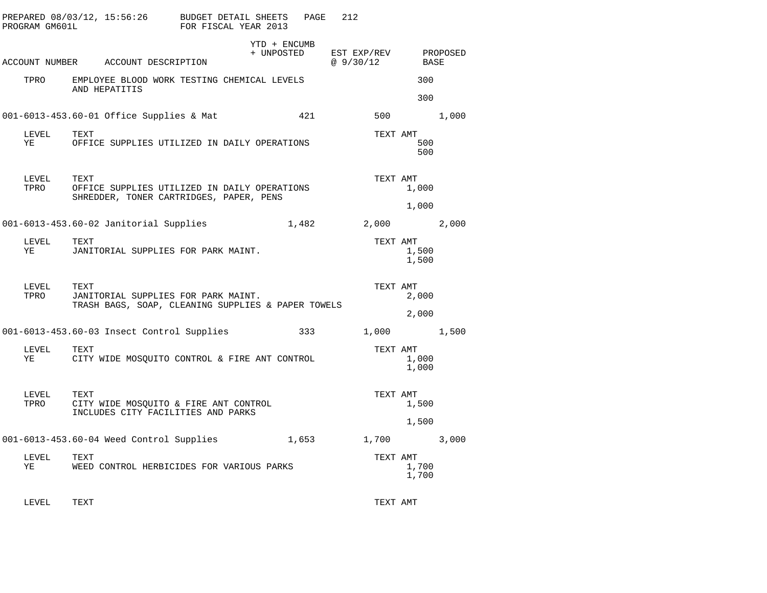| ACCOUNT NUMBER | ACCOUNT DESCRIPTION | YTD + ENCUMB + UNPOSTED | EST EXP/REV @ 9/30/12 | PROPOSED BASE |
|---|---|---|---|---|

TPRO EMPLOYEE BLOOD WORK TESTING CHEMICAL LEVELS AND HEPATITIS — 300

300

| ACCOUNT NUMBER | ACCOUNT DESCRIPTION | YTD + ENCUMB + UNPOSTED | EST EXP/REV @ 9/30/12 | PROPOSED BASE |
|---|---|---|---|---|
| 001-6013-453.60-01 | Office Supplies & Mat | 421 | 500 | 1,000 |

| LEVEL | TEXT | TEXT AMT |
|---|---|---|
| YE | OFFICE SUPPLIES UTILIZED IN DAILY OPERATIONS | 500 |
| | | 500 |

| LEVEL | TEXT | TEXT AMT |
|---|---|---|
| TPRO | OFFICE SUPPLIES UTILIZED IN DAILY OPERATIONS SHREDDER, TONER CARTRIDGES, PAPER, PENS | 1,000 |
| | | 1,000 |

| ACCOUNT NUMBER | ACCOUNT DESCRIPTION | YTD + ENCUMB + UNPOSTED | EST EXP/REV @ 9/30/12 | PROPOSED BASE |
|---|---|---|---|---|
| 001-6013-453.60-02 | Janitorial Supplies | 1,482 | 2,000 | 2,000 |

| LEVEL | TEXT | TEXT AMT |
|---|---|---|
| YE | JANITORIAL SUPPLIES FOR PARK MAINT. | 1,500 |
| | | 1,500 |

| LEVEL | TEXT | TEXT AMT |
|---|---|---|
| TPRO | JANITORIAL SUPPLIES FOR PARK MAINT. TRASH BAGS, SOAP, CLEANING SUPPLIES & PAPER TOWELS | 2,000 |
| | | 2,000 |

| ACCOUNT NUMBER | ACCOUNT DESCRIPTION | YTD + ENCUMB + UNPOSTED | EST EXP/REV @ 9/30/12 | PROPOSED BASE |
|---|---|---|---|---|
| 001-6013-453.60-03 | Insect Control Supplies | 333 | 1,000 | 1,500 |

| LEVEL | TEXT | TEXT AMT |
|---|---|---|
| YE | CITY WIDE MOSQUITO CONTROL & FIRE ANT CONTROL | 1,000 |
| | | 1,000 |

| LEVEL | TEXT | TEXT AMT |
|---|---|---|
| TPRO | CITY WIDE MOSQUITO & FIRE ANT CONTROL INCLUDES CITY FACILITIES AND PARKS | 1,500 |
| | | 1,500 |

| ACCOUNT NUMBER | ACCOUNT DESCRIPTION | YTD + ENCUMB + UNPOSTED | EST EXP/REV @ 9/30/12 | PROPOSED BASE |
|---|---|---|---|---|
| 001-6013-453.60-04 | Weed Control Supplies | 1,653 | 1,700 | 3,000 |

| LEVEL | TEXT | TEXT AMT |
|---|---|---|
| YE | WEED CONTROL HERBICIDES FOR VARIOUS PARKS | 1,700 |
| | | 1,700 |

| LEVEL | TEXT | TEXT AMT |
|---|---|---|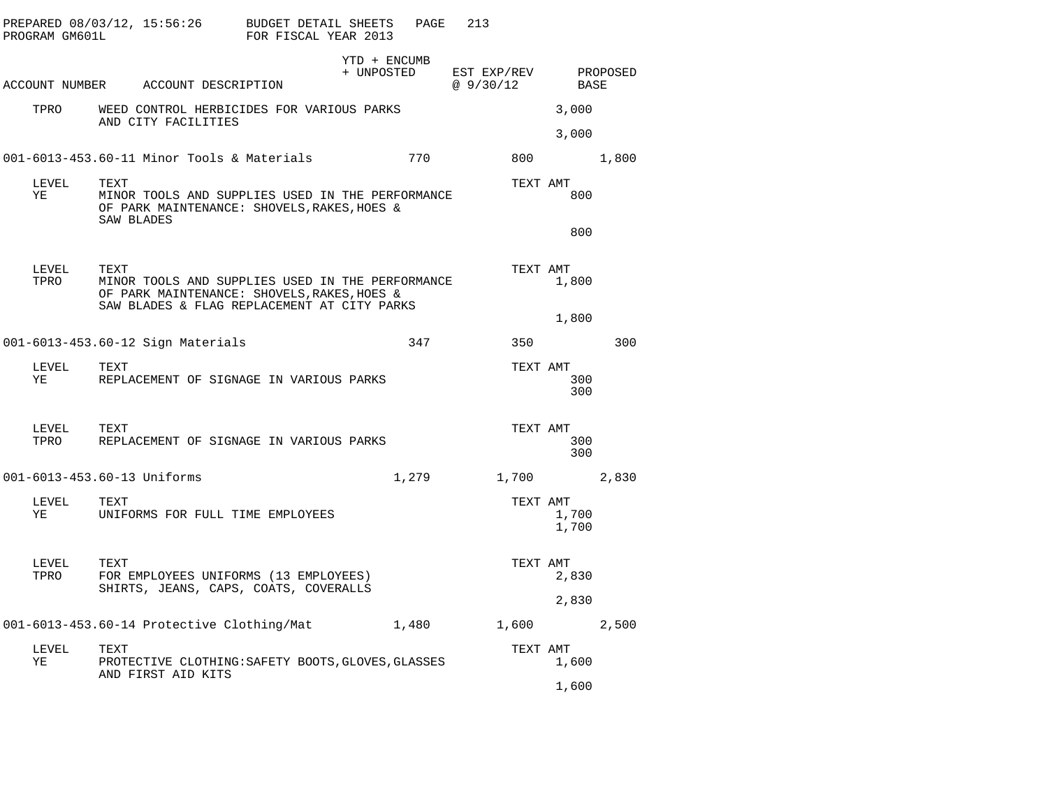PREPARED 08/03/12, 15:56:26 BUDGET DETAIL SHEETS PAGE 213
PROGRAM GM601L FOR FISCAL YEAR 2013

| ACCOUNT NUMBER | ACCOUNT DESCRIPTION | YTD + ENCUMB + UNPOSTED | EST EXP/REV @ 9/30/12 | PROPOSED BASE |
|---|---|---|---|---|
| TPRO | WEED CONTROL HERBICIDES FOR VARIOUS PARKS AND CITY FACILITIES | | 3,000 | |
| | | | 3,000 | |
| 001-6013-453.60-11 | Minor Tools & Materials | 770 | 800 | 1,800 |

| LEVEL | TEXT | TEXT AMT |
|---|---|---|
| YE | MINOR TOOLS AND SUPPLIES USED IN THE PERFORMANCE OF PARK MAINTENANCE: SHOVELS,RAKES,HOES & SAW BLADES | 800 |
| | | 800 |

| LEVEL | TEXT | TEXT AMT |
|---|---|---|
| TPRO | MINOR TOOLS AND SUPPLIES USED IN THE PERFORMANCE OF PARK MAINTENANCE: SHOVELS,RAKES,HOES & SAW BLADES & FLAG REPLACEMENT AT CITY PARKS | 1,800 |
| | | 1,800 |

| ACCOUNT NUMBER | ACCOUNT DESCRIPTION | YTD + ENCUMB + UNPOSTED | EST EXP/REV @ 9/30/12 | PROPOSED BASE |
|---|---|---|---|---|
| 001-6013-453.60-12 | Sign Materials | 347 | 350 | 300 |

| LEVEL | TEXT | TEXT AMT |
|---|---|---|
| YE | REPLACEMENT OF SIGNAGE IN VARIOUS PARKS | 300 |
| | | 300 |

| LEVEL | TEXT | TEXT AMT |
|---|---|---|
| TPRO | REPLACEMENT OF SIGNAGE IN VARIOUS PARKS | 300 |
| | | 300 |

| ACCOUNT NUMBER | ACCOUNT DESCRIPTION | YTD + ENCUMB + UNPOSTED | EST EXP/REV @ 9/30/12 | PROPOSED BASE |
|---|---|---|---|---|
| 001-6013-453.60-13 | Uniforms | 1,279 | 1,700 | 2,830 |

| LEVEL | TEXT | TEXT AMT |
|---|---|---|
| YE | UNIFORMS FOR FULL TIME EMPLOYEES | 1,700 |
| | | 1,700 |

| LEVEL | TEXT | TEXT AMT |
|---|---|---|
| TPRO | FOR EMPLOYEES UNIFORMS (13 EMPLOYEES) SHIRTS, JEANS, CAPS, COATS, COVERALLS | 2,830 |
| | | 2,830 |

| ACCOUNT NUMBER | ACCOUNT DESCRIPTION | YTD + ENCUMB + UNPOSTED | EST EXP/REV @ 9/30/12 | PROPOSED BASE |
|---|---|---|---|---|
| 001-6013-453.60-14 | Protective Clothing/Mat | 1,480 | 1,600 | 2,500 |

| LEVEL | TEXT | TEXT AMT |
|---|---|---|
| YE | PROTECTIVE CLOTHING:SAFETY BOOTS,GLOVES,GLASSES AND FIRST AID KITS | 1,600 |
| | | 1,600 |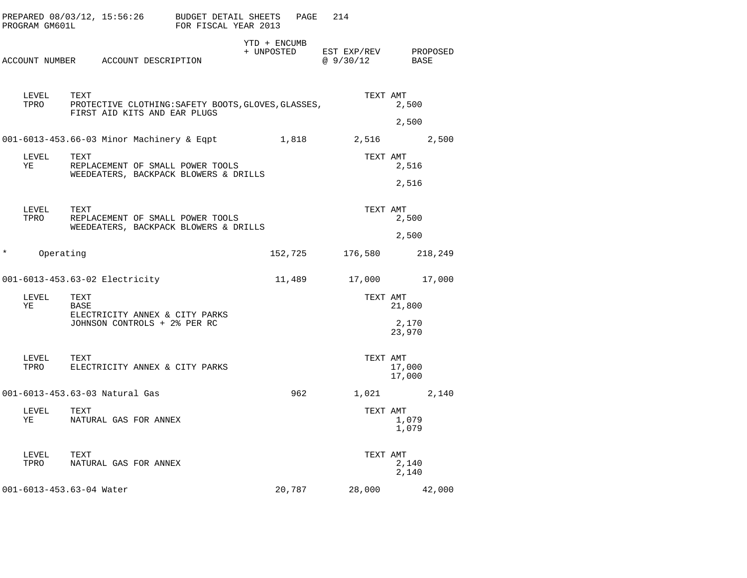| ACCOUNT NUMBER | ACCOUNT DESCRIPTION | YTD + ENCUMB + UNPOSTED | EST EXP/REV @ 9/30/12 | PROPOSED BASE |
|---|---|---|---|---|

| LEVEL | TEXT | TEXT AMT |
|---|---|---|
| TPRO | PROTECTIVE CLOTHING:SAFETY BOOTS,GLOVES,GLASSES, FIRST AID KITS AND EAR PLUGS | 2,500 |
| | | 2,500 |

| ACCOUNT NUMBER | ACCOUNT DESCRIPTION | YTD + ENCUMB + UNPOSTED | EST EXP/REV @ 9/30/12 | PROPOSED BASE |
|---|---|---|---|---|
| 001-6013-453.66-03 | Minor Machinery & Eqpt | 1,818 | 2,516 | 2,500 |

| LEVEL | TEXT | TEXT AMT |
|---|---|---|
| YE | REPLACEMENT OF SMALL POWER TOOLS WEEDEATERS, BACKPACK BLOWERS & DRILLS | 2,516 |
| | | 2,516 |

| LEVEL | TEXT | TEXT AMT |
|---|---|---|
| TPRO | REPLACEMENT OF SMALL POWER TOOLS WEEDEATERS, BACKPACK BLOWERS & DRILLS | 2,500 |
| | | 2,500 |

| ACCOUNT NUMBER | ACCOUNT DESCRIPTION | YTD + ENCUMB + UNPOSTED | EST EXP/REV @ 9/30/12 | PROPOSED BASE |
|---|---|---|---|---|
| * | Operating | 152,725 | 176,580 | 218,249 |
| 001-6013-453.63-02 | Electricity | 11,489 | 17,000 | 17,000 |

| LEVEL | TEXT | TEXT AMT |
|---|---|---|
| YE | BASE | 21,800 |
| | ELECTRICITY ANNEX & CITY PARKS JOHNSON CONTROLS + 2% PER RC | 2,170 |
| | | 23,970 |

| LEVEL | TEXT | TEXT AMT |
|---|---|---|
| TPRO | ELECTRICITY ANNEX & CITY PARKS | 17,000 |
| | | 17,000 |

| ACCOUNT NUMBER | ACCOUNT DESCRIPTION | YTD + ENCUMB + UNPOSTED | EST EXP/REV @ 9/30/12 | PROPOSED BASE |
|---|---|---|---|---|
| 001-6013-453.63-03 | Natural Gas | 962 | 1,021 | 2,140 |

| LEVEL | TEXT | TEXT AMT |
|---|---|---|
| YE | NATURAL GAS FOR ANNEX | 1,079 |
| | | 1,079 |

| LEVEL | TEXT | TEXT AMT |
|---|---|---|
| TPRO | NATURAL GAS FOR ANNEX | 2,140 |
| | | 2,140 |

| ACCOUNT NUMBER | ACCOUNT DESCRIPTION | YTD + ENCUMB + UNPOSTED | EST EXP/REV @ 9/30/12 | PROPOSED BASE |
|---|---|---|---|---|
| 001-6013-453.63-04 | Water | 20,787 | 28,000 | 42,000 |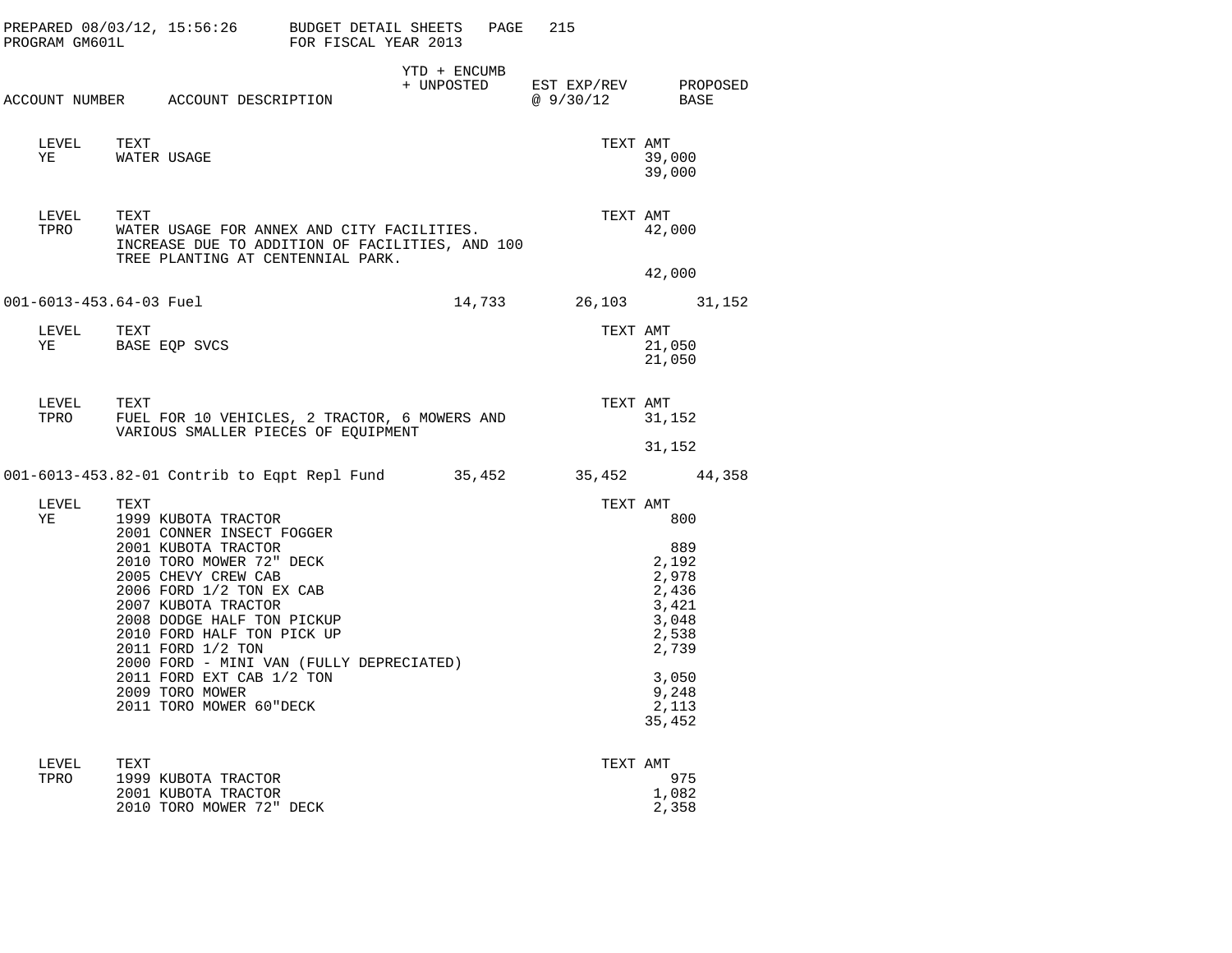PREPARED 08/03/12, 15:56:26 BUDGET DETAIL SHEETS
PROGRAM GM601L FOR FISCAL YEAR 2013

| ACCOUNT NUMBER | ACCOUNT DESCRIPTION | YTD + ENCUMB + UNPOSTED | EST EXP/REV @ 9/30/12 | PROPOSED BASE |
|---|---|---|---|---|

| LEVEL | TEXT | TEXT AMT |
|---|---|---|
| YE | WATER USAGE | 39,000 |
| | | 39,000 |

| LEVEL | TEXT | TEXT AMT |
|---|---|---|
| TPRO | WATER USAGE FOR ANNEX AND CITY FACILITIES. INCREASE DUE TO ADDITION OF FACILITIES, AND 100 TREE PLANTING AT CENTENNIAL PARK. | 42,000 |
| | | 42,000 |

| ACCOUNT NUMBER | ACCOUNT DESCRIPTION | YTD + ENCUMB + UNPOSTED | EST EXP/REV @ 9/30/12 | PROPOSED BASE |
|---|---|---|---|---|
| 001-6013-453.64-03 | Fuel | 14,733 | 26,103 | 31,152 |

| LEVEL | TEXT | TEXT AMT |
|---|---|---|
| YE | BASE EQP SVCS | 21,050 |
| | | 21,050 |

| LEVEL | TEXT | TEXT AMT |
|---|---|---|
| TPRO | FUEL FOR 10 VEHICLES, 2 TRACTOR, 6 MOWERS AND VARIOUS SMALLER PIECES OF EQUIPMENT | 31,152 |
| | | 31,152 |

| ACCOUNT NUMBER | ACCOUNT DESCRIPTION | YTD + ENCUMB + UNPOSTED | EST EXP/REV @ 9/30/12 | PROPOSED BASE |
|---|---|---|---|---|
| 001-6013-453.82-01 | Contrib to Eqpt Repl Fund | 35,452 | 35,452 | 44,358 |

| LEVEL | TEXT | TEXT AMT |
|---|---|---|
| YE | 1999 KUBOTA TRACTOR | 800 |
| | 2001 CONNER INSECT FOGGER | |
| | 2001 KUBOTA TRACTOR | 889 |
| | 2010 TORO MOWER 72" DECK | 2,192 |
| | 2005 CHEVY CREW CAB | 2,978 |
| | 2006 FORD 1/2 TON EX CAB | 2,436 |
| | 2007 KUBOTA TRACTOR | 3,421 |
| | 2008 DODGE HALF TON PICKUP | 3,048 |
| | 2010 FORD HALF TON PICK UP | 2,538 |
| | 2011 FORD 1/2 TON | 2,739 |
| | 2000 FORD - MINI VAN (FULLY DEPRECIATED) | |
| | 2011 FORD EXT CAB 1/2 TON | 3,050 |
| | 2009 TORO MOWER | 9,248 |
| | 2011 TORO MOWER 60"DECK | 2,113 |
| | | 35,452 |

| LEVEL | TEXT | TEXT AMT |
|---|---|---|
| TPRO | 1999 KUBOTA TRACTOR | 975 |
| | 2001 KUBOTA TRACTOR | 1,082 |
| | 2010 TORO MOWER 72" DECK | 2,358 |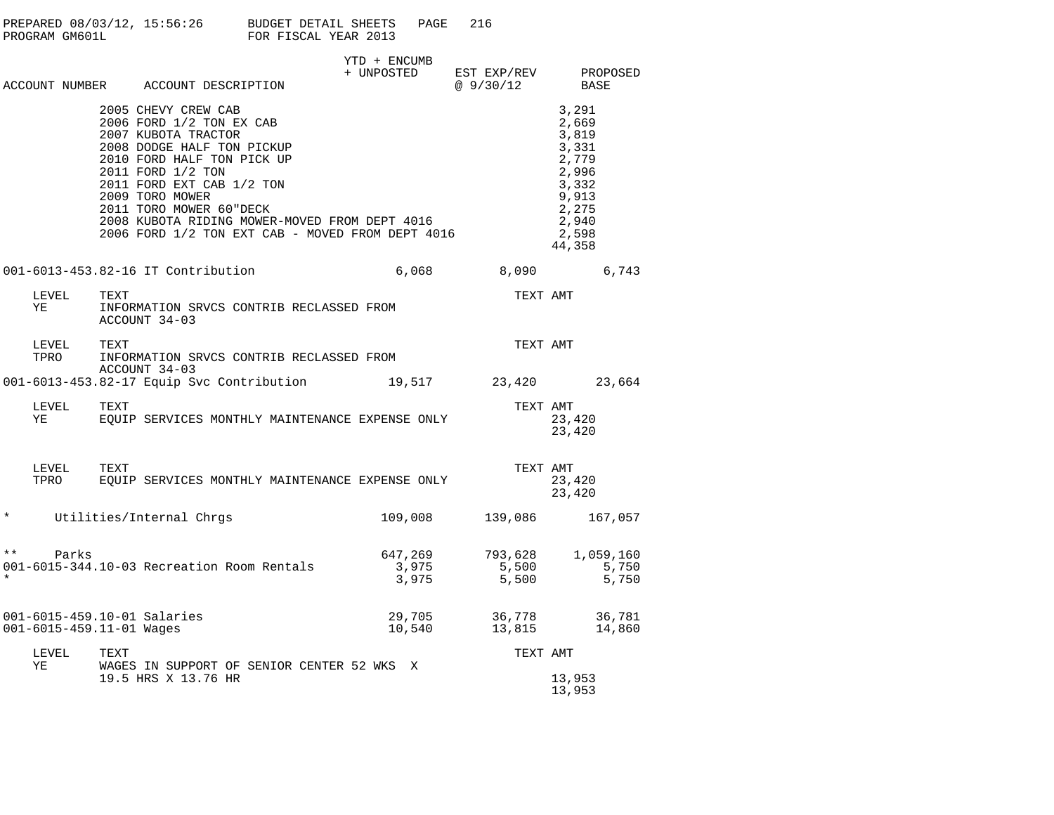BUDGET DETAIL SHEETS
FOR FISCAL YEAR 2013

| ACCOUNT NUMBER | ACCOUNT DESCRIPTION | YTD + ENCUMB + UNPOSTED | EST EXP/REV @ 9/30/12 | PROPOSED BASE |
|---|---|---|---|---|

| Item | Amount |
|---|---|
| 2005 CHEVY CREW CAB | 3,291 |
| 2006 FORD 1/2 TON EX CAB | 2,669 |
| 2007 KUBOTA TRACTOR | 3,819 |
| 2008 DODGE HALF TON PICKUP | 3,331 |
| 2010 FORD HALF TON PICK UP | 2,779 |
| 2011 FORD 1/2 TON | 2,996 |
| 2011 FORD EXT CAB 1/2 TON | 3,332 |
| 2009 TORO MOWER | 9,913 |
| 2011 TORO MOWER 60"DECK | 2,275 |
| 2008 KUBOTA RIDING MOWER-MOVED FROM DEPT 4016 | 2,940 |
| 2006 FORD 1/2 TON EXT CAB - MOVED FROM DEPT 4016 | 2,598 |
| | 44,358 |

| ACCOUNT NUMBER | ACCOUNT DESCRIPTION | YTD + ENCUMB + UNPOSTED | EST EXP/REV @ 9/30/12 | PROPOSED BASE |
|---|---|---|---|---|
| 001-6013-453.82-16 | IT Contribution | 6,068 | 8,090 | 6,743 |

| LEVEL | TEXT | TEXT AMT |
|---|---|---|
| YE | INFORMATION SRVCS CONTRIB RECLASSED FROM ACCOUNT 34-03 | |
| TPRO | INFORMATION SRVCS CONTRIB RECLASSED FROM ACCOUNT 34-03 | |

| ACCOUNT NUMBER | ACCOUNT DESCRIPTION | YTD + ENCUMB + UNPOSTED | EST EXP/REV @ 9/30/12 | PROPOSED BASE |
|---|---|---|---|---|
| 001-6013-453.82-17 | Equip Svc Contribution | 19,517 | 23,420 | 23,664 |

| LEVEL | TEXT | TEXT AMT |
|---|---|---|
| YE | EQUIP SERVICES MONTHLY MAINTENANCE EXPENSE ONLY | 23,420 |
| | | 23,420 |
| TPRO | EQUIP SERVICES MONTHLY MAINTENANCE EXPENSE ONLY | 23,420 |
| | | 23,420 |

| ACCOUNT NUMBER | ACCOUNT DESCRIPTION | YTD + ENCUMB + UNPOSTED | EST EXP/REV @ 9/30/12 | PROPOSED BASE |
|---|---|---|---|---|
| * | Utilities/Internal Chrgs | 109,008 | 139,086 | 167,057 |
| ** | Parks | 647,269 | 793,628 | 1,059,160 |
| 001-6015-344.10-03 | Recreation Room Rentals | 3,975 | 5,500 | 5,750 |
| * | | 3,975 | 5,500 | 5,750 |
| 001-6015-459.10-01 | Salaries | 29,705 | 36,778 | 36,781 |
| 001-6015-459.11-01 | Wages | 10,540 | 13,815 | 14,860 |

| LEVEL | TEXT | TEXT AMT |
|---|---|---|
| YE | WAGES IN SUPPORT OF SENIOR CENTER 52 WKS X 19.5 HRS X 13.76 HR | 13,953 |
| | | 13,953 |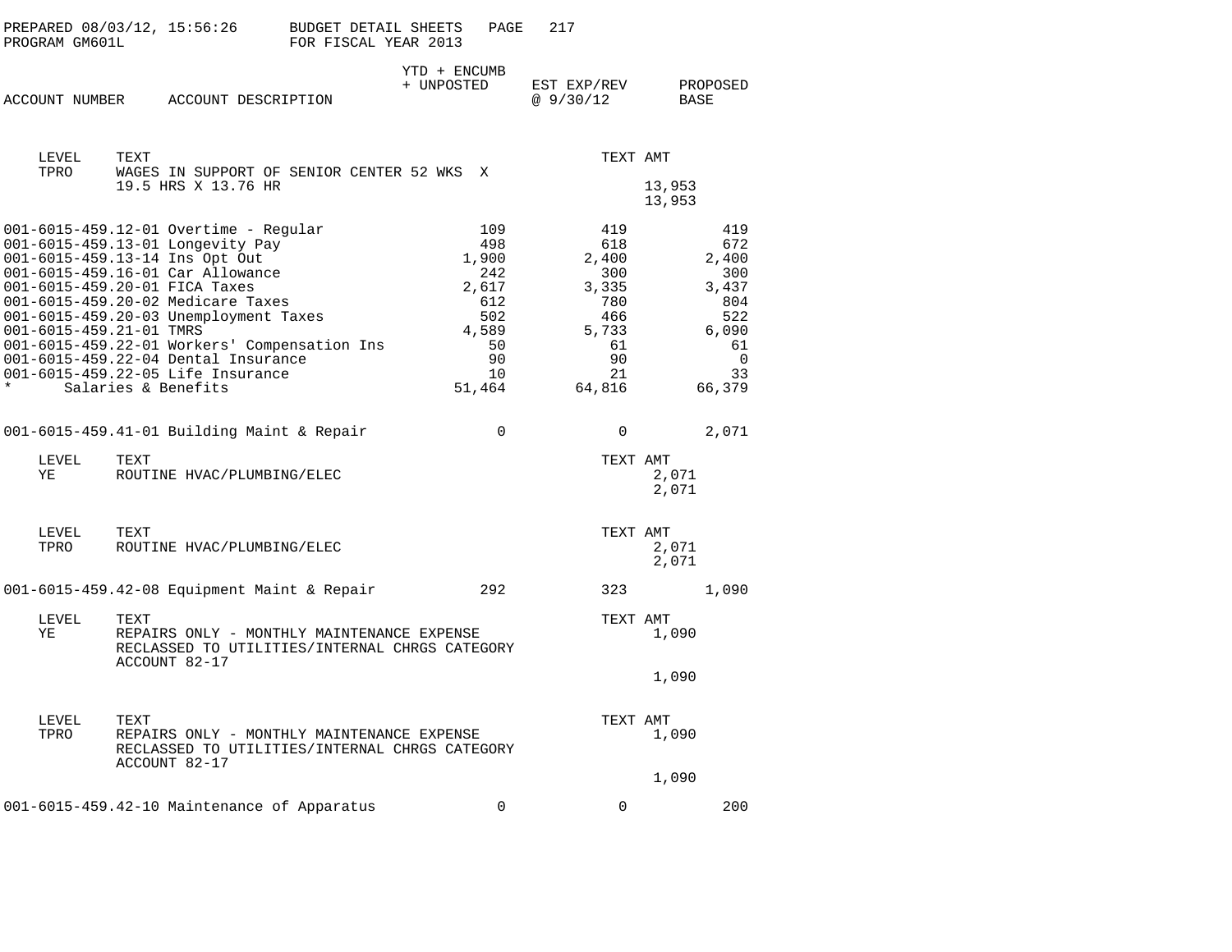PREPARED 08/03/12, 15:56:26 BUDGET DETAIL SHEETS
PROGRAM GM601L FOR FISCAL YEAR 2013

| ACCOUNT NUMBER | ACCOUNT DESCRIPTION | YTD + ENCUMB + UNPOSTED | EST EXP/REV @ 9/30/12 | PROPOSED BASE |
|---|---|---|---|---|

| LEVEL | TEXT | TEXT AMT |
|---|---|---|
| TPRO | WAGES IN SUPPORT OF SENIOR CENTER 52 WKS X 19.5 HRS X 13.76 HR | 13,953 |
| | | 13,953 |

| ACCOUNT NUMBER | ACCOUNT DESCRIPTION | YTD + ENCUMB + UNPOSTED | EST EXP/REV @ 9/30/12 | PROPOSED BASE |
|---|---|---|---|---|
| 001-6015-459.12-01 | Overtime - Regular | 109 | 419 | 419 |
| 001-6015-459.13-01 | Longevity Pay | 498 | 618 | 672 |
| 001-6015-459.13-14 | Ins Opt Out | 1,900 | 2,400 | 2,400 |
| 001-6015-459.16-01 | Car Allowance | 242 | 300 | 300 |
| 001-6015-459.20-01 | FICA Taxes | 2,617 | 3,335 | 3,437 |
| 001-6015-459.20-02 | Medicare Taxes | 612 | 780 | 804 |
| 001-6015-459.20-03 | Unemployment Taxes | 502 | 466 | 522 |
| 001-6015-459.21-01 | TMRS | 4,589 | 5,733 | 6,090 |
| 001-6015-459.22-01 | Workers' Compensation Ins | 50 | 61 | 61 |
| 001-6015-459.22-04 | Dental Insurance | 90 | 90 | 0 |
| 001-6015-459.22-05 | Life Insurance | 10 | 21 | 33 |
| * | Salaries & Benefits | 51,464 | 64,816 | 66,379 |
| 001-6015-459.41-01 | Building Maint & Repair | 0 | 0 | 2,071 |

| LEVEL | TEXT | TEXT AMT |
|---|---|---|
| YE | ROUTINE HVAC/PLUMBING/ELEC | 2,071 |
| | | 2,071 |

| LEVEL | TEXT | TEXT AMT |
|---|---|---|
| TPRO | ROUTINE HVAC/PLUMBING/ELEC | 2,071 |
| | | 2,071 |

| ACCOUNT NUMBER | ACCOUNT DESCRIPTION | YTD + ENCUMB + UNPOSTED | EST EXP/REV @ 9/30/12 | PROPOSED BASE |
|---|---|---|---|---|
| 001-6015-459.42-08 | Equipment Maint & Repair | 292 | 323 | 1,090 |

| LEVEL | TEXT | TEXT AMT |
|---|---|---|
| YE | REPAIRS ONLY - MONTHLY MAINTENANCE EXPENSE RECLASSED TO UTILITIES/INTERNAL CHRGS CATEGORY ACCOUNT 82-17 | 1,090 |
| | | 1,090 |

| LEVEL | TEXT | TEXT AMT |
|---|---|---|
| TPRO | REPAIRS ONLY - MONTHLY MAINTENANCE EXPENSE RECLASSED TO UTILITIES/INTERNAL CHRGS CATEGORY ACCOUNT 82-17 | 1,090 |
| | | 1,090 |

| ACCOUNT NUMBER | ACCOUNT DESCRIPTION | YTD + ENCUMB + UNPOSTED | EST EXP/REV @ 9/30/12 | PROPOSED BASE |
|---|---|---|---|---|
| 001-6015-459.42-10 | Maintenance of Apparatus | 0 | 0 | 200 |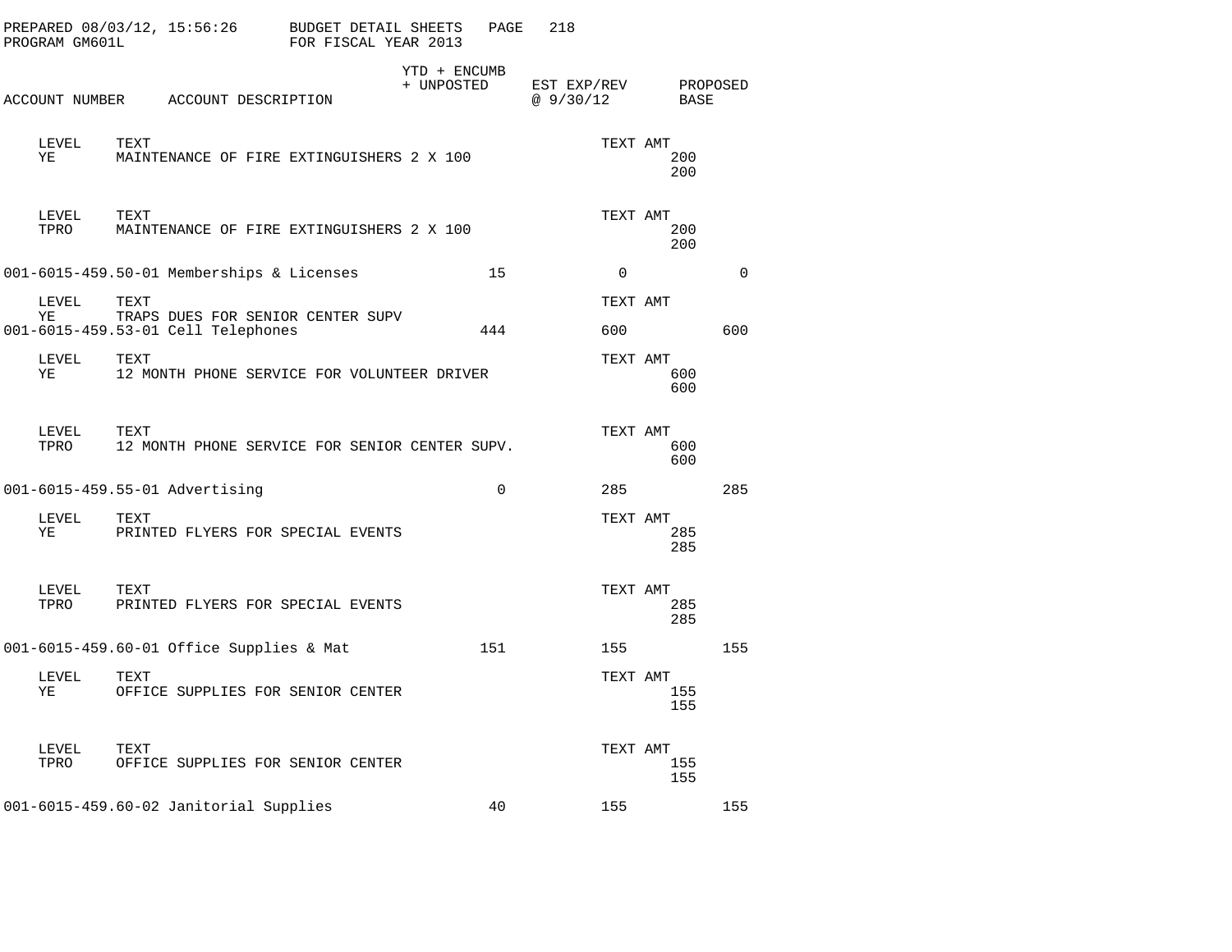PREPARED 08/03/12, 15:56:26 BUDGET DETAIL SHEETS PAGE 218
PROGRAM GM601L FOR FISCAL YEAR 2013

| ACCOUNT NUMBER | ACCOUNT DESCRIPTION | YTD + ENCUMB + UNPOSTED | EST EXP/REV @ 9/30/12 | PROPOSED BASE |
|---|---|---|---|---|

| LEVEL | TEXT | TEXT AMT |
|---|---|---|
| YE | MAINTENANCE OF FIRE EXTINGUISHERS 2 X 100 | 200 |
| | | 200 |

| LEVEL | TEXT | TEXT AMT |
|---|---|---|
| TPRO | MAINTENANCE OF FIRE EXTINGUISHERS 2 X 100 | 200 |
| | | 200 |

| ACCOUNT NUMBER | ACCOUNT DESCRIPTION | YTD + ENCUMB + UNPOSTED | EST EXP/REV @ 9/30/12 | PROPOSED BASE |
|---|---|---|---|---|
| 001-6015-459.50-01 | Memberships & Licenses | 15 | 0 | 0 |

| LEVEL | TEXT | TEXT AMT |
|---|---|---|
| YE | TRAPS DUES FOR SENIOR CENTER SUPV | |

| ACCOUNT NUMBER | ACCOUNT DESCRIPTION | YTD + ENCUMB + UNPOSTED | EST EXP/REV @ 9/30/12 | PROPOSED BASE |
|---|---|---|---|---|
| 001-6015-459.53-01 | Cell Telephones | 444 | 600 | 600 |

| LEVEL | TEXT | TEXT AMT |
|---|---|---|
| YE | 12 MONTH PHONE SERVICE FOR VOLUNTEER DRIVER | 600 |
| | | 600 |

| LEVEL | TEXT | TEXT AMT |
|---|---|---|
| TPRO | 12 MONTH PHONE SERVICE FOR SENIOR CENTER SUPV. | 600 |
| | | 600 |

| ACCOUNT NUMBER | ACCOUNT DESCRIPTION | YTD + ENCUMB + UNPOSTED | EST EXP/REV @ 9/30/12 | PROPOSED BASE |
|---|---|---|---|---|
| 001-6015-459.55-01 | Advertising | 0 | 285 | 285 |

| LEVEL | TEXT | TEXT AMT |
|---|---|---|
| YE | PRINTED FLYERS FOR SPECIAL EVENTS | 285 |
| | | 285 |

| LEVEL | TEXT | TEXT AMT |
|---|---|---|
| TPRO | PRINTED FLYERS FOR SPECIAL EVENTS | 285 |
| | | 285 |

| ACCOUNT NUMBER | ACCOUNT DESCRIPTION | YTD + ENCUMB + UNPOSTED | EST EXP/REV @ 9/30/12 | PROPOSED BASE |
|---|---|---|---|---|
| 001-6015-459.60-01 | Office Supplies & Mat | 151 | 155 | 155 |

| LEVEL | TEXT | TEXT AMT |
|---|---|---|
| YE | OFFICE SUPPLIES FOR SENIOR CENTER | 155 |
| | | 155 |

| LEVEL | TEXT | TEXT AMT |
|---|---|---|
| TPRO | OFFICE SUPPLIES FOR SENIOR CENTER | 155 |
| | | 155 |

| ACCOUNT NUMBER | ACCOUNT DESCRIPTION | YTD + ENCUMB + UNPOSTED | EST EXP/REV @ 9/30/12 | PROPOSED BASE |
|---|---|---|---|---|
| 001-6015-459.60-02 | Janitorial Supplies | 40 | 155 | 155 |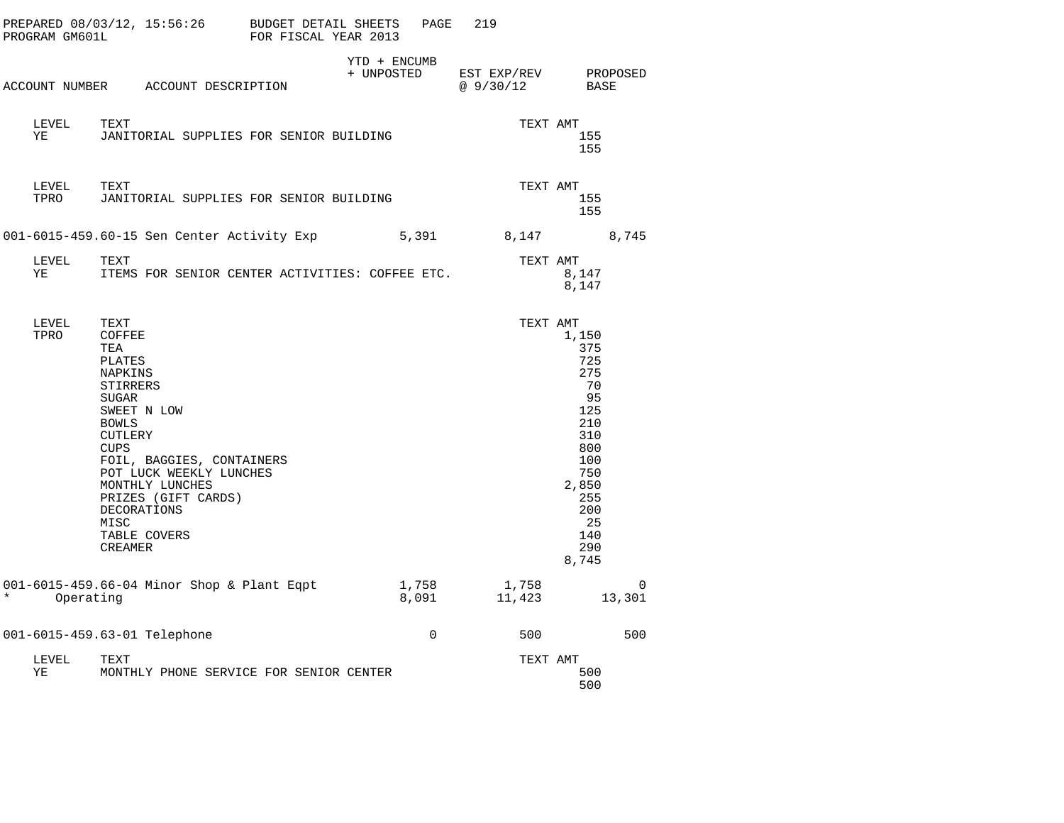PREPARED 08/03/12, 15:56:26 BUDGET DETAIL SHEETS
PROGRAM GM601L FOR FISCAL YEAR 2013

| ACCOUNT NUMBER | ACCOUNT DESCRIPTION | YTD + ENCUMB + UNPOSTED | EST EXP/REV @ 9/30/12 | PROPOSED BASE |
|---|---|---|---|---|

| LEVEL | TEXT | TEXT AMT |
|---|---|---|
| YE | JANITORIAL SUPPLIES FOR SENIOR BUILDING | 155 |
| | | 155 |

| LEVEL | TEXT | TEXT AMT |
|---|---|---|
| TPRO | JANITORIAL SUPPLIES FOR SENIOR BUILDING | 155 |
| | | 155 |

| ACCOUNT NUMBER | ACCOUNT DESCRIPTION | YTD + ENCUMB + UNPOSTED | EST EXP/REV @ 9/30/12 | PROPOSED BASE |
|---|---|---|---|---|
| 001-6015-459.60-15 | Sen Center Activity Exp | 5,391 | 8,147 | 8,745 |

| LEVEL | TEXT | TEXT AMT |
|---|---|---|
| YE | ITEMS FOR SENIOR CENTER ACTIVITIES: COFFEE ETC. | 8,147 |
| | | 8,147 |

| LEVEL | TEXT | TEXT AMT |
|---|---|---|
| TPRO | COFFEE | 1,150 |
| | TEA | 375 |
| | PLATES | 725 |
| | NAPKINS | 275 |
| | STIRRERS | 70 |
| | SUGAR | 95 |
| | SWEET N LOW | 125 |
| | BOWLS | 210 |
| | CUTLERY | 310 |
| | CUPS | 800 |
| | FOIL, BAGGIES, CONTAINERS | 100 |
| | POT LUCK WEEKLY LUNCHES | 750 |
| | MONTHLY LUNCHES | 2,850 |
| | PRIZES (GIFT CARDS) | 255 |
| | DECORATIONS | 200 |
| | MISC | 25 |
| | TABLE COVERS | 140 |
| | CREAMER | 290 |
| | | 8,745 |

| ACCOUNT NUMBER | ACCOUNT DESCRIPTION | YTD + ENCUMB + UNPOSTED | EST EXP/REV @ 9/30/12 | PROPOSED BASE |
|---|---|---|---|---|
| 001-6015-459.66-04 | Minor Shop & Plant Eqpt | 1,758 | 1,758 | 0 |
| * | Operating | 8,091 | 11,423 | 13,301 |
| 001-6015-459.63-01 | Telephone | 0 | 500 | 500 |

| LEVEL | TEXT | TEXT AMT |
|---|---|---|
| YE | MONTHLY PHONE SERVICE FOR SENIOR CENTER | 500 |
| | | 500 |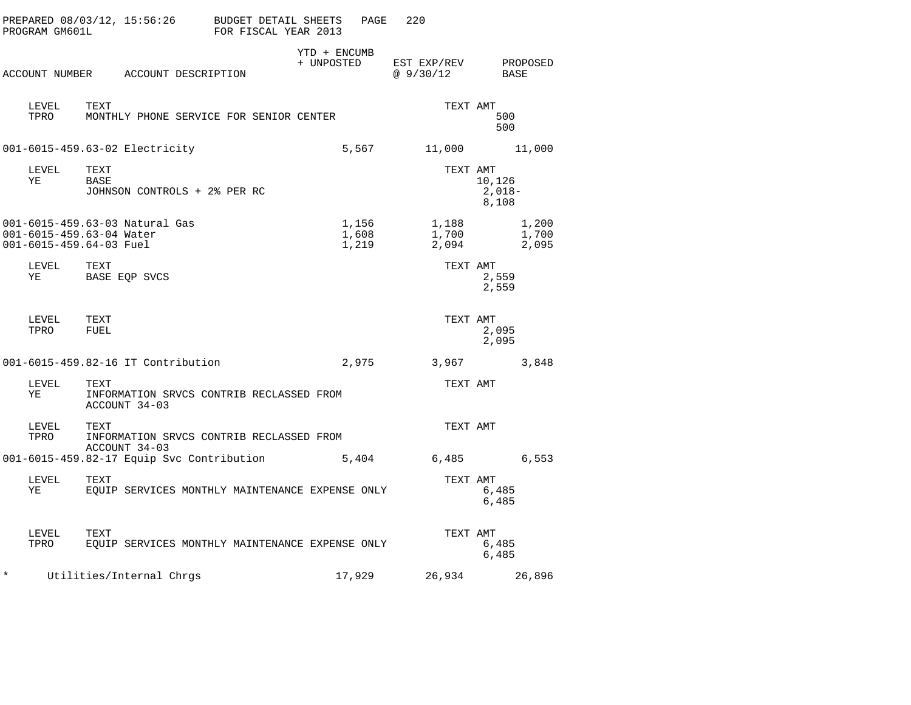PREPARED 08/03/12, 15:56:26 BUDGET DETAIL SHEETS PAGE 220
PROGRAM GM601L FOR FISCAL YEAR 2013

| ACCOUNT NUMBER | ACCOUNT DESCRIPTION | YTD + ENCUMB + UNPOSTED | EST EXP/REV @ 9/30/12 | PROPOSED BASE |
|---|---|---|---|---|
| | LEVEL TPRO — TEXT: MONTHLY PHONE SERVICE FOR SENIOR CENTER — TEXT AMT: 500 / 500 | | | |
| 001-6015-459.63-02 | Electricity | 5,567 | 11,000 | 11,000 |
| | LEVEL YE — TEXT: BASE; JOHNSON CONTROLS + 2% PER RC — TEXT AMT: 10,126 / 2,018- / 8,108 | | | |
| 001-6015-459.63-03 | Natural Gas | 1,156 | 1,188 | 1,200 |
| 001-6015-459.63-04 | Water | 1,608 | 1,700 | 1,700 |
| 001-6015-459.64-03 | Fuel | 1,219 | 2,094 | 2,095 |
| | LEVEL YE — TEXT: BASE EQP SVCS — TEXT AMT: 2,559 / 2,559 | | | |
| | LEVEL TPRO — TEXT: FUEL — TEXT AMT: 2,095 / 2,095 | | | |
| 001-6015-459.82-16 | IT Contribution | 2,975 | 3,967 | 3,848 |
| | LEVEL YE — TEXT: INFORMATION SRVCS CONTRIB RECLASSED FROM ACCOUNT 34-03 — TEXT AMT | | | |
| | LEVEL TPRO — TEXT: INFORMATION SRVCS CONTRIB RECLASSED FROM ACCOUNT 34-03 — TEXT AMT | | | |
| 001-6015-459.82-17 | Equip Svc Contribution | 5,404 | 6,485 | 6,553 |
| | LEVEL YE — TEXT: EQUIP SERVICES MONTHLY MAINTENANCE EXPENSE ONLY — TEXT AMT: 6,485 / 6,485 | | | |
| | LEVEL TPRO — TEXT: EQUIP SERVICES MONTHLY MAINTENANCE EXPENSE ONLY — TEXT AMT: 6,485 / 6,485 | | | |
| * | Utilities/Internal Chrgs | 17,929 | 26,934 | 26,896 |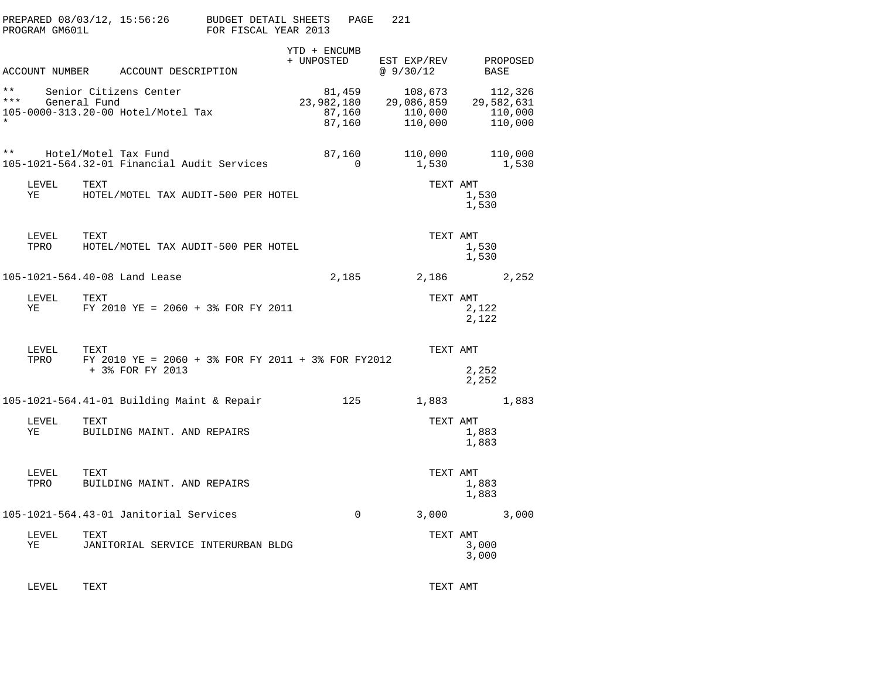PREPARED 08/03/12, 15:56:26 BUDGET DETAIL SHEETS
PROGRAM GM601L FOR FISCAL YEAR 2013

| ACCOUNT NUMBER | ACCOUNT DESCRIPTION | YTD + ENCUMB + UNPOSTED | EST EXP/REV @ 9/30/12 | PROPOSED BASE |
|---|---|---|---|---|
| ** | Senior Citizens Center | 81,459 | 108,673 | 112,326 |
| *** | General Fund | 23,982,180 | 29,086,859 | 29,582,631 |
| 105-0000-313.20-00 | Hotel/Motel Tax | 87,160 | 110,000 | 110,000 |
| * | | 87,160 | 110,000 | 110,000 |
| ** | Hotel/Motel Tax Fund | 87,160 | 110,000 | 110,000 |
| 105-1021-564.32-01 | Financial Audit Services | 0 | 1,530 | 1,530 |

| LEVEL | TEXT | TEXT AMT |
|---|---|---|
| YE | HOTEL/MOTEL TAX AUDIT-500 PER HOTEL | 1,530 |
| | | 1,530 |

| LEVEL | TEXT | TEXT AMT |
|---|---|---|
| TPRO | HOTEL/MOTEL TAX AUDIT-500 PER HOTEL | 1,530 |
| | | 1,530 |

| ACCOUNT NUMBER | ACCOUNT DESCRIPTION | YTD + ENCUMB + UNPOSTED | EST EXP/REV @ 9/30/12 | PROPOSED BASE |
|---|---|---|---|---|
| 105-1021-564.40-08 | Land Lease | 2,185 | 2,186 | 2,252 |

| LEVEL | TEXT | TEXT AMT |
|---|---|---|
| YE | FY 2010 YE = 2060 + 3% FOR FY 2011 | 2,122 |
| | | 2,122 |

| LEVEL | TEXT | TEXT AMT |
|---|---|---|
| TPRO | FY 2010 YE = 2060 + 3% FOR FY 2011 + 3% FOR FY2012 + 3% FOR FY 2013 | 2,252 |
| | | 2,252 |

| ACCOUNT NUMBER | ACCOUNT DESCRIPTION | YTD + ENCUMB + UNPOSTED | EST EXP/REV @ 9/30/12 | PROPOSED BASE |
|---|---|---|---|---|
| 105-1021-564.41-01 | Building Maint & Repair | 125 | 1,883 | 1,883 |

| LEVEL | TEXT | TEXT AMT |
|---|---|---|
| YE | BUILDING MAINT. AND REPAIRS | 1,883 |
| | | 1,883 |

| LEVEL | TEXT | TEXT AMT |
|---|---|---|
| TPRO | BUILDING MAINT. AND REPAIRS | 1,883 |
| | | 1,883 |

| ACCOUNT NUMBER | ACCOUNT DESCRIPTION | YTD + ENCUMB + UNPOSTED | EST EXP/REV @ 9/30/12 | PROPOSED BASE |
|---|---|---|---|---|
| 105-1021-564.43-01 | Janitorial Services | 0 | 3,000 | 3,000 |

| LEVEL | TEXT | TEXT AMT |
|---|---|---|
| YE | JANITORIAL SERVICE INTERURBAN BLDG | 3,000 |
| | | 3,000 |

| LEVEL | TEXT | TEXT AMT |
|---|---|---|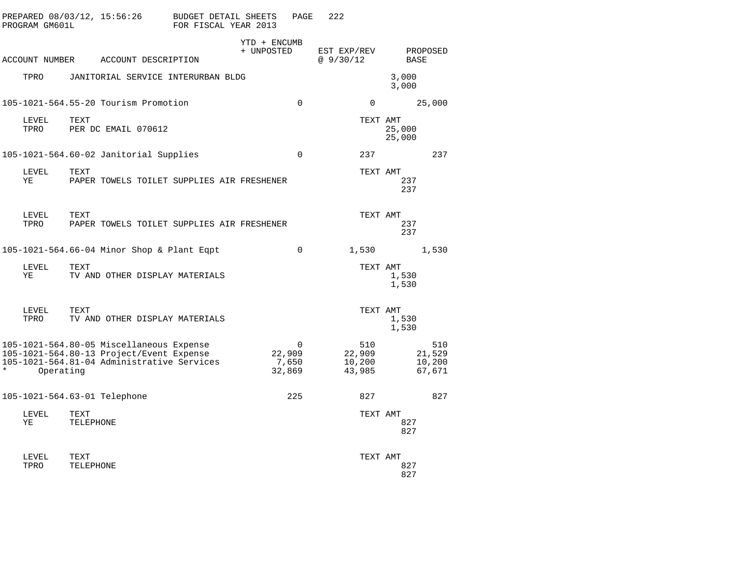PREPARED 08/03/12, 15:56:26 BUDGET DETAIL SHEETS
PROGRAM GM601L FOR FISCAL YEAR 2013

| ACCOUNT NUMBER | ACCOUNT DESCRIPTION | YTD + ENCUMB + UNPOSTED | EST EXP/REV @ 9/30/12 | PROPOSED BASE |
|---|---|---|---|---|
| TPRO | JANITORIAL SERVICE INTERURBAN BLDG | | 3,000<br>3,000 | |
| 105-1021-564.55-20 | Tourism Promotion | 0 | 0 | 25,000 |
| LEVEL | TEXT | | TEXT AMT | |
| TPRO | PER DC EMAIL 070612 | | 25,000<br>25,000 | |
| 105-1021-564.60-02 | Janitorial Supplies | 0 | 237 | 237 |
| LEVEL | TEXT | | TEXT AMT | |
| YE | PAPER TOWELS TOILET SUPPLIES AIR FRESHENER | | 237<br>237 | |
| LEVEL | TEXT | | TEXT AMT | |
| TPRO | PAPER TOWELS TOILET SUPPLIES AIR FRESHENER | | 237<br>237 | |
| 105-1021-564.66-04 | Minor Shop & Plant Eqpt | 0 | 1,530 | 1,530 |
| LEVEL | TEXT | | TEXT AMT | |
| YE | TV AND OTHER DISPLAY MATERIALS | | 1,530<br>1,530 | |
| LEVEL | TEXT | | TEXT AMT | |
| TPRO | TV AND OTHER DISPLAY MATERIALS | | 1,530<br>1,530 | |
| 105-1021-564.80-05 | Miscellaneous Expense | 0 | 510 | 510 |
| 105-1021-564.80-13 | Project/Event Expense | 22,909 | 22,909 | 21,529 |
| 105-1021-564.81-04 | Administrative Services | 7,650 | 10,200 | 10,200 |
| * | Operating | 32,869 | 43,985 | 67,671 |
| 105-1021-564.63-01 | Telephone | 225 | 827 | 827 |
| LEVEL | TEXT | | TEXT AMT | |
| YE | TELEPHONE | | 827<br>827 | |
| LEVEL | TEXT | | TEXT AMT | |
| TPRO | TELEPHONE | | 827<br>827 | |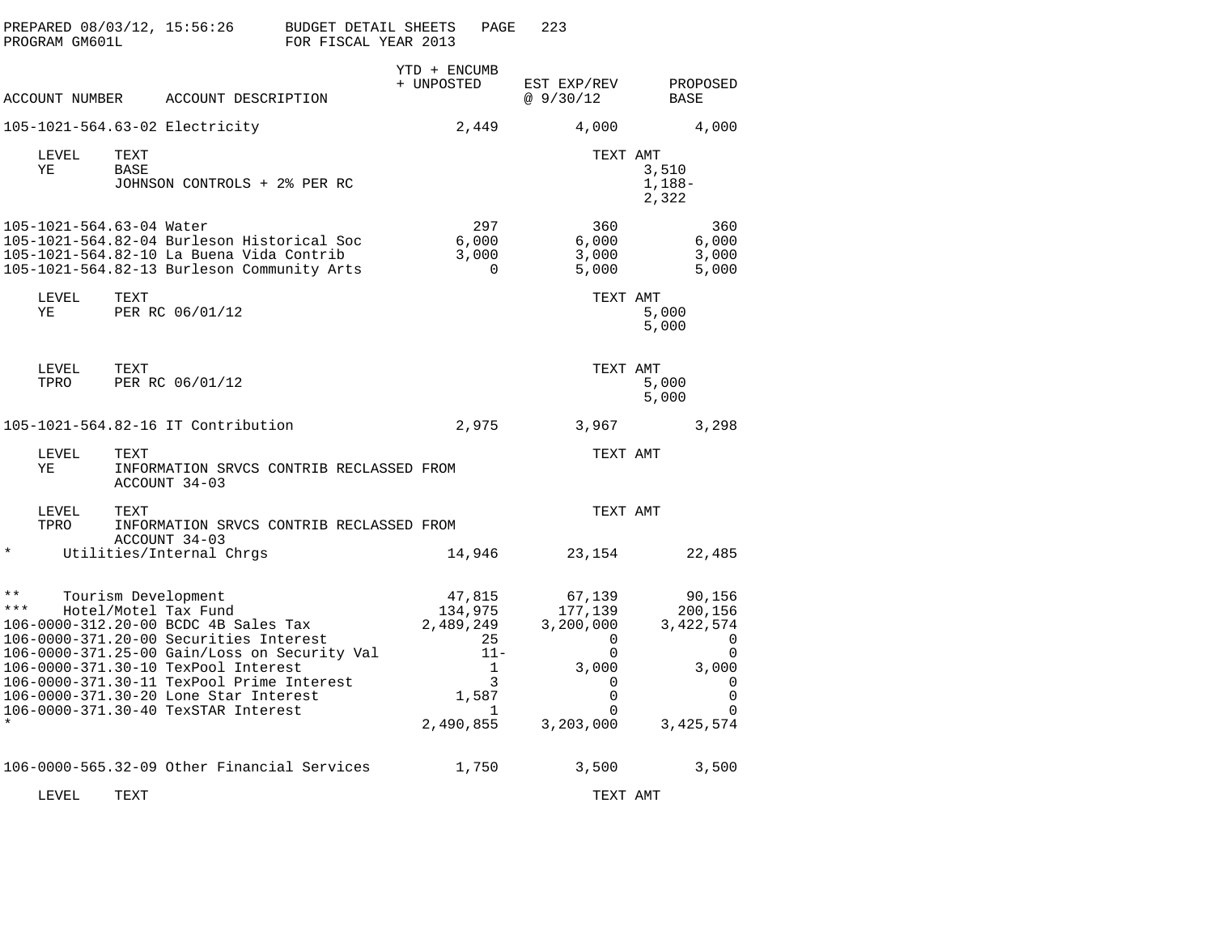PREPARED 08/03/12, 15:56:26 BUDGET DETAIL SHEETS
PROGRAM GM601L FOR FISCAL YEAR 2013

| ACCOUNT NUMBER | ACCOUNT DESCRIPTION | YTD + ENCUMB + UNPOSTED | EST EXP/REV @ 9/30/12 | PROPOSED BASE |
|---|---|---|---|---|
| 105-1021-564.63-02 | Electricity | 2,449 | 4,000 | 4,000 |

| LEVEL | TEXT | TEXT AMT |
|---|---|---|
| YE | BASE | 3,510 |
| | JOHNSON CONTROLS + 2% PER RC | 1,188- |
| | | 2,322 |

| ACCOUNT NUMBER | ACCOUNT DESCRIPTION | YTD + ENCUMB + UNPOSTED | EST EXP/REV @ 9/30/12 | PROPOSED BASE |
|---|---|---|---|---|
| 105-1021-564.63-04 | Water | 297 | 360 | 360 |
| 105-1021-564.82-04 | Burleson Historical Soc | 6,000 | 6,000 | 6,000 |
| 105-1021-564.82-10 | La Buena Vida Contrib | 3,000 | 3,000 | 3,000 |
| 105-1021-564.82-13 | Burleson Community Arts | 0 | 5,000 | 5,000 |

| LEVEL | TEXT | TEXT AMT |
|---|---|---|
| YE | PER RC 06/01/12 | 5,000 |
| | | 5,000 |

| LEVEL | TEXT | TEXT AMT |
|---|---|---|
| TPRO | PER RC 06/01/12 | 5,000 |
| | | 5,000 |

| ACCOUNT NUMBER | ACCOUNT DESCRIPTION | YTD + ENCUMB + UNPOSTED | EST EXP/REV @ 9/30/12 | PROPOSED BASE |
|---|---|---|---|---|
| 105-1021-564.82-16 | IT Contribution | 2,975 | 3,967 | 3,298 |

| LEVEL | TEXT | TEXT AMT |
|---|---|---|
| YE | INFORMATION SRVCS CONTRIB RECLASSED FROM ACCOUNT 34-03 | |

| LEVEL | TEXT | TEXT AMT |
|---|---|---|
| TPRO | INFORMATION SRVCS CONTRIB RECLASSED FROM ACCOUNT 34-03 | |

| ACCOUNT NUMBER | ACCOUNT DESCRIPTION | YTD + ENCUMB + UNPOSTED | EST EXP/REV @ 9/30/12 | PROPOSED BASE |
|---|---|---|---|---|
| * | Utilities/Internal Chrgs | 14,946 | 23,154 | 22,485 |
| ** | Tourism Development | 47,815 | 67,139 | 90,156 |
| *** | Hotel/Motel Tax Fund | 134,975 | 177,139 | 200,156 |
| 106-0000-312.20-00 | BCDC 4B Sales Tax | 2,489,249 | 3,200,000 | 3,422,574 |
| 106-0000-371.20-00 | Securities Interest | 25 | 0 | 0 |
| 106-0000-371.25-00 | Gain/Loss on Security Val | 11- | 0 | 0 |
| 106-0000-371.30-10 | TexPool Interest | 1 | 3,000 | 3,000 |
| 106-0000-371.30-11 | TexPool Prime Interest | 3 | 0 | 0 |
| 106-0000-371.30-20 | Lone Star Interest | 1,587 | 0 | 0 |
| 106-0000-371.30-40 | TexSTAR Interest | 1 | 0 | 0 |
| * | | 2,490,855 | 3,203,000 | 3,425,574 |
| 106-0000-565.32-09 | Other Financial Services | 1,750 | 3,500 | 3,500 |

| LEVEL | TEXT | TEXT AMT |
|---|---|---|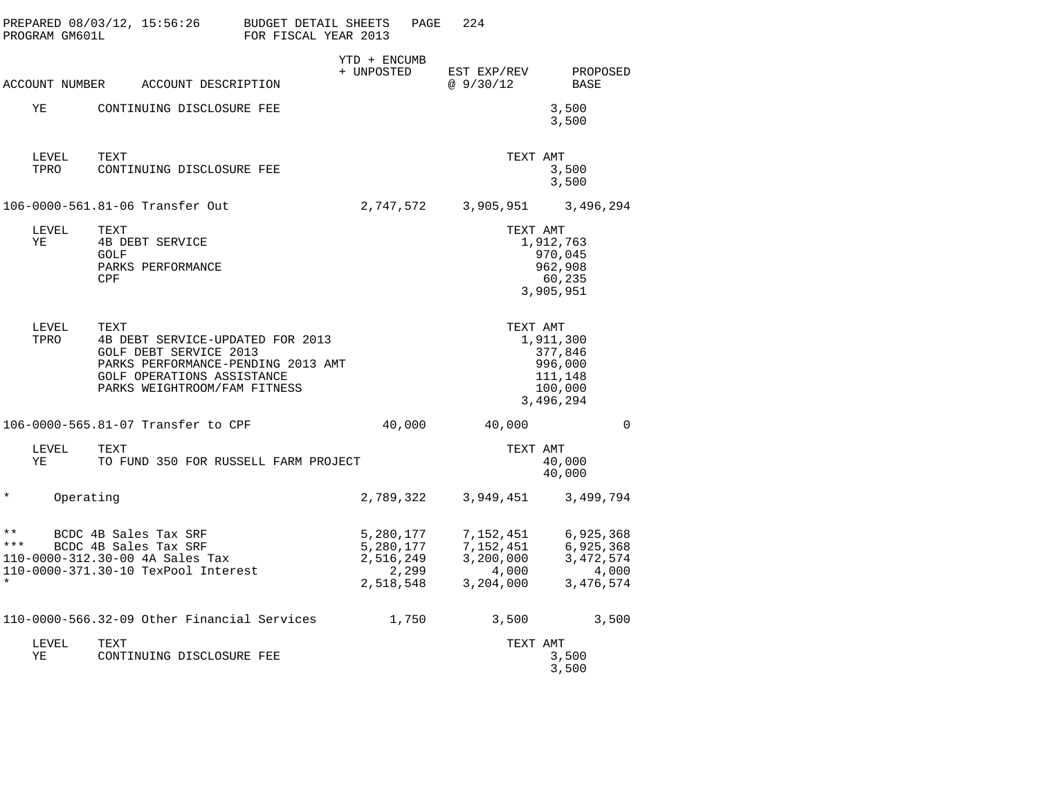PREPARED 08/03/12, 15:56:26 BUDGET DETAIL SHEETS
PROGRAM GM601L FOR FISCAL YEAR 2013

| ACCOUNT NUMBER | ACCOUNT DESCRIPTION | YTD + ENCUMB + UNPOSTED | EST EXP/REV @ 9/30/12 | PROPOSED BASE |
|---|---|---|---|---|
| YE | CONTINUING DISCLOSURE FEE | | | 3,500 |
| | | | | 3,500 |
| LEVEL | TEXT | | TEXT AMT | |
| TPRO | CONTINUING DISCLOSURE FEE | | 3,500 | |
| | | | 3,500 | |
| 106-0000-561.81-06 | Transfer Out | 2,747,572 | 3,905,951 | 3,496,294 |
| LEVEL | TEXT | | TEXT AMT | |
| YE | 4B DEBT SERVICE | | 1,912,763 | |
| | GOLF | | 970,045 | |
| | PARKS PERFORMANCE | | 962,908 | |
| | CPF | | 60,235 | |
| | | | 3,905,951 | |
| LEVEL | TEXT | | TEXT AMT | |
| TPRO | 4B DEBT SERVICE-UPDATED FOR 2013 | | 1,911,300 | |
| | GOLF DEBT SERVICE 2013 | | 377,846 | |
| | PARKS PERFORMANCE-PENDING 2013 AMT | | 996,000 | |
| | GOLF OPERATIONS ASSISTANCE | | 111,148 | |
| | PARKS WEIGHTROOM/FAM FITNESS | | 100,000 | |
| | | | 3,496,294 | |
| 106-0000-565.81-07 | Transfer to CPF | 40,000 | 40,000 | 0 |
| LEVEL | TEXT | | TEXT AMT | |
| YE | TO FUND 350 FOR RUSSELL FARM PROJECT | | 40,000 | |
| | | | 40,000 | |
| * | Operating | 2,789,322 | 3,949,451 | 3,499,794 |
| ** | BCDC 4B Sales Tax SRF | 5,280,177 | 7,152,451 | 6,925,368 |
| *** | BCDC 4B Sales Tax SRF | 5,280,177 | 7,152,451 | 6,925,368 |
| 110-0000-312.30-00 | 4A Sales Tax | 2,516,249 | 3,200,000 | 3,472,574 |
| 110-0000-371.30-10 | TexPool Interest | 2,299 | 4,000 | 4,000 |
| * | | 2,518,548 | 3,204,000 | 3,476,574 |
| 110-0000-566.32-09 | Other Financial Services | 1,750 | 3,500 | 3,500 |
| LEVEL | TEXT | | TEXT AMT | |
| YE | CONTINUING DISCLOSURE FEE | | 3,500 | |
| | | | 3,500 | |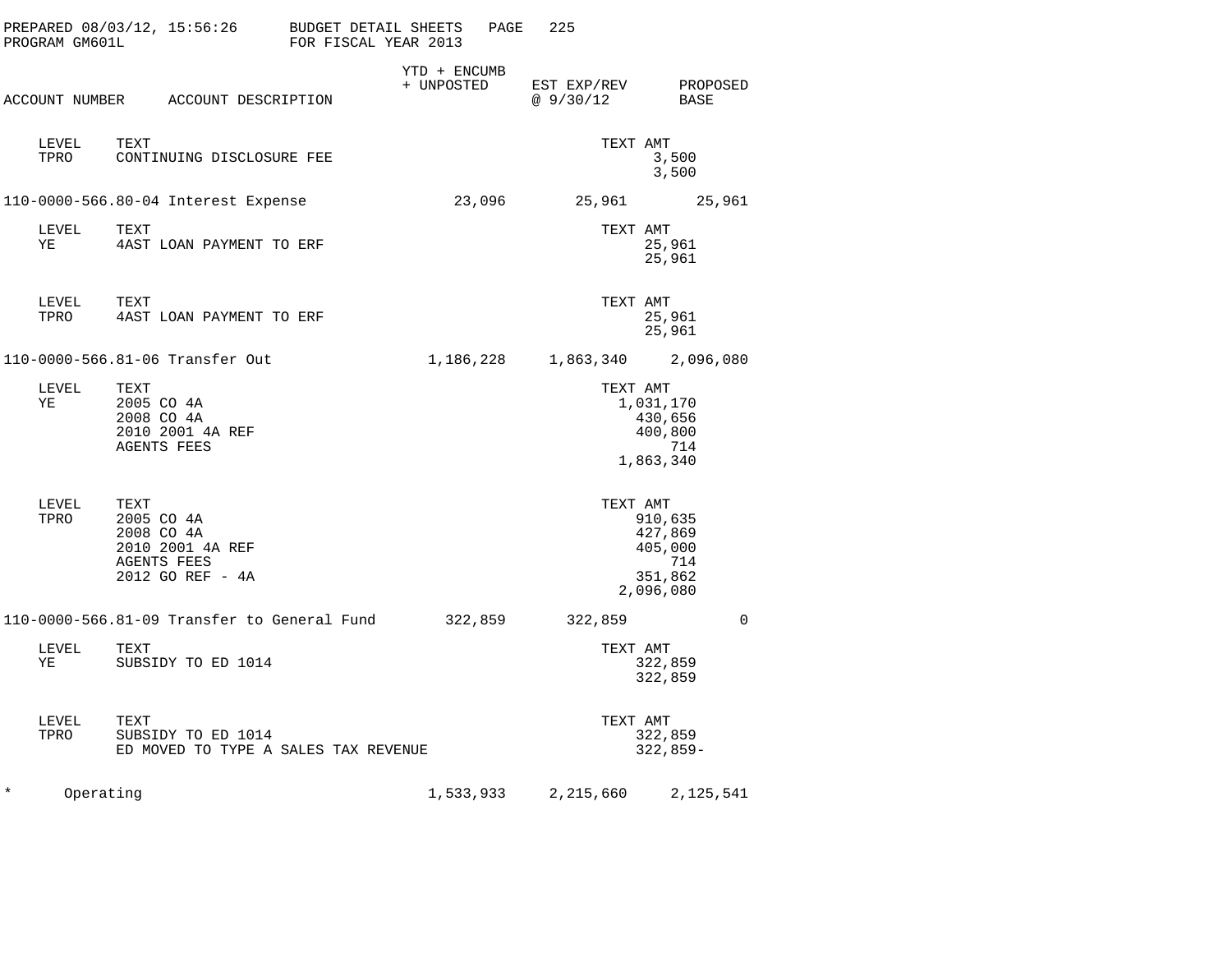PREPARED 08/03/12, 15:56:26 BUDGET DETAIL SHEETS
PROGRAM GM601L FOR FISCAL YEAR 2013

| ACCOUNT NUMBER | ACCOUNT DESCRIPTION | YTD + ENCUMB + UNPOSTED | EST EXP/REV @ 9/30/12 | PROPOSED BASE |
|---|---|---|---|---|
| | | | | |

| LEVEL | TEXT | TEXT AMT |
|---|---|---|
| TPRO | CONTINUING DISCLOSURE FEE | 3,500 |
| | | 3,500 |

| ACCOUNT NUMBER | ACCOUNT DESCRIPTION | YTD + ENCUMB + UNPOSTED | EST EXP/REV @ 9/30/12 | PROPOSED BASE |
|---|---|---|---|---|
| 110-0000-566.80-04 | Interest Expense | 23,096 | 25,961 | 25,961 |

| LEVEL | TEXT | TEXT AMT |
|---|---|---|
| YE | 4AST LOAN PAYMENT TO ERF | 25,961 |
| | | 25,961 |

| LEVEL | TEXT | TEXT AMT |
|---|---|---|
| TPRO | 4AST LOAN PAYMENT TO ERF | 25,961 |
| | | 25,961 |

| ACCOUNT NUMBER | ACCOUNT DESCRIPTION | YTD + ENCUMB + UNPOSTED | EST EXP/REV @ 9/30/12 | PROPOSED BASE |
|---|---|---|---|---|
| 110-0000-566.81-06 | Transfer Out | 1,186,228 | 1,863,340 | 2,096,080 |

| LEVEL | TEXT | TEXT AMT |
|---|---|---|
| YE | 2005 CO 4A | 1,031,170 |
| | 2008 CO 4A | 430,656 |
| | 2010 2001 4A REF | 400,800 |
| | AGENTS FEES | 714 |
| | | 1,863,340 |

| LEVEL | TEXT | TEXT AMT |
|---|---|---|
| TPRO | 2005 CO 4A | 910,635 |
| | 2008 CO 4A | 427,869 |
| | 2010 2001 4A REF | 405,000 |
| | AGENTS FEES | 714 |
| | 2012 GO REF - 4A | 351,862 |
| | | 2,096,080 |

| ACCOUNT NUMBER | ACCOUNT DESCRIPTION | YTD + ENCUMB + UNPOSTED | EST EXP/REV @ 9/30/12 | PROPOSED BASE |
|---|---|---|---|---|
| 110-0000-566.81-09 | Transfer to General Fund | 322,859 | 322,859 | 0 |

| LEVEL | TEXT | TEXT AMT |
|---|---|---|
| YE | SUBSIDY TO ED 1014 | 322,859 |
| | | 322,859 |

| LEVEL | TEXT | TEXT AMT |
|---|---|---|
| TPRO | SUBSIDY TO ED 1014 | 322,859 |
| | ED MOVED TO TYPE A SALES TAX REVENUE | 322,859- |

| | | YTD + ENCUMB + UNPOSTED | EST EXP/REV @ 9/30/12 | PROPOSED BASE |
|---|---|---|---|---|
| * | Operating | 1,533,933 | 2,215,660 | 2,125,541 |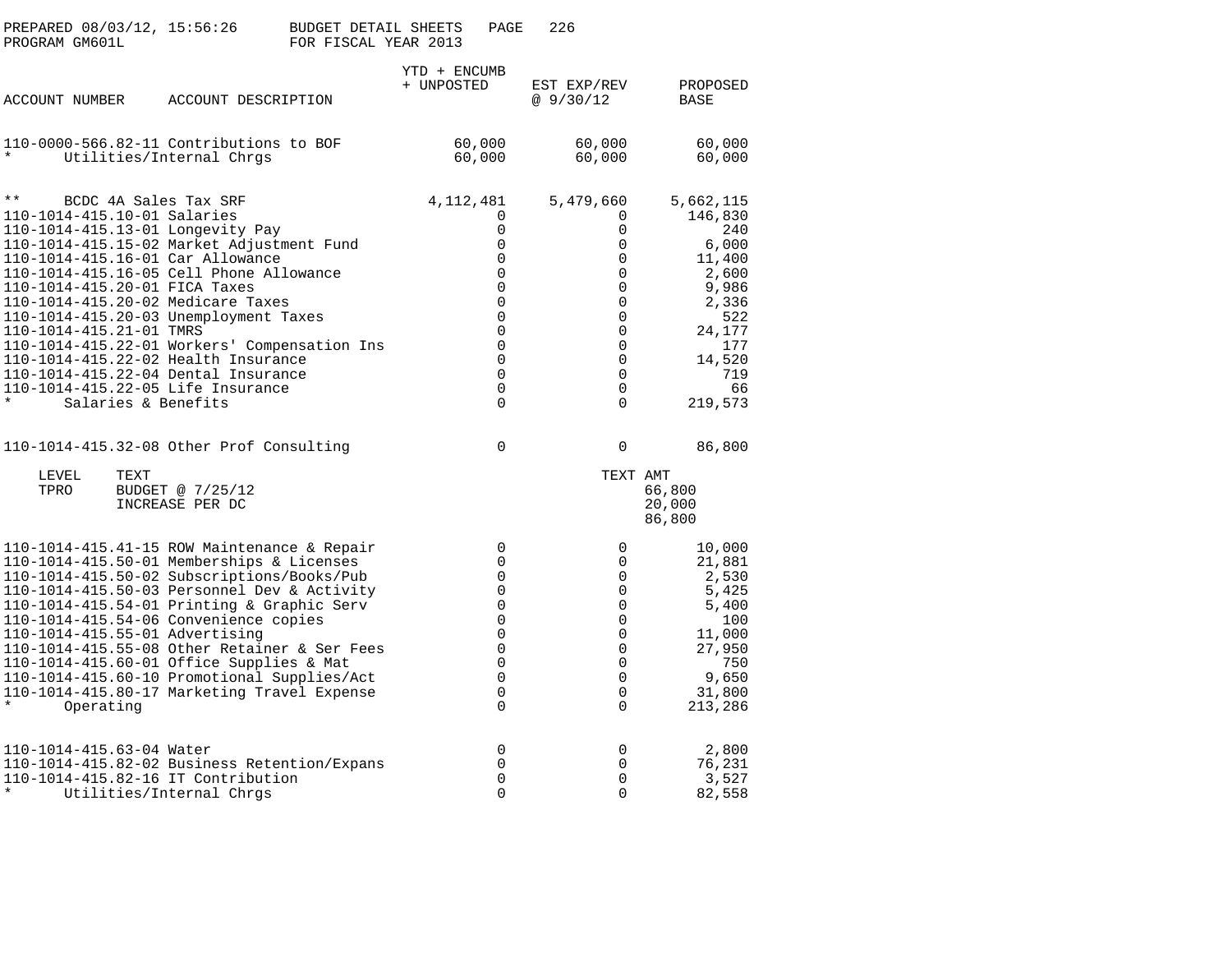BUDGET DETAIL SHEETS
FOR FISCAL YEAR 2013

PREPARED 08/03/12, 15:56:26
PROGRAM GM601L

| ACCOUNT NUMBER | ACCOUNT DESCRIPTION | YTD + ENCUMB + UNPOSTED | EST EXP/REV @ 9/30/12 | PROPOSED BASE |
|---|---|---|---|---|
| 110-0000-566.82-11 | Contributions to BOF | 60,000 | 60,000 | 60,000 |
| * | Utilities/Internal Chrgs | 60,000 | 60,000 | 60,000 |
| ** | BCDC 4A Sales Tax SRF | 4,112,481 | 5,479,660 | 5,662,115 |
| 110-1014-415.10-01 | Salaries | 0 | 0 | 146,830 |
| 110-1014-415.13-01 | Longevity Pay | 0 | 0 | 240 |
| 110-1014-415.15-02 | Market Adjustment Fund | 0 | 0 | 6,000 |
| 110-1014-415.16-01 | Car Allowance | 0 | 0 | 11,400 |
| 110-1014-415.16-05 | Cell Phone Allowance | 0 | 0 | 2,600 |
| 110-1014-415.20-01 | FICA Taxes | 0 | 0 | 9,986 |
| 110-1014-415.20-02 | Medicare Taxes | 0 | 0 | 2,336 |
| 110-1014-415.20-03 | Unemployment Taxes | 0 | 0 | 522 |
| 110-1014-415.21-01 | TMRS | 0 | 0 | 24,177 |
| 110-1014-415.22-01 | Workers' Compensation Ins | 0 | 0 | 177 |
| 110-1014-415.22-02 | Health Insurance | 0 | 0 | 14,520 |
| 110-1014-415.22-04 | Dental Insurance | 0 | 0 | 719 |
| 110-1014-415.22-05 | Life Insurance | 0 | 0 | 66 |
| * | Salaries & Benefits | 0 | 0 | 219,573 |
| 110-1014-415.32-08 | Other Prof Consulting | 0 | 0 | 86,800 |

| LEVEL | TEXT | TEXT AMT |
|---|---|---|
| TPRO | BUDGET @ 7/25/12 | 66,800 |
| | INCREASE PER DC | 20,000 |
| | | 86,800 |

| ACCOUNT NUMBER | ACCOUNT DESCRIPTION | YTD + ENCUMB + UNPOSTED | EST EXP/REV @ 9/30/12 | PROPOSED BASE |
|---|---|---|---|---|
| 110-1014-415.41-15 | ROW Maintenance & Repair | 0 | 0 | 10,000 |
| 110-1014-415.50-01 | Memberships & Licenses | 0 | 0 | 21,881 |
| 110-1014-415.50-02 | Subscriptions/Books/Pub | 0 | 0 | 2,530 |
| 110-1014-415.50-03 | Personnel Dev & Activity | 0 | 0 | 5,425 |
| 110-1014-415.54-01 | Printing & Graphic Serv | 0 | 0 | 5,400 |
| 110-1014-415.54-06 | Convenience copies | 0 | 0 | 100 |
| 110-1014-415.55-01 | Advertising | 0 | 0 | 11,000 |
| 110-1014-415.55-08 | Other Retainer & Ser Fees | 0 | 0 | 27,950 |
| 110-1014-415.60-01 | Office Supplies & Mat | 0 | 0 | 750 |
| 110-1014-415.60-10 | Promotional Supplies/Act | 0 | 0 | 9,650 |
| 110-1014-415.80-17 | Marketing Travel Expense | 0 | 0 | 31,800 |
| * | Operating | 0 | 0 | 213,286 |
| 110-1014-415.63-04 | Water | 0 | 0 | 2,800 |
| 110-1014-415.82-02 | Business Retention/Expans | 0 | 0 | 76,231 |
| 110-1014-415.82-16 | IT Contribution | 0 | 0 | 3,527 |
| * | Utilities/Internal Chrgs | 0 | 0 | 82,558 |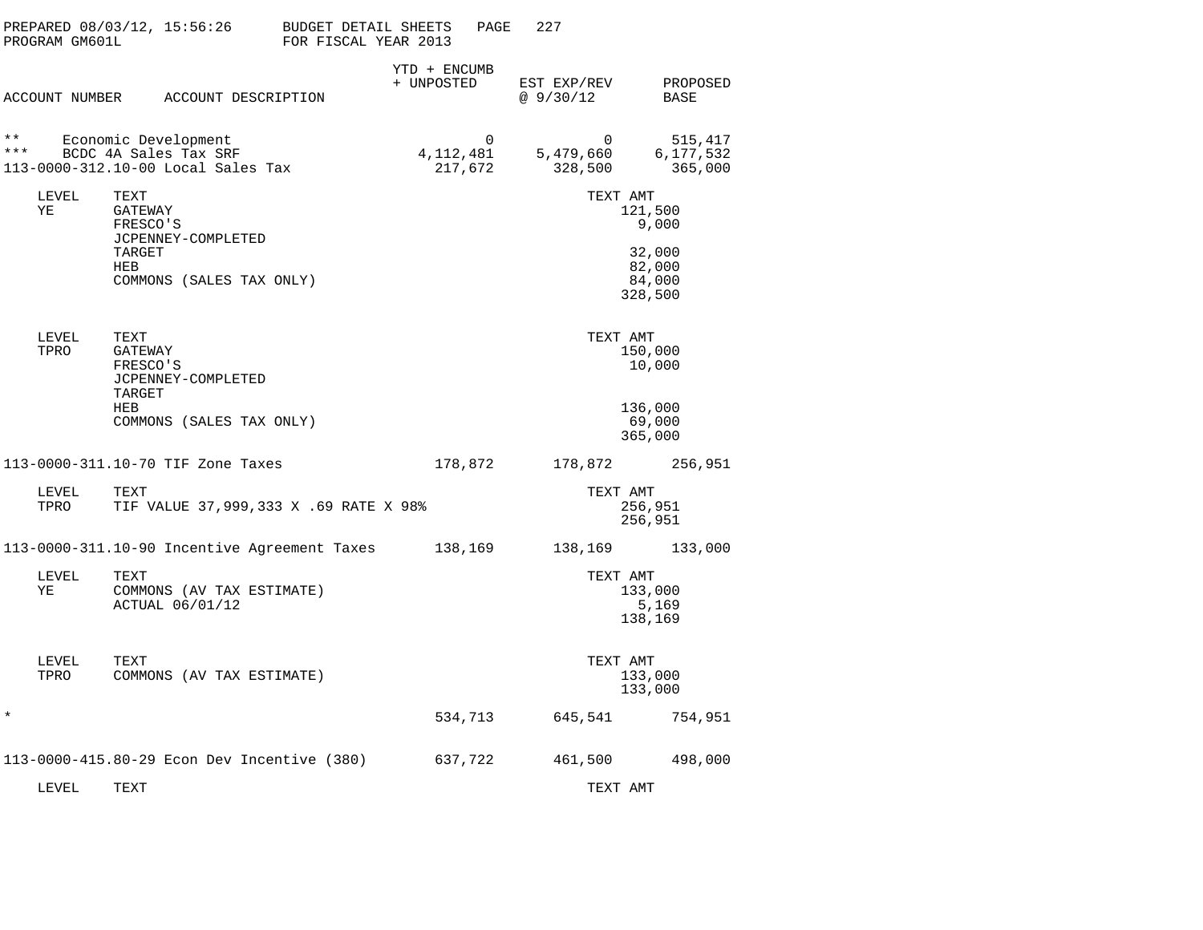PREPARED 08/03/12, 15:56:26 BUDGET DETAIL SHEETS

PROGRAM GM601L FOR FISCAL YEAR 2013

| ACCOUNT NUMBER | ACCOUNT DESCRIPTION | YTD + ENCUMB + UNPOSTED | EST EXP/REV @ 9/30/12 | PROPOSED BASE |
|---|---|---|---|---|
| ** | Economic Development | 0 | 0 | 515,417 |
| *** | BCDC 4A Sales Tax SRF | 4,112,481 | 5,479,660 | 6,177,532 |
| 113-0000-312.10-00 | Local Sales Tax | 217,672 | 328,500 | 365,000 |

| LEVEL | TEXT | TEXT AMT |
|---|---|---|
| YE | GATEWAY | 121,500 |
| | FRESCO'S | 9,000 |
| | JCPENNEY-COMPLETED | |
| | TARGET | 32,000 |
| | HEB | 82,000 |
| | COMMONS (SALES TAX ONLY) | 84,000 |
| | | 328,500 |

| LEVEL | TEXT | TEXT AMT |
|---|---|---|
| TPRO | GATEWAY | 150,000 |
| | FRESCO'S | 10,000 |
| | JCPENNEY-COMPLETED | |
| | TARGET | |
| | HEB | 136,000 |
| | COMMONS (SALES TAX ONLY) | 69,000 |
| | | 365,000 |

| ACCOUNT NUMBER | ACCOUNT DESCRIPTION | YTD + ENCUMB + UNPOSTED | EST EXP/REV @ 9/30/12 | PROPOSED BASE |
|---|---|---|---|---|
| 113-0000-311.10-70 | TIF Zone Taxes | 178,872 | 178,872 | 256,951 |

| LEVEL | TEXT | TEXT AMT |
|---|---|---|
| TPRO | TIF VALUE 37,999,333 X .69 RATE X 98% | 256,951 |
| | | 256,951 |

| ACCOUNT NUMBER | ACCOUNT DESCRIPTION | YTD + ENCUMB + UNPOSTED | EST EXP/REV @ 9/30/12 | PROPOSED BASE |
|---|---|---|---|---|
| 113-0000-311.10-90 | Incentive Agreement Taxes | 138,169 | 138,169 | 133,000 |

| LEVEL | TEXT | TEXT AMT |
|---|---|---|
| YE | COMMONS (AV TAX ESTIMATE) | 133,000 |
| | ACTUAL 06/01/12 | 5,169 |
| | | 138,169 |

| LEVEL | TEXT | TEXT AMT |
|---|---|---|
| TPRO | COMMONS (AV TAX ESTIMATE) | 133,000 |
| | | 133,000 |

| ACCOUNT NUMBER | ACCOUNT DESCRIPTION | YTD + ENCUMB + UNPOSTED | EST EXP/REV @ 9/30/12 | PROPOSED BASE |
|---|---|---|---|---|
| * | | 534,713 | 645,541 | 754,951 |
| 113-0000-415.80-29 | Econ Dev Incentive (380) | 637,722 | 461,500 | 498,000 |

| LEVEL | TEXT | TEXT AMT |
|---|---|---|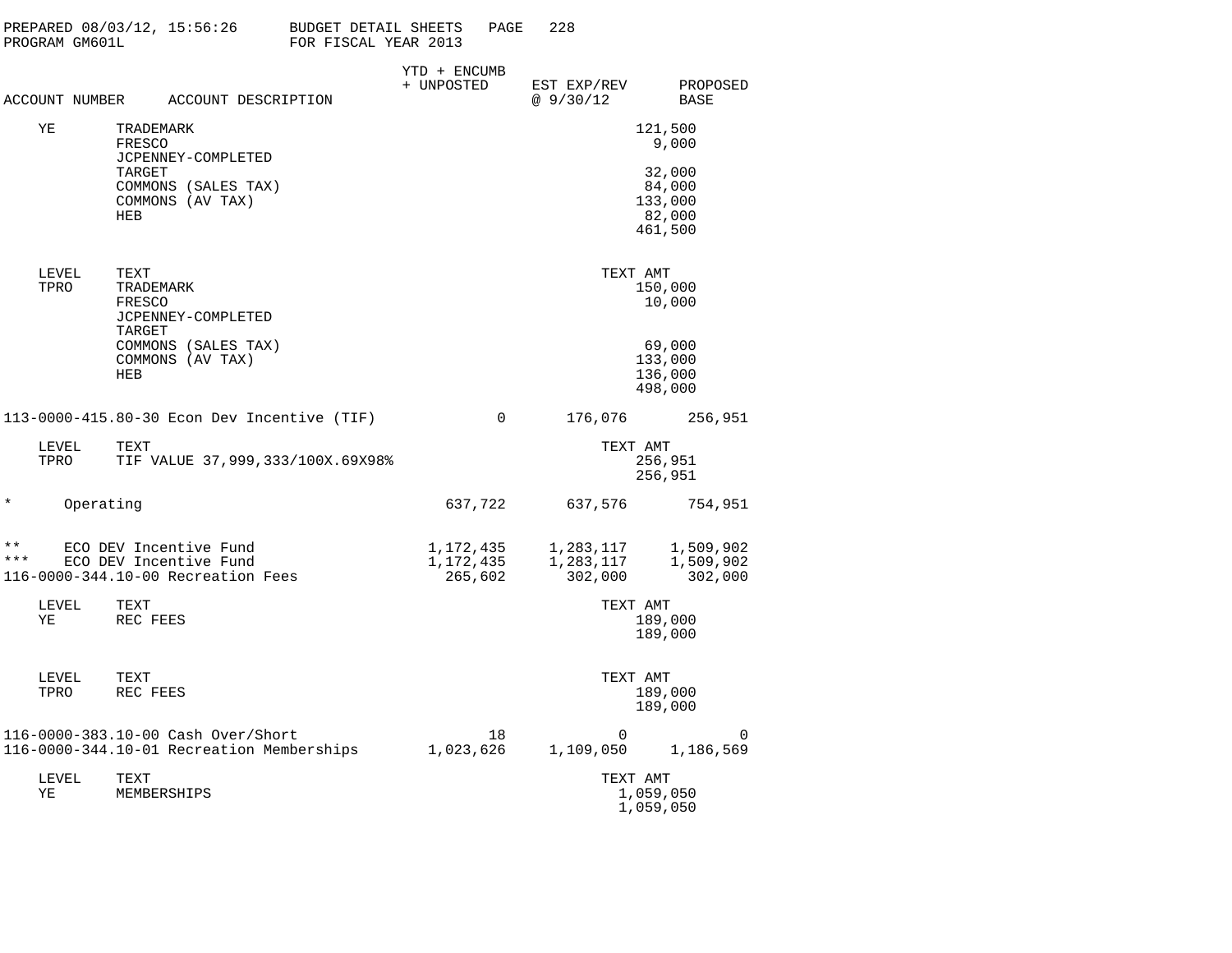PREPARED 08/03/12, 15:56:26 BUDGET DETAIL SHEETS
PROGRAM GM601L FOR FISCAL YEAR 2013

| ACCOUNT NUMBER | ACCOUNT DESCRIPTION | YTD + ENCUMB + UNPOSTED | EST EXP/REV @ 9/30/12 | TEXT AMT | PROPOSED BASE |
|---|---|---|---|---|---|
| YE | TRADEMARK | | | 121,500 | |
| | FRESCO | | | 9,000 | |
| | JCPENNEY-COMPLETED | | | | |
| | TARGET | | | 32,000 | |
| | COMMONS (SALES TAX) | | | 84,000 | |
| | COMMONS (AV TAX) | | | 133,000 | |
| | HEB | | | 82,000 | |
| | | | | 461,500 | |
| LEVEL | TEXT | | | TEXT AMT | |
| TPRO | TRADEMARK | | | 150,000 | |
| | FRESCO | | | 10,000 | |
| | JCPENNEY-COMPLETED | | | | |
| | TARGET | | | | |
| | COMMONS (SALES TAX) | | | 69,000 | |
| | COMMONS (AV TAX) | | | 133,000 | |
| | HEB | | | 136,000 | |
| | | | | 498,000 | |
| 113-0000-415.80-30 | Econ Dev Incentive (TIF) | 0 | 176,076 | | 256,951 |
| LEVEL | TEXT | | | TEXT AMT | |
| TPRO | TIF VALUE 37,999,333/100X.69X98% | | | 256,951 | |
| | | | | 256,951 | |
| * | Operating | 637,722 | 637,576 | | 754,951 |
| ** | ECO DEV Incentive Fund | 1,172,435 | 1,283,117 | | 1,509,902 |
| *** | ECO DEV Incentive Fund | 1,172,435 | 1,283,117 | | 1,509,902 |
| 116-0000-344.10-00 | Recreation Fees | 265,602 | 302,000 | | 302,000 |
| LEVEL | TEXT | | | TEXT AMT | |
| YE | REC FEES | | | 189,000 | |
| | | | | 189,000 | |
| LEVEL | TEXT | | | TEXT AMT | |
| TPRO | REC FEES | | | 189,000 | |
| | | | | 189,000 | |
| 116-0000-383.10-00 | Cash Over/Short | 18 | 0 | | 0 |
| 116-0000-344.10-01 | Recreation Memberships | 1,023,626 | 1,109,050 | | 1,186,569 |
| LEVEL | TEXT | | | TEXT AMT | |
| YE | MEMBERSHIPS | | | 1,059,050 | |
| | | | | 1,059,050 | |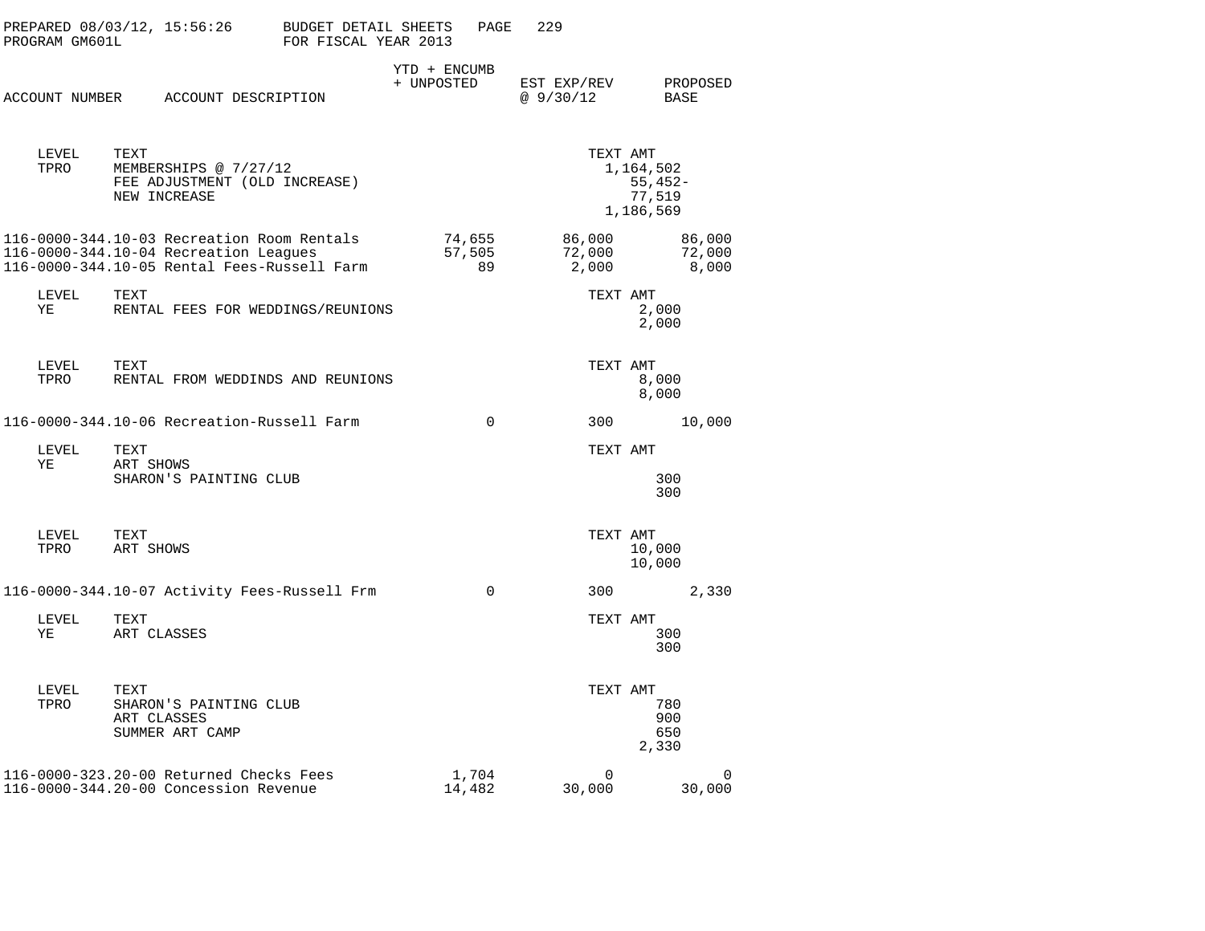| ACCOUNT NUMBER | ACCOUNT DESCRIPTION | YTD + ENCUMB + UNPOSTED | EST EXP/REV @ 9/30/12 | PROPOSED BASE |
|---|---|---|---|---|

| LEVEL | TEXT | TEXT AMT |
|---|---|---|
| TPRO | MEMBERSHIPS @ 7/27/12 | 1,164,502 |
| | FEE ADJUSTMENT (OLD INCREASE) | 55,452- |
| | NEW INCREASE | 77,519 |
| | | 1,186,569 |

| ACCOUNT NUMBER | ACCOUNT DESCRIPTION | YTD + ENCUMB + UNPOSTED | EST EXP/REV @ 9/30/12 | PROPOSED BASE |
|---|---|---|---|---|
| 116-0000-344.10-03 | Recreation Room Rentals | 74,655 | 86,000 | 86,000 |
| 116-0000-344.10-04 | Recreation Leagues | 57,505 | 72,000 | 72,000 |
| 116-0000-344.10-05 | Rental Fees-Russell Farm | 89 | 2,000 | 8,000 |

| LEVEL | TEXT | TEXT AMT |
|---|---|---|
| YE | RENTAL FEES FOR WEDDINGS/REUNIONS | 2,000 |
| | | 2,000 |

| LEVEL | TEXT | TEXT AMT |
|---|---|---|
| TPRO | RENTAL FROM WEDDINDS AND REUNIONS | 8,000 |
| | | 8,000 |

| ACCOUNT NUMBER | ACCOUNT DESCRIPTION | YTD + ENCUMB + UNPOSTED | EST EXP/REV @ 9/30/12 | PROPOSED BASE |
|---|---|---|---|---|
| 116-0000-344.10-06 | Recreation-Russell Farm | 0 | 300 | 10,000 |

| LEVEL | TEXT | TEXT AMT |
|---|---|---|
| YE | ART SHOWS | |
| | SHARON'S PAINTING CLUB | 300 |
| | | 300 |

| LEVEL | TEXT | TEXT AMT |
|---|---|---|
| TPRO | ART SHOWS | 10,000 |
| | | 10,000 |

| ACCOUNT NUMBER | ACCOUNT DESCRIPTION | YTD + ENCUMB + UNPOSTED | EST EXP/REV @ 9/30/12 | PROPOSED BASE |
|---|---|---|---|---|
| 116-0000-344.10-07 | Activity Fees-Russell Frm | 0 | 300 | 2,330 |

| LEVEL | TEXT | TEXT AMT |
|---|---|---|
| YE | ART CLASSES | 300 |
| | | 300 |

| LEVEL | TEXT | TEXT AMT |
|---|---|---|
| TPRO | SHARON'S PAINTING CLUB | 780 |
| | ART CLASSES | 900 |
| | SUMMER ART CAMP | 650 |
| | | 2,330 |

| ACCOUNT NUMBER | ACCOUNT DESCRIPTION | YTD + ENCUMB + UNPOSTED | EST EXP/REV @ 9/30/12 | PROPOSED BASE |
|---|---|---|---|---|
| 116-0000-323.20-00 | Returned Checks Fees | 1,704 | 0 | 0 |
| 116-0000-344.20-00 | Concession Revenue | 14,482 | 30,000 | 30,000 |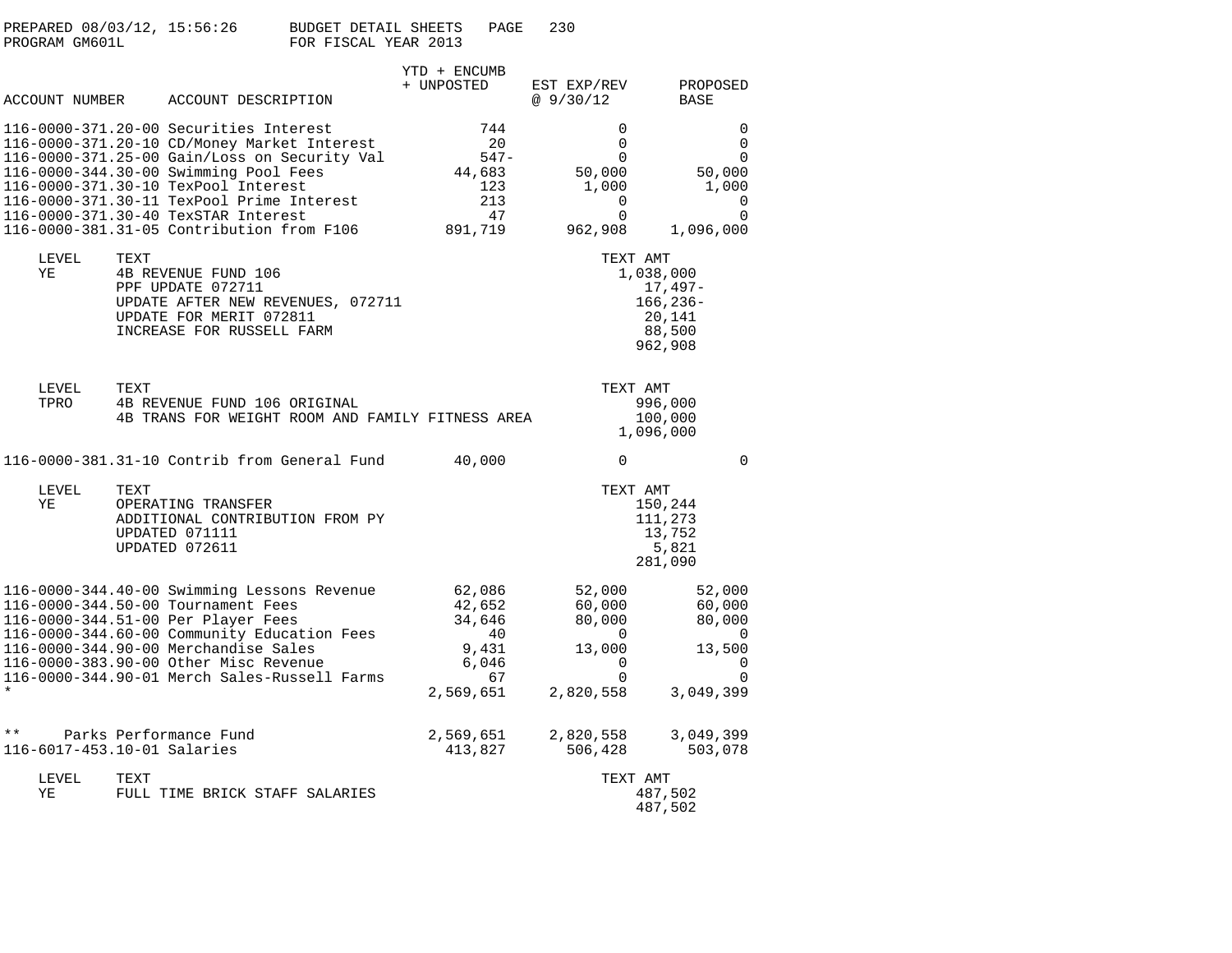PREPARED 08/03/12, 15:56:26 BUDGET DETAIL SHEETS
PROGRAM GM601L FOR FISCAL YEAR 2013

| ACCOUNT NUMBER | ACCOUNT DESCRIPTION | YTD + ENCUMB + UNPOSTED | EST EXP/REV @ 9/30/12 | PROPOSED BASE |
|---|---|---|---|---|
| 116-0000-371.20-00 | Securities Interest | 744 | 0 | 0 |
| 116-0000-371.20-10 | CD/Money Market Interest | 20 | 0 | 0 |
| 116-0000-371.25-00 | Gain/Loss on Security Val | 547- | 0 | 0 |
| 116-0000-344.30-00 | Swimming Pool Fees | 44,683 | 50,000 | 50,000 |
| 116-0000-371.30-10 | TexPool Interest | 123 | 1,000 | 1,000 |
| 116-0000-371.30-11 | TexPool Prime Interest | 213 | 0 | 0 |
| 116-0000-371.30-40 | TexSTAR Interest | 47 | 0 | 0 |
| 116-0000-381.31-05 | Contribution from F106 | 891,719 | 962,908 | 1,096,000 |

| LEVEL | TEXT | TEXT AMT |
|---|---|---|
| YE | 4B REVENUE FUND 106 | 1,038,000 |
| | PPF UPDATE 072711 | 17,497- |
| | UPDATE AFTER NEW REVENUES, 072711 | 166,236- |
| | UPDATE FOR MERIT 072811 | 20,141 |
| | INCREASE FOR RUSSELL FARM | 88,500 |
| | | 962,908 |

| LEVEL | TEXT | TEXT AMT |
|---|---|---|
| TPRO | 4B REVENUE FUND 106 ORIGINAL | 996,000 |
| | 4B TRANS FOR WEIGHT ROOM AND FAMILY FITNESS AREA | 100,000 |
| | | 1,096,000 |

| ACCOUNT NUMBER | ACCOUNT DESCRIPTION | YTD + ENCUMB + UNPOSTED | EST EXP/REV @ 9/30/12 | PROPOSED BASE |
|---|---|---|---|---|
| 116-0000-381.31-10 | Contrib from General Fund | 40,000 | 0 | 0 |

| LEVEL | TEXT | TEXT AMT |
|---|---|---|
| YE | OPERATING TRANSFER | 150,244 |
| | ADDITIONAL CONTRIBUTION FROM PY | 111,273 |
| | UPDATED 071111 | 13,752 |
| | UPDATED 072611 | 5,821 |
| | | 281,090 |

| ACCOUNT NUMBER | ACCOUNT DESCRIPTION | YTD + ENCUMB + UNPOSTED | EST EXP/REV @ 9/30/12 | PROPOSED BASE |
|---|---|---|---|---|
| 116-0000-344.40-00 | Swimming Lessons Revenue | 62,086 | 52,000 | 52,000 |
| 116-0000-344.50-00 | Tournament Fees | 42,652 | 60,000 | 60,000 |
| 116-0000-344.51-00 | Per Player Fees | 34,646 | 80,000 | 80,000 |
| 116-0000-344.60-00 | Community Education Fees | 40 | 0 | 0 |
| 116-0000-344.90-00 | Merchandise Sales | 9,431 | 13,000 | 13,500 |
| 116-0000-383.90-00 | Other Misc Revenue | 6,046 | 0 | 0 |
| 116-0000-344.90-01 | Merch Sales-Russell Farms | 67 | 0 | 0 |
| * | | 2,569,651 | 2,820,558 | 3,049,399 |
| ** | Parks Performance Fund | 2,569,651 | 2,820,558 | 3,049,399 |
| 116-6017-453.10-01 | Salaries | 413,827 | 506,428 | 503,078 |

| LEVEL | TEXT | TEXT AMT |
|---|---|---|
| YE | FULL TIME BRICK STAFF SALARIES | 487,502 |
| | | 487,502 |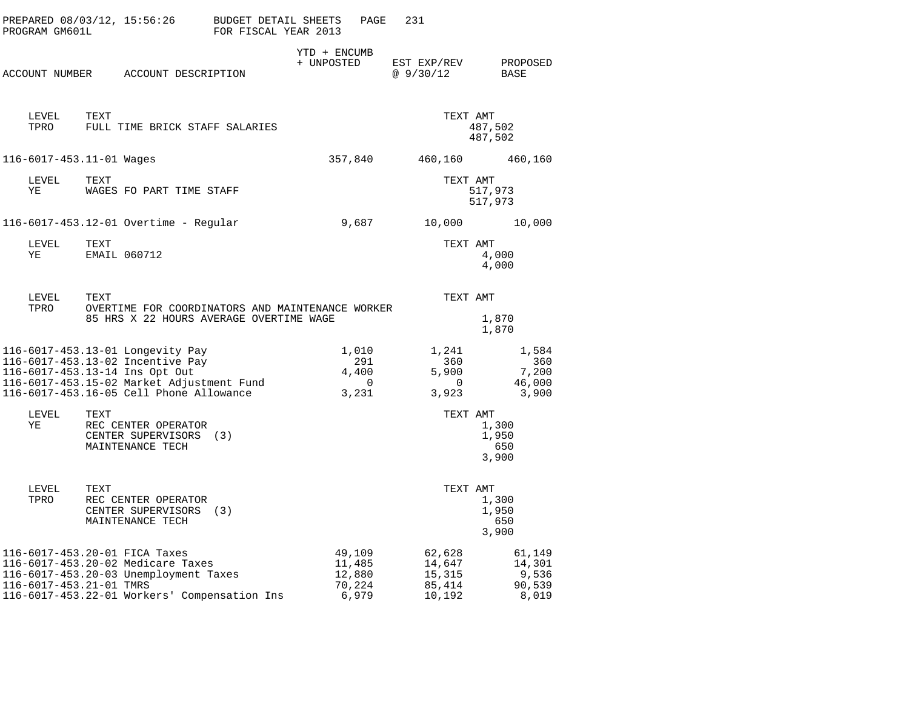PREPARED 08/03/12, 15:56:26 PROGRAM GM601L

BUDGET DETAIL SHEETS FOR FISCAL YEAR 2013

| ACCOUNT NUMBER | ACCOUNT DESCRIPTION | YTD + ENCUMB + UNPOSTED | EST EXP/REV @ 9/30/12 | PROPOSED BASE |
|---|---|---|---|---|
| | LEVEL TPRO — TEXT: FULL TIME BRICK STAFF SALARIES — TEXT AMT: 487,502 / 487,502 | | | |
| 116-6017-453.11-01 | Wages | 357,840 | 460,160 | 460,160 |
| | LEVEL YE — TEXT: WAGES FO PART TIME STAFF — TEXT AMT: 517,973 / 517,973 | | | |
| 116-6017-453.12-01 | Overtime - Regular | 9,687 | 10,000 | 10,000 |
| | LEVEL YE — TEXT: EMAIL 060712 — TEXT AMT: 4,000 / 4,000 | | | |
| | LEVEL TPRO — TEXT: OVERTIME FOR COORDINATORS AND MAINTENANCE WORKER 85 HRS X 22 HOURS AVERAGE OVERTIME WAGE — TEXT AMT: 1,870 / 1,870 | | | |
| 116-6017-453.13-01 | Longevity Pay | 1,010 | 1,241 | 1,584 |
| 116-6017-453.13-02 | Incentive Pay | 291 | 360 | 360 |
| 116-6017-453.13-14 | Ins Opt Out | 4,400 | 5,900 | 7,200 |
| 116-6017-453.15-02 | Market Adjustment Fund | 0 | 0 | 46,000 |
| 116-6017-453.16-05 | Cell Phone Allowance | 3,231 | 3,923 | 3,900 |
| | LEVEL YE — TEXT: REC CENTER OPERATOR 1,300; CENTER SUPERVISORS (3) 1,950; MAINTENANCE TECH 650 — TEXT AMT total: 3,900 | | | |
| | LEVEL TPRO — TEXT: REC CENTER OPERATOR 1,300; CENTER SUPERVISORS (3) 1,950; MAINTENANCE TECH 650 — TEXT AMT total: 3,900 | | | |
| 116-6017-453.20-01 | FICA Taxes | 49,109 | 62,628 | 61,149 |
| 116-6017-453.20-02 | Medicare Taxes | 11,485 | 14,647 | 14,301 |
| 116-6017-453.20-03 | Unemployment Taxes | 12,880 | 15,315 | 9,536 |
| 116-6017-453.21-01 | TMRS | 70,224 | 85,414 | 90,539 |
| 116-6017-453.22-01 | Workers' Compensation Ins | 6,979 | 10,192 | 8,019 |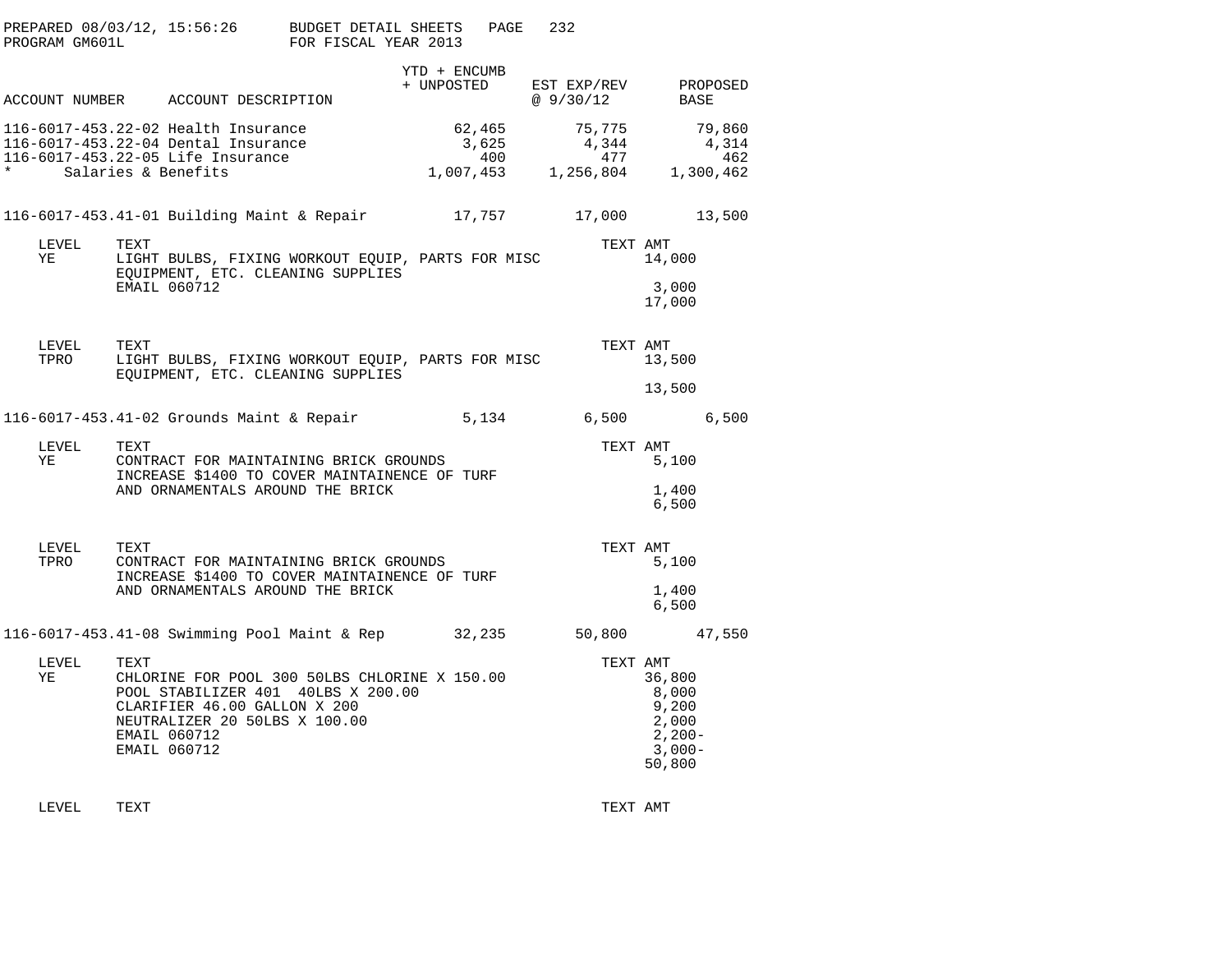PREPARED 08/03/12, 15:56:26 BUDGET DETAIL SHEETS PAGE 232
PROGRAM GM601L FOR FISCAL YEAR 2013

| ACCOUNT NUMBER | ACCOUNT DESCRIPTION | YTD + ENCUMB + UNPOSTED | EST EXP/REV @ 9/30/12 | PROPOSED BASE |
|---|---|---|---|---|
| 116-6017-453.22-02 | Health Insurance | 62,465 | 75,775 | 79,860 |
| 116-6017-453.22-04 | Dental Insurance | 3,625 | 4,344 | 4,314 |
| 116-6017-453.22-05 | Life Insurance | 400 | 477 | 462 |
| * | Salaries & Benefits | 1,007,453 | 1,256,804 | 1,300,462 |
| 116-6017-453.41-01 | Building Maint & Repair | 17,757 | 17,000 | 13,500 |

| LEVEL | TEXT | TEXT AMT |
|---|---|---|
| YE | LIGHT BULBS, FIXING WORKOUT EQUIP, PARTS FOR MISC EQUIPMENT, ETC. CLEANING SUPPLIES | 14,000 |
| | EMAIL 060712 | 3,000 |
| | | 17,000 |

| LEVEL | TEXT | TEXT AMT |
|---|---|---|
| TPRO | LIGHT BULBS, FIXING WORKOUT EQUIP, PARTS FOR MISC EQUIPMENT, ETC. CLEANING SUPPLIES | 13,500 |
| | | 13,500 |

| ACCOUNT NUMBER | ACCOUNT DESCRIPTION | YTD + ENCUMB + UNPOSTED | EST EXP/REV @ 9/30/12 | PROPOSED BASE |
|---|---|---|---|---|
| 116-6017-453.41-02 | Grounds Maint & Repair | 5,134 | 6,500 | 6,500 |

| LEVEL | TEXT | TEXT AMT |
|---|---|---|
| YE | CONTRACT FOR MAINTAINING BRICK GROUNDS | 5,100 |
| | INCREASE $1400 TO COVER MAINTAINENCE OF TURF AND ORNAMENTALS AROUND THE BRICK | 1,400 |
| | | 6,500 |

| LEVEL | TEXT | TEXT AMT |
|---|---|---|
| TPRO | CONTRACT FOR MAINTAINING BRICK GROUNDS | 5,100 |
| | INCREASE $1400 TO COVER MAINTAINENCE OF TURF AND ORNAMENTALS AROUND THE BRICK | 1,400 |
| | | 6,500 |

| ACCOUNT NUMBER | ACCOUNT DESCRIPTION | YTD + ENCUMB + UNPOSTED | EST EXP/REV @ 9/30/12 | PROPOSED BASE |
|---|---|---|---|---|
| 116-6017-453.41-08 | Swimming Pool Maint & Rep | 32,235 | 50,800 | 47,550 |

| LEVEL | TEXT | TEXT AMT |
|---|---|---|
| YE | CHLORINE FOR POOL 300 50LBS CHLORINE X 150.00 | 36,800 |
| | POOL STABILIZER 401 40LBS X 200.00 | 8,000 |
| | CLARIFIER 46.00 GALLON X 200 | 9,200 |
| | NEUTRALIZER 20 50LBS X 100.00 | 2,000 |
| | EMAIL 060712 | 2,200- |
| | EMAIL 060712 | 3,000- |
| | | 50,800 |

| LEVEL | TEXT | TEXT AMT |
|---|---|---|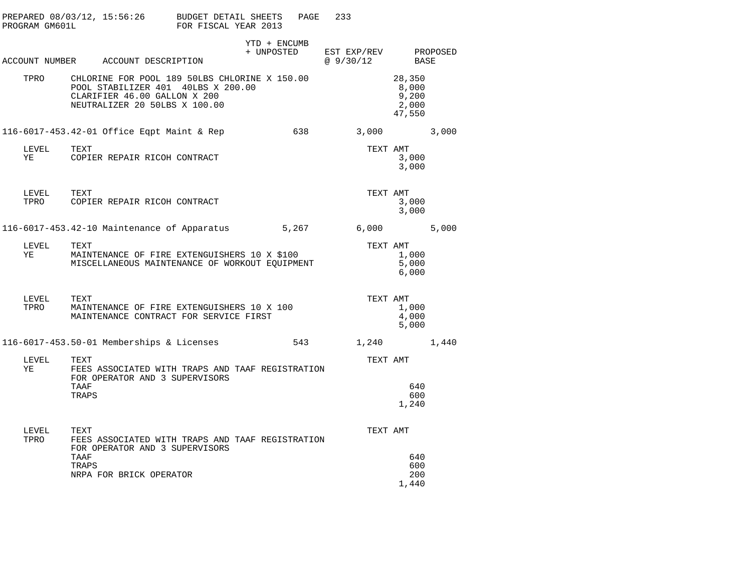PREPARED 08/03/12, 15:56:26 BUDGET DETAIL SHEETS
PROGRAM GM601L FOR FISCAL YEAR 2013

| ACCOUNT NUMBER | ACCOUNT DESCRIPTION | YTD + ENCUMB + UNPOSTED | EST EXP/REV @ 9/30/12 | PROPOSED BASE |
|---|---|---|---|---|

| LEVEL | TEXT | TEXT AMT |
|---|---|---|
| TPRO | CHLORINE FOR POOL 189 50LBS CHLORINE X 150.00 | 28,350 |
| | POOL STABILIZER 401 40LBS X 200.00 | 8,000 |
| | CLARIFIER 46.00 GALLON X 200 | 9,200 |
| | NEUTRALIZER 20 50LBS X 100.00 | 2,000 |
| | | 47,550 |

| ACCOUNT NUMBER | ACCOUNT DESCRIPTION | YTD + ENCUMB + UNPOSTED | EST EXP/REV @ 9/30/12 | PROPOSED BASE |
|---|---|---|---|---|
| 116-6017-453.42-01 | Office Eqpt Maint & Rep | 638 | 3,000 | 3,000 |

| LEVEL | TEXT | TEXT AMT |
|---|---|---|
| YE | COPIER REPAIR RICOH CONTRACT | 3,000 |
| | | 3,000 |

| LEVEL | TEXT | TEXT AMT |
|---|---|---|
| TPRO | COPIER REPAIR RICOH CONTRACT | 3,000 |
| | | 3,000 |

| ACCOUNT NUMBER | ACCOUNT DESCRIPTION | YTD + ENCUMB + UNPOSTED | EST EXP/REV @ 9/30/12 | PROPOSED BASE |
|---|---|---|---|---|
| 116-6017-453.42-10 | Maintenance of Apparatus | 5,267 | 6,000 | 5,000 |

| LEVEL | TEXT | TEXT AMT |
|---|---|---|
| YE | MAINTENANCE OF FIRE EXTENGUISHERS 10 X $100 | 1,000 |
| | MISCELLANEOUS MAINTENANCE OF WORKOUT EQUIPMENT | 5,000 |
| | | 6,000 |

| LEVEL | TEXT | TEXT AMT |
|---|---|---|
| TPRO | MAINTENANCE OF FIRE EXTENGUISHERS 10 X 100 | 1,000 |
| | MAINTENANCE CONTRACT FOR SERVICE FIRST | 4,000 |
| | | 5,000 |

| ACCOUNT NUMBER | ACCOUNT DESCRIPTION | YTD + ENCUMB + UNPOSTED | EST EXP/REV @ 9/30/12 | PROPOSED BASE |
|---|---|---|---|---|
| 116-6017-453.50-01 | Memberships & Licenses | 543 | 1,240 | 1,440 |

| LEVEL | TEXT | TEXT AMT |
|---|---|---|
| YE | FEES ASSOCIATED WITH TRAPS AND TAAF REGISTRATION FOR OPERATOR AND 3 SUPERVISORS | |
| | TAAF | 640 |
| | TRAPS | 600 |
| | | 1,240 |

| LEVEL | TEXT | TEXT AMT |
|---|---|---|
| TPRO | FEES ASSOCIATED WITH TRAPS AND TAAF REGISTRATION FOR OPERATOR AND 3 SUPERVISORS | |
| | TAAF | 640 |
| | TRAPS | 600 |
| | NRPA FOR BRICK OPERATOR | 200 |
| | | 1,440 |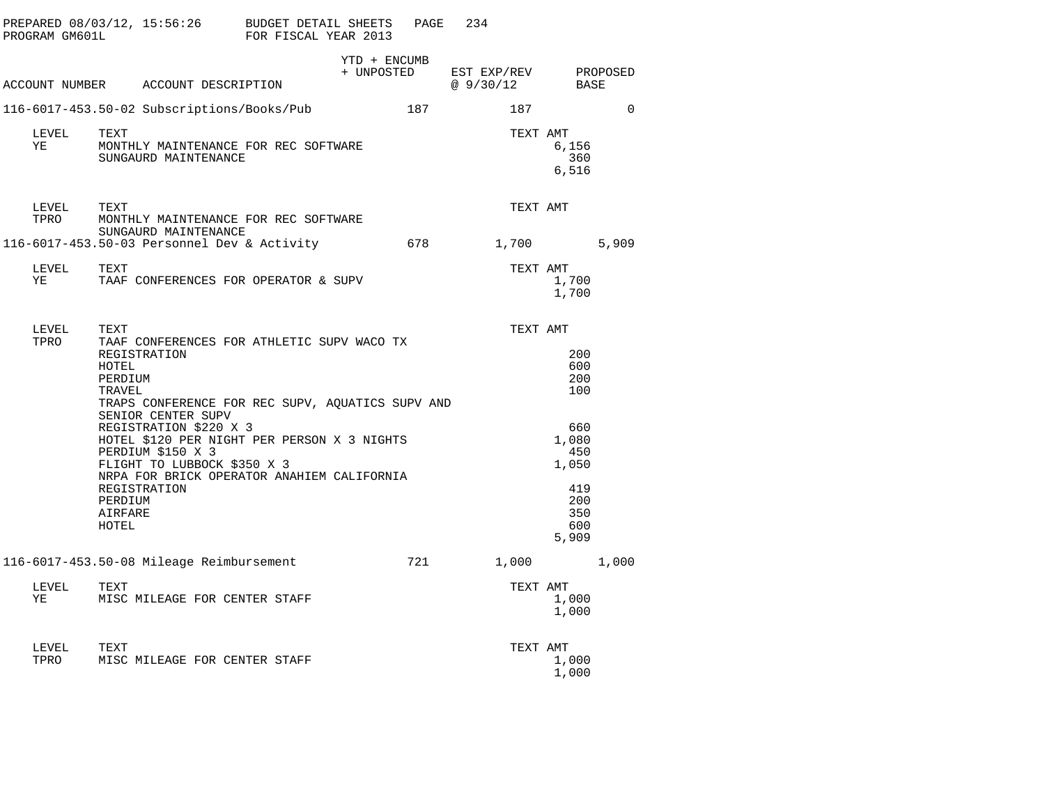PREPARED 08/03/12, 15:56:26 BUDGET DETAIL SHEETS PAGE 234
PROGRAM GM601L FOR FISCAL YEAR 2013

| ACCOUNT NUMBER | ACCOUNT DESCRIPTION | YTD + ENCUMB + UNPOSTED | EST EXP/REV @ 9/30/12 | PROPOSED BASE |
|---|---|---|---|---|
| 116-6017-453.50-02 | Subscriptions/Books/Pub | 187 | 187 | 0 |

| LEVEL | TEXT | TEXT AMT |
|---|---|---|
| YE | MONTHLY MAINTENANCE FOR REC SOFTWARE | 6,156 |
| | SUNGAURD MAINTENANCE | 360 |
| | | 6,516 |

| LEVEL | TEXT | TEXT AMT |
|---|---|---|
| TPRO | MONTHLY MAINTENANCE FOR REC SOFTWARE | |
| | SUNGAURD MAINTENANCE | |

| ACCOUNT NUMBER | ACCOUNT DESCRIPTION | YTD + ENCUMB + UNPOSTED | EST EXP/REV @ 9/30/12 | PROPOSED BASE |
|---|---|---|---|---|
| 116-6017-453.50-03 | Personnel Dev & Activity | 678 | 1,700 | 5,909 |

| LEVEL | TEXT | TEXT AMT |
|---|---|---|
| YE | TAAF CONFERENCES FOR OPERATOR & SUPV | 1,700 |
| | | 1,700 |

| LEVEL | TEXT | TEXT AMT |
|---|---|---|
| TPRO | TAAF CONFERENCES FOR ATHLETIC SUPV WACO TX | |
| | REGISTRATION | 200 |
| | HOTEL | 600 |
| | PERDIUM | 200 |
| | TRAVEL | 100 |
| | TRAPS CONFERENCE FOR REC SUPV, AQUATICS SUPV AND SENIOR CENTER SUPV | |
| | REGISTRATION $220 X 3 | 660 |
| | HOTEL $120 PER NIGHT PER PERSON X 3 NIGHTS | 1,080 |
| | PERDIUM $150 X 3 | 450 |
| | FLIGHT TO LUBBOCK $350 X 3 | 1,050 |
| | NRPA FOR BRICK OPERATOR ANAHIEM CALIFORNIA | |
| | REGISTRATION | 419 |
| | PERDIUM | 200 |
| | AIRFARE | 350 |
| | HOTEL | 600 |
| | | 5,909 |

| ACCOUNT NUMBER | ACCOUNT DESCRIPTION | YTD + ENCUMB + UNPOSTED | EST EXP/REV @ 9/30/12 | PROPOSED BASE |
|---|---|---|---|---|
| 116-6017-453.50-08 | Mileage Reimbursement | 721 | 1,000 | 1,000 |

| LEVEL | TEXT | TEXT AMT |
|---|---|---|
| YE | MISC MILEAGE FOR CENTER STAFF | 1,000 |
| | | 1,000 |

| LEVEL | TEXT | TEXT AMT |
|---|---|---|
| TPRO | MISC MILEAGE FOR CENTER STAFF | 1,000 |
| | | 1,000 |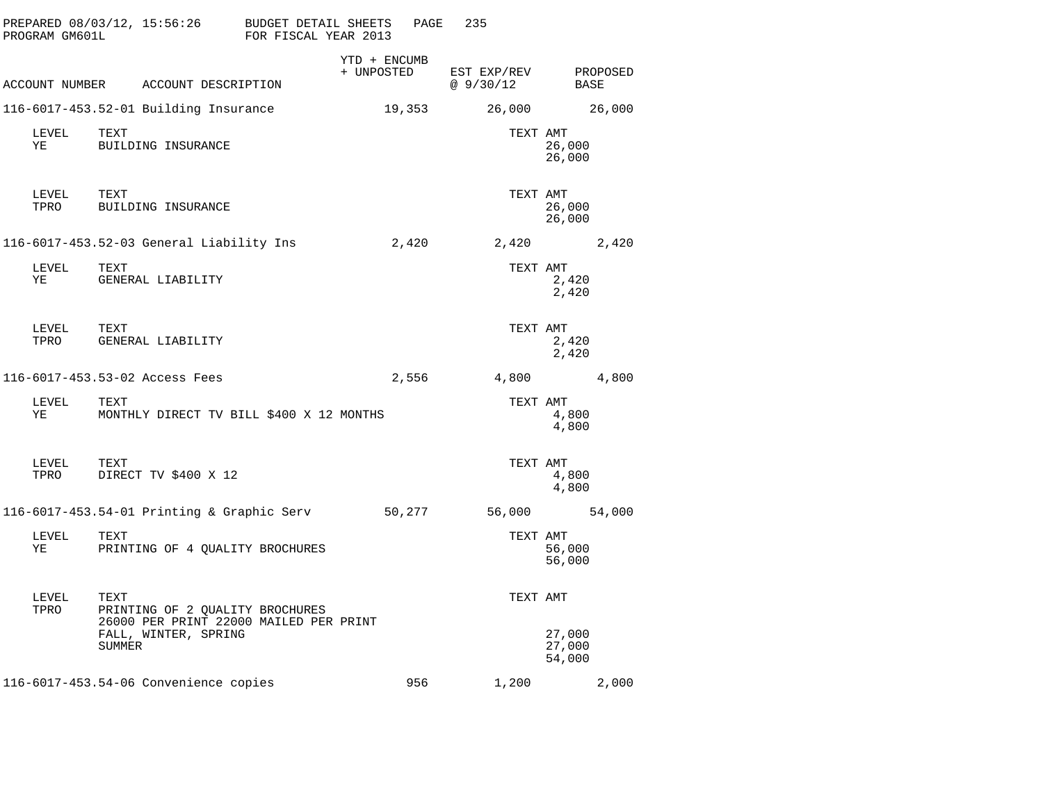PREPARED 08/03/12, 15:56:26 BUDGET DETAIL SHEETS
PROGRAM GM601L FOR FISCAL YEAR 2013

| ACCOUNT NUMBER | ACCOUNT DESCRIPTION | YTD + ENCUMB + UNPOSTED | EST EXP/REV @ 9/30/12 | PROPOSED BASE |
|---|---|---|---|---|
| 116-6017-453.52-01 | Building Insurance | 19,353 | 26,000 | 26,000 |

| LEVEL | TEXT | TEXT AMT |
|---|---|---|
| YE | BUILDING INSURANCE | 26,000 |
| | | 26,000 |

| LEVEL | TEXT | TEXT AMT |
|---|---|---|
| TPRO | BUILDING INSURANCE | 26,000 |
| | | 26,000 |

| ACCOUNT NUMBER | ACCOUNT DESCRIPTION | YTD + ENCUMB + UNPOSTED | EST EXP/REV @ 9/30/12 | PROPOSED BASE |
|---|---|---|---|---|
| 116-6017-453.52-03 | General Liability Ins | 2,420 | 2,420 | 2,420 |

| LEVEL | TEXT | TEXT AMT |
|---|---|---|
| YE | GENERAL LIABILITY | 2,420 |
| | | 2,420 |

| LEVEL | TEXT | TEXT AMT |
|---|---|---|
| TPRO | GENERAL LIABILITY | 2,420 |
| | | 2,420 |

| ACCOUNT NUMBER | ACCOUNT DESCRIPTION | YTD + ENCUMB + UNPOSTED | EST EXP/REV @ 9/30/12 | PROPOSED BASE |
|---|---|---|---|---|
| 116-6017-453.53-02 | Access Fees | 2,556 | 4,800 | 4,800 |

| LEVEL | TEXT | TEXT AMT |
|---|---|---|
| YE | MONTHLY DIRECT TV BILL $400 X 12 MONTHS | 4,800 |
| | | 4,800 |

| LEVEL | TEXT | TEXT AMT |
|---|---|---|
| TPRO | DIRECT TV $400 X 12 | 4,800 |
| | | 4,800 |

| ACCOUNT NUMBER | ACCOUNT DESCRIPTION | YTD + ENCUMB + UNPOSTED | EST EXP/REV @ 9/30/12 | PROPOSED BASE |
|---|---|---|---|---|
| 116-6017-453.54-01 | Printing & Graphic Serv | 50,277 | 56,000 | 54,000 |

| LEVEL | TEXT | TEXT AMT |
|---|---|---|
| YE | PRINTING OF 4 QUALITY BROCHURES | 56,000 |
| | | 56,000 |

| LEVEL | TEXT | TEXT AMT |
|---|---|---|
| TPRO | PRINTING OF 2 QUALITY BROCHURES | |
| | 26000 PER PRINT 22000 MAILED PER PRINT | |
| | FALL, WINTER, SPRING | 27,000 |
| | SUMMER | 27,000 |
| | | 54,000 |

| ACCOUNT NUMBER | ACCOUNT DESCRIPTION | YTD + ENCUMB + UNPOSTED | EST EXP/REV @ 9/30/12 | PROPOSED BASE |
|---|---|---|---|---|
| 116-6017-453.54-06 | Convenience copies | 956 | 1,200 | 2,000 |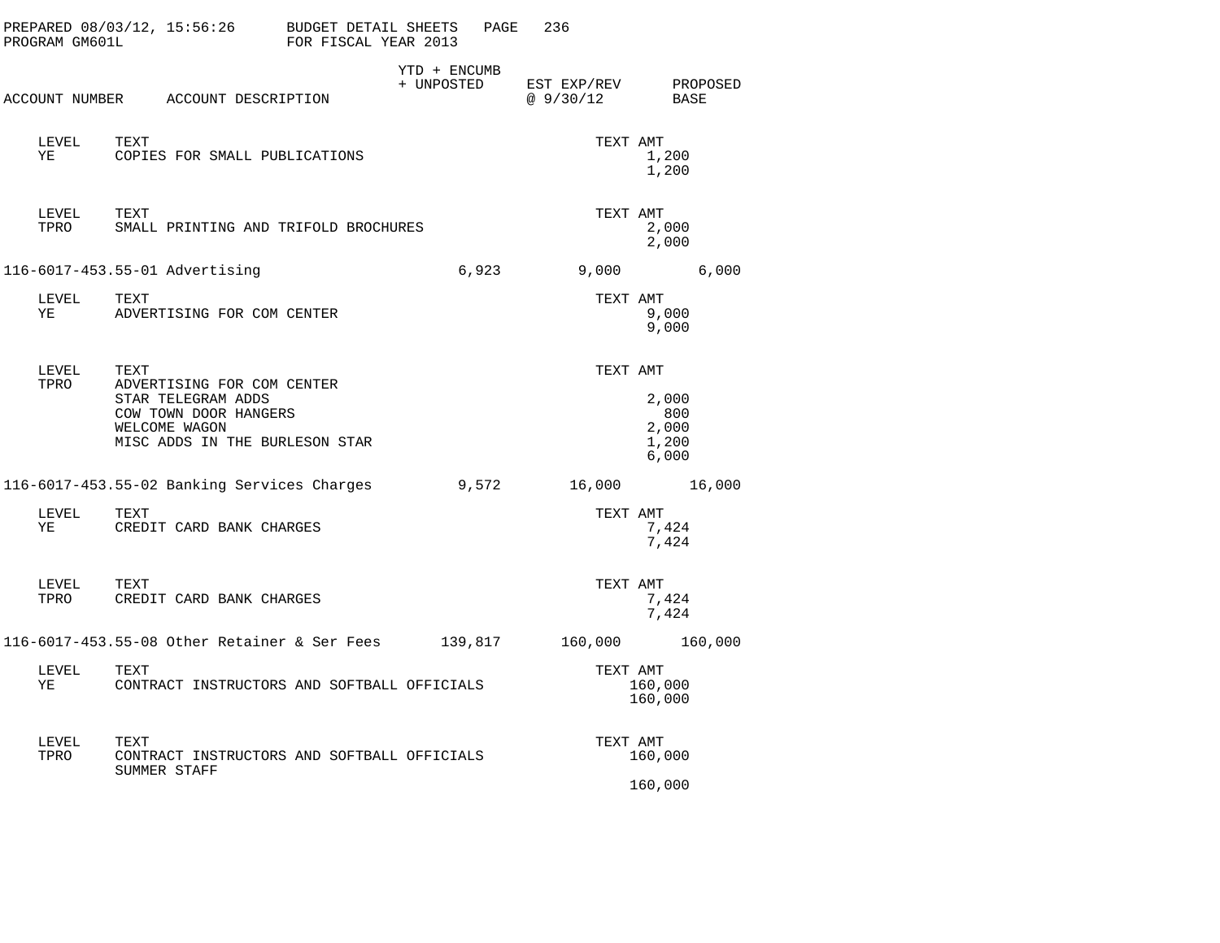PREPARED 08/03/12, 15:56:26 BUDGET DETAIL SHEETS
PROGRAM GM601L FOR FISCAL YEAR 2013

| ACCOUNT NUMBER | ACCOUNT DESCRIPTION | YTD + ENCUMB + UNPOSTED | EST EXP/REV @ 9/30/12 | PROPOSED BASE |
|---|---|---|---|---|
| LEVEL YE | TEXT COPIES FOR SMALL PUBLICATIONS | | TEXT AMT 1,200 1,200 | |
| LEVEL TPRO | TEXT SMALL PRINTING AND TRIFOLD BROCHURES | | TEXT AMT 2,000 2,000 | |
| 116-6017-453.55-01 | Advertising | 6,923 | 9,000 | 6,000 |
| LEVEL YE | TEXT ADVERTISING FOR COM CENTER | | TEXT AMT 9,000 9,000 | |
| LEVEL TPRO | TEXT ADVERTISING FOR COM CENTER | | TEXT AMT | |
| | STAR TELEGRAM ADDS | | 2,000 | |
| | COW TOWN DOOR HANGERS | | 800 | |
| | WELCOME WAGON | | 2,000 | |
| | MISC ADDS IN THE BURLESON STAR | | 1,200 | |
| | | | 6,000 | |
| 116-6017-453.55-02 | Banking Services Charges | 9,572 | 16,000 | 16,000 |
| LEVEL YE | TEXT CREDIT CARD BANK CHARGES | | TEXT AMT 7,424 7,424 | |
| LEVEL TPRO | TEXT CREDIT CARD BANK CHARGES | | TEXT AMT 7,424 7,424 | |
| 116-6017-453.55-08 | Other Retainer & Ser Fees | 139,817 | 160,000 | 160,000 |
| LEVEL YE | TEXT CONTRACT INSTRUCTORS AND SOFTBALL OFFICIALS | | TEXT AMT 160,000 160,000 | |
| LEVEL TPRO | TEXT CONTRACT INSTRUCTORS AND SOFTBALL OFFICIALS SUMMER STAFF | | TEXT AMT 160,000 160,000 | |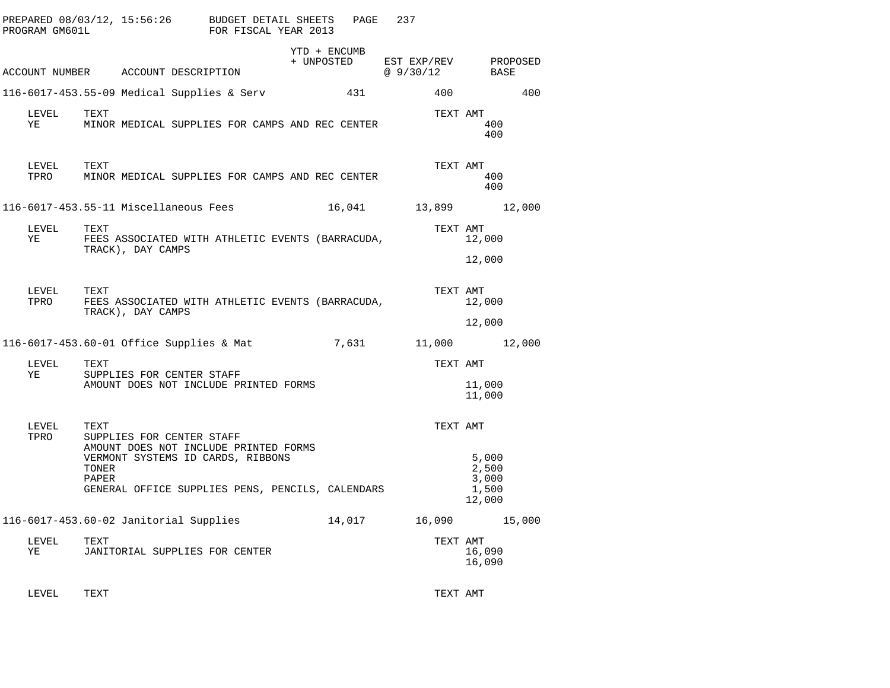| ACCOUNT NUMBER | ACCOUNT DESCRIPTION | YTD + ENCUMB + UNPOSTED | EST EXP/REV @ 9/30/12 | PROPOSED BASE |
|---|---|---|---|---|
| 116-6017-453.55-09 | Medical Supplies & Serv | 431 | 400 | 400 |

| LEVEL | TEXT | TEXT AMT |
|---|---|---|
| YE | MINOR MEDICAL SUPPLIES FOR CAMPS AND REC CENTER | 400 |
| | | 400 |

| LEVEL | TEXT | TEXT AMT |
|---|---|---|
| TPRO | MINOR MEDICAL SUPPLIES FOR CAMPS AND REC CENTER | 400 |
| | | 400 |

| ACCOUNT NUMBER | ACCOUNT DESCRIPTION | YTD + ENCUMB + UNPOSTED | EST EXP/REV @ 9/30/12 | PROPOSED BASE |
|---|---|---|---|---|
| 116-6017-453.55-11 | Miscellaneous Fees | 16,041 | 13,899 | 12,000 |

| LEVEL | TEXT | TEXT AMT |
|---|---|---|
| YE | FEES ASSOCIATED WITH ATHLETIC EVENTS (BARRACUDA, TRACK), DAY CAMPS | 12,000 |
| | | 12,000 |

| LEVEL | TEXT | TEXT AMT |
|---|---|---|
| TPRO | FEES ASSOCIATED WITH ATHLETIC EVENTS (BARRACUDA, TRACK), DAY CAMPS | 12,000 |
| | | 12,000 |

| ACCOUNT NUMBER | ACCOUNT DESCRIPTION | YTD + ENCUMB + UNPOSTED | EST EXP/REV @ 9/30/12 | PROPOSED BASE |
|---|---|---|---|---|
| 116-6017-453.60-01 | Office Supplies & Mat | 7,631 | 11,000 | 12,000 |

| LEVEL | TEXT | TEXT AMT |
|---|---|---|
| YE | SUPPLIES FOR CENTER STAFF | |
| | AMOUNT DOES NOT INCLUDE PRINTED FORMS | 11,000 |
| | | 11,000 |

| LEVEL | TEXT | TEXT AMT |
|---|---|---|
| TPRO | SUPPLIES FOR CENTER STAFF | |
| | AMOUNT DOES NOT INCLUDE PRINTED FORMS | |
| | VERMONT SYSTEMS ID CARDS, RIBBONS | 5,000 |
| | TONER | 2,500 |
| | PAPER | 3,000 |
| | GENERAL OFFICE SUPPLIES PENS, PENCILS, CALENDARS | 1,500 |
| | | 12,000 |

| ACCOUNT NUMBER | ACCOUNT DESCRIPTION | YTD + ENCUMB + UNPOSTED | EST EXP/REV @ 9/30/12 | PROPOSED BASE |
|---|---|---|---|---|
| 116-6017-453.60-02 | Janitorial Supplies | 14,017 | 16,090 | 15,000 |

| LEVEL | TEXT | TEXT AMT |
|---|---|---|
| YE | JANITORIAL SUPPLIES FOR CENTER | 16,090 |
| | | 16,090 |

| LEVEL | TEXT | TEXT AMT |
|---|---|---|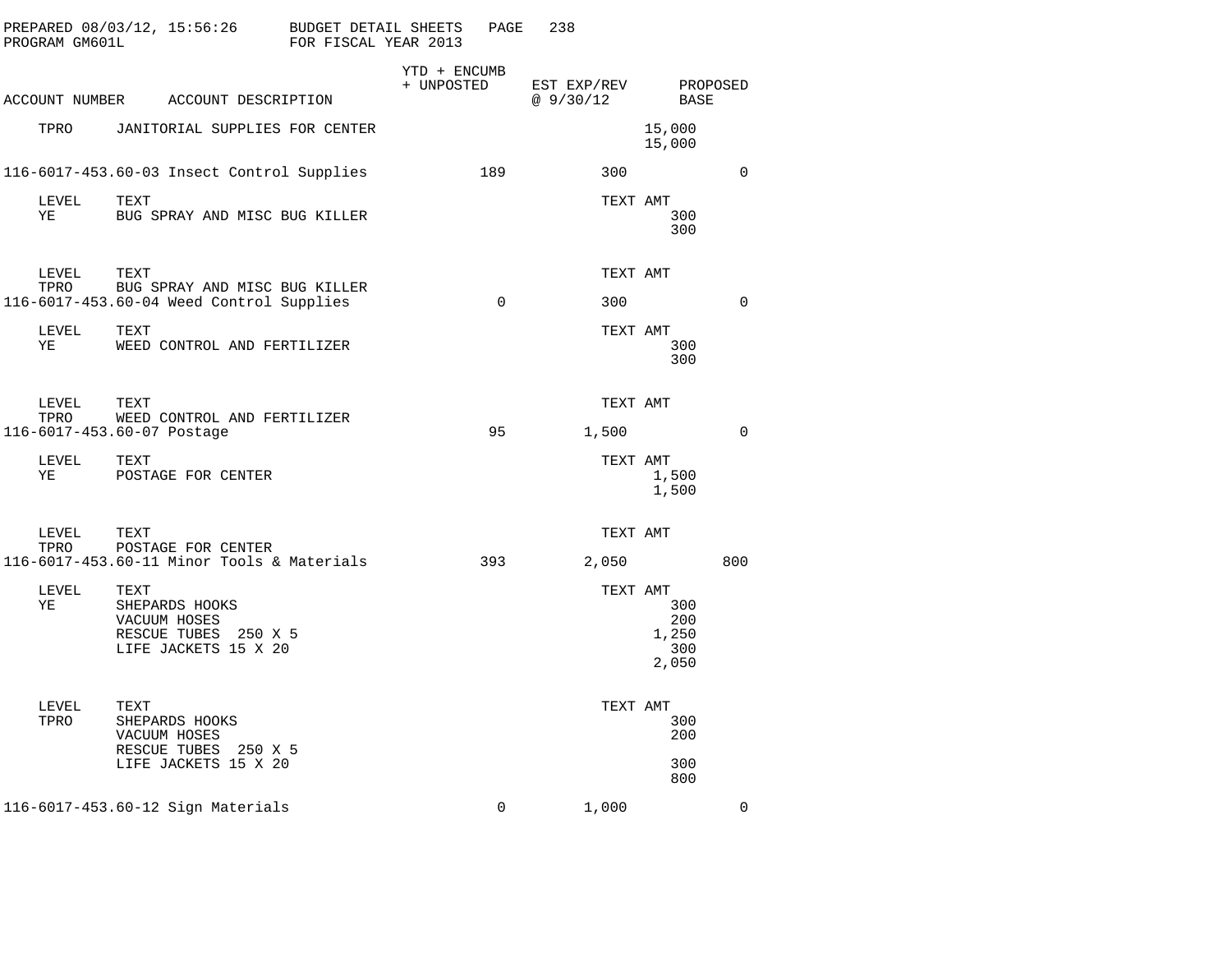PREPARED 08/03/12, 15:56:26 BUDGET DETAIL SHEETS
PROGRAM GM601L FOR FISCAL YEAR 2013

| ACCOUNT NUMBER | ACCOUNT DESCRIPTION | YTD + ENCUMB + UNPOSTED | EST EXP/REV @ 9/30/12 | PROPOSED BASE |
|---|---|---|---|---|
| TPRO | JANITORIAL SUPPLIES FOR CENTER | | 15,000<br>15,000 | |
| 116-6017-453.60-03 | Insect Control Supplies | 189 | 300 | 0 |
| LEVEL | TEXT | | TEXT AMT | |
| YE | BUG SPRAY AND MISC BUG KILLER | | 300<br>300 | |
| LEVEL | TEXT | | TEXT AMT | |
| TPRO | BUG SPRAY AND MISC BUG KILLER | | | |
| 116-6017-453.60-04 | Weed Control Supplies | 0 | 300 | 0 |
| LEVEL | TEXT | | TEXT AMT | |
| YE | WEED CONTROL AND FERTILIZER | | 300<br>300 | |
| LEVEL | TEXT | | TEXT AMT | |
| TPRO | WEED CONTROL AND FERTILIZER | | | |
| 116-6017-453.60-07 | Postage | 95 | 1,500 | 0 |
| LEVEL | TEXT | | TEXT AMT | |
| YE | POSTAGE FOR CENTER | | 1,500<br>1,500 | |
| LEVEL | TEXT | | TEXT AMT | |
| TPRO | POSTAGE FOR CENTER | | | |
| 116-6017-453.60-11 | Minor Tools & Materials | 393 | 2,050 | 800 |
| LEVEL | TEXT | | TEXT AMT | |
| YE | SHEPARDS HOOKS<br>VACUUM HOSES<br>RESCUE TUBES 250 X 5<br>LIFE JACKETS 15 X 20 | | 300<br>200<br>1,250<br>300<br>2,050 | |
| LEVEL | TEXT | | TEXT AMT | |
| TPRO | SHEPARDS HOOKS<br>VACUUM HOSES<br>RESCUE TUBES 250 X 5<br>LIFE JACKETS 15 X 20 | | 300<br>200<br><br>300<br>800 | |
| 116-6017-453.60-12 | Sign Materials | 0 | 1,000 | 0 |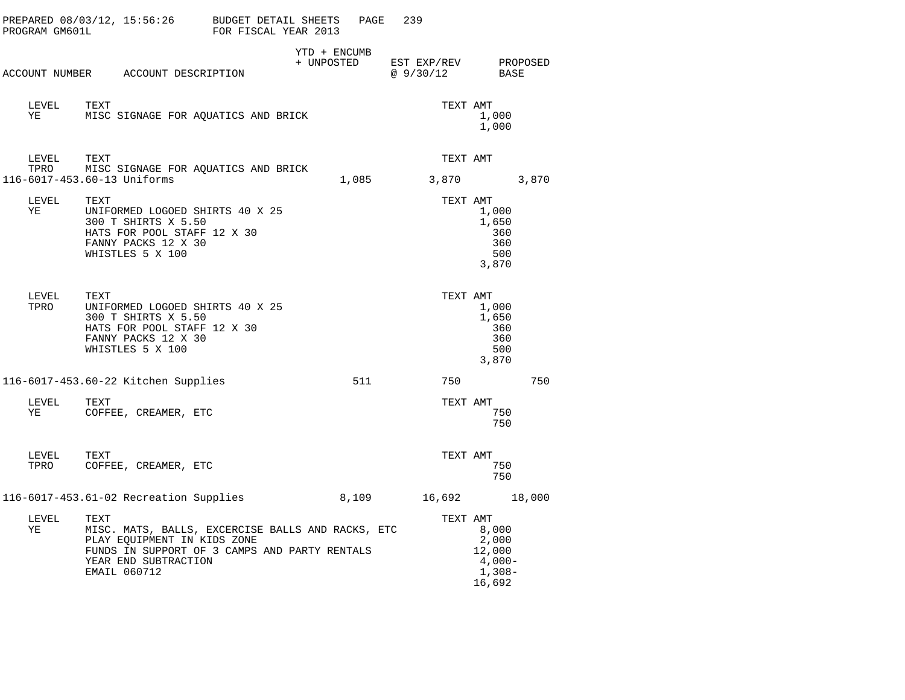PREPARED 08/03/12, 15:56:26 BUDGET DETAIL SHEETS
PROGRAM GM601L FOR FISCAL YEAR 2013

| ACCOUNT NUMBER | ACCOUNT DESCRIPTION | YTD + ENCUMB + UNPOSTED | EST EXP/REV @ 9/30/12 | PROPOSED BASE |
|---|---|---|---|---|

| LEVEL | TEXT | TEXT AMT |
|---|---|---|
| YE | MISC SIGNAGE FOR AQUATICS AND BRICK | 1,000 |
| | | 1,000 |

| LEVEL | TEXT | TEXT AMT |
|---|---|---|
| TPRO | MISC SIGNAGE FOR AQUATICS AND BRICK | |

| ACCOUNT NUMBER | ACCOUNT DESCRIPTION | YTD + ENCUMB + UNPOSTED | EST EXP/REV @ 9/30/12 | PROPOSED BASE |
|---|---|---|---|---|
| 116-6017-453.60-13 | Uniforms | 1,085 | 3,870 | 3,870 |

| LEVEL | TEXT | TEXT AMT |
|---|---|---|
| YE | UNIFORMED LOGOED SHIRTS 40 X 25 | 1,000 |
| | 300 T SHIRTS X 5.50 | 1,650 |
| | HATS FOR POOL STAFF 12 X 30 | 360 |
| | FANNY PACKS 12 X 30 | 360 |
| | WHISTLES 5 X 100 | 500 |
| | | 3,870 |

| LEVEL | TEXT | TEXT AMT |
|---|---|---|
| TPRO | UNIFORMED LOGOED SHIRTS 40 X 25 | 1,000 |
| | 300 T SHIRTS X 5.50 | 1,650 |
| | HATS FOR POOL STAFF 12 X 30 | 360 |
| | FANNY PACKS 12 X 30 | 360 |
| | WHISTLES 5 X 100 | 500 |
| | | 3,870 |

| ACCOUNT NUMBER | ACCOUNT DESCRIPTION | YTD + ENCUMB + UNPOSTED | EST EXP/REV @ 9/30/12 | PROPOSED BASE |
|---|---|---|---|---|
| 116-6017-453.60-22 | Kitchen Supplies | 511 | 750 | 750 |

| LEVEL | TEXT | TEXT AMT |
|---|---|---|
| YE | COFFEE, CREAMER, ETC | 750 |
| | | 750 |

| LEVEL | TEXT | TEXT AMT |
|---|---|---|
| TPRO | COFFEE, CREAMER, ETC | 750 |
| | | 750 |

| ACCOUNT NUMBER | ACCOUNT DESCRIPTION | YTD + ENCUMB + UNPOSTED | EST EXP/REV @ 9/30/12 | PROPOSED BASE |
|---|---|---|---|---|
| 116-6017-453.61-02 | Recreation Supplies | 8,109 | 16,692 | 18,000 |

| LEVEL | TEXT | TEXT AMT |
|---|---|---|
| YE | MISC. MATS, BALLS, EXCERCISE BALLS AND RACKS, ETC | 8,000 |
| | PLAY EQUIPMENT IN KIDS ZONE | 2,000 |
| | FUNDS IN SUPPORT OF 3 CAMPS AND PARTY RENTALS | 12,000 |
| | YEAR END SUBTRACTION | 4,000- |
| | EMAIL 060712 | 1,308- |
| | | 16,692 |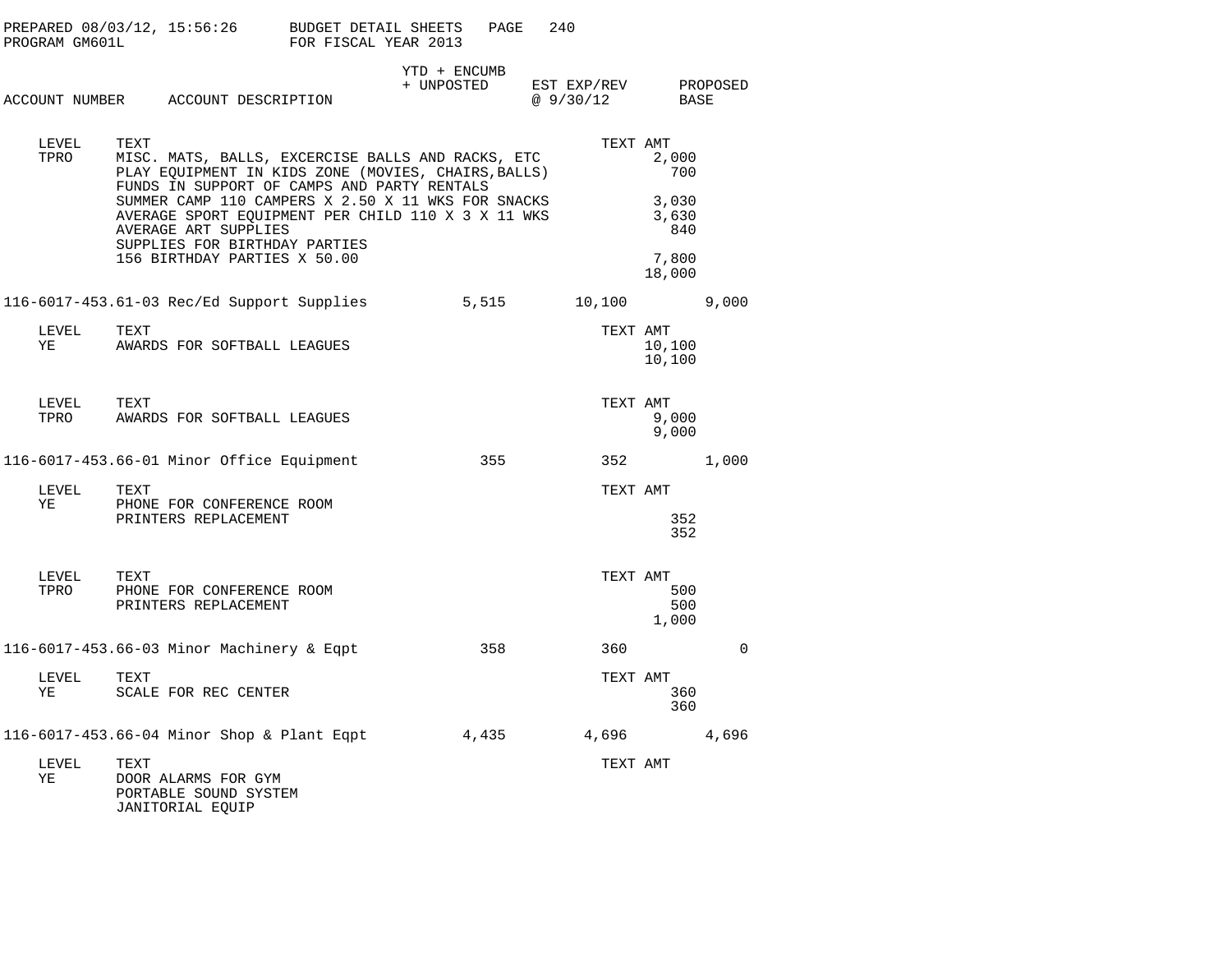| ACCOUNT NUMBER | ACCOUNT DESCRIPTION | YTD + ENCUMB + UNPOSTED | EST EXP/REV @ 9/30/12 | PROPOSED BASE |
|---|---|---|---|---|

| LEVEL | TEXT | TEXT AMT |
|---|---|---|
| TPRO | MISC. MATS, BALLS, EXCERCISE BALLS AND RACKS, ETC | 2,000 |
| | PLAY EQUIPMENT IN KIDS ZONE (MOVIES, CHAIRS,BALLS) | 700 |
| | FUNDS IN SUPPORT OF CAMPS AND PARTY RENTALS | |
| | SUMMER CAMP 110 CAMPERS X 2.50 X 11 WKS FOR SNACKS | 3,030 |
| | AVERAGE SPORT EQUIPMENT PER CHILD 110 X 3 X 11 WKS | 3,630 |
| | AVERAGE ART SUPPLIES | 840 |
| | SUPPLIES FOR BIRTHDAY PARTIES | |
| | 156 BIRTHDAY PARTIES X 50.00 | 7,800 |
| | | 18,000 |

| ACCOUNT NUMBER | ACCOUNT DESCRIPTION | YTD + ENCUMB + UNPOSTED | EST EXP/REV @ 9/30/12 | PROPOSED BASE |
|---|---|---|---|---|
| 116-6017-453.61-03 | Rec/Ed Support Supplies | 5,515 | 10,100 | 9,000 |

| LEVEL | TEXT | TEXT AMT |
|---|---|---|
| YE | AWARDS FOR SOFTBALL LEAGUES | 10,100 |
| | | 10,100 |

| LEVEL | TEXT | TEXT AMT |
|---|---|---|
| TPRO | AWARDS FOR SOFTBALL LEAGUES | 9,000 |
| | | 9,000 |

| ACCOUNT NUMBER | ACCOUNT DESCRIPTION | YTD + ENCUMB + UNPOSTED | EST EXP/REV @ 9/30/12 | PROPOSED BASE |
|---|---|---|---|---|
| 116-6017-453.66-01 | Minor Office Equipment | 355 | 352 | 1,000 |

| LEVEL | TEXT | TEXT AMT |
|---|---|---|
| YE | PHONE FOR CONFERENCE ROOM | |
| | PRINTERS REPLACEMENT | 352 |
| | | 352 |

| LEVEL | TEXT | TEXT AMT |
|---|---|---|
| TPRO | PHONE FOR CONFERENCE ROOM | 500 |
| | PRINTERS REPLACEMENT | 500 |
| | | 1,000 |

| ACCOUNT NUMBER | ACCOUNT DESCRIPTION | YTD + ENCUMB + UNPOSTED | EST EXP/REV @ 9/30/12 | PROPOSED BASE |
|---|---|---|---|---|
| 116-6017-453.66-03 | Minor Machinery & Eqpt | 358 | 360 | 0 |

| LEVEL | TEXT | TEXT AMT |
|---|---|---|
| YE | SCALE FOR REC CENTER | 360 |
| | | 360 |

| ACCOUNT NUMBER | ACCOUNT DESCRIPTION | YTD + ENCUMB + UNPOSTED | EST EXP/REV @ 9/30/12 | PROPOSED BASE |
|---|---|---|---|---|
| 116-6017-453.66-04 | Minor Shop & Plant Eqpt | 4,435 | 4,696 | 4,696 |

| LEVEL | TEXT | TEXT AMT |
|---|---|---|
| YE | DOOR ALARMS FOR GYM | |
| | PORTABLE SOUND SYSTEM | |
| | JANITORIAL EQUIP | |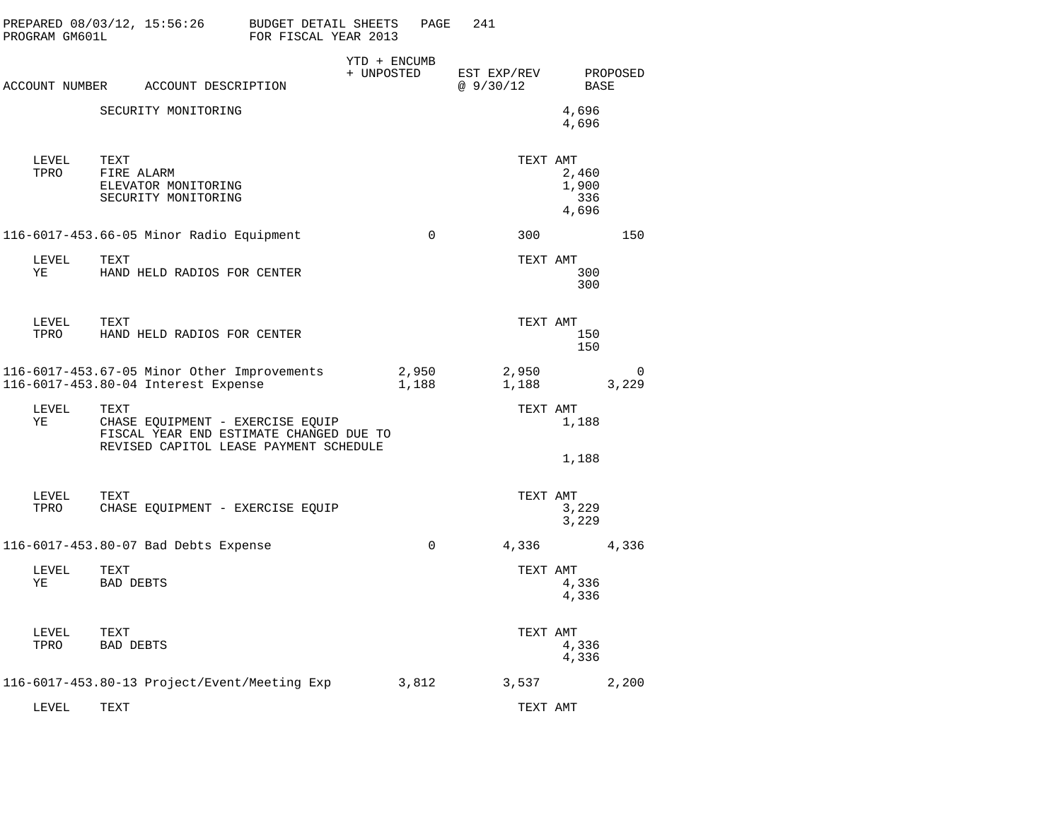PREPARED 08/03/12, 15:56:26 BUDGET DETAIL SHEETS PAGE 241
PROGRAM GM601L FOR FISCAL YEAR 2013

| ACCOUNT NUMBER | ACCOUNT DESCRIPTION | YTD + ENCUMB + UNPOSTED | EST EXP/REV @ 9/30/12 | PROPOSED BASE |
|---|---|---|---|---|
| | SECURITY MONITORING | | 4,696 | |
| | | | 4,696 | |
| LEVEL | TEXT | | TEXT AMT | |
| TPRO | FIRE ALARM | | 2,460 | |
| | ELEVATOR MONITORING | | 1,900 | |
| | SECURITY MONITORING | | 336 | |
| | | | 4,696 | |
| 116-6017-453.66-05 | Minor Radio Equipment | 0 | 300 | 150 |
| LEVEL | TEXT | | TEXT AMT | |
| YE | HAND HELD RADIOS FOR CENTER | | 300 | |
| | | | 300 | |
| LEVEL | TEXT | | TEXT AMT | |
| TPRO | HAND HELD RADIOS FOR CENTER | | 150 | |
| | | | 150 | |
| 116-6017-453.67-05 | Minor Other Improvements | 2,950 | 2,950 | 0 |
| 116-6017-453.80-04 | Interest Expense | 1,188 | 1,188 | 3,229 |
| LEVEL | TEXT | | TEXT AMT | |
| YE | CHASE EQUIPMENT - EXERCISE EQUIP FISCAL YEAR END ESTIMATE CHANGED DUE TO REVISED CAPITOL LEASE PAYMENT SCHEDULE | | 1,188 | |
| | | | 1,188 | |
| LEVEL | TEXT | | TEXT AMT | |
| TPRO | CHASE EQUIPMENT - EXERCISE EQUIP | | 3,229 | |
| | | | 3,229 | |
| 116-6017-453.80-07 | Bad Debts Expense | 0 | 4,336 | 4,336 |
| LEVEL | TEXT | | TEXT AMT | |
| YE | BAD DEBTS | | 4,336 | |
| | | | 4,336 | |
| LEVEL | TEXT | | TEXT AMT | |
| TPRO | BAD DEBTS | | 4,336 | |
| | | | 4,336 | |
| 116-6017-453.80-13 | Project/Event/Meeting Exp | 3,812 | 3,537 | 2,200 |
| LEVEL | TEXT | | TEXT AMT | |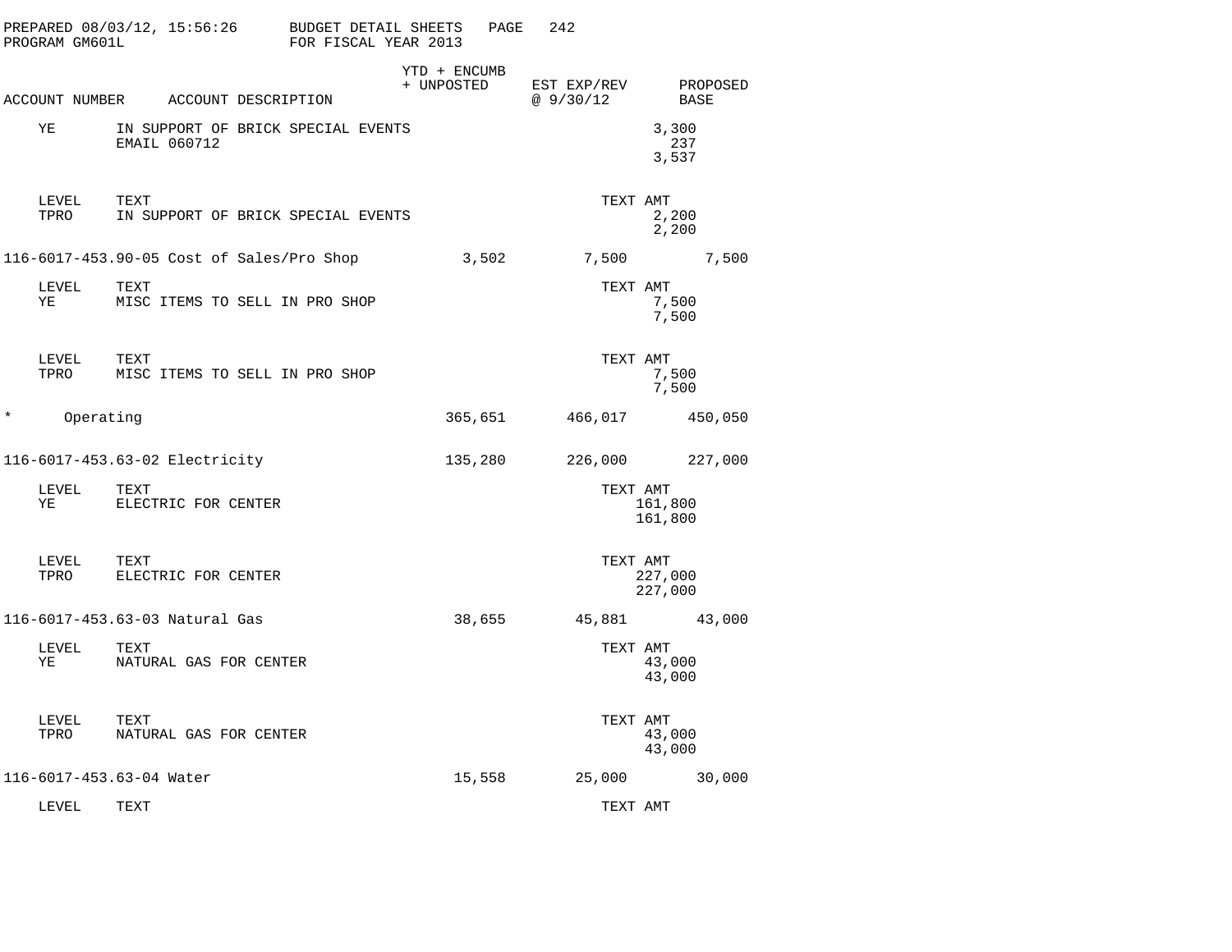PREPARED 08/03/12, 15:56:26 BUDGET DETAIL SHEETS
PROGRAM GM601L FOR FISCAL YEAR 2013

| ACCOUNT NUMBER | ACCOUNT DESCRIPTION | YTD + ENCUMB + UNPOSTED | EST EXP/REV @ 9/30/12 | PROPOSED BASE |
|---|---|---|---|---|
| YE | IN SUPPORT OF BRICK SPECIAL EVENTS | | 3,300 | |
| | EMAIL 060712 | | 237 | |
| | | | 3,537 | |
| LEVEL | TEXT | | TEXT AMT | |
| TPRO | IN SUPPORT OF BRICK SPECIAL EVENTS | | 2,200 | |
| | | | 2,200 | |
| 116-6017-453.90-05 | Cost of Sales/Pro Shop | 3,502 | 7,500 | 7,500 |
| LEVEL | TEXT | | TEXT AMT | |
| YE | MISC ITEMS TO SELL IN PRO SHOP | | 7,500 | |
| | | | 7,500 | |
| LEVEL | TEXT | | TEXT AMT | |
| TPRO | MISC ITEMS TO SELL IN PRO SHOP | | 7,500 | |
| | | | 7,500 | |
| * | Operating | 365,651 | 466,017 | 450,050 |
| 116-6017-453.63-02 | Electricity | 135,280 | 226,000 | 227,000 |
| LEVEL | TEXT | | TEXT AMT | |
| YE | ELECTRIC FOR CENTER | | 161,800 | |
| | | | 161,800 | |
| LEVEL | TEXT | | TEXT AMT | |
| TPRO | ELECTRIC FOR CENTER | | 227,000 | |
| | | | 227,000 | |
| 116-6017-453.63-03 | Natural Gas | 38,655 | 45,881 | 43,000 |
| LEVEL | TEXT | | TEXT AMT | |
| YE | NATURAL GAS FOR CENTER | | 43,000 | |
| | | | 43,000 | |
| LEVEL | TEXT | | TEXT AMT | |
| TPRO | NATURAL GAS FOR CENTER | | 43,000 | |
| | | | 43,000 | |
| 116-6017-453.63-04 | Water | 15,558 | 25,000 | 30,000 |
| LEVEL | TEXT | | TEXT AMT | |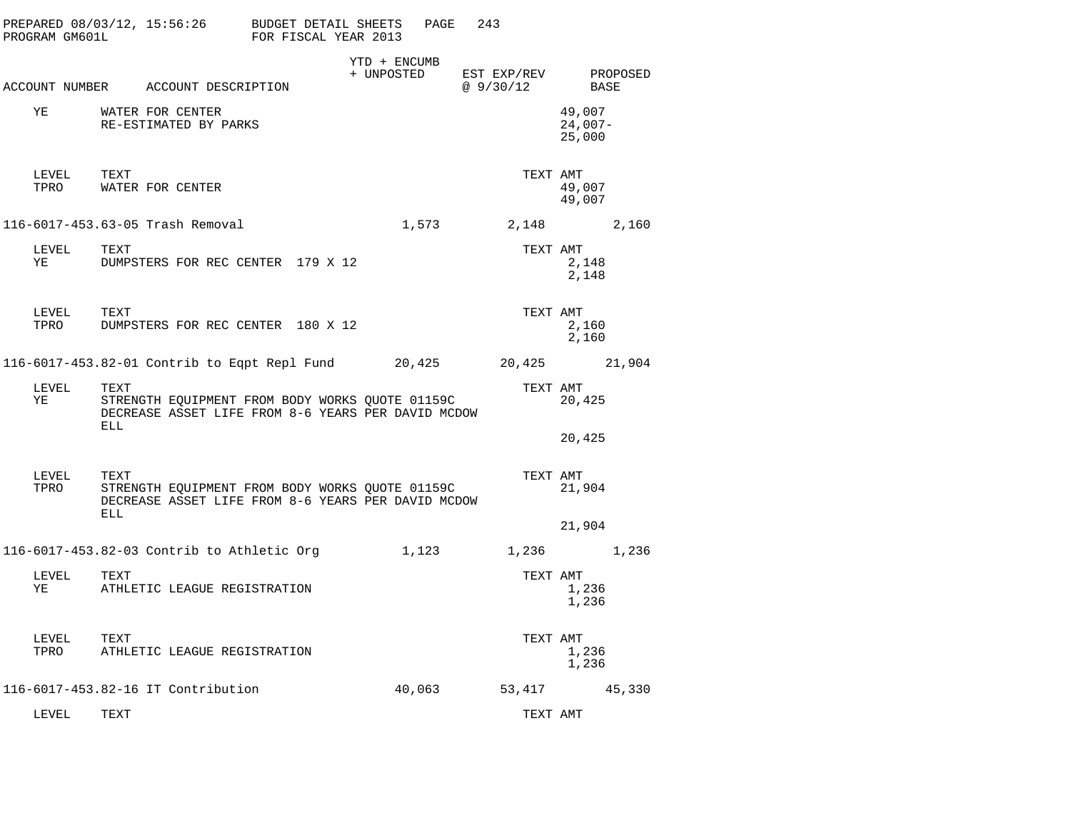| ACCOUNT NUMBER | ACCOUNT DESCRIPTION | YTD + ENCUMB + UNPOSTED | EST EXP/REV @ 9/30/12 | PROPOSED BASE |
|---|---|---|---|---|
| YE | WATER FOR CENTER | | | 49,007 |
| | RE-ESTIMATED BY PARKS | | | 24,007- |
| | | | | 25,000 |
| LEVEL | TEXT | | TEXT AMT | |
| TPRO | WATER FOR CENTER | | 49,007 | |
| | | | 49,007 | |
| 116-6017-453.63-05 | Trash Removal | 1,573 | 2,148 | 2,160 |
| LEVEL | TEXT | | TEXT AMT | |
| YE | DUMPSTERS FOR REC CENTER 179 X 12 | | 2,148 | |
| | | | 2,148 | |
| LEVEL | TEXT | | TEXT AMT | |
| TPRO | DUMPSTERS FOR REC CENTER 180 X 12 | | 2,160 | |
| | | | 2,160 | |
| 116-6017-453.82-01 | Contrib to Eqpt Repl Fund | 20,425 | 20,425 | 21,904 |
| LEVEL | TEXT | | TEXT AMT | |
| YE | STRENGTH EQUIPMENT FROM BODY WORKS QUOTE 01159C DECREASE ASSET LIFE FROM 8-6 YEARS PER DAVID MCDOW ELL | | 20,425 | |
| | | | 20,425 | |
| LEVEL | TEXT | | TEXT AMT | |
| TPRO | STRENGTH EQUIPMENT FROM BODY WORKS QUOTE 01159C DECREASE ASSET LIFE FROM 8-6 YEARS PER DAVID MCDOW ELL | | 21,904 | |
| | | | 21,904 | |
| 116-6017-453.82-03 | Contrib to Athletic Org | 1,123 | 1,236 | 1,236 |
| LEVEL | TEXT | | TEXT AMT | |
| YE | ATHLETIC LEAGUE REGISTRATION | | 1,236 | |
| | | | 1,236 | |
| LEVEL | TEXT | | TEXT AMT | |
| TPRO | ATHLETIC LEAGUE REGISTRATION | | 1,236 | |
| | | | 1,236 | |
| 116-6017-453.82-16 | IT Contribution | 40,063 | 53,417 | 45,330 |
| LEVEL | TEXT | | TEXT AMT | |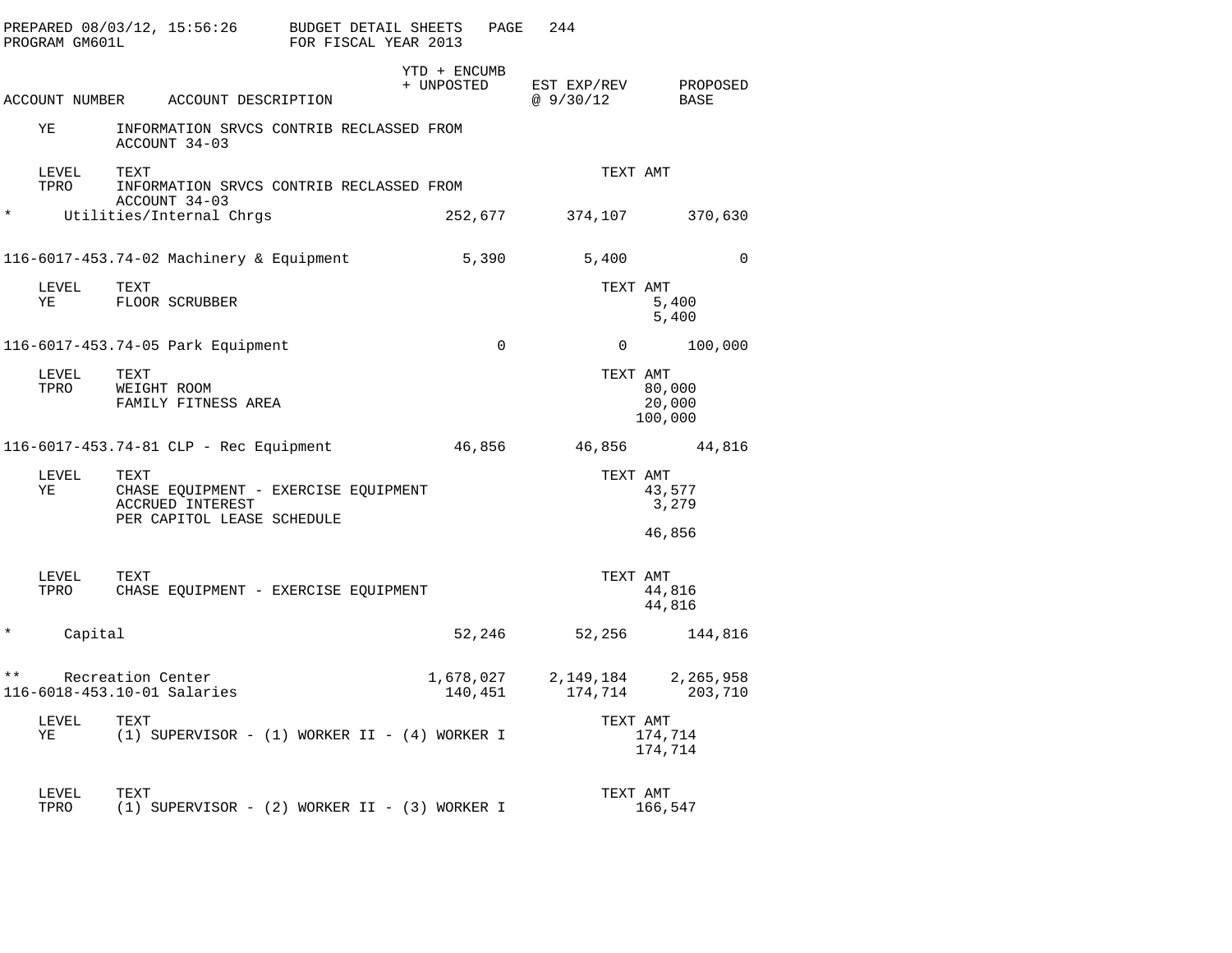PREPARED 08/03/12, 15:56:26 BUDGET DETAIL SHEETS
PROGRAM GM601L FOR FISCAL YEAR 2013

| ACCOUNT NUMBER | ACCOUNT DESCRIPTION | YTD + ENCUMB + UNPOSTED | EST EXP/REV @ 9/30/12 | PROPOSED BASE |
|---|---|---|---|---|
| YE | INFORMATION SRVCS CONTRIB RECLASSED FROM ACCOUNT 34-03 | | | |
| LEVEL | TEXT | | TEXT AMT | |
| TPRO | INFORMATION SRVCS CONTRIB RECLASSED FROM ACCOUNT 34-03 | | | |
| * | Utilities/Internal Chrgs | 252,677 | 374,107 | 370,630 |
| 116-6017-453.74-02 | Machinery & Equipment | 5,390 | 5,400 | 0 |
| LEVEL | TEXT | | TEXT AMT | |
| YE | FLOOR SCRUBBER | | 5,400 | |
| | | | 5,400 | |
| 116-6017-453.74-05 | Park Equipment | 0 | 0 | 100,000 |
| LEVEL | TEXT | | TEXT AMT | |
| TPRO | WEIGHT ROOM | | 80,000 | |
| | FAMILY FITNESS AREA | | 20,000 | |
| | | | 100,000 | |
| 116-6017-453.74-81 | CLP - Rec Equipment | 46,856 | 46,856 | 44,816 |
| LEVEL | TEXT | | TEXT AMT | |
| YE | CHASE EQUIPMENT - EXERCISE EQUIPMENT | | 43,577 | |
| | ACCRUED INTEREST | | 3,279 | |
| | PER CAPITOL LEASE SCHEDULE | | | |
| | | | 46,856 | |
| LEVEL | TEXT | | TEXT AMT | |
| TPRO | CHASE EQUIPMENT - EXERCISE EQUIPMENT | | 44,816 | |
| | | | 44,816 | |
| * | Capital | 52,246 | 52,256 | 144,816 |
| ** | Recreation Center | 1,678,027 | 2,149,184 | 2,265,958 |
| 116-6018-453.10-01 | Salaries | 140,451 | 174,714 | 203,710 |
| LEVEL | TEXT | | TEXT AMT | |
| YE | (1) SUPERVISOR - (1) WORKER II - (4) WORKER I | | 174,714 | |
| | | | 174,714 | |
| LEVEL | TEXT | | TEXT AMT | |
| TPRO | (1) SUPERVISOR - (2) WORKER II - (3) WORKER I | | 166,547 | |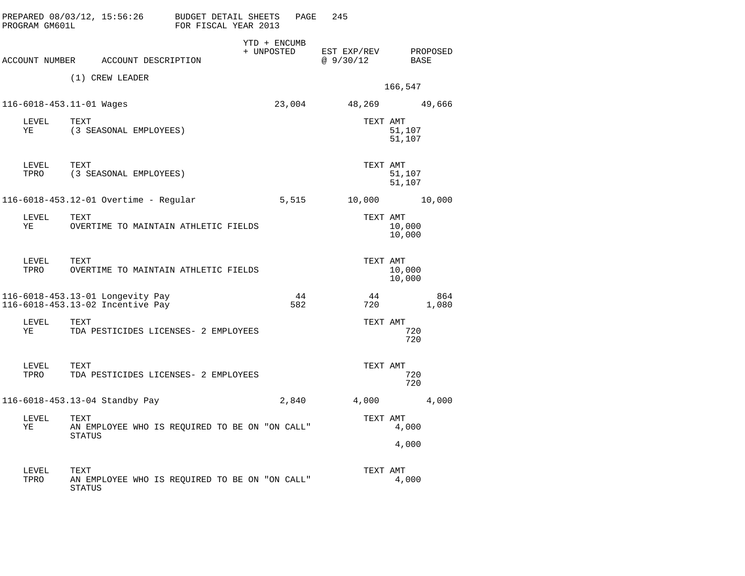PREPARED 08/03/12, 15:56:26 BUDGET DETAIL SHEETS PAGE 245
PROGRAM GM601L FOR FISCAL YEAR 2013

| ACCOUNT NUMBER | ACCOUNT DESCRIPTION | YTD + ENCUMB + UNPOSTED | EST EXP/REV @ 9/30/12 | PROPOSED BASE |
|---|---|---|---|---|
| | (1) CREW LEADER | | | |
| | | | 166,547 | |
| 116-6018-453.11-01 | Wages | 23,004 | 48,269 | 49,666 |

| LEVEL | TEXT | TEXT AMT |
|---|---|---|
| YE | (3 SEASONAL EMPLOYEES) | 51,107 |
| | | 51,107 |

| LEVEL | TEXT | TEXT AMT |
|---|---|---|
| TPRO | (3 SEASONAL EMPLOYEES) | 51,107 |
| | | 51,107 |

| ACCOUNT NUMBER | ACCOUNT DESCRIPTION | YTD + ENCUMB + UNPOSTED | EST EXP/REV @ 9/30/12 | PROPOSED BASE |
|---|---|---|---|---|
| 116-6018-453.12-01 | Overtime - Regular | 5,515 | 10,000 | 10,000 |

| LEVEL | TEXT | TEXT AMT |
|---|---|---|
| YE | OVERTIME TO MAINTAIN ATHLETIC FIELDS | 10,000 |
| | | 10,000 |

| LEVEL | TEXT | TEXT AMT |
|---|---|---|
| TPRO | OVERTIME TO MAINTAIN ATHLETIC FIELDS | 10,000 |
| | | 10,000 |

| ACCOUNT NUMBER | ACCOUNT DESCRIPTION | YTD + ENCUMB + UNPOSTED | EST EXP/REV @ 9/30/12 | PROPOSED BASE |
|---|---|---|---|---|
| 116-6018-453.13-01 | Longevity Pay | 44 | 44 | 864 |
| 116-6018-453.13-02 | Incentive Pay | 582 | 720 | 1,080 |

| LEVEL | TEXT | TEXT AMT |
|---|---|---|
| YE | TDA PESTICIDES LICENSES- 2 EMPLOYEES | 720 |
| | | 720 |

| LEVEL | TEXT | TEXT AMT |
|---|---|---|
| TPRO | TDA PESTICIDES LICENSES- 2 EMPLOYEES | 720 |
| | | 720 |

| ACCOUNT NUMBER | ACCOUNT DESCRIPTION | YTD + ENCUMB + UNPOSTED | EST EXP/REV @ 9/30/12 | PROPOSED BASE |
|---|---|---|---|---|
| 116-6018-453.13-04 | Standby Pay | 2,840 | 4,000 | 4,000 |

| LEVEL | TEXT | TEXT AMT |
|---|---|---|
| YE | AN EMPLOYEE WHO IS REQUIRED TO BE ON "ON CALL" STATUS | 4,000 |
| | | 4,000 |

| LEVEL | TEXT | TEXT AMT |
|---|---|---|
| TPRO | AN EMPLOYEE WHO IS REQUIRED TO BE ON "ON CALL" STATUS | 4,000 |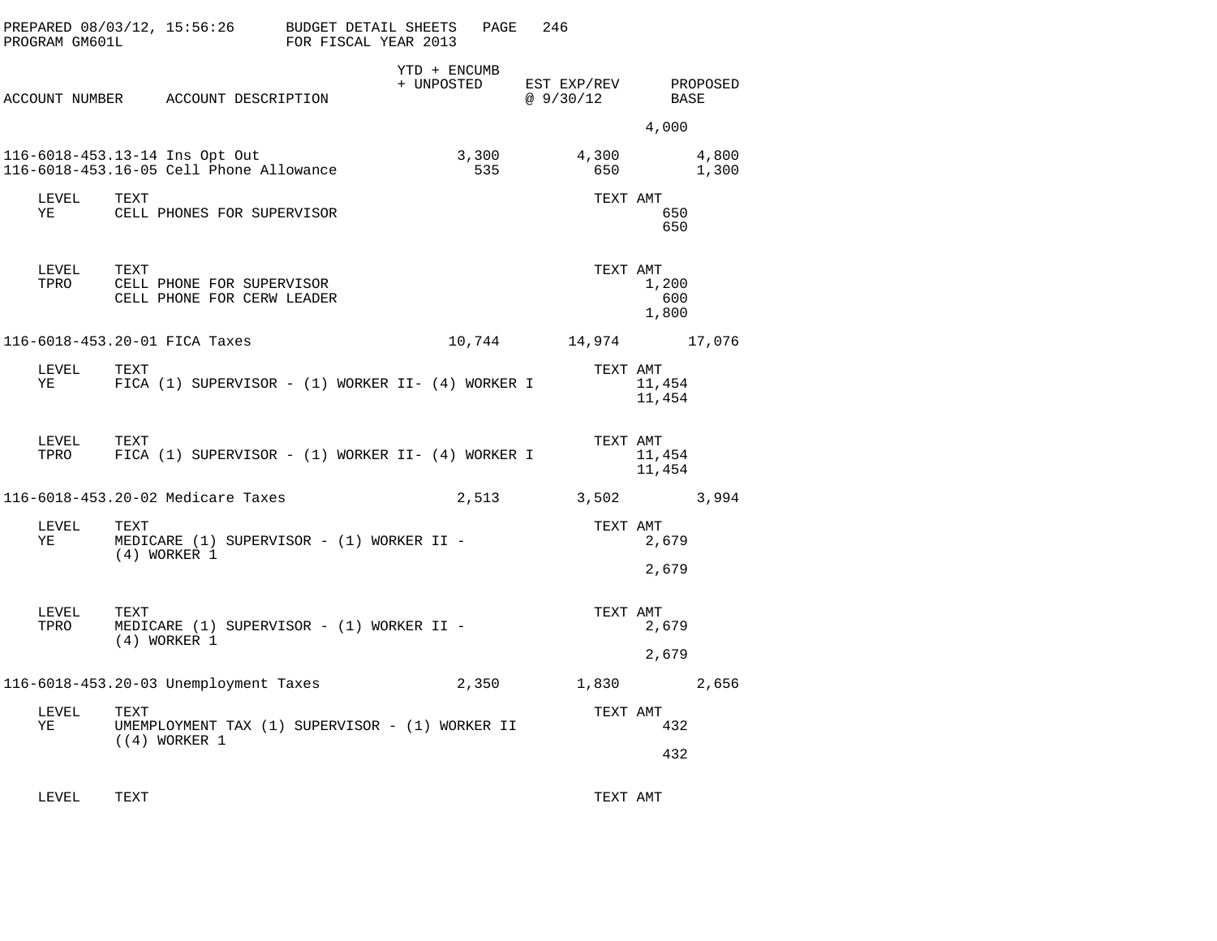| ACCOUNT NUMBER | ACCOUNT DESCRIPTION | YTD + ENCUMB + UNPOSTED | EST EXP/REV @ 9/30/12 | PROPOSED BASE |
|---|---|---|---|---|
| | | | 4,000 | |
| 116-6018-453.13-14 | Ins Opt Out | 3,300 | 4,300 | 4,800 |
| 116-6018-453.16-05 | Cell Phone Allowance | 535 | 650 | 1,300 |

| LEVEL | TEXT | TEXT AMT |
|---|---|---|
| YE | CELL PHONES FOR SUPERVISOR | 650 |
| | | 650 |

| LEVEL | TEXT | TEXT AMT |
|---|---|---|
| TPRO | CELL PHONE FOR SUPERVISOR | 1,200 |
| | CELL PHONE FOR CERW LEADER | 600 |
| | | 1,800 |

| ACCOUNT NUMBER | ACCOUNT DESCRIPTION | YTD + ENCUMB + UNPOSTED | EST EXP/REV @ 9/30/12 | PROPOSED BASE |
|---|---|---|---|---|
| 116-6018-453.20-01 | FICA Taxes | 10,744 | 14,974 | 17,076 |

| LEVEL | TEXT | TEXT AMT |
|---|---|---|
| YE | FICA (1) SUPERVISOR - (1) WORKER II- (4) WORKER I | 11,454 |
| | | 11,454 |

| LEVEL | TEXT | TEXT AMT |
|---|---|---|
| TPRO | FICA (1) SUPERVISOR - (1) WORKER II- (4) WORKER I | 11,454 |
| | | 11,454 |

| ACCOUNT NUMBER | ACCOUNT DESCRIPTION | YTD + ENCUMB + UNPOSTED | EST EXP/REV @ 9/30/12 | PROPOSED BASE |
|---|---|---|---|---|
| 116-6018-453.20-02 | Medicare Taxes | 2,513 | 3,502 | 3,994 |

| LEVEL | TEXT | TEXT AMT |
|---|---|---|
| YE | MEDICARE (1) SUPERVISOR - (1) WORKER II - (4) WORKER 1 | 2,679 |
| | | 2,679 |

| LEVEL | TEXT | TEXT AMT |
|---|---|---|
| TPRO | MEDICARE (1) SUPERVISOR - (1) WORKER II - (4) WORKER 1 | 2,679 |
| | | 2,679 |

| ACCOUNT NUMBER | ACCOUNT DESCRIPTION | YTD + ENCUMB + UNPOSTED | EST EXP/REV @ 9/30/12 | PROPOSED BASE |
|---|---|---|---|---|
| 116-6018-453.20-03 | Unemployment Taxes | 2,350 | 1,830 | 2,656 |

| LEVEL | TEXT | TEXT AMT |
|---|---|---|
| YE | UMEMPLOYMENT TAX (1) SUPERVISOR - (1) WORKER II ((4) WORKER 1 | 432 |
| | | 432 |

| LEVEL | TEXT | TEXT AMT |
|---|---|---|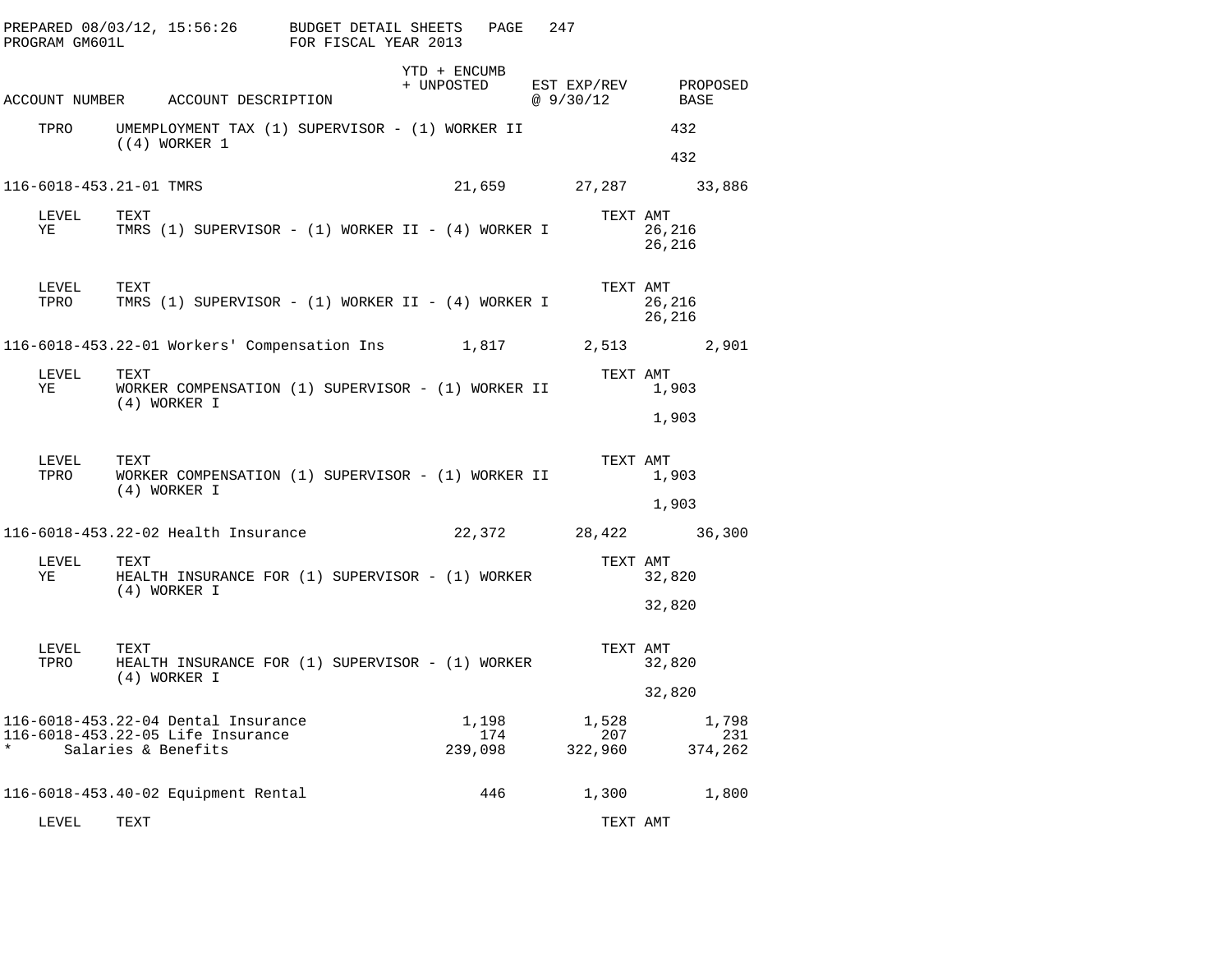PREPARED 08/03/12, 15:56:26 BUDGET DETAIL SHEETS PAGE 247
PROGRAM GM601L FOR FISCAL YEAR 2013

| ACCOUNT NUMBER | ACCOUNT DESCRIPTION | YTD + ENCUMB + UNPOSTED | EST EXP/REV @ 9/30/12 | PROPOSED BASE |
|---|---|---|---|---|
| TPRO | UMEMPLOYMENT TAX (1) SUPERVISOR - (1) WORKER II ((4) WORKER 1 | | | 432 |
| | | | | 432 |
| 116-6018-453.21-01 | TMRS | 21,659 | 27,287 | 33,886 |
| LEVEL | TEXT | | TEXT AMT | |
| YE | TMRS (1) SUPERVISOR - (1) WORKER II - (4) WORKER I | | 26,216 | |
| | | | 26,216 | |
| LEVEL | TEXT | | TEXT AMT | |
| TPRO | TMRS (1) SUPERVISOR - (1) WORKER II - (4) WORKER I | | 26,216 | |
| | | | 26,216 | |
| 116-6018-453.22-01 | Workers' Compensation Ins | 1,817 | 2,513 | 2,901 |
| LEVEL | TEXT | | TEXT AMT | |
| YE | WORKER COMPENSATION (1) SUPERVISOR - (1) WORKER II (4) WORKER I | | 1,903 | |
| | | | 1,903 | |
| LEVEL | TEXT | | TEXT AMT | |
| TPRO | WORKER COMPENSATION (1) SUPERVISOR - (1) WORKER II (4) WORKER I | | 1,903 | |
| | | | 1,903 | |
| 116-6018-453.22-02 | Health Insurance | 22,372 | 28,422 | 36,300 |
| LEVEL | TEXT | | TEXT AMT | |
| YE | HEALTH INSURANCE FOR (1) SUPERVISOR - (1) WORKER (4) WORKER I | | 32,820 | |
| | | | 32,820 | |
| LEVEL | TEXT | | TEXT AMT | |
| TPRO | HEALTH INSURANCE FOR (1) SUPERVISOR - (1) WORKER (4) WORKER I | | 32,820 | |
| | | | 32,820 | |
| 116-6018-453.22-04 | Dental Insurance | 1,198 | 1,528 | 1,798 |
| 116-6018-453.22-05 | Life Insurance | 174 | 207 | 231 |
| * | Salaries & Benefits | 239,098 | 322,960 | 374,262 |
| 116-6018-453.40-02 | Equipment Rental | 446 | 1,300 | 1,800 |
| LEVEL | TEXT | | TEXT AMT | |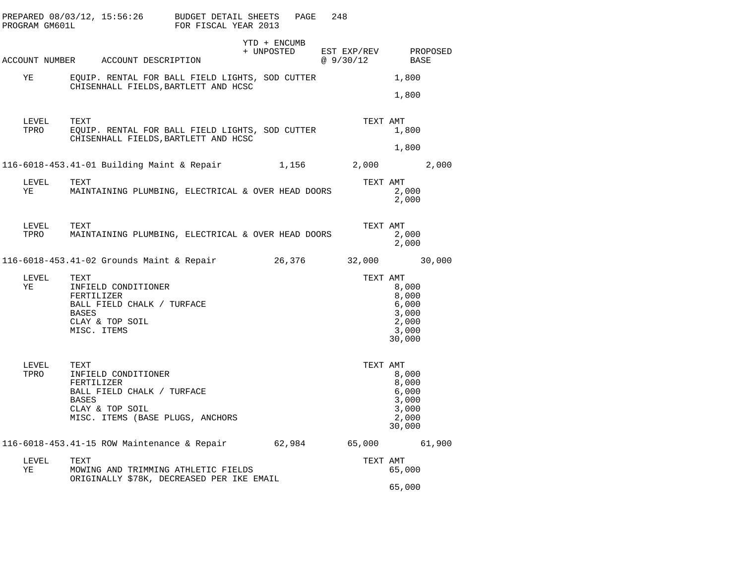PREPARED 08/03/12, 15:56:26 BUDGET DETAIL SHEETS
PROGRAM GM601L FOR FISCAL YEAR 2013

| ACCOUNT NUMBER | ACCOUNT DESCRIPTION | YTD + ENCUMB + UNPOSTED | EST EXP/REV @ 9/30/12 | PROPOSED BASE |
|---|---|---|---|---|

| LEVEL | TEXT | TEXT AMT |
|---|---|---|
| YE | EQUIP. RENTAL FOR BALL FIELD LIGHTS, SOD CUTTER | 1,800 |
| | CHISENHALL FIELDS,BARTLETT AND HCSC | |
| | | 1,800 |

| LEVEL | TEXT | TEXT AMT |
|---|---|---|
| TPRO | EQUIP. RENTAL FOR BALL FIELD LIGHTS, SOD CUTTER | 1,800 |
| | CHISENHALL FIELDS,BARTLETT AND HCSC | |
| | | 1,800 |

| ACCOUNT NUMBER | ACCOUNT DESCRIPTION | YTD + ENCUMB + UNPOSTED | EST EXP/REV @ 9/30/12 | PROPOSED BASE |
|---|---|---|---|---|
| 116-6018-453.41-01 | Building Maint & Repair | 1,156 | 2,000 | 2,000 |

| LEVEL | TEXT | TEXT AMT |
|---|---|---|
| YE | MAINTAINING PLUMBING, ELECTRICAL & OVER HEAD DOORS | 2,000 |
| | | 2,000 |

| LEVEL | TEXT | TEXT AMT |
|---|---|---|
| TPRO | MAINTAINING PLUMBING, ELECTRICAL & OVER HEAD DOORS | 2,000 |
| | | 2,000 |

| ACCOUNT NUMBER | ACCOUNT DESCRIPTION | YTD + ENCUMB + UNPOSTED | EST EXP/REV @ 9/30/12 | PROPOSED BASE |
|---|---|---|---|---|
| 116-6018-453.41-02 | Grounds Maint & Repair | 26,376 | 32,000 | 30,000 |

| LEVEL | TEXT | TEXT AMT |
|---|---|---|
| YE | INFIELD CONDITIONER | 8,000 |
| | FERTILIZER | 8,000 |
| | BALL FIELD CHALK / TURFACE | 6,000 |
| | BASES | 3,000 |
| | CLAY & TOP SOIL | 2,000 |
| | MISC. ITEMS | 3,000 |
| | | 30,000 |

| LEVEL | TEXT | TEXT AMT |
|---|---|---|
| TPRO | INFIELD CONDITIONER | 8,000 |
| | FERTILIZER | 8,000 |
| | BALL FIELD CHALK / TURFACE | 6,000 |
| | BASES | 3,000 |
| | CLAY & TOP SOIL | 3,000 |
| | MISC. ITEMS (BASE PLUGS, ANCHORS | 2,000 |
| | | 30,000 |

| ACCOUNT NUMBER | ACCOUNT DESCRIPTION | YTD + ENCUMB + UNPOSTED | EST EXP/REV @ 9/30/12 | PROPOSED BASE |
|---|---|---|---|---|
| 116-6018-453.41-15 | ROW Maintenance & Repair | 62,984 | 65,000 | 61,900 |

| LEVEL | TEXT | TEXT AMT |
|---|---|---|
| YE | MOWING AND TRIMMING ATHLETIC FIELDS | 65,000 |
| | ORIGINALLY $78K, DECREASED PER IKE EMAIL | |
| | | 65,000 |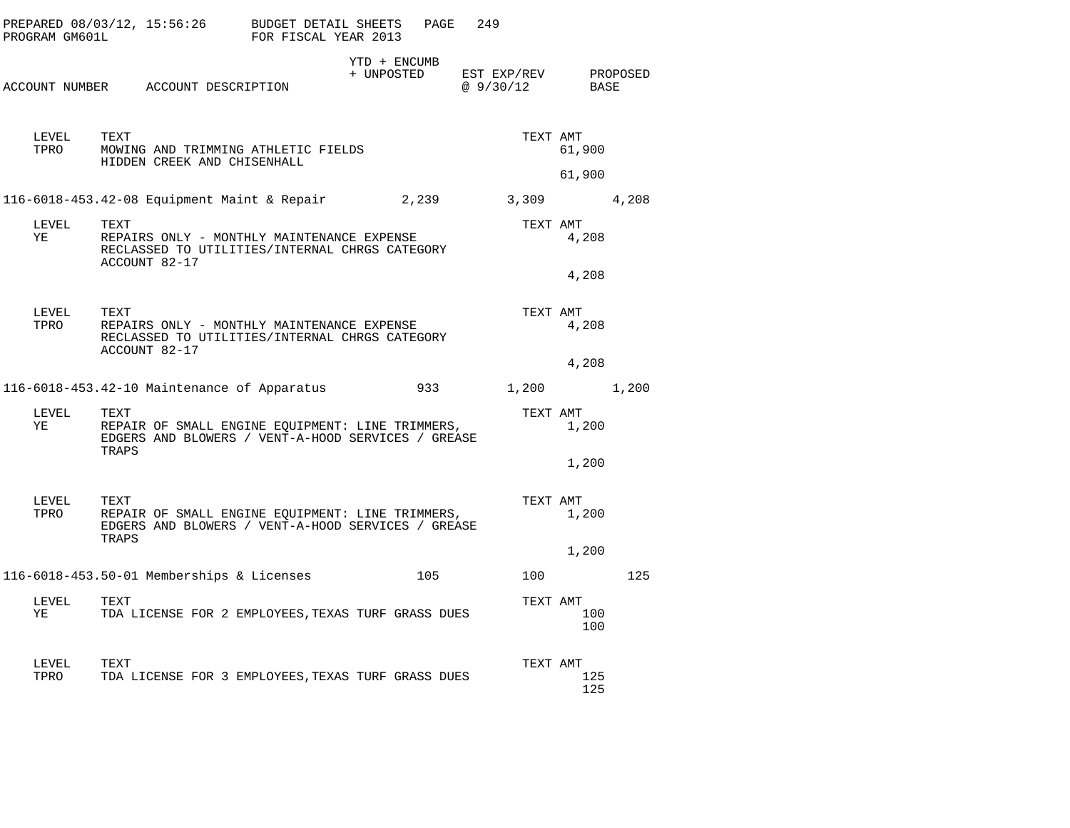| ACCOUNT NUMBER | ACCOUNT DESCRIPTION | YTD + ENCUMB + UNPOSTED | EST EXP/REV @ 9/30/12 | PROPOSED BASE |
|---|---|---|---|---|

| LEVEL | TEXT | TEXT AMT |
|---|---|---|
| TPRO | MOWING AND TRIMMING ATHLETIC FIELDS HIDDEN CREEK AND CHISENHALL | 61,900 |
| | | 61,900 |

| ACCOUNT NUMBER | ACCOUNT DESCRIPTION | YTD + ENCUMB + UNPOSTED | EST EXP/REV @ 9/30/12 | PROPOSED BASE |
|---|---|---|---|---|
| 116-6018-453.42-08 | Equipment Maint & Repair | 2,239 | 3,309 | 4,208 |

| LEVEL | TEXT | TEXT AMT |
|---|---|---|
| YE | REPAIRS ONLY - MONTHLY MAINTENANCE EXPENSE RECLASSED TO UTILITIES/INTERNAL CHRGS CATEGORY ACCOUNT 82-17 | 4,208 |
| | | 4,208 |

| LEVEL | TEXT | TEXT AMT |
|---|---|---|
| TPRO | REPAIRS ONLY - MONTHLY MAINTENANCE EXPENSE RECLASSED TO UTILITIES/INTERNAL CHRGS CATEGORY ACCOUNT 82-17 | 4,208 |
| | | 4,208 |

| ACCOUNT NUMBER | ACCOUNT DESCRIPTION | YTD + ENCUMB + UNPOSTED | EST EXP/REV @ 9/30/12 | PROPOSED BASE |
|---|---|---|---|---|
| 116-6018-453.42-10 | Maintenance of Apparatus | 933 | 1,200 | 1,200 |

| LEVEL | TEXT | TEXT AMT |
|---|---|---|
| YE | REPAIR OF SMALL ENGINE EQUIPMENT: LINE TRIMMERS, EDGERS AND BLOWERS / VENT-A-HOOD SERVICES / GREASE TRAPS | 1,200 |
| | | 1,200 |

| LEVEL | TEXT | TEXT AMT |
|---|---|---|
| TPRO | REPAIR OF SMALL ENGINE EQUIPMENT: LINE TRIMMERS, EDGERS AND BLOWERS / VENT-A-HOOD SERVICES / GREASE TRAPS | 1,200 |
| | | 1,200 |

| ACCOUNT NUMBER | ACCOUNT DESCRIPTION | YTD + ENCUMB + UNPOSTED | EST EXP/REV @ 9/30/12 | PROPOSED BASE |
|---|---|---|---|---|
| 116-6018-453.50-01 | Memberships & Licenses | 105 | 100 | 125 |

| LEVEL | TEXT | TEXT AMT |
|---|---|---|
| YE | TDA LICENSE FOR 2 EMPLOYEES,TEXAS TURF GRASS DUES | 100 |
| | | 100 |

| LEVEL | TEXT | TEXT AMT |
|---|---|---|
| TPRO | TDA LICENSE FOR 3 EMPLOYEES,TEXAS TURF GRASS DUES | 125 |
| | | 125 |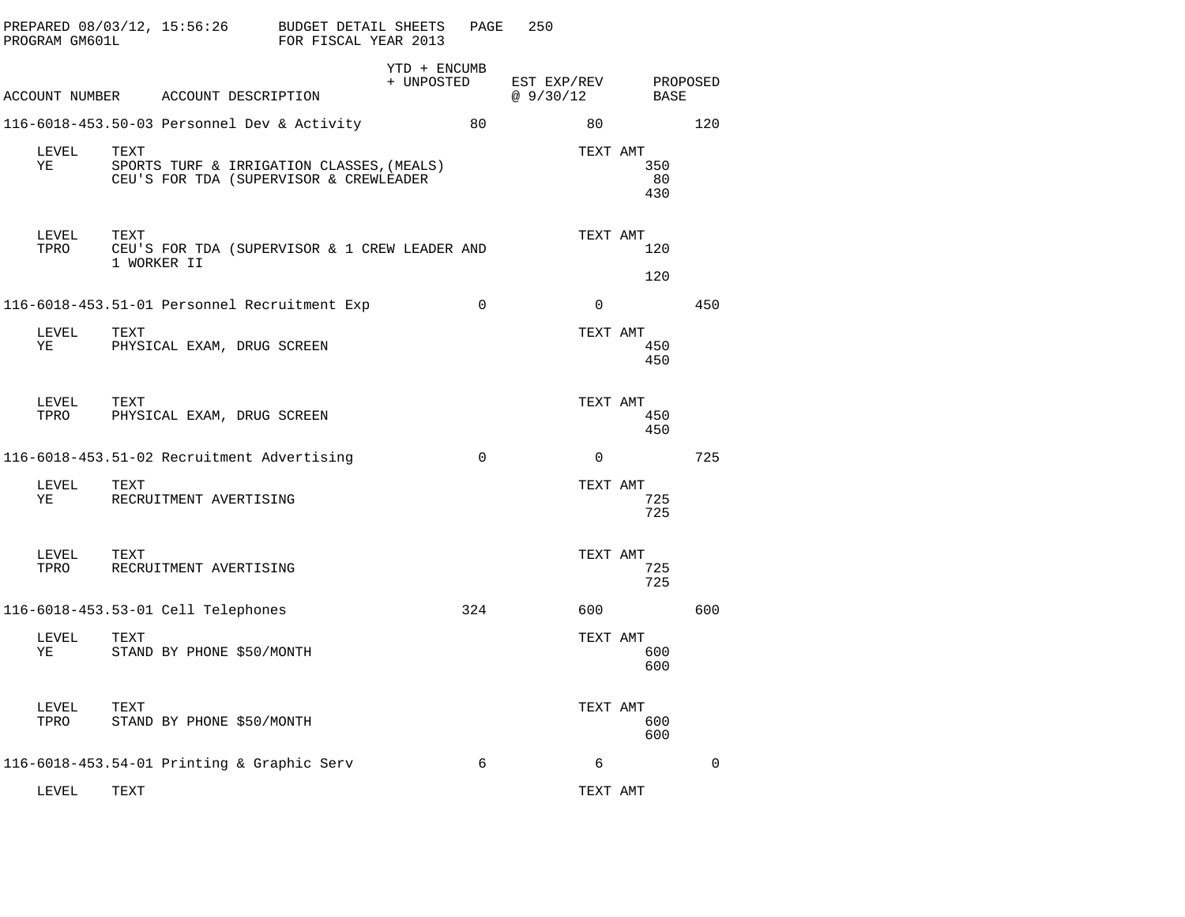PREPARED 08/03/12, 15:56:26 BUDGET DETAIL SHEETS PAGE 250
PROGRAM GM601L FOR FISCAL YEAR 2013

| ACCOUNT NUMBER | ACCOUNT DESCRIPTION | YTD + ENCUMB + UNPOSTED | EST EXP/REV @ 9/30/12 | PROPOSED BASE |
|---|---|---|---|---|
| 116-6018-453.50-03 | Personnel Dev & Activity | 80 | 80 | 120 |

| LEVEL | TEXT | TEXT AMT |
|---|---|---|
| YE | SPORTS TURF & IRRIGATION CLASSES,(MEALS) | 350 |
| | CEU'S FOR TDA (SUPERVISOR & CREWLEADER | 80 |
| | | 430 |

| LEVEL | TEXT | TEXT AMT |
|---|---|---|
| TPRO | CEU'S FOR TDA (SUPERVISOR & 1 CREW LEADER AND 1 WORKER II | 120 |
| | | 120 |

| ACCOUNT NUMBER | ACCOUNT DESCRIPTION | YTD + ENCUMB + UNPOSTED | EST EXP/REV @ 9/30/12 | PROPOSED BASE |
|---|---|---|---|---|
| 116-6018-453.51-01 | Personnel Recruitment Exp | 0 | 0 | 450 |

| LEVEL | TEXT | TEXT AMT |
|---|---|---|
| YE | PHYSICAL EXAM, DRUG SCREEN | 450 |
| | | 450 |

| LEVEL | TEXT | TEXT AMT |
|---|---|---|
| TPRO | PHYSICAL EXAM, DRUG SCREEN | 450 |
| | | 450 |

| ACCOUNT NUMBER | ACCOUNT DESCRIPTION | YTD + ENCUMB + UNPOSTED | EST EXP/REV @ 9/30/12 | PROPOSED BASE |
|---|---|---|---|---|
| 116-6018-453.51-02 | Recruitment Advertising | 0 | 0 | 725 |

| LEVEL | TEXT | TEXT AMT |
|---|---|---|
| YE | RECRUITMENT AVERTISING | 725 |
| | | 725 |

| LEVEL | TEXT | TEXT AMT |
|---|---|---|
| TPRO | RECRUITMENT AVERTISING | 725 |
| | | 725 |

| ACCOUNT NUMBER | ACCOUNT DESCRIPTION | YTD + ENCUMB + UNPOSTED | EST EXP/REV @ 9/30/12 | PROPOSED BASE |
|---|---|---|---|---|
| 116-6018-453.53-01 | Cell Telephones | 324 | 600 | 600 |

| LEVEL | TEXT | TEXT AMT |
|---|---|---|
| YE | STAND BY PHONE $50/MONTH | 600 |
| | | 600 |

| LEVEL | TEXT | TEXT AMT |
|---|---|---|
| TPRO | STAND BY PHONE $50/MONTH | 600 |
| | | 600 |

| ACCOUNT NUMBER | ACCOUNT DESCRIPTION | YTD + ENCUMB + UNPOSTED | EST EXP/REV @ 9/30/12 | PROPOSED BASE |
|---|---|---|---|---|
| 116-6018-453.54-01 | Printing & Graphic Serv | 6 | 6 | 0 |

| LEVEL | TEXT | TEXT AMT |
|---|---|---|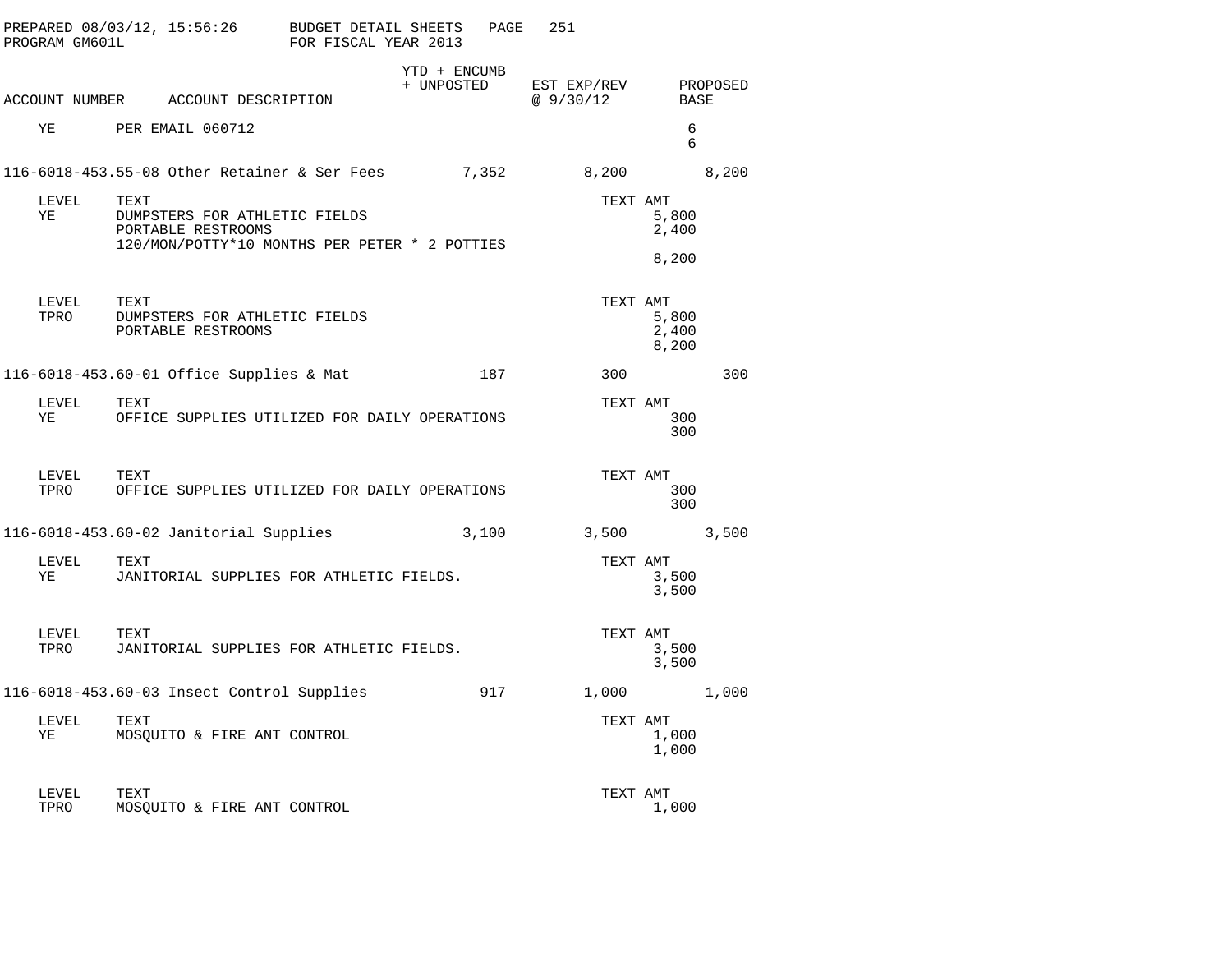PREPARED 08/03/12, 15:56:26 BUDGET DETAIL SHEETS
PROGRAM GM601L FOR FISCAL YEAR 2013

| ACCOUNT NUMBER | ACCOUNT DESCRIPTION | YTD + ENCUMB + UNPOSTED | EST EXP/REV @ 9/30/12 | PROPOSED BASE |
|---|---|---|---|---|
| YE | PER EMAIL 060712 | | | 6 |
| | | | | 6 |
| 116-6018-453.55-08 | Other Retainer & Ser Fees | 7,352 | 8,200 | 8,200 |

| LEVEL | TEXT | TEXT AMT |
|---|---|---|
| YE | DUMPSTERS FOR ATHLETIC FIELDS | 5,800 |
| | PORTABLE RESTROOMS | 2,400 |
| | 120/MON/POTTY*10 MONTHS PER PETER * 2 POTTIES | |
| | | 8,200 |

| LEVEL | TEXT | TEXT AMT |
|---|---|---|
| TPRO | DUMPSTERS FOR ATHLETIC FIELDS | 5,800 |
| | PORTABLE RESTROOMS | 2,400 |
| | | 8,200 |

| ACCOUNT NUMBER | ACCOUNT DESCRIPTION | YTD + ENCUMB + UNPOSTED | EST EXP/REV @ 9/30/12 | PROPOSED BASE |
|---|---|---|---|---|
| 116-6018-453.60-01 | Office Supplies & Mat | 187 | 300 | 300 |

| LEVEL | TEXT | TEXT AMT |
|---|---|---|
| YE | OFFICE SUPPLIES UTILIZED FOR DAILY OPERATIONS | 300 |
| | | 300 |

| LEVEL | TEXT | TEXT AMT |
|---|---|---|
| TPRO | OFFICE SUPPLIES UTILIZED FOR DAILY OPERATIONS | 300 |
| | | 300 |

| ACCOUNT NUMBER | ACCOUNT DESCRIPTION | YTD + ENCUMB + UNPOSTED | EST EXP/REV @ 9/30/12 | PROPOSED BASE |
|---|---|---|---|---|
| 116-6018-453.60-02 | Janitorial Supplies | 3,100 | 3,500 | 3,500 |

| LEVEL | TEXT | TEXT AMT |
|---|---|---|
| YE | JANITORIAL SUPPLIES FOR ATHLETIC FIELDS. | 3,500 |
| | | 3,500 |

| LEVEL | TEXT | TEXT AMT |
|---|---|---|
| TPRO | JANITORIAL SUPPLIES FOR ATHLETIC FIELDS. | 3,500 |
| | | 3,500 |

| ACCOUNT NUMBER | ACCOUNT DESCRIPTION | YTD + ENCUMB + UNPOSTED | EST EXP/REV @ 9/30/12 | PROPOSED BASE |
|---|---|---|---|---|
| 116-6018-453.60-03 | Insect Control Supplies | 917 | 1,000 | 1,000 |

| LEVEL | TEXT | TEXT AMT |
|---|---|---|
| YE | MOSQUITO & FIRE ANT CONTROL | 1,000 |
| | | 1,000 |

| LEVEL | TEXT | TEXT AMT |
|---|---|---|
| TPRO | MOSQUITO & FIRE ANT CONTROL | 1,000 |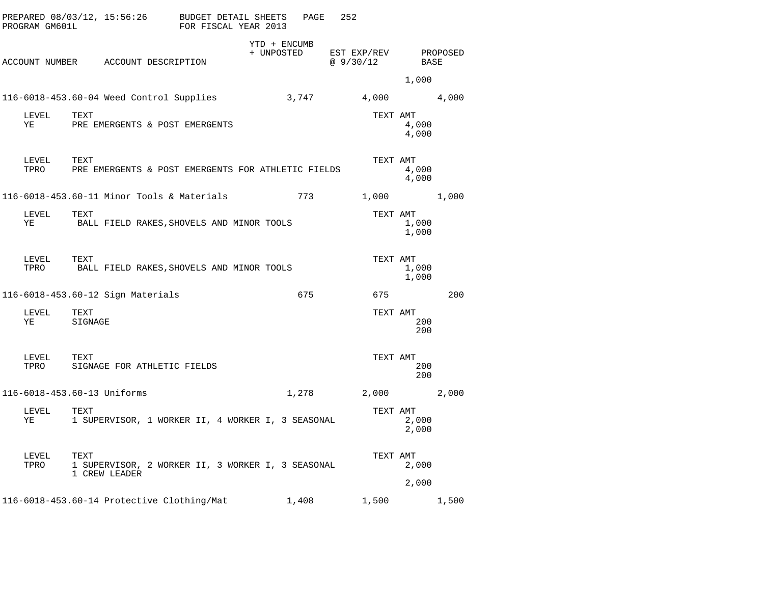PREPARED 08/03/12, 15:56:26 BUDGET DETAIL SHEETS
PROGRAM GM601L FOR FISCAL YEAR 2013

| ACCOUNT NUMBER | ACCOUNT DESCRIPTION | YTD + ENCUMB + UNPOSTED | EST EXP/REV @ 9/30/12 | PROPOSED BASE |
|---|---|---|---|---|
| | | | 1,000 | |
| 116-6018-453.60-04 | Weed Control Supplies | 3,747 | 4,000 | 4,000 |

| LEVEL | TEXT | TEXT AMT |
|---|---|---|
| YE | PRE EMERGENTS & POST EMERGENTS | 4,000 |
| | | 4,000 |

| LEVEL | TEXT | TEXT AMT |
|---|---|---|
| TPRO | PRE EMERGENTS & POST EMERGENTS FOR ATHLETIC FIELDS | 4,000 |
| | | 4,000 |

| ACCOUNT NUMBER | ACCOUNT DESCRIPTION | YTD + ENCUMB + UNPOSTED | EST EXP/REV @ 9/30/12 | PROPOSED BASE |
|---|---|---|---|---|
| 116-6018-453.60-11 | Minor Tools & Materials | 773 | 1,000 | 1,000 |

| LEVEL | TEXT | TEXT AMT |
|---|---|---|
| YE | BALL FIELD RAKES,SHOVELS AND MINOR TOOLS | 1,000 |
| | | 1,000 |

| LEVEL | TEXT | TEXT AMT |
|---|---|---|
| TPRO | BALL FIELD RAKES,SHOVELS AND MINOR TOOLS | 1,000 |
| | | 1,000 |

| ACCOUNT NUMBER | ACCOUNT DESCRIPTION | YTD + ENCUMB + UNPOSTED | EST EXP/REV @ 9/30/12 | PROPOSED BASE |
|---|---|---|---|---|
| 116-6018-453.60-12 | Sign Materials | 675 | 675 | 200 |

| LEVEL | TEXT | TEXT AMT |
|---|---|---|
| YE | SIGNAGE | 200 |
| | | 200 |

| LEVEL | TEXT | TEXT AMT |
|---|---|---|
| TPRO | SIGNAGE FOR ATHLETIC FIELDS | 200 |
| | | 200 |

| ACCOUNT NUMBER | ACCOUNT DESCRIPTION | YTD + ENCUMB + UNPOSTED | EST EXP/REV @ 9/30/12 | PROPOSED BASE |
|---|---|---|---|---|
| 116-6018-453.60-13 | Uniforms | 1,278 | 2,000 | 2,000 |

| LEVEL | TEXT | TEXT AMT |
|---|---|---|
| YE | 1 SUPERVISOR, 1 WORKER II, 4 WORKER I, 3 SEASONAL | 2,000 |
| | | 2,000 |

| LEVEL | TEXT | TEXT AMT |
|---|---|---|
| TPRO | 1 SUPERVISOR, 2 WORKER II, 3 WORKER I, 3 SEASONAL 1 CREW LEADER | 2,000 |
| | | 2,000 |

| ACCOUNT NUMBER | ACCOUNT DESCRIPTION | YTD + ENCUMB + UNPOSTED | EST EXP/REV @ 9/30/12 | PROPOSED BASE |
|---|---|---|---|---|
| 116-6018-453.60-14 | Protective Clothing/Mat | 1,408 | 1,500 | 1,500 |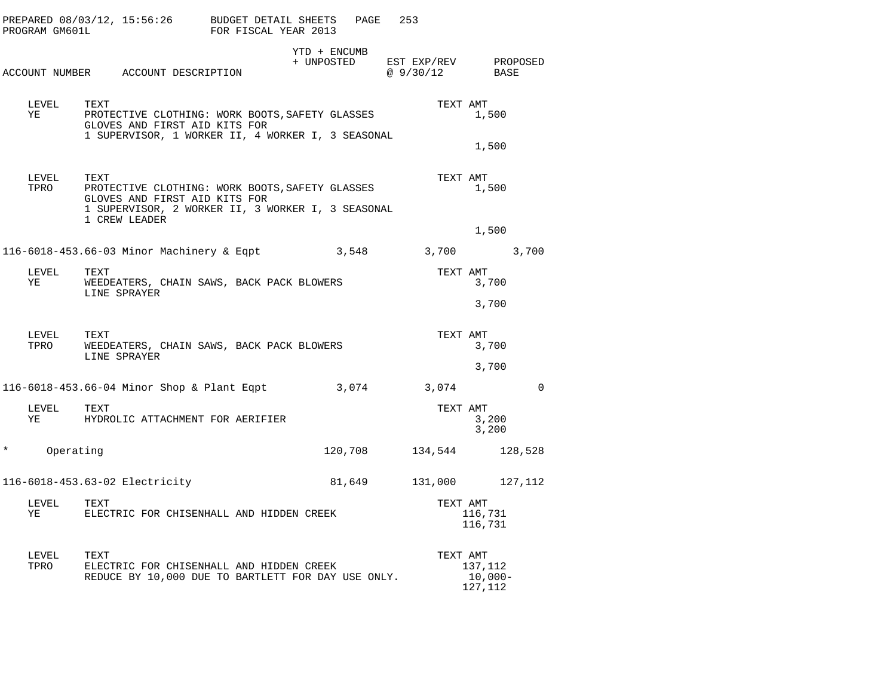| ACCOUNT NUMBER | ACCOUNT DESCRIPTION | YTD + ENCUMB + UNPOSTED | EST EXP/REV @ 9/30/12 | PROPOSED BASE |
|---|---|---|---|---|

LEVEL YE — TEXT: PROTECTIVE CLOTHING: WORK BOOTS,SAFETY GLASSES GLOVES AND FIRST AID KITS FOR 1 SUPERVISOR, 1 WORKER II, 4 WORKER I, 3 SEASONAL — TEXT AMT: 1,500

Total: 1,500

LEVEL TPRO — TEXT: PROTECTIVE CLOTHING: WORK BOOTS,SAFETY GLASSES GLOVES AND FIRST AID KITS FOR 1 SUPERVISOR, 2 WORKER II, 3 WORKER I, 3 SEASONAL 1 CREW LEADER — TEXT AMT: 1,500

Total: 1,500

| ACCOUNT NUMBER | ACCOUNT DESCRIPTION | YTD + ENCUMB + UNPOSTED | EST EXP/REV @ 9/30/12 | PROPOSED BASE |
|---|---|---|---|---|
| 116-6018-453.66-03 | Minor Machinery & Eqpt | 3,548 | 3,700 | 3,700 |

LEVEL YE — TEXT: WEEDEATERS, CHAIN SAWS, BACK PACK BLOWERS LINE SPRAYER — TEXT AMT: 3,700

Total: 3,700

LEVEL TPRO — TEXT: WEEDEATERS, CHAIN SAWS, BACK PACK BLOWERS LINE SPRAYER — TEXT AMT: 3,700

Total: 3,700

| ACCOUNT NUMBER | ACCOUNT DESCRIPTION | YTD + ENCUMB + UNPOSTED | EST EXP/REV @ 9/30/12 | PROPOSED BASE |
|---|---|---|---|---|
| 116-6018-453.66-04 | Minor Shop & Plant Eqpt | 3,074 | 3,074 | 0 |

LEVEL YE — TEXT: HYDROLIC ATTACHMENT FOR AERIFIER — TEXT AMT: 3,200

Total: 3,200

| | | YTD + ENCUMB + UNPOSTED | EST EXP/REV @ 9/30/12 | PROPOSED BASE |
|---|---|---|---|---|
| * | Operating | 120,708 | 134,544 | 128,528 |
| 116-6018-453.63-02 | Electricity | 81,649 | 131,000 | 127,112 |

LEVEL YE — TEXT: ELECTRIC FOR CHISENHALL AND HIDDEN CREEK — TEXT AMT: 116,731

Total: 116,731

LEVEL TPRO — TEXT AMT:

| TEXT | TEXT AMT |
|---|---|
| ELECTRIC FOR CHISENHALL AND HIDDEN CREEK | 137,112 |
| REDUCE BY 10,000 DUE TO BARTLETT FOR DAY USE ONLY. | 10,000- |
| | 127,112 |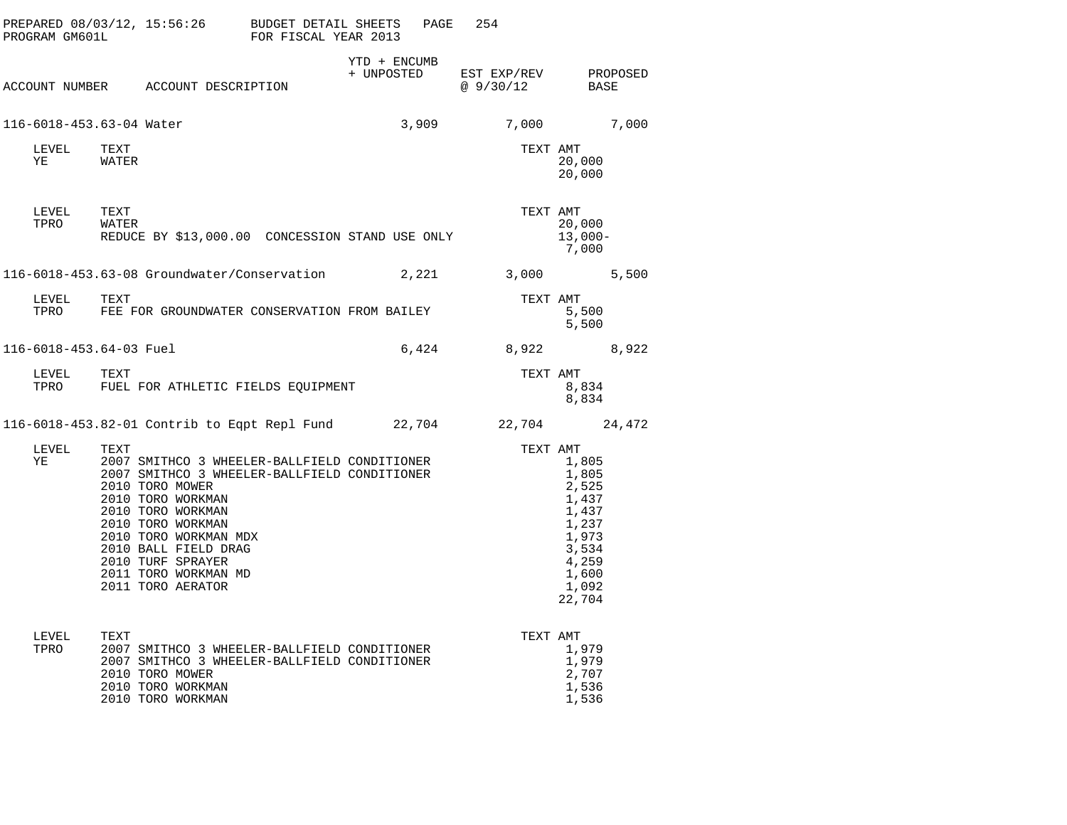PREPARED 08/03/12, 15:56:26 BUDGET DETAIL SHEETS PAGE 254
PROGRAM GM601L FOR FISCAL YEAR 2013

| ACCOUNT NUMBER | ACCOUNT DESCRIPTION | YTD + ENCUMB + UNPOSTED | EST EXP/REV @ 9/30/12 | PROPOSED BASE |
|---|---|---|---|---|
| 116-6018-453.63-04 | Water | 3,909 | 7,000 | 7,000 |

| LEVEL | TEXT | TEXT AMT |
|---|---|---|
| YE | WATER | 20,000 |
| | | 20,000 |

| LEVEL | TEXT | TEXT AMT |
|---|---|---|
| TPRO | WATER | 20,000 |
| | REDUCE BY $13,000.00 CONCESSION STAND USE ONLY | 13,000- |
| | | 7,000 |

| ACCOUNT NUMBER | ACCOUNT DESCRIPTION | YTD + ENCUMB + UNPOSTED | EST EXP/REV @ 9/30/12 | PROPOSED BASE |
|---|---|---|---|---|
| 116-6018-453.63-08 | Groundwater/Conservation | 2,221 | 3,000 | 5,500 |

| LEVEL | TEXT | TEXT AMT |
|---|---|---|
| TPRO | FEE FOR GROUNDWATER CONSERVATION FROM BAILEY | 5,500 |
| | | 5,500 |

| ACCOUNT NUMBER | ACCOUNT DESCRIPTION | YTD + ENCUMB + UNPOSTED | EST EXP/REV @ 9/30/12 | PROPOSED BASE |
|---|---|---|---|---|
| 116-6018-453.64-03 | Fuel | 6,424 | 8,922 | 8,922 |

| LEVEL | TEXT | TEXT AMT |
|---|---|---|
| TPRO | FUEL FOR ATHLETIC FIELDS EQUIPMENT | 8,834 |
| | | 8,834 |

| ACCOUNT NUMBER | ACCOUNT DESCRIPTION | YTD + ENCUMB + UNPOSTED | EST EXP/REV @ 9/30/12 | PROPOSED BASE |
|---|---|---|---|---|
| 116-6018-453.82-01 | Contrib to Eqpt Repl Fund | 22,704 | 22,704 | 24,472 |

| LEVEL | TEXT | TEXT AMT |
|---|---|---|
| YE | 2007 SMITHCO 3 WHEELER-BALLFIELD CONDITIONER | 1,805 |
| | 2007 SMITHCO 3 WHEELER-BALLFIELD CONDITIONER | 1,805 |
| | 2010 TORO MOWER | 2,525 |
| | 2010 TORO WORKMAN | 1,437 |
| | 2010 TORO WORKMAN | 1,437 |
| | 2010 TORO WORKMAN | 1,237 |
| | 2010 TORO WORKMAN MDX | 1,973 |
| | 2010 BALL FIELD DRAG | 3,534 |
| | 2010 TURF SPRAYER | 4,259 |
| | 2011 TORO WORKMAN MD | 1,600 |
| | 2011 TORO AERATOR | 1,092 |
| | | 22,704 |

| LEVEL | TEXT | TEXT AMT |
|---|---|---|
| TPRO | 2007 SMITHCO 3 WHEELER-BALLFIELD CONDITIONER | 1,979 |
| | 2007 SMITHCO 3 WHEELER-BALLFIELD CONDITIONER | 1,979 |
| | 2010 TORO MOWER | 2,707 |
| | 2010 TORO WORKMAN | 1,536 |
| | 2010 TORO WORKMAN | 1,536 |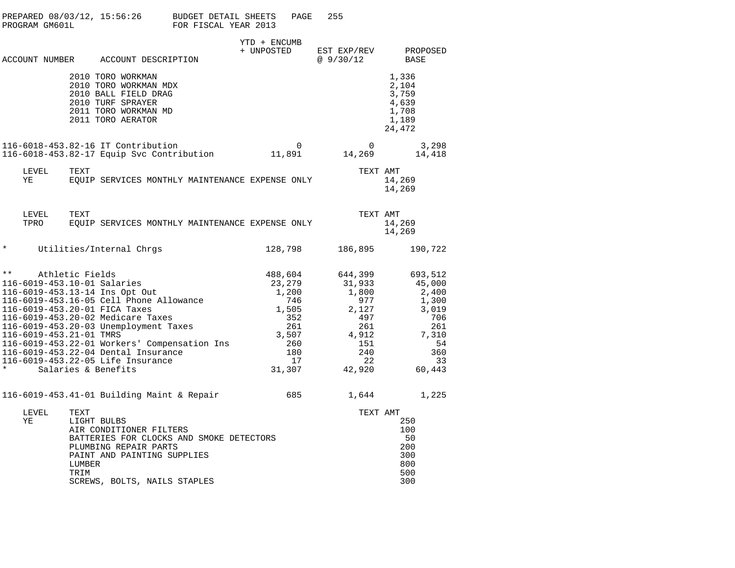PREPARED 08/03/12, 15:56:26 BUDGET DETAIL SHEETS
PROGRAM GM601L FOR FISCAL YEAR 2013

| ACCOUNT NUMBER | ACCOUNT DESCRIPTION | YTD + ENCUMB + UNPOSTED | EST EXP/REV @ 9/30/12 | PROPOSED BASE |
|---|---|---|---|---|
| | 2010 TORO WORKMAN | | 1,336 | |
| | 2010 TORO WORKMAN MDX | | 2,104 | |
| | 2010 BALL FIELD DRAG | | 3,759 | |
| | 2010 TURF SPRAYER | | 4,639 | |
| | 2011 TORO WORKMAN MD | | 1,708 | |
| | 2011 TORO AERATOR | | 1,189 | |
| | | | 24,472 | |
| 116-6018-453.82-16 | IT Contribution | 0 | 0 | 3,298 |
| 116-6018-453.82-17 | Equip Svc Contribution | 11,891 | 14,269 | 14,418 |

| LEVEL | TEXT | TEXT AMT |
|---|---|---|
| YE | EQUIP SERVICES MONTHLY MAINTENANCE EXPENSE ONLY | 14,269 |
| | | 14,269 |

| LEVEL | TEXT | TEXT AMT |
|---|---|---|
| TPRO | EQUIP SERVICES MONTHLY MAINTENANCE EXPENSE ONLY | 14,269 |
| | | 14,269 |

| ACCOUNT NUMBER | ACCOUNT DESCRIPTION | YTD + ENCUMB + UNPOSTED | EST EXP/REV @ 9/30/12 | PROPOSED BASE |
|---|---|---|---|---|
| * | Utilities/Internal Chrgs | 128,798 | 186,895 | 190,722 |
| ** | Athletic Fields | 488,604 | 644,399 | 693,512 |
| 116-6019-453.10-01 | Salaries | 23,279 | 31,933 | 45,000 |
| 116-6019-453.13-14 | Ins Opt Out | 1,200 | 1,800 | 2,400 |
| 116-6019-453.16-05 | Cell Phone Allowance | 746 | 977 | 1,300 |
| 116-6019-453.20-01 | FICA Taxes | 1,505 | 2,127 | 3,019 |
| 116-6019-453.20-02 | Medicare Taxes | 352 | 497 | 706 |
| 116-6019-453.20-03 | Unemployment Taxes | 261 | 261 | 261 |
| 116-6019-453.21-01 | TMRS | 3,507 | 4,912 | 7,310 |
| 116-6019-453.22-01 | Workers' Compensation Ins | 260 | 151 | 54 |
| 116-6019-453.22-04 | Dental Insurance | 180 | 240 | 360 |
| 116-6019-453.22-05 | Life Insurance | 17 | 22 | 33 |
| * | Salaries & Benefits | 31,307 | 42,920 | 60,443 |
| 116-6019-453.41-01 | Building Maint & Repair | 685 | 1,644 | 1,225 |

| LEVEL | TEXT | TEXT AMT |
|---|---|---|
| YE | LIGHT BULBS | 250 |
| | AIR CONDITIONER FILTERS | 100 |
| | BATTERIES FOR CLOCKS AND SMOKE DETECTORS | 50 |
| | PLUMBING REPAIR PARTS | 200 |
| | PAINT AND PAINTING SUPPLIES | 300 |
| | LUMBER | 800 |
| | TRIM | 500 |
| | SCREWS, BOLTS, NAILS STAPLES | 300 |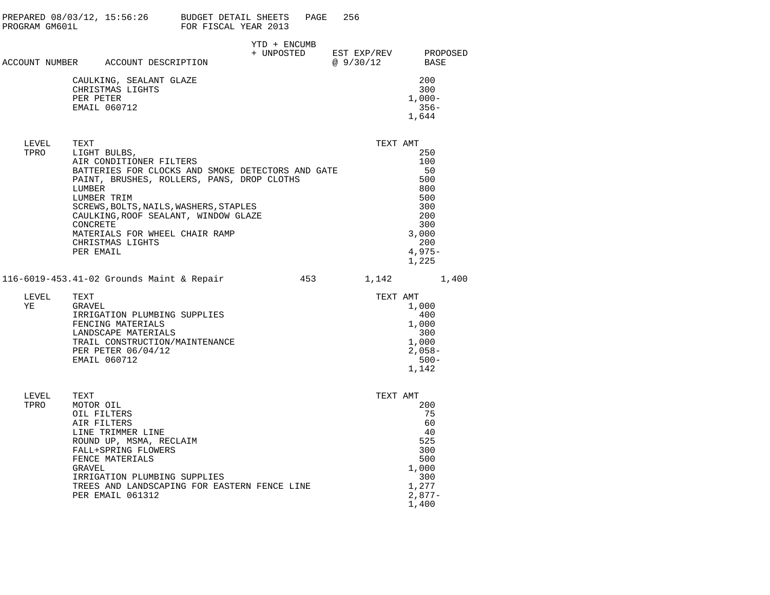PREPARED 08/03/12, 15:56:26 BUDGET DETAIL SHEETS
PROGRAM GM601L FOR FISCAL YEAR 2013

| ACCOUNT NUMBER | ACCOUNT DESCRIPTION | YTD + ENCUMB + UNPOSTED | EST EXP/REV @ 9/30/12 | PROPOSED BASE |
|---|---|---|---|---|

| | TEXT | TEXT AMT |
|---|---|---|
| | CAULKING, SEALANT GLAZE | 200 |
| | CHRISTMAS LIGHTS | 300 |
| | PER PETER | 1,000- |
| | EMAIL 060712 | 356- |
| | | 1,644 |

| LEVEL | TEXT | TEXT AMT |
|---|---|---|
| TPRO | LIGHT BULBS, | 250 |
| | AIR CONDITIONER FILTERS | 100 |
| | BATTERIES FOR CLOCKS AND SMOKE DETECTORS AND GATE | 50 |
| | PAINT, BRUSHES, ROLLERS, PANS, DROP CLOTHS | 500 |
| | LUMBER | 800 |
| | LUMBER TRIM | 500 |
| | SCREWS,BOLTS,NAILS,WASHERS,STAPLES | 300 |
| | CAULKING,ROOF SEALANT, WINDOW GLAZE | 200 |
| | CONCRETE | 300 |
| | MATERIALS FOR WHEEL CHAIR RAMP | 3,000 |
| | CHRISTMAS LIGHTS | 200 |
| | PER EMAIL | 4,975- |
| | | 1,225 |

| ACCOUNT NUMBER | ACCOUNT DESCRIPTION | YTD + ENCUMB + UNPOSTED | EST EXP/REV @ 9/30/12 | PROPOSED BASE |
|---|---|---|---|---|
| 116-6019-453.41-02 | Grounds Maint & Repair | 453 | 1,142 | 1,400 |

| LEVEL | TEXT | TEXT AMT |
|---|---|---|
| YE | GRAVEL | 1,000 |
| | IRRIGATION PLUMBING SUPPLIES | 400 |
| | FENCING MATERIALS | 1,000 |
| | LANDSCAPE MATERIALS | 300 |
| | TRAIL CONSTRUCTION/MAINTENANCE | 1,000 |
| | PER PETER 06/04/12 | 2,058- |
| | EMAIL 060712 | 500- |
| | | 1,142 |

| LEVEL | TEXT | TEXT AMT |
|---|---|---|
| TPRO | MOTOR OIL | 200 |
| | OIL FILTERS | 75 |
| | AIR FILTERS | 60 |
| | LINE TRIMMER LINE | 40 |
| | ROUND UP, MSMA, RECLAIM | 525 |
| | FALL+SPRING FLOWERS | 300 |
| | FENCE MATERIALS | 500 |
| | GRAVEL | 1,000 |
| | IRRIGATION PLUMBING SUPPLIES | 300 |
| | TREES AND LANDSCAPING FOR EASTERN FENCE LINE | 1,277 |
| | PER EMAIL 061312 | 2,877- |
| | | 1,400 |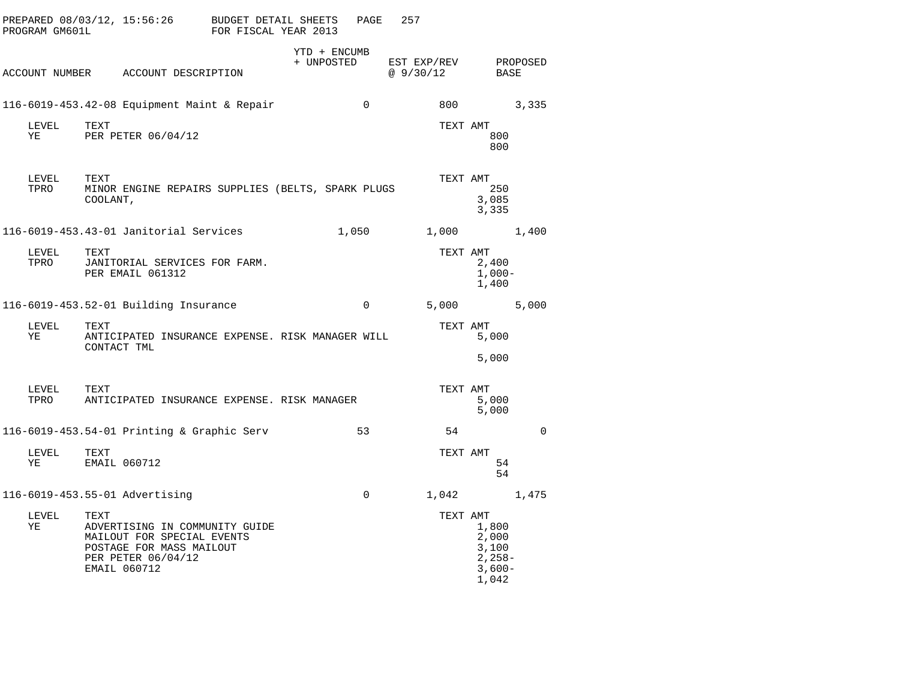PREPARED 08/03/12, 15:56:26 BUDGET DETAIL SHEETS PAGE 257
PROGRAM GM601L FOR FISCAL YEAR 2013

| ACCOUNT NUMBER | ACCOUNT DESCRIPTION | YTD + ENCUMB + UNPOSTED | EST EXP/REV @ 9/30/12 | PROPOSED BASE |
|---|---|---|---|---|
| 116-6019-453.42-08 | Equipment Maint & Repair | 0 | 800 | 3,335 |

| LEVEL | TEXT | TEXT AMT |
|---|---|---|
| YE | PER PETER 06/04/12 | 800 |
| | | 800 |

| LEVEL | TEXT | TEXT AMT |
|---|---|---|
| TPRO | MINOR ENGINE REPAIRS SUPPLIES (BELTS, SPARK PLUGS | 250 |
| | COOLANT, | 3,085 |
| | | 3,335 |

| ACCOUNT NUMBER | ACCOUNT DESCRIPTION | YTD + ENCUMB + UNPOSTED | EST EXP/REV @ 9/30/12 | PROPOSED BASE |
|---|---|---|---|---|
| 116-6019-453.43-01 | Janitorial Services | 1,050 | 1,000 | 1,400 |

| LEVEL | TEXT | TEXT AMT |
|---|---|---|
| TPRO | JANITORIAL SERVICES FOR FARM. | 2,400 |
| | PER EMAIL 061312 | 1,000- |
| | | 1,400 |

| ACCOUNT NUMBER | ACCOUNT DESCRIPTION | YTD + ENCUMB + UNPOSTED | EST EXP/REV @ 9/30/12 | PROPOSED BASE |
|---|---|---|---|---|
| 116-6019-453.52-01 | Building Insurance | 0 | 5,000 | 5,000 |

| LEVEL | TEXT | TEXT AMT |
|---|---|---|
| YE | ANTICIPATED INSURANCE EXPENSE. RISK MANAGER WILL | 5,000 |
| | CONTACT TML | |
| | | 5,000 |

| LEVEL | TEXT | TEXT AMT |
|---|---|---|
| TPRO | ANTICIPATED INSURANCE EXPENSE. RISK MANAGER | 5,000 |
| | | 5,000 |

| ACCOUNT NUMBER | ACCOUNT DESCRIPTION | YTD + ENCUMB + UNPOSTED | EST EXP/REV @ 9/30/12 | PROPOSED BASE |
|---|---|---|---|---|
| 116-6019-453.54-01 | Printing & Graphic Serv | 53 | 54 | 0 |

| LEVEL | TEXT | TEXT AMT |
|---|---|---|
| YE | EMAIL 060712 | 54 |
| | | 54 |

| ACCOUNT NUMBER | ACCOUNT DESCRIPTION | YTD + ENCUMB + UNPOSTED | EST EXP/REV @ 9/30/12 | PROPOSED BASE |
|---|---|---|---|---|
| 116-6019-453.55-01 | Advertising | 0 | 1,042 | 1,475 |

| LEVEL | TEXT | TEXT AMT |
|---|---|---|
| YE | ADVERTISING IN COMMUNITY GUIDE | 1,800 |
| | MAILOUT FOR SPECIAL EVENTS | 2,000 |
| | POSTAGE FOR MASS MAILOUT | 3,100 |
| | PER PETER 06/04/12 | 2,258- |
| | EMAIL 060712 | 3,600- |
| | | 1,042 |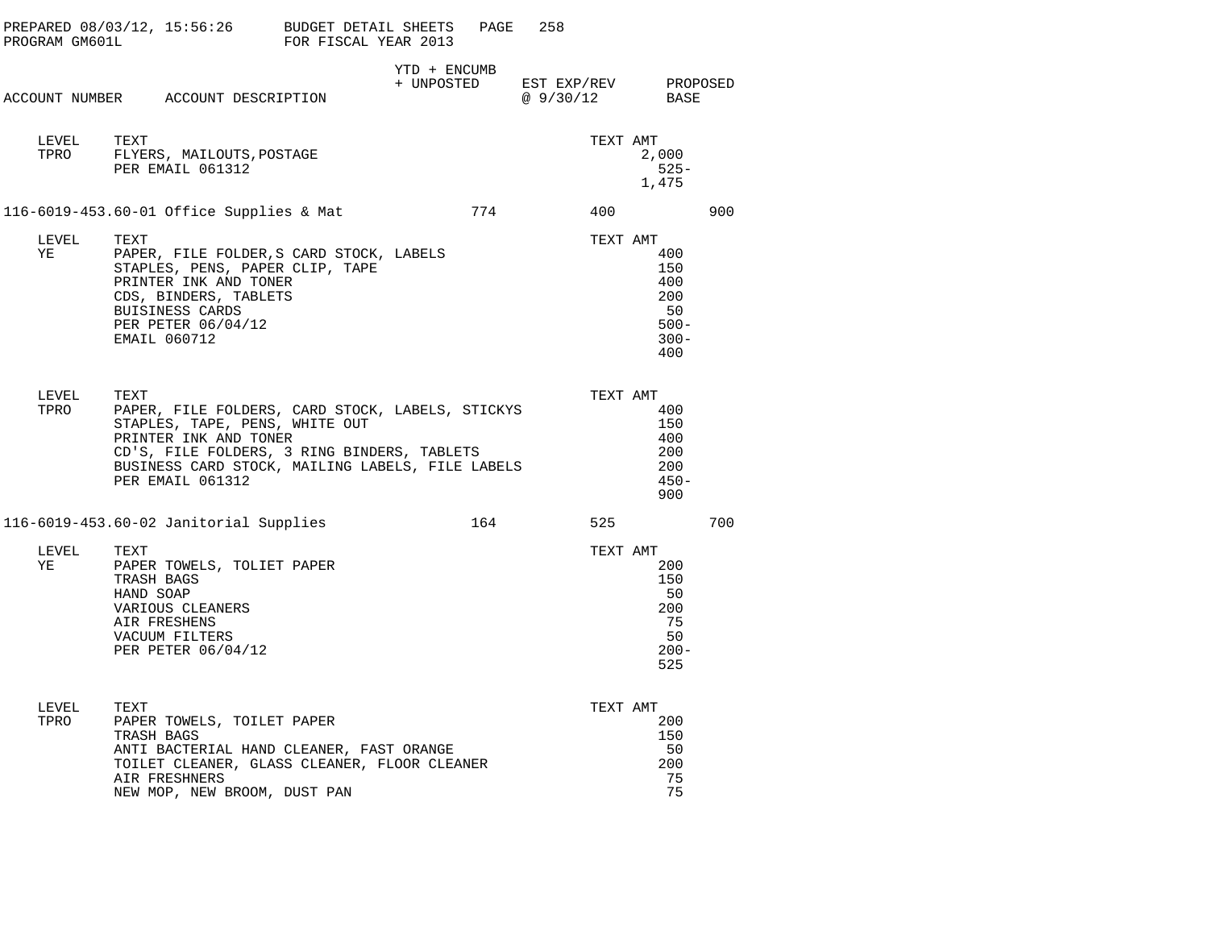PREPARED 08/03/12, 15:56:26 BUDGET DETAIL SHEETS
PROGRAM GM601L FOR FISCAL YEAR 2013

| ACCOUNT NUMBER | ACCOUNT DESCRIPTION | YTD + ENCUMB + UNPOSTED | EST EXP/REV @ 9/30/12 | PROPOSED BASE |
|---|---|---|---|---|

| LEVEL | TEXT | TEXT AMT |
|---|---|---|
| TPRO | FLYERS, MAILOUTS,POSTAGE | 2,000 |
| | PER EMAIL 061312 | 525- |
| | | 1,475 |

| ACCOUNT NUMBER | ACCOUNT DESCRIPTION | YTD + ENCUMB + UNPOSTED | EST EXP/REV @ 9/30/12 | PROPOSED BASE |
|---|---|---|---|---|
| 116-6019-453.60-01 | Office Supplies & Mat | 774 | 400 | 900 |

| LEVEL | TEXT | TEXT AMT |
|---|---|---|
| YE | PAPER, FILE FOLDER,S CARD STOCK, LABELS | 400 |
| | STAPLES, PENS, PAPER CLIP, TAPE | 150 |
| | PRINTER INK AND TONER | 400 |
| | CDS, BINDERS, TABLETS | 200 |
| | BUISINESS CARDS | 50 |
| | PER PETER 06/04/12 | 500- |
| | EMAIL 060712 | 300- |
| | | 400 |

| LEVEL | TEXT | TEXT AMT |
|---|---|---|
| TPRO | PAPER, FILE FOLDERS, CARD STOCK, LABELS, STICKYS | 400 |
| | STAPLES, TAPE, PENS, WHITE OUT | 150 |
| | PRINTER INK AND TONER | 400 |
| | CD'S, FILE FOLDERS, 3 RING BINDERS, TABLETS | 200 |
| | BUSINESS CARD STOCK, MAILING LABELS, FILE LABELS | 200 |
| | PER EMAIL 061312 | 450- |
| | | 900 |

| ACCOUNT NUMBER | ACCOUNT DESCRIPTION | YTD + ENCUMB + UNPOSTED | EST EXP/REV @ 9/30/12 | PROPOSED BASE |
|---|---|---|---|---|
| 116-6019-453.60-02 | Janitorial Supplies | 164 | 525 | 700 |

| LEVEL | TEXT | TEXT AMT |
|---|---|---|
| YE | PAPER TOWELS, TOLIET PAPER | 200 |
| | TRASH BAGS | 150 |
| | HAND SOAP | 50 |
| | VARIOUS CLEANERS | 200 |
| | AIR FRESHENS | 75 |
| | VACUUM FILTERS | 50 |
| | PER PETER 06/04/12 | 200- |
| | | 525 |

| LEVEL | TEXT | TEXT AMT |
|---|---|---|
| TPRO | PAPER TOWELS, TOILET PAPER | 200 |
| | TRASH BAGS | 150 |
| | ANTI BACTERIAL HAND CLEANER, FAST ORANGE | 50 |
| | TOILET CLEANER, GLASS CLEANER, FLOOR CLEANER | 200 |
| | AIR FRESHNERS | 75 |
| | NEW MOP, NEW BROOM, DUST PAN | 75 |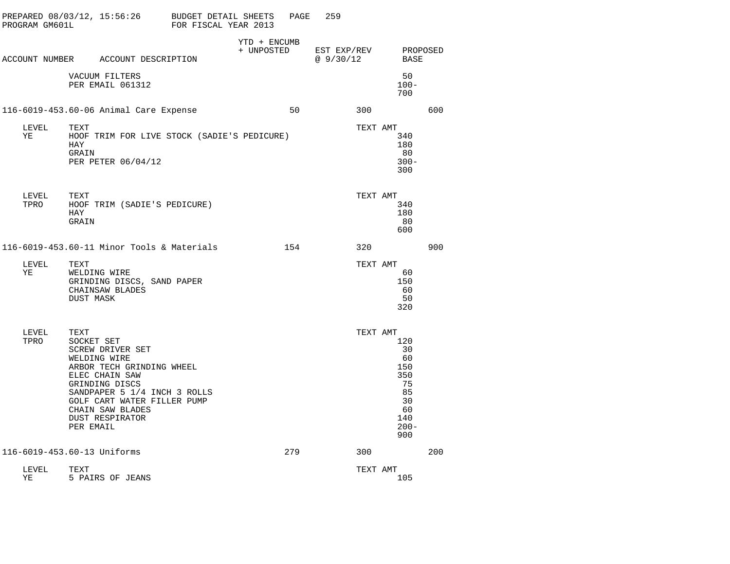PREPARED 08/03/12, 15:56:26 BUDGET DETAIL SHEETS PAGE 259
PROGRAM GM601L FOR FISCAL YEAR 2013

| ACCOUNT NUMBER | ACCOUNT DESCRIPTION | YTD + ENCUMB + UNPOSTED | EST EXP/REV @ 9/30/12 | PROPOSED BASE |
|---|---|---|---|---|
| | VACUUM FILTERS | | | 50 |
| | PER EMAIL 061312 | | | 100- |
| | | | | 700 |
| 116-6019-453.60-06 | Animal Care Expense | 50 | 300 | 600 |

| LEVEL | TEXT | TEXT AMT |
|---|---|---|
| YE | HOOF TRIM FOR LIVE STOCK (SADIE'S PEDICURE) | 340 |
| | HAY | 180 |
| | GRAIN | 80 |
| | PER PETER 06/04/12 | 300- |
| | | 300 |

| LEVEL | TEXT | TEXT AMT |
|---|---|---|
| TPRO | HOOF TRIM (SADIE'S PEDICURE) | 340 |
| | HAY | 180 |
| | GRAIN | 80 |
| | | 600 |

| ACCOUNT NUMBER | ACCOUNT DESCRIPTION | YTD + ENCUMB + UNPOSTED | EST EXP/REV @ 9/30/12 | PROPOSED BASE |
|---|---|---|---|---|
| 116-6019-453.60-11 | Minor Tools & Materials | 154 | 320 | 900 |

| LEVEL | TEXT | TEXT AMT |
|---|---|---|
| YE | WELDING WIRE | 60 |
| | GRINDING DISCS, SAND PAPER | 150 |
| | CHAINSAW BLADES | 60 |
| | DUST MASK | 50 |
| | | 320 |

| LEVEL | TEXT | TEXT AMT |
|---|---|---|
| TPRO | SOCKET SET | 120 |
| | SCREW DRIVER SET | 30 |
| | WELDING WIRE | 60 |
| | ARBOR TECH GRINDING WHEEL | 150 |
| | ELEC CHAIN SAW | 350 |
| | GRINDING DISCS | 75 |
| | SANDPAPER 5 1/4 INCH 3 ROLLS | 85 |
| | GOLF CART WATER FILLER PUMP | 30 |
| | CHAIN SAW BLADES | 60 |
| | DUST RESPIRATOR | 140 |
| | PER EMAIL | 200- |
| | | 900 |

| ACCOUNT NUMBER | ACCOUNT DESCRIPTION | YTD + ENCUMB + UNPOSTED | EST EXP/REV @ 9/30/12 | PROPOSED BASE |
|---|---|---|---|---|
| 116-6019-453.60-13 | Uniforms | 279 | 300 | 200 |

| LEVEL | TEXT | TEXT AMT |
|---|---|---|
| YE | 5 PAIRS OF JEANS | 105 |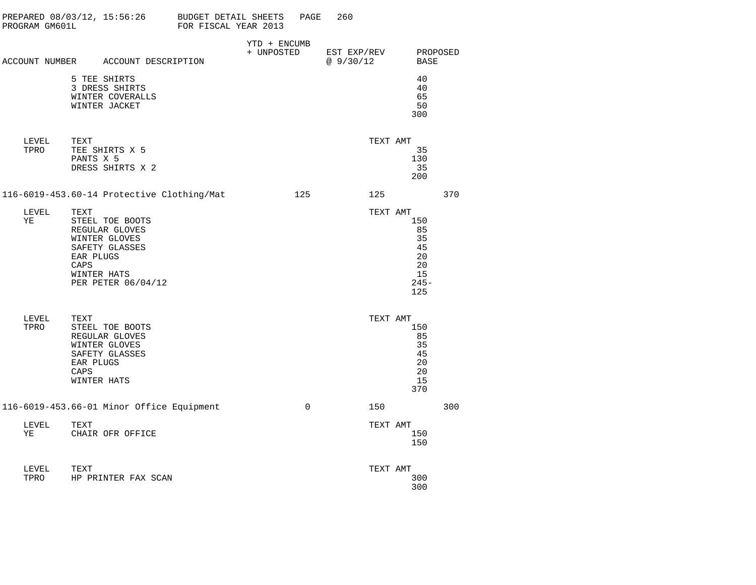BUDGET DETAIL SHEETS
FOR FISCAL YEAR 2013

PREPARED 08/03/12, 15:56:26
PROGRAM GM601L

| ACCOUNT NUMBER | ACCOUNT DESCRIPTION | YTD + ENCUMB + UNPOSTED | EST EXP/REV @ 9/30/12 | PROPOSED BASE |
|---|---|---|---|---|
| | 5 TEE SHIRTS | | | 40 |
| | 3 DRESS SHIRTS | | | 40 |
| | WINTER COVERALLS | | | 65 |
| | WINTER JACKET | | | 50 |
| | | | | 300 |

| LEVEL | TEXT | TEXT AMT |
|---|---|---|
| TPRO | TEE SHIRTS X 5 | 35 |
| | PANTS X 5 | 130 |
| | DRESS SHIRTS X 2 | 35 |
| | | 200 |

| ACCOUNT NUMBER | ACCOUNT DESCRIPTION | YTD + ENCUMB + UNPOSTED | EST EXP/REV @ 9/30/12 | PROPOSED BASE |
|---|---|---|---|---|
| 116-6019-453.60-14 | Protective Clothing/Mat | 125 | 125 | 370 |

| LEVEL | TEXT | TEXT AMT |
|---|---|---|
| YE | STEEL TOE BOOTS | 150 |
| | REGULAR GLOVES | 85 |
| | WINTER GLOVES | 35 |
| | SAFETY GLASSES | 45 |
| | EAR PLUGS | 20 |
| | CAPS | 20 |
| | WINTER HATS | 15 |
| | PER PETER 06/04/12 | 245- |
| | | 125 |

| LEVEL | TEXT | TEXT AMT |
|---|---|---|
| TPRO | STEEL TOE BOOTS | 150 |
| | REGULAR GLOVES | 85 |
| | WINTER GLOVES | 35 |
| | SAFETY GLASSES | 45 |
| | EAR PLUGS | 20 |
| | CAPS | 20 |
| | WINTER HATS | 15 |
| | | 370 |

| ACCOUNT NUMBER | ACCOUNT DESCRIPTION | YTD + ENCUMB + UNPOSTED | EST EXP/REV @ 9/30/12 | PROPOSED BASE |
|---|---|---|---|---|
| 116-6019-453.66-01 | Minor Office Equipment | 0 | 150 | 300 |

| LEVEL | TEXT | TEXT AMT |
|---|---|---|
| YE | CHAIR OFR OFFICE | 150 |
| | | 150 |

| LEVEL | TEXT | TEXT AMT |
|---|---|---|
| TPRO | HP PRINTER FAX SCAN | 300 |
| | | 300 |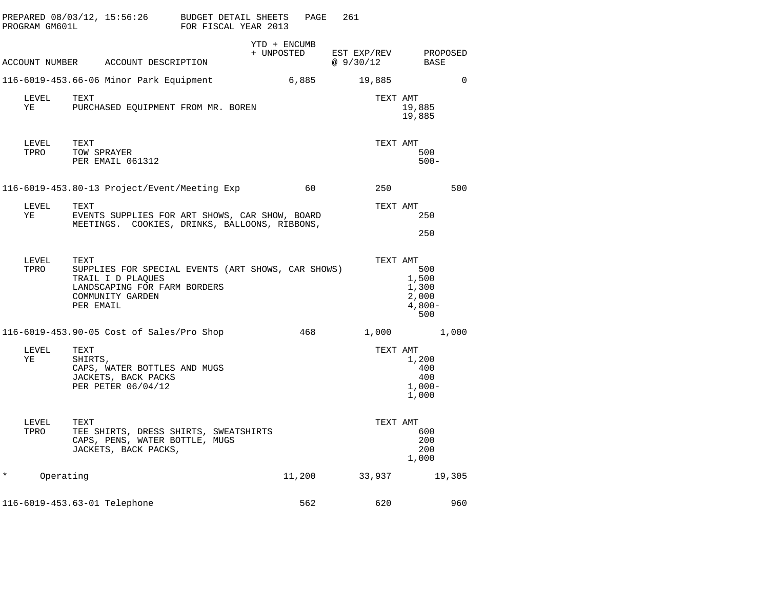PREPARED 08/03/12, 15:56:26 BUDGET DETAIL SHEETS PAGE 261
PROGRAM GM601L FOR FISCAL YEAR 2013

| ACCOUNT NUMBER | ACCOUNT DESCRIPTION | YTD + ENCUMB + UNPOSTED | EST EXP/REV @ 9/30/12 | PROPOSED BASE |
|---|---|---|---|---|
| 116-6019-453.66-06 | Minor Park Equipment | 6,885 | 19,885 | 0 |

| LEVEL | TEXT | TEXT AMT |
|---|---|---|
| YE | PURCHASED EQUIPMENT FROM MR. BOREN | 19,885 |
| | | 19,885 |

| LEVEL | TEXT | TEXT AMT |
|---|---|---|
| TPRO | TOW SPRAYER | 500 |
| | PER EMAIL 061312 | 500- |

| ACCOUNT NUMBER | ACCOUNT DESCRIPTION | YTD + ENCUMB + UNPOSTED | EST EXP/REV @ 9/30/12 | PROPOSED BASE |
|---|---|---|---|---|
| 116-6019-453.80-13 | Project/Event/Meeting Exp | 60 | 250 | 500 |

| LEVEL | TEXT | TEXT AMT |
|---|---|---|
| YE | EVENTS SUPPLIES FOR ART SHOWS, CAR SHOW, BOARD MEETINGS. COOKIES, DRINKS, BALLOONS, RIBBONS, | 250 |
| | | 250 |

| LEVEL | TEXT | TEXT AMT |
|---|---|---|
| TPRO | SUPPLIES FOR SPECIAL EVENTS (ART SHOWS, CAR SHOWS) | 500 |
| | TRAIL I D PLAQUES | 1,500 |
| | LANDSCAPING FOR FARM BORDERS | 1,300 |
| | COMMUNITY GARDEN | 2,000 |
| | PER EMAIL | 4,800- |
| | | 500 |

| ACCOUNT NUMBER | ACCOUNT DESCRIPTION | YTD + ENCUMB + UNPOSTED | EST EXP/REV @ 9/30/12 | PROPOSED BASE |
|---|---|---|---|---|
| 116-6019-453.90-05 | Cost of Sales/Pro Shop | 468 | 1,000 | 1,000 |

| LEVEL | TEXT | TEXT AMT |
|---|---|---|
| YE | SHIRTS, | 1,200 |
| | CAPS, WATER BOTTLES AND MUGS | 400 |
| | JACKETS, BACK PACKS | 400 |
| | PER PETER 06/04/12 | 1,000- |
| | | 1,000 |

| LEVEL | TEXT | TEXT AMT |
|---|---|---|
| TPRO | TEE SHIRTS, DRESS SHIRTS, SWEATSHIRTS | 600 |
| | CAPS, PENS, WATER BOTTLE, MUGS | 200 |
| | JACKETS, BACK PACKS, | 200 |
| | | 1,000 |

| ACCOUNT NUMBER | ACCOUNT DESCRIPTION | YTD + ENCUMB + UNPOSTED | EST EXP/REV @ 9/30/12 | PROPOSED BASE |
|---|---|---|---|---|
| * | Operating | 11,200 | 33,937 | 19,305 |
| 116-6019-453.63-01 | Telephone | 562 | 620 | 960 |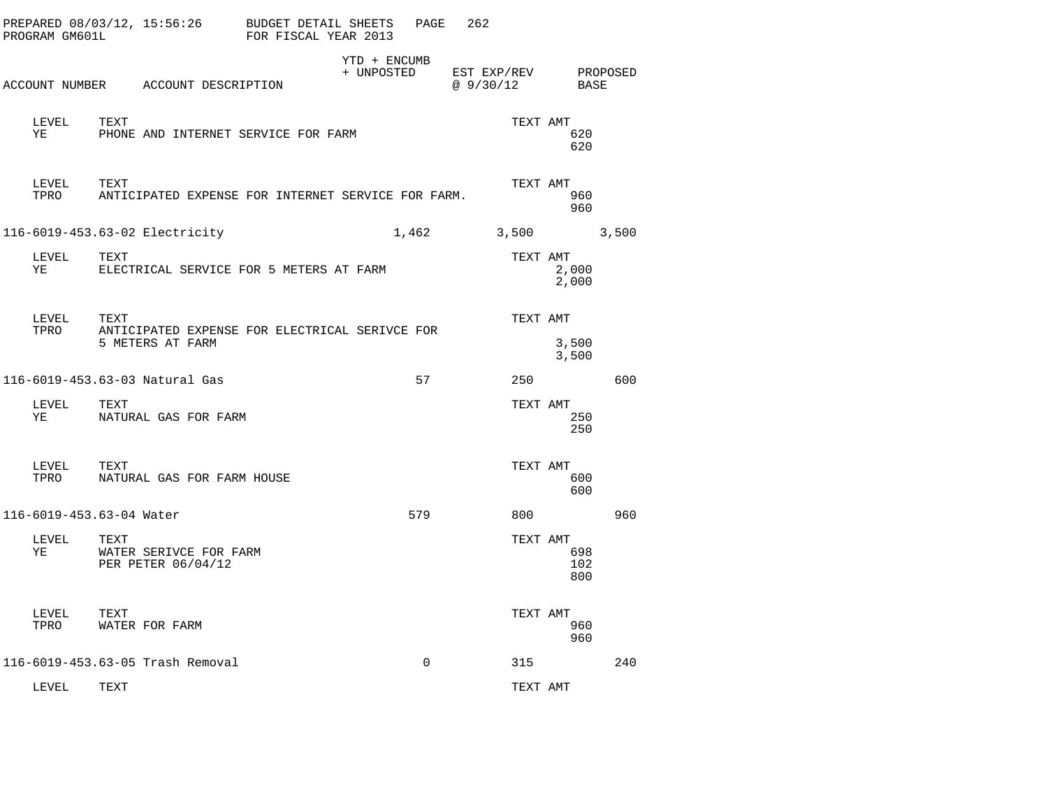PREPARED 08/03/12, 15:56:26 BUDGET DETAIL SHEETS FOR FISCAL YEAR 2013
PROGRAM GM601L

| ACCOUNT NUMBER | ACCOUNT DESCRIPTION | YTD + ENCUMB + UNPOSTED | EST EXP/REV @ 9/30/12 | PROPOSED BASE |
|---|---|---|---|---|

LEVEL YE — TEXT: PHONE AND INTERNET SERVICE FOR FARM — TEXT AMT: 620 / 620

LEVEL TPRO — TEXT: ANTICIPATED EXPENSE FOR INTERNET SERVICE FOR FARM. — TEXT AMT: 960 / 960

| ACCOUNT NUMBER | ACCOUNT DESCRIPTION | YTD + ENCUMB + UNPOSTED | EST EXP/REV @ 9/30/12 | PROPOSED BASE |
|---|---|---|---|---|
| 116-6019-453.63-02 | Electricity | 1,462 | 3,500 | 3,500 |

LEVEL YE — TEXT: ELECTRICAL SERVICE FOR 5 METERS AT FARM — TEXT AMT: 2,000 / 2,000

LEVEL TPRO — TEXT: ANTICIPATED EXPENSE FOR ELECTRICAL SERIVCE FOR 5 METERS AT FARM — TEXT AMT: 3,500 / 3,500

| ACCOUNT NUMBER | ACCOUNT DESCRIPTION | YTD + ENCUMB + UNPOSTED | EST EXP/REV @ 9/30/12 | PROPOSED BASE |
|---|---|---|---|---|
| 116-6019-453.63-03 | Natural Gas | 57 | 250 | 600 |

LEVEL YE — TEXT: NATURAL GAS FOR FARM — TEXT AMT: 250 / 250

LEVEL TPRO — TEXT: NATURAL GAS FOR FARM HOUSE — TEXT AMT: 600 / 600

| ACCOUNT NUMBER | ACCOUNT DESCRIPTION | YTD + ENCUMB + UNPOSTED | EST EXP/REV @ 9/30/12 | PROPOSED BASE |
|---|---|---|---|---|
| 116-6019-453.63-04 | Water | 579 | 800 | 960 |

LEVEL YE — TEXT: WATER SERIVCE FOR FARM / PER PETER 06/04/12 — TEXT AMT: 698 / 102 / 800

LEVEL TPRO — TEXT: WATER FOR FARM — TEXT AMT: 960 / 960

| ACCOUNT NUMBER | ACCOUNT DESCRIPTION | YTD + ENCUMB + UNPOSTED | EST EXP/REV @ 9/30/12 | PROPOSED BASE |
|---|---|---|---|---|
| 116-6019-453.63-05 | Trash Removal | 0 | 315 | 240 |

LEVEL — TEXT — TEXT AMT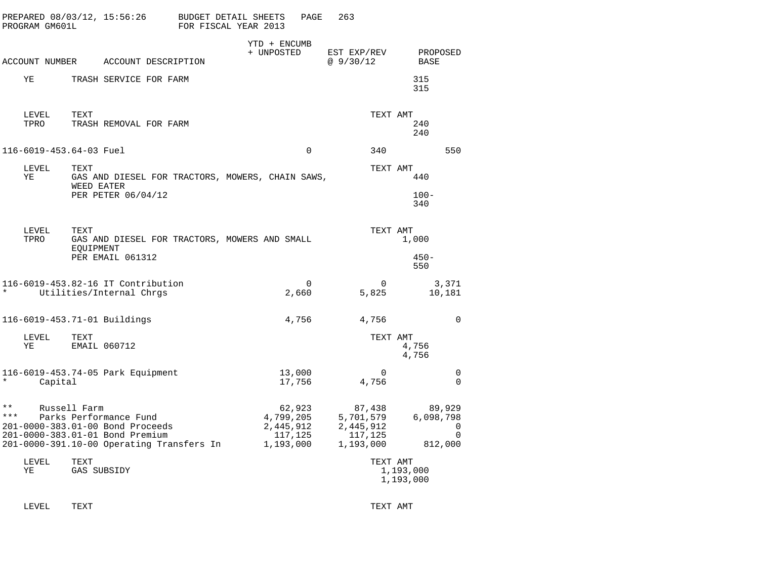PREPARED 08/03/12, 15:56:26 BUDGET DETAIL SHEETS
PROGRAM GM601L FOR FISCAL YEAR 2013

| ACCOUNT NUMBER | ACCOUNT DESCRIPTION | YTD + ENCUMB + UNPOSTED | EST EXP/REV @ 9/30/12 | PROPOSED BASE |
|---|---|---|---|---|
| YE | TRASH SERVICE FOR FARM | | | 315 |
| | | | | 315 |
| LEVEL | TEXT | | TEXT AMT | |
| TPRO | TRASH REMOVAL FOR FARM | | | 240 |
| | | | | 240 |
| 116-6019-453.64-03 | Fuel | 0 | 340 | 550 |
| LEVEL | TEXT | | TEXT AMT | |
| YE | GAS AND DIESEL FOR TRACTORS, MOWERS, CHAIN SAWS, WEED EATER | | | 440 |
| | PER PETER 06/04/12 | | | 100- |
| | | | | 340 |
| LEVEL | TEXT | | TEXT AMT | |
| TPRO | GAS AND DIESEL FOR TRACTORS, MOWERS AND SMALL EQUIPMENT | | | 1,000 |
| | PER EMAIL 061312 | | | 450- |
| | | | | 550 |
| 116-6019-453.82-16 | IT Contribution | 0 | 0 | 3,371 |
| * | Utilities/Internal Chrgs | 2,660 | 5,825 | 10,181 |
| 116-6019-453.71-01 | Buildings | 4,756 | 4,756 | 0 |
| LEVEL | TEXT | | TEXT AMT | |
| YE | EMAIL 060712 | | | 4,756 |
| | | | | 4,756 |
| 116-6019-453.74-05 | Park Equipment | 13,000 | 0 | 0 |
| * | Capital | 17,756 | 4,756 | 0 |
| ** | Russell Farm | 62,923 | 87,438 | 89,929 |
| *** | Parks Performance Fund | 4,799,205 | 5,701,579 | 6,098,798 |
| 201-0000-383.01-00 | Bond Proceeds | 2,445,912 | 2,445,912 | 0 |
| 201-0000-383.01-01 | Bond Premium | 117,125 | 117,125 | 0 |
| 201-0000-391.10-00 | Operating Transfers In | 1,193,000 | 1,193,000 | 812,000 |
| LEVEL | TEXT | | TEXT AMT | |
| YE | GAS SUBSIDY | | | 1,193,000 |
| | | | | 1,193,000 |
| LEVEL | TEXT | | TEXT AMT | |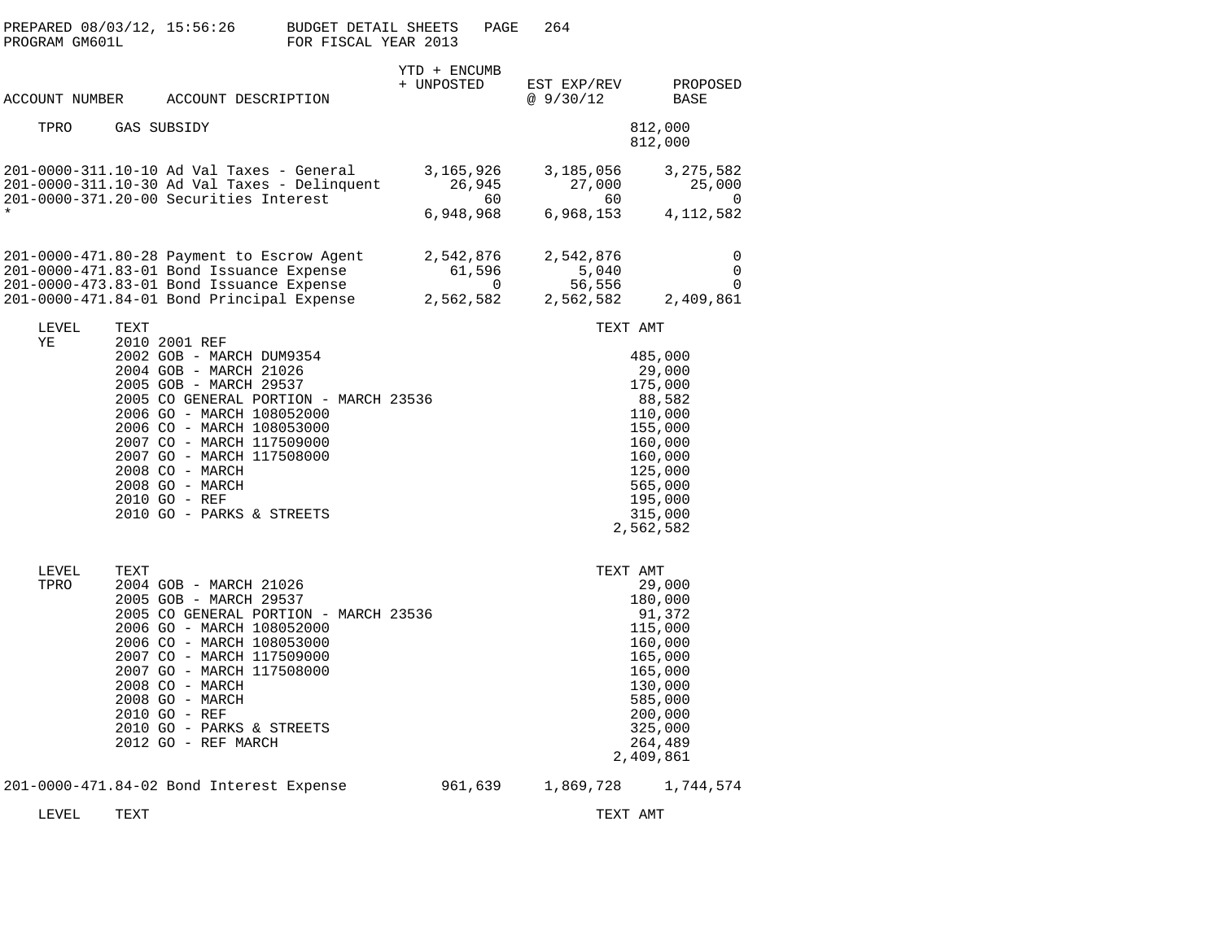PREPARED 08/03/12, 15:56:26 BUDGET DETAIL SHEETS
PROGRAM GM601L FOR FISCAL YEAR 2013

| ACCOUNT NUMBER | ACCOUNT DESCRIPTION | YTD + ENCUMB + UNPOSTED | EST EXP/REV @ 9/30/12 | PROPOSED BASE |
|---|---|---|---|---|
| TPRO | GAS SUBSIDY | | | 812,000 |
| | | | | 812,000 |
| 201-0000-311.10-10 | Ad Val Taxes - General | 3,165,926 | 3,185,056 | 3,275,582 |
| 201-0000-311.10-30 | Ad Val Taxes - Delinquent | 26,945 | 27,000 | 25,000 |
| 201-0000-371.20-00 | Securities Interest | 60 | 60 | 0 |
| * | | 6,948,968 | 6,968,153 | 4,112,582 |
| 201-0000-471.80-28 | Payment to Escrow Agent | 2,542,876 | 2,542,876 | 0 |
| 201-0000-471.83-01 | Bond Issuance Expense | 61,596 | 5,040 | 0 |
| 201-0000-473.83-01 | Bond Issuance Expense | 0 | 56,556 | 0 |
| 201-0000-471.84-01 | Bond Principal Expense | 2,562,582 | 2,562,582 | 2,409,861 |

| LEVEL | TEXT | TEXT AMT |
|---|---|---|
| YE | 2010 2001 REF | |
| | 2002 GOB - MARCH DUM9354 | 485,000 |
| | 2004 GOB - MARCH 21026 | 29,000 |
| | 2005 GOB - MARCH 29537 | 175,000 |
| | 2005 CO GENERAL PORTION - MARCH 23536 | 88,582 |
| | 2006 GO - MARCH 108052000 | 110,000 |
| | 2006 CO - MARCH 108053000 | 155,000 |
| | 2007 CO - MARCH 117509000 | 160,000 |
| | 2007 GO - MARCH 117508000 | 160,000 |
| | 2008 CO - MARCH | 125,000 |
| | 2008 GO - MARCH | 565,000 |
| | 2010 GO - REF | 195,000 |
| | 2010 GO - PARKS & STREETS | 315,000 |
| | | 2,562,582 |

| LEVEL | TEXT | TEXT AMT |
|---|---|---|
| TPRO | 2004 GOB - MARCH 21026 | 29,000 |
| | 2005 GOB - MARCH 29537 | 180,000 |
| | 2005 CO GENERAL PORTION - MARCH 23536 | 91,372 |
| | 2006 GO - MARCH 108052000 | 115,000 |
| | 2006 CO - MARCH 108053000 | 160,000 |
| | 2007 CO - MARCH 117509000 | 165,000 |
| | 2007 GO - MARCH 117508000 | 165,000 |
| | 2008 CO - MARCH | 130,000 |
| | 2008 GO - MARCH | 585,000 |
| | 2010 GO - REF | 200,000 |
| | 2010 GO - PARKS & STREETS | 325,000 |
| | 2012 GO - REF MARCH | 264,489 |
| | | 2,409,861 |

| ACCOUNT NUMBER | ACCOUNT DESCRIPTION | YTD + ENCUMB + UNPOSTED | EST EXP/REV @ 9/30/12 | PROPOSED BASE |
|---|---|---|---|---|
| 201-0000-471.84-02 | Bond Interest Expense | 961,639 | 1,869,728 | 1,744,574 |

| LEVEL | TEXT | TEXT AMT |
|---|---|---|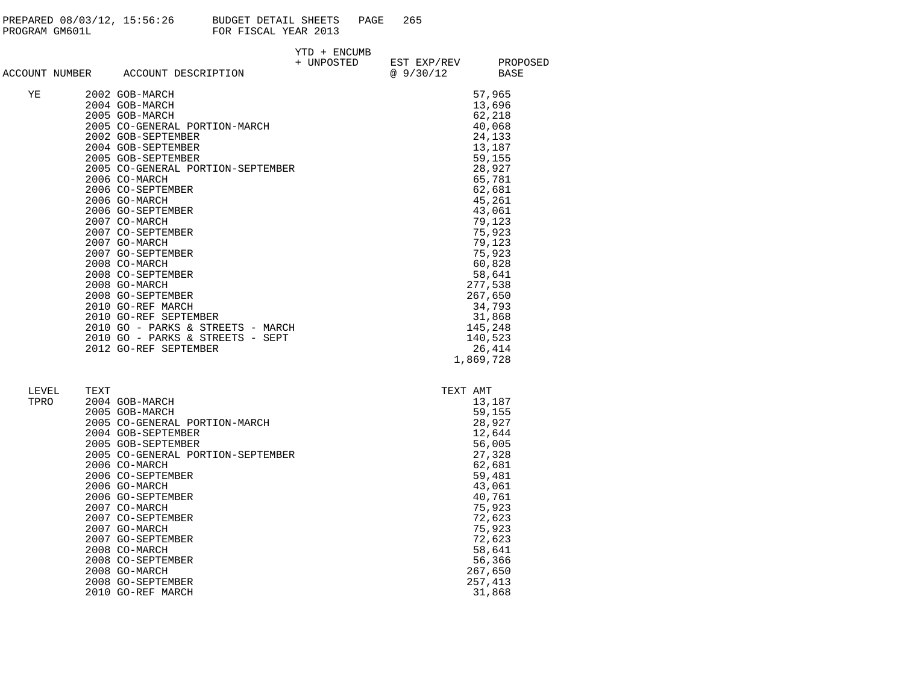| ACCOUNT NUMBER | ACCOUNT DESCRIPTION | YTD + ENCUMB + UNPOSTED | EST EXP/REV @ 9/30/12 | PROPOSED BASE |
|---|---|---|---|---|
| YE | 2002 GOB-MARCH | | | 57,965 |
| | 2004 GOB-MARCH | | | 13,696 |
| | 2005 GOB-MARCH | | | 62,218 |
| | 2005 CO-GENERAL PORTION-MARCH | | | 40,068 |
| | 2002 GOB-SEPTEMBER | | | 24,133 |
| | 2004 GOB-SEPTEMBER | | | 13,187 |
| | 2005 GOB-SEPTEMBER | | | 59,155 |
| | 2005 CO-GENERAL PORTION-SEPTEMBER | | | 28,927 |
| | 2006 CO-MARCH | | | 65,781 |
| | 2006 CO-SEPTEMBER | | | 62,681 |
| | 2006 GO-MARCH | | | 45,261 |
| | 2006 GO-SEPTEMBER | | | 43,061 |
| | 2007 CO-MARCH | | | 79,123 |
| | 2007 CO-SEPTEMBER | | | 75,923 |
| | 2007 GO-MARCH | | | 79,123 |
| | 2007 GO-SEPTEMBER | | | 75,923 |
| | 2008 CO-MARCH | | | 60,828 |
| | 2008 CO-SEPTEMBER | | | 58,641 |
| | 2008 GO-MARCH | | | 277,538 |
| | 2008 GO-SEPTEMBER | | | 267,650 |
| | 2010 GO-REF MARCH | | | 34,793 |
| | 2010 GO-REF SEPTEMBER | | | 31,868 |
| | 2010 GO - PARKS & STREETS - MARCH | | | 145,248 |
| | 2010 GO - PARKS & STREETS - SEPT | | | 140,523 |
| | 2012 GO-REF SEPTEMBER | | | 26,414 |
| | | | | 1,869,728 |

| LEVEL | TEXT | TEXT AMT |
|---|---|---|
| TPRO | 2004 GOB-MARCH | 13,187 |
| | 2005 GOB-MARCH | 59,155 |
| | 2005 CO-GENERAL PORTION-MARCH | 28,927 |
| | 2004 GOB-SEPTEMBER | 12,644 |
| | 2005 GOB-SEPTEMBER | 56,005 |
| | 2005 CO-GENERAL PORTION-SEPTEMBER | 27,328 |
| | 2006 CO-MARCH | 62,681 |
| | 2006 CO-SEPTEMBER | 59,481 |
| | 2006 GO-MARCH | 43,061 |
| | 2006 GO-SEPTEMBER | 40,761 |
| | 2007 CO-MARCH | 75,923 |
| | 2007 CO-SEPTEMBER | 72,623 |
| | 2007 GO-MARCH | 75,923 |
| | 2007 GO-SEPTEMBER | 72,623 |
| | 2008 CO-MARCH | 58,641 |
| | 2008 CO-SEPTEMBER | 56,366 |
| | 2008 GO-MARCH | 267,650 |
| | 2008 GO-SEPTEMBER | 257,413 |
| | 2010 GO-REF MARCH | 31,868 |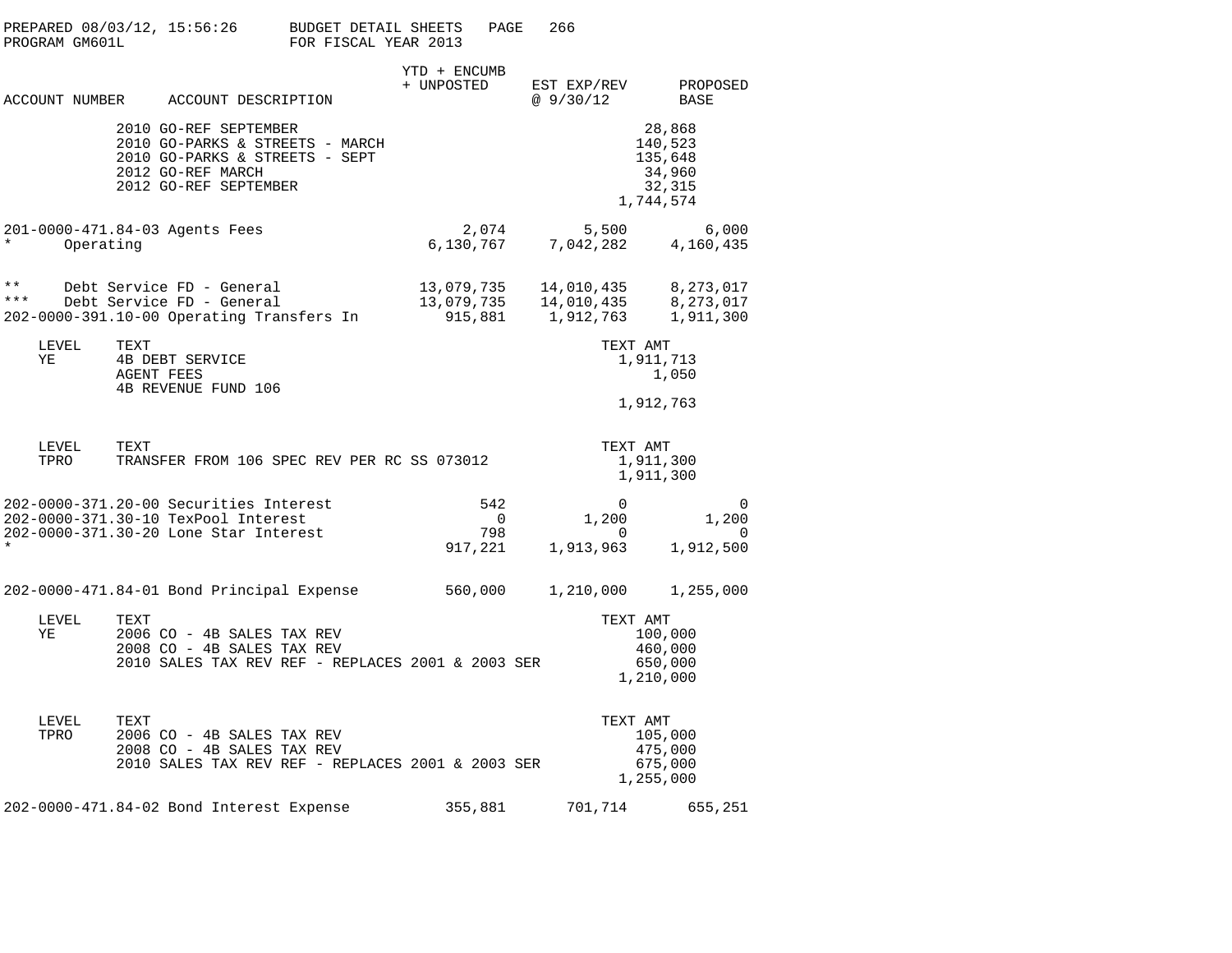PREPARED 08/03/12, 15:56:26 BUDGET DETAIL SHEETS
PROGRAM GM601L FOR FISCAL YEAR 2013

| ACCOUNT NUMBER | ACCOUNT DESCRIPTION | YTD + ENCUMB + UNPOSTED | EST EXP/REV @ 9/30/12 | PROPOSED BASE |
|---|---|---|---|---|
| | 2010 GO-REF SEPTEMBER | | 28,868 | |
| | 2010 GO-PARKS & STREETS - MARCH | | 140,523 | |
| | 2010 GO-PARKS & STREETS - SEPT | | 135,648 | |
| | 2012 GO-REF MARCH | | 34,960 | |
| | 2012 GO-REF SEPTEMBER | | 32,315 | |
| | | | 1,744,574 | |
| 201-0000-471.84-03 | Agents Fees | 2,074 | 5,500 | 6,000 |
| * | Operating | 6,130,767 | 7,042,282 | 4,160,435 |
| ** | Debt Service FD - General | 13,079,735 | 14,010,435 | 8,273,017 |
| *** | Debt Service FD - General | 13,079,735 | 14,010,435 | 8,273,017 |
| 202-0000-391.10-00 | Operating Transfers In | 915,881 | 1,912,763 | 1,911,300 |

| LEVEL | TEXT | TEXT AMT |
|---|---|---|
| YE | 4B DEBT SERVICE | 1,911,713 |
| | AGENT FEES | 1,050 |
| | 4B REVENUE FUND 106 | |
| | | 1,912,763 |

| LEVEL | TEXT | TEXT AMT |
|---|---|---|
| TPRO | TRANSFER FROM 106 SPEC REV PER RC SS 073012 | 1,911,300 |
| | | 1,911,300 |

| ACCOUNT NUMBER | ACCOUNT DESCRIPTION | YTD + ENCUMB + UNPOSTED | EST EXP/REV @ 9/30/12 | PROPOSED BASE |
|---|---|---|---|---|
| 202-0000-371.20-00 | Securities Interest | 542 | 0 | 0 |
| 202-0000-371.30-10 | TexPool Interest | 0 | 1,200 | 1,200 |
| 202-0000-371.30-20 | Lone Star Interest | 798 | 0 | 0 |
| * | | 917,221 | 1,913,963 | 1,912,500 |
| 202-0000-471.84-01 | Bond Principal Expense | 560,000 | 1,210,000 | 1,255,000 |

| LEVEL | TEXT | TEXT AMT |
|---|---|---|
| YE | 2006 CO - 4B SALES TAX REV | 100,000 |
| | 2008 CO - 4B SALES TAX REV | 460,000 |
| | 2010 SALES TAX REV REF - REPLACES 2001 & 2003 SER | 650,000 |
| | | 1,210,000 |

| LEVEL | TEXT | TEXT AMT |
|---|---|---|
| TPRO | 2006 CO - 4B SALES TAX REV | 105,000 |
| | 2008 CO - 4B SALES TAX REV | 475,000 |
| | 2010 SALES TAX REV REF - REPLACES 2001 & 2003 SER | 675,000 |
| | | 1,255,000 |

| ACCOUNT NUMBER | ACCOUNT DESCRIPTION | YTD + ENCUMB + UNPOSTED | EST EXP/REV @ 9/30/12 | PROPOSED BASE |
|---|---|---|---|---|
| 202-0000-471.84-02 | Bond Interest Expense | 355,881 | 701,714 | 655,251 |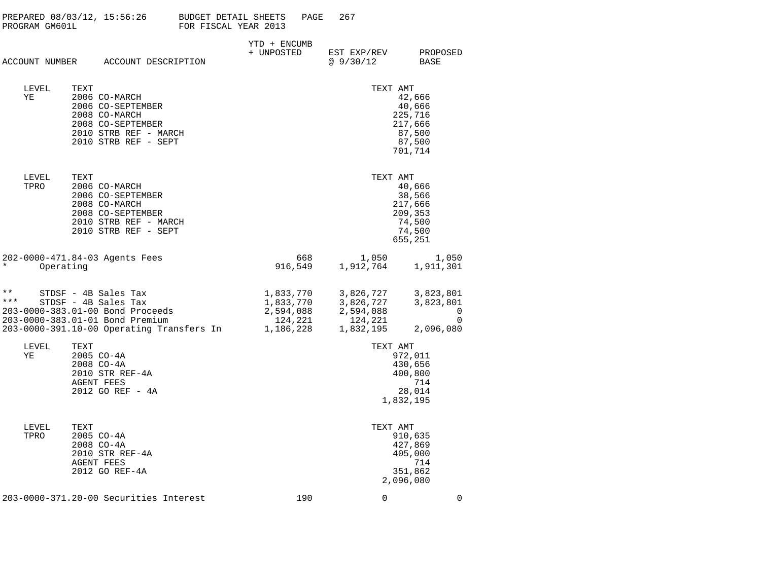PREPARED 08/03/12, 15:56:26 BUDGET DETAIL SHEETS PAGE 267
PROGRAM GM601L FOR FISCAL YEAR 2013

| ACCOUNT NUMBER | ACCOUNT DESCRIPTION | YTD + ENCUMB + UNPOSTED | EST EXP/REV @ 9/30/12 | PROPOSED BASE |
|---|---|---|---|---|

| LEVEL | TEXT | TEXT AMT |
|---|---|---|
| YE | 2006 CO-MARCH | 42,666 |
| | 2006 CO-SEPTEMBER | 40,666 |
| | 2008 CO-MARCH | 225,716 |
| | 2008 CO-SEPTEMBER | 217,666 |
| | 2010 STRB REF - MARCH | 87,500 |
| | 2010 STRB REF - SEPT | 87,500 |
| | | 701,714 |

| LEVEL | TEXT | TEXT AMT |
|---|---|---|
| TPRO | 2006 CO-MARCH | 40,666 |
| | 2006 CO-SEPTEMBER | 38,566 |
| | 2008 CO-MARCH | 217,666 |
| | 2008 CO-SEPTEMBER | 209,353 |
| | 2010 STRB REF - MARCH | 74,500 |
| | 2010 STRB REF - SEPT | 74,500 |
| | | 655,251 |

| ACCOUNT NUMBER | ACCOUNT DESCRIPTION | YTD + ENCUMB + UNPOSTED | EST EXP/REV @ 9/30/12 | PROPOSED BASE |
|---|---|---|---|---|
| 202-0000-471.84-03 | Agents Fees | 668 | 1,050 | 1,050 |
| * | Operating | 916,549 | 1,912,764 | 1,911,301 |
| ** | STDSF - 4B Sales Tax | 1,833,770 | 3,826,727 | 3,823,801 |
| *** | STDSF - 4B Sales Tax | 1,833,770 | 3,826,727 | 3,823,801 |
| 203-0000-383.01-00 | Bond Proceeds | 2,594,088 | 2,594,088 | 0 |
| 203-0000-383.01-01 | Bond Premium | 124,221 | 124,221 | 0 |
| 203-0000-391.10-00 | Operating Transfers In | 1,186,228 | 1,832,195 | 2,096,080 |

| LEVEL | TEXT | TEXT AMT |
|---|---|---|
| YE | 2005 CO-4A | 972,011 |
| | 2008 CO-4A | 430,656 |
| | 2010 STR REF-4A | 400,800 |
| | AGENT FEES | 714 |
| | 2012 GO REF - 4A | 28,014 |
| | | 1,832,195 |

| LEVEL | TEXT | TEXT AMT |
|---|---|---|
| TPRO | 2005 CO-4A | 910,635 |
| | 2008 CO-4A | 427,869 |
| | 2010 STR REF-4A | 405,000 |
| | AGENT FEES | 714 |
| | 2012 GO REF-4A | 351,862 |
| | | 2,096,080 |

| ACCOUNT NUMBER | ACCOUNT DESCRIPTION | YTD + ENCUMB + UNPOSTED | EST EXP/REV @ 9/30/12 | PROPOSED BASE |
|---|---|---|---|---|
| 203-0000-371.20-00 | Securities Interest | 190 | 0 | 0 |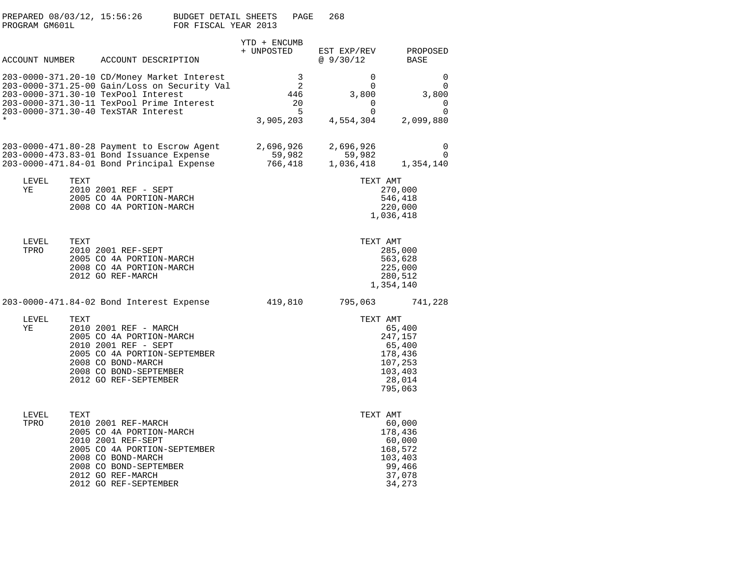PREPARED 08/03/12, 15:56:26 BUDGET DETAIL SHEETS
PROGRAM GM601L FOR FISCAL YEAR 2013

| ACCOUNT NUMBER | ACCOUNT DESCRIPTION | YTD + ENCUMB + UNPOSTED | EST EXP/REV @ 9/30/12 | PROPOSED BASE |
|---|---|---|---|---|
| 203-0000-371.20-10 | CD/Money Market Interest | 3 | 0 | 0 |
| 203-0000-371.25-00 | Gain/Loss on Security Val | 2 | 0 | 0 |
| 203-0000-371.30-10 | TexPool Interest | 446 | 3,800 | 3,800 |
| 203-0000-371.30-11 | TexPool Prime Interest | 20 | 0 | 0 |
| 203-0000-371.30-40 | TexSTAR Interest | 5 | 0 | 0 |
| * | | 3,905,203 | 4,554,304 | 2,099,880 |
| 203-0000-471.80-28 | Payment to Escrow Agent | 2,696,926 | 2,696,926 | 0 |
| 203-0000-473.83-01 | Bond Issuance Expense | 59,982 | 59,982 | 0 |
| 203-0000-471.84-01 | Bond Principal Expense | 766,418 | 1,036,418 | 1,354,140 |

| LEVEL | TEXT | TEXT AMT |
|---|---|---|
| YE | 2010 2001 REF - SEPT | 270,000 |
| | 2005 CO 4A PORTION-MARCH | 546,418 |
| | 2008 CO 4A PORTION-MARCH | 220,000 |
| | | 1,036,418 |

| LEVEL | TEXT | TEXT AMT |
|---|---|---|
| TPRO | 2010 2001 REF-SEPT | 285,000 |
| | 2005 CO 4A PORTION-MARCH | 563,628 |
| | 2008 CO 4A PORTION-MARCH | 225,000 |
| | 2012 GO REF-MARCH | 280,512 |
| | | 1,354,140 |

| ACCOUNT NUMBER | ACCOUNT DESCRIPTION | YTD + ENCUMB + UNPOSTED | EST EXP/REV @ 9/30/12 | PROPOSED BASE |
|---|---|---|---|---|
| 203-0000-471.84-02 | Bond Interest Expense | 419,810 | 795,063 | 741,228 |

| LEVEL | TEXT | TEXT AMT |
|---|---|---|
| YE | 2010 2001 REF - MARCH | 65,400 |
| | 2005 CO 4A PORTION-MARCH | 247,157 |
| | 2010 2001 REF - SEPT | 65,400 |
| | 2005 CO 4A PORTION-SEPTEMBER | 178,436 |
| | 2008 CO BOND-MARCH | 107,253 |
| | 2008 CO BOND-SEPTEMBER | 103,403 |
| | 2012 GO REF-SEPTEMBER | 28,014 |
| | | 795,063 |

| LEVEL | TEXT | TEXT AMT |
|---|---|---|
| TPRO | 2010 2001 REF-MARCH | 60,000 |
| | 2005 CO 4A PORTION-MARCH | 178,436 |
| | 2010 2001 REF-SEPT | 60,000 |
| | 2005 CO 4A PORTION-SEPTEMBER | 168,572 |
| | 2008 CO BOND-MARCH | 103,403 |
| | 2008 CO BOND-SEPTEMBER | 99,466 |
| | 2012 GO REF-MARCH | 37,078 |
| | 2012 GO REF-SEPTEMBER | 34,273 |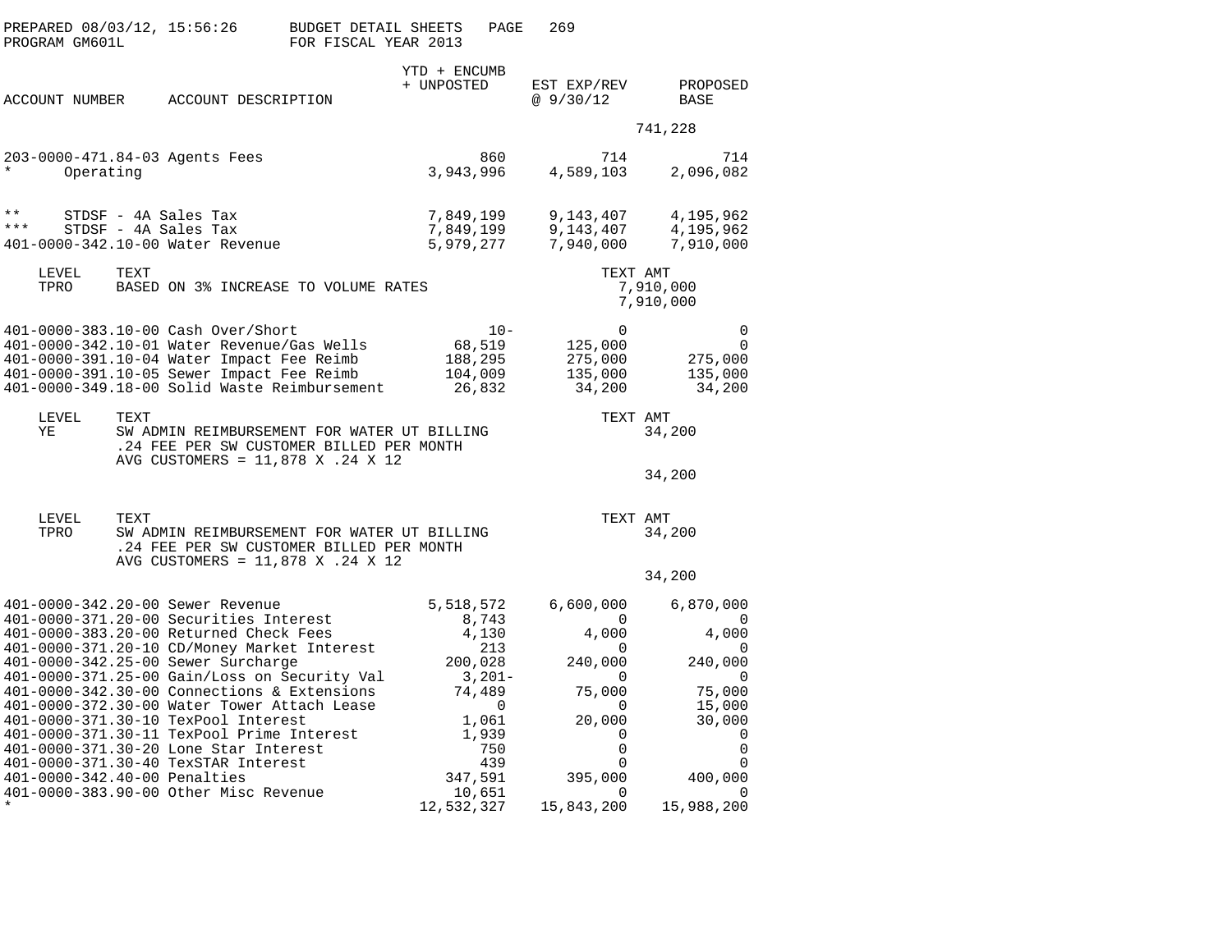PREPARED 08/03/12, 15:56:26 BUDGET DETAIL SHEETS
PROGRAM GM601L FOR FISCAL YEAR 2013

| ACCOUNT NUMBER | ACCOUNT DESCRIPTION | YTD + ENCUMB + UNPOSTED | EST EXP/REV @ 9/30/12 | PROPOSED BASE |
|---|---|---|---|---|
| | | | | 741,228 |
| 203-0000-471.84-03 | Agents Fees | 860 | 714 | 714 |
| * | Operating | 3,943,996 | 4,589,103 | 2,096,082 |
| ** | STDSF - 4A Sales Tax | 7,849,199 | 9,143,407 | 4,195,962 |
| *** | STDSF - 4A Sales Tax | 7,849,199 | 9,143,407 | 4,195,962 |
| 401-0000-342.10-00 | Water Revenue | 5,979,277 | 7,940,000 | 7,910,000 |

| LEVEL | TEXT | TEXT AMT |
|---|---|---|
| TPRO | BASED ON 3% INCREASE TO VOLUME RATES | 7,910,000 |
| | | 7,910,000 |

| ACCOUNT NUMBER | ACCOUNT DESCRIPTION | YTD + ENCUMB + UNPOSTED | EST EXP/REV @ 9/30/12 | PROPOSED BASE |
|---|---|---|---|---|
| 401-0000-383.10-00 | Cash Over/Short | 10- | 0 | 0 |
| 401-0000-342.10-01 | Water Revenue/Gas Wells | 68,519 | 125,000 | 0 |
| 401-0000-391.10-04 | Water Impact Fee Reimb | 188,295 | 275,000 | 275,000 |
| 401-0000-391.10-05 | Sewer Impact Fee Reimb | 104,009 | 135,000 | 135,000 |
| 401-0000-349.18-00 | Solid Waste Reimbursement | 26,832 | 34,200 | 34,200 |

| LEVEL | TEXT | TEXT AMT |
|---|---|---|
| YE | SW ADMIN REIMBURSEMENT FOR WATER UT BILLING .24 FEE PER SW CUSTOMER BILLED PER MONTH AVG CUSTOMERS = 11,878 X .24 X 12 | 34,200 |
| | | 34,200 |

| LEVEL | TEXT | TEXT AMT |
|---|---|---|
| TPRO | SW ADMIN REIMBURSEMENT FOR WATER UT BILLING .24 FEE PER SW CUSTOMER BILLED PER MONTH AVG CUSTOMERS = 11,878 X .24 X 12 | 34,200 |
| | | 34,200 |

| ACCOUNT NUMBER | ACCOUNT DESCRIPTION | YTD + ENCUMB + UNPOSTED | EST EXP/REV @ 9/30/12 | PROPOSED BASE |
|---|---|---|---|---|
| 401-0000-342.20-00 | Sewer Revenue | 5,518,572 | 6,600,000 | 6,870,000 |
| 401-0000-371.20-00 | Securities Interest | 8,743 | 0 | 0 |
| 401-0000-383.20-00 | Returned Check Fees | 4,130 | 4,000 | 4,000 |
| 401-0000-371.20-10 | CD/Money Market Interest | 213 | 0 | 0 |
| 401-0000-342.25-00 | Sewer Surcharge | 200,028 | 240,000 | 240,000 |
| 401-0000-371.25-00 | Gain/Loss on Security Val | 3,201- | 0 | 0 |
| 401-0000-342.30-00 | Connections & Extensions | 74,489 | 75,000 | 75,000 |
| 401-0000-372.30-00 | Water Tower Attach Lease | 0 | 0 | 15,000 |
| 401-0000-371.30-10 | TexPool Interest | 1,061 | 20,000 | 30,000 |
| 401-0000-371.30-11 | TexPool Prime Interest | 1,939 | 0 | 0 |
| 401-0000-371.30-20 | Lone Star Interest | 750 | 0 | 0 |
| 401-0000-371.30-40 | TexSTAR Interest | 439 | 0 | 0 |
| 401-0000-342.40-00 | Penalties | 347,591 | 395,000 | 400,000 |
| 401-0000-383.90-00 | Other Misc Revenue | 10,651 | 0 | 0 |
| * | | 12,532,327 | 15,843,200 | 15,988,200 |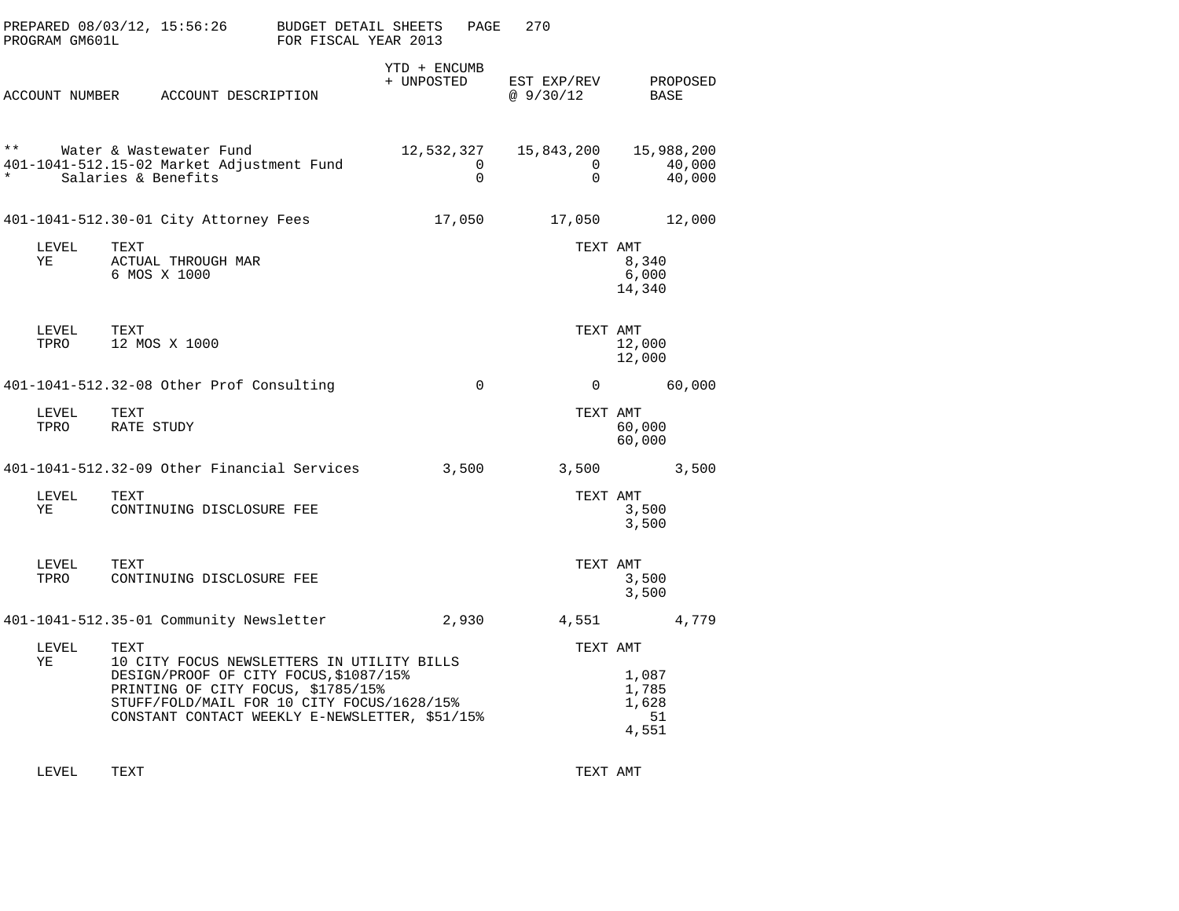PREPARED 08/03/12, 15:56:26 BUDGET DETAIL SHEETS PAGE 270
PROGRAM GM601L FOR FISCAL YEAR 2013

| ACCOUNT NUMBER | ACCOUNT DESCRIPTION | YTD + ENCUMB + UNPOSTED | EST EXP/REV @ 9/30/12 | PROPOSED BASE |
|---|---|---|---|---|
| ** | Water & Wastewater Fund | 12,532,327 | 15,843,200 | 15,988,200 |
| 401-1041-512.15-02 | Market Adjustment Fund | 0 | 0 | 40,000 |
| * | Salaries & Benefits | 0 | 0 | 40,000 |
| 401-1041-512.30-01 | City Attorney Fees | 17,050 | 17,050 | 12,000 |

| LEVEL | TEXT | TEXT AMT |
|---|---|---|
| YE | ACTUAL THROUGH MAR | 8,340 |
| | 6 MOS X 1000 | 6,000 |
| | | 14,340 |

| LEVEL | TEXT | TEXT AMT |
|---|---|---|
| TPRO | 12 MOS X 1000 | 12,000 |
| | | 12,000 |

| ACCOUNT NUMBER | ACCOUNT DESCRIPTION | YTD + ENCUMB + UNPOSTED | EST EXP/REV @ 9/30/12 | PROPOSED BASE |
|---|---|---|---|---|
| 401-1041-512.32-08 | Other Prof Consulting | 0 | 0 | 60,000 |

| LEVEL | TEXT | TEXT AMT |
|---|---|---|
| TPRO | RATE STUDY | 60,000 |
| | | 60,000 |

| ACCOUNT NUMBER | ACCOUNT DESCRIPTION | YTD + ENCUMB + UNPOSTED | EST EXP/REV @ 9/30/12 | PROPOSED BASE |
|---|---|---|---|---|
| 401-1041-512.32-09 | Other Financial Services | 3,500 | 3,500 | 3,500 |

| LEVEL | TEXT | TEXT AMT |
|---|---|---|
| YE | CONTINUING DISCLOSURE FEE | 3,500 |
| | | 3,500 |

| LEVEL | TEXT | TEXT AMT |
|---|---|---|
| TPRO | CONTINUING DISCLOSURE FEE | 3,500 |
| | | 3,500 |

| ACCOUNT NUMBER | ACCOUNT DESCRIPTION | YTD + ENCUMB + UNPOSTED | EST EXP/REV @ 9/30/12 | PROPOSED BASE |
|---|---|---|---|---|
| 401-1041-512.35-01 | Community Newsletter | 2,930 | 4,551 | 4,779 |

| LEVEL | TEXT | TEXT AMT |
|---|---|---|
| YE | 10 CITY FOCUS NEWSLETTERS IN UTILITY BILLS | |
| | DESIGN/PROOF OF CITY FOCUS,$1087/15% | 1,087 |
| | PRINTING OF CITY FOCUS, $1785/15% | 1,785 |
| | STUFF/FOLD/MAIL FOR 10 CITY FOCUS/1628/15% | 1,628 |
| | CONSTANT CONTACT WEEKLY E-NEWSLETTER, $51/15% | 51 |
| | | 4,551 |

| LEVEL | TEXT | TEXT AMT |
|---|---|---|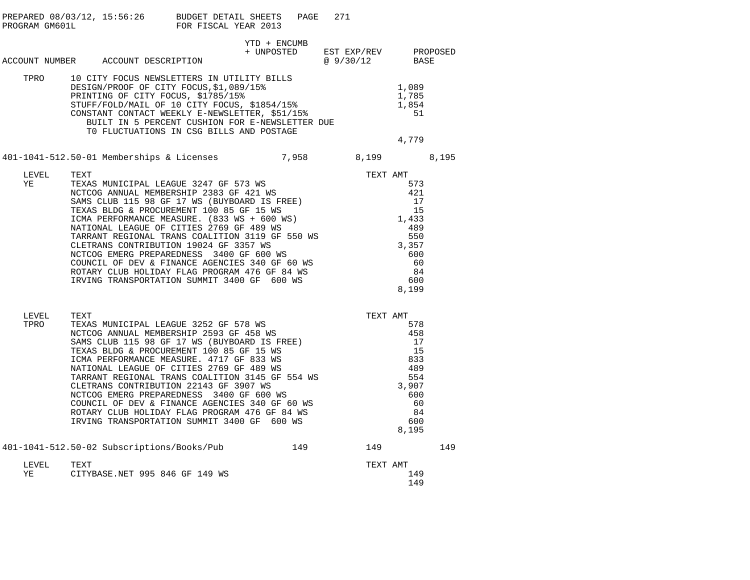PREPARED 08/03/12, 15:56:26 BUDGET DETAIL SHEETS PAGE 271
PROGRAM GM601L FOR FISCAL YEAR 2013

| ACCOUNT NUMBER | ACCOUNT DESCRIPTION | YTD + ENCUMB + UNPOSTED | EST EXP/REV @ 9/30/12 | PROPOSED BASE |
|---|---|---|---|---|

| LEVEL | TEXT | TEXT AMT |
|---|---|---|
| TPRO | 10 CITY FOCUS NEWSLETTERS IN UTILITY BILLS | |
| | DESIGN/PROOF OF CITY FOCUS,$1,089/15% | 1,089 |
| | PRINTING OF CITY FOCUS, $1785/15% | 1,785 |
| | STUFF/FOLD/MAIL OF 10 CITY FOCUS, $1854/15% | 1,854 |
| | CONSTANT CONTACT WEEKLY E-NEWSLETTER, $51/15% | 51 |
| | BUILT IN 5 PERCENT CUSHION FOR E-NEWSLETTER DUE | |
| | T0 FLUCTUATIONS IN CSG BILLS AND POSTAGE | |
| | | 4,779 |

| ACCOUNT NUMBER | ACCOUNT DESCRIPTION | YTD + ENCUMB + UNPOSTED | EST EXP/REV @ 9/30/12 | PROPOSED BASE |
|---|---|---|---|---|
| 401-1041-512.50-01 | Memberships & Licenses | 7,958 | 8,199 | 8,195 |

| LEVEL | TEXT | TEXT AMT |
|---|---|---|
| YE | TEXAS MUNICIPAL LEAGUE 3247 GF 573 WS | 573 |
| | NCTCOG ANNUAL MEMBERSHIP 2383 GF 421 WS | 421 |
| | SAMS CLUB 115 98 GF 17 WS (BUYBOARD IS FREE) | 17 |
| | TEXAS BLDG & PROCUREMENT 100 85 GF 15 WS | 15 |
| | ICMA PERFORMANCE MEASURE. (833 WS + 600 WS) | 1,433 |
| | NATIONAL LEAGUE OF CITIES 2769 GF 489 WS | 489 |
| | TARRANT REGIONAL TRANS COALITION 3119 GF 550 WS | 550 |
| | CLETRANS CONTRIBUTION 19024 GF 3357 WS | 3,357 |
| | NCTCOG EMERG PREPAREDNESS 3400 GF 600 WS | 600 |
| | COUNCIL OF DEV & FINANCE AGENCIES 340 GF 60 WS | 60 |
| | ROTARY CLUB HOLIDAY FLAG PROGRAM 476 GF 84 WS | 84 |
| | IRVING TRANSPORTATION SUMMIT 3400 GF 600 WS | 600 |
| | | 8,199 |

| LEVEL | TEXT | TEXT AMT |
|---|---|---|
| TPRO | TEXAS MUNICIPAL LEAGUE 3252 GF 578 WS | 578 |
| | NCTCOG ANNUAL MEMBERSHIP 2593 GF 458 WS | 458 |
| | SAMS CLUB 115 98 GF 17 WS (BUYBOARD IS FREE) | 17 |
| | TEXAS BLDG & PROCUREMENT 100 85 GF 15 WS | 15 |
| | ICMA PERFORMANCE MEASURE. 4717 GF 833 WS | 833 |
| | NATIONAL LEAGUE OF CITIES 2769 GF 489 WS | 489 |
| | TARRANT REGIONAL TRANS COALITION 3145 GF 554 WS | 554 |
| | CLETRANS CONTRIBUTION 22143 GF 3907 WS | 3,907 |
| | NCTCOG EMERG PREPAREDNESS 3400 GF 600 WS | 600 |
| | COUNCIL OF DEV & FINANCE AGENCIES 340 GF 60 WS | 60 |
| | ROTARY CLUB HOLIDAY FLAG PROGRAM 476 GF 84 WS | 84 |
| | IRVING TRANSPORTATION SUMMIT 3400 GF 600 WS | 600 |
| | | 8,195 |

| ACCOUNT NUMBER | ACCOUNT DESCRIPTION | YTD + ENCUMB + UNPOSTED | EST EXP/REV @ 9/30/12 | PROPOSED BASE |
|---|---|---|---|---|
| 401-1041-512.50-02 | Subscriptions/Books/Pub | 149 | 149 | 149 |

| LEVEL | TEXT | TEXT AMT |
|---|---|---|
| YE | CITYBASE.NET 995 846 GF 149 WS | 149 |
| | | 149 |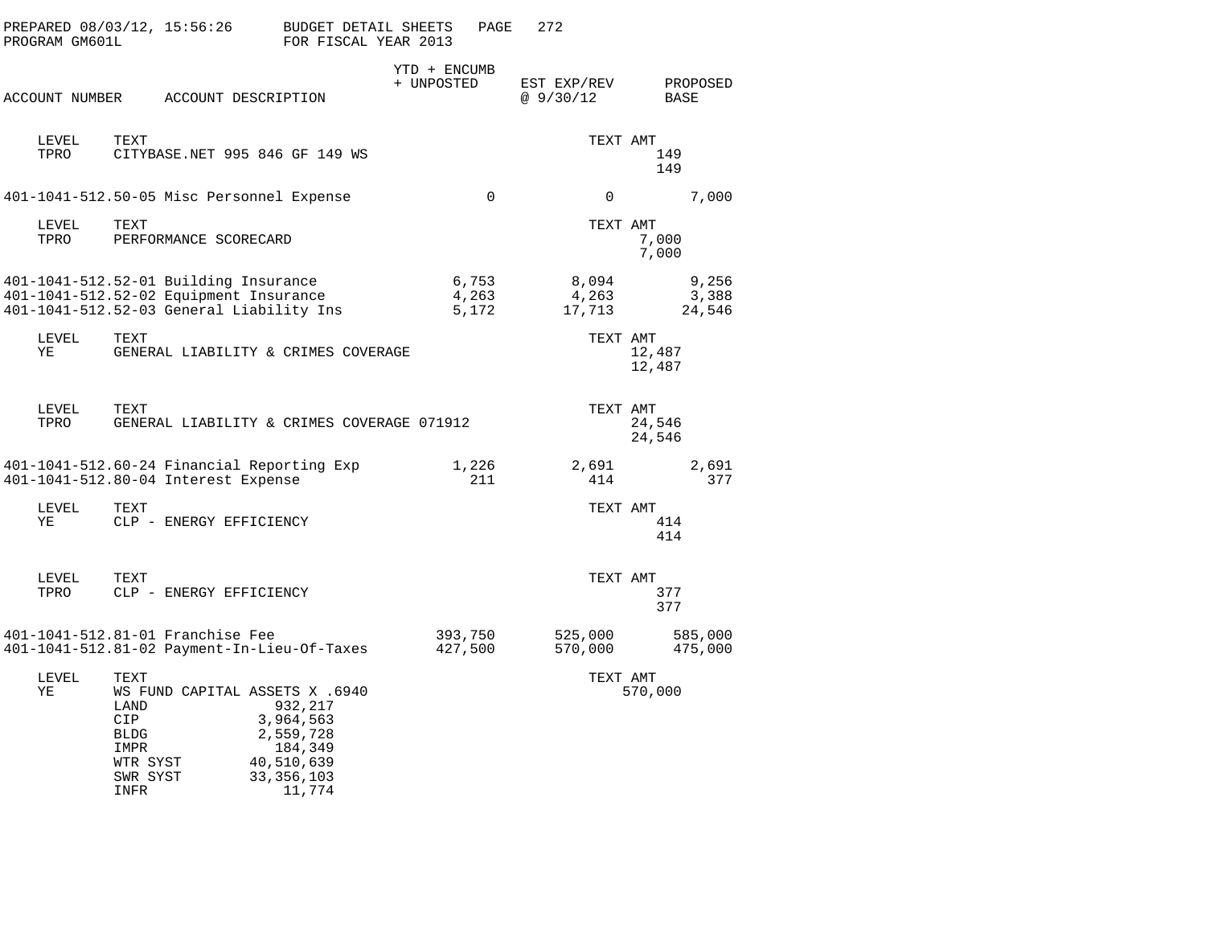PREPARED 08/03/12, 15:56:26 BUDGET DETAIL SHEETS
PROGRAM GM601L FOR FISCAL YEAR 2013

| ACCOUNT NUMBER | ACCOUNT DESCRIPTION | YTD + ENCUMB + UNPOSTED | EST EXP/REV @ 9/30/12 | PROPOSED BASE |
|---|---|---|---|---|

| LEVEL | TEXT | TEXT AMT |
|---|---|---|
| TPRO | CITYBASE.NET 995 846 GF 149 WS | 149 |
| | | 149 |

| ACCOUNT NUMBER | ACCOUNT DESCRIPTION | YTD + ENCUMB + UNPOSTED | EST EXP/REV @ 9/30/12 | PROPOSED BASE |
|---|---|---|---|---|
| 401-1041-512.50-05 | Misc Personnel Expense | 0 | 0 | 7,000 |

| LEVEL | TEXT | TEXT AMT |
|---|---|---|
| TPRO | PERFORMANCE SCORECARD | 7,000 |
| | | 7,000 |

| ACCOUNT NUMBER | ACCOUNT DESCRIPTION | YTD + ENCUMB + UNPOSTED | EST EXP/REV @ 9/30/12 | PROPOSED BASE |
|---|---|---|---|---|
| 401-1041-512.52-01 | Building Insurance | 6,753 | 8,094 | 9,256 |
| 401-1041-512.52-02 | Equipment Insurance | 4,263 | 4,263 | 3,388 |
| 401-1041-512.52-03 | General Liability Ins | 5,172 | 17,713 | 24,546 |

| LEVEL | TEXT | TEXT AMT |
|---|---|---|
| YE | GENERAL LIABILITY & CRIMES COVERAGE | 12,487 |
| | | 12,487 |

| LEVEL | TEXT | TEXT AMT |
|---|---|---|
| TPRO | GENERAL LIABILITY & CRIMES COVERAGE 071912 | 24,546 |
| | | 24,546 |

| ACCOUNT NUMBER | ACCOUNT DESCRIPTION | YTD + ENCUMB + UNPOSTED | EST EXP/REV @ 9/30/12 | PROPOSED BASE |
|---|---|---|---|---|
| 401-1041-512.60-24 | Financial Reporting Exp | 1,226 | 2,691 | 2,691 |
| 401-1041-512.80-04 | Interest Expense | 211 | 414 | 377 |

| LEVEL | TEXT | TEXT AMT |
|---|---|---|
| YE | CLP - ENERGY EFFICIENCY | 414 |
| | | 414 |

| LEVEL | TEXT | TEXT AMT |
|---|---|---|
| TPRO | CLP - ENERGY EFFICIENCY | 377 |
| | | 377 |

| ACCOUNT NUMBER | ACCOUNT DESCRIPTION | YTD + ENCUMB + UNPOSTED | EST EXP/REV @ 9/30/12 | PROPOSED BASE |
|---|---|---|---|---|
| 401-1041-512.81-01 | Franchise Fee | 393,750 | 525,000 | 585,000 |
| 401-1041-512.81-02 | Payment-In-Lieu-Of-Taxes | 427,500 | 570,000 | 475,000 |

| LEVEL | TEXT | | TEXT AMT |
|---|---|---|---|
| YE | WS FUND CAPITAL ASSETS X .6940 | | 570,000 |
| | LAND | 932,217 | |
| | CIP | 3,964,563 | |
| | BLDG | 2,559,728 | |
| | IMPR | 184,349 | |
| | WTR SYST | 40,510,639 | |
| | SWR SYST | 33,356,103 | |
| | INFR | 11,774 | |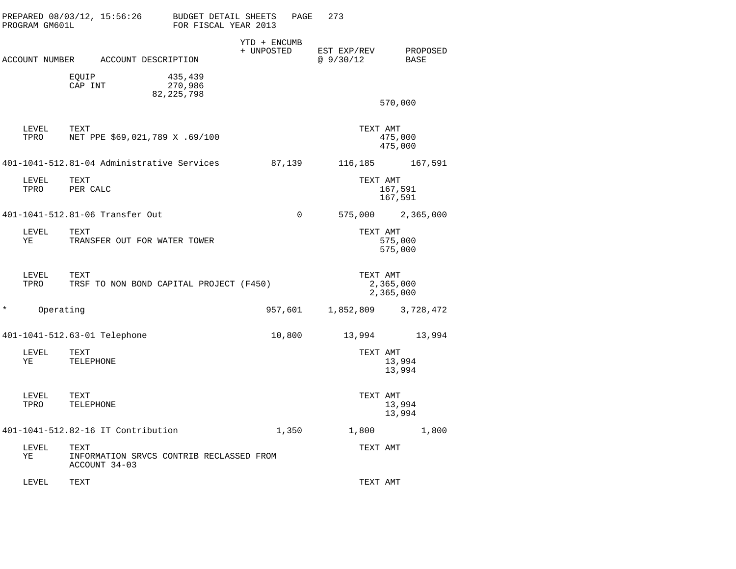PREPARED 08/03/12, 15:56:26 BUDGET DETAIL SHEETS PAGE 273
PROGRAM GM601L FOR FISCAL YEAR 2013

| ACCOUNT NUMBER | ACCOUNT DESCRIPTION | YTD + ENCUMB + UNPOSTED | EST EXP/REV @ 9/30/12 | PROPOSED BASE |
|---|---|---|---|---|

```
            EQUIP              435,439
            CAP INT            270,986
                            82,225,798
                                                                              570,000

   LEVEL    TEXT                                                       TEXT AMT
   TPRO     NET PPE $69,021,789 X .69/100                                  475,000
                                                                           475,000
```

| ACCOUNT NUMBER | ACCOUNT DESCRIPTION | YTD + ENCUMB + UNPOSTED | EST EXP/REV @ 9/30/12 | PROPOSED BASE |
|---|---|---|---|---|
| 401-1041-512.81-04 | Administrative Services | 87,139 | 116,185 | 167,591 |

```
   LEVEL    TEXT                                                       TEXT AMT
   TPRO     PER CALC                                                       167,591
                                                                           167,591
```

| ACCOUNT NUMBER | ACCOUNT DESCRIPTION | YTD + ENCUMB + UNPOSTED | EST EXP/REV @ 9/30/12 | PROPOSED BASE |
|---|---|---|---|---|
| 401-1041-512.81-06 | Transfer Out | 0 | 575,000 | 2,365,000 |

```
   LEVEL    TEXT                                                       TEXT AMT
   YE       TRANSFER OUT FOR WATER TOWER                                   575,000
                                                                           575,000

   LEVEL    TEXT                                                       TEXT AMT
   TPRO     TRSF TO NON BOND CAPITAL PROJECT (F450)                      2,365,000
                                                                         2,365,000
```

| ACCOUNT NUMBER | ACCOUNT DESCRIPTION | YTD + ENCUMB + UNPOSTED | EST EXP/REV @ 9/30/12 | PROPOSED BASE |
|---|---|---|---|---|
| * | Operating | 957,601 | 1,852,809 | 3,728,472 |
| 401-1041-512.63-01 | Telephone | 10,800 | 13,994 | 13,994 |

```
   LEVEL    TEXT                                                       TEXT AMT
   YE       TELEPHONE                                                       13,994
                                                                            13,994

   LEVEL    TEXT                                                       TEXT AMT
   TPRO     TELEPHONE                                                       13,994
                                                                            13,994
```

| ACCOUNT NUMBER | ACCOUNT DESCRIPTION | YTD + ENCUMB + UNPOSTED | EST EXP/REV @ 9/30/12 | PROPOSED BASE |
|---|---|---|---|---|
| 401-1041-512.82-16 | IT Contribution | 1,350 | 1,800 | 1,800 |

```
   LEVEL    TEXT                                                       TEXT AMT
   YE       INFORMATION SRVCS CONTRIB RECLASSED FROM
            ACCOUNT 34-03

   LEVEL    TEXT                                                       TEXT AMT
```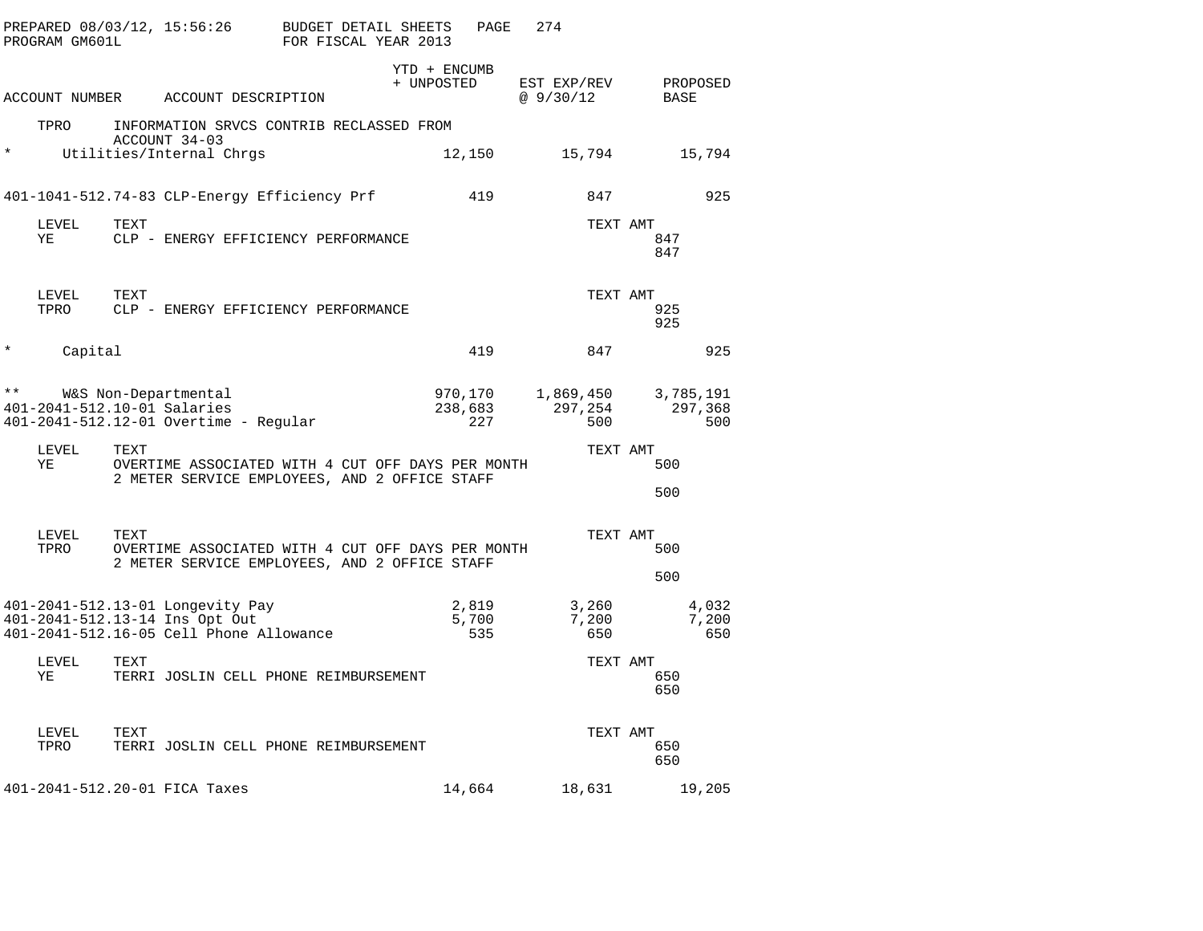PREPARED 08/03/12, 15:56:26 BUDGET DETAIL SHEETS

PROGRAM GM601L FOR FISCAL YEAR 2013

| ACCOUNT NUMBER | ACCOUNT DESCRIPTION | YTD + ENCUMB + UNPOSTED | EST EXP/REV @ 9/30/12 | PROPOSED BASE |
|---|---|---|---|---|
| TPRO | INFORMATION SRVCS CONTRIB RECLASSED FROM ACCOUNT 34-03 | | | |
| * | Utilities/Internal Chrgs | 12,150 | 15,794 | 15,794 |
| 401-1041-512.74-83 | CLP-Energy Efficiency Prf | 419 | 847 | 925 |

| LEVEL | TEXT | TEXT AMT |
|---|---|---|
| YE | CLP - ENERGY EFFICIENCY PERFORMANCE | 847 |
| | | 847 |

| LEVEL | TEXT | TEXT AMT |
|---|---|---|
| TPRO | CLP - ENERGY EFFICIENCY PERFORMANCE | 925 |
| | | 925 |

| ACCOUNT NUMBER | ACCOUNT DESCRIPTION | YTD + ENCUMB + UNPOSTED | EST EXP/REV @ 9/30/12 | PROPOSED BASE |
|---|---|---|---|---|
| * | Capital | 419 | 847 | 925 |
| ** | W&S Non-Departmental | 970,170 | 1,869,450 | 3,785,191 |
| 401-2041-512.10-01 | Salaries | 238,683 | 297,254 | 297,368 |
| 401-2041-512.12-01 | Overtime - Regular | 227 | 500 | 500 |

| LEVEL | TEXT | TEXT AMT |
|---|---|---|
| YE | OVERTIME ASSOCIATED WITH 4 CUT OFF DAYS PER MONTH 2 METER SERVICE EMPLOYEES, AND 2 OFFICE STAFF | 500 |
| | | 500 |

| LEVEL | TEXT | TEXT AMT |
|---|---|---|
| TPRO | OVERTIME ASSOCIATED WITH 4 CUT OFF DAYS PER MONTH 2 METER SERVICE EMPLOYEES, AND 2 OFFICE STAFF | 500 |
| | | 500 |

| ACCOUNT NUMBER | ACCOUNT DESCRIPTION | YTD + ENCUMB + UNPOSTED | EST EXP/REV @ 9/30/12 | PROPOSED BASE |
|---|---|---|---|---|
| 401-2041-512.13-01 | Longevity Pay | 2,819 | 3,260 | 4,032 |
| 401-2041-512.13-14 | Ins Opt Out | 5,700 | 7,200 | 7,200 |
| 401-2041-512.16-05 | Cell Phone Allowance | 535 | 650 | 650 |

| LEVEL | TEXT | TEXT AMT |
|---|---|---|
| YE | TERRI JOSLIN CELL PHONE REIMBURSEMENT | 650 |
| | | 650 |

| LEVEL | TEXT | TEXT AMT |
|---|---|---|
| TPRO | TERRI JOSLIN CELL PHONE REIMBURSEMENT | 650 |
| | | 650 |

| ACCOUNT NUMBER | ACCOUNT DESCRIPTION | YTD + ENCUMB + UNPOSTED | EST EXP/REV @ 9/30/12 | PROPOSED BASE |
|---|---|---|---|---|
| 401-2041-512.20-01 | FICA Taxes | 14,664 | 18,631 | 19,205 |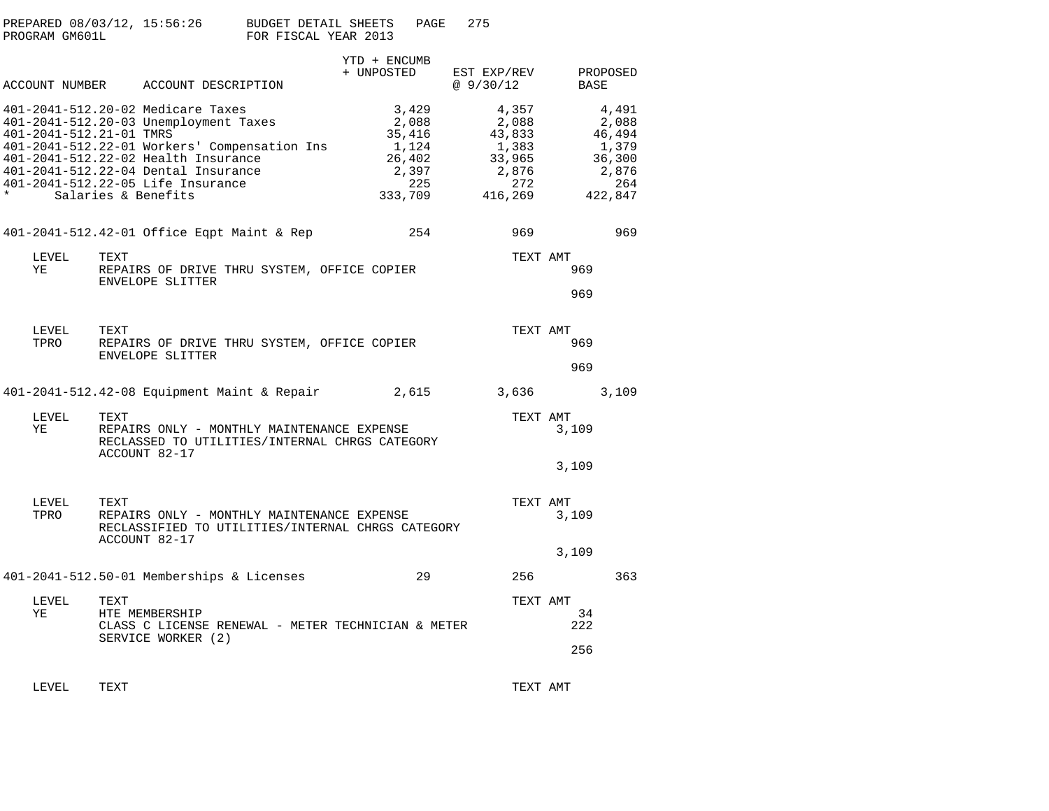PREPARED 08/03/12, 15:56:26 BUDGET DETAIL SHEETS
PROGRAM GM601L FOR FISCAL YEAR 2013

| ACCOUNT NUMBER | ACCOUNT DESCRIPTION | YTD + ENCUMB + UNPOSTED | EST EXP/REV @ 9/30/12 | PROPOSED BASE |
|---|---|---|---|---|
| 401-2041-512.20-02 | Medicare Taxes | 3,429 | 4,357 | 4,491 |
| 401-2041-512.20-03 | Unemployment Taxes | 2,088 | 2,088 | 2,088 |
| 401-2041-512.21-01 | TMRS | 35,416 | 43,833 | 46,494 |
| 401-2041-512.22-01 | Workers' Compensation Ins | 1,124 | 1,383 | 1,379 |
| 401-2041-512.22-02 | Health Insurance | 26,402 | 33,965 | 36,300 |
| 401-2041-512.22-04 | Dental Insurance | 2,397 | 2,876 | 2,876 |
| 401-2041-512.22-05 | Life Insurance | 225 | 272 | 264 |
| * | Salaries & Benefits | 333,709 | 416,269 | 422,847 |

| ACCOUNT NUMBER | ACCOUNT DESCRIPTION | YTD + ENCUMB + UNPOSTED | EST EXP/REV @ 9/30/12 | PROPOSED BASE |
|---|---|---|---|---|
| 401-2041-512.42-01 | Office Eqpt Maint & Rep | 254 | 969 | 969 |

| LEVEL | TEXT | TEXT AMT |
|---|---|---|
| YE | REPAIRS OF DRIVE THRU SYSTEM, OFFICE COPIER ENVELOPE SLITTER | 969 |
| | | 969 |

| LEVEL | TEXT | TEXT AMT |
|---|---|---|
| TPRO | REPAIRS OF DRIVE THRU SYSTEM, OFFICE COPIER ENVELOPE SLITTER | 969 |
| | | 969 |

| ACCOUNT NUMBER | ACCOUNT DESCRIPTION | YTD + ENCUMB + UNPOSTED | EST EXP/REV @ 9/30/12 | PROPOSED BASE |
|---|---|---|---|---|
| 401-2041-512.42-08 | Equipment Maint & Repair | 2,615 | 3,636 | 3,109 |

| LEVEL | TEXT | TEXT AMT |
|---|---|---|
| YE | REPAIRS ONLY - MONTHLY MAINTENANCE EXPENSE RECLASSED TO UTILITIES/INTERNAL CHRGS CATEGORY ACCOUNT 82-17 | 3,109 |
| | | 3,109 |

| LEVEL | TEXT | TEXT AMT |
|---|---|---|
| TPRO | REPAIRS ONLY - MONTHLY MAINTENANCE EXPENSE RECLASSIFIED TO UTILITIES/INTERNAL CHRGS CATEGORY ACCOUNT 82-17 | 3,109 |
| | | 3,109 |

| ACCOUNT NUMBER | ACCOUNT DESCRIPTION | YTD + ENCUMB + UNPOSTED | EST EXP/REV @ 9/30/12 | PROPOSED BASE |
|---|---|---|---|---|
| 401-2041-512.50-01 | Memberships & Licenses | 29 | 256 | 363 |

| LEVEL | TEXT | TEXT AMT |
|---|---|---|
| YE | HTE MEMBERSHIP | 34 |
| | CLASS C LICENSE RENEWAL - METER TECHNICIAN & METER SERVICE WORKER (2) | 222 |
| | | 256 |

| LEVEL | TEXT | TEXT AMT |
|---|---|---|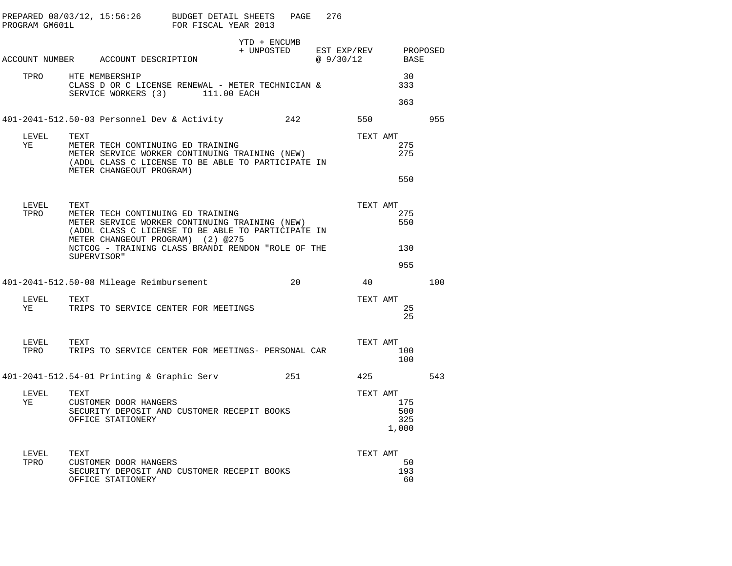PREPARED 08/03/12, 15:56:26 BUDGET DETAIL SHEETS
PROGRAM GM601L FOR FISCAL YEAR 2013

| ACCOUNT NUMBER | ACCOUNT DESCRIPTION | YTD + ENCUMB + UNPOSTED | EST EXP/REV @ 9/30/12 | PROPOSED BASE |
|---|---|---|---|---|
| TPRO | HTE MEMBERSHIP | | | 30 |
| | CLASS D OR C LICENSE RENEWAL - METER TECHNICIAN & SERVICE WORKERS (3) 111.00 EACH | | | 333 |
| | | | | 363 |
| 401-2041-512.50-03 | Personnel Dev & Activity | 242 | 550 | 955 |

| LEVEL | TEXT | TEXT AMT |
|---|---|---|
| YE | METER TECH CONTINUING ED TRAINING | 275 |
| | METER SERVICE WORKER CONTINUING TRAINING (NEW) (ADDL CLASS C LICENSE TO BE ABLE TO PARTICIPATE IN METER CHANGEOUT PROGRAM) | 275 |
| | | 550 |

| LEVEL | TEXT | TEXT AMT |
|---|---|---|
| TPRO | METER TECH CONTINUING ED TRAINING | 275 |
| | METER SERVICE WORKER CONTINUING TRAINING (NEW) (ADDL CLASS C LICENSE TO BE ABLE TO PARTICIPATE IN METER CHANGEOUT PROGRAM) (2) @275 | 550 |
| | NCTCOG - TRAINING CLASS BRANDI RENDON "ROLE OF THE SUPERVISOR" | 130 |
| | | 955 |

| ACCOUNT NUMBER | ACCOUNT DESCRIPTION | YTD + ENCUMB + UNPOSTED | EST EXP/REV @ 9/30/12 | PROPOSED BASE |
|---|---|---|---|---|
| 401-2041-512.50-08 | Mileage Reimbursement | 20 | 40 | 100 |

| LEVEL | TEXT | TEXT AMT |
|---|---|---|
| YE | TRIPS TO SERVICE CENTER FOR MEETINGS | 25 |
| | | 25 |

| LEVEL | TEXT | TEXT AMT |
|---|---|---|
| TPRO | TRIPS TO SERVICE CENTER FOR MEETINGS- PERSONAL CAR | 100 |
| | | 100 |

| ACCOUNT NUMBER | ACCOUNT DESCRIPTION | YTD + ENCUMB + UNPOSTED | EST EXP/REV @ 9/30/12 | PROPOSED BASE |
|---|---|---|---|---|
| 401-2041-512.54-01 | Printing & Graphic Serv | 251 | 425 | 543 |

| LEVEL | TEXT | TEXT AMT |
|---|---|---|
| YE | CUSTOMER DOOR HANGERS | 175 |
| | SECURITY DEPOSIT AND CUSTOMER RECEPIT BOOKS | 500 |
| | OFFICE STATIONERY | 325 |
| | | 1,000 |

| LEVEL | TEXT | TEXT AMT |
|---|---|---|
| TPRO | CUSTOMER DOOR HANGERS | 50 |
| | SECURITY DEPOSIT AND CUSTOMER RECEPIT BOOKS | 193 |
| | OFFICE STATIONERY | 60 |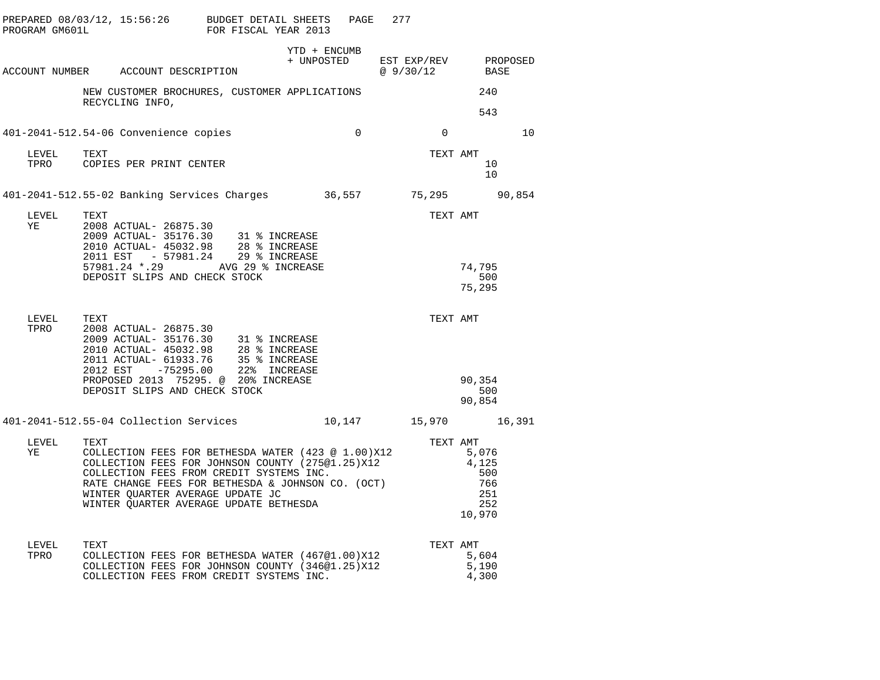PREPARED 08/03/12, 15:56:26 BUDGET DETAIL SHEETS
PROGRAM GM601L FOR FISCAL YEAR 2013

| ACCOUNT NUMBER | ACCOUNT DESCRIPTION | YTD + ENCUMB + UNPOSTED | EST EXP/REV @ 9/30/12 | PROPOSED BASE |
|---|---|---|---|---|

NEW CUSTOMER BROCHURES, CUSTOMER APPLICATIONS 240
RECYCLING INFO,
543

| ACCOUNT NUMBER | ACCOUNT DESCRIPTION | YTD + ENCUMB + UNPOSTED | EST EXP/REV @ 9/30/12 | PROPOSED BASE |
|---|---|---|---|---|
| 401-2041-512.54-06 | Convenience copies | 0 | 0 | 10 |

| LEVEL | TEXT | TEXT AMT |
|---|---|---|
| TPRO | COPIES PER PRINT CENTER | 10 |
| | | 10 |

| ACCOUNT NUMBER | ACCOUNT DESCRIPTION | YTD + ENCUMB + UNPOSTED | EST EXP/REV @ 9/30/12 | PROPOSED BASE |
|---|---|---|---|---|
| 401-2041-512.55-02 | Banking Services Charges | 36,557 | 75,295 | 90,854 |

| LEVEL | TEXT | TEXT AMT |
|---|---|---|
| YE | 2008 ACTUAL- 26875.30 | |
| | 2009 ACTUAL- 35176.30 31 % INCREASE | |
| | 2010 ACTUAL- 45032.98 28 % INCREASE | |
| | 2011 EST - 57981.24 29 % INCREASE | |
| | 57981.24 *.29 AVG 29 % INCREASE | 74,795 |
| | DEPOSIT SLIPS AND CHECK STOCK | 500 |
| | | 75,295 |

| LEVEL | TEXT | TEXT AMT |
|---|---|---|
| TPRO | 2008 ACTUAL- 26875.30 | |
| | 2009 ACTUAL- 35176.30 31 % INCREASE | |
| | 2010 ACTUAL- 45032.98 28 % INCREASE | |
| | 2011 ACTUAL- 61933.76 35 % INCREASE | |
| | 2012 EST -75295.00 22% INCREASE | |
| | PROPOSED 2013 75295. @ 20% INCREASE | 90,354 |
| | DEPOSIT SLIPS AND CHECK STOCK | 500 |
| | | 90,854 |

| ACCOUNT NUMBER | ACCOUNT DESCRIPTION | YTD + ENCUMB + UNPOSTED | EST EXP/REV @ 9/30/12 | PROPOSED BASE |
|---|---|---|---|---|
| 401-2041-512.55-04 | Collection Services | 10,147 | 15,970 | 16,391 |

| LEVEL | TEXT | TEXT AMT |
|---|---|---|
| YE | COLLECTION FEES FOR BETHESDA WATER (423 @ 1.00)X12 | 5,076 |
| | COLLECTION FEES FOR JOHNSON COUNTY (275@1.25)X12 | 4,125 |
| | COLLECTION FEES FROM CREDIT SYSTEMS INC. | 500 |
| | RATE CHANGE FEES FOR BETHESDA & JOHNSON CO. (OCT) | 766 |
| | WINTER QUARTER AVERAGE UPDATE JC | 251 |
| | WINTER QUARTER AVERAGE UPDATE BETHESDA | 252 |
| | | 10,970 |

| LEVEL | TEXT | TEXT AMT |
|---|---|---|
| TPRO | COLLECTION FEES FOR BETHESDA WATER (467@1.00)X12 | 5,604 |
| | COLLECTION FEES FOR JOHNSON COUNTY (346@1.25)X12 | 5,190 |
| | COLLECTION FEES FROM CREDIT SYSTEMS INC. | 4,300 |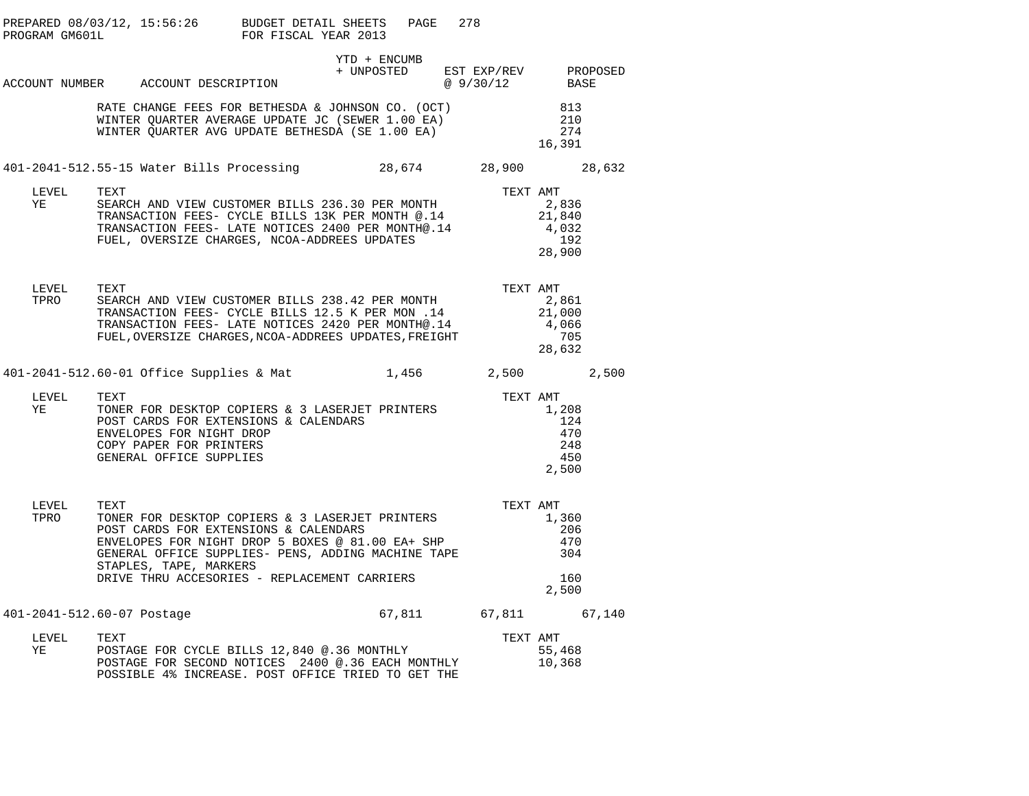PREPARED 08/03/12, 15:56:26 BUDGET DETAIL SHEETS PAGE 278
PROGRAM GM601L FOR FISCAL YEAR 2013

| ACCOUNT NUMBER | ACCOUNT DESCRIPTION | YTD + ENCUMB + UNPOSTED | EST EXP/REV @ 9/30/12 | PROPOSED BASE |
|---|---|---|---|---|

| | TEXT | TEXT AMT |
|---|---|---|
| | RATE CHANGE FEES FOR BETHESDA & JOHNSON CO. (OCT) | 813 |
| | WINTER QUARTER AVERAGE UPDATE JC (SEWER 1.00 EA) | 210 |
| | WINTER QUARTER AVG UPDATE BETHESDA (SE 1.00 EA) | 274 |
| | | 16,391 |

| ACCOUNT NUMBER | ACCOUNT DESCRIPTION | YTD + ENCUMB + UNPOSTED | EST EXP/REV @ 9/30/12 | PROPOSED BASE |
|---|---|---|---|---|
| 401-2041-512.55-15 | Water Bills Processing | 28,674 | 28,900 | 28,632 |

| LEVEL | TEXT | TEXT AMT |
|---|---|---|
| YE | SEARCH AND VIEW CUSTOMER BILLS 236.30 PER MONTH | 2,836 |
| | TRANSACTION FEES- CYCLE BILLS 13K PER MONTH @.14 | 21,840 |
| | TRANSACTION FEES- LATE NOTICES 2400 PER MONTH@.14 | 4,032 |
| | FUEL, OVERSIZE CHARGES, NCOA-ADDREES UPDATES | 192 |
| | | 28,900 |

| LEVEL | TEXT | TEXT AMT |
|---|---|---|
| TPRO | SEARCH AND VIEW CUSTOMER BILLS 238.42 PER MONTH | 2,861 |
| | TRANSACTION FEES- CYCLE BILLS 12.5 K PER MON .14 | 21,000 |
| | TRANSACTION FEES- LATE NOTICES 2420 PER MONTH@.14 | 4,066 |
| | FUEL,OVERSIZE CHARGES,NCOA-ADDREES UPDATES,FREIGHT | 705 |
| | | 28,632 |

| ACCOUNT NUMBER | ACCOUNT DESCRIPTION | YTD + ENCUMB + UNPOSTED | EST EXP/REV @ 9/30/12 | PROPOSED BASE |
|---|---|---|---|---|
| 401-2041-512.60-01 | Office Supplies & Mat | 1,456 | 2,500 | 2,500 |

| LEVEL | TEXT | TEXT AMT |
|---|---|---|
| YE | TONER FOR DESKTOP COPIERS & 3 LASERJET PRINTERS | 1,208 |
| | POST CARDS FOR EXTENSIONS & CALENDARS | 124 |
| | ENVELOPES FOR NIGHT DROP | 470 |
| | COPY PAPER FOR PRINTERS | 248 |
| | GENERAL OFFICE SUPPLIES | 450 |
| | | 2,500 |

| LEVEL | TEXT | TEXT AMT |
|---|---|---|
| TPRO | TONER FOR DESKTOP COPIERS & 3 LASERJET PRINTERS | 1,360 |
| | POST CARDS FOR EXTENSIONS & CALENDARS | 206 |
| | ENVELOPES FOR NIGHT DROP 5 BOXES @ 81.00 EA+ SHP | 470 |
| | GENERAL OFFICE SUPPLIES- PENS, ADDING MACHINE TAPE STAPLES, TAPE, MARKERS | 304 |
| | DRIVE THRU ACCESORIES - REPLACEMENT CARRIERS | 160 |
| | | 2,500 |

| ACCOUNT NUMBER | ACCOUNT DESCRIPTION | YTD + ENCUMB + UNPOSTED | EST EXP/REV @ 9/30/12 | PROPOSED BASE |
|---|---|---|---|---|
| 401-2041-512.60-07 | Postage | 67,811 | 67,811 | 67,140 |

| LEVEL | TEXT | TEXT AMT |
|---|---|---|
| YE | POSTAGE FOR CYCLE BILLS 12,840 @.36 MONTHLY | 55,468 |
| | POSTAGE FOR SECOND NOTICES 2400 @.36 EACH MONTHLY | 10,368 |
| | POSSIBLE 4% INCREASE. POST OFFICE TRIED TO GET THE | |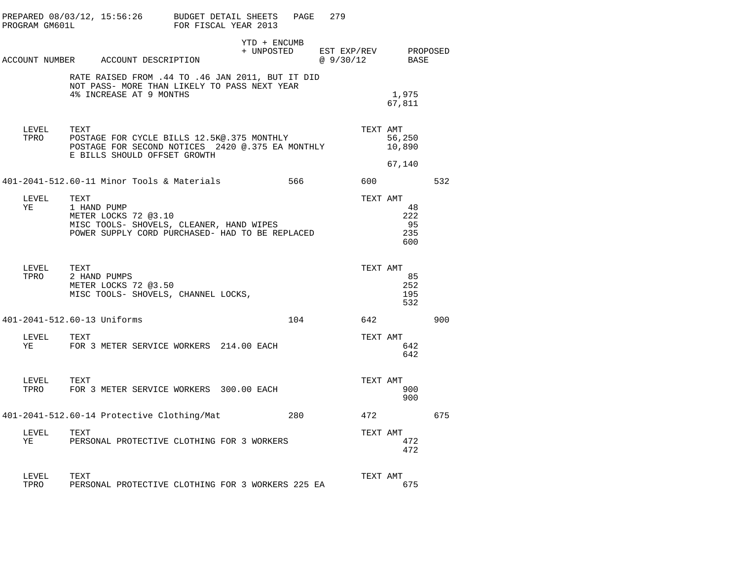PREPARED 08/03/12, 15:56:26 BUDGET DETAIL SHEETS
PROGRAM GM601L FOR FISCAL YEAR 2013

| ACCOUNT NUMBER | ACCOUNT DESCRIPTION | YTD + ENCUMB + UNPOSTED | EST EXP/REV @ 9/30/12 | PROPOSED BASE |
|---|---|---|---|---|

RATE RAISED FROM .44 TO .46 JAN 2011, BUT IT DID NOT PASS- MORE THAN LIKELY TO PASS NEXT YEAR

| | TEXT AMT |
|---|---|
| 4% INCREASE AT 9 MONTHS | 1,975 |
| | 67,811 |

| LEVEL | TEXT | TEXT AMT |
|---|---|---|
| TPRO | POSTAGE FOR CYCLE BILLS 12.5K@.375 MONTHLY | 56,250 |
| | POSTAGE FOR SECOND NOTICES 2420 @.375 EA MONTHLY | 10,890 |
| | E BILLS SHOULD OFFSET GROWTH | |
| | | 67,140 |

| ACCOUNT NUMBER | ACCOUNT DESCRIPTION | YTD + ENCUMB + UNPOSTED | EST EXP/REV @ 9/30/12 | PROPOSED BASE |
|---|---|---|---|---|
| 401-2041-512.60-11 | Minor Tools & Materials | 566 | 600 | 532 |

| LEVEL | TEXT | TEXT AMT |
|---|---|---|
| YE | 1 HAND PUMP | 48 |
| | METER LOCKS 72 @3.10 | 222 |
| | MISC TOOLS- SHOVELS, CLEANER, HAND WIPES | 95 |
| | POWER SUPPLY CORD PURCHASED- HAD TO BE REPLACED | 235 |
| | | 600 |

| LEVEL | TEXT | TEXT AMT |
|---|---|---|
| TPRO | 2 HAND PUMPS | 85 |
| | METER LOCKS 72 @3.50 | 252 |
| | MISC TOOLS- SHOVELS, CHANNEL LOCKS, | 195 |
| | | 532 |

| ACCOUNT NUMBER | ACCOUNT DESCRIPTION | YTD + ENCUMB + UNPOSTED | EST EXP/REV @ 9/30/12 | PROPOSED BASE |
|---|---|---|---|---|
| 401-2041-512.60-13 | Uniforms | 104 | 642 | 900 |

| LEVEL | TEXT | TEXT AMT |
|---|---|---|
| YE | FOR 3 METER SERVICE WORKERS 214.00 EACH | 642 |
| | | 642 |

| LEVEL | TEXT | TEXT AMT |
|---|---|---|
| TPRO | FOR 3 METER SERVICE WORKERS 300.00 EACH | 900 |
| | | 900 |

| ACCOUNT NUMBER | ACCOUNT DESCRIPTION | YTD + ENCUMB + UNPOSTED | EST EXP/REV @ 9/30/12 | PROPOSED BASE |
|---|---|---|---|---|
| 401-2041-512.60-14 | Protective Clothing/Mat | 280 | 472 | 675 |

| LEVEL | TEXT | TEXT AMT |
|---|---|---|
| YE | PERSONAL PROTECTIVE CLOTHING FOR 3 WORKERS | 472 |
| | | 472 |

| LEVEL | TEXT | TEXT AMT |
|---|---|---|
| TPRO | PERSONAL PROTECTIVE CLOTHING FOR 3 WORKERS 225 EA | 675 |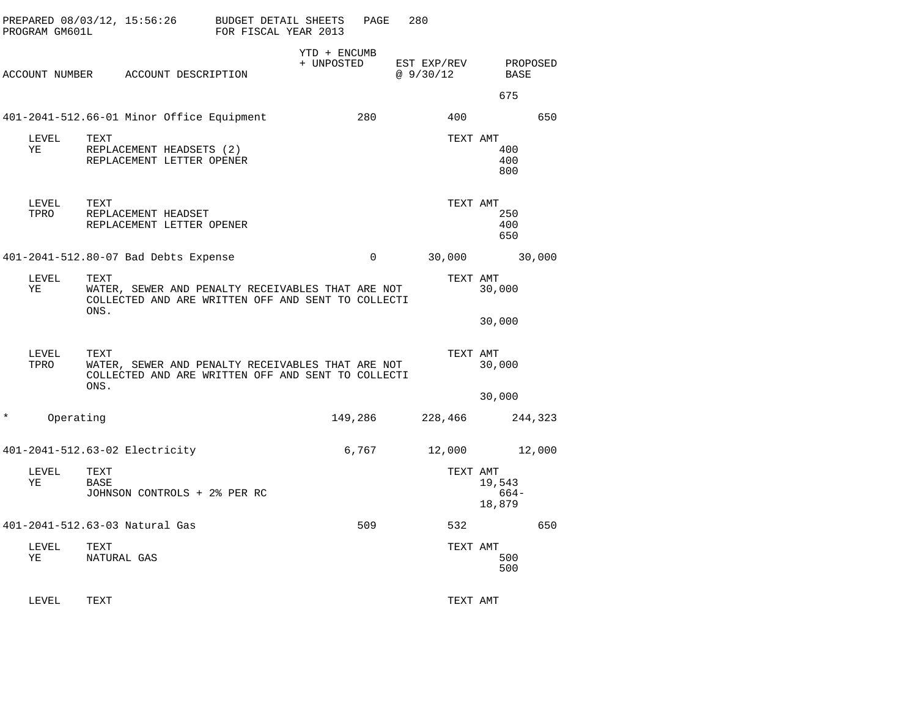PREPARED 08/03/12, 15:56:26 BUDGET DETAIL SHEETS
PROGRAM GM601L FOR FISCAL YEAR 2013

| ACCOUNT NUMBER | ACCOUNT DESCRIPTION | YTD + ENCUMB + UNPOSTED | EST EXP/REV @ 9/30/12 | PROPOSED BASE |
|---|---|---|---|---|
| | | | | 675 |
| 401-2041-512.66-01 | Minor Office Equipment | 280 | 400 | 650 |

| LEVEL | TEXT | TEXT AMT |
|---|---|---|
| YE | REPLACEMENT HEADSETS (2) | 400 |
| | REPLACEMENT LETTER OPENER | 400 |
| | | 800 |

| LEVEL | TEXT | TEXT AMT |
|---|---|---|
| TPRO | REPLACEMENT HEADSET | 250 |
| | REPLACEMENT LETTER OPENER | 400 |
| | | 650 |

| ACCOUNT NUMBER | ACCOUNT DESCRIPTION | YTD + ENCUMB + UNPOSTED | EST EXP/REV @ 9/30/12 | PROPOSED BASE |
|---|---|---|---|---|
| 401-2041-512.80-07 | Bad Debts Expense | 0 | 30,000 | 30,000 |

| LEVEL | TEXT | TEXT AMT |
|---|---|---|
| YE | WATER, SEWER AND PENALTY RECEIVABLES THAT ARE NOT COLLECTED AND ARE WRITTEN OFF AND SENT TO COLLECTI ONS. | 30,000 |
| | | 30,000 |

| LEVEL | TEXT | TEXT AMT |
|---|---|---|
| TPRO | WATER, SEWER AND PENALTY RECEIVABLES THAT ARE NOT COLLECTED AND ARE WRITTEN OFF AND SENT TO COLLECTI ONS. | 30,000 |
| | | 30,000 |

| ACCOUNT NUMBER | ACCOUNT DESCRIPTION | YTD + ENCUMB + UNPOSTED | EST EXP/REV @ 9/30/12 | PROPOSED BASE |
|---|---|---|---|---|
| * | Operating | 149,286 | 228,466 | 244,323 |
| 401-2041-512.63-02 | Electricity | 6,767 | 12,000 | 12,000 |

| LEVEL | TEXT | TEXT AMT |
|---|---|---|
| YE | BASE | 19,543 |
| | JOHNSON CONTROLS + 2% PER RC | 664- |
| | | 18,879 |

| ACCOUNT NUMBER | ACCOUNT DESCRIPTION | YTD + ENCUMB + UNPOSTED | EST EXP/REV @ 9/30/12 | PROPOSED BASE |
|---|---|---|---|---|
| 401-2041-512.63-03 | Natural Gas | 509 | 532 | 650 |

| LEVEL | TEXT | TEXT AMT |
|---|---|---|
| YE | NATURAL GAS | 500 |
| | | 500 |

| LEVEL | TEXT | TEXT AMT |
|---|---|---|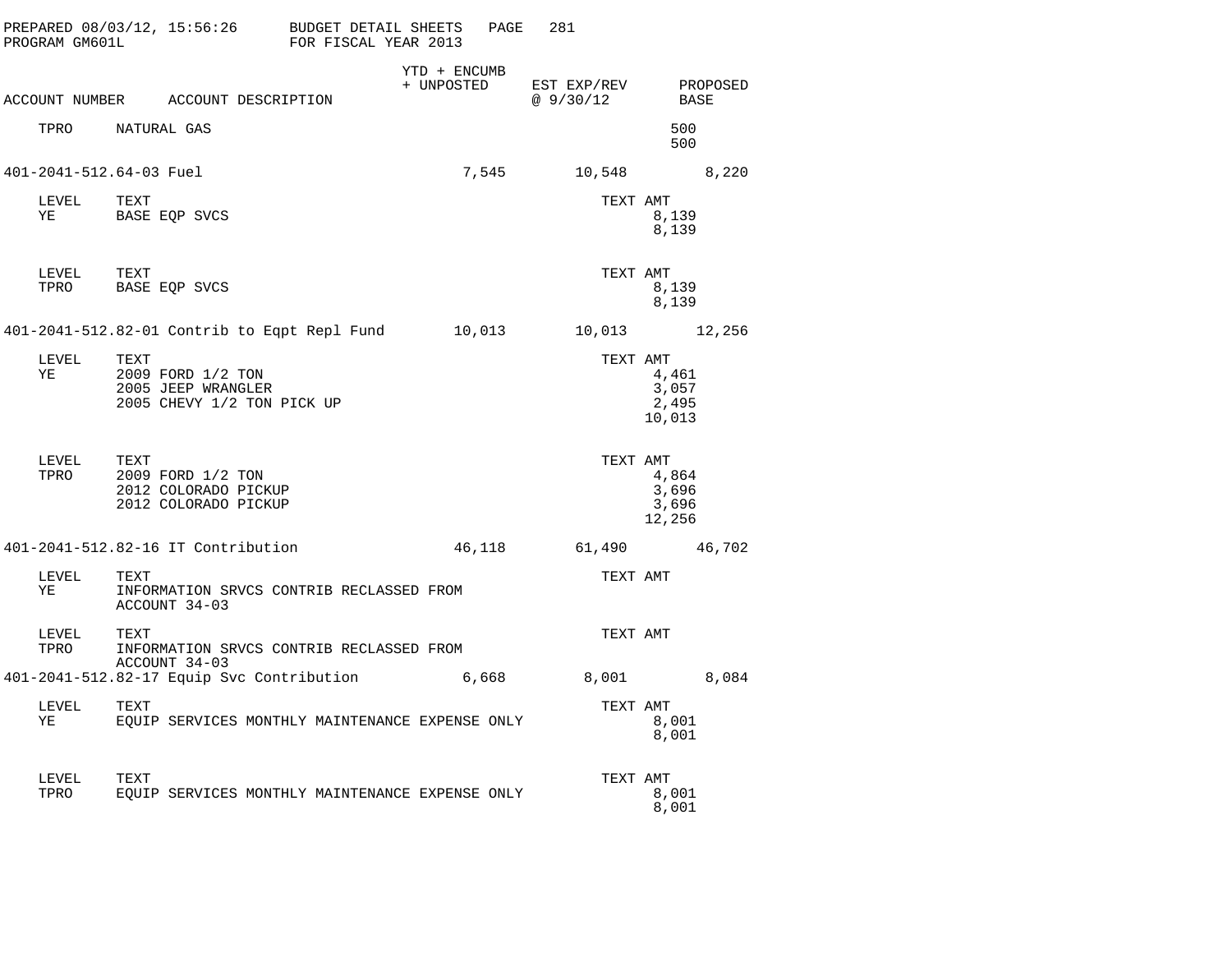PREPARED 08/03/12, 15:56:26 BUDGET DETAIL SHEETS PAGE 281
PROGRAM GM601L FOR FISCAL YEAR 2013

| ACCOUNT NUMBER | ACCOUNT DESCRIPTION | YTD + ENCUMB + UNPOSTED | EST EXP/REV @ 9/30/12 | TEXT AMT | PROPOSED BASE |
|---|---|---|---|---|---|
| TPRO | NATURAL GAS | | | 500 | |
| | | | | 500 | |
| 401-2041-512.64-03 | Fuel | 7,545 | 10,548 | | 8,220 |
| LEVEL | TEXT | | | TEXT AMT | |
| YE | BASE EQP SVCS | | | 8,139 | |
| | | | | 8,139 | |
| LEVEL | TEXT | | | TEXT AMT | |
| TPRO | BASE EQP SVCS | | | 8,139 | |
| | | | | 8,139 | |
| 401-2041-512.82-01 | Contrib to Eqpt Repl Fund | 10,013 | 10,013 | | 12,256 |
| LEVEL | TEXT | | | TEXT AMT | |
| YE | 2009 FORD 1/2 TON | | | 4,461 | |
| | 2005 JEEP WRANGLER | | | 3,057 | |
| | 2005 CHEVY 1/2 TON PICK UP | | | 2,495 | |
| | | | | 10,013 | |
| LEVEL | TEXT | | | TEXT AMT | |
| TPRO | 2009 FORD 1/2 TON | | | 4,864 | |
| | 2012 COLORADO PICKUP | | | 3,696 | |
| | 2012 COLORADO PICKUP | | | 3,696 | |
| | | | | 12,256 | |
| 401-2041-512.82-16 | IT Contribution | 46,118 | 61,490 | | 46,702 |
| LEVEL | TEXT | | | TEXT AMT | |
| YE | INFORMATION SRVCS CONTRIB RECLASSED FROM ACCOUNT 34-03 | | | | |
| LEVEL | TEXT | | | TEXT AMT | |
| TPRO | INFORMATION SRVCS CONTRIB RECLASSED FROM ACCOUNT 34-03 | | | | |
| 401-2041-512.82-17 | Equip Svc Contribution | 6,668 | 8,001 | | 8,084 |
| LEVEL | TEXT | | | TEXT AMT | |
| YE | EQUIP SERVICES MONTHLY MAINTENANCE EXPENSE ONLY | | | 8,001 | |
| | | | | 8,001 | |
| LEVEL | TEXT | | | TEXT AMT | |
| TPRO | EQUIP SERVICES MONTHLY MAINTENANCE EXPENSE ONLY | | | 8,001 | |
| | | | | 8,001 | |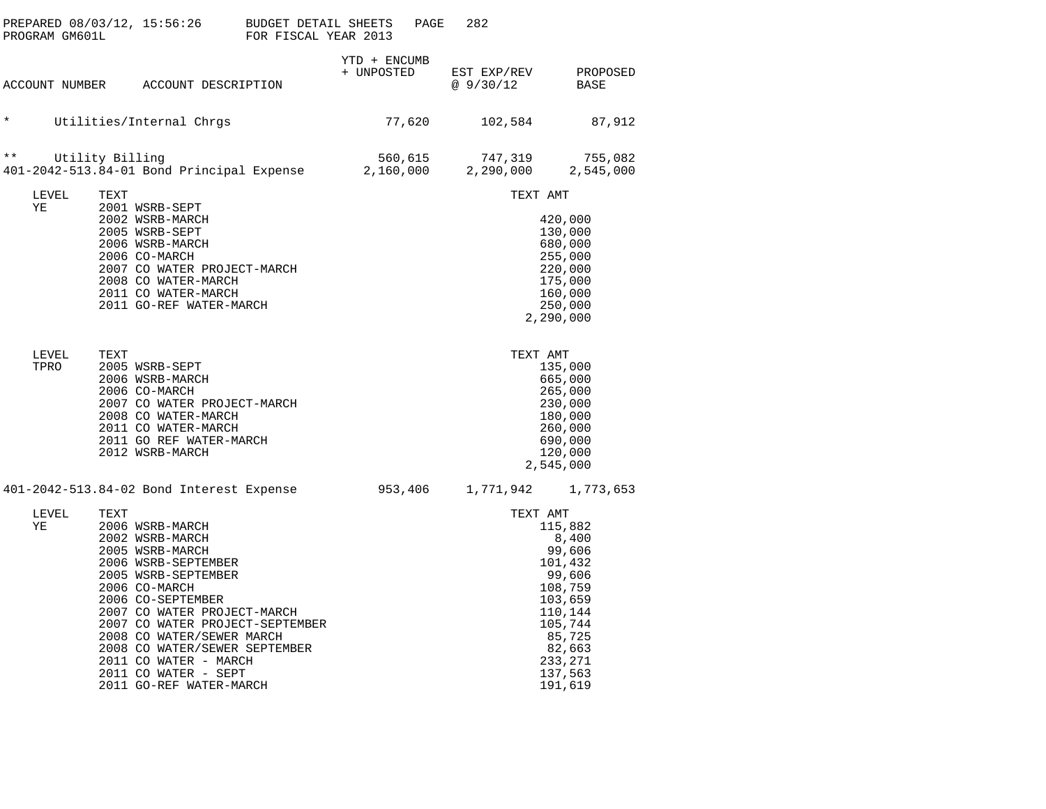PREPARED 08/03/12, 15:56:26 BUDGET DETAIL SHEETS PAGE 282
PROGRAM GM601L FOR FISCAL YEAR 2013

| ACCOUNT NUMBER | ACCOUNT DESCRIPTION | YTD + ENCUMB + UNPOSTED | EST EXP/REV @ 9/30/12 | PROPOSED BASE |
|---|---|---|---|---|
| * | Utilities/Internal Chrgs | 77,620 | 102,584 | 87,912 |
| ** | Utility Billing | 560,615 | 747,319 | 755,082 |
| 401-2042-513.84-01 | Bond Principal Expense | 2,160,000 | 2,290,000 | 2,545,000 |

| LEVEL | TEXT | TEXT AMT |
|---|---|---|
| YE | 2001 WSRB-SEPT | |
| | 2002 WSRB-MARCH | 420,000 |
| | 2005 WSRB-SEPT | 130,000 |
| | 2006 WSRB-MARCH | 680,000 |
| | 2006 CO-MARCH | 255,000 |
| | 2007 CO WATER PROJECT-MARCH | 220,000 |
| | 2008 CO WATER-MARCH | 175,000 |
| | 2011 CO WATER-MARCH | 160,000 |
| | 2011 GO-REF WATER-MARCH | 250,000 |
| | | 2,290,000 |

| LEVEL | TEXT | TEXT AMT |
|---|---|---|
| TPRO | 2005 WSRB-SEPT | 135,000 |
| | 2006 WSRB-MARCH | 665,000 |
| | 2006 CO-MARCH | 265,000 |
| | 2007 CO WATER PROJECT-MARCH | 230,000 |
| | 2008 CO WATER-MARCH | 180,000 |
| | 2011 CO WATER-MARCH | 260,000 |
| | 2011 GO REF WATER-MARCH | 690,000 |
| | 2012 WSRB-MARCH | 120,000 |
| | | 2,545,000 |

| ACCOUNT NUMBER | ACCOUNT DESCRIPTION | YTD + ENCUMB + UNPOSTED | EST EXP/REV @ 9/30/12 | PROPOSED BASE |
|---|---|---|---|---|
| 401-2042-513.84-02 | Bond Interest Expense | 953,406 | 1,771,942 | 1,773,653 |

| LEVEL | TEXT | TEXT AMT |
|---|---|---|
| YE | 2006 WSRB-MARCH | 115,882 |
| | 2002 WSRB-MARCH | 8,400 |
| | 2005 WSRB-MARCH | 99,606 |
| | 2006 WSRB-SEPTEMBER | 101,432 |
| | 2005 WSRB-SEPTEMBER | 99,606 |
| | 2006 CO-MARCH | 108,759 |
| | 2006 CO-SEPTEMBER | 103,659 |
| | 2007 CO WATER PROJECT-MARCH | 110,144 |
| | 2007 CO WATER PROJECT-SEPTEMBER | 105,744 |
| | 2008 CO WATER/SEWER MARCH | 85,725 |
| | 2008 CO WATER/SEWER SEPTEMBER | 82,663 |
| | 2011 CO WATER - MARCH | 233,271 |
| | 2011 CO WATER - SEPT | 137,563 |
| | 2011 GO-REF WATER-MARCH | 191,619 |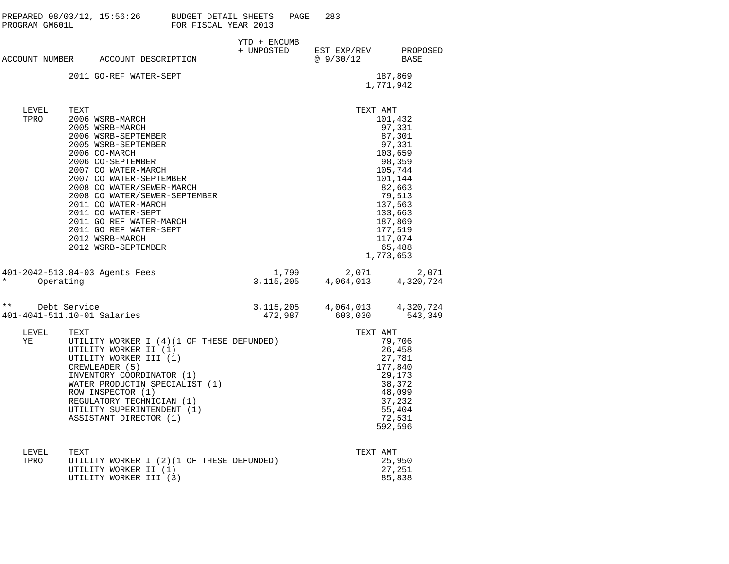PREPARED 08/03/12, 15:56:26 BUDGET DETAIL SHEETS PAGE 283
PROGRAM GM601L FOR FISCAL YEAR 2013

| ACCOUNT NUMBER | ACCOUNT DESCRIPTION | YTD + ENCUMB + UNPOSTED | EST EXP/REV @ 9/30/12 | PROPOSED BASE |
|---|---|---|---|---|

| | TEXT | TEXT AMT |
|---|---|---|
| | 2011 GO-REF WATER-SEPT | 187,869 |
| | | 1,771,942 |

| LEVEL | TEXT | TEXT AMT |
|---|---|---|
| TPRO | 2006 WSRB-MARCH | 101,432 |
| | 2005 WSRB-MARCH | 97,331 |
| | 2006 WSRB-SEPTEMBER | 87,301 |
| | 2005 WSRB-SEPTEMBER | 97,331 |
| | 2006 CO-MARCH | 103,659 |
| | 2006 CO-SEPTEMBER | 98,359 |
| | 2007 CO WATER-MARCH | 105,744 |
| | 2007 CO WATER-SEPTEMBER | 101,144 |
| | 2008 CO WATER/SEWER-MARCH | 82,663 |
| | 2008 CO WATER/SEWER-SEPTEMBER | 79,513 |
| | 2011 CO WATER-MARCH | 137,563 |
| | 2011 CO WATER-SEPT | 133,663 |
| | 2011 GO REF WATER-MARCH | 187,869 |
| | 2011 GO REF WATER-SEPT | 177,519 |
| | 2012 WSRB-MARCH | 117,074 |
| | 2012 WSRB-SEPTEMBER | 65,488 |
| | | 1,773,653 |

| ACCOUNT NUMBER | ACCOUNT DESCRIPTION | YTD + ENCUMB + UNPOSTED | EST EXP/REV @ 9/30/12 | PROPOSED BASE |
|---|---|---|---|---|
| 401-2042-513.84-03 | Agents Fees | 1,799 | 2,071 | 2,071 |
| * | Operating | 3,115,205 | 4,064,013 | 4,320,724 |
| ** | Debt Service | 3,115,205 | 4,064,013 | 4,320,724 |
| 401-4041-511.10-01 | Salaries | 472,987 | 603,030 | 543,349 |

| LEVEL | TEXT | TEXT AMT |
|---|---|---|
| YE | UTILITY WORKER I (4)(1 OF THESE DEFUNDED) | 79,706 |
| | UTILITY WORKER II (1) | 26,458 |
| | UTILITY WORKER III (1) | 27,781 |
| | CREWLEADER (5) | 177,840 |
| | INVENTORY COORDINATOR (1) | 29,173 |
| | WATER PRODUCTIN SPECIALIST (1) | 38,372 |
| | ROW INSPECTOR (1) | 48,099 |
| | REGULATORY TECHNICIAN (1) | 37,232 |
| | UTILITY SUPERINTENDENT (1) | 55,404 |
| | ASSISTANT DIRECTOR (1) | 72,531 |
| | | 592,596 |

| LEVEL | TEXT | TEXT AMT |
|---|---|---|
| TPRO | UTILITY WORKER I (2)(1 OF THESE DEFUNDED) | 25,950 |
| | UTILITY WORKER II (1) | 27,251 |
| | UTILITY WORKER III (3) | 85,838 |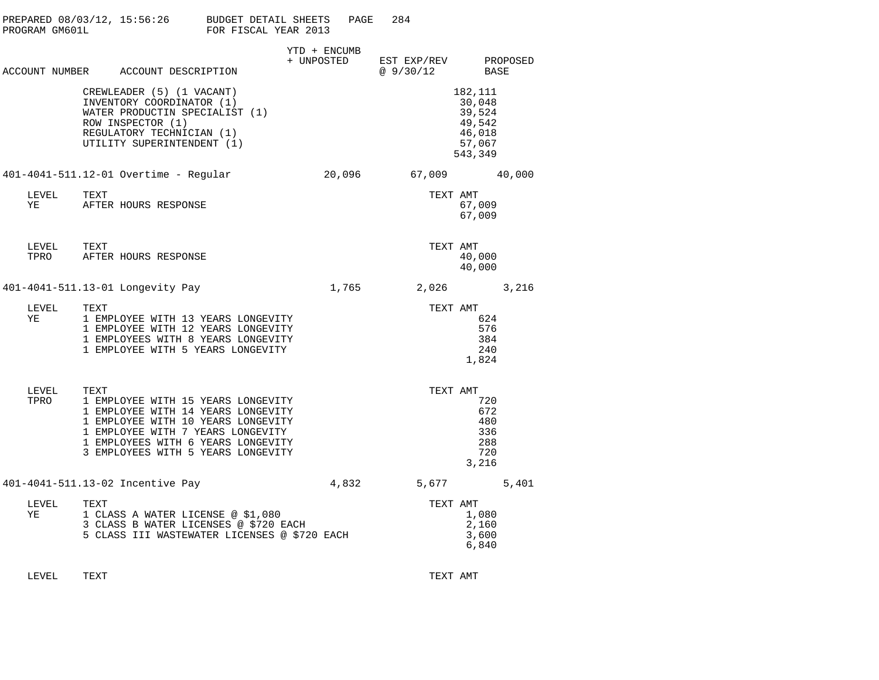| ACCOUNT NUMBER | ACCOUNT DESCRIPTION | YTD + ENCUMB + UNPOSTED | EST EXP/REV @ 9/30/12 | PROPOSED BASE |
|---|---|---|---|---|
| | CREWLEADER (5) (1 VACANT) | | 182,111 | |
| | INVENTORY COORDINATOR (1) | | 30,048 | |
| | WATER PRODUCTIN SPECIALIST (1) | | 39,524 | |
| | ROW INSPECTOR (1) | | 49,542 | |
| | REGULATORY TECHNICIAN (1) | | 46,018 | |
| | UTILITY SUPERINTENDENT (1) | | 57,067 | |
| | | | 543,349 | |
| 401-4041-511.12-01 | Overtime - Regular | 20,096 | 67,009 | 40,000 |

| LEVEL | TEXT | TEXT AMT |
|---|---|---|
| YE | AFTER HOURS RESPONSE | 67,009 |
| | | 67,009 |

| LEVEL | TEXT | TEXT AMT |
|---|---|---|
| TPRO | AFTER HOURS RESPONSE | 40,000 |
| | | 40,000 |

| ACCOUNT NUMBER | ACCOUNT DESCRIPTION | YTD + ENCUMB + UNPOSTED | EST EXP/REV @ 9/30/12 | PROPOSED BASE |
|---|---|---|---|---|
| 401-4041-511.13-01 | Longevity Pay | 1,765 | 2,026 | 3,216 |

| LEVEL | TEXT | TEXT AMT |
|---|---|---|
| YE | 1 EMPLOYEE WITH 13 YEARS LONGEVITY | 624 |
| | 1 EMPLOYEE WITH 12 YEARS LONGEVITY | 576 |
| | 1 EMPLOYEES WITH 8 YEARS LONGEVITY | 384 |
| | 1 EMPLOYEE WITH 5 YEARS LONGEVITY | 240 |
| | | 1,824 |

| LEVEL | TEXT | TEXT AMT |
|---|---|---|
| TPRO | 1 EMPLOYEE WITH 15 YEARS LONGEVITY | 720 |
| | 1 EMPLOYEE WITH 14 YEARS LONGEVITY | 672 |
| | 1 EMPLOYEE WITH 10 YEARS LONGEVITY | 480 |
| | 1 EMPLOYEE WITH 7 YEARS LONGEVITY | 336 |
| | 1 EMPLOYEES WITH 6 YEARS LONGEVITY | 288 |
| | 3 EMPLOYEES WITH 5 YEARS LONGEVITY | 720 |
| | | 3,216 |

| ACCOUNT NUMBER | ACCOUNT DESCRIPTION | YTD + ENCUMB + UNPOSTED | EST EXP/REV @ 9/30/12 | PROPOSED BASE |
|---|---|---|---|---|
| 401-4041-511.13-02 | Incentive Pay | 4,832 | 5,677 | 5,401 |

| LEVEL | TEXT | TEXT AMT |
|---|---|---|
| YE | 1 CLASS A WATER LICENSE @ $1,080 | 1,080 |
| | 3 CLASS B WATER LICENSES @ $720 EACH | 2,160 |
| | 5 CLASS III WASTEWATER LICENSES @ $720 EACH | 3,600 |
| | | 6,840 |

| LEVEL | TEXT | TEXT AMT |
|---|---|---|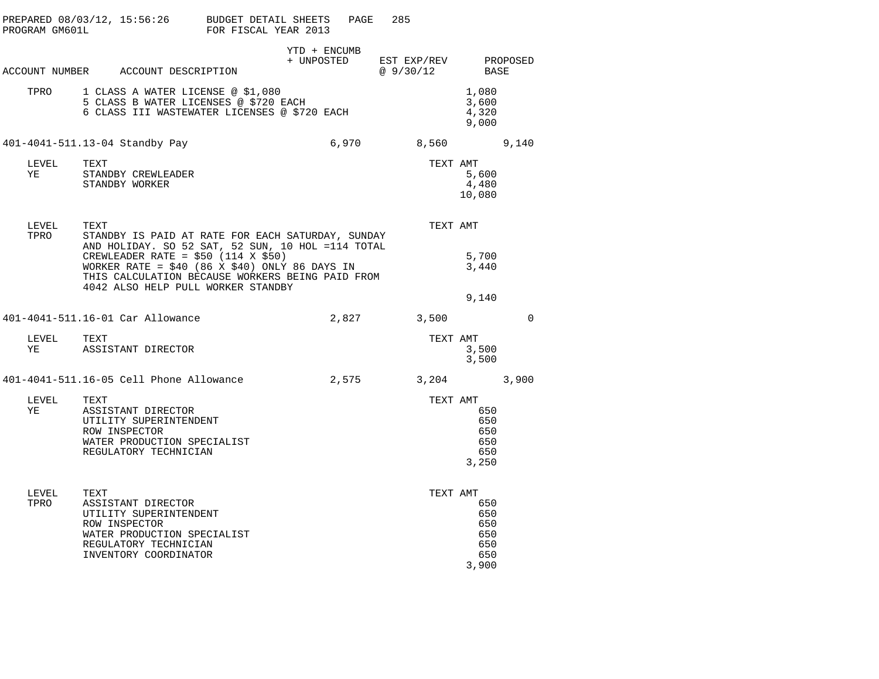PREPARED 08/03/12, 15:56:26 BUDGET DETAIL SHEETS
PROGRAM GM601L FOR FISCAL YEAR 2013

| ACCOUNT NUMBER | ACCOUNT DESCRIPTION | YTD + ENCUMB + UNPOSTED | EST EXP/REV @ 9/30/12 | | PROPOSED BASE |
|---|---|---|---|---|---|
| TPRO | 1 CLASS A WATER LICENSE @ $1,080 | | | 1,080 | |
| | 5 CLASS B WATER LICENSES @ $720 EACH | | | 3,600 | |
| | 6 CLASS III WASTEWATER LICENSES @ $720 EACH | | | 4,320 | |
| | | | | 9,000 | |
| 401-4041-511.13-04 | Standby Pay | 6,970 | 8,560 | | 9,140 |
| LEVEL | TEXT | | | TEXT AMT | |
| YE | STANDBY CREWLEADER | | | 5,600 | |
| | STANDBY WORKER | | | 4,480 | |
| | | | | 10,080 | |
| LEVEL | TEXT | | | TEXT AMT | |
| TPRO | STANDBY IS PAID AT RATE FOR EACH SATURDAY, SUNDAY AND HOLIDAY. SO 52 SAT, 52 SUN, 10 HOL =114 TOTAL | | | | |
| | CREWLEADER RATE = $50 (114 X $50) | | | 5,700 | |
| | WORKER RATE = $40 (86 X $40) ONLY 86 DAYS IN THIS CALCULATION BECAUSE WORKERS BEING PAID FROM 4042 ALSO HELP PULL WORKER STANDBY | | | 3,440 | |
| | | | | 9,140 | |
| 401-4041-511.16-01 | Car Allowance | 2,827 | 3,500 | | 0 |
| LEVEL | TEXT | | | TEXT AMT | |
| YE | ASSISTANT DIRECTOR | | | 3,500 | |
| | | | | 3,500 | |
| 401-4041-511.16-05 | Cell Phone Allowance | 2,575 | 3,204 | | 3,900 |
| LEVEL | TEXT | | | TEXT AMT | |
| YE | ASSISTANT DIRECTOR | | | 650 | |
| | UTILITY SUPERINTENDENT | | | 650 | |
| | ROW INSPECTOR | | | 650 | |
| | WATER PRODUCTION SPECIALIST | | | 650 | |
| | REGULATORY TECHNICIAN | | | 650 | |
| | | | | 3,250 | |
| LEVEL | TEXT | | | TEXT AMT | |
| TPRO | ASSISTANT DIRECTOR | | | 650 | |
| | UTILITY SUPERINTENDENT | | | 650 | |
| | ROW INSPECTOR | | | 650 | |
| | WATER PRODUCTION SPECIALIST | | | 650 | |
| | REGULATORY TECHNICIAN | | | 650 | |
| | INVENTORY COORDINATOR | | | 650 | |
| | | | | 3,900 | |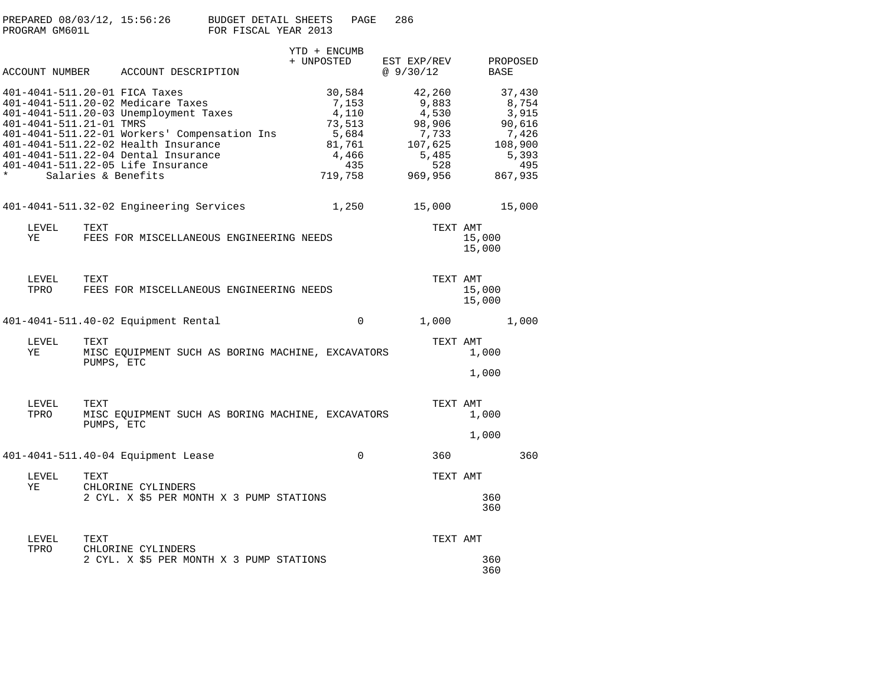PREPARED 08/03/12, 15:56:26 BUDGET DETAIL SHEETS
PROGRAM GM601L FOR FISCAL YEAR 2013

| ACCOUNT NUMBER | ACCOUNT DESCRIPTION | YTD + ENCUMB + UNPOSTED | EST EXP/REV @ 9/30/12 | PROPOSED BASE |
|---|---|---|---|---|
| 401-4041-511.20-01 | FICA Taxes | 30,584 | 42,260 | 37,430 |
| 401-4041-511.20-02 | Medicare Taxes | 7,153 | 9,883 | 8,754 |
| 401-4041-511.20-03 | Unemployment Taxes | 4,110 | 4,530 | 3,915 |
| 401-4041-511.21-01 | TMRS | 73,513 | 98,906 | 90,616 |
| 401-4041-511.22-01 | Workers' Compensation Ins | 5,684 | 7,733 | 7,426 |
| 401-4041-511.22-02 | Health Insurance | 81,761 | 107,625 | 108,900 |
| 401-4041-511.22-04 | Dental Insurance | 4,466 | 5,485 | 5,393 |
| 401-4041-511.22-05 | Life Insurance | 435 | 528 | 495 |
| * | Salaries & Benefits | 719,758 | 969,956 | 867,935 |
| 401-4041-511.32-02 | Engineering Services | 1,250 | 15,000 | 15,000 |

| LEVEL | TEXT | TEXT AMT |
|---|---|---|
| YE | FEES FOR MISCELLANEOUS ENGINEERING NEEDS | 15,000 |
| | | 15,000 |

| LEVEL | TEXT | TEXT AMT |
|---|---|---|
| TPRO | FEES FOR MISCELLANEOUS ENGINEERING NEEDS | 15,000 |
| | | 15,000 |

| ACCOUNT NUMBER | ACCOUNT DESCRIPTION | YTD + ENCUMB + UNPOSTED | EST EXP/REV @ 9/30/12 | PROPOSED BASE |
|---|---|---|---|---|
| 401-4041-511.40-02 | Equipment Rental | 0 | 1,000 | 1,000 |

| LEVEL | TEXT | TEXT AMT |
|---|---|---|
| YE | MISC EQUIPMENT SUCH AS BORING MACHINE, EXCAVATORS PUMPS, ETC | 1,000 |
| | | 1,000 |

| LEVEL | TEXT | TEXT AMT |
|---|---|---|
| TPRO | MISC EQUIPMENT SUCH AS BORING MACHINE, EXCAVATORS PUMPS, ETC | 1,000 |
| | | 1,000 |

| ACCOUNT NUMBER | ACCOUNT DESCRIPTION | YTD + ENCUMB + UNPOSTED | EST EXP/REV @ 9/30/12 | PROPOSED BASE |
|---|---|---|---|---|
| 401-4041-511.40-04 | Equipment Lease | 0 | 360 | 360 |

| LEVEL | TEXT | TEXT AMT |
|---|---|---|
| YE | CHLORINE CYLINDERS<br>2 CYL. X $5 PER MONTH X 3 PUMP STATIONS | 360 |
| | | 360 |

| LEVEL | TEXT | TEXT AMT |
|---|---|---|
| TPRO | CHLORINE CYLINDERS<br>2 CYL. X $5 PER MONTH X 3 PUMP STATIONS | 360 |
| | | 360 |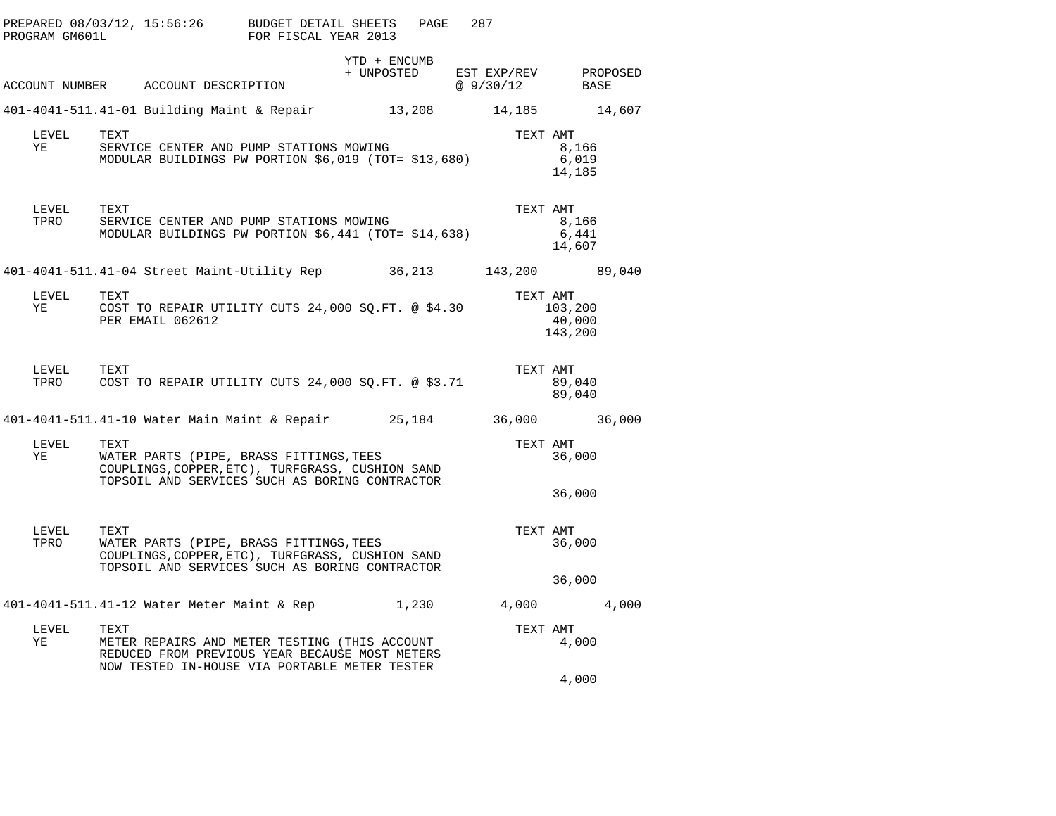PREPARED 08/03/12, 15:56:26 BUDGET DETAIL SHEETS
PROGRAM GM601L FOR FISCAL YEAR 2013

| ACCOUNT NUMBER | ACCOUNT DESCRIPTION | YTD + ENCUMB + UNPOSTED | EST EXP/REV @ 9/30/12 | PROPOSED BASE |
|---|---|---|---|---|
| 401-4041-511.41-01 | Building Maint & Repair | 13,208 | 14,185 | 14,607 |

| LEVEL | TEXT | TEXT AMT |
|---|---|---|
| YE | SERVICE CENTER AND PUMP STATIONS MOWING | 8,166 |
| | MODULAR BUILDINGS PW PORTION $6,019 (TOT= $13,680) | 6,019 |
| | | 14,185 |

| LEVEL | TEXT | TEXT AMT |
|---|---|---|
| TPRO | SERVICE CENTER AND PUMP STATIONS MOWING | 8,166 |
| | MODULAR BUILDINGS PW PORTION $6,441 (TOT= $14,638) | 6,441 |
| | | 14,607 |

| ACCOUNT NUMBER | ACCOUNT DESCRIPTION | YTD + ENCUMB + UNPOSTED | EST EXP/REV @ 9/30/12 | PROPOSED BASE |
|---|---|---|---|---|
| 401-4041-511.41-04 | Street Maint-Utility Rep | 36,213 | 143,200 | 89,040 |

| LEVEL | TEXT | TEXT AMT |
|---|---|---|
| YE | COST TO REPAIR UTILITY CUTS 24,000 SQ.FT. @ $4.30 | 103,200 |
| | PER EMAIL 062612 | 40,000 |
| | | 143,200 |

| LEVEL | TEXT | TEXT AMT |
|---|---|---|
| TPRO | COST TO REPAIR UTILITY CUTS 24,000 SQ.FT. @ $3.71 | 89,040 |
| | | 89,040 |

| ACCOUNT NUMBER | ACCOUNT DESCRIPTION | YTD + ENCUMB + UNPOSTED | EST EXP/REV @ 9/30/12 | PROPOSED BASE |
|---|---|---|---|---|
| 401-4041-511.41-10 | Water Main Maint & Repair | 25,184 | 36,000 | 36,000 |

| LEVEL | TEXT | TEXT AMT |
|---|---|---|
| YE | WATER PARTS (PIPE, BRASS FITTINGS,TEES COUPLINGS,COPPER,ETC), TURFGRASS, CUSHION SAND TOPSOIL AND SERVICES SUCH AS BORING CONTRACTOR | 36,000 |
| | | 36,000 |

| LEVEL | TEXT | TEXT AMT |
|---|---|---|
| TPRO | WATER PARTS (PIPE, BRASS FITTINGS,TEES COUPLINGS,COPPER,ETC), TURFGRASS, CUSHION SAND TOPSOIL AND SERVICES SUCH AS BORING CONTRACTOR | 36,000 |
| | | 36,000 |

| ACCOUNT NUMBER | ACCOUNT DESCRIPTION | YTD + ENCUMB + UNPOSTED | EST EXP/REV @ 9/30/12 | PROPOSED BASE |
|---|---|---|---|---|
| 401-4041-511.41-12 | Water Meter Maint & Rep | 1,230 | 4,000 | 4,000 |

| LEVEL | TEXT | TEXT AMT |
|---|---|---|
| YE | METER REPAIRS AND METER TESTING (THIS ACCOUNT REDUCED FROM PREVIOUS YEAR BECAUSE MOST METERS NOW TESTED IN-HOUSE VIA PORTABLE METER TESTER | 4,000 |
| | | 4,000 |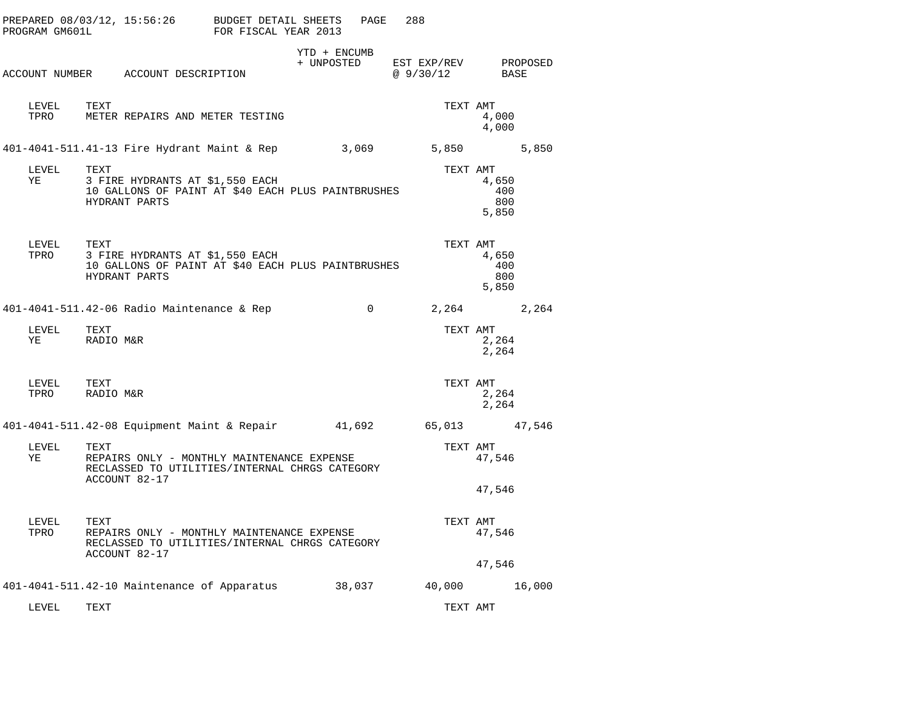| ACCOUNT NUMBER | ACCOUNT DESCRIPTION | YTD + ENCUMB + UNPOSTED | EST EXP/REV @ 9/30/12 | PROPOSED BASE |
|---|---|---|---|---|

| LEVEL | TEXT | TEXT AMT |
|---|---|---|
| TPRO | METER REPAIRS AND METER TESTING | 4,000 |
| | | 4,000 |

| ACCOUNT NUMBER | ACCOUNT DESCRIPTION | YTD + ENCUMB + UNPOSTED | EST EXP/REV @ 9/30/12 | PROPOSED BASE |
|---|---|---|---|---|
| 401-4041-511.41-13 | Fire Hydrant Maint & Rep | 3,069 | 5,850 | 5,850 |

| LEVEL | TEXT | TEXT AMT |
|---|---|---|
| YE | 3 FIRE HYDRANTS AT $1,550 EACH | 4,650 |
| | 10 GALLONS OF PAINT AT $40 EACH PLUS PAINTBRUSHES | 400 |
| | HYDRANT PARTS | 800 |
| | | 5,850 |

| LEVEL | TEXT | TEXT AMT |
|---|---|---|
| TPRO | 3 FIRE HYDRANTS AT $1,550 EACH | 4,650 |
| | 10 GALLONS OF PAINT AT $40 EACH PLUS PAINTBRUSHES | 400 |
| | HYDRANT PARTS | 800 |
| | | 5,850 |

| ACCOUNT NUMBER | ACCOUNT DESCRIPTION | YTD + ENCUMB + UNPOSTED | EST EXP/REV @ 9/30/12 | PROPOSED BASE |
|---|---|---|---|---|
| 401-4041-511.42-06 | Radio Maintenance & Rep | 0 | 2,264 | 2,264 |

| LEVEL | TEXT | TEXT AMT |
|---|---|---|
| YE | RADIO M&R | 2,264 |
| | | 2,264 |

| LEVEL | TEXT | TEXT AMT |
|---|---|---|
| TPRO | RADIO M&R | 2,264 |
| | | 2,264 |

| ACCOUNT NUMBER | ACCOUNT DESCRIPTION | YTD + ENCUMB + UNPOSTED | EST EXP/REV @ 9/30/12 | PROPOSED BASE |
|---|---|---|---|---|
| 401-4041-511.42-08 | Equipment Maint & Repair | 41,692 | 65,013 | 47,546 |

| LEVEL | TEXT | TEXT AMT |
|---|---|---|
| YE | REPAIRS ONLY - MONTHLY MAINTENANCE EXPENSE RECLASSED TO UTILITIES/INTERNAL CHRGS CATEGORY ACCOUNT 82-17 | 47,546 |
| | | 47,546 |

| LEVEL | TEXT | TEXT AMT |
|---|---|---|
| TPRO | REPAIRS ONLY - MONTHLY MAINTENANCE EXPENSE RECLASSED TO UTILITIES/INTERNAL CHRGS CATEGORY ACCOUNT 82-17 | 47,546 |
| | | 47,546 |

| ACCOUNT NUMBER | ACCOUNT DESCRIPTION | YTD + ENCUMB + UNPOSTED | EST EXP/REV @ 9/30/12 | PROPOSED BASE |
|---|---|---|---|---|
| 401-4041-511.42-10 | Maintenance of Apparatus | 38,037 | 40,000 | 16,000 |

| LEVEL | TEXT | TEXT AMT |
|---|---|---|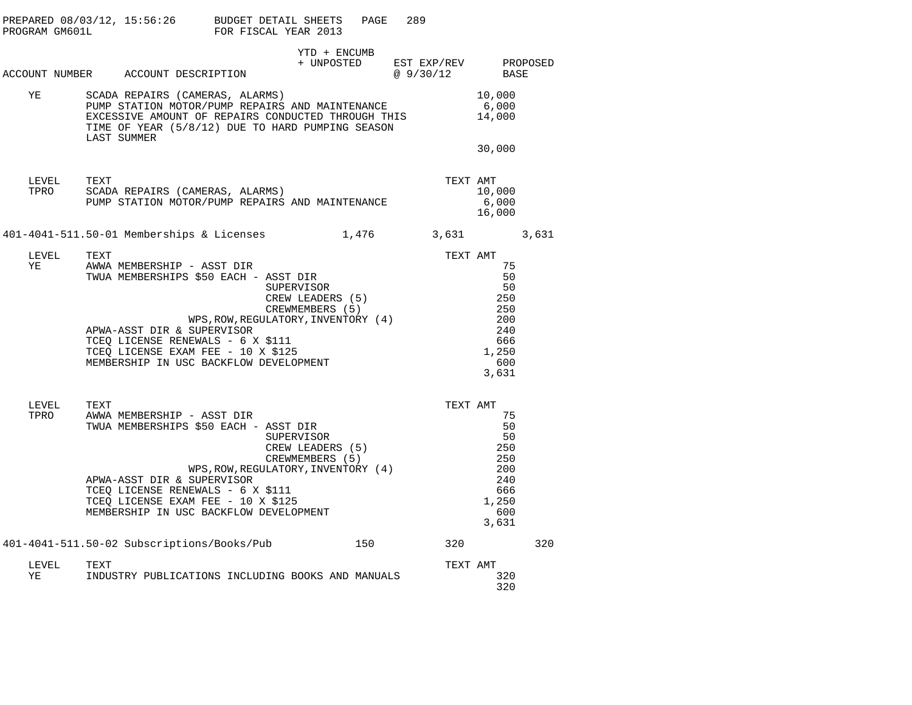PREPARED 08/03/12, 15:56:26 BUDGET DETAIL SHEETS
PROGRAM GM601L FOR FISCAL YEAR 2013

| ACCOUNT NUMBER | ACCOUNT DESCRIPTION | YTD + ENCUMB + UNPOSTED | EST EXP/REV @ 9/30/12 | PROPOSED BASE |
|---|---|---|---|---|

| LEVEL | TEXT | TEXT AMT |
|---|---|---|
| YE | SCADA REPAIRS (CAMERAS, ALARMS) | 10,000 |
| | PUMP STATION MOTOR/PUMP REPAIRS AND MAINTENANCE | 6,000 |
| | EXCESSIVE AMOUNT OF REPAIRS CONDUCTED THROUGH THIS TIME OF YEAR (5/8/12) DUE TO HARD PUMPING SEASON LAST SUMMER | 14,000 |
| | | 30,000 |

| LEVEL | TEXT | TEXT AMT |
|---|---|---|
| TPRO | SCADA REPAIRS (CAMERAS, ALARMS) | 10,000 |
| | PUMP STATION MOTOR/PUMP REPAIRS AND MAINTENANCE | 6,000 |
| | | 16,000 |

| ACCOUNT NUMBER | ACCOUNT DESCRIPTION | YTD + ENCUMB + UNPOSTED | EST EXP/REV @ 9/30/12 | PROPOSED BASE |
|---|---|---|---|---|
| 401-4041-511.50-01 | Memberships & Licenses | 1,476 | 3,631 | 3,631 |

| LEVEL | TEXT | TEXT AMT |
|---|---|---|
| YE | AWWA MEMBERSHIP - ASST DIR | 75 |
| | TWUA MEMBERSHIPS $50 EACH - ASST DIR | 50 |
| | SUPERVISOR | 50 |
| | CREW LEADERS (5) | 250 |
| | CREWMEMBERS (5) | 250 |
| | WPS,ROW,REGULATORY,INVENTORY (4) | 200 |
| | APWA-ASST DIR & SUPERVISOR | 240 |
| | TCEQ LICENSE RENEWALS - 6 X $111 | 666 |
| | TCEQ LICENSE EXAM FEE - 10 X $125 | 1,250 |
| | MEMBERSHIP IN USC BACKFLOW DEVELOPMENT | 600 |
| | | 3,631 |

| LEVEL | TEXT | TEXT AMT |
|---|---|---|
| TPRO | AWWA MEMBERSHIP - ASST DIR | 75 |
| | TWUA MEMBERSHIPS $50 EACH - ASST DIR | 50 |
| | SUPERVISOR | 50 |
| | CREW LEADERS (5) | 250 |
| | CREWMEMBERS (5) | 250 |
| | WPS,ROW,REGULATORY,INVENTORY (4) | 200 |
| | APWA-ASST DIR & SUPERVISOR | 240 |
| | TCEQ LICENSE RENEWALS - 6 X $111 | 666 |
| | TCEQ LICENSE EXAM FEE - 10 X $125 | 1,250 |
| | MEMBERSHIP IN USC BACKFLOW DEVELOPMENT | 600 |
| | | 3,631 |

| ACCOUNT NUMBER | ACCOUNT DESCRIPTION | YTD + ENCUMB + UNPOSTED | EST EXP/REV @ 9/30/12 | PROPOSED BASE |
|---|---|---|---|---|
| 401-4041-511.50-02 | Subscriptions/Books/Pub | 150 | 320 | 320 |

| LEVEL | TEXT | TEXT AMT |
|---|---|---|
| YE | INDUSTRY PUBLICATIONS INCLUDING BOOKS AND MANUALS | 320 |
| | | 320 |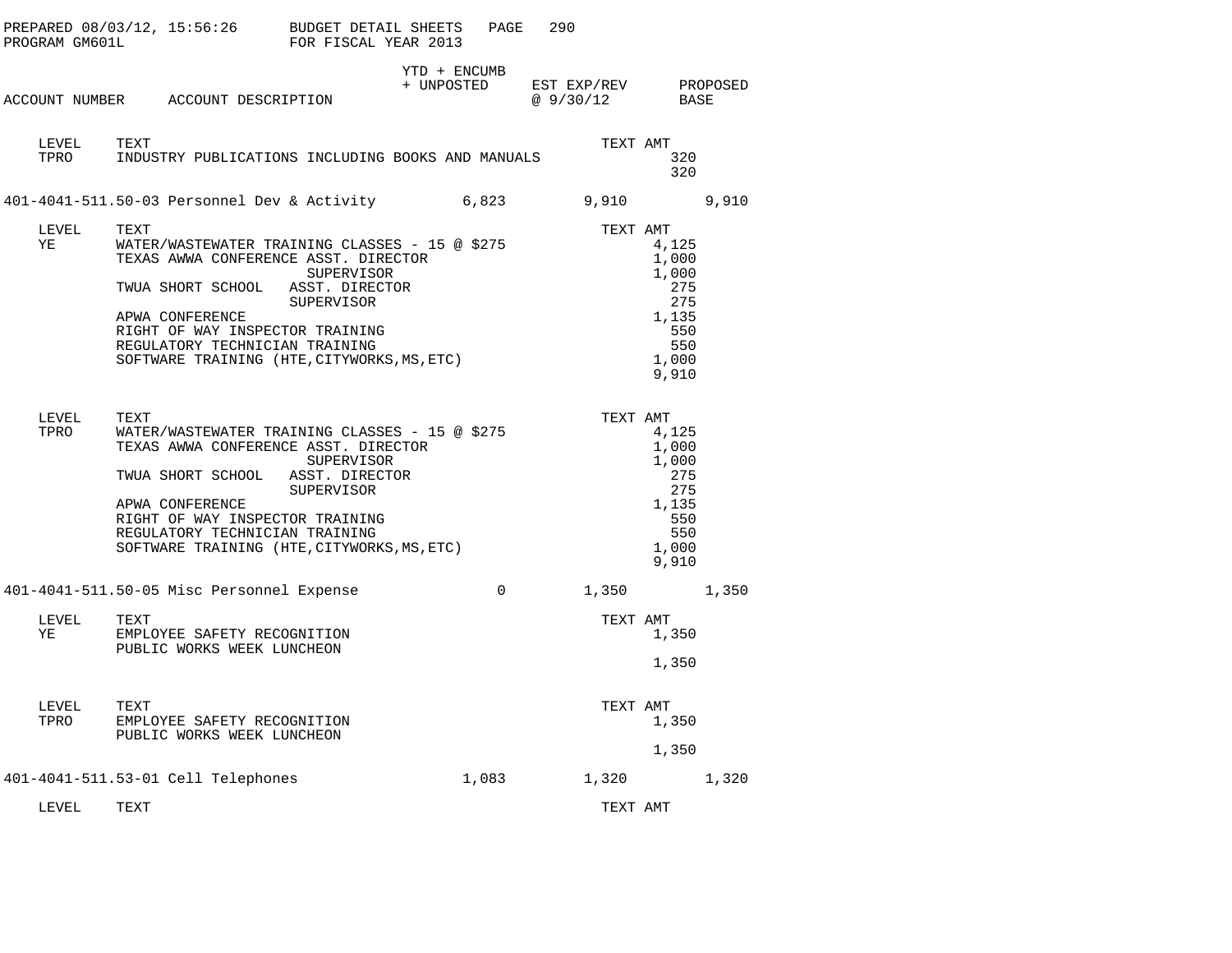PREPARED 08/03/12, 15:56:26 BUDGET DETAIL SHEETS
PROGRAM GM601L FOR FISCAL YEAR 2013

| ACCOUNT NUMBER | ACCOUNT DESCRIPTION | YTD + ENCUMB + UNPOSTED | EST EXP/REV @ 9/30/12 | PROPOSED BASE |
|---|---|---|---|---|

| LEVEL | TEXT | TEXT AMT |
|---|---|---|
| TPRO | INDUSTRY PUBLICATIONS INCLUDING BOOKS AND MANUALS | 320 |
| | | 320 |

| ACCOUNT NUMBER | ACCOUNT DESCRIPTION | YTD + ENCUMB + UNPOSTED | EST EXP/REV @ 9/30/12 | PROPOSED BASE |
|---|---|---|---|---|
| 401-4041-511.50-03 | Personnel Dev & Activity | 6,823 | 9,910 | 9,910 |

| LEVEL | TEXT | TEXT AMT |
|---|---|---|
| YE | WATER/WASTEWATER TRAINING CLASSES - 15 @ $275 | 4,125 |
| | TEXAS AWWA CONFERENCE ASST. DIRECTOR | 1,000 |
| | SUPERVISOR | 1,000 |
| | TWUA SHORT SCHOOL ASST. DIRECTOR | 275 |
| | SUPERVISOR | 275 |
| | APWA CONFERENCE | 1,135 |
| | RIGHT OF WAY INSPECTOR TRAINING | 550 |
| | REGULATORY TECHNICIAN TRAINING | 550 |
| | SOFTWARE TRAINING (HTE,CITYWORKS,MS,ETC) | 1,000 |
| | | 9,910 |

| LEVEL | TEXT | TEXT AMT |
|---|---|---|
| TPRO | WATER/WASTEWATER TRAINING CLASSES - 15 @ $275 | 4,125 |
| | TEXAS AWWA CONFERENCE ASST. DIRECTOR | 1,000 |
| | SUPERVISOR | 1,000 |
| | TWUA SHORT SCHOOL ASST. DIRECTOR | 275 |
| | SUPERVISOR | 275 |
| | APWA CONFERENCE | 1,135 |
| | RIGHT OF WAY INSPECTOR TRAINING | 550 |
| | REGULATORY TECHNICIAN TRAINING | 550 |
| | SOFTWARE TRAINING (HTE,CITYWORKS,MS,ETC) | 1,000 |
| | | 9,910 |

| ACCOUNT NUMBER | ACCOUNT DESCRIPTION | YTD + ENCUMB + UNPOSTED | EST EXP/REV @ 9/30/12 | PROPOSED BASE |
|---|---|---|---|---|
| 401-4041-511.50-05 | Misc Personnel Expense | 0 | 1,350 | 1,350 |

| LEVEL | TEXT | TEXT AMT |
|---|---|---|
| YE | EMPLOYEE SAFETY RECOGNITION | 1,350 |
| | PUBLIC WORKS WEEK LUNCHEON | |
| | | 1,350 |

| LEVEL | TEXT | TEXT AMT |
|---|---|---|
| TPRO | EMPLOYEE SAFETY RECOGNITION | 1,350 |
| | PUBLIC WORKS WEEK LUNCHEON | |
| | | 1,350 |

| ACCOUNT NUMBER | ACCOUNT DESCRIPTION | YTD + ENCUMB + UNPOSTED | EST EXP/REV @ 9/30/12 | PROPOSED BASE |
|---|---|---|---|---|
| 401-4041-511.53-01 | Cell Telephones | 1,083 | 1,320 | 1,320 |

| LEVEL | TEXT | TEXT AMT |
|---|---|---|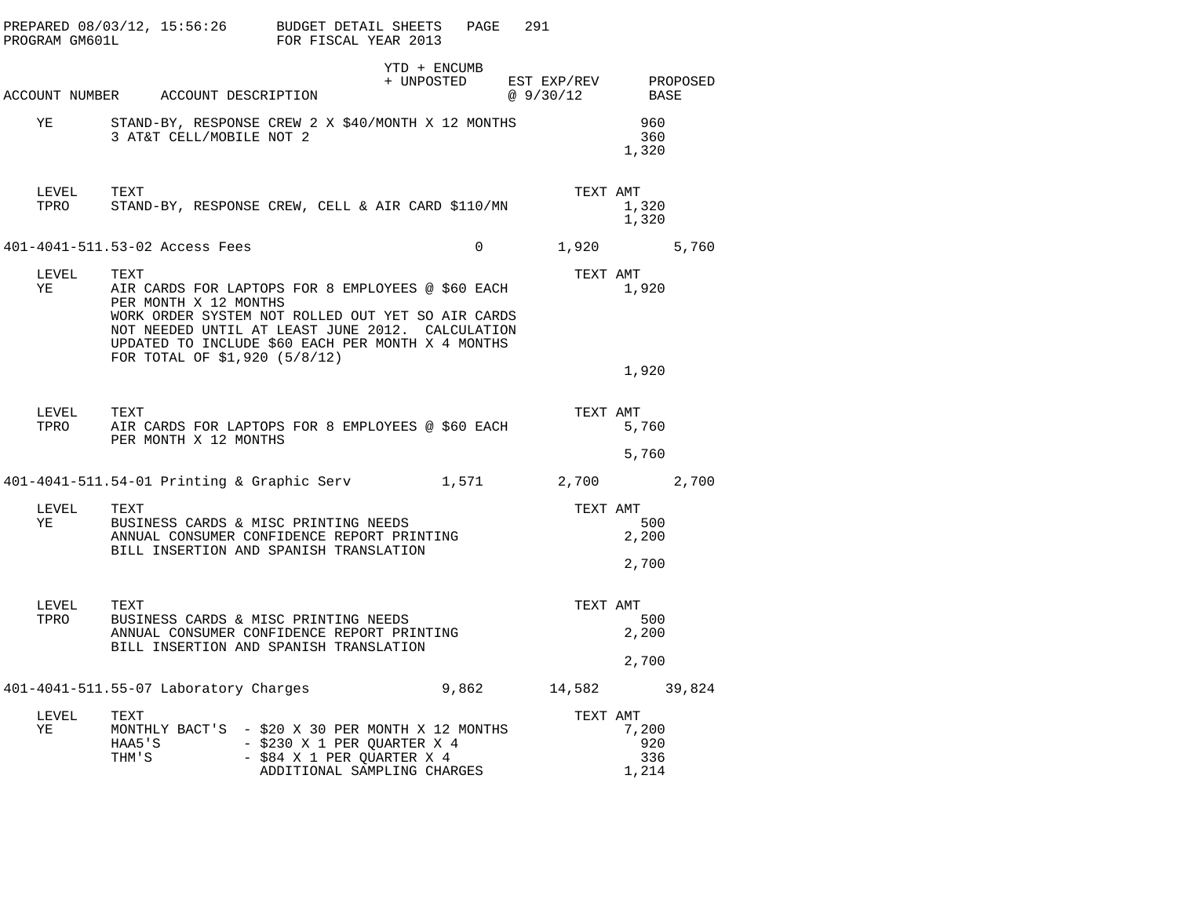PREPARED 08/03/12, 15:56:26 BUDGET DETAIL SHEETS
PROGRAM GM601L FOR FISCAL YEAR 2013

| ACCOUNT NUMBER | ACCOUNT DESCRIPTION | YTD + ENCUMB + UNPOSTED | EST EXP/REV @ 9/30/12 | PROPOSED BASE |
|---|---|---|---|---|

```
YE      STAND-BY, RESPONSE CREW 2 X $40/MONTH X 12 MONTHS          960
        3 AT&T CELL/MOBILE NOT 2                                   360
                                                                 1,320

LEVEL   TEXT                                                 TEXT AMT
TPRO    STAND-BY, RESPONSE CREW, CELL & AIR CARD $110/MN         1,320
                                                                 1,320
```

| 401-4041-511.53-02 Access Fees | | 0 | 1,920 | 5,760 |
|---|---|---|---|---|

```
LEVEL   TEXT                                                 TEXT AMT
YE      AIR CARDS FOR LAPTOPS FOR 8 EMPLOYEES @ $60 EACH         1,920
        PER MONTH X 12 MONTHS
        WORK ORDER SYSTEM NOT ROLLED OUT YET SO AIR CARDS
        NOT NEEDED UNTIL AT LEAST JUNE 2012.  CALCULATION
        UPDATED TO INCLUDE $60 EACH PER MONTH X 4 MONTHS
        FOR TOTAL OF $1,920 (5/8/12)
                                                                 1,920

LEVEL   TEXT                                                 TEXT AMT
TPRO    AIR CARDS FOR LAPTOPS FOR 8 EMPLOYEES @ $60 EACH         5,760
        PER MONTH X 12 MONTHS
                                                                 5,760
```

| 401-4041-511.54-01 Printing & Graphic Serv | | 1,571 | 2,700 | 2,700 |
|---|---|---|---|---|

```
LEVEL   TEXT                                                 TEXT AMT
YE      BUSINESS CARDS & MISC PRINTING NEEDS                       500
        ANNUAL CONSUMER CONFIDENCE REPORT PRINTING               2,200
        BILL INSERTION AND SPANISH TRANSLATION
                                                                 2,700

LEVEL   TEXT                                                 TEXT AMT
TPRO    BUSINESS CARDS & MISC PRINTING NEEDS                       500
        ANNUAL CONSUMER CONFIDENCE REPORT PRINTING               2,200
        BILL INSERTION AND SPANISH TRANSLATION
                                                                 2,700
```

| 401-4041-511.55-07 Laboratory Charges | | 9,862 | 14,582 | 39,824 |
|---|---|---|---|---|

```
LEVEL   TEXT                                                 TEXT AMT
YE      MONTHLY BACT'S  - $20 X 30 PER MONTH X 12 MONTHS         7,200
        HAA5'S          - $230 X 1 PER QUARTER X 4                 920
        THM'S           - $84 X 1 PER QUARTER X 4                  336
                          ADDITIONAL SAMPLING CHARGES            1,214
```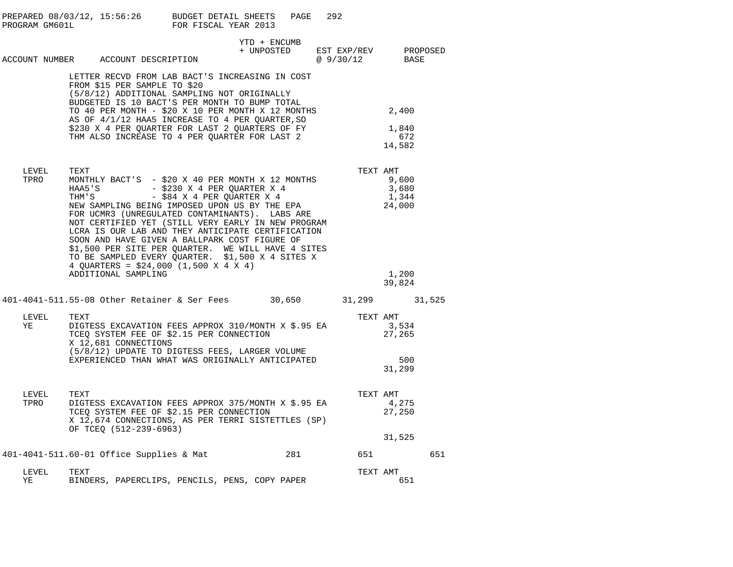| ACCOUNT NUMBER | ACCOUNT DESCRIPTION | YTD + ENCUMB + UNPOSTED | EST EXP/REV @ 9/30/12 | PROPOSED BASE |
|---|---|---|---|---|

LETTER RECVD FROM LAB BACT'S INCREASING IN COST FROM $15 PER SAMPLE TO $20
(5/8/12) ADDITIONAL SAMPLING NOT ORIGINALLY BUDGETED IS 10 BACT'S PER MONTH TO BUMP TOTAL TO 40 PER MONTH - $20 X 10 PER MONTH X 12 MONTHS — 2,400
AS OF 4/1/12 HAA5 INCREASE TO 4 PER QUARTER,SO $230 X 4 PER QUARTER FOR LAST 2 QUARTERS OF FY — 1,840
THM ALSO INCREASE TO 4 PER QUARTER FOR LAST 2 — 672

Total: 14,582

| LEVEL | TEXT | TEXT AMT |
|---|---|---|
| TPRO | MONTHLY BACT'S - $20 X 40 PER MONTH X 12 MONTHS | 9,600 |
| | HAA5'S - $230 X 4 PER QUARTER X 4 | 3,680 |
| | THM'S - $84 X 4 PER QUARTER X 4 | 1,344 |
| | NEW SAMPLING BEING IMPOSED UPON US BY THE EPA FOR UCMR3 (UNREGULATED CONTAMINANTS). LABS ARE NOT CERTIFIED YET (STILL VERY EARLY IN NEW PROGRAM LCRA IS OUR LAB AND THEY ANTICIPATE CERTIFICATION SOON AND HAVE GIVEN A BALLPARK COST FIGURE OF $1,500 PER SITE PER QUARTER. WE WILL HAVE 4 SITES TO BE SAMPLED EVERY QUARTER. $1,500 X 4 SITES X 4 QUARTERS = $24,000 (1,500 X 4 X 4) | 24,000 |
| | ADDITIONAL SAMPLING | 1,200 |
| | | 39,824 |

| ACCOUNT NUMBER | ACCOUNT DESCRIPTION | YTD + ENCUMB + UNPOSTED | EST EXP/REV @ 9/30/12 | PROPOSED BASE |
|---|---|---|---|---|
| 401-4041-511.55-08 | Other Retainer & Ser Fees | 30,650 | 31,299 | 31,525 |

| LEVEL | TEXT | TEXT AMT |
|---|---|---|
| YE | DIGTESS EXCAVATION FEES APPROX 310/MONTH X $.95 EA | 3,534 |
| | TCEQ SYSTEM FEE OF $2.15 PER CONNECTION X 12,681 CONNECTIONS | 27,265 |
| | (5/8/12) UPDATE TO DIGTESS FEES, LARGER VOLUME EXPERIENCED THAN WHAT WAS ORIGINALLY ANTICIPATED | 500 |
| | | 31,299 |

| LEVEL | TEXT | TEXT AMT |
|---|---|---|
| TPRO | DIGTESS EXCAVATION FEES APPROX 375/MONTH X $.95 EA | 4,275 |
| | TCEQ SYSTEM FEE OF $2.15 PER CONNECTION X 12,674 CONNECTIONS, AS PER TERRI SISTETTLES (SP) OF TCEQ (512-239-6963) | 27,250 |
| | | 31,525 |

| ACCOUNT NUMBER | ACCOUNT DESCRIPTION | YTD + ENCUMB + UNPOSTED | EST EXP/REV @ 9/30/12 | PROPOSED BASE |
|---|---|---|---|---|
| 401-4041-511.60-01 | Office Supplies & Mat | 281 | 651 | 651 |

| LEVEL | TEXT | TEXT AMT |
|---|---|---|
| YE | BINDERS, PAPERCLIPS, PENCILS, PENS, COPY PAPER | 651 |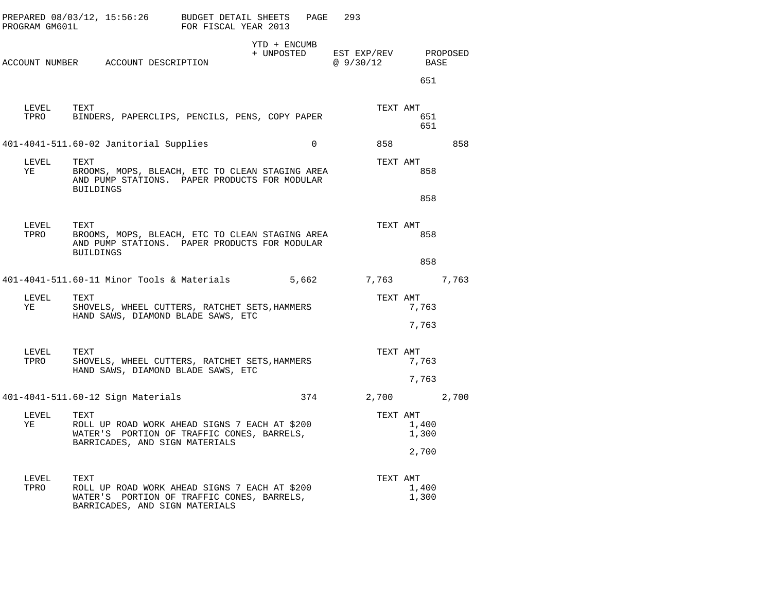PREPARED 08/03/12, 15:56:26 BUDGET DETAIL SHEETS
PROGRAM GM601L FOR FISCAL YEAR 2013

| ACCOUNT NUMBER | ACCOUNT DESCRIPTION | YTD + ENCUMB + UNPOSTED | EST EXP/REV @ 9/30/12 | PROPOSED BASE |
|---|---|---|---|---|
| | | | | 651 |

| LEVEL | TEXT | TEXT AMT |
|---|---|---|
| TPRO | BINDERS, PAPERCLIPS, PENCILS, PENS, COPY PAPER | 651 |
| | | 651 |

| ACCOUNT NUMBER | ACCOUNT DESCRIPTION | YTD + ENCUMB + UNPOSTED | EST EXP/REV @ 9/30/12 | PROPOSED BASE |
|---|---|---|---|---|
| 401-4041-511.60-02 | Janitorial Supplies | 0 | 858 | 858 |

| LEVEL | TEXT | TEXT AMT |
|---|---|---|
| YE | BROOMS, MOPS, BLEACH, ETC TO CLEAN STAGING AREA AND PUMP STATIONS. PAPER PRODUCTS FOR MODULAR BUILDINGS | 858 |
| | | 858 |

| LEVEL | TEXT | TEXT AMT |
|---|---|---|
| TPRO | BROOMS, MOPS, BLEACH, ETC TO CLEAN STAGING AREA AND PUMP STATIONS. PAPER PRODUCTS FOR MODULAR BUILDINGS | 858 |
| | | 858 |

| ACCOUNT NUMBER | ACCOUNT DESCRIPTION | YTD + ENCUMB + UNPOSTED | EST EXP/REV @ 9/30/12 | PROPOSED BASE |
|---|---|---|---|---|
| 401-4041-511.60-11 | Minor Tools & Materials | 5,662 | 7,763 | 7,763 |

| LEVEL | TEXT | TEXT AMT |
|---|---|---|
| YE | SHOVELS, WHEEL CUTTERS, RATCHET SETS,HAMMERS HAND SAWS, DIAMOND BLADE SAWS, ETC | 7,763 |
| | | 7,763 |

| LEVEL | TEXT | TEXT AMT |
|---|---|---|
| TPRO | SHOVELS, WHEEL CUTTERS, RATCHET SETS,HAMMERS HAND SAWS, DIAMOND BLADE SAWS, ETC | 7,763 |
| | | 7,763 |

| ACCOUNT NUMBER | ACCOUNT DESCRIPTION | YTD + ENCUMB + UNPOSTED | EST EXP/REV @ 9/30/12 | PROPOSED BASE |
|---|---|---|---|---|
| 401-4041-511.60-12 | Sign Materials | 374 | 2,700 | 2,700 |

| LEVEL | TEXT | TEXT AMT |
|---|---|---|
| YE | ROLL UP ROAD WORK AHEAD SIGNS 7 EACH AT $200 | 1,400 |
| | WATER'S PORTION OF TRAFFIC CONES, BARRELS, BARRICADES, AND SIGN MATERIALS | 1,300 |
| | | 2,700 |

| LEVEL | TEXT | TEXT AMT |
|---|---|---|
| TPRO | ROLL UP ROAD WORK AHEAD SIGNS 7 EACH AT $200 | 1,400 |
| | WATER'S PORTION OF TRAFFIC CONES, BARRELS, BARRICADES, AND SIGN MATERIALS | 1,300 |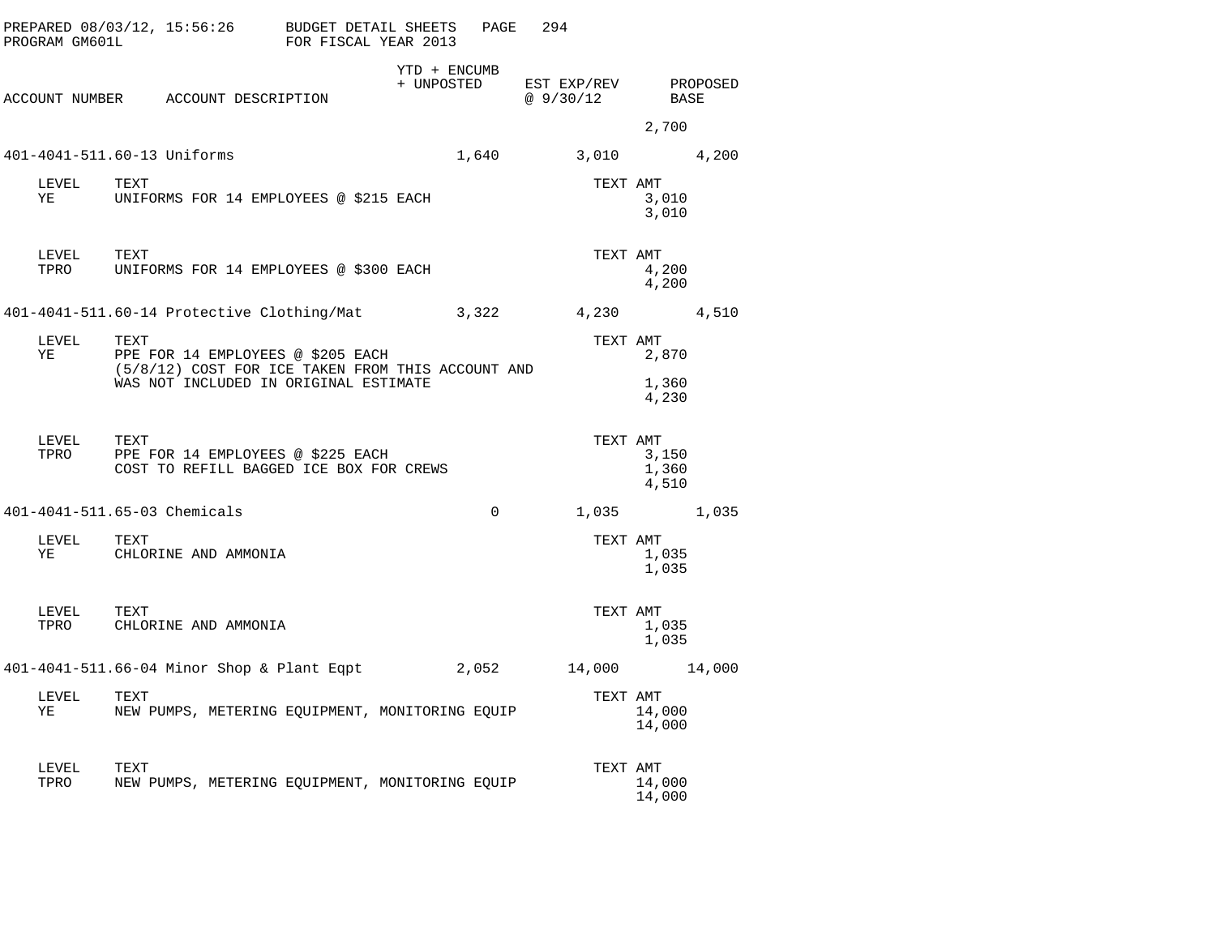PREPARED 08/03/12, 15:56:26 BUDGET DETAIL SHEETS PAGE 294
PROGRAM GM601L FOR FISCAL YEAR 2013

| ACCOUNT NUMBER | ACCOUNT DESCRIPTION | YTD + ENCUMB + UNPOSTED | EST EXP/REV @ 9/30/12 | PROPOSED BASE |
|---|---|---|---|---|
| | | | 2,700 | |
| 401-4041-511.60-13 | Uniforms | 1,640 | 3,010 | 4,200 |

| LEVEL | TEXT | TEXT AMT |
|---|---|---|
| YE | UNIFORMS FOR 14 EMPLOYEES @ $215 EACH | 3,010 |
| | | 3,010 |

| LEVEL | TEXT | TEXT AMT |
|---|---|---|
| TPRO | UNIFORMS FOR 14 EMPLOYEES @ $300 EACH | 4,200 |
| | | 4,200 |

| ACCOUNT NUMBER | ACCOUNT DESCRIPTION | YTD + ENCUMB + UNPOSTED | EST EXP/REV @ 9/30/12 | PROPOSED BASE |
|---|---|---|---|---|
| 401-4041-511.60-14 | Protective Clothing/Mat | 3,322 | 4,230 | 4,510 |

| LEVEL | TEXT | TEXT AMT |
|---|---|---|
| YE | PPE FOR 14 EMPLOYEES @ $205 EACH | 2,870 |
| | (5/8/12) COST FOR ICE TAKEN FROM THIS ACCOUNT AND WAS NOT INCLUDED IN ORIGINAL ESTIMATE | 1,360 |
| | | 4,230 |

| LEVEL | TEXT | TEXT AMT |
|---|---|---|
| TPRO | PPE FOR 14 EMPLOYEES @ $225 EACH | 3,150 |
| | COST TO REFILL BAGGED ICE BOX FOR CREWS | 1,360 |
| | | 4,510 |

| ACCOUNT NUMBER | ACCOUNT DESCRIPTION | YTD + ENCUMB + UNPOSTED | EST EXP/REV @ 9/30/12 | PROPOSED BASE |
|---|---|---|---|---|
| 401-4041-511.65-03 | Chemicals | 0 | 1,035 | 1,035 |

| LEVEL | TEXT | TEXT AMT |
|---|---|---|
| YE | CHLORINE AND AMMONIA | 1,035 |
| | | 1,035 |

| LEVEL | TEXT | TEXT AMT |
|---|---|---|
| TPRO | CHLORINE AND AMMONIA | 1,035 |
| | | 1,035 |

| ACCOUNT NUMBER | ACCOUNT DESCRIPTION | YTD + ENCUMB + UNPOSTED | EST EXP/REV @ 9/30/12 | PROPOSED BASE |
|---|---|---|---|---|
| 401-4041-511.66-04 | Minor Shop & Plant Eqpt | 2,052 | 14,000 | 14,000 |

| LEVEL | TEXT | TEXT AMT |
|---|---|---|
| YE | NEW PUMPS, METERING EQUIPMENT, MONITORING EQUIP | 14,000 |
| | | 14,000 |

| LEVEL | TEXT | TEXT AMT |
|---|---|---|
| TPRO | NEW PUMPS, METERING EQUIPMENT, MONITORING EQUIP | 14,000 |
| | | 14,000 |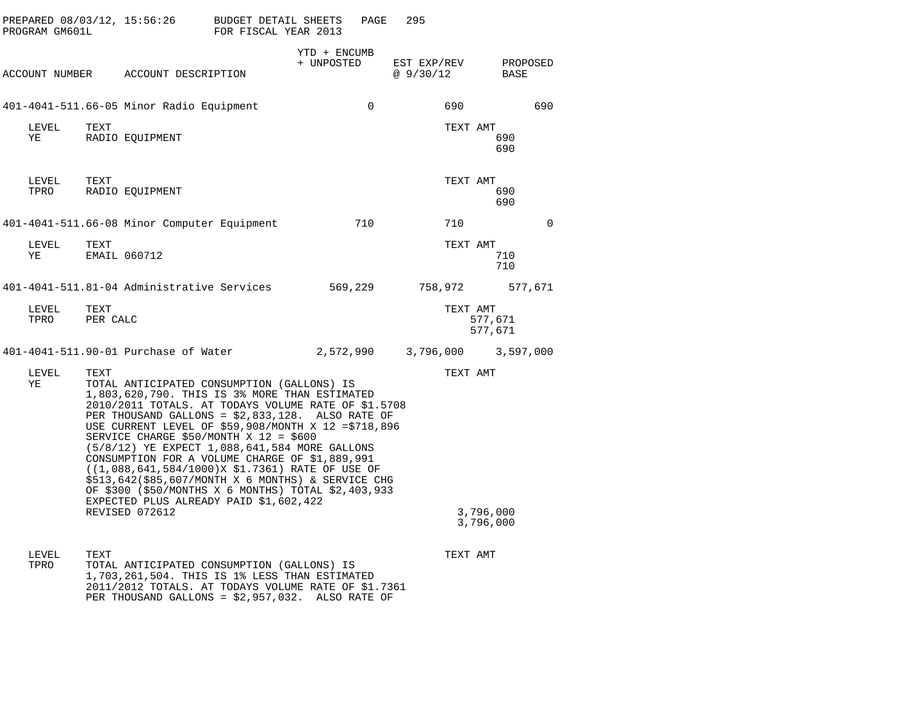PREPARED 08/03/12, 15:56:26 BUDGET DETAIL SHEETS FOR FISCAL YEAR 2013
PROGRAM GM601L

| ACCOUNT NUMBER | ACCOUNT DESCRIPTION | YTD + ENCUMB + UNPOSTED | EST EXP/REV @ 9/30/12 | PROPOSED BASE |
|---|---|---|---|---|
| 401-4041-511.66-05 | Minor Radio Equipment | 0 | 690 | 690 |

| LEVEL | TEXT | TEXT AMT |
|---|---|---|
| YE | RADIO EQUIPMENT | 690 |
| | | 690 |

| LEVEL | TEXT | TEXT AMT |
|---|---|---|
| TPRO | RADIO EQUIPMENT | 690 |
| | | 690 |

| ACCOUNT NUMBER | ACCOUNT DESCRIPTION | YTD + ENCUMB + UNPOSTED | EST EXP/REV @ 9/30/12 | PROPOSED BASE |
|---|---|---|---|---|
| 401-4041-511.66-08 | Minor Computer Equipment | 710 | 710 | 0 |

| LEVEL | TEXT | TEXT AMT |
|---|---|---|
| YE | EMAIL 060712 | 710 |
| | | 710 |

| ACCOUNT NUMBER | ACCOUNT DESCRIPTION | YTD + ENCUMB + UNPOSTED | EST EXP/REV @ 9/30/12 | PROPOSED BASE |
|---|---|---|---|---|
| 401-4041-511.81-04 | Administrative Services | 569,229 | 758,972 | 577,671 |

| LEVEL | TEXT | TEXT AMT |
|---|---|---|
| TPRO | PER CALC | 577,671 |
| | | 577,671 |

| ACCOUNT NUMBER | ACCOUNT DESCRIPTION | YTD + ENCUMB + UNPOSTED | EST EXP/REV @ 9/30/12 | PROPOSED BASE |
|---|---|---|---|---|
| 401-4041-511.90-01 | Purchase of Water | 2,572,990 | 3,796,000 | 3,597,000 |

| LEVEL | TEXT | TEXT AMT |
|---|---|---|
| YE | TOTAL ANTICIPATED CONSUMPTION (GALLONS) IS 1,803,620,790. THIS IS 3% MORE THAN ESTIMATED 2010/2011 TOTALS. AT TODAYS VOLUME RATE OF $1.5708 PER THOUSAND GALLONS = $2,833,128. ALSO RATE OF USE CURRENT LEVEL OF $59,908/MONTH X 12 =$718,896 SERVICE CHARGE $50/MONTH X 12 = $600 (5/8/12) YE EXPECT 1,088,641,584 MORE GALLONS CONSUMPTION FOR A VOLUME CHARGE OF $1,889,991 ((1,088,641,584/1000)X $1.7361) RATE OF USE OF $513,642($85,607/MONTH X 6 MONTHS) & SERVICE CHG OF $300 ($50/MONTHS X 6 MONTHS) TOTAL $2,403,933 EXPECTED PLUS ALREADY PAID $1,602,422 REVISED 072612 | 3,796,000 |
| | | 3,796,000 |

| LEVEL | TEXT | TEXT AMT |
|---|---|---|
| TPRO | TOTAL ANTICIPATED CONSUMPTION (GALLONS) IS 1,703,261,504. THIS IS 1% LESS THAN ESTIMATED 2011/2012 TOTALS. AT TODAYS VOLUME RATE OF $1.7361 PER THOUSAND GALLONS = $2,957,032. ALSO RATE OF | |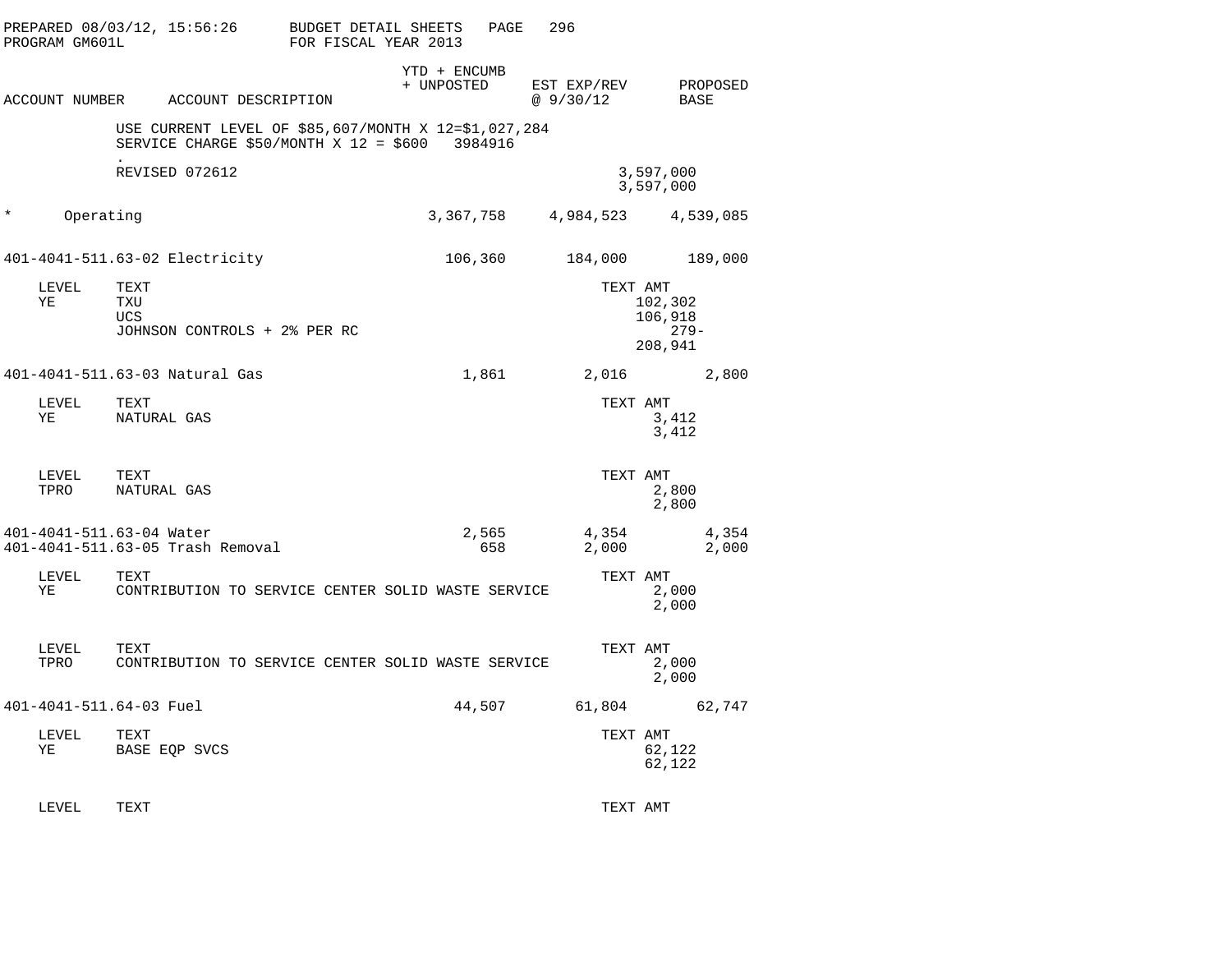PREPARED 08/03/12, 15:56:26 BUDGET DETAIL SHEETS
PROGRAM GM601L FOR FISCAL YEAR 2013

| ACCOUNT NUMBER | ACCOUNT DESCRIPTION | YTD + ENCUMB + UNPOSTED | EST EXP/REV @ 9/30/12 | PROPOSED BASE |
|---|---|---|---|---|
| | USE CURRENT LEVEL OF $85,607/MONTH X 12=$1,027,284 | | | |
| | SERVICE CHARGE $50/MONTH X 12 = $600 3984916 | | | |
| | . | | | |
| | REVISED 072612 | | | 3,597,000 |
| | | | | 3,597,000 |
| * | Operating | 3,367,758 | 4,984,523 | 4,539,085 |
| 401-4041-511.63-02 | Electricity | 106,360 | 184,000 | 189,000 |

| LEVEL | TEXT | TEXT AMT |
|---|---|---|
| YE | TXU | 102,302 |
| | UCS | 106,918 |
| | JOHNSON CONTROLS + 2% PER RC | 279- |
| | | 208,941 |

| ACCOUNT NUMBER | ACCOUNT DESCRIPTION | YTD + ENCUMB + UNPOSTED | EST EXP/REV @ 9/30/12 | PROPOSED BASE |
|---|---|---|---|---|
| 401-4041-511.63-03 | Natural Gas | 1,861 | 2,016 | 2,800 |

| LEVEL | TEXT | TEXT AMT |
|---|---|---|
| YE | NATURAL GAS | 3,412 |
| | | 3,412 |

| LEVEL | TEXT | TEXT AMT |
|---|---|---|
| TPRO | NATURAL GAS | 2,800 |
| | | 2,800 |

| ACCOUNT NUMBER | ACCOUNT DESCRIPTION | YTD + ENCUMB + UNPOSTED | EST EXP/REV @ 9/30/12 | PROPOSED BASE |
|---|---|---|---|---|
| 401-4041-511.63-04 | Water | 2,565 | 4,354 | 4,354 |
| 401-4041-511.63-05 | Trash Removal | 658 | 2,000 | 2,000 |

| LEVEL | TEXT | TEXT AMT |
|---|---|---|
| YE | CONTRIBUTION TO SERVICE CENTER SOLID WASTE SERVICE | 2,000 |
| | | 2,000 |

| LEVEL | TEXT | TEXT AMT |
|---|---|---|
| TPRO | CONTRIBUTION TO SERVICE CENTER SOLID WASTE SERVICE | 2,000 |
| | | 2,000 |

| ACCOUNT NUMBER | ACCOUNT DESCRIPTION | YTD + ENCUMB + UNPOSTED | EST EXP/REV @ 9/30/12 | PROPOSED BASE |
|---|---|---|---|---|
| 401-4041-511.64-03 | Fuel | 44,507 | 61,804 | 62,747 |

| LEVEL | TEXT | TEXT AMT |
|---|---|---|
| YE | BASE EQP SVCS | 62,122 |
| | | 62,122 |

| LEVEL | TEXT | TEXT AMT |
|---|---|---|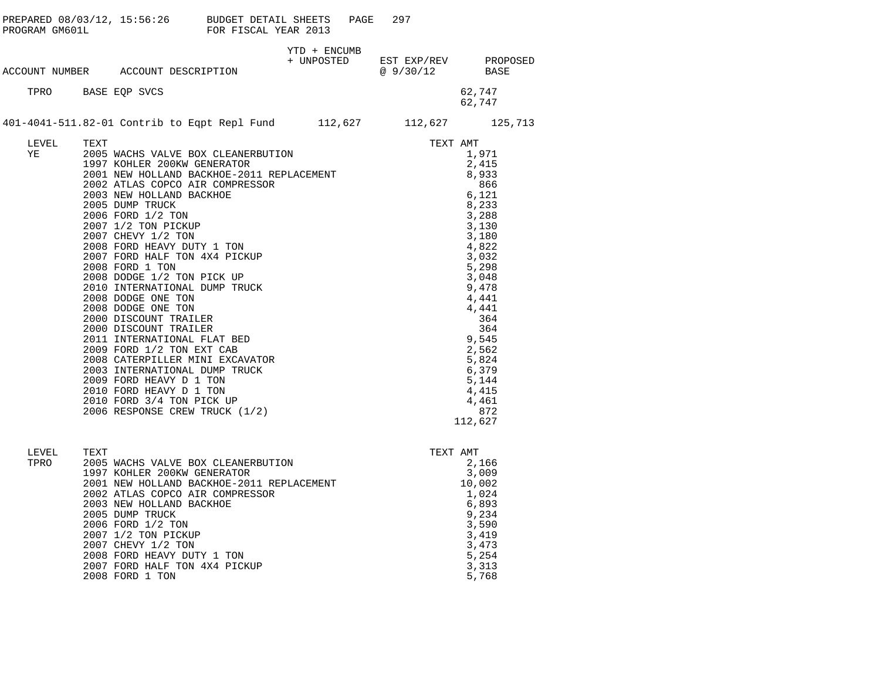PREPARED 08/03/12, 15:56:26 BUDGET DETAIL SHEETS
PROGRAM GM601L FOR FISCAL YEAR 2013

| ACCOUNT NUMBER | ACCOUNT DESCRIPTION | YTD + ENCUMB + UNPOSTED | EST EXP/REV @ 9/30/12 | PROPOSED BASE |
|---|---|---|---|---|
| TPRO | BASE EQP SVCS | | 62,747 | |
| | | | 62,747 | |
| 401-4041-511.82-01 | Contrib to Eqpt Repl Fund | 112,627 | 112,627 | 125,713 |

| LEVEL | TEXT | TEXT AMT |
|---|---|---|
| YE | 2005 WACHS VALVE BOX CLEANERBUTION | 1,971 |
| | 1997 KOHLER 200KW GENERATOR | 2,415 |
| | 2001 NEW HOLLAND BACKHOE-2011 REPLACEMENT | 8,933 |
| | 2002 ATLAS COPCO AIR COMPRESSOR | 866 |
| | 2003 NEW HOLLAND BACKHOE | 6,121 |
| | 2005 DUMP TRUCK | 8,233 |
| | 2006 FORD 1/2 TON | 3,288 |
| | 2007 1/2 TON PICKUP | 3,130 |
| | 2007 CHEVY 1/2 TON | 3,180 |
| | 2008 FORD HEAVY DUTY 1 TON | 4,822 |
| | 2007 FORD HALF TON 4X4 PICKUP | 3,032 |
| | 2008 FORD 1 TON | 5,298 |
| | 2008 DODGE 1/2 TON PICK UP | 3,048 |
| | 2010 INTERNATIONAL DUMP TRUCK | 9,478 |
| | 2008 DODGE ONE TON | 4,441 |
| | 2008 DODGE ONE TON | 4,441 |
| | 2000 DISCOUNT TRAILER | 364 |
| | 2000 DISCOUNT TRAILER | 364 |
| | 2011 INTERNATIONAL FLAT BED | 9,545 |
| | 2009 FORD 1/2 TON EXT CAB | 2,562 |
| | 2008 CATERPILLER MINI EXCAVATOR | 5,824 |
| | 2003 INTERNATIONAL DUMP TRUCK | 6,379 |
| | 2009 FORD HEAVY D 1 TON | 5,144 |
| | 2010 FORD HEAVY D 1 TON | 4,415 |
| | 2010 FORD 3/4 TON PICK UP | 4,461 |
| | 2006 RESPONSE CREW TRUCK (1/2) | 872 |
| | | 112,627 |

| LEVEL | TEXT | TEXT AMT |
|---|---|---|
| TPRO | 2005 WACHS VALVE BOX CLEANERBUTION | 2,166 |
| | 1997 KOHLER 200KW GENERATOR | 3,009 |
| | 2001 NEW HOLLAND BACKHOE-2011 REPLACEMENT | 10,002 |
| | 2002 ATLAS COPCO AIR COMPRESSOR | 1,024 |
| | 2003 NEW HOLLAND BACKHOE | 6,893 |
| | 2005 DUMP TRUCK | 9,234 |
| | 2006 FORD 1/2 TON | 3,590 |
| | 2007 1/2 TON PICKUP | 3,419 |
| | 2007 CHEVY 1/2 TON | 3,473 |
| | 2008 FORD HEAVY DUTY 1 TON | 5,254 |
| | 2007 FORD HALF TON 4X4 PICKUP | 3,313 |
| | 2008 FORD 1 TON | 5,768 |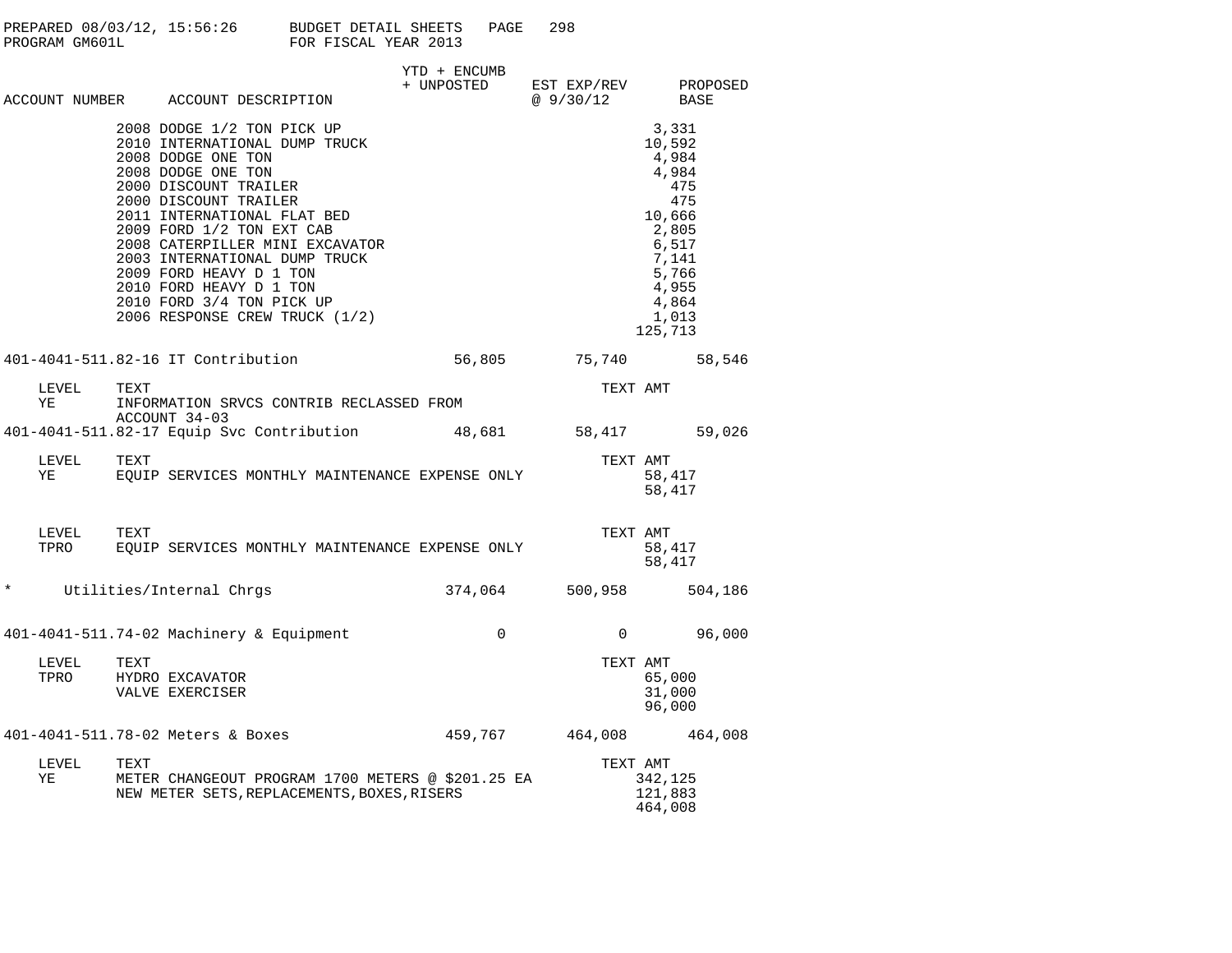PREPARED 08/03/12, 15:56:26 BUDGET DETAIL SHEETS PAGE 298
PROGRAM GM601L FOR FISCAL YEAR 2013

| ACCOUNT NUMBER | ACCOUNT DESCRIPTION | YTD + ENCUMB + UNPOSTED | EST EXP/REV @ 9/30/12 | TEXT AMT | PROPOSED BASE |
|---|---|---|---|---|---|
| | 2008 DODGE 1/2 TON PICK UP | | | 3,331 | |
| | 2010 INTERNATIONAL DUMP TRUCK | | | 10,592 | |
| | 2008 DODGE ONE TON | | | 4,984 | |
| | 2008 DODGE ONE TON | | | 4,984 | |
| | 2000 DISCOUNT TRAILER | | | 475 | |
| | 2000 DISCOUNT TRAILER | | | 475 | |
| | 2011 INTERNATIONAL FLAT BED | | | 10,666 | |
| | 2009 FORD 1/2 TON EXT CAB | | | 2,805 | |
| | 2008 CATERPILLER MINI EXCAVATOR | | | 6,517 | |
| | 2003 INTERNATIONAL DUMP TRUCK | | | 7,141 | |
| | 2009 FORD HEAVY D 1 TON | | | 5,766 | |
| | 2010 FORD HEAVY D 1 TON | | | 4,955 | |
| | 2010 FORD 3/4 TON PICK UP | | | 4,864 | |
| | 2006 RESPONSE CREW TRUCK (1/2) | | | 1,013 | |
| | | | | 125,713 | |
| 401-4041-511.82-16 | IT Contribution | 56,805 | 75,740 | | 58,546 |
| LEVEL YE | TEXT: INFORMATION SRVCS CONTRIB RECLASSED FROM ACCOUNT 34-03 | | | | |
| 401-4041-511.82-17 | Equip Svc Contribution | 48,681 | 58,417 | | 59,026 |
| LEVEL YE | TEXT: EQUIP SERVICES MONTHLY MAINTENANCE EXPENSE ONLY | | | 58,417 | |
| | | | | 58,417 | |
| LEVEL TPRO | TEXT: EQUIP SERVICES MONTHLY MAINTENANCE EXPENSE ONLY | | | 58,417 | |
| | | | | 58,417 | |
| * | Utilities/Internal Chrgs | 374,064 | 500,958 | | 504,186 |
| 401-4041-511.74-02 | Machinery & Equipment | 0 | 0 | | 96,000 |
| LEVEL TPRO | TEXT: HYDRO EXCAVATOR | | | 65,000 | |
| | VALVE EXERCISER | | | 31,000 | |
| | | | | 96,000 | |
| 401-4041-511.78-02 | Meters & Boxes | 459,767 | 464,008 | | 464,008 |
| LEVEL YE | TEXT: METER CHANGEOUT PROGRAM 1700 METERS @ $201.25 EA | | | 342,125 | |
| | NEW METER SETS,REPLACEMENTS,BOXES,RISERS | | | 121,883 | |
| | | | | 464,008 | |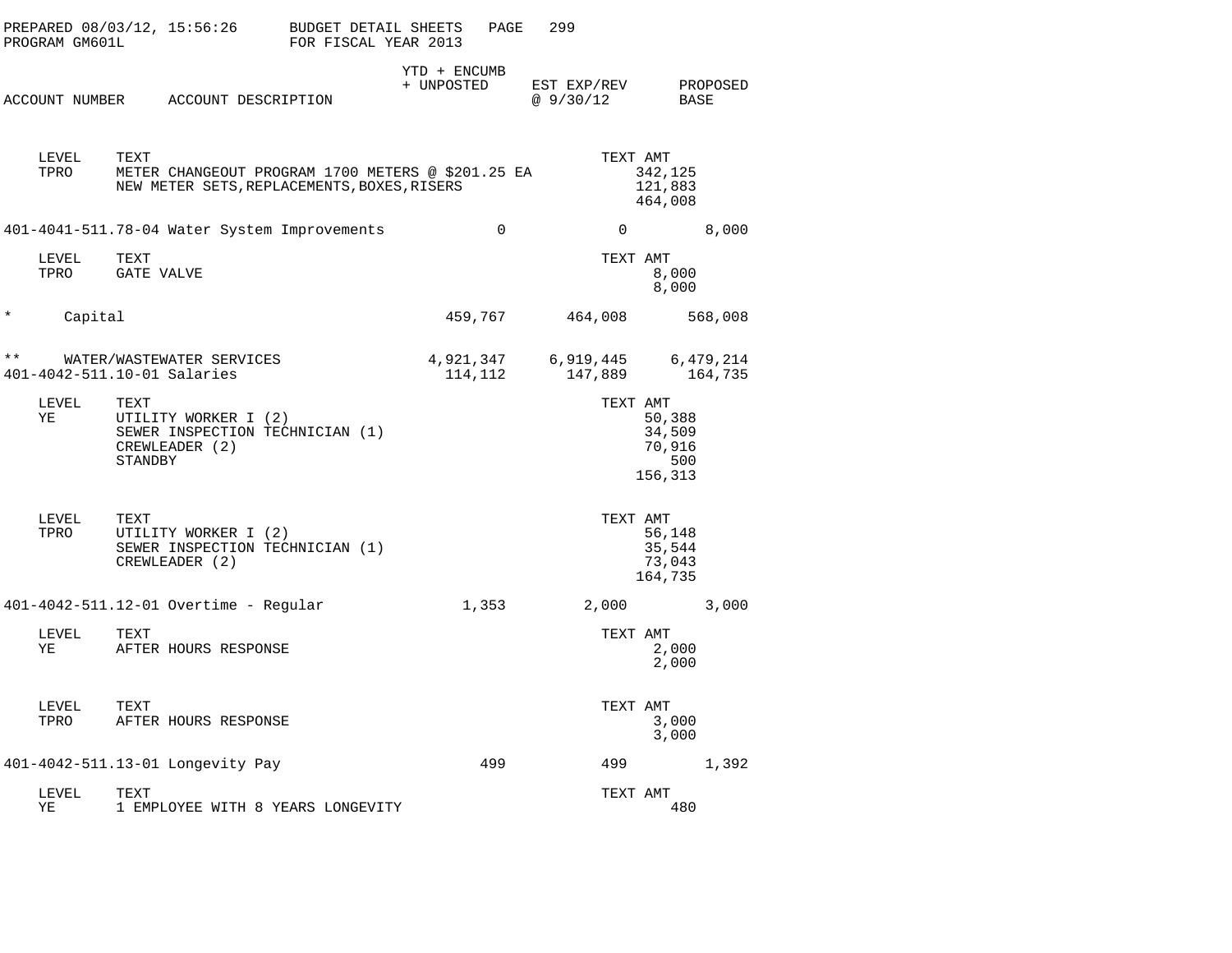PREPARED 08/03/12, 15:56:26 BUDGET DETAIL SHEETS PAGE 299
PROGRAM GM601L FOR FISCAL YEAR 2013

| ACCOUNT NUMBER | ACCOUNT DESCRIPTION | YTD + ENCUMB + UNPOSTED | EST EXP/REV @ 9/30/12 | PROPOSED BASE |
|---|---|---|---|---|

| LEVEL | TEXT | TEXT AMT |
|---|---|---|
| TPRO | METER CHANGEOUT PROGRAM 1700 METERS @ $201.25 EA | 342,125 |
| | NEW METER SETS,REPLACEMENTS,BOXES,RISERS | 121,883 |
| | | 464,008 |

| ACCOUNT NUMBER | ACCOUNT DESCRIPTION | YTD + ENCUMB + UNPOSTED | EST EXP/REV @ 9/30/12 | PROPOSED BASE |
|---|---|---|---|---|
| 401-4041-511.78-04 | Water System Improvements | 0 | 0 | 8,000 |

| LEVEL | TEXT | TEXT AMT |
|---|---|---|
| TPRO | GATE VALVE | 8,000 |
| | | 8,000 |

| | | YTD + ENCUMB + UNPOSTED | EST EXP/REV @ 9/30/12 | PROPOSED BASE |
|---|---|---|---|---|
| * | Capital | 459,767 | 464,008 | 568,008 |
| ** | WATER/WASTEWATER SERVICES | 4,921,347 | 6,919,445 | 6,479,214 |
| 401-4042-511.10-01 | Salaries | 114,112 | 147,889 | 164,735 |

| LEVEL | TEXT | TEXT AMT |
|---|---|---|
| YE | UTILITY WORKER I (2) | 50,388 |
| | SEWER INSPECTION TECHNICIAN (1) | 34,509 |
| | CREWLEADER (2) | 70,916 |
| | STANDBY | 500 |
| | | 156,313 |

| LEVEL | TEXT | TEXT AMT |
|---|---|---|
| TPRO | UTILITY WORKER I (2) | 56,148 |
| | SEWER INSPECTION TECHNICIAN (1) | 35,544 |
| | CREWLEADER (2) | 73,043 |
| | | 164,735 |

| ACCOUNT NUMBER | ACCOUNT DESCRIPTION | YTD + ENCUMB + UNPOSTED | EST EXP/REV @ 9/30/12 | PROPOSED BASE |
|---|---|---|---|---|
| 401-4042-511.12-01 | Overtime - Regular | 1,353 | 2,000 | 3,000 |

| LEVEL | TEXT | TEXT AMT |
|---|---|---|
| YE | AFTER HOURS RESPONSE | 2,000 |
| | | 2,000 |

| LEVEL | TEXT | TEXT AMT |
|---|---|---|
| TPRO | AFTER HOURS RESPONSE | 3,000 |
| | | 3,000 |

| ACCOUNT NUMBER | ACCOUNT DESCRIPTION | YTD + ENCUMB + UNPOSTED | EST EXP/REV @ 9/30/12 | PROPOSED BASE |
|---|---|---|---|---|
| 401-4042-511.13-01 | Longevity Pay | 499 | 499 | 1,392 |

| LEVEL | TEXT | TEXT AMT |
|---|---|---|
| YE | 1 EMPLOYEE WITH 8 YEARS LONGEVITY | 480 |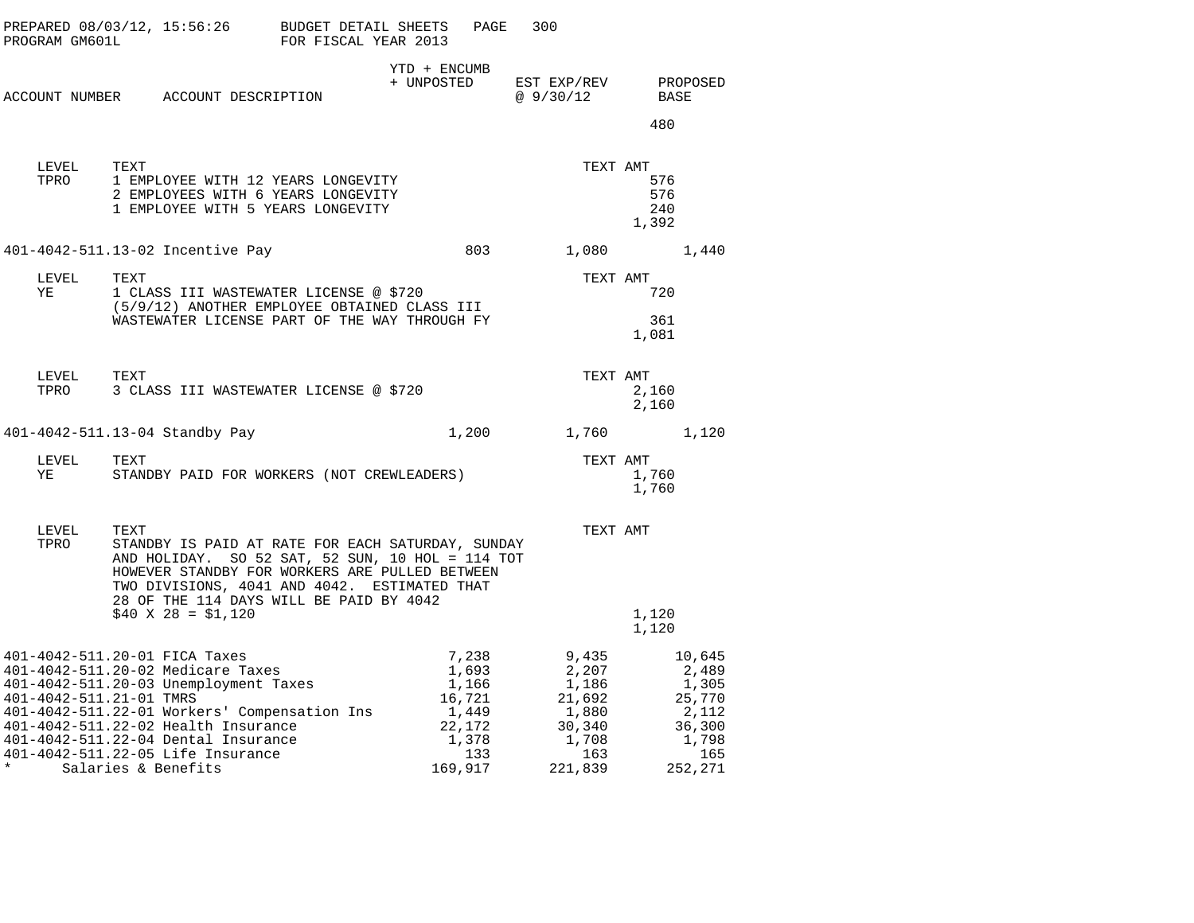| ACCOUNT NUMBER | ACCOUNT DESCRIPTION | YTD + ENCUMB + UNPOSTED | EST EXP/REV @ 9/30/12 | PROPOSED BASE |
|---|---|---|---|---|
| | | | | 480 |

| LEVEL | TEXT | TEXT AMT |
|---|---|---|
| TPRO | 1 EMPLOYEE WITH 12 YEARS LONGEVITY | 576 |
| | 2 EMPLOYEES WITH 6 YEARS LONGEVITY | 576 |
| | 1 EMPLOYEE WITH 5 YEARS LONGEVITY | 240 |
| | | 1,392 |

| ACCOUNT NUMBER | ACCOUNT DESCRIPTION | YTD + ENCUMB + UNPOSTED | EST EXP/REV @ 9/30/12 | PROPOSED BASE |
|---|---|---|---|---|
| 401-4042-511.13-02 | Incentive Pay | 803 | 1,080 | 1,440 |

| LEVEL | TEXT | TEXT AMT |
|---|---|---|
| YE | 1 CLASS III WASTEWATER LICENSE @ $720 | 720 |
| | (5/9/12) ANOTHER EMPLOYEE OBTAINED CLASS III WASTEWATER LICENSE PART OF THE WAY THROUGH FY | 361 |
| | | 1,081 |

| LEVEL | TEXT | TEXT AMT |
|---|---|---|
| TPRO | 3 CLASS III WASTEWATER LICENSE @ $720 | 2,160 |
| | | 2,160 |

| ACCOUNT NUMBER | ACCOUNT DESCRIPTION | YTD + ENCUMB + UNPOSTED | EST EXP/REV @ 9/30/12 | PROPOSED BASE |
|---|---|---|---|---|
| 401-4042-511.13-04 | Standby Pay | 1,200 | 1,760 | 1,120 |

| LEVEL | TEXT | TEXT AMT |
|---|---|---|
| YE | STANDBY PAID FOR WORKERS (NOT CREWLEADERS) | 1,760 |
| | | 1,760 |

| LEVEL | TEXT | TEXT AMT |
|---|---|---|
| TPRO | STANDBY IS PAID AT RATE FOR EACH SATURDAY, SUNDAY AND HOLIDAY. SO 52 SAT, 52 SUN, 10 HOL = 114 TOT HOWEVER STANDBY FOR WORKERS ARE PULLED BETWEEN TWO DIVISIONS, 4041 AND 4042. ESTIMATED THAT 28 OF THE 114 DAYS WILL BE PAID BY 4042 | |
| | $40 X 28 = $1,120 | 1,120 |
| | | 1,120 |

| ACCOUNT NUMBER | ACCOUNT DESCRIPTION | YTD + ENCUMB + UNPOSTED | EST EXP/REV @ 9/30/12 | PROPOSED BASE |
|---|---|---|---|---|
| 401-4042-511.20-01 | FICA Taxes | 7,238 | 9,435 | 10,645 |
| 401-4042-511.20-02 | Medicare Taxes | 1,693 | 2,207 | 2,489 |
| 401-4042-511.20-03 | Unemployment Taxes | 1,166 | 1,186 | 1,305 |
| 401-4042-511.21-01 | TMRS | 16,721 | 21,692 | 25,770 |
| 401-4042-511.22-01 | Workers' Compensation Ins | 1,449 | 1,880 | 2,112 |
| 401-4042-511.22-02 | Health Insurance | 22,172 | 30,340 | 36,300 |
| 401-4042-511.22-04 | Dental Insurance | 1,378 | 1,708 | 1,798 |
| 401-4042-511.22-05 | Life Insurance | 133 | 163 | 165 |
| * | Salaries & Benefits | 169,917 | 221,839 | 252,271 |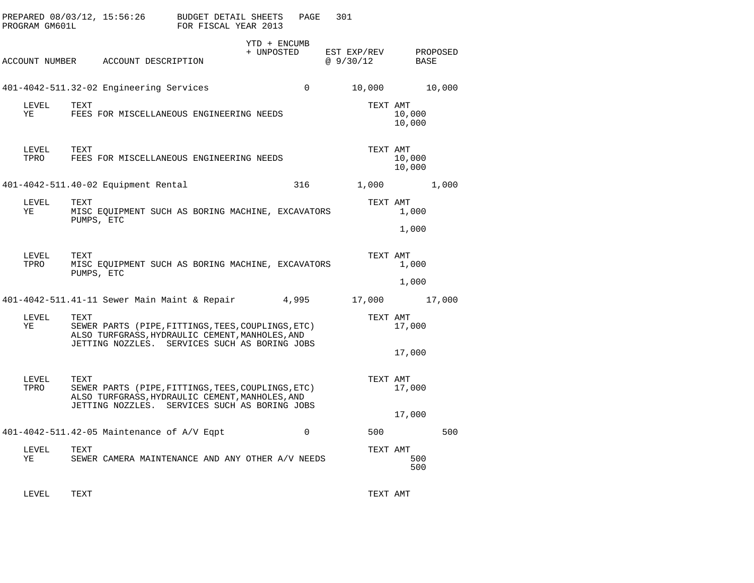PREPARED 08/03/12, 15:56:26 BUDGET DETAIL SHEETS
PROGRAM GM601L FOR FISCAL YEAR 2013

| ACCOUNT NUMBER | ACCOUNT DESCRIPTION | YTD + ENCUMB + UNPOSTED | EST EXP/REV @ 9/30/12 | PROPOSED BASE |
|---|---|---|---|---|
| 401-4042-511.32-02 | Engineering Services | 0 | 10,000 | 10,000 |

| LEVEL | TEXT | TEXT AMT |
|---|---|---|
| YE | FEES FOR MISCELLANEOUS ENGINEERING NEEDS | 10,000 |
| | | 10,000 |

| LEVEL | TEXT | TEXT AMT |
|---|---|---|
| TPRO | FEES FOR MISCELLANEOUS ENGINEERING NEEDS | 10,000 |
| | | 10,000 |

| ACCOUNT NUMBER | ACCOUNT DESCRIPTION | YTD + ENCUMB + UNPOSTED | EST EXP/REV @ 9/30/12 | PROPOSED BASE |
|---|---|---|---|---|
| 401-4042-511.40-02 | Equipment Rental | 316 | 1,000 | 1,000 |

| LEVEL | TEXT | TEXT AMT |
|---|---|---|
| YE | MISC EQUIPMENT SUCH AS BORING MACHINE, EXCAVATORS PUMPS, ETC | 1,000 |
| | | 1,000 |

| LEVEL | TEXT | TEXT AMT |
|---|---|---|
| TPRO | MISC EQUIPMENT SUCH AS BORING MACHINE, EXCAVATORS PUMPS, ETC | 1,000 |
| | | 1,000 |

| ACCOUNT NUMBER | ACCOUNT DESCRIPTION | YTD + ENCUMB + UNPOSTED | EST EXP/REV @ 9/30/12 | PROPOSED BASE |
|---|---|---|---|---|
| 401-4042-511.41-11 | Sewer Main Maint & Repair | 4,995 | 17,000 | 17,000 |

| LEVEL | TEXT | TEXT AMT |
|---|---|---|
| YE | SEWER PARTS (PIPE,FITTINGS,TEES,COUPLINGS,ETC) ALSO TURFGRASS,HYDRAULIC CEMENT,MANHOLES,AND JETTING NOZZLES. SERVICES SUCH AS BORING JOBS | 17,000 |
| | | 17,000 |

| LEVEL | TEXT | TEXT AMT |
|---|---|---|
| TPRO | SEWER PARTS (PIPE,FITTINGS,TEES,COUPLINGS,ETC) ALSO TURFGRASS,HYDRAULIC CEMENT,MANHOLES,AND JETTING NOZZLES. SERVICES SUCH AS BORING JOBS | 17,000 |
| | | 17,000 |

| ACCOUNT NUMBER | ACCOUNT DESCRIPTION | YTD + ENCUMB + UNPOSTED | EST EXP/REV @ 9/30/12 | PROPOSED BASE |
|---|---|---|---|---|
| 401-4042-511.42-05 | Maintenance of A/V Eqpt | 0 | 500 | 500 |

| LEVEL | TEXT | TEXT AMT |
|---|---|---|
| YE | SEWER CAMERA MAINTENANCE AND ANY OTHER A/V NEEDS | 500 |
| | | 500 |

| LEVEL | TEXT | TEXT AMT |
|---|---|---|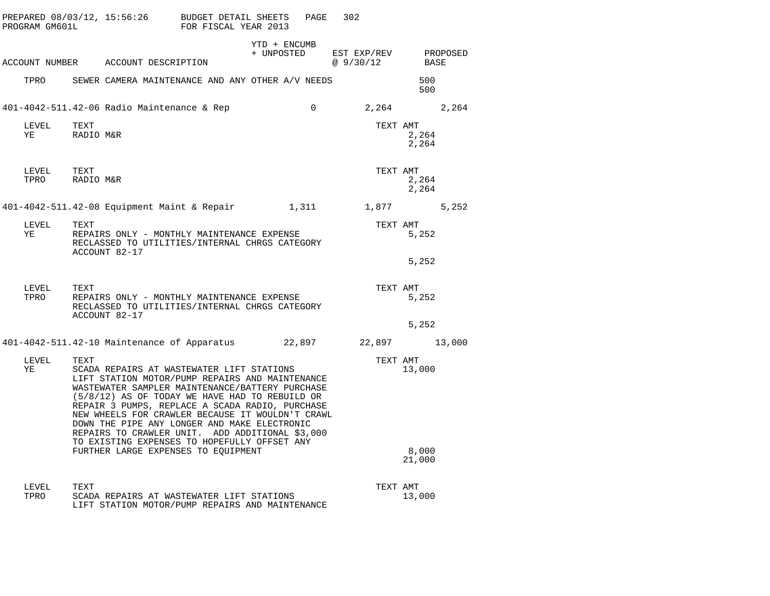PREPARED 08/03/12, 15:56:26 BUDGET DETAIL SHEETS PAGE 302
PROGRAM GM601L FOR FISCAL YEAR 2013

| ACCOUNT NUMBER | ACCOUNT DESCRIPTION | YTD + ENCUMB + UNPOSTED | EST EXP/REV @ 9/30/12 | PROPOSED BASE |
|---|---|---|---|---|

TPRO SEWER CAMERA MAINTENANCE AND ANY OTHER A/V NEEDS 500
500

| ACCOUNT NUMBER | ACCOUNT DESCRIPTION | YTD + ENCUMB + UNPOSTED | EST EXP/REV @ 9/30/12 | PROPOSED BASE |
|---|---|---|---|---|
| 401-4042-511.42-06 | Radio Maintenance & Rep | 0 | 2,264 | 2,264 |

| LEVEL | TEXT | TEXT AMT |
|---|---|---|
| YE | RADIO M&R | 2,264 |
| | | 2,264 |

| LEVEL | TEXT | TEXT AMT |
|---|---|---|
| TPRO | RADIO M&R | 2,264 |
| | | 2,264 |

| ACCOUNT NUMBER | ACCOUNT DESCRIPTION | YTD + ENCUMB + UNPOSTED | EST EXP/REV @ 9/30/12 | PROPOSED BASE |
|---|---|---|---|---|
| 401-4042-511.42-08 | Equipment Maint & Repair | 1,311 | 1,877 | 5,252 |

| LEVEL | TEXT | TEXT AMT |
|---|---|---|
| YE | REPAIRS ONLY - MONTHLY MAINTENANCE EXPENSE RECLASSED TO UTILITIES/INTERNAL CHRGS CATEGORY ACCOUNT 82-17 | 5,252 |
| | | 5,252 |

| LEVEL | TEXT | TEXT AMT |
|---|---|---|
| TPRO | REPAIRS ONLY - MONTHLY MAINTENANCE EXPENSE RECLASSED TO UTILITIES/INTERNAL CHRGS CATEGORY ACCOUNT 82-17 | 5,252 |
| | | 5,252 |

| ACCOUNT NUMBER | ACCOUNT DESCRIPTION | YTD + ENCUMB + UNPOSTED | EST EXP/REV @ 9/30/12 | PROPOSED BASE |
|---|---|---|---|---|
| 401-4042-511.42-10 | Maintenance of Apparatus | 22,897 | 22,897 | 13,000 |

| LEVEL | TEXT | TEXT AMT |
|---|---|---|
| YE | SCADA REPAIRS AT WASTEWATER LIFT STATIONS | 13,000 |
| | LIFT STATION MOTOR/PUMP REPAIRS AND MAINTENANCE WASTEWATER SAMPLER MAINTENANCE/BATTERY PURCHASE (5/8/12) AS OF TODAY WE HAVE HAD TO REBUILD OR REPAIR 3 PUMPS, REPLACE A SCADA RADIO, PURCHASE NEW WHEELS FOR CRAWLER BECAUSE IT WOULDN'T CRAWL DOWN THE PIPE ANY LONGER AND MAKE ELECTRONIC REPAIRS TO CRAWLER UNIT. ADD ADDITIONAL $3,000 TO EXISTING EXPENSES TO HOPEFULLY OFFSET ANY FURTHER LARGE EXPENSES TO EQUIPMENT | 8,000 |
| | | 21,000 |

| LEVEL | TEXT | TEXT AMT |
|---|---|---|
| TPRO | SCADA REPAIRS AT WASTEWATER LIFT STATIONS | 13,000 |
| | LIFT STATION MOTOR/PUMP REPAIRS AND MAINTENANCE | |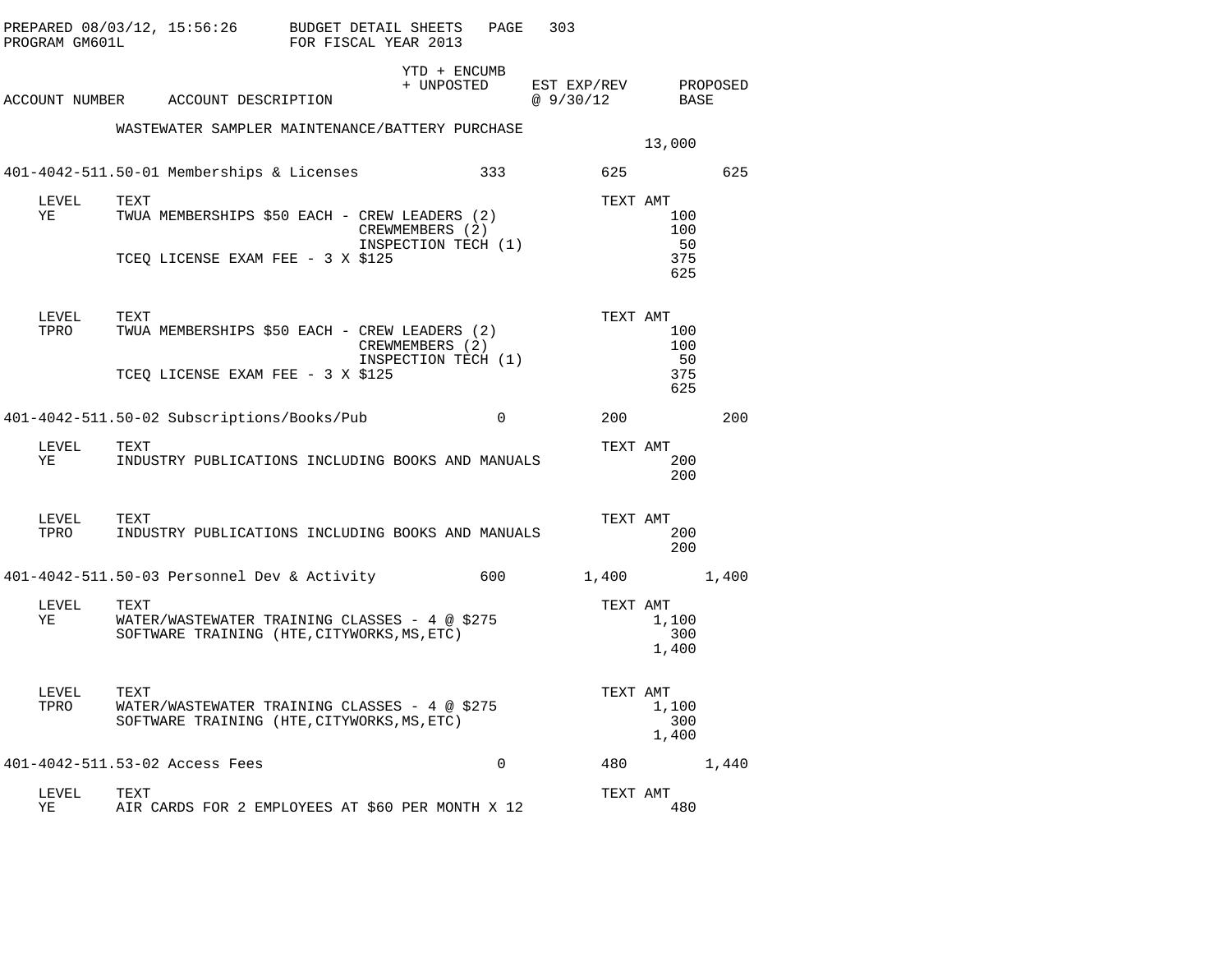PREPARED 08/03/12, 15:56:26 BUDGET DETAIL SHEETS PAGE 303
PROGRAM GM601L FOR FISCAL YEAR 2013

| ACCOUNT NUMBER | ACCOUNT DESCRIPTION | YTD + ENCUMB + UNPOSTED | EST EXP/REV @ 9/30/12 | PROPOSED BASE |
|---|---|---|---|---|

WASTEWATER SAMPLER MAINTENANCE/BATTERY PURCHASE 13,000

| ACCOUNT NUMBER | ACCOUNT DESCRIPTION | YTD + ENCUMB + UNPOSTED | EST EXP/REV @ 9/30/12 | PROPOSED BASE |
|---|---|---|---|---|
| 401-4042-511.50-01 | Memberships & Licenses | 333 | 625 | 625 |

| LEVEL | TEXT | TEXT AMT |
|---|---|---|
| YE | TWUA MEMBERSHIPS $50 EACH - CREW LEADERS (2) | 100 |
| | CREWMEMBERS (2) | 100 |
| | INSPECTION TECH (1) | 50 |
| | TCEQ LICENSE EXAM FEE - 3 X $125 | 375 |
| | | 625 |

| LEVEL | TEXT | TEXT AMT |
|---|---|---|
| TPRO | TWUA MEMBERSHIPS $50 EACH - CREW LEADERS (2) | 100 |
| | CREWMEMBERS (2) | 100 |
| | INSPECTION TECH (1) | 50 |
| | TCEQ LICENSE EXAM FEE - 3 X $125 | 375 |
| | | 625 |

| ACCOUNT NUMBER | ACCOUNT DESCRIPTION | YTD + ENCUMB + UNPOSTED | EST EXP/REV @ 9/30/12 | PROPOSED BASE |
|---|---|---|---|---|
| 401-4042-511.50-02 | Subscriptions/Books/Pub | 0 | 200 | 200 |

| LEVEL | TEXT | TEXT AMT |
|---|---|---|
| YE | INDUSTRY PUBLICATIONS INCLUDING BOOKS AND MANUALS | 200 |
| | | 200 |

| LEVEL | TEXT | TEXT AMT |
|---|---|---|
| TPRO | INDUSTRY PUBLICATIONS INCLUDING BOOKS AND MANUALS | 200 |
| | | 200 |

| ACCOUNT NUMBER | ACCOUNT DESCRIPTION | YTD + ENCUMB + UNPOSTED | EST EXP/REV @ 9/30/12 | PROPOSED BASE |
|---|---|---|---|---|
| 401-4042-511.50-03 | Personnel Dev & Activity | 600 | 1,400 | 1,400 |

| LEVEL | TEXT | TEXT AMT |
|---|---|---|
| YE | WATER/WASTEWATER TRAINING CLASSES - 4 @ $275 | 1,100 |
| | SOFTWARE TRAINING (HTE,CITYWORKS,MS,ETC) | 300 |
| | | 1,400 |

| LEVEL | TEXT | TEXT AMT |
|---|---|---|
| TPRO | WATER/WASTEWATER TRAINING CLASSES - 4 @ $275 | 1,100 |
| | SOFTWARE TRAINING (HTE,CITYWORKS,MS,ETC) | 300 |
| | | 1,400 |

| ACCOUNT NUMBER | ACCOUNT DESCRIPTION | YTD + ENCUMB + UNPOSTED | EST EXP/REV @ 9/30/12 | PROPOSED BASE |
|---|---|---|---|---|
| 401-4042-511.53-02 | Access Fees | 0 | 480 | 1,440 |

| LEVEL | TEXT | TEXT AMT |
|---|---|---|
| YE | AIR CARDS FOR 2 EMPLOYEES AT $60 PER MONTH X 12 | 480 |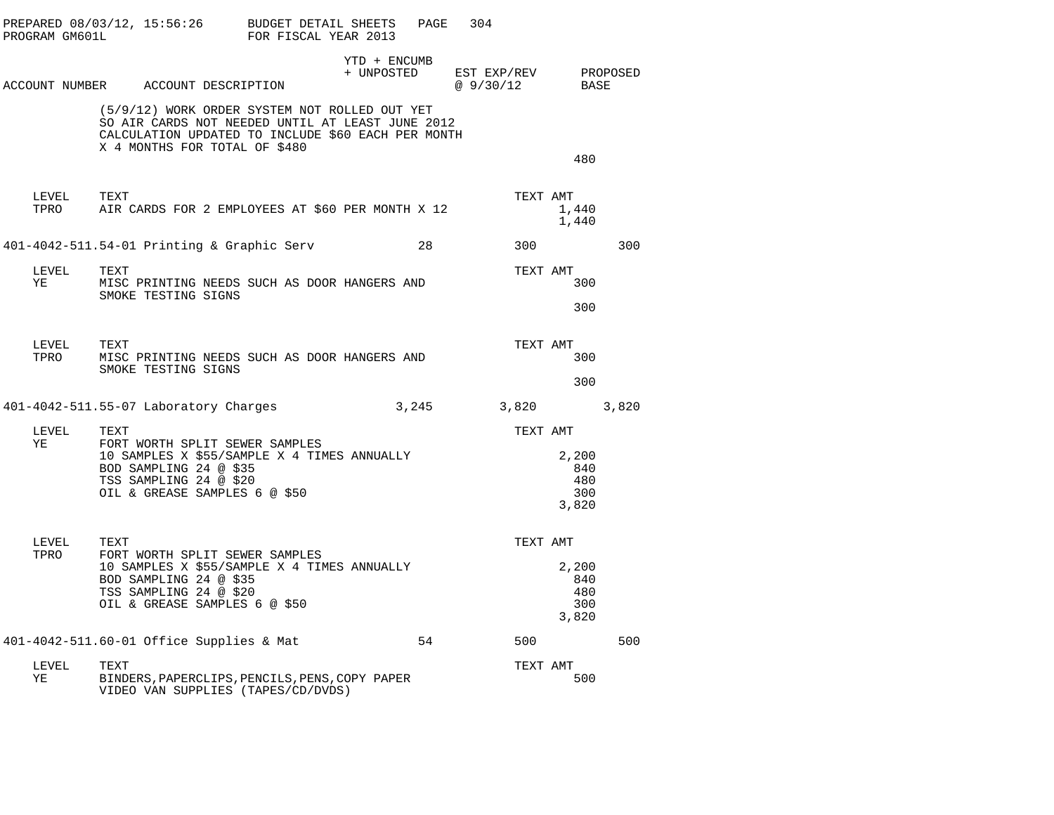| ACCOUNT NUMBER | ACCOUNT DESCRIPTION | YTD + ENCUMB + UNPOSTED | EST EXP/REV @ 9/30/12 | PROPOSED BASE |
|---|---|---|---|---|

(5/9/12) WORK ORDER SYSTEM NOT ROLLED OUT YET
SO AIR CARDS NOT NEEDED UNTIL AT LEAST JUNE 2012
CALCULATION UPDATED TO INCLUDE $60 EACH PER MONTH
X 4 MONTHS FOR TOTAL OF $480

480

| LEVEL | TEXT | TEXT AMT |
|---|---|---|
| TPRO | AIR CARDS FOR 2 EMPLOYEES AT $60 PER MONTH X 12 | 1,440 |
| | | 1,440 |

**401-4042-511.54-01 Printing & Graphic Serv** — 28 — 300 — 300

| LEVEL | TEXT | TEXT AMT |
|---|---|---|
| YE | MISC PRINTING NEEDS SUCH AS DOOR HANGERS AND SMOKE TESTING SIGNS | 300 |
| | | 300 |

| LEVEL | TEXT | TEXT AMT |
|---|---|---|
| TPRO | MISC PRINTING NEEDS SUCH AS DOOR HANGERS AND SMOKE TESTING SIGNS | 300 |
| | | 300 |

**401-4042-511.55-07 Laboratory Charges** — 3,245 — 3,820 — 3,820

| LEVEL | TEXT | TEXT AMT |
|---|---|---|
| YE | FORT WORTH SPLIT SEWER SAMPLES | |
| | 10 SAMPLES X $55/SAMPLE X 4 TIMES ANNUALLY | 2,200 |
| | BOD SAMPLING 24 @ $35 | 840 |
| | TSS SAMPLING 24 @ $20 | 480 |
| | OIL & GREASE SAMPLES 6 @ $50 | 300 |
| | | 3,820 |

| LEVEL | TEXT | TEXT AMT |
|---|---|---|
| TPRO | FORT WORTH SPLIT SEWER SAMPLES | |
| | 10 SAMPLES X $55/SAMPLE X 4 TIMES ANNUALLY | 2,200 |
| | BOD SAMPLING 24 @ $35 | 840 |
| | TSS SAMPLING 24 @ $20 | 480 |
| | OIL & GREASE SAMPLES 6 @ $50 | 300 |
| | | 3,820 |

**401-4042-511.60-01 Office Supplies & Mat** — 54 — 500 — 500

| LEVEL | TEXT | TEXT AMT |
|---|---|---|
| YE | BINDERS,PAPERCLIPS,PENCILS,PENS,COPY PAPER VIDEO VAN SUPPLIES (TAPES/CD/DVDS) | 500 |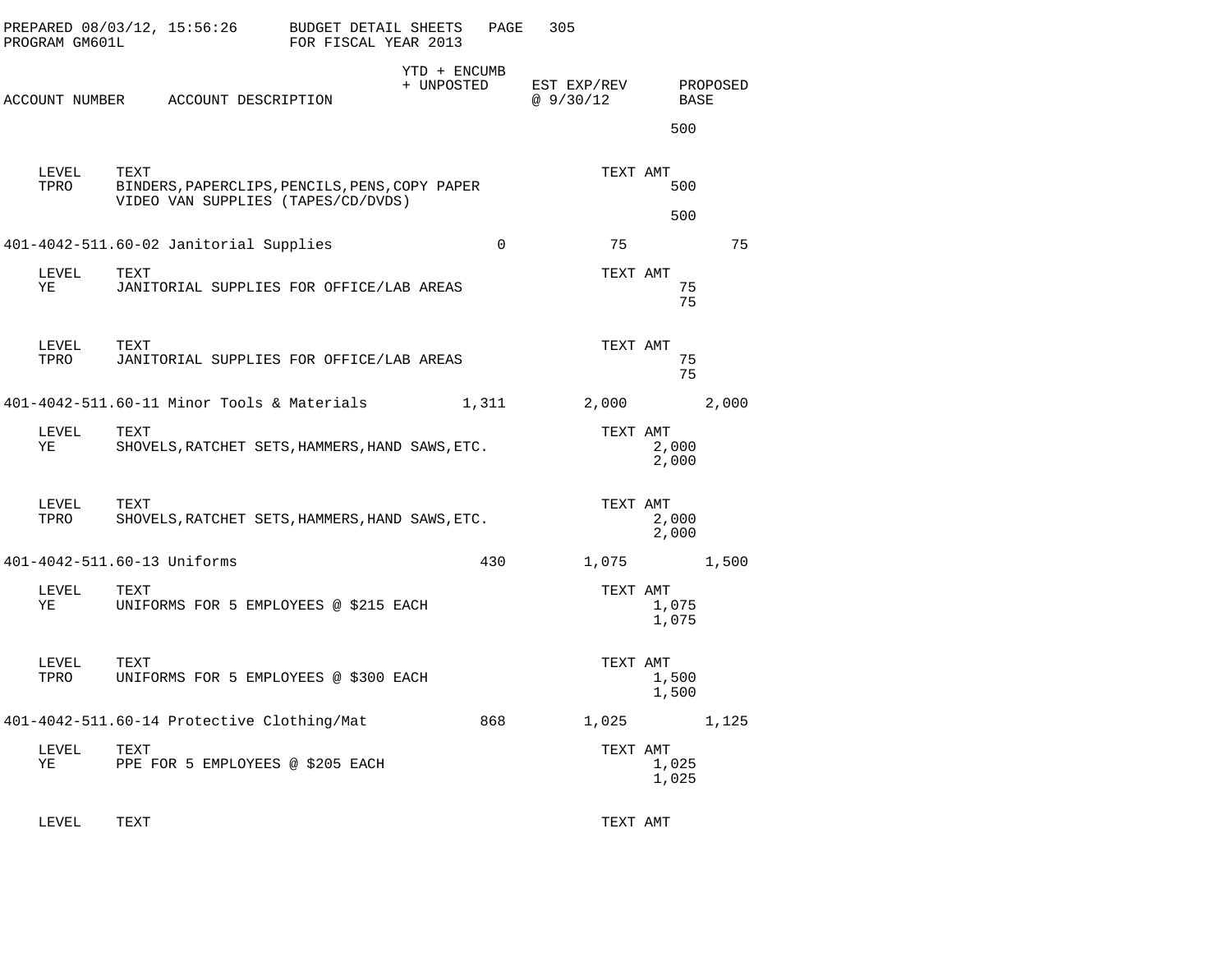PREPARED 08/03/12, 15:56:26 BUDGET DETAIL SHEETS
PROGRAM GM601L FOR FISCAL YEAR 2013

| ACCOUNT NUMBER | ACCOUNT DESCRIPTION | YTD + ENCUMB + UNPOSTED | EST EXP/REV @ 9/30/12 | PROPOSED BASE |
|---|---|---|---|---|
| | | | | 500 |

| LEVEL | TEXT | TEXT AMT |
|---|---|---|
| TPRO | BINDERS,PAPERCLIPS,PENCILS,PENS,COPY PAPER VIDEO VAN SUPPLIES (TAPES/CD/DVDS) | 500 |
| | | 500 |

| ACCOUNT NUMBER | ACCOUNT DESCRIPTION | YTD + ENCUMB + UNPOSTED | EST EXP/REV @ 9/30/12 | PROPOSED BASE |
|---|---|---|---|---|
| 401-4042-511.60-02 | Janitorial Supplies | 0 | 75 | 75 |

| LEVEL | TEXT | TEXT AMT |
|---|---|---|
| YE | JANITORIAL SUPPLIES FOR OFFICE/LAB AREAS | 75 |
| | | 75 |

| LEVEL | TEXT | TEXT AMT |
|---|---|---|
| TPRO | JANITORIAL SUPPLIES FOR OFFICE/LAB AREAS | 75 |
| | | 75 |

| ACCOUNT NUMBER | ACCOUNT DESCRIPTION | YTD + ENCUMB + UNPOSTED | EST EXP/REV @ 9/30/12 | PROPOSED BASE |
|---|---|---|---|---|
| 401-4042-511.60-11 | Minor Tools & Materials | 1,311 | 2,000 | 2,000 |

| LEVEL | TEXT | TEXT AMT |
|---|---|---|
| YE | SHOVELS,RATCHET SETS,HAMMERS,HAND SAWS,ETC. | 2,000 |
| | | 2,000 |

| LEVEL | TEXT | TEXT AMT |
|---|---|---|
| TPRO | SHOVELS,RATCHET SETS,HAMMERS,HAND SAWS,ETC. | 2,000 |
| | | 2,000 |

| ACCOUNT NUMBER | ACCOUNT DESCRIPTION | YTD + ENCUMB + UNPOSTED | EST EXP/REV @ 9/30/12 | PROPOSED BASE |
|---|---|---|---|---|
| 401-4042-511.60-13 | Uniforms | 430 | 1,075 | 1,500 |

| LEVEL | TEXT | TEXT AMT |
|---|---|---|
| YE | UNIFORMS FOR 5 EMPLOYEES @ $215 EACH | 1,075 |
| | | 1,075 |

| LEVEL | TEXT | TEXT AMT |
|---|---|---|
| TPRO | UNIFORMS FOR 5 EMPLOYEES @ $300 EACH | 1,500 |
| | | 1,500 |

| ACCOUNT NUMBER | ACCOUNT DESCRIPTION | YTD + ENCUMB + UNPOSTED | EST EXP/REV @ 9/30/12 | PROPOSED BASE |
|---|---|---|---|---|
| 401-4042-511.60-14 | Protective Clothing/Mat | 868 | 1,025 | 1,125 |

| LEVEL | TEXT | TEXT AMT |
|---|---|---|
| YE | PPE FOR 5 EMPLOYEES @ $205 EACH | 1,025 |
| | | 1,025 |

| LEVEL | TEXT | TEXT AMT |
|---|---|---|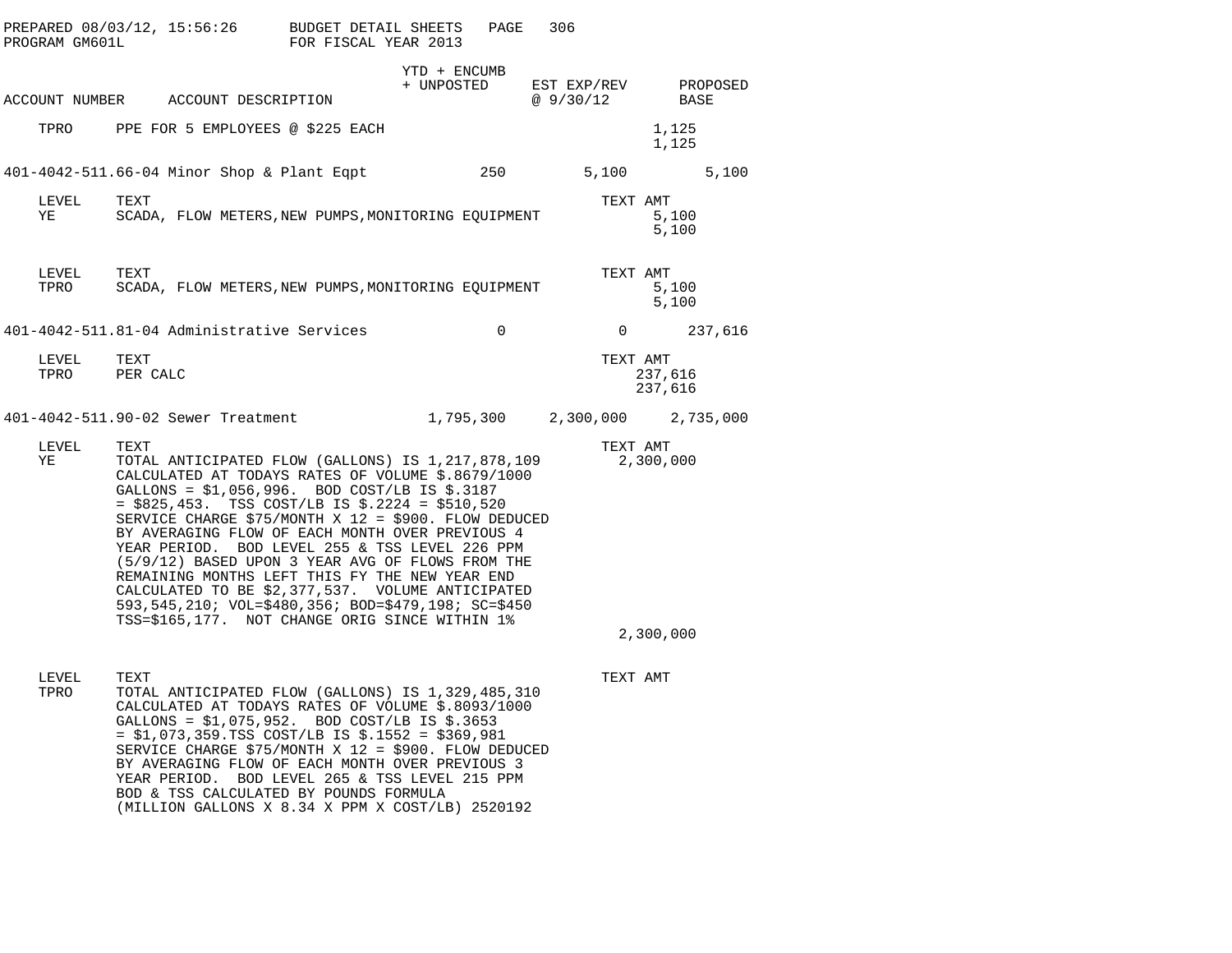PREPARED 08/03/12, 15:56:26 BUDGET DETAIL SHEETS
PROGRAM GM601L FOR FISCAL YEAR 2013

| ACCOUNT NUMBER | ACCOUNT DESCRIPTION | YTD + ENCUMB + UNPOSTED | EST EXP/REV @ 9/30/12 | PROPOSED BASE |
|---|---|---|---|---|
| TPRO | PPE FOR 5 EMPLOYEES @ $225 EACH | | 1,125 | |
| | | | 1,125 | |
| 401-4042-511.66-04 | Minor Shop & Plant Eqpt | 250 | 5,100 | 5,100 |

| LEVEL | TEXT | TEXT AMT |
|---|---|---|
| YE | SCADA, FLOW METERS,NEW PUMPS,MONITORING EQUIPMENT | 5,100 |
| | | 5,100 |

| LEVEL | TEXT | TEXT AMT |
|---|---|---|
| TPRO | SCADA, FLOW METERS,NEW PUMPS,MONITORING EQUIPMENT | 5,100 |
| | | 5,100 |

| ACCOUNT NUMBER | ACCOUNT DESCRIPTION | YTD + ENCUMB + UNPOSTED | EST EXP/REV @ 9/30/12 | PROPOSED BASE |
|---|---|---|---|---|
| 401-4042-511.81-04 | Administrative Services | 0 | 0 | 237,616 |

| LEVEL | TEXT | TEXT AMT |
|---|---|---|
| TPRO | PER CALC | 237,616 |
| | | 237,616 |

| ACCOUNT NUMBER | ACCOUNT DESCRIPTION | YTD + ENCUMB + UNPOSTED | EST EXP/REV @ 9/30/12 | PROPOSED BASE |
|---|---|---|---|---|
| 401-4042-511.90-02 | Sewer Treatment | 1,795,300 | 2,300,000 | 2,735,000 |

| LEVEL | TEXT | TEXT AMT |
|---|---|---|
| YE | TOTAL ANTICIPATED FLOW (GALLONS) IS 1,217,878,109 CALCULATED AT TODAYS RATES OF VOLUME $.8679/1000 GALLONS = $1,056,996. BOD COST/LB IS $.3187 = $825,453. TSS COST/LB IS $.2224 = $510,520 SERVICE CHARGE $75/MONTH X 12 = $900. FLOW DEDUCED BY AVERAGING FLOW OF EACH MONTH OVER PREVIOUS 4 YEAR PERIOD. BOD LEVEL 255 & TSS LEVEL 226 PPM (5/9/12) BASED UPON 3 YEAR AVG OF FLOWS FROM THE REMAINING MONTHS LEFT THIS FY THE NEW YEAR END CALCULATED TO BE $2,377,537. VOLUME ANTICIPATED 593,545,210; VOL=$480,356; BOD=$479,198; SC=$450 TSS=$165,177. NOT CHANGE ORIG SINCE WITHIN 1% | 2,300,000 |
| | | 2,300,000 |

| LEVEL | TEXT | TEXT AMT |
|---|---|---|
| TPRO | TOTAL ANTICIPATED FLOW (GALLONS) IS 1,329,485,310 CALCULATED AT TODAYS RATES OF VOLUME $.8093/1000 GALLONS = $1,075,952. BOD COST/LB IS $.3653 = $1,073,359.TSS COST/LB IS $.1552 = $369,981 SERVICE CHARGE $75/MONTH X 12 = $900. FLOW DEDUCED BY AVERAGING FLOW OF EACH MONTH OVER PREVIOUS 3 YEAR PERIOD. BOD LEVEL 265 & TSS LEVEL 215 PPM BOD & TSS CALCULATED BY POUNDS FORMULA (MILLION GALLONS X 8.34 X PPM X COST/LB) 2520192 | |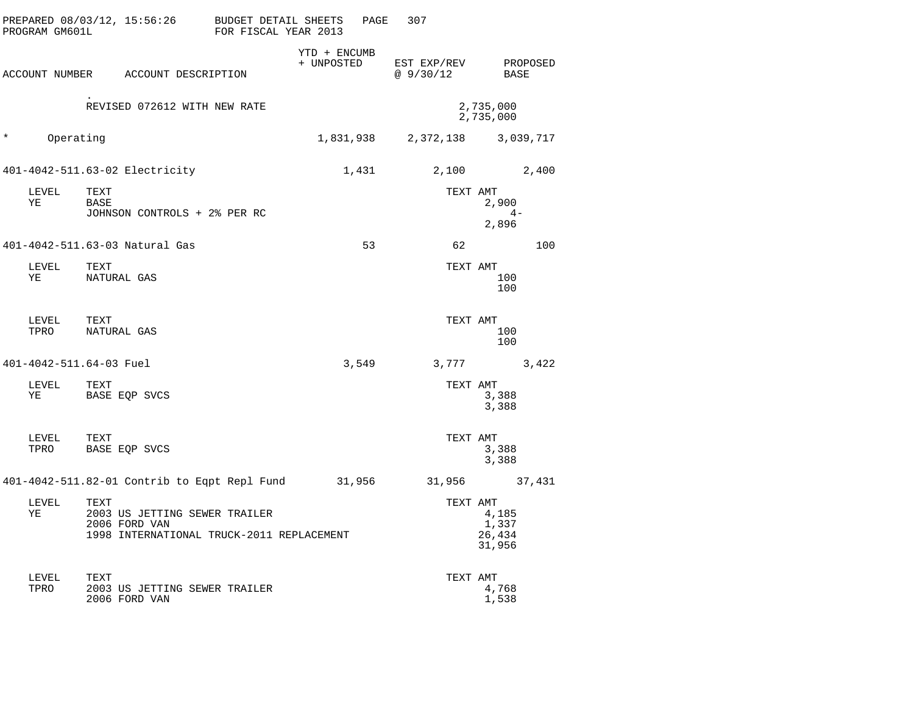PREPARED 08/03/12, 15:56:26 BUDGET DETAIL SHEETS
PROGRAM GM601L FOR FISCAL YEAR 2013

| ACCOUNT NUMBER | ACCOUNT DESCRIPTION | YTD + ENCUMB + UNPOSTED | EST EXP/REV @ 9/30/12 | PROPOSED BASE |
|---|---|---|---|---|
| | . | | | |
| | REVISED 072612 WITH NEW RATE | | 2,735,000 | |
| | | | 2,735,000 | |
| * | Operating | 1,831,938 | 2,372,138 | 3,039,717 |
| 401-4042-511.63-02 | Electricity | 1,431 | 2,100 | 2,400 |
| LEVEL | TEXT | | TEXT AMT | |
| YE | BASE | | 2,900 | |
| | JOHNSON CONTROLS + 2% PER RC | | 4- | |
| | | | 2,896 | |
| 401-4042-511.63-03 | Natural Gas | 53 | 62 | 100 |
| LEVEL | TEXT | | TEXT AMT | |
| YE | NATURAL GAS | | 100 | |
| | | | 100 | |
| LEVEL | TEXT | | TEXT AMT | |
| TPRO | NATURAL GAS | | 100 | |
| | | | 100 | |
| 401-4042-511.64-03 | Fuel | 3,549 | 3,777 | 3,422 |
| LEVEL | TEXT | | TEXT AMT | |
| YE | BASE EQP SVCS | | 3,388 | |
| | | | 3,388 | |
| LEVEL | TEXT | | TEXT AMT | |
| TPRO | BASE EQP SVCS | | 3,388 | |
| | | | 3,388 | |
| 401-4042-511.82-01 | Contrib to Eqpt Repl Fund | 31,956 | 31,956 | 37,431 |
| LEVEL | TEXT | | TEXT AMT | |
| YE | 2003 US JETTING SEWER TRAILER | | 4,185 | |
| | 2006 FORD VAN | | 1,337 | |
| | 1998 INTERNATIONAL TRUCK-2011 REPLACEMENT | | 26,434 | |
| | | | 31,956 | |
| LEVEL | TEXT | | TEXT AMT | |
| TPRO | 2003 US JETTING SEWER TRAILER | | 4,768 | |
| | 2006 FORD VAN | | 1,538 | |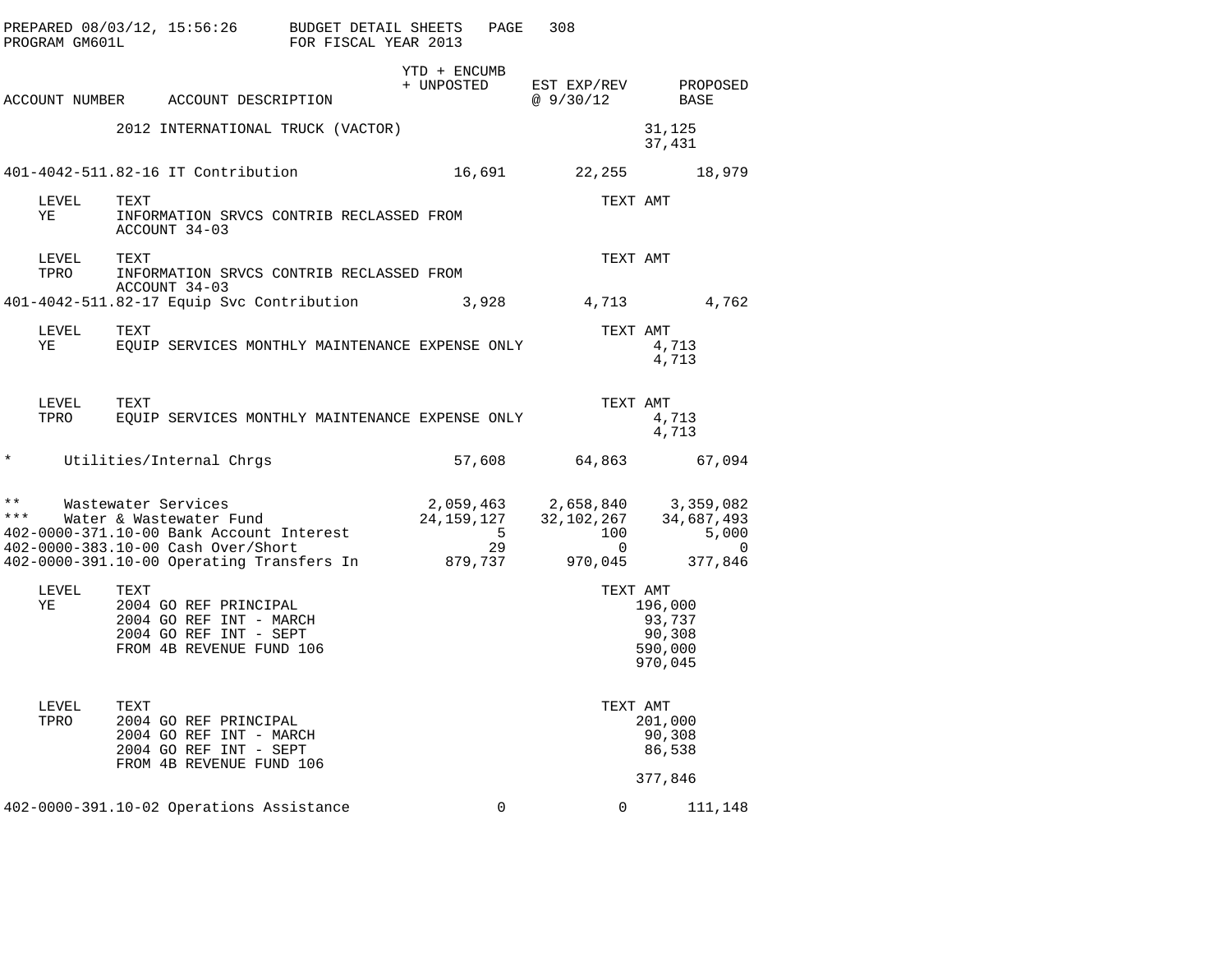PREPARED 08/03/12, 15:56:26 BUDGET DETAIL SHEETS
PROGRAM GM601L FOR FISCAL YEAR 2013

| ACCOUNT NUMBER | ACCOUNT DESCRIPTION | YTD + ENCUMB + UNPOSTED | EST EXP/REV @ 9/30/12 | PROPOSED BASE |
|---|---|---|---|---|
| | 2012 INTERNATIONAL TRUCK (VACTOR) | | 31,125 | |
| | | | 37,431 | |
| 401-4042-511.82-16 | IT Contribution | 16,691 | 22,255 | 18,979 |

| LEVEL | TEXT | TEXT AMT |
|---|---|---|
| YE | INFORMATION SRVCS CONTRIB RECLASSED FROM ACCOUNT 34-03 | |

| LEVEL | TEXT | TEXT AMT |
|---|---|---|
| TPRO | INFORMATION SRVCS CONTRIB RECLASSED FROM ACCOUNT 34-03 | |

| ACCOUNT NUMBER | ACCOUNT DESCRIPTION | YTD + ENCUMB + UNPOSTED | EST EXP/REV @ 9/30/12 | PROPOSED BASE |
|---|---|---|---|---|
| 401-4042-511.82-17 | Equip Svc Contribution | 3,928 | 4,713 | 4,762 |

| LEVEL | TEXT | TEXT AMT |
|---|---|---|
| YE | EQUIP SERVICES MONTHLY MAINTENANCE EXPENSE ONLY | 4,713 |
| | | 4,713 |

| LEVEL | TEXT | TEXT AMT |
|---|---|---|
| TPRO | EQUIP SERVICES MONTHLY MAINTENANCE EXPENSE ONLY | 4,713 |
| | | 4,713 |

| ACCOUNT NUMBER | ACCOUNT DESCRIPTION | YTD + ENCUMB + UNPOSTED | EST EXP/REV @ 9/30/12 | PROPOSED BASE |
|---|---|---|---|---|
| * | Utilities/Internal Chrgs | 57,608 | 64,863 | 67,094 |
| ** | Wastewater Services | 2,059,463 | 2,658,840 | 3,359,082 |
| *** | Water & Wastewater Fund | 24,159,127 | 32,102,267 | 34,687,493 |
| 402-0000-371.10-00 | Bank Account Interest | 5 | 100 | 5,000 |
| 402-0000-383.10-00 | Cash Over/Short | 29 | 0 | 0 |
| 402-0000-391.10-00 | Operating Transfers In | 879,737 | 970,045 | 377,846 |

| LEVEL | TEXT | TEXT AMT |
|---|---|---|
| YE | 2004 GO REF PRINCIPAL | 196,000 |
| | 2004 GO REF INT - MARCH | 93,737 |
| | 2004 GO REF INT - SEPT | 90,308 |
| | FROM 4B REVENUE FUND 106 | 590,000 |
| | | 970,045 |

| LEVEL | TEXT | TEXT AMT |
|---|---|---|
| TPRO | 2004 GO REF PRINCIPAL | 201,000 |
| | 2004 GO REF INT - MARCH | 90,308 |
| | 2004 GO REF INT - SEPT | 86,538 |
| | FROM 4B REVENUE FUND 106 | |
| | | 377,846 |

| ACCOUNT NUMBER | ACCOUNT DESCRIPTION | YTD + ENCUMB + UNPOSTED | EST EXP/REV @ 9/30/12 | PROPOSED BASE |
|---|---|---|---|---|
| 402-0000-391.10-02 | Operations Assistance | 0 | 0 | 111,148 |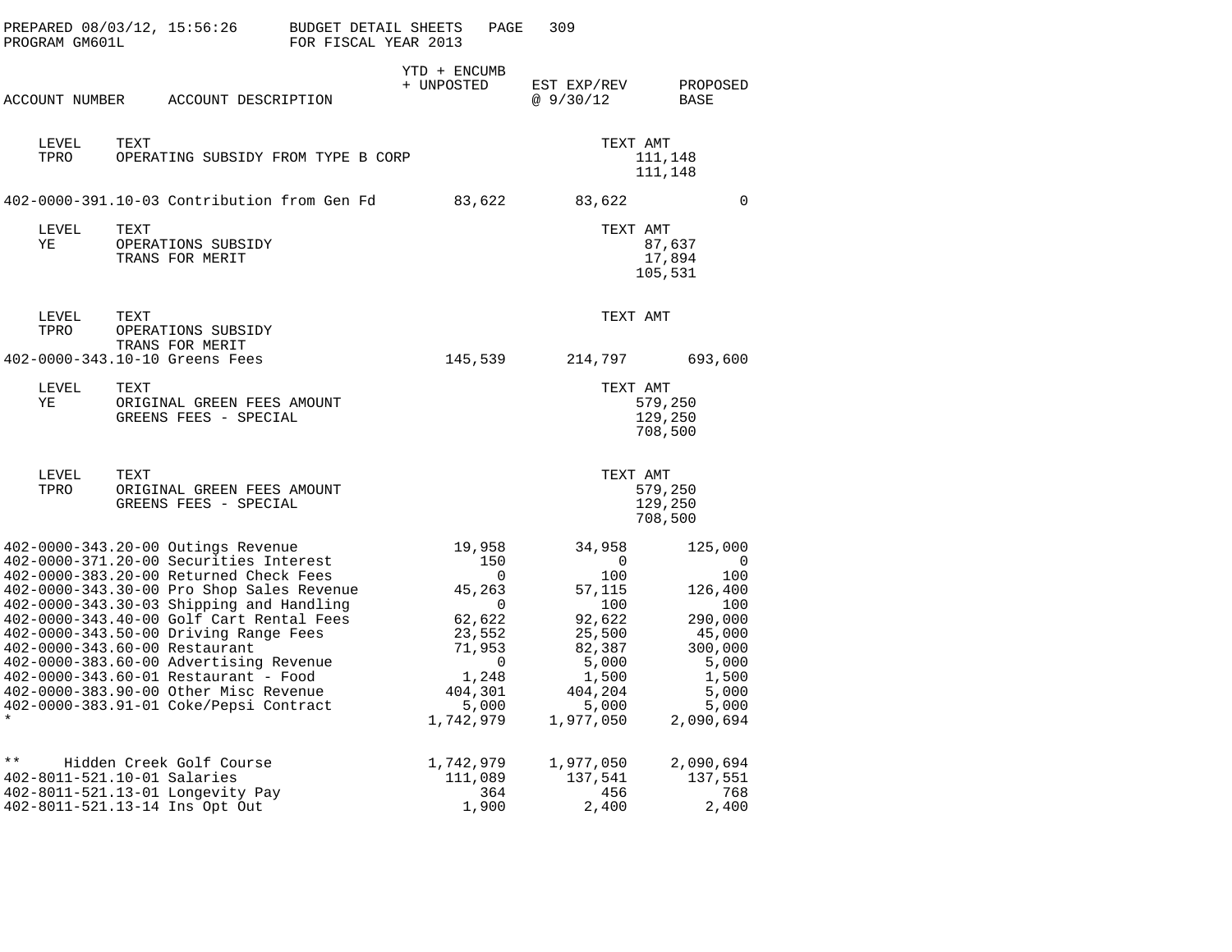PREPARED 08/03/12, 15:56:26 BUDGET DETAIL SHEETS
PROGRAM GM601L FOR FISCAL YEAR 2013

| ACCOUNT NUMBER | ACCOUNT DESCRIPTION | YTD + ENCUMB + UNPOSTED | EST EXP/REV @ 9/30/12 | PROPOSED BASE |
|---|---|---|---|---|

| LEVEL | TEXT | TEXT AMT |
|---|---|---|
| TPRO | OPERATING SUBSIDY FROM TYPE B CORP | 111,148 |
| | | 111,148 |

| ACCOUNT NUMBER | ACCOUNT DESCRIPTION | YTD + ENCUMB + UNPOSTED | EST EXP/REV @ 9/30/12 | PROPOSED BASE |
|---|---|---|---|---|
| 402-0000-391.10-03 | Contribution from Gen Fd | 83,622 | 83,622 | 0 |

| LEVEL | TEXT | TEXT AMT |
|---|---|---|
| YE | OPERATIONS SUBSIDY | 87,637 |
| | TRANS FOR MERIT | 17,894 |
| | | 105,531 |

| LEVEL | TEXT | TEXT AMT |
|---|---|---|
| TPRO | OPERATIONS SUBSIDY | |
| | TRANS FOR MERIT | |

| ACCOUNT NUMBER | ACCOUNT DESCRIPTION | YTD + ENCUMB + UNPOSTED | EST EXP/REV @ 9/30/12 | PROPOSED BASE |
|---|---|---|---|---|
| 402-0000-343.10-10 | Greens Fees | 145,539 | 214,797 | 693,600 |

| LEVEL | TEXT | TEXT AMT |
|---|---|---|
| YE | ORIGINAL GREEN FEES AMOUNT | 579,250 |
| | GREENS FEES - SPECIAL | 129,250 |
| | | 708,500 |

| LEVEL | TEXT | TEXT AMT |
|---|---|---|
| TPRO | ORIGINAL GREEN FEES AMOUNT | 579,250 |
| | GREENS FEES - SPECIAL | 129,250 |
| | | 708,500 |

| ACCOUNT NUMBER | ACCOUNT DESCRIPTION | YTD + ENCUMB + UNPOSTED | EST EXP/REV @ 9/30/12 | PROPOSED BASE |
|---|---|---|---|---|
| 402-0000-343.20-00 | Outings Revenue | 19,958 | 34,958 | 125,000 |
| 402-0000-371.20-00 | Securities Interest | 150 | 0 | 0 |
| 402-0000-383.20-00 | Returned Check Fees | 0 | 100 | 100 |
| 402-0000-343.30-00 | Pro Shop Sales Revenue | 45,263 | 57,115 | 126,400 |
| 402-0000-343.30-03 | Shipping and Handling | 0 | 100 | 100 |
| 402-0000-343.40-00 | Golf Cart Rental Fees | 62,622 | 92,622 | 290,000 |
| 402-0000-343.50-00 | Driving Range Fees | 23,552 | 25,500 | 45,000 |
| 402-0000-343.60-00 | Restaurant | 71,953 | 82,387 | 300,000 |
| 402-0000-383.60-00 | Advertising Revenue | 0 | 5,000 | 5,000 |
| 402-0000-343.60-01 | Restaurant - Food | 1,248 | 1,500 | 1,500 |
| 402-0000-383.90-00 | Other Misc Revenue | 404,301 | 404,204 | 5,000 |
| 402-0000-383.91-01 | Coke/Pepsi Contract | 5,000 | 5,000 | 5,000 |
| * | | 1,742,979 | 1,977,050 | 2,090,694 |
| ** | Hidden Creek Golf Course | 1,742,979 | 1,977,050 | 2,090,694 |
| 402-8011-521.10-01 | Salaries | 111,089 | 137,541 | 137,551 |
| 402-8011-521.13-01 | Longevity Pay | 364 | 456 | 768 |
| 402-8011-521.13-14 | Ins Opt Out | 1,900 | 2,400 | 2,400 |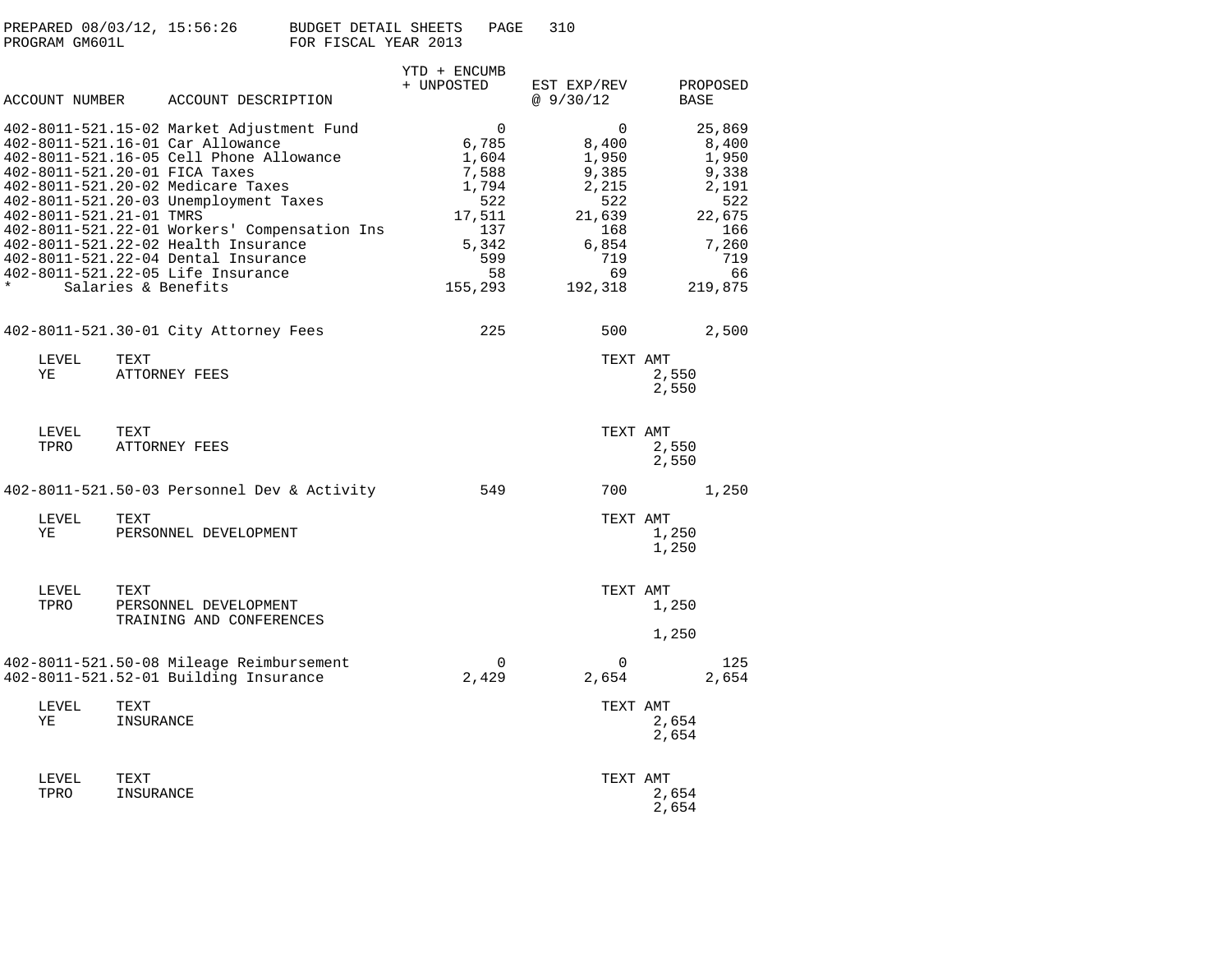PREPARED 08/03/12, 15:56:26 BUDGET DETAIL SHEETS
PROGRAM GM601L FOR FISCAL YEAR 2013

| ACCOUNT NUMBER | ACCOUNT DESCRIPTION | YTD + ENCUMB + UNPOSTED | EST EXP/REV @ 9/30/12 | PROPOSED BASE |
|---|---|---|---|---|
| 402-8011-521.15-02 | Market Adjustment Fund | 0 | 0 | 25,869 |
| 402-8011-521.16-01 | Car Allowance | 6,785 | 8,400 | 8,400 |
| 402-8011-521.16-05 | Cell Phone Allowance | 1,604 | 1,950 | 1,950 |
| 402-8011-521.20-01 | FICA Taxes | 7,588 | 9,385 | 9,338 |
| 402-8011-521.20-02 | Medicare Taxes | 1,794 | 2,215 | 2,191 |
| 402-8011-521.20-03 | Unemployment Taxes | 522 | 522 | 522 |
| 402-8011-521.21-01 | TMRS | 17,511 | 21,639 | 22,675 |
| 402-8011-521.22-01 | Workers' Compensation Ins | 137 | 168 | 166 |
| 402-8011-521.22-02 | Health Insurance | 5,342 | 6,854 | 7,260 |
| 402-8011-521.22-04 | Dental Insurance | 599 | 719 | 719 |
| 402-8011-521.22-05 | Life Insurance | 58 | 69 | 66 |
| * | Salaries & Benefits | 155,293 | 192,318 | 219,875 |

| ACCOUNT NUMBER | ACCOUNT DESCRIPTION | YTD + ENCUMB + UNPOSTED | EST EXP/REV @ 9/30/12 | PROPOSED BASE |
|---|---|---|---|---|
| 402-8011-521.30-01 | City Attorney Fees | 225 | 500 | 2,500 |

| LEVEL | TEXT | TEXT AMT |
|---|---|---|
| YE | ATTORNEY FEES | 2,550 |
| | | 2,550 |

| LEVEL | TEXT | TEXT AMT |
|---|---|---|
| TPRO | ATTORNEY FEES | 2,550 |
| | | 2,550 |

| ACCOUNT NUMBER | ACCOUNT DESCRIPTION | YTD + ENCUMB + UNPOSTED | EST EXP/REV @ 9/30/12 | PROPOSED BASE |
|---|---|---|---|---|
| 402-8011-521.50-03 | Personnel Dev & Activity | 549 | 700 | 1,250 |

| LEVEL | TEXT | TEXT AMT |
|---|---|---|
| YE | PERSONNEL DEVELOPMENT | 1,250 |
| | | 1,250 |

| LEVEL | TEXT | TEXT AMT |
|---|---|---|
| TPRO | PERSONNEL DEVELOPMENT | 1,250 |
| | TRAINING AND CONFERENCES | |
| | | 1,250 |

| ACCOUNT NUMBER | ACCOUNT DESCRIPTION | YTD + ENCUMB + UNPOSTED | EST EXP/REV @ 9/30/12 | PROPOSED BASE |
|---|---|---|---|---|
| 402-8011-521.50-08 | Mileage Reimbursement | 0 | 0 | 125 |
| 402-8011-521.52-01 | Building Insurance | 2,429 | 2,654 | 2,654 |

| LEVEL | TEXT | TEXT AMT |
|---|---|---|
| YE | INSURANCE | 2,654 |
| | | 2,654 |

| LEVEL | TEXT | TEXT AMT |
|---|---|---|
| TPRO | INSURANCE | 2,654 |
| | | 2,654 |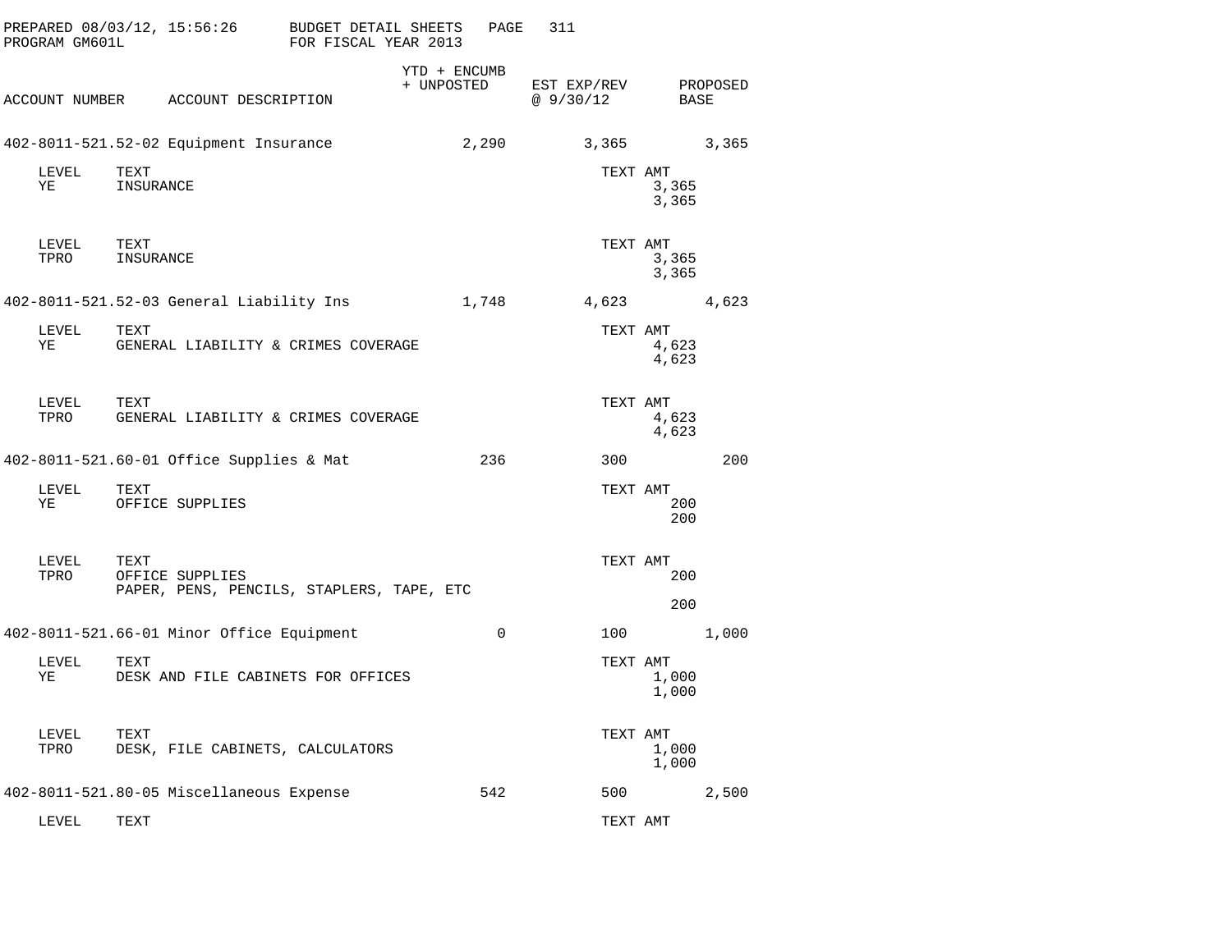PREPARED 08/03/12, 15:56:26 BUDGET DETAIL SHEETS
PROGRAM GM601L FOR FISCAL YEAR 2013

| ACCOUNT NUMBER | ACCOUNT DESCRIPTION | YTD + ENCUMB + UNPOSTED | EST EXP/REV @ 9/30/12 | PROPOSED BASE |
|---|---|---|---|---|
| 402-8011-521.52-02 | Equipment Insurance | 2,290 | 3,365 | 3,365 |

| LEVEL | TEXT | TEXT AMT |
|---|---|---|
| YE | INSURANCE | 3,365 |
| | | 3,365 |

| LEVEL | TEXT | TEXT AMT |
|---|---|---|
| TPRO | INSURANCE | 3,365 |
| | | 3,365 |

| ACCOUNT NUMBER | ACCOUNT DESCRIPTION | YTD + ENCUMB + UNPOSTED | EST EXP/REV @ 9/30/12 | PROPOSED BASE |
|---|---|---|---|---|
| 402-8011-521.52-03 | General Liability Ins | 1,748 | 4,623 | 4,623 |

| LEVEL | TEXT | TEXT AMT |
|---|---|---|
| YE | GENERAL LIABILITY & CRIMES COVERAGE | 4,623 |
| | | 4,623 |

| LEVEL | TEXT | TEXT AMT |
|---|---|---|
| TPRO | GENERAL LIABILITY & CRIMES COVERAGE | 4,623 |
| | | 4,623 |

| ACCOUNT NUMBER | ACCOUNT DESCRIPTION | YTD + ENCUMB + UNPOSTED | EST EXP/REV @ 9/30/12 | PROPOSED BASE |
|---|---|---|---|---|
| 402-8011-521.60-01 | Office Supplies & Mat | 236 | 300 | 200 |

| LEVEL | TEXT | TEXT AMT |
|---|---|---|
| YE | OFFICE SUPPLIES | 200 |
| | | 200 |

| LEVEL | TEXT | TEXT AMT |
|---|---|---|
| TPRO | OFFICE SUPPLIES | 200 |
| | PAPER, PENS, PENCILS, STAPLERS, TAPE, ETC | |
| | | 200 |

| ACCOUNT NUMBER | ACCOUNT DESCRIPTION | YTD + ENCUMB + UNPOSTED | EST EXP/REV @ 9/30/12 | PROPOSED BASE |
|---|---|---|---|---|
| 402-8011-521.66-01 | Minor Office Equipment | 0 | 100 | 1,000 |

| LEVEL | TEXT | TEXT AMT |
|---|---|---|
| YE | DESK AND FILE CABINETS FOR OFFICES | 1,000 |
| | | 1,000 |

| LEVEL | TEXT | TEXT AMT |
|---|---|---|
| TPRO | DESK, FILE CABINETS, CALCULATORS | 1,000 |
| | | 1,000 |

| ACCOUNT NUMBER | ACCOUNT DESCRIPTION | YTD + ENCUMB + UNPOSTED | EST EXP/REV @ 9/30/12 | PROPOSED BASE |
|---|---|---|---|---|
| 402-8011-521.80-05 | Miscellaneous Expense | 542 | 500 | 2,500 |

| LEVEL | TEXT | TEXT AMT |
|---|---|---|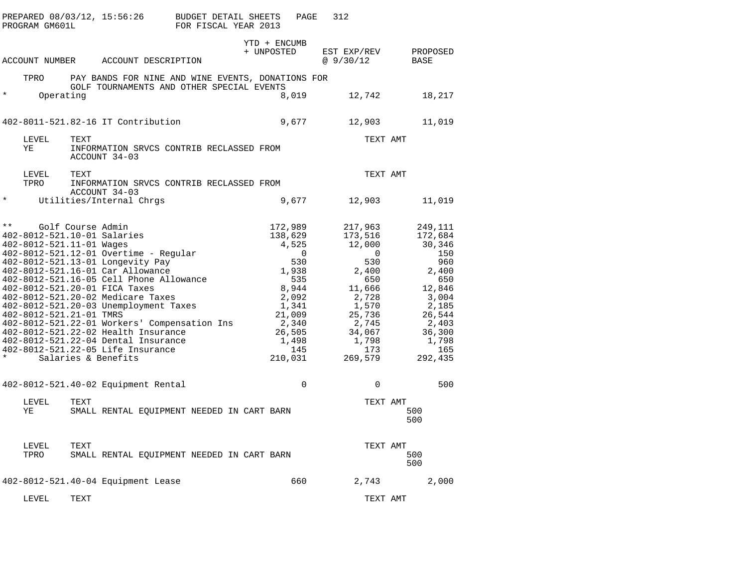PREPARED 08/03/12, 15:56:26 BUDGET DETAIL SHEETS
PROGRAM GM601L FOR FISCAL YEAR 2013

| ACCOUNT NUMBER | ACCOUNT DESCRIPTION | YTD + ENCUMB + UNPOSTED | EST EXP/REV @ 9/30/12 | PROPOSED BASE |
|---|---|---|---|---|
| TPRO | PAY BANDS FOR NINE AND WINE EVENTS, DONATIONS FOR GOLF TOURNAMENTS AND OTHER SPECIAL EVENTS | | | |
| * | Operating | 8,019 | 12,742 | 18,217 |
| 402-8011-521.82-16 | IT Contribution | 9,677 | 12,903 | 11,019 |

| LEVEL | TEXT | TEXT AMT |
|---|---|---|
| YE | INFORMATION SRVCS CONTRIB RECLASSED FROM ACCOUNT 34-03 | |

| LEVEL | TEXT | TEXT AMT |
|---|---|---|
| TPRO | INFORMATION SRVCS CONTRIB RECLASSED FROM ACCOUNT 34-03 | |

| ACCOUNT NUMBER | ACCOUNT DESCRIPTION | YTD + ENCUMB + UNPOSTED | EST EXP/REV @ 9/30/12 | PROPOSED BASE |
|---|---|---|---|---|
| * | Utilities/Internal Chrgs | 9,677 | 12,903 | 11,019 |
| ** | Golf Course Admin | 172,989 | 217,963 | 249,111 |
| 402-8012-521.10-01 | Salaries | 138,629 | 173,516 | 172,684 |
| 402-8012-521.11-01 | Wages | 4,525 | 12,000 | 30,346 |
| 402-8012-521.12-01 | Overtime - Regular | 0 | 0 | 150 |
| 402-8012-521.13-01 | Longevity Pay | 530 | 530 | 960 |
| 402-8012-521.16-01 | Car Allowance | 1,938 | 2,400 | 2,400 |
| 402-8012-521.16-05 | Cell Phone Allowance | 535 | 650 | 650 |
| 402-8012-521.20-01 | FICA Taxes | 8,944 | 11,666 | 12,846 |
| 402-8012-521.20-02 | Medicare Taxes | 2,092 | 2,728 | 3,004 |
| 402-8012-521.20-03 | Unemployment Taxes | 1,341 | 1,570 | 2,185 |
| 402-8012-521.21-01 | TMRS | 21,009 | 25,736 | 26,544 |
| 402-8012-521.22-01 | Workers' Compensation Ins | 2,340 | 2,745 | 2,403 |
| 402-8012-521.22-02 | Health Insurance | 26,505 | 34,067 | 36,300 |
| 402-8012-521.22-04 | Dental Insurance | 1,498 | 1,798 | 1,798 |
| 402-8012-521.22-05 | Life Insurance | 145 | 173 | 165 |
| * | Salaries & Benefits | 210,031 | 269,579 | 292,435 |
| 402-8012-521.40-02 | Equipment Rental | 0 | 0 | 500 |

| LEVEL | TEXT | TEXT AMT |
|---|---|---|
| YE | SMALL RENTAL EQUIPMENT NEEDED IN CART BARN | 500 |
| | | 500 |

| LEVEL | TEXT | TEXT AMT |
|---|---|---|
| TPRO | SMALL RENTAL EQUIPMENT NEEDED IN CART BARN | 500 |
| | | 500 |

| ACCOUNT NUMBER | ACCOUNT DESCRIPTION | YTD + ENCUMB + UNPOSTED | EST EXP/REV @ 9/30/12 | PROPOSED BASE |
|---|---|---|---|---|
| 402-8012-521.40-04 | Equipment Lease | 660 | 2,743 | 2,000 |

| LEVEL | TEXT | TEXT AMT |
|---|---|---|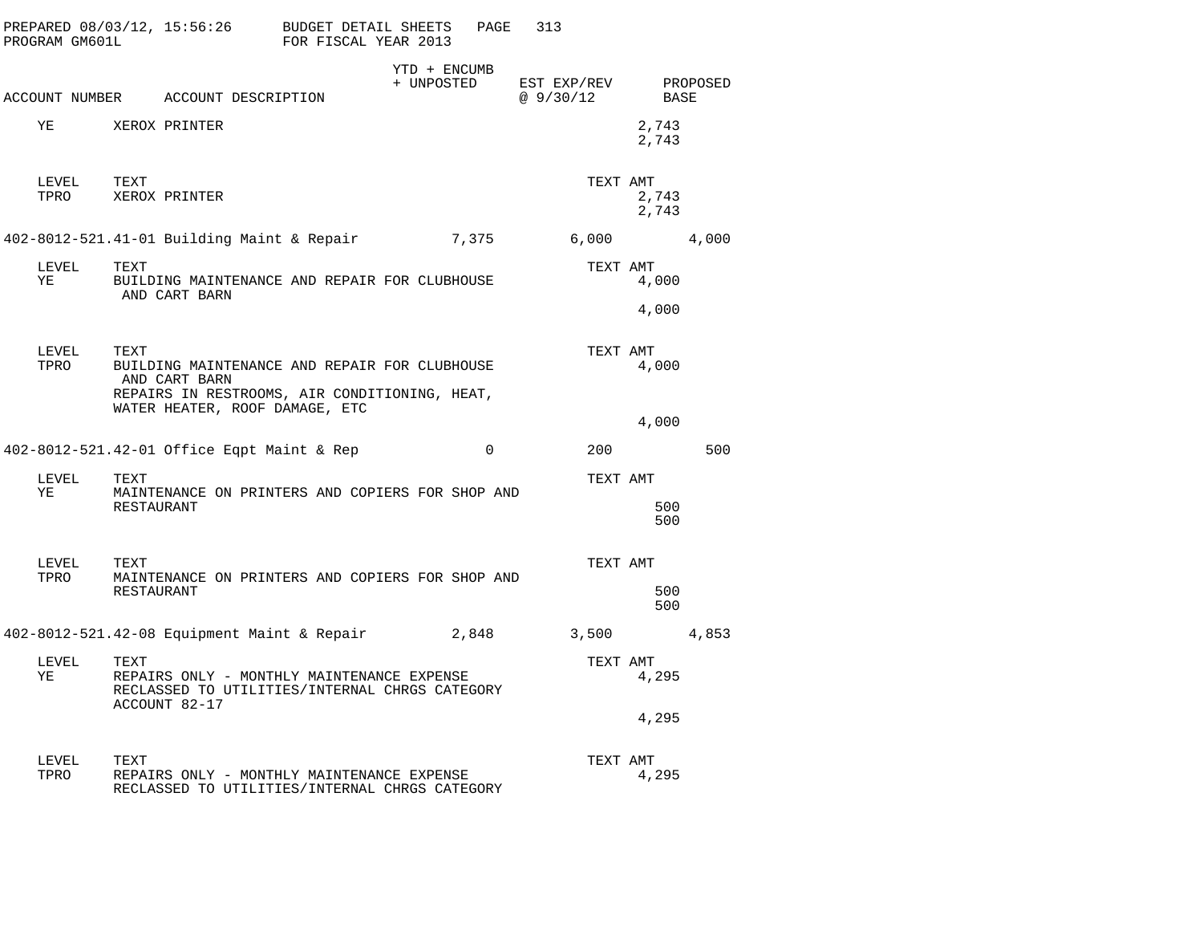PREPARED 08/03/12, 15:56:26 BUDGET DETAIL SHEETS
PROGRAM GM601L FOR FISCAL YEAR 2013

| ACCOUNT NUMBER | ACCOUNT DESCRIPTION | YTD + ENCUMB + UNPOSTED | EST EXP/REV @ 9/30/12 | PROPOSED BASE |
|---|---|---|---|---|

YE XEROX PRINTER 2,743
2,743

| LEVEL | TEXT | TEXT AMT |
|---|---|---|
| TPRO | XEROX PRINTER | 2,743 |
| | | 2,743 |

| ACCOUNT NUMBER | ACCOUNT DESCRIPTION | YTD + ENCUMB + UNPOSTED | EST EXP/REV @ 9/30/12 | PROPOSED BASE |
|---|---|---|---|---|
| 402-8012-521.41-01 | Building Maint & Repair | 7,375 | 6,000 | 4,000 |

| LEVEL | TEXT | TEXT AMT |
|---|---|---|
| YE | BUILDING MAINTENANCE AND REPAIR FOR CLUBHOUSE AND CART BARN | 4,000 |
| | | 4,000 |

| LEVEL | TEXT | TEXT AMT |
|---|---|---|
| TPRO | BUILDING MAINTENANCE AND REPAIR FOR CLUBHOUSE AND CART BARN REPAIRS IN RESTROOMS, AIR CONDITIONING, HEAT, WATER HEATER, ROOF DAMAGE, ETC | 4,000 |
| | | 4,000 |

| ACCOUNT NUMBER | ACCOUNT DESCRIPTION | YTD + ENCUMB + UNPOSTED | EST EXP/REV @ 9/30/12 | PROPOSED BASE |
|---|---|---|---|---|
| 402-8012-521.42-01 | Office Eqpt Maint & Rep | 0 | 200 | 500 |

| LEVEL | TEXT | TEXT AMT |
|---|---|---|
| YE | MAINTENANCE ON PRINTERS AND COPIERS FOR SHOP AND RESTAURANT | 500 |
| | | 500 |

| LEVEL | TEXT | TEXT AMT |
|---|---|---|
| TPRO | MAINTENANCE ON PRINTERS AND COPIERS FOR SHOP AND RESTAURANT | 500 |
| | | 500 |

| ACCOUNT NUMBER | ACCOUNT DESCRIPTION | YTD + ENCUMB + UNPOSTED | EST EXP/REV @ 9/30/12 | PROPOSED BASE |
|---|---|---|---|---|
| 402-8012-521.42-08 | Equipment Maint & Repair | 2,848 | 3,500 | 4,853 |

| LEVEL | TEXT | TEXT AMT |
|---|---|---|
| YE | REPAIRS ONLY - MONTHLY MAINTENANCE EXPENSE RECLASSED TO UTILITIES/INTERNAL CHRGS CATEGORY ACCOUNT 82-17 | 4,295 |
| | | 4,295 |

| LEVEL | TEXT | TEXT AMT |
|---|---|---|
| TPRO | REPAIRS ONLY - MONTHLY MAINTENANCE EXPENSE RECLASSED TO UTILITIES/INTERNAL CHRGS CATEGORY | 4,295 |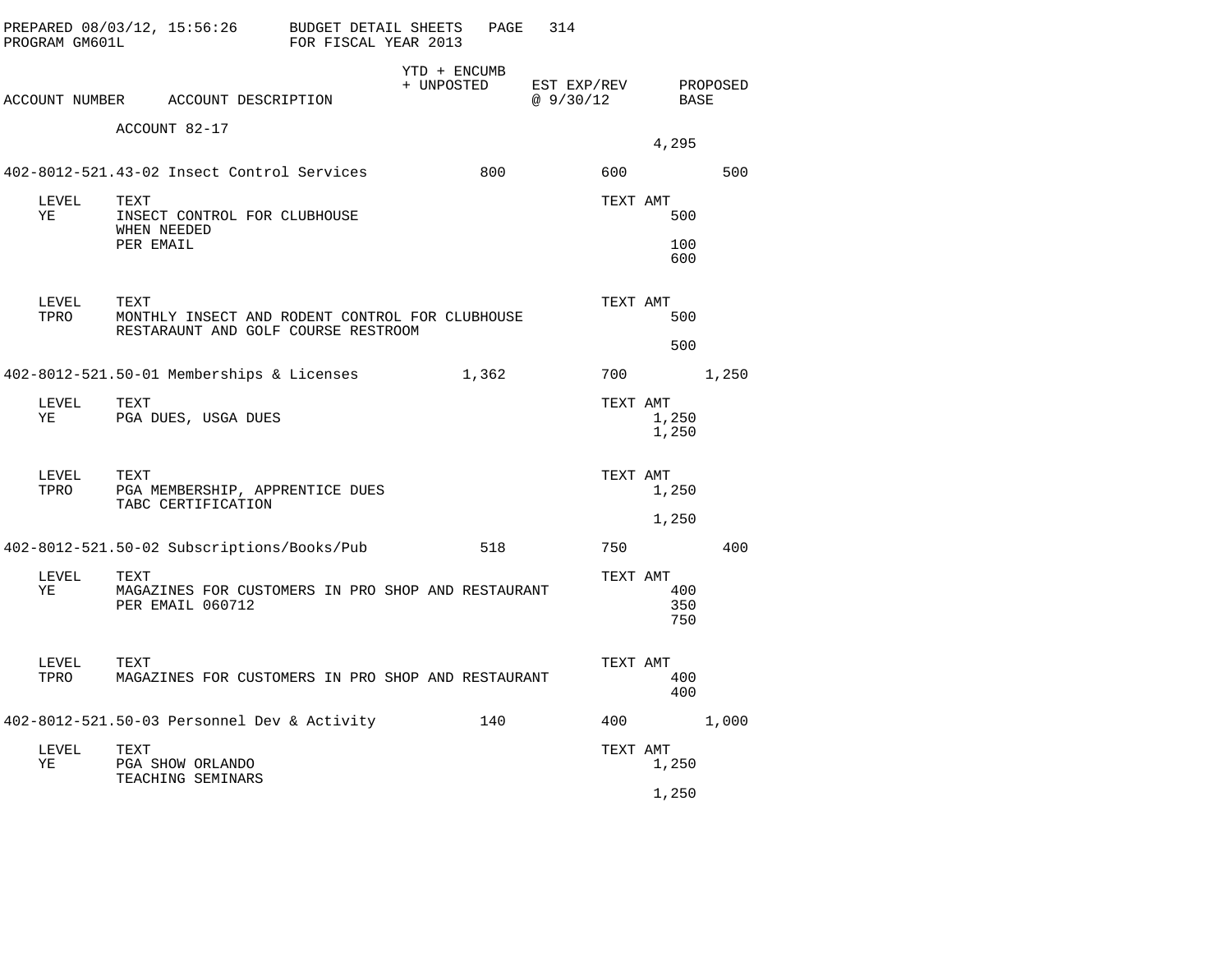PREPARED 08/03/12, 15:56:26 BUDGET DETAIL SHEETS
PROGRAM GM601L FOR FISCAL YEAR 2013

| ACCOUNT NUMBER | ACCOUNT DESCRIPTION | YTD + ENCUMB + UNPOSTED | EST EXP/REV @ 9/30/12 | PROPOSED BASE |
|---|---|---|---|---|

ACCOUNT 82-17 — 4,295

**402-8012-521.43-02 Insect Control Services** — YTD + ENCUMB + UNPOSTED: 800 | EST EXP/REV @ 9/30/12: 600 | PROPOSED BASE: 500

| LEVEL | TEXT | TEXT AMT |
|---|---|---|
| YE | INSECT CONTROL FOR CLUBHOUSE | 500 |
| | WHEN NEEDED | |
| | PER EMAIL | 100 |
| | | 600 |

| LEVEL | TEXT | TEXT AMT |
|---|---|---|
| TPRO | MONTHLY INSECT AND RODENT CONTROL FOR CLUBHOUSE | 500 |
| | RESTARAUNT AND GOLF COURSE RESTROOM | |
| | | 500 |

**402-8012-521.50-01 Memberships & Licenses** — YTD + ENCUMB + UNPOSTED: 1,362 | EST EXP/REV @ 9/30/12: 700 | PROPOSED BASE: 1,250

| LEVEL | TEXT | TEXT AMT |
|---|---|---|
| YE | PGA DUES, USGA DUES | 1,250 |
| | | 1,250 |

| LEVEL | TEXT | TEXT AMT |
|---|---|---|
| TPRO | PGA MEMBERSHIP, APPRENTICE DUES | 1,250 |
| | TABC CERTIFICATION | |
| | | 1,250 |

**402-8012-521.50-02 Subscriptions/Books/Pub** — YTD + ENCUMB + UNPOSTED: 518 | EST EXP/REV @ 9/30/12: 750 | PROPOSED BASE: 400

| LEVEL | TEXT | TEXT AMT |
|---|---|---|
| YE | MAGAZINES FOR CUSTOMERS IN PRO SHOP AND RESTAURANT | 400 |
| | PER EMAIL 060712 | 350 |
| | | 750 |

| LEVEL | TEXT | TEXT AMT |
|---|---|---|
| TPRO | MAGAZINES FOR CUSTOMERS IN PRO SHOP AND RESTAURANT | 400 |
| | | 400 |

**402-8012-521.50-03 Personnel Dev & Activity** — YTD + ENCUMB + UNPOSTED: 140 | EST EXP/REV @ 9/30/12: 400 | PROPOSED BASE: 1,000

| LEVEL | TEXT | TEXT AMT |
|---|---|---|
| YE | PGA SHOW ORLANDO | 1,250 |
| | TEACHING SEMINARS | |
| | | 1,250 |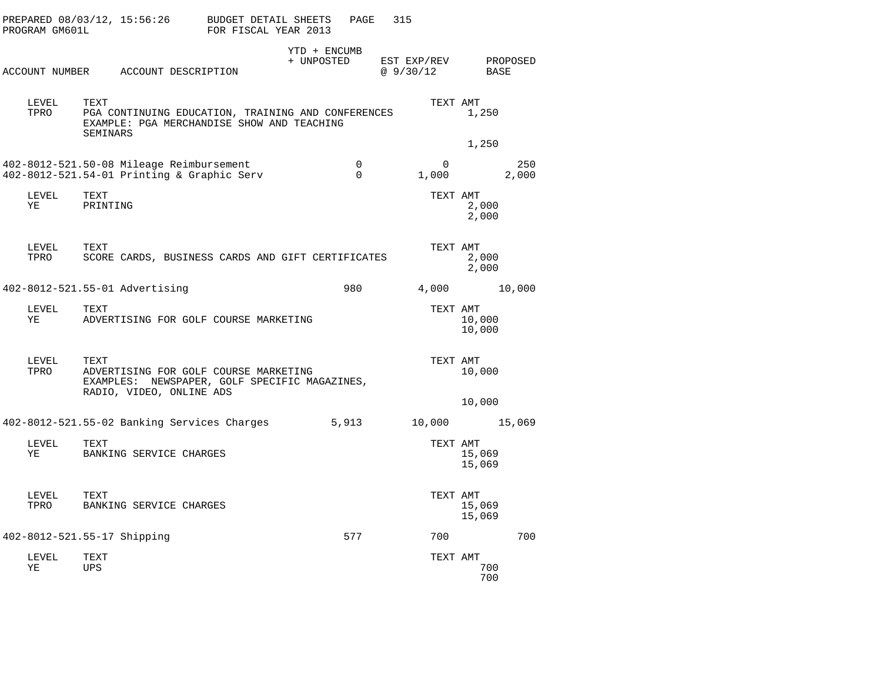PREPARED 08/03/12, 15:56:26 BUDGET DETAIL SHEETS PAGE 315
PROGRAM GM601L FOR FISCAL YEAR 2013

| ACCOUNT NUMBER | ACCOUNT DESCRIPTION | YTD + ENCUMB + UNPOSTED | EST EXP/REV @ 9/30/12 | PROPOSED BASE |
|---|---|---|---|---|

| LEVEL | TEXT | TEXT AMT |
|---|---|---|
| TPRO | PGA CONTINUING EDUCATION, TRAINING AND CONFERENCES EXAMPLE: PGA MERCHANDISE SHOW AND TEACHING SEMINARS | 1,250 |
| | | 1,250 |

| ACCOUNT NUMBER | ACCOUNT DESCRIPTION | YTD + ENCUMB + UNPOSTED | EST EXP/REV @ 9/30/12 | PROPOSED BASE |
|---|---|---|---|---|
| 402-8012-521.50-08 | Mileage Reimbursement | 0 | 0 | 250 |
| 402-8012-521.54-01 | Printing & Graphic Serv | 0 | 1,000 | 2,000 |

| LEVEL | TEXT | TEXT AMT |
|---|---|---|
| YE | PRINTING | 2,000 |
| | | 2,000 |

| LEVEL | TEXT | TEXT AMT |
|---|---|---|
| TPRO | SCORE CARDS, BUSINESS CARDS AND GIFT CERTIFICATES | 2,000 |
| | | 2,000 |

| ACCOUNT NUMBER | ACCOUNT DESCRIPTION | YTD + ENCUMB + UNPOSTED | EST EXP/REV @ 9/30/12 | PROPOSED BASE |
|---|---|---|---|---|
| 402-8012-521.55-01 | Advertising | 980 | 4,000 | 10,000 |

| LEVEL | TEXT | TEXT AMT |
|---|---|---|
| YE | ADVERTISING FOR GOLF COURSE MARKETING | 10,000 |
| | | 10,000 |

| LEVEL | TEXT | TEXT AMT |
|---|---|---|
| TPRO | ADVERTISING FOR GOLF COURSE MARKETING EXAMPLES: NEWSPAPER, GOLF SPECIFIC MAGAZINES, RADIO, VIDEO, ONLINE ADS | 10,000 |
| | | 10,000 |

| ACCOUNT NUMBER | ACCOUNT DESCRIPTION | YTD + ENCUMB + UNPOSTED | EST EXP/REV @ 9/30/12 | PROPOSED BASE |
|---|---|---|---|---|
| 402-8012-521.55-02 | Banking Services Charges | 5,913 | 10,000 | 15,069 |

| LEVEL | TEXT | TEXT AMT |
|---|---|---|
| YE | BANKING SERVICE CHARGES | 15,069 |
| | | 15,069 |

| LEVEL | TEXT | TEXT AMT |
|---|---|---|
| TPRO | BANKING SERVICE CHARGES | 15,069 |
| | | 15,069 |

| ACCOUNT NUMBER | ACCOUNT DESCRIPTION | YTD + ENCUMB + UNPOSTED | EST EXP/REV @ 9/30/12 | PROPOSED BASE |
|---|---|---|---|---|
| 402-8012-521.55-17 | Shipping | 577 | 700 | 700 |

| LEVEL | TEXT | TEXT AMT |
|---|---|---|
| YE | UPS | 700 |
| | | 700 |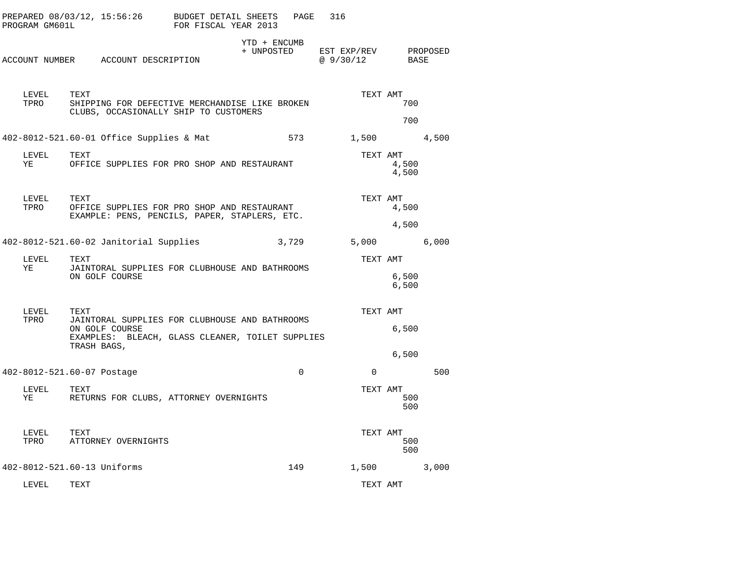PREPARED 08/03/12, 15:56:26 BUDGET DETAIL SHEETS PAGE 316
PROGRAM GM601L FOR FISCAL YEAR 2013

| ACCOUNT NUMBER | ACCOUNT DESCRIPTION | YTD + ENCUMB + UNPOSTED | EST EXP/REV @ 9/30/12 | PROPOSED BASE |
|---|---|---|---|---|

| LEVEL | TEXT | TEXT AMT |
|---|---|---|
| TPRO | SHIPPING FOR DEFECTIVE MERCHANDISE LIKE BROKEN CLUBS, OCCASIONALLY SHIP TO CUSTOMERS | 700 |
| | | 700 |

| ACCOUNT NUMBER | ACCOUNT DESCRIPTION | YTD + ENCUMB + UNPOSTED | EST EXP/REV @ 9/30/12 | PROPOSED BASE |
|---|---|---|---|---|
| 402-8012-521.60-01 | Office Supplies & Mat | 573 | 1,500 | 4,500 |

| LEVEL | TEXT | TEXT AMT |
|---|---|---|
| YE | OFFICE SUPPLIES FOR PRO SHOP AND RESTAURANT | 4,500 |
| | | 4,500 |

| LEVEL | TEXT | TEXT AMT |
|---|---|---|
| TPRO | OFFICE SUPPLIES FOR PRO SHOP AND RESTAURANT EXAMPLE: PENS, PENCILS, PAPER, STAPLERS, ETC. | 4,500 |
| | | 4,500 |

| ACCOUNT NUMBER | ACCOUNT DESCRIPTION | YTD + ENCUMB + UNPOSTED | EST EXP/REV @ 9/30/12 | PROPOSED BASE |
|---|---|---|---|---|
| 402-8012-521.60-02 | Janitorial Supplies | 3,729 | 5,000 | 6,000 |

| LEVEL | TEXT | TEXT AMT |
|---|---|---|
| YE | JAINTORAL SUPPLIES FOR CLUBHOUSE AND BATHROOMS ON GOLF COURSE | 6,500 |
| | | 6,500 |

| LEVEL | TEXT | TEXT AMT |
|---|---|---|
| TPRO | JAINTORAL SUPPLIES FOR CLUBHOUSE AND BATHROOMS ON GOLF COURSE EXAMPLES: BLEACH, GLASS CLEANER, TOILET SUPPLIES TRASH BAGS, | 6,500 |
| | | 6,500 |

| ACCOUNT NUMBER | ACCOUNT DESCRIPTION | YTD + ENCUMB + UNPOSTED | EST EXP/REV @ 9/30/12 | PROPOSED BASE |
|---|---|---|---|---|
| 402-8012-521.60-07 | Postage | 0 | 0 | 500 |

| LEVEL | TEXT | TEXT AMT |
|---|---|---|
| YE | RETURNS FOR CLUBS, ATTORNEY OVERNIGHTS | 500 |
| | | 500 |

| LEVEL | TEXT | TEXT AMT |
|---|---|---|
| TPRO | ATTORNEY OVERNIGHTS | 500 |
| | | 500 |

| ACCOUNT NUMBER | ACCOUNT DESCRIPTION | YTD + ENCUMB + UNPOSTED | EST EXP/REV @ 9/30/12 | PROPOSED BASE |
|---|---|---|---|---|
| 402-8012-521.60-13 | Uniforms | 149 | 1,500 | 3,000 |

| LEVEL | TEXT | TEXT AMT |
|---|---|---|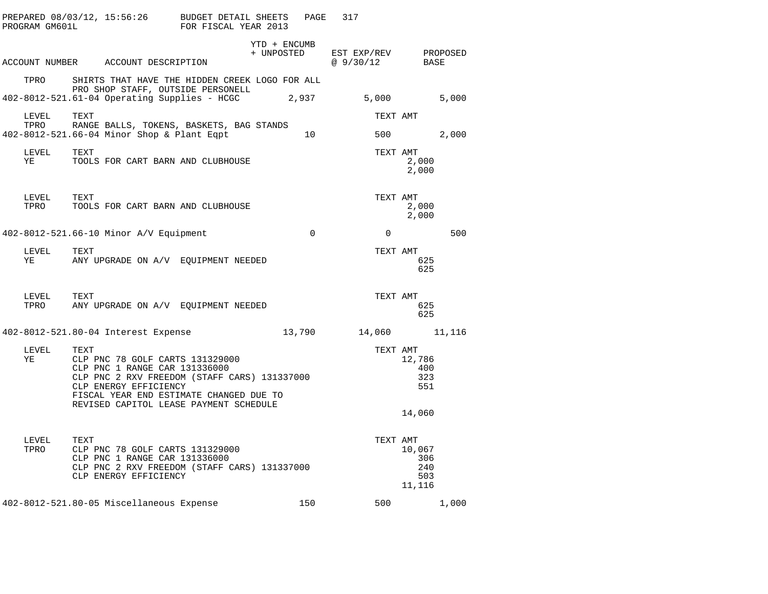PREPARED 08/03/12, 15:56:26 BUDGET DETAIL SHEETS
PROGRAM GM601L FOR FISCAL YEAR 2013

| ACCOUNT NUMBER | ACCOUNT DESCRIPTION | YTD + ENCUMB + UNPOSTED | EST EXP/REV @ 9/30/12 | PROPOSED BASE |
|---|---|---|---|---|
| TPRO | SHIRTS THAT HAVE THE HIDDEN CREEK LOGO FOR ALL PRO SHOP STAFF, OUTSIDE PERSONELL | | | |
| 402-8012-521.61-04 | Operating Supplies - HCGC | 2,937 | 5,000 | 5,000 |

| LEVEL | TEXT | TEXT AMT |
|---|---|---|
| TPRO | RANGE BALLS, TOKENS, BASKETS, BAG STANDS | |

| ACCOUNT NUMBER | ACCOUNT DESCRIPTION | YTD + ENCUMB + UNPOSTED | EST EXP/REV @ 9/30/12 | PROPOSED BASE |
|---|---|---|---|---|
| 402-8012-521.66-04 | Minor Shop & Plant Eqpt | 10 | 500 | 2,000 |

| LEVEL | TEXT | TEXT AMT |
|---|---|---|
| YE | TOOLS FOR CART BARN AND CLUBHOUSE | 2,000 |
| | | 2,000 |

| LEVEL | TEXT | TEXT AMT |
|---|---|---|
| TPRO | TOOLS FOR CART BARN AND CLUBHOUSE | 2,000 |
| | | 2,000 |

| ACCOUNT NUMBER | ACCOUNT DESCRIPTION | YTD + ENCUMB + UNPOSTED | EST EXP/REV @ 9/30/12 | PROPOSED BASE |
|---|---|---|---|---|
| 402-8012-521.66-10 | Minor A/V Equipment | 0 | 0 | 500 |

| LEVEL | TEXT | TEXT AMT |
|---|---|---|
| YE | ANY UPGRADE ON A/V EQUIPMENT NEEDED | 625 |
| | | 625 |

| LEVEL | TEXT | TEXT AMT |
|---|---|---|
| TPRO | ANY UPGRADE ON A/V EQUIPMENT NEEDED | 625 |
| | | 625 |

| ACCOUNT NUMBER | ACCOUNT DESCRIPTION | YTD + ENCUMB + UNPOSTED | EST EXP/REV @ 9/30/12 | PROPOSED BASE |
|---|---|---|---|---|
| 402-8012-521.80-04 | Interest Expense | 13,790 | 14,060 | 11,116 |

| LEVEL | TEXT | TEXT AMT |
|---|---|---|
| YE | CLP PNC 78 GOLF CARTS 131329000 | 12,786 |
| | CLP PNC 1 RANGE CAR 131336000 | 400 |
| | CLP PNC 2 RXV FREEDOM (STAFF CARS) 131337000 | 323 |
| | CLP ENERGY EFFICIENCY | 551 |
| | FISCAL YEAR END ESTIMATE CHANGED DUE TO | |
| | REVISED CAPITOL LEASE PAYMENT SCHEDULE | |
| | | 14,060 |

| LEVEL | TEXT | TEXT AMT |
|---|---|---|
| TPRO | CLP PNC 78 GOLF CARTS 131329000 | 10,067 |
| | CLP PNC 1 RANGE CAR 131336000 | 306 |
| | CLP PNC 2 RXV FREEDOM (STAFF CARS) 131337000 | 240 |
| | CLP ENERGY EFFICIENCY | 503 |
| | | 11,116 |

| ACCOUNT NUMBER | ACCOUNT DESCRIPTION | YTD + ENCUMB + UNPOSTED | EST EXP/REV @ 9/30/12 | PROPOSED BASE |
|---|---|---|---|---|
| 402-8012-521.80-05 | Miscellaneous Expense | 150 | 500 | 1,000 |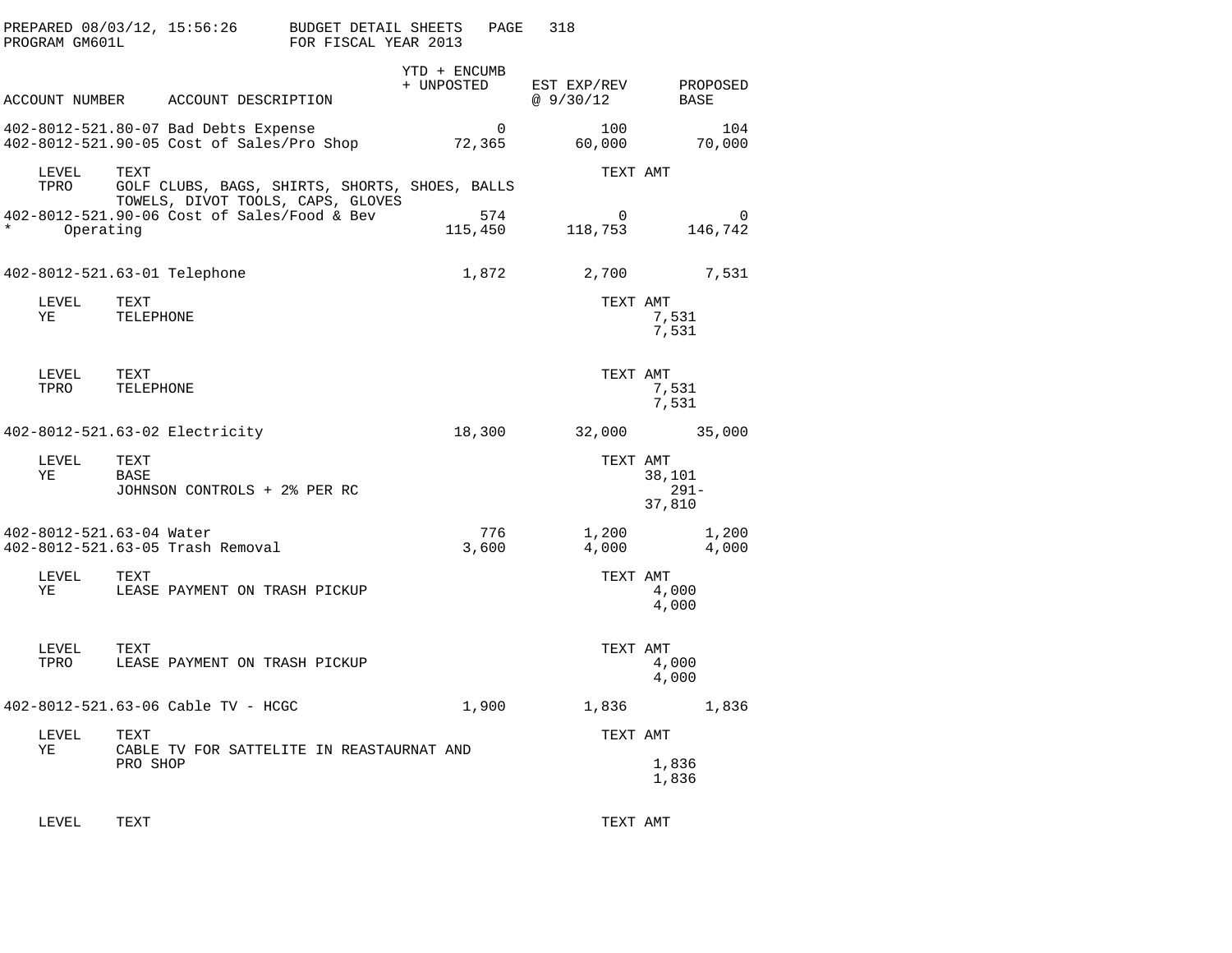PREPARED 08/03/12, 15:56:26 BUDGET DETAIL SHEETS
PROGRAM GM601L FOR FISCAL YEAR 2013

| ACCOUNT NUMBER | ACCOUNT DESCRIPTION | YTD + ENCUMB + UNPOSTED | EST EXP/REV @ 9/30/12 | PROPOSED BASE |
|---|---|---|---|---|
| 402-8012-521.80-07 | Bad Debts Expense | 0 | 100 | 104 |
| 402-8012-521.90-05 | Cost of Sales/Pro Shop | 72,365 | 60,000 | 70,000 |

| LEVEL | TEXT | TEXT AMT |
|---|---|---|
| TPRO | GOLF CLUBS, BAGS, SHIRTS, SHORTS, SHOES, BALLS TOWELS, DIVOT TOOLS, CAPS, GLOVES | |

| ACCOUNT NUMBER | ACCOUNT DESCRIPTION | YTD + ENCUMB + UNPOSTED | EST EXP/REV @ 9/30/12 | PROPOSED BASE |
|---|---|---|---|---|
| 402-8012-521.90-06 | Cost of Sales/Food & Bev | 574 | 0 | 0 |
| * | Operating | 115,450 | 118,753 | 146,742 |
| 402-8012-521.63-01 | Telephone | 1,872 | 2,700 | 7,531 |

| LEVEL | TEXT | TEXT AMT |
|---|---|---|
| YE | TELEPHONE | 7,531 |
| | | 7,531 |

| LEVEL | TEXT | TEXT AMT |
|---|---|---|
| TPRO | TELEPHONE | 7,531 |
| | | 7,531 |

| ACCOUNT NUMBER | ACCOUNT DESCRIPTION | YTD + ENCUMB + UNPOSTED | EST EXP/REV @ 9/30/12 | PROPOSED BASE |
|---|---|---|---|---|
| 402-8012-521.63-02 | Electricity | 18,300 | 32,000 | 35,000 |

| LEVEL | TEXT | TEXT AMT |
|---|---|---|
| YE | BASE | 38,101 |
| | JOHNSON CONTROLS + 2% PER RC | 291- |
| | | 37,810 |

| ACCOUNT NUMBER | ACCOUNT DESCRIPTION | YTD + ENCUMB + UNPOSTED | EST EXP/REV @ 9/30/12 | PROPOSED BASE |
|---|---|---|---|---|
| 402-8012-521.63-04 | Water | 776 | 1,200 | 1,200 |
| 402-8012-521.63-05 | Trash Removal | 3,600 | 4,000 | 4,000 |

| LEVEL | TEXT | TEXT AMT |
|---|---|---|
| YE | LEASE PAYMENT ON TRASH PICKUP | 4,000 |
| | | 4,000 |

| LEVEL | TEXT | TEXT AMT |
|---|---|---|
| TPRO | LEASE PAYMENT ON TRASH PICKUP | 4,000 |
| | | 4,000 |

| ACCOUNT NUMBER | ACCOUNT DESCRIPTION | YTD + ENCUMB + UNPOSTED | EST EXP/REV @ 9/30/12 | PROPOSED BASE |
|---|---|---|---|---|
| 402-8012-521.63-06 | Cable TV - HCGC | 1,900 | 1,836 | 1,836 |

| LEVEL | TEXT | TEXT AMT |
|---|---|---|
| YE | CABLE TV FOR SATTELITE IN REASTAURNAT AND PRO SHOP | 1,836 |
| | | 1,836 |

| LEVEL | TEXT | TEXT AMT |
|---|---|---|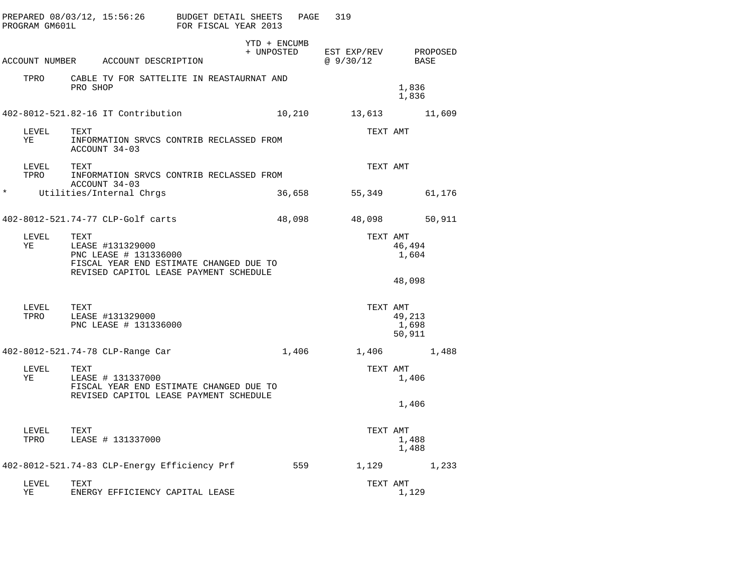| ACCOUNT NUMBER | ACCOUNT DESCRIPTION | YTD + ENCUMB + UNPOSTED | EST EXP/REV @ 9/30/12 | PROPOSED BASE |
|---|---|---|---|---|

TPRO CABLE TV FOR SATTELITE IN REASTAURNAT AND PRO SHOP — 1,836
1,836

| ACCOUNT NUMBER | ACCOUNT DESCRIPTION | YTD + ENCUMB + UNPOSTED | EST EXP/REV @ 9/30/12 | PROPOSED BASE |
|---|---|---|---|---|
| 402-8012-521.82-16 | IT Contribution | 10,210 | 13,613 | 11,609 |

| LEVEL | TEXT | TEXT AMT |
|---|---|---|
| YE | INFORMATION SRVCS CONTRIB RECLASSED FROM ACCOUNT 34-03 | |

| LEVEL | TEXT | TEXT AMT |
|---|---|---|
| TPRO | INFORMATION SRVCS CONTRIB RECLASSED FROM ACCOUNT 34-03 | |

| | | YTD + ENCUMB + UNPOSTED | EST EXP/REV @ 9/30/12 | PROPOSED BASE |
|---|---|---|---|---|
| * | Utilities/Internal Chrgs | 36,658 | 55,349 | 61,176 |
| 402-8012-521.74-77 | CLP-Golf carts | 48,098 | 48,098 | 50,911 |

| LEVEL | TEXT | TEXT AMT |
|---|---|---|
| YE | LEASE #131329000 | 46,494 |
| | PNC LEASE # 131336000 | 1,604 |
| | FISCAL YEAR END ESTIMATE CHANGED DUE TO REVISED CAPITOL LEASE PAYMENT SCHEDULE | |
| | | 48,098 |

| LEVEL | TEXT | TEXT AMT |
|---|---|---|
| TPRO | LEASE #131329000 | 49,213 |
| | PNC LEASE # 131336000 | 1,698 |
| | | 50,911 |

| ACCOUNT NUMBER | ACCOUNT DESCRIPTION | YTD + ENCUMB + UNPOSTED | EST EXP/REV @ 9/30/12 | PROPOSED BASE |
|---|---|---|---|---|
| 402-8012-521.74-78 | CLP-Range Car | 1,406 | 1,406 | 1,488 |

| LEVEL | TEXT | TEXT AMT |
|---|---|---|
| YE | LEASE # 131337000 | 1,406 |
| | FISCAL YEAR END ESTIMATE CHANGED DUE TO REVISED CAPITOL LEASE PAYMENT SCHEDULE | |
| | | 1,406 |

| LEVEL | TEXT | TEXT AMT |
|---|---|---|
| TPRO | LEASE # 131337000 | 1,488 |
| | | 1,488 |

| ACCOUNT NUMBER | ACCOUNT DESCRIPTION | YTD + ENCUMB + UNPOSTED | EST EXP/REV @ 9/30/12 | PROPOSED BASE |
|---|---|---|---|---|
| 402-8012-521.74-83 | CLP-Energy Efficiency Prf | 559 | 1,129 | 1,233 |

| LEVEL | TEXT | TEXT AMT |
|---|---|---|
| YE | ENERGY EFFICIENCY CAPITAL LEASE | 1,129 |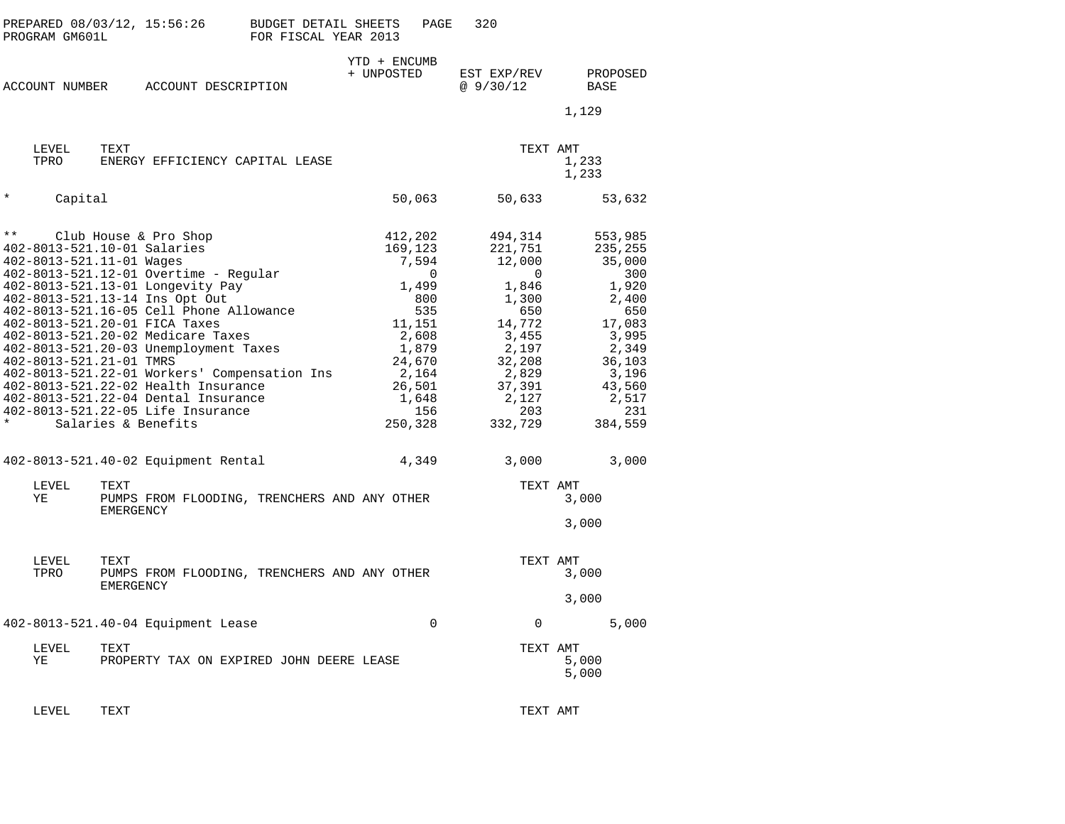PREPARED 08/03/12, 15:56:26 BUDGET DETAIL SHEETS
PROGRAM GM601L FOR FISCAL YEAR 2013

| ACCOUNT NUMBER | ACCOUNT DESCRIPTION | YTD + ENCUMB + UNPOSTED | EST EXP/REV @ 9/30/12 | PROPOSED BASE |
|---|---|---|---|---|
| | | | | 1,129 |

| LEVEL | TEXT | TEXT AMT |
|---|---|---|
| TPRO | ENERGY EFFICIENCY CAPITAL LEASE | 1,233 |
| | | 1,233 |

| ACCOUNT NUMBER | ACCOUNT DESCRIPTION | YTD + ENCUMB + UNPOSTED | EST EXP/REV @ 9/30/12 | PROPOSED BASE |
|---|---|---|---|---|
| * | Capital | 50,063 | 50,633 | 53,632 |
| ** | Club House & Pro Shop | 412,202 | 494,314 | 553,985 |
| 402-8013-521.10-01 | Salaries | 169,123 | 221,751 | 235,255 |
| 402-8013-521.11-01 | Wages | 7,594 | 12,000 | 35,000 |
| 402-8013-521.12-01 | Overtime - Regular | 0 | 0 | 300 |
| 402-8013-521.13-01 | Longevity Pay | 1,499 | 1,846 | 1,920 |
| 402-8013-521.13-14 | Ins Opt Out | 800 | 1,300 | 2,400 |
| 402-8013-521.16-05 | Cell Phone Allowance | 535 | 650 | 650 |
| 402-8013-521.20-01 | FICA Taxes | 11,151 | 14,772 | 17,083 |
| 402-8013-521.20-02 | Medicare Taxes | 2,608 | 3,455 | 3,995 |
| 402-8013-521.20-03 | Unemployment Taxes | 1,879 | 2,197 | 2,349 |
| 402-8013-521.21-01 | TMRS | 24,670 | 32,208 | 36,103 |
| 402-8013-521.22-01 | Workers' Compensation Ins | 2,164 | 2,829 | 3,196 |
| 402-8013-521.22-02 | Health Insurance | 26,501 | 37,391 | 43,560 |
| 402-8013-521.22-04 | Dental Insurance | 1,648 | 2,127 | 2,517 |
| 402-8013-521.22-05 | Life Insurance | 156 | 203 | 231 |
| * | Salaries & Benefits | 250,328 | 332,729 | 384,559 |
| 402-8013-521.40-02 | Equipment Rental | 4,349 | 3,000 | 3,000 |

| LEVEL | TEXT | TEXT AMT |
|---|---|---|
| YE | PUMPS FROM FLOODING, TRENCHERS AND ANY OTHER EMERGENCY | 3,000 |
| | | 3,000 |

| LEVEL | TEXT | TEXT AMT |
|---|---|---|
| TPRO | PUMPS FROM FLOODING, TRENCHERS AND ANY OTHER EMERGENCY | 3,000 |
| | | 3,000 |

| ACCOUNT NUMBER | ACCOUNT DESCRIPTION | YTD + ENCUMB + UNPOSTED | EST EXP/REV @ 9/30/12 | PROPOSED BASE |
|---|---|---|---|---|
| 402-8013-521.40-04 | Equipment Lease | 0 | 0 | 5,000 |

| LEVEL | TEXT | TEXT AMT |
|---|---|---|
| YE | PROPERTY TAX ON EXPIRED JOHN DEERE LEASE | 5,000 |
| | | 5,000 |

| LEVEL | TEXT | TEXT AMT |
|---|---|---|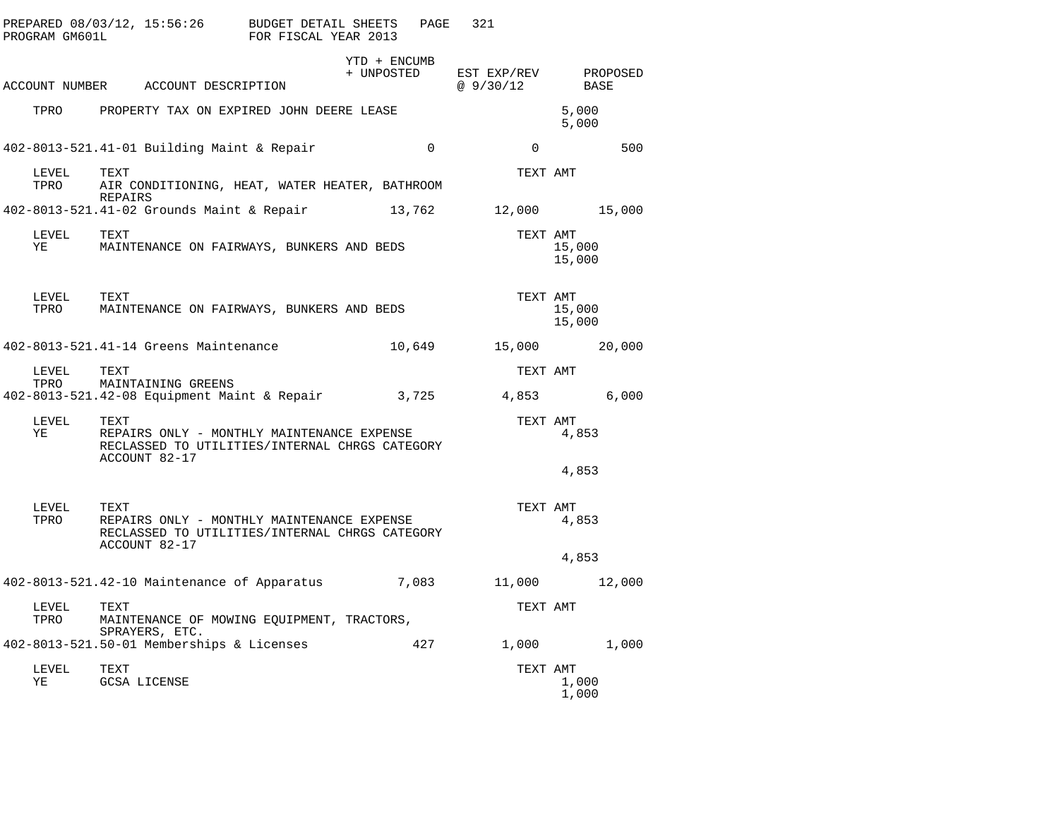| ACCOUNT NUMBER | ACCOUNT DESCRIPTION | YTD + ENCUMB + UNPOSTED | EST EXP/REV @ 9/30/12 | PROPOSED BASE |
|---|---|---|---|---|
| TPRO | PROPERTY TAX ON EXPIRED JOHN DEERE LEASE | | 5,000<br>5,000 | |
| 402-8013-521.41-01 | Building Maint & Repair | 0 | 0 | 500 |
| LEVEL | TEXT | | TEXT AMT | |
| TPRO | AIR CONDITIONING, HEAT, WATER HEATER, BATHROOM REPAIRS | | | |
| 402-8013-521.41-02 | Grounds Maint & Repair | 13,762 | 12,000 | 15,000 |
| LEVEL | TEXT | | TEXT AMT | |
| YE | MAINTENANCE ON FAIRWAYS, BUNKERS AND BEDS | | 15,000<br>15,000 | |
| LEVEL | TEXT | | TEXT AMT | |
| TPRO | MAINTENANCE ON FAIRWAYS, BUNKERS AND BEDS | | 15,000<br>15,000 | |
| 402-8013-521.41-14 | Greens Maintenance | 10,649 | 15,000 | 20,000 |
| LEVEL | TEXT | | TEXT AMT | |
| TPRO | MAINTAINING GREENS | | | |
| 402-8013-521.42-08 | Equipment Maint & Repair | 3,725 | 4,853 | 6,000 |
| LEVEL | TEXT | | TEXT AMT | |
| YE | REPAIRS ONLY - MONTHLY MAINTENANCE EXPENSE RECLASSED TO UTILITIES/INTERNAL CHRGS CATEGORY ACCOUNT 82-17 | | 4,853<br>4,853 | |
| LEVEL | TEXT | | TEXT AMT | |
| TPRO | REPAIRS ONLY - MONTHLY MAINTENANCE EXPENSE RECLASSED TO UTILITIES/INTERNAL CHRGS CATEGORY ACCOUNT 82-17 | | 4,853<br>4,853 | |
| 402-8013-521.42-10 | Maintenance of Apparatus | 7,083 | 11,000 | 12,000 |
| LEVEL | TEXT | | TEXT AMT | |
| TPRO | MAINTENANCE OF MOWING EQUIPMENT, TRACTORS, SPRAYERS, ETC. | | | |
| 402-8013-521.50-01 | Memberships & Licenses | 427 | 1,000 | 1,000 |
| LEVEL | TEXT | | TEXT AMT | |
| YE | GCSA LICENSE | | 1,000<br>1,000 | |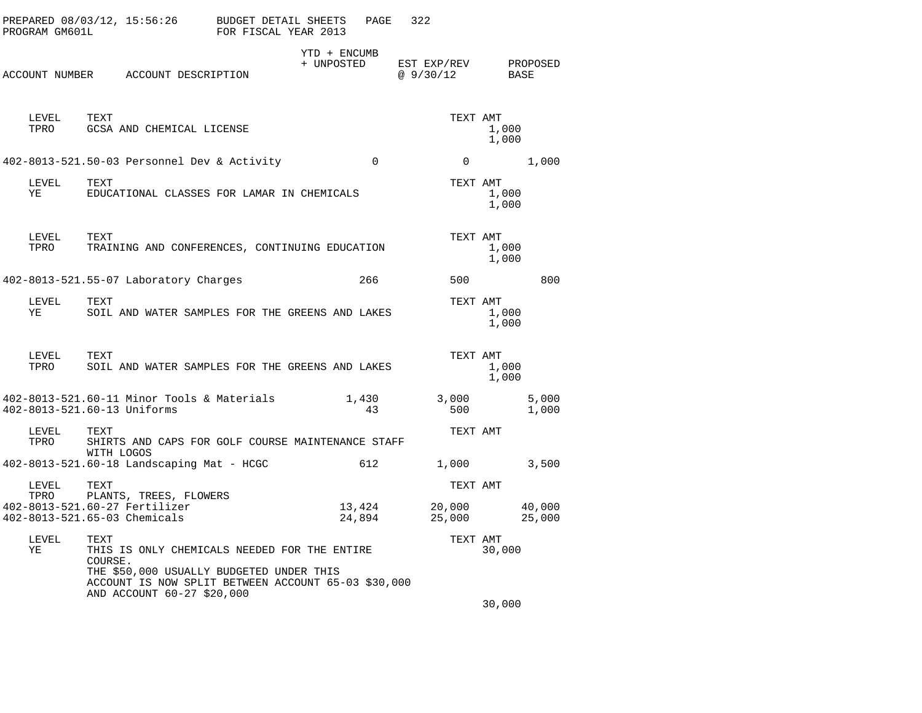PREPARED 08/03/12, 15:56:26 BUDGET DETAIL SHEETS
PROGRAM GM601L FOR FISCAL YEAR 2013

| ACCOUNT NUMBER | ACCOUNT DESCRIPTION | YTD + ENCUMB + UNPOSTED | EST EXP/REV @ 9/30/12 | PROPOSED BASE |
|---|---|---|---|---|

LEVEL TPRO — TEXT: GCSA AND CHEMICAL LICENSE — TEXT AMT: 1,000 / 1,000

| ACCOUNT NUMBER | ACCOUNT DESCRIPTION | YTD + ENCUMB + UNPOSTED | EST EXP/REV @ 9/30/12 | PROPOSED BASE |
|---|---|---|---|---|
| 402-8013-521.50-03 | Personnel Dev & Activity | 0 | 0 | 1,000 |

LEVEL YE — TEXT: EDUCATIONAL CLASSES FOR LAMAR IN CHEMICALS — TEXT AMT: 1,000 / 1,000

LEVEL TPRO — TEXT: TRAINING AND CONFERENCES, CONTINUING EDUCATION — TEXT AMT: 1,000 / 1,000

| ACCOUNT NUMBER | ACCOUNT DESCRIPTION | YTD + ENCUMB + UNPOSTED | EST EXP/REV @ 9/30/12 | PROPOSED BASE |
|---|---|---|---|---|
| 402-8013-521.55-07 | Laboratory Charges | 266 | 500 | 800 |

LEVEL YE — TEXT: SOIL AND WATER SAMPLES FOR THE GREENS AND LAKES — TEXT AMT: 1,000 / 1,000

LEVEL TPRO — TEXT: SOIL AND WATER SAMPLES FOR THE GREENS AND LAKES — TEXT AMT: 1,000 / 1,000

| ACCOUNT NUMBER | ACCOUNT DESCRIPTION | YTD + ENCUMB + UNPOSTED | EST EXP/REV @ 9/30/12 | PROPOSED BASE |
|---|---|---|---|---|
| 402-8013-521.60-11 | Minor Tools & Materials | 1,430 | 3,000 | 5,000 |
| 402-8013-521.60-13 | Uniforms | 43 | 500 | 1,000 |

LEVEL TPRO — TEXT: SHIRTS AND CAPS FOR GOLF COURSE MAINTENANCE STAFF WITH LOGOS — TEXT AMT:

| ACCOUNT NUMBER | ACCOUNT DESCRIPTION | YTD + ENCUMB + UNPOSTED | EST EXP/REV @ 9/30/12 | PROPOSED BASE |
|---|---|---|---|---|
| 402-8013-521.60-18 | Landscaping Mat - HCGC | 612 | 1,000 | 3,500 |

LEVEL TPRO — TEXT: PLANTS, TREES, FLOWERS — TEXT AMT:

| ACCOUNT NUMBER | ACCOUNT DESCRIPTION | YTD + ENCUMB + UNPOSTED | EST EXP/REV @ 9/30/12 | PROPOSED BASE |
|---|---|---|---|---|
| 402-8013-521.60-27 | Fertilizer | 13,424 | 20,000 | 40,000 |
| 402-8013-521.65-03 | Chemicals | 24,894 | 25,000 | 25,000 |

LEVEL YE — TEXT: THIS IS ONLY CHEMICALS NEEDED FOR THE ENTIRE COURSE.
THE $50,000 USUALLY BUDGETED UNDER THIS ACCOUNT IS NOW SPLIT BETWEEN ACCOUNT 65-03 $30,000 AND ACCOUNT 60-27 $20,000 — TEXT AMT: 30,000 / 30,000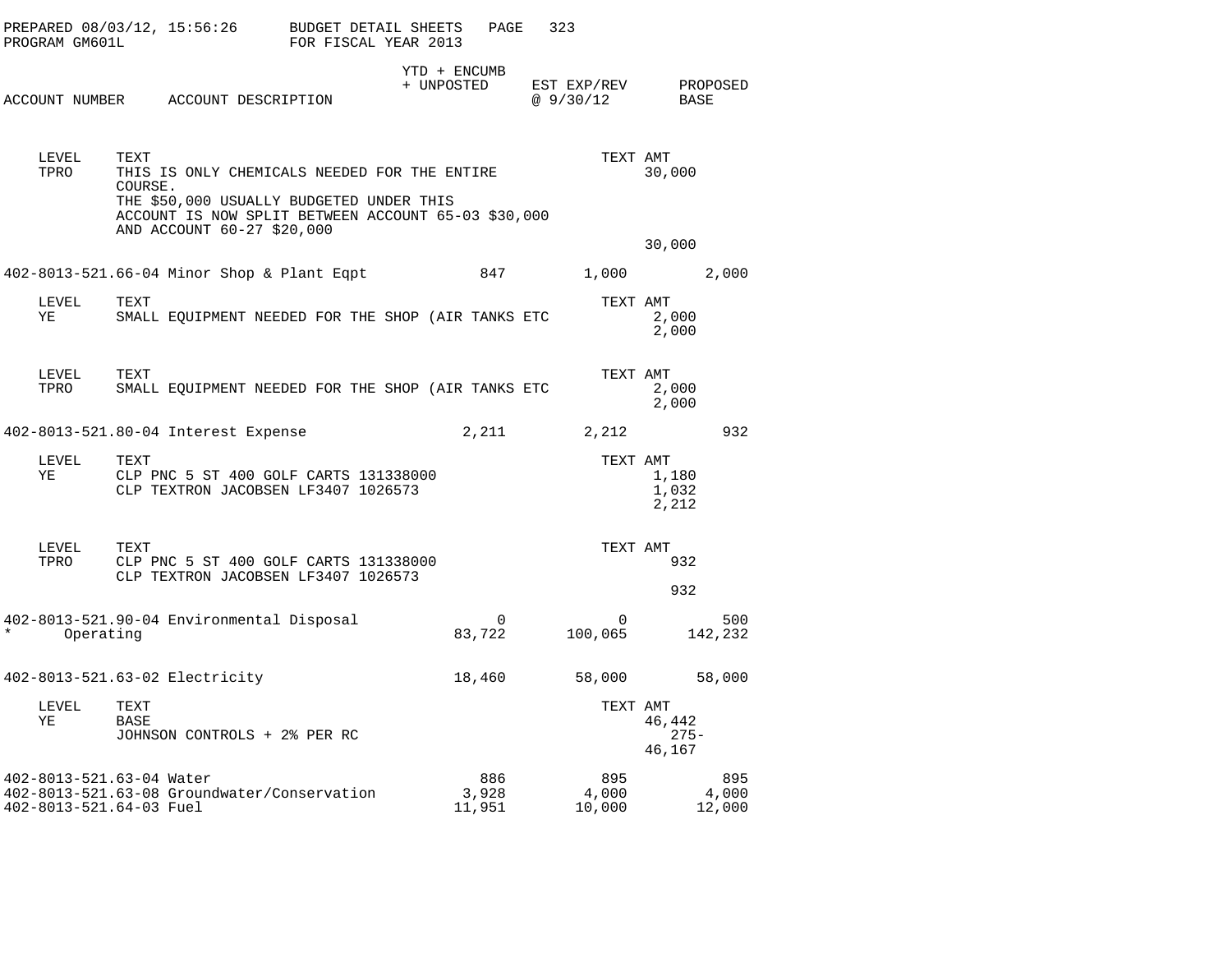PREPARED 08/03/12, 15:56:26 BUDGET DETAIL SHEETS
PROGRAM GM601L FOR FISCAL YEAR 2013

| ACCOUNT NUMBER | ACCOUNT DESCRIPTION | YTD + ENCUMB + UNPOSTED | EST EXP/REV @ 9/30/12 | PROPOSED BASE |
|---|---|---|---|---|

| LEVEL | TEXT | TEXT AMT |
|---|---|---|
| TPRO | THIS IS ONLY CHEMICALS NEEDED FOR THE ENTIRE COURSE. | 30,000 |
| | THE $50,000 USUALLY BUDGETED UNDER THIS ACCOUNT IS NOW SPLIT BETWEEN ACCOUNT 65-03 $30,000 AND ACCOUNT 60-27 $20,000 | |
| | | 30,000 |

| ACCOUNT NUMBER | ACCOUNT DESCRIPTION | YTD + ENCUMB + UNPOSTED | EST EXP/REV @ 9/30/12 | PROPOSED BASE |
|---|---|---|---|---|
| 402-8013-521.66-04 | Minor Shop & Plant Eqpt | 847 | 1,000 | 2,000 |

| LEVEL | TEXT | TEXT AMT |
|---|---|---|
| YE | SMALL EQUIPMENT NEEDED FOR THE SHOP (AIR TANKS ETC | 2,000 |
| | | 2,000 |

| LEVEL | TEXT | TEXT AMT |
|---|---|---|
| TPRO | SMALL EQUIPMENT NEEDED FOR THE SHOP (AIR TANKS ETC | 2,000 |
| | | 2,000 |

| ACCOUNT NUMBER | ACCOUNT DESCRIPTION | YTD + ENCUMB + UNPOSTED | EST EXP/REV @ 9/30/12 | PROPOSED BASE |
|---|---|---|---|---|
| 402-8013-521.80-04 | Interest Expense | 2,211 | 2,212 | 932 |

| LEVEL | TEXT | TEXT AMT |
|---|---|---|
| YE | CLP PNC 5 ST 400 GOLF CARTS 131338000 | 1,180 |
| | CLP TEXTRON JACOBSEN LF3407 1026573 | 1,032 |
| | | 2,212 |

| LEVEL | TEXT | TEXT AMT |
|---|---|---|
| TPRO | CLP PNC 5 ST 400 GOLF CARTS 131338000 | 932 |
| | CLP TEXTRON JACOBSEN LF3407 1026573 | |
| | | 932 |

| ACCOUNT NUMBER | ACCOUNT DESCRIPTION | YTD + ENCUMB + UNPOSTED | EST EXP/REV @ 9/30/12 | PROPOSED BASE |
|---|---|---|---|---|
| 402-8013-521.90-04 | Environmental Disposal | 0 | 0 | 500 |
| * | Operating | 83,722 | 100,065 | 142,232 |
| 402-8013-521.63-02 | Electricity | 18,460 | 58,000 | 58,000 |

| LEVEL | TEXT | TEXT AMT |
|---|---|---|
| YE | BASE | 46,442 |
| | JOHNSON CONTROLS + 2% PER RC | 275- |
| | | 46,167 |

| ACCOUNT NUMBER | ACCOUNT DESCRIPTION | YTD + ENCUMB + UNPOSTED | EST EXP/REV @ 9/30/12 | PROPOSED BASE |
|---|---|---|---|---|
| 402-8013-521.63-04 | Water | 886 | 895 | 895 |
| 402-8013-521.63-08 | Groundwater/Conservation | 3,928 | 4,000 | 4,000 |
| 402-8013-521.64-03 | Fuel | 11,951 | 10,000 | 12,000 |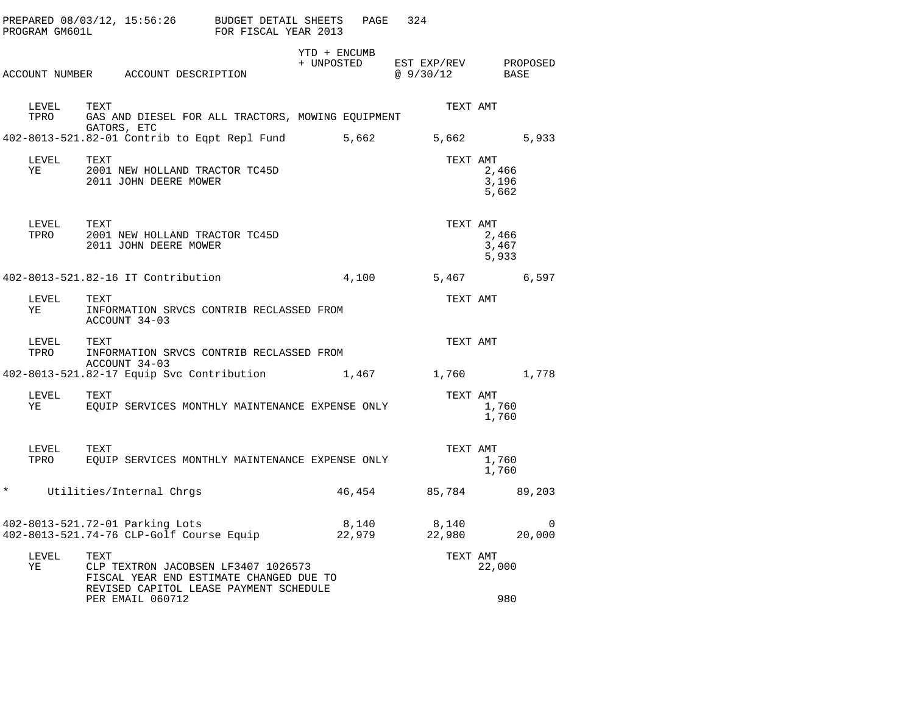| ACCOUNT NUMBER | ACCOUNT DESCRIPTION | YTD + ENCUMB + UNPOSTED | EST EXP/REV @ 9/30/12 | PROPOSED BASE |
|---|---|---|---|---|

LEVEL TPRO — TEXT: GAS AND DIESEL FOR ALL TRACTORS, MOWING EQUIPMENT GATORS, ETC

| ACCOUNT NUMBER | ACCOUNT DESCRIPTION | YTD + ENCUMB + UNPOSTED | EST EXP/REV @ 9/30/12 | PROPOSED BASE |
|---|---|---|---|---|
| 402-8013-521.82-01 | Contrib to Eqpt Repl Fund | 5,662 | 5,662 | 5,933 |

| LEVEL | TEXT | TEXT AMT |
|---|---|---|
| YE | 2001 NEW HOLLAND TRACTOR TC45D | 2,466 |
| | 2011 JOHN DEERE MOWER | 3,196 |
| | | 5,662 |

| LEVEL | TEXT | TEXT AMT |
|---|---|---|
| TPRO | 2001 NEW HOLLAND TRACTOR TC45D | 2,466 |
| | 2011 JOHN DEERE MOWER | 3,467 |
| | | 5,933 |

| ACCOUNT NUMBER | ACCOUNT DESCRIPTION | YTD + ENCUMB + UNPOSTED | EST EXP/REV @ 9/30/12 | PROPOSED BASE |
|---|---|---|---|---|
| 402-8013-521.82-16 | IT Contribution | 4,100 | 5,467 | 6,597 |

| LEVEL | TEXT | TEXT AMT |
|---|---|---|
| YE | INFORMATION SRVCS CONTRIB RECLASSED FROM ACCOUNT 34-03 | |
| TPRO | INFORMATION SRVCS CONTRIB RECLASSED FROM ACCOUNT 34-03 | |

| ACCOUNT NUMBER | ACCOUNT DESCRIPTION | YTD + ENCUMB + UNPOSTED | EST EXP/REV @ 9/30/12 | PROPOSED BASE |
|---|---|---|---|---|
| 402-8013-521.82-17 | Equip Svc Contribution | 1,467 | 1,760 | 1,778 |

| LEVEL | TEXT | TEXT AMT |
|---|---|---|
| YE | EQUIP SERVICES MONTHLY MAINTENANCE EXPENSE ONLY | 1,760 |
| | | 1,760 |

| LEVEL | TEXT | TEXT AMT |
|---|---|---|
| TPRO | EQUIP SERVICES MONTHLY MAINTENANCE EXPENSE ONLY | 1,760 |
| | | 1,760 |

| ACCOUNT NUMBER | ACCOUNT DESCRIPTION | YTD + ENCUMB + UNPOSTED | EST EXP/REV @ 9/30/12 | PROPOSED BASE |
|---|---|---|---|---|
| * | Utilities/Internal Chrgs | 46,454 | 85,784 | 89,203 |
| 402-8013-521.72-01 | Parking Lots | 8,140 | 8,140 | 0 |
| 402-8013-521.74-76 | CLP-Golf Course Equip | 22,979 | 22,980 | 20,000 |

| LEVEL | TEXT | TEXT AMT |
|---|---|---|
| YE | CLP TEXTRON JACOBSEN LF3407 1026573 | 22,000 |
| | FISCAL YEAR END ESTIMATE CHANGED DUE TO REVISED CAPITOL LEASE PAYMENT SCHEDULE PER EMAIL 060712 | 980 |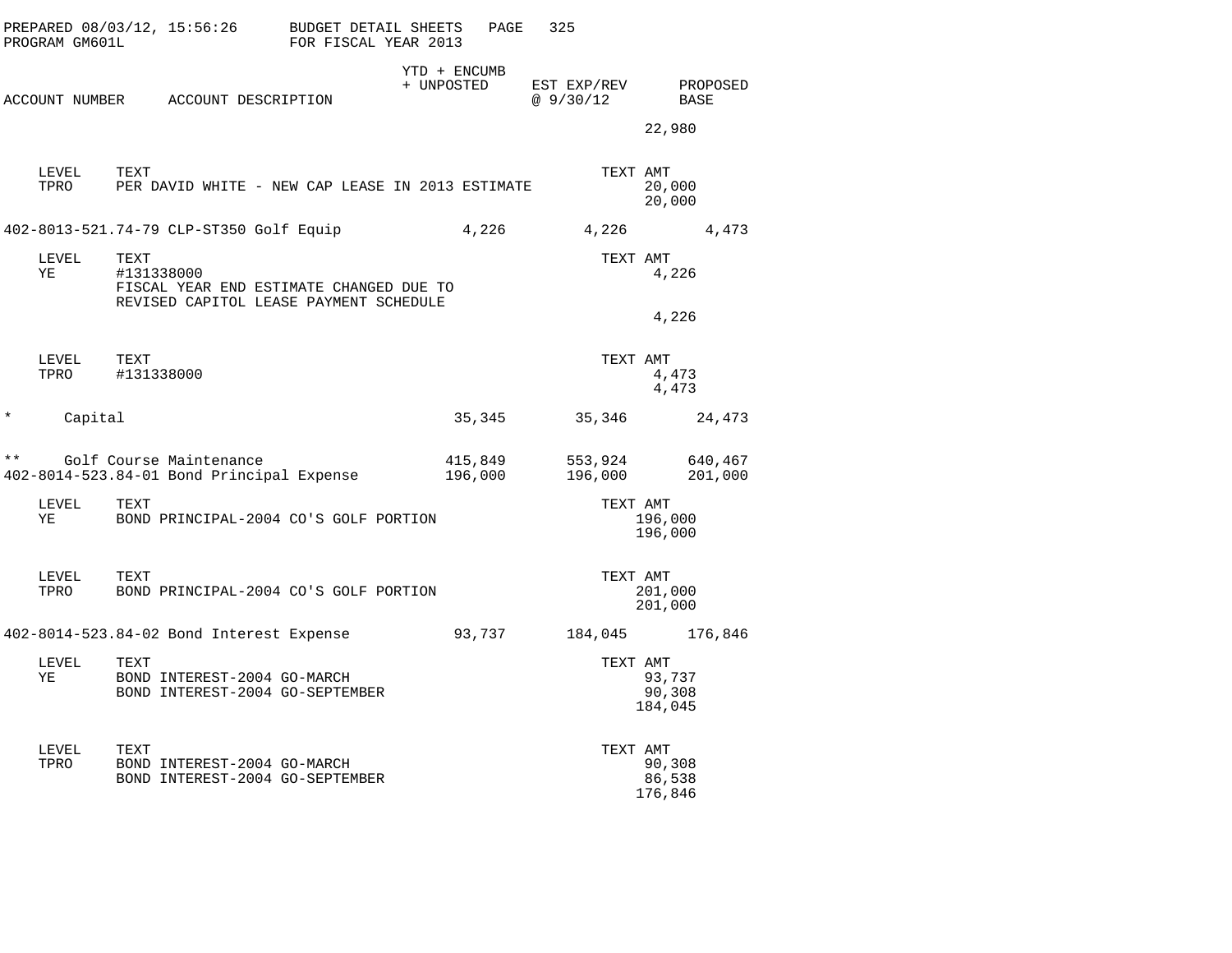PREPARED 08/03/12, 15:56:26 BUDGET DETAIL SHEETS
PROGRAM GM601L FOR FISCAL YEAR 2013

| ACCOUNT NUMBER | ACCOUNT DESCRIPTION | YTD + ENCUMB + UNPOSTED | EST EXP/REV @ 9/30/12 | PROPOSED BASE |
|---|---|---|---|---|
| | | | | 22,980 |

| LEVEL | TEXT | TEXT AMT |
|---|---|---|
| TPRO | PER DAVID WHITE - NEW CAP LEASE IN 2013 ESTIMATE | 20,000 |
| | | 20,000 |

| ACCOUNT NUMBER | ACCOUNT DESCRIPTION | YTD + ENCUMB + UNPOSTED | EST EXP/REV @ 9/30/12 | PROPOSED BASE |
|---|---|---|---|---|
| 402-8013-521.74-79 | CLP-ST350 Golf Equip | 4,226 | 4,226 | 4,473 |

| LEVEL | TEXT | TEXT AMT |
|---|---|---|
| YE | #131338000 | 4,226 |
| | FISCAL YEAR END ESTIMATE CHANGED DUE TO | |
| | REVISED CAPITOL LEASE PAYMENT SCHEDULE | |
| | | 4,226 |

| LEVEL | TEXT | TEXT AMT |
|---|---|---|
| TPRO | #131338000 | 4,473 |
| | | 4,473 |

| ACCOUNT NUMBER | ACCOUNT DESCRIPTION | YTD + ENCUMB + UNPOSTED | EST EXP/REV @ 9/30/12 | PROPOSED BASE |
|---|---|---|---|---|
| * | Capital | 35,345 | 35,346 | 24,473 |
| ** | Golf Course Maintenance | 415,849 | 553,924 | 640,467 |
| 402-8014-523.84-01 | Bond Principal Expense | 196,000 | 196,000 | 201,000 |

| LEVEL | TEXT | TEXT AMT |
|---|---|---|
| YE | BOND PRINCIPAL-2004 CO'S GOLF PORTION | 196,000 |
| | | 196,000 |

| LEVEL | TEXT | TEXT AMT |
|---|---|---|
| TPRO | BOND PRINCIPAL-2004 CO'S GOLF PORTION | 201,000 |
| | | 201,000 |

| ACCOUNT NUMBER | ACCOUNT DESCRIPTION | YTD + ENCUMB + UNPOSTED | EST EXP/REV @ 9/30/12 | PROPOSED BASE |
|---|---|---|---|---|
| 402-8014-523.84-02 | Bond Interest Expense | 93,737 | 184,045 | 176,846 |

| LEVEL | TEXT | TEXT AMT |
|---|---|---|
| YE | BOND INTEREST-2004 GO-MARCH | 93,737 |
| | BOND INTEREST-2004 GO-SEPTEMBER | 90,308 |
| | | 184,045 |

| LEVEL | TEXT | TEXT AMT |
|---|---|---|
| TPRO | BOND INTEREST-2004 GO-MARCH | 90,308 |
| | BOND INTEREST-2004 GO-SEPTEMBER | 86,538 |
| | | 176,846 |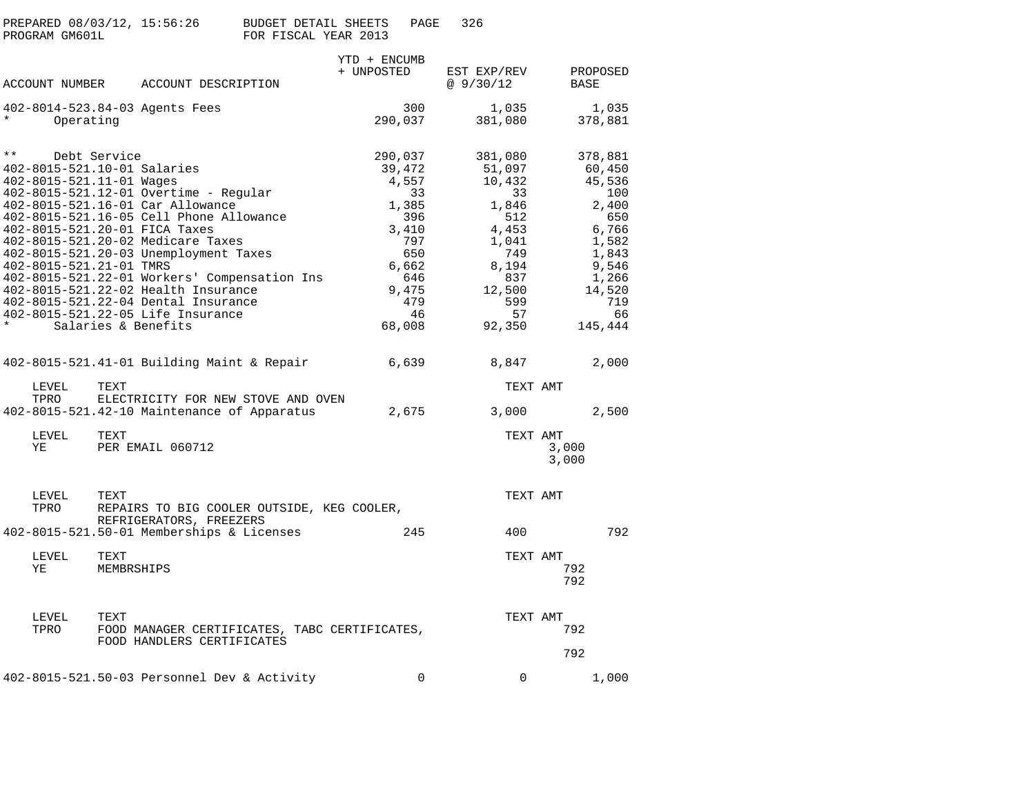PREPARED 08/03/12, 15:56:26 BUDGET DETAIL SHEETS
PROGRAM GM601L FOR FISCAL YEAR 2013

| ACCOUNT NUMBER | ACCOUNT DESCRIPTION | YTD + ENCUMB + UNPOSTED | EST EXP/REV @ 9/30/12 | PROPOSED BASE |
|---|---|---|---|---|
| 402-8014-523.84-03 | Agents Fees | 300 | 1,035 | 1,035 |
| * | Operating | 290,037 | 381,080 | 378,881 |
| ** | Debt Service | 290,037 | 381,080 | 378,881 |
| 402-8015-521.10-01 | Salaries | 39,472 | 51,097 | 60,450 |
| 402-8015-521.11-01 | Wages | 4,557 | 10,432 | 45,536 |
| 402-8015-521.12-01 | Overtime - Regular | 33 | 33 | 100 |
| 402-8015-521.16-01 | Car Allowance | 1,385 | 1,846 | 2,400 |
| 402-8015-521.16-05 | Cell Phone Allowance | 396 | 512 | 650 |
| 402-8015-521.20-01 | FICA Taxes | 3,410 | 4,453 | 6,766 |
| 402-8015-521.20-02 | Medicare Taxes | 797 | 1,041 | 1,582 |
| 402-8015-521.20-03 | Unemployment Taxes | 650 | 749 | 1,843 |
| 402-8015-521.21-01 | TMRS | 6,662 | 8,194 | 9,546 |
| 402-8015-521.22-01 | Workers' Compensation Ins | 646 | 837 | 1,266 |
| 402-8015-521.22-02 | Health Insurance | 9,475 | 12,500 | 14,520 |
| 402-8015-521.22-04 | Dental Insurance | 479 | 599 | 719 |
| 402-8015-521.22-05 | Life Insurance | 46 | 57 | 66 |
| * | Salaries & Benefits | 68,008 | 92,350 | 145,444 |
| 402-8015-521.41-01 | Building Maint & Repair | 6,639 | 8,847 | 2,000 |

| LEVEL | TEXT | TEXT AMT |
|---|---|---|
| TPRO | ELECTRICITY FOR NEW STOVE AND OVEN | |

| ACCOUNT NUMBER | ACCOUNT DESCRIPTION | YTD + ENCUMB + UNPOSTED | EST EXP/REV @ 9/30/12 | PROPOSED BASE |
|---|---|---|---|---|
| 402-8015-521.42-10 | Maintenance of Apparatus | 2,675 | 3,000 | 2,500 |

| LEVEL | TEXT | TEXT AMT |
|---|---|---|
| YE | PER EMAIL 060712 | 3,000 |
| | | 3,000 |

| LEVEL | TEXT | TEXT AMT |
|---|---|---|
| TPRO | REPAIRS TO BIG COOLER OUTSIDE, KEG COOLER, REFRIGERATORS, FREEZERS | |

| ACCOUNT NUMBER | ACCOUNT DESCRIPTION | YTD + ENCUMB + UNPOSTED | EST EXP/REV @ 9/30/12 | PROPOSED BASE |
|---|---|---|---|---|
| 402-8015-521.50-01 | Memberships & Licenses | 245 | 400 | 792 |

| LEVEL | TEXT | TEXT AMT |
|---|---|---|
| YE | MEMBRSHIPS | 792 |
| | | 792 |

| LEVEL | TEXT | TEXT AMT |
|---|---|---|
| TPRO | FOOD MANAGER CERTIFICATES, TABC CERTIFICATES, FOOD HANDLERS CERTIFICATES | 792 |
| | | 792 |

| ACCOUNT NUMBER | ACCOUNT DESCRIPTION | YTD + ENCUMB + UNPOSTED | EST EXP/REV @ 9/30/12 | PROPOSED BASE |
|---|---|---|---|---|
| 402-8015-521.50-03 | Personnel Dev & Activity | 0 | 0 | 1,000 |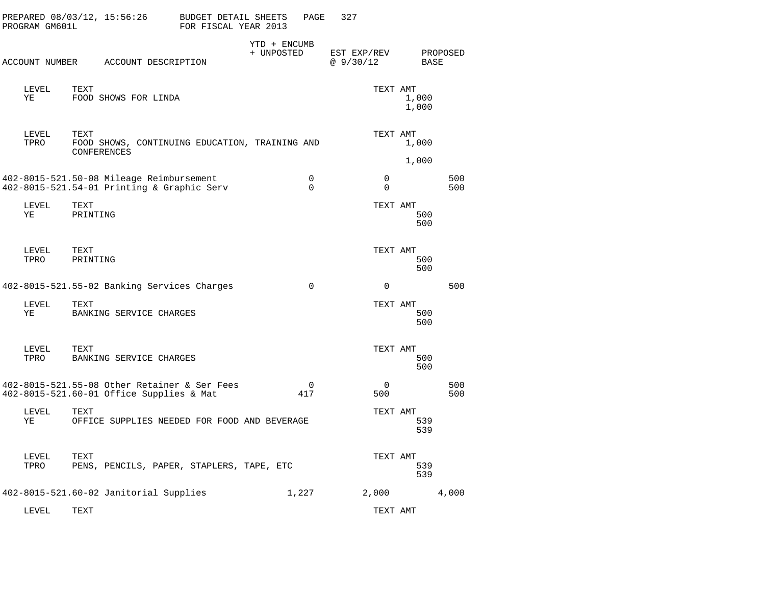PREPARED 08/03/12, 15:56:26 BUDGET DETAIL SHEETS PAGE 327
PROGRAM GM601L FOR FISCAL YEAR 2013

| ACCOUNT NUMBER | ACCOUNT DESCRIPTION | YTD + ENCUMB + UNPOSTED | EST EXP/REV @ 9/30/12 | PROPOSED BASE |
|---|---|---|---|---|

| LEVEL | TEXT | TEXT AMT |
|---|---|---|
| YE | FOOD SHOWS FOR LINDA | 1,000 |
| | | 1,000 |

| LEVEL | TEXT | TEXT AMT |
|---|---|---|
| TPRO | FOOD SHOWS, CONTINUING EDUCATION, TRAINING AND CONFERENCES | 1,000 |
| | | 1,000 |

| ACCOUNT NUMBER | ACCOUNT DESCRIPTION | YTD + ENCUMB + UNPOSTED | EST EXP/REV @ 9/30/12 | PROPOSED BASE |
|---|---|---|---|---|
| 402-8015-521.50-08 | Mileage Reimbursement | 0 | 0 | 500 |
| 402-8015-521.54-01 | Printing & Graphic Serv | 0 | 0 | 500 |

| LEVEL | TEXT | TEXT AMT |
|---|---|---|
| YE | PRINTING | 500 |
| | | 500 |

| LEVEL | TEXT | TEXT AMT |
|---|---|---|
| TPRO | PRINTING | 500 |
| | | 500 |

| ACCOUNT NUMBER | ACCOUNT DESCRIPTION | YTD + ENCUMB + UNPOSTED | EST EXP/REV @ 9/30/12 | PROPOSED BASE |
|---|---|---|---|---|
| 402-8015-521.55-02 | Banking Services Charges | 0 | 0 | 500 |

| LEVEL | TEXT | TEXT AMT |
|---|---|---|
| YE | BANKING SERVICE CHARGES | 500 |
| | | 500 |

| LEVEL | TEXT | TEXT AMT |
|---|---|---|
| TPRO | BANKING SERVICE CHARGES | 500 |
| | | 500 |

| ACCOUNT NUMBER | ACCOUNT DESCRIPTION | YTD + ENCUMB + UNPOSTED | EST EXP/REV @ 9/30/12 | PROPOSED BASE |
|---|---|---|---|---|
| 402-8015-521.55-08 | Other Retainer & Ser Fees | 0 | 0 | 500 |
| 402-8015-521.60-01 | Office Supplies & Mat | 417 | 500 | 500 |

| LEVEL | TEXT | TEXT AMT |
|---|---|---|
| YE | OFFICE SUPPLIES NEEDED FOR FOOD AND BEVERAGE | 539 |
| | | 539 |

| LEVEL | TEXT | TEXT AMT |
|---|---|---|
| TPRO | PENS, PENCILS, PAPER, STAPLERS, TAPE, ETC | 539 |
| | | 539 |

| ACCOUNT NUMBER | ACCOUNT DESCRIPTION | YTD + ENCUMB + UNPOSTED | EST EXP/REV @ 9/30/12 | PROPOSED BASE |
|---|---|---|---|---|
| 402-8015-521.60-02 | Janitorial Supplies | 1,227 | 2,000 | 4,000 |

| LEVEL | TEXT | TEXT AMT |
|---|---|---|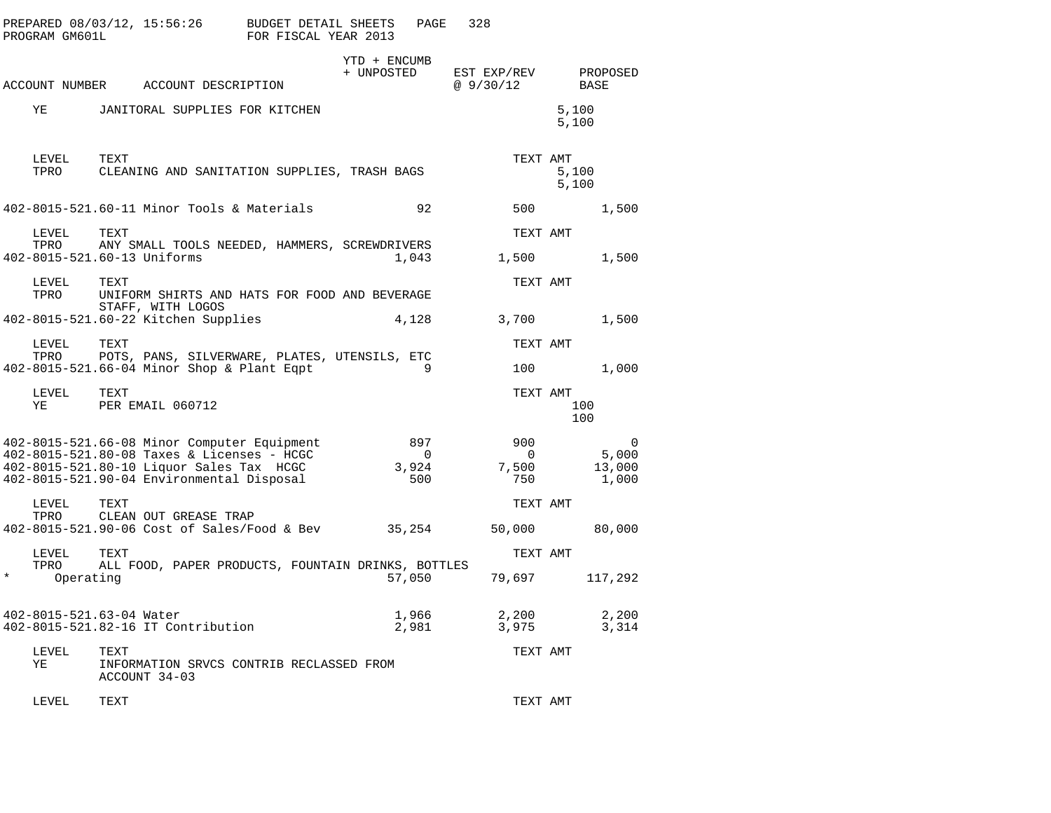PREPARED 08/03/12, 15:56:26 BUDGET DETAIL SHEETS
PROGRAM GM601L FOR FISCAL YEAR 2013

| ACCOUNT NUMBER | ACCOUNT DESCRIPTION | YTD + ENCUMB + UNPOSTED | EST EXP/REV @ 9/30/12 | PROPOSED BASE |
|---|---|---|---|---|
| YE | JANITORAL SUPPLIES FOR KITCHEN | | | 5,100 |
| | | | | 5,100 |
| LEVEL | TEXT | | TEXT AMT | |
| TPRO | CLEANING AND SANITATION SUPPLIES, TRASH BAGS | | | 5,100 |
| | | | | 5,100 |
| 402-8015-521.60-11 | Minor Tools & Materials | 92 | 500 | 1,500 |
| LEVEL | TEXT | | TEXT AMT | |
| TPRO | ANY SMALL TOOLS NEEDED, HAMMERS, SCREWDRIVERS | | | |
| 402-8015-521.60-13 | Uniforms | 1,043 | 1,500 | 1,500 |
| LEVEL | TEXT | | TEXT AMT | |
| TPRO | UNIFORM SHIRTS AND HATS FOR FOOD AND BEVERAGE STAFF, WITH LOGOS | | | |
| 402-8015-521.60-22 | Kitchen Supplies | 4,128 | 3,700 | 1,500 |
| LEVEL | TEXT | | TEXT AMT | |
| TPRO | POTS, PANS, SILVERWARE, PLATES, UTENSILS, ETC | | | |
| 402-8015-521.66-04 | Minor Shop & Plant Eqpt | 9 | 100 | 1,000 |
| LEVEL | TEXT | | TEXT AMT | |
| YE | PER EMAIL 060712 | | | 100 |
| | | | | 100 |
| 402-8015-521.66-08 | Minor Computer Equipment | 897 | 900 | 0 |
| 402-8015-521.80-08 | Taxes & Licenses - HCGC | 0 | 0 | 5,000 |
| 402-8015-521.80-10 | Liquor Sales Tax HCGC | 3,924 | 7,500 | 13,000 |
| 402-8015-521.90-04 | Environmental Disposal | 500 | 750 | 1,000 |
| LEVEL | TEXT | | TEXT AMT | |
| TPRO | CLEAN OUT GREASE TRAP | | | |
| 402-8015-521.90-06 | Cost of Sales/Food & Bev | 35,254 | 50,000 | 80,000 |
| LEVEL | TEXT | | TEXT AMT | |
| TPRO | ALL FOOD, PAPER PRODUCTS, FOUNTAIN DRINKS, BOTTLES | | | |
| * | Operating | 57,050 | 79,697 | 117,292 |
| 402-8015-521.63-04 | Water | 1,966 | 2,200 | 2,200 |
| 402-8015-521.82-16 | IT Contribution | 2,981 | 3,975 | 3,314 |
| LEVEL | TEXT | | TEXT AMT | |
| YE | INFORMATION SRVCS CONTRIB RECLASSED FROM ACCOUNT 34-03 | | | |
| LEVEL | TEXT | | TEXT AMT | |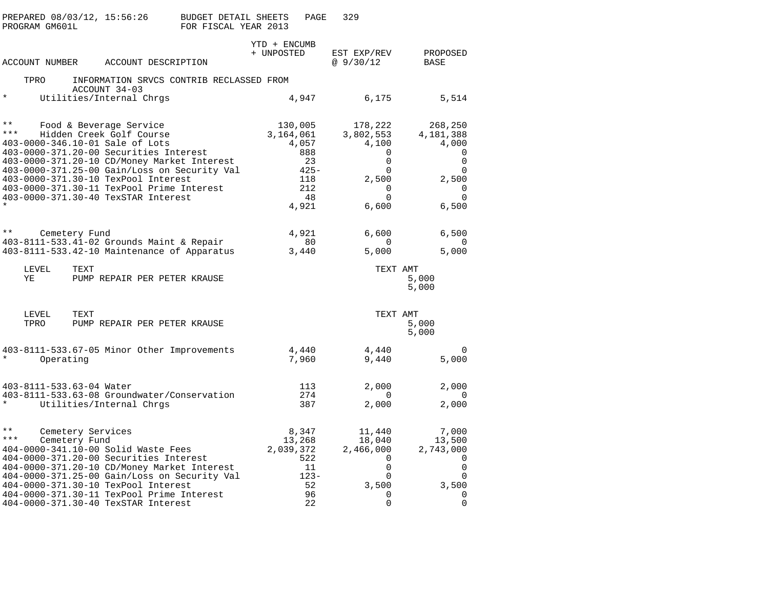PREPARED 08/03/12, 15:56:26 BUDGET DETAIL SHEETS
PROGRAM GM601L FOR FISCAL YEAR 2013

| ACCOUNT NUMBER | ACCOUNT DESCRIPTION | YTD + ENCUMB + UNPOSTED | EST EXP/REV @ 9/30/12 | PROPOSED BASE |
|---|---|---|---|---|
| TPRO | INFORMATION SRVCS CONTRIB RECLASSED FROM ACCOUNT 34-03 | | | |
| * | Utilities/Internal Chrgs | 4,947 | 6,175 | 5,514 |
| ** | Food & Beverage Service | 130,005 | 178,222 | 268,250 |
| *** | Hidden Creek Golf Course | 3,164,061 | 3,802,553 | 4,181,388 |
| 403-0000-346.10-01 | Sale of Lots | 4,057 | 4,100 | 4,000 |
| 403-0000-371.20-00 | Securities Interest | 888 | 0 | 0 |
| 403-0000-371.20-10 | CD/Money Market Interest | 23 | 0 | 0 |
| 403-0000-371.25-00 | Gain/Loss on Security Val | 425- | 0 | 0 |
| 403-0000-371.30-10 | TexPool Interest | 118 | 2,500 | 2,500 |
| 403-0000-371.30-11 | TexPool Prime Interest | 212 | 0 | 0 |
| 403-0000-371.30-40 | TexSTAR Interest | 48 | 0 | 0 |
| * | | 4,921 | 6,600 | 6,500 |
| ** | Cemetery Fund | 4,921 | 6,600 | 6,500 |
| 403-8111-533.41-02 | Grounds Maint & Repair | 80 | 0 | 0 |
| 403-8111-533.42-10 | Maintenance of Apparatus | 3,440 | 5,000 | 5,000 |

| LEVEL | TEXT | TEXT AMT |
|---|---|---|
| YE | PUMP REPAIR PER PETER KRAUSE | 5,000 |
| | | 5,000 |

| LEVEL | TEXT | TEXT AMT |
|---|---|---|
| TPRO | PUMP REPAIR PER PETER KRAUSE | 5,000 |
| | | 5,000 |

| ACCOUNT NUMBER | ACCOUNT DESCRIPTION | YTD + ENCUMB + UNPOSTED | EST EXP/REV @ 9/30/12 | PROPOSED BASE |
|---|---|---|---|---|
| 403-8111-533.67-05 | Minor Other Improvements | 4,440 | 4,440 | 0 |
| * | Operating | 7,960 | 9,440 | 5,000 |
| 403-8111-533.63-04 | Water | 113 | 2,000 | 2,000 |
| 403-8111-533.63-08 | Groundwater/Conservation | 274 | 0 | 0 |
| * | Utilities/Internal Chrgs | 387 | 2,000 | 2,000 |
| ** | Cemetery Services | 8,347 | 11,440 | 7,000 |
| *** | Cemetery Fund | 13,268 | 18,040 | 13,500 |
| 404-0000-341.10-00 | Solid Waste Fees | 2,039,372 | 2,466,000 | 2,743,000 |
| 404-0000-371.20-00 | Securities Interest | 522 | 0 | 0 |
| 404-0000-371.20-10 | CD/Money Market Interest | 11 | 0 | 0 |
| 404-0000-371.25-00 | Gain/Loss on Security Val | 123- | 0 | 0 |
| 404-0000-371.30-10 | TexPool Interest | 52 | 3,500 | 3,500 |
| 404-0000-371.30-11 | TexPool Prime Interest | 96 | 0 | 0 |
| 404-0000-371.30-40 | TexSTAR Interest | 22 | 0 | 0 |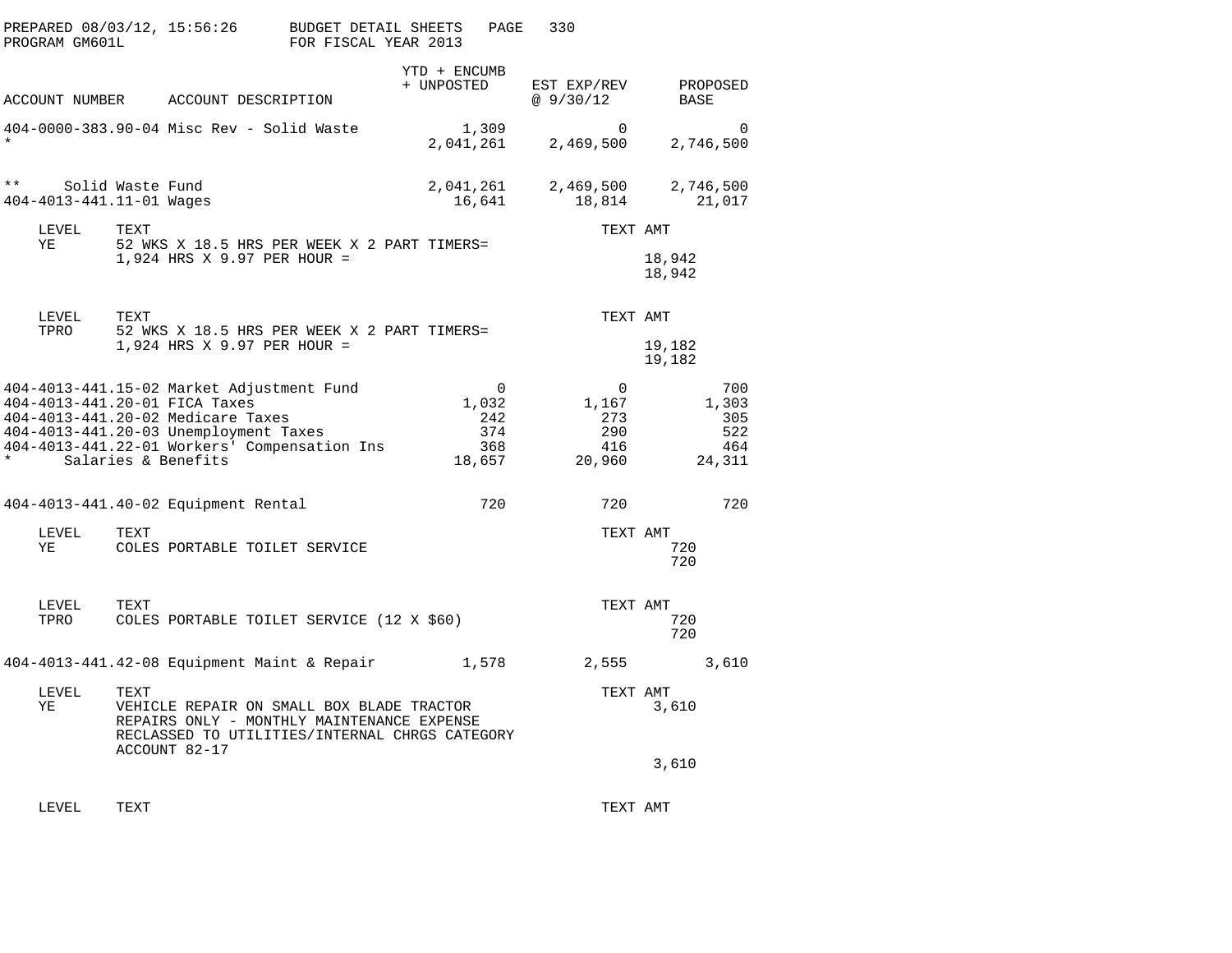PREPARED 08/03/12, 15:56:26 BUDGET DETAIL SHEETS
PROGRAM GM601L FOR FISCAL YEAR 2013

| ACCOUNT NUMBER | ACCOUNT DESCRIPTION | YTD + ENCUMB + UNPOSTED | EST EXP/REV @ 9/30/12 | PROPOSED BASE |
|---|---|---|---|---|
| 404-0000-383.90-04 | Misc Rev - Solid Waste | 1,309 | 0 | 0 |
| * | | 2,041,261 | 2,469,500 | 2,746,500 |
| ** | Solid Waste Fund | 2,041,261 | 2,469,500 | 2,746,500 |
| 404-4013-441.11-01 | Wages | 16,641 | 18,814 | 21,017 |

| LEVEL | TEXT | TEXT AMT |
|---|---|---|
| YE | 52 WKS X 18.5 HRS PER WEEK X 2 PART TIMERS= 1,924 HRS X 9.97 PER HOUR = | 18,942 |
| | | 18,942 |

| LEVEL | TEXT | TEXT AMT |
|---|---|---|
| TPRO | 52 WKS X 18.5 HRS PER WEEK X 2 PART TIMERS= 1,924 HRS X 9.97 PER HOUR = | 19,182 |
| | | 19,182 |

| ACCOUNT NUMBER | ACCOUNT DESCRIPTION | YTD + ENCUMB + UNPOSTED | EST EXP/REV @ 9/30/12 | PROPOSED BASE |
|---|---|---|---|---|
| 404-4013-441.15-02 | Market Adjustment Fund | 0 | 0 | 700 |
| 404-4013-441.20-01 | FICA Taxes | 1,032 | 1,167 | 1,303 |
| 404-4013-441.20-02 | Medicare Taxes | 242 | 273 | 305 |
| 404-4013-441.20-03 | Unemployment Taxes | 374 | 290 | 522 |
| 404-4013-441.22-01 | Workers' Compensation Ins | 368 | 416 | 464 |
| * | Salaries & Benefits | 18,657 | 20,960 | 24,311 |
| 404-4013-441.40-02 | Equipment Rental | 720 | 720 | 720 |

| LEVEL | TEXT | TEXT AMT |
|---|---|---|
| YE | COLES PORTABLE TOILET SERVICE | 720 |
| | | 720 |

| LEVEL | TEXT | TEXT AMT |
|---|---|---|
| TPRO | COLES PORTABLE TOILET SERVICE (12 X $60) | 720 |
| | | 720 |

| ACCOUNT NUMBER | ACCOUNT DESCRIPTION | YTD + ENCUMB + UNPOSTED | EST EXP/REV @ 9/30/12 | PROPOSED BASE |
|---|---|---|---|---|
| 404-4013-441.42-08 | Equipment Maint & Repair | 1,578 | 2,555 | 3,610 |

| LEVEL | TEXT | TEXT AMT |
|---|---|---|
| YE | VEHICLE REPAIR ON SMALL BOX BLADE TRACTOR REPAIRS ONLY - MONTHLY MAINTENANCE EXPENSE RECLASSED TO UTILITIES/INTERNAL CHRGS CATEGORY ACCOUNT 82-17 | 3,610 |
| | | 3,610 |

| LEVEL | TEXT | TEXT AMT |
|---|---|---|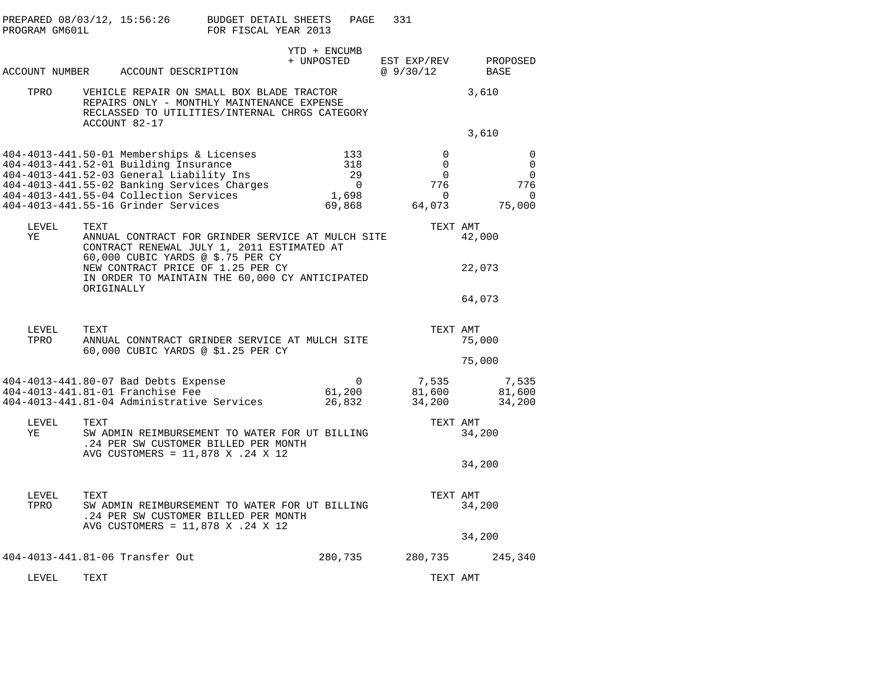PREPARED 08/03/12, 15:56:26 BUDGET DETAIL SHEETS PAGE 331
PROGRAM GM601L FOR FISCAL YEAR 2013

| ACCOUNT NUMBER | ACCOUNT DESCRIPTION | YTD + ENCUMB + UNPOSTED | EST EXP/REV @ 9/30/12 | PROPOSED BASE |
|---|---|---|---|---|

TPRO — VEHICLE REPAIR ON SMALL BOX BLADE TRACTOR REPAIRS ONLY - MONTHLY MAINTENANCE EXPENSE RECLASSED TO UTILITIES/INTERNAL CHRGS CATEGORY ACCOUNT 82-17 — 3,610

3,610

| ACCOUNT NUMBER | ACCOUNT DESCRIPTION | YTD + ENCUMB + UNPOSTED | EST EXP/REV @ 9/30/12 | PROPOSED BASE |
|---|---|---|---|---|
| 404-4013-441.50-01 | Memberships & Licenses | 133 | 0 | 0 |
| 404-4013-441.52-01 | Building Insurance | 318 | 0 | 0 |
| 404-4013-441.52-03 | General Liability Ins | 29 | 0 | 0 |
| 404-4013-441.55-02 | Banking Services Charges | 0 | 776 | 776 |
| 404-4013-441.55-04 | Collection Services | 1,698 | 0 | 0 |
| 404-4013-441.55-16 | Grinder Services | 69,868 | 64,073 | 75,000 |

| LEVEL | TEXT | TEXT AMT |
|---|---|---|
| YE | ANNUAL CONTRACT FOR GRINDER SERVICE AT MULCH SITE CONTRACT RENEWAL JULY 1, 2011 ESTIMATED AT 60,000 CUBIC YARDS @ $.75 PER CY | 42,000 |
| | NEW CONTRACT PRICE OF 1.25 PER CY IN ORDER TO MAINTAIN THE 60,000 CY ANTICIPATED ORIGINALLY | 22,073 |
| | | 64,073 |

| LEVEL | TEXT | TEXT AMT |
|---|---|---|
| TPRO | ANNUAL CONNTRACT GRINDER SERVICE AT MULCH SITE 60,000 CUBIC YARDS @ $1.25 PER CY | 75,000 |
| | | 75,000 |

| ACCOUNT NUMBER | ACCOUNT DESCRIPTION | YTD + ENCUMB + UNPOSTED | EST EXP/REV @ 9/30/12 | PROPOSED BASE |
|---|---|---|---|---|
| 404-4013-441.80-07 | Bad Debts Expense | 0 | 7,535 | 7,535 |
| 404-4013-441.81-01 | Franchise Fee | 61,200 | 81,600 | 81,600 |
| 404-4013-441.81-04 | Administrative Services | 26,832 | 34,200 | 34,200 |

| LEVEL | TEXT | TEXT AMT |
|---|---|---|
| YE | SW ADMIN REIMBURSEMENT TO WATER FOR UT BILLING .24 PER SW CUSTOMER BILLED PER MONTH AVG CUSTOMERS = 11,878 X .24 X 12 | 34,200 |
| | | 34,200 |

| LEVEL | TEXT | TEXT AMT |
|---|---|---|
| TPRO | SW ADMIN REIMBURSEMENT TO WATER FOR UT BILLING .24 PER SW CUSTOMER BILLED PER MONTH AVG CUSTOMERS = 11,878 X .24 X 12 | 34,200 |
| | | 34,200 |

| ACCOUNT NUMBER | ACCOUNT DESCRIPTION | YTD + ENCUMB + UNPOSTED | EST EXP/REV @ 9/30/12 | PROPOSED BASE |
|---|---|---|---|---|
| 404-4013-441.81-06 | Transfer Out | 280,735 | 280,735 | 245,340 |

| LEVEL | TEXT | TEXT AMT |
|---|---|---|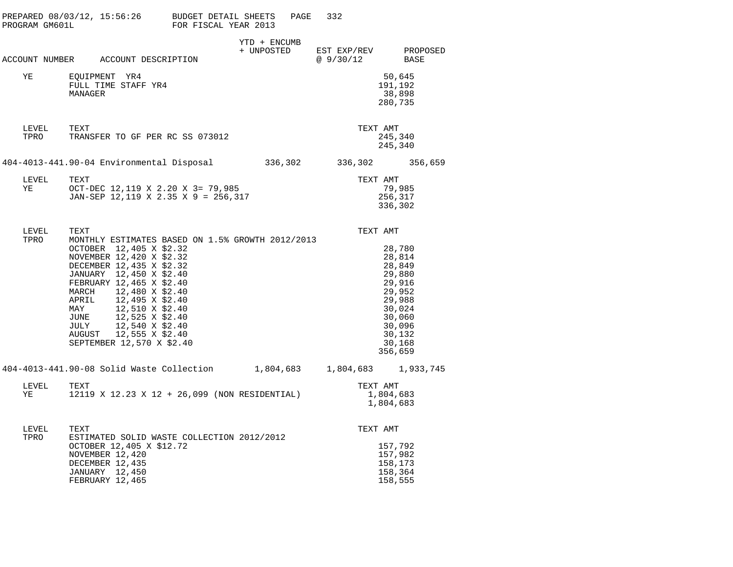PREPARED 08/03/12, 15:56:26 BUDGET DETAIL SHEETS PAGE 332
PROGRAM GM601L FOR FISCAL YEAR 2013

| ACCOUNT NUMBER | ACCOUNT DESCRIPTION | YTD + ENCUMB + UNPOSTED | EST EXP/REV @ 9/30/12 | PROPOSED BASE |
|---|---|---|---|---|
| YE | EQUIPMENT YR4 | | 50,645 | |
| | FULL TIME STAFF YR4 | | 191,192 | |
| | MANAGER | | 38,898 | |
| | | | 280,735 | |
| LEVEL | TEXT | | TEXT AMT | |
| TPRO | TRANSFER TO GF PER RC SS 073012 | | 245,340 | |
| | | | 245,340 | |
| 404-4013-441.90-04 | Environmental Disposal | 336,302 | 336,302 | 356,659 |
| LEVEL | TEXT | | TEXT AMT | |
| YE | OCT-DEC 12,119 X 2.20 X 3= 79,985 | | 79,985 | |
| | JAN-SEP 12,119 X 2.35 X 9 = 256,317 | | 256,317 | |
| | | | 336,302 | |
| LEVEL | TEXT | | TEXT AMT | |
| TPRO | MONTHLY ESTIMATES BASED ON 1.5% GROWTH 2012/2013 | | | |
| | OCTOBER 12,405 X $2.32 | | 28,780 | |
| | NOVEMBER 12,420 X $2.32 | | 28,814 | |
| | DECEMBER 12,435 X $2.32 | | 28,849 | |
| | JANUARY 12,450 X $2.40 | | 29,880 | |
| | FEBRUARY 12,465 X $2.40 | | 29,916 | |
| | MARCH 12,480 X $2.40 | | 29,952 | |
| | APRIL 12,495 X $2.40 | | 29,988 | |
| | MAY 12,510 X $2.40 | | 30,024 | |
| | JUNE 12,525 X $2.40 | | 30,060 | |
| | JULY 12,540 X $2.40 | | 30,096 | |
| | AUGUST 12,555 X $2.40 | | 30,132 | |
| | SEPTEMBER 12,570 X $2.40 | | 30,168 | |
| | | | 356,659 | |
| 404-4013-441.90-08 | Solid Waste Collection | 1,804,683 | 1,804,683 | 1,933,745 |
| LEVEL | TEXT | | TEXT AMT | |
| YE | 12119 X 12.23 X 12 + 26,099 (NON RESIDENTIAL) | | 1,804,683 | |
| | | | 1,804,683 | |
| LEVEL | TEXT | | TEXT AMT | |
| TPRO | ESTIMATED SOLID WASTE COLLECTION 2012/2012 | | | |
| | OCTOBER 12,405 X $12.72 | | 157,792 | |
| | NOVEMBER 12,420 | | 157,982 | |
| | DECEMBER 12,435 | | 158,173 | |
| | JANUARY 12,450 | | 158,364 | |
| | FEBRUARY 12,465 | | 158,555 | |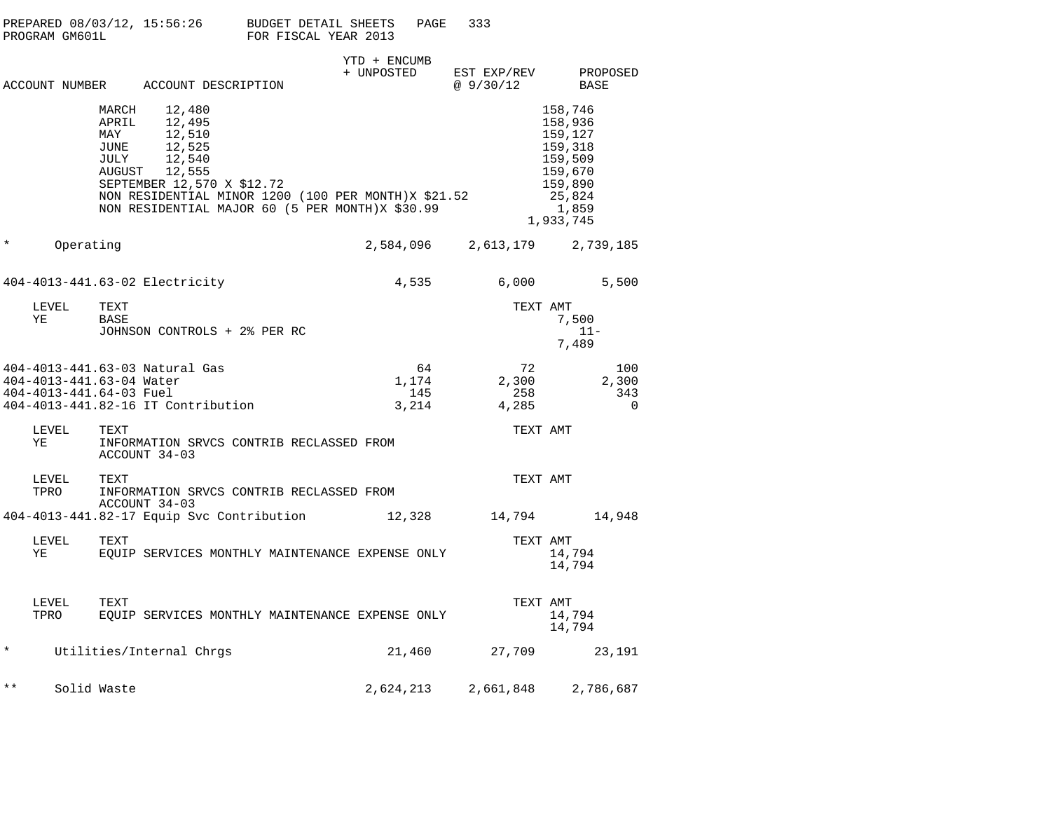PREPARED 08/03/12, 15:56:26 — BUDGET DETAIL SHEETS — PROGRAM GM601L — FOR FISCAL YEAR 2013

| ACCOUNT NUMBER | ACCOUNT DESCRIPTION | YTD + ENCUMB + UNPOSTED | EST EXP/REV @ 9/30/12 | TEXT AMT | PROPOSED BASE |
|---|---|---|---|---|---|
| | MARCH 12,480 | | | 158,746 | |
| | APRIL 12,495 | | | 158,936 | |
| | MAY 12,510 | | | 159,127 | |
| | JUNE 12,525 | | | 159,318 | |
| | JULY 12,540 | | | 159,509 | |
| | AUGUST 12,555 | | | 159,670 | |
| | SEPTEMBER 12,570 X $12.72 | | | 159,890 | |
| | NON RESIDENTIAL MINOR 1200 (100 PER MONTH)X $21.52 | | | 25,824 | |
| | NON RESIDENTIAL MAJOR 60 (5 PER MONTH)X $30.99 | | | 1,859 | |
| | | | | 1,933,745 | |
| * | Operating | 2,584,096 | 2,613,179 | | 2,739,185 |
| 404-4013-441.63-02 | Electricity | 4,535 | 6,000 | | 5,500 |
| LEVEL YE | TEXT: BASE | | | 7,500 | |
| | JOHNSON CONTROLS + 2% PER RC | | | 11- | |
| | | | | 7,489 | |
| 404-4013-441.63-03 | Natural Gas | 64 | 72 | | 100 |
| 404-4013-441.63-04 | Water | 1,174 | 2,300 | | 2,300 |
| 404-4013-441.64-03 | Fuel | 145 | 258 | | 343 |
| 404-4013-441.82-16 | IT Contribution | 3,214 | 4,285 | | 0 |
| LEVEL YE | TEXT: INFORMATION SRVCS CONTRIB RECLASSED FROM ACCOUNT 34-03 | | | | |
| LEVEL TPRO | TEXT: INFORMATION SRVCS CONTRIB RECLASSED FROM ACCOUNT 34-03 | | | | |
| 404-4013-441.82-17 | Equip Svc Contribution | 12,328 | 14,794 | | 14,948 |
| LEVEL YE | TEXT: EQUIP SERVICES MONTHLY MAINTENANCE EXPENSE ONLY | | | 14,794 | |
| | | | | 14,794 | |
| LEVEL TPRO | TEXT: EQUIP SERVICES MONTHLY MAINTENANCE EXPENSE ONLY | | | 14,794 | |
| | | | | 14,794 | |
| * | Utilities/Internal Chrgs | 21,460 | 27,709 | | 23,191 |
| ** | Solid Waste | 2,624,213 | 2,661,848 | | 2,786,687 |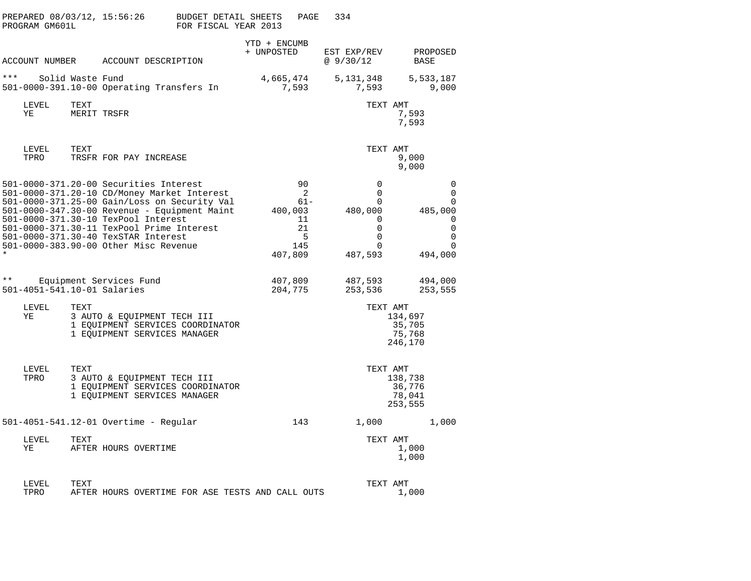PREPARED 08/03/12, 15:56:26 BUDGET DETAIL SHEETS
PROGRAM GM601L FOR FISCAL YEAR 2013

| ACCOUNT NUMBER | ACCOUNT DESCRIPTION | YTD + ENCUMB + UNPOSTED | EST EXP/REV @ 9/30/12 | PROPOSED BASE |
|---|---|---|---|---|
| *** | Solid Waste Fund | 4,665,474 | 5,131,348 | 5,533,187 |
| 501-0000-391.10-00 | Operating Transfers In | 7,593 | 7,593 | 9,000 |

| LEVEL | TEXT | TEXT AMT |
|---|---|---|
| YE | MERIT TRSFR | 7,593 |
| | | 7,593 |

| LEVEL | TEXT | TEXT AMT |
|---|---|---|
| TPRO | TRSFR FOR PAY INCREASE | 9,000 |
| | | 9,000 |

| ACCOUNT NUMBER | ACCOUNT DESCRIPTION | YTD + ENCUMB + UNPOSTED | EST EXP/REV @ 9/30/12 | PROPOSED BASE |
|---|---|---|---|---|
| 501-0000-371.20-00 | Securities Interest | 90 | 0 | 0 |
| 501-0000-371.20-10 | CD/Money Market Interest | 2 | 0 | 0 |
| 501-0000-371.25-00 | Gain/Loss on Security Val | 61- | 0 | 0 |
| 501-0000-347.30-00 | Revenue - Equipment Maint | 400,003 | 480,000 | 485,000 |
| 501-0000-371.30-10 | TexPool Interest | 11 | 0 | 0 |
| 501-0000-371.30-11 | TexPool Prime Interest | 21 | 0 | 0 |
| 501-0000-371.30-40 | TexSTAR Interest | 5 | 0 | 0 |
| 501-0000-383.90-00 | Other Misc Revenue | 145 | 0 | 0 |
| * | | 407,809 | 487,593 | 494,000 |
| ** | Equipment Services Fund | 407,809 | 487,593 | 494,000 |
| 501-4051-541.10-01 | Salaries | 204,775 | 253,536 | 253,555 |

| LEVEL | TEXT | TEXT AMT |
|---|---|---|
| YE | 3 AUTO & EQUIPMENT TECH III | 134,697 |
| | 1 EQUIPMENT SERVICES COORDINATOR | 35,705 |
| | 1 EQUIPMENT SERVICES MANAGER | 75,768 |
| | | 246,170 |

| LEVEL | TEXT | TEXT AMT |
|---|---|---|
| TPRO | 3 AUTO & EQUIPMENT TECH III | 138,738 |
| | 1 EQUIPMENT SERVICES COORDINATOR | 36,776 |
| | 1 EQUIPMENT SERVICES MANAGER | 78,041 |
| | | 253,555 |

| ACCOUNT NUMBER | ACCOUNT DESCRIPTION | YTD + ENCUMB + UNPOSTED | EST EXP/REV @ 9/30/12 | PROPOSED BASE |
|---|---|---|---|---|
| 501-4051-541.12-01 | Overtime - Regular | 143 | 1,000 | 1,000 |

| LEVEL | TEXT | TEXT AMT |
|---|---|---|
| YE | AFTER HOURS OVERTIME | 1,000 |
| | | 1,000 |

| LEVEL | TEXT | TEXT AMT |
|---|---|---|
| TPRO | AFTER HOURS OVERTIME FOR ASE TESTS AND CALL OUTS | 1,000 |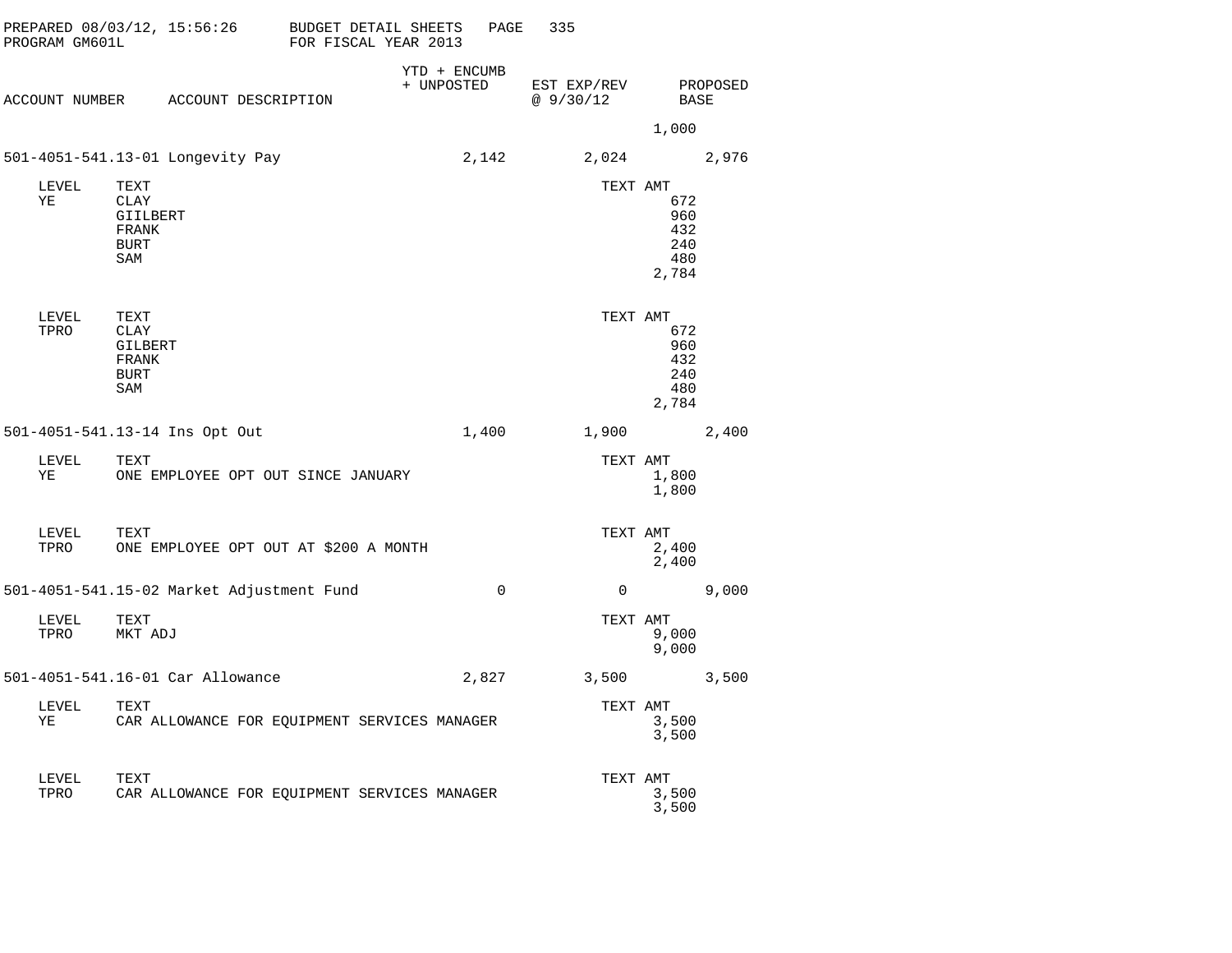PREPARED 08/03/12, 15:56:26 BUDGET DETAIL SHEETS
PROGRAM GM601L FOR FISCAL YEAR 2013

| ACCOUNT NUMBER | ACCOUNT DESCRIPTION | YTD + ENCUMB + UNPOSTED | EST EXP/REV @ 9/30/12 | PROPOSED BASE |
|---|---|---|---|---|
| | | | 1,000 | |
| 501-4051-541.13-01 | Longevity Pay | 2,142 | 2,024 | 2,976 |

| LEVEL | TEXT | TEXT AMT |
|---|---|---|
| YE | CLAY | 672 |
| | GIILBERT | 960 |
| | FRANK | 432 |
| | BURT | 240 |
| | SAM | 480 |
| | | 2,784 |

| LEVEL | TEXT | TEXT AMT |
|---|---|---|
| TPRO | CLAY | 672 |
| | GILBERT | 960 |
| | FRANK | 432 |
| | BURT | 240 |
| | SAM | 480 |
| | | 2,784 |

| ACCOUNT NUMBER | ACCOUNT DESCRIPTION | YTD + ENCUMB + UNPOSTED | EST EXP/REV @ 9/30/12 | PROPOSED BASE |
|---|---|---|---|---|
| 501-4051-541.13-14 | Ins Opt Out | 1,400 | 1,900 | 2,400 |

| LEVEL | TEXT | TEXT AMT |
|---|---|---|
| YE | ONE EMPLOYEE OPT OUT SINCE JANUARY | 1,800 |
| | | 1,800 |

| LEVEL | TEXT | TEXT AMT |
|---|---|---|
| TPRO | ONE EMPLOYEE OPT OUT AT $200 A MONTH | 2,400 |
| | | 2,400 |

| ACCOUNT NUMBER | ACCOUNT DESCRIPTION | YTD + ENCUMB + UNPOSTED | EST EXP/REV @ 9/30/12 | PROPOSED BASE |
|---|---|---|---|---|
| 501-4051-541.15-02 | Market Adjustment Fund | 0 | 0 | 9,000 |

| LEVEL | TEXT | TEXT AMT |
|---|---|---|
| TPRO | MKT ADJ | 9,000 |
| | | 9,000 |

| ACCOUNT NUMBER | ACCOUNT DESCRIPTION | YTD + ENCUMB + UNPOSTED | EST EXP/REV @ 9/30/12 | PROPOSED BASE |
|---|---|---|---|---|
| 501-4051-541.16-01 | Car Allowance | 2,827 | 3,500 | 3,500 |

| LEVEL | TEXT | TEXT AMT |
|---|---|---|
| YE | CAR ALLOWANCE FOR EQUIPMENT SERVICES MANAGER | 3,500 |
| | | 3,500 |

| LEVEL | TEXT | TEXT AMT |
|---|---|---|
| TPRO | CAR ALLOWANCE FOR EQUIPMENT SERVICES MANAGER | 3,500 |
| | | 3,500 |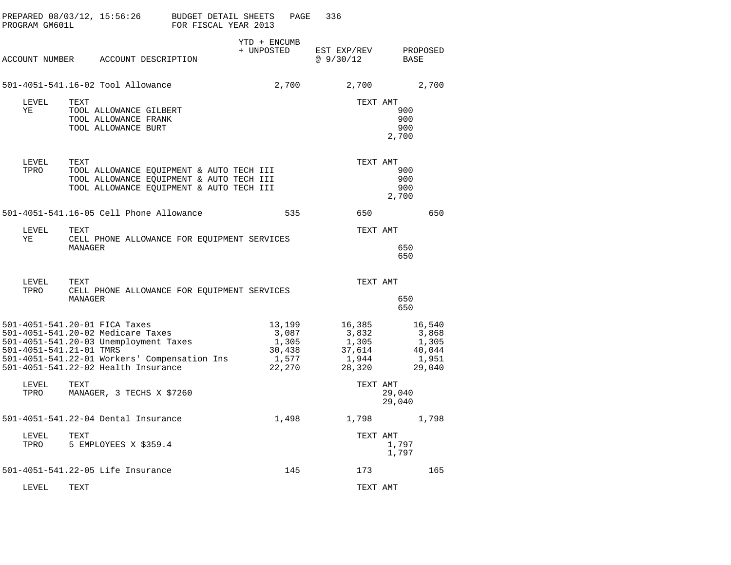PREPARED 08/03/12, 15:56:26 BUDGET DETAIL SHEETS PAGE 336
PROGRAM GM601L FOR FISCAL YEAR 2013

| ACCOUNT NUMBER | ACCOUNT DESCRIPTION | YTD + ENCUMB + UNPOSTED | EST EXP/REV @ 9/30/12 | PROPOSED BASE |
|---|---|---|---|---|
| 501-4051-541.16-02 | Tool Allowance | 2,700 | 2,700 | 2,700 |

| LEVEL | TEXT | TEXT AMT |
|---|---|---|
| YE | TOOL ALLOWANCE GILBERT | 900 |
| | TOOL ALLOWANCE FRANK | 900 |
| | TOOL ALLOWANCE BURT | 900 |
| | | 2,700 |

| LEVEL | TEXT | TEXT AMT |
|---|---|---|
| TPRO | TOOL ALLOWANCE EQUIPMENT & AUTO TECH III | 900 |
| | TOOL ALLOWANCE EQUIPMENT & AUTO TECH III | 900 |
| | TOOL ALLOWANCE EQUIPMENT & AUTO TECH III | 900 |
| | | 2,700 |

| ACCOUNT NUMBER | ACCOUNT DESCRIPTION | YTD + ENCUMB + UNPOSTED | EST EXP/REV @ 9/30/12 | PROPOSED BASE |
|---|---|---|---|---|
| 501-4051-541.16-05 | Cell Phone Allowance | 535 | 650 | 650 |

| LEVEL | TEXT | TEXT AMT |
|---|---|---|
| YE | CELL PHONE ALLOWANCE FOR EQUIPMENT SERVICES MANAGER | 650 |
| | | 650 |

| LEVEL | TEXT | TEXT AMT |
|---|---|---|
| TPRO | CELL PHONE ALLOWANCE FOR EQUIPMENT SERVICES MANAGER | 650 |
| | | 650 |

| ACCOUNT NUMBER | ACCOUNT DESCRIPTION | YTD + ENCUMB + UNPOSTED | EST EXP/REV @ 9/30/12 | PROPOSED BASE |
|---|---|---|---|---|
| 501-4051-541.20-01 | FICA Taxes | 13,199 | 16,385 | 16,540 |
| 501-4051-541.20-02 | Medicare Taxes | 3,087 | 3,832 | 3,868 |
| 501-4051-541.20-03 | Unemployment Taxes | 1,305 | 1,305 | 1,305 |
| 501-4051-541.21-01 | TMRS | 30,438 | 37,614 | 40,044 |
| 501-4051-541.22-01 | Workers' Compensation Ins | 1,577 | 1,944 | 1,951 |
| 501-4051-541.22-02 | Health Insurance | 22,270 | 28,320 | 29,040 |

| LEVEL | TEXT | TEXT AMT |
|---|---|---|
| TPRO | MANAGER, 3 TECHS X $7260 | 29,040 |
| | | 29,040 |

| ACCOUNT NUMBER | ACCOUNT DESCRIPTION | YTD + ENCUMB + UNPOSTED | EST EXP/REV @ 9/30/12 | PROPOSED BASE |
|---|---|---|---|---|
| 501-4051-541.22-04 | Dental Insurance | 1,498 | 1,798 | 1,798 |

| LEVEL | TEXT | TEXT AMT |
|---|---|---|
| TPRO | 5 EMPLOYEES X $359.4 | 1,797 |
| | | 1,797 |

| ACCOUNT NUMBER | ACCOUNT DESCRIPTION | YTD + ENCUMB + UNPOSTED | EST EXP/REV @ 9/30/12 | PROPOSED BASE |
|---|---|---|---|---|
| 501-4051-541.22-05 | Life Insurance | 145 | 173 | 165 |

| LEVEL | TEXT | TEXT AMT |
|---|---|---|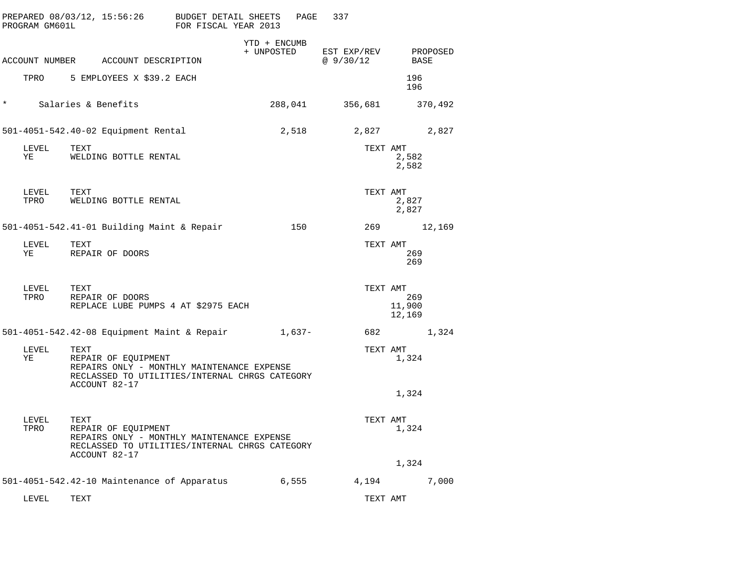| ACCOUNT NUMBER | ACCOUNT DESCRIPTION | YTD + ENCUMB + UNPOSTED | EST EXP/REV @ 9/30/12 | PROPOSED BASE |
|---|---|---|---|---|
| TPRO | 5 EMPLOYEES X $39.2 EACH | | | 196 |
| | | | | 196 |
| * | Salaries & Benefits | 288,041 | 356,681 | 370,492 |
| 501-4051-542.40-02 | Equipment Rental | 2,518 | 2,827 | 2,827 |

| LEVEL | TEXT | TEXT AMT |
|---|---|---|
| YE | WELDING BOTTLE RENTAL | 2,582 |
| | | 2,582 |

| LEVEL | TEXT | TEXT AMT |
|---|---|---|
| TPRO | WELDING BOTTLE RENTAL | 2,827 |
| | | 2,827 |

| ACCOUNT NUMBER | ACCOUNT DESCRIPTION | YTD + ENCUMB + UNPOSTED | EST EXP/REV @ 9/30/12 | PROPOSED BASE |
|---|---|---|---|---|
| 501-4051-542.41-01 | Building Maint & Repair | 150 | 269 | 12,169 |

| LEVEL | TEXT | TEXT AMT |
|---|---|---|
| YE | REPAIR OF DOORS | 269 |
| | | 269 |

| LEVEL | TEXT | TEXT AMT |
|---|---|---|
| TPRO | REPAIR OF DOORS | 269 |
| | REPLACE LUBE PUMPS 4 AT $2975 EACH | 11,900 |
| | | 12,169 |

| ACCOUNT NUMBER | ACCOUNT DESCRIPTION | YTD + ENCUMB + UNPOSTED | EST EXP/REV @ 9/30/12 | PROPOSED BASE |
|---|---|---|---|---|
| 501-4051-542.42-08 | Equipment Maint & Repair | 1,637- | 682 | 1,324 |

| LEVEL | TEXT | TEXT AMT |
|---|---|---|
| YE | REPAIR OF EQUIPMENT | 1,324 |
| | REPAIRS ONLY - MONTHLY MAINTENANCE EXPENSE RECLASSED TO UTILITIES/INTERNAL CHRGS CATEGORY ACCOUNT 82-17 | |
| | | 1,324 |

| LEVEL | TEXT | TEXT AMT |
|---|---|---|
| TPRO | REPAIR OF EQUIPMENT | 1,324 |
| | REPAIRS ONLY - MONTHLY MAINTENANCE EXPENSE RECLASSED TO UTILITIES/INTERNAL CHRGS CATEGORY ACCOUNT 82-17 | |
| | | 1,324 |

| ACCOUNT NUMBER | ACCOUNT DESCRIPTION | YTD + ENCUMB + UNPOSTED | EST EXP/REV @ 9/30/12 | PROPOSED BASE |
|---|---|---|---|---|
| 501-4051-542.42-10 | Maintenance of Apparatus | 6,555 | 4,194 | 7,000 |

| LEVEL | TEXT | TEXT AMT |
|---|---|---|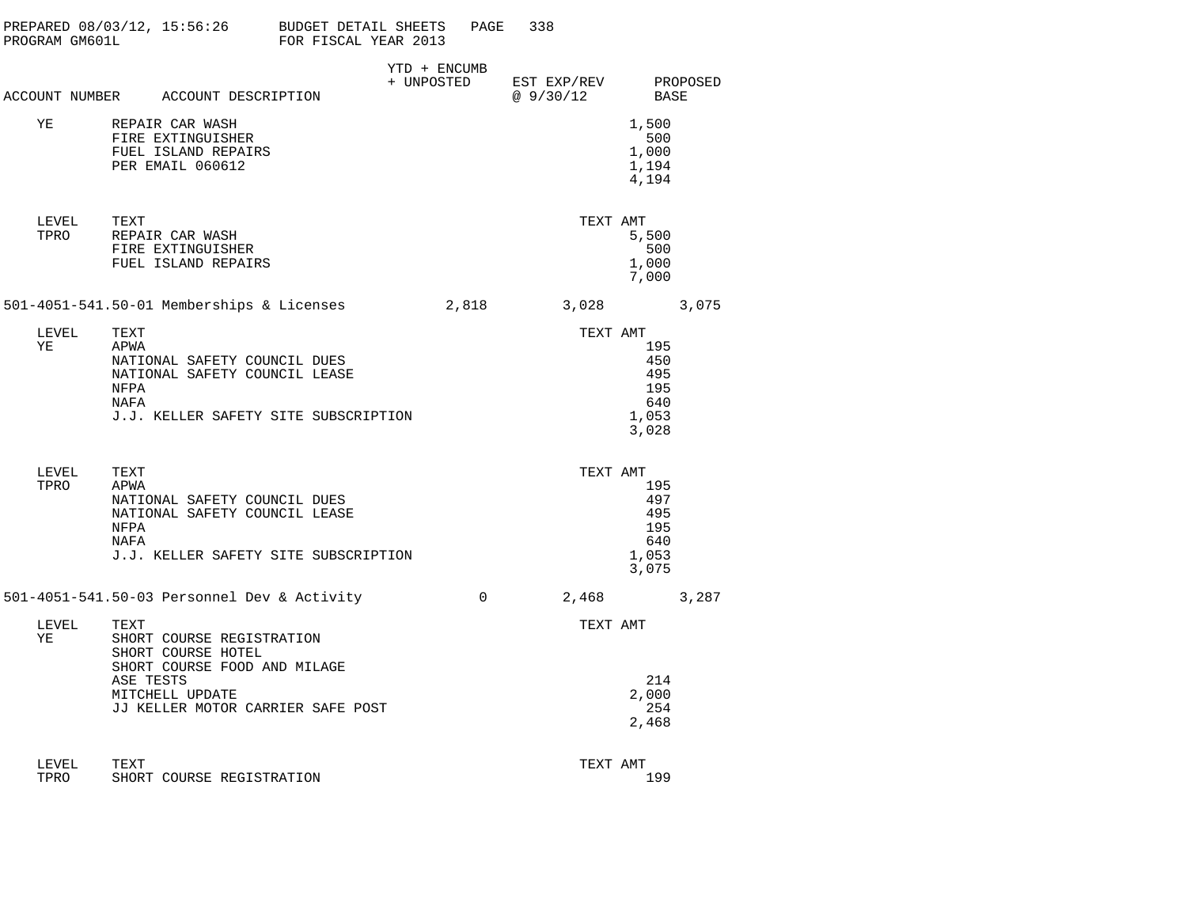| ACCOUNT NUMBER | ACCOUNT DESCRIPTION | YTD + ENCUMB + UNPOSTED | EST EXP/REV @ 9/30/12 | PROPOSED BASE |
|---|---|---|---|---|

| LEVEL | TEXT | TEXT AMT |
|---|---|---|
| YE | REPAIR CAR WASH | 1,500 |
| | FIRE EXTINGUISHER | 500 |
| | FUEL ISLAND REPAIRS | 1,000 |
| | PER EMAIL 060612 | 1,194 |
| | | 4,194 |

| LEVEL | TEXT | TEXT AMT |
|---|---|---|
| TPRO | REPAIR CAR WASH | 5,500 |
| | FIRE EXTINGUISHER | 500 |
| | FUEL ISLAND REPAIRS | 1,000 |
| | | 7,000 |

| ACCOUNT NUMBER | ACCOUNT DESCRIPTION | YTD + ENCUMB + UNPOSTED | EST EXP/REV @ 9/30/12 | PROPOSED BASE |
|---|---|---|---|---|
| 501-4051-541.50-01 | Memberships & Licenses | 2,818 | 3,028 | 3,075 |

| LEVEL | TEXT | TEXT AMT |
|---|---|---|
| YE | APWA | 195 |
| | NATIONAL SAFETY COUNCIL DUES | 450 |
| | NATIONAL SAFETY COUNCIL LEASE | 495 |
| | NFPA | 195 |
| | NAFA | 640 |
| | J.J. KELLER SAFETY SITE SUBSCRIPTION | 1,053 |
| | | 3,028 |

| LEVEL | TEXT | TEXT AMT |
|---|---|---|
| TPRO | APWA | 195 |
| | NATIONAL SAFETY COUNCIL DUES | 497 |
| | NATIONAL SAFETY COUNCIL LEASE | 495 |
| | NFPA | 195 |
| | NAFA | 640 |
| | J.J. KELLER SAFETY SITE SUBSCRIPTION | 1,053 |
| | | 3,075 |

| ACCOUNT NUMBER | ACCOUNT DESCRIPTION | YTD + ENCUMB + UNPOSTED | EST EXP/REV @ 9/30/12 | PROPOSED BASE |
|---|---|---|---|---|
| 501-4051-541.50-03 | Personnel Dev & Activity | 0 | 2,468 | 3,287 |

| LEVEL | TEXT | TEXT AMT |
|---|---|---|
| YE | SHORT COURSE REGISTRATION | |
| | SHORT COURSE HOTEL | |
| | SHORT COURSE FOOD AND MILAGE | |
| | ASE TESTS | 214 |
| | MITCHELL UPDATE | 2,000 |
| | JJ KELLER MOTOR CARRIER SAFE POST | 254 |
| | | 2,468 |

| LEVEL | TEXT | TEXT AMT |
|---|---|---|
| TPRO | SHORT COURSE REGISTRATION | 199 |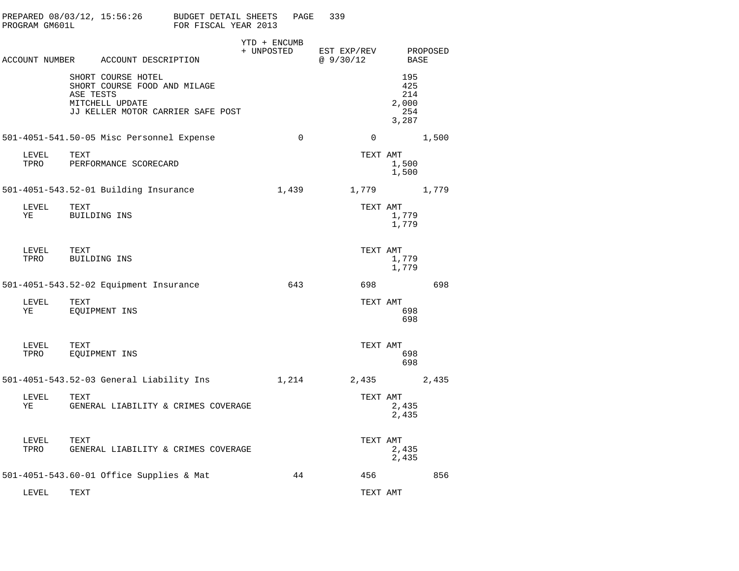| ACCOUNT NUMBER | ACCOUNT DESCRIPTION | YTD + ENCUMB + UNPOSTED | EST EXP/REV @ 9/30/12 | PROPOSED BASE |
|---|---|---|---|---|
| | SHORT COURSE HOTEL | | 195 | |
| | SHORT COURSE FOOD AND MILAGE | | 425 | |
| | ASE TESTS | | 214 | |
| | MITCHELL UPDATE | | 2,000 | |
| | JJ KELLER MOTOR CARRIER SAFE POST | | 254 | |
| | | | 3,287 | |
| 501-4051-541.50-05 | Misc Personnel Expense | 0 | 0 | 1,500 |
| LEVEL | TEXT | | TEXT AMT | |
| TPRO | PERFORMANCE SCORECARD | | 1,500 | |
| | | | 1,500 | |
| 501-4051-543.52-01 | Building Insurance | 1,439 | 1,779 | 1,779 |
| LEVEL | TEXT | | TEXT AMT | |
| YE | BUILDING INS | | 1,779 | |
| | | | 1,779 | |
| LEVEL | TEXT | | TEXT AMT | |
| TPRO | BUILDING INS | | 1,779 | |
| | | | 1,779 | |
| 501-4051-543.52-02 | Equipment Insurance | 643 | 698 | 698 |
| LEVEL | TEXT | | TEXT AMT | |
| YE | EQUIPMENT INS | | 698 | |
| | | | 698 | |
| LEVEL | TEXT | | TEXT AMT | |
| TPRO | EQUIPMENT INS | | 698 | |
| | | | 698 | |
| 501-4051-543.52-03 | General Liability Ins | 1,214 | 2,435 | 2,435 |
| LEVEL | TEXT | | TEXT AMT | |
| YE | GENERAL LIABILITY & CRIMES COVERAGE | | 2,435 | |
| | | | 2,435 | |
| LEVEL | TEXT | | TEXT AMT | |
| TPRO | GENERAL LIABILITY & CRIMES COVERAGE | | 2,435 | |
| | | | 2,435 | |
| 501-4051-543.60-01 | Office Supplies & Mat | 44 | 456 | 856 |
| LEVEL | TEXT | | TEXT AMT | |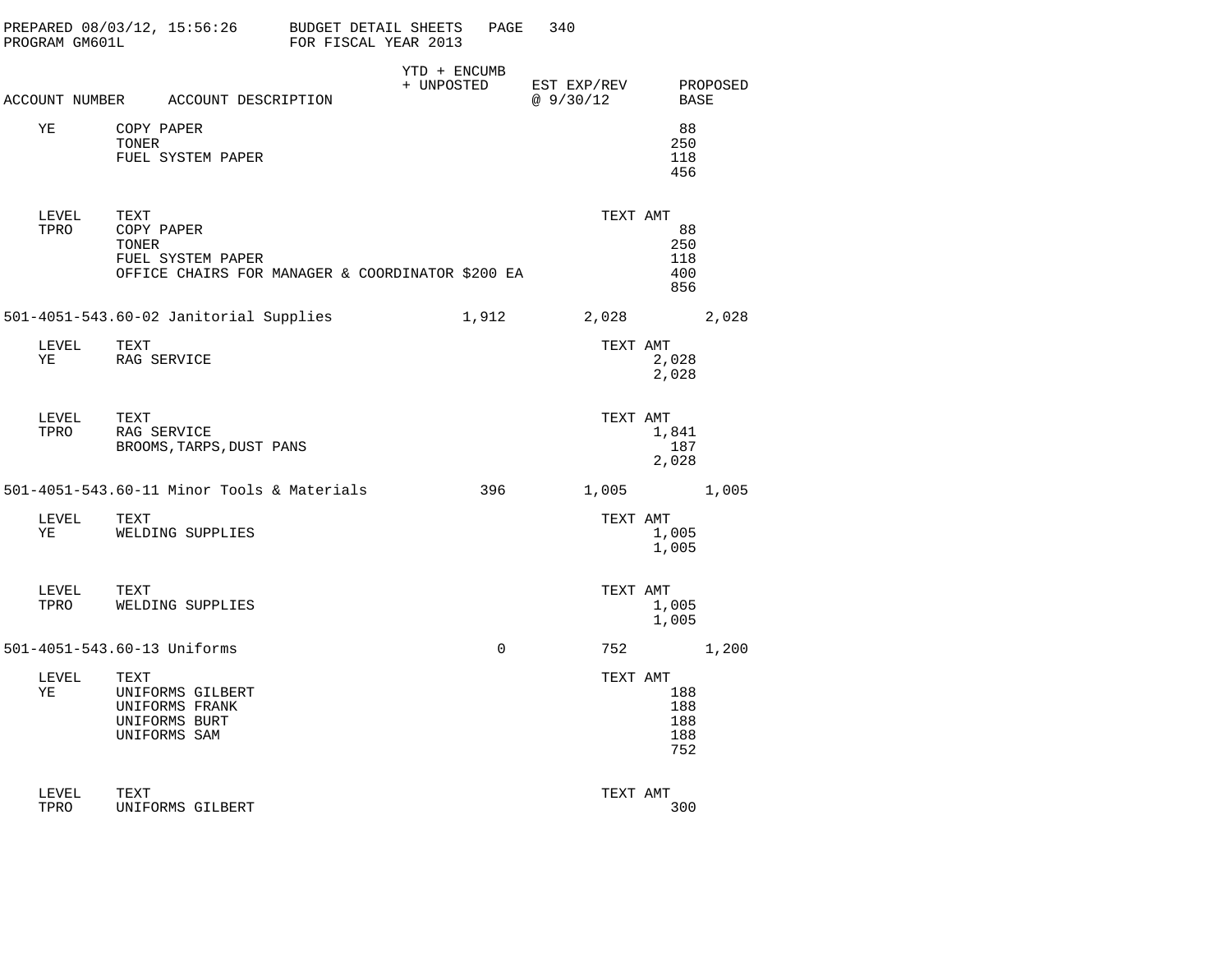PREPARED 08/03/12, 15:56:26 BUDGET DETAIL SHEETS
PROGRAM GM601L FOR FISCAL YEAR 2013

| ACCOUNT NUMBER | ACCOUNT DESCRIPTION | YTD + ENCUMB + UNPOSTED | EST EXP/REV @ 9/30/12 | TEXT AMT | PROPOSED BASE |
|---|---|---|---|---|---|
| YE | COPY PAPER | | | 88 | |
| | TONER | | | 250 | |
| | FUEL SYSTEM PAPER | | | 118 | |
| | | | | 456 | |
| LEVEL | TEXT | | | TEXT AMT | |
| TPRO | COPY PAPER | | | 88 | |
| | TONER | | | 250 | |
| | FUEL SYSTEM PAPER | | | 118 | |
| | OFFICE CHAIRS FOR MANAGER & COORDINATOR $200 EA | | | 400 | |
| | | | | 856 | |
| 501-4051-543.60-02 | Janitorial Supplies | 1,912 | 2,028 | | 2,028 |
| LEVEL | TEXT | | | TEXT AMT | |
| YE | RAG SERVICE | | | 2,028 | |
| | | | | 2,028 | |
| LEVEL | TEXT | | | TEXT AMT | |
| TPRO | RAG SERVICE | | | 1,841 | |
| | BROOMS, TARPS, DUST PANS | | | 187 | |
| | | | | 2,028 | |
| 501-4051-543.60-11 | Minor Tools & Materials | 396 | 1,005 | | 1,005 |
| LEVEL | TEXT | | | TEXT AMT | |
| YE | WELDING SUPPLIES | | | 1,005 | |
| | | | | 1,005 | |
| LEVEL | TEXT | | | TEXT AMT | |
| TPRO | WELDING SUPPLIES | | | 1,005 | |
| | | | | 1,005 | |
| 501-4051-543.60-13 | Uniforms | 0 | 752 | | 1,200 |
| LEVEL | TEXT | | | TEXT AMT | |
| YE | UNIFORMS GILBERT | | | 188 | |
| | UNIFORMS FRANK | | | 188 | |
| | UNIFORMS BURT | | | 188 | |
| | UNIFORMS SAM | | | 188 | |
| | | | | 752 | |
| LEVEL | TEXT | | | TEXT AMT | |
| TPRO | UNIFORMS GILBERT | | | 300 | |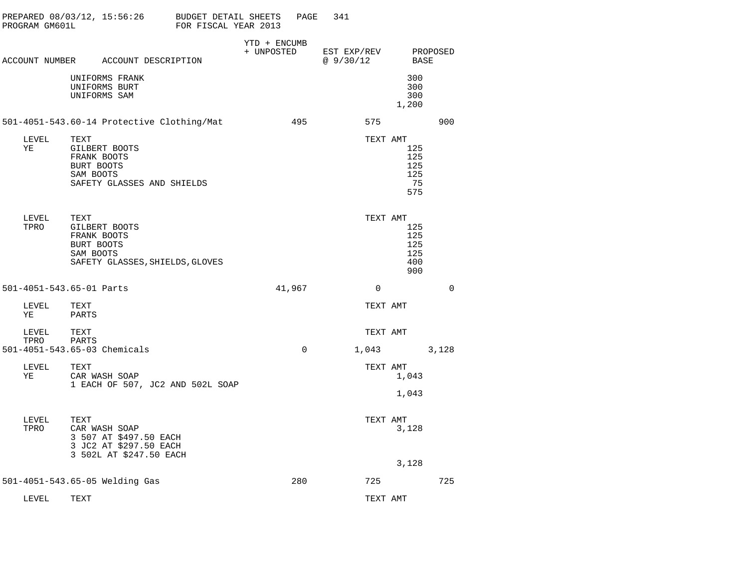PREPARED 08/03/12, 15:56:26 BUDGET DETAIL SHEETS
PROGRAM GM601L FOR FISCAL YEAR 2013

| ACCOUNT NUMBER | ACCOUNT DESCRIPTION | YTD + ENCUMB + UNPOSTED | EST EXP/REV @ 9/30/12 | PROPOSED BASE |
|---|---|---|---|---|

```
           UNIFORMS FRANK                                          300
           UNIFORMS BURT                                           300
           UNIFORMS SAM                                            300
                                                                 1,200

501-4051-543.60-14 Protective Clothing/Mat        495         575          900

   LEVEL   TEXT                                           TEXT AMT
   YE      GILBERT BOOTS                                           125
           FRANK BOOTS                                             125
           BURT BOOTS                                              125
           SAM BOOTS                                               125
           SAFETY GLASSES AND SHIELDS                               75
                                                                   575

   LEVEL   TEXT                                           TEXT AMT
   TPRO    GILBERT BOOTS                                           125
           FRANK BOOTS                                             125
           BURT BOOTS                                              125
           SAM BOOTS                                               125
           SAFETY GLASSES,SHIELDS,GLOVES                           400
                                                                   900

501-4051-543.65-01 Parts                       41,967           0            0

   LEVEL   TEXT                                           TEXT AMT
   YE      PARTS

   LEVEL   TEXT                                           TEXT AMT
   TPRO    PARTS
501-4051-543.65-03 Chemicals                        0       1,043        3,128

   LEVEL   TEXT                                           TEXT AMT
   YE      CAR WASH SOAP                                         1,043
           1 EACH OF 507, JC2 AND 502L SOAP
                                                                 1,043

   LEVEL   TEXT                                           TEXT AMT
   TPRO    CAR WASH SOAP                                         3,128
           3 507 AT $497.50 EACH
           3 JC2 AT $297.50 EACH
           3 502L AT $247.50 EACH
                                                                 3,128

501-4051-543.65-05 Welding Gas                    280         725          725

   LEVEL   TEXT                                           TEXT AMT
```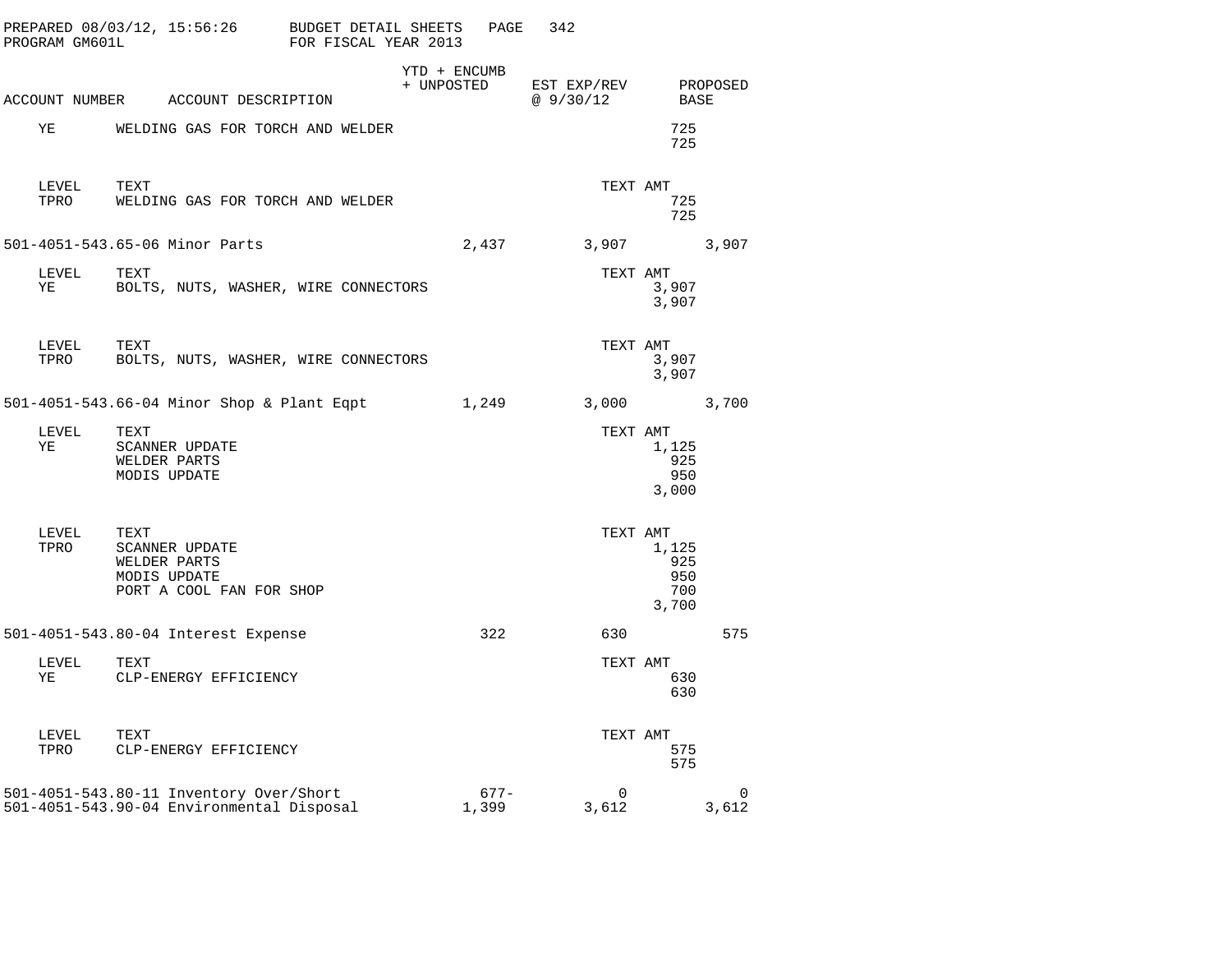PREPARED 08/03/12, 15:56:26 BUDGET DETAIL SHEETS
PROGRAM GM601L FOR FISCAL YEAR 2013

| ACCOUNT NUMBER | ACCOUNT DESCRIPTION | YTD + ENCUMB + UNPOSTED | EST EXP/REV @ 9/30/12 | PROPOSED BASE |
|---|---|---|---|---|
| YE | WELDING GAS FOR TORCH AND WELDER | | | |

| LEVEL | TEXT | TEXT AMT |
|---|---|---|
| YE | WELDING GAS FOR TORCH AND WELDER | 725 |
| | | 725 |

| LEVEL | TEXT | TEXT AMT |
|---|---|---|
| TPRO | WELDING GAS FOR TORCH AND WELDER | 725 |
| | | 725 |

| ACCOUNT NUMBER | ACCOUNT DESCRIPTION | YTD + ENCUMB + UNPOSTED | EST EXP/REV @ 9/30/12 | PROPOSED BASE |
|---|---|---|---|---|
| 501-4051-543.65-06 | Minor Parts | 2,437 | 3,907 | 3,907 |

| LEVEL | TEXT | TEXT AMT |
|---|---|---|
| YE | BOLTS, NUTS, WASHER, WIRE CONNECTORS | 3,907 |
| | | 3,907 |

| LEVEL | TEXT | TEXT AMT |
|---|---|---|
| TPRO | BOLTS, NUTS, WASHER, WIRE CONNECTORS | 3,907 |
| | | 3,907 |

| ACCOUNT NUMBER | ACCOUNT DESCRIPTION | YTD + ENCUMB + UNPOSTED | EST EXP/REV @ 9/30/12 | PROPOSED BASE |
|---|---|---|---|---|
| 501-4051-543.66-04 | Minor Shop & Plant Eqpt | 1,249 | 3,000 | 3,700 |

| LEVEL | TEXT | TEXT AMT |
|---|---|---|
| YE | SCANNER UPDATE | 1,125 |
| | WELDER PARTS | 925 |
| | MODIS UPDATE | 950 |
| | | 3,000 |

| LEVEL | TEXT | TEXT AMT |
|---|---|---|
| TPRO | SCANNER UPDATE | 1,125 |
| | WELDER PARTS | 925 |
| | MODIS UPDATE | 950 |
| | PORT A COOL FAN FOR SHOP | 700 |
| | | 3,700 |

| ACCOUNT NUMBER | ACCOUNT DESCRIPTION | YTD + ENCUMB + UNPOSTED | EST EXP/REV @ 9/30/12 | PROPOSED BASE |
|---|---|---|---|---|
| 501-4051-543.80-04 | Interest Expense | 322 | 630 | 575 |

| LEVEL | TEXT | TEXT AMT |
|---|---|---|
| YE | CLP-ENERGY EFFICIENCY | 630 |
| | | 630 |

| LEVEL | TEXT | TEXT AMT |
|---|---|---|
| TPRO | CLP-ENERGY EFFICIENCY | 575 |
| | | 575 |

| ACCOUNT NUMBER | ACCOUNT DESCRIPTION | YTD + ENCUMB + UNPOSTED | EST EXP/REV @ 9/30/12 | PROPOSED BASE |
|---|---|---|---|---|
| 501-4051-543.80-11 | Inventory Over/Short | 677- | 0 | 0 |
| 501-4051-543.90-04 | Environmental Disposal | 1,399 | 3,612 | 3,612 |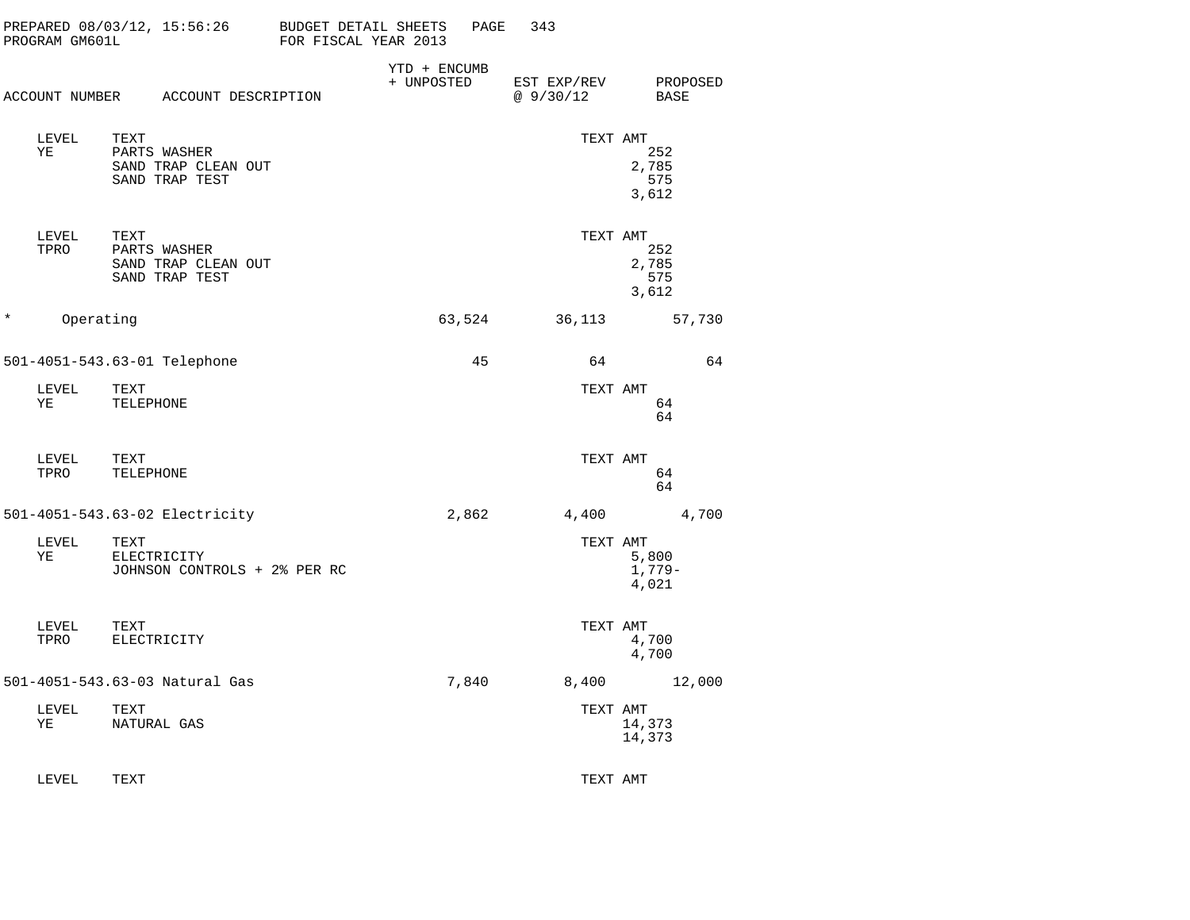| ACCOUNT NUMBER | ACCOUNT DESCRIPTION | YTD + ENCUMB + UNPOSTED | EST EXP/REV @ 9/30/12 | PROPOSED BASE |
|---|---|---|---|---|

| LEVEL | TEXT | TEXT AMT |
|---|---|---|
| YE | PARTS WASHER | 252 |
| | SAND TRAP CLEAN OUT | 2,785 |
| | SAND TRAP TEST | 575 |
| | | 3,612 |

| LEVEL | TEXT | TEXT AMT |
|---|---|---|
| TPRO | PARTS WASHER | 252 |
| | SAND TRAP CLEAN OUT | 2,785 |
| | SAND TRAP TEST | 575 |
| | | 3,612 |

| ACCOUNT | YTD + ENCUMB + UNPOSTED | EST EXP/REV @ 9/30/12 | PROPOSED BASE |
|---|---|---|---|
| * Operating | 63,524 | 36,113 | 57,730 |
| 501-4051-543.63-01 Telephone | 45 | 64 | 64 |

| LEVEL | TEXT | TEXT AMT |
|---|---|---|
| YE | TELEPHONE | 64 |
| | | 64 |

| LEVEL | TEXT | TEXT AMT |
|---|---|---|
| TPRO | TELEPHONE | 64 |
| | | 64 |

| ACCOUNT | YTD + ENCUMB + UNPOSTED | EST EXP/REV @ 9/30/12 | PROPOSED BASE |
|---|---|---|---|
| 501-4051-543.63-02 Electricity | 2,862 | 4,400 | 4,700 |

| LEVEL | TEXT | TEXT AMT |
|---|---|---|
| YE | ELECTRICITY | 5,800 |
| | JOHNSON CONTROLS + 2% PER RC | 1,779- |
| | | 4,021 |

| LEVEL | TEXT | TEXT AMT |
|---|---|---|
| TPRO | ELECTRICITY | 4,700 |
| | | 4,700 |

| ACCOUNT | YTD + ENCUMB + UNPOSTED | EST EXP/REV @ 9/30/12 | PROPOSED BASE |
|---|---|---|---|
| 501-4051-543.63-03 Natural Gas | 7,840 | 8,400 | 12,000 |

| LEVEL | TEXT | TEXT AMT |
|---|---|---|
| YE | NATURAL GAS | 14,373 |
| | | 14,373 |

| LEVEL | TEXT | TEXT AMT |
|---|---|---|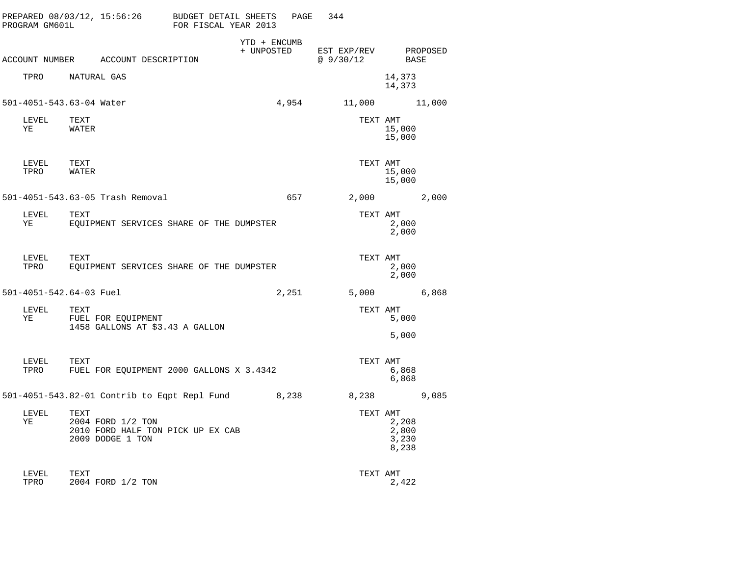PREPARED 08/03/12, 15:56:26 BUDGET DETAIL SHEETS
PROGRAM GM601L FOR FISCAL YEAR 2013

| ACCOUNT NUMBER | ACCOUNT DESCRIPTION | YTD + ENCUMB + UNPOSTED | EST EXP/REV @ 9/30/12 | PROPOSED BASE |
|---|---|---|---|---|
| TPRO | NATURAL GAS | | 14,373 | |
| | | | 14,373 | |
| 501-4051-543.63-04 | Water | 4,954 | 11,000 | 11,000 |
| LEVEL | TEXT | | TEXT AMT | |
| YE | WATER | | 15,000 | |
| | | | 15,000 | |
| LEVEL | TEXT | | TEXT AMT | |
| TPRO | WATER | | 15,000 | |
| | | | 15,000 | |
| 501-4051-543.63-05 | Trash Removal | 657 | 2,000 | 2,000 |
| LEVEL | TEXT | | TEXT AMT | |
| YE | EQUIPMENT SERVICES SHARE OF THE DUMPSTER | | 2,000 | |
| | | | 2,000 | |
| LEVEL | TEXT | | TEXT AMT | |
| TPRO | EQUIPMENT SERVICES SHARE OF THE DUMPSTER | | 2,000 | |
| | | | 2,000 | |
| 501-4051-542.64-03 | Fuel | 2,251 | 5,000 | 6,868 |
| LEVEL | TEXT | | TEXT AMT | |
| YE | FUEL FOR EQUIPMENT | | 5,000 | |
| | 1458 GALLONS AT $3.43 A GALLON | | | |
| | | | 5,000 | |
| LEVEL | TEXT | | TEXT AMT | |
| TPRO | FUEL FOR EQUIPMENT 2000 GALLONS X 3.4342 | | 6,868 | |
| | | | 6,868 | |
| 501-4051-543.82-01 | Contrib to Eqpt Repl Fund | 8,238 | 8,238 | 9,085 |
| LEVEL | TEXT | | TEXT AMT | |
| YE | 2004 FORD 1/2 TON | | 2,208 | |
| | 2010 FORD HALF TON PICK UP EX CAB | | 2,800 | |
| | 2009 DODGE 1 TON | | 3,230 | |
| | | | 8,238 | |
| LEVEL | TEXT | | TEXT AMT | |
| TPRO | 2004 FORD 1/2 TON | | 2,422 | |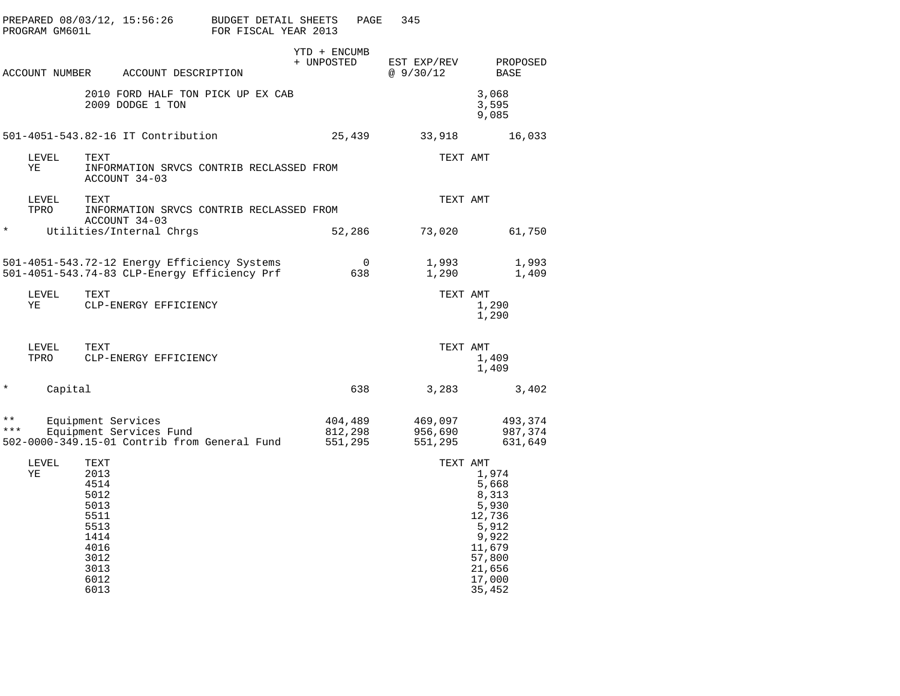PREPARED 08/03/12, 15:56:26 BUDGET DETAIL SHEETS
PROGRAM GM601L FOR FISCAL YEAR 2013

| ACCOUNT NUMBER | ACCOUNT DESCRIPTION | YTD + ENCUMB + UNPOSTED | EST EXP/REV @ 9/30/12 | TEXT AMT | PROPOSED BASE |
|---|---|---|---|---|---|
| | 2010 FORD HALF TON PICK UP EX CAB | | | 3,068 | |
| | 2009 DODGE 1 TON | | | 3,595 | |
| | | | | 9,085 | |
| 501-4051-543.82-16 | IT Contribution | 25,439 | 33,918 | | 16,033 |
| LEVEL YE | TEXT: INFORMATION SRVCS CONTRIB RECLASSED FROM ACCOUNT 34-03 | | | | |
| LEVEL TPRO | TEXT: INFORMATION SRVCS CONTRIB RECLASSED FROM ACCOUNT 34-03 | | | | |
| * | Utilities/Internal Chrgs | 52,286 | 73,020 | | 61,750 |
| 501-4051-543.72-12 | Energy Efficiency Systems | 0 | 1,993 | | 1,993 |
| 501-4051-543.74-83 | CLP-Energy Efficiency Prf | 638 | 1,290 | | 1,409 |
| LEVEL YE | TEXT: CLP-ENERGY EFFICIENCY | | | 1,290 | |
| | | | | 1,290 | |
| LEVEL TPRO | TEXT: CLP-ENERGY EFFICIENCY | | | 1,409 | |
| | | | | 1,409 | |
| * | Capital | 638 | 3,283 | | 3,402 |
| ** | Equipment Services | 404,489 | 469,097 | | 493,374 |
| *** | Equipment Services Fund | 812,298 | 956,690 | | 987,374 |
| 502-0000-349.15-01 | Contrib from General Fund | 551,295 | 551,295 | | 631,649 |
| LEVEL YE | TEXT: 2013 | | | 1,974 | |
| | 4514 | | | 5,668 | |
| | 5012 | | | 8,313 | |
| | 5013 | | | 5,930 | |
| | 5511 | | | 12,736 | |
| | 5513 | | | 5,912 | |
| | 1414 | | | 9,922 | |
| | 4016 | | | 11,679 | |
| | 3012 | | | 57,800 | |
| | 3013 | | | 21,656 | |
| | 6012 | | | 17,000 | |
| | 6013 | | | 35,452 | |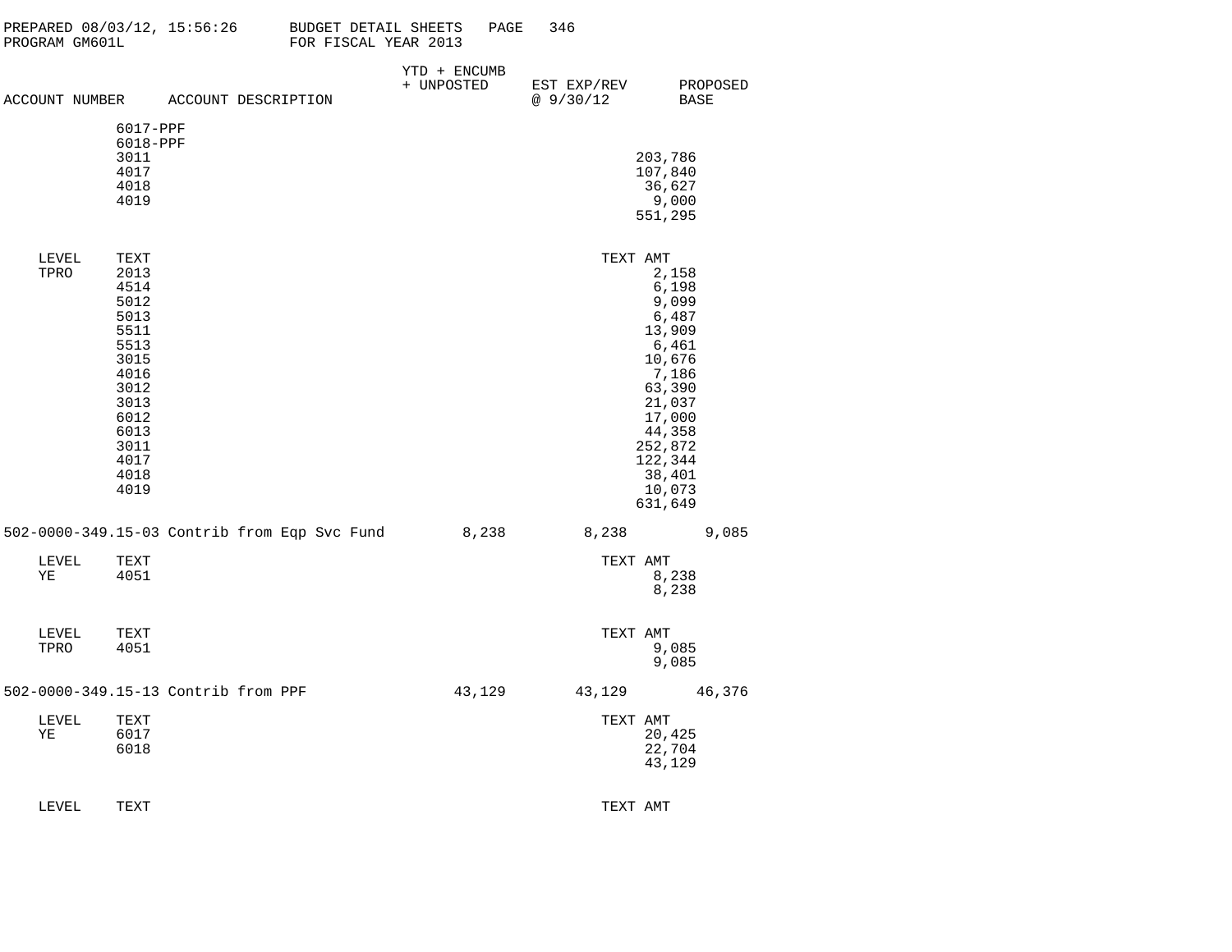PREPARED 08/03/12, 15:56:26 BUDGET DETAIL SHEETS
PROGRAM GM601L FOR FISCAL YEAR 2013

| ACCOUNT NUMBER | ACCOUNT DESCRIPTION | YTD + ENCUMB + UNPOSTED | EST EXP/REV @ 9/30/12 | PROPOSED BASE |
|---|---|---|---|---|

| LEVEL | TEXT | TEXT AMT |
|---|---|---|
| | 6017-PPF | |
| | 6018-PPF | |
| | 3011 | 203,786 |
| | 4017 | 107,840 |
| | 4018 | 36,627 |
| | 4019 | 9,000 |
| | | 551,295 |

| LEVEL | TEXT | TEXT AMT |
|---|---|---|
| TPRO | 2013 | 2,158 |
| | 4514 | 6,198 |
| | 5012 | 9,099 |
| | 5013 | 6,487 |
| | 5511 | 13,909 |
| | 5513 | 6,461 |
| | 3015 | 10,676 |
| | 4016 | 7,186 |
| | 3012 | 63,390 |
| | 3013 | 21,037 |
| | 6012 | 17,000 |
| | 6013 | 44,358 |
| | 3011 | 252,872 |
| | 4017 | 122,344 |
| | 4018 | 38,401 |
| | 4019 | 10,073 |
| | | 631,649 |

| ACCOUNT NUMBER | ACCOUNT DESCRIPTION | YTD + ENCUMB + UNPOSTED | EST EXP/REV @ 9/30/12 | PROPOSED BASE |
|---|---|---|---|---|
| 502-0000-349.15-03 | Contrib from Eqp Svc Fund | 8,238 | 8,238 | 9,085 |

| LEVEL | TEXT | TEXT AMT |
|---|---|---|
| YE | 4051 | 8,238 |
| | | 8,238 |

| LEVEL | TEXT | TEXT AMT |
|---|---|---|
| TPRO | 4051 | 9,085 |
| | | 9,085 |

| ACCOUNT NUMBER | ACCOUNT DESCRIPTION | YTD + ENCUMB + UNPOSTED | EST EXP/REV @ 9/30/12 | PROPOSED BASE |
|---|---|---|---|---|
| 502-0000-349.15-13 | Contrib from PPF | 43,129 | 43,129 | 46,376 |

| LEVEL | TEXT | TEXT AMT |
|---|---|---|
| YE | 6017 | 20,425 |
| | 6018 | 22,704 |
| | | 43,129 |

| LEVEL | TEXT | TEXT AMT |
|---|---|---|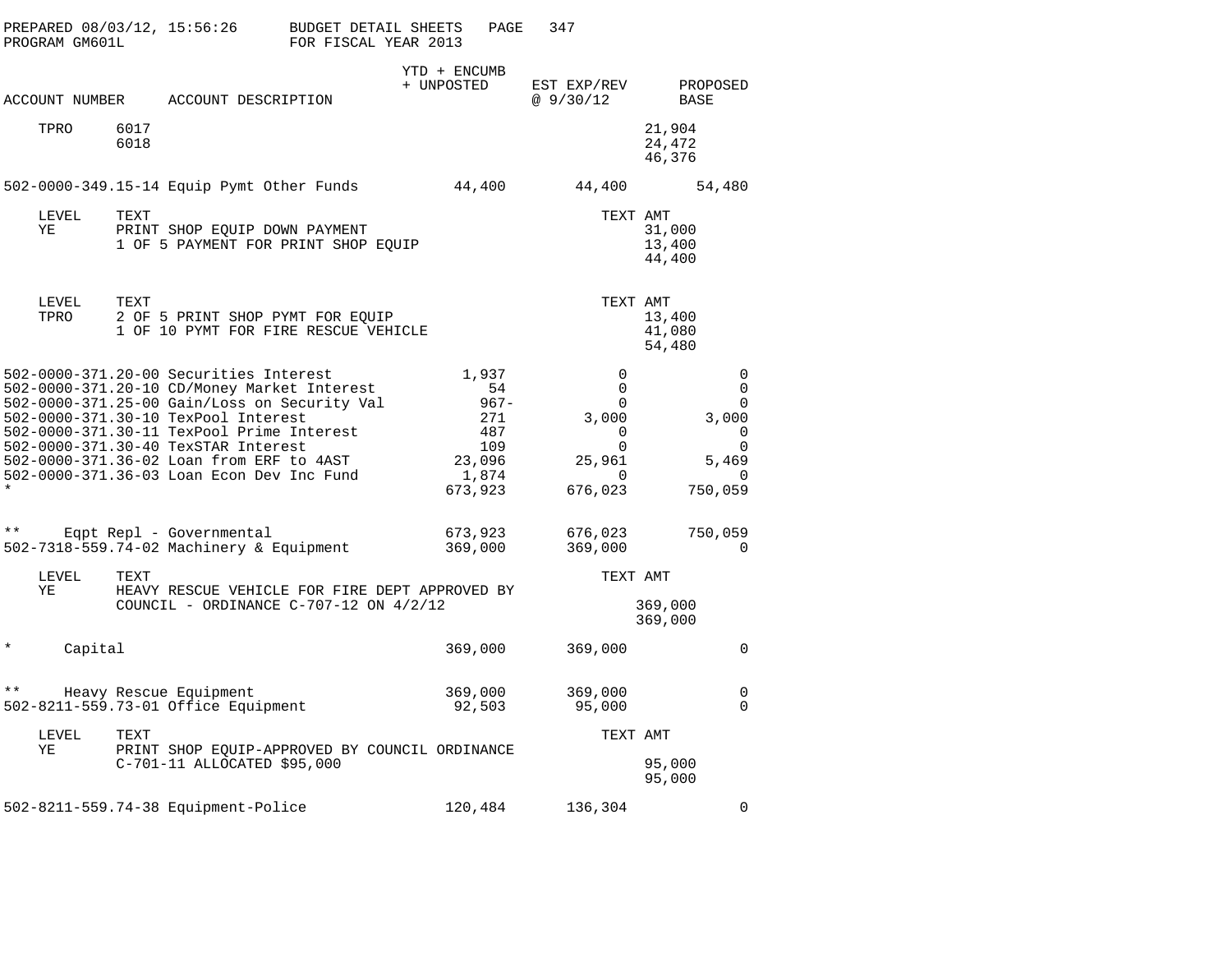PREPARED 08/03/12, 15:56:26 BUDGET DETAIL SHEETS
PROGRAM GM601L FOR FISCAL YEAR 2013

| ACCOUNT NUMBER | ACCOUNT DESCRIPTION | YTD + ENCUMB + UNPOSTED | EST EXP/REV @ 9/30/12 | PROPOSED BASE |
|---|---|---|---|---|
| TPRO 6017 | | | | 21,904 |
| 6018 | | | | 24,472 |
| | | | | 46,376 |
| 502-0000-349.15-14 | Equip Pymt Other Funds | 44,400 | 44,400 | 54,480 |

| LEVEL | TEXT | TEXT AMT |
|---|---|---|
| YE | PRINT SHOP EQUIP DOWN PAYMENT | 31,000 |
| | 1 OF 5 PAYMENT FOR PRINT SHOP EQUIP | 13,400 |
| | | 44,400 |

| LEVEL | TEXT | TEXT AMT |
|---|---|---|
| TPRO | 2 OF 5 PRINT SHOP PYMT FOR EQUIP | 13,400 |
| | 1 OF 10 PYMT FOR FIRE RESCUE VEHICLE | 41,080 |
| | | 54,480 |

| ACCOUNT NUMBER | ACCOUNT DESCRIPTION | YTD + ENCUMB + UNPOSTED | EST EXP/REV @ 9/30/12 | PROPOSED BASE |
|---|---|---|---|---|
| 502-0000-371.20-00 | Securities Interest | 1,937 | 0 | 0 |
| 502-0000-371.20-10 | CD/Money Market Interest | 54 | 0 | 0 |
| 502-0000-371.25-00 | Gain/Loss on Security Val | 967- | 0 | 0 |
| 502-0000-371.30-10 | TexPool Interest | 271 | 3,000 | 3,000 |
| 502-0000-371.30-11 | TexPool Prime Interest | 487 | 0 | 0 |
| 502-0000-371.30-40 | TexSTAR Interest | 109 | 0 | 0 |
| 502-0000-371.36-02 | Loan from ERF to 4AST | 23,096 | 25,961 | 5,469 |
| 502-0000-371.36-03 | Loan Econ Dev Inc Fund | 1,874 | 0 | 0 |
| * | | 673,923 | 676,023 | 750,059 |
| ** | Eqpt Repl - Governmental | 673,923 | 676,023 | 750,059 |
| 502-7318-559.74-02 | Machinery & Equipment | 369,000 | 369,000 | 0 |

| LEVEL | TEXT | TEXT AMT |
|---|---|---|
| YE | HEAVY RESCUE VEHICLE FOR FIRE DEPT APPROVED BY | |
| | COUNCIL - ORDINANCE C-707-12 ON 4/2/12 | 369,000 |
| | | 369,000 |

| ACCOUNT NUMBER | ACCOUNT DESCRIPTION | YTD + ENCUMB + UNPOSTED | EST EXP/REV @ 9/30/12 | PROPOSED BASE |
|---|---|---|---|---|
| * | Capital | 369,000 | 369,000 | 0 |
| ** | Heavy Rescue Equipment | 369,000 | 369,000 | 0 |
| 502-8211-559.73-01 | Office Equipment | 92,503 | 95,000 | 0 |

| LEVEL | TEXT | TEXT AMT |
|---|---|---|
| YE | PRINT SHOP EQUIP-APPROVED BY COUNCIL ORDINANCE | |
| | C-701-11 ALLOCATED $95,000 | 95,000 |
| | | 95,000 |

| ACCOUNT NUMBER | ACCOUNT DESCRIPTION | YTD + ENCUMB + UNPOSTED | EST EXP/REV @ 9/30/12 | PROPOSED BASE |
|---|---|---|---|---|
| 502-8211-559.74-38 | Equipment-Police | 120,484 | 136,304 | 0 |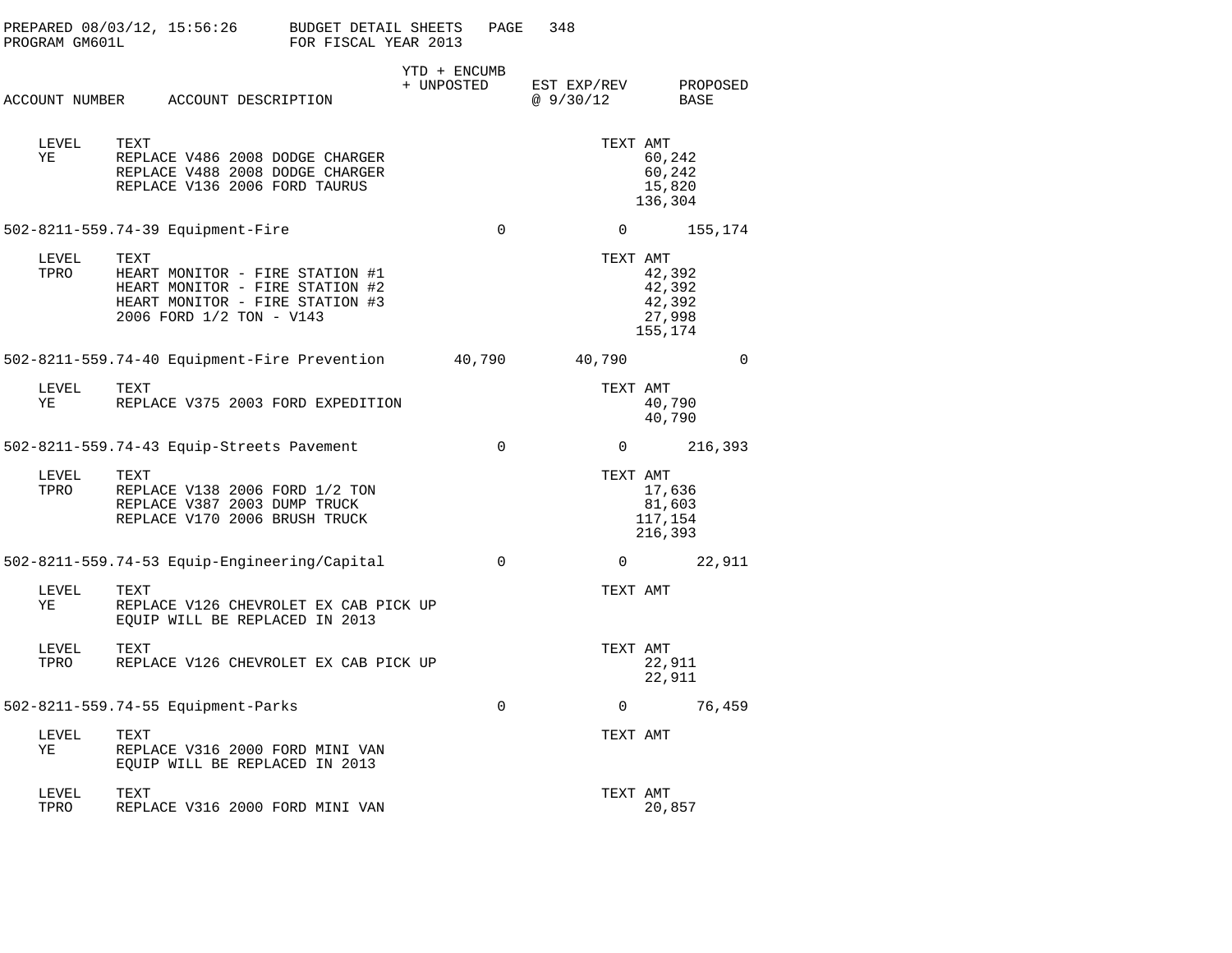| ACCOUNT NUMBER | ACCOUNT DESCRIPTION | YTD + ENCUMB + UNPOSTED | EST EXP/REV @ 9/30/12 | PROPOSED BASE |
|---|---|---|---|---|

| LEVEL | TEXT | TEXT AMT |
|---|---|---|
| YE | REPLACE V486 2008 DODGE CHARGER | 60,242 |
| | REPLACE V488 2008 DODGE CHARGER | 60,242 |
| | REPLACE V136 2006 FORD TAURUS | 15,820 |
| | | 136,304 |

**502-8211-559.74-39 Equipment-Fire** — YTD + ENCUMB + UNPOSTED: 0 | EST EXP/REV: 0 | PROPOSED BASE: 155,174

| LEVEL | TEXT | TEXT AMT |
|---|---|---|
| TPRO | HEART MONITOR - FIRE STATION #1 | 42,392 |
| | HEART MONITOR - FIRE STATION #2 | 42,392 |
| | HEART MONITOR - FIRE STATION #3 | 42,392 |
| | 2006 FORD 1/2 TON - V143 | 27,998 |
| | | 155,174 |

**502-8211-559.74-40 Equipment-Fire Prevention** — YTD + ENCUMB + UNPOSTED: 40,790 | EST EXP/REV: 40,790 | PROPOSED BASE: 0

| LEVEL | TEXT | TEXT AMT |
|---|---|---|
| YE | REPLACE V375 2003 FORD EXPEDITION | 40,790 |
| | | 40,790 |

**502-8211-559.74-43 Equip-Streets Pavement** — YTD + ENCUMB + UNPOSTED: 0 | EST EXP/REV: 0 | PROPOSED BASE: 216,393

| LEVEL | TEXT | TEXT AMT |
|---|---|---|
| TPRO | REPLACE V138 2006 FORD 1/2 TON | 17,636 |
| | REPLACE V387 2003 DUMP TRUCK | 81,603 |
| | REPLACE V170 2006 BRUSH TRUCK | 117,154 |
| | | 216,393 |

**502-8211-559.74-53 Equip-Engineering/Capital** — YTD + ENCUMB + UNPOSTED: 0 | EST EXP/REV: 0 | PROPOSED BASE: 22,911

| LEVEL | TEXT | TEXT AMT |
|---|---|---|
| YE | REPLACE V126 CHEVROLET EX CAB PICK UP | |
| | EQUIP WILL BE REPLACED IN 2013 | |

| LEVEL | TEXT | TEXT AMT |
|---|---|---|
| TPRO | REPLACE V126 CHEVROLET EX CAB PICK UP | 22,911 |
| | | 22,911 |

**502-8211-559.74-55 Equipment-Parks** — YTD + ENCUMB + UNPOSTED: 0 | EST EXP/REV: 0 | PROPOSED BASE: 76,459

| LEVEL | TEXT | TEXT AMT |
|---|---|---|
| YE | REPLACE V316 2000 FORD MINI VAN | |
| | EQUIP WILL BE REPLACED IN 2013 | |

| LEVEL | TEXT | TEXT AMT |
|---|---|---|
| TPRO | REPLACE V316 2000 FORD MINI VAN | 20,857 |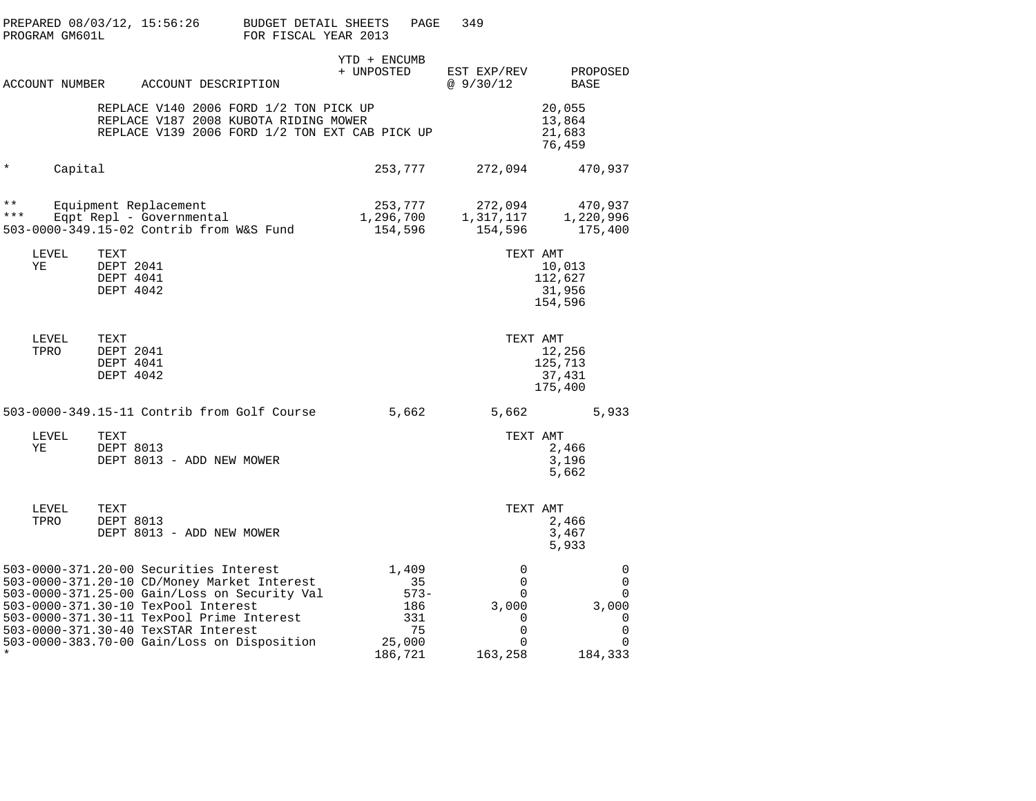PREPARED 08/03/12, 15:56:26 BUDGET DETAIL SHEETS PAGE 349
PROGRAM GM601L FOR FISCAL YEAR 2013

| ACCOUNT NUMBER | ACCOUNT DESCRIPTION | YTD + ENCUMB + UNPOSTED | EST EXP/REV @ 9/30/12 | TEXT AMT | PROPOSED BASE |
|---|---|---|---|---|---|
| | REPLACE V140 2006 FORD 1/2 TON PICK UP | | | 20,055 | |
| | REPLACE V187 2008 KUBOTA RIDING MOWER | | | 13,864 | |
| | REPLACE V139 2006 FORD 1/2 TON EXT CAB PICK UP | | | 21,683 | |
| | | | | 76,459 | |
| * | Capital | 253,777 | 272,094 | | 470,937 |
| ** | Equipment Replacement | 253,777 | 272,094 | | 470,937 |
| *** | Eqpt Repl - Governmental | 1,296,700 | 1,317,117 | | 1,220,996 |
| 503-0000-349.15-02 | Contrib from W&S Fund | 154,596 | 154,596 | | 175,400 |
| LEVEL YE | DEPT 2041 | | | 10,013 | |
| | DEPT 4041 | | | 112,627 | |
| | DEPT 4042 | | | 31,956 | |
| | | | | 154,596 | |
| LEVEL TPRO | DEPT 2041 | | | 12,256 | |
| | DEPT 4041 | | | 125,713 | |
| | DEPT 4042 | | | 37,431 | |
| | | | | 175,400 | |
| 503-0000-349.15-11 | Contrib from Golf Course | 5,662 | 5,662 | | 5,933 |
| LEVEL YE | DEPT 8013 | | | 2,466 | |
| | DEPT 8013 - ADD NEW MOWER | | | 3,196 | |
| | | | | 5,662 | |
| LEVEL TPRO | DEPT 8013 | | | 2,466 | |
| | DEPT 8013 - ADD NEW MOWER | | | 3,467 | |
| | | | | 5,933 | |
| 503-0000-371.20-00 | Securities Interest | 1,409 | 0 | | 0 |
| 503-0000-371.20-10 | CD/Money Market Interest | 35 | 0 | | 0 |
| 503-0000-371.25-00 | Gain/Loss on Security Val | 573- | 0 | | 0 |
| 503-0000-371.30-10 | TexPool Interest | 186 | 3,000 | | 3,000 |
| 503-0000-371.30-11 | TexPool Prime Interest | 331 | 0 | | 0 |
| 503-0000-371.30-40 | TexSTAR Interest | 75 | 0 | | 0 |
| 503-0000-383.70-00 | Gain/Loss on Disposition | 25,000 | 0 | | 0 |
| * | | 186,721 | 163,258 | | 184,333 |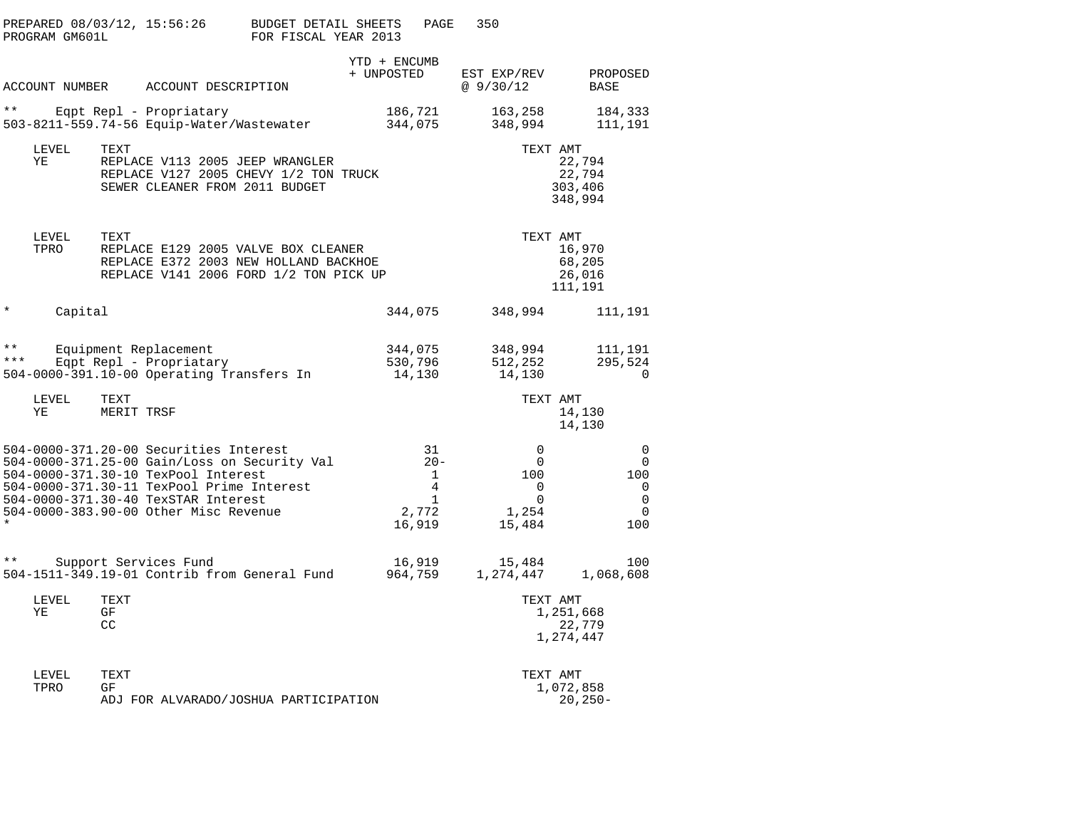PREPARED 08/03/12, 15:56:26 BUDGET DETAIL SHEETS
PROGRAM GM601L FOR FISCAL YEAR 2013

| ACCOUNT NUMBER | ACCOUNT DESCRIPTION | YTD + ENCUMB + UNPOSTED | EST EXP/REV @ 9/30/12 | PROPOSED BASE |
|---|---|---|---|---|
| ** | Eqpt Repl - Propriatary | 186,721 | 163,258 | 184,333 |
| 503-8211-559.74-56 | Equip-Water/Wastewater | 344,075 | 348,994 | 111,191 |

| LEVEL | TEXT | TEXT AMT |
|---|---|---|
| YE | REPLACE V113 2005 JEEP WRANGLER | 22,794 |
| | REPLACE V127 2005 CHEVY 1/2 TON TRUCK | 22,794 |
| | SEWER CLEANER FROM 2011 BUDGET | 303,406 |
| | | 348,994 |

| LEVEL | TEXT | TEXT AMT |
|---|---|---|
| TPRO | REPLACE E129 2005 VALVE BOX CLEANER | 16,970 |
| | REPLACE E372 2003 NEW HOLLAND BACKHOE | 68,205 |
| | REPLACE V141 2006 FORD 1/2 TON PICK UP | 26,016 |
| | | 111,191 |

| ACCOUNT NUMBER | ACCOUNT DESCRIPTION | YTD + ENCUMB + UNPOSTED | EST EXP/REV @ 9/30/12 | PROPOSED BASE |
|---|---|---|---|---|
| * | Capital | 344,075 | 348,994 | 111,191 |
| ** | Equipment Replacement | 344,075 | 348,994 | 111,191 |
| *** | Eqpt Repl - Propriatary | 530,796 | 512,252 | 295,524 |
| 504-0000-391.10-00 | Operating Transfers In | 14,130 | 14,130 | 0 |

| LEVEL | TEXT | TEXT AMT |
|---|---|---|
| YE | MERIT TRSF | 14,130 |
| | | 14,130 |

| ACCOUNT NUMBER | ACCOUNT DESCRIPTION | YTD + ENCUMB + UNPOSTED | EST EXP/REV @ 9/30/12 | PROPOSED BASE |
|---|---|---|---|---|
| 504-0000-371.20-00 | Securities Interest | 31 | 0 | 0 |
| 504-0000-371.25-00 | Gain/Loss on Security Val | 20- | 0 | 0 |
| 504-0000-371.30-10 | TexPool Interest | 1 | 100 | 100 |
| 504-0000-371.30-11 | TexPool Prime Interest | 4 | 0 | 0 |
| 504-0000-371.30-40 | TexSTAR Interest | 1 | 0 | 0 |
| 504-0000-383.90-00 | Other Misc Revenue | 2,772 | 1,254 | 0 |
| * | | 16,919 | 15,484 | 100 |
| ** | Support Services Fund | 16,919 | 15,484 | 100 |
| 504-1511-349.19-01 | Contrib from General Fund | 964,759 | 1,274,447 | 1,068,608 |

| LEVEL | TEXT | TEXT AMT |
|---|---|---|
| YE | GF | 1,251,668 |
| | CC | 22,779 |
| | | 1,274,447 |

| LEVEL | TEXT | TEXT AMT |
|---|---|---|
| TPRO | GF | 1,072,858 |
| | ADJ FOR ALVARADO/JOSHUA PARTICIPATION | 20,250- |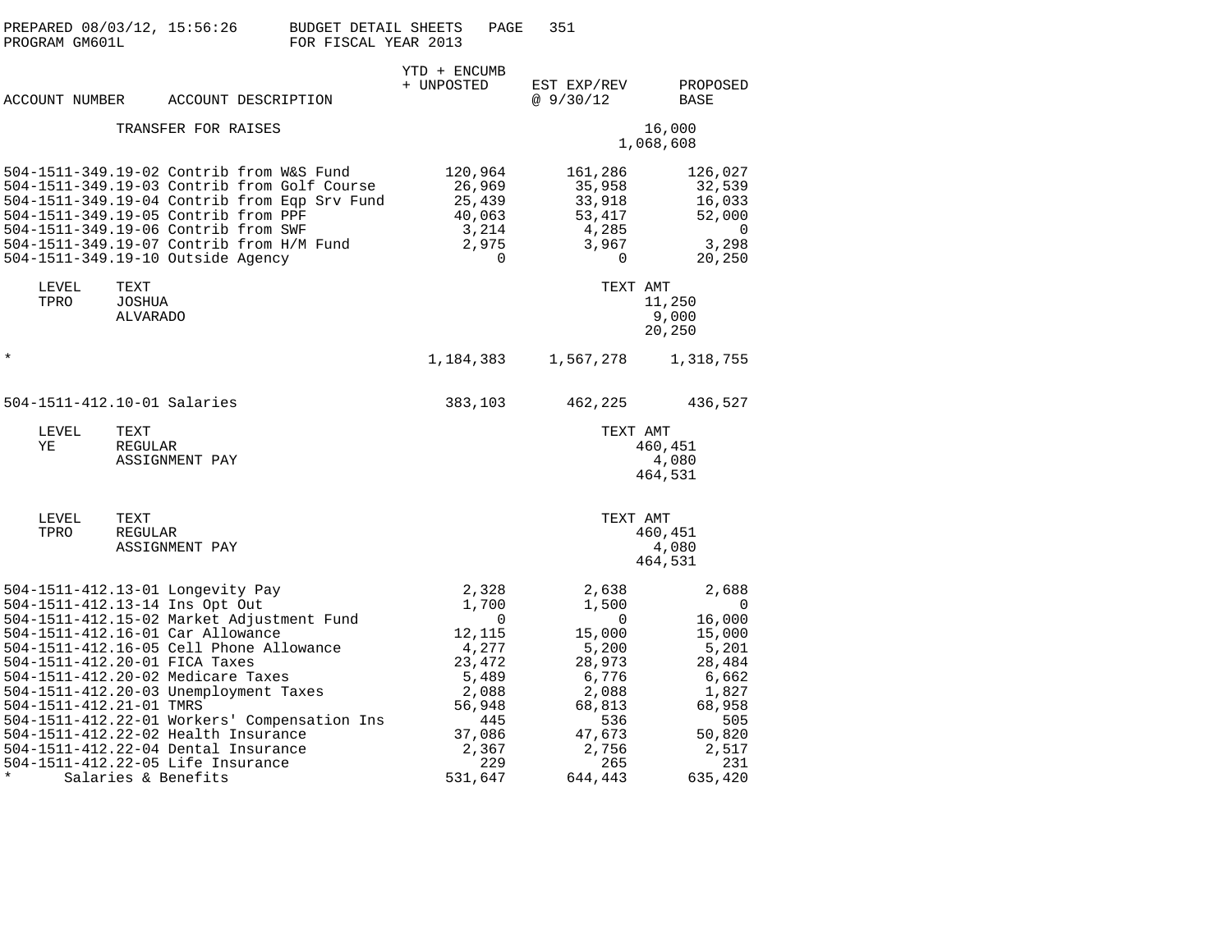PREPARED 08/03/12, 15:56:26 BUDGET DETAIL SHEETS
PROGRAM GM601L FOR FISCAL YEAR 2013

| ACCOUNT NUMBER | ACCOUNT DESCRIPTION | YTD + ENCUMB + UNPOSTED | EST EXP/REV @ 9/30/12 | PROPOSED BASE |
|---|---|---|---|---|
| | TRANSFER FOR RAISES | | | 16,000 |
| | | | | 1,068,608 |
| 504-1511-349.19-02 | Contrib from W&S Fund | 120,964 | 161,286 | 126,027 |
| 504-1511-349.19-03 | Contrib from Golf Course | 26,969 | 35,958 | 32,539 |
| 504-1511-349.19-04 | Contrib from Eqp Srv Fund | 25,439 | 33,918 | 16,033 |
| 504-1511-349.19-05 | Contrib from PPF | 40,063 | 53,417 | 52,000 |
| 504-1511-349.19-06 | Contrib from SWF | 3,214 | 4,285 | 0 |
| 504-1511-349.19-07 | Contrib from H/M Fund | 2,975 | 3,967 | 3,298 |
| 504-1511-349.19-10 | Outside Agency | 0 | 0 | 20,250 |

| LEVEL | TEXT | TEXT AMT |
|---|---|---|
| TPRO | JOSHUA | 11,250 |
| | ALVARADO | 9,000 |
| | | 20,250 |

| | | | | |
|---|---|---|---|---|
| * | | 1,184,383 | 1,567,278 | 1,318,755 |
| 504-1511-412.10-01 | Salaries | 383,103 | 462,225 | 436,527 |

| LEVEL | TEXT | TEXT AMT |
|---|---|---|
| YE | REGULAR | 460,451 |
| | ASSIGNMENT PAY | 4,080 |
| | | 464,531 |

| LEVEL | TEXT | TEXT AMT |
|---|---|---|
| TPRO | REGULAR | 460,451 |
| | ASSIGNMENT PAY | 4,080 |
| | | 464,531 |

| ACCOUNT NUMBER | ACCOUNT DESCRIPTION | YTD + ENCUMB + UNPOSTED | EST EXP/REV @ 9/30/12 | PROPOSED BASE |
|---|---|---|---|---|
| 504-1511-412.13-01 | Longevity Pay | 2,328 | 2,638 | 2,688 |
| 504-1511-412.13-14 | Ins Opt Out | 1,700 | 1,500 | 0 |
| 504-1511-412.15-02 | Market Adjustment Fund | 0 | 0 | 16,000 |
| 504-1511-412.16-01 | Car Allowance | 12,115 | 15,000 | 15,000 |
| 504-1511-412.16-05 | Cell Phone Allowance | 4,277 | 5,200 | 5,201 |
| 504-1511-412.20-01 | FICA Taxes | 23,472 | 28,973 | 28,484 |
| 504-1511-412.20-02 | Medicare Taxes | 5,489 | 6,776 | 6,662 |
| 504-1511-412.20-03 | Unemployment Taxes | 2,088 | 2,088 | 1,827 |
| 504-1511-412.21-01 | TMRS | 56,948 | 68,813 | 68,958 |
| 504-1511-412.22-01 | Workers' Compensation Ins | 445 | 536 | 505 |
| 504-1511-412.22-02 | Health Insurance | 37,086 | 47,673 | 50,820 |
| 504-1511-412.22-04 | Dental Insurance | 2,367 | 2,756 | 2,517 |
| 504-1511-412.22-05 | Life Insurance | 229 | 265 | 231 |
| * | Salaries & Benefits | 531,647 | 644,443 | 635,420 |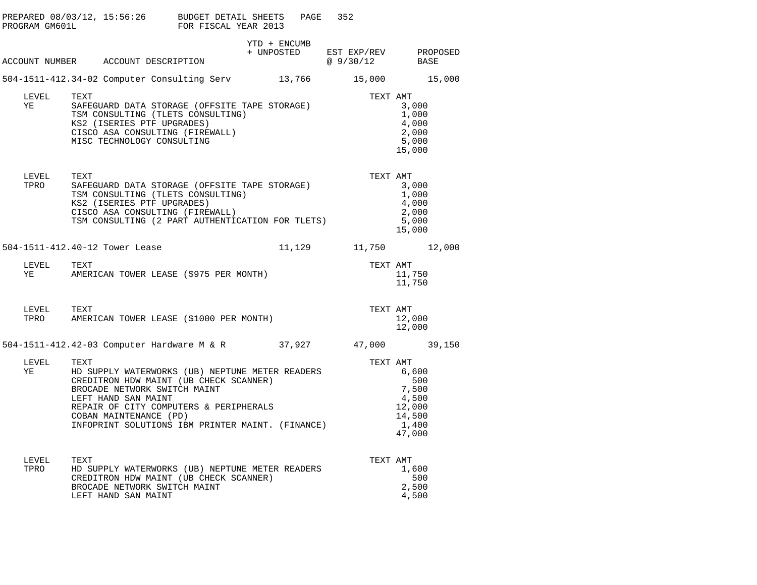PREPARED 08/03/12, 15:56:26 BUDGET DETAIL SHEETS
PROGRAM GM601L FOR FISCAL YEAR 2013

| ACCOUNT NUMBER | ACCOUNT DESCRIPTION | YTD + ENCUMB + UNPOSTED | EST EXP/REV @ 9/30/12 | PROPOSED BASE |
|---|---|---|---|---|
| 504-1511-412.34-02 | Computer Consulting Serv | 13,766 | 15,000 | 15,000 |

| LEVEL | TEXT | TEXT AMT |
|---|---|---|
| YE | SAFEGUARD DATA STORAGE (OFFSITE TAPE STORAGE) | 3,000 |
| | TSM CONSULTING (TLETS CONSULTING) | 1,000 |
| | KS2 (ISERIES PTF UPGRADES) | 4,000 |
| | CISCO ASA CONSULTING (FIREWALL) | 2,000 |
| | MISC TECHNOLOGY CONSULTING | 5,000 |
| | | 15,000 |

| LEVEL | TEXT | TEXT AMT |
|---|---|---|
| TPRO | SAFEGUARD DATA STORAGE (OFFSITE TAPE STORAGE) | 3,000 |
| | TSM CONSULTING (TLETS CONSULTING) | 1,000 |
| | KS2 (ISERIES PTF UPGRADES) | 4,000 |
| | CISCO ASA CONSULTING (FIREWALL) | 2,000 |
| | TSM CONSULTING (2 PART AUTHENTICATION FOR TLETS) | 5,000 |
| | | 15,000 |

| ACCOUNT NUMBER | ACCOUNT DESCRIPTION | YTD + ENCUMB + UNPOSTED | EST EXP/REV @ 9/30/12 | PROPOSED BASE |
|---|---|---|---|---|
| 504-1511-412.40-12 | Tower Lease | 11,129 | 11,750 | 12,000 |

| LEVEL | TEXT | TEXT AMT |
|---|---|---|
| YE | AMERICAN TOWER LEASE ($975 PER MONTH) | 11,750 |
| | | 11,750 |

| LEVEL | TEXT | TEXT AMT |
|---|---|---|
| TPRO | AMERICAN TOWER LEASE ($1000 PER MONTH) | 12,000 |
| | | 12,000 |

| ACCOUNT NUMBER | ACCOUNT DESCRIPTION | YTD + ENCUMB + UNPOSTED | EST EXP/REV @ 9/30/12 | PROPOSED BASE |
|---|---|---|---|---|
| 504-1511-412.42-03 | Computer Hardware M & R | 37,927 | 47,000 | 39,150 |

| LEVEL | TEXT | TEXT AMT |
|---|---|---|
| YE | HD SUPPLY WATERWORKS (UB) NEPTUNE METER READERS | 6,600 |
| | CREDITRON HDW MAINT (UB CHECK SCANNER) | 500 |
| | BROCADE NETWORK SWITCH MAINT | 7,500 |
| | LEFT HAND SAN MAINT | 4,500 |
| | REPAIR OF CITY COMPUTERS & PERIPHERALS | 12,000 |
| | COBAN MAINTENANCE (PD) | 14,500 |
| | INFOPRINT SOLUTIONS IBM PRINTER MAINT. (FINANCE) | 1,400 |
| | | 47,000 |

| LEVEL | TEXT | TEXT AMT |
|---|---|---|
| TPRO | HD SUPPLY WATERWORKS (UB) NEPTUNE METER READERS | 1,600 |
| | CREDITRON HDW MAINT (UB CHECK SCANNER) | 500 |
| | BROCADE NETWORK SWITCH MAINT | 2,500 |
| | LEFT HAND SAN MAINT | 4,500 |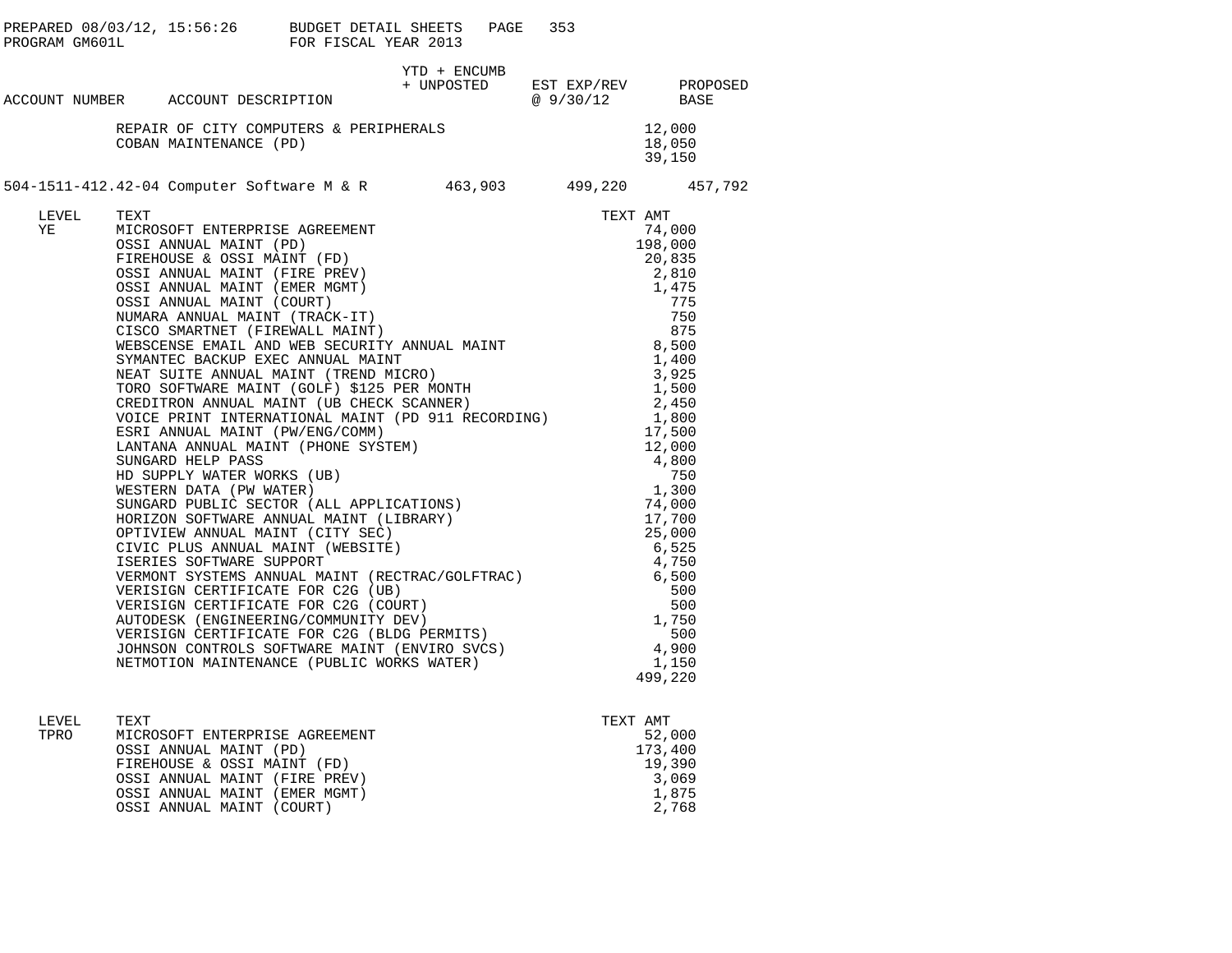PREPARED 08/03/12, 15:56:26 BUDGET DETAIL SHEETS
PROGRAM GM601L FOR FISCAL YEAR 2013

| ACCOUNT NUMBER | ACCOUNT DESCRIPTION | YTD + ENCUMB + UNPOSTED | EST EXP/REV @ 9/30/12 | PROPOSED BASE |
|---|---|---|---|---|

| | TEXT | TEXT AMT |
|---|---|---|
| | REPAIR OF CITY COMPUTERS & PERIPHERALS | 12,000 |
| | COBAN MAINTENANCE (PD) | 18,050 |
| | | 39,150 |

| ACCOUNT NUMBER | ACCOUNT DESCRIPTION | YTD + ENCUMB + UNPOSTED | EST EXP/REV @ 9/30/12 | PROPOSED BASE |
|---|---|---|---|---|
| 504-1511-412.42-04 | Computer Software M & R | 463,903 | 499,220 | 457,792 |

| LEVEL | TEXT | TEXT AMT |
|---|---|---|
| YE | MICROSOFT ENTERPRISE AGREEMENT | 74,000 |
| | OSSI ANNUAL MAINT (PD) | 198,000 |
| | FIREHOUSE & OSSI MAINT (FD) | 20,835 |
| | OSSI ANNUAL MAINT (FIRE PREV) | 2,810 |
| | OSSI ANNUAL MAINT (EMER MGMT) | 1,475 |
| | OSSI ANNUAL MAINT (COURT) | 775 |
| | NUMARA ANNUAL MAINT (TRACK-IT) | 750 |
| | CISCO SMARTNET (FIREWALL MAINT) | 875 |
| | WEBSCENSE EMAIL AND WEB SECURITY ANNUAL MAINT | 8,500 |
| | SYMANTEC BACKUP EXEC ANNUAL MAINT | 1,400 |
| | NEAT SUITE ANNUAL MAINT (TREND MICRO) | 3,925 |
| | TORO SOFTWARE MAINT (GOLF) $125 PER MONTH | 1,500 |
| | CREDITRON ANNUAL MAINT (UB CHECK SCANNER) | 2,450 |
| | VOICE PRINT INTERNATIONAL MAINT (PD 911 RECORDING) | 1,800 |
| | ESRI ANNUAL MAINT (PW/ENG/COMM) | 17,500 |
| | LANTANA ANNUAL MAINT (PHONE SYSTEM) | 12,000 |
| | SUNGARD HELP PASS | 4,800 |
| | HD SUPPLY WATER WORKS (UB) | 750 |
| | WESTERN DATA (PW WATER) | 1,300 |
| | SUNGARD PUBLIC SECTOR (ALL APPLICATIONS) | 74,000 |
| | HORIZON SOFTWARE ANNUAL MAINT (LIBRARY) | 17,700 |
| | OPTIVIEW ANNUAL MAINT (CITY SEC) | 25,000 |
| | CIVIC PLUS ANNUAL MAINT (WEBSITE) | 6,525 |
| | ISERIES SOFTWARE SUPPORT | 4,750 |
| | VERMONT SYSTEMS ANNUAL MAINT (RECTRAC/GOLFTRAC) | 6,500 |
| | VERISIGN CERTIFICATE FOR C2G (UB) | 500 |
| | VERISIGN CERTIFICATE FOR C2G (COURT) | 500 |
| | AUTODESK (ENGINEERING/COMMUNITY DEV) | 1,750 |
| | VERISIGN CERTIFICATE FOR C2G (BLDG PERMITS) | 500 |
| | JOHNSON CONTROLS SOFTWARE MAINT (ENVIRO SVCS) | 4,900 |
| | NETMOTION MAINTENANCE (PUBLIC WORKS WATER) | 1,150 |
| | | 499,220 |

| LEVEL | TEXT | TEXT AMT |
|---|---|---|
| TPRO | MICROSOFT ENTERPRISE AGREEMENT | 52,000 |
| | OSSI ANNUAL MAINT (PD) | 173,400 |
| | FIREHOUSE & OSSI MAINT (FD) | 19,390 |
| | OSSI ANNUAL MAINT (FIRE PREV) | 3,069 |
| | OSSI ANNUAL MAINT (EMER MGMT) | 1,875 |
| | OSSI ANNUAL MAINT (COURT) | 2,768 |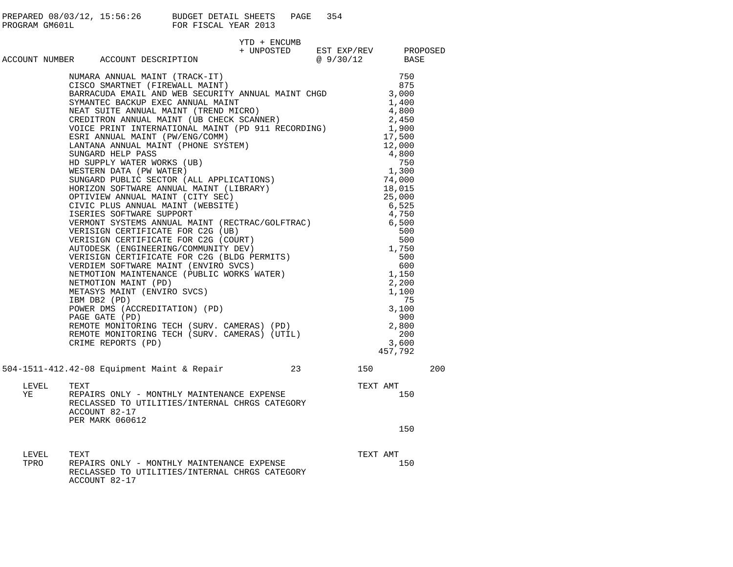PREPARED 08/03/12, 15:56:26 BUDGET DETAIL SHEETS
PROGRAM GM601L FOR FISCAL YEAR 2013

| ACCOUNT NUMBER | ACCOUNT DESCRIPTION | YTD + ENCUMB + UNPOSTED | EST EXP/REV @ 9/30/12 | PROPOSED BASE |
|---|---|---|---|---|
| | NUMARA ANNUAL MAINT (TRACK-IT) | | 750 | |
| | CISCO SMARTNET (FIREWALL MAINT) | | 875 | |
| | BARRACUDA EMAIL AND WEB SECURITY ANNUAL MAINT CHGD | | 3,000 | |
| | SYMANTEC BACKUP EXEC ANNUAL MAINT | | 1,400 | |
| | NEAT SUITE ANNUAL MAINT (TREND MICRO) | | 4,800 | |
| | CREDITRON ANNUAL MAINT (UB CHECK SCANNER) | | 2,450 | |
| | VOICE PRINT INTERNATIONAL MAINT (PD 911 RECORDING) | | 1,900 | |
| | ESRI ANNUAL MAINT (PW/ENG/COMM) | | 17,500 | |
| | LANTANA ANNUAL MAINT (PHONE SYSTEM) | | 12,000 | |
| | SUNGARD HELP PASS | | 4,800 | |
| | HD SUPPLY WATER WORKS (UB) | | 750 | |
| | WESTERN DATA (PW WATER) | | 1,300 | |
| | SUNGARD PUBLIC SECTOR (ALL APPLICATIONS) | | 74,000 | |
| | HORIZON SOFTWARE ANNUAL MAINT (LIBRARY) | | 18,015 | |
| | OPTIVIEW ANNUAL MAINT (CITY SEC) | | 25,000 | |
| | CIVIC PLUS ANNUAL MAINT (WEBSITE) | | 6,525 | |
| | ISERIES SOFTWARE SUPPORT | | 4,750 | |
| | VERMONT SYSTEMS ANNUAL MAINT (RECTRAC/GOLFTRAC) | | 6,500 | |
| | VERISIGN CERTIFICATE FOR C2G (UB) | | 500 | |
| | VERISIGN CERTIFICATE FOR C2G (COURT) | | 500 | |
| | AUTODESK (ENGINEERING/COMMUNITY DEV) | | 1,750 | |
| | VERISIGN CERTIFICATE FOR C2G (BLDG PERMITS) | | 500 | |
| | VERDIEM SOFTWARE MAINT (ENVIRO SVCS) | | 600 | |
| | NETMOTION MAINTENANCE (PUBLIC WORKS WATER) | | 1,150 | |
| | NETMOTION MAINT (PD) | | 2,200 | |
| | METASYS MAINT (ENVIRO SVCS) | | 1,100 | |
| | IBM DB2 (PD) | | 75 | |
| | POWER DMS (ACCREDITATION) (PD) | | 3,100 | |
| | PAGE GATE (PD) | | 900 | |
| | REMOTE MONITORING TECH (SURV. CAMERAS) (PD) | | 2,800 | |
| | REMOTE MONITORING TECH (SURV. CAMERAS) (UTIL) | | 200 | |
| | CRIME REPORTS (PD) | | 3,600 | |
| | | | 457,792 | |
| 504-1511-412.42-08 | Equipment Maint & Repair | 23 | 150 | 200 |

| LEVEL | TEXT | TEXT AMT |
|---|---|---|
| YE | REPAIRS ONLY - MONTHLY MAINTENANCE EXPENSE RECLASSED TO UTILITIES/INTERNAL CHRGS CATEGORY ACCOUNT 82-17 PER MARK 060612 | 150 |
| | | 150 |

| LEVEL | TEXT | TEXT AMT |
|---|---|---|
| TPRO | REPAIRS ONLY - MONTHLY MAINTENANCE EXPENSE RECLASSED TO UTILITIES/INTERNAL CHRGS CATEGORY ACCOUNT 82-17 | 150 |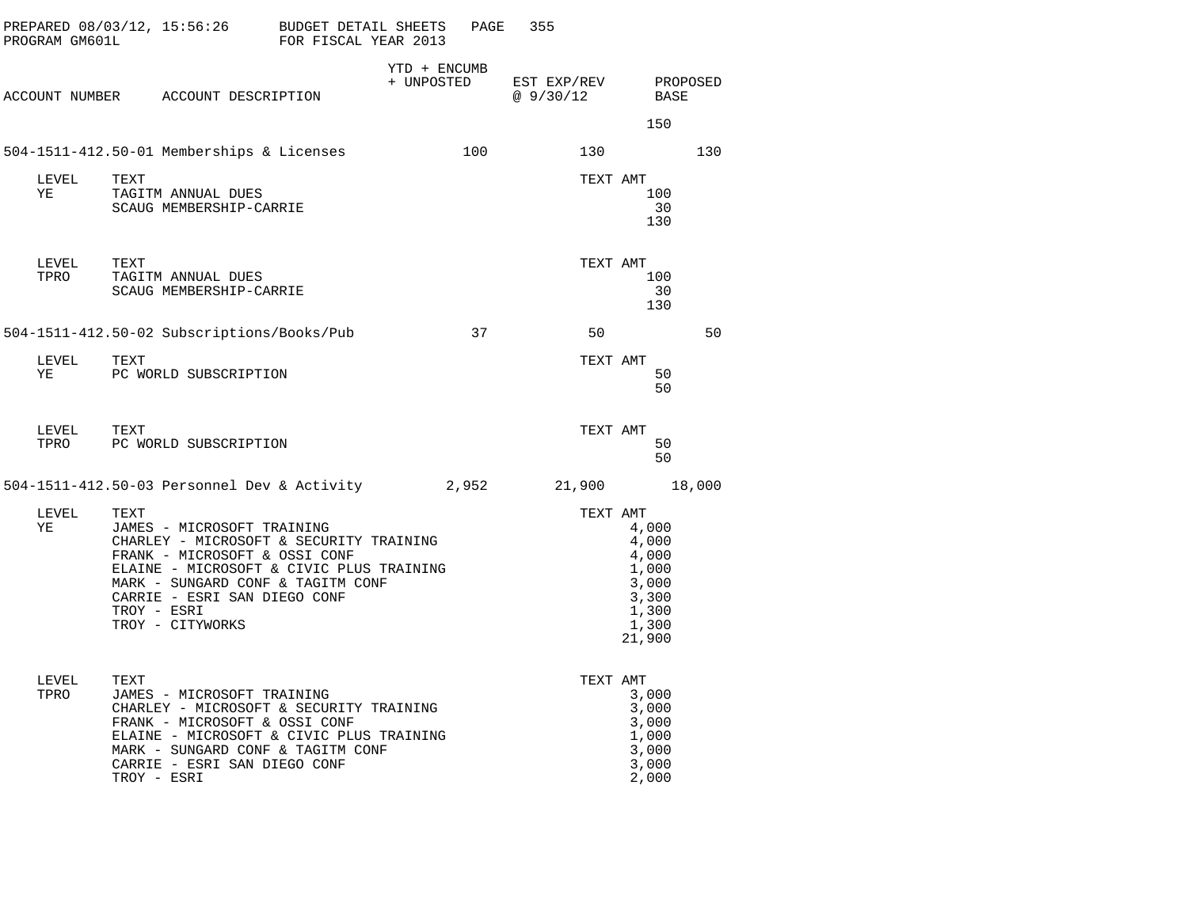PREPARED 08/03/12, 15:56:26 BUDGET DETAIL SHEETS
PROGRAM GM601L FOR FISCAL YEAR 2013

| ACCOUNT NUMBER | ACCOUNT DESCRIPTION | YTD + ENCUMB + UNPOSTED | EST EXP/REV @ 9/30/12 | PROPOSED BASE |
|---|---|---|---|---|
| | | | 150 | |
| 504-1511-412.50-01 | Memberships & Licenses | 100 | 130 | 130 |

| LEVEL | TEXT | TEXT AMT |
|---|---|---|
| YE | TAGITM ANNUAL DUES | 100 |
| | SCAUG MEMBERSHIP-CARRIE | 30 |
| | | 130 |

| LEVEL | TEXT | TEXT AMT |
|---|---|---|
| TPRO | TAGITM ANNUAL DUES | 100 |
| | SCAUG MEMBERSHIP-CARRIE | 30 |
| | | 130 |

| ACCOUNT NUMBER | ACCOUNT DESCRIPTION | YTD + ENCUMB + UNPOSTED | EST EXP/REV @ 9/30/12 | PROPOSED BASE |
|---|---|---|---|---|
| 504-1511-412.50-02 | Subscriptions/Books/Pub | 37 | 50 | 50 |

| LEVEL | TEXT | TEXT AMT |
|---|---|---|
| YE | PC WORLD SUBSCRIPTION | 50 |
| | | 50 |

| LEVEL | TEXT | TEXT AMT |
|---|---|---|
| TPRO | PC WORLD SUBSCRIPTION | 50 |
| | | 50 |

| ACCOUNT NUMBER | ACCOUNT DESCRIPTION | YTD + ENCUMB + UNPOSTED | EST EXP/REV @ 9/30/12 | PROPOSED BASE |
|---|---|---|---|---|
| 504-1511-412.50-03 | Personnel Dev & Activity | 2,952 | 21,900 | 18,000 |

| LEVEL | TEXT | TEXT AMT |
|---|---|---|
| YE | JAMES - MICROSOFT TRAINING | 4,000 |
| | CHARLEY - MICROSOFT & SECURITY TRAINING | 4,000 |
| | FRANK - MICROSOFT & OSSI CONF | 4,000 |
| | ELAINE - MICROSOFT & CIVIC PLUS TRAINING | 1,000 |
| | MARK - SUNGARD CONF & TAGITM CONF | 3,000 |
| | CARRIE - ESRI SAN DIEGO CONF | 3,300 |
| | TROY - ESRI | 1,300 |
| | TROY - CITYWORKS | 1,300 |
| | | 21,900 |

| LEVEL | TEXT | TEXT AMT |
|---|---|---|
| TPRO | JAMES - MICROSOFT TRAINING | 3,000 |
| | CHARLEY - MICROSOFT & SECURITY TRAINING | 3,000 |
| | FRANK - MICROSOFT & OSSI CONF | 3,000 |
| | ELAINE - MICROSOFT & CIVIC PLUS TRAINING | 1,000 |
| | MARK - SUNGARD CONF & TAGITM CONF | 3,000 |
| | CARRIE - ESRI SAN DIEGO CONF | 3,000 |
| | TROY - ESRI | 2,000 |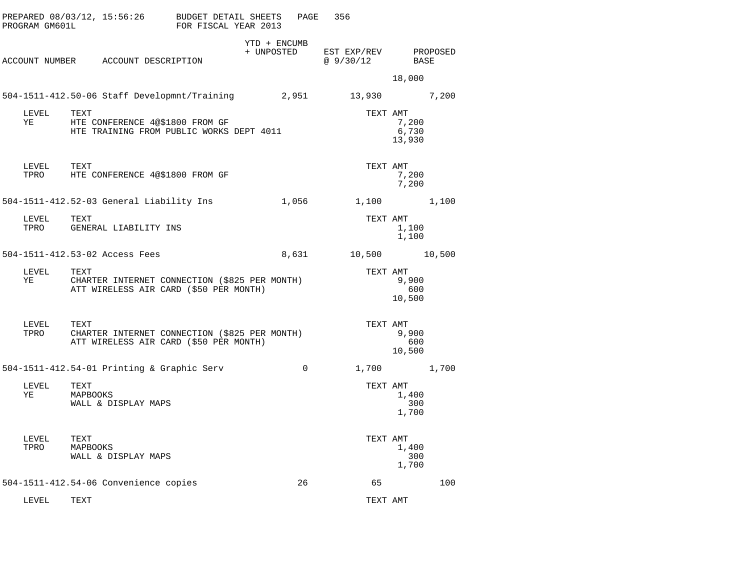PREPARED 08/03/12, 15:56:26 BUDGET DETAIL SHEETS
PROGRAM GM601L FOR FISCAL YEAR 2013

| ACCOUNT NUMBER | ACCOUNT DESCRIPTION | YTD + ENCUMB + UNPOSTED | EST EXP/REV @ 9/30/12 | PROPOSED BASE |
|---|---|---|---|---|

18,000

| ACCOUNT NUMBER | ACCOUNT DESCRIPTION | YTD + ENCUMB + UNPOSTED | EST EXP/REV @ 9/30/12 | PROPOSED BASE |
|---|---|---|---|---|
| 504-1511-412.50-06 | Staff Developmnt/Training | 2,951 | 13,930 | 7,200 |

| LEVEL | TEXT | TEXT AMT |
|---|---|---|
| YE | HTE CONFERENCE 4@$1800 FROM GF | 7,200 |
| | HTE TRAINING FROM PUBLIC WORKS DEPT 4011 | 6,730 |
| | | 13,930 |

| LEVEL | TEXT | TEXT AMT |
|---|---|---|
| TPRO | HTE CONFERENCE 4@$1800 FROM GF | 7,200 |
| | | 7,200 |

| ACCOUNT NUMBER | ACCOUNT DESCRIPTION | YTD + ENCUMB + UNPOSTED | EST EXP/REV @ 9/30/12 | PROPOSED BASE |
|---|---|---|---|---|
| 504-1511-412.52-03 | General Liability Ins | 1,056 | 1,100 | 1,100 |

| LEVEL | TEXT | TEXT AMT |
|---|---|---|
| TPRO | GENERAL LIABILITY INS | 1,100 |
| | | 1,100 |

| ACCOUNT NUMBER | ACCOUNT DESCRIPTION | YTD + ENCUMB + UNPOSTED | EST EXP/REV @ 9/30/12 | PROPOSED BASE |
|---|---|---|---|---|
| 504-1511-412.53-02 | Access Fees | 8,631 | 10,500 | 10,500 |

| LEVEL | TEXT | TEXT AMT |
|---|---|---|
| YE | CHARTER INTERNET CONNECTION ($825 PER MONTH) | 9,900 |
| | ATT WIRELESS AIR CARD ($50 PER MONTH) | 600 |
| | | 10,500 |

| LEVEL | TEXT | TEXT AMT |
|---|---|---|
| TPRO | CHARTER INTERNET CONNECTION ($825 PER MONTH) | 9,900 |
| | ATT WIRELESS AIR CARD ($50 PER MONTH) | 600 |
| | | 10,500 |

| ACCOUNT NUMBER | ACCOUNT DESCRIPTION | YTD + ENCUMB + UNPOSTED | EST EXP/REV @ 9/30/12 | PROPOSED BASE |
|---|---|---|---|---|
| 504-1511-412.54-01 | Printing & Graphic Serv | 0 | 1,700 | 1,700 |

| LEVEL | TEXT | TEXT AMT |
|---|---|---|
| YE | MAPBOOKS | 1,400 |
| | WALL & DISPLAY MAPS | 300 |
| | | 1,700 |

| LEVEL | TEXT | TEXT AMT |
|---|---|---|
| TPRO | MAPBOOKS | 1,400 |
| | WALL & DISPLAY MAPS | 300 |
| | | 1,700 |

| ACCOUNT NUMBER | ACCOUNT DESCRIPTION | YTD + ENCUMB + UNPOSTED | EST EXP/REV @ 9/30/12 | PROPOSED BASE |
|---|---|---|---|---|
| 504-1511-412.54-06 | Convenience copies | 26 | 65 | 100 |

| LEVEL | TEXT | TEXT AMT |
|---|---|---|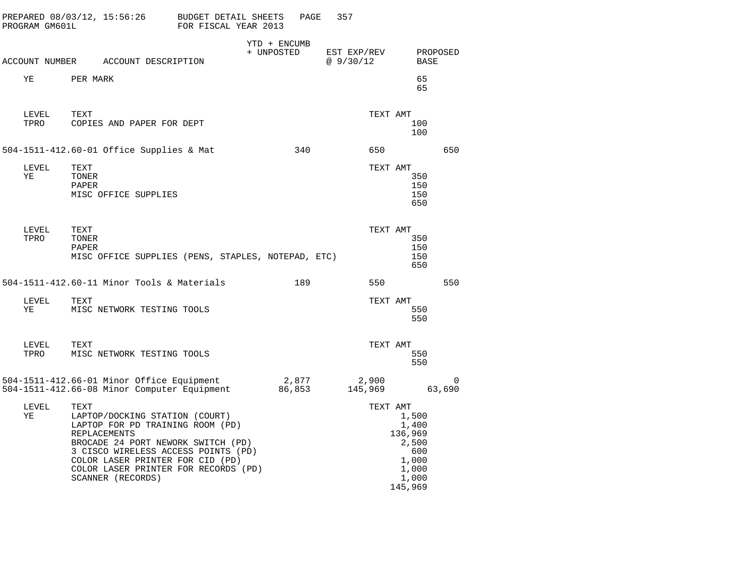PREPARED 08/03/12, 15:56:26 BUDGET DETAIL SHEETS
PROGRAM GM601L FOR FISCAL YEAR 2013

| ACCOUNT NUMBER | ACCOUNT DESCRIPTION | YTD + ENCUMB + UNPOSTED | EST EXP/REV @ 9/30/12 | PROPOSED BASE |
|---|---|---|---|---|

| LEVEL | TEXT | TEXT AMT |
|---|---|---|
| YE | PER MARK | 65 |
| | | 65 |

| LEVEL | TEXT | TEXT AMT |
|---|---|---|
| TPRO | COPIES AND PAPER FOR DEPT | 100 |
| | | 100 |

| ACCOUNT NUMBER | ACCOUNT DESCRIPTION | YTD + ENCUMB + UNPOSTED | EST EXP/REV @ 9/30/12 | PROPOSED BASE |
|---|---|---|---|---|
| 504-1511-412.60-01 | Office Supplies & Mat | 340 | 650 | 650 |

| LEVEL | TEXT | TEXT AMT |
|---|---|---|
| YE | TONER | 350 |
| | PAPER | 150 |
| | MISC OFFICE SUPPLIES | 150 |
| | | 650 |

| LEVEL | TEXT | TEXT AMT |
|---|---|---|
| TPRO | TONER | 350 |
| | PAPER | 150 |
| | MISC OFFICE SUPPLIES (PENS, STAPLES, NOTEPAD, ETC) | 150 |
| | | 650 |

| ACCOUNT NUMBER | ACCOUNT DESCRIPTION | YTD + ENCUMB + UNPOSTED | EST EXP/REV @ 9/30/12 | PROPOSED BASE |
|---|---|---|---|---|
| 504-1511-412.60-11 | Minor Tools & Materials | 189 | 550 | 550 |

| LEVEL | TEXT | TEXT AMT |
|---|---|---|
| YE | MISC NETWORK TESTING TOOLS | 550 |
| | | 550 |

| LEVEL | TEXT | TEXT AMT |
|---|---|---|
| TPRO | MISC NETWORK TESTING TOOLS | 550 |
| | | 550 |

| ACCOUNT NUMBER | ACCOUNT DESCRIPTION | YTD + ENCUMB + UNPOSTED | EST EXP/REV @ 9/30/12 | PROPOSED BASE |
|---|---|---|---|---|
| 504-1511-412.66-01 | Minor Office Equipment | 2,877 | 2,900 | 0 |
| 504-1511-412.66-08 | Minor Computer Equipment | 86,853 | 145,969 | 63,690 |

| LEVEL | TEXT | TEXT AMT |
|---|---|---|
| YE | LAPTOP/DOCKING STATION (COURT) | 1,500 |
| | LAPTOP FOR PD TRAINING ROOM (PD) | 1,400 |
| | REPLACEMENTS | 136,969 |
| | BROCADE 24 PORT NEWORK SWITCH (PD) | 2,500 |
| | 3 CISCO WIRELESS ACCESS POINTS (PD) | 600 |
| | COLOR LASER PRINTER FOR CID (PD) | 1,000 |
| | COLOR LASER PRINTER FOR RECORDS (PD) | 1,000 |
| | SCANNER (RECORDS) | 1,000 |
| | | 145,969 |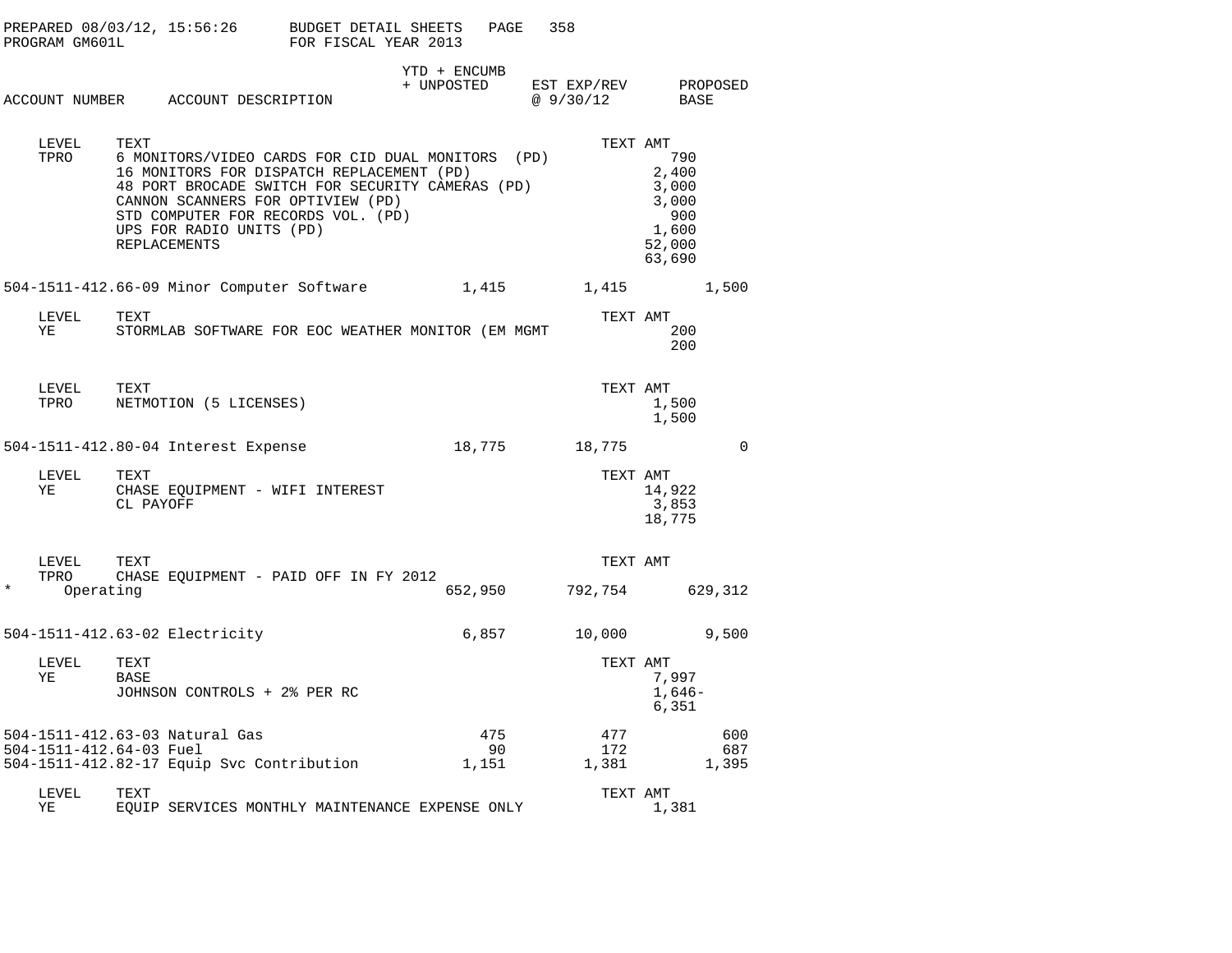| ACCOUNT NUMBER | ACCOUNT DESCRIPTION | YTD + ENCUMB + UNPOSTED | EST EXP/REV @ 9/30/12 | PROPOSED BASE |
|---|---|---|---|---|

| LEVEL | TEXT | TEXT AMT |
|---|---|---|
| TPRO | 6 MONITORS/VIDEO CARDS FOR CID DUAL MONITORS (PD) | 790 |
| | 16 MONITORS FOR DISPATCH REPLACEMENT (PD) | 2,400 |
| | 48 PORT BROCADE SWITCH FOR SECURITY CAMERAS (PD) | 3,000 |
| | CANNON SCANNERS FOR OPTIVIEW (PD) | 3,000 |
| | STD COMPUTER FOR RECORDS VOL. (PD) | 900 |
| | UPS FOR RADIO UNITS (PD) | 1,600 |
| | REPLACEMENTS | 52,000 |
| | | 63,690 |

| ACCOUNT NUMBER | ACCOUNT DESCRIPTION | YTD + ENCUMB + UNPOSTED | EST EXP/REV @ 9/30/12 | PROPOSED BASE |
|---|---|---|---|---|
| 504-1511-412.66-09 | Minor Computer Software | 1,415 | 1,415 | 1,500 |

| LEVEL | TEXT | TEXT AMT |
|---|---|---|
| YE | STORMLAB SOFTWARE FOR EOC WEATHER MONITOR (EM MGMT | 200 |
| | | 200 |

| LEVEL | TEXT | TEXT AMT |
|---|---|---|
| TPRO | NETMOTION (5 LICENSES) | 1,500 |
| | | 1,500 |

| ACCOUNT NUMBER | ACCOUNT DESCRIPTION | YTD + ENCUMB + UNPOSTED | EST EXP/REV @ 9/30/12 | PROPOSED BASE |
|---|---|---|---|---|
| 504-1511-412.80-04 | Interest Expense | 18,775 | 18,775 | 0 |

| LEVEL | TEXT | TEXT AMT |
|---|---|---|
| YE | CHASE EQUIPMENT - WIFI INTEREST | 14,922 |
| | CL PAYOFF | 3,853 |
| | | 18,775 |

| LEVEL | TEXT | TEXT AMT |
|---|---|---|
| TPRO | CHASE EQUIPMENT - PAID OFF IN FY 2012 | |

| ACCOUNT NUMBER | ACCOUNT DESCRIPTION | YTD + ENCUMB + UNPOSTED | EST EXP/REV @ 9/30/12 | PROPOSED BASE |
|---|---|---|---|---|
| * | Operating | 652,950 | 792,754 | 629,312 |
| 504-1511-412.63-02 | Electricity | 6,857 | 10,000 | 9,500 |

| LEVEL | TEXT | TEXT AMT |
|---|---|---|
| YE | BASE | 7,997 |
| | JOHNSON CONTROLS + 2% PER RC | 1,646- |
| | | 6,351 |

| ACCOUNT NUMBER | ACCOUNT DESCRIPTION | YTD + ENCUMB + UNPOSTED | EST EXP/REV @ 9/30/12 | PROPOSED BASE |
|---|---|---|---|---|
| 504-1511-412.63-03 | Natural Gas | 475 | 477 | 600 |
| 504-1511-412.64-03 | Fuel | 90 | 172 | 687 |
| 504-1511-412.82-17 | Equip Svc Contribution | 1,151 | 1,381 | 1,395 |

| LEVEL | TEXT | TEXT AMT |
|---|---|---|
| YE | EQUIP SERVICES MONTHLY MAINTENANCE EXPENSE ONLY | 1,381 |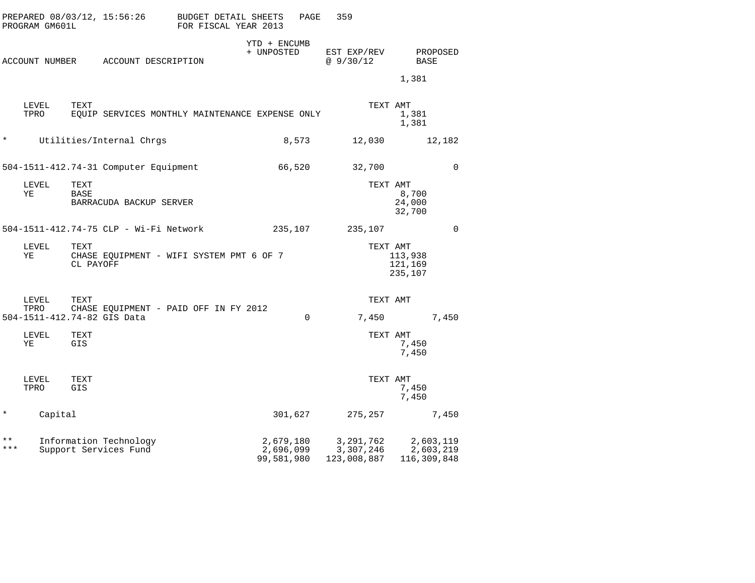PREPARED 08/03/12, 15:56:26 BUDGET DETAIL SHEETS
PROGRAM GM601L FOR FISCAL YEAR 2013

| ACCOUNT NUMBER | ACCOUNT DESCRIPTION | YTD + ENCUMB + UNPOSTED | EST EXP/REV @ 9/30/12 | PROPOSED BASE |
|---|---|---|---|---|
| | | | | 1,381 |

| LEVEL | TEXT | TEXT AMT |
|---|---|---|
| TPRO | EQUIP SERVICES MONTHLY MAINTENANCE EXPENSE ONLY | 1,381 |
| | | 1,381 |

| ACCOUNT NUMBER | ACCOUNT DESCRIPTION | YTD + ENCUMB + UNPOSTED | EST EXP/REV @ 9/30/12 | PROPOSED BASE |
|---|---|---|---|---|
| * | Utilities/Internal Chrgs | 8,573 | 12,030 | 12,182 |
| 504-1511-412.74-31 | Computer Equipment | 66,520 | 32,700 | 0 |

| LEVEL | TEXT | TEXT AMT |
|---|---|---|
| YE | BASE | 8,700 |
| | BARRACUDA BACKUP SERVER | 24,000 |
| | | 32,700 |

| ACCOUNT NUMBER | ACCOUNT DESCRIPTION | YTD + ENCUMB + UNPOSTED | EST EXP/REV @ 9/30/12 | PROPOSED BASE |
|---|---|---|---|---|
| 504-1511-412.74-75 | CLP - Wi-Fi Network | 235,107 | 235,107 | 0 |

| LEVEL | TEXT | TEXT AMT |
|---|---|---|
| YE | CHASE EQUIPMENT - WIFI SYSTEM PMT 6 OF 7 | 113,938 |
| | CL PAYOFF | 121,169 |
| | | 235,107 |

| LEVEL | TEXT | TEXT AMT |
|---|---|---|
| TPRO | CHASE EQUIPMENT - PAID OFF IN FY 2012 | |

| ACCOUNT NUMBER | ACCOUNT DESCRIPTION | YTD + ENCUMB + UNPOSTED | EST EXP/REV @ 9/30/12 | PROPOSED BASE |
|---|---|---|---|---|
| 504-1511-412.74-82 | GIS Data | 0 | 7,450 | 7,450 |

| LEVEL | TEXT | TEXT AMT |
|---|---|---|
| YE | GIS | 7,450 |
| | | 7,450 |

| LEVEL | TEXT | TEXT AMT |
|---|---|---|
| TPRO | GIS | 7,450 |
| | | 7,450 |

| ACCOUNT NUMBER | ACCOUNT DESCRIPTION | YTD + ENCUMB + UNPOSTED | EST EXP/REV @ 9/30/12 | PROPOSED BASE |
|---|---|---|---|---|
| * | Capital | 301,627 | 275,257 | 7,450 |
| ** | Information Technology | 2,679,180 | 3,291,762 | 2,603,119 |
| *** | Support Services Fund | 2,696,099 | 3,307,246 | 2,603,219 |
| | | 99,581,980 | 123,008,887 | 116,309,848 |